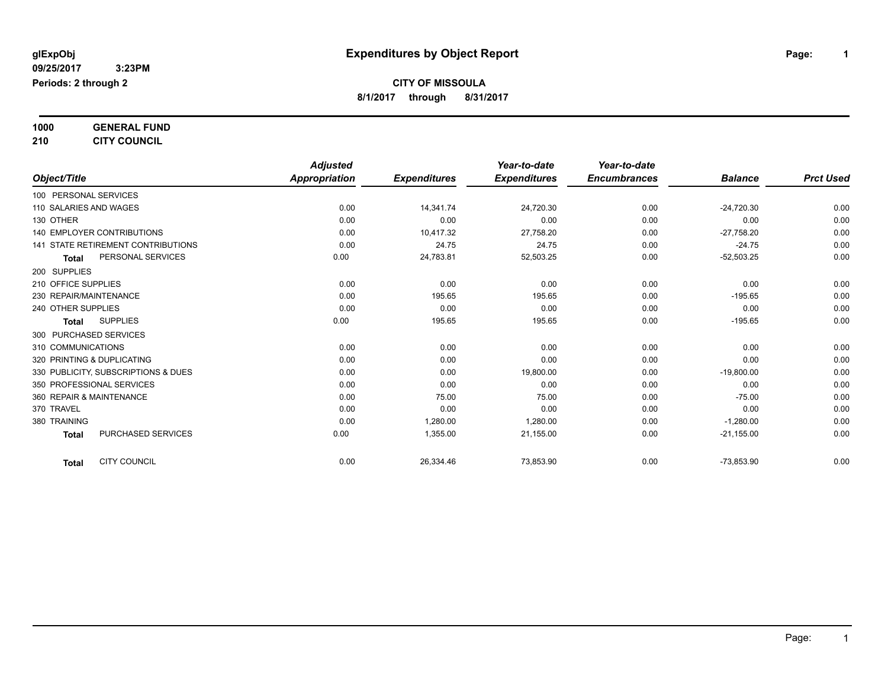glExpObj
09/25/2017 3:23PM
Periods: 2 through 2

# Expenditures by Object Report

**CITY OF MISSOULA**
**8/1/2017 through 8/31/2017**

**1000 GENERAL FUND**
**210 CITY COUNCIL**

| Object/Title | Adjusted Appropriation | Expenditures | Year-to-date Expenditures | Year-to-date Encumbrances | Balance | Prct Used |
|---|---|---|---|---|---|---|
| 100 PERSONAL SERVICES | | | | | | |
| 110 SALARIES AND WAGES | 0.00 | 14,341.74 | 24,720.30 | 0.00 | -24,720.30 | 0.00 |
| 130 OTHER | 0.00 | 0.00 | 0.00 | 0.00 | 0.00 | 0.00 |
| 140 EMPLOYER CONTRIBUTIONS | 0.00 | 10,417.32 | 27,758.20 | 0.00 | -27,758.20 | 0.00 |
| 141 STATE RETIREMENT CONTRIBUTIONS | 0.00 | 24.75 | 24.75 | 0.00 | -24.75 | 0.00 |
| **Total** PERSONAL SERVICES | 0.00 | 24,783.81 | 52,503.25 | 0.00 | -52,503.25 | 0.00 |
| 200 SUPPLIES | | | | | | |
| 210 OFFICE SUPPLIES | 0.00 | 0.00 | 0.00 | 0.00 | 0.00 | 0.00 |
| 230 REPAIR/MAINTENANCE | 0.00 | 195.65 | 195.65 | 0.00 | -195.65 | 0.00 |
| 240 OTHER SUPPLIES | 0.00 | 0.00 | 0.00 | 0.00 | 0.00 | 0.00 |
| **Total** SUPPLIES | 0.00 | 195.65 | 195.65 | 0.00 | -195.65 | 0.00 |
| 300 PURCHASED SERVICES | | | | | | |
| 310 COMMUNICATIONS | 0.00 | 0.00 | 0.00 | 0.00 | 0.00 | 0.00 |
| 320 PRINTING & DUPLICATING | 0.00 | 0.00 | 0.00 | 0.00 | 0.00 | 0.00 |
| 330 PUBLICITY, SUBSCRIPTIONS & DUES | 0.00 | 0.00 | 19,800.00 | 0.00 | -19,800.00 | 0.00 |
| 350 PROFESSIONAL SERVICES | 0.00 | 0.00 | 0.00 | 0.00 | 0.00 | 0.00 |
| 360 REPAIR & MAINTENANCE | 0.00 | 75.00 | 75.00 | 0.00 | -75.00 | 0.00 |
| 370 TRAVEL | 0.00 | 0.00 | 0.00 | 0.00 | 0.00 | 0.00 |
| 380 TRAINING | 0.00 | 1,280.00 | 1,280.00 | 0.00 | -1,280.00 | 0.00 |
| **Total** PURCHASED SERVICES | 0.00 | 1,355.00 | 21,155.00 | 0.00 | -21,155.00 | 0.00 |
| **Total** CITY COUNCIL | 0.00 | 26,334.46 | 73,853.90 | 0.00 | -73,853.90 | 0.00 |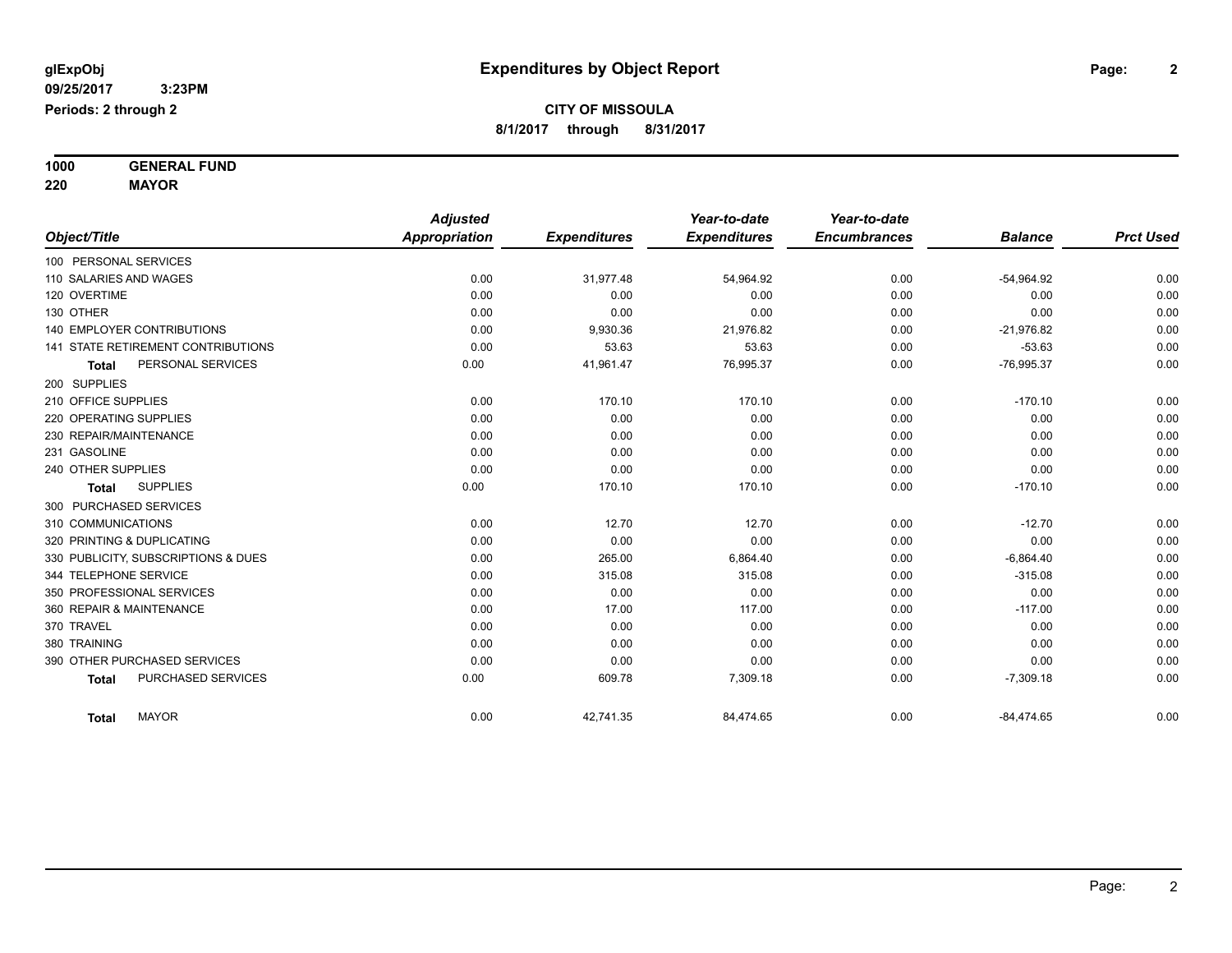**glExpObj** **Expenditures by Object Report**

**09/25/2017 3:23PM**

**Periods: 2 through 2**

**CITY OF MISSOULA**

**8/1/2017 through 8/31/2017**

**1000 GENERAL FUND**

**220 MAYOR**

| Object/Title | Adjusted Appropriation | Expenditures | Year-to-date Expenditures | Year-to-date Encumbrances | Balance | Prct Used |
|---|---|---|---|---|---|---|
| 100 PERSONAL SERVICES | | | | | | |
| 110 SALARIES AND WAGES | 0.00 | 31,977.48 | 54,964.92 | 0.00 | -54,964.92 | 0.00 |
| 120 OVERTIME | 0.00 | 0.00 | 0.00 | 0.00 | 0.00 | 0.00 |
| 130 OTHER | 0.00 | 0.00 | 0.00 | 0.00 | 0.00 | 0.00 |
| 140 EMPLOYER CONTRIBUTIONS | 0.00 | 9,930.36 | 21,976.82 | 0.00 | -21,976.82 | 0.00 |
| 141 STATE RETIREMENT CONTRIBUTIONS | 0.00 | 53.63 | 53.63 | 0.00 | -53.63 | 0.00 |
| **Total** PERSONAL SERVICES | 0.00 | 41,961.47 | 76,995.37 | 0.00 | -76,995.37 | 0.00 |
| 200 SUPPLIES | | | | | | |
| 210 OFFICE SUPPLIES | 0.00 | 170.10 | 170.10 | 0.00 | -170.10 | 0.00 |
| 220 OPERATING SUPPLIES | 0.00 | 0.00 | 0.00 | 0.00 | 0.00 | 0.00 |
| 230 REPAIR/MAINTENANCE | 0.00 | 0.00 | 0.00 | 0.00 | 0.00 | 0.00 |
| 231 GASOLINE | 0.00 | 0.00 | 0.00 | 0.00 | 0.00 | 0.00 |
| 240 OTHER SUPPLIES | 0.00 | 0.00 | 0.00 | 0.00 | 0.00 | 0.00 |
| **Total** SUPPLIES | 0.00 | 170.10 | 170.10 | 0.00 | -170.10 | 0.00 |
| 300 PURCHASED SERVICES | | | | | | |
| 310 COMMUNICATIONS | 0.00 | 12.70 | 12.70 | 0.00 | -12.70 | 0.00 |
| 320 PRINTING & DUPLICATING | 0.00 | 0.00 | 0.00 | 0.00 | 0.00 | 0.00 |
| 330 PUBLICITY, SUBSCRIPTIONS & DUES | 0.00 | 265.00 | 6,864.40 | 0.00 | -6,864.40 | 0.00 |
| 344 TELEPHONE SERVICE | 0.00 | 315.08 | 315.08 | 0.00 | -315.08 | 0.00 |
| 350 PROFESSIONAL SERVICES | 0.00 | 0.00 | 0.00 | 0.00 | 0.00 | 0.00 |
| 360 REPAIR & MAINTENANCE | 0.00 | 17.00 | 117.00 | 0.00 | -117.00 | 0.00 |
| 370 TRAVEL | 0.00 | 0.00 | 0.00 | 0.00 | 0.00 | 0.00 |
| 380 TRAINING | 0.00 | 0.00 | 0.00 | 0.00 | 0.00 | 0.00 |
| 390 OTHER PURCHASED SERVICES | 0.00 | 0.00 | 0.00 | 0.00 | 0.00 | 0.00 |
| **Total** PURCHASED SERVICES | 0.00 | 609.78 | 7,309.18 | 0.00 | -7,309.18 | 0.00 |
| **Total** MAYOR | 0.00 | 42,741.35 | 84,474.65 | 0.00 | -84,474.65 | 0.00 |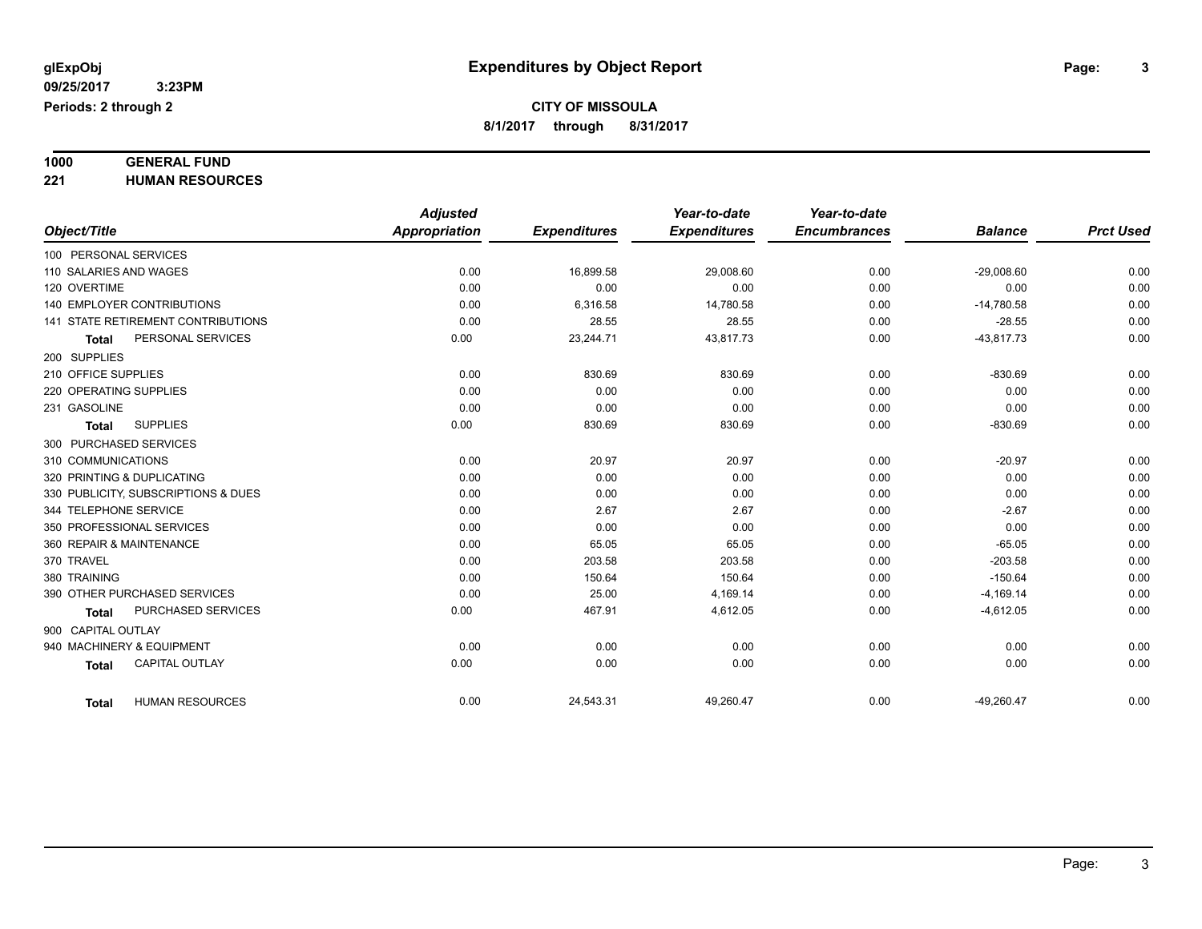**glExpObj** | **Expenditures by Object Report**

**09/25/2017 3:23PM**

**Periods: 2 through 2**

**CITY OF MISSOULA**

**8/1/2017 through 8/31/2017**

**1000 GENERAL FUND**

**221 HUMAN RESOURCES**

| Object/Title | Adjusted Appropriation | Expenditures | Year-to-date Expenditures | Year-to-date Encumbrances | Balance | Prct Used |
|---|---|---|---|---|---|---|
| 100 PERSONAL SERVICES | | | | | | |
| 110 SALARIES AND WAGES | 0.00 | 16,899.58 | 29,008.60 | 0.00 | -29,008.60 | 0.00 |
| 120 OVERTIME | 0.00 | 0.00 | 0.00 | 0.00 | 0.00 | 0.00 |
| 140 EMPLOYER CONTRIBUTIONS | 0.00 | 6,316.58 | 14,780.58 | 0.00 | -14,780.58 | 0.00 |
| 141 STATE RETIREMENT CONTRIBUTIONS | 0.00 | 28.55 | 28.55 | 0.00 | -28.55 | 0.00 |
| **Total** PERSONAL SERVICES | 0.00 | 23,244.71 | 43,817.73 | 0.00 | -43,817.73 | 0.00 |
| 200 SUPPLIES | | | | | | |
| 210 OFFICE SUPPLIES | 0.00 | 830.69 | 830.69 | 0.00 | -830.69 | 0.00 |
| 220 OPERATING SUPPLIES | 0.00 | 0.00 | 0.00 | 0.00 | 0.00 | 0.00 |
| 231 GASOLINE | 0.00 | 0.00 | 0.00 | 0.00 | 0.00 | 0.00 |
| **Total** SUPPLIES | 0.00 | 830.69 | 830.69 | 0.00 | -830.69 | 0.00 |
| 300 PURCHASED SERVICES | | | | | | |
| 310 COMMUNICATIONS | 0.00 | 20.97 | 20.97 | 0.00 | -20.97 | 0.00 |
| 320 PRINTING & DUPLICATING | 0.00 | 0.00 | 0.00 | 0.00 | 0.00 | 0.00 |
| 330 PUBLICITY, SUBSCRIPTIONS & DUES | 0.00 | 0.00 | 0.00 | 0.00 | 0.00 | 0.00 |
| 344 TELEPHONE SERVICE | 0.00 | 2.67 | 2.67 | 0.00 | -2.67 | 0.00 |
| 350 PROFESSIONAL SERVICES | 0.00 | 0.00 | 0.00 | 0.00 | 0.00 | 0.00 |
| 360 REPAIR & MAINTENANCE | 0.00 | 65.05 | 65.05 | 0.00 | -65.05 | 0.00 |
| 370 TRAVEL | 0.00 | 203.58 | 203.58 | 0.00 | -203.58 | 0.00 |
| 380 TRAINING | 0.00 | 150.64 | 150.64 | 0.00 | -150.64 | 0.00 |
| 390 OTHER PURCHASED SERVICES | 0.00 | 25.00 | 4,169.14 | 0.00 | -4,169.14 | 0.00 |
| **Total** PURCHASED SERVICES | 0.00 | 467.91 | 4,612.05 | 0.00 | -4,612.05 | 0.00 |
| 900 CAPITAL OUTLAY | | | | | | |
| 940 MACHINERY & EQUIPMENT | 0.00 | 0.00 | 0.00 | 0.00 | 0.00 | 0.00 |
| **Total** CAPITAL OUTLAY | 0.00 | 0.00 | 0.00 | 0.00 | 0.00 | 0.00 |
| **Total** HUMAN RESOURCES | 0.00 | 24,543.31 | 49,260.47 | 0.00 | -49,260.47 | 0.00 |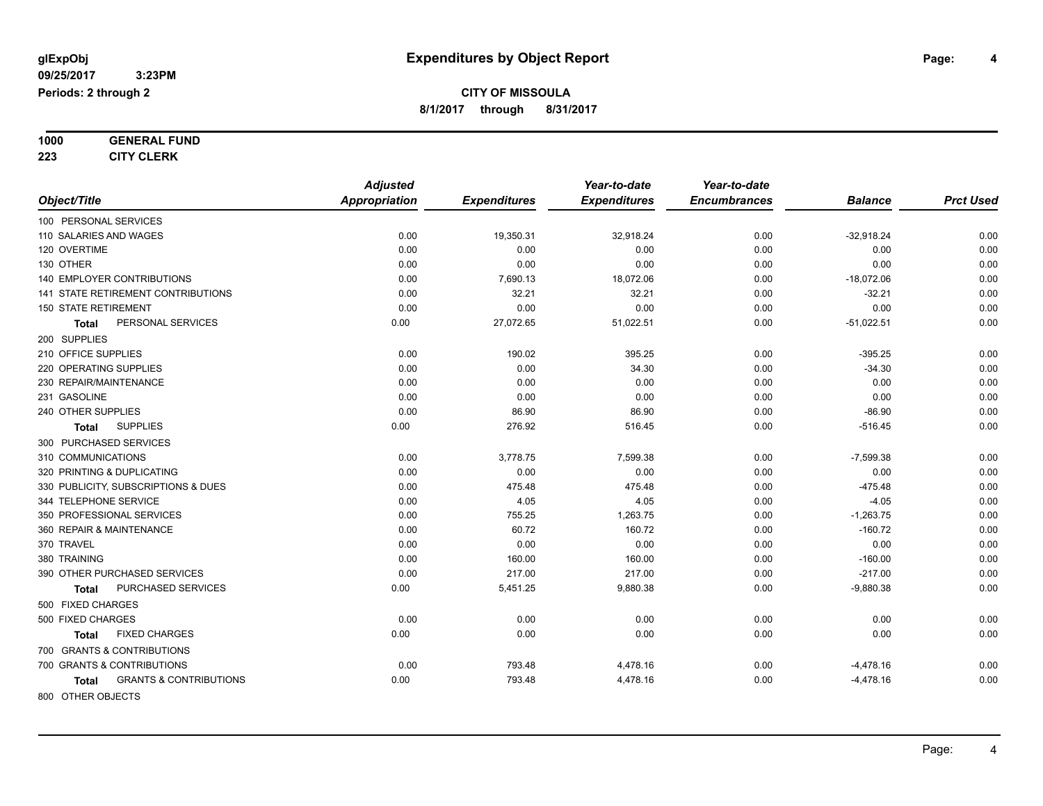**glExpObj** **Expenditures by Object Report**

**09/25/2017 3:23PM**

**Periods: 2 through 2**

**CITY OF MISSOULA**

**8/1/2017 through 8/31/2017**

**1000 GENERAL FUND**

**223 CITY CLERK**

| Object/Title | Adjusted Appropriation | Expenditures | Year-to-date Expenditures | Year-to-date Encumbrances | Balance | Prct Used |
|---|---|---|---|---|---|---|
| 100 PERSONAL SERVICES | | | | | | |
| 110 SALARIES AND WAGES | 0.00 | 19,350.31 | 32,918.24 | 0.00 | -32,918.24 | 0.00 |
| 120 OVERTIME | 0.00 | 0.00 | 0.00 | 0.00 | 0.00 | 0.00 |
| 130 OTHER | 0.00 | 0.00 | 0.00 | 0.00 | 0.00 | 0.00 |
| 140 EMPLOYER CONTRIBUTIONS | 0.00 | 7,690.13 | 18,072.06 | 0.00 | -18,072.06 | 0.00 |
| 141 STATE RETIREMENT CONTRIBUTIONS | 0.00 | 32.21 | 32.21 | 0.00 | -32.21 | 0.00 |
| 150 STATE RETIREMENT | 0.00 | 0.00 | 0.00 | 0.00 | 0.00 | 0.00 |
| **Total** PERSONAL SERVICES | 0.00 | 27,072.65 | 51,022.51 | 0.00 | -51,022.51 | 0.00 |
| 200 SUPPLIES | | | | | | |
| 210 OFFICE SUPPLIES | 0.00 | 190.02 | 395.25 | 0.00 | -395.25 | 0.00 |
| 220 OPERATING SUPPLIES | 0.00 | 0.00 | 34.30 | 0.00 | -34.30 | 0.00 |
| 230 REPAIR/MAINTENANCE | 0.00 | 0.00 | 0.00 | 0.00 | 0.00 | 0.00 |
| 231 GASOLINE | 0.00 | 0.00 | 0.00 | 0.00 | 0.00 | 0.00 |
| 240 OTHER SUPPLIES | 0.00 | 86.90 | 86.90 | 0.00 | -86.90 | 0.00 |
| **Total** SUPPLIES | 0.00 | 276.92 | 516.45 | 0.00 | -516.45 | 0.00 |
| 300 PURCHASED SERVICES | | | | | | |
| 310 COMMUNICATIONS | 0.00 | 3,778.75 | 7,599.38 | 0.00 | -7,599.38 | 0.00 |
| 320 PRINTING & DUPLICATING | 0.00 | 0.00 | 0.00 | 0.00 | 0.00 | 0.00 |
| 330 PUBLICITY, SUBSCRIPTIONS & DUES | 0.00 | 475.48 | 475.48 | 0.00 | -475.48 | 0.00 |
| 344 TELEPHONE SERVICE | 0.00 | 4.05 | 4.05 | 0.00 | -4.05 | 0.00 |
| 350 PROFESSIONAL SERVICES | 0.00 | 755.25 | 1,263.75 | 0.00 | -1,263.75 | 0.00 |
| 360 REPAIR & MAINTENANCE | 0.00 | 60.72 | 160.72 | 0.00 | -160.72 | 0.00 |
| 370 TRAVEL | 0.00 | 0.00 | 0.00 | 0.00 | 0.00 | 0.00 |
| 380 TRAINING | 0.00 | 160.00 | 160.00 | 0.00 | -160.00 | 0.00 |
| 390 OTHER PURCHASED SERVICES | 0.00 | 217.00 | 217.00 | 0.00 | -217.00 | 0.00 |
| **Total** PURCHASED SERVICES | 0.00 | 5,451.25 | 9,880.38 | 0.00 | -9,880.38 | 0.00 |
| 500 FIXED CHARGES | | | | | | |
| 500 FIXED CHARGES | 0.00 | 0.00 | 0.00 | 0.00 | 0.00 | 0.00 |
| **Total** FIXED CHARGES | 0.00 | 0.00 | 0.00 | 0.00 | 0.00 | 0.00 |
| 700 GRANTS & CONTRIBUTIONS | | | | | | |
| 700 GRANTS & CONTRIBUTIONS | 0.00 | 793.48 | 4,478.16 | 0.00 | -4,478.16 | 0.00 |
| **Total** GRANTS & CONTRIBUTIONS | 0.00 | 793.48 | 4,478.16 | 0.00 | -4,478.16 | 0.00 |
| 800 OTHER OBJECTS | | | | | | |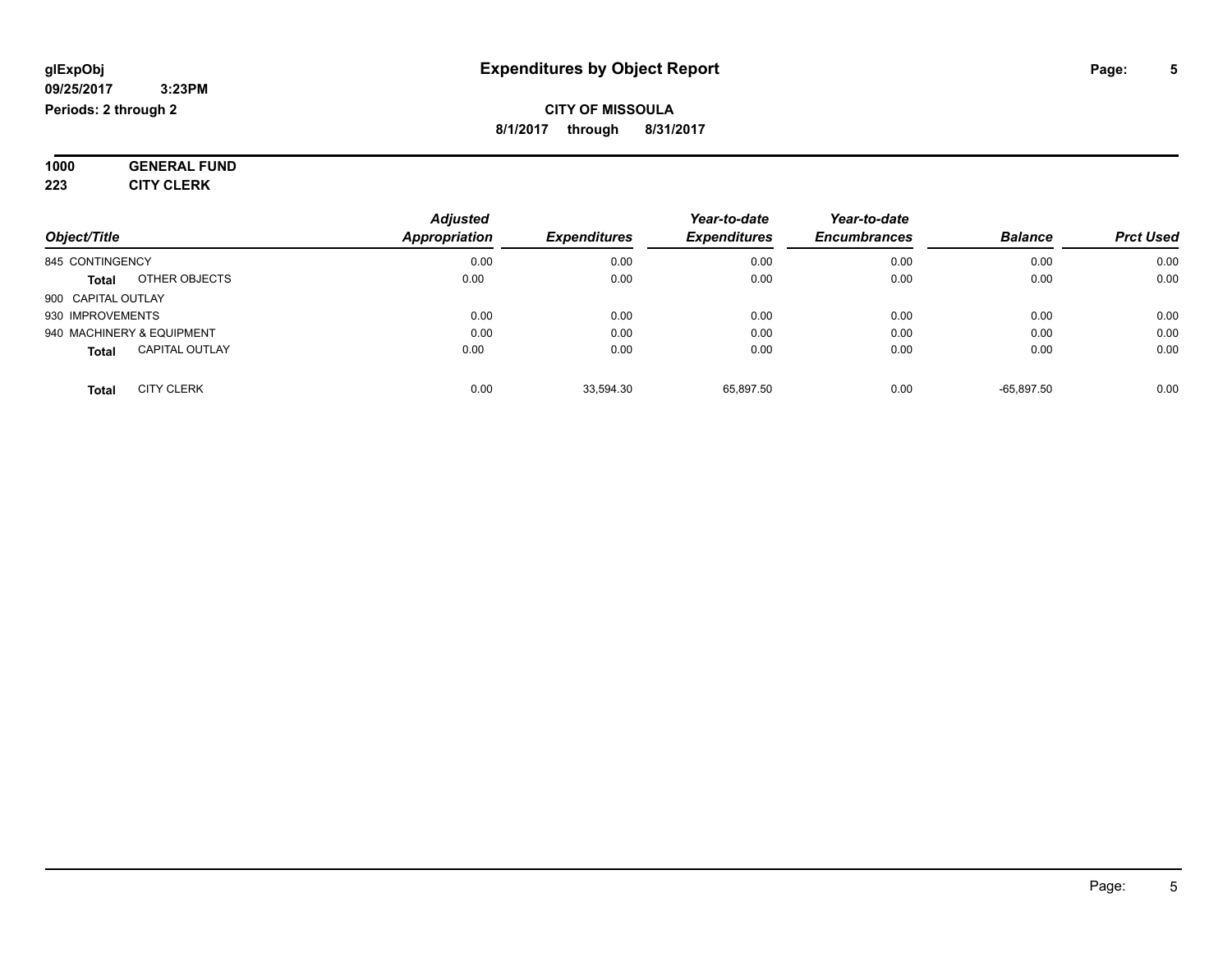**glExpObj**
**09/25/2017 3:23PM**
**Periods: 2 through 2**

# Expenditures by Object Report

**CITY OF MISSOULA**
**8/1/2017 through 8/31/2017**

**1000 GENERAL FUND**
**223 CITY CLERK**

| Object/Title | Adjusted Appropriation | Expenditures | Year-to-date Expenditures | Year-to-date Encumbrances | Balance | Prct Used |
|---|---|---|---|---|---|---|
| 845 CONTINGENCY | 0.00 | 0.00 | 0.00 | 0.00 | 0.00 | 0.00 |
| **Total** OTHER OBJECTS | 0.00 | 0.00 | 0.00 | 0.00 | 0.00 | 0.00 |
| 900 CAPITAL OUTLAY | | | | | | |
| 930 IMPROVEMENTS | 0.00 | 0.00 | 0.00 | 0.00 | 0.00 | 0.00 |
| 940 MACHINERY & EQUIPMENT | 0.00 | 0.00 | 0.00 | 0.00 | 0.00 | 0.00 |
| **Total** CAPITAL OUTLAY | 0.00 | 0.00 | 0.00 | 0.00 | 0.00 | 0.00 |
| **Total** CITY CLERK | 0.00 | 33,594.30 | 65,897.50 | 0.00 | -65,897.50 | 0.00 |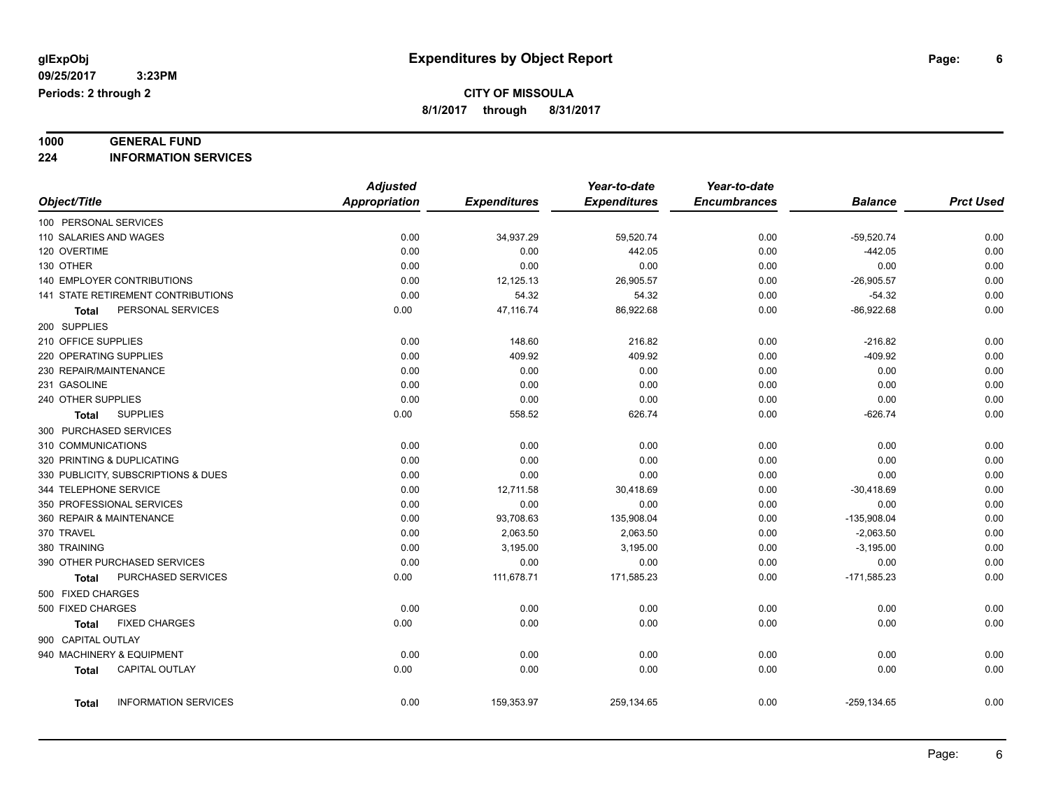**glExpObj**
**09/25/2017 3:23PM**
**Periods: 2 through 2**

# Expenditures by Object Report

**CITY OF MISSOULA**
**8/1/2017 through 8/31/2017**

**1000 GENERAL FUND**
**224 INFORMATION SERVICES**

| Object/Title | Adjusted Appropriation | Expenditures | Year-to-date Expenditures | Year-to-date Encumbrances | Balance | Prct Used |
|---|---|---|---|---|---|---|
| 100 PERSONAL SERVICES | | | | | | |
| 110 SALARIES AND WAGES | 0.00 | 34,937.29 | 59,520.74 | 0.00 | -59,520.74 | 0.00 |
| 120 OVERTIME | 0.00 | 0.00 | 442.05 | 0.00 | -442.05 | 0.00 |
| 130 OTHER | 0.00 | 0.00 | 0.00 | 0.00 | 0.00 | 0.00 |
| 140 EMPLOYER CONTRIBUTIONS | 0.00 | 12,125.13 | 26,905.57 | 0.00 | -26,905.57 | 0.00 |
| 141 STATE RETIREMENT CONTRIBUTIONS | 0.00 | 54.32 | 54.32 | 0.00 | -54.32 | 0.00 |
| **Total** PERSONAL SERVICES | 0.00 | 47,116.74 | 86,922.68 | 0.00 | -86,922.68 | 0.00 |
| 200 SUPPLIES | | | | | | |
| 210 OFFICE SUPPLIES | 0.00 | 148.60 | 216.82 | 0.00 | -216.82 | 0.00 |
| 220 OPERATING SUPPLIES | 0.00 | 409.92 | 409.92 | 0.00 | -409.92 | 0.00 |
| 230 REPAIR/MAINTENANCE | 0.00 | 0.00 | 0.00 | 0.00 | 0.00 | 0.00 |
| 231 GASOLINE | 0.00 | 0.00 | 0.00 | 0.00 | 0.00 | 0.00 |
| 240 OTHER SUPPLIES | 0.00 | 0.00 | 0.00 | 0.00 | 0.00 | 0.00 |
| **Total** SUPPLIES | 0.00 | 558.52 | 626.74 | 0.00 | -626.74 | 0.00 |
| 300 PURCHASED SERVICES | | | | | | |
| 310 COMMUNICATIONS | 0.00 | 0.00 | 0.00 | 0.00 | 0.00 | 0.00 |
| 320 PRINTING & DUPLICATING | 0.00 | 0.00 | 0.00 | 0.00 | 0.00 | 0.00 |
| 330 PUBLICITY, SUBSCRIPTIONS & DUES | 0.00 | 0.00 | 0.00 | 0.00 | 0.00 | 0.00 |
| 344 TELEPHONE SERVICE | 0.00 | 12,711.58 | 30,418.69 | 0.00 | -30,418.69 | 0.00 |
| 350 PROFESSIONAL SERVICES | 0.00 | 0.00 | 0.00 | 0.00 | 0.00 | 0.00 |
| 360 REPAIR & MAINTENANCE | 0.00 | 93,708.63 | 135,908.04 | 0.00 | -135,908.04 | 0.00 |
| 370 TRAVEL | 0.00 | 2,063.50 | 2,063.50 | 0.00 | -2,063.50 | 0.00 |
| 380 TRAINING | 0.00 | 3,195.00 | 3,195.00 | 0.00 | -3,195.00 | 0.00 |
| 390 OTHER PURCHASED SERVICES | 0.00 | 0.00 | 0.00 | 0.00 | 0.00 | 0.00 |
| **Total** PURCHASED SERVICES | 0.00 | 111,678.71 | 171,585.23 | 0.00 | -171,585.23 | 0.00 |
| 500 FIXED CHARGES | | | | | | |
| 500 FIXED CHARGES | 0.00 | 0.00 | 0.00 | 0.00 | 0.00 | 0.00 |
| **Total** FIXED CHARGES | 0.00 | 0.00 | 0.00 | 0.00 | 0.00 | 0.00 |
| 900 CAPITAL OUTLAY | | | | | | |
| 940 MACHINERY & EQUIPMENT | 0.00 | 0.00 | 0.00 | 0.00 | 0.00 | 0.00 |
| **Total** CAPITAL OUTLAY | 0.00 | 0.00 | 0.00 | 0.00 | 0.00 | 0.00 |
| **Total** INFORMATION SERVICES | 0.00 | 159,353.97 | 259,134.65 | 0.00 | -259,134.65 | 0.00 |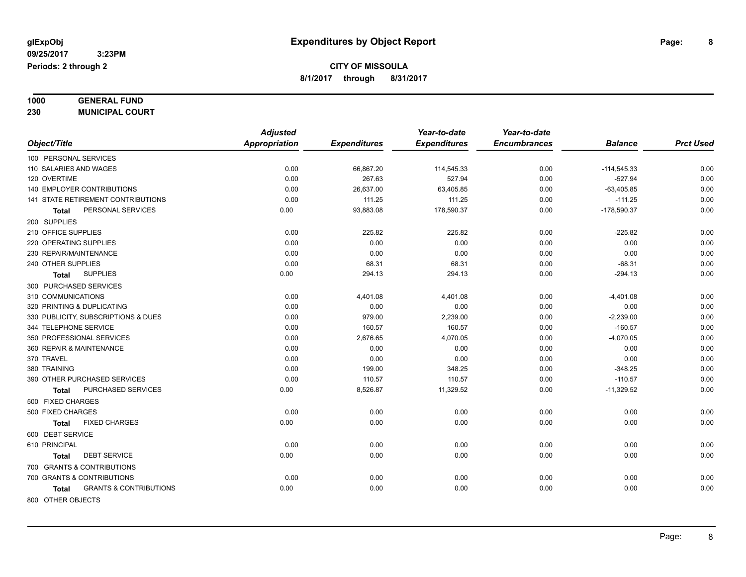**glExpObj** 
**09/25/2017 3:23PM** 
**Periods: 2 through 2**

# Expenditures by Object Report

**CITY OF MISSOULA**
**8/1/2017 through 8/31/2017**

**1000 GENERAL FUND**
**230 MUNICIPAL COURT**

| Object/Title | Adjusted Appropriation | Expenditures | Year-to-date Expenditures | Year-to-date Encumbrances | Balance | Prct Used |
|---|---|---|---|---|---|---|
| 100 PERSONAL SERVICES | | | | | | |
| 110 SALARIES AND WAGES | 0.00 | 66,867.20 | 114,545.33 | 0.00 | -114,545.33 | 0.00 |
| 120 OVERTIME | 0.00 | 267.63 | 527.94 | 0.00 | -527.94 | 0.00 |
| 140 EMPLOYER CONTRIBUTIONS | 0.00 | 26,637.00 | 63,405.85 | 0.00 | -63,405.85 | 0.00 |
| 141 STATE RETIREMENT CONTRIBUTIONS | 0.00 | 111.25 | 111.25 | 0.00 | -111.25 | 0.00 |
| **Total** PERSONAL SERVICES | 0.00 | 93,883.08 | 178,590.37 | 0.00 | -178,590.37 | 0.00 |
| 200 SUPPLIES | | | | | | |
| 210 OFFICE SUPPLIES | 0.00 | 225.82 | 225.82 | 0.00 | -225.82 | 0.00 |
| 220 OPERATING SUPPLIES | 0.00 | 0.00 | 0.00 | 0.00 | 0.00 | 0.00 |
| 230 REPAIR/MAINTENANCE | 0.00 | 0.00 | 0.00 | 0.00 | 0.00 | 0.00 |
| 240 OTHER SUPPLIES | 0.00 | 68.31 | 68.31 | 0.00 | -68.31 | 0.00 |
| **Total** SUPPLIES | 0.00 | 294.13 | 294.13 | 0.00 | -294.13 | 0.00 |
| 300 PURCHASED SERVICES | | | | | | |
| 310 COMMUNICATIONS | 0.00 | 4,401.08 | 4,401.08 | 0.00 | -4,401.08 | 0.00 |
| 320 PRINTING & DUPLICATING | 0.00 | 0.00 | 0.00 | 0.00 | 0.00 | 0.00 |
| 330 PUBLICITY, SUBSCRIPTIONS & DUES | 0.00 | 979.00 | 2,239.00 | 0.00 | -2,239.00 | 0.00 |
| 344 TELEPHONE SERVICE | 0.00 | 160.57 | 160.57 | 0.00 | -160.57 | 0.00 |
| 350 PROFESSIONAL SERVICES | 0.00 | 2,676.65 | 4,070.05 | 0.00 | -4,070.05 | 0.00 |
| 360 REPAIR & MAINTENANCE | 0.00 | 0.00 | 0.00 | 0.00 | 0.00 | 0.00 |
| 370 TRAVEL | 0.00 | 0.00 | 0.00 | 0.00 | 0.00 | 0.00 |
| 380 TRAINING | 0.00 | 199.00 | 348.25 | 0.00 | -348.25 | 0.00 |
| 390 OTHER PURCHASED SERVICES | 0.00 | 110.57 | 110.57 | 0.00 | -110.57 | 0.00 |
| **Total** PURCHASED SERVICES | 0.00 | 8,526.87 | 11,329.52 | 0.00 | -11,329.52 | 0.00 |
| 500 FIXED CHARGES | | | | | | |
| 500 FIXED CHARGES | 0.00 | 0.00 | 0.00 | 0.00 | 0.00 | 0.00 |
| **Total** FIXED CHARGES | 0.00 | 0.00 | 0.00 | 0.00 | 0.00 | 0.00 |
| 600 DEBT SERVICE | | | | | | |
| 610 PRINCIPAL | 0.00 | 0.00 | 0.00 | 0.00 | 0.00 | 0.00 |
| **Total** DEBT SERVICE | 0.00 | 0.00 | 0.00 | 0.00 | 0.00 | 0.00 |
| 700 GRANTS & CONTRIBUTIONS | | | | | | |
| 700 GRANTS & CONTRIBUTIONS | 0.00 | 0.00 | 0.00 | 0.00 | 0.00 | 0.00 |
| **Total** GRANTS & CONTRIBUTIONS | 0.00 | 0.00 | 0.00 | 0.00 | 0.00 | 0.00 |
| 800 OTHER OBJECTS | | | | | | |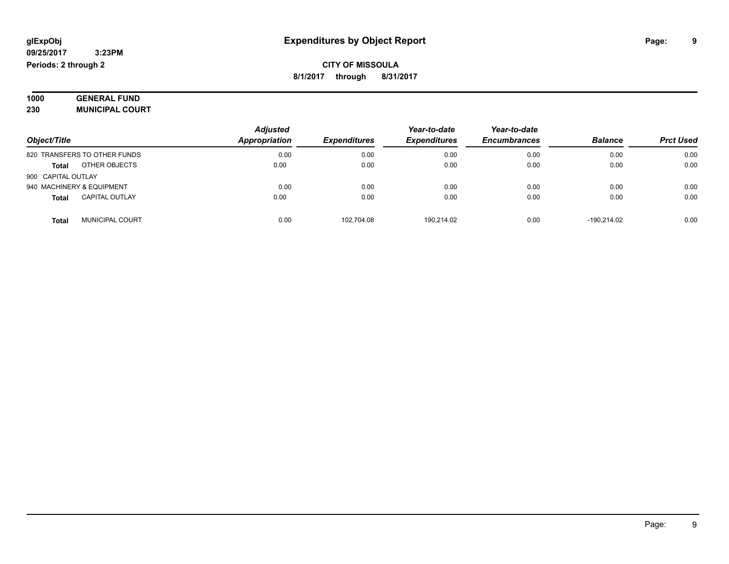**glExpObj** **Expenditures by Object Report**

**09/25/2017 3:23PM**

**Periods: 2 through 2**

**CITY OF MISSOULA**

**8/1/2017 through 8/31/2017**

**1000 GENERAL FUND**

**230 MUNICIPAL COURT**

| Object/Title | Adjusted Appropriation | Expenditures | Year-to-date Expenditures | Year-to-date Encumbrances | Balance | Prct Used |
|---|---|---|---|---|---|---|
| 820 TRANSFERS TO OTHER FUNDS | 0.00 | 0.00 | 0.00 | 0.00 | 0.00 | 0.00 |
| **Total** OTHER OBJECTS | 0.00 | 0.00 | 0.00 | 0.00 | 0.00 | 0.00 |
| 900 CAPITAL OUTLAY | | | | | | |
| 940 MACHINERY & EQUIPMENT | 0.00 | 0.00 | 0.00 | 0.00 | 0.00 | 0.00 |
| **Total** CAPITAL OUTLAY | 0.00 | 0.00 | 0.00 | 0.00 | 0.00 | 0.00 |
| **Total** MUNICIPAL COURT | 0.00 | 102,704.08 | 190,214.02 | 0.00 | -190,214.02 | 0.00 |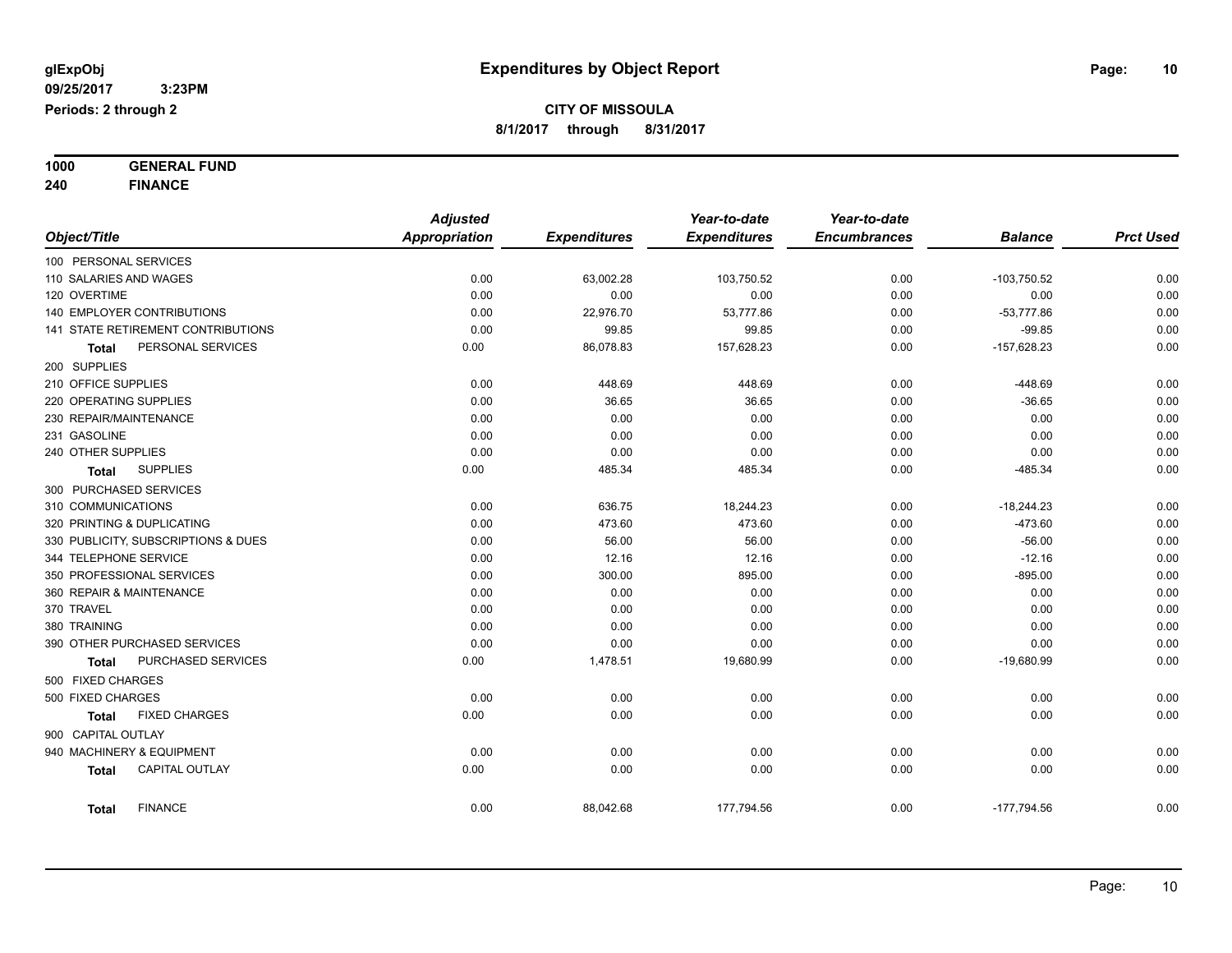glExpObj **Expenditures by Object Report**

09/25/2017 3:23PM

Periods: 2 through 2

**CITY OF MISSOULA**

**8/1/2017 through 8/31/2017**

**1000 GENERAL FUND**

**240 FINANCE**

| Object/Title | Adjusted Appropriation | Expenditures | Year-to-date Expenditures | Year-to-date Encumbrances | Balance | Prct Used |
|---|---|---|---|---|---|---|
| 100 PERSONAL SERVICES | | | | | | |
| 110 SALARIES AND WAGES | 0.00 | 63,002.28 | 103,750.52 | 0.00 | -103,750.52 | 0.00 |
| 120 OVERTIME | 0.00 | 0.00 | 0.00 | 0.00 | 0.00 | 0.00 |
| 140 EMPLOYER CONTRIBUTIONS | 0.00 | 22,976.70 | 53,777.86 | 0.00 | -53,777.86 | 0.00 |
| 141 STATE RETIREMENT CONTRIBUTIONS | 0.00 | 99.85 | 99.85 | 0.00 | -99.85 | 0.00 |
| **Total** PERSONAL SERVICES | 0.00 | 86,078.83 | 157,628.23 | 0.00 | -157,628.23 | 0.00 |
| 200 SUPPLIES | | | | | | |
| 210 OFFICE SUPPLIES | 0.00 | 448.69 | 448.69 | 0.00 | -448.69 | 0.00 |
| 220 OPERATING SUPPLIES | 0.00 | 36.65 | 36.65 | 0.00 | -36.65 | 0.00 |
| 230 REPAIR/MAINTENANCE | 0.00 | 0.00 | 0.00 | 0.00 | 0.00 | 0.00 |
| 231 GASOLINE | 0.00 | 0.00 | 0.00 | 0.00 | 0.00 | 0.00 |
| 240 OTHER SUPPLIES | 0.00 | 0.00 | 0.00 | 0.00 | 0.00 | 0.00 |
| **Total** SUPPLIES | 0.00 | 485.34 | 485.34 | 0.00 | -485.34 | 0.00 |
| 300 PURCHASED SERVICES | | | | | | |
| 310 COMMUNICATIONS | 0.00 | 636.75 | 18,244.23 | 0.00 | -18,244.23 | 0.00 |
| 320 PRINTING & DUPLICATING | 0.00 | 473.60 | 473.60 | 0.00 | -473.60 | 0.00 |
| 330 PUBLICITY, SUBSCRIPTIONS & DUES | 0.00 | 56.00 | 56.00 | 0.00 | -56.00 | 0.00 |
| 344 TELEPHONE SERVICE | 0.00 | 12.16 | 12.16 | 0.00 | -12.16 | 0.00 |
| 350 PROFESSIONAL SERVICES | 0.00 | 300.00 | 895.00 | 0.00 | -895.00 | 0.00 |
| 360 REPAIR & MAINTENANCE | 0.00 | 0.00 | 0.00 | 0.00 | 0.00 | 0.00 |
| 370 TRAVEL | 0.00 | 0.00 | 0.00 | 0.00 | 0.00 | 0.00 |
| 380 TRAINING | 0.00 | 0.00 | 0.00 | 0.00 | 0.00 | 0.00 |
| 390 OTHER PURCHASED SERVICES | 0.00 | 0.00 | 0.00 | 0.00 | 0.00 | 0.00 |
| **Total** PURCHASED SERVICES | 0.00 | 1,478.51 | 19,680.99 | 0.00 | -19,680.99 | 0.00 |
| 500 FIXED CHARGES | | | | | | |
| 500 FIXED CHARGES | 0.00 | 0.00 | 0.00 | 0.00 | 0.00 | 0.00 |
| **Total** FIXED CHARGES | 0.00 | 0.00 | 0.00 | 0.00 | 0.00 | 0.00 |
| 900 CAPITAL OUTLAY | | | | | | |
| 940 MACHINERY & EQUIPMENT | 0.00 | 0.00 | 0.00 | 0.00 | 0.00 | 0.00 |
| **Total** CAPITAL OUTLAY | 0.00 | 0.00 | 0.00 | 0.00 | 0.00 | 0.00 |
| **Total** FINANCE | 0.00 | 88,042.68 | 177,794.56 | 0.00 | -177,794.56 | 0.00 |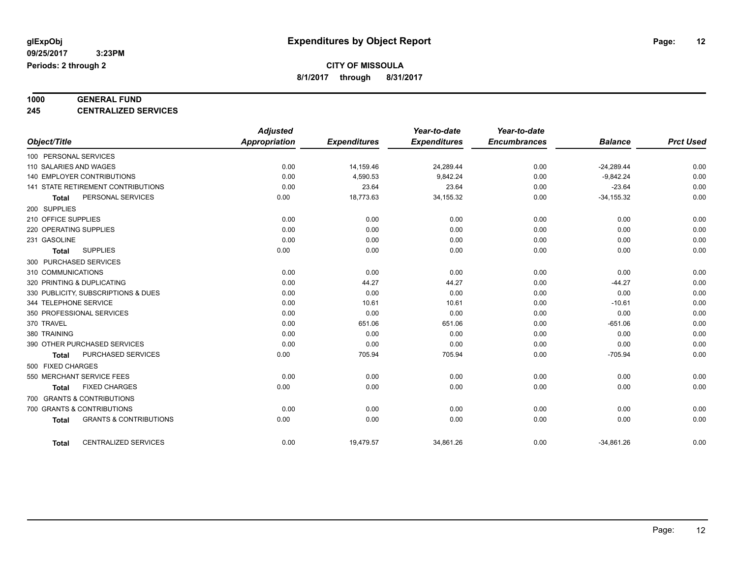glExpObj
09/25/2017 3:23PM
Periods: 2 through 2

# Expenditures by Object Report

**CITY OF MISSOULA**
**8/1/2017 through 8/31/2017**

**1000 GENERAL FUND**
**245 CENTRALIZED SERVICES**

| Object/Title | Adjusted Appropriation | Expenditures | Year-to-date Expenditures | Year-to-date Encumbrances | Balance | Prct Used |
|---|---|---|---|---|---|---|
| 100 PERSONAL SERVICES | | | | | | |
| 110 SALARIES AND WAGES | 0.00 | 14,159.46 | 24,289.44 | 0.00 | -24,289.44 | 0.00 |
| 140 EMPLOYER CONTRIBUTIONS | 0.00 | 4,590.53 | 9,842.24 | 0.00 | -9,842.24 | 0.00 |
| 141 STATE RETIREMENT CONTRIBUTIONS | 0.00 | 23.64 | 23.64 | 0.00 | -23.64 | 0.00 |
| **Total** PERSONAL SERVICES | 0.00 | 18,773.63 | 34,155.32 | 0.00 | -34,155.32 | 0.00 |
| 200 SUPPLIES | | | | | | |
| 210 OFFICE SUPPLIES | 0.00 | 0.00 | 0.00 | 0.00 | 0.00 | 0.00 |
| 220 OPERATING SUPPLIES | 0.00 | 0.00 | 0.00 | 0.00 | 0.00 | 0.00 |
| 231 GASOLINE | 0.00 | 0.00 | 0.00 | 0.00 | 0.00 | 0.00 |
| **Total** SUPPLIES | 0.00 | 0.00 | 0.00 | 0.00 | 0.00 | 0.00 |
| 300 PURCHASED SERVICES | | | | | | |
| 310 COMMUNICATIONS | 0.00 | 0.00 | 0.00 | 0.00 | 0.00 | 0.00 |
| 320 PRINTING & DUPLICATING | 0.00 | 44.27 | 44.27 | 0.00 | -44.27 | 0.00 |
| 330 PUBLICITY, SUBSCRIPTIONS & DUES | 0.00 | 0.00 | 0.00 | 0.00 | 0.00 | 0.00 |
| 344 TELEPHONE SERVICE | 0.00 | 10.61 | 10.61 | 0.00 | -10.61 | 0.00 |
| 350 PROFESSIONAL SERVICES | 0.00 | 0.00 | 0.00 | 0.00 | 0.00 | 0.00 |
| 370 TRAVEL | 0.00 | 651.06 | 651.06 | 0.00 | -651.06 | 0.00 |
| 380 TRAINING | 0.00 | 0.00 | 0.00 | 0.00 | 0.00 | 0.00 |
| 390 OTHER PURCHASED SERVICES | 0.00 | 0.00 | 0.00 | 0.00 | 0.00 | 0.00 |
| **Total** PURCHASED SERVICES | 0.00 | 705.94 | 705.94 | 0.00 | -705.94 | 0.00 |
| 500 FIXED CHARGES | | | | | | |
| 550 MERCHANT SERVICE FEES | 0.00 | 0.00 | 0.00 | 0.00 | 0.00 | 0.00 |
| **Total** FIXED CHARGES | 0.00 | 0.00 | 0.00 | 0.00 | 0.00 | 0.00 |
| 700 GRANTS & CONTRIBUTIONS | | | | | | |
| 700 GRANTS & CONTRIBUTIONS | 0.00 | 0.00 | 0.00 | 0.00 | 0.00 | 0.00 |
| **Total** GRANTS & CONTRIBUTIONS | 0.00 | 0.00 | 0.00 | 0.00 | 0.00 | 0.00 |
| **Total** CENTRALIZED SERVICES | 0.00 | 19,479.57 | 34,861.26 | 0.00 | -34,861.26 | 0.00 |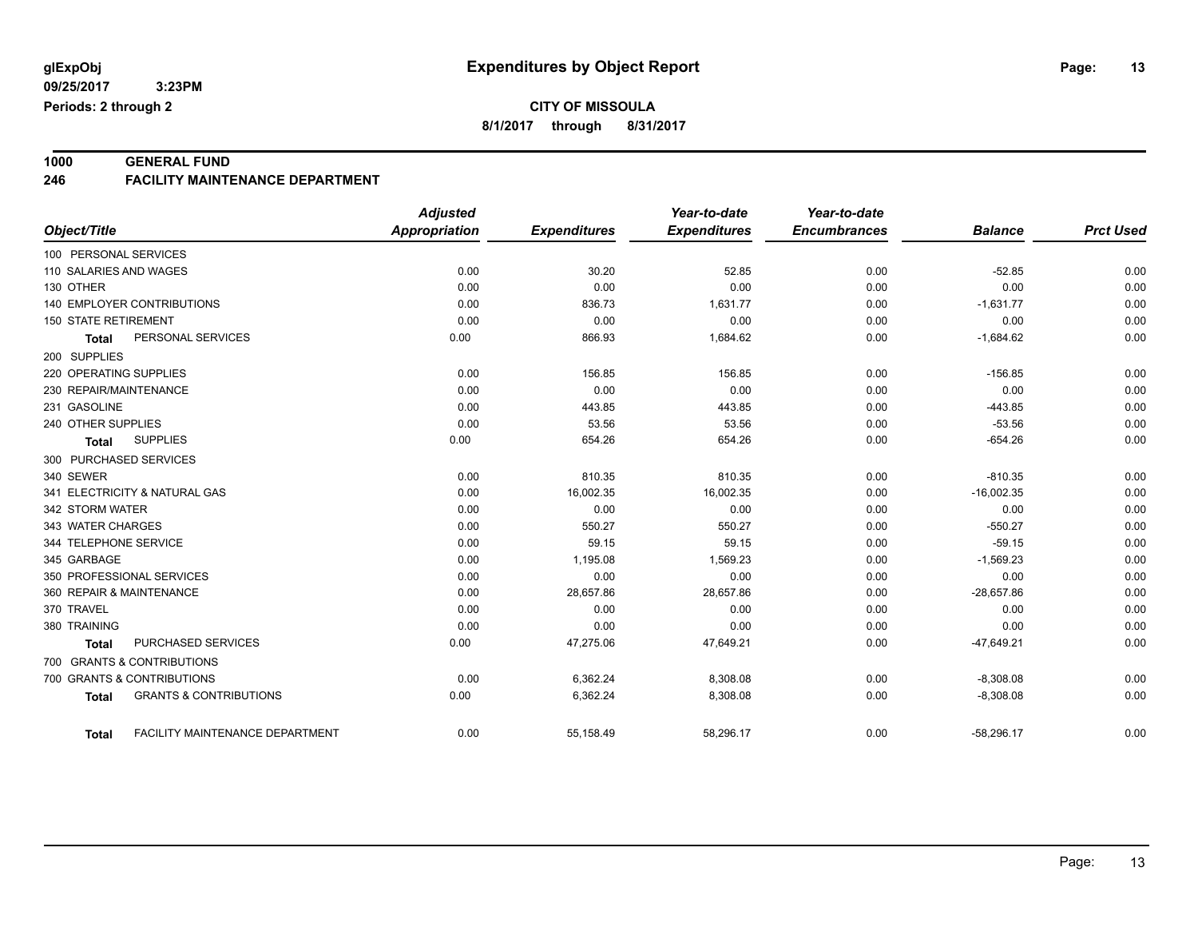glExpObj
09/25/2017 3:23PM
Periods: 2 through 2

# Expenditures by Object Report

**CITY OF MISSOULA**
**8/1/2017 through 8/31/2017**

**1000 GENERAL FUND**
**246 FACILITY MAINTENANCE DEPARTMENT**

| Object/Title | Adjusted Appropriation | Expenditures | Year-to-date Expenditures | Year-to-date Encumbrances | Balance | Prct Used |
|---|---|---|---|---|---|---|
| 100 PERSONAL SERVICES | | | | | | |
| 110 SALARIES AND WAGES | 0.00 | 30.20 | 52.85 | 0.00 | -52.85 | 0.00 |
| 130 OTHER | 0.00 | 0.00 | 0.00 | 0.00 | 0.00 | 0.00 |
| 140 EMPLOYER CONTRIBUTIONS | 0.00 | 836.73 | 1,631.77 | 0.00 | -1,631.77 | 0.00 |
| 150 STATE RETIREMENT | 0.00 | 0.00 | 0.00 | 0.00 | 0.00 | 0.00 |
| **Total** PERSONAL SERVICES | 0.00 | 866.93 | 1,684.62 | 0.00 | -1,684.62 | 0.00 |
| 200 SUPPLIES | | | | | | |
| 220 OPERATING SUPPLIES | 0.00 | 156.85 | 156.85 | 0.00 | -156.85 | 0.00 |
| 230 REPAIR/MAINTENANCE | 0.00 | 0.00 | 0.00 | 0.00 | 0.00 | 0.00 |
| 231 GASOLINE | 0.00 | 443.85 | 443.85 | 0.00 | -443.85 | 0.00 |
| 240 OTHER SUPPLIES | 0.00 | 53.56 | 53.56 | 0.00 | -53.56 | 0.00 |
| **Total** SUPPLIES | 0.00 | 654.26 | 654.26 | 0.00 | -654.26 | 0.00 |
| 300 PURCHASED SERVICES | | | | | | |
| 340 SEWER | 0.00 | 810.35 | 810.35 | 0.00 | -810.35 | 0.00 |
| 341 ELECTRICITY & NATURAL GAS | 0.00 | 16,002.35 | 16,002.35 | 0.00 | -16,002.35 | 0.00 |
| 342 STORM WATER | 0.00 | 0.00 | 0.00 | 0.00 | 0.00 | 0.00 |
| 343 WATER CHARGES | 0.00 | 550.27 | 550.27 | 0.00 | -550.27 | 0.00 |
| 344 TELEPHONE SERVICE | 0.00 | 59.15 | 59.15 | 0.00 | -59.15 | 0.00 |
| 345 GARBAGE | 0.00 | 1,195.08 | 1,569.23 | 0.00 | -1,569.23 | 0.00 |
| 350 PROFESSIONAL SERVICES | 0.00 | 0.00 | 0.00 | 0.00 | 0.00 | 0.00 |
| 360 REPAIR & MAINTENANCE | 0.00 | 28,657.86 | 28,657.86 | 0.00 | -28,657.86 | 0.00 |
| 370 TRAVEL | 0.00 | 0.00 | 0.00 | 0.00 | 0.00 | 0.00 |
| 380 TRAINING | 0.00 | 0.00 | 0.00 | 0.00 | 0.00 | 0.00 |
| **Total** PURCHASED SERVICES | 0.00 | 47,275.06 | 47,649.21 | 0.00 | -47,649.21 | 0.00 |
| 700 GRANTS & CONTRIBUTIONS | | | | | | |
| 700 GRANTS & CONTRIBUTIONS | 0.00 | 6,362.24 | 8,308.08 | 0.00 | -8,308.08 | 0.00 |
| **Total** GRANTS & CONTRIBUTIONS | 0.00 | 6,362.24 | 8,308.08 | 0.00 | -8,308.08 | 0.00 |
| **Total** FACILITY MAINTENANCE DEPARTMENT | 0.00 | 55,158.49 | 58,296.17 | 0.00 | -58,296.17 | 0.00 |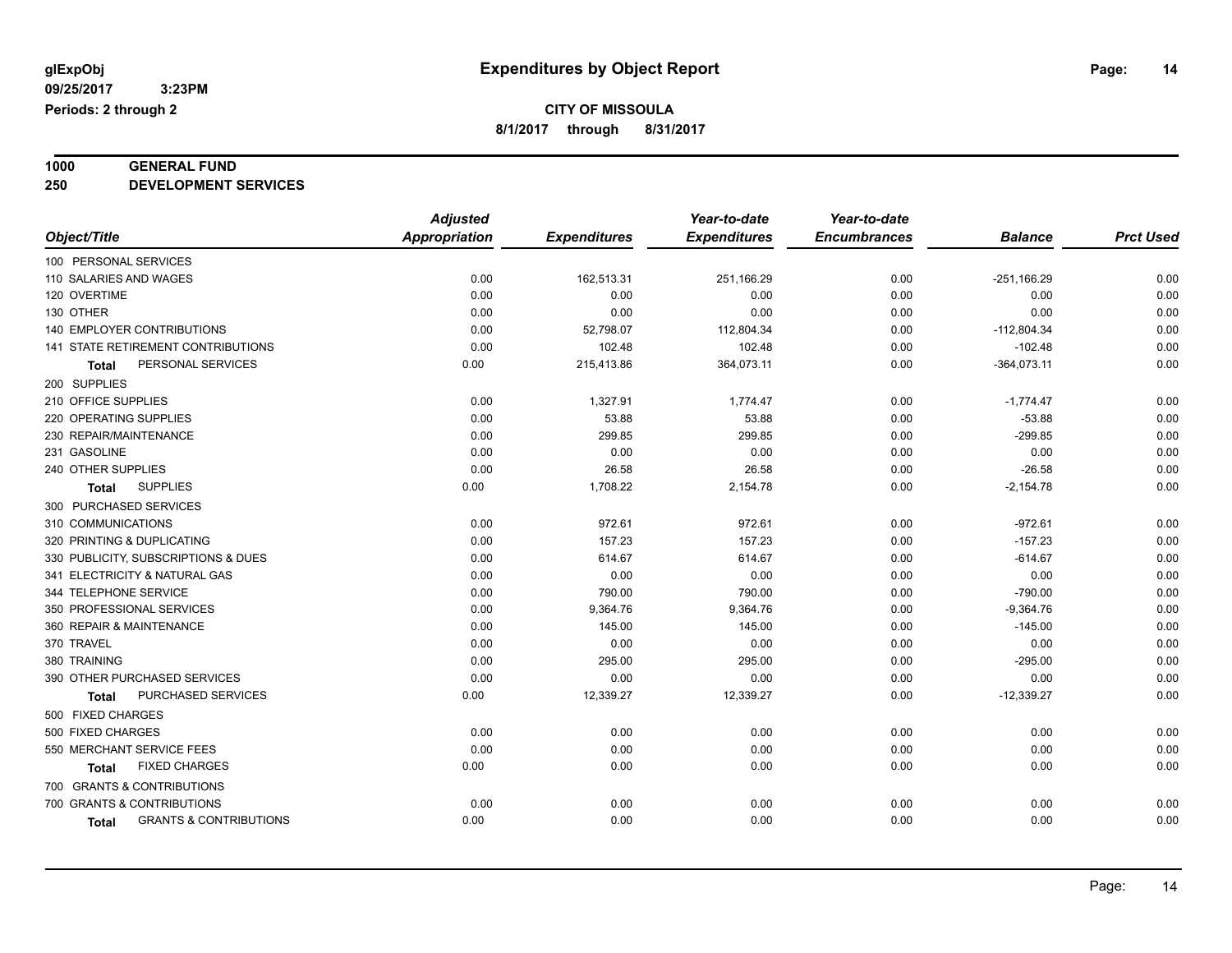**glExpObj** **Expenditures by Object Report**

**09/25/2017 3:23PM**

**Periods: 2 through 2**

**CITY OF MISSOULA**

**8/1/2017 through 8/31/2017**

**1000 GENERAL FUND**

**250 DEVELOPMENT SERVICES**

| Object/Title | Adjusted Appropriation | Expenditures | Year-to-date Expenditures | Year-to-date Encumbrances | Balance | Prct Used |
|---|---|---|---|---|---|---|
| 100 PERSONAL SERVICES | | | | | | |
| 110 SALARIES AND WAGES | 0.00 | 162,513.31 | 251,166.29 | 0.00 | -251,166.29 | 0.00 |
| 120 OVERTIME | 0.00 | 0.00 | 0.00 | 0.00 | 0.00 | 0.00 |
| 130 OTHER | 0.00 | 0.00 | 0.00 | 0.00 | 0.00 | 0.00 |
| 140 EMPLOYER CONTRIBUTIONS | 0.00 | 52,798.07 | 112,804.34 | 0.00 | -112,804.34 | 0.00 |
| 141 STATE RETIREMENT CONTRIBUTIONS | 0.00 | 102.48 | 102.48 | 0.00 | -102.48 | 0.00 |
| **Total** PERSONAL SERVICES | 0.00 | 215,413.86 | 364,073.11 | 0.00 | -364,073.11 | 0.00 |
| 200 SUPPLIES | | | | | | |
| 210 OFFICE SUPPLIES | 0.00 | 1,327.91 | 1,774.47 | 0.00 | -1,774.47 | 0.00 |
| 220 OPERATING SUPPLIES | 0.00 | 53.88 | 53.88 | 0.00 | -53.88 | 0.00 |
| 230 REPAIR/MAINTENANCE | 0.00 | 299.85 | 299.85 | 0.00 | -299.85 | 0.00 |
| 231 GASOLINE | 0.00 | 0.00 | 0.00 | 0.00 | 0.00 | 0.00 |
| 240 OTHER SUPPLIES | 0.00 | 26.58 | 26.58 | 0.00 | -26.58 | 0.00 |
| **Total** SUPPLIES | 0.00 | 1,708.22 | 2,154.78 | 0.00 | -2,154.78 | 0.00 |
| 300 PURCHASED SERVICES | | | | | | |
| 310 COMMUNICATIONS | 0.00 | 972.61 | 972.61 | 0.00 | -972.61 | 0.00 |
| 320 PRINTING & DUPLICATING | 0.00 | 157.23 | 157.23 | 0.00 | -157.23 | 0.00 |
| 330 PUBLICITY, SUBSCRIPTIONS & DUES | 0.00 | 614.67 | 614.67 | 0.00 | -614.67 | 0.00 |
| 341 ELECTRICITY & NATURAL GAS | 0.00 | 0.00 | 0.00 | 0.00 | 0.00 | 0.00 |
| 344 TELEPHONE SERVICE | 0.00 | 790.00 | 790.00 | 0.00 | -790.00 | 0.00 |
| 350 PROFESSIONAL SERVICES | 0.00 | 9,364.76 | 9,364.76 | 0.00 | -9,364.76 | 0.00 |
| 360 REPAIR & MAINTENANCE | 0.00 | 145.00 | 145.00 | 0.00 | -145.00 | 0.00 |
| 370 TRAVEL | 0.00 | 0.00 | 0.00 | 0.00 | 0.00 | 0.00 |
| 380 TRAINING | 0.00 | 295.00 | 295.00 | 0.00 | -295.00 | 0.00 |
| 390 OTHER PURCHASED SERVICES | 0.00 | 0.00 | 0.00 | 0.00 | 0.00 | 0.00 |
| **Total** PURCHASED SERVICES | 0.00 | 12,339.27 | 12,339.27 | 0.00 | -12,339.27 | 0.00 |
| 500 FIXED CHARGES | | | | | | |
| 500 FIXED CHARGES | 0.00 | 0.00 | 0.00 | 0.00 | 0.00 | 0.00 |
| 550 MERCHANT SERVICE FEES | 0.00 | 0.00 | 0.00 | 0.00 | 0.00 | 0.00 |
| **Total** FIXED CHARGES | 0.00 | 0.00 | 0.00 | 0.00 | 0.00 | 0.00 |
| 700 GRANTS & CONTRIBUTIONS | | | | | | |
| 700 GRANTS & CONTRIBUTIONS | 0.00 | 0.00 | 0.00 | 0.00 | 0.00 | 0.00 |
| **Total** GRANTS & CONTRIBUTIONS | 0.00 | 0.00 | 0.00 | 0.00 | 0.00 | 0.00 |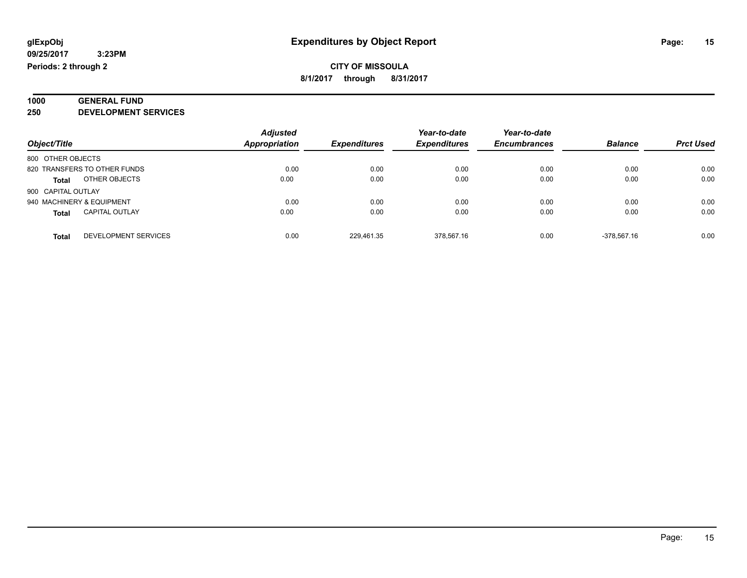**glExpObj** **Expenditures by Object Report**

**09/25/2017 3:23PM**

**Periods: 2 through 2**

**CITY OF MISSOULA**

**8/1/2017 through 8/31/2017**

**1000 GENERAL FUND**

**250 DEVELOPMENT SERVICES**

| Object/Title | Adjusted Appropriation | Expenditures | Year-to-date Expenditures | Year-to-date Encumbrances | Balance | Prct Used |
|---|---|---|---|---|---|---|
| 800 OTHER OBJECTS | | | | | | |
| 820 TRANSFERS TO OTHER FUNDS | 0.00 | 0.00 | 0.00 | 0.00 | 0.00 | 0.00 |
| **Total** OTHER OBJECTS | 0.00 | 0.00 | 0.00 | 0.00 | 0.00 | 0.00 |
| 900 CAPITAL OUTLAY | | | | | | |
| 940 MACHINERY & EQUIPMENT | 0.00 | 0.00 | 0.00 | 0.00 | 0.00 | 0.00 |
| **Total** CAPITAL OUTLAY | 0.00 | 0.00 | 0.00 | 0.00 | 0.00 | 0.00 |
| **Total** DEVELOPMENT SERVICES | 0.00 | 229,461.35 | 378,567.16 | 0.00 | -378,567.16 | 0.00 |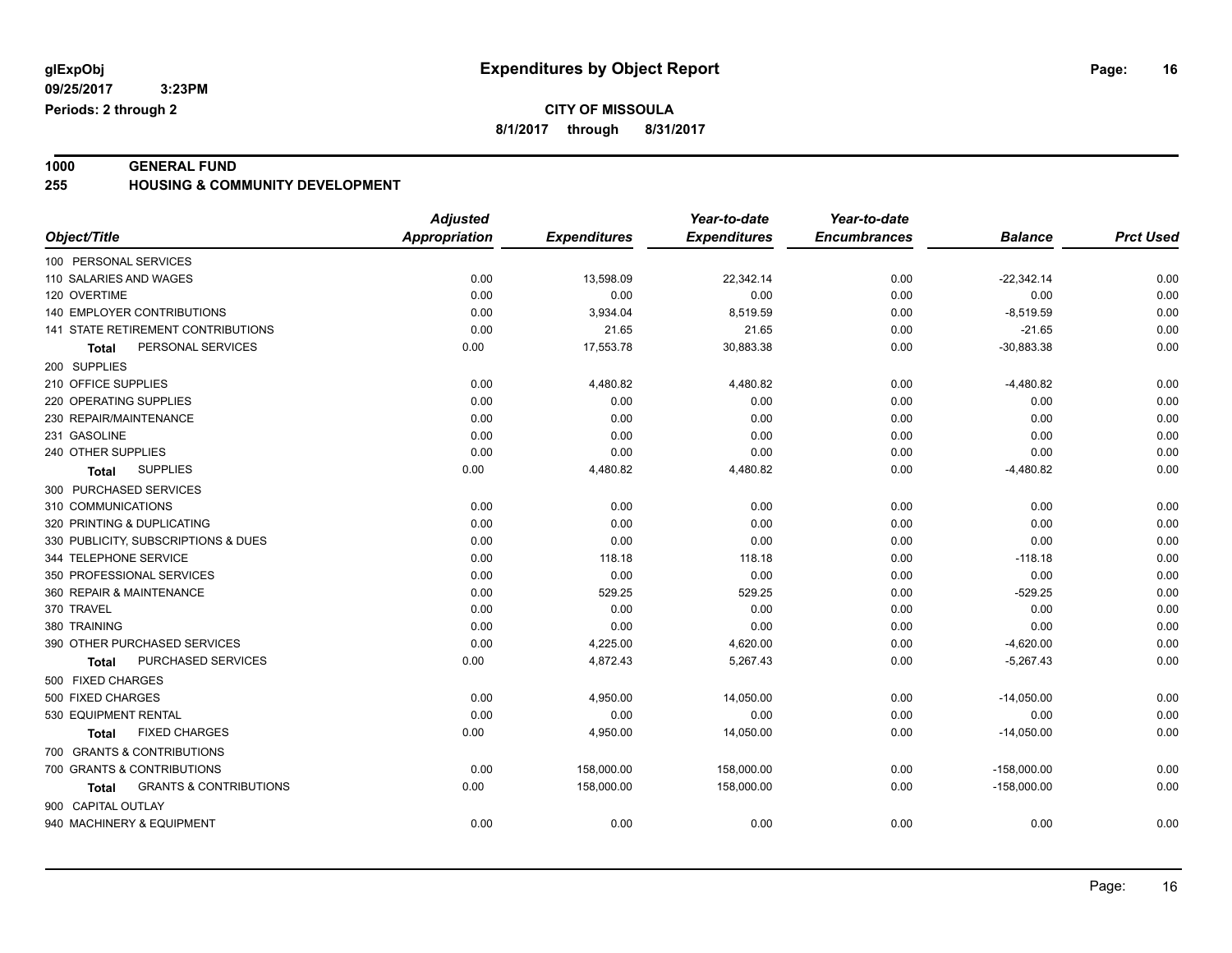**glExpObj** **Expenditures by Object Report**

09/25/2017 3:23PM

Periods: 2 through 2

**CITY OF MISSOULA**

**8/1/2017 through 8/31/2017**

## 1000 GENERAL FUND

## 255 HOUSING & COMMUNITY DEVELOPMENT

| Object/Title | Adjusted Appropriation | Expenditures | Year-to-date Expenditures | Year-to-date Encumbrances | Balance | Prct Used |
|---|---|---|---|---|---|---|
| 100 PERSONAL SERVICES | | | | | | |
| 110 SALARIES AND WAGES | 0.00 | 13,598.09 | 22,342.14 | 0.00 | -22,342.14 | 0.00 |
| 120 OVERTIME | 0.00 | 0.00 | 0.00 | 0.00 | 0.00 | 0.00 |
| 140 EMPLOYER CONTRIBUTIONS | 0.00 | 3,934.04 | 8,519.59 | 0.00 | -8,519.59 | 0.00 |
| 141 STATE RETIREMENT CONTRIBUTIONS | 0.00 | 21.65 | 21.65 | 0.00 | -21.65 | 0.00 |
| **Total** PERSONAL SERVICES | 0.00 | 17,553.78 | 30,883.38 | 0.00 | -30,883.38 | 0.00 |
| 200 SUPPLIES | | | | | | |
| 210 OFFICE SUPPLIES | 0.00 | 4,480.82 | 4,480.82 | 0.00 | -4,480.82 | 0.00 |
| 220 OPERATING SUPPLIES | 0.00 | 0.00 | 0.00 | 0.00 | 0.00 | 0.00 |
| 230 REPAIR/MAINTENANCE | 0.00 | 0.00 | 0.00 | 0.00 | 0.00 | 0.00 |
| 231 GASOLINE | 0.00 | 0.00 | 0.00 | 0.00 | 0.00 | 0.00 |
| 240 OTHER SUPPLIES | 0.00 | 0.00 | 0.00 | 0.00 | 0.00 | 0.00 |
| **Total** SUPPLIES | 0.00 | 4,480.82 | 4,480.82 | 0.00 | -4,480.82 | 0.00 |
| 300 PURCHASED SERVICES | | | | | | |
| 310 COMMUNICATIONS | 0.00 | 0.00 | 0.00 | 0.00 | 0.00 | 0.00 |
| 320 PRINTING & DUPLICATING | 0.00 | 0.00 | 0.00 | 0.00 | 0.00 | 0.00 |
| 330 PUBLICITY, SUBSCRIPTIONS & DUES | 0.00 | 0.00 | 0.00 | 0.00 | 0.00 | 0.00 |
| 344 TELEPHONE SERVICE | 0.00 | 118.18 | 118.18 | 0.00 | -118.18 | 0.00 |
| 350 PROFESSIONAL SERVICES | 0.00 | 0.00 | 0.00 | 0.00 | 0.00 | 0.00 |
| 360 REPAIR & MAINTENANCE | 0.00 | 529.25 | 529.25 | 0.00 | -529.25 | 0.00 |
| 370 TRAVEL | 0.00 | 0.00 | 0.00 | 0.00 | 0.00 | 0.00 |
| 380 TRAINING | 0.00 | 0.00 | 0.00 | 0.00 | 0.00 | 0.00 |
| 390 OTHER PURCHASED SERVICES | 0.00 | 4,225.00 | 4,620.00 | 0.00 | -4,620.00 | 0.00 |
| **Total** PURCHASED SERVICES | 0.00 | 4,872.43 | 5,267.43 | 0.00 | -5,267.43 | 0.00 |
| 500 FIXED CHARGES | | | | | | |
| 500 FIXED CHARGES | 0.00 | 4,950.00 | 14,050.00 | 0.00 | -14,050.00 | 0.00 |
| 530 EQUIPMENT RENTAL | 0.00 | 0.00 | 0.00 | 0.00 | 0.00 | 0.00 |
| **Total** FIXED CHARGES | 0.00 | 4,950.00 | 14,050.00 | 0.00 | -14,050.00 | 0.00 |
| 700 GRANTS & CONTRIBUTIONS | | | | | | |
| 700 GRANTS & CONTRIBUTIONS | 0.00 | 158,000.00 | 158,000.00 | 0.00 | -158,000.00 | 0.00 |
| **Total** GRANTS & CONTRIBUTIONS | 0.00 | 158,000.00 | 158,000.00 | 0.00 | -158,000.00 | 0.00 |
| 900 CAPITAL OUTLAY | | | | | | |
| 940 MACHINERY & EQUIPMENT | 0.00 | 0.00 | 0.00 | 0.00 | 0.00 | 0.00 |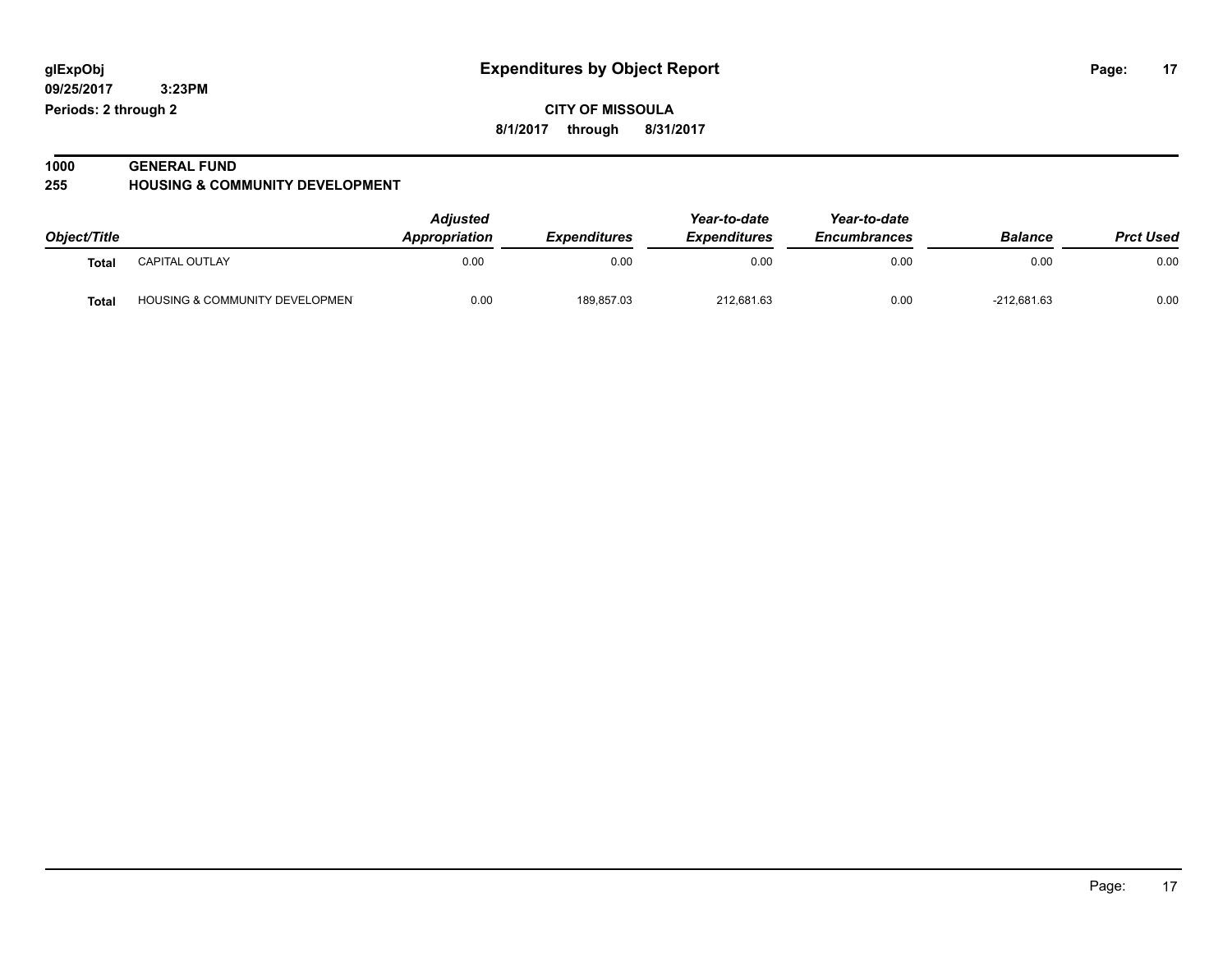# Expenditures by Object Report

glExpObj
09/25/2017 3:23PM
Periods: 2 through 2

**CITY OF MISSOULA**
**8/1/2017 through 8/31/2017**

## 1000 GENERAL FUND
## 255 HOUSING & COMMUNITY DEVELOPMENT

| Object/Title | | Adjusted Appropriation | Expenditures | Year-to-date Expenditures | Year-to-date Encumbrances | Balance | Prct Used |
|---|---|---|---|---|---|---|---|
| Total | CAPITAL OUTLAY | 0.00 | 0.00 | 0.00 | 0.00 | 0.00 | 0.00 |
| Total | HOUSING & COMMUNITY DEVELOPMEN | 0.00 | 189,857.03 | 212,681.63 | 0.00 | -212,681.63 | 0.00 |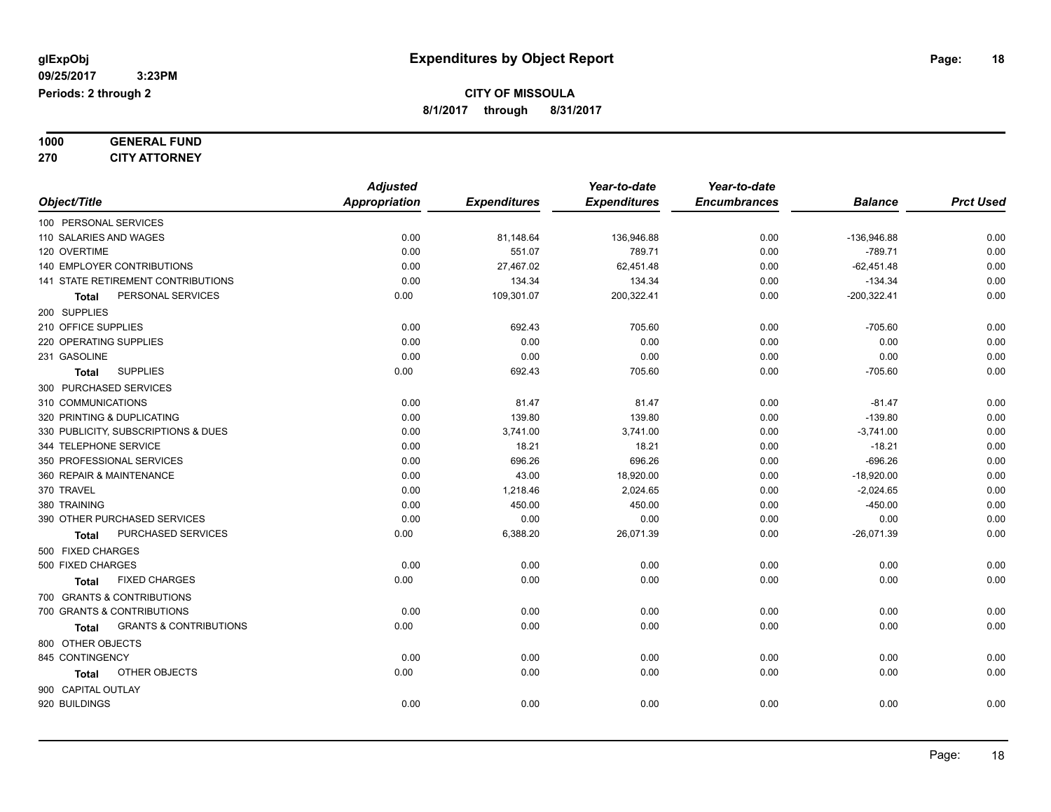glExpObj
09/25/2017 3:23PM
Periods: 2 through 2

# Expenditures by Object Report

**CITY OF MISSOULA**
**8/1/2017 through 8/31/2017**

**1000 GENERAL FUND**
**270 CITY ATTORNEY**

| Object/Title | Adjusted Appropriation | Expenditures | Year-to-date Expenditures | Year-to-date Encumbrances | Balance | Prct Used |
|---|---|---|---|---|---|---|
| 100 PERSONAL SERVICES | | | | | | |
| 110 SALARIES AND WAGES | 0.00 | 81,148.64 | 136,946.88 | 0.00 | -136,946.88 | 0.00 |
| 120 OVERTIME | 0.00 | 551.07 | 789.71 | 0.00 | -789.71 | 0.00 |
| 140 EMPLOYER CONTRIBUTIONS | 0.00 | 27,467.02 | 62,451.48 | 0.00 | -62,451.48 | 0.00 |
| 141 STATE RETIREMENT CONTRIBUTIONS | 0.00 | 134.34 | 134.34 | 0.00 | -134.34 | 0.00 |
| **Total** PERSONAL SERVICES | 0.00 | 109,301.07 | 200,322.41 | 0.00 | -200,322.41 | 0.00 |
| 200 SUPPLIES | | | | | | |
| 210 OFFICE SUPPLIES | 0.00 | 692.43 | 705.60 | 0.00 | -705.60 | 0.00 |
| 220 OPERATING SUPPLIES | 0.00 | 0.00 | 0.00 | 0.00 | 0.00 | 0.00 |
| 231 GASOLINE | 0.00 | 0.00 | 0.00 | 0.00 | 0.00 | 0.00 |
| **Total** SUPPLIES | 0.00 | 692.43 | 705.60 | 0.00 | -705.60 | 0.00 |
| 300 PURCHASED SERVICES | | | | | | |
| 310 COMMUNICATIONS | 0.00 | 81.47 | 81.47 | 0.00 | -81.47 | 0.00 |
| 320 PRINTING & DUPLICATING | 0.00 | 139.80 | 139.80 | 0.00 | -139.80 | 0.00 |
| 330 PUBLICITY, SUBSCRIPTIONS & DUES | 0.00 | 3,741.00 | 3,741.00 | 0.00 | -3,741.00 | 0.00 |
| 344 TELEPHONE SERVICE | 0.00 | 18.21 | 18.21 | 0.00 | -18.21 | 0.00 |
| 350 PROFESSIONAL SERVICES | 0.00 | 696.26 | 696.26 | 0.00 | -696.26 | 0.00 |
| 360 REPAIR & MAINTENANCE | 0.00 | 43.00 | 18,920.00 | 0.00 | -18,920.00 | 0.00 |
| 370 TRAVEL | 0.00 | 1,218.46 | 2,024.65 | 0.00 | -2,024.65 | 0.00 |
| 380 TRAINING | 0.00 | 450.00 | 450.00 | 0.00 | -450.00 | 0.00 |
| 390 OTHER PURCHASED SERVICES | 0.00 | 0.00 | 0.00 | 0.00 | 0.00 | 0.00 |
| **Total** PURCHASED SERVICES | 0.00 | 6,388.20 | 26,071.39 | 0.00 | -26,071.39 | 0.00 |
| 500 FIXED CHARGES | | | | | | |
| 500 FIXED CHARGES | 0.00 | 0.00 | 0.00 | 0.00 | 0.00 | 0.00 |
| **Total** FIXED CHARGES | 0.00 | 0.00 | 0.00 | 0.00 | 0.00 | 0.00 |
| 700 GRANTS & CONTRIBUTIONS | | | | | | |
| 700 GRANTS & CONTRIBUTIONS | 0.00 | 0.00 | 0.00 | 0.00 | 0.00 | 0.00 |
| **Total** GRANTS & CONTRIBUTIONS | 0.00 | 0.00 | 0.00 | 0.00 | 0.00 | 0.00 |
| 800 OTHER OBJECTS | | | | | | |
| 845 CONTINGENCY | 0.00 | 0.00 | 0.00 | 0.00 | 0.00 | 0.00 |
| **Total** OTHER OBJECTS | 0.00 | 0.00 | 0.00 | 0.00 | 0.00 | 0.00 |
| 900 CAPITAL OUTLAY | | | | | | |
| 920 BUILDINGS | 0.00 | 0.00 | 0.00 | 0.00 | 0.00 | 0.00 |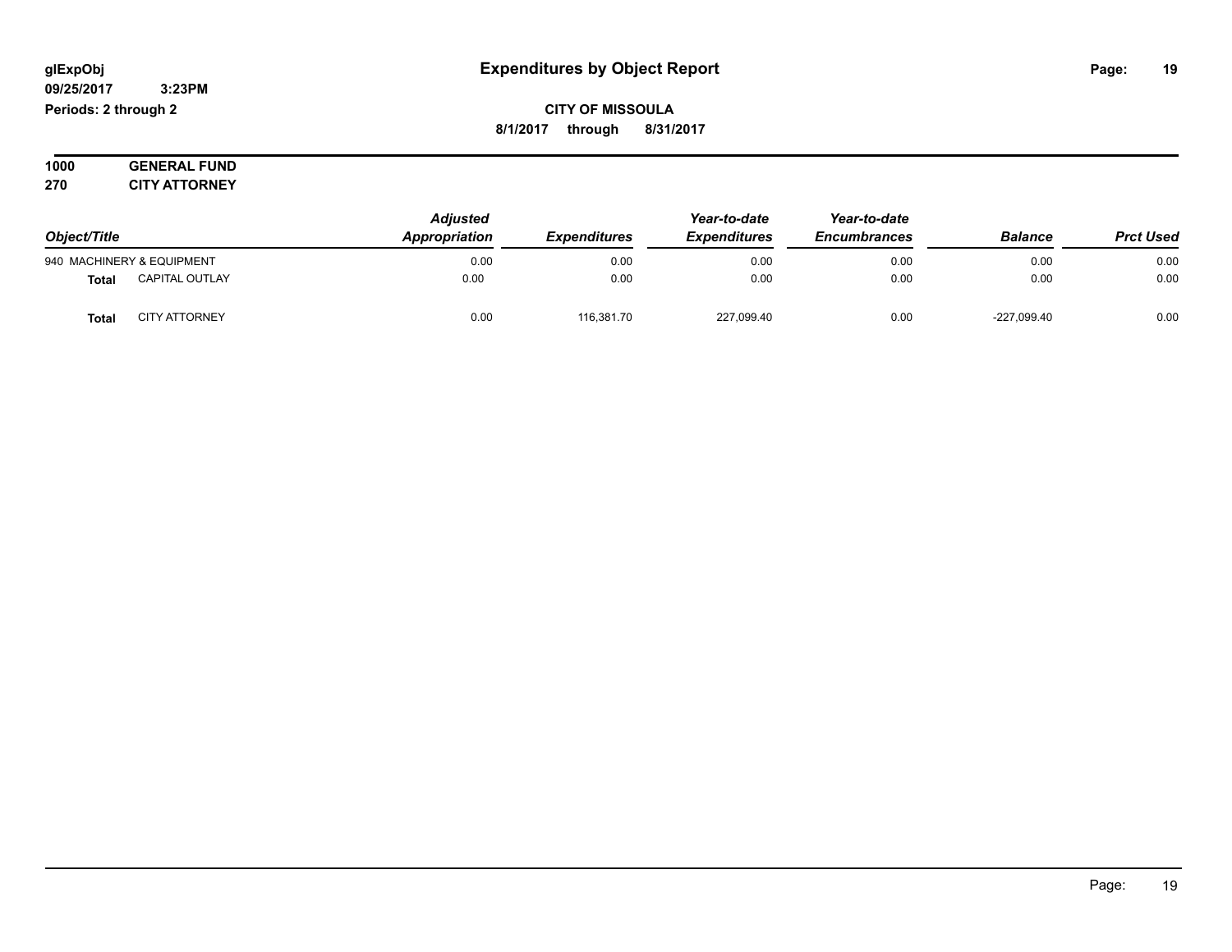# Expenditures by Object Report

glExpObj
09/25/2017 3:23PM
Periods: 2 through 2

**CITY OF MISSOULA**
**8/1/2017 through 8/31/2017**

**1000 GENERAL FUND**
**270 CITY ATTORNEY**

| Object/Title | | *Adjusted Appropriation* | *Expenditures* | *Year-to-date Expenditures* | *Year-to-date Encumbrances* | *Balance* | *Prct Used* |
|---|---|---|---|---|---|---|---|
| 940 MACHINERY & EQUIPMENT | | 0.00 | 0.00 | 0.00 | 0.00 | 0.00 | 0.00 |
| **Total** | CAPITAL OUTLAY | 0.00 | 0.00 | 0.00 | 0.00 | 0.00 | 0.00 |
| **Total** | CITY ATTORNEY | 0.00 | 116,381.70 | 227,099.40 | 0.00 | -227,099.40 | 0.00 |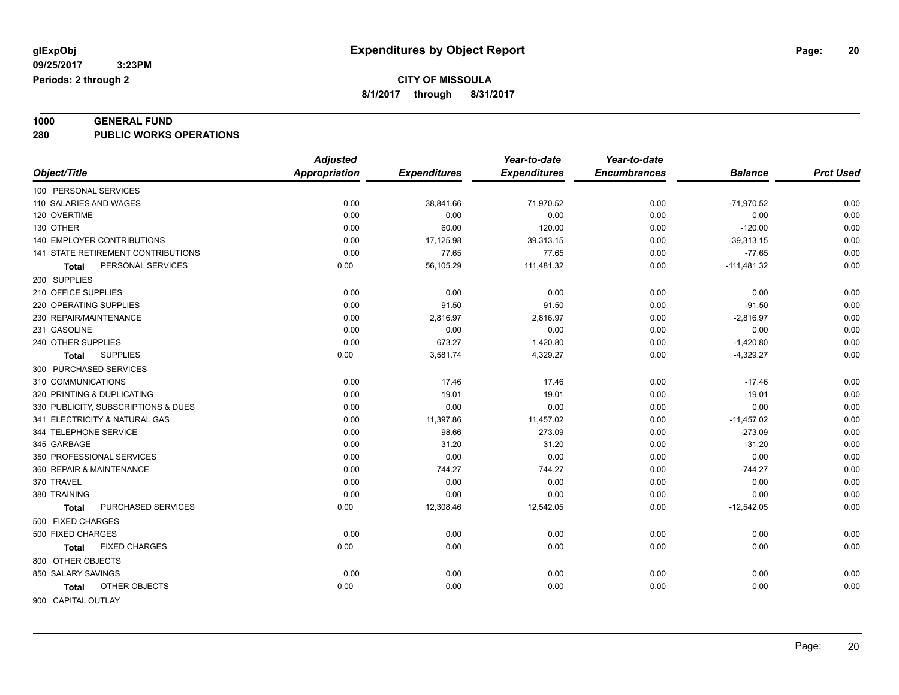# Expenditures by Object Report

glExpObj
09/25/2017 3:23PM
Periods: 2 through 2

**CITY OF MISSOULA**
**8/1/2017 through 8/31/2017**

**1000 GENERAL FUND**
**280 PUBLIC WORKS OPERATIONS**

| Object/Title | Adjusted Appropriation | Expenditures | Year-to-date Expenditures | Year-to-date Encumbrances | Balance | Prct Used |
|---|---|---|---|---|---|---|
| 100 PERSONAL SERVICES | | | | | | |
| 110 SALARIES AND WAGES | 0.00 | 38,841.66 | 71,970.52 | 0.00 | -71,970.52 | 0.00 |
| 120 OVERTIME | 0.00 | 0.00 | 0.00 | 0.00 | 0.00 | 0.00 |
| 130 OTHER | 0.00 | 60.00 | 120.00 | 0.00 | -120.00 | 0.00 |
| 140 EMPLOYER CONTRIBUTIONS | 0.00 | 17,125.98 | 39,313.15 | 0.00 | -39,313.15 | 0.00 |
| 141 STATE RETIREMENT CONTRIBUTIONS | 0.00 | 77.65 | 77.65 | 0.00 | -77.65 | 0.00 |
| **Total** PERSONAL SERVICES | 0.00 | 56,105.29 | 111,481.32 | 0.00 | -111,481.32 | 0.00 |
| 200 SUPPLIES | | | | | | |
| 210 OFFICE SUPPLIES | 0.00 | 0.00 | 0.00 | 0.00 | 0.00 | 0.00 |
| 220 OPERATING SUPPLIES | 0.00 | 91.50 | 91.50 | 0.00 | -91.50 | 0.00 |
| 230 REPAIR/MAINTENANCE | 0.00 | 2,816.97 | 2,816.97 | 0.00 | -2,816.97 | 0.00 |
| 231 GASOLINE | 0.00 | 0.00 | 0.00 | 0.00 | 0.00 | 0.00 |
| 240 OTHER SUPPLIES | 0.00 | 673.27 | 1,420.80 | 0.00 | -1,420.80 | 0.00 |
| **Total** SUPPLIES | 0.00 | 3,581.74 | 4,329.27 | 0.00 | -4,329.27 | 0.00 |
| 300 PURCHASED SERVICES | | | | | | |
| 310 COMMUNICATIONS | 0.00 | 17.46 | 17.46 | 0.00 | -17.46 | 0.00 |
| 320 PRINTING & DUPLICATING | 0.00 | 19.01 | 19.01 | 0.00 | -19.01 | 0.00 |
| 330 PUBLICITY, SUBSCRIPTIONS & DUES | 0.00 | 0.00 | 0.00 | 0.00 | 0.00 | 0.00 |
| 341 ELECTRICITY & NATURAL GAS | 0.00 | 11,397.86 | 11,457.02 | 0.00 | -11,457.02 | 0.00 |
| 344 TELEPHONE SERVICE | 0.00 | 98.66 | 273.09 | 0.00 | -273.09 | 0.00 |
| 345 GARBAGE | 0.00 | 31.20 | 31.20 | 0.00 | -31.20 | 0.00 |
| 350 PROFESSIONAL SERVICES | 0.00 | 0.00 | 0.00 | 0.00 | 0.00 | 0.00 |
| 360 REPAIR & MAINTENANCE | 0.00 | 744.27 | 744.27 | 0.00 | -744.27 | 0.00 |
| 370 TRAVEL | 0.00 | 0.00 | 0.00 | 0.00 | 0.00 | 0.00 |
| 380 TRAINING | 0.00 | 0.00 | 0.00 | 0.00 | 0.00 | 0.00 |
| **Total** PURCHASED SERVICES | 0.00 | 12,308.46 | 12,542.05 | 0.00 | -12,542.05 | 0.00 |
| 500 FIXED CHARGES | | | | | | |
| 500 FIXED CHARGES | 0.00 | 0.00 | 0.00 | 0.00 | 0.00 | 0.00 |
| **Total** FIXED CHARGES | 0.00 | 0.00 | 0.00 | 0.00 | 0.00 | 0.00 |
| 800 OTHER OBJECTS | | | | | | |
| 850 SALARY SAVINGS | 0.00 | 0.00 | 0.00 | 0.00 | 0.00 | 0.00 |
| **Total** OTHER OBJECTS | 0.00 | 0.00 | 0.00 | 0.00 | 0.00 | 0.00 |
| 900 CAPITAL OUTLAY | | | | | | |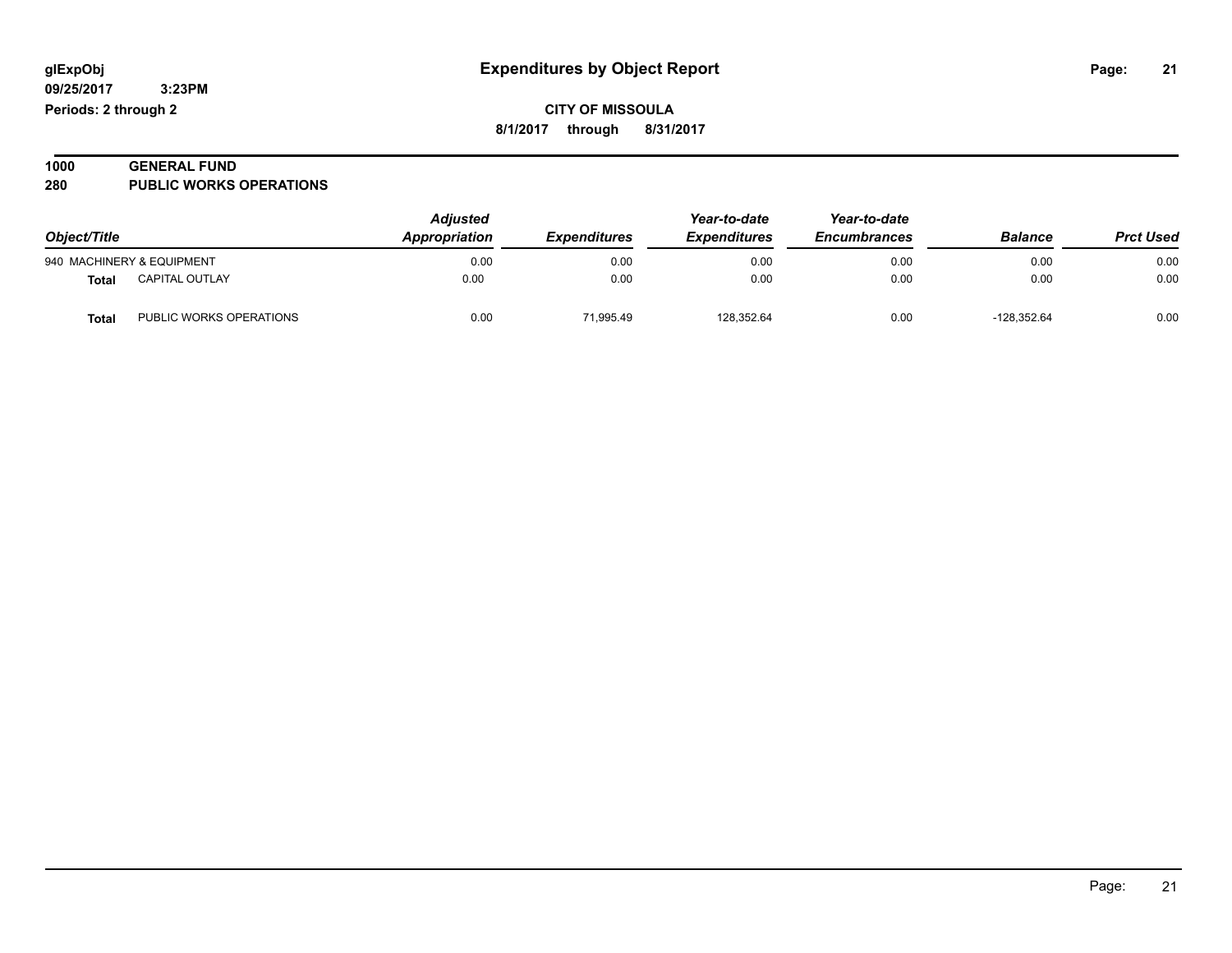glExpObj
09/25/2017 3:23PM
Periods: 2 through 2

# Expenditures by Object Report

**CITY OF MISSOULA**

**8/1/2017 through 8/31/2017**

**1000 GENERAL FUND**

**280 PUBLIC WORKS OPERATIONS**

| Object/Title | | Adjusted Appropriation | Expenditures | Year-to-date Expenditures | Year-to-date Encumbrances | Balance | Prct Used |
|---|---|---|---|---|---|---|---|
| 940 MACHINERY & EQUIPMENT | | 0.00 | 0.00 | 0.00 | 0.00 | 0.00 | 0.00 |
| **Total** | CAPITAL OUTLAY | 0.00 | 0.00 | 0.00 | 0.00 | 0.00 | 0.00 |
| **Total** | PUBLIC WORKS OPERATIONS | 0.00 | 71,995.49 | 128,352.64 | 0.00 | -128,352.64 | 0.00 |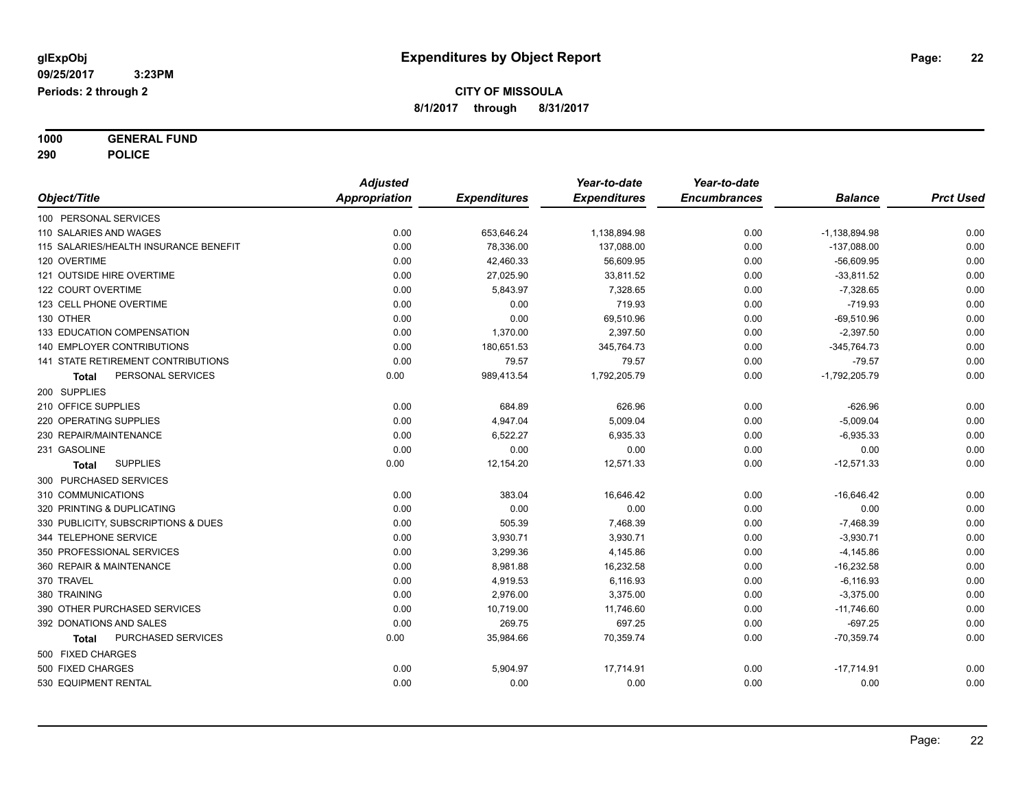glExpObj
09/25/2017 3:23PM
Periods: 2 through 2

# Expenditures by Object Report

**CITY OF MISSOULA**
**8/1/2017 through 8/31/2017**

**1000 GENERAL FUND**
**290 POLICE**

| Object/Title | Adjusted Appropriation | Expenditures | Year-to-date Expenditures | Year-to-date Encumbrances | Balance | Prct Used |
|---|---|---|---|---|---|---|
| 100 PERSONAL SERVICES | | | | | | |
| 110 SALARIES AND WAGES | 0.00 | 653,646.24 | 1,138,894.98 | 0.00 | -1,138,894.98 | 0.00 |
| 115 SALARIES/HEALTH INSURANCE BENEFIT | 0.00 | 78,336.00 | 137,088.00 | 0.00 | -137,088.00 | 0.00 |
| 120 OVERTIME | 0.00 | 42,460.33 | 56,609.95 | 0.00 | -56,609.95 | 0.00 |
| 121 OUTSIDE HIRE OVERTIME | 0.00 | 27,025.90 | 33,811.52 | 0.00 | -33,811.52 | 0.00 |
| 122 COURT OVERTIME | 0.00 | 5,843.97 | 7,328.65 | 0.00 | -7,328.65 | 0.00 |
| 123 CELL PHONE OVERTIME | 0.00 | 0.00 | 719.93 | 0.00 | -719.93 | 0.00 |
| 130 OTHER | 0.00 | 0.00 | 69,510.96 | 0.00 | -69,510.96 | 0.00 |
| 133 EDUCATION COMPENSATION | 0.00 | 1,370.00 | 2,397.50 | 0.00 | -2,397.50 | 0.00 |
| 140 EMPLOYER CONTRIBUTIONS | 0.00 | 180,651.53 | 345,764.73 | 0.00 | -345,764.73 | 0.00 |
| 141 STATE RETIREMENT CONTRIBUTIONS | 0.00 | 79.57 | 79.57 | 0.00 | -79.57 | 0.00 |
| **Total** PERSONAL SERVICES | 0.00 | 989,413.54 | 1,792,205.79 | 0.00 | -1,792,205.79 | 0.00 |
| 200 SUPPLIES | | | | | | |
| 210 OFFICE SUPPLIES | 0.00 | 684.89 | 626.96 | 0.00 | -626.96 | 0.00 |
| 220 OPERATING SUPPLIES | 0.00 | 4,947.04 | 5,009.04 | 0.00 | -5,009.04 | 0.00 |
| 230 REPAIR/MAINTENANCE | 0.00 | 6,522.27 | 6,935.33 | 0.00 | -6,935.33 | 0.00 |
| 231 GASOLINE | 0.00 | 0.00 | 0.00 | 0.00 | 0.00 | 0.00 |
| **Total** SUPPLIES | 0.00 | 12,154.20 | 12,571.33 | 0.00 | -12,571.33 | 0.00 |
| 300 PURCHASED SERVICES | | | | | | |
| 310 COMMUNICATIONS | 0.00 | 383.04 | 16,646.42 | 0.00 | -16,646.42 | 0.00 |
| 320 PRINTING & DUPLICATING | 0.00 | 0.00 | 0.00 | 0.00 | 0.00 | 0.00 |
| 330 PUBLICITY, SUBSCRIPTIONS & DUES | 0.00 | 505.39 | 7,468.39 | 0.00 | -7,468.39 | 0.00 |
| 344 TELEPHONE SERVICE | 0.00 | 3,930.71 | 3,930.71 | 0.00 | -3,930.71 | 0.00 |
| 350 PROFESSIONAL SERVICES | 0.00 | 3,299.36 | 4,145.86 | 0.00 | -4,145.86 | 0.00 |
| 360 REPAIR & MAINTENANCE | 0.00 | 8,981.88 | 16,232.58 | 0.00 | -16,232.58 | 0.00 |
| 370 TRAVEL | 0.00 | 4,919.53 | 6,116.93 | 0.00 | -6,116.93 | 0.00 |
| 380 TRAINING | 0.00 | 2,976.00 | 3,375.00 | 0.00 | -3,375.00 | 0.00 |
| 390 OTHER PURCHASED SERVICES | 0.00 | 10,719.00 | 11,746.60 | 0.00 | -11,746.60 | 0.00 |
| 392 DONATIONS AND SALES | 0.00 | 269.75 | 697.25 | 0.00 | -697.25 | 0.00 |
| **Total** PURCHASED SERVICES | 0.00 | 35,984.66 | 70,359.74 | 0.00 | -70,359.74 | 0.00 |
| 500 FIXED CHARGES | | | | | | |
| 500 FIXED CHARGES | 0.00 | 5,904.97 | 17,714.91 | 0.00 | -17,714.91 | 0.00 |
| 530 EQUIPMENT RENTAL | 0.00 | 0.00 | 0.00 | 0.00 | 0.00 | 0.00 |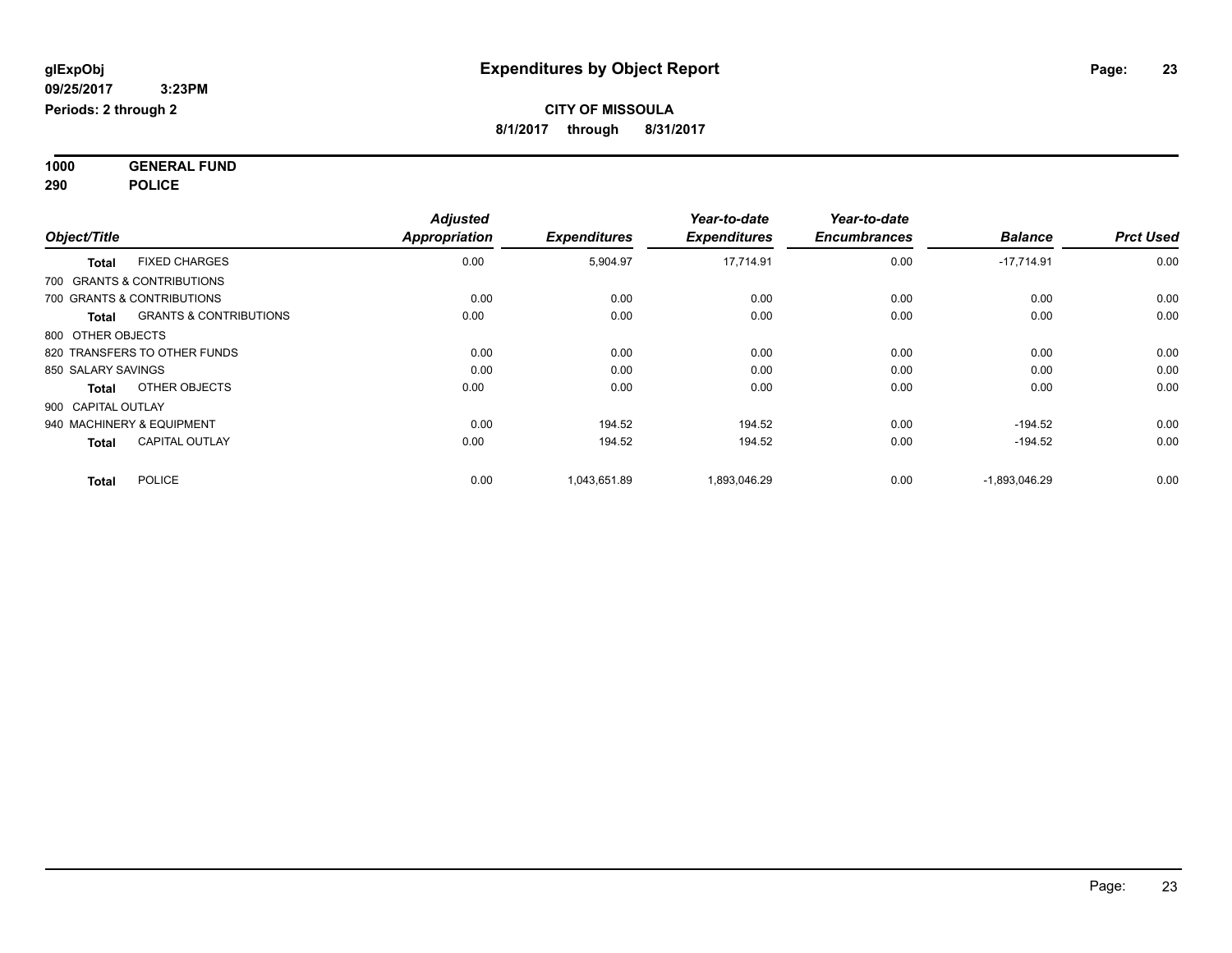**glExpObj**
**09/25/2017 3:23PM**
**Periods: 2 through 2**

# Expenditures by Object Report

**CITY OF MISSOULA**
**8/1/2017 through 8/31/2017**

**1000 GENERAL FUND**
**290 POLICE**

| Object/Title | | *Adjusted Appropriation* | *Expenditures* | *Year-to-date Expenditures* | *Year-to-date Encumbrances* | *Balance* | *Prct Used* |
|---|---|---|---|---|---|---|---|
| **Total** | FIXED CHARGES | 0.00 | 5,904.97 | 17,714.91 | 0.00 | -17,714.91 | 0.00 |
| 700 GRANTS & CONTRIBUTIONS | | | | | | | |
| 700 GRANTS & CONTRIBUTIONS | | 0.00 | 0.00 | 0.00 | 0.00 | 0.00 | 0.00 |
| **Total** | GRANTS & CONTRIBUTIONS | 0.00 | 0.00 | 0.00 | 0.00 | 0.00 | 0.00 |
| 800 OTHER OBJECTS | | | | | | | |
| 820 TRANSFERS TO OTHER FUNDS | | 0.00 | 0.00 | 0.00 | 0.00 | 0.00 | 0.00 |
| 850 SALARY SAVINGS | | 0.00 | 0.00 | 0.00 | 0.00 | 0.00 | 0.00 |
| **Total** | OTHER OBJECTS | 0.00 | 0.00 | 0.00 | 0.00 | 0.00 | 0.00 |
| 900 CAPITAL OUTLAY | | | | | | | |
| 940 MACHINERY & EQUIPMENT | | 0.00 | 194.52 | 194.52 | 0.00 | -194.52 | 0.00 |
| **Total** | CAPITAL OUTLAY | 0.00 | 194.52 | 194.52 | 0.00 | -194.52 | 0.00 |
| **Total** | POLICE | 0.00 | 1,043,651.89 | 1,893,046.29 | 0.00 | -1,893,046.29 | 0.00 |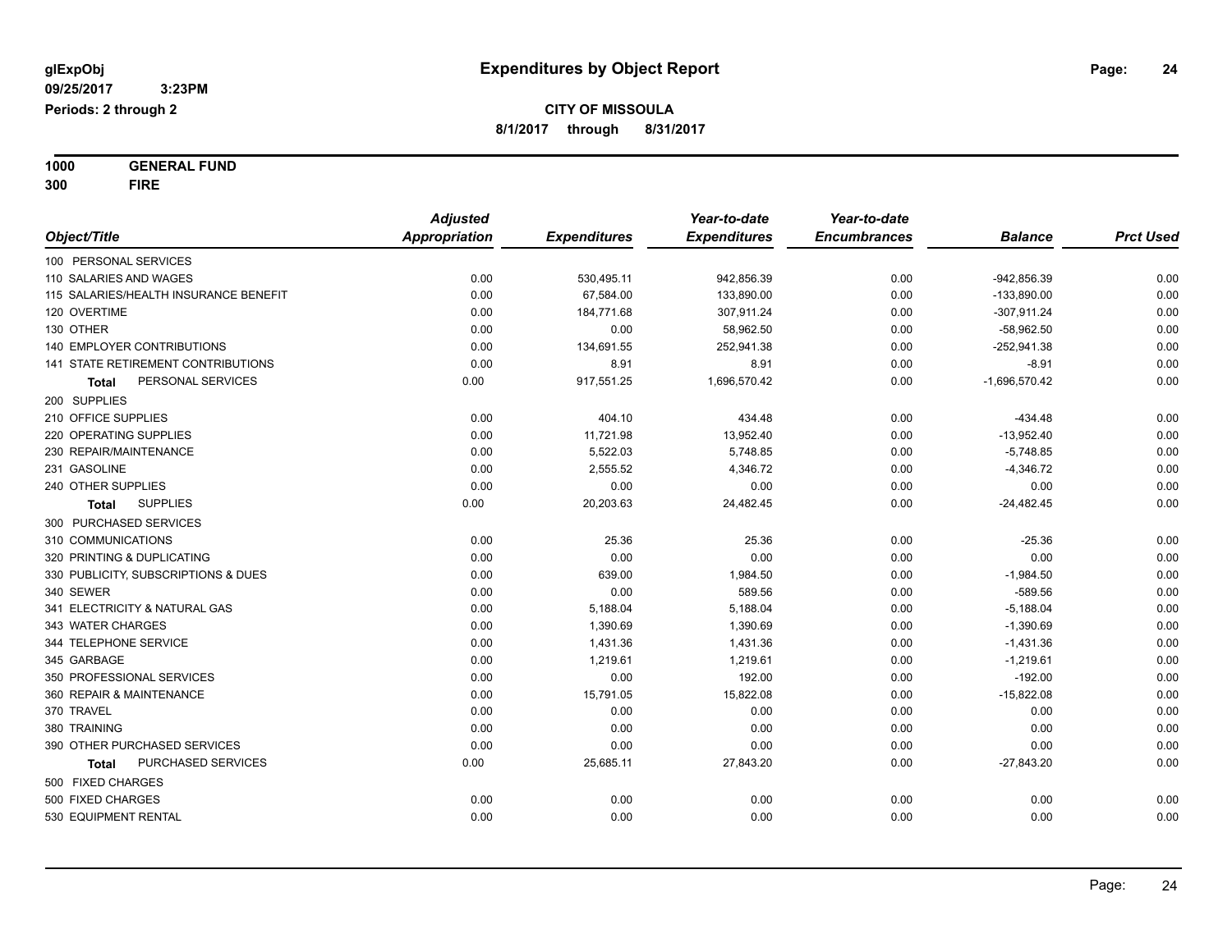**glExpObj**
**09/25/2017 3:23PM**
**Periods: 2 through 2**

# Expenditures by Object Report

**CITY OF MISSOULA**
**8/1/2017 through 8/31/2017**

**1000 GENERAL FUND**
**300 FIRE**

| Object/Title | Adjusted Appropriation | Expenditures | Year-to-date Expenditures | Year-to-date Encumbrances | Balance | Prct Used |
|---|---|---|---|---|---|---|
| 100 PERSONAL SERVICES | | | | | | |
| 110 SALARIES AND WAGES | 0.00 | 530,495.11 | 942,856.39 | 0.00 | -942,856.39 | 0.00 |
| 115 SALARIES/HEALTH INSURANCE BENEFIT | 0.00 | 67,584.00 | 133,890.00 | 0.00 | -133,890.00 | 0.00 |
| 120 OVERTIME | 0.00 | 184,771.68 | 307,911.24 | 0.00 | -307,911.24 | 0.00 |
| 130 OTHER | 0.00 | 0.00 | 58,962.50 | 0.00 | -58,962.50 | 0.00 |
| 140 EMPLOYER CONTRIBUTIONS | 0.00 | 134,691.55 | 252,941.38 | 0.00 | -252,941.38 | 0.00 |
| 141 STATE RETIREMENT CONTRIBUTIONS | 0.00 | 8.91 | 8.91 | 0.00 | -8.91 | 0.00 |
| **Total** PERSONAL SERVICES | 0.00 | 917,551.25 | 1,696,570.42 | 0.00 | -1,696,570.42 | 0.00 |
| 200 SUPPLIES | | | | | | |
| 210 OFFICE SUPPLIES | 0.00 | 404.10 | 434.48 | 0.00 | -434.48 | 0.00 |
| 220 OPERATING SUPPLIES | 0.00 | 11,721.98 | 13,952.40 | 0.00 | -13,952.40 | 0.00 |
| 230 REPAIR/MAINTENANCE | 0.00 | 5,522.03 | 5,748.85 | 0.00 | -5,748.85 | 0.00 |
| 231 GASOLINE | 0.00 | 2,555.52 | 4,346.72 | 0.00 | -4,346.72 | 0.00 |
| 240 OTHER SUPPLIES | 0.00 | 0.00 | 0.00 | 0.00 | 0.00 | 0.00 |
| **Total** SUPPLIES | 0.00 | 20,203.63 | 24,482.45 | 0.00 | -24,482.45 | 0.00 |
| 300 PURCHASED SERVICES | | | | | | |
| 310 COMMUNICATIONS | 0.00 | 25.36 | 25.36 | 0.00 | -25.36 | 0.00 |
| 320 PRINTING & DUPLICATING | 0.00 | 0.00 | 0.00 | 0.00 | 0.00 | 0.00 |
| 330 PUBLICITY, SUBSCRIPTIONS & DUES | 0.00 | 639.00 | 1,984.50 | 0.00 | -1,984.50 | 0.00 |
| 340 SEWER | 0.00 | 0.00 | 589.56 | 0.00 | -589.56 | 0.00 |
| 341 ELECTRICITY & NATURAL GAS | 0.00 | 5,188.04 | 5,188.04 | 0.00 | -5,188.04 | 0.00 |
| 343 WATER CHARGES | 0.00 | 1,390.69 | 1,390.69 | 0.00 | -1,390.69 | 0.00 |
| 344 TELEPHONE SERVICE | 0.00 | 1,431.36 | 1,431.36 | 0.00 | -1,431.36 | 0.00 |
| 345 GARBAGE | 0.00 | 1,219.61 | 1,219.61 | 0.00 | -1,219.61 | 0.00 |
| 350 PROFESSIONAL SERVICES | 0.00 | 0.00 | 192.00 | 0.00 | -192.00 | 0.00 |
| 360 REPAIR & MAINTENANCE | 0.00 | 15,791.05 | 15,822.08 | 0.00 | -15,822.08 | 0.00 |
| 370 TRAVEL | 0.00 | 0.00 | 0.00 | 0.00 | 0.00 | 0.00 |
| 380 TRAINING | 0.00 | 0.00 | 0.00 | 0.00 | 0.00 | 0.00 |
| 390 OTHER PURCHASED SERVICES | 0.00 | 0.00 | 0.00 | 0.00 | 0.00 | 0.00 |
| **Total** PURCHASED SERVICES | 0.00 | 25,685.11 | 27,843.20 | 0.00 | -27,843.20 | 0.00 |
| 500 FIXED CHARGES | | | | | | |
| 500 FIXED CHARGES | 0.00 | 0.00 | 0.00 | 0.00 | 0.00 | 0.00 |
| 530 EQUIPMENT RENTAL | 0.00 | 0.00 | 0.00 | 0.00 | 0.00 | 0.00 |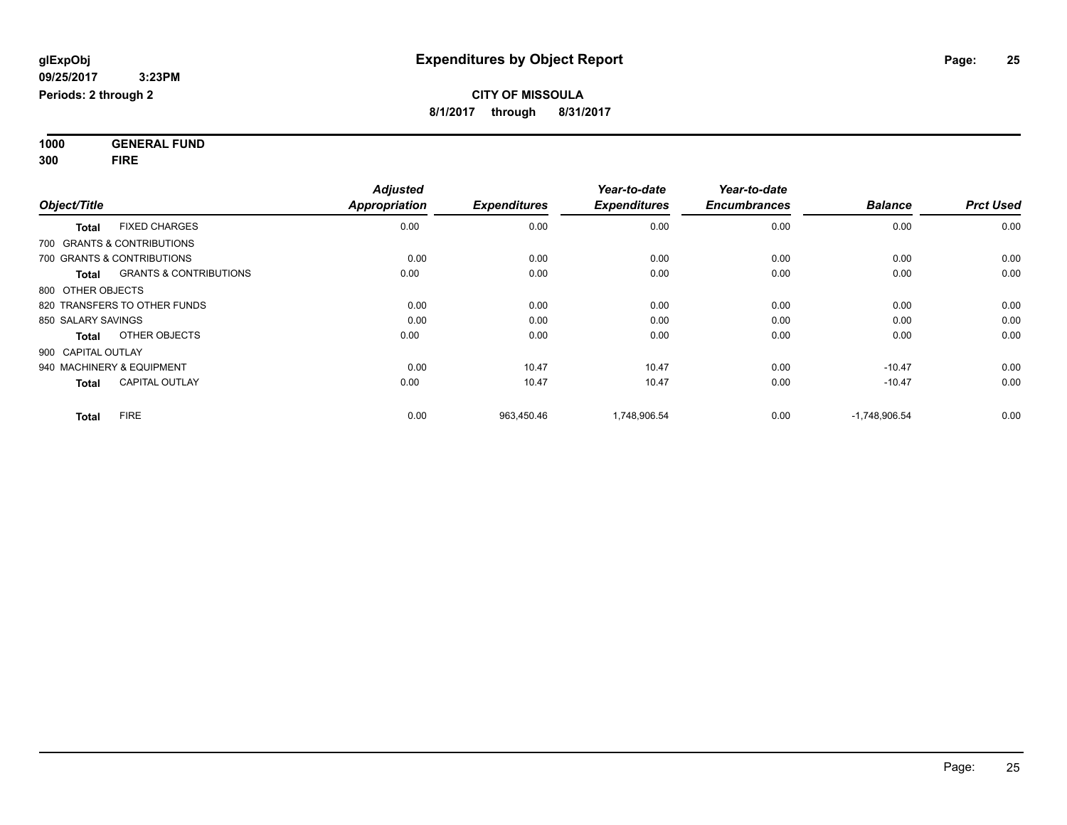**glExpObj**
**09/25/2017 3:23PM**
**Periods: 2 through 2**

# Expenditures by Object Report

**CITY OF MISSOULA**
**8/1/2017 through 8/31/2017**

**1000 GENERAL FUND**
**300 FIRE**

| Object/Title | | *Adjusted Appropriation* | *Expenditures* | *Year-to-date Expenditures* | *Year-to-date Encumbrances* | *Balance* | *Prct Used* |
|---|---|---|---|---|---|---|---|
| **Total** | FIXED CHARGES | 0.00 | 0.00 | 0.00 | 0.00 | 0.00 | 0.00 |
| 700 GRANTS & CONTRIBUTIONS | | | | | | | |
| 700 GRANTS & CONTRIBUTIONS | | 0.00 | 0.00 | 0.00 | 0.00 | 0.00 | 0.00 |
| **Total** | GRANTS & CONTRIBUTIONS | 0.00 | 0.00 | 0.00 | 0.00 | 0.00 | 0.00 |
| 800 OTHER OBJECTS | | | | | | | |
| 820 TRANSFERS TO OTHER FUNDS | | 0.00 | 0.00 | 0.00 | 0.00 | 0.00 | 0.00 |
| 850 SALARY SAVINGS | | 0.00 | 0.00 | 0.00 | 0.00 | 0.00 | 0.00 |
| **Total** | OTHER OBJECTS | 0.00 | 0.00 | 0.00 | 0.00 | 0.00 | 0.00 |
| 900 CAPITAL OUTLAY | | | | | | | |
| 940 MACHINERY & EQUIPMENT | | 0.00 | 10.47 | 10.47 | 0.00 | -10.47 | 0.00 |
| **Total** | CAPITAL OUTLAY | 0.00 | 10.47 | 10.47 | 0.00 | -10.47 | 0.00 |
| **Total** | FIRE | 0.00 | 963,450.46 | 1,748,906.54 | 0.00 | -1,748,906.54 | 0.00 |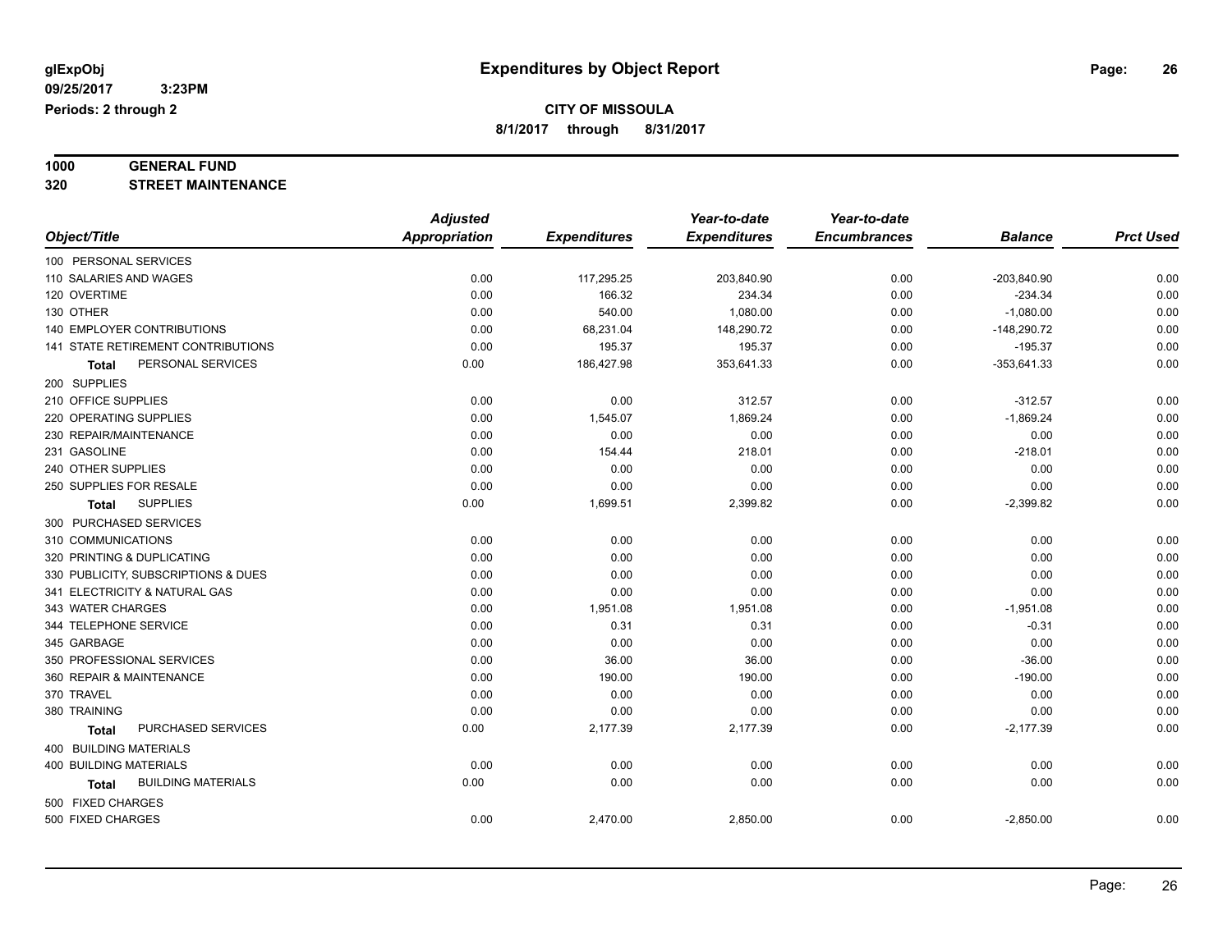# Expenditures by Object Report

glExpObj
09/25/2017 3:23PM
Periods: 2 through 2

**CITY OF MISSOULA**
**8/1/2017 through 8/31/2017**

**1000 GENERAL FUND**
**320 STREET MAINTENANCE**

| Object/Title | Adjusted Appropriation | Expenditures | Year-to-date Expenditures | Year-to-date Encumbrances | Balance | Prct Used |
|---|---|---|---|---|---|---|
| 100 PERSONAL SERVICES | | | | | | |
| 110 SALARIES AND WAGES | 0.00 | 117,295.25 | 203,840.90 | 0.00 | -203,840.90 | 0.00 |
| 120 OVERTIME | 0.00 | 166.32 | 234.34 | 0.00 | -234.34 | 0.00 |
| 130 OTHER | 0.00 | 540.00 | 1,080.00 | 0.00 | -1,080.00 | 0.00 |
| 140 EMPLOYER CONTRIBUTIONS | 0.00 | 68,231.04 | 148,290.72 | 0.00 | -148,290.72 | 0.00 |
| 141 STATE RETIREMENT CONTRIBUTIONS | 0.00 | 195.37 | 195.37 | 0.00 | -195.37 | 0.00 |
| **Total** PERSONAL SERVICES | 0.00 | 186,427.98 | 353,641.33 | 0.00 | -353,641.33 | 0.00 |
| 200 SUPPLIES | | | | | | |
| 210 OFFICE SUPPLIES | 0.00 | 0.00 | 312.57 | 0.00 | -312.57 | 0.00 |
| 220 OPERATING SUPPLIES | 0.00 | 1,545.07 | 1,869.24 | 0.00 | -1,869.24 | 0.00 |
| 230 REPAIR/MAINTENANCE | 0.00 | 0.00 | 0.00 | 0.00 | 0.00 | 0.00 |
| 231 GASOLINE | 0.00 | 154.44 | 218.01 | 0.00 | -218.01 | 0.00 |
| 240 OTHER SUPPLIES | 0.00 | 0.00 | 0.00 | 0.00 | 0.00 | 0.00 |
| 250 SUPPLIES FOR RESALE | 0.00 | 0.00 | 0.00 | 0.00 | 0.00 | 0.00 |
| **Total** SUPPLIES | 0.00 | 1,699.51 | 2,399.82 | 0.00 | -2,399.82 | 0.00 |
| 300 PURCHASED SERVICES | | | | | | |
| 310 COMMUNICATIONS | 0.00 | 0.00 | 0.00 | 0.00 | 0.00 | 0.00 |
| 320 PRINTING & DUPLICATING | 0.00 | 0.00 | 0.00 | 0.00 | 0.00 | 0.00 |
| 330 PUBLICITY, SUBSCRIPTIONS & DUES | 0.00 | 0.00 | 0.00 | 0.00 | 0.00 | 0.00 |
| 341 ELECTRICITY & NATURAL GAS | 0.00 | 0.00 | 0.00 | 0.00 | 0.00 | 0.00 |
| 343 WATER CHARGES | 0.00 | 1,951.08 | 1,951.08 | 0.00 | -1,951.08 | 0.00 |
| 344 TELEPHONE SERVICE | 0.00 | 0.31 | 0.31 | 0.00 | -0.31 | 0.00 |
| 345 GARBAGE | 0.00 | 0.00 | 0.00 | 0.00 | 0.00 | 0.00 |
| 350 PROFESSIONAL SERVICES | 0.00 | 36.00 | 36.00 | 0.00 | -36.00 | 0.00 |
| 360 REPAIR & MAINTENANCE | 0.00 | 190.00 | 190.00 | 0.00 | -190.00 | 0.00 |
| 370 TRAVEL | 0.00 | 0.00 | 0.00 | 0.00 | 0.00 | 0.00 |
| 380 TRAINING | 0.00 | 0.00 | 0.00 | 0.00 | 0.00 | 0.00 |
| **Total** PURCHASED SERVICES | 0.00 | 2,177.39 | 2,177.39 | 0.00 | -2,177.39 | 0.00 |
| 400 BUILDING MATERIALS | | | | | | |
| 400 BUILDING MATERIALS | 0.00 | 0.00 | 0.00 | 0.00 | 0.00 | 0.00 |
| **Total** BUILDING MATERIALS | 0.00 | 0.00 | 0.00 | 0.00 | 0.00 | 0.00 |
| 500 FIXED CHARGES | | | | | | |
| 500 FIXED CHARGES | 0.00 | 2,470.00 | 2,850.00 | 0.00 | -2,850.00 | 0.00 |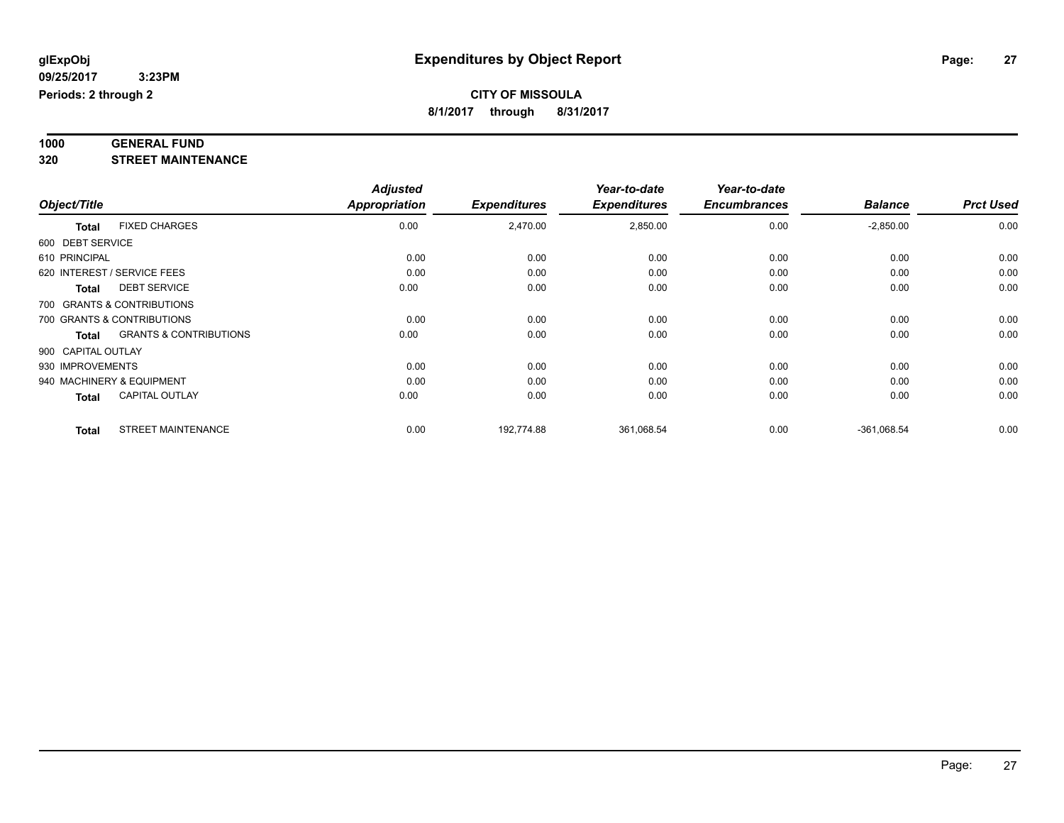**glExpObj** **Expenditures by Object Report**

**09/25/2017 3:23PM**

**Periods: 2 through 2**

**CITY OF MISSOULA**

**8/1/2017 through 8/31/2017**

## 1000 GENERAL FUND
## 320 STREET MAINTENANCE

| Object/Title | | *Adjusted Appropriation* | *Expenditures* | *Year-to-date Expenditures* | *Year-to-date Encumbrances* | *Balance* | *Prct Used* |
|---|---|---|---|---|---|---|---|
| **Total** | FIXED CHARGES | 0.00 | 2,470.00 | 2,850.00 | 0.00 | -2,850.00 | 0.00 |
| 600 DEBT SERVICE | | | | | | | |
| 610 PRINCIPAL | | 0.00 | 0.00 | 0.00 | 0.00 | 0.00 | 0.00 |
| 620 INTEREST / SERVICE FEES | | 0.00 | 0.00 | 0.00 | 0.00 | 0.00 | 0.00 |
| **Total** | DEBT SERVICE | 0.00 | 0.00 | 0.00 | 0.00 | 0.00 | 0.00 |
| 700 GRANTS & CONTRIBUTIONS | | | | | | | |
| 700 GRANTS & CONTRIBUTIONS | | 0.00 | 0.00 | 0.00 | 0.00 | 0.00 | 0.00 |
| **Total** | GRANTS & CONTRIBUTIONS | 0.00 | 0.00 | 0.00 | 0.00 | 0.00 | 0.00 |
| 900 CAPITAL OUTLAY | | | | | | | |
| 930 IMPROVEMENTS | | 0.00 | 0.00 | 0.00 | 0.00 | 0.00 | 0.00 |
| 940 MACHINERY & EQUIPMENT | | 0.00 | 0.00 | 0.00 | 0.00 | 0.00 | 0.00 |
| **Total** | CAPITAL OUTLAY | 0.00 | 0.00 | 0.00 | 0.00 | 0.00 | 0.00 |
| **Total** | STREET MAINTENANCE | 0.00 | 192,774.88 | 361,068.54 | 0.00 | -361,068.54 | 0.00 |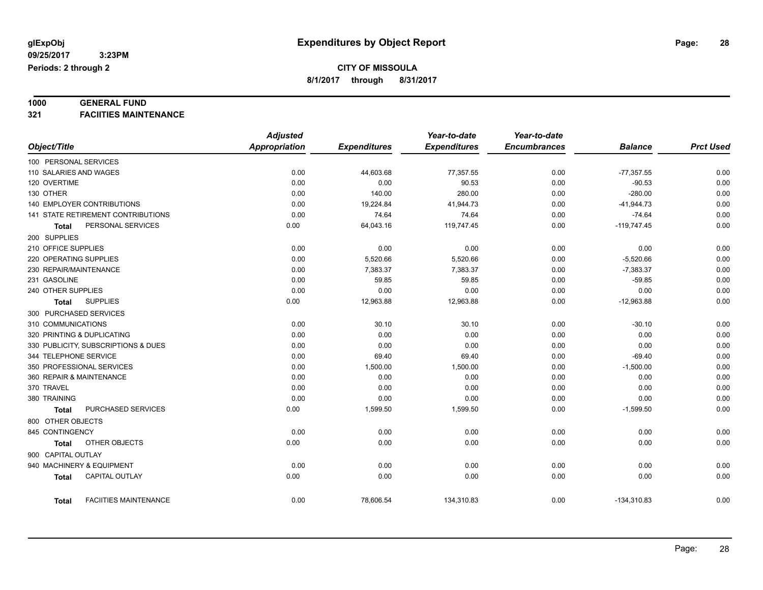# Expenditures by Object Report

glExpObj
09/25/2017 3:23PM
Periods: 2 through 2

**CITY OF MISSOULA**
**8/1/2017 through 8/31/2017**

**1000 GENERAL FUND**
**321 FACIITIES MAINTENANCE**

| Object/Title | Adjusted Appropriation | Expenditures | Year-to-date Expenditures | Year-to-date Encumbrances | Balance | Prct Used |
|---|---|---|---|---|---|---|
| 100 PERSONAL SERVICES | | | | | | |
| 110 SALARIES AND WAGES | 0.00 | 44,603.68 | 77,357.55 | 0.00 | -77,357.55 | 0.00 |
| 120 OVERTIME | 0.00 | 0.00 | 90.53 | 0.00 | -90.53 | 0.00 |
| 130 OTHER | 0.00 | 140.00 | 280.00 | 0.00 | -280.00 | 0.00 |
| 140 EMPLOYER CONTRIBUTIONS | 0.00 | 19,224.84 | 41,944.73 | 0.00 | -41,944.73 | 0.00 |
| 141 STATE RETIREMENT CONTRIBUTIONS | 0.00 | 74.64 | 74.64 | 0.00 | -74.64 | 0.00 |
| **Total** PERSONAL SERVICES | 0.00 | 64,043.16 | 119,747.45 | 0.00 | -119,747.45 | 0.00 |
| 200 SUPPLIES | | | | | | |
| 210 OFFICE SUPPLIES | 0.00 | 0.00 | 0.00 | 0.00 | 0.00 | 0.00 |
| 220 OPERATING SUPPLIES | 0.00 | 5,520.66 | 5,520.66 | 0.00 | -5,520.66 | 0.00 |
| 230 REPAIR/MAINTENANCE | 0.00 | 7,383.37 | 7,383.37 | 0.00 | -7,383.37 | 0.00 |
| 231 GASOLINE | 0.00 | 59.85 | 59.85 | 0.00 | -59.85 | 0.00 |
| 240 OTHER SUPPLIES | 0.00 | 0.00 | 0.00 | 0.00 | 0.00 | 0.00 |
| **Total** SUPPLIES | 0.00 | 12,963.88 | 12,963.88 | 0.00 | -12,963.88 | 0.00 |
| 300 PURCHASED SERVICES | | | | | | |
| 310 COMMUNICATIONS | 0.00 | 30.10 | 30.10 | 0.00 | -30.10 | 0.00 |
| 320 PRINTING & DUPLICATING | 0.00 | 0.00 | 0.00 | 0.00 | 0.00 | 0.00 |
| 330 PUBLICITY, SUBSCRIPTIONS & DUES | 0.00 | 0.00 | 0.00 | 0.00 | 0.00 | 0.00 |
| 344 TELEPHONE SERVICE | 0.00 | 69.40 | 69.40 | 0.00 | -69.40 | 0.00 |
| 350 PROFESSIONAL SERVICES | 0.00 | 1,500.00 | 1,500.00 | 0.00 | -1,500.00 | 0.00 |
| 360 REPAIR & MAINTENANCE | 0.00 | 0.00 | 0.00 | 0.00 | 0.00 | 0.00 |
| 370 TRAVEL | 0.00 | 0.00 | 0.00 | 0.00 | 0.00 | 0.00 |
| 380 TRAINING | 0.00 | 0.00 | 0.00 | 0.00 | 0.00 | 0.00 |
| **Total** PURCHASED SERVICES | 0.00 | 1,599.50 | 1,599.50 | 0.00 | -1,599.50 | 0.00 |
| 800 OTHER OBJECTS | | | | | | |
| 845 CONTINGENCY | 0.00 | 0.00 | 0.00 | 0.00 | 0.00 | 0.00 |
| **Total** OTHER OBJECTS | 0.00 | 0.00 | 0.00 | 0.00 | 0.00 | 0.00 |
| 900 CAPITAL OUTLAY | | | | | | |
| 940 MACHINERY & EQUIPMENT | 0.00 | 0.00 | 0.00 | 0.00 | 0.00 | 0.00 |
| **Total** CAPITAL OUTLAY | 0.00 | 0.00 | 0.00 | 0.00 | 0.00 | 0.00 |
| **Total** FACIITIES MAINTENANCE | 0.00 | 78,606.54 | 134,310.83 | 0.00 | -134,310.83 | 0.00 |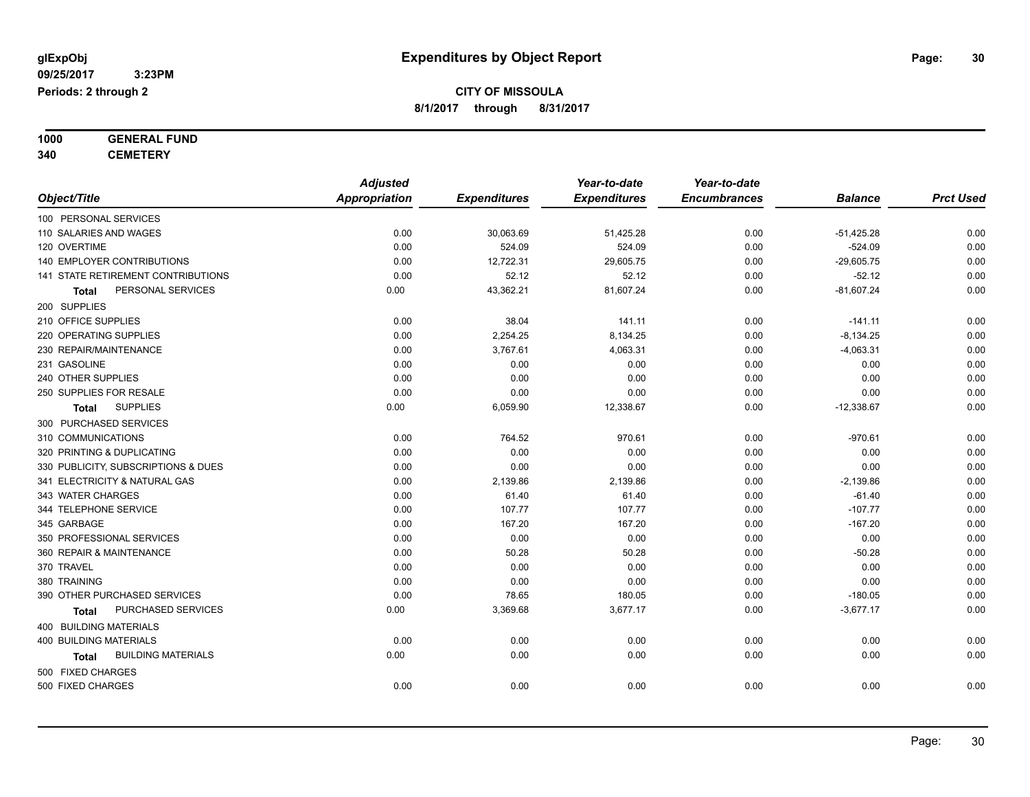# Expenditures by Object Report

glExpObj
09/25/2017 3:23PM
Periods: 2 through 2

**CITY OF MISSOULA**
8/1/2017 through 8/31/2017

**1000 GENERAL FUND**
**340 CEMETERY**

| Object/Title | Adjusted Appropriation | Expenditures | Year-to-date Expenditures | Year-to-date Encumbrances | Balance | Prct Used |
|---|---|---|---|---|---|---|
| 100 PERSONAL SERVICES | | | | | | |
| 110 SALARIES AND WAGES | 0.00 | 30,063.69 | 51,425.28 | 0.00 | -51,425.28 | 0.00 |
| 120 OVERTIME | 0.00 | 524.09 | 524.09 | 0.00 | -524.09 | 0.00 |
| 140 EMPLOYER CONTRIBUTIONS | 0.00 | 12,722.31 | 29,605.75 | 0.00 | -29,605.75 | 0.00 |
| 141 STATE RETIREMENT CONTRIBUTIONS | 0.00 | 52.12 | 52.12 | 0.00 | -52.12 | 0.00 |
| **Total** PERSONAL SERVICES | 0.00 | 43,362.21 | 81,607.24 | 0.00 | -81,607.24 | 0.00 |
| 200 SUPPLIES | | | | | | |
| 210 OFFICE SUPPLIES | 0.00 | 38.04 | 141.11 | 0.00 | -141.11 | 0.00 |
| 220 OPERATING SUPPLIES | 0.00 | 2,254.25 | 8,134.25 | 0.00 | -8,134.25 | 0.00 |
| 230 REPAIR/MAINTENANCE | 0.00 | 3,767.61 | 4,063.31 | 0.00 | -4,063.31 | 0.00 |
| 231 GASOLINE | 0.00 | 0.00 | 0.00 | 0.00 | 0.00 | 0.00 |
| 240 OTHER SUPPLIES | 0.00 | 0.00 | 0.00 | 0.00 | 0.00 | 0.00 |
| 250 SUPPLIES FOR RESALE | 0.00 | 0.00 | 0.00 | 0.00 | 0.00 | 0.00 |
| **Total** SUPPLIES | 0.00 | 6,059.90 | 12,338.67 | 0.00 | -12,338.67 | 0.00 |
| 300 PURCHASED SERVICES | | | | | | |
| 310 COMMUNICATIONS | 0.00 | 764.52 | 970.61 | 0.00 | -970.61 | 0.00 |
| 320 PRINTING & DUPLICATING | 0.00 | 0.00 | 0.00 | 0.00 | 0.00 | 0.00 |
| 330 PUBLICITY, SUBSCRIPTIONS & DUES | 0.00 | 0.00 | 0.00 | 0.00 | 0.00 | 0.00 |
| 341 ELECTRICITY & NATURAL GAS | 0.00 | 2,139.86 | 2,139.86 | 0.00 | -2,139.86 | 0.00 |
| 343 WATER CHARGES | 0.00 | 61.40 | 61.40 | 0.00 | -61.40 | 0.00 |
| 344 TELEPHONE SERVICE | 0.00 | 107.77 | 107.77 | 0.00 | -107.77 | 0.00 |
| 345 GARBAGE | 0.00 | 167.20 | 167.20 | 0.00 | -167.20 | 0.00 |
| 350 PROFESSIONAL SERVICES | 0.00 | 0.00 | 0.00 | 0.00 | 0.00 | 0.00 |
| 360 REPAIR & MAINTENANCE | 0.00 | 50.28 | 50.28 | 0.00 | -50.28 | 0.00 |
| 370 TRAVEL | 0.00 | 0.00 | 0.00 | 0.00 | 0.00 | 0.00 |
| 380 TRAINING | 0.00 | 0.00 | 0.00 | 0.00 | 0.00 | 0.00 |
| 390 OTHER PURCHASED SERVICES | 0.00 | 78.65 | 180.05 | 0.00 | -180.05 | 0.00 |
| **Total** PURCHASED SERVICES | 0.00 | 3,369.68 | 3,677.17 | 0.00 | -3,677.17 | 0.00 |
| 400 BUILDING MATERIALS | | | | | | |
| 400 BUILDING MATERIALS | 0.00 | 0.00 | 0.00 | 0.00 | 0.00 | 0.00 |
| **Total** BUILDING MATERIALS | 0.00 | 0.00 | 0.00 | 0.00 | 0.00 | 0.00 |
| 500 FIXED CHARGES | | | | | | |
| 500 FIXED CHARGES | 0.00 | 0.00 | 0.00 | 0.00 | 0.00 | 0.00 |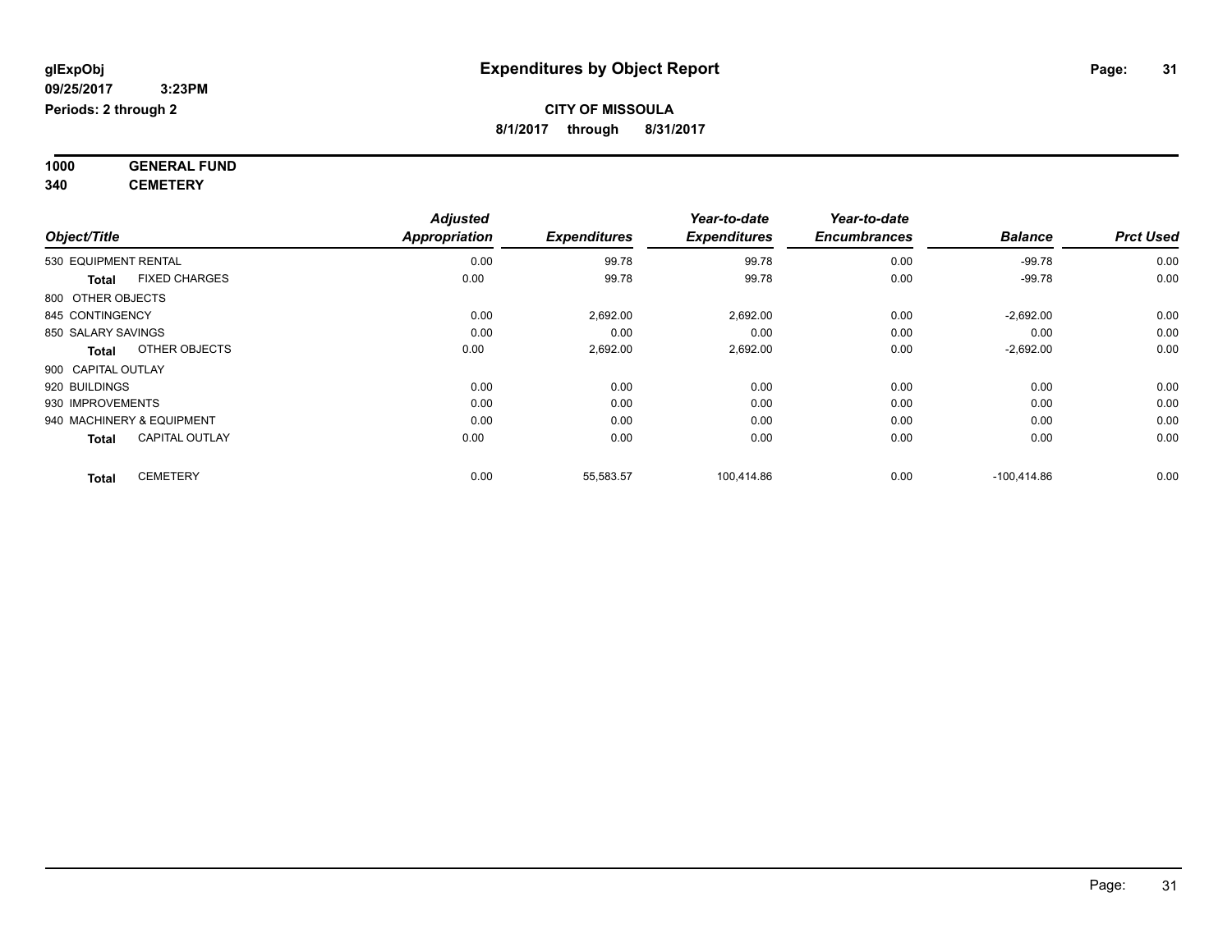glExpObj
09/25/2017 3:23PM
Periods: 2 through 2

# Expenditures by Object Report

**CITY OF MISSOULA**
**8/1/2017 through 8/31/2017**

**1000 GENERAL FUND**
**340 CEMETERY**

| Object/Title | | Adjusted Appropriation | Expenditures | Year-to-date Expenditures | Year-to-date Encumbrances | Balance | Prct Used |
|---|---|---|---|---|---|---|---|
| 530 EQUIPMENT RENTAL | | 0.00 | 99.78 | 99.78 | 0.00 | -99.78 | 0.00 |
| **Total** | FIXED CHARGES | 0.00 | 99.78 | 99.78 | 0.00 | -99.78 | 0.00 |
| 800 OTHER OBJECTS | | | | | | | |
| 845 CONTINGENCY | | 0.00 | 2,692.00 | 2,692.00 | 0.00 | -2,692.00 | 0.00 |
| 850 SALARY SAVINGS | | 0.00 | 0.00 | 0.00 | 0.00 | 0.00 | 0.00 |
| **Total** | OTHER OBJECTS | 0.00 | 2,692.00 | 2,692.00 | 0.00 | -2,692.00 | 0.00 |
| 900 CAPITAL OUTLAY | | | | | | | |
| 920 BUILDINGS | | 0.00 | 0.00 | 0.00 | 0.00 | 0.00 | 0.00 |
| 930 IMPROVEMENTS | | 0.00 | 0.00 | 0.00 | 0.00 | 0.00 | 0.00 |
| 940 MACHINERY & EQUIPMENT | | 0.00 | 0.00 | 0.00 | 0.00 | 0.00 | 0.00 |
| **Total** | CAPITAL OUTLAY | 0.00 | 0.00 | 0.00 | 0.00 | 0.00 | 0.00 |
| **Total** | CEMETERY | 0.00 | 55,583.57 | 100,414.86 | 0.00 | -100,414.86 | 0.00 |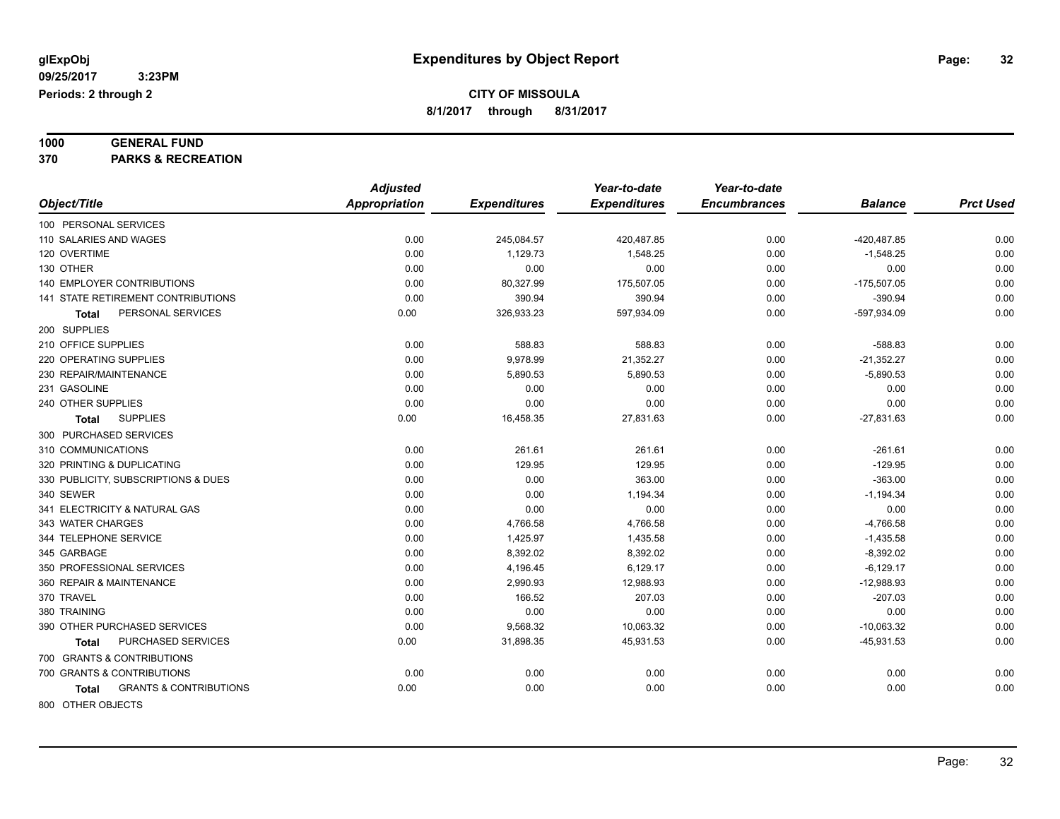**glExpObj** 09/25/2017 3:23PM Periods: 2 through 2

# Expenditures by Object Report

**CITY OF MISSOULA**
**8/1/2017 through 8/31/2017**

**1000 GENERAL FUND**
**370 PARKS & RECREATION**

| Object/Title | Adjusted Appropriation | Expenditures | Year-to-date Expenditures | Year-to-date Encumbrances | Balance | Prct Used |
|---|---|---|---|---|---|---|
| 100 PERSONAL SERVICES | | | | | | |
| 110 SALARIES AND WAGES | 0.00 | 245,084.57 | 420,487.85 | 0.00 | -420,487.85 | 0.00 |
| 120 OVERTIME | 0.00 | 1,129.73 | 1,548.25 | 0.00 | -1,548.25 | 0.00 |
| 130 OTHER | 0.00 | 0.00 | 0.00 | 0.00 | 0.00 | 0.00 |
| 140 EMPLOYER CONTRIBUTIONS | 0.00 | 80,327.99 | 175,507.05 | 0.00 | -175,507.05 | 0.00 |
| 141 STATE RETIREMENT CONTRIBUTIONS | 0.00 | 390.94 | 390.94 | 0.00 | -390.94 | 0.00 |
| **Total** PERSONAL SERVICES | 0.00 | 326,933.23 | 597,934.09 | 0.00 | -597,934.09 | 0.00 |
| 200 SUPPLIES | | | | | | |
| 210 OFFICE SUPPLIES | 0.00 | 588.83 | 588.83 | 0.00 | -588.83 | 0.00 |
| 220 OPERATING SUPPLIES | 0.00 | 9,978.99 | 21,352.27 | 0.00 | -21,352.27 | 0.00 |
| 230 REPAIR/MAINTENANCE | 0.00 | 5,890.53 | 5,890.53 | 0.00 | -5,890.53 | 0.00 |
| 231 GASOLINE | 0.00 | 0.00 | 0.00 | 0.00 | 0.00 | 0.00 |
| 240 OTHER SUPPLIES | 0.00 | 0.00 | 0.00 | 0.00 | 0.00 | 0.00 |
| **Total** SUPPLIES | 0.00 | 16,458.35 | 27,831.63 | 0.00 | -27,831.63 | 0.00 |
| 300 PURCHASED SERVICES | | | | | | |
| 310 COMMUNICATIONS | 0.00 | 261.61 | 261.61 | 0.00 | -261.61 | 0.00 |
| 320 PRINTING & DUPLICATING | 0.00 | 129.95 | 129.95 | 0.00 | -129.95 | 0.00 |
| 330 PUBLICITY, SUBSCRIPTIONS & DUES | 0.00 | 0.00 | 363.00 | 0.00 | -363.00 | 0.00 |
| 340 SEWER | 0.00 | 0.00 | 1,194.34 | 0.00 | -1,194.34 | 0.00 |
| 341 ELECTRICITY & NATURAL GAS | 0.00 | 0.00 | 0.00 | 0.00 | 0.00 | 0.00 |
| 343 WATER CHARGES | 0.00 | 4,766.58 | 4,766.58 | 0.00 | -4,766.58 | 0.00 |
| 344 TELEPHONE SERVICE | 0.00 | 1,425.97 | 1,435.58 | 0.00 | -1,435.58 | 0.00 |
| 345 GARBAGE | 0.00 | 8,392.02 | 8,392.02 | 0.00 | -8,392.02 | 0.00 |
| 350 PROFESSIONAL SERVICES | 0.00 | 4,196.45 | 6,129.17 | 0.00 | -6,129.17 | 0.00 |
| 360 REPAIR & MAINTENANCE | 0.00 | 2,990.93 | 12,988.93 | 0.00 | -12,988.93 | 0.00 |
| 370 TRAVEL | 0.00 | 166.52 | 207.03 | 0.00 | -207.03 | 0.00 |
| 380 TRAINING | 0.00 | 0.00 | 0.00 | 0.00 | 0.00 | 0.00 |
| 390 OTHER PURCHASED SERVICES | 0.00 | 9,568.32 | 10,063.32 | 0.00 | -10,063.32 | 0.00 |
| **Total** PURCHASED SERVICES | 0.00 | 31,898.35 | 45,931.53 | 0.00 | -45,931.53 | 0.00 |
| 700 GRANTS & CONTRIBUTIONS | | | | | | |
| 700 GRANTS & CONTRIBUTIONS | 0.00 | 0.00 | 0.00 | 0.00 | 0.00 | 0.00 |
| **Total** GRANTS & CONTRIBUTIONS | 0.00 | 0.00 | 0.00 | 0.00 | 0.00 | 0.00 |
| 800 OTHER OBJECTS | | | | | | |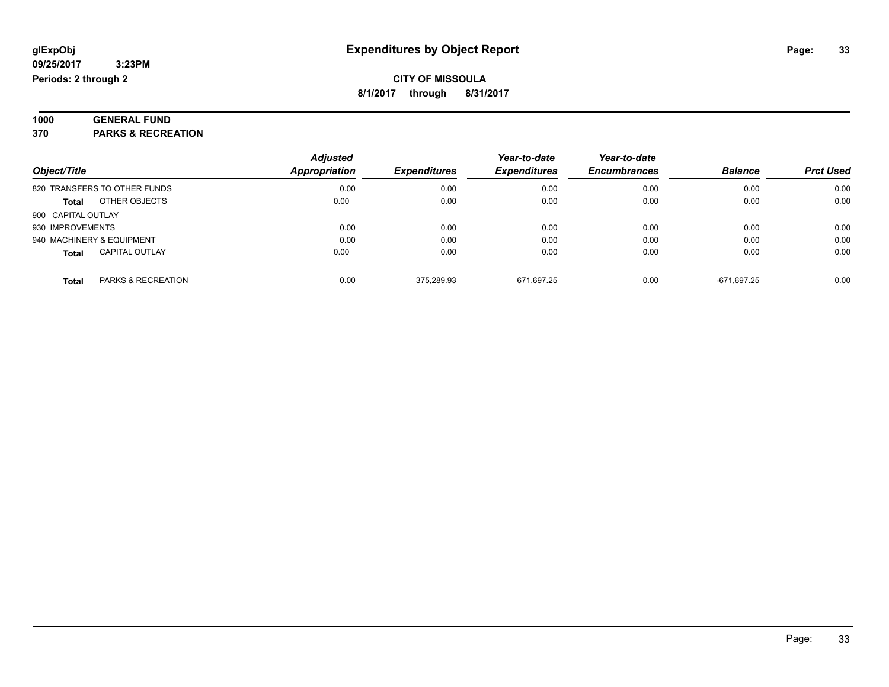**glExpObj** **Expenditures by Object Report**

**09/25/2017 3:23PM**

**Periods: 2 through 2**

**CITY OF MISSOULA**

**8/1/2017 through 8/31/2017**

**1000 GENERAL FUND**

**370 PARKS & RECREATION**

| Object/Title | | Adjusted Appropriation | Expenditures | Year-to-date Expenditures | Year-to-date Encumbrances | Balance | Prct Used |
|---|---|---|---|---|---|---|---|
| 820 TRANSFERS TO OTHER FUNDS | | 0.00 | 0.00 | 0.00 | 0.00 | 0.00 | 0.00 |
| **Total** | OTHER OBJECTS | 0.00 | 0.00 | 0.00 | 0.00 | 0.00 | 0.00 |
| 900 CAPITAL OUTLAY | | | | | | | |
| 930 IMPROVEMENTS | | 0.00 | 0.00 | 0.00 | 0.00 | 0.00 | 0.00 |
| 940 MACHINERY & EQUIPMENT | | 0.00 | 0.00 | 0.00 | 0.00 | 0.00 | 0.00 |
| **Total** | CAPITAL OUTLAY | 0.00 | 0.00 | 0.00 | 0.00 | 0.00 | 0.00 |
| **Total** | PARKS & RECREATION | 0.00 | 375,289.93 | 671,697.25 | 0.00 | -671,697.25 | 0.00 |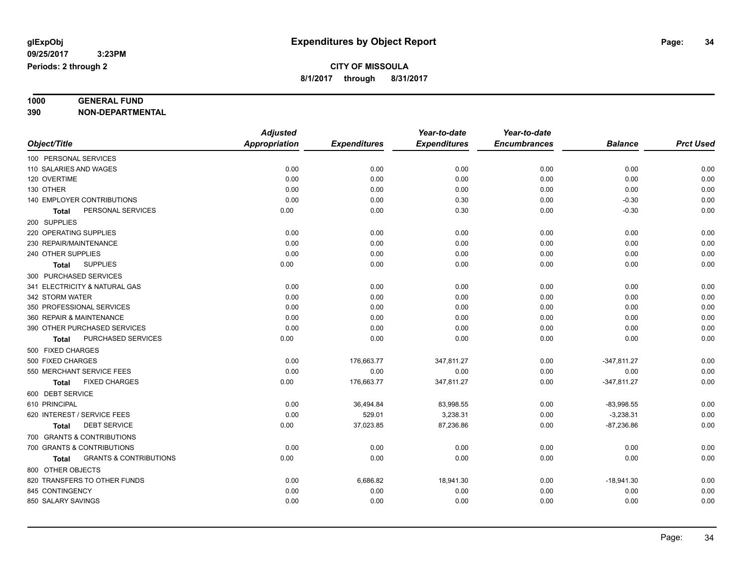# Expenditures by Object Report

glExpObj
09/25/2017 3:23PM
Periods: 2 through 2

**CITY OF MISSOULA**
**8/1/2017 through 8/31/2017**

**1000 GENERAL FUND**
**390 NON-DEPARTMENTAL**

| Object/Title | Adjusted Appropriation | Expenditures | Year-to-date Expenditures | Year-to-date Encumbrances | Balance | Prct Used |
|---|---|---|---|---|---|---|
| 100 PERSONAL SERVICES | | | | | | |
| 110 SALARIES AND WAGES | 0.00 | 0.00 | 0.00 | 0.00 | 0.00 | 0.00 |
| 120 OVERTIME | 0.00 | 0.00 | 0.00 | 0.00 | 0.00 | 0.00 |
| 130 OTHER | 0.00 | 0.00 | 0.00 | 0.00 | 0.00 | 0.00 |
| 140 EMPLOYER CONTRIBUTIONS | 0.00 | 0.00 | 0.30 | 0.00 | -0.30 | 0.00 |
| **Total** PERSONAL SERVICES | 0.00 | 0.00 | 0.30 | 0.00 | -0.30 | 0.00 |
| 200 SUPPLIES | | | | | | |
| 220 OPERATING SUPPLIES | 0.00 | 0.00 | 0.00 | 0.00 | 0.00 | 0.00 |
| 230 REPAIR/MAINTENANCE | 0.00 | 0.00 | 0.00 | 0.00 | 0.00 | 0.00 |
| 240 OTHER SUPPLIES | 0.00 | 0.00 | 0.00 | 0.00 | 0.00 | 0.00 |
| **Total** SUPPLIES | 0.00 | 0.00 | 0.00 | 0.00 | 0.00 | 0.00 |
| 300 PURCHASED SERVICES | | | | | | |
| 341 ELECTRICITY & NATURAL GAS | 0.00 | 0.00 | 0.00 | 0.00 | 0.00 | 0.00 |
| 342 STORM WATER | 0.00 | 0.00 | 0.00 | 0.00 | 0.00 | 0.00 |
| 350 PROFESSIONAL SERVICES | 0.00 | 0.00 | 0.00 | 0.00 | 0.00 | 0.00 |
| 360 REPAIR & MAINTENANCE | 0.00 | 0.00 | 0.00 | 0.00 | 0.00 | 0.00 |
| 390 OTHER PURCHASED SERVICES | 0.00 | 0.00 | 0.00 | 0.00 | 0.00 | 0.00 |
| **Total** PURCHASED SERVICES | 0.00 | 0.00 | 0.00 | 0.00 | 0.00 | 0.00 |
| 500 FIXED CHARGES | | | | | | |
| 500 FIXED CHARGES | 0.00 | 176,663.77 | 347,811.27 | 0.00 | -347,811.27 | 0.00 |
| 550 MERCHANT SERVICE FEES | 0.00 | 0.00 | 0.00 | 0.00 | 0.00 | 0.00 |
| **Total** FIXED CHARGES | 0.00 | 176,663.77 | 347,811.27 | 0.00 | -347,811.27 | 0.00 |
| 600 DEBT SERVICE | | | | | | |
| 610 PRINCIPAL | 0.00 | 36,494.84 | 83,998.55 | 0.00 | -83,998.55 | 0.00 |
| 620 INTEREST / SERVICE FEES | 0.00 | 529.01 | 3,238.31 | 0.00 | -3,238.31 | 0.00 |
| **Total** DEBT SERVICE | 0.00 | 37,023.85 | 87,236.86 | 0.00 | -87,236.86 | 0.00 |
| 700 GRANTS & CONTRIBUTIONS | | | | | | |
| 700 GRANTS & CONTRIBUTIONS | 0.00 | 0.00 | 0.00 | 0.00 | 0.00 | 0.00 |
| **Total** GRANTS & CONTRIBUTIONS | 0.00 | 0.00 | 0.00 | 0.00 | 0.00 | 0.00 |
| 800 OTHER OBJECTS | | | | | | |
| 820 TRANSFERS TO OTHER FUNDS | 0.00 | 6,686.82 | 18,941.30 | 0.00 | -18,941.30 | 0.00 |
| 845 CONTINGENCY | 0.00 | 0.00 | 0.00 | 0.00 | 0.00 | 0.00 |
| 850 SALARY SAVINGS | 0.00 | 0.00 | 0.00 | 0.00 | 0.00 | 0.00 |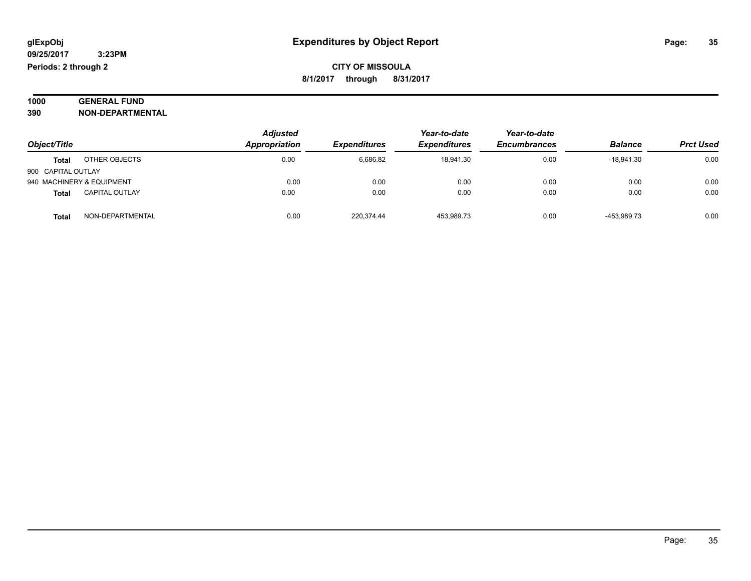**glExpObj** **Expenditures by Object Report**

**09/25/2017 3:23PM**

**Periods: 2 through 2**

**CITY OF MISSOULA**

**8/1/2017 through 8/31/2017**

**1000 GENERAL FUND**

**390 NON-DEPARTMENTAL**

| Object/Title | | Adjusted Appropriation | Expenditures | Year-to-date Expenditures | Year-to-date Encumbrances | Balance | Prct Used |
|---|---|---|---|---|---|---|---|
| **Total** | OTHER OBJECTS | 0.00 | 6,686.82 | 18,941.30 | 0.00 | -18,941.30 | 0.00 |
| 900 CAPITAL OUTLAY | | | | | | | |
| 940 MACHINERY & EQUIPMENT | | 0.00 | 0.00 | 0.00 | 0.00 | 0.00 | 0.00 |
| **Total** | CAPITAL OUTLAY | 0.00 | 0.00 | 0.00 | 0.00 | 0.00 | 0.00 |
| **Total** | NON-DEPARTMENTAL | 0.00 | 220,374.44 | 453,989.73 | 0.00 | -453,989.73 | 0.00 |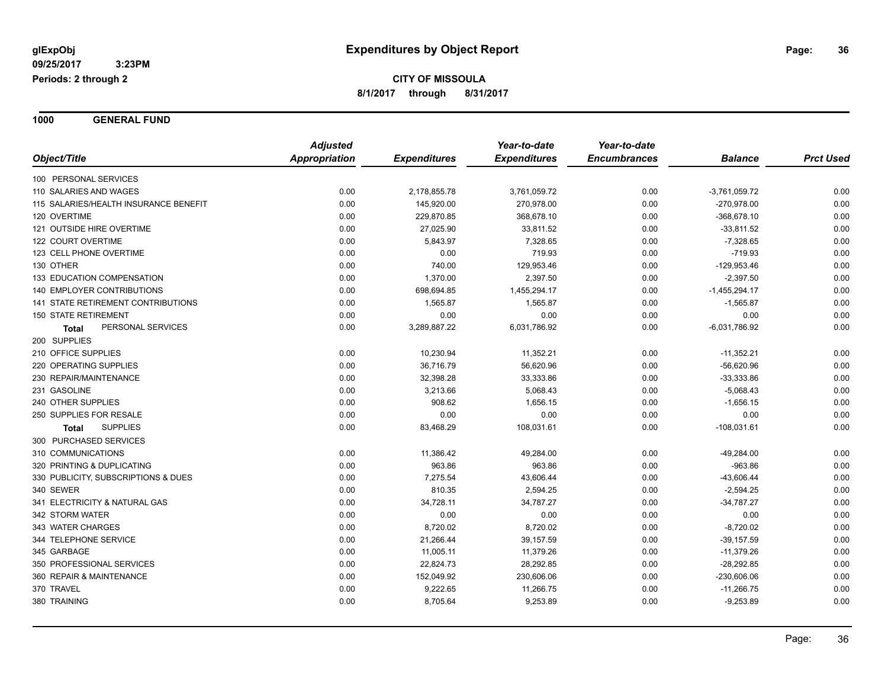# Expenditures by Object Report

glExpObj
09/25/2017 3:23PM
Periods: 2 through 2

**CITY OF MISSOULA**
**8/1/2017 through 8/31/2017**

## 1000 GENERAL FUND

| Object/Title | Adjusted Appropriation | Expenditures | Year-to-date Expenditures | Year-to-date Encumbrances | Balance | Prct Used |
|---|---|---|---|---|---|---|
| 100 PERSONAL SERVICES | | | | | | |
| 110 SALARIES AND WAGES | 0.00 | 2,178,855.78 | 3,761,059.72 | 0.00 | -3,761,059.72 | 0.00 |
| 115 SALARIES/HEALTH INSURANCE BENEFIT | 0.00 | 145,920.00 | 270,978.00 | 0.00 | -270,978.00 | 0.00 |
| 120 OVERTIME | 0.00 | 229,870.85 | 368,678.10 | 0.00 | -368,678.10 | 0.00 |
| 121 OUTSIDE HIRE OVERTIME | 0.00 | 27,025.90 | 33,811.52 | 0.00 | -33,811.52 | 0.00 |
| 122 COURT OVERTIME | 0.00 | 5,843.97 | 7,328.65 | 0.00 | -7,328.65 | 0.00 |
| 123 CELL PHONE OVERTIME | 0.00 | 0.00 | 719.93 | 0.00 | -719.93 | 0.00 |
| 130 OTHER | 0.00 | 740.00 | 129,953.46 | 0.00 | -129,953.46 | 0.00 |
| 133 EDUCATION COMPENSATION | 0.00 | 1,370.00 | 2,397.50 | 0.00 | -2,397.50 | 0.00 |
| 140 EMPLOYER CONTRIBUTIONS | 0.00 | 698,694.85 | 1,455,294.17 | 0.00 | -1,455,294.17 | 0.00 |
| 141 STATE RETIREMENT CONTRIBUTIONS | 0.00 | 1,565.87 | 1,565.87 | 0.00 | -1,565.87 | 0.00 |
| 150 STATE RETIREMENT | 0.00 | 0.00 | 0.00 | 0.00 | 0.00 | 0.00 |
| **Total** PERSONAL SERVICES | 0.00 | 3,289,887.22 | 6,031,786.92 | 0.00 | -6,031,786.92 | 0.00 |
| 200 SUPPLIES | | | | | | |
| 210 OFFICE SUPPLIES | 0.00 | 10,230.94 | 11,352.21 | 0.00 | -11,352.21 | 0.00 |
| 220 OPERATING SUPPLIES | 0.00 | 36,716.79 | 56,620.96 | 0.00 | -56,620.96 | 0.00 |
| 230 REPAIR/MAINTENANCE | 0.00 | 32,398.28 | 33,333.86 | 0.00 | -33,333.86 | 0.00 |
| 231 GASOLINE | 0.00 | 3,213.66 | 5,068.43 | 0.00 | -5,068.43 | 0.00 |
| 240 OTHER SUPPLIES | 0.00 | 908.62 | 1,656.15 | 0.00 | -1,656.15 | 0.00 |
| 250 SUPPLIES FOR RESALE | 0.00 | 0.00 | 0.00 | 0.00 | 0.00 | 0.00 |
| **Total** SUPPLIES | 0.00 | 83,468.29 | 108,031.61 | 0.00 | -108,031.61 | 0.00 |
| 300 PURCHASED SERVICES | | | | | | |
| 310 COMMUNICATIONS | 0.00 | 11,386.42 | 49,284.00 | 0.00 | -49,284.00 | 0.00 |
| 320 PRINTING & DUPLICATING | 0.00 | 963.86 | 963.86 | 0.00 | -963.86 | 0.00 |
| 330 PUBLICITY, SUBSCRIPTIONS & DUES | 0.00 | 7,275.54 | 43,606.44 | 0.00 | -43,606.44 | 0.00 |
| 340 SEWER | 0.00 | 810.35 | 2,594.25 | 0.00 | -2,594.25 | 0.00 |
| 341 ELECTRICITY & NATURAL GAS | 0.00 | 34,728.11 | 34,787.27 | 0.00 | -34,787.27 | 0.00 |
| 342 STORM WATER | 0.00 | 0.00 | 0.00 | 0.00 | 0.00 | 0.00 |
| 343 WATER CHARGES | 0.00 | 8,720.02 | 8,720.02 | 0.00 | -8,720.02 | 0.00 |
| 344 TELEPHONE SERVICE | 0.00 | 21,266.44 | 39,157.59 | 0.00 | -39,157.59 | 0.00 |
| 345 GARBAGE | 0.00 | 11,005.11 | 11,379.26 | 0.00 | -11,379.26 | 0.00 |
| 350 PROFESSIONAL SERVICES | 0.00 | 22,824.73 | 28,292.85 | 0.00 | -28,292.85 | 0.00 |
| 360 REPAIR & MAINTENANCE | 0.00 | 152,049.92 | 230,606.06 | 0.00 | -230,606.06 | 0.00 |
| 370 TRAVEL | 0.00 | 9,222.65 | 11,266.75 | 0.00 | -11,266.75 | 0.00 |
| 380 TRAINING | 0.00 | 8,705.64 | 9,253.89 | 0.00 | -9,253.89 | 0.00 |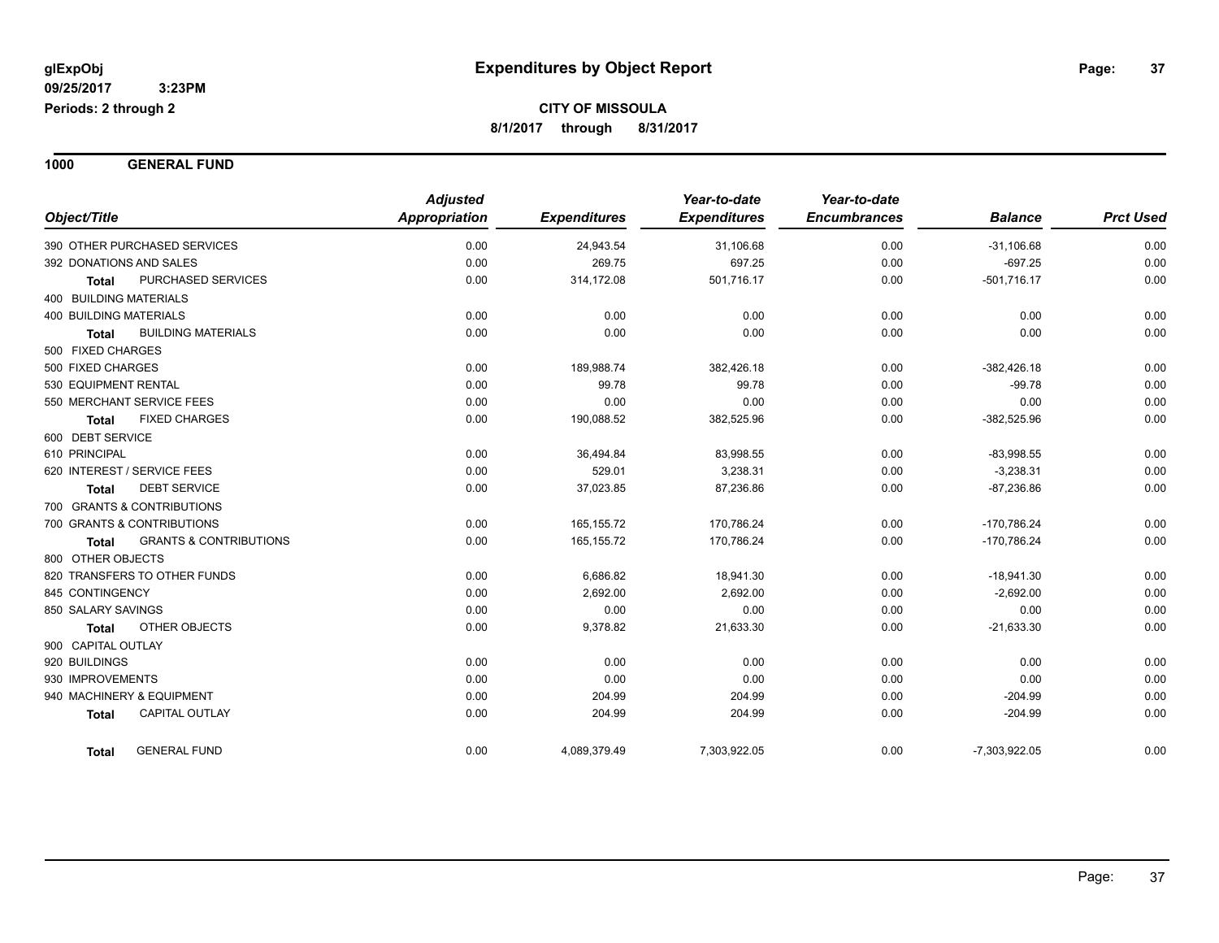# Expenditures by Object Report

glExpObj
09/25/2017 3:23PM
Periods: 2 through 2

**CITY OF MISSOULA**
**8/1/2017 through 8/31/2017**

## 1000 GENERAL FUND

| Object/Title | Adjusted Appropriation | Expenditures | Year-to-date Expenditures | Year-to-date Encumbrances | Balance | Prct Used |
|---|---|---|---|---|---|---|
| 390 OTHER PURCHASED SERVICES | 0.00 | 24,943.54 | 31,106.68 | 0.00 | -31,106.68 | 0.00 |
| 392 DONATIONS AND SALES | 0.00 | 269.75 | 697.25 | 0.00 | -697.25 | 0.00 |
| **Total** PURCHASED SERVICES | 0.00 | 314,172.08 | 501,716.17 | 0.00 | -501,716.17 | 0.00 |
| 400 BUILDING MATERIALS | | | | | | |
| 400 BUILDING MATERIALS | 0.00 | 0.00 | 0.00 | 0.00 | 0.00 | 0.00 |
| **Total** BUILDING MATERIALS | 0.00 | 0.00 | 0.00 | 0.00 | 0.00 | 0.00 |
| 500 FIXED CHARGES | | | | | | |
| 500 FIXED CHARGES | 0.00 | 189,988.74 | 382,426.18 | 0.00 | -382,426.18 | 0.00 |
| 530 EQUIPMENT RENTAL | 0.00 | 99.78 | 99.78 | 0.00 | -99.78 | 0.00 |
| 550 MERCHANT SERVICE FEES | 0.00 | 0.00 | 0.00 | 0.00 | 0.00 | 0.00 |
| **Total** FIXED CHARGES | 0.00 | 190,088.52 | 382,525.96 | 0.00 | -382,525.96 | 0.00 |
| 600 DEBT SERVICE | | | | | | |
| 610 PRINCIPAL | 0.00 | 36,494.84 | 83,998.55 | 0.00 | -83,998.55 | 0.00 |
| 620 INTEREST / SERVICE FEES | 0.00 | 529.01 | 3,238.31 | 0.00 | -3,238.31 | 0.00 |
| **Total** DEBT SERVICE | 0.00 | 37,023.85 | 87,236.86 | 0.00 | -87,236.86 | 0.00 |
| 700 GRANTS & CONTRIBUTIONS | | | | | | |
| 700 GRANTS & CONTRIBUTIONS | 0.00 | 165,155.72 | 170,786.24 | 0.00 | -170,786.24 | 0.00 |
| **Total** GRANTS & CONTRIBUTIONS | 0.00 | 165,155.72 | 170,786.24 | 0.00 | -170,786.24 | 0.00 |
| 800 OTHER OBJECTS | | | | | | |
| 820 TRANSFERS TO OTHER FUNDS | 0.00 | 6,686.82 | 18,941.30 | 0.00 | -18,941.30 | 0.00 |
| 845 CONTINGENCY | 0.00 | 2,692.00 | 2,692.00 | 0.00 | -2,692.00 | 0.00 |
| 850 SALARY SAVINGS | 0.00 | 0.00 | 0.00 | 0.00 | 0.00 | 0.00 |
| **Total** OTHER OBJECTS | 0.00 | 9,378.82 | 21,633.30 | 0.00 | -21,633.30 | 0.00 |
| 900 CAPITAL OUTLAY | | | | | | |
| 920 BUILDINGS | 0.00 | 0.00 | 0.00 | 0.00 | 0.00 | 0.00 |
| 930 IMPROVEMENTS | 0.00 | 0.00 | 0.00 | 0.00 | 0.00 | 0.00 |
| 940 MACHINERY & EQUIPMENT | 0.00 | 204.99 | 204.99 | 0.00 | -204.99 | 0.00 |
| **Total** CAPITAL OUTLAY | 0.00 | 204.99 | 204.99 | 0.00 | -204.99 | 0.00 |
| **Total** GENERAL FUND | 0.00 | 4,089,379.49 | 7,303,922.05 | 0.00 | -7,303,922.05 | 0.00 |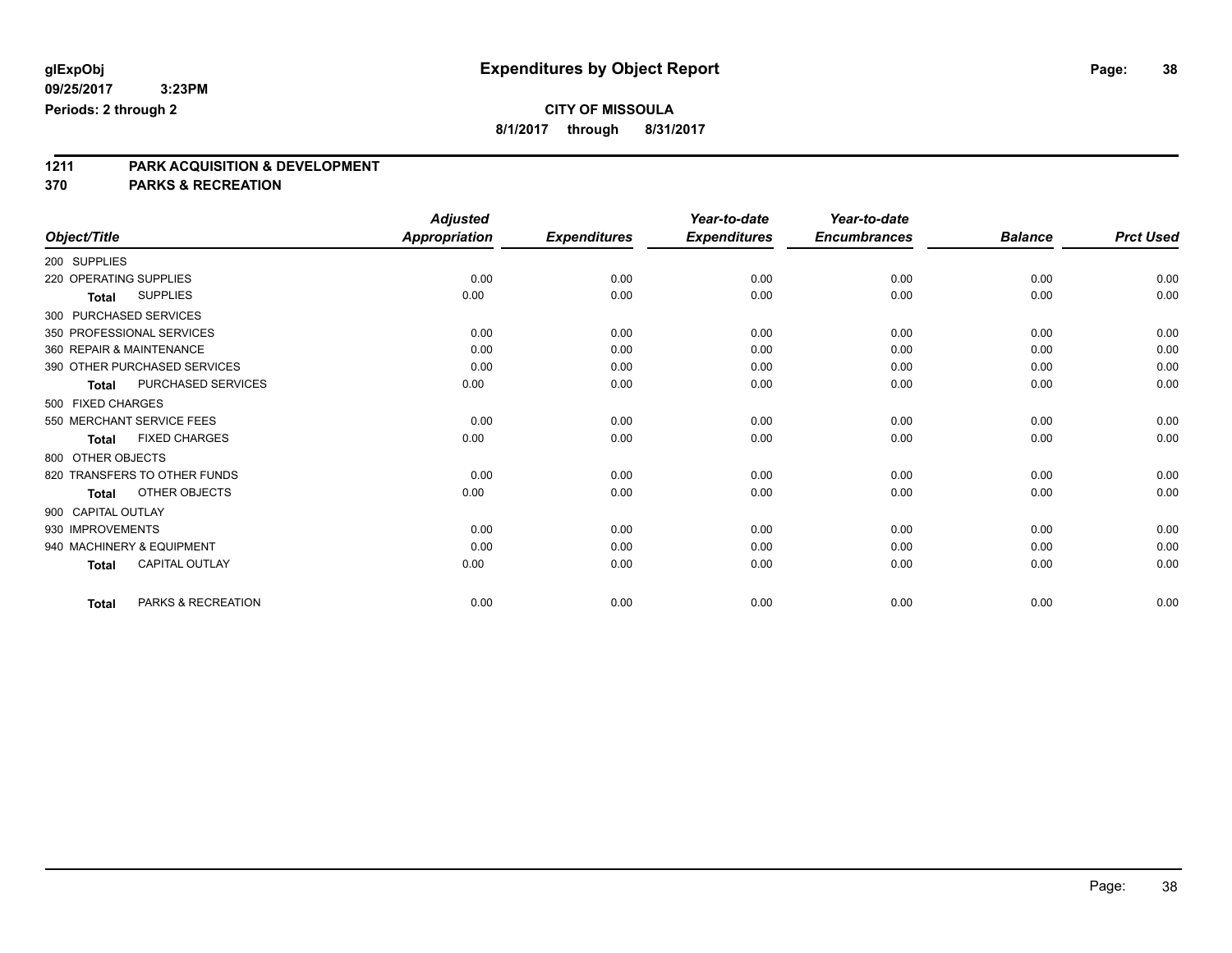**glExpObj** 
**09/25/2017 3:23PM** 
**Periods: 2 through 2**

# Expenditures by Object Report

**CITY OF MISSOULA** 
**8/1/2017 through 8/31/2017**

## 1211 PARK ACQUISITION & DEVELOPMENT
## 370 PARKS & RECREATION

| Object/Title | Adjusted Appropriation | Expenditures | Year-to-date Expenditures | Year-to-date Encumbrances | Balance | Prct Used |
|---|---|---|---|---|---|---|
| 200 SUPPLIES | | | | | | |
| 220 OPERATING SUPPLIES | 0.00 | 0.00 | 0.00 | 0.00 | 0.00 | 0.00 |
| **Total** SUPPLIES | 0.00 | 0.00 | 0.00 | 0.00 | 0.00 | 0.00 |
| 300 PURCHASED SERVICES | | | | | | |
| 350 PROFESSIONAL SERVICES | 0.00 | 0.00 | 0.00 | 0.00 | 0.00 | 0.00 |
| 360 REPAIR & MAINTENANCE | 0.00 | 0.00 | 0.00 | 0.00 | 0.00 | 0.00 |
| 390 OTHER PURCHASED SERVICES | 0.00 | 0.00 | 0.00 | 0.00 | 0.00 | 0.00 |
| **Total** PURCHASED SERVICES | 0.00 | 0.00 | 0.00 | 0.00 | 0.00 | 0.00 |
| 500 FIXED CHARGES | | | | | | |
| 550 MERCHANT SERVICE FEES | 0.00 | 0.00 | 0.00 | 0.00 | 0.00 | 0.00 |
| **Total** FIXED CHARGES | 0.00 | 0.00 | 0.00 | 0.00 | 0.00 | 0.00 |
| 800 OTHER OBJECTS | | | | | | |
| 820 TRANSFERS TO OTHER FUNDS | 0.00 | 0.00 | 0.00 | 0.00 | 0.00 | 0.00 |
| **Total** OTHER OBJECTS | 0.00 | 0.00 | 0.00 | 0.00 | 0.00 | 0.00 |
| 900 CAPITAL OUTLAY | | | | | | |
| 930 IMPROVEMENTS | 0.00 | 0.00 | 0.00 | 0.00 | 0.00 | 0.00 |
| 940 MACHINERY & EQUIPMENT | 0.00 | 0.00 | 0.00 | 0.00 | 0.00 | 0.00 |
| **Total** CAPITAL OUTLAY | 0.00 | 0.00 | 0.00 | 0.00 | 0.00 | 0.00 |
| **Total** PARKS & RECREATION | 0.00 | 0.00 | 0.00 | 0.00 | 0.00 | 0.00 |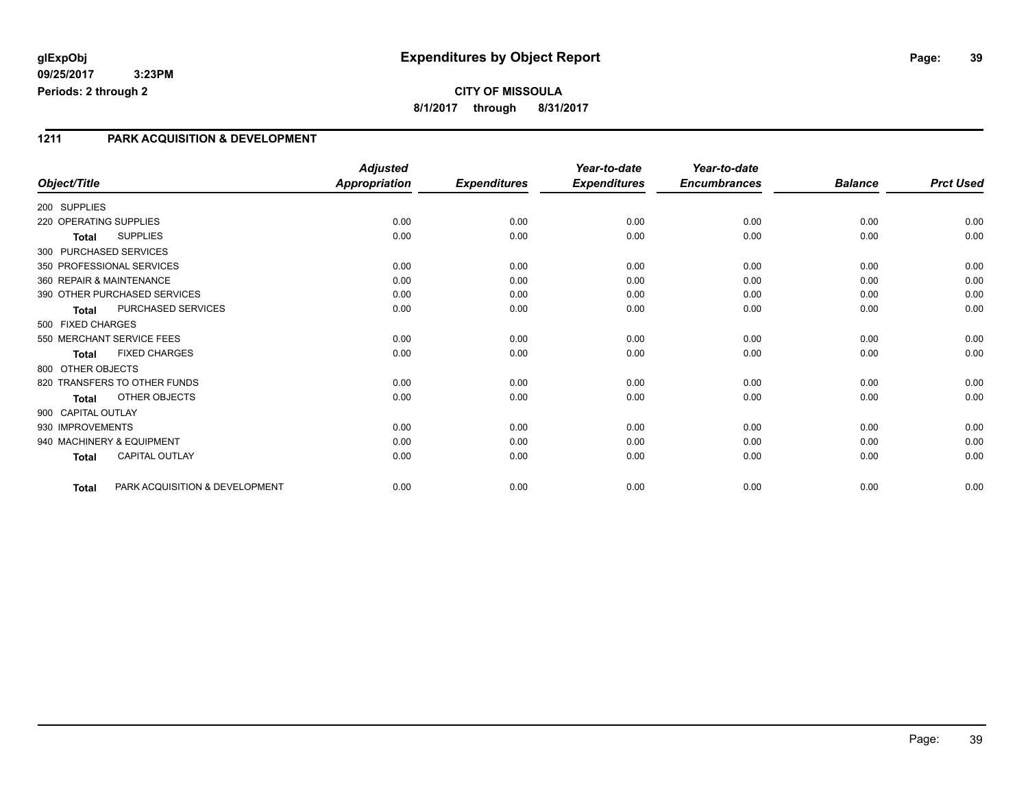# Expenditures by Object Report

**glExpObj**
**09/25/2017 3:23PM**
**Periods: 2 through 2**

**CITY OF MISSOULA**
**8/1/2017 through 8/31/2017**

## 1211 PARK ACQUISITION & DEVELOPMENT

| Object/Title | | Adjusted Appropriation | Expenditures | Year-to-date Expenditures | Year-to-date Encumbrances | Balance | Prct Used |
|---|---|---|---|---|---|---|---|
| 200 SUPPLIES | | | | | | | |
| 220 OPERATING SUPPLIES | | 0.00 | 0.00 | 0.00 | 0.00 | 0.00 | 0.00 |
| **Total** | SUPPLIES | 0.00 | 0.00 | 0.00 | 0.00 | 0.00 | 0.00 |
| 300 PURCHASED SERVICES | | | | | | | |
| 350 PROFESSIONAL SERVICES | | 0.00 | 0.00 | 0.00 | 0.00 | 0.00 | 0.00 |
| 360 REPAIR & MAINTENANCE | | 0.00 | 0.00 | 0.00 | 0.00 | 0.00 | 0.00 |
| 390 OTHER PURCHASED SERVICES | | 0.00 | 0.00 | 0.00 | 0.00 | 0.00 | 0.00 |
| **Total** | PURCHASED SERVICES | 0.00 | 0.00 | 0.00 | 0.00 | 0.00 | 0.00 |
| 500 FIXED CHARGES | | | | | | | |
| 550 MERCHANT SERVICE FEES | | 0.00 | 0.00 | 0.00 | 0.00 | 0.00 | 0.00 |
| **Total** | FIXED CHARGES | 0.00 | 0.00 | 0.00 | 0.00 | 0.00 | 0.00 |
| 800 OTHER OBJECTS | | | | | | | |
| 820 TRANSFERS TO OTHER FUNDS | | 0.00 | 0.00 | 0.00 | 0.00 | 0.00 | 0.00 |
| **Total** | OTHER OBJECTS | 0.00 | 0.00 | 0.00 | 0.00 | 0.00 | 0.00 |
| 900 CAPITAL OUTLAY | | | | | | | |
| 930 IMPROVEMENTS | | 0.00 | 0.00 | 0.00 | 0.00 | 0.00 | 0.00 |
| 940 MACHINERY & EQUIPMENT | | 0.00 | 0.00 | 0.00 | 0.00 | 0.00 | 0.00 |
| **Total** | CAPITAL OUTLAY | 0.00 | 0.00 | 0.00 | 0.00 | 0.00 | 0.00 |
| **Total** | PARK ACQUISITION & DEVELOPMENT | 0.00 | 0.00 | 0.00 | 0.00 | 0.00 | 0.00 |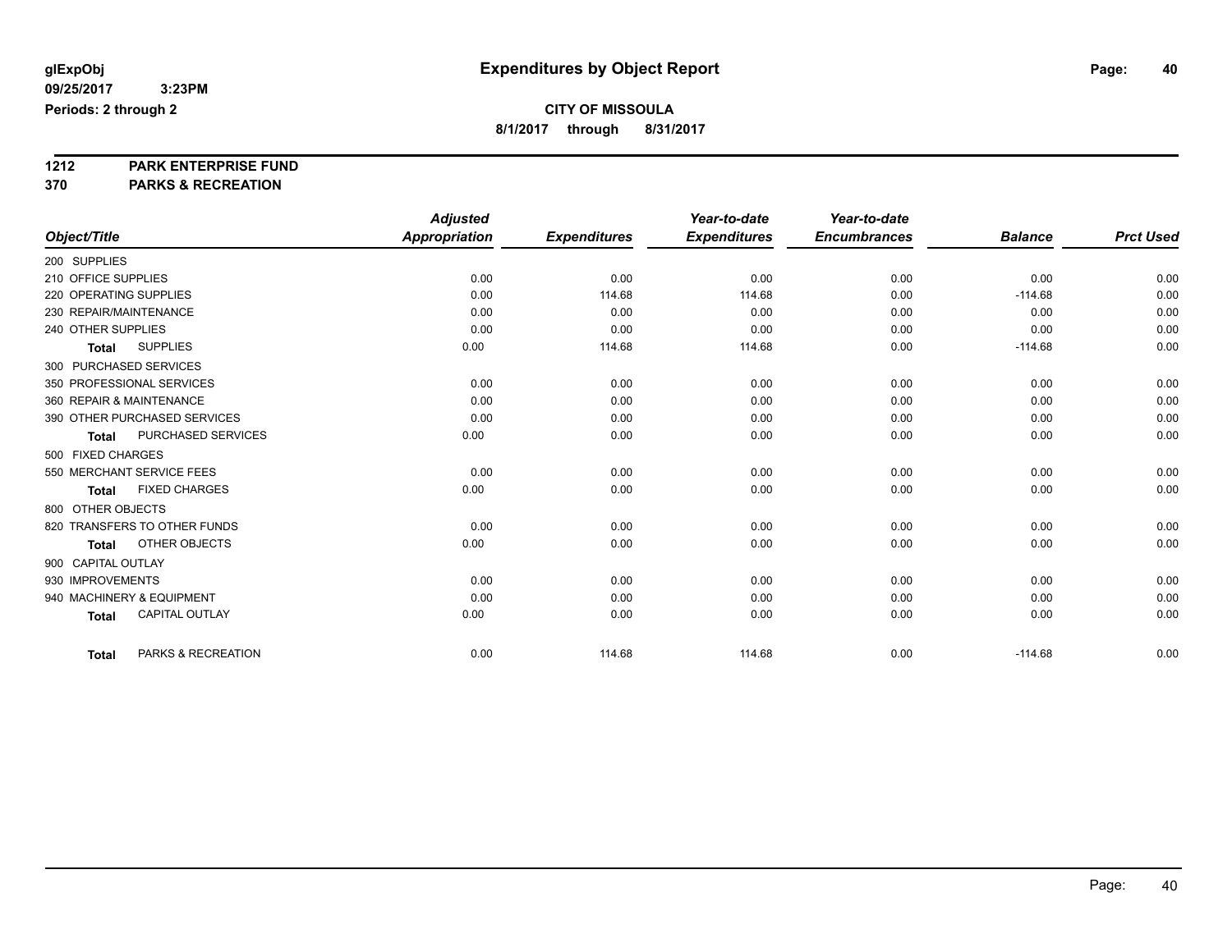glExpObj
09/25/2017 3:23PM
Periods: 2 through 2

# Expenditures by Object Report

**CITY OF MISSOULA**
**8/1/2017 through 8/31/2017**

**1212 PARK ENTERPRISE FUND**
**370 PARKS & RECREATION**

| Object/Title | Adjusted Appropriation | Expenditures | Year-to-date Expenditures | Year-to-date Encumbrances | Balance | Prct Used |
|---|---|---|---|---|---|---|
| 200 SUPPLIES | | | | | | |
| 210 OFFICE SUPPLIES | 0.00 | 0.00 | 0.00 | 0.00 | 0.00 | 0.00 |
| 220 OPERATING SUPPLIES | 0.00 | 114.68 | 114.68 | 0.00 | -114.68 | 0.00 |
| 230 REPAIR/MAINTENANCE | 0.00 | 0.00 | 0.00 | 0.00 | 0.00 | 0.00 |
| 240 OTHER SUPPLIES | 0.00 | 0.00 | 0.00 | 0.00 | 0.00 | 0.00 |
| **Total** SUPPLIES | 0.00 | 114.68 | 114.68 | 0.00 | -114.68 | 0.00 |
| 300 PURCHASED SERVICES | | | | | | |
| 350 PROFESSIONAL SERVICES | 0.00 | 0.00 | 0.00 | 0.00 | 0.00 | 0.00 |
| 360 REPAIR & MAINTENANCE | 0.00 | 0.00 | 0.00 | 0.00 | 0.00 | 0.00 |
| 390 OTHER PURCHASED SERVICES | 0.00 | 0.00 | 0.00 | 0.00 | 0.00 | 0.00 |
| **Total** PURCHASED SERVICES | 0.00 | 0.00 | 0.00 | 0.00 | 0.00 | 0.00 |
| 500 FIXED CHARGES | | | | | | |
| 550 MERCHANT SERVICE FEES | 0.00 | 0.00 | 0.00 | 0.00 | 0.00 | 0.00 |
| **Total** FIXED CHARGES | 0.00 | 0.00 | 0.00 | 0.00 | 0.00 | 0.00 |
| 800 OTHER OBJECTS | | | | | | |
| 820 TRANSFERS TO OTHER FUNDS | 0.00 | 0.00 | 0.00 | 0.00 | 0.00 | 0.00 |
| **Total** OTHER OBJECTS | 0.00 | 0.00 | 0.00 | 0.00 | 0.00 | 0.00 |
| 900 CAPITAL OUTLAY | | | | | | |
| 930 IMPROVEMENTS | 0.00 | 0.00 | 0.00 | 0.00 | 0.00 | 0.00 |
| 940 MACHINERY & EQUIPMENT | 0.00 | 0.00 | 0.00 | 0.00 | 0.00 | 0.00 |
| **Total** CAPITAL OUTLAY | 0.00 | 0.00 | 0.00 | 0.00 | 0.00 | 0.00 |
| **Total** PARKS & RECREATION | 0.00 | 114.68 | 114.68 | 0.00 | -114.68 | 0.00 |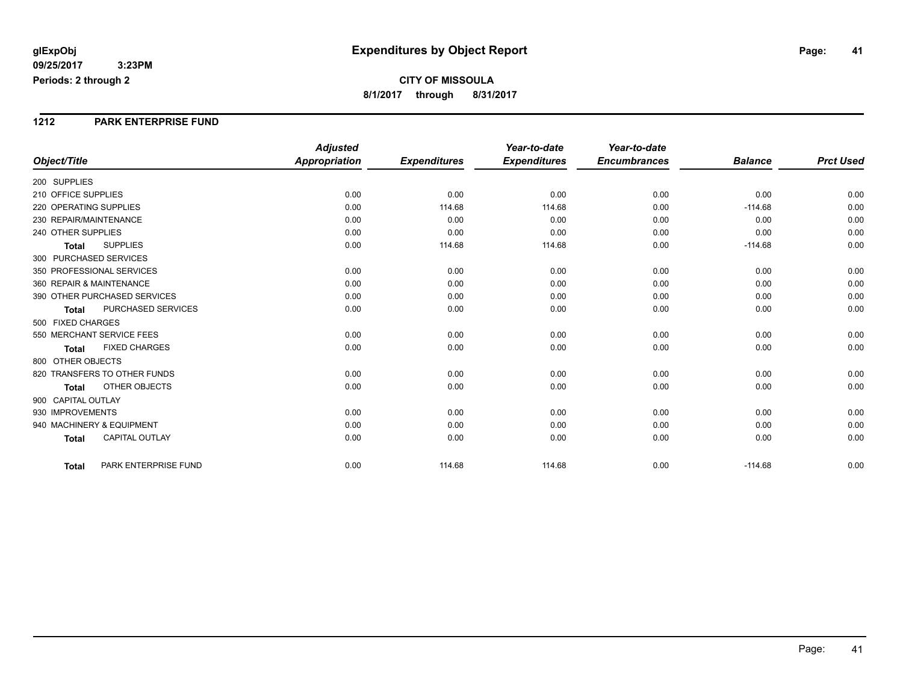**glExpObj** **Expenditures by Object Report**

**09/25/2017 3:23PM**

**Periods: 2 through 2**

**CITY OF MISSOULA**

**8/1/2017 through 8/31/2017**

## 1212 PARK ENTERPRISE FUND

| Object/Title | Adjusted Appropriation | Expenditures | Year-to-date Expenditures | Year-to-date Encumbrances | Balance | Prct Used |
|---|---|---|---|---|---|---|
| 200 SUPPLIES | | | | | | |
| 210 OFFICE SUPPLIES | 0.00 | 0.00 | 0.00 | 0.00 | 0.00 | 0.00 |
| 220 OPERATING SUPPLIES | 0.00 | 114.68 | 114.68 | 0.00 | -114.68 | 0.00 |
| 230 REPAIR/MAINTENANCE | 0.00 | 0.00 | 0.00 | 0.00 | 0.00 | 0.00 |
| 240 OTHER SUPPLIES | 0.00 | 0.00 | 0.00 | 0.00 | 0.00 | 0.00 |
| **Total** SUPPLIES | 0.00 | 114.68 | 114.68 | 0.00 | -114.68 | 0.00 |
| 300 PURCHASED SERVICES | | | | | | |
| 350 PROFESSIONAL SERVICES | 0.00 | 0.00 | 0.00 | 0.00 | 0.00 | 0.00 |
| 360 REPAIR & MAINTENANCE | 0.00 | 0.00 | 0.00 | 0.00 | 0.00 | 0.00 |
| 390 OTHER PURCHASED SERVICES | 0.00 | 0.00 | 0.00 | 0.00 | 0.00 | 0.00 |
| **Total** PURCHASED SERVICES | 0.00 | 0.00 | 0.00 | 0.00 | 0.00 | 0.00 |
| 500 FIXED CHARGES | | | | | | |
| 550 MERCHANT SERVICE FEES | 0.00 | 0.00 | 0.00 | 0.00 | 0.00 | 0.00 |
| **Total** FIXED CHARGES | 0.00 | 0.00 | 0.00 | 0.00 | 0.00 | 0.00 |
| 800 OTHER OBJECTS | | | | | | |
| 820 TRANSFERS TO OTHER FUNDS | 0.00 | 0.00 | 0.00 | 0.00 | 0.00 | 0.00 |
| **Total** OTHER OBJECTS | 0.00 | 0.00 | 0.00 | 0.00 | 0.00 | 0.00 |
| 900 CAPITAL OUTLAY | | | | | | |
| 930 IMPROVEMENTS | 0.00 | 0.00 | 0.00 | 0.00 | 0.00 | 0.00 |
| 940 MACHINERY & EQUIPMENT | 0.00 | 0.00 | 0.00 | 0.00 | 0.00 | 0.00 |
| **Total** CAPITAL OUTLAY | 0.00 | 0.00 | 0.00 | 0.00 | 0.00 | 0.00 |
| **Total** PARK ENTERPRISE FUND | 0.00 | 114.68 | 114.68 | 0.00 | -114.68 | 0.00 |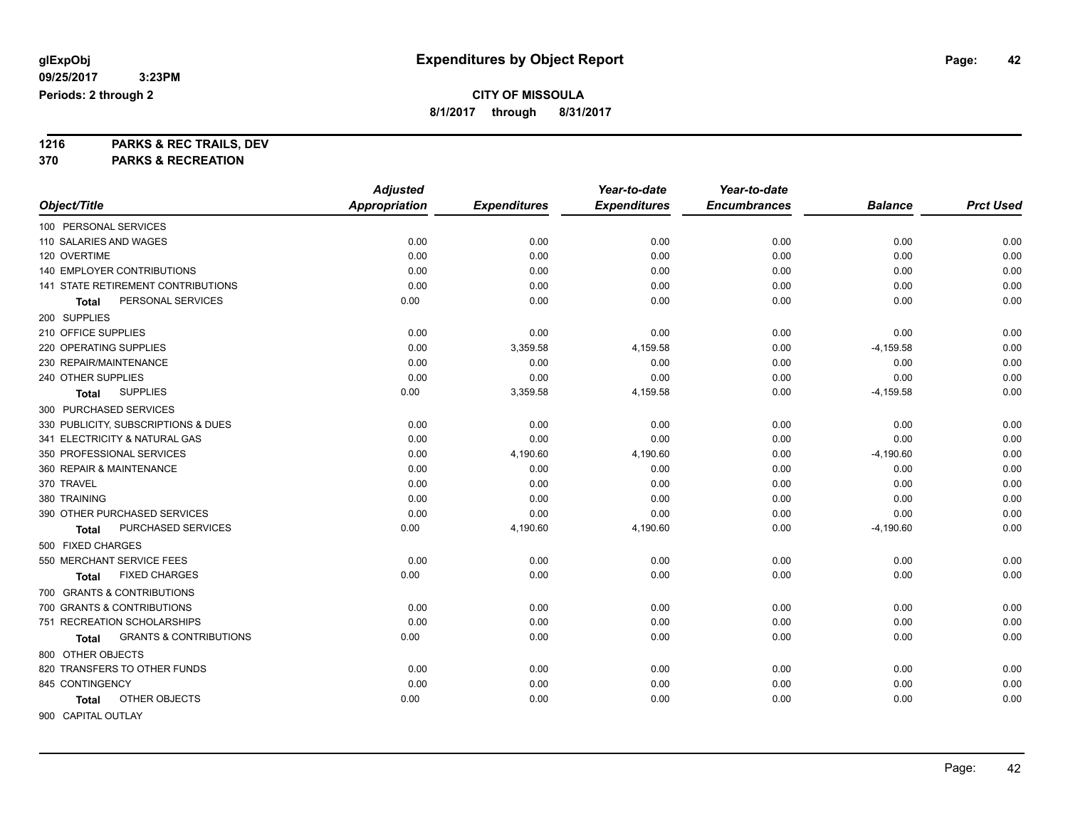glExpObj
09/25/2017 3:23PM
Periods: 2 through 2

# Expenditures by Object Report

**CITY OF MISSOULA**
**8/1/2017 through 8/31/2017**

**1216 PARKS & REC TRAILS, DEV**
**370 PARKS & RECREATION**

| Object/Title | Adjusted Appropriation | Expenditures | Year-to-date Expenditures | Year-to-date Encumbrances | Balance | Prct Used |
|---|---|---|---|---|---|---|
| 100 PERSONAL SERVICES | | | | | | |
| 110 SALARIES AND WAGES | 0.00 | 0.00 | 0.00 | 0.00 | 0.00 | 0.00 |
| 120 OVERTIME | 0.00 | 0.00 | 0.00 | 0.00 | 0.00 | 0.00 |
| 140 EMPLOYER CONTRIBUTIONS | 0.00 | 0.00 | 0.00 | 0.00 | 0.00 | 0.00 |
| 141 STATE RETIREMENT CONTRIBUTIONS | 0.00 | 0.00 | 0.00 | 0.00 | 0.00 | 0.00 |
| **Total** PERSONAL SERVICES | 0.00 | 0.00 | 0.00 | 0.00 | 0.00 | 0.00 |
| 200 SUPPLIES | | | | | | |
| 210 OFFICE SUPPLIES | 0.00 | 0.00 | 0.00 | 0.00 | 0.00 | 0.00 |
| 220 OPERATING SUPPLIES | 0.00 | 3,359.58 | 4,159.58 | 0.00 | -4,159.58 | 0.00 |
| 230 REPAIR/MAINTENANCE | 0.00 | 0.00 | 0.00 | 0.00 | 0.00 | 0.00 |
| 240 OTHER SUPPLIES | 0.00 | 0.00 | 0.00 | 0.00 | 0.00 | 0.00 |
| **Total** SUPPLIES | 0.00 | 3,359.58 | 4,159.58 | 0.00 | -4,159.58 | 0.00 |
| 300 PURCHASED SERVICES | | | | | | |
| 330 PUBLICITY, SUBSCRIPTIONS & DUES | 0.00 | 0.00 | 0.00 | 0.00 | 0.00 | 0.00 |
| 341 ELECTRICITY & NATURAL GAS | 0.00 | 0.00 | 0.00 | 0.00 | 0.00 | 0.00 |
| 350 PROFESSIONAL SERVICES | 0.00 | 4,190.60 | 4,190.60 | 0.00 | -4,190.60 | 0.00 |
| 360 REPAIR & MAINTENANCE | 0.00 | 0.00 | 0.00 | 0.00 | 0.00 | 0.00 |
| 370 TRAVEL | 0.00 | 0.00 | 0.00 | 0.00 | 0.00 | 0.00 |
| 380 TRAINING | 0.00 | 0.00 | 0.00 | 0.00 | 0.00 | 0.00 |
| 390 OTHER PURCHASED SERVICES | 0.00 | 0.00 | 0.00 | 0.00 | 0.00 | 0.00 |
| **Total** PURCHASED SERVICES | 0.00 | 4,190.60 | 4,190.60 | 0.00 | -4,190.60 | 0.00 |
| 500 FIXED CHARGES | | | | | | |
| 550 MERCHANT SERVICE FEES | 0.00 | 0.00 | 0.00 | 0.00 | 0.00 | 0.00 |
| **Total** FIXED CHARGES | 0.00 | 0.00 | 0.00 | 0.00 | 0.00 | 0.00 |
| 700 GRANTS & CONTRIBUTIONS | | | | | | |
| 700 GRANTS & CONTRIBUTIONS | 0.00 | 0.00 | 0.00 | 0.00 | 0.00 | 0.00 |
| 751 RECREATION SCHOLARSHIPS | 0.00 | 0.00 | 0.00 | 0.00 | 0.00 | 0.00 |
| **Total** GRANTS & CONTRIBUTIONS | 0.00 | 0.00 | 0.00 | 0.00 | 0.00 | 0.00 |
| 800 OTHER OBJECTS | | | | | | |
| 820 TRANSFERS TO OTHER FUNDS | 0.00 | 0.00 | 0.00 | 0.00 | 0.00 | 0.00 |
| 845 CONTINGENCY | 0.00 | 0.00 | 0.00 | 0.00 | 0.00 | 0.00 |
| **Total** OTHER OBJECTS | 0.00 | 0.00 | 0.00 | 0.00 | 0.00 | 0.00 |
| 900 CAPITAL OUTLAY | | | | | | |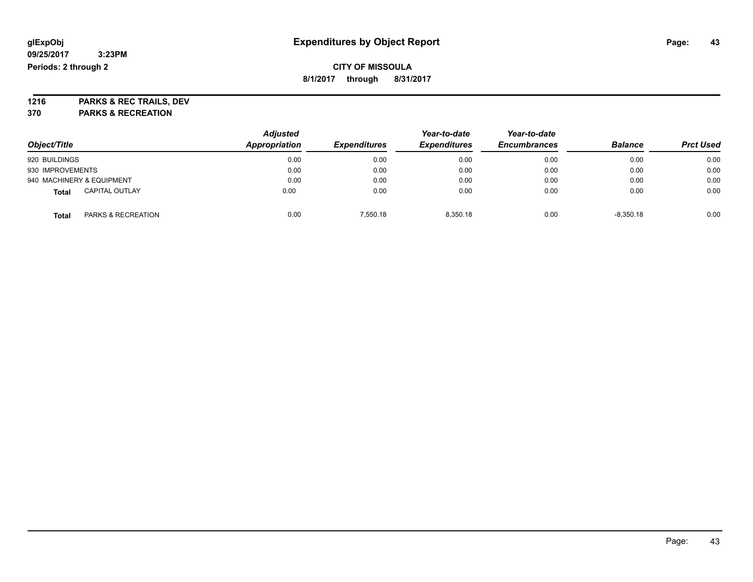**glExpObj**
**09/25/2017 3:23PM**
**Periods: 2 through 2**

# Expenditures by Object Report

**CITY OF MISSOULA**
**8/1/2017 through 8/31/2017**

**1216 PARKS & REC TRAILS, DEV**
**370 PARKS & RECREATION**

| Object/Title | Adjusted Appropriation | Expenditures | Year-to-date Expenditures | Year-to-date Encumbrances | Balance | Prct Used |
|---|---|---|---|---|---|---|
| 920 BUILDINGS | 0.00 | 0.00 | 0.00 | 0.00 | 0.00 | 0.00 |
| 930 IMPROVEMENTS | 0.00 | 0.00 | 0.00 | 0.00 | 0.00 | 0.00 |
| 940 MACHINERY & EQUIPMENT | 0.00 | 0.00 | 0.00 | 0.00 | 0.00 | 0.00 |
| **Total** CAPITAL OUTLAY | 0.00 | 0.00 | 0.00 | 0.00 | 0.00 | 0.00 |
| **Total** PARKS & RECREATION | 0.00 | 7,550.18 | 8,350.18 | 0.00 | -8,350.18 | 0.00 |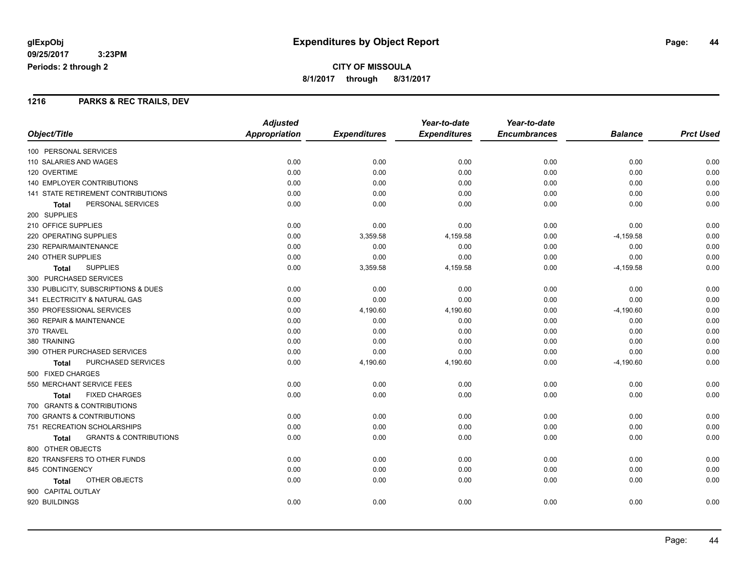# Expenditures by Object Report

glExpObj
09/25/2017 3:23PM
Periods: 2 through 2

**CITY OF MISSOULA**
**8/1/2017 through 8/31/2017**

## 1216 PARKS & REC TRAILS, DEV

| Object/Title | Adjusted Appropriation | Expenditures | Year-to-date Expenditures | Year-to-date Encumbrances | Balance | Prct Used |
|---|---|---|---|---|---|---|
| 100 PERSONAL SERVICES | | | | | | |
| 110 SALARIES AND WAGES | 0.00 | 0.00 | 0.00 | 0.00 | 0.00 | 0.00 |
| 120 OVERTIME | 0.00 | 0.00 | 0.00 | 0.00 | 0.00 | 0.00 |
| 140 EMPLOYER CONTRIBUTIONS | 0.00 | 0.00 | 0.00 | 0.00 | 0.00 | 0.00 |
| 141 STATE RETIREMENT CONTRIBUTIONS | 0.00 | 0.00 | 0.00 | 0.00 | 0.00 | 0.00 |
| **Total** PERSONAL SERVICES | 0.00 | 0.00 | 0.00 | 0.00 | 0.00 | 0.00 |
| 200 SUPPLIES | | | | | | |
| 210 OFFICE SUPPLIES | 0.00 | 0.00 | 0.00 | 0.00 | 0.00 | 0.00 |
| 220 OPERATING SUPPLIES | 0.00 | 3,359.58 | 4,159.58 | 0.00 | -4,159.58 | 0.00 |
| 230 REPAIR/MAINTENANCE | 0.00 | 0.00 | 0.00 | 0.00 | 0.00 | 0.00 |
| 240 OTHER SUPPLIES | 0.00 | 0.00 | 0.00 | 0.00 | 0.00 | 0.00 |
| **Total** SUPPLIES | 0.00 | 3,359.58 | 4,159.58 | 0.00 | -4,159.58 | 0.00 |
| 300 PURCHASED SERVICES | | | | | | |
| 330 PUBLICITY, SUBSCRIPTIONS & DUES | 0.00 | 0.00 | 0.00 | 0.00 | 0.00 | 0.00 |
| 341 ELECTRICITY & NATURAL GAS | 0.00 | 0.00 | 0.00 | 0.00 | 0.00 | 0.00 |
| 350 PROFESSIONAL SERVICES | 0.00 | 4,190.60 | 4,190.60 | 0.00 | -4,190.60 | 0.00 |
| 360 REPAIR & MAINTENANCE | 0.00 | 0.00 | 0.00 | 0.00 | 0.00 | 0.00 |
| 370 TRAVEL | 0.00 | 0.00 | 0.00 | 0.00 | 0.00 | 0.00 |
| 380 TRAINING | 0.00 | 0.00 | 0.00 | 0.00 | 0.00 | 0.00 |
| 390 OTHER PURCHASED SERVICES | 0.00 | 0.00 | 0.00 | 0.00 | 0.00 | 0.00 |
| **Total** PURCHASED SERVICES | 0.00 | 4,190.60 | 4,190.60 | 0.00 | -4,190.60 | 0.00 |
| 500 FIXED CHARGES | | | | | | |
| 550 MERCHANT SERVICE FEES | 0.00 | 0.00 | 0.00 | 0.00 | 0.00 | 0.00 |
| **Total** FIXED CHARGES | 0.00 | 0.00 | 0.00 | 0.00 | 0.00 | 0.00 |
| 700 GRANTS & CONTRIBUTIONS | | | | | | |
| 700 GRANTS & CONTRIBUTIONS | 0.00 | 0.00 | 0.00 | 0.00 | 0.00 | 0.00 |
| 751 RECREATION SCHOLARSHIPS | 0.00 | 0.00 | 0.00 | 0.00 | 0.00 | 0.00 |
| **Total** GRANTS & CONTRIBUTIONS | 0.00 | 0.00 | 0.00 | 0.00 | 0.00 | 0.00 |
| 800 OTHER OBJECTS | | | | | | |
| 820 TRANSFERS TO OTHER FUNDS | 0.00 | 0.00 | 0.00 | 0.00 | 0.00 | 0.00 |
| 845 CONTINGENCY | 0.00 | 0.00 | 0.00 | 0.00 | 0.00 | 0.00 |
| **Total** OTHER OBJECTS | 0.00 | 0.00 | 0.00 | 0.00 | 0.00 | 0.00 |
| 900 CAPITAL OUTLAY | | | | | | |
| 920 BUILDINGS | 0.00 | 0.00 | 0.00 | 0.00 | 0.00 | 0.00 |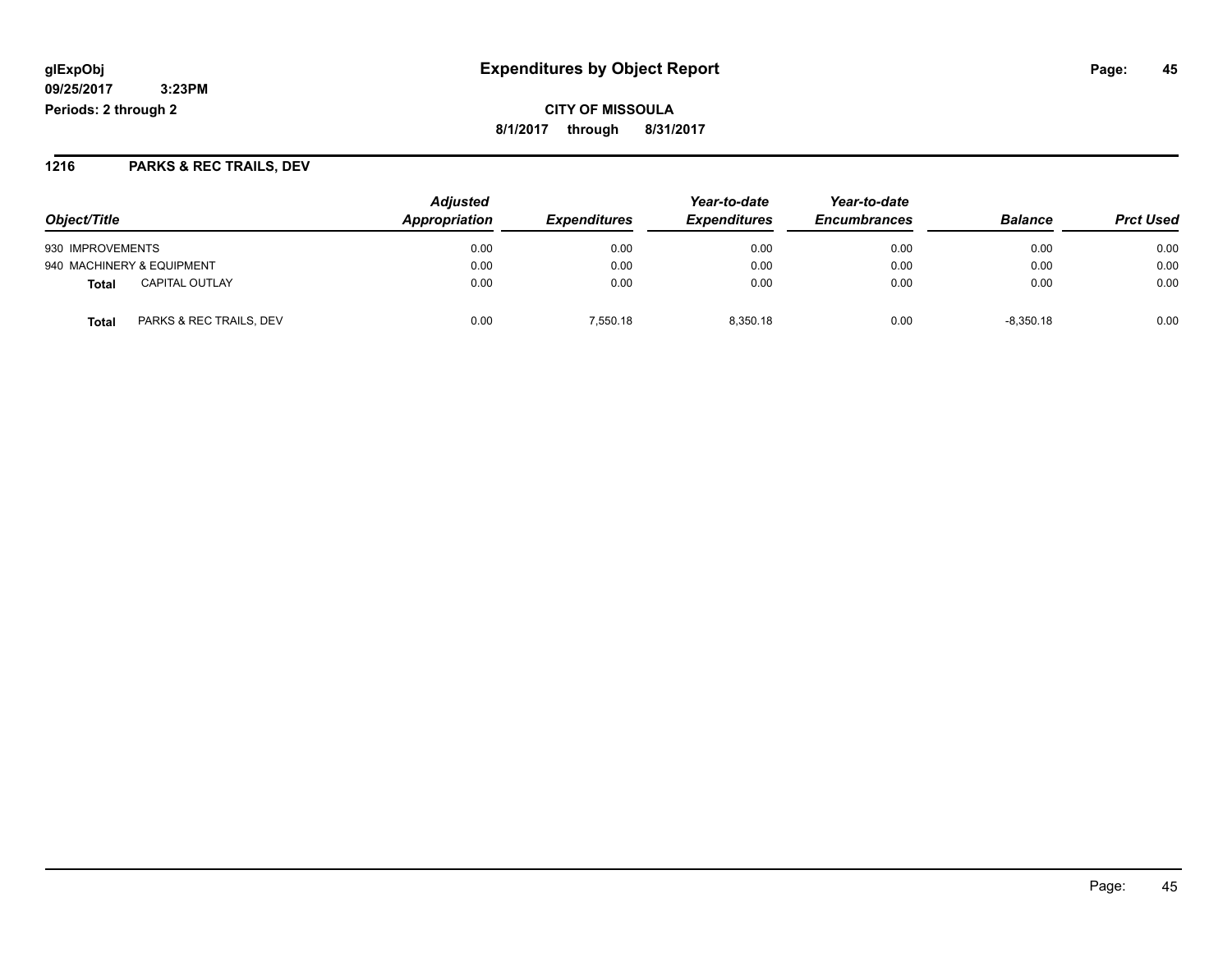**CITY OF MISSOULA**

**8/1/2017 through 8/31/2017**

**glExpObj**
**09/25/2017 3:23PM**
**Periods: 2 through 2**

## Expenditures by Object Report

### 1216 PARKS & REC TRAILS, DEV

| Object/Title | | Adjusted Appropriation | Expenditures | Year-to-date Expenditures | Year-to-date Encumbrances | Balance | Prct Used |
|---|---|---|---|---|---|---|---|
| 930 IMPROVEMENTS | | 0.00 | 0.00 | 0.00 | 0.00 | 0.00 | 0.00 |
| 940 MACHINERY & EQUIPMENT | | 0.00 | 0.00 | 0.00 | 0.00 | 0.00 | 0.00 |
| **Total** | CAPITAL OUTLAY | 0.00 | 0.00 | 0.00 | 0.00 | 0.00 | 0.00 |
| **Total** | PARKS & REC TRAILS, DEV | 0.00 | 7,550.18 | 8,350.18 | 0.00 | -8,350.18 | 0.00 |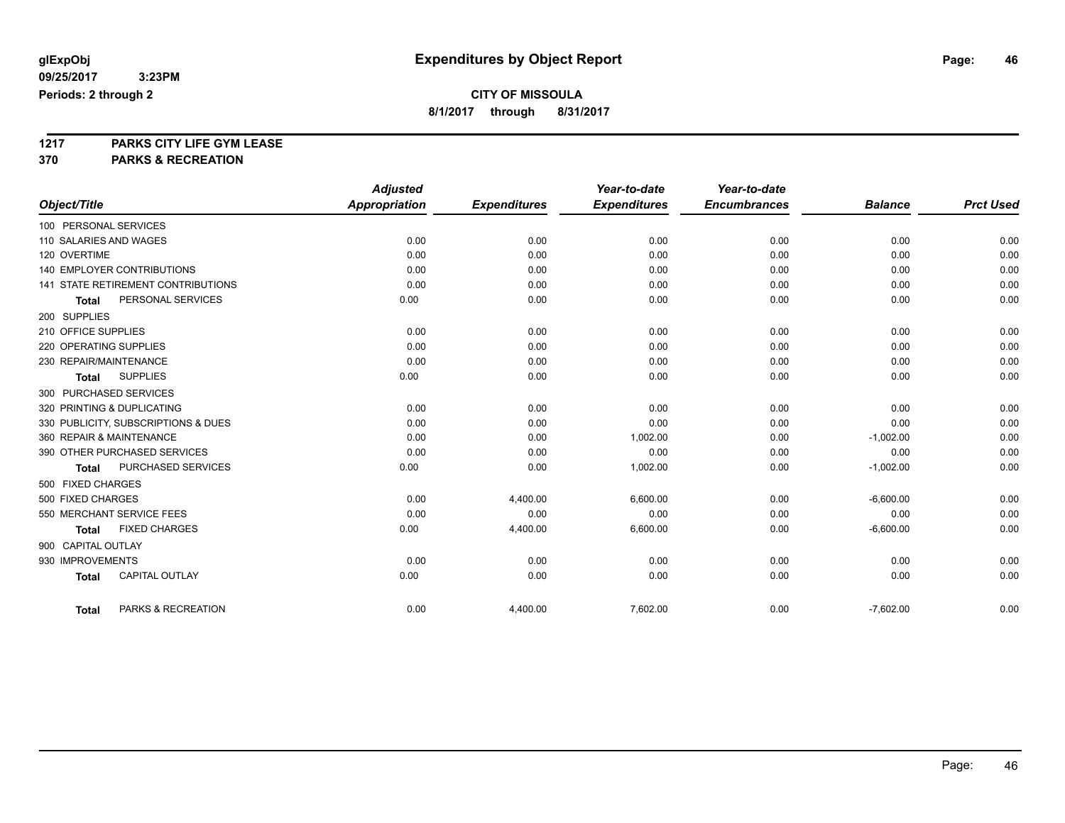glExpObj
09/25/2017 3:23PM
Periods: 2 through 2

# Expenditures by Object Report

**CITY OF MISSOULA**
**8/1/2017 through 8/31/2017**

## 1217 PARKS CITY LIFE GYM LEASE
## 370 PARKS & RECREATION

| Object/Title | Adjusted Appropriation | Expenditures | Year-to-date Expenditures | Year-to-date Encumbrances | Balance | Prct Used |
|---|---|---|---|---|---|---|
| 100 PERSONAL SERVICES | | | | | | |
| 110 SALARIES AND WAGES | 0.00 | 0.00 | 0.00 | 0.00 | 0.00 | 0.00 |
| 120 OVERTIME | 0.00 | 0.00 | 0.00 | 0.00 | 0.00 | 0.00 |
| 140 EMPLOYER CONTRIBUTIONS | 0.00 | 0.00 | 0.00 | 0.00 | 0.00 | 0.00 |
| 141 STATE RETIREMENT CONTRIBUTIONS | 0.00 | 0.00 | 0.00 | 0.00 | 0.00 | 0.00 |
| **Total** PERSONAL SERVICES | 0.00 | 0.00 | 0.00 | 0.00 | 0.00 | 0.00 |
| 200 SUPPLIES | | | | | | |
| 210 OFFICE SUPPLIES | 0.00 | 0.00 | 0.00 | 0.00 | 0.00 | 0.00 |
| 220 OPERATING SUPPLIES | 0.00 | 0.00 | 0.00 | 0.00 | 0.00 | 0.00 |
| 230 REPAIR/MAINTENANCE | 0.00 | 0.00 | 0.00 | 0.00 | 0.00 | 0.00 |
| **Total** SUPPLIES | 0.00 | 0.00 | 0.00 | 0.00 | 0.00 | 0.00 |
| 300 PURCHASED SERVICES | | | | | | |
| 320 PRINTING & DUPLICATING | 0.00 | 0.00 | 0.00 | 0.00 | 0.00 | 0.00 |
| 330 PUBLICITY, SUBSCRIPTIONS & DUES | 0.00 | 0.00 | 0.00 | 0.00 | 0.00 | 0.00 |
| 360 REPAIR & MAINTENANCE | 0.00 | 0.00 | 1,002.00 | 0.00 | -1,002.00 | 0.00 |
| 390 OTHER PURCHASED SERVICES | 0.00 | 0.00 | 0.00 | 0.00 | 0.00 | 0.00 |
| **Total** PURCHASED SERVICES | 0.00 | 0.00 | 1,002.00 | 0.00 | -1,002.00 | 0.00 |
| 500 FIXED CHARGES | | | | | | |
| 500 FIXED CHARGES | 0.00 | 4,400.00 | 6,600.00 | 0.00 | -6,600.00 | 0.00 |
| 550 MERCHANT SERVICE FEES | 0.00 | 0.00 | 0.00 | 0.00 | 0.00 | 0.00 |
| **Total** FIXED CHARGES | 0.00 | 4,400.00 | 6,600.00 | 0.00 | -6,600.00 | 0.00 |
| 900 CAPITAL OUTLAY | | | | | | |
| 930 IMPROVEMENTS | 0.00 | 0.00 | 0.00 | 0.00 | 0.00 | 0.00 |
| **Total** CAPITAL OUTLAY | 0.00 | 0.00 | 0.00 | 0.00 | 0.00 | 0.00 |
| **Total** PARKS & RECREATION | 0.00 | 4,400.00 | 7,602.00 | 0.00 | -7,602.00 | 0.00 |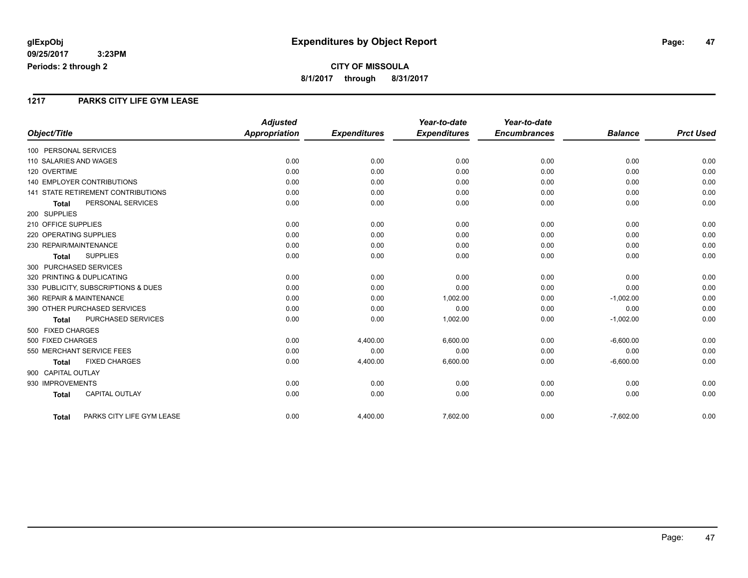**glExpObj**
**09/25/2017 3:23PM**
**Periods: 2 through 2**

# Expenditures by Object Report

**CITY OF MISSOULA**
**8/1/2017 through 8/31/2017**

## 1217 PARKS CITY LIFE GYM LEASE

| Object/Title | Adjusted Appropriation | Expenditures | Year-to-date Expenditures | Year-to-date Encumbrances | Balance | Prct Used |
|---|---|---|---|---|---|---|
| 100 PERSONAL SERVICES | | | | | | |
| 110 SALARIES AND WAGES | 0.00 | 0.00 | 0.00 | 0.00 | 0.00 | 0.00 |
| 120 OVERTIME | 0.00 | 0.00 | 0.00 | 0.00 | 0.00 | 0.00 |
| 140 EMPLOYER CONTRIBUTIONS | 0.00 | 0.00 | 0.00 | 0.00 | 0.00 | 0.00 |
| 141 STATE RETIREMENT CONTRIBUTIONS | 0.00 | 0.00 | 0.00 | 0.00 | 0.00 | 0.00 |
| **Total** PERSONAL SERVICES | 0.00 | 0.00 | 0.00 | 0.00 | 0.00 | 0.00 |
| 200 SUPPLIES | | | | | | |
| 210 OFFICE SUPPLIES | 0.00 | 0.00 | 0.00 | 0.00 | 0.00 | 0.00 |
| 220 OPERATING SUPPLIES | 0.00 | 0.00 | 0.00 | 0.00 | 0.00 | 0.00 |
| 230 REPAIR/MAINTENANCE | 0.00 | 0.00 | 0.00 | 0.00 | 0.00 | 0.00 |
| **Total** SUPPLIES | 0.00 | 0.00 | 0.00 | 0.00 | 0.00 | 0.00 |
| 300 PURCHASED SERVICES | | | | | | |
| 320 PRINTING & DUPLICATING | 0.00 | 0.00 | 0.00 | 0.00 | 0.00 | 0.00 |
| 330 PUBLICITY, SUBSCRIPTIONS & DUES | 0.00 | 0.00 | 0.00 | 0.00 | 0.00 | 0.00 |
| 360 REPAIR & MAINTENANCE | 0.00 | 0.00 | 1,002.00 | 0.00 | -1,002.00 | 0.00 |
| 390 OTHER PURCHASED SERVICES | 0.00 | 0.00 | 0.00 | 0.00 | 0.00 | 0.00 |
| **Total** PURCHASED SERVICES | 0.00 | 0.00 | 1,002.00 | 0.00 | -1,002.00 | 0.00 |
| 500 FIXED CHARGES | | | | | | |
| 500 FIXED CHARGES | 0.00 | 4,400.00 | 6,600.00 | 0.00 | -6,600.00 | 0.00 |
| 550 MERCHANT SERVICE FEES | 0.00 | 0.00 | 0.00 | 0.00 | 0.00 | 0.00 |
| **Total** FIXED CHARGES | 0.00 | 4,400.00 | 6,600.00 | 0.00 | -6,600.00 | 0.00 |
| 900 CAPITAL OUTLAY | | | | | | |
| 930 IMPROVEMENTS | 0.00 | 0.00 | 0.00 | 0.00 | 0.00 | 0.00 |
| **Total** CAPITAL OUTLAY | 0.00 | 0.00 | 0.00 | 0.00 | 0.00 | 0.00 |
| **Total** PARKS CITY LIFE GYM LEASE | 0.00 | 4,400.00 | 7,602.00 | 0.00 | -7,602.00 | 0.00 |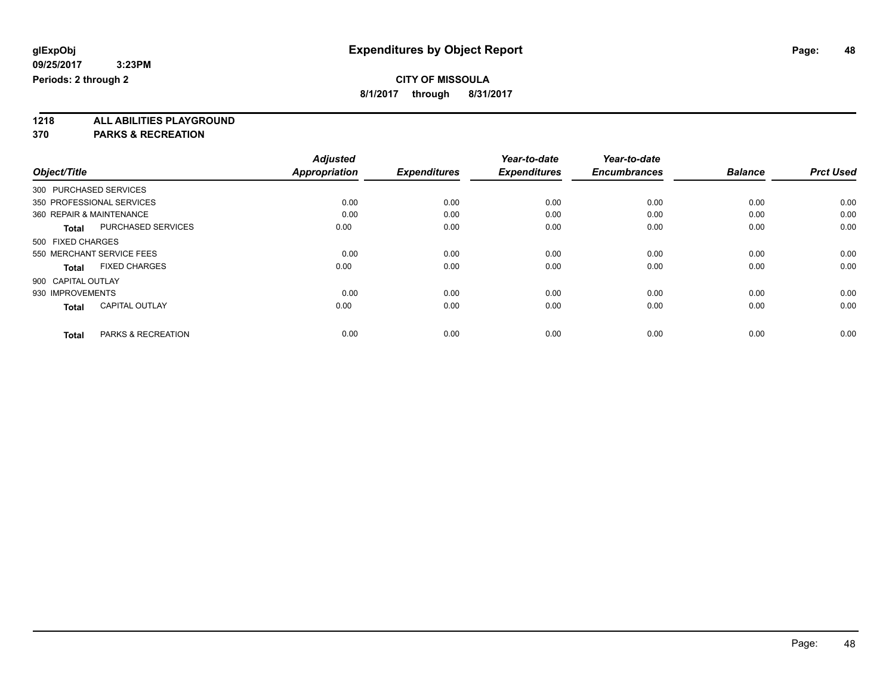**glExpObj**
**09/25/2017 3:23PM**
**Periods: 2 through 2**

# Expenditures by Object Report

**CITY OF MISSOULA**
**8/1/2017 through 8/31/2017**

**1218 ALL ABILITIES PLAYGROUND**
**370 PARKS & RECREATION**

| Object/Title | Adjusted Appropriation | Expenditures | Year-to-date Expenditures | Year-to-date Encumbrances | Balance | Prct Used |
|---|---|---|---|---|---|---|
| 300 PURCHASED SERVICES | | | | | | |
| 350 PROFESSIONAL SERVICES | 0.00 | 0.00 | 0.00 | 0.00 | 0.00 | 0.00 |
| 360 REPAIR & MAINTENANCE | 0.00 | 0.00 | 0.00 | 0.00 | 0.00 | 0.00 |
| **Total** PURCHASED SERVICES | 0.00 | 0.00 | 0.00 | 0.00 | 0.00 | 0.00 |
| 500 FIXED CHARGES | | | | | | |
| 550 MERCHANT SERVICE FEES | 0.00 | 0.00 | 0.00 | 0.00 | 0.00 | 0.00 |
| **Total** FIXED CHARGES | 0.00 | 0.00 | 0.00 | 0.00 | 0.00 | 0.00 |
| 900 CAPITAL OUTLAY | | | | | | |
| 930 IMPROVEMENTS | 0.00 | 0.00 | 0.00 | 0.00 | 0.00 | 0.00 |
| **Total** CAPITAL OUTLAY | 0.00 | 0.00 | 0.00 | 0.00 | 0.00 | 0.00 |
| **Total** PARKS & RECREATION | 0.00 | 0.00 | 0.00 | 0.00 | 0.00 | 0.00 |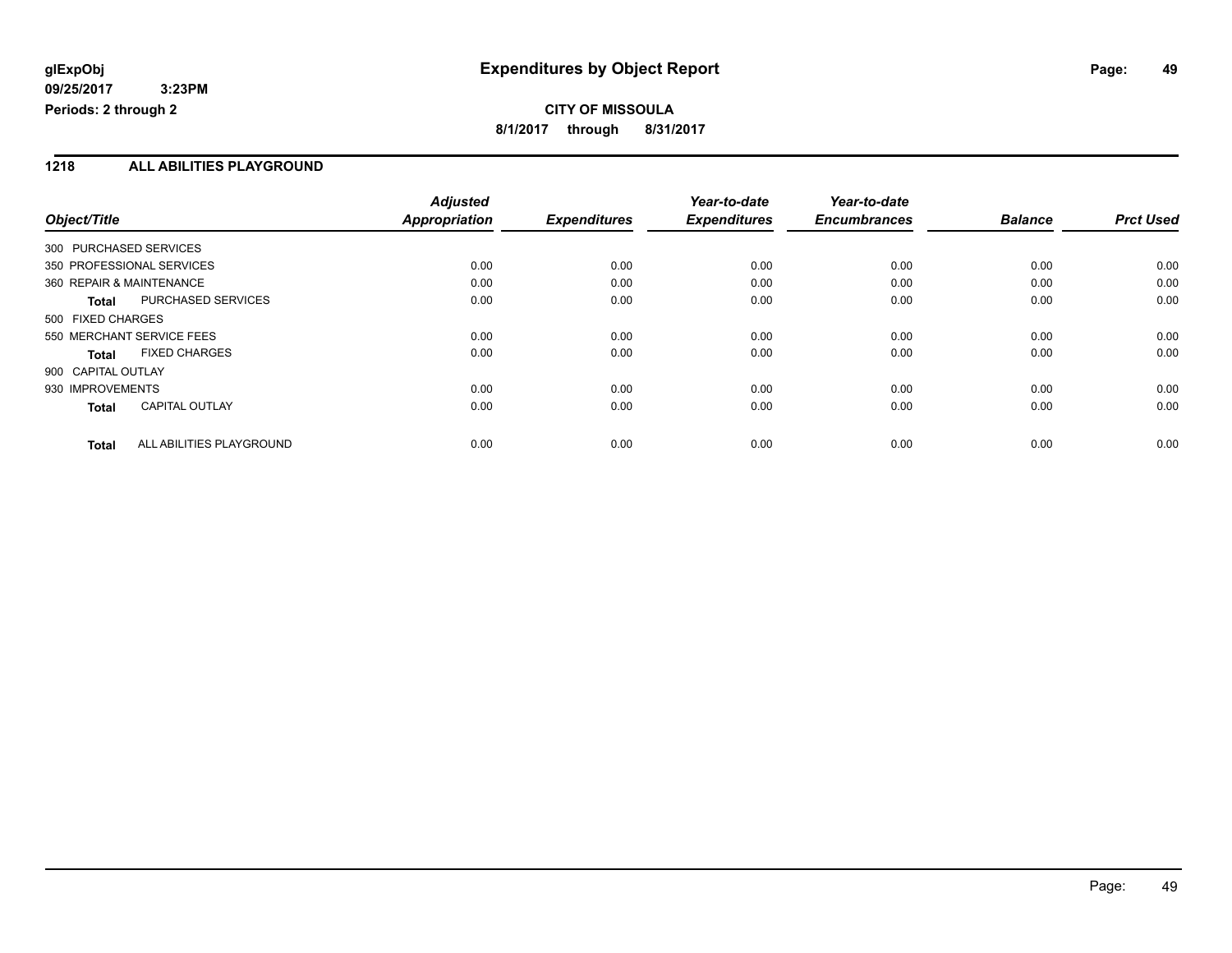**glExpObj** **Expenditures by Object Report**

**09/25/2017 3:23PM**

**Periods: 2 through 2**

**CITY OF MISSOULA**

**8/1/2017 through 8/31/2017**

## 1218 ALL ABILITIES PLAYGROUND

| Object/Title | Adjusted Appropriation | Expenditures | Year-to-date Expenditures | Year-to-date Encumbrances | Balance | Prct Used |
|---|---|---|---|---|---|---|
| 300 PURCHASED SERVICES | | | | | | |
| 350 PROFESSIONAL SERVICES | 0.00 | 0.00 | 0.00 | 0.00 | 0.00 | 0.00 |
| 360 REPAIR & MAINTENANCE | 0.00 | 0.00 | 0.00 | 0.00 | 0.00 | 0.00 |
| **Total** PURCHASED SERVICES | 0.00 | 0.00 | 0.00 | 0.00 | 0.00 | 0.00 |
| 500 FIXED CHARGES | | | | | | |
| 550 MERCHANT SERVICE FEES | 0.00 | 0.00 | 0.00 | 0.00 | 0.00 | 0.00 |
| **Total** FIXED CHARGES | 0.00 | 0.00 | 0.00 | 0.00 | 0.00 | 0.00 |
| 900 CAPITAL OUTLAY | | | | | | |
| 930 IMPROVEMENTS | 0.00 | 0.00 | 0.00 | 0.00 | 0.00 | 0.00 |
| **Total** CAPITAL OUTLAY | 0.00 | 0.00 | 0.00 | 0.00 | 0.00 | 0.00 |
| **Total** ALL ABILITIES PLAYGROUND | 0.00 | 0.00 | 0.00 | 0.00 | 0.00 | 0.00 |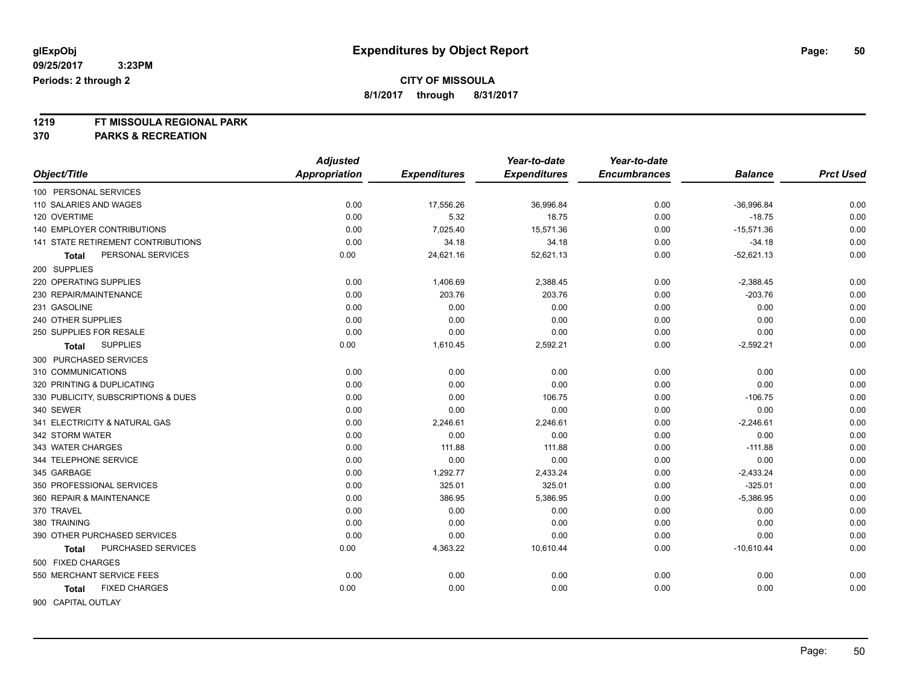glExpObj
09/25/2017 3:23PM
Periods: 2 through 2

# Expenditures by Object Report

**CITY OF MISSOULA**
**8/1/2017 through 8/31/2017**

**1219 FT MISSOULA REGIONAL PARK**
**370 PARKS & RECREATION**

| Object/Title | Adjusted Appropriation | Expenditures | Year-to-date Expenditures | Year-to-date Encumbrances | Balance | Prct Used |
|---|---|---|---|---|---|---|
| 100 PERSONAL SERVICES | | | | | | |
| 110 SALARIES AND WAGES | 0.00 | 17,556.26 | 36,996.84 | 0.00 | -36,996.84 | 0.00 |
| 120 OVERTIME | 0.00 | 5.32 | 18.75 | 0.00 | -18.75 | 0.00 |
| 140 EMPLOYER CONTRIBUTIONS | 0.00 | 7,025.40 | 15,571.36 | 0.00 | -15,571.36 | 0.00 |
| 141 STATE RETIREMENT CONTRIBUTIONS | 0.00 | 34.18 | 34.18 | 0.00 | -34.18 | 0.00 |
| **Total** PERSONAL SERVICES | 0.00 | 24,621.16 | 52,621.13 | 0.00 | -52,621.13 | 0.00 |
| 200 SUPPLIES | | | | | | |
| 220 OPERATING SUPPLIES | 0.00 | 1,406.69 | 2,388.45 | 0.00 | -2,388.45 | 0.00 |
| 230 REPAIR/MAINTENANCE | 0.00 | 203.76 | 203.76 | 0.00 | -203.76 | 0.00 |
| 231 GASOLINE | 0.00 | 0.00 | 0.00 | 0.00 | 0.00 | 0.00 |
| 240 OTHER SUPPLIES | 0.00 | 0.00 | 0.00 | 0.00 | 0.00 | 0.00 |
| 250 SUPPLIES FOR RESALE | 0.00 | 0.00 | 0.00 | 0.00 | 0.00 | 0.00 |
| **Total** SUPPLIES | 0.00 | 1,610.45 | 2,592.21 | 0.00 | -2,592.21 | 0.00 |
| 300 PURCHASED SERVICES | | | | | | |
| 310 COMMUNICATIONS | 0.00 | 0.00 | 0.00 | 0.00 | 0.00 | 0.00 |
| 320 PRINTING & DUPLICATING | 0.00 | 0.00 | 0.00 | 0.00 | 0.00 | 0.00 |
| 330 PUBLICITY, SUBSCRIPTIONS & DUES | 0.00 | 0.00 | 106.75 | 0.00 | -106.75 | 0.00 |
| 340 SEWER | 0.00 | 0.00 | 0.00 | 0.00 | 0.00 | 0.00 |
| 341 ELECTRICITY & NATURAL GAS | 0.00 | 2,246.61 | 2,246.61 | 0.00 | -2,246.61 | 0.00 |
| 342 STORM WATER | 0.00 | 0.00 | 0.00 | 0.00 | 0.00 | 0.00 |
| 343 WATER CHARGES | 0.00 | 111.88 | 111.88 | 0.00 | -111.88 | 0.00 |
| 344 TELEPHONE SERVICE | 0.00 | 0.00 | 0.00 | 0.00 | 0.00 | 0.00 |
| 345 GARBAGE | 0.00 | 1,292.77 | 2,433.24 | 0.00 | -2,433.24 | 0.00 |
| 350 PROFESSIONAL SERVICES | 0.00 | 325.01 | 325.01 | 0.00 | -325.01 | 0.00 |
| 360 REPAIR & MAINTENANCE | 0.00 | 386.95 | 5,386.95 | 0.00 | -5,386.95 | 0.00 |
| 370 TRAVEL | 0.00 | 0.00 | 0.00 | 0.00 | 0.00 | 0.00 |
| 380 TRAINING | 0.00 | 0.00 | 0.00 | 0.00 | 0.00 | 0.00 |
| 390 OTHER PURCHASED SERVICES | 0.00 | 0.00 | 0.00 | 0.00 | 0.00 | 0.00 |
| **Total** PURCHASED SERVICES | 0.00 | 4,363.22 | 10,610.44 | 0.00 | -10,610.44 | 0.00 |
| 500 FIXED CHARGES | | | | | | |
| 550 MERCHANT SERVICE FEES | 0.00 | 0.00 | 0.00 | 0.00 | 0.00 | 0.00 |
| **Total** FIXED CHARGES | 0.00 | 0.00 | 0.00 | 0.00 | 0.00 | 0.00 |
| 900 CAPITAL OUTLAY | | | | | | |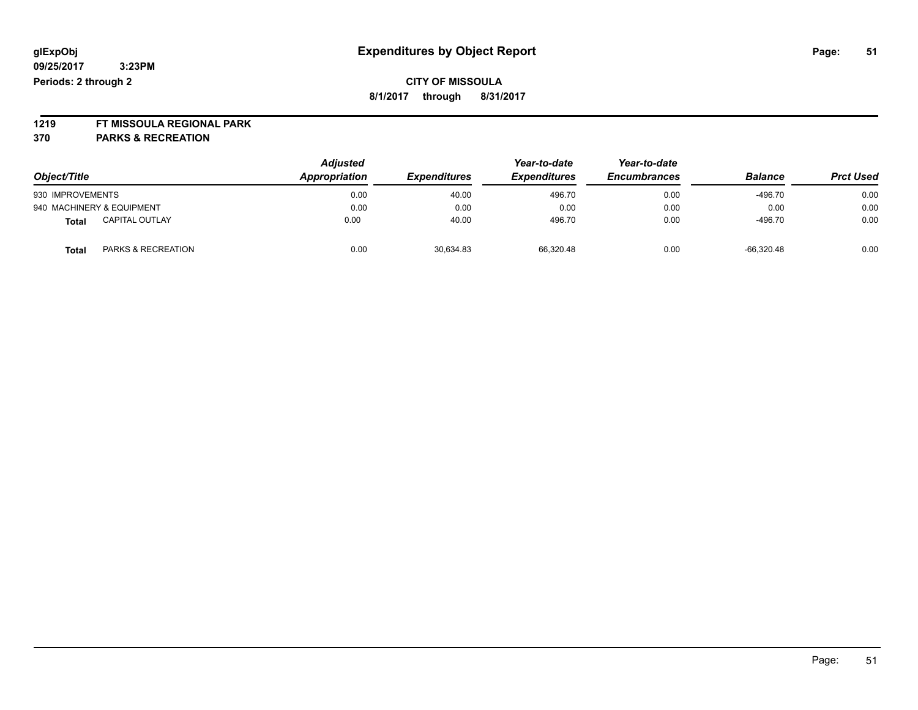# Expenditures by Object Report

glExpObj
09/25/2017 3:23PM
Periods: 2 through 2

**CITY OF MISSOULA**
**8/1/2017 through 8/31/2017**

**1219 FT MISSOULA REGIONAL PARK**
**370 PARKS & RECREATION**

| Object/Title | Adjusted Appropriation | Expenditures | Year-to-date Expenditures | Year-to-date Encumbrances | Balance | Prct Used |
|---|---|---|---|---|---|---|
| 930 IMPROVEMENTS | 0.00 | 40.00 | 496.70 | 0.00 | -496.70 | 0.00 |
| 940 MACHINERY & EQUIPMENT | 0.00 | 0.00 | 0.00 | 0.00 | 0.00 | 0.00 |
| **Total** CAPITAL OUTLAY | 0.00 | 40.00 | 496.70 | 0.00 | -496.70 | 0.00 |
| **Total** PARKS & RECREATION | 0.00 | 30,634.83 | 66,320.48 | 0.00 | -66,320.48 | 0.00 |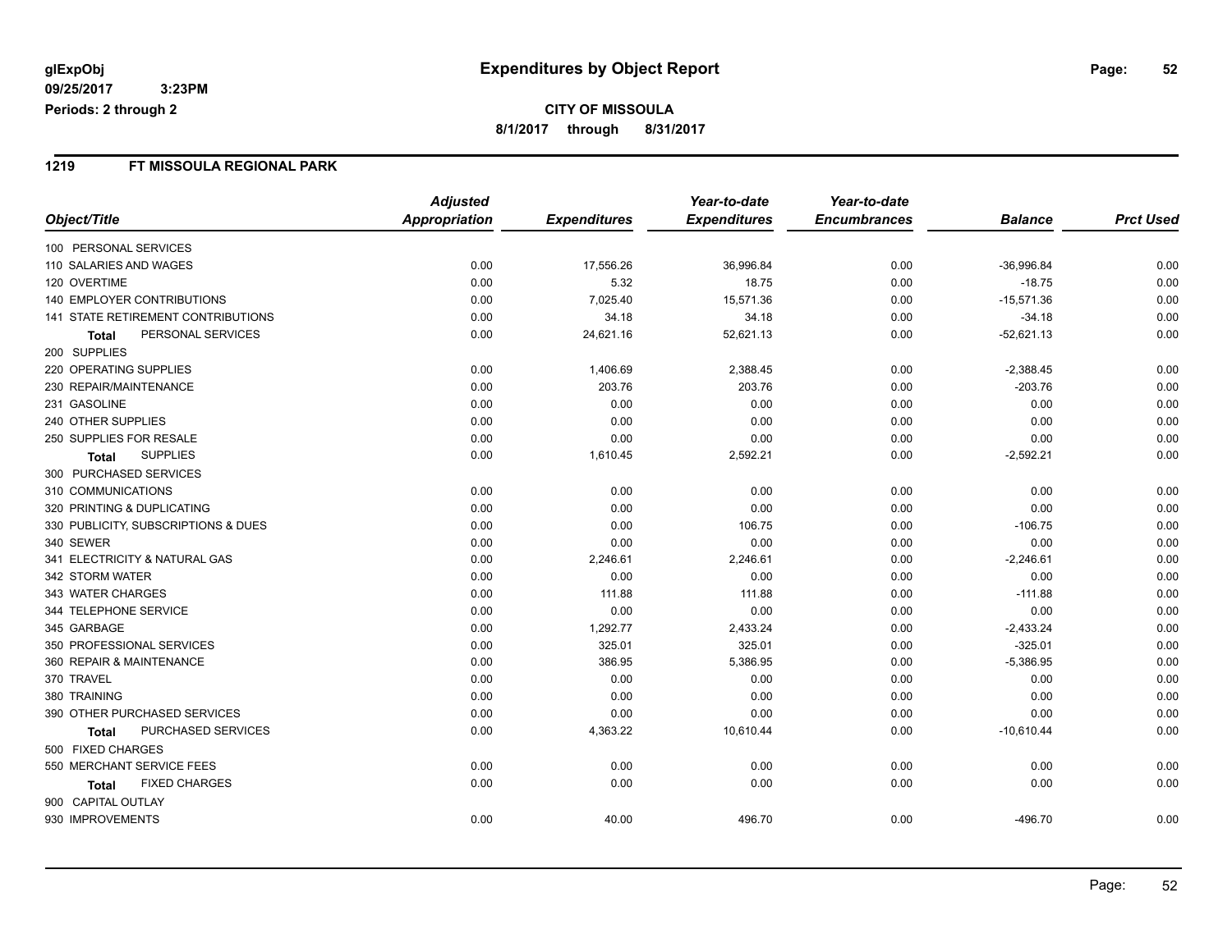# Expenditures by Object Report

glExpObj
09/25/2017 3:23PM
Periods: 2 through 2

**CITY OF MISSOULA**
**8/1/2017 through 8/31/2017**

## 1219 FT MISSOULA REGIONAL PARK

| Object/Title | Adjusted Appropriation | Expenditures | Year-to-date Expenditures | Year-to-date Encumbrances | Balance | Prct Used |
|---|---|---|---|---|---|---|
| 100 PERSONAL SERVICES | | | | | | |
| 110 SALARIES AND WAGES | 0.00 | 17,556.26 | 36,996.84 | 0.00 | -36,996.84 | 0.00 |
| 120 OVERTIME | 0.00 | 5.32 | 18.75 | 0.00 | -18.75 | 0.00 |
| 140 EMPLOYER CONTRIBUTIONS | 0.00 | 7,025.40 | 15,571.36 | 0.00 | -15,571.36 | 0.00 |
| 141 STATE RETIREMENT CONTRIBUTIONS | 0.00 | 34.18 | 34.18 | 0.00 | -34.18 | 0.00 |
| **Total** PERSONAL SERVICES | 0.00 | 24,621.16 | 52,621.13 | 0.00 | -52,621.13 | 0.00 |
| 200 SUPPLIES | | | | | | |
| 220 OPERATING SUPPLIES | 0.00 | 1,406.69 | 2,388.45 | 0.00 | -2,388.45 | 0.00 |
| 230 REPAIR/MAINTENANCE | 0.00 | 203.76 | 203.76 | 0.00 | -203.76 | 0.00 |
| 231 GASOLINE | 0.00 | 0.00 | 0.00 | 0.00 | 0.00 | 0.00 |
| 240 OTHER SUPPLIES | 0.00 | 0.00 | 0.00 | 0.00 | 0.00 | 0.00 |
| 250 SUPPLIES FOR RESALE | 0.00 | 0.00 | 0.00 | 0.00 | 0.00 | 0.00 |
| **Total** SUPPLIES | 0.00 | 1,610.45 | 2,592.21 | 0.00 | -2,592.21 | 0.00 |
| 300 PURCHASED SERVICES | | | | | | |
| 310 COMMUNICATIONS | 0.00 | 0.00 | 0.00 | 0.00 | 0.00 | 0.00 |
| 320 PRINTING & DUPLICATING | 0.00 | 0.00 | 0.00 | 0.00 | 0.00 | 0.00 |
| 330 PUBLICITY, SUBSCRIPTIONS & DUES | 0.00 | 0.00 | 106.75 | 0.00 | -106.75 | 0.00 |
| 340 SEWER | 0.00 | 0.00 | 0.00 | 0.00 | 0.00 | 0.00 |
| 341 ELECTRICITY & NATURAL GAS | 0.00 | 2,246.61 | 2,246.61 | 0.00 | -2,246.61 | 0.00 |
| 342 STORM WATER | 0.00 | 0.00 | 0.00 | 0.00 | 0.00 | 0.00 |
| 343 WATER CHARGES | 0.00 | 111.88 | 111.88 | 0.00 | -111.88 | 0.00 |
| 344 TELEPHONE SERVICE | 0.00 | 0.00 | 0.00 | 0.00 | 0.00 | 0.00 |
| 345 GARBAGE | 0.00 | 1,292.77 | 2,433.24 | 0.00 | -2,433.24 | 0.00 |
| 350 PROFESSIONAL SERVICES | 0.00 | 325.01 | 325.01 | 0.00 | -325.01 | 0.00 |
| 360 REPAIR & MAINTENANCE | 0.00 | 386.95 | 5,386.95 | 0.00 | -5,386.95 | 0.00 |
| 370 TRAVEL | 0.00 | 0.00 | 0.00 | 0.00 | 0.00 | 0.00 |
| 380 TRAINING | 0.00 | 0.00 | 0.00 | 0.00 | 0.00 | 0.00 |
| 390 OTHER PURCHASED SERVICES | 0.00 | 0.00 | 0.00 | 0.00 | 0.00 | 0.00 |
| **Total** PURCHASED SERVICES | 0.00 | 4,363.22 | 10,610.44 | 0.00 | -10,610.44 | 0.00 |
| 500 FIXED CHARGES | | | | | | |
| 550 MERCHANT SERVICE FEES | 0.00 | 0.00 | 0.00 | 0.00 | 0.00 | 0.00 |
| **Total** FIXED CHARGES | 0.00 | 0.00 | 0.00 | 0.00 | 0.00 | 0.00 |
| 900 CAPITAL OUTLAY | | | | | | |
| 930 IMPROVEMENTS | 0.00 | 40.00 | 496.70 | 0.00 | -496.70 | 0.00 |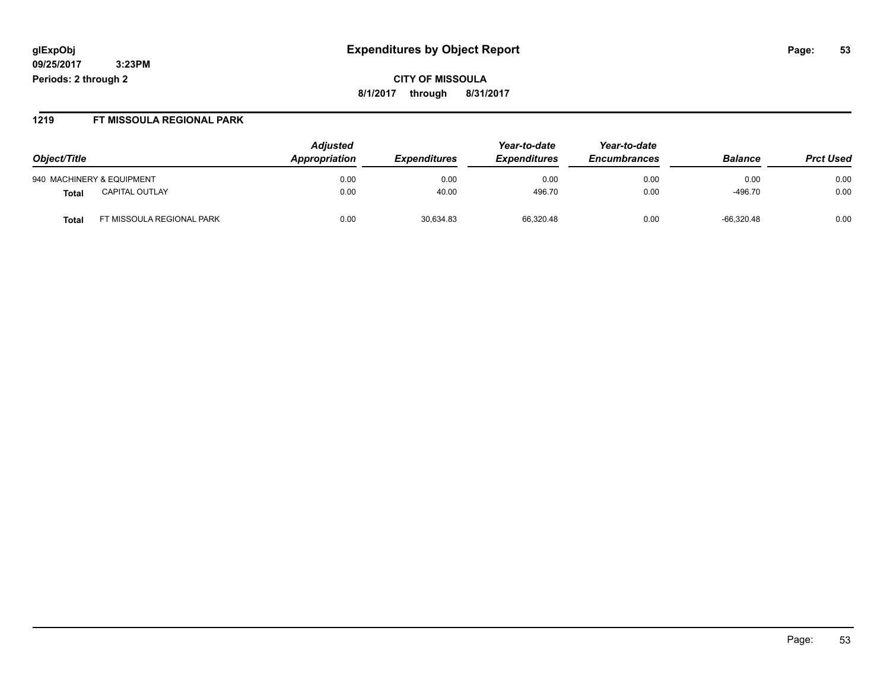# Expenditures by Object Report

glExpObj
09/25/2017 3:23PM
Periods: 2 through 2

**CITY OF MISSOULA**
**8/1/2017 through 8/31/2017**

## 1219 FT MISSOULA REGIONAL PARK

| Object/Title | | Adjusted Appropriation | Expenditures | Year-to-date Expenditures | Year-to-date Encumbrances | Balance | Prct Used |
|---|---|---|---|---|---|---|---|
| 940 MACHINERY & EQUIPMENT | | 0.00 | 0.00 | 0.00 | 0.00 | 0.00 | 0.00 |
| **Total** | CAPITAL OUTLAY | 0.00 | 40.00 | 496.70 | 0.00 | -496.70 | 0.00 |
| **Total** | FT MISSOULA REGIONAL PARK | 0.00 | 30,634.83 | 66,320.48 | 0.00 | -66,320.48 | 0.00 |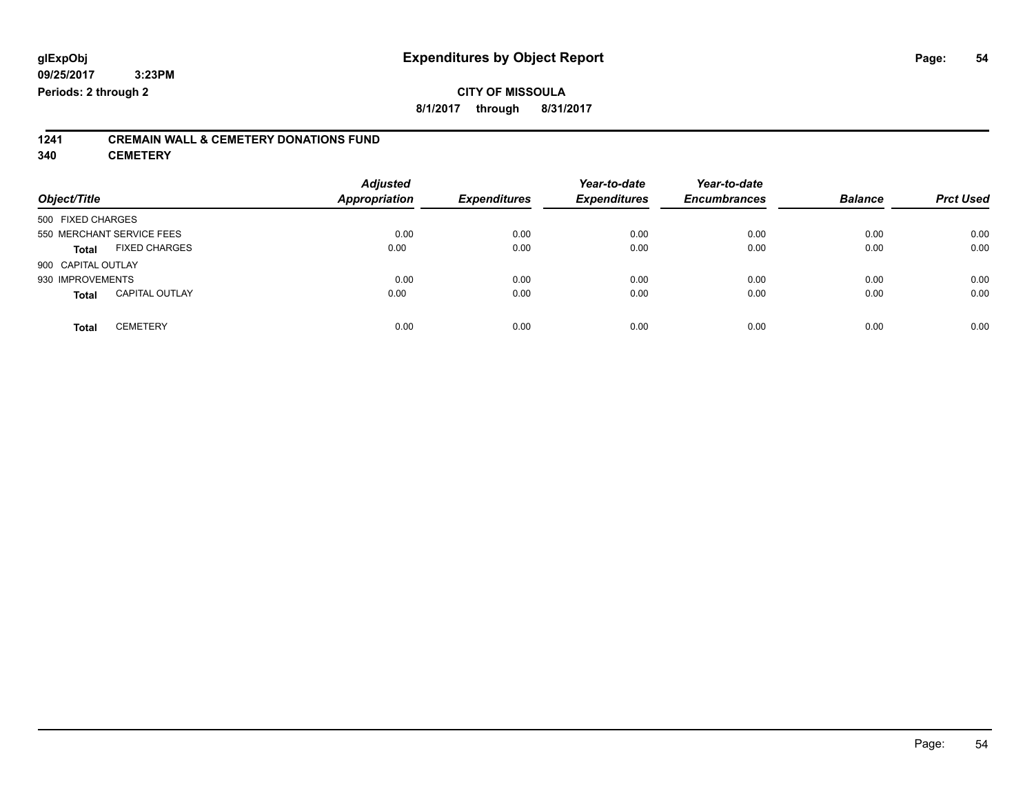**glExpObj**
**09/25/2017 3:23PM**
**Periods: 2 through 2**

# Expenditures by Object Report

**CITY OF MISSOULA**
**8/1/2017 through 8/31/2017**

## 1241 CREMAIN WALL & CEMETERY DONATIONS FUND
## 340 CEMETERY

| Object/Title | | Adjusted Appropriation | Expenditures | Year-to-date Expenditures | Year-to-date Encumbrances | Balance | Prct Used |
|---|---|---|---|---|---|---|---|
| 500 FIXED CHARGES | | | | | | | |
| 550 MERCHANT SERVICE FEES | | 0.00 | 0.00 | 0.00 | 0.00 | 0.00 | 0.00 |
| **Total** | FIXED CHARGES | 0.00 | 0.00 | 0.00 | 0.00 | 0.00 | 0.00 |
| 900 CAPITAL OUTLAY | | | | | | | |
| 930 IMPROVEMENTS | | 0.00 | 0.00 | 0.00 | 0.00 | 0.00 | 0.00 |
| **Total** | CAPITAL OUTLAY | 0.00 | 0.00 | 0.00 | 0.00 | 0.00 | 0.00 |
| **Total** | CEMETERY | 0.00 | 0.00 | 0.00 | 0.00 | 0.00 | 0.00 |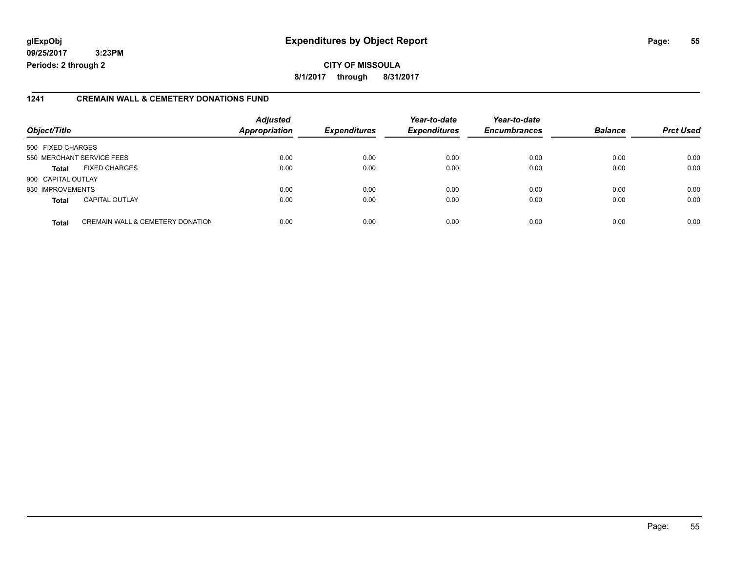# Expenditures by Object Report

**CITY OF MISSOULA**

**8/1/2017 through 8/31/2017**

glExpObj
09/25/2017 3:23PM
Periods: 2 through 2

## 1241 CREMAIN WALL & CEMETERY DONATIONS FUND

| Object/Title | | Adjusted Appropriation | Expenditures | Year-to-date Expenditures | Year-to-date Encumbrances | Balance | Prct Used |
|---|---|---|---|---|---|---|---|
| 500 FIXED CHARGES | | | | | | | |
| 550 MERCHANT SERVICE FEES | | 0.00 | 0.00 | 0.00 | 0.00 | 0.00 | 0.00 |
| **Total** | FIXED CHARGES | 0.00 | 0.00 | 0.00 | 0.00 | 0.00 | 0.00 |
| 900 CAPITAL OUTLAY | | | | | | | |
| 930 IMPROVEMENTS | | 0.00 | 0.00 | 0.00 | 0.00 | 0.00 | 0.00 |
| **Total** | CAPITAL OUTLAY | 0.00 | 0.00 | 0.00 | 0.00 | 0.00 | 0.00 |
| **Total** | CREMAIN WALL & CEMETERY DONATION | 0.00 | 0.00 | 0.00 | 0.00 | 0.00 | 0.00 |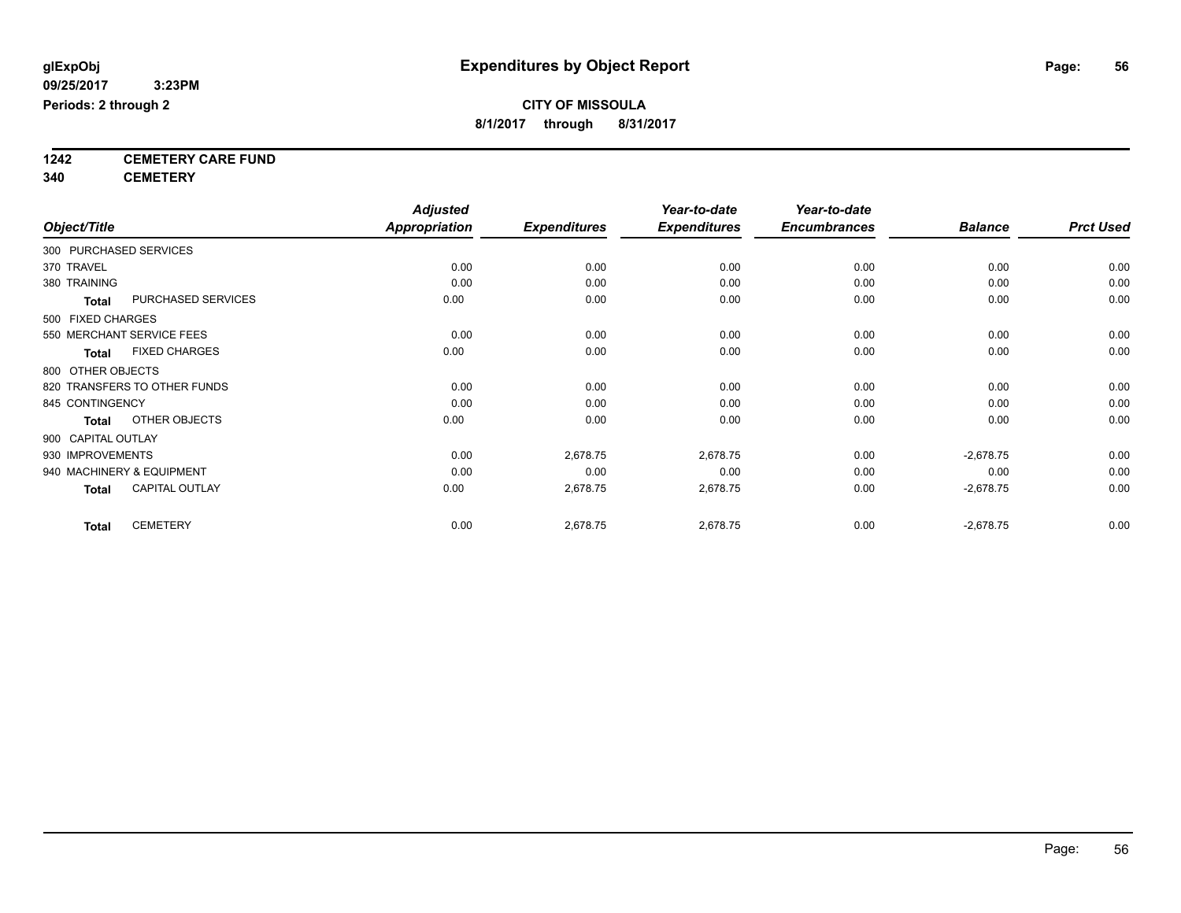# Expenditures by Object Report

glExpObj
09/25/2017 3:23PM
Periods: 2 through 2

**CITY OF MISSOULA**
**8/1/2017 through 8/31/2017**

**1242 CEMETERY CARE FUND**
**340 CEMETERY**

| Object/Title | | Adjusted Appropriation | Expenditures | Year-to-date Expenditures | Year-to-date Encumbrances | Balance | Prct Used |
|---|---|---|---|---|---|---|---|
| 300 PURCHASED SERVICES | | | | | | | |
| 370 TRAVEL | | 0.00 | 0.00 | 0.00 | 0.00 | 0.00 | 0.00 |
| 380 TRAINING | | 0.00 | 0.00 | 0.00 | 0.00 | 0.00 | 0.00 |
| **Total** | PURCHASED SERVICES | 0.00 | 0.00 | 0.00 | 0.00 | 0.00 | 0.00 |
| 500 FIXED CHARGES | | | | | | | |
| 550 MERCHANT SERVICE FEES | | 0.00 | 0.00 | 0.00 | 0.00 | 0.00 | 0.00 |
| **Total** | FIXED CHARGES | 0.00 | 0.00 | 0.00 | 0.00 | 0.00 | 0.00 |
| 800 OTHER OBJECTS | | | | | | | |
| 820 TRANSFERS TO OTHER FUNDS | | 0.00 | 0.00 | 0.00 | 0.00 | 0.00 | 0.00 |
| 845 CONTINGENCY | | 0.00 | 0.00 | 0.00 | 0.00 | 0.00 | 0.00 |
| **Total** | OTHER OBJECTS | 0.00 | 0.00 | 0.00 | 0.00 | 0.00 | 0.00 |
| 900 CAPITAL OUTLAY | | | | | | | |
| 930 IMPROVEMENTS | | 0.00 | 2,678.75 | 2,678.75 | 0.00 | -2,678.75 | 0.00 |
| 940 MACHINERY & EQUIPMENT | | 0.00 | 0.00 | 0.00 | 0.00 | 0.00 | 0.00 |
| **Total** | CAPITAL OUTLAY | 0.00 | 2,678.75 | 2,678.75 | 0.00 | -2,678.75 | 0.00 |
| **Total** | CEMETERY | 0.00 | 2,678.75 | 2,678.75 | 0.00 | -2,678.75 | 0.00 |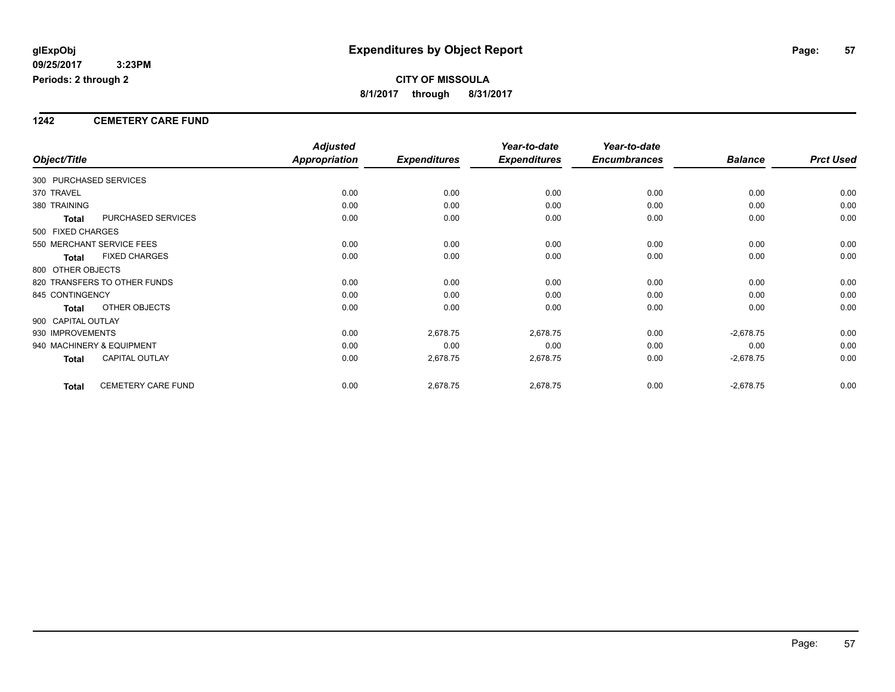**glExpObj**
**09/25/2017 3:23PM**
**Periods: 2 through 2**

# Expenditures by Object Report

**CITY OF MISSOULA**
**8/1/2017 through 8/31/2017**

## 1242 CEMETERY CARE FUND

| Object/Title | Adjusted Appropriation | Expenditures | Year-to-date Expenditures | Year-to-date Encumbrances | Balance | Prct Used |
|---|---|---|---|---|---|---|
| 300 PURCHASED SERVICES | | | | | | |
| 370 TRAVEL | 0.00 | 0.00 | 0.00 | 0.00 | 0.00 | 0.00 |
| 380 TRAINING | 0.00 | 0.00 | 0.00 | 0.00 | 0.00 | 0.00 |
| **Total** PURCHASED SERVICES | 0.00 | 0.00 | 0.00 | 0.00 | 0.00 | 0.00 |
| 500 FIXED CHARGES | | | | | | |
| 550 MERCHANT SERVICE FEES | 0.00 | 0.00 | 0.00 | 0.00 | 0.00 | 0.00 |
| **Total** FIXED CHARGES | 0.00 | 0.00 | 0.00 | 0.00 | 0.00 | 0.00 |
| 800 OTHER OBJECTS | | | | | | |
| 820 TRANSFERS TO OTHER FUNDS | 0.00 | 0.00 | 0.00 | 0.00 | 0.00 | 0.00 |
| 845 CONTINGENCY | 0.00 | 0.00 | 0.00 | 0.00 | 0.00 | 0.00 |
| **Total** OTHER OBJECTS | 0.00 | 0.00 | 0.00 | 0.00 | 0.00 | 0.00 |
| 900 CAPITAL OUTLAY | | | | | | |
| 930 IMPROVEMENTS | 0.00 | 2,678.75 | 2,678.75 | 0.00 | -2,678.75 | 0.00 |
| 940 MACHINERY & EQUIPMENT | 0.00 | 0.00 | 0.00 | 0.00 | 0.00 | 0.00 |
| **Total** CAPITAL OUTLAY | 0.00 | 2,678.75 | 2,678.75 | 0.00 | -2,678.75 | 0.00 |
| **Total** CEMETERY CARE FUND | 0.00 | 2,678.75 | 2,678.75 | 0.00 | -2,678.75 | 0.00 |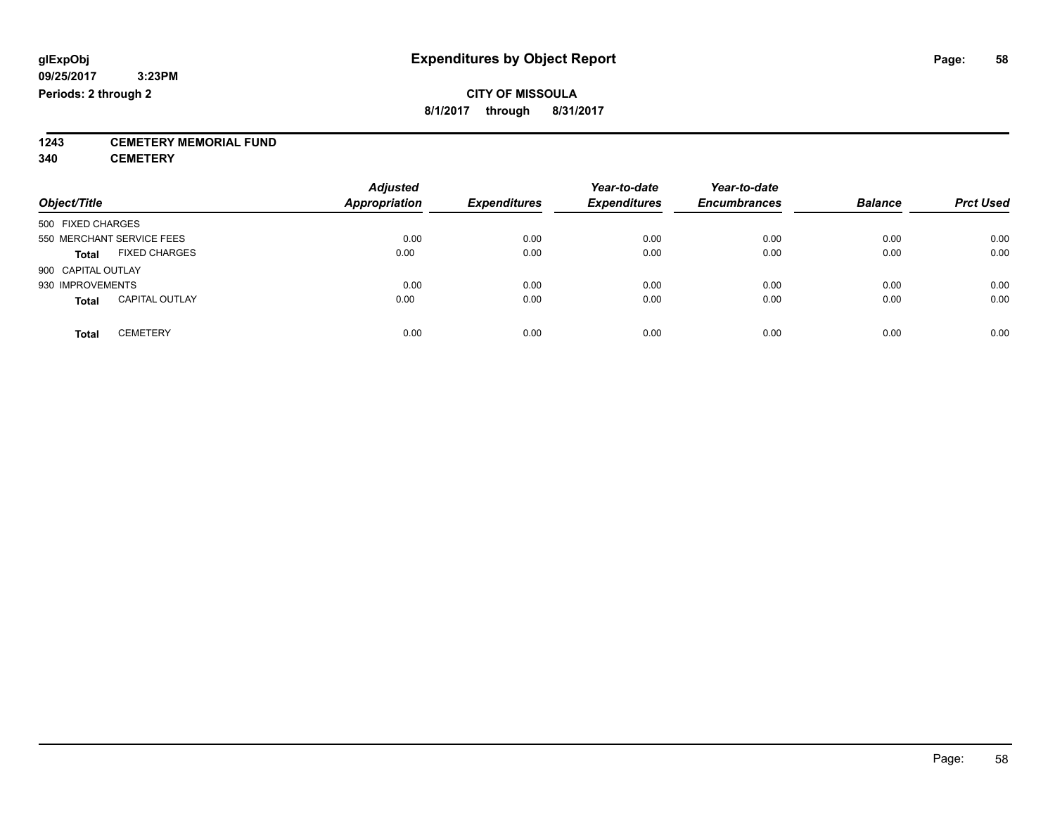# Expenditures by Object Report

glExpObj
09/25/2017 3:23PM
Periods: 2 through 2

**CITY OF MISSOULA**
**8/1/2017 through 8/31/2017**

**1243 CEMETERY MEMORIAL FUND**
**340 CEMETERY**

| Object/Title | Adjusted Appropriation | Expenditures | Year-to-date Expenditures | Year-to-date Encumbrances | Balance | Prct Used |
|---|---|---|---|---|---|---|
| 500 FIXED CHARGES | | | | | | |
| 550 MERCHANT SERVICE FEES | 0.00 | 0.00 | 0.00 | 0.00 | 0.00 | 0.00 |
| **Total** FIXED CHARGES | 0.00 | 0.00 | 0.00 | 0.00 | 0.00 | 0.00 |
| 900 CAPITAL OUTLAY | | | | | | |
| 930 IMPROVEMENTS | 0.00 | 0.00 | 0.00 | 0.00 | 0.00 | 0.00 |
| **Total** CAPITAL OUTLAY | 0.00 | 0.00 | 0.00 | 0.00 | 0.00 | 0.00 |
| **Total** CEMETERY | 0.00 | 0.00 | 0.00 | 0.00 | 0.00 | 0.00 |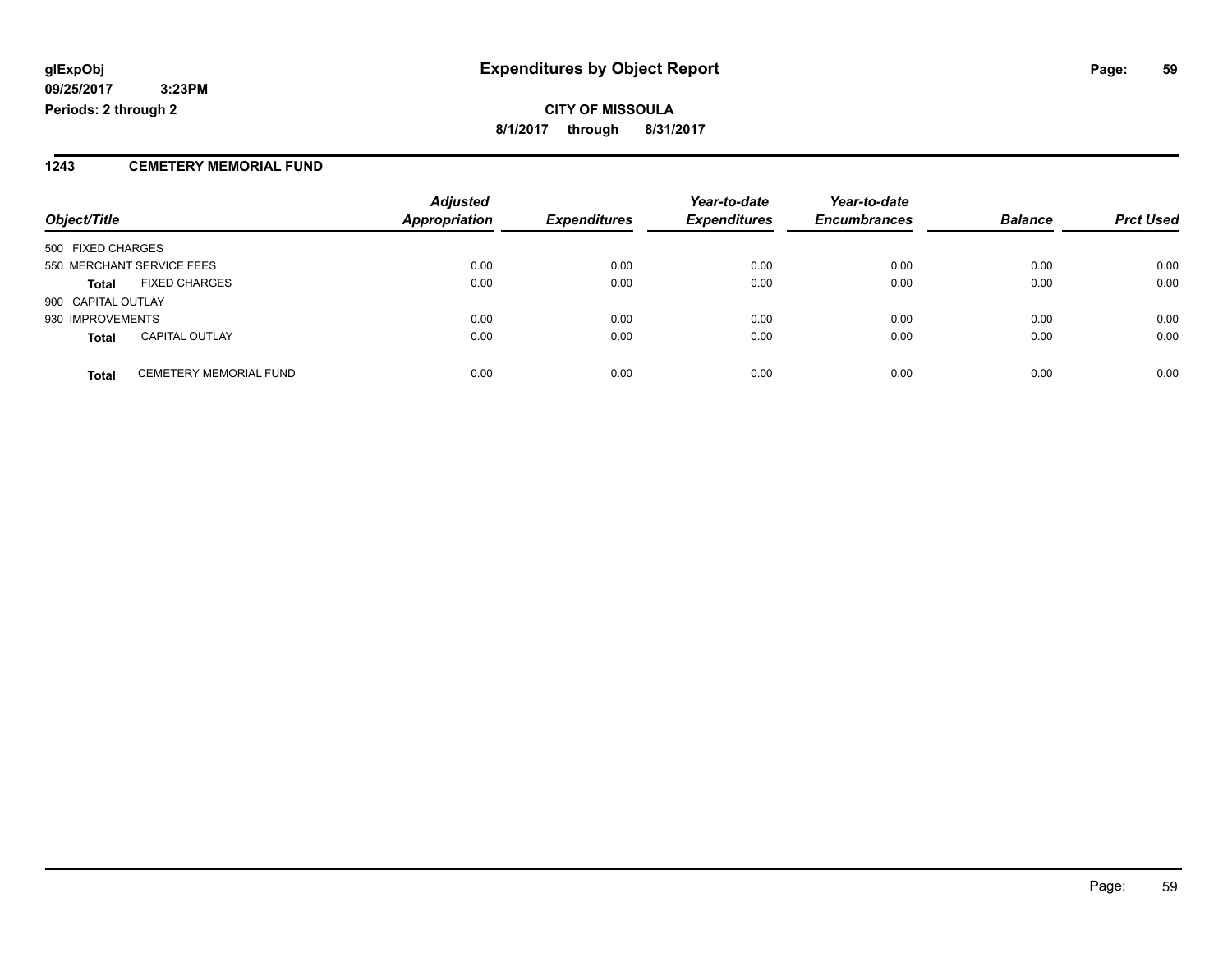**glExpObj** **Expenditures by Object Report**

**09/25/2017 3:23PM**

**Periods: 2 through 2**

**CITY OF MISSOULA**

**8/1/2017 through 8/31/2017**

## 1243 CEMETERY MEMORIAL FUND

| Object/Title | | Adjusted Appropriation | Expenditures | Year-to-date Expenditures | Year-to-date Encumbrances | Balance | Prct Used |
|---|---|---|---|---|---|---|---|
| 500 FIXED CHARGES | | | | | | | |
| 550 MERCHANT SERVICE FEES | | 0.00 | 0.00 | 0.00 | 0.00 | 0.00 | 0.00 |
| **Total** | FIXED CHARGES | 0.00 | 0.00 | 0.00 | 0.00 | 0.00 | 0.00 |
| 900 CAPITAL OUTLAY | | | | | | | |
| 930 IMPROVEMENTS | | 0.00 | 0.00 | 0.00 | 0.00 | 0.00 | 0.00 |
| **Total** | CAPITAL OUTLAY | 0.00 | 0.00 | 0.00 | 0.00 | 0.00 | 0.00 |
| **Total** | CEMETERY MEMORIAL FUND | 0.00 | 0.00 | 0.00 | 0.00 | 0.00 | 0.00 |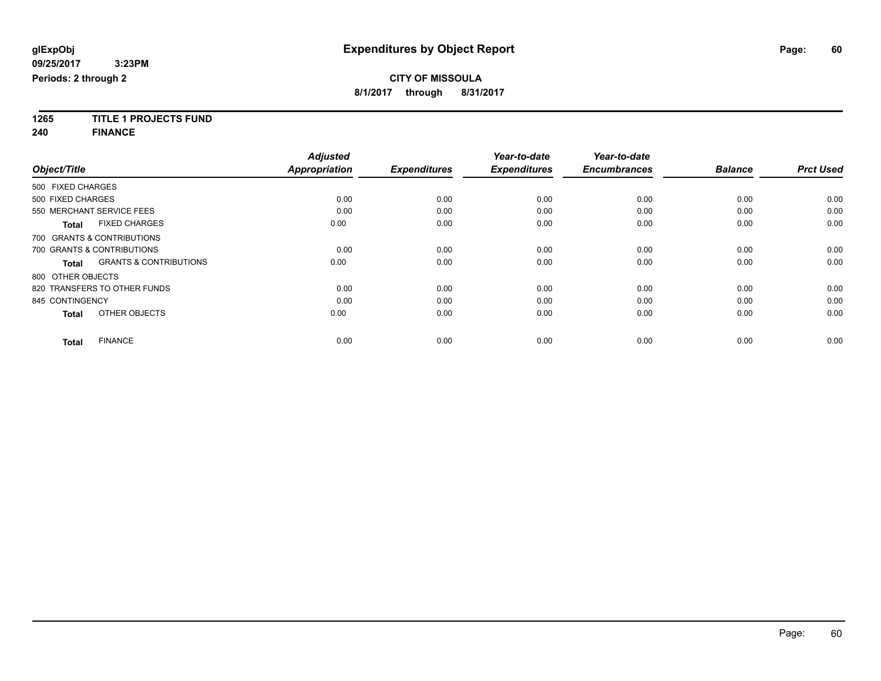**glExpObj** 
**09/25/2017 3:23PM** 
**Periods: 2 through 2**

# Expenditures by Object Report

**CITY OF MISSOULA** 
**8/1/2017 through 8/31/2017**

**1265 TITLE 1 PROJECTS FUND** 
**240 FINANCE**

| Object/Title | Adjusted Appropriation | Expenditures | Year-to-date Expenditures | Year-to-date Encumbrances | Balance | Prct Used |
|---|---|---|---|---|---|---|
| 500 FIXED CHARGES | | | | | | |
| 500 FIXED CHARGES | 0.00 | 0.00 | 0.00 | 0.00 | 0.00 | 0.00 |
| 550 MERCHANT SERVICE FEES | 0.00 | 0.00 | 0.00 | 0.00 | 0.00 | 0.00 |
| **Total** FIXED CHARGES | 0.00 | 0.00 | 0.00 | 0.00 | 0.00 | 0.00 |
| 700 GRANTS & CONTRIBUTIONS | | | | | | |
| 700 GRANTS & CONTRIBUTIONS | 0.00 | 0.00 | 0.00 | 0.00 | 0.00 | 0.00 |
| **Total** GRANTS & CONTRIBUTIONS | 0.00 | 0.00 | 0.00 | 0.00 | 0.00 | 0.00 |
| 800 OTHER OBJECTS | | | | | | |
| 820 TRANSFERS TO OTHER FUNDS | 0.00 | 0.00 | 0.00 | 0.00 | 0.00 | 0.00 |
| 845 CONTINGENCY | 0.00 | 0.00 | 0.00 | 0.00 | 0.00 | 0.00 |
| **Total** OTHER OBJECTS | 0.00 | 0.00 | 0.00 | 0.00 | 0.00 | 0.00 |
| **Total** FINANCE | 0.00 | 0.00 | 0.00 | 0.00 | 0.00 | 0.00 |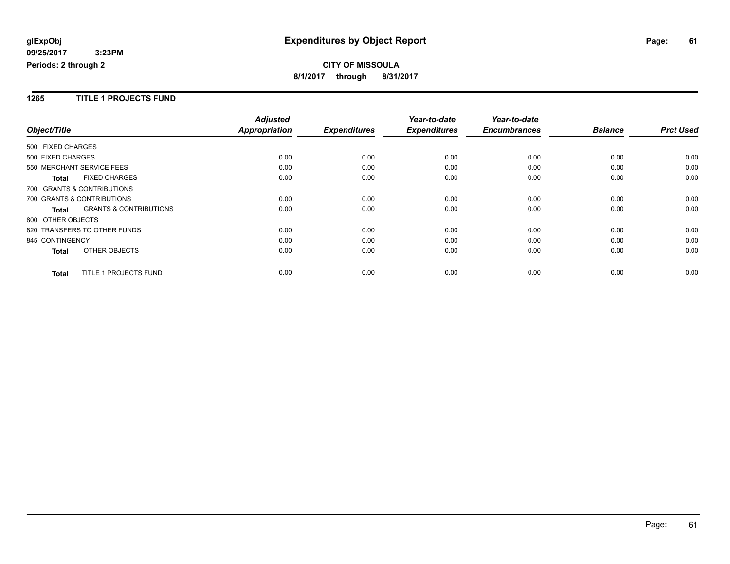**CITY OF MISSOULA**

**8/1/2017 through 8/31/2017**

## 1265 TITLE 1 PROJECTS FUND

| Object/Title | Adjusted Appropriation | Expenditures | Year-to-date Expenditures | Year-to-date Encumbrances | Balance | Prct Used |
|---|---|---|---|---|---|---|
| 500 FIXED CHARGES | | | | | | |
| 500 FIXED CHARGES | 0.00 | 0.00 | 0.00 | 0.00 | 0.00 | 0.00 |
| 550 MERCHANT SERVICE FEES | 0.00 | 0.00 | 0.00 | 0.00 | 0.00 | 0.00 |
| **Total** FIXED CHARGES | 0.00 | 0.00 | 0.00 | 0.00 | 0.00 | 0.00 |
| 700 GRANTS & CONTRIBUTIONS | | | | | | |
| 700 GRANTS & CONTRIBUTIONS | 0.00 | 0.00 | 0.00 | 0.00 | 0.00 | 0.00 |
| **Total** GRANTS & CONTRIBUTIONS | 0.00 | 0.00 | 0.00 | 0.00 | 0.00 | 0.00 |
| 800 OTHER OBJECTS | | | | | | |
| 820 TRANSFERS TO OTHER FUNDS | 0.00 | 0.00 | 0.00 | 0.00 | 0.00 | 0.00 |
| 845 CONTINGENCY | 0.00 | 0.00 | 0.00 | 0.00 | 0.00 | 0.00 |
| **Total** OTHER OBJECTS | 0.00 | 0.00 | 0.00 | 0.00 | 0.00 | 0.00 |
| **Total** TITLE 1 PROJECTS FUND | 0.00 | 0.00 | 0.00 | 0.00 | 0.00 | 0.00 |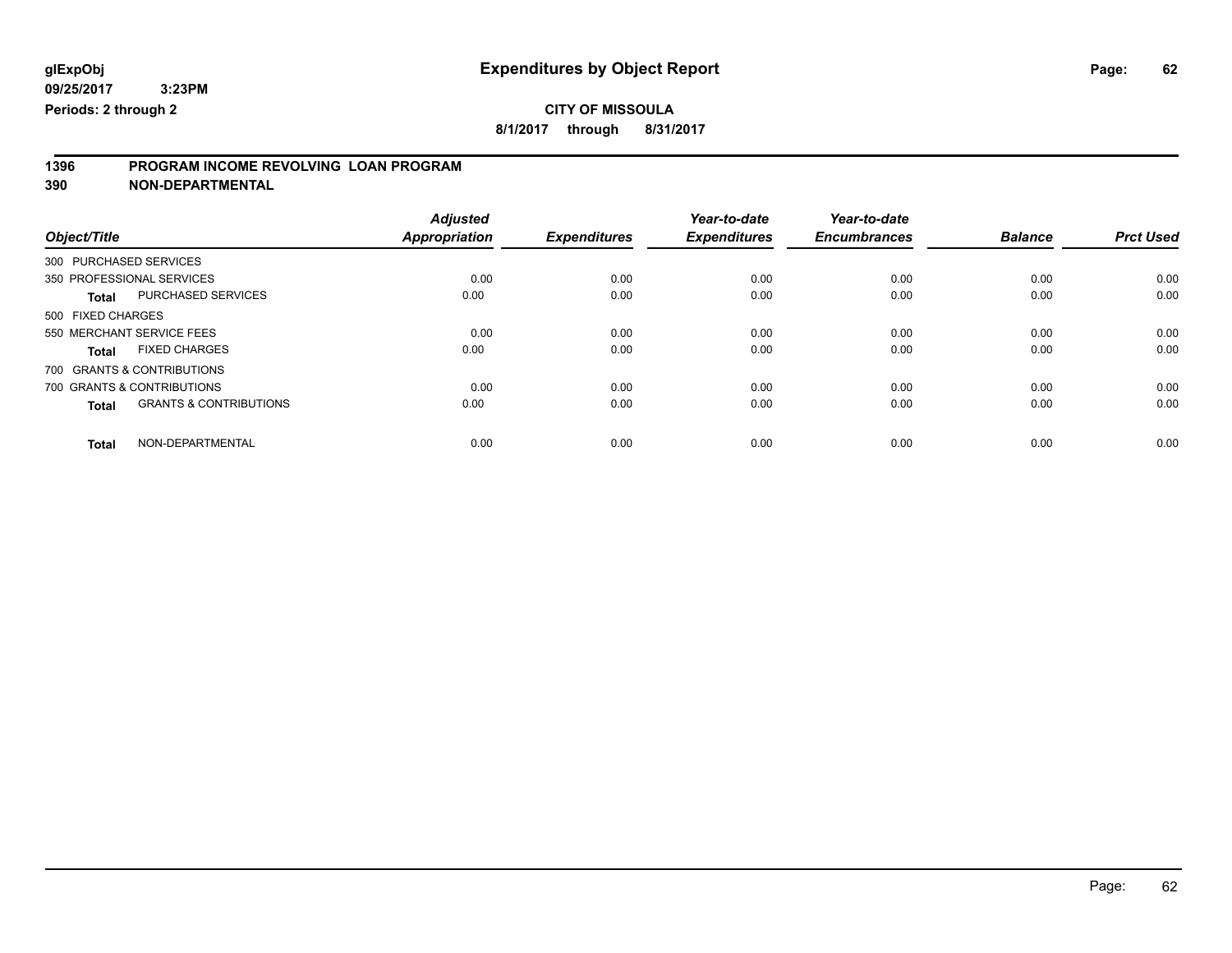glExpObj
09/25/2017 3:23PM
Periods: 2 through 2

# Expenditures by Object Report

**CITY OF MISSOULA**

**8/1/2017 through 8/31/2017**

## 1396 PROGRAM INCOME REVOLVING LOAN PROGRAM
## 390 NON-DEPARTMENTAL

| Object/Title | | Adjusted Appropriation | Expenditures | Year-to-date Expenditures | Year-to-date Encumbrances | Balance | Prct Used |
|---|---|---|---|---|---|---|---|
| 300 PURCHASED SERVICES | | | | | | | |
| 350 PROFESSIONAL SERVICES | | 0.00 | 0.00 | 0.00 | 0.00 | 0.00 | 0.00 |
| **Total** | PURCHASED SERVICES | 0.00 | 0.00 | 0.00 | 0.00 | 0.00 | 0.00 |
| 500 FIXED CHARGES | | | | | | | |
| 550 MERCHANT SERVICE FEES | | 0.00 | 0.00 | 0.00 | 0.00 | 0.00 | 0.00 |
| **Total** | FIXED CHARGES | 0.00 | 0.00 | 0.00 | 0.00 | 0.00 | 0.00 |
| 700 GRANTS & CONTRIBUTIONS | | | | | | | |
| 700 GRANTS & CONTRIBUTIONS | | 0.00 | 0.00 | 0.00 | 0.00 | 0.00 | 0.00 |
| **Total** | GRANTS & CONTRIBUTIONS | 0.00 | 0.00 | 0.00 | 0.00 | 0.00 | 0.00 |
| **Total** | NON-DEPARTMENTAL | 0.00 | 0.00 | 0.00 | 0.00 | 0.00 | 0.00 |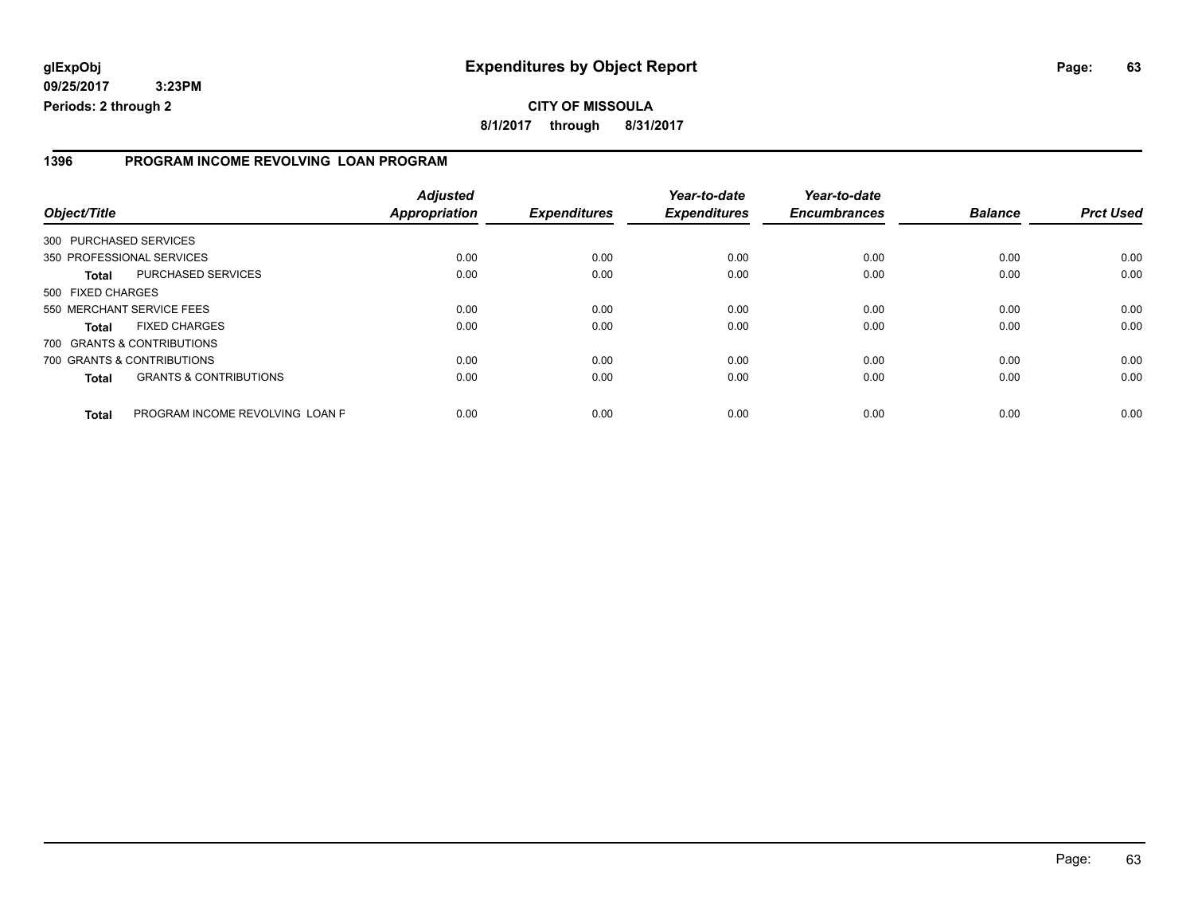**glExpObj**
**09/25/2017 3:23PM**
**Periods: 2 through 2**

# Expenditures by Object Report

**CITY OF MISSOULA**
**8/1/2017 through 8/31/2017**

## 1396 PROGRAM INCOME REVOLVING LOAN PROGRAM

| Object/Title | | Adjusted Appropriation | Expenditures | Year-to-date Expenditures | Year-to-date Encumbrances | Balance | Prct Used |
|---|---|---|---|---|---|---|---|
| 300 PURCHASED SERVICES | | | | | | | |
| 350 PROFESSIONAL SERVICES | | 0.00 | 0.00 | 0.00 | 0.00 | 0.00 | 0.00 |
| **Total** | PURCHASED SERVICES | 0.00 | 0.00 | 0.00 | 0.00 | 0.00 | 0.00 |
| 500 FIXED CHARGES | | | | | | | |
| 550 MERCHANT SERVICE FEES | | 0.00 | 0.00 | 0.00 | 0.00 | 0.00 | 0.00 |
| **Total** | FIXED CHARGES | 0.00 | 0.00 | 0.00 | 0.00 | 0.00 | 0.00 |
| 700 GRANTS & CONTRIBUTIONS | | | | | | | |
| 700 GRANTS & CONTRIBUTIONS | | 0.00 | 0.00 | 0.00 | 0.00 | 0.00 | 0.00 |
| **Total** | GRANTS & CONTRIBUTIONS | 0.00 | 0.00 | 0.00 | 0.00 | 0.00 | 0.00 |
| **Total** | PROGRAM INCOME REVOLVING LOAN P | 0.00 | 0.00 | 0.00 | 0.00 | 0.00 | 0.00 |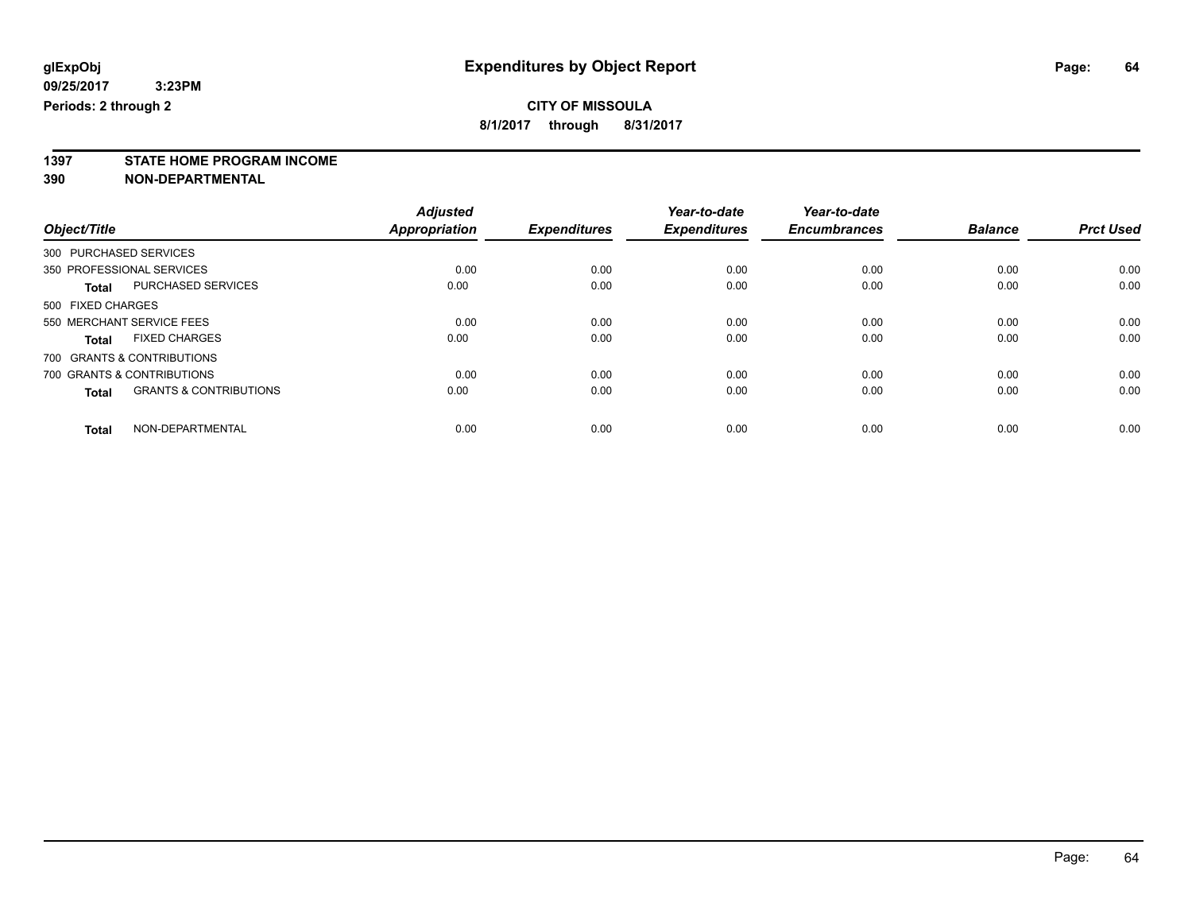# Expenditures by Object Report

glExpObj
09/25/2017 3:23PM
Periods: 2 through 2

**CITY OF MISSOULA**
**8/1/2017 through 8/31/2017**

## 1397 STATE HOME PROGRAM INCOME
## 390 NON-DEPARTMENTAL

| Object/Title | Adjusted Appropriation | Expenditures | Year-to-date Expenditures | Year-to-date Encumbrances | Balance | Prct Used |
|---|---|---|---|---|---|---|
| 300 PURCHASED SERVICES | | | | | | |
| 350 PROFESSIONAL SERVICES | 0.00 | 0.00 | 0.00 | 0.00 | 0.00 | 0.00 |
| **Total** PURCHASED SERVICES | 0.00 | 0.00 | 0.00 | 0.00 | 0.00 | 0.00 |
| 500 FIXED CHARGES | | | | | | |
| 550 MERCHANT SERVICE FEES | 0.00 | 0.00 | 0.00 | 0.00 | 0.00 | 0.00 |
| **Total** FIXED CHARGES | 0.00 | 0.00 | 0.00 | 0.00 | 0.00 | 0.00 |
| 700 GRANTS & CONTRIBUTIONS | | | | | | |
| 700 GRANTS & CONTRIBUTIONS | 0.00 | 0.00 | 0.00 | 0.00 | 0.00 | 0.00 |
| **Total** GRANTS & CONTRIBUTIONS | 0.00 | 0.00 | 0.00 | 0.00 | 0.00 | 0.00 |
| **Total** NON-DEPARTMENTAL | 0.00 | 0.00 | 0.00 | 0.00 | 0.00 | 0.00 |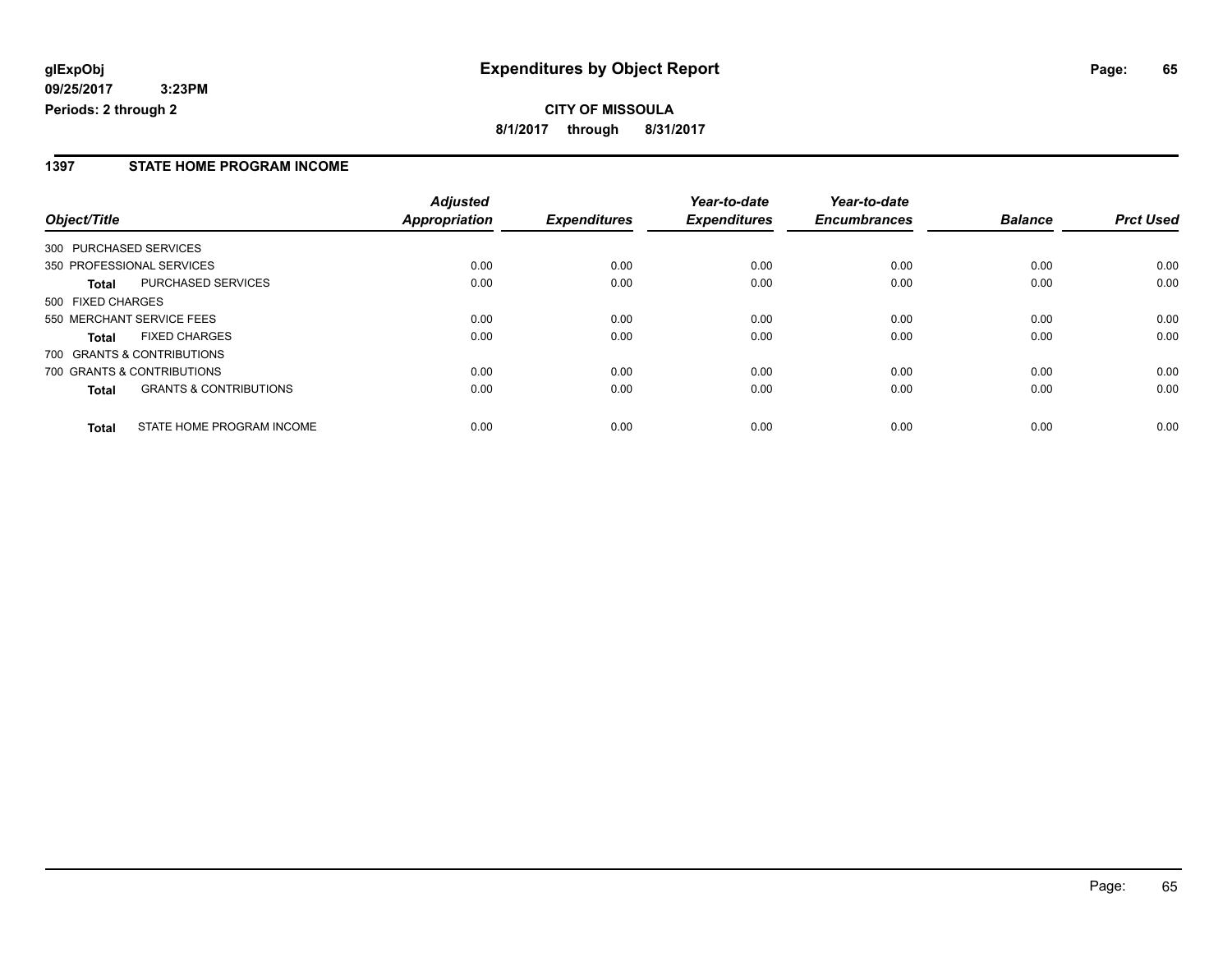**glExpObj**
**09/25/2017 3:23PM**
**Periods: 2 through 2**

# Expenditures by Object Report

**CITY OF MISSOULA**
**8/1/2017 through 8/31/2017**

## 1397 STATE HOME PROGRAM INCOME

| Object/Title | | Adjusted Appropriation | Expenditures | Year-to-date Expenditures | Year-to-date Encumbrances | Balance | Prct Used |
|---|---|---|---|---|---|---|---|
| 300 PURCHASED SERVICES | | | | | | | |
| 350 PROFESSIONAL SERVICES | | 0.00 | 0.00 | 0.00 | 0.00 | 0.00 | 0.00 |
| **Total** | PURCHASED SERVICES | 0.00 | 0.00 | 0.00 | 0.00 | 0.00 | 0.00 |
| 500 FIXED CHARGES | | | | | | | |
| 550 MERCHANT SERVICE FEES | | 0.00 | 0.00 | 0.00 | 0.00 | 0.00 | 0.00 |
| **Total** | FIXED CHARGES | 0.00 | 0.00 | 0.00 | 0.00 | 0.00 | 0.00 |
| 700 GRANTS & CONTRIBUTIONS | | | | | | | |
| 700 GRANTS & CONTRIBUTIONS | | 0.00 | 0.00 | 0.00 | 0.00 | 0.00 | 0.00 |
| **Total** | GRANTS & CONTRIBUTIONS | 0.00 | 0.00 | 0.00 | 0.00 | 0.00 | 0.00 |
| **Total** | STATE HOME PROGRAM INCOME | 0.00 | 0.00 | 0.00 | 0.00 | 0.00 | 0.00 |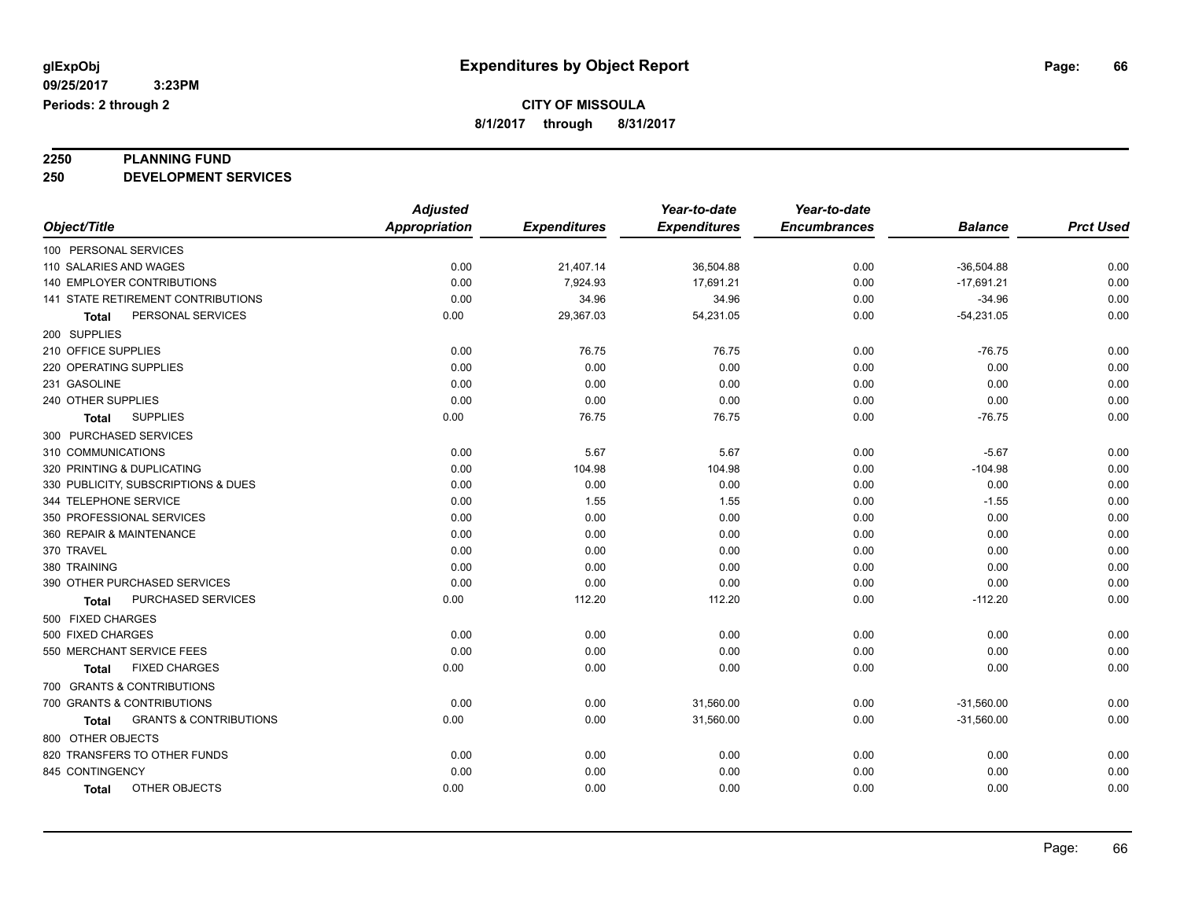# Expenditures by Object Report

glExpObj
09/25/2017 3:23PM
Periods: 2 through 2

**CITY OF MISSOULA**
**8/1/2017 through 8/31/2017**

**2250 PLANNING FUND**
**250 DEVELOPMENT SERVICES**

| Object/Title | Adjusted Appropriation | Expenditures | Year-to-date Expenditures | Year-to-date Encumbrances | Balance | Prct Used |
|---|---|---|---|---|---|---|
| 100 PERSONAL SERVICES | | | | | | |
| 110 SALARIES AND WAGES | 0.00 | 21,407.14 | 36,504.88 | 0.00 | -36,504.88 | 0.00 |
| 140 EMPLOYER CONTRIBUTIONS | 0.00 | 7,924.93 | 17,691.21 | 0.00 | -17,691.21 | 0.00 |
| 141 STATE RETIREMENT CONTRIBUTIONS | 0.00 | 34.96 | 34.96 | 0.00 | -34.96 | 0.00 |
| **Total** PERSONAL SERVICES | 0.00 | 29,367.03 | 54,231.05 | 0.00 | -54,231.05 | 0.00 |
| 200 SUPPLIES | | | | | | |
| 210 OFFICE SUPPLIES | 0.00 | 76.75 | 76.75 | 0.00 | -76.75 | 0.00 |
| 220 OPERATING SUPPLIES | 0.00 | 0.00 | 0.00 | 0.00 | 0.00 | 0.00 |
| 231 GASOLINE | 0.00 | 0.00 | 0.00 | 0.00 | 0.00 | 0.00 |
| 240 OTHER SUPPLIES | 0.00 | 0.00 | 0.00 | 0.00 | 0.00 | 0.00 |
| **Total** SUPPLIES | 0.00 | 76.75 | 76.75 | 0.00 | -76.75 | 0.00 |
| 300 PURCHASED SERVICES | | | | | | |
| 310 COMMUNICATIONS | 0.00 | 5.67 | 5.67 | 0.00 | -5.67 | 0.00 |
| 320 PRINTING & DUPLICATING | 0.00 | 104.98 | 104.98 | 0.00 | -104.98 | 0.00 |
| 330 PUBLICITY, SUBSCRIPTIONS & DUES | 0.00 | 0.00 | 0.00 | 0.00 | 0.00 | 0.00 |
| 344 TELEPHONE SERVICE | 0.00 | 1.55 | 1.55 | 0.00 | -1.55 | 0.00 |
| 350 PROFESSIONAL SERVICES | 0.00 | 0.00 | 0.00 | 0.00 | 0.00 | 0.00 |
| 360 REPAIR & MAINTENANCE | 0.00 | 0.00 | 0.00 | 0.00 | 0.00 | 0.00 |
| 370 TRAVEL | 0.00 | 0.00 | 0.00 | 0.00 | 0.00 | 0.00 |
| 380 TRAINING | 0.00 | 0.00 | 0.00 | 0.00 | 0.00 | 0.00 |
| 390 OTHER PURCHASED SERVICES | 0.00 | 0.00 | 0.00 | 0.00 | 0.00 | 0.00 |
| **Total** PURCHASED SERVICES | 0.00 | 112.20 | 112.20 | 0.00 | -112.20 | 0.00 |
| 500 FIXED CHARGES | | | | | | |
| 500 FIXED CHARGES | 0.00 | 0.00 | 0.00 | 0.00 | 0.00 | 0.00 |
| 550 MERCHANT SERVICE FEES | 0.00 | 0.00 | 0.00 | 0.00 | 0.00 | 0.00 |
| **Total** FIXED CHARGES | 0.00 | 0.00 | 0.00 | 0.00 | 0.00 | 0.00 |
| 700 GRANTS & CONTRIBUTIONS | | | | | | |
| 700 GRANTS & CONTRIBUTIONS | 0.00 | 0.00 | 31,560.00 | 0.00 | -31,560.00 | 0.00 |
| **Total** GRANTS & CONTRIBUTIONS | 0.00 | 0.00 | 31,560.00 | 0.00 | -31,560.00 | 0.00 |
| 800 OTHER OBJECTS | | | | | | |
| 820 TRANSFERS TO OTHER FUNDS | 0.00 | 0.00 | 0.00 | 0.00 | 0.00 | 0.00 |
| 845 CONTINGENCY | 0.00 | 0.00 | 0.00 | 0.00 | 0.00 | 0.00 |
| **Total** OTHER OBJECTS | 0.00 | 0.00 | 0.00 | 0.00 | 0.00 | 0.00 |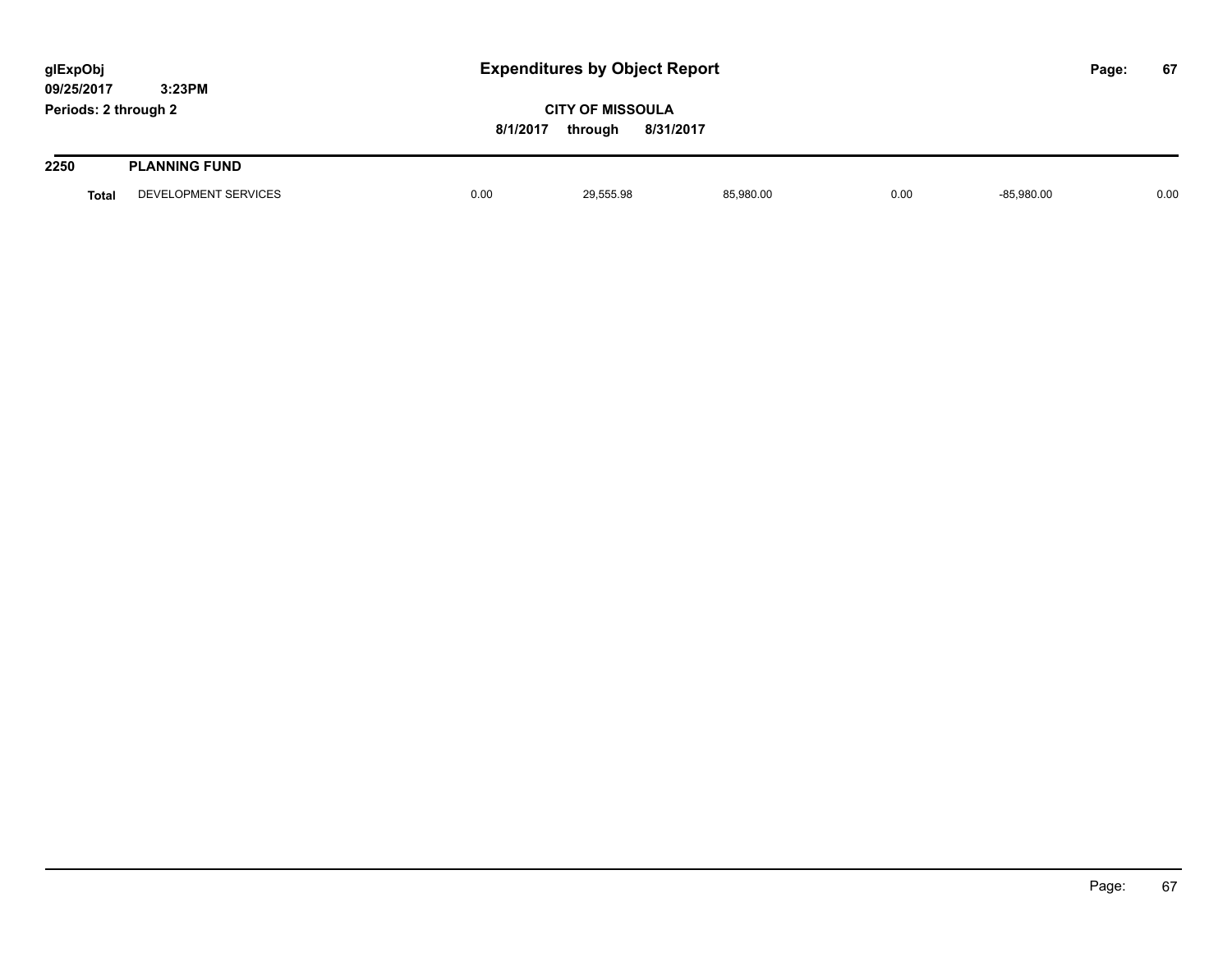**2250 PLANNING FUND**

| | | | | | | | |
|---|---|---|---|---|---|---|---|
| **Total** | DEVELOPMENT SERVICES | 0.00 | 29,555.98 | 85,980.00 | 0.00 | -85,980.00 | 0.00 |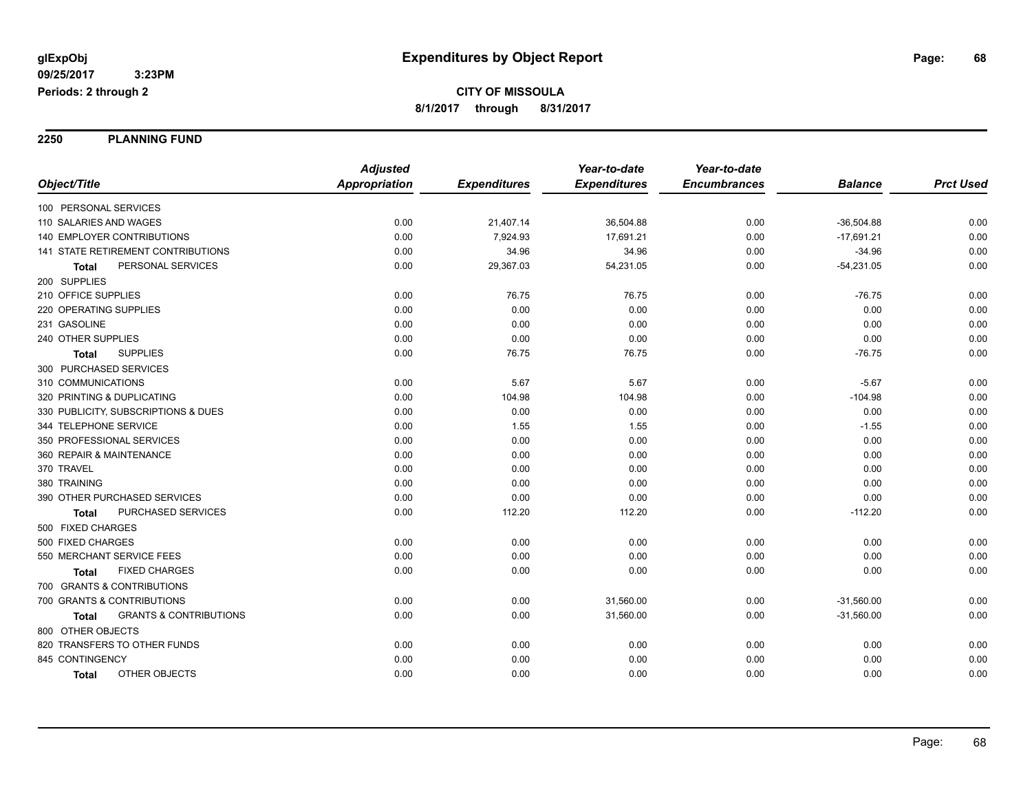# Expenditures by Object Report

glExpObj
09/25/2017 3:23PM
Periods: 2 through 2

**CITY OF MISSOULA**
8/1/2017 through 8/31/2017

## 2250 PLANNING FUND

| Object/Title | Adjusted Appropriation | Expenditures | Year-to-date Expenditures | Year-to-date Encumbrances | Balance | Prct Used |
|---|---|---|---|---|---|---|
| 100 PERSONAL SERVICES | | | | | | |
| 110 SALARIES AND WAGES | 0.00 | 21,407.14 | 36,504.88 | 0.00 | -36,504.88 | 0.00 |
| 140 EMPLOYER CONTRIBUTIONS | 0.00 | 7,924.93 | 17,691.21 | 0.00 | -17,691.21 | 0.00 |
| 141 STATE RETIREMENT CONTRIBUTIONS | 0.00 | 34.96 | 34.96 | 0.00 | -34.96 | 0.00 |
| **Total** PERSONAL SERVICES | 0.00 | 29,367.03 | 54,231.05 | 0.00 | -54,231.05 | 0.00 |
| 200 SUPPLIES | | | | | | |
| 210 OFFICE SUPPLIES | 0.00 | 76.75 | 76.75 | 0.00 | -76.75 | 0.00 |
| 220 OPERATING SUPPLIES | 0.00 | 0.00 | 0.00 | 0.00 | 0.00 | 0.00 |
| 231 GASOLINE | 0.00 | 0.00 | 0.00 | 0.00 | 0.00 | 0.00 |
| 240 OTHER SUPPLIES | 0.00 | 0.00 | 0.00 | 0.00 | 0.00 | 0.00 |
| **Total** SUPPLIES | 0.00 | 76.75 | 76.75 | 0.00 | -76.75 | 0.00 |
| 300 PURCHASED SERVICES | | | | | | |
| 310 COMMUNICATIONS | 0.00 | 5.67 | 5.67 | 0.00 | -5.67 | 0.00 |
| 320 PRINTING & DUPLICATING | 0.00 | 104.98 | 104.98 | 0.00 | -104.98 | 0.00 |
| 330 PUBLICITY, SUBSCRIPTIONS & DUES | 0.00 | 0.00 | 0.00 | 0.00 | 0.00 | 0.00 |
| 344 TELEPHONE SERVICE | 0.00 | 1.55 | 1.55 | 0.00 | -1.55 | 0.00 |
| 350 PROFESSIONAL SERVICES | 0.00 | 0.00 | 0.00 | 0.00 | 0.00 | 0.00 |
| 360 REPAIR & MAINTENANCE | 0.00 | 0.00 | 0.00 | 0.00 | 0.00 | 0.00 |
| 370 TRAVEL | 0.00 | 0.00 | 0.00 | 0.00 | 0.00 | 0.00 |
| 380 TRAINING | 0.00 | 0.00 | 0.00 | 0.00 | 0.00 | 0.00 |
| 390 OTHER PURCHASED SERVICES | 0.00 | 0.00 | 0.00 | 0.00 | 0.00 | 0.00 |
| **Total** PURCHASED SERVICES | 0.00 | 112.20 | 112.20 | 0.00 | -112.20 | 0.00 |
| 500 FIXED CHARGES | | | | | | |
| 500 FIXED CHARGES | 0.00 | 0.00 | 0.00 | 0.00 | 0.00 | 0.00 |
| 550 MERCHANT SERVICE FEES | 0.00 | 0.00 | 0.00 | 0.00 | 0.00 | 0.00 |
| **Total** FIXED CHARGES | 0.00 | 0.00 | 0.00 | 0.00 | 0.00 | 0.00 |
| 700 GRANTS & CONTRIBUTIONS | | | | | | |
| 700 GRANTS & CONTRIBUTIONS | 0.00 | 0.00 | 31,560.00 | 0.00 | -31,560.00 | 0.00 |
| **Total** GRANTS & CONTRIBUTIONS | 0.00 | 0.00 | 31,560.00 | 0.00 | -31,560.00 | 0.00 |
| 800 OTHER OBJECTS | | | | | | |
| 820 TRANSFERS TO OTHER FUNDS | 0.00 | 0.00 | 0.00 | 0.00 | 0.00 | 0.00 |
| 845 CONTINGENCY | 0.00 | 0.00 | 0.00 | 0.00 | 0.00 | 0.00 |
| **Total** OTHER OBJECTS | 0.00 | 0.00 | 0.00 | 0.00 | 0.00 | 0.00 |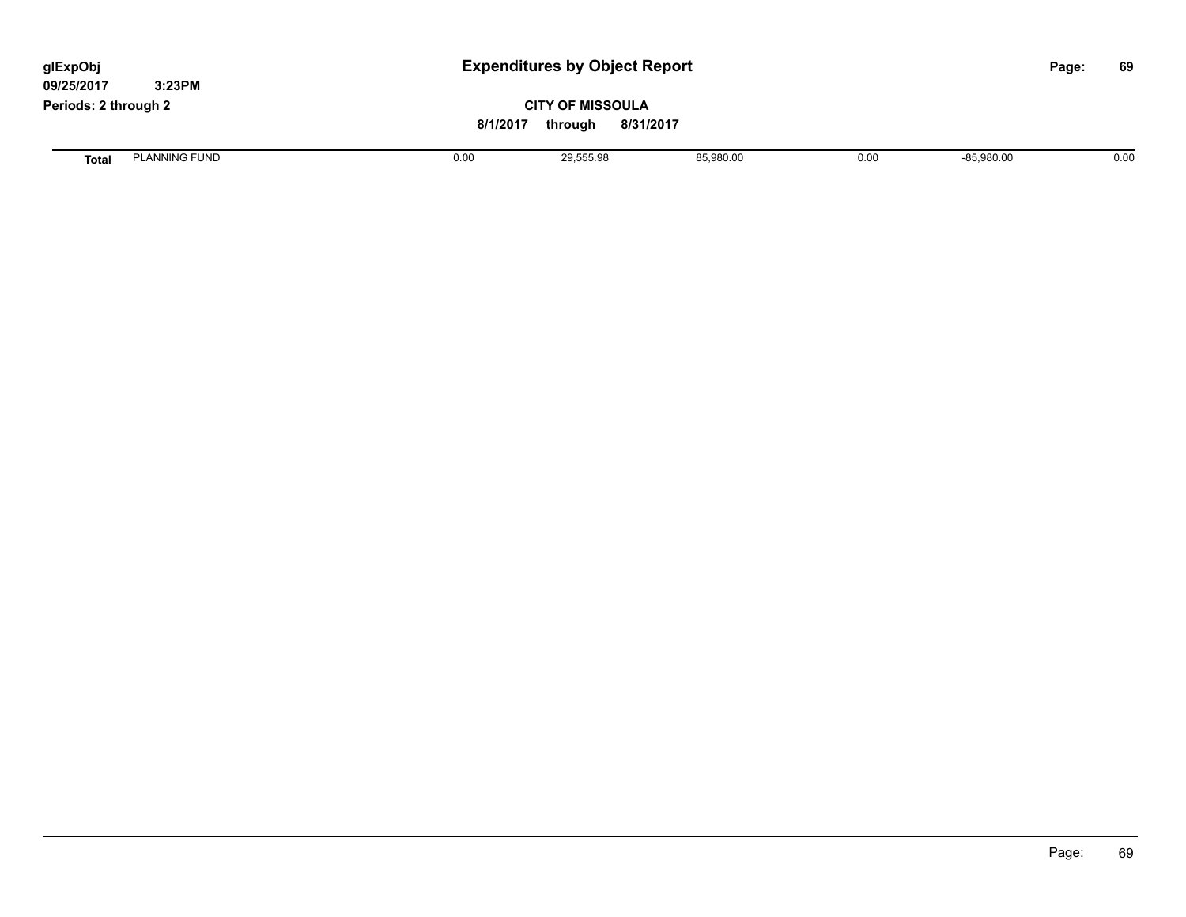**glExpObj**
**09/25/2017 3:23PM**
**Periods: 2 through 2**

# Expenditures by Object Report

**CITY OF MISSOULA**

**8/1/2017 through 8/31/2017**

| | | | | | | | |
|---|---|---|---|---|---|---|---|
| **Total** | PLANNING FUND | 0.00 | 29,555.98 | 85,980.00 | 0.00 | -85,980.00 | 0.00 |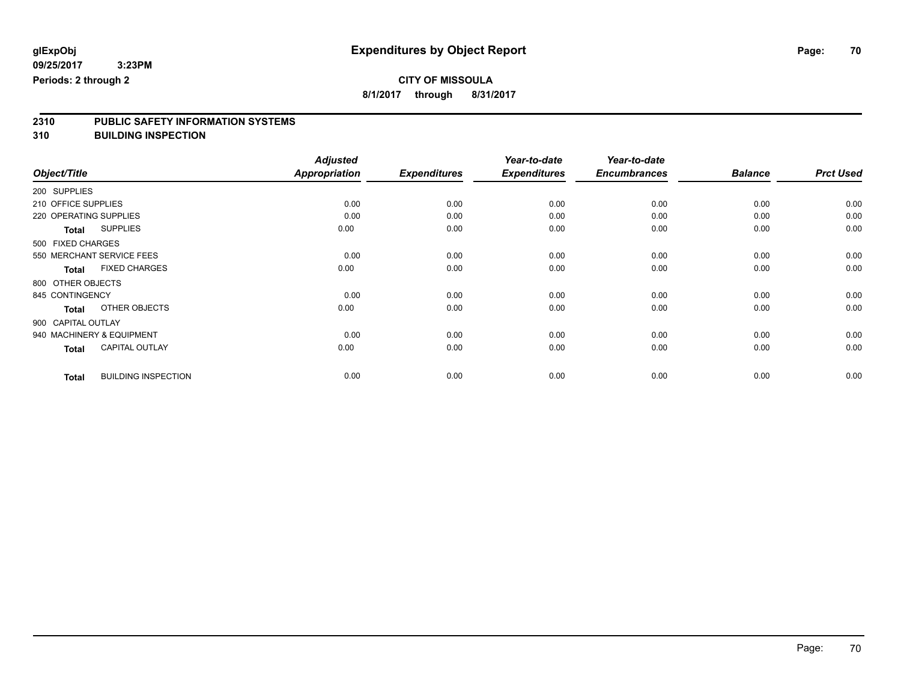**glExpObj** **Expenditures by Object Report**

**09/25/2017 3:23PM**

**Periods: 2 through 2**

**CITY OF MISSOULA**

**8/1/2017 through 8/31/2017**

## 2310 PUBLIC SAFETY INFORMATION SYSTEMS

## 310 BUILDING INSPECTION

| Object/Title | | *Adjusted Appropriation* | *Expenditures* | *Year-to-date Expenditures* | *Year-to-date Encumbrances* | *Balance* | *Prct Used* |
|---|---|---|---|---|---|---|---|
| 200 SUPPLIES | | | | | | | |
| 210 OFFICE SUPPLIES | | 0.00 | 0.00 | 0.00 | 0.00 | 0.00 | 0.00 |
| 220 OPERATING SUPPLIES | | 0.00 | 0.00 | 0.00 | 0.00 | 0.00 | 0.00 |
| **Total** | SUPPLIES | 0.00 | 0.00 | 0.00 | 0.00 | 0.00 | 0.00 |
| 500 FIXED CHARGES | | | | | | | |
| 550 MERCHANT SERVICE FEES | | 0.00 | 0.00 | 0.00 | 0.00 | 0.00 | 0.00 |
| **Total** | FIXED CHARGES | 0.00 | 0.00 | 0.00 | 0.00 | 0.00 | 0.00 |
| 800 OTHER OBJECTS | | | | | | | |
| 845 CONTINGENCY | | 0.00 | 0.00 | 0.00 | 0.00 | 0.00 | 0.00 |
| **Total** | OTHER OBJECTS | 0.00 | 0.00 | 0.00 | 0.00 | 0.00 | 0.00 |
| 900 CAPITAL OUTLAY | | | | | | | |
| 940 MACHINERY & EQUIPMENT | | 0.00 | 0.00 | 0.00 | 0.00 | 0.00 | 0.00 |
| **Total** | CAPITAL OUTLAY | 0.00 | 0.00 | 0.00 | 0.00 | 0.00 | 0.00 |
| **Total** | BUILDING INSPECTION | 0.00 | 0.00 | 0.00 | 0.00 | 0.00 | 0.00 |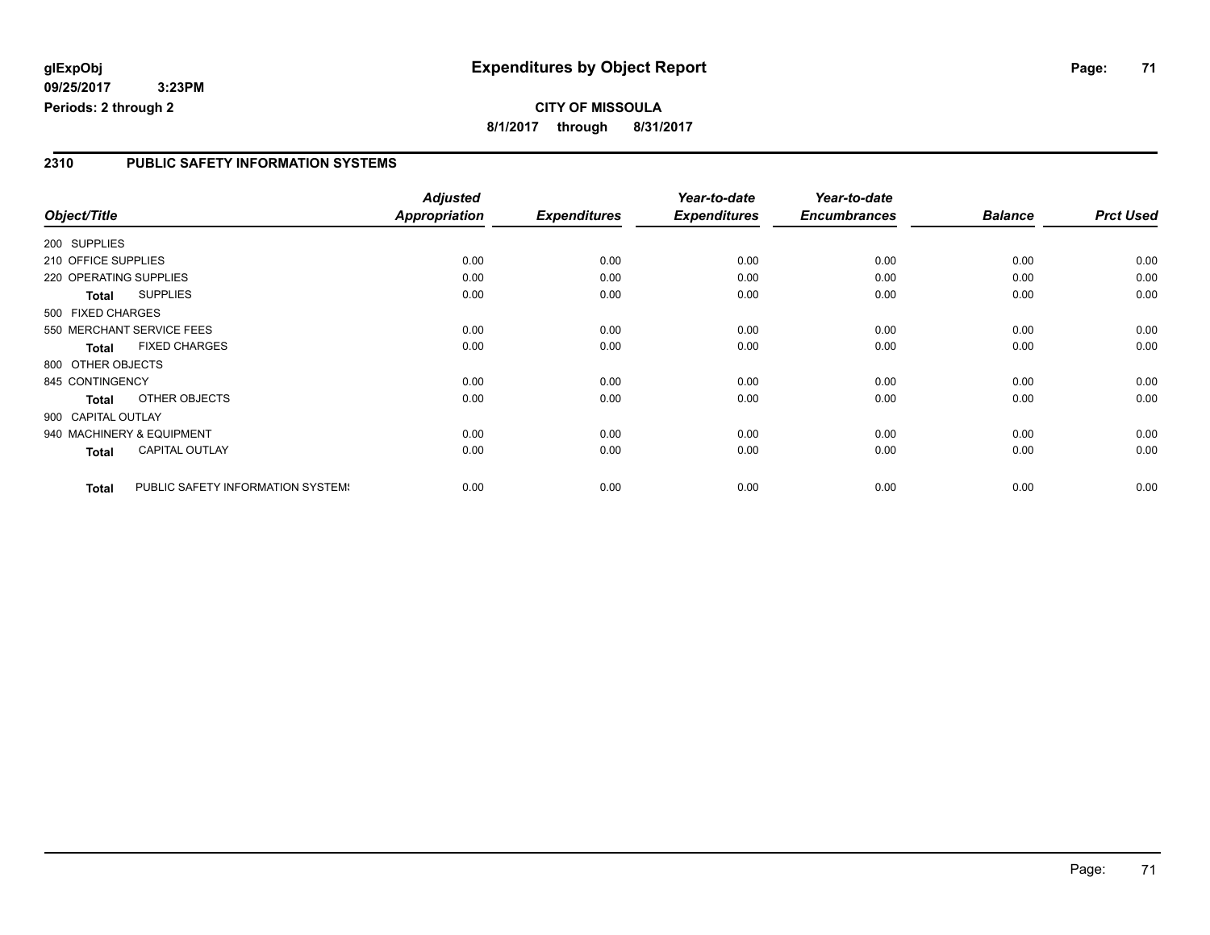**glExpObj** **Expenditures by Object Report**

**09/25/2017 3:23PM**

**Periods: 2 through 2**

**CITY OF MISSOULA**

**8/1/2017 through 8/31/2017**

## 2310 PUBLIC SAFETY INFORMATION SYSTEMS

| Object/Title | *Adjusted Appropriation* | *Expenditures* | *Year-to-date Expenditures* | *Year-to-date Encumbrances* | *Balance* | *Prct Used* |
|---|---|---|---|---|---|---|
| 200 SUPPLIES | | | | | | |
| 210 OFFICE SUPPLIES | 0.00 | 0.00 | 0.00 | 0.00 | 0.00 | 0.00 |
| 220 OPERATING SUPPLIES | 0.00 | 0.00 | 0.00 | 0.00 | 0.00 | 0.00 |
| **Total** SUPPLIES | 0.00 | 0.00 | 0.00 | 0.00 | 0.00 | 0.00 |
| 500 FIXED CHARGES | | | | | | |
| 550 MERCHANT SERVICE FEES | 0.00 | 0.00 | 0.00 | 0.00 | 0.00 | 0.00 |
| **Total** FIXED CHARGES | 0.00 | 0.00 | 0.00 | 0.00 | 0.00 | 0.00 |
| 800 OTHER OBJECTS | | | | | | |
| 845 CONTINGENCY | 0.00 | 0.00 | 0.00 | 0.00 | 0.00 | 0.00 |
| **Total** OTHER OBJECTS | 0.00 | 0.00 | 0.00 | 0.00 | 0.00 | 0.00 |
| 900 CAPITAL OUTLAY | | | | | | |
| 940 MACHINERY & EQUIPMENT | 0.00 | 0.00 | 0.00 | 0.00 | 0.00 | 0.00 |
| **Total** CAPITAL OUTLAY | 0.00 | 0.00 | 0.00 | 0.00 | 0.00 | 0.00 |
| **Total** PUBLIC SAFETY INFORMATION SYSTEMS | 0.00 | 0.00 | 0.00 | 0.00 | 0.00 | 0.00 |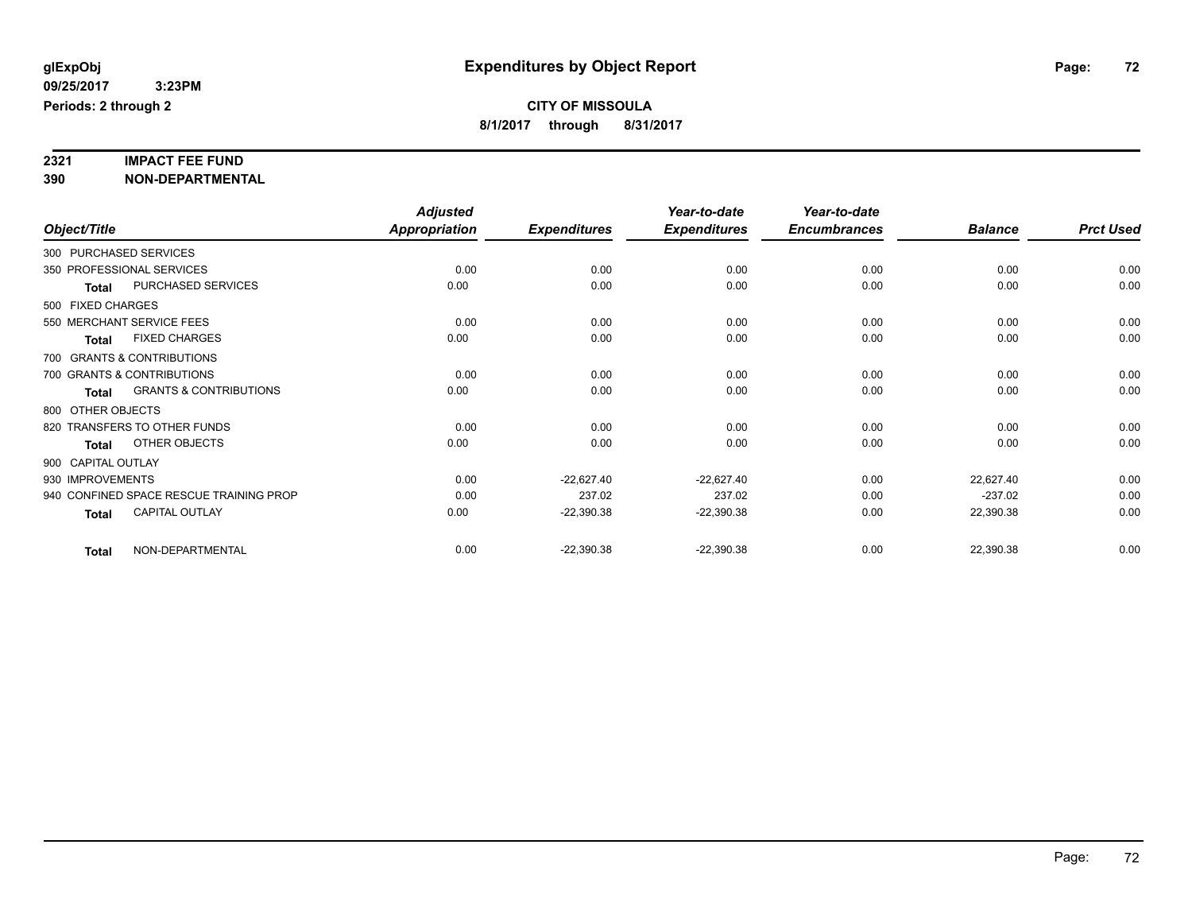**glExpObj**
**09/25/2017 3:23PM**
**Periods: 2 through 2**

# Expenditures by Object Report

**CITY OF MISSOULA**
**8/1/2017 through 8/31/2017**

**2321 IMPACT FEE FUND**
**390 NON-DEPARTMENTAL**

| Object/Title | Adjusted Appropriation | Expenditures | Year-to-date Expenditures | Year-to-date Encumbrances | Balance | Prct Used |
|---|---|---|---|---|---|---|
| 300 PURCHASED SERVICES | | | | | | |
| 350 PROFESSIONAL SERVICES | 0.00 | 0.00 | 0.00 | 0.00 | 0.00 | 0.00 |
| **Total** PURCHASED SERVICES | 0.00 | 0.00 | 0.00 | 0.00 | 0.00 | 0.00 |
| 500 FIXED CHARGES | | | | | | |
| 550 MERCHANT SERVICE FEES | 0.00 | 0.00 | 0.00 | 0.00 | 0.00 | 0.00 |
| **Total** FIXED CHARGES | 0.00 | 0.00 | 0.00 | 0.00 | 0.00 | 0.00 |
| 700 GRANTS & CONTRIBUTIONS | | | | | | |
| 700 GRANTS & CONTRIBUTIONS | 0.00 | 0.00 | 0.00 | 0.00 | 0.00 | 0.00 |
| **Total** GRANTS & CONTRIBUTIONS | 0.00 | 0.00 | 0.00 | 0.00 | 0.00 | 0.00 |
| 800 OTHER OBJECTS | | | | | | |
| 820 TRANSFERS TO OTHER FUNDS | 0.00 | 0.00 | 0.00 | 0.00 | 0.00 | 0.00 |
| **Total** OTHER OBJECTS | 0.00 | 0.00 | 0.00 | 0.00 | 0.00 | 0.00 |
| 900 CAPITAL OUTLAY | | | | | | |
| 930 IMPROVEMENTS | 0.00 | -22,627.40 | -22,627.40 | 0.00 | 22,627.40 | 0.00 |
| 940 CONFINED SPACE RESCUE TRAINING PROP | 0.00 | 237.02 | 237.02 | 0.00 | -237.02 | 0.00 |
| **Total** CAPITAL OUTLAY | 0.00 | -22,390.38 | -22,390.38 | 0.00 | 22,390.38 | 0.00 |
| **Total** NON-DEPARTMENTAL | 0.00 | -22,390.38 | -22,390.38 | 0.00 | 22,390.38 | 0.00 |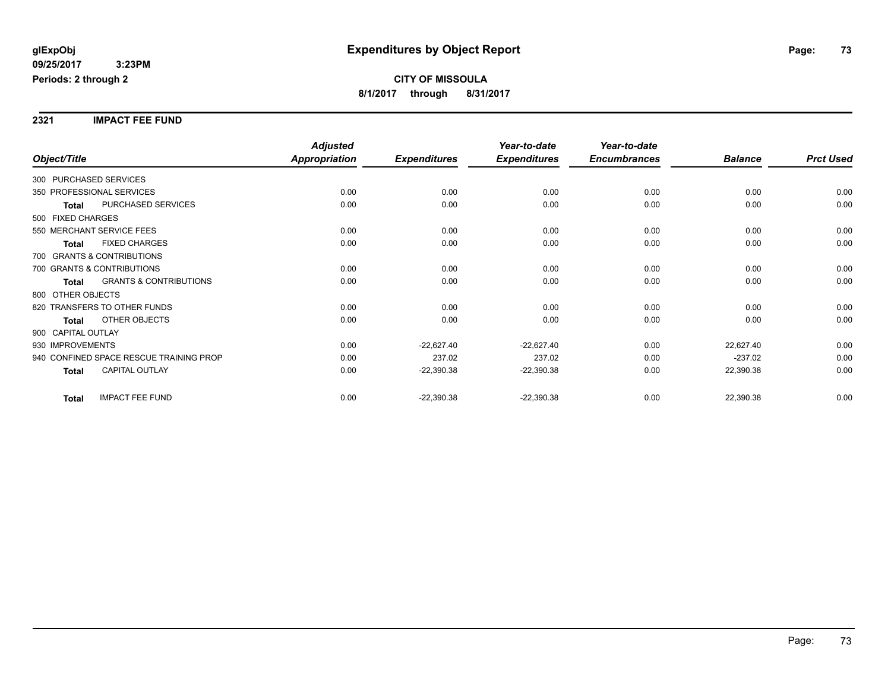# Expenditures by Object Report

glExpObj
09/25/2017 3:23PM
Periods: 2 through 2

**CITY OF MISSOULA**
**8/1/2017 through 8/31/2017**

## 2321 IMPACT FEE FUND

| Object/Title | | Adjusted Appropriation | Expenditures | Year-to-date Expenditures | Year-to-date Encumbrances | Balance | Prct Used |
|---|---|---|---|---|---|---|---|
| 300 PURCHASED SERVICES | | | | | | | |
| 350 PROFESSIONAL SERVICES | | 0.00 | 0.00 | 0.00 | 0.00 | 0.00 | 0.00 |
| **Total** | PURCHASED SERVICES | 0.00 | 0.00 | 0.00 | 0.00 | 0.00 | 0.00 |
| 500 FIXED CHARGES | | | | | | | |
| 550 MERCHANT SERVICE FEES | | 0.00 | 0.00 | 0.00 | 0.00 | 0.00 | 0.00 |
| **Total** | FIXED CHARGES | 0.00 | 0.00 | 0.00 | 0.00 | 0.00 | 0.00 |
| 700 GRANTS & CONTRIBUTIONS | | | | | | | |
| 700 GRANTS & CONTRIBUTIONS | | 0.00 | 0.00 | 0.00 | 0.00 | 0.00 | 0.00 |
| **Total** | GRANTS & CONTRIBUTIONS | 0.00 | 0.00 | 0.00 | 0.00 | 0.00 | 0.00 |
| 800 OTHER OBJECTS | | | | | | | |
| 820 TRANSFERS TO OTHER FUNDS | | 0.00 | 0.00 | 0.00 | 0.00 | 0.00 | 0.00 |
| **Total** | OTHER OBJECTS | 0.00 | 0.00 | 0.00 | 0.00 | 0.00 | 0.00 |
| 900 CAPITAL OUTLAY | | | | | | | |
| 930 IMPROVEMENTS | | 0.00 | -22,627.40 | -22,627.40 | 0.00 | 22,627.40 | 0.00 |
| 940 CONFINED SPACE RESCUE TRAINING PROP | | 0.00 | 237.02 | 237.02 | 0.00 | -237.02 | 0.00 |
| **Total** | CAPITAL OUTLAY | 0.00 | -22,390.38 | -22,390.38 | 0.00 | 22,390.38 | 0.00 |
| **Total** | IMPACT FEE FUND | 0.00 | -22,390.38 | -22,390.38 | 0.00 | 22,390.38 | 0.00 |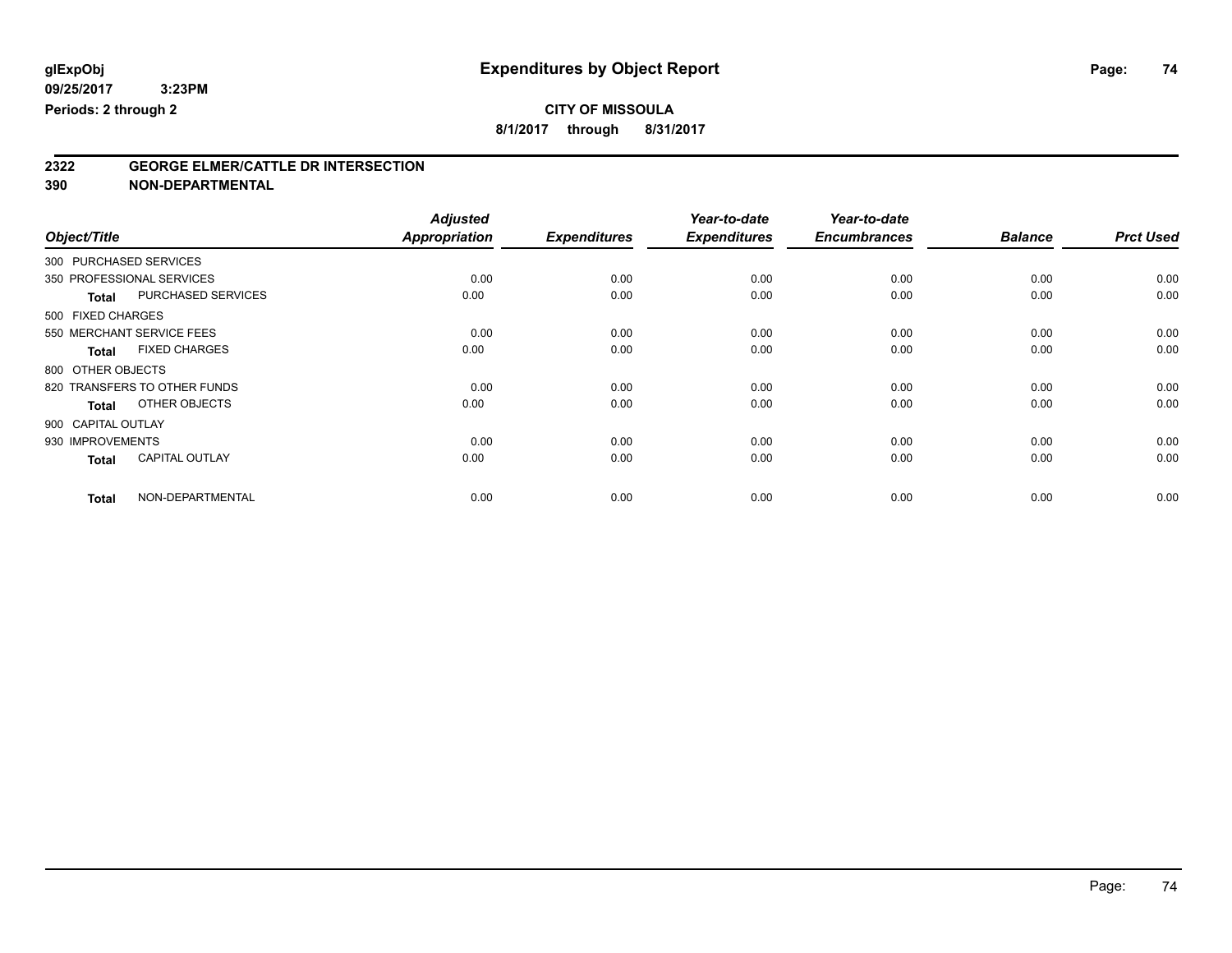**glExpObj**
**09/25/2017 3:23PM**
**Periods: 2 through 2**

# Expenditures by Object Report

**CITY OF MISSOULA**
**8/1/2017 through 8/31/2017**

## 2322 GEORGE ELMER/CATTLE DR INTERSECTION
## 390 NON-DEPARTMENTAL

| Object/Title | | Adjusted Appropriation | Expenditures | Year-to-date Expenditures | Year-to-date Encumbrances | Balance | Prct Used |
|---|---|---|---|---|---|---|---|
| 300 PURCHASED SERVICES | | | | | | | |
| 350 PROFESSIONAL SERVICES | | 0.00 | 0.00 | 0.00 | 0.00 | 0.00 | 0.00 |
| **Total** | PURCHASED SERVICES | 0.00 | 0.00 | 0.00 | 0.00 | 0.00 | 0.00 |
| 500 FIXED CHARGES | | | | | | | |
| 550 MERCHANT SERVICE FEES | | 0.00 | 0.00 | 0.00 | 0.00 | 0.00 | 0.00 |
| **Total** | FIXED CHARGES | 0.00 | 0.00 | 0.00 | 0.00 | 0.00 | 0.00 |
| 800 OTHER OBJECTS | | | | | | | |
| 820 TRANSFERS TO OTHER FUNDS | | 0.00 | 0.00 | 0.00 | 0.00 | 0.00 | 0.00 |
| **Total** | OTHER OBJECTS | 0.00 | 0.00 | 0.00 | 0.00 | 0.00 | 0.00 |
| 900 CAPITAL OUTLAY | | | | | | | |
| 930 IMPROVEMENTS | | 0.00 | 0.00 | 0.00 | 0.00 | 0.00 | 0.00 |
| **Total** | CAPITAL OUTLAY | 0.00 | 0.00 | 0.00 | 0.00 | 0.00 | 0.00 |
| **Total** | NON-DEPARTMENTAL | 0.00 | 0.00 | 0.00 | 0.00 | 0.00 | 0.00 |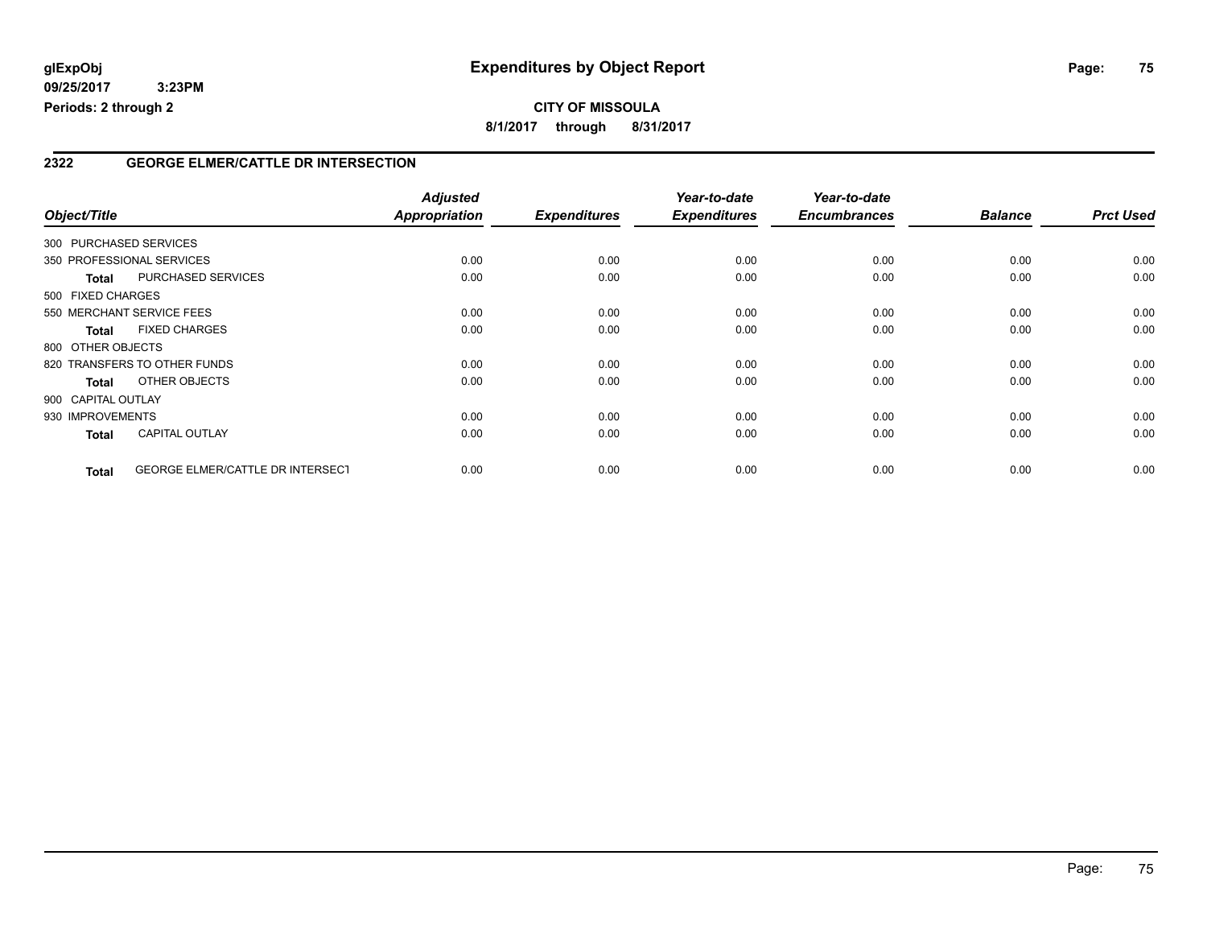**glExpObj** **Expenditures by Object Report**

**09/25/2017 3:23PM**

**Periods: 2 through 2**

**CITY OF MISSOULA**

**8/1/2017 through 8/31/2017**

## 2322 GEORGE ELMER/CATTLE DR INTERSECTION

| Object/Title | | Adjusted Appropriation | Expenditures | Year-to-date Expenditures | Year-to-date Encumbrances | Balance | Prct Used |
|---|---|---|---|---|---|---|---|
| 300 PURCHASED SERVICES | | | | | | | |
| 350 PROFESSIONAL SERVICES | | 0.00 | 0.00 | 0.00 | 0.00 | 0.00 | 0.00 |
| **Total** | PURCHASED SERVICES | 0.00 | 0.00 | 0.00 | 0.00 | 0.00 | 0.00 |
| 500 FIXED CHARGES | | | | | | | |
| 550 MERCHANT SERVICE FEES | | 0.00 | 0.00 | 0.00 | 0.00 | 0.00 | 0.00 |
| **Total** | FIXED CHARGES | 0.00 | 0.00 | 0.00 | 0.00 | 0.00 | 0.00 |
| 800 OTHER OBJECTS | | | | | | | |
| 820 TRANSFERS TO OTHER FUNDS | | 0.00 | 0.00 | 0.00 | 0.00 | 0.00 | 0.00 |
| **Total** | OTHER OBJECTS | 0.00 | 0.00 | 0.00 | 0.00 | 0.00 | 0.00 |
| 900 CAPITAL OUTLAY | | | | | | | |
| 930 IMPROVEMENTS | | 0.00 | 0.00 | 0.00 | 0.00 | 0.00 | 0.00 |
| **Total** | CAPITAL OUTLAY | 0.00 | 0.00 | 0.00 | 0.00 | 0.00 | 0.00 |
| **Total** | GEORGE ELMER/CATTLE DR INTERSECT | 0.00 | 0.00 | 0.00 | 0.00 | 0.00 | 0.00 |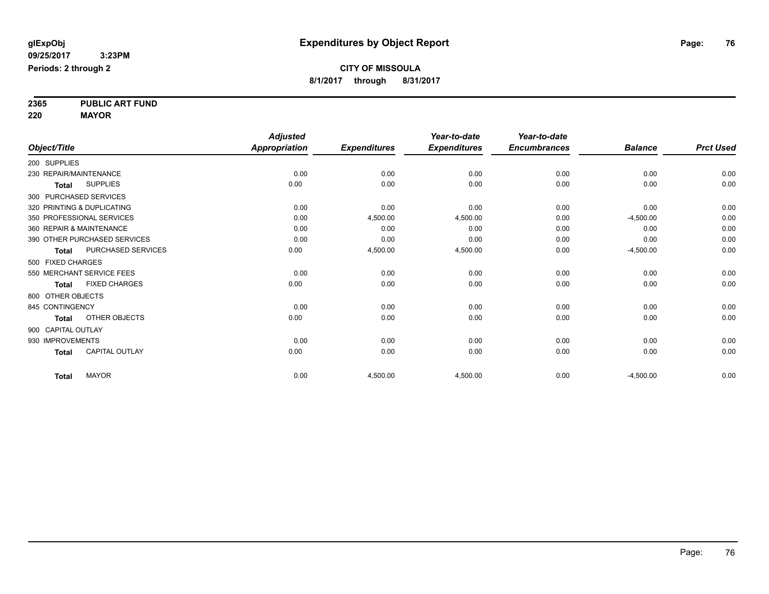# Expenditures by Object Report

glExpObj
09/25/2017 3:23PM
Periods: 2 through 2

**CITY OF MISSOULA**
**8/1/2017 through 8/31/2017**

**2365 PUBLIC ART FUND**
**220 MAYOR**

| Object/Title | Adjusted Appropriation | Expenditures | Year-to-date Expenditures | Year-to-date Encumbrances | Balance | Prct Used |
|---|---|---|---|---|---|---|
| 200 SUPPLIES | | | | | | |
| 230 REPAIR/MAINTENANCE | 0.00 | 0.00 | 0.00 | 0.00 | 0.00 | 0.00 |
| **Total** SUPPLIES | 0.00 | 0.00 | 0.00 | 0.00 | 0.00 | 0.00 |
| 300 PURCHASED SERVICES | | | | | | |
| 320 PRINTING & DUPLICATING | 0.00 | 0.00 | 0.00 | 0.00 | 0.00 | 0.00 |
| 350 PROFESSIONAL SERVICES | 0.00 | 4,500.00 | 4,500.00 | 0.00 | -4,500.00 | 0.00 |
| 360 REPAIR & MAINTENANCE | 0.00 | 0.00 | 0.00 | 0.00 | 0.00 | 0.00 |
| 390 OTHER PURCHASED SERVICES | 0.00 | 0.00 | 0.00 | 0.00 | 0.00 | 0.00 |
| **Total** PURCHASED SERVICES | 0.00 | 4,500.00 | 4,500.00 | 0.00 | -4,500.00 | 0.00 |
| 500 FIXED CHARGES | | | | | | |
| 550 MERCHANT SERVICE FEES | 0.00 | 0.00 | 0.00 | 0.00 | 0.00 | 0.00 |
| **Total** FIXED CHARGES | 0.00 | 0.00 | 0.00 | 0.00 | 0.00 | 0.00 |
| 800 OTHER OBJECTS | | | | | | |
| 845 CONTINGENCY | 0.00 | 0.00 | 0.00 | 0.00 | 0.00 | 0.00 |
| **Total** OTHER OBJECTS | 0.00 | 0.00 | 0.00 | 0.00 | 0.00 | 0.00 |
| 900 CAPITAL OUTLAY | | | | | | |
| 930 IMPROVEMENTS | 0.00 | 0.00 | 0.00 | 0.00 | 0.00 | 0.00 |
| **Total** CAPITAL OUTLAY | 0.00 | 0.00 | 0.00 | 0.00 | 0.00 | 0.00 |
| **Total** MAYOR | 0.00 | 4,500.00 | 4,500.00 | 0.00 | -4,500.00 | 0.00 |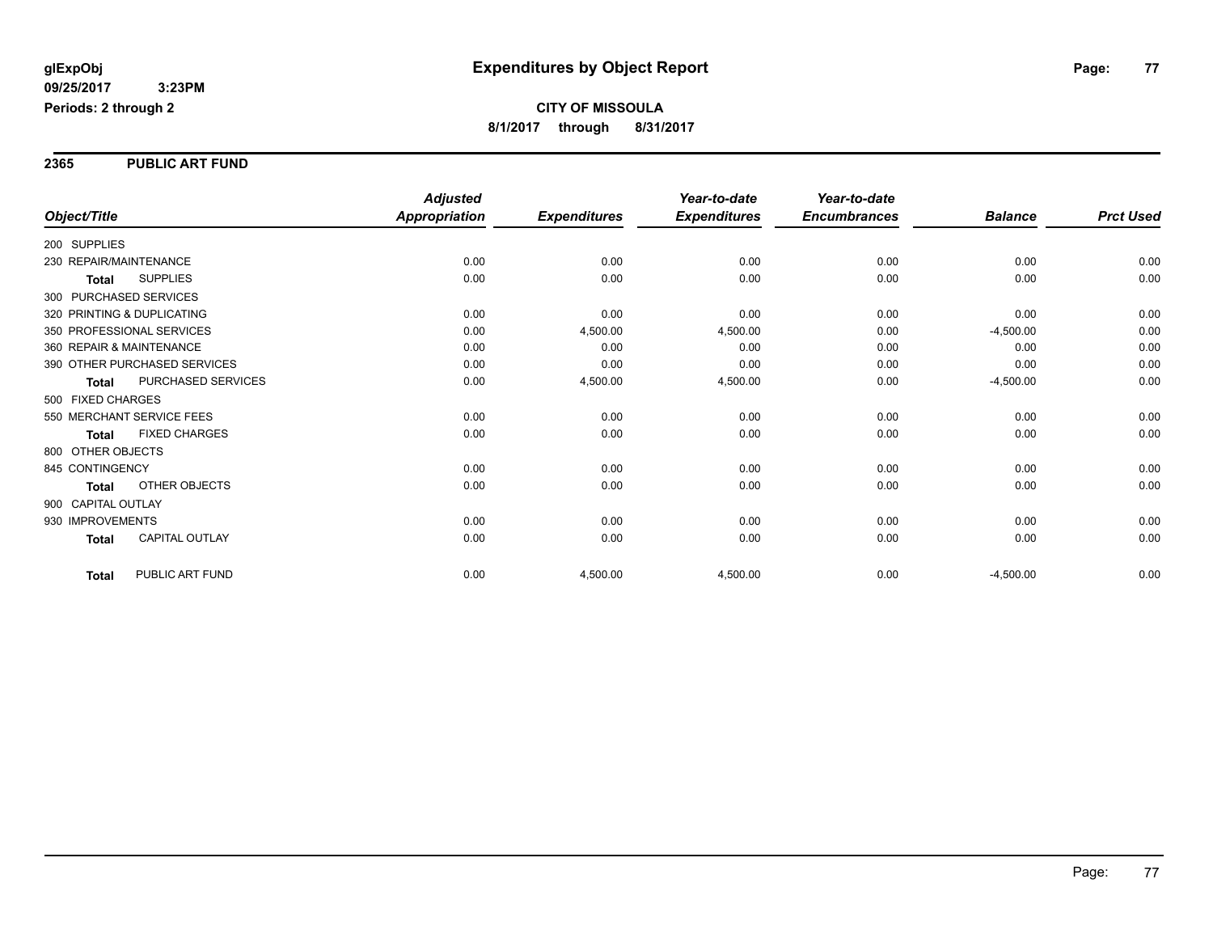# Expenditures by Object Report

glExpObj
09/25/2017 3:23PM
Periods: 2 through 2

**CITY OF MISSOULA**
**8/1/2017 through 8/31/2017**

## 2365 PUBLIC ART FUND

| Object/Title | Adjusted Appropriation | Expenditures | Year-to-date Expenditures | Year-to-date Encumbrances | Balance | Prct Used |
|---|---|---|---|---|---|---|
| 200 SUPPLIES | | | | | | |
| 230 REPAIR/MAINTENANCE | 0.00 | 0.00 | 0.00 | 0.00 | 0.00 | 0.00 |
| **Total** SUPPLIES | 0.00 | 0.00 | 0.00 | 0.00 | 0.00 | 0.00 |
| 300 PURCHASED SERVICES | | | | | | |
| 320 PRINTING & DUPLICATING | 0.00 | 0.00 | 0.00 | 0.00 | 0.00 | 0.00 |
| 350 PROFESSIONAL SERVICES | 0.00 | 4,500.00 | 4,500.00 | 0.00 | -4,500.00 | 0.00 |
| 360 REPAIR & MAINTENANCE | 0.00 | 0.00 | 0.00 | 0.00 | 0.00 | 0.00 |
| 390 OTHER PURCHASED SERVICES | 0.00 | 0.00 | 0.00 | 0.00 | 0.00 | 0.00 |
| **Total** PURCHASED SERVICES | 0.00 | 4,500.00 | 4,500.00 | 0.00 | -4,500.00 | 0.00 |
| 500 FIXED CHARGES | | | | | | |
| 550 MERCHANT SERVICE FEES | 0.00 | 0.00 | 0.00 | 0.00 | 0.00 | 0.00 |
| **Total** FIXED CHARGES | 0.00 | 0.00 | 0.00 | 0.00 | 0.00 | 0.00 |
| 800 OTHER OBJECTS | | | | | | |
| 845 CONTINGENCY | 0.00 | 0.00 | 0.00 | 0.00 | 0.00 | 0.00 |
| **Total** OTHER OBJECTS | 0.00 | 0.00 | 0.00 | 0.00 | 0.00 | 0.00 |
| 900 CAPITAL OUTLAY | | | | | | |
| 930 IMPROVEMENTS | 0.00 | 0.00 | 0.00 | 0.00 | 0.00 | 0.00 |
| **Total** CAPITAL OUTLAY | 0.00 | 0.00 | 0.00 | 0.00 | 0.00 | 0.00 |
| **Total** PUBLIC ART FUND | 0.00 | 4,500.00 | 4,500.00 | 0.00 | -4,500.00 | 0.00 |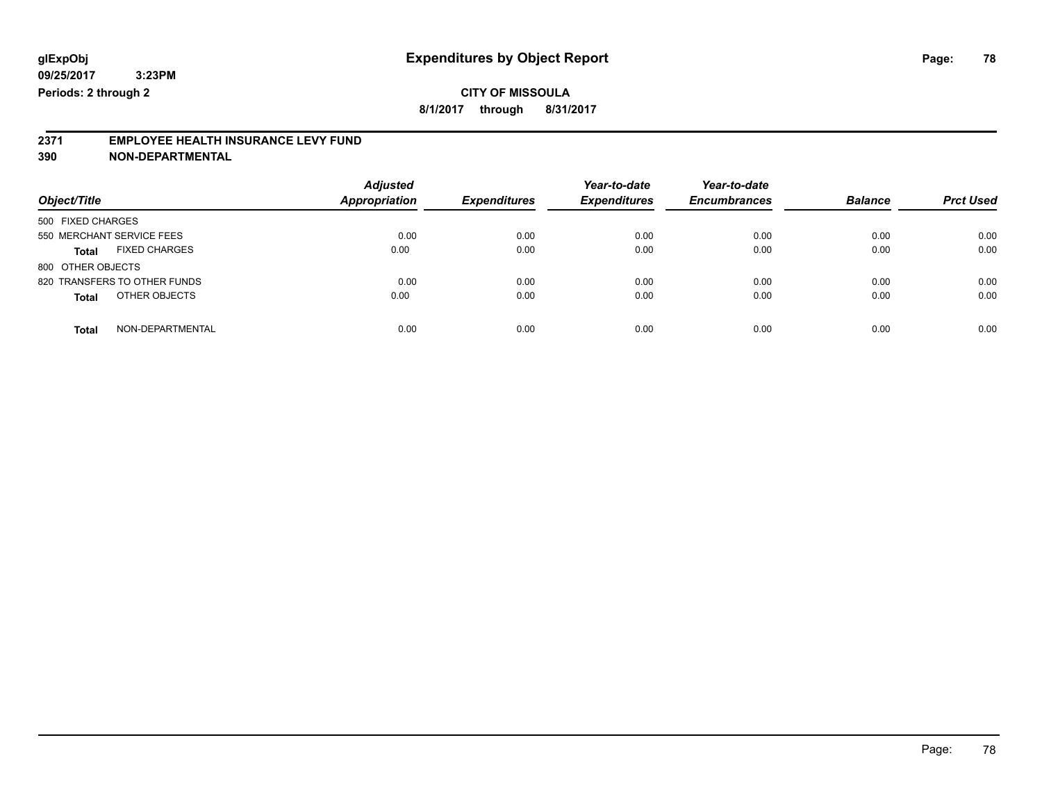**glExpObj** **Expenditures by Object Report**

**09/25/2017 3:23PM**

**Periods: 2 through 2**

**CITY OF MISSOULA**

**8/1/2017 through 8/31/2017**

## 2371 EMPLOYEE HEALTH INSURANCE LEVY FUND
## 390 NON-DEPARTMENTAL

| Object/Title | *Adjusted Appropriation* | *Expenditures* | *Year-to-date Expenditures* | *Year-to-date Encumbrances* | *Balance* | *Prct Used* |
|---|---|---|---|---|---|---|
| 500 FIXED CHARGES | | | | | | |
| 550 MERCHANT SERVICE FEES | 0.00 | 0.00 | 0.00 | 0.00 | 0.00 | 0.00 |
| **Total** FIXED CHARGES | 0.00 | 0.00 | 0.00 | 0.00 | 0.00 | 0.00 |
| 800 OTHER OBJECTS | | | | | | |
| 820 TRANSFERS TO OTHER FUNDS | 0.00 | 0.00 | 0.00 | 0.00 | 0.00 | 0.00 |
| **Total** OTHER OBJECTS | 0.00 | 0.00 | 0.00 | 0.00 | 0.00 | 0.00 |
| **Total** NON-DEPARTMENTAL | 0.00 | 0.00 | 0.00 | 0.00 | 0.00 | 0.00 |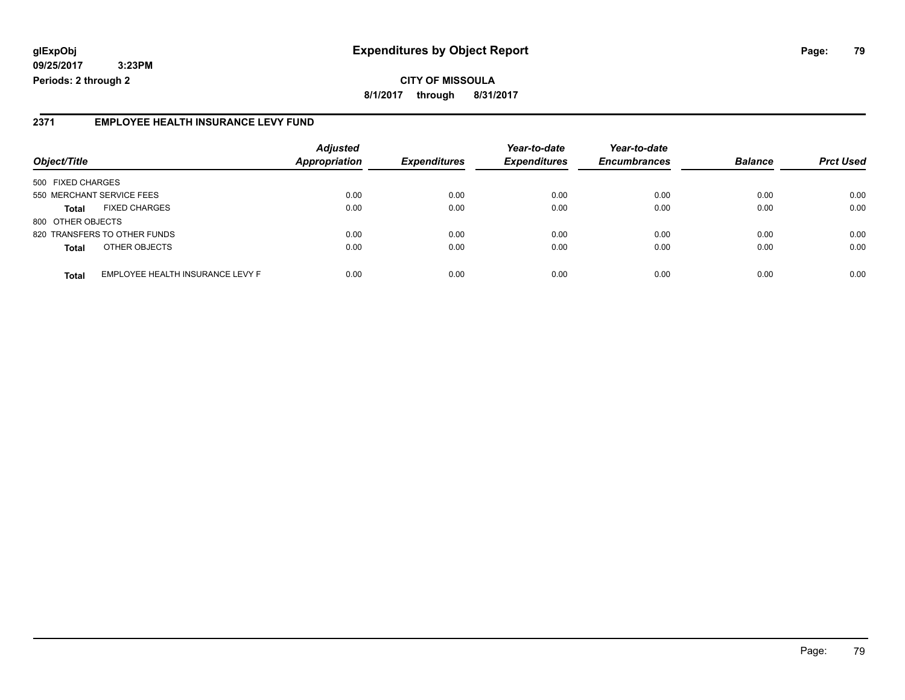**glExpObj** 
**09/25/2017 3:23PM** 
**Periods: 2 through 2**

# Expenditures by Object Report

**CITY OF MISSOULA**

**8/1/2017 through 8/31/2017**

## 2371 EMPLOYEE HEALTH INSURANCE LEVY FUND

| Object/Title | | Adjusted Appropriation | Expenditures | Year-to-date Expenditures | Year-to-date Encumbrances | Balance | Prct Used |
|---|---|---|---|---|---|---|---|
| 500 FIXED CHARGES | | | | | | | |
| 550 MERCHANT SERVICE FEES | | 0.00 | 0.00 | 0.00 | 0.00 | 0.00 | 0.00 |
| **Total** | FIXED CHARGES | 0.00 | 0.00 | 0.00 | 0.00 | 0.00 | 0.00 |
| 800 OTHER OBJECTS | | | | | | | |
| 820 TRANSFERS TO OTHER FUNDS | | 0.00 | 0.00 | 0.00 | 0.00 | 0.00 | 0.00 |
| **Total** | OTHER OBJECTS | 0.00 | 0.00 | 0.00 | 0.00 | 0.00 | 0.00 |
| **Total** | EMPLOYEE HEALTH INSURANCE LEVY F | 0.00 | 0.00 | 0.00 | 0.00 | 0.00 | 0.00 |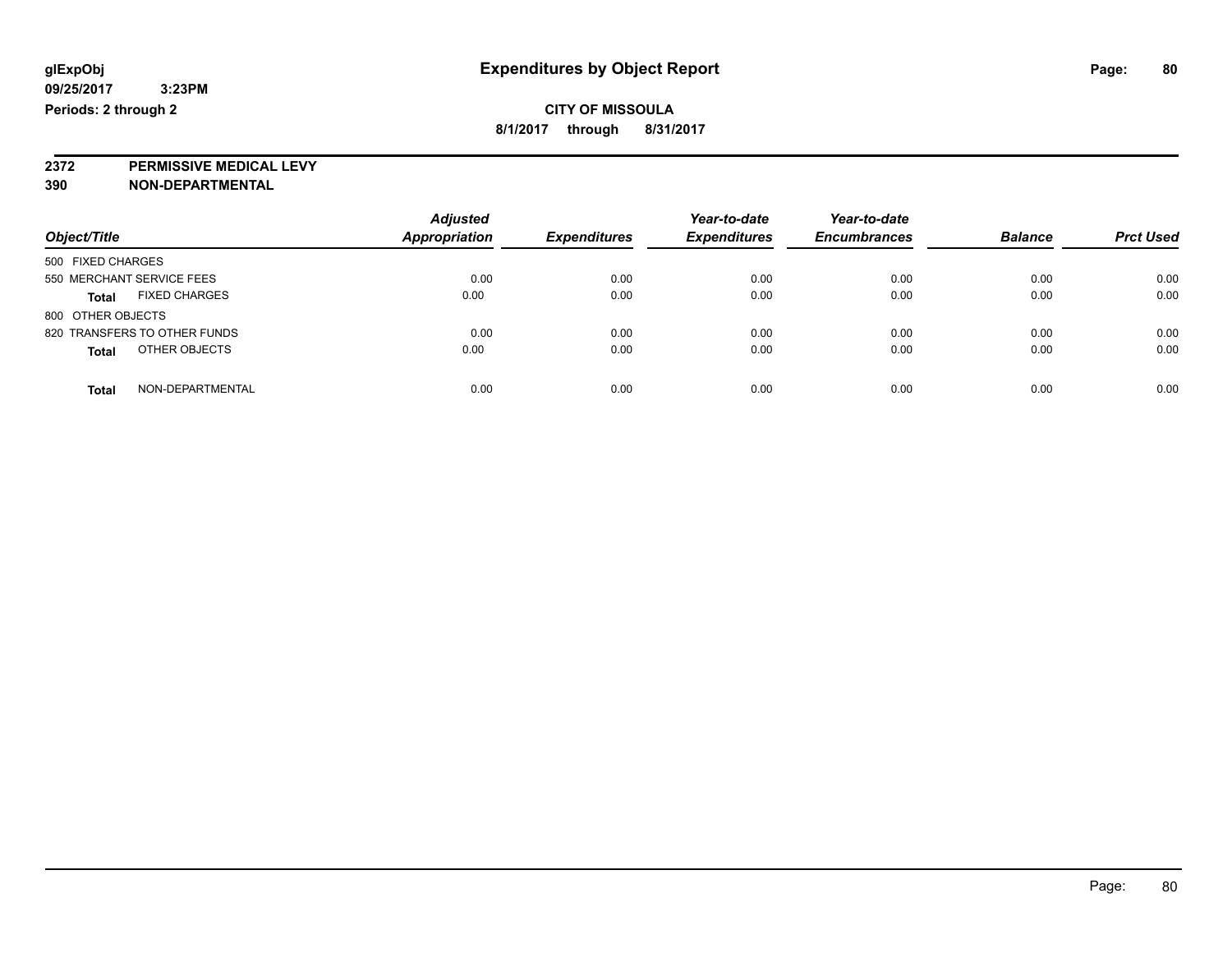**glExpObj** **Expenditures by Object Report**

**09/25/2017 3:23PM**

**Periods: 2 through 2**

**CITY OF MISSOULA**

**8/1/2017 through 8/31/2017**

**2372 PERMISSIVE MEDICAL LEVY**

**390 NON-DEPARTMENTAL**

| Object/Title | Adjusted Appropriation | Expenditures | Year-to-date Expenditures | Year-to-date Encumbrances | Balance | Prct Used |
|---|---|---|---|---|---|---|
| 500 FIXED CHARGES | | | | | | |
| 550 MERCHANT SERVICE FEES | 0.00 | 0.00 | 0.00 | 0.00 | 0.00 | 0.00 |
| **Total** FIXED CHARGES | 0.00 | 0.00 | 0.00 | 0.00 | 0.00 | 0.00 |
| 800 OTHER OBJECTS | | | | | | |
| 820 TRANSFERS TO OTHER FUNDS | 0.00 | 0.00 | 0.00 | 0.00 | 0.00 | 0.00 |
| **Total** OTHER OBJECTS | 0.00 | 0.00 | 0.00 | 0.00 | 0.00 | 0.00 |
| **Total** NON-DEPARTMENTAL | 0.00 | 0.00 | 0.00 | 0.00 | 0.00 | 0.00 |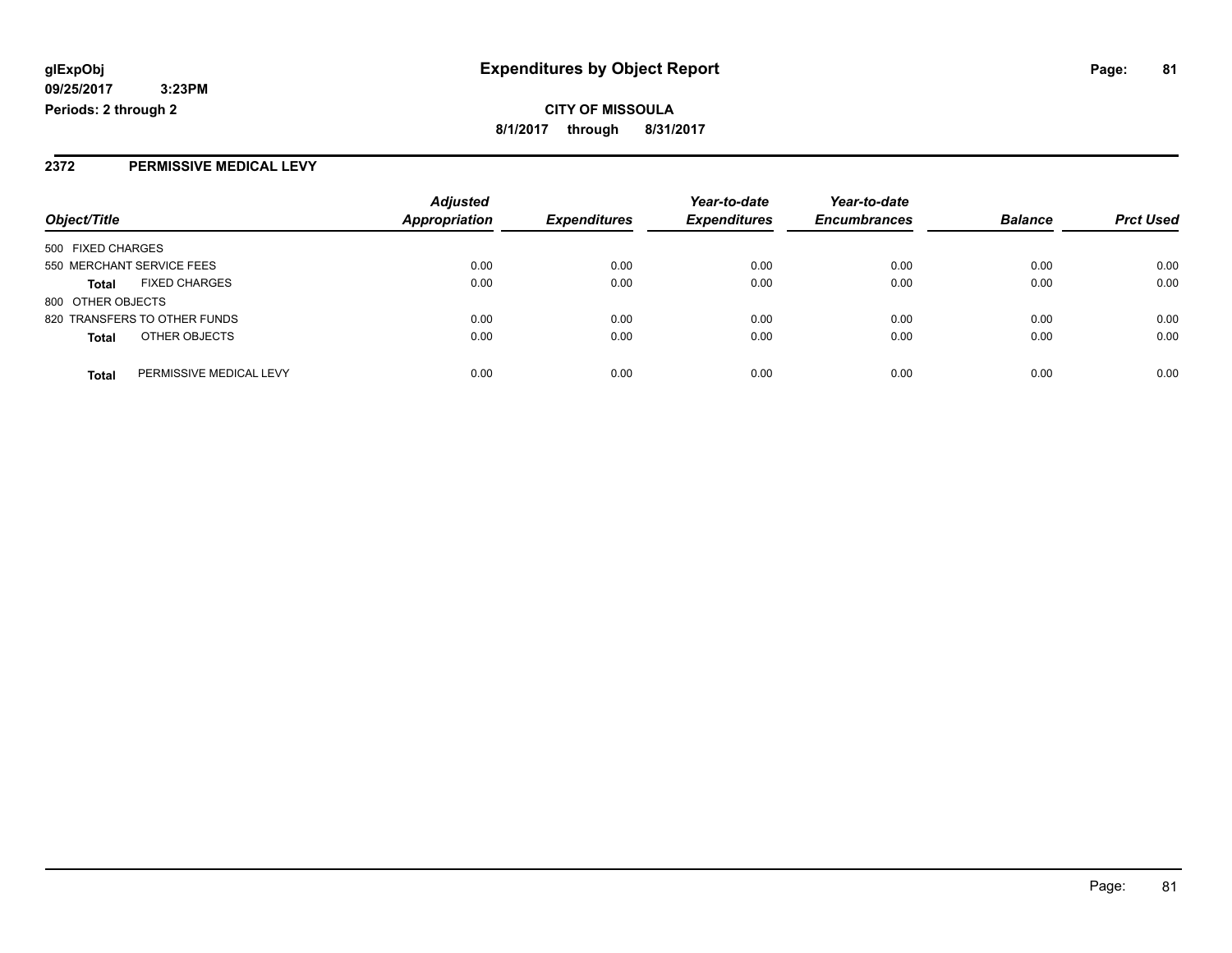**glExpObj** **Expenditures by Object Report**

**09/25/2017 3:23PM**

**Periods: 2 through 2**

**CITY OF MISSOULA**

**8/1/2017 through 8/31/2017**

## 2372 PERMISSIVE MEDICAL LEVY

| Object/Title | | Adjusted Appropriation | Expenditures | Year-to-date Expenditures | Year-to-date Encumbrances | Balance | Prct Used |
|---|---|---|---|---|---|---|---|
| 500 FIXED CHARGES | | | | | | | |
| 550 MERCHANT SERVICE FEES | | 0.00 | 0.00 | 0.00 | 0.00 | 0.00 | 0.00 |
| **Total** | FIXED CHARGES | 0.00 | 0.00 | 0.00 | 0.00 | 0.00 | 0.00 |
| 800 OTHER OBJECTS | | | | | | | |
| 820 TRANSFERS TO OTHER FUNDS | | 0.00 | 0.00 | 0.00 | 0.00 | 0.00 | 0.00 |
| **Total** | OTHER OBJECTS | 0.00 | 0.00 | 0.00 | 0.00 | 0.00 | 0.00 |
| **Total** | PERMISSIVE MEDICAL LEVY | 0.00 | 0.00 | 0.00 | 0.00 | 0.00 | 0.00 |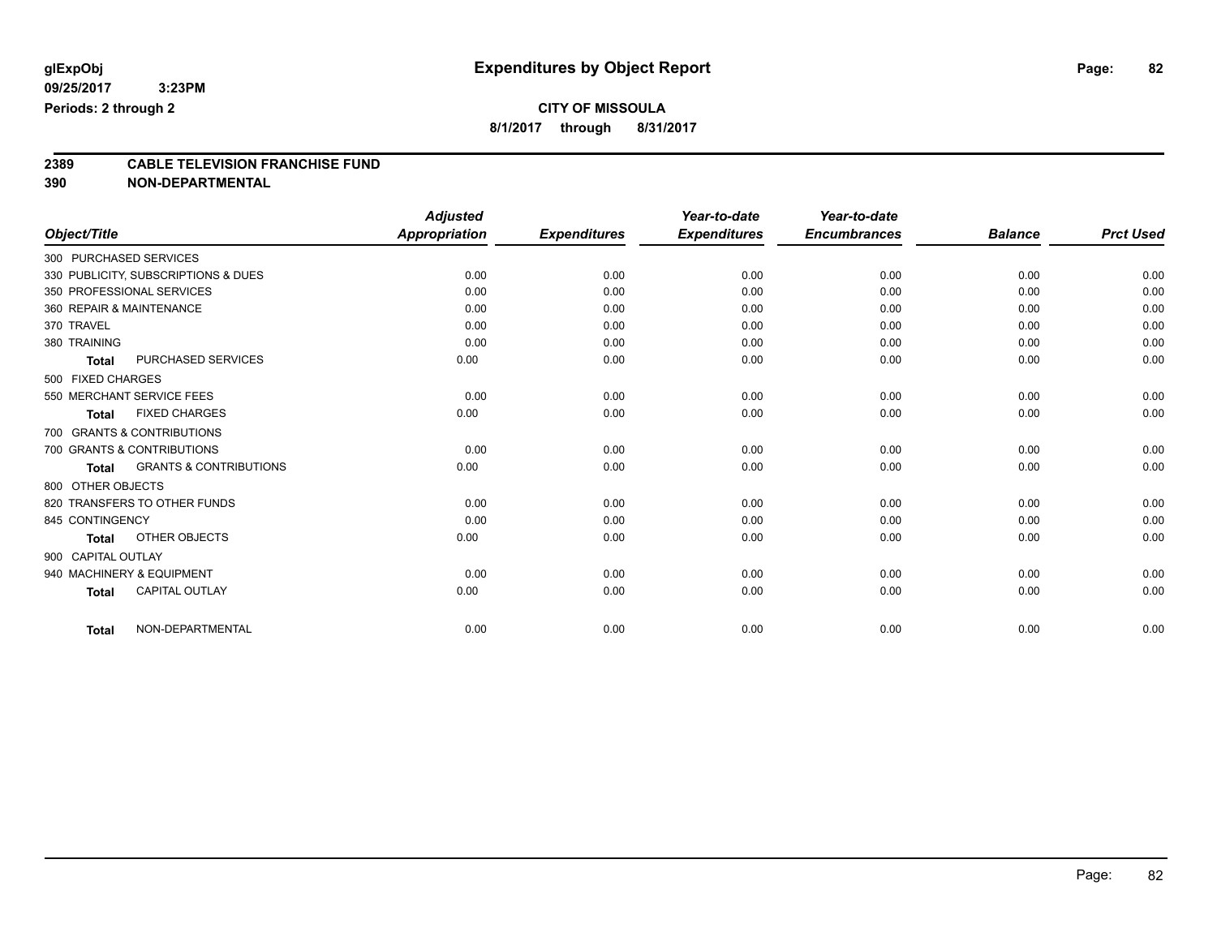**glExpObj**
**09/25/2017 3:23PM**
**Periods: 2 through 2**

# Expenditures by Object Report

**CITY OF MISSOULA**
**8/1/2017 through 8/31/2017**

## 2389 CABLE TELEVISION FRANCHISE FUND
## 390 NON-DEPARTMENTAL

| Object/Title | | *Adjusted Appropriation* | *Expenditures* | *Year-to-date Expenditures* | *Year-to-date Encumbrances* | *Balance* | *Prct Used* |
|---|---|---|---|---|---|---|---|
| 300 PURCHASED SERVICES | | | | | | | |
| 330 PUBLICITY, SUBSCRIPTIONS & DUES | | 0.00 | 0.00 | 0.00 | 0.00 | 0.00 | 0.00 |
| 350 PROFESSIONAL SERVICES | | 0.00 | 0.00 | 0.00 | 0.00 | 0.00 | 0.00 |
| 360 REPAIR & MAINTENANCE | | 0.00 | 0.00 | 0.00 | 0.00 | 0.00 | 0.00 |
| 370 TRAVEL | | 0.00 | 0.00 | 0.00 | 0.00 | 0.00 | 0.00 |
| 380 TRAINING | | 0.00 | 0.00 | 0.00 | 0.00 | 0.00 | 0.00 |
| **Total** | PURCHASED SERVICES | 0.00 | 0.00 | 0.00 | 0.00 | 0.00 | 0.00 |
| 500 FIXED CHARGES | | | | | | | |
| 550 MERCHANT SERVICE FEES | | 0.00 | 0.00 | 0.00 | 0.00 | 0.00 | 0.00 |
| **Total** | FIXED CHARGES | 0.00 | 0.00 | 0.00 | 0.00 | 0.00 | 0.00 |
| 700 GRANTS & CONTRIBUTIONS | | | | | | | |
| 700 GRANTS & CONTRIBUTIONS | | 0.00 | 0.00 | 0.00 | 0.00 | 0.00 | 0.00 |
| **Total** | GRANTS & CONTRIBUTIONS | 0.00 | 0.00 | 0.00 | 0.00 | 0.00 | 0.00 |
| 800 OTHER OBJECTS | | | | | | | |
| 820 TRANSFERS TO OTHER FUNDS | | 0.00 | 0.00 | 0.00 | 0.00 | 0.00 | 0.00 |
| 845 CONTINGENCY | | 0.00 | 0.00 | 0.00 | 0.00 | 0.00 | 0.00 |
| **Total** | OTHER OBJECTS | 0.00 | 0.00 | 0.00 | 0.00 | 0.00 | 0.00 |
| 900 CAPITAL OUTLAY | | | | | | | |
| 940 MACHINERY & EQUIPMENT | | 0.00 | 0.00 | 0.00 | 0.00 | 0.00 | 0.00 |
| **Total** | CAPITAL OUTLAY | 0.00 | 0.00 | 0.00 | 0.00 | 0.00 | 0.00 |
| **Total** | NON-DEPARTMENTAL | 0.00 | 0.00 | 0.00 | 0.00 | 0.00 | 0.00 |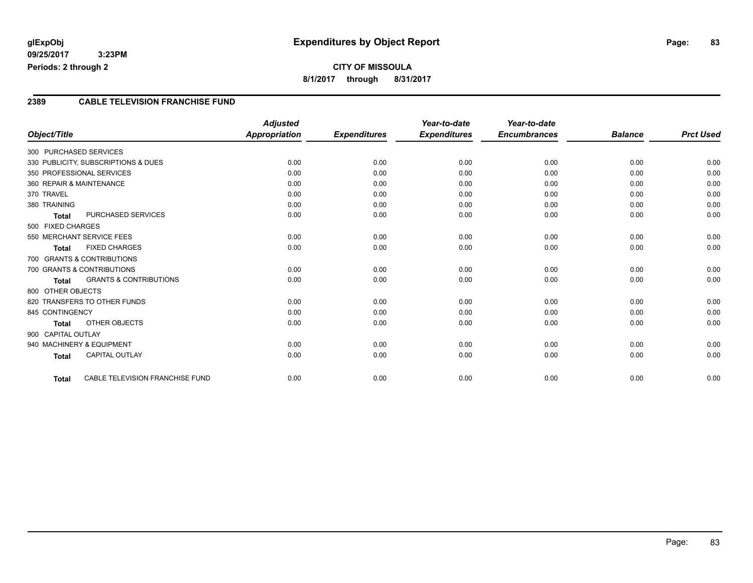# Expenditures by Object Report

glExpObj
09/25/2017 3:23PM
Periods: 2 through 2

**CITY OF MISSOULA**
**8/1/2017 through 8/31/2017**

## 2389 CABLE TELEVISION FRANCHISE FUND

| Object/Title | *Adjusted Appropriation* | *Expenditures* | *Year-to-date Expenditures* | *Year-to-date Encumbrances* | *Balance* | *Prct Used* |
|---|---|---|---|---|---|---|
| 300 PURCHASED SERVICES | | | | | | |
| 330 PUBLICITY, SUBSCRIPTIONS & DUES | 0.00 | 0.00 | 0.00 | 0.00 | 0.00 | 0.00 |
| 350 PROFESSIONAL SERVICES | 0.00 | 0.00 | 0.00 | 0.00 | 0.00 | 0.00 |
| 360 REPAIR & MAINTENANCE | 0.00 | 0.00 | 0.00 | 0.00 | 0.00 | 0.00 |
| 370 TRAVEL | 0.00 | 0.00 | 0.00 | 0.00 | 0.00 | 0.00 |
| 380 TRAINING | 0.00 | 0.00 | 0.00 | 0.00 | 0.00 | 0.00 |
| **Total** PURCHASED SERVICES | 0.00 | 0.00 | 0.00 | 0.00 | 0.00 | 0.00 |
| 500 FIXED CHARGES | | | | | | |
| 550 MERCHANT SERVICE FEES | 0.00 | 0.00 | 0.00 | 0.00 | 0.00 | 0.00 |
| **Total** FIXED CHARGES | 0.00 | 0.00 | 0.00 | 0.00 | 0.00 | 0.00 |
| 700 GRANTS & CONTRIBUTIONS | | | | | | |
| 700 GRANTS & CONTRIBUTIONS | 0.00 | 0.00 | 0.00 | 0.00 | 0.00 | 0.00 |
| **Total** GRANTS & CONTRIBUTIONS | 0.00 | 0.00 | 0.00 | 0.00 | 0.00 | 0.00 |
| 800 OTHER OBJECTS | | | | | | |
| 820 TRANSFERS TO OTHER FUNDS | 0.00 | 0.00 | 0.00 | 0.00 | 0.00 | 0.00 |
| 845 CONTINGENCY | 0.00 | 0.00 | 0.00 | 0.00 | 0.00 | 0.00 |
| **Total** OTHER OBJECTS | 0.00 | 0.00 | 0.00 | 0.00 | 0.00 | 0.00 |
| 900 CAPITAL OUTLAY | | | | | | |
| 940 MACHINERY & EQUIPMENT | 0.00 | 0.00 | 0.00 | 0.00 | 0.00 | 0.00 |
| **Total** CAPITAL OUTLAY | 0.00 | 0.00 | 0.00 | 0.00 | 0.00 | 0.00 |
| **Total** CABLE TELEVISION FRANCHISE FUND | 0.00 | 0.00 | 0.00 | 0.00 | 0.00 | 0.00 |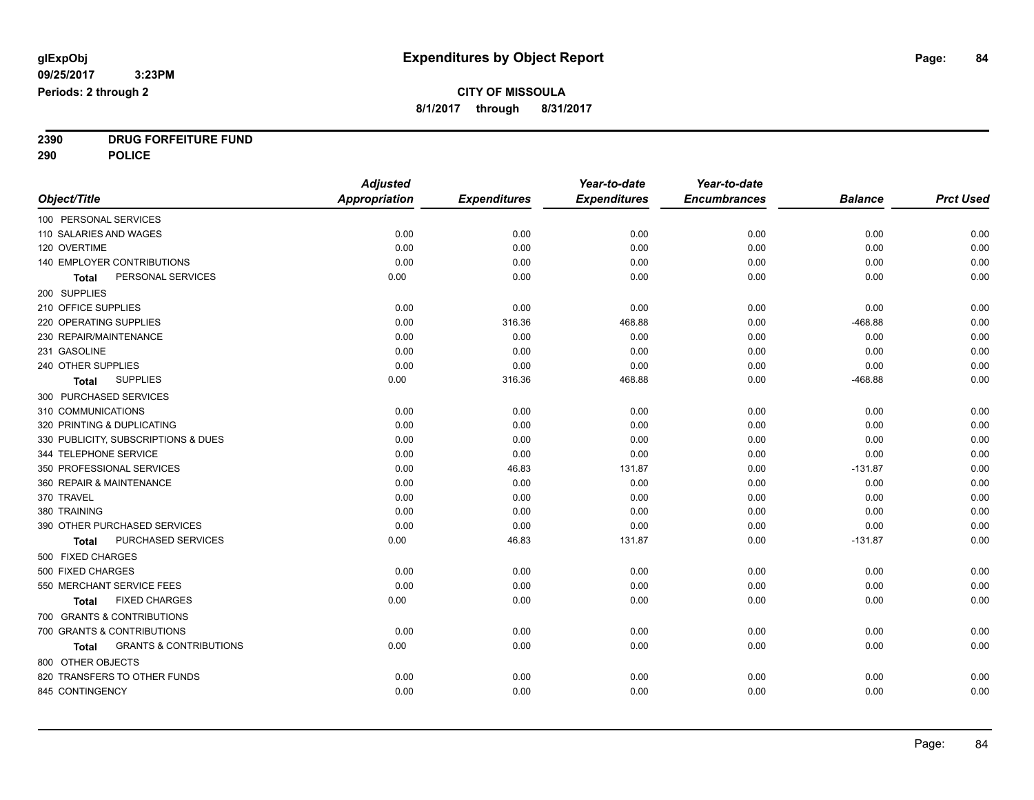**glExpObj** 
**09/25/2017 3:23PM** 
**Periods: 2 through 2**

# Expenditures by Object Report

**CITY OF MISSOULA**
**8/1/2017 through 8/31/2017**

**2390 DRUG FORFEITURE FUND**
**290 POLICE**

| Object/Title | Adjusted Appropriation | Expenditures | Year-to-date Expenditures | Year-to-date Encumbrances | Balance | Prct Used |
|---|---|---|---|---|---|---|
| 100 PERSONAL SERVICES | | | | | | |
| 110 SALARIES AND WAGES | 0.00 | 0.00 | 0.00 | 0.00 | 0.00 | 0.00 |
| 120 OVERTIME | 0.00 | 0.00 | 0.00 | 0.00 | 0.00 | 0.00 |
| 140 EMPLOYER CONTRIBUTIONS | 0.00 | 0.00 | 0.00 | 0.00 | 0.00 | 0.00 |
| **Total** PERSONAL SERVICES | 0.00 | 0.00 | 0.00 | 0.00 | 0.00 | 0.00 |
| 200 SUPPLIES | | | | | | |
| 210 OFFICE SUPPLIES | 0.00 | 0.00 | 0.00 | 0.00 | 0.00 | 0.00 |
| 220 OPERATING SUPPLIES | 0.00 | 316.36 | 468.88 | 0.00 | -468.88 | 0.00 |
| 230 REPAIR/MAINTENANCE | 0.00 | 0.00 | 0.00 | 0.00 | 0.00 | 0.00 |
| 231 GASOLINE | 0.00 | 0.00 | 0.00 | 0.00 | 0.00 | 0.00 |
| 240 OTHER SUPPLIES | 0.00 | 0.00 | 0.00 | 0.00 | 0.00 | 0.00 |
| **Total** SUPPLIES | 0.00 | 316.36 | 468.88 | 0.00 | -468.88 | 0.00 |
| 300 PURCHASED SERVICES | | | | | | |
| 310 COMMUNICATIONS | 0.00 | 0.00 | 0.00 | 0.00 | 0.00 | 0.00 |
| 320 PRINTING & DUPLICATING | 0.00 | 0.00 | 0.00 | 0.00 | 0.00 | 0.00 |
| 330 PUBLICITY, SUBSCRIPTIONS & DUES | 0.00 | 0.00 | 0.00 | 0.00 | 0.00 | 0.00 |
| 344 TELEPHONE SERVICE | 0.00 | 0.00 | 0.00 | 0.00 | 0.00 | 0.00 |
| 350 PROFESSIONAL SERVICES | 0.00 | 46.83 | 131.87 | 0.00 | -131.87 | 0.00 |
| 360 REPAIR & MAINTENANCE | 0.00 | 0.00 | 0.00 | 0.00 | 0.00 | 0.00 |
| 370 TRAVEL | 0.00 | 0.00 | 0.00 | 0.00 | 0.00 | 0.00 |
| 380 TRAINING | 0.00 | 0.00 | 0.00 | 0.00 | 0.00 | 0.00 |
| 390 OTHER PURCHASED SERVICES | 0.00 | 0.00 | 0.00 | 0.00 | 0.00 | 0.00 |
| **Total** PURCHASED SERVICES | 0.00 | 46.83 | 131.87 | 0.00 | -131.87 | 0.00 |
| 500 FIXED CHARGES | | | | | | |
| 500 FIXED CHARGES | 0.00 | 0.00 | 0.00 | 0.00 | 0.00 | 0.00 |
| 550 MERCHANT SERVICE FEES | 0.00 | 0.00 | 0.00 | 0.00 | 0.00 | 0.00 |
| **Total** FIXED CHARGES | 0.00 | 0.00 | 0.00 | 0.00 | 0.00 | 0.00 |
| 700 GRANTS & CONTRIBUTIONS | | | | | | |
| 700 GRANTS & CONTRIBUTIONS | 0.00 | 0.00 | 0.00 | 0.00 | 0.00 | 0.00 |
| **Total** GRANTS & CONTRIBUTIONS | 0.00 | 0.00 | 0.00 | 0.00 | 0.00 | 0.00 |
| 800 OTHER OBJECTS | | | | | | |
| 820 TRANSFERS TO OTHER FUNDS | 0.00 | 0.00 | 0.00 | 0.00 | 0.00 | 0.00 |
| 845 CONTINGENCY | 0.00 | 0.00 | 0.00 | 0.00 | 0.00 | 0.00 |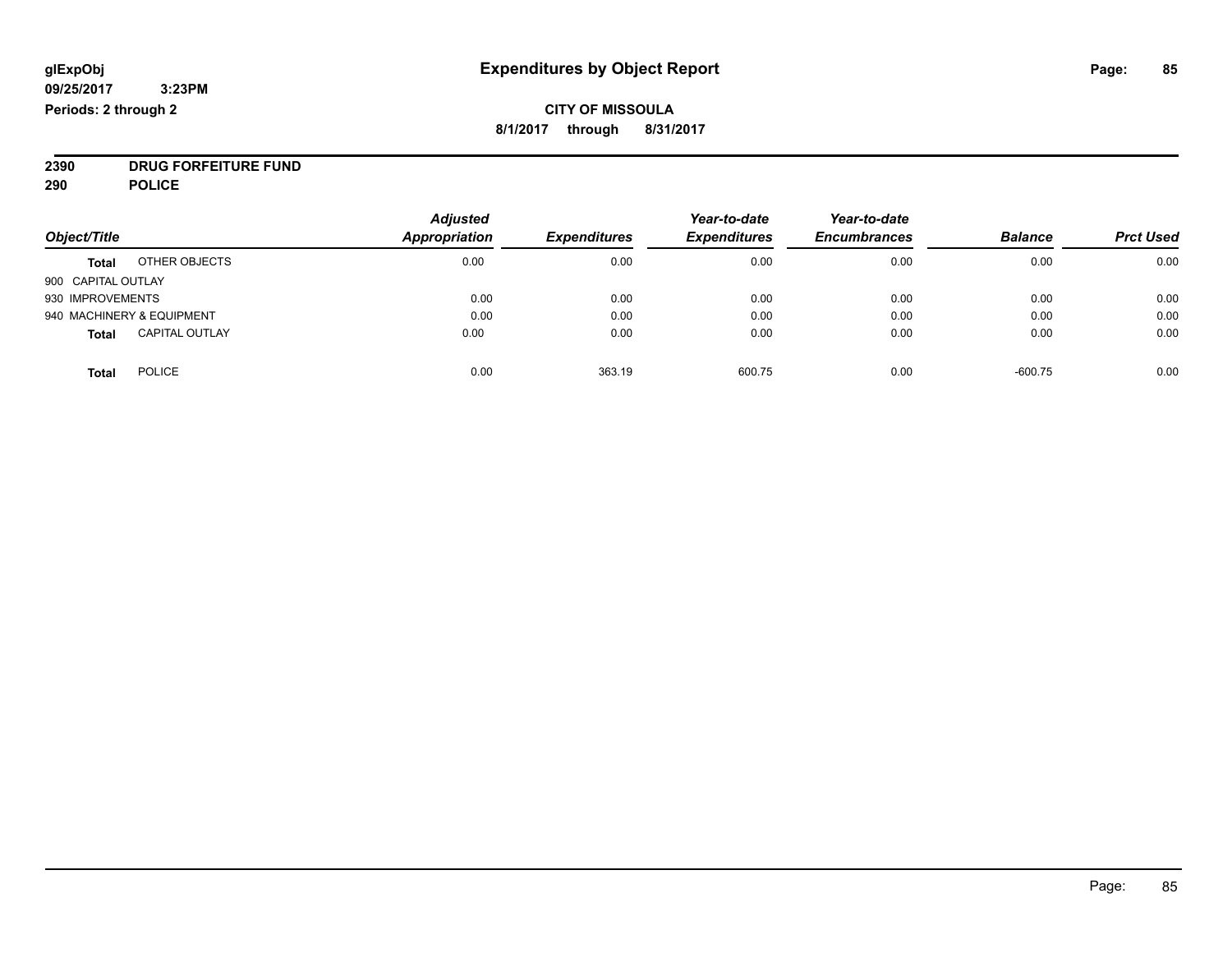# Expenditures by Object Report

glExpObj
09/25/2017 3:23PM
Periods: 2 through 2

**CITY OF MISSOULA**
8/1/2017 through 8/31/2017

**2390 DRUG FORFEITURE FUND**
**290 POLICE**

| Object/Title | Adjusted Appropriation | Expenditures | Year-to-date Expenditures | Year-to-date Encumbrances | Balance | Prct Used |
|---|---|---|---|---|---|---|
| **Total** OTHER OBJECTS | 0.00 | 0.00 | 0.00 | 0.00 | 0.00 | 0.00 |
| 900 CAPITAL OUTLAY | | | | | | |
| 930 IMPROVEMENTS | 0.00 | 0.00 | 0.00 | 0.00 | 0.00 | 0.00 |
| 940 MACHINERY & EQUIPMENT | 0.00 | 0.00 | 0.00 | 0.00 | 0.00 | 0.00 |
| **Total** CAPITAL OUTLAY | 0.00 | 0.00 | 0.00 | 0.00 | 0.00 | 0.00 |
| **Total** POLICE | 0.00 | 363.19 | 600.75 | 0.00 | -600.75 | 0.00 |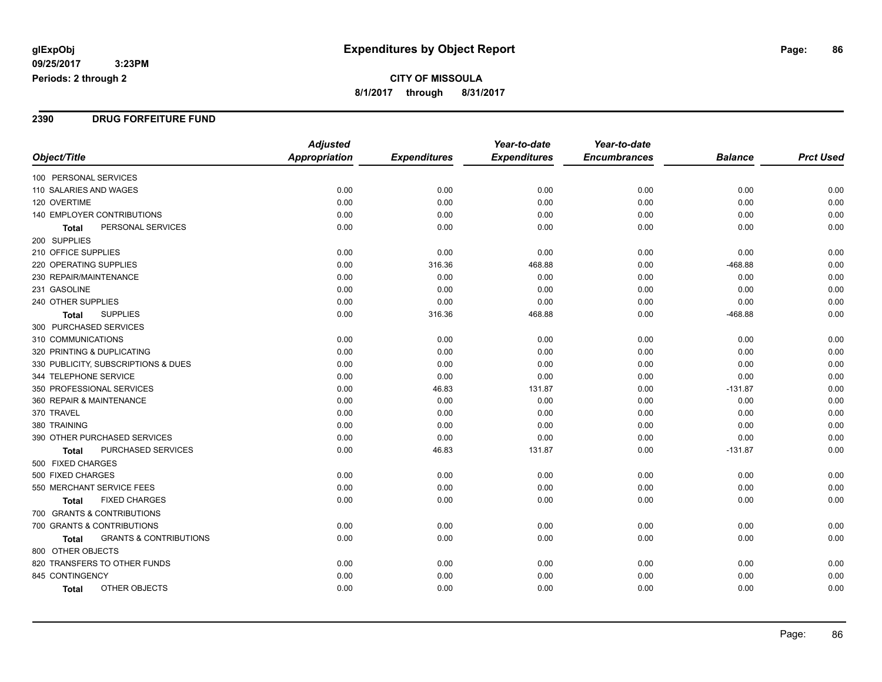**glExpObj** **Expenditures by Object Report**

**09/25/2017 3:23PM**

**Periods: 2 through 2**

**CITY OF MISSOULA**

**8/1/2017 through 8/31/2017**

## 2390 DRUG FORFEITURE FUND

| Object/Title | Adjusted Appropriation | Expenditures | Year-to-date Expenditures | Year-to-date Encumbrances | Balance | Prct Used |
|---|---|---|---|---|---|---|
| 100 PERSONAL SERVICES | | | | | | |
| 110 SALARIES AND WAGES | 0.00 | 0.00 | 0.00 | 0.00 | 0.00 | 0.00 |
| 120 OVERTIME | 0.00 | 0.00 | 0.00 | 0.00 | 0.00 | 0.00 |
| 140 EMPLOYER CONTRIBUTIONS | 0.00 | 0.00 | 0.00 | 0.00 | 0.00 | 0.00 |
| **Total** PERSONAL SERVICES | 0.00 | 0.00 | 0.00 | 0.00 | 0.00 | 0.00 |
| 200 SUPPLIES | | | | | | |
| 210 OFFICE SUPPLIES | 0.00 | 0.00 | 0.00 | 0.00 | 0.00 | 0.00 |
| 220 OPERATING SUPPLIES | 0.00 | 316.36 | 468.88 | 0.00 | -468.88 | 0.00 |
| 230 REPAIR/MAINTENANCE | 0.00 | 0.00 | 0.00 | 0.00 | 0.00 | 0.00 |
| 231 GASOLINE | 0.00 | 0.00 | 0.00 | 0.00 | 0.00 | 0.00 |
| 240 OTHER SUPPLIES | 0.00 | 0.00 | 0.00 | 0.00 | 0.00 | 0.00 |
| **Total** SUPPLIES | 0.00 | 316.36 | 468.88 | 0.00 | -468.88 | 0.00 |
| 300 PURCHASED SERVICES | | | | | | |
| 310 COMMUNICATIONS | 0.00 | 0.00 | 0.00 | 0.00 | 0.00 | 0.00 |
| 320 PRINTING & DUPLICATING | 0.00 | 0.00 | 0.00 | 0.00 | 0.00 | 0.00 |
| 330 PUBLICITY, SUBSCRIPTIONS & DUES | 0.00 | 0.00 | 0.00 | 0.00 | 0.00 | 0.00 |
| 344 TELEPHONE SERVICE | 0.00 | 0.00 | 0.00 | 0.00 | 0.00 | 0.00 |
| 350 PROFESSIONAL SERVICES | 0.00 | 46.83 | 131.87 | 0.00 | -131.87 | 0.00 |
| 360 REPAIR & MAINTENANCE | 0.00 | 0.00 | 0.00 | 0.00 | 0.00 | 0.00 |
| 370 TRAVEL | 0.00 | 0.00 | 0.00 | 0.00 | 0.00 | 0.00 |
| 380 TRAINING | 0.00 | 0.00 | 0.00 | 0.00 | 0.00 | 0.00 |
| 390 OTHER PURCHASED SERVICES | 0.00 | 0.00 | 0.00 | 0.00 | 0.00 | 0.00 |
| **Total** PURCHASED SERVICES | 0.00 | 46.83 | 131.87 | 0.00 | -131.87 | 0.00 |
| 500 FIXED CHARGES | | | | | | |
| 500 FIXED CHARGES | 0.00 | 0.00 | 0.00 | 0.00 | 0.00 | 0.00 |
| 550 MERCHANT SERVICE FEES | 0.00 | 0.00 | 0.00 | 0.00 | 0.00 | 0.00 |
| **Total** FIXED CHARGES | 0.00 | 0.00 | 0.00 | 0.00 | 0.00 | 0.00 |
| 700 GRANTS & CONTRIBUTIONS | | | | | | |
| 700 GRANTS & CONTRIBUTIONS | 0.00 | 0.00 | 0.00 | 0.00 | 0.00 | 0.00 |
| **Total** GRANTS & CONTRIBUTIONS | 0.00 | 0.00 | 0.00 | 0.00 | 0.00 | 0.00 |
| 800 OTHER OBJECTS | | | | | | |
| 820 TRANSFERS TO OTHER FUNDS | 0.00 | 0.00 | 0.00 | 0.00 | 0.00 | 0.00 |
| 845 CONTINGENCY | 0.00 | 0.00 | 0.00 | 0.00 | 0.00 | 0.00 |
| **Total** OTHER OBJECTS | 0.00 | 0.00 | 0.00 | 0.00 | 0.00 | 0.00 |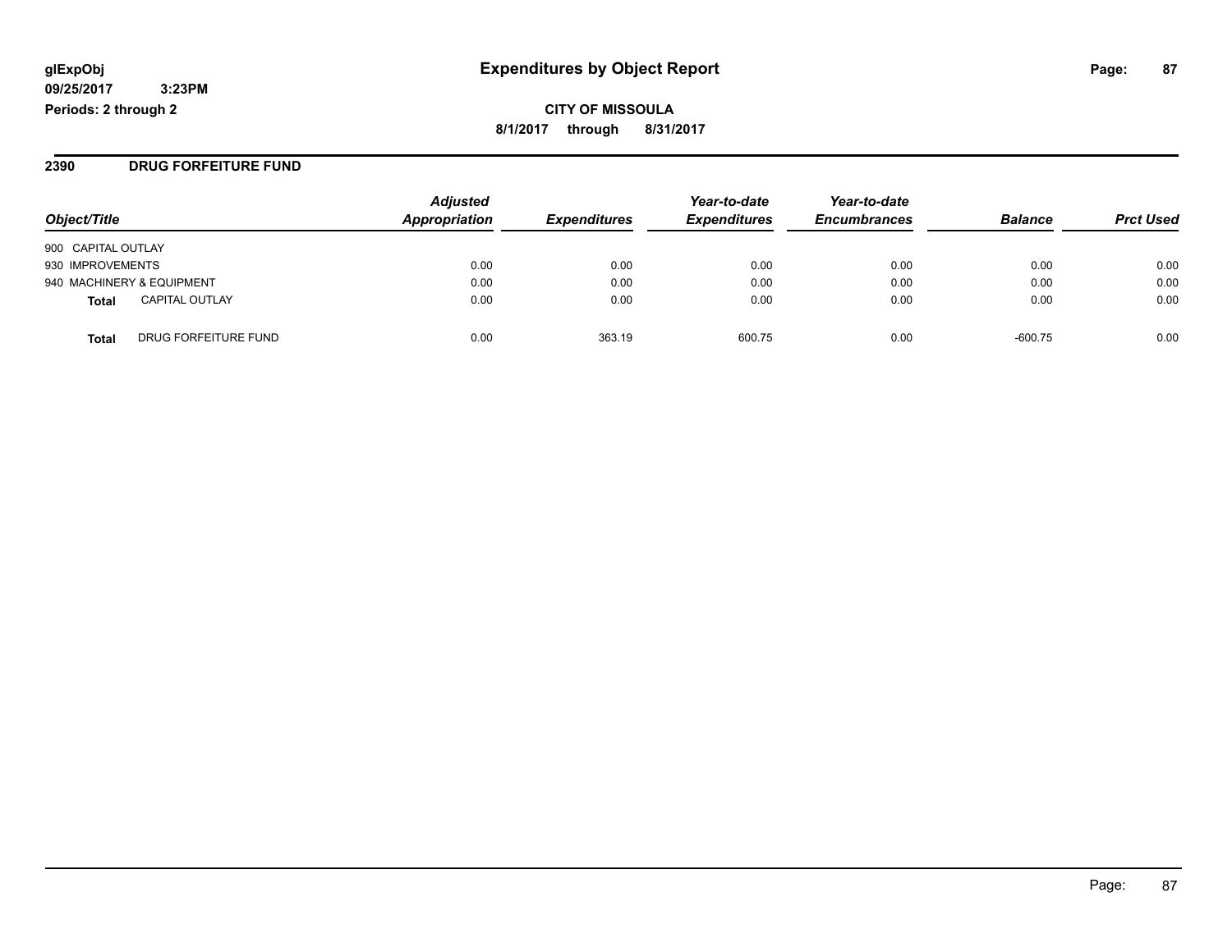**glExpObj** **Expenditures by Object Report**

**09/25/2017 3:23PM**

**Periods: 2 through 2**

**CITY OF MISSOULA**

**8/1/2017 through 8/31/2017**

## 2390 DRUG FORFEITURE FUND

| Object/Title | Adjusted Appropriation | Expenditures | Year-to-date Expenditures | Year-to-date Encumbrances | Balance | Prct Used |
|---|---|---|---|---|---|---|
| 900 CAPITAL OUTLAY | | | | | | |
| 930 IMPROVEMENTS | 0.00 | 0.00 | 0.00 | 0.00 | 0.00 | 0.00 |
| 940 MACHINERY & EQUIPMENT | 0.00 | 0.00 | 0.00 | 0.00 | 0.00 | 0.00 |
| **Total** CAPITAL OUTLAY | 0.00 | 0.00 | 0.00 | 0.00 | 0.00 | 0.00 |
| **Total** DRUG FORFEITURE FUND | 0.00 | 363.19 | 600.75 | 0.00 | -600.75 | 0.00 |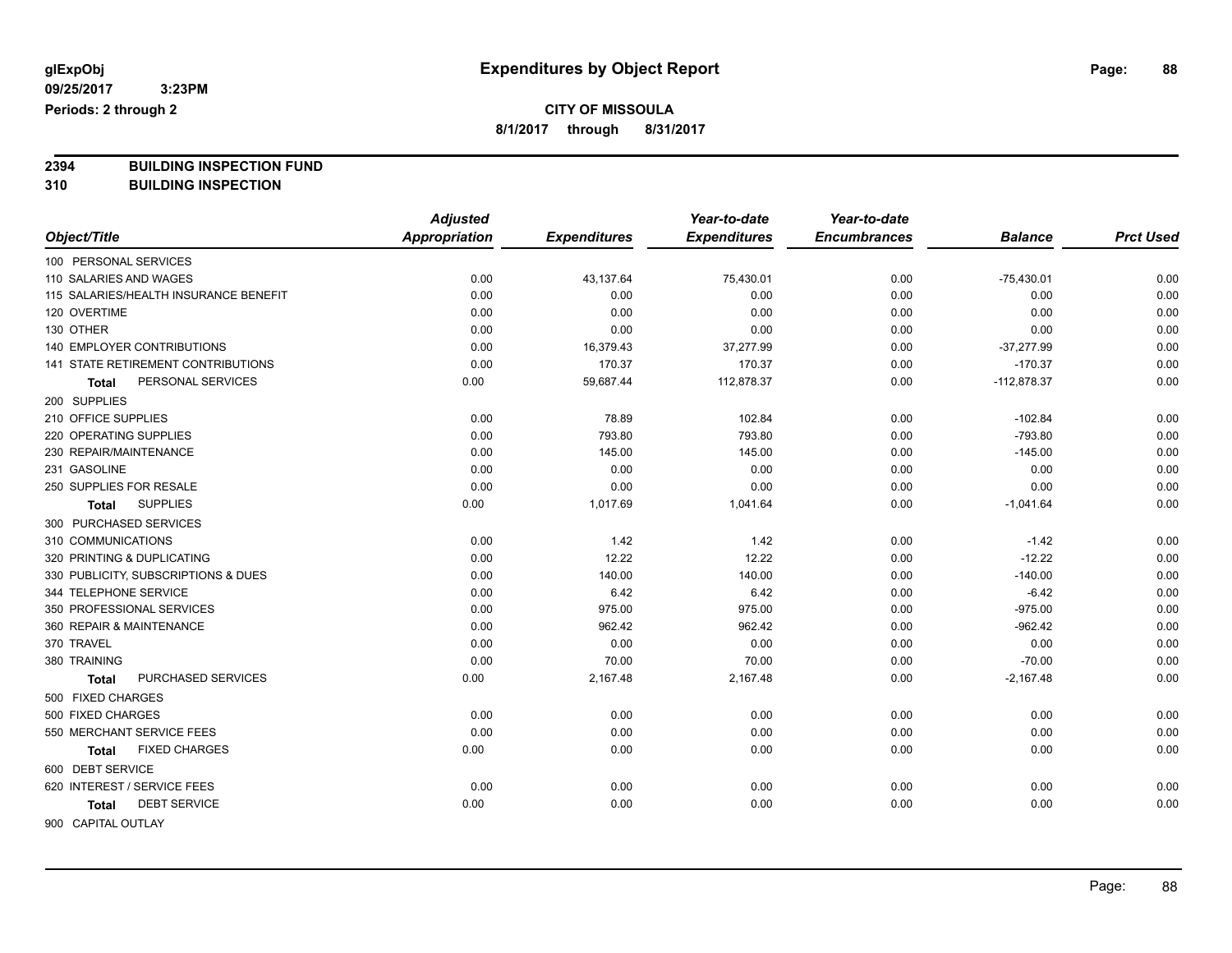**glExpObj**
**09/25/2017 3:23PM**
**Periods: 2 through 2**

# Expenditures by Object Report

**CITY OF MISSOULA**
**8/1/2017 through 8/31/2017**

**2394 BUILDING INSPECTION FUND**
**310 BUILDING INSPECTION**

| Object/Title | Adjusted Appropriation | Expenditures | Year-to-date Expenditures | Year-to-date Encumbrances | Balance | Prct Used |
|---|---|---|---|---|---|---|
| 100 PERSONAL SERVICES | | | | | | |
| 110 SALARIES AND WAGES | 0.00 | 43,137.64 | 75,430.01 | 0.00 | -75,430.01 | 0.00 |
| 115 SALARIES/HEALTH INSURANCE BENEFIT | 0.00 | 0.00 | 0.00 | 0.00 | 0.00 | 0.00 |
| 120 OVERTIME | 0.00 | 0.00 | 0.00 | 0.00 | 0.00 | 0.00 |
| 130 OTHER | 0.00 | 0.00 | 0.00 | 0.00 | 0.00 | 0.00 |
| 140 EMPLOYER CONTRIBUTIONS | 0.00 | 16,379.43 | 37,277.99 | 0.00 | -37,277.99 | 0.00 |
| 141 STATE RETIREMENT CONTRIBUTIONS | 0.00 | 170.37 | 170.37 | 0.00 | -170.37 | 0.00 |
| **Total** PERSONAL SERVICES | 0.00 | 59,687.44 | 112,878.37 | 0.00 | -112,878.37 | 0.00 |
| 200 SUPPLIES | | | | | | |
| 210 OFFICE SUPPLIES | 0.00 | 78.89 | 102.84 | 0.00 | -102.84 | 0.00 |
| 220 OPERATING SUPPLIES | 0.00 | 793.80 | 793.80 | 0.00 | -793.80 | 0.00 |
| 230 REPAIR/MAINTENANCE | 0.00 | 145.00 | 145.00 | 0.00 | -145.00 | 0.00 |
| 231 GASOLINE | 0.00 | 0.00 | 0.00 | 0.00 | 0.00 | 0.00 |
| 250 SUPPLIES FOR RESALE | 0.00 | 0.00 | 0.00 | 0.00 | 0.00 | 0.00 |
| **Total** SUPPLIES | 0.00 | 1,017.69 | 1,041.64 | 0.00 | -1,041.64 | 0.00 |
| 300 PURCHASED SERVICES | | | | | | |
| 310 COMMUNICATIONS | 0.00 | 1.42 | 1.42 | 0.00 | -1.42 | 0.00 |
| 320 PRINTING & DUPLICATING | 0.00 | 12.22 | 12.22 | 0.00 | -12.22 | 0.00 |
| 330 PUBLICITY, SUBSCRIPTIONS & DUES | 0.00 | 140.00 | 140.00 | 0.00 | -140.00 | 0.00 |
| 344 TELEPHONE SERVICE | 0.00 | 6.42 | 6.42 | 0.00 | -6.42 | 0.00 |
| 350 PROFESSIONAL SERVICES | 0.00 | 975.00 | 975.00 | 0.00 | -975.00 | 0.00 |
| 360 REPAIR & MAINTENANCE | 0.00 | 962.42 | 962.42 | 0.00 | -962.42 | 0.00 |
| 370 TRAVEL | 0.00 | 0.00 | 0.00 | 0.00 | 0.00 | 0.00 |
| 380 TRAINING | 0.00 | 70.00 | 70.00 | 0.00 | -70.00 | 0.00 |
| **Total** PURCHASED SERVICES | 0.00 | 2,167.48 | 2,167.48 | 0.00 | -2,167.48 | 0.00 |
| 500 FIXED CHARGES | | | | | | |
| 500 FIXED CHARGES | 0.00 | 0.00 | 0.00 | 0.00 | 0.00 | 0.00 |
| 550 MERCHANT SERVICE FEES | 0.00 | 0.00 | 0.00 | 0.00 | 0.00 | 0.00 |
| **Total** FIXED CHARGES | 0.00 | 0.00 | 0.00 | 0.00 | 0.00 | 0.00 |
| 600 DEBT SERVICE | | | | | | |
| 620 INTEREST / SERVICE FEES | 0.00 | 0.00 | 0.00 | 0.00 | 0.00 | 0.00 |
| **Total** DEBT SERVICE | 0.00 | 0.00 | 0.00 | 0.00 | 0.00 | 0.00 |
| 900 CAPITAL OUTLAY | | | | | | |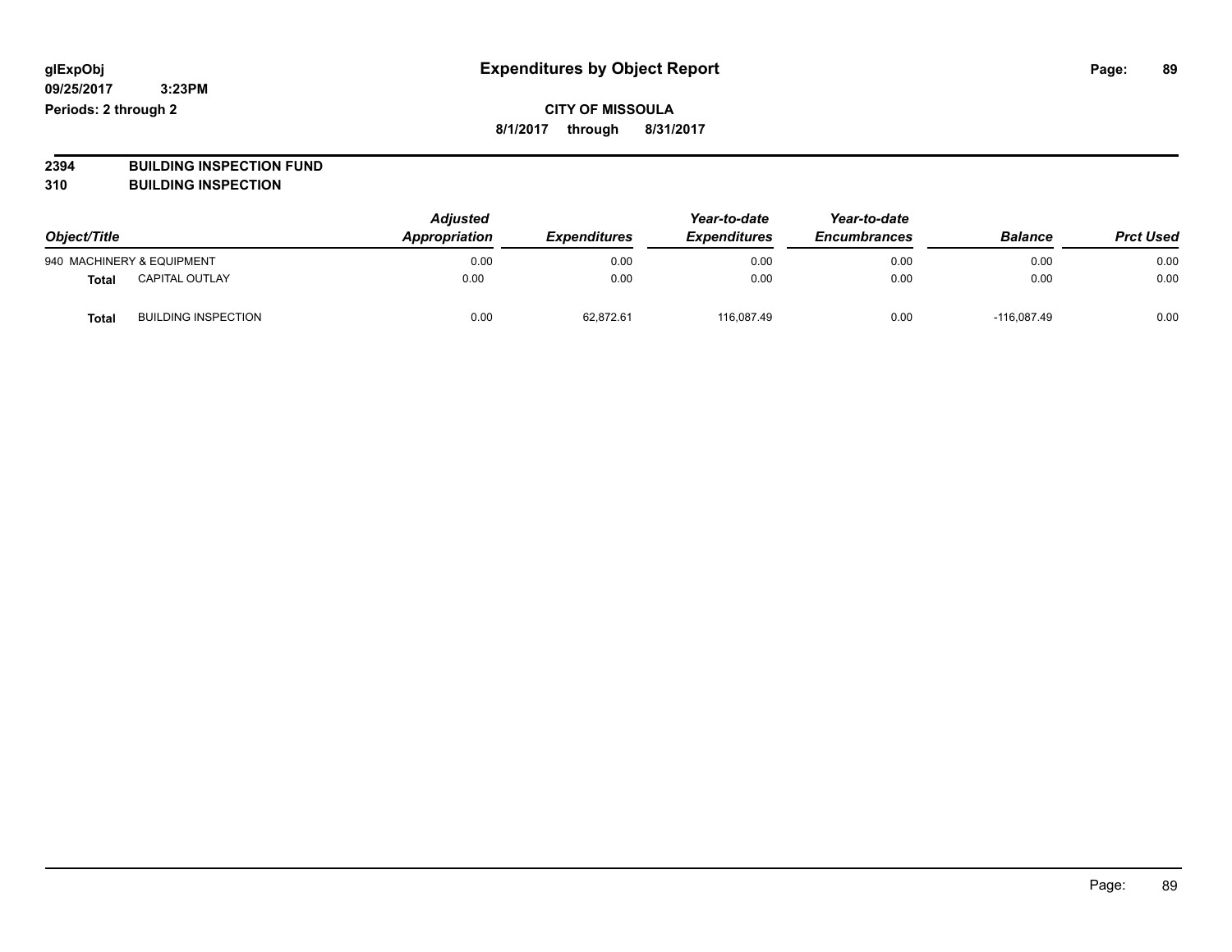# Expenditures by Object Report

glExpObj
09/25/2017 3:23PM
Periods: 2 through 2

**CITY OF MISSOULA**
**8/1/2017 through 8/31/2017**

**2394 BUILDING INSPECTION FUND**
**310 BUILDING INSPECTION**

| Object/Title | | *Adjusted Appropriation* | *Expenditures* | *Year-to-date Expenditures* | *Year-to-date Encumbrances* | *Balance* | *Prct Used* |
|---|---|---|---|---|---|---|---|
| 940 MACHINERY & EQUIPMENT | | 0.00 | 0.00 | 0.00 | 0.00 | 0.00 | 0.00 |
| **Total** | CAPITAL OUTLAY | 0.00 | 0.00 | 0.00 | 0.00 | 0.00 | 0.00 |
| **Total** | BUILDING INSPECTION | 0.00 | 62,872.61 | 116,087.49 | 0.00 | -116,087.49 | 0.00 |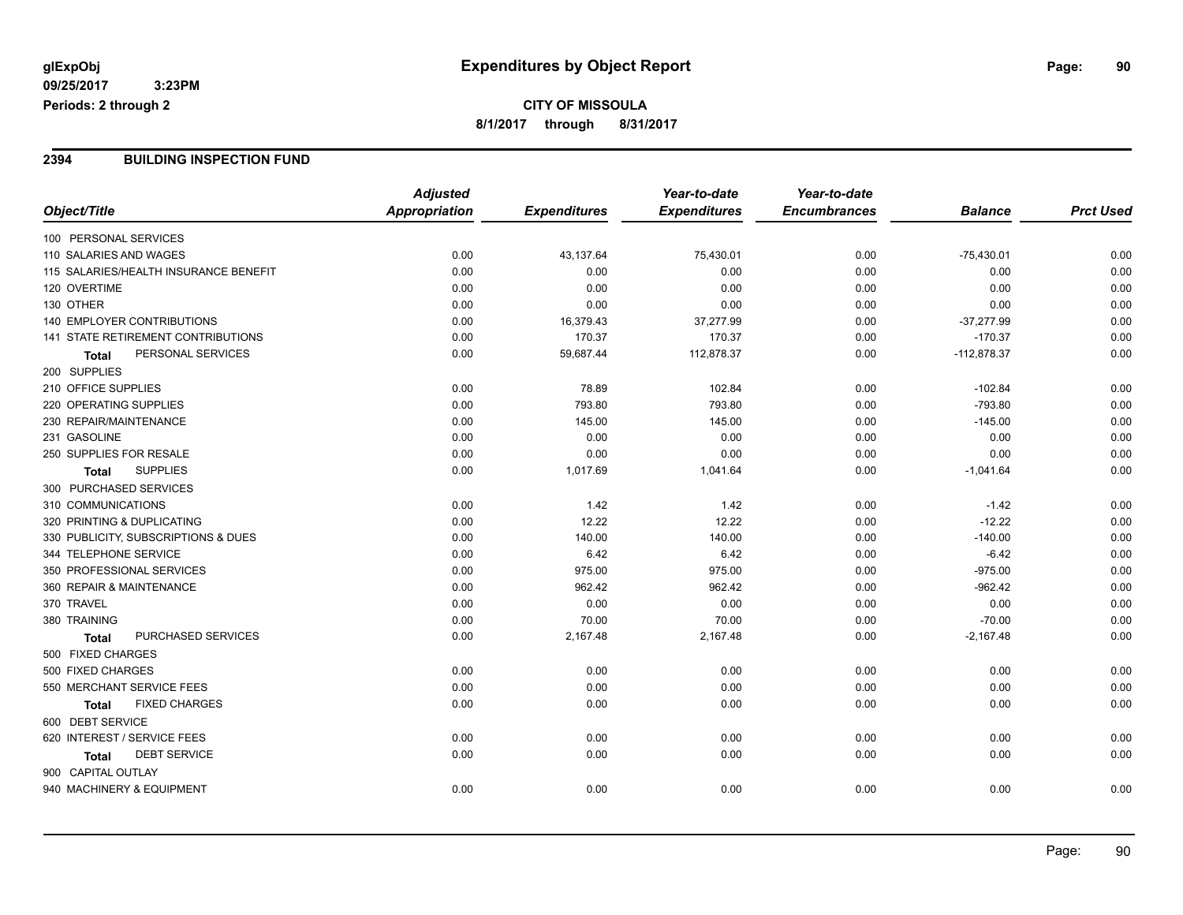# Expenditures by Object Report

glExpObj
09/25/2017 3:23PM
Periods: 2 through 2

**CITY OF MISSOULA**
8/1/2017 through 8/31/2017

## 2394 BUILDING INSPECTION FUND

| Object/Title | Adjusted Appropriation | Expenditures | Year-to-date Expenditures | Year-to-date Encumbrances | Balance | Prct Used |
|---|---|---|---|---|---|---|
| 100 PERSONAL SERVICES | | | | | | |
| 110 SALARIES AND WAGES | 0.00 | 43,137.64 | 75,430.01 | 0.00 | -75,430.01 | 0.00 |
| 115 SALARIES/HEALTH INSURANCE BENEFIT | 0.00 | 0.00 | 0.00 | 0.00 | 0.00 | 0.00 |
| 120 OVERTIME | 0.00 | 0.00 | 0.00 | 0.00 | 0.00 | 0.00 |
| 130 OTHER | 0.00 | 0.00 | 0.00 | 0.00 | 0.00 | 0.00 |
| 140 EMPLOYER CONTRIBUTIONS | 0.00 | 16,379.43 | 37,277.99 | 0.00 | -37,277.99 | 0.00 |
| 141 STATE RETIREMENT CONTRIBUTIONS | 0.00 | 170.37 | 170.37 | 0.00 | -170.37 | 0.00 |
| **Total** PERSONAL SERVICES | 0.00 | 59,687.44 | 112,878.37 | 0.00 | -112,878.37 | 0.00 |
| 200 SUPPLIES | | | | | | |
| 210 OFFICE SUPPLIES | 0.00 | 78.89 | 102.84 | 0.00 | -102.84 | 0.00 |
| 220 OPERATING SUPPLIES | 0.00 | 793.80 | 793.80 | 0.00 | -793.80 | 0.00 |
| 230 REPAIR/MAINTENANCE | 0.00 | 145.00 | 145.00 | 0.00 | -145.00 | 0.00 |
| 231 GASOLINE | 0.00 | 0.00 | 0.00 | 0.00 | 0.00 | 0.00 |
| 250 SUPPLIES FOR RESALE | 0.00 | 0.00 | 0.00 | 0.00 | 0.00 | 0.00 |
| **Total** SUPPLIES | 0.00 | 1,017.69 | 1,041.64 | 0.00 | -1,041.64 | 0.00 |
| 300 PURCHASED SERVICES | | | | | | |
| 310 COMMUNICATIONS | 0.00 | 1.42 | 1.42 | 0.00 | -1.42 | 0.00 |
| 320 PRINTING & DUPLICATING | 0.00 | 12.22 | 12.22 | 0.00 | -12.22 | 0.00 |
| 330 PUBLICITY, SUBSCRIPTIONS & DUES | 0.00 | 140.00 | 140.00 | 0.00 | -140.00 | 0.00 |
| 344 TELEPHONE SERVICE | 0.00 | 6.42 | 6.42 | 0.00 | -6.42 | 0.00 |
| 350 PROFESSIONAL SERVICES | 0.00 | 975.00 | 975.00 | 0.00 | -975.00 | 0.00 |
| 360 REPAIR & MAINTENANCE | 0.00 | 962.42 | 962.42 | 0.00 | -962.42 | 0.00 |
| 370 TRAVEL | 0.00 | 0.00 | 0.00 | 0.00 | 0.00 | 0.00 |
| 380 TRAINING | 0.00 | 70.00 | 70.00 | 0.00 | -70.00 | 0.00 |
| **Total** PURCHASED SERVICES | 0.00 | 2,167.48 | 2,167.48 | 0.00 | -2,167.48 | 0.00 |
| 500 FIXED CHARGES | | | | | | |
| 500 FIXED CHARGES | 0.00 | 0.00 | 0.00 | 0.00 | 0.00 | 0.00 |
| 550 MERCHANT SERVICE FEES | 0.00 | 0.00 | 0.00 | 0.00 | 0.00 | 0.00 |
| **Total** FIXED CHARGES | 0.00 | 0.00 | 0.00 | 0.00 | 0.00 | 0.00 |
| 600 DEBT SERVICE | | | | | | |
| 620 INTEREST / SERVICE FEES | 0.00 | 0.00 | 0.00 | 0.00 | 0.00 | 0.00 |
| **Total** DEBT SERVICE | 0.00 | 0.00 | 0.00 | 0.00 | 0.00 | 0.00 |
| 900 CAPITAL OUTLAY | | | | | | |
| 940 MACHINERY & EQUIPMENT | 0.00 | 0.00 | 0.00 | 0.00 | 0.00 | 0.00 |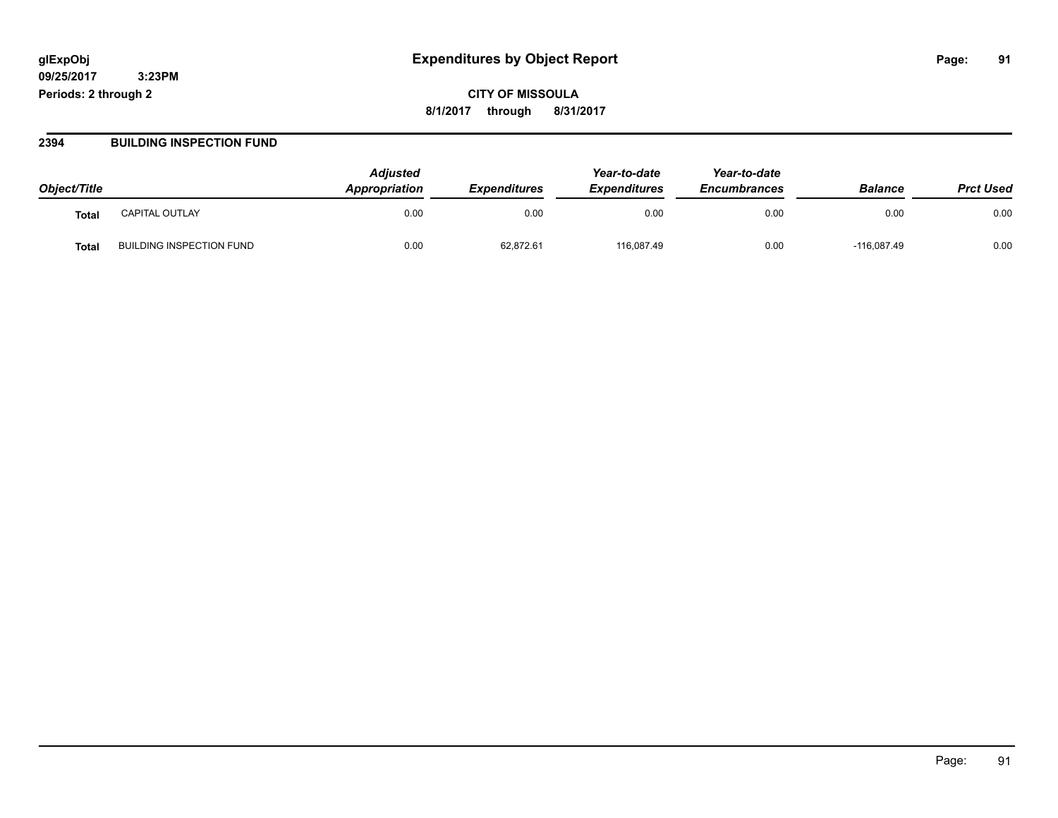**glExpObj**
**09/25/2017 3:23PM**
**Periods: 2 through 2**

# Expenditures by Object Report

**CITY OF MISSOULA**
**8/1/2017 through 8/31/2017**

## 2394 BUILDING INSPECTION FUND

| Object/Title | | *Adjusted Appropriation* | *Expenditures* | *Year-to-date Expenditures* | *Year-to-date Encumbrances* | *Balance* | *Prct Used* |
|---|---|---|---|---|---|---|---|
| **Total** | CAPITAL OUTLAY | 0.00 | 0.00 | 0.00 | 0.00 | 0.00 | 0.00 |
| **Total** | BUILDING INSPECTION FUND | 0.00 | 62,872.61 | 116,087.49 | 0.00 | -116,087.49 | 0.00 |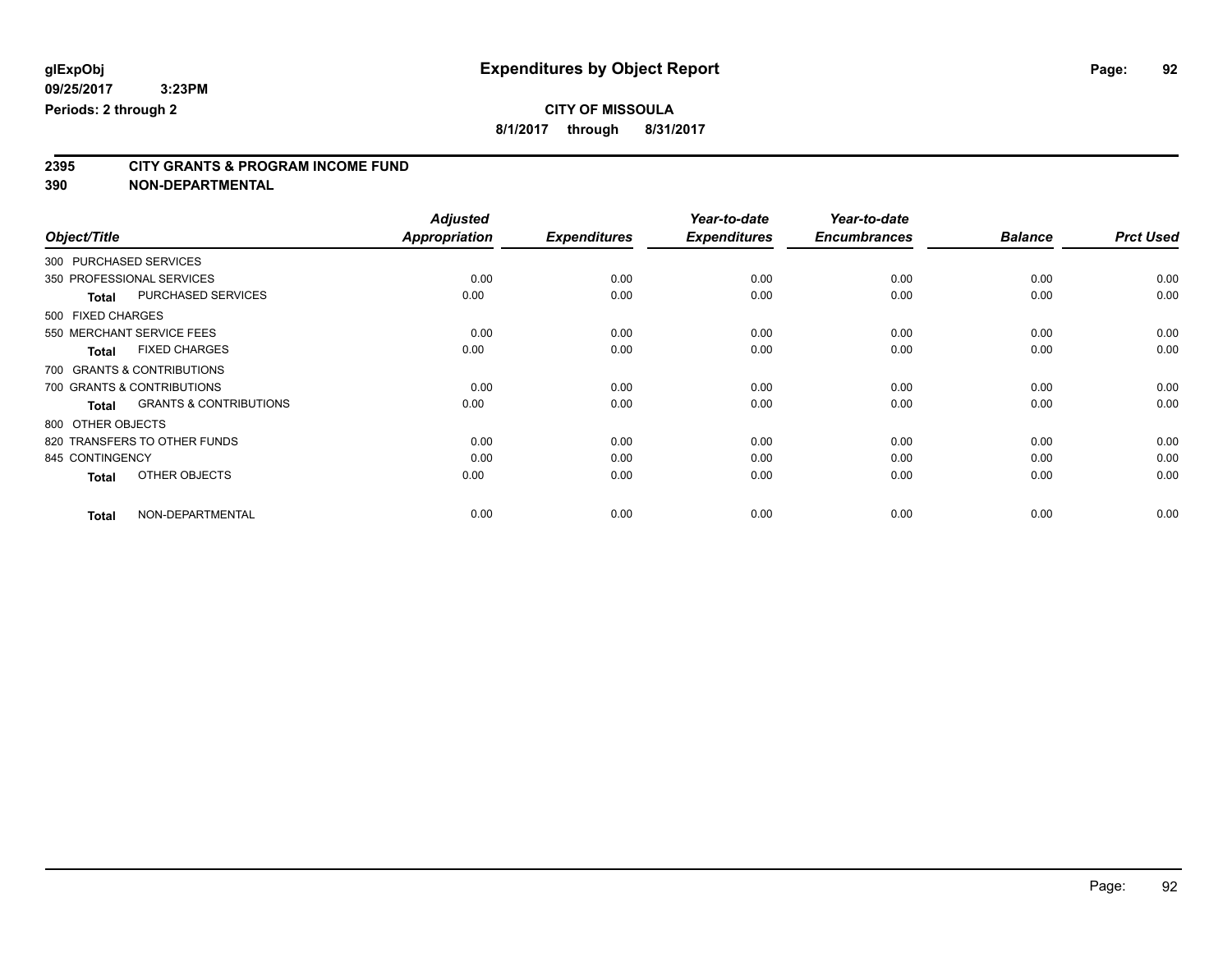glExpObj
09/25/2017 3:23PM
Periods: 2 through 2

# Expenditures by Object Report

**CITY OF MISSOULA**
**8/1/2017 through 8/31/2017**

## 2395 CITY GRANTS & PROGRAM INCOME FUND
## 390 NON-DEPARTMENTAL

| Object/Title | Adjusted Appropriation | Expenditures | Year-to-date Expenditures | Year-to-date Encumbrances | Balance | Prct Used |
|---|---|---|---|---|---|---|
| 300 PURCHASED SERVICES | | | | | | |
| 350 PROFESSIONAL SERVICES | 0.00 | 0.00 | 0.00 | 0.00 | 0.00 | 0.00 |
| **Total** PURCHASED SERVICES | 0.00 | 0.00 | 0.00 | 0.00 | 0.00 | 0.00 |
| 500 FIXED CHARGES | | | | | | |
| 550 MERCHANT SERVICE FEES | 0.00 | 0.00 | 0.00 | 0.00 | 0.00 | 0.00 |
| **Total** FIXED CHARGES | 0.00 | 0.00 | 0.00 | 0.00 | 0.00 | 0.00 |
| 700 GRANTS & CONTRIBUTIONS | | | | | | |
| 700 GRANTS & CONTRIBUTIONS | 0.00 | 0.00 | 0.00 | 0.00 | 0.00 | 0.00 |
| **Total** GRANTS & CONTRIBUTIONS | 0.00 | 0.00 | 0.00 | 0.00 | 0.00 | 0.00 |
| 800 OTHER OBJECTS | | | | | | |
| 820 TRANSFERS TO OTHER FUNDS | 0.00 | 0.00 | 0.00 | 0.00 | 0.00 | 0.00 |
| 845 CONTINGENCY | 0.00 | 0.00 | 0.00 | 0.00 | 0.00 | 0.00 |
| **Total** OTHER OBJECTS | 0.00 | 0.00 | 0.00 | 0.00 | 0.00 | 0.00 |
| **Total** NON-DEPARTMENTAL | 0.00 | 0.00 | 0.00 | 0.00 | 0.00 | 0.00 |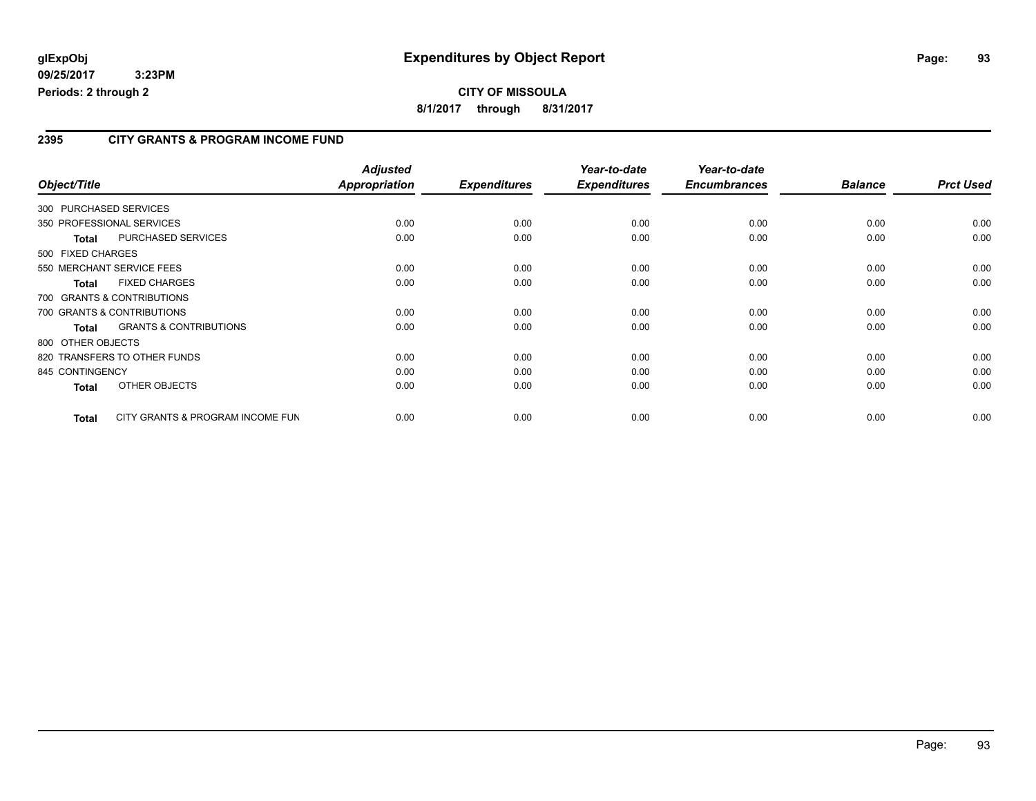**glExpObj** | **Expenditures by Object Report**

**09/25/2017 3:23PM**

**Periods: 2 through 2**

**CITY OF MISSOULA**

**8/1/2017 through 8/31/2017**

## 2395 CITY GRANTS & PROGRAM INCOME FUND

| *Object/Title* | | *Adjusted Appropriation* | *Expenditures* | *Year-to-date Expenditures* | *Year-to-date Encumbrances* | *Balance* | *Prct Used* |
|---|---|---|---|---|---|---|---|
| 300 PURCHASED SERVICES | | | | | | | |
| 350 PROFESSIONAL SERVICES | | 0.00 | 0.00 | 0.00 | 0.00 | 0.00 | 0.00 |
| **Total** | PURCHASED SERVICES | 0.00 | 0.00 | 0.00 | 0.00 | 0.00 | 0.00 |
| 500 FIXED CHARGES | | | | | | | |
| 550 MERCHANT SERVICE FEES | | 0.00 | 0.00 | 0.00 | 0.00 | 0.00 | 0.00 |
| **Total** | FIXED CHARGES | 0.00 | 0.00 | 0.00 | 0.00 | 0.00 | 0.00 |
| 700 GRANTS & CONTRIBUTIONS | | | | | | | |
| 700 GRANTS & CONTRIBUTIONS | | 0.00 | 0.00 | 0.00 | 0.00 | 0.00 | 0.00 |
| **Total** | GRANTS & CONTRIBUTIONS | 0.00 | 0.00 | 0.00 | 0.00 | 0.00 | 0.00 |
| 800 OTHER OBJECTS | | | | | | | |
| 820 TRANSFERS TO OTHER FUNDS | | 0.00 | 0.00 | 0.00 | 0.00 | 0.00 | 0.00 |
| 845 CONTINGENCY | | 0.00 | 0.00 | 0.00 | 0.00 | 0.00 | 0.00 |
| **Total** | OTHER OBJECTS | 0.00 | 0.00 | 0.00 | 0.00 | 0.00 | 0.00 |
| **Total** | CITY GRANTS & PROGRAM INCOME FUN | 0.00 | 0.00 | 0.00 | 0.00 | 0.00 | 0.00 |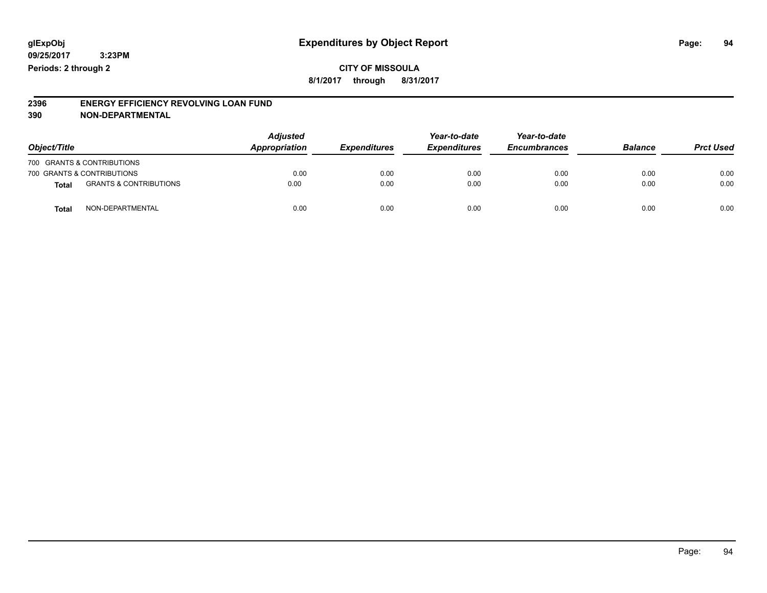glExpObj
09/25/2017 3:23PM
Periods: 2 through 2

# Expenditures by Object Report

**CITY OF MISSOULA**
**8/1/2017 through 8/31/2017**

**2396 ENERGY EFFICIENCY REVOLVING LOAN FUND**
**390 NON-DEPARTMENTAL**

| Object/Title | | Adjusted Appropriation | Expenditures | Year-to-date Expenditures | Year-to-date Encumbrances | Balance | Prct Used |
|---|---|---|---|---|---|---|---|
| 700 GRANTS & CONTRIBUTIONS | | | | | | | |
| 700 GRANTS & CONTRIBUTIONS | | 0.00 | 0.00 | 0.00 | 0.00 | 0.00 | 0.00 |
| **Total** | GRANTS & CONTRIBUTIONS | 0.00 | 0.00 | 0.00 | 0.00 | 0.00 | 0.00 |
| **Total** | NON-DEPARTMENTAL | 0.00 | 0.00 | 0.00 | 0.00 | 0.00 | 0.00 |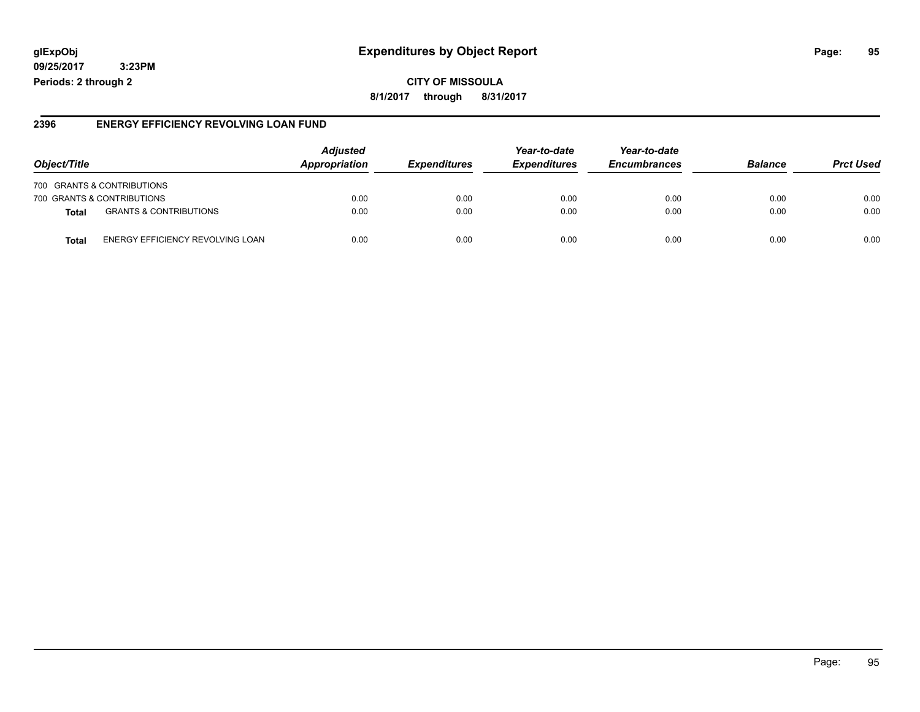# Expenditures by Object Report

glExpObj
09/25/2017 3:23PM
Periods: 2 through 2

**CITY OF MISSOULA**
**8/1/2017 through 8/31/2017**

## 2396 ENERGY EFFICIENCY REVOLVING LOAN FUND

| Object/Title | | Adjusted Appropriation | Expenditures | Year-to-date Expenditures | Year-to-date Encumbrances | Balance | Prct Used |
|---|---|---|---|---|---|---|---|
| 700 GRANTS & CONTRIBUTIONS | | | | | | | |
| 700 GRANTS & CONTRIBUTIONS | | 0.00 | 0.00 | 0.00 | 0.00 | 0.00 | 0.00 |
| **Total** | GRANTS & CONTRIBUTIONS | 0.00 | 0.00 | 0.00 | 0.00 | 0.00 | 0.00 |
| **Total** | ENERGY EFFICIENCY REVOLVING LOAN | 0.00 | 0.00 | 0.00 | 0.00 | 0.00 | 0.00 |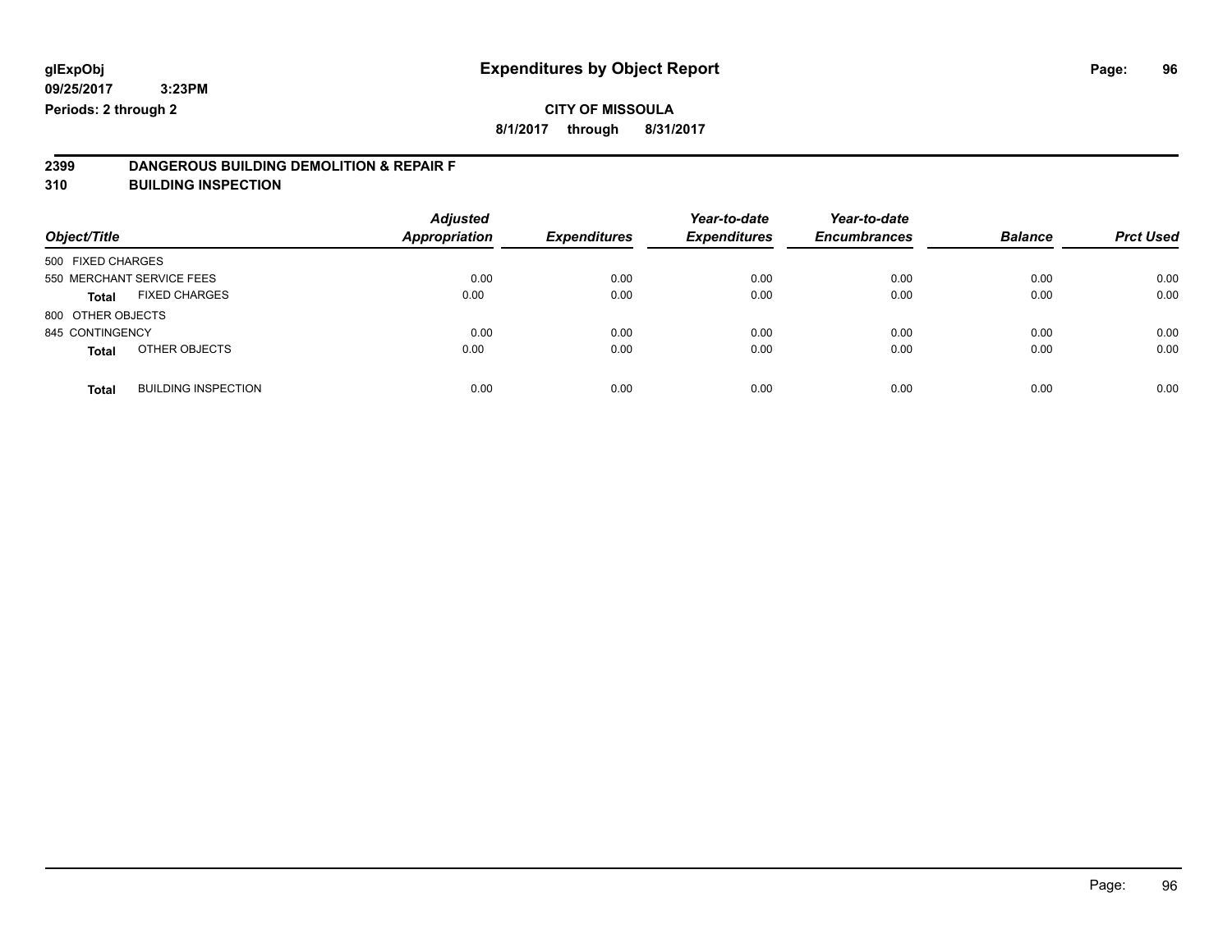# Expenditures by Object Report

glExpObj
09/25/2017 3:23PM
Periods: 2 through 2

**CITY OF MISSOULA**
8/1/2017 through 8/31/2017

## 2399 DANGEROUS BUILDING DEMOLITION & REPAIR F
## 310 BUILDING INSPECTION

| Object/Title | Adjusted Appropriation | Expenditures | Year-to-date Expenditures | Year-to-date Encumbrances | Balance | Prct Used |
|---|---|---|---|---|---|---|
| 500 FIXED CHARGES | | | | | | |
| 550 MERCHANT SERVICE FEES | 0.00 | 0.00 | 0.00 | 0.00 | 0.00 | 0.00 |
| **Total** FIXED CHARGES | 0.00 | 0.00 | 0.00 | 0.00 | 0.00 | 0.00 |
| 800 OTHER OBJECTS | | | | | | |
| 845 CONTINGENCY | 0.00 | 0.00 | 0.00 | 0.00 | 0.00 | 0.00 |
| **Total** OTHER OBJECTS | 0.00 | 0.00 | 0.00 | 0.00 | 0.00 | 0.00 |
| **Total** BUILDING INSPECTION | 0.00 | 0.00 | 0.00 | 0.00 | 0.00 | 0.00 |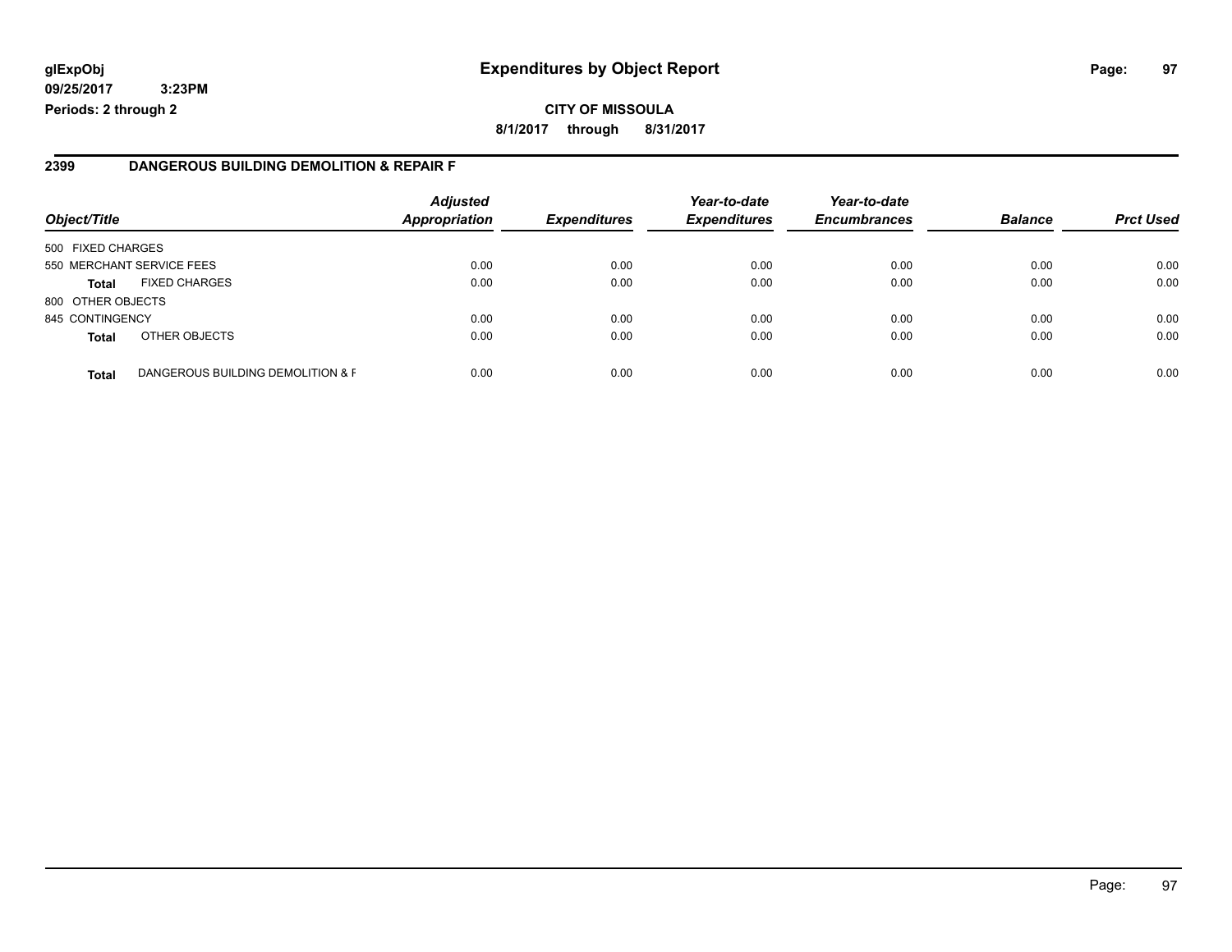**glExpObj**
**09/25/2017 3:23PM**
**Periods: 2 through 2**

# Expenditures by Object Report

**CITY OF MISSOULA**
**8/1/2017 through 8/31/2017**

## 2399 DANGEROUS BUILDING DEMOLITION & REPAIR F

| Object/Title | | *Adjusted Appropriation* | *Expenditures* | *Year-to-date Expenditures* | *Year-to-date Encumbrances* | *Balance* | *Prct Used* |
|---|---|---|---|---|---|---|---|
| 500 FIXED CHARGES | | | | | | | |
| 550 MERCHANT SERVICE FEES | | 0.00 | 0.00 | 0.00 | 0.00 | 0.00 | 0.00 |
| **Total** | FIXED CHARGES | 0.00 | 0.00 | 0.00 | 0.00 | 0.00 | 0.00 |
| 800 OTHER OBJECTS | | | | | | | |
| 845 CONTINGENCY | | 0.00 | 0.00 | 0.00 | 0.00 | 0.00 | 0.00 |
| **Total** | OTHER OBJECTS | 0.00 | 0.00 | 0.00 | 0.00 | 0.00 | 0.00 |
| **Total** | DANGEROUS BUILDING DEMOLITION & F | 0.00 | 0.00 | 0.00 | 0.00 | 0.00 | 0.00 |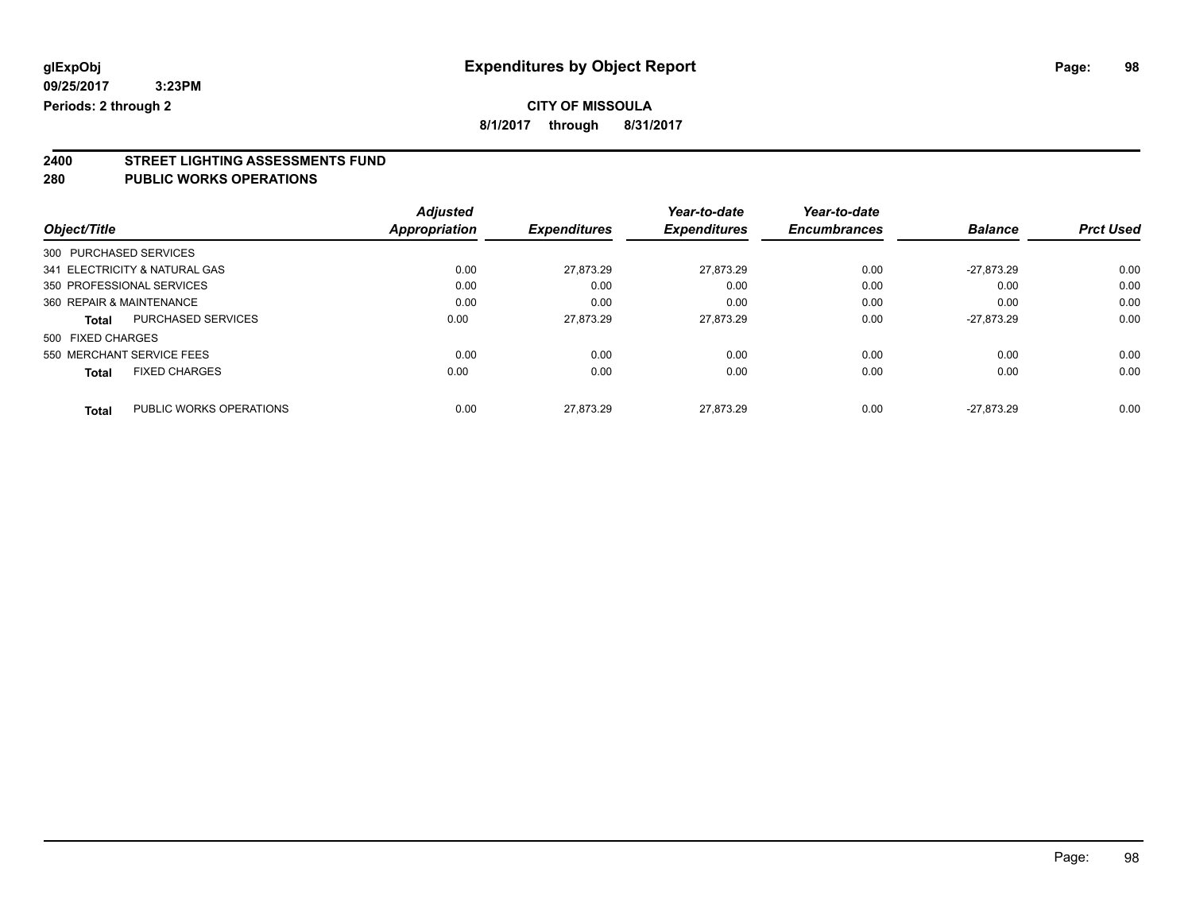glExpObj
09/25/2017 3:23PM
Periods: 2 through 2

# Expenditures by Object Report

**CITY OF MISSOULA**

**8/1/2017 through 8/31/2017**

## 2400 STREET LIGHTING ASSESSMENTS FUND
## 280 PUBLIC WORKS OPERATIONS

| Object/Title | Adjusted Appropriation | Expenditures | Year-to-date Expenditures | Year-to-date Encumbrances | Balance | Prct Used |
|---|---|---|---|---|---|---|
| 300 PURCHASED SERVICES | | | | | | |
| 341 ELECTRICITY & NATURAL GAS | 0.00 | 27,873.29 | 27,873.29 | 0.00 | -27,873.29 | 0.00 |
| 350 PROFESSIONAL SERVICES | 0.00 | 0.00 | 0.00 | 0.00 | 0.00 | 0.00 |
| 360 REPAIR & MAINTENANCE | 0.00 | 0.00 | 0.00 | 0.00 | 0.00 | 0.00 |
| **Total** PURCHASED SERVICES | 0.00 | 27,873.29 | 27,873.29 | 0.00 | -27,873.29 | 0.00 |
| 500 FIXED CHARGES | | | | | | |
| 550 MERCHANT SERVICE FEES | 0.00 | 0.00 | 0.00 | 0.00 | 0.00 | 0.00 |
| **Total** FIXED CHARGES | 0.00 | 0.00 | 0.00 | 0.00 | 0.00 | 0.00 |
| **Total** PUBLIC WORKS OPERATIONS | 0.00 | 27,873.29 | 27,873.29 | 0.00 | -27,873.29 | 0.00 |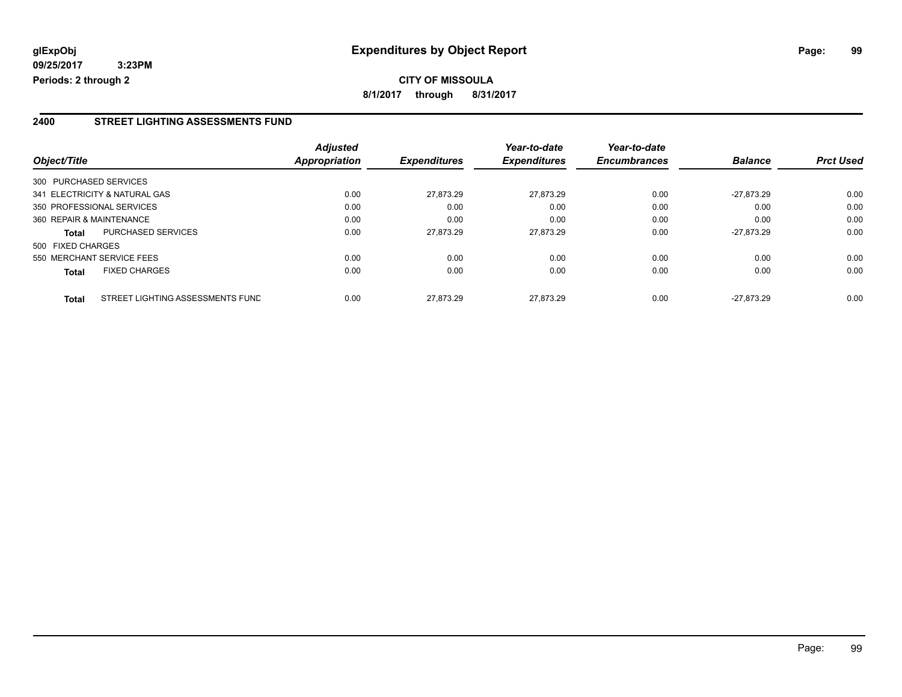**glExpObj**
**09/25/2017 3:23PM**
**Periods: 2 through 2**

# Expenditures by Object Report

**CITY OF MISSOULA**
**8/1/2017 through 8/31/2017**

## 2400 STREET LIGHTING ASSESSMENTS FUND

| Object/Title | | Adjusted Appropriation | Expenditures | Year-to-date Expenditures | Year-to-date Encumbrances | Balance | Prct Used |
|---|---|---|---|---|---|---|---|
| 300 PURCHASED SERVICES | | | | | | | |
| 341 ELECTRICITY & NATURAL GAS | | 0.00 | 27,873.29 | 27,873.29 | 0.00 | -27,873.29 | 0.00 |
| 350 PROFESSIONAL SERVICES | | 0.00 | 0.00 | 0.00 | 0.00 | 0.00 | 0.00 |
| 360 REPAIR & MAINTENANCE | | 0.00 | 0.00 | 0.00 | 0.00 | 0.00 | 0.00 |
| **Total** | PURCHASED SERVICES | 0.00 | 27,873.29 | 27,873.29 | 0.00 | -27,873.29 | 0.00 |
| 500 FIXED CHARGES | | | | | | | |
| 550 MERCHANT SERVICE FEES | | 0.00 | 0.00 | 0.00 | 0.00 | 0.00 | 0.00 |
| **Total** | FIXED CHARGES | 0.00 | 0.00 | 0.00 | 0.00 | 0.00 | 0.00 |
| **Total** | STREET LIGHTING ASSESSMENTS FUND | 0.00 | 27,873.29 | 27,873.29 | 0.00 | -27,873.29 | 0.00 |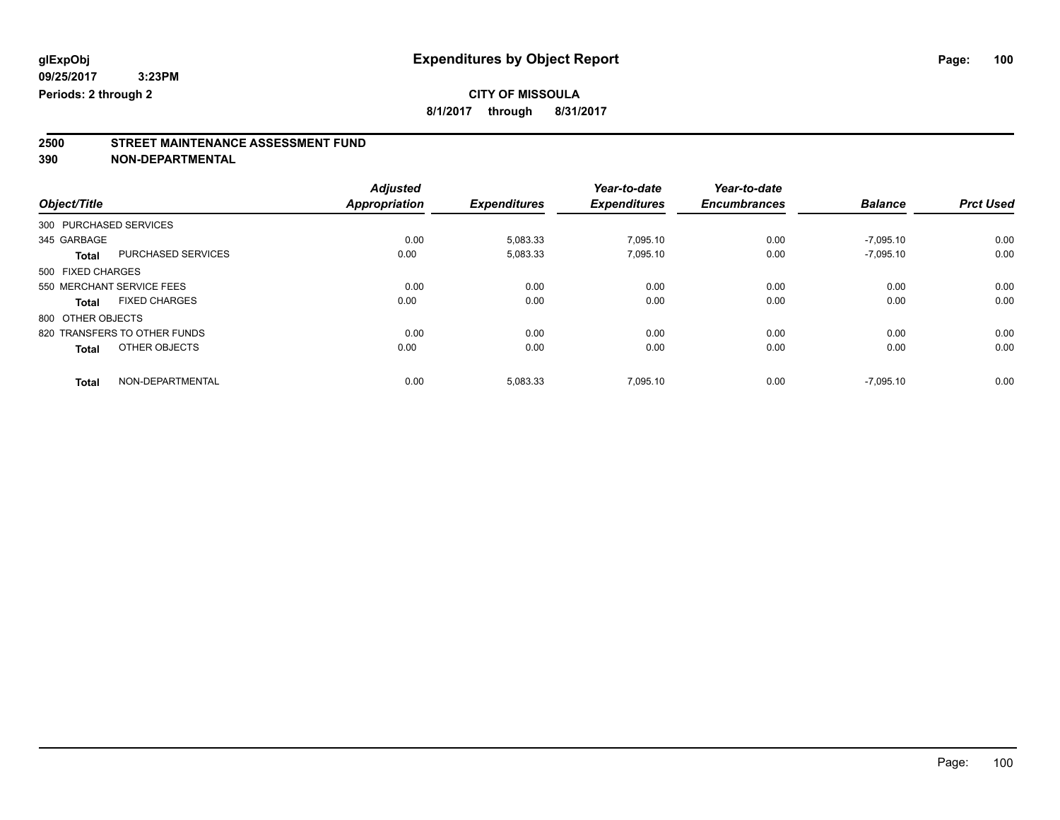# Expenditures by Object Report

glExpObj
09/25/2017 3:23PM
Periods: 2 through 2

**CITY OF MISSOULA**
**8/1/2017 through 8/31/2017**

## 2500 STREET MAINTENANCE ASSESSMENT FUND
## 390 NON-DEPARTMENTAL

| Object/Title | | Adjusted Appropriation | Expenditures | Year-to-date Expenditures | Year-to-date Encumbrances | Balance | Prct Used |
|---|---|---|---|---|---|---|---|
| 300 PURCHASED SERVICES | | | | | | | |
| 345 GARBAGE | | 0.00 | 5,083.33 | 7,095.10 | 0.00 | -7,095.10 | 0.00 |
| **Total** | PURCHASED SERVICES | 0.00 | 5,083.33 | 7,095.10 | 0.00 | -7,095.10 | 0.00 |
| 500 FIXED CHARGES | | | | | | | |
| 550 MERCHANT SERVICE FEES | | 0.00 | 0.00 | 0.00 | 0.00 | 0.00 | 0.00 |
| **Total** | FIXED CHARGES | 0.00 | 0.00 | 0.00 | 0.00 | 0.00 | 0.00 |
| 800 OTHER OBJECTS | | | | | | | |
| 820 TRANSFERS TO OTHER FUNDS | | 0.00 | 0.00 | 0.00 | 0.00 | 0.00 | 0.00 |
| **Total** | OTHER OBJECTS | 0.00 | 0.00 | 0.00 | 0.00 | 0.00 | 0.00 |
| **Total** | NON-DEPARTMENTAL | 0.00 | 5,083.33 | 7,095.10 | 0.00 | -7,095.10 | 0.00 |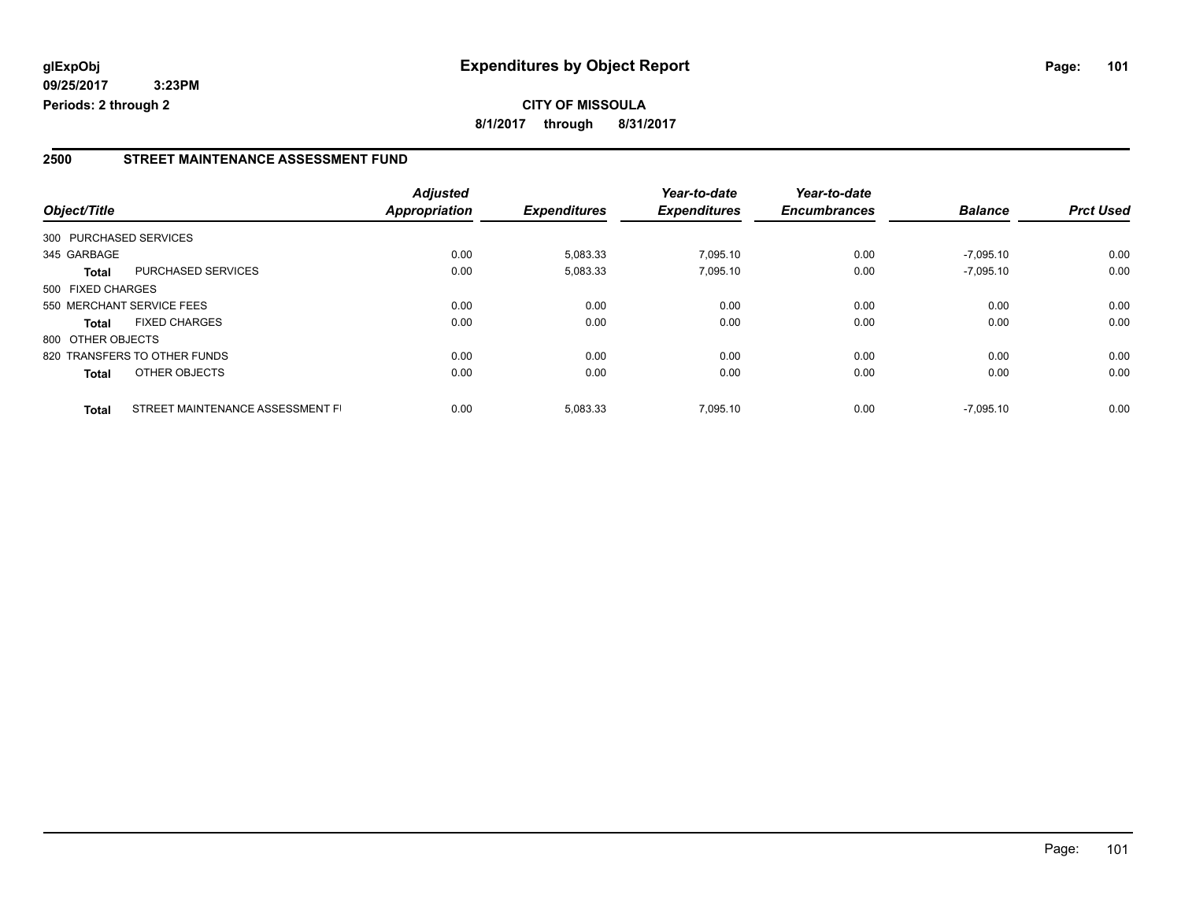# Expenditures by Object Report

glExpObj
09/25/2017 3:23PM
Periods: 2 through 2

**CITY OF MISSOULA**
**8/1/2017 through 8/31/2017**

## 2500 STREET MAINTENANCE ASSESSMENT FUND

| Object/Title | | Adjusted Appropriation | Expenditures | Year-to-date Expenditures | Year-to-date Encumbrances | Balance | Prct Used |
|---|---|---|---|---|---|---|---|
| 300 PURCHASED SERVICES | | | | | | | |
| 345 GARBAGE | | 0.00 | 5,083.33 | 7,095.10 | 0.00 | -7,095.10 | 0.00 |
| **Total** | PURCHASED SERVICES | 0.00 | 5,083.33 | 7,095.10 | 0.00 | -7,095.10 | 0.00 |
| 500 FIXED CHARGES | | | | | | | |
| 550 MERCHANT SERVICE FEES | | 0.00 | 0.00 | 0.00 | 0.00 | 0.00 | 0.00 |
| **Total** | FIXED CHARGES | 0.00 | 0.00 | 0.00 | 0.00 | 0.00 | 0.00 |
| 800 OTHER OBJECTS | | | | | | | |
| 820 TRANSFERS TO OTHER FUNDS | | 0.00 | 0.00 | 0.00 | 0.00 | 0.00 | 0.00 |
| **Total** | OTHER OBJECTS | 0.00 | 0.00 | 0.00 | 0.00 | 0.00 | 0.00 |
| **Total** | STREET MAINTENANCE ASSESSMENT FI | 0.00 | 5,083.33 | 7,095.10 | 0.00 | -7,095.10 | 0.00 |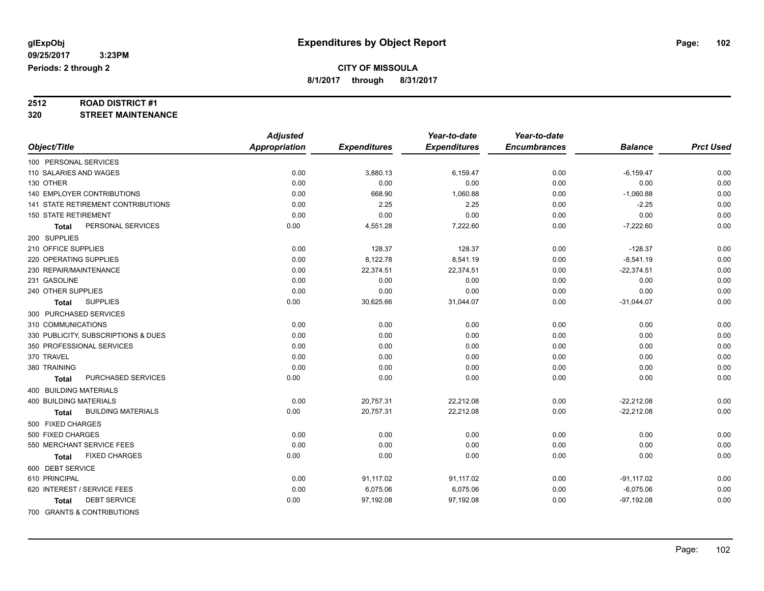glExpObj
09/25/2017 3:23PM
Periods: 2 through 2

# Expenditures by Object Report

**CITY OF MISSOULA**
**8/1/2017 through 8/31/2017**

**2512 ROAD DISTRICT #1**
**320 STREET MAINTENANCE**

| Object/Title | Adjusted Appropriation | Expenditures | Year-to-date Expenditures | Year-to-date Encumbrances | Balance | Prct Used |
|---|---|---|---|---|---|---|
| 100 PERSONAL SERVICES | | | | | | |
| 110 SALARIES AND WAGES | 0.00 | 3,880.13 | 6,159.47 | 0.00 | -6,159.47 | 0.00 |
| 130 OTHER | 0.00 | 0.00 | 0.00 | 0.00 | 0.00 | 0.00 |
| 140 EMPLOYER CONTRIBUTIONS | 0.00 | 668.90 | 1,060.88 | 0.00 | -1,060.88 | 0.00 |
| 141 STATE RETIREMENT CONTRIBUTIONS | 0.00 | 2.25 | 2.25 | 0.00 | -2.25 | 0.00 |
| 150 STATE RETIREMENT | 0.00 | 0.00 | 0.00 | 0.00 | 0.00 | 0.00 |
| **Total** PERSONAL SERVICES | 0.00 | 4,551.28 | 7,222.60 | 0.00 | -7,222.60 | 0.00 |
| 200 SUPPLIES | | | | | | |
| 210 OFFICE SUPPLIES | 0.00 | 128.37 | 128.37 | 0.00 | -128.37 | 0.00 |
| 220 OPERATING SUPPLIES | 0.00 | 8,122.78 | 8,541.19 | 0.00 | -8,541.19 | 0.00 |
| 230 REPAIR/MAINTENANCE | 0.00 | 22,374.51 | 22,374.51 | 0.00 | -22,374.51 | 0.00 |
| 231 GASOLINE | 0.00 | 0.00 | 0.00 | 0.00 | 0.00 | 0.00 |
| 240 OTHER SUPPLIES | 0.00 | 0.00 | 0.00 | 0.00 | 0.00 | 0.00 |
| **Total** SUPPLIES | 0.00 | 30,625.66 | 31,044.07 | 0.00 | -31,044.07 | 0.00 |
| 300 PURCHASED SERVICES | | | | | | |
| 310 COMMUNICATIONS | 0.00 | 0.00 | 0.00 | 0.00 | 0.00 | 0.00 |
| 330 PUBLICITY, SUBSCRIPTIONS & DUES | 0.00 | 0.00 | 0.00 | 0.00 | 0.00 | 0.00 |
| 350 PROFESSIONAL SERVICES | 0.00 | 0.00 | 0.00 | 0.00 | 0.00 | 0.00 |
| 370 TRAVEL | 0.00 | 0.00 | 0.00 | 0.00 | 0.00 | 0.00 |
| 380 TRAINING | 0.00 | 0.00 | 0.00 | 0.00 | 0.00 | 0.00 |
| **Total** PURCHASED SERVICES | 0.00 | 0.00 | 0.00 | 0.00 | 0.00 | 0.00 |
| 400 BUILDING MATERIALS | | | | | | |
| 400 BUILDING MATERIALS | 0.00 | 20,757.31 | 22,212.08 | 0.00 | -22,212.08 | 0.00 |
| **Total** BUILDING MATERIALS | 0.00 | 20,757.31 | 22,212.08 | 0.00 | -22,212.08 | 0.00 |
| 500 FIXED CHARGES | | | | | | |
| 500 FIXED CHARGES | 0.00 | 0.00 | 0.00 | 0.00 | 0.00 | 0.00 |
| 550 MERCHANT SERVICE FEES | 0.00 | 0.00 | 0.00 | 0.00 | 0.00 | 0.00 |
| **Total** FIXED CHARGES | 0.00 | 0.00 | 0.00 | 0.00 | 0.00 | 0.00 |
| 600 DEBT SERVICE | | | | | | |
| 610 PRINCIPAL | 0.00 | 91,117.02 | 91,117.02 | 0.00 | -91,117.02 | 0.00 |
| 620 INTEREST / SERVICE FEES | 0.00 | 6,075.06 | 6,075.06 | 0.00 | -6,075.06 | 0.00 |
| **Total** DEBT SERVICE | 0.00 | 97,192.08 | 97,192.08 | 0.00 | -97,192.08 | 0.00 |
| 700 GRANTS & CONTRIBUTIONS | | | | | | |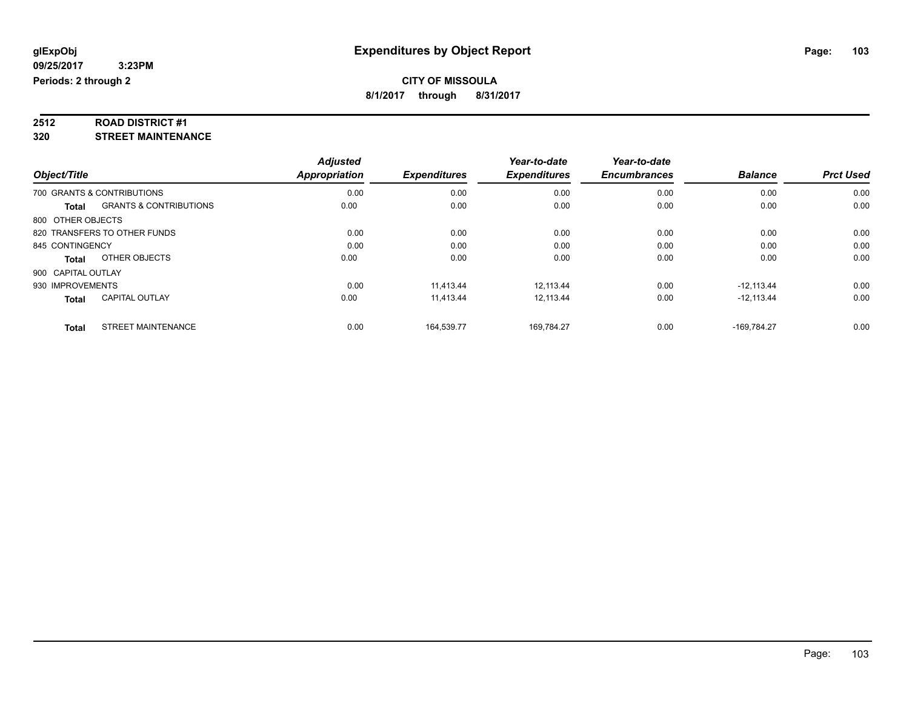**glExpObj**
**09/25/2017 3:23PM**
**Periods: 2 through 2**

# Expenditures by Object Report

**CITY OF MISSOULA**
**8/1/2017 through 8/31/2017**

## 2512 ROAD DISTRICT #1
## 320 STREET MAINTENANCE

| Object/Title | | Adjusted Appropriation | Expenditures | Year-to-date Expenditures | Year-to-date Encumbrances | Balance | Prct Used |
|---|---|---|---|---|---|---|---|
| 700 GRANTS & CONTRIBUTIONS | | 0.00 | 0.00 | 0.00 | 0.00 | 0.00 | 0.00 |
| **Total** | GRANTS & CONTRIBUTIONS | 0.00 | 0.00 | 0.00 | 0.00 | 0.00 | 0.00 |
| 800 OTHER OBJECTS | | | | | | | |
| 820 TRANSFERS TO OTHER FUNDS | | 0.00 | 0.00 | 0.00 | 0.00 | 0.00 | 0.00 |
| 845 CONTINGENCY | | 0.00 | 0.00 | 0.00 | 0.00 | 0.00 | 0.00 |
| **Total** | OTHER OBJECTS | 0.00 | 0.00 | 0.00 | 0.00 | 0.00 | 0.00 |
| 900 CAPITAL OUTLAY | | | | | | | |
| 930 IMPROVEMENTS | | 0.00 | 11,413.44 | 12,113.44 | 0.00 | -12,113.44 | 0.00 |
| **Total** | CAPITAL OUTLAY | 0.00 | 11,413.44 | 12,113.44 | 0.00 | -12,113.44 | 0.00 |
| **Total** | STREET MAINTENANCE | 0.00 | 164,539.77 | 169,784.27 | 0.00 | -169,784.27 | 0.00 |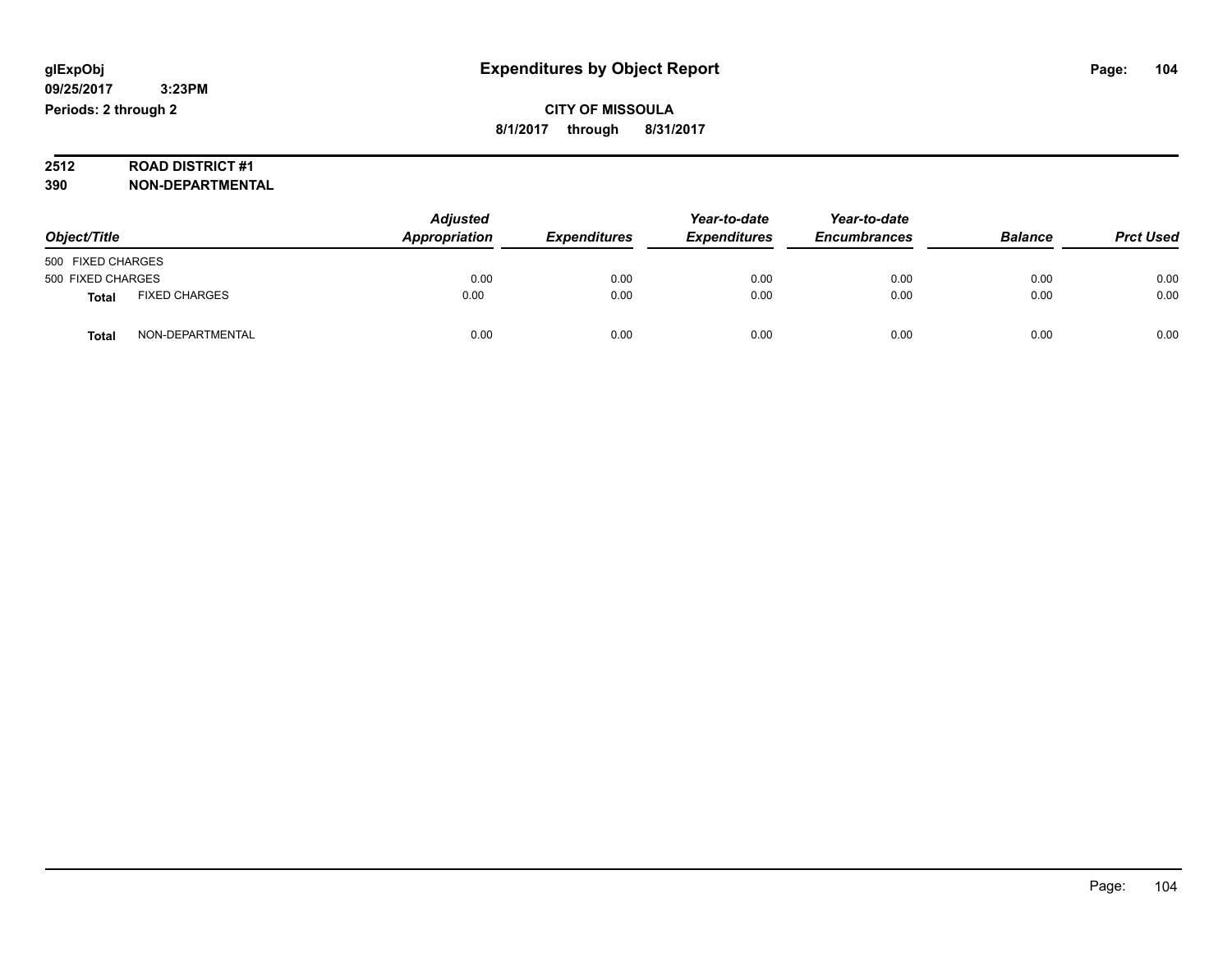# Expenditures by Object Report

glExpObj
09/25/2017 3:23PM
Periods: 2 through 2

**CITY OF MISSOULA**
**8/1/2017 through 8/31/2017**

**2512 ROAD DISTRICT #1**
**390 NON-DEPARTMENTAL**

| Object/Title | | Adjusted Appropriation | Expenditures | Year-to-date Expenditures | Year-to-date Encumbrances | Balance | Prct Used |
|---|---|---|---|---|---|---|---|
| 500 FIXED CHARGES | | | | | | | |
| 500 FIXED CHARGES | | 0.00 | 0.00 | 0.00 | 0.00 | 0.00 | 0.00 |
| **Total** | FIXED CHARGES | 0.00 | 0.00 | 0.00 | 0.00 | 0.00 | 0.00 |
| **Total** | NON-DEPARTMENTAL | 0.00 | 0.00 | 0.00 | 0.00 | 0.00 | 0.00 |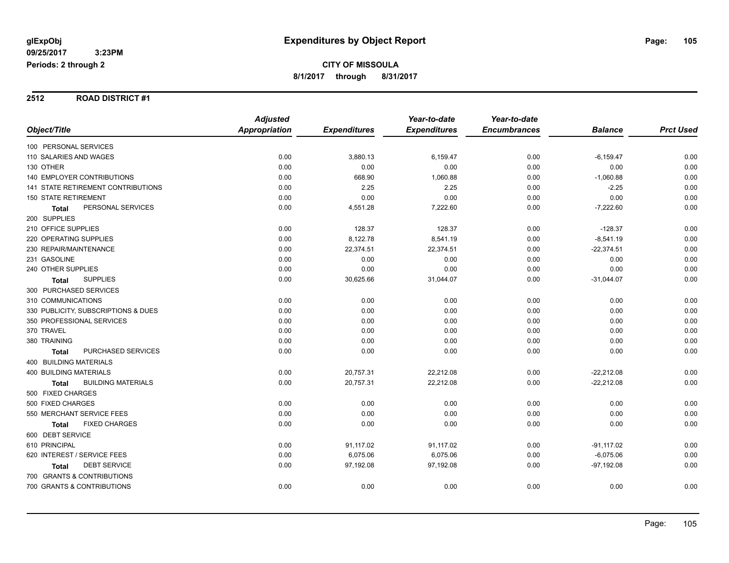**glExpObj** **Expenditures by Object Report**

**09/25/2017 3:23PM**

**Periods: 2 through 2**

**CITY OF MISSOULA**

**8/1/2017 through 8/31/2017**

## 2512 ROAD DISTRICT #1

| Object/Title | Adjusted Appropriation | Expenditures | Year-to-date Expenditures | Year-to-date Encumbrances | Balance | Prct Used |
|---|---|---|---|---|---|---|
| 100 PERSONAL SERVICES | | | | | | |
| 110 SALARIES AND WAGES | 0.00 | 3,880.13 | 6,159.47 | 0.00 | -6,159.47 | 0.00 |
| 130 OTHER | 0.00 | 0.00 | 0.00 | 0.00 | 0.00 | 0.00 |
| 140 EMPLOYER CONTRIBUTIONS | 0.00 | 668.90 | 1,060.88 | 0.00 | -1,060.88 | 0.00 |
| 141 STATE RETIREMENT CONTRIBUTIONS | 0.00 | 2.25 | 2.25 | 0.00 | -2.25 | 0.00 |
| 150 STATE RETIREMENT | 0.00 | 0.00 | 0.00 | 0.00 | 0.00 | 0.00 |
| **Total** PERSONAL SERVICES | 0.00 | 4,551.28 | 7,222.60 | 0.00 | -7,222.60 | 0.00 |
| 200 SUPPLIES | | | | | | |
| 210 OFFICE SUPPLIES | 0.00 | 128.37 | 128.37 | 0.00 | -128.37 | 0.00 |
| 220 OPERATING SUPPLIES | 0.00 | 8,122.78 | 8,541.19 | 0.00 | -8,541.19 | 0.00 |
| 230 REPAIR/MAINTENANCE | 0.00 | 22,374.51 | 22,374.51 | 0.00 | -22,374.51 | 0.00 |
| 231 GASOLINE | 0.00 | 0.00 | 0.00 | 0.00 | 0.00 | 0.00 |
| 240 OTHER SUPPLIES | 0.00 | 0.00 | 0.00 | 0.00 | 0.00 | 0.00 |
| **Total** SUPPLIES | 0.00 | 30,625.66 | 31,044.07 | 0.00 | -31,044.07 | 0.00 |
| 300 PURCHASED SERVICES | | | | | | |
| 310 COMMUNICATIONS | 0.00 | 0.00 | 0.00 | 0.00 | 0.00 | 0.00 |
| 330 PUBLICITY, SUBSCRIPTIONS & DUES | 0.00 | 0.00 | 0.00 | 0.00 | 0.00 | 0.00 |
| 350 PROFESSIONAL SERVICES | 0.00 | 0.00 | 0.00 | 0.00 | 0.00 | 0.00 |
| 370 TRAVEL | 0.00 | 0.00 | 0.00 | 0.00 | 0.00 | 0.00 |
| 380 TRAINING | 0.00 | 0.00 | 0.00 | 0.00 | 0.00 | 0.00 |
| **Total** PURCHASED SERVICES | 0.00 | 0.00 | 0.00 | 0.00 | 0.00 | 0.00 |
| 400 BUILDING MATERIALS | | | | | | |
| 400 BUILDING MATERIALS | 0.00 | 20,757.31 | 22,212.08 | 0.00 | -22,212.08 | 0.00 |
| **Total** BUILDING MATERIALS | 0.00 | 20,757.31 | 22,212.08 | 0.00 | -22,212.08 | 0.00 |
| 500 FIXED CHARGES | | | | | | |
| 500 FIXED CHARGES | 0.00 | 0.00 | 0.00 | 0.00 | 0.00 | 0.00 |
| 550 MERCHANT SERVICE FEES | 0.00 | 0.00 | 0.00 | 0.00 | 0.00 | 0.00 |
| **Total** FIXED CHARGES | 0.00 | 0.00 | 0.00 | 0.00 | 0.00 | 0.00 |
| 600 DEBT SERVICE | | | | | | |
| 610 PRINCIPAL | 0.00 | 91,117.02 | 91,117.02 | 0.00 | -91,117.02 | 0.00 |
| 620 INTEREST / SERVICE FEES | 0.00 | 6,075.06 | 6,075.06 | 0.00 | -6,075.06 | 0.00 |
| **Total** DEBT SERVICE | 0.00 | 97,192.08 | 97,192.08 | 0.00 | -97,192.08 | 0.00 |
| 700 GRANTS & CONTRIBUTIONS | | | | | | |
| 700 GRANTS & CONTRIBUTIONS | 0.00 | 0.00 | 0.00 | 0.00 | 0.00 | 0.00 |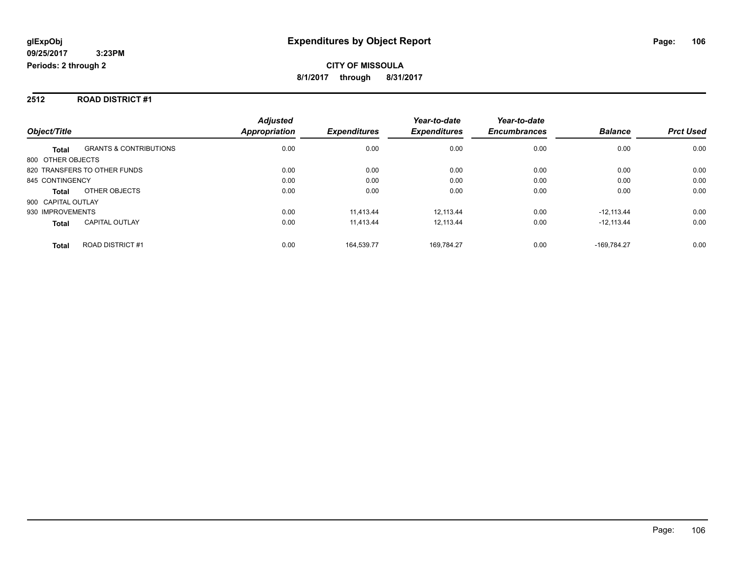# Expenditures by Object Report

glExpObj
09/25/2017 3:23PM
Periods: 2 through 2

**CITY OF MISSOULA**
**8/1/2017 through 8/31/2017**

## 2512 ROAD DISTRICT #1

| Object/Title | | Adjusted Appropriation | Expenditures | Year-to-date Expenditures | Year-to-date Encumbrances | Balance | Prct Used |
|---|---|---|---|---|---|---|---|
| **Total** | GRANTS & CONTRIBUTIONS | 0.00 | 0.00 | 0.00 | 0.00 | 0.00 | 0.00 |
| 800 OTHER OBJECTS | | | | | | | |
| 820 TRANSFERS TO OTHER FUNDS | | 0.00 | 0.00 | 0.00 | 0.00 | 0.00 | 0.00 |
| 845 CONTINGENCY | | 0.00 | 0.00 | 0.00 | 0.00 | 0.00 | 0.00 |
| **Total** | OTHER OBJECTS | 0.00 | 0.00 | 0.00 | 0.00 | 0.00 | 0.00 |
| 900 CAPITAL OUTLAY | | | | | | | |
| 930 IMPROVEMENTS | | 0.00 | 11,413.44 | 12,113.44 | 0.00 | -12,113.44 | 0.00 |
| **Total** | CAPITAL OUTLAY | 0.00 | 11,413.44 | 12,113.44 | 0.00 | -12,113.44 | 0.00 |
| **Total** | ROAD DISTRICT #1 | 0.00 | 164,539.77 | 169,784.27 | 0.00 | -169,784.27 | 0.00 |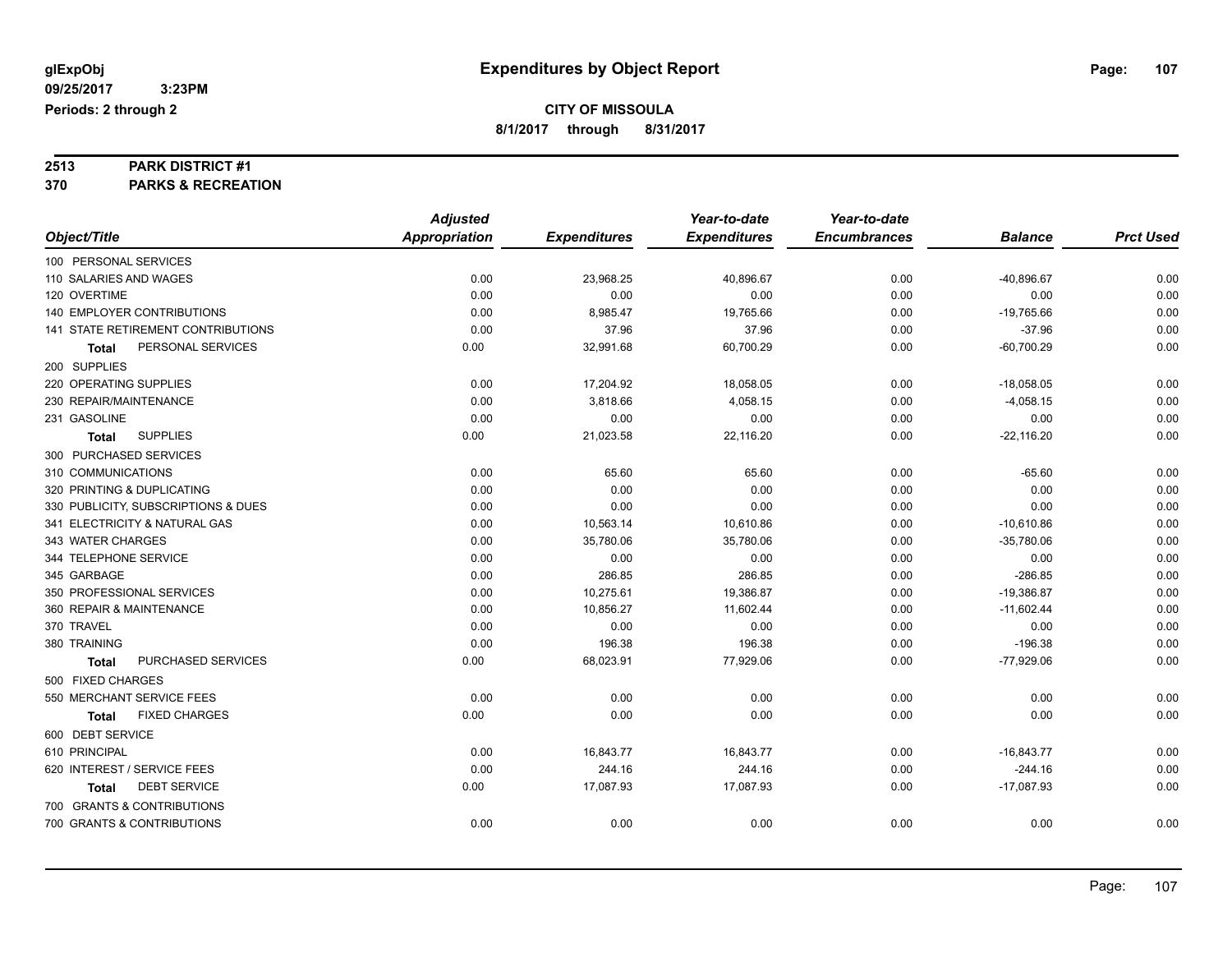# Expenditures by Object Report

glExpObj
09/25/2017 3:23PM
Periods: 2 through 2

**CITY OF MISSOULA**
8/1/2017 through 8/31/2017

**2513 PARK DISTRICT #1**
**370 PARKS & RECREATION**

| Object/Title | Adjusted Appropriation | Expenditures | Year-to-date Expenditures | Year-to-date Encumbrances | Balance | Prct Used |
|---|---|---|---|---|---|---|
| 100 PERSONAL SERVICES | | | | | | |
| 110 SALARIES AND WAGES | 0.00 | 23,968.25 | 40,896.67 | 0.00 | -40,896.67 | 0.00 |
| 120 OVERTIME | 0.00 | 0.00 | 0.00 | 0.00 | 0.00 | 0.00 |
| 140 EMPLOYER CONTRIBUTIONS | 0.00 | 8,985.47 | 19,765.66 | 0.00 | -19,765.66 | 0.00 |
| 141 STATE RETIREMENT CONTRIBUTIONS | 0.00 | 37.96 | 37.96 | 0.00 | -37.96 | 0.00 |
| **Total** PERSONAL SERVICES | 0.00 | 32,991.68 | 60,700.29 | 0.00 | -60,700.29 | 0.00 |
| 200 SUPPLIES | | | | | | |
| 220 OPERATING SUPPLIES | 0.00 | 17,204.92 | 18,058.05 | 0.00 | -18,058.05 | 0.00 |
| 230 REPAIR/MAINTENANCE | 0.00 | 3,818.66 | 4,058.15 | 0.00 | -4,058.15 | 0.00 |
| 231 GASOLINE | 0.00 | 0.00 | 0.00 | 0.00 | 0.00 | 0.00 |
| **Total** SUPPLIES | 0.00 | 21,023.58 | 22,116.20 | 0.00 | -22,116.20 | 0.00 |
| 300 PURCHASED SERVICES | | | | | | |
| 310 COMMUNICATIONS | 0.00 | 65.60 | 65.60 | 0.00 | -65.60 | 0.00 |
| 320 PRINTING & DUPLICATING | 0.00 | 0.00 | 0.00 | 0.00 | 0.00 | 0.00 |
| 330 PUBLICITY, SUBSCRIPTIONS & DUES | 0.00 | 0.00 | 0.00 | 0.00 | 0.00 | 0.00 |
| 341 ELECTRICITY & NATURAL GAS | 0.00 | 10,563.14 | 10,610.86 | 0.00 | -10,610.86 | 0.00 |
| 343 WATER CHARGES | 0.00 | 35,780.06 | 35,780.06 | 0.00 | -35,780.06 | 0.00 |
| 344 TELEPHONE SERVICE | 0.00 | 0.00 | 0.00 | 0.00 | 0.00 | 0.00 |
| 345 GARBAGE | 0.00 | 286.85 | 286.85 | 0.00 | -286.85 | 0.00 |
| 350 PROFESSIONAL SERVICES | 0.00 | 10,275.61 | 19,386.87 | 0.00 | -19,386.87 | 0.00 |
| 360 REPAIR & MAINTENANCE | 0.00 | 10,856.27 | 11,602.44 | 0.00 | -11,602.44 | 0.00 |
| 370 TRAVEL | 0.00 | 0.00 | 0.00 | 0.00 | 0.00 | 0.00 |
| 380 TRAINING | 0.00 | 196.38 | 196.38 | 0.00 | -196.38 | 0.00 |
| **Total** PURCHASED SERVICES | 0.00 | 68,023.91 | 77,929.06 | 0.00 | -77,929.06 | 0.00 |
| 500 FIXED CHARGES | | | | | | |
| 550 MERCHANT SERVICE FEES | 0.00 | 0.00 | 0.00 | 0.00 | 0.00 | 0.00 |
| **Total** FIXED CHARGES | 0.00 | 0.00 | 0.00 | 0.00 | 0.00 | 0.00 |
| 600 DEBT SERVICE | | | | | | |
| 610 PRINCIPAL | 0.00 | 16,843.77 | 16,843.77 | 0.00 | -16,843.77 | 0.00 |
| 620 INTEREST / SERVICE FEES | 0.00 | 244.16 | 244.16 | 0.00 | -244.16 | 0.00 |
| **Total** DEBT SERVICE | 0.00 | 17,087.93 | 17,087.93 | 0.00 | -17,087.93 | 0.00 |
| 700 GRANTS & CONTRIBUTIONS | | | | | | |
| 700 GRANTS & CONTRIBUTIONS | 0.00 | 0.00 | 0.00 | 0.00 | 0.00 | 0.00 |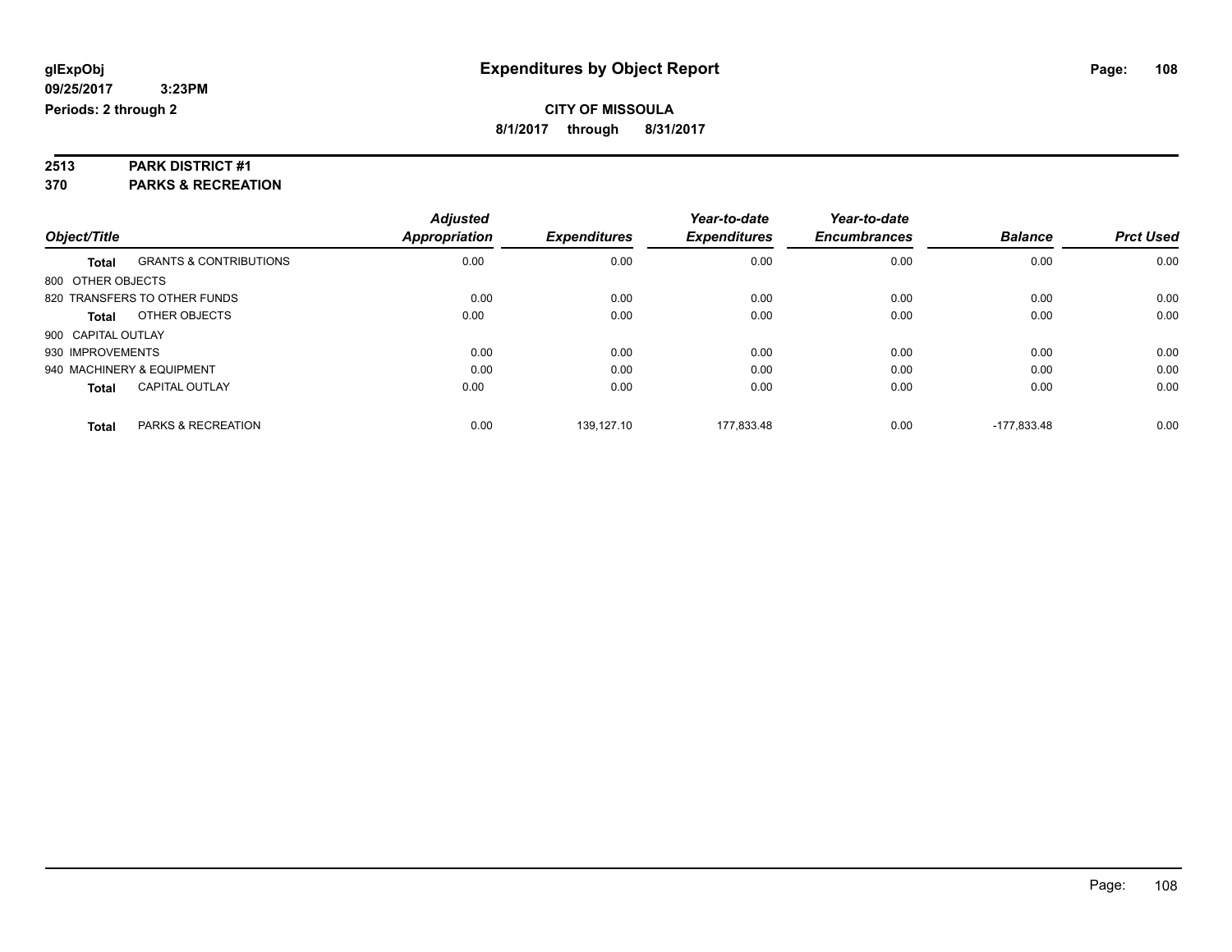# Expenditures by Object Report

glExpObj
09/25/2017 3:23PM
Periods: 2 through 2

**CITY OF MISSOULA**
**8/1/2017 through 8/31/2017**

**2513 PARK DISTRICT #1**
**370 PARKS & RECREATION**

| Object/Title | | Adjusted Appropriation | Expenditures | Year-to-date Expenditures | Year-to-date Encumbrances | Balance | Prct Used |
|---|---|---|---|---|---|---|---|
| **Total** | GRANTS & CONTRIBUTIONS | 0.00 | 0.00 | 0.00 | 0.00 | 0.00 | 0.00 |
| 800 OTHER OBJECTS | | | | | | | |
| 820 TRANSFERS TO OTHER FUNDS | | 0.00 | 0.00 | 0.00 | 0.00 | 0.00 | 0.00 |
| **Total** | OTHER OBJECTS | 0.00 | 0.00 | 0.00 | 0.00 | 0.00 | 0.00 |
| 900 CAPITAL OUTLAY | | | | | | | |
| 930 IMPROVEMENTS | | 0.00 | 0.00 | 0.00 | 0.00 | 0.00 | 0.00 |
| 940 MACHINERY & EQUIPMENT | | 0.00 | 0.00 | 0.00 | 0.00 | 0.00 | 0.00 |
| **Total** | CAPITAL OUTLAY | 0.00 | 0.00 | 0.00 | 0.00 | 0.00 | 0.00 |
| **Total** | PARKS & RECREATION | 0.00 | 139,127.10 | 177,833.48 | 0.00 | -177,833.48 | 0.00 |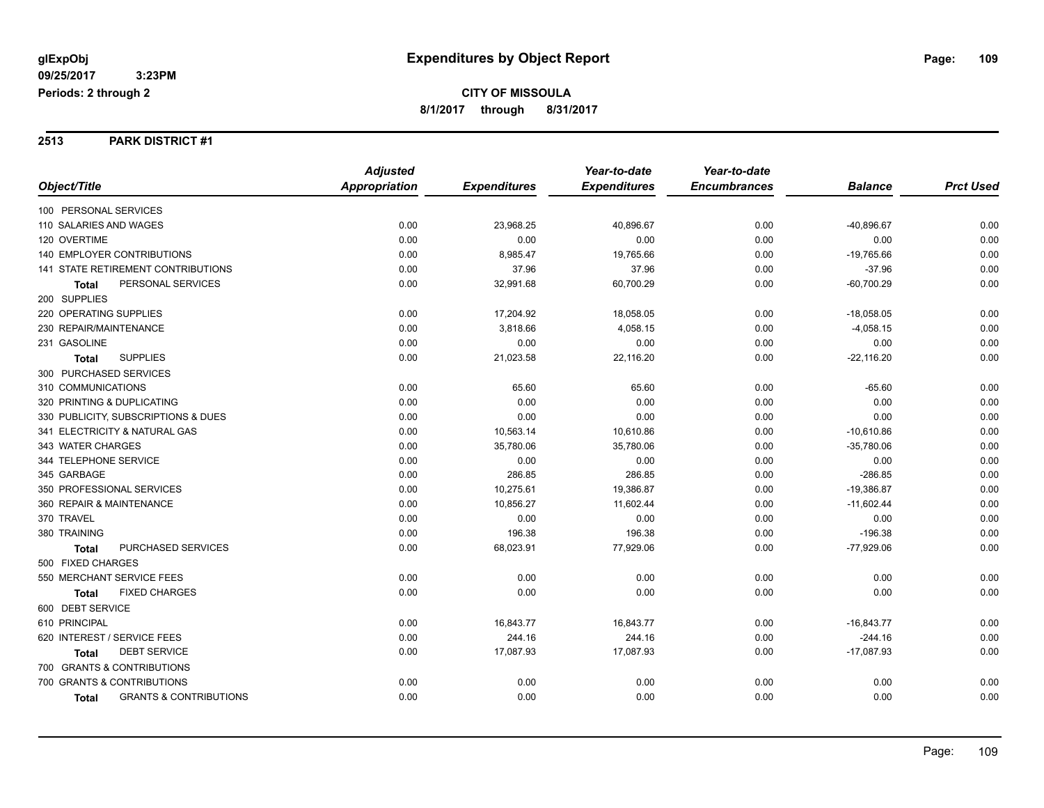**glExpObj** **Expenditures by Object Report**

**09/25/2017 3:23PM**

**Periods: 2 through 2**

**CITY OF MISSOULA**

**8/1/2017 through 8/31/2017**

## 2513 PARK DISTRICT #1

| Object/Title | Adjusted Appropriation | Expenditures | Year-to-date Expenditures | Year-to-date Encumbrances | Balance | Prct Used |
|---|---|---|---|---|---|---|
| 100 PERSONAL SERVICES | | | | | | |
| 110 SALARIES AND WAGES | 0.00 | 23,968.25 | 40,896.67 | 0.00 | -40,896.67 | 0.00 |
| 120 OVERTIME | 0.00 | 0.00 | 0.00 | 0.00 | 0.00 | 0.00 |
| 140 EMPLOYER CONTRIBUTIONS | 0.00 | 8,985.47 | 19,765.66 | 0.00 | -19,765.66 | 0.00 |
| 141 STATE RETIREMENT CONTRIBUTIONS | 0.00 | 37.96 | 37.96 | 0.00 | -37.96 | 0.00 |
| **Total** PERSONAL SERVICES | 0.00 | 32,991.68 | 60,700.29 | 0.00 | -60,700.29 | 0.00 |
| 200 SUPPLIES | | | | | | |
| 220 OPERATING SUPPLIES | 0.00 | 17,204.92 | 18,058.05 | 0.00 | -18,058.05 | 0.00 |
| 230 REPAIR/MAINTENANCE | 0.00 | 3,818.66 | 4,058.15 | 0.00 | -4,058.15 | 0.00 |
| 231 GASOLINE | 0.00 | 0.00 | 0.00 | 0.00 | 0.00 | 0.00 |
| **Total** SUPPLIES | 0.00 | 21,023.58 | 22,116.20 | 0.00 | -22,116.20 | 0.00 |
| 300 PURCHASED SERVICES | | | | | | |
| 310 COMMUNICATIONS | 0.00 | 65.60 | 65.60 | 0.00 | -65.60 | 0.00 |
| 320 PRINTING & DUPLICATING | 0.00 | 0.00 | 0.00 | 0.00 | 0.00 | 0.00 |
| 330 PUBLICITY, SUBSCRIPTIONS & DUES | 0.00 | 0.00 | 0.00 | 0.00 | 0.00 | 0.00 |
| 341 ELECTRICITY & NATURAL GAS | 0.00 | 10,563.14 | 10,610.86 | 0.00 | -10,610.86 | 0.00 |
| 343 WATER CHARGES | 0.00 | 35,780.06 | 35,780.06 | 0.00 | -35,780.06 | 0.00 |
| 344 TELEPHONE SERVICE | 0.00 | 0.00 | 0.00 | 0.00 | 0.00 | 0.00 |
| 345 GARBAGE | 0.00 | 286.85 | 286.85 | 0.00 | -286.85 | 0.00 |
| 350 PROFESSIONAL SERVICES | 0.00 | 10,275.61 | 19,386.87 | 0.00 | -19,386.87 | 0.00 |
| 360 REPAIR & MAINTENANCE | 0.00 | 10,856.27 | 11,602.44 | 0.00 | -11,602.44 | 0.00 |
| 370 TRAVEL | 0.00 | 0.00 | 0.00 | 0.00 | 0.00 | 0.00 |
| 380 TRAINING | 0.00 | 196.38 | 196.38 | 0.00 | -196.38 | 0.00 |
| **Total** PURCHASED SERVICES | 0.00 | 68,023.91 | 77,929.06 | 0.00 | -77,929.06 | 0.00 |
| 500 FIXED CHARGES | | | | | | |
| 550 MERCHANT SERVICE FEES | 0.00 | 0.00 | 0.00 | 0.00 | 0.00 | 0.00 |
| **Total** FIXED CHARGES | 0.00 | 0.00 | 0.00 | 0.00 | 0.00 | 0.00 |
| 600 DEBT SERVICE | | | | | | |
| 610 PRINCIPAL | 0.00 | 16,843.77 | 16,843.77 | 0.00 | -16,843.77 | 0.00 |
| 620 INTEREST / SERVICE FEES | 0.00 | 244.16 | 244.16 | 0.00 | -244.16 | 0.00 |
| **Total** DEBT SERVICE | 0.00 | 17,087.93 | 17,087.93 | 0.00 | -17,087.93 | 0.00 |
| 700 GRANTS & CONTRIBUTIONS | | | | | | |
| 700 GRANTS & CONTRIBUTIONS | 0.00 | 0.00 | 0.00 | 0.00 | 0.00 | 0.00 |
| **Total** GRANTS & CONTRIBUTIONS | 0.00 | 0.00 | 0.00 | 0.00 | 0.00 | 0.00 |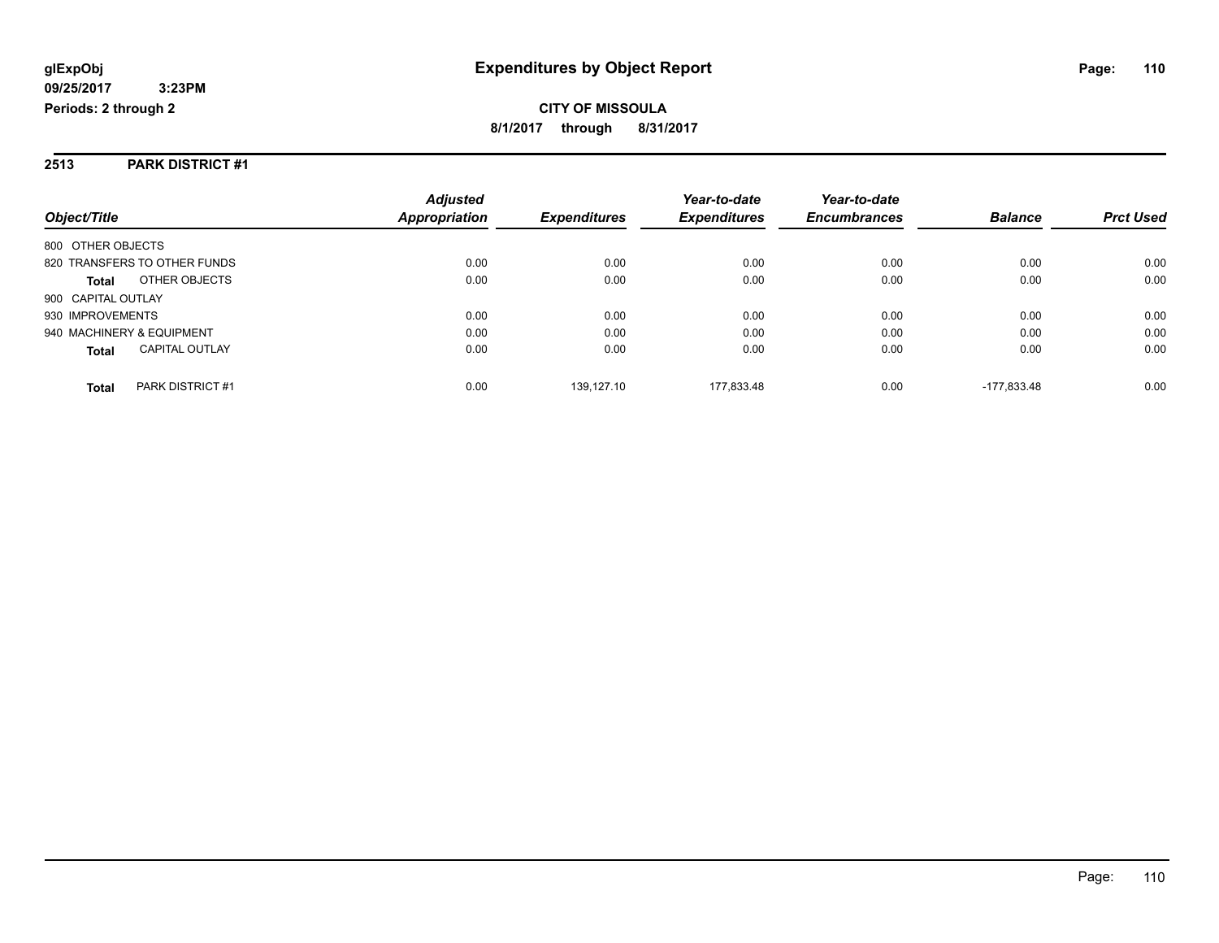**glExpObj**
**09/25/2017 3:23PM**
**Periods: 2 through 2**

# Expenditures by Object Report

**CITY OF MISSOULA**
**8/1/2017 through 8/31/2017**

## 2513 PARK DISTRICT #1

| Object/Title | | Adjusted Appropriation | Expenditures | Year-to-date Expenditures | Year-to-date Encumbrances | Balance | Prct Used |
|---|---|---|---|---|---|---|---|
| 800 OTHER OBJECTS | | | | | | | |
| 820 TRANSFERS TO OTHER FUNDS | | 0.00 | 0.00 | 0.00 | 0.00 | 0.00 | 0.00 |
| **Total** | OTHER OBJECTS | 0.00 | 0.00 | 0.00 | 0.00 | 0.00 | 0.00 |
| 900 CAPITAL OUTLAY | | | | | | | |
| 930 IMPROVEMENTS | | 0.00 | 0.00 | 0.00 | 0.00 | 0.00 | 0.00 |
| 940 MACHINERY & EQUIPMENT | | 0.00 | 0.00 | 0.00 | 0.00 | 0.00 | 0.00 |
| **Total** | CAPITAL OUTLAY | 0.00 | 0.00 | 0.00 | 0.00 | 0.00 | 0.00 |
| **Total** | PARK DISTRICT #1 | 0.00 | 139,127.10 | 177,833.48 | 0.00 | -177,833.48 | 0.00 |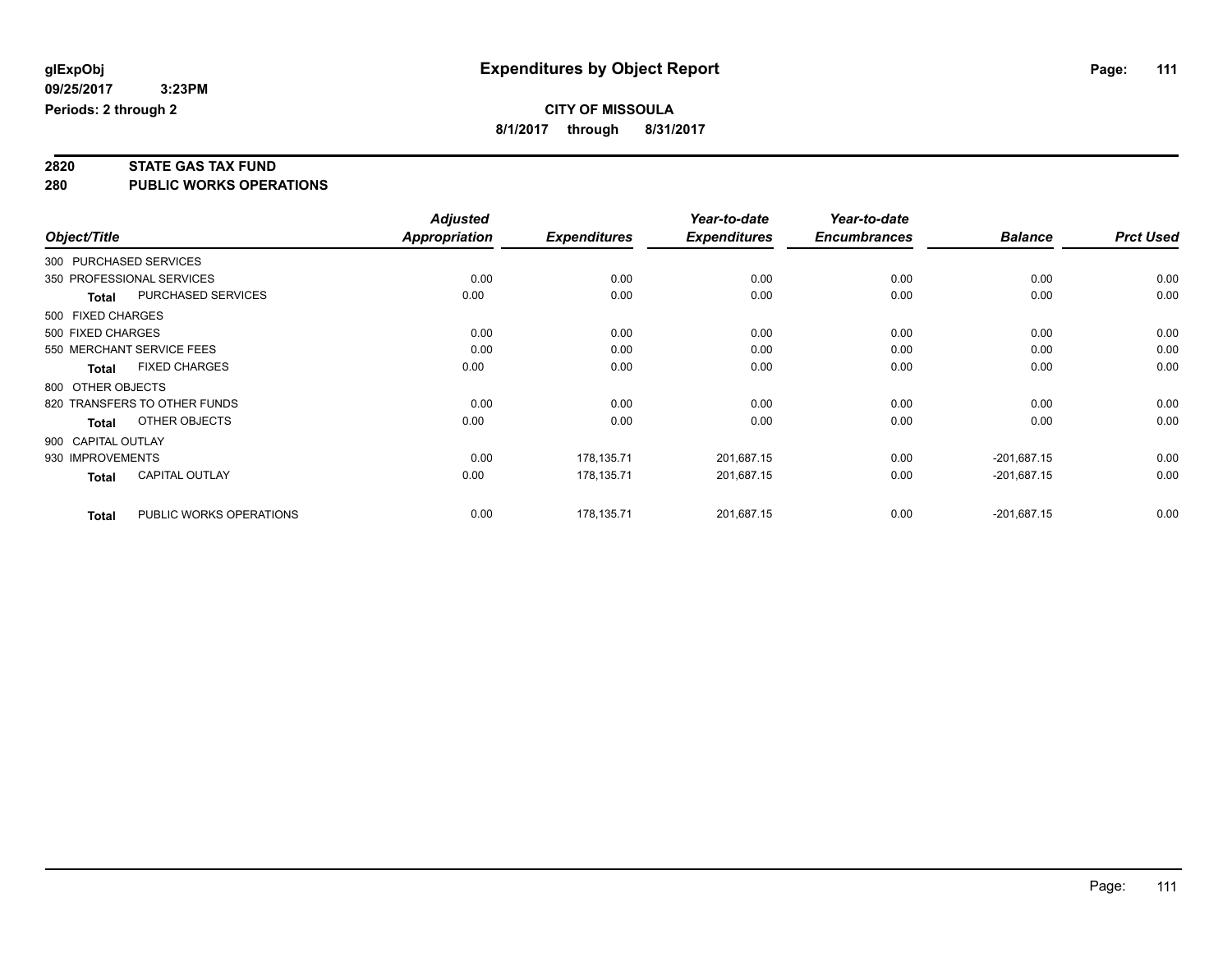**glExpObj** | **Expenditures by Object Report**

**09/25/2017 3:23PM**

**Periods: 2 through 2**

**CITY OF MISSOULA**

**8/1/2017 through 8/31/2017**

## 2820 STATE GAS TAX FUND
## 280 PUBLIC WORKS OPERATIONS

| Object/Title | | Adjusted Appropriation | Expenditures | Year-to-date Expenditures | Year-to-date Encumbrances | Balance | Prct Used |
|---|---|---|---|---|---|---|---|
| 300 PURCHASED SERVICES | | | | | | | |
| 350 PROFESSIONAL SERVICES | | 0.00 | 0.00 | 0.00 | 0.00 | 0.00 | 0.00 |
| **Total** | PURCHASED SERVICES | 0.00 | 0.00 | 0.00 | 0.00 | 0.00 | 0.00 |
| 500 FIXED CHARGES | | | | | | | |
| 500 FIXED CHARGES | | 0.00 | 0.00 | 0.00 | 0.00 | 0.00 | 0.00 |
| 550 MERCHANT SERVICE FEES | | 0.00 | 0.00 | 0.00 | 0.00 | 0.00 | 0.00 |
| **Total** | FIXED CHARGES | 0.00 | 0.00 | 0.00 | 0.00 | 0.00 | 0.00 |
| 800 OTHER OBJECTS | | | | | | | |
| 820 TRANSFERS TO OTHER FUNDS | | 0.00 | 0.00 | 0.00 | 0.00 | 0.00 | 0.00 |
| **Total** | OTHER OBJECTS | 0.00 | 0.00 | 0.00 | 0.00 | 0.00 | 0.00 |
| 900 CAPITAL OUTLAY | | | | | | | |
| 930 IMPROVEMENTS | | 0.00 | 178,135.71 | 201,687.15 | 0.00 | -201,687.15 | 0.00 |
| **Total** | CAPITAL OUTLAY | 0.00 | 178,135.71 | 201,687.15 | 0.00 | -201,687.15 | 0.00 |
| **Total** | PUBLIC WORKS OPERATIONS | 0.00 | 178,135.71 | 201,687.15 | 0.00 | -201,687.15 | 0.00 |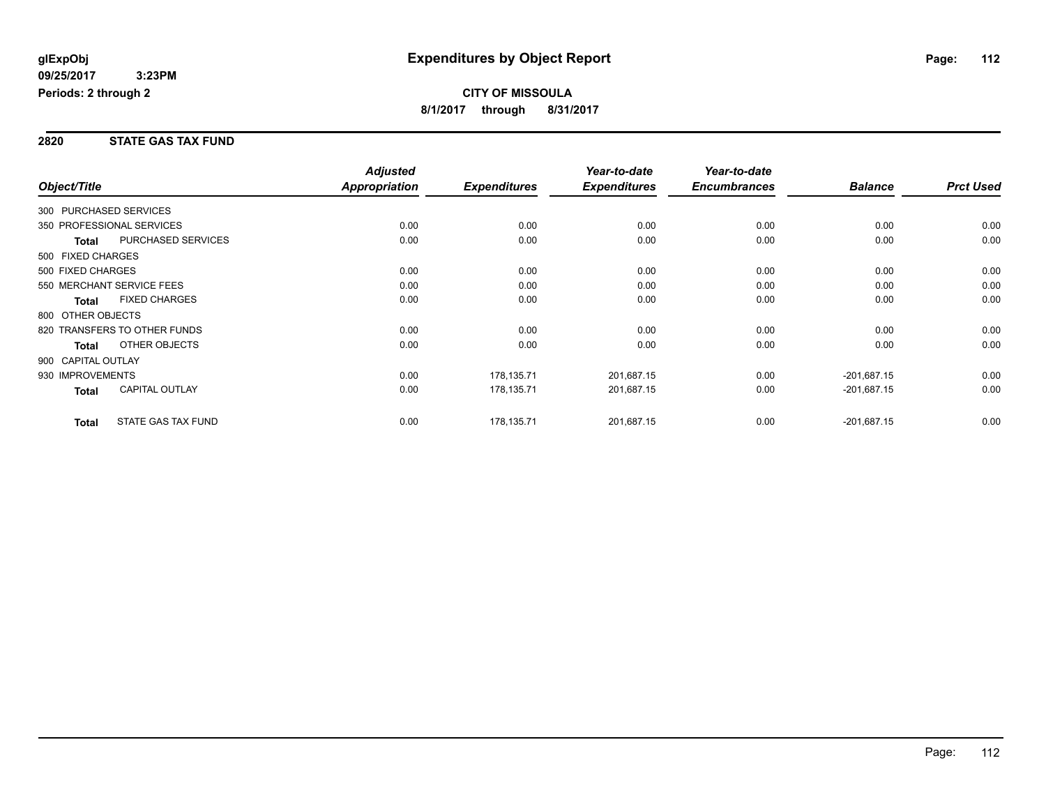glExpObj
09/25/2017 3:23PM
Periods: 2 through 2

# Expenditures by Object Report

**CITY OF MISSOULA**
**8/1/2017 through 8/31/2017**

## 2820 STATE GAS TAX FUND

| Object/Title | | Adjusted Appropriation | Expenditures | Year-to-date Expenditures | Year-to-date Encumbrances | Balance | Prct Used |
|---|---|---|---|---|---|---|---|
| 300 PURCHASED SERVICES | | | | | | | |
| 350 PROFESSIONAL SERVICES | | 0.00 | 0.00 | 0.00 | 0.00 | 0.00 | 0.00 |
| **Total** | PURCHASED SERVICES | 0.00 | 0.00 | 0.00 | 0.00 | 0.00 | 0.00 |
| 500 FIXED CHARGES | | | | | | | |
| 500 FIXED CHARGES | | 0.00 | 0.00 | 0.00 | 0.00 | 0.00 | 0.00 |
| 550 MERCHANT SERVICE FEES | | 0.00 | 0.00 | 0.00 | 0.00 | 0.00 | 0.00 |
| **Total** | FIXED CHARGES | 0.00 | 0.00 | 0.00 | 0.00 | 0.00 | 0.00 |
| 800 OTHER OBJECTS | | | | | | | |
| 820 TRANSFERS TO OTHER FUNDS | | 0.00 | 0.00 | 0.00 | 0.00 | 0.00 | 0.00 |
| **Total** | OTHER OBJECTS | 0.00 | 0.00 | 0.00 | 0.00 | 0.00 | 0.00 |
| 900 CAPITAL OUTLAY | | | | | | | |
| 930 IMPROVEMENTS | | 0.00 | 178,135.71 | 201,687.15 | 0.00 | -201,687.15 | 0.00 |
| **Total** | CAPITAL OUTLAY | 0.00 | 178,135.71 | 201,687.15 | 0.00 | -201,687.15 | 0.00 |
| **Total** | STATE GAS TAX FUND | 0.00 | 178,135.71 | 201,687.15 | 0.00 | -201,687.15 | 0.00 |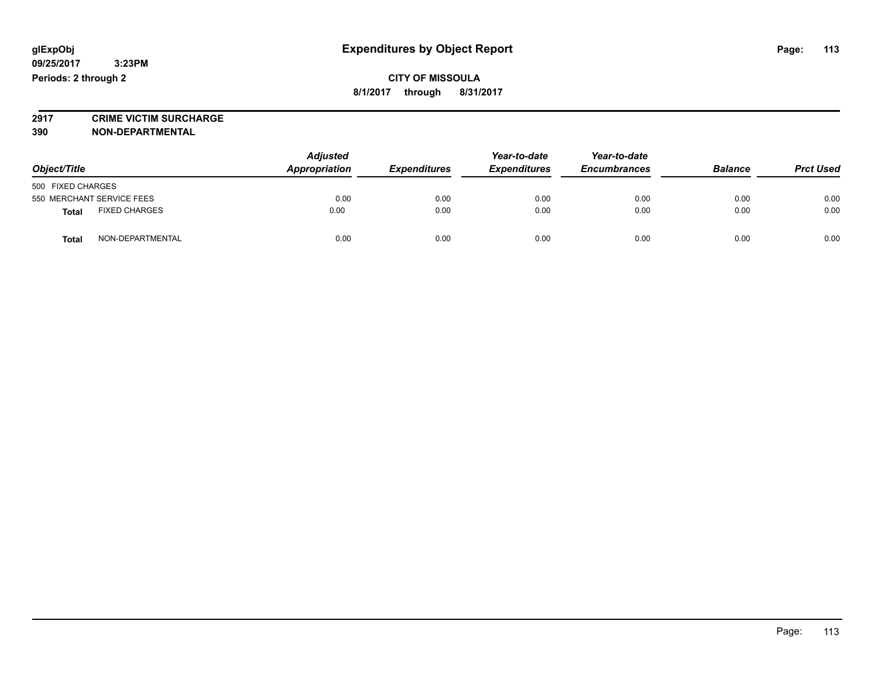**glExpObj** **Expenditures by Object Report**

**09/25/2017 3:23PM**

**Periods: 2 through 2**

**CITY OF MISSOULA**

**8/1/2017 through 8/31/2017**

**2917 CRIME VICTIM SURCHARGE**

**390 NON-DEPARTMENTAL**

| Object/Title | Adjusted Appropriation | Expenditures | Year-to-date Expenditures | Year-to-date Encumbrances | Balance | Prct Used |
|---|---|---|---|---|---|---|
| 500 FIXED CHARGES | | | | | | |
| 550 MERCHANT SERVICE FEES | 0.00 | 0.00 | 0.00 | 0.00 | 0.00 | 0.00 |
| **Total** FIXED CHARGES | 0.00 | 0.00 | 0.00 | 0.00 | 0.00 | 0.00 |
| **Total** NON-DEPARTMENTAL | 0.00 | 0.00 | 0.00 | 0.00 | 0.00 | 0.00 |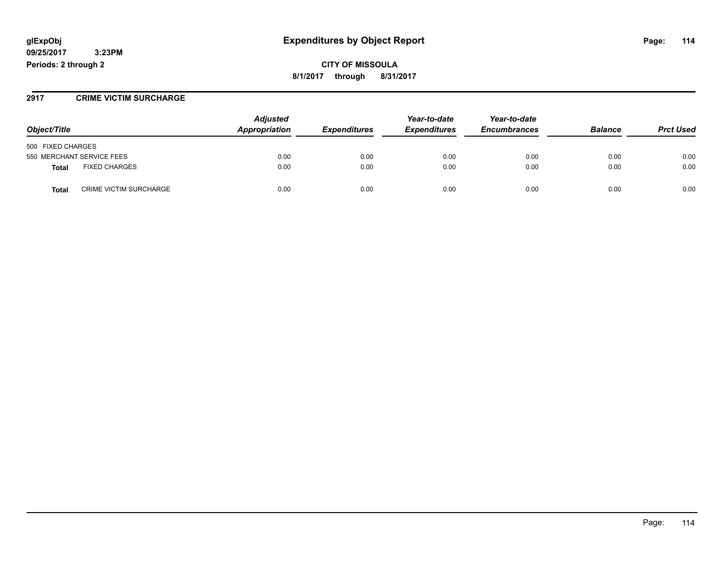**glExpObj**
**09/25/2017 3:23PM**
**Periods: 2 through 2**

# Expenditures by Object Report

**CITY OF MISSOULA**

**8/1/2017 through 8/31/2017**

## 2917 CRIME VICTIM SURCHARGE

| Object/Title | Adjusted Appropriation | Expenditures | Year-to-date Expenditures | Year-to-date Encumbrances | Balance | Prct Used |
|---|---|---|---|---|---|---|
| 500 FIXED CHARGES | | | | | | |
| 550 MERCHANT SERVICE FEES | 0.00 | 0.00 | 0.00 | 0.00 | 0.00 | 0.00 |
| **Total** FIXED CHARGES | 0.00 | 0.00 | 0.00 | 0.00 | 0.00 | 0.00 |
| **Total** CRIME VICTIM SURCHARGE | 0.00 | 0.00 | 0.00 | 0.00 | 0.00 | 0.00 |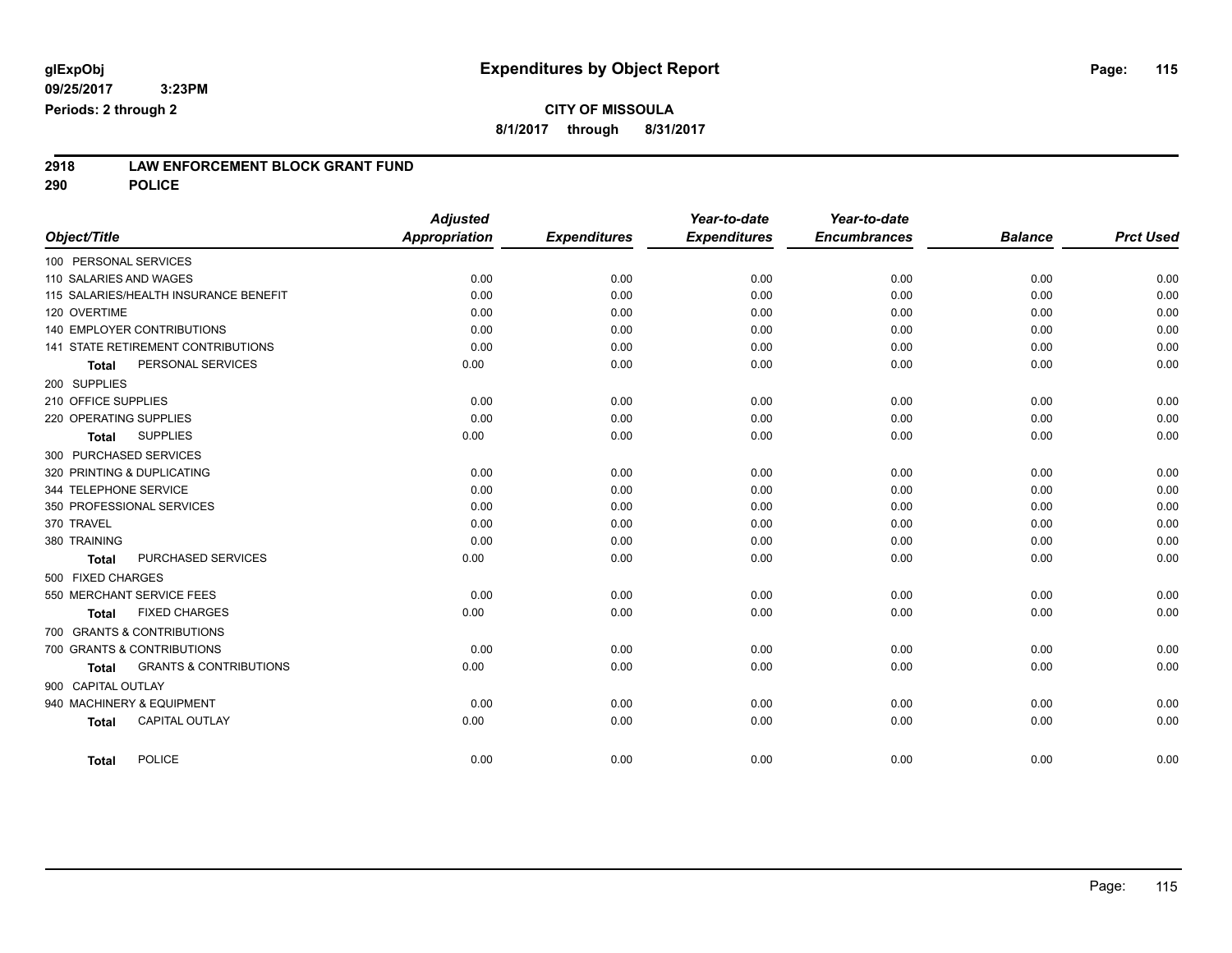**glExpObj**
**09/25/2017 3:23PM**
**Periods: 2 through 2**

# Expenditures by Object Report

**CITY OF MISSOULA**
**8/1/2017 through 8/31/2017**

## 2918 LAW ENFORCEMENT BLOCK GRANT FUND
## 290 POLICE

| Object/Title | Adjusted Appropriation | Expenditures | Year-to-date Expenditures | Year-to-date Encumbrances | Balance | Prct Used |
|---|---|---|---|---|---|---|
| 100 PERSONAL SERVICES | | | | | | |
| 110 SALARIES AND WAGES | 0.00 | 0.00 | 0.00 | 0.00 | 0.00 | 0.00 |
| 115 SALARIES/HEALTH INSURANCE BENEFIT | 0.00 | 0.00 | 0.00 | 0.00 | 0.00 | 0.00 |
| 120 OVERTIME | 0.00 | 0.00 | 0.00 | 0.00 | 0.00 | 0.00 |
| 140 EMPLOYER CONTRIBUTIONS | 0.00 | 0.00 | 0.00 | 0.00 | 0.00 | 0.00 |
| 141 STATE RETIREMENT CONTRIBUTIONS | 0.00 | 0.00 | 0.00 | 0.00 | 0.00 | 0.00 |
| **Total** PERSONAL SERVICES | 0.00 | 0.00 | 0.00 | 0.00 | 0.00 | 0.00 |
| 200 SUPPLIES | | | | | | |
| 210 OFFICE SUPPLIES | 0.00 | 0.00 | 0.00 | 0.00 | 0.00 | 0.00 |
| 220 OPERATING SUPPLIES | 0.00 | 0.00 | 0.00 | 0.00 | 0.00 | 0.00 |
| **Total** SUPPLIES | 0.00 | 0.00 | 0.00 | 0.00 | 0.00 | 0.00 |
| 300 PURCHASED SERVICES | | | | | | |
| 320 PRINTING & DUPLICATING | 0.00 | 0.00 | 0.00 | 0.00 | 0.00 | 0.00 |
| 344 TELEPHONE SERVICE | 0.00 | 0.00 | 0.00 | 0.00 | 0.00 | 0.00 |
| 350 PROFESSIONAL SERVICES | 0.00 | 0.00 | 0.00 | 0.00 | 0.00 | 0.00 |
| 370 TRAVEL | 0.00 | 0.00 | 0.00 | 0.00 | 0.00 | 0.00 |
| 380 TRAINING | 0.00 | 0.00 | 0.00 | 0.00 | 0.00 | 0.00 |
| **Total** PURCHASED SERVICES | 0.00 | 0.00 | 0.00 | 0.00 | 0.00 | 0.00 |
| 500 FIXED CHARGES | | | | | | |
| 550 MERCHANT SERVICE FEES | 0.00 | 0.00 | 0.00 | 0.00 | 0.00 | 0.00 |
| **Total** FIXED CHARGES | 0.00 | 0.00 | 0.00 | 0.00 | 0.00 | 0.00 |
| 700 GRANTS & CONTRIBUTIONS | | | | | | |
| 700 GRANTS & CONTRIBUTIONS | 0.00 | 0.00 | 0.00 | 0.00 | 0.00 | 0.00 |
| **Total** GRANTS & CONTRIBUTIONS | 0.00 | 0.00 | 0.00 | 0.00 | 0.00 | 0.00 |
| 900 CAPITAL OUTLAY | | | | | | |
| 940 MACHINERY & EQUIPMENT | 0.00 | 0.00 | 0.00 | 0.00 | 0.00 | 0.00 |
| **Total** CAPITAL OUTLAY | 0.00 | 0.00 | 0.00 | 0.00 | 0.00 | 0.00 |
| **Total** POLICE | 0.00 | 0.00 | 0.00 | 0.00 | 0.00 | 0.00 |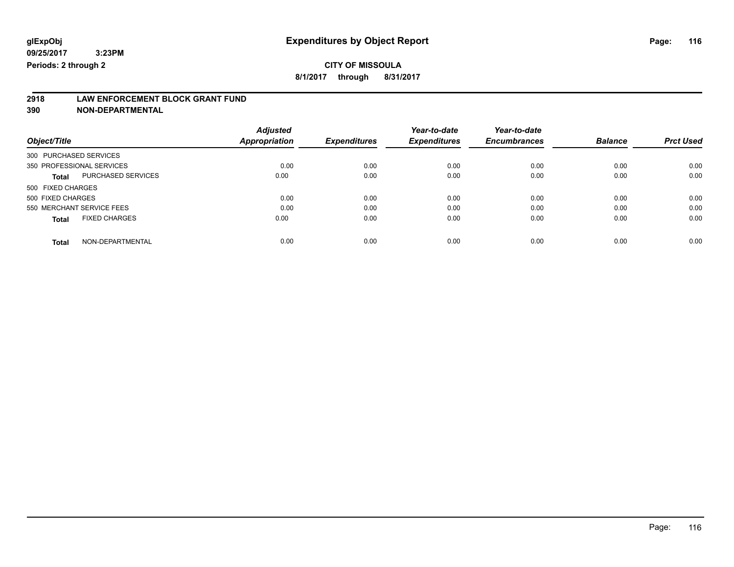**glExpObj**
**09/25/2017 3:23PM**
**Periods: 2 through 2**

# Expenditures by Object Report

**CITY OF MISSOULA**
**8/1/2017 through 8/31/2017**

**2918 LAW ENFORCEMENT BLOCK GRANT FUND**
**390 NON-DEPARTMENTAL**

| Object/Title | Adjusted Appropriation | Expenditures | Year-to-date Expenditures | Year-to-date Encumbrances | Balance | Prct Used |
|---|---|---|---|---|---|---|
| 300 PURCHASED SERVICES | | | | | | |
| 350 PROFESSIONAL SERVICES | 0.00 | 0.00 | 0.00 | 0.00 | 0.00 | 0.00 |
| **Total** PURCHASED SERVICES | 0.00 | 0.00 | 0.00 | 0.00 | 0.00 | 0.00 |
| 500 FIXED CHARGES | | | | | | |
| 500 FIXED CHARGES | 0.00 | 0.00 | 0.00 | 0.00 | 0.00 | 0.00 |
| 550 MERCHANT SERVICE FEES | 0.00 | 0.00 | 0.00 | 0.00 | 0.00 | 0.00 |
| **Total** FIXED CHARGES | 0.00 | 0.00 | 0.00 | 0.00 | 0.00 | 0.00 |
| **Total** NON-DEPARTMENTAL | 0.00 | 0.00 | 0.00 | 0.00 | 0.00 | 0.00 |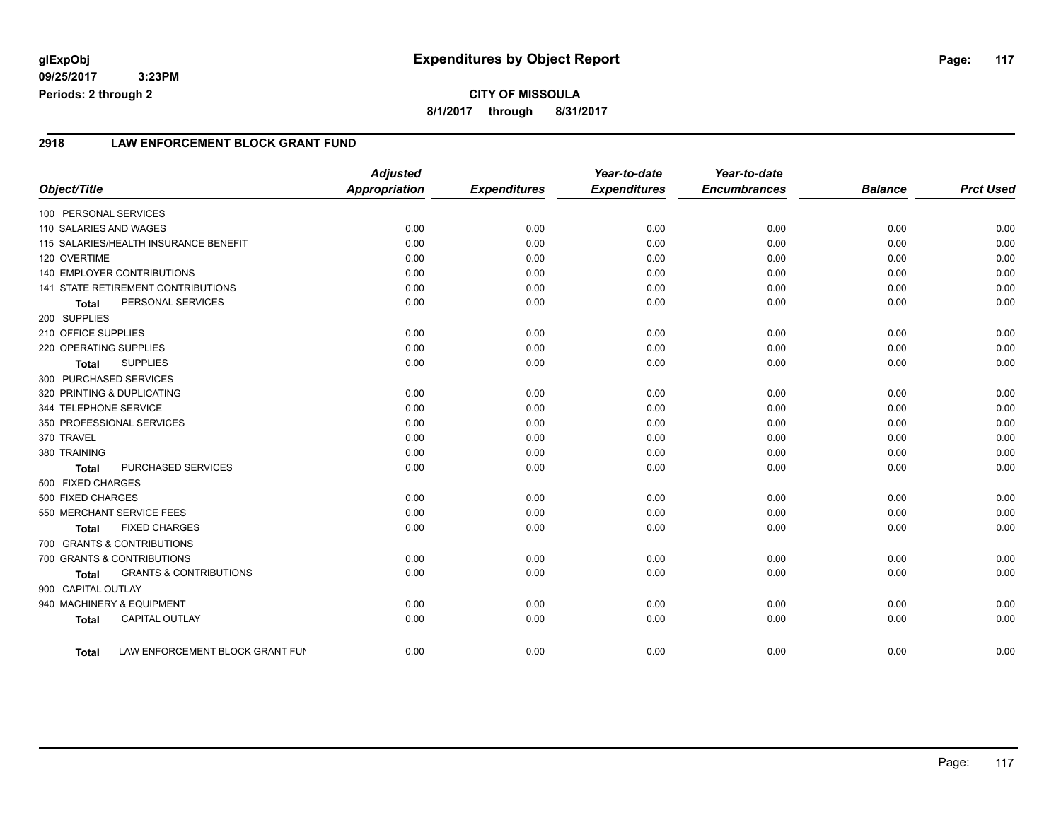**glExpObj**
**09/25/2017 3:23PM**
**Periods: 2 through 2**

# Expenditures by Object Report

**CITY OF MISSOULA**
**8/1/2017 through 8/31/2017**

## 2918 LAW ENFORCEMENT BLOCK GRANT FUND

| Object/Title | Adjusted Appropriation | Expenditures | Year-to-date Expenditures | Year-to-date Encumbrances | Balance | Prct Used |
|---|---|---|---|---|---|---|
| 100 PERSONAL SERVICES | | | | | | |
| 110 SALARIES AND WAGES | 0.00 | 0.00 | 0.00 | 0.00 | 0.00 | 0.00 |
| 115 SALARIES/HEALTH INSURANCE BENEFIT | 0.00 | 0.00 | 0.00 | 0.00 | 0.00 | 0.00 |
| 120 OVERTIME | 0.00 | 0.00 | 0.00 | 0.00 | 0.00 | 0.00 |
| 140 EMPLOYER CONTRIBUTIONS | 0.00 | 0.00 | 0.00 | 0.00 | 0.00 | 0.00 |
| 141 STATE RETIREMENT CONTRIBUTIONS | 0.00 | 0.00 | 0.00 | 0.00 | 0.00 | 0.00 |
| **Total** PERSONAL SERVICES | 0.00 | 0.00 | 0.00 | 0.00 | 0.00 | 0.00 |
| 200 SUPPLIES | | | | | | |
| 210 OFFICE SUPPLIES | 0.00 | 0.00 | 0.00 | 0.00 | 0.00 | 0.00 |
| 220 OPERATING SUPPLIES | 0.00 | 0.00 | 0.00 | 0.00 | 0.00 | 0.00 |
| **Total** SUPPLIES | 0.00 | 0.00 | 0.00 | 0.00 | 0.00 | 0.00 |
| 300 PURCHASED SERVICES | | | | | | |
| 320 PRINTING & DUPLICATING | 0.00 | 0.00 | 0.00 | 0.00 | 0.00 | 0.00 |
| 344 TELEPHONE SERVICE | 0.00 | 0.00 | 0.00 | 0.00 | 0.00 | 0.00 |
| 350 PROFESSIONAL SERVICES | 0.00 | 0.00 | 0.00 | 0.00 | 0.00 | 0.00 |
| 370 TRAVEL | 0.00 | 0.00 | 0.00 | 0.00 | 0.00 | 0.00 |
| 380 TRAINING | 0.00 | 0.00 | 0.00 | 0.00 | 0.00 | 0.00 |
| **Total** PURCHASED SERVICES | 0.00 | 0.00 | 0.00 | 0.00 | 0.00 | 0.00 |
| 500 FIXED CHARGES | | | | | | |
| 500 FIXED CHARGES | 0.00 | 0.00 | 0.00 | 0.00 | 0.00 | 0.00 |
| 550 MERCHANT SERVICE FEES | 0.00 | 0.00 | 0.00 | 0.00 | 0.00 | 0.00 |
| **Total** FIXED CHARGES | 0.00 | 0.00 | 0.00 | 0.00 | 0.00 | 0.00 |
| 700 GRANTS & CONTRIBUTIONS | | | | | | |
| 700 GRANTS & CONTRIBUTIONS | 0.00 | 0.00 | 0.00 | 0.00 | 0.00 | 0.00 |
| **Total** GRANTS & CONTRIBUTIONS | 0.00 | 0.00 | 0.00 | 0.00 | 0.00 | 0.00 |
| 900 CAPITAL OUTLAY | | | | | | |
| 940 MACHINERY & EQUIPMENT | 0.00 | 0.00 | 0.00 | 0.00 | 0.00 | 0.00 |
| **Total** CAPITAL OUTLAY | 0.00 | 0.00 | 0.00 | 0.00 | 0.00 | 0.00 |
| **Total** LAW ENFORCEMENT BLOCK GRANT FUN | 0.00 | 0.00 | 0.00 | 0.00 | 0.00 | 0.00 |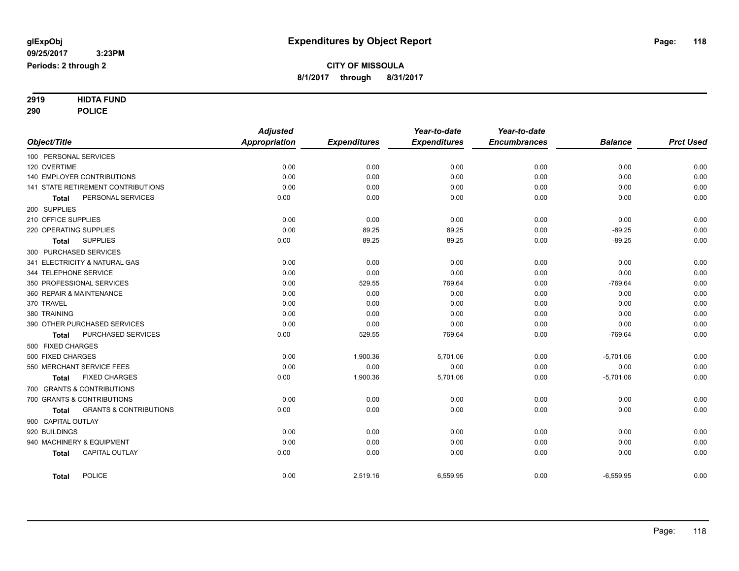glExpObj
09/25/2017 3:23PM
Periods: 2 through 2

# Expenditures by Object Report

**CITY OF MISSOULA**
**8/1/2017 through 8/31/2017**

**2919 HIDTA FUND**
**290 POLICE**

| Object/Title | Adjusted Appropriation | Expenditures | Year-to-date Expenditures | Year-to-date Encumbrances | Balance | Prct Used |
|---|---|---|---|---|---|---|
| 100 PERSONAL SERVICES | | | | | | |
| 120 OVERTIME | 0.00 | 0.00 | 0.00 | 0.00 | 0.00 | 0.00 |
| 140 EMPLOYER CONTRIBUTIONS | 0.00 | 0.00 | 0.00 | 0.00 | 0.00 | 0.00 |
| 141 STATE RETIREMENT CONTRIBUTIONS | 0.00 | 0.00 | 0.00 | 0.00 | 0.00 | 0.00 |
| **Total** PERSONAL SERVICES | 0.00 | 0.00 | 0.00 | 0.00 | 0.00 | 0.00 |
| 200 SUPPLIES | | | | | | |
| 210 OFFICE SUPPLIES | 0.00 | 0.00 | 0.00 | 0.00 | 0.00 | 0.00 |
| 220 OPERATING SUPPLIES | 0.00 | 89.25 | 89.25 | 0.00 | -89.25 | 0.00 |
| **Total** SUPPLIES | 0.00 | 89.25 | 89.25 | 0.00 | -89.25 | 0.00 |
| 300 PURCHASED SERVICES | | | | | | |
| 341 ELECTRICITY & NATURAL GAS | 0.00 | 0.00 | 0.00 | 0.00 | 0.00 | 0.00 |
| 344 TELEPHONE SERVICE | 0.00 | 0.00 | 0.00 | 0.00 | 0.00 | 0.00 |
| 350 PROFESSIONAL SERVICES | 0.00 | 529.55 | 769.64 | 0.00 | -769.64 | 0.00 |
| 360 REPAIR & MAINTENANCE | 0.00 | 0.00 | 0.00 | 0.00 | 0.00 | 0.00 |
| 370 TRAVEL | 0.00 | 0.00 | 0.00 | 0.00 | 0.00 | 0.00 |
| 380 TRAINING | 0.00 | 0.00 | 0.00 | 0.00 | 0.00 | 0.00 |
| 390 OTHER PURCHASED SERVICES | 0.00 | 0.00 | 0.00 | 0.00 | 0.00 | 0.00 |
| **Total** PURCHASED SERVICES | 0.00 | 529.55 | 769.64 | 0.00 | -769.64 | 0.00 |
| 500 FIXED CHARGES | | | | | | |
| 500 FIXED CHARGES | 0.00 | 1,900.36 | 5,701.06 | 0.00 | -5,701.06 | 0.00 |
| 550 MERCHANT SERVICE FEES | 0.00 | 0.00 | 0.00 | 0.00 | 0.00 | 0.00 |
| **Total** FIXED CHARGES | 0.00 | 1,900.36 | 5,701.06 | 0.00 | -5,701.06 | 0.00 |
| 700 GRANTS & CONTRIBUTIONS | | | | | | |
| 700 GRANTS & CONTRIBUTIONS | 0.00 | 0.00 | 0.00 | 0.00 | 0.00 | 0.00 |
| **Total** GRANTS & CONTRIBUTIONS | 0.00 | 0.00 | 0.00 | 0.00 | 0.00 | 0.00 |
| 900 CAPITAL OUTLAY | | | | | | |
| 920 BUILDINGS | 0.00 | 0.00 | 0.00 | 0.00 | 0.00 | 0.00 |
| 940 MACHINERY & EQUIPMENT | 0.00 | 0.00 | 0.00 | 0.00 | 0.00 | 0.00 |
| **Total** CAPITAL OUTLAY | 0.00 | 0.00 | 0.00 | 0.00 | 0.00 | 0.00 |
| **Total** POLICE | 0.00 | 2,519.16 | 6,559.95 | 0.00 | -6,559.95 | 0.00 |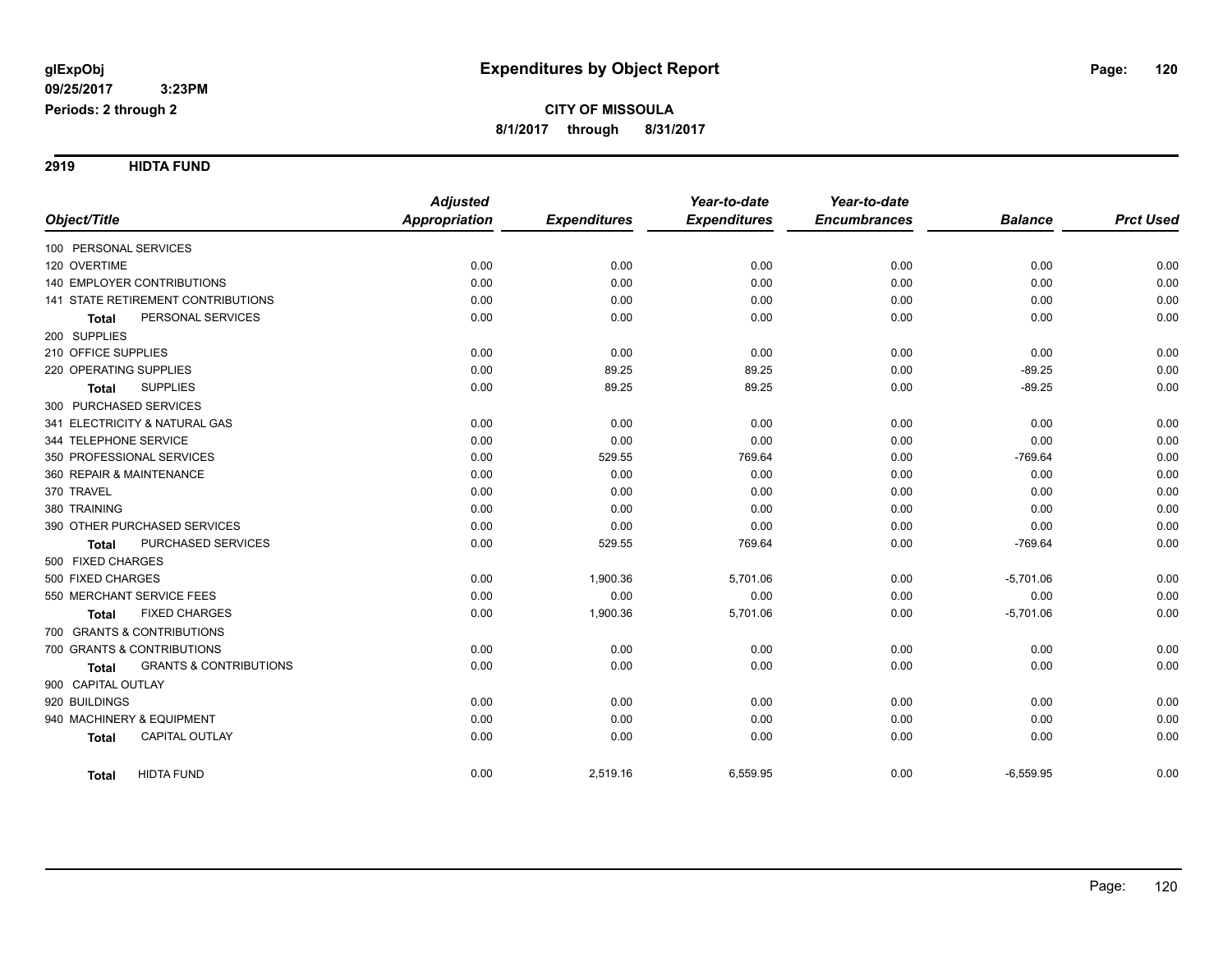# Expenditures by Object Report

glExpObj
09/25/2017 3:23PM
Periods: 2 through 2

**CITY OF MISSOULA**
**8/1/2017 through 8/31/2017**

## 2919 HIDTA FUND

| Object/Title | | Adjusted Appropriation | Expenditures | Year-to-date Expenditures | Year-to-date Encumbrances | Balance | Prct Used |
|---|---|---|---|---|---|---|---|
| 100 PERSONAL SERVICES | | | | | | | |
| 120 OVERTIME | | 0.00 | 0.00 | 0.00 | 0.00 | 0.00 | 0.00 |
| 140 EMPLOYER CONTRIBUTIONS | | 0.00 | 0.00 | 0.00 | 0.00 | 0.00 | 0.00 |
| 141 STATE RETIREMENT CONTRIBUTIONS | | 0.00 | 0.00 | 0.00 | 0.00 | 0.00 | 0.00 |
| **Total** | PERSONAL SERVICES | 0.00 | 0.00 | 0.00 | 0.00 | 0.00 | 0.00 |
| 200 SUPPLIES | | | | | | | |
| 210 OFFICE SUPPLIES | | 0.00 | 0.00 | 0.00 | 0.00 | 0.00 | 0.00 |
| 220 OPERATING SUPPLIES | | 0.00 | 89.25 | 89.25 | 0.00 | -89.25 | 0.00 |
| **Total** | SUPPLIES | 0.00 | 89.25 | 89.25 | 0.00 | -89.25 | 0.00 |
| 300 PURCHASED SERVICES | | | | | | | |
| 341 ELECTRICITY & NATURAL GAS | | 0.00 | 0.00 | 0.00 | 0.00 | 0.00 | 0.00 |
| 344 TELEPHONE SERVICE | | 0.00 | 0.00 | 0.00 | 0.00 | 0.00 | 0.00 |
| 350 PROFESSIONAL SERVICES | | 0.00 | 529.55 | 769.64 | 0.00 | -769.64 | 0.00 |
| 360 REPAIR & MAINTENANCE | | 0.00 | 0.00 | 0.00 | 0.00 | 0.00 | 0.00 |
| 370 TRAVEL | | 0.00 | 0.00 | 0.00 | 0.00 | 0.00 | 0.00 |
| 380 TRAINING | | 0.00 | 0.00 | 0.00 | 0.00 | 0.00 | 0.00 |
| 390 OTHER PURCHASED SERVICES | | 0.00 | 0.00 | 0.00 | 0.00 | 0.00 | 0.00 |
| **Total** | PURCHASED SERVICES | 0.00 | 529.55 | 769.64 | 0.00 | -769.64 | 0.00 |
| 500 FIXED CHARGES | | | | | | | |
| 500 FIXED CHARGES | | 0.00 | 1,900.36 | 5,701.06 | 0.00 | -5,701.06 | 0.00 |
| 550 MERCHANT SERVICE FEES | | 0.00 | 0.00 | 0.00 | 0.00 | 0.00 | 0.00 |
| **Total** | FIXED CHARGES | 0.00 | 1,900.36 | 5,701.06 | 0.00 | -5,701.06 | 0.00 |
| 700 GRANTS & CONTRIBUTIONS | | | | | | | |
| 700 GRANTS & CONTRIBUTIONS | | 0.00 | 0.00 | 0.00 | 0.00 | 0.00 | 0.00 |
| **Total** | GRANTS & CONTRIBUTIONS | 0.00 | 0.00 | 0.00 | 0.00 | 0.00 | 0.00 |
| 900 CAPITAL OUTLAY | | | | | | | |
| 920 BUILDINGS | | 0.00 | 0.00 | 0.00 | 0.00 | 0.00 | 0.00 |
| 940 MACHINERY & EQUIPMENT | | 0.00 | 0.00 | 0.00 | 0.00 | 0.00 | 0.00 |
| **Total** | CAPITAL OUTLAY | 0.00 | 0.00 | 0.00 | 0.00 | 0.00 | 0.00 |
| **Total** | HIDTA FUND | 0.00 | 2,519.16 | 6,559.95 | 0.00 | -6,559.95 | 0.00 |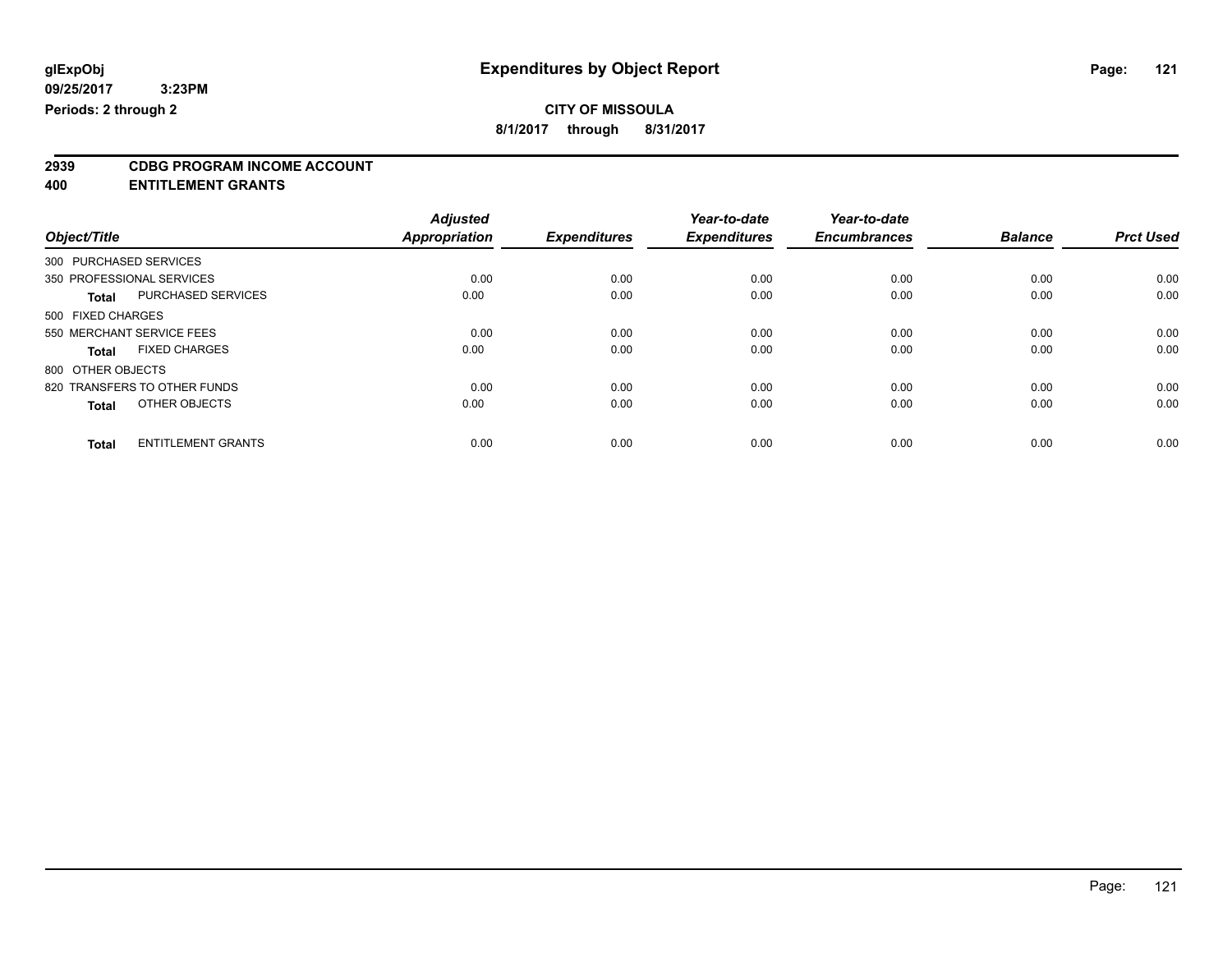**glExpObj** **Expenditures by Object Report**

**09/25/2017 3:23PM**

**Periods: 2 through 2**

**CITY OF MISSOULA**

**8/1/2017 through 8/31/2017**

**2939 CDBG PROGRAM INCOME ACCOUNT**

**400 ENTITLEMENT GRANTS**

| Object/Title | | Adjusted Appropriation | Expenditures | Year-to-date Expenditures | Year-to-date Encumbrances | Balance | Prct Used |
|---|---|---|---|---|---|---|---|
| 300 PURCHASED SERVICES | | | | | | | |
| 350 PROFESSIONAL SERVICES | | 0.00 | 0.00 | 0.00 | 0.00 | 0.00 | 0.00 |
| **Total** | PURCHASED SERVICES | 0.00 | 0.00 | 0.00 | 0.00 | 0.00 | 0.00 |
| 500 FIXED CHARGES | | | | | | | |
| 550 MERCHANT SERVICE FEES | | 0.00 | 0.00 | 0.00 | 0.00 | 0.00 | 0.00 |
| **Total** | FIXED CHARGES | 0.00 | 0.00 | 0.00 | 0.00 | 0.00 | 0.00 |
| 800 OTHER OBJECTS | | | | | | | |
| 820 TRANSFERS TO OTHER FUNDS | | 0.00 | 0.00 | 0.00 | 0.00 | 0.00 | 0.00 |
| **Total** | OTHER OBJECTS | 0.00 | 0.00 | 0.00 | 0.00 | 0.00 | 0.00 |
| **Total** | ENTITLEMENT GRANTS | 0.00 | 0.00 | 0.00 | 0.00 | 0.00 | 0.00 |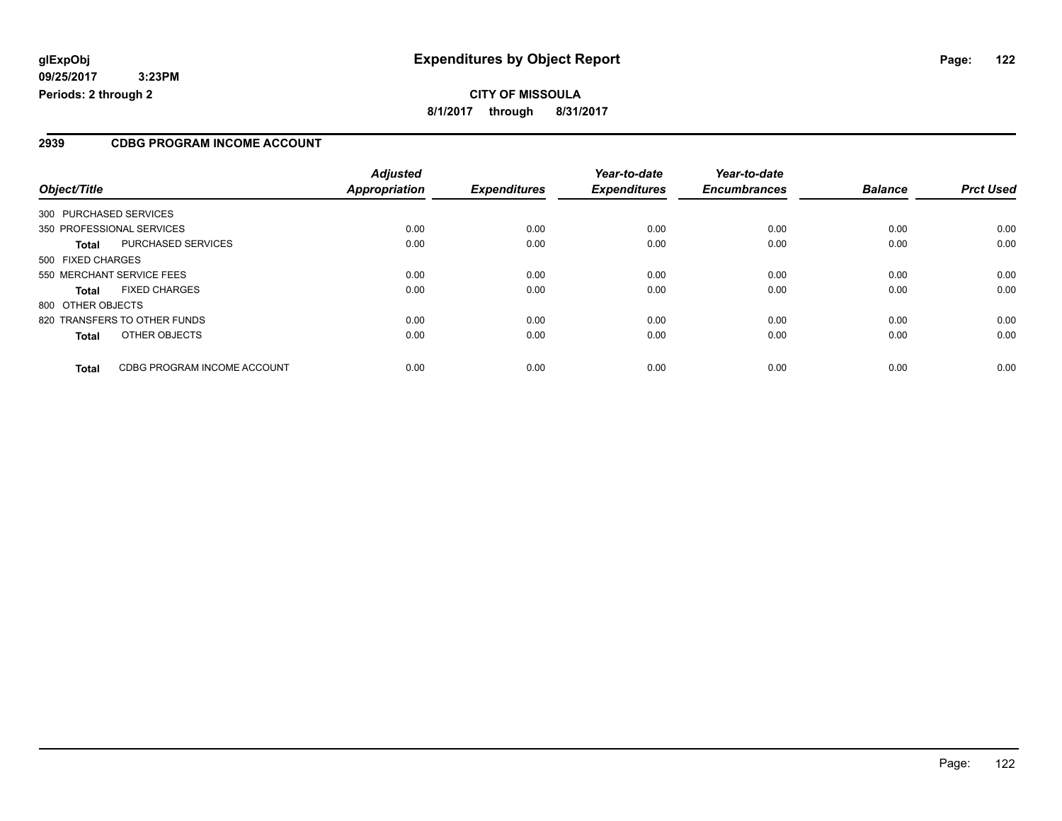**glExpObj**
**09/25/2017 3:23PM**
**Periods: 2 through 2**

# Expenditures by Object Report

**CITY OF MISSOULA**
**8/1/2017 through 8/31/2017**

## 2939 CDBG PROGRAM INCOME ACCOUNT

| Object/Title | Adjusted Appropriation | Expenditures | Year-to-date Expenditures | Year-to-date Encumbrances | Balance | Prct Used |
|---|---|---|---|---|---|---|
| 300 PURCHASED SERVICES | | | | | | |
| 350 PROFESSIONAL SERVICES | 0.00 | 0.00 | 0.00 | 0.00 | 0.00 | 0.00 |
| **Total** PURCHASED SERVICES | 0.00 | 0.00 | 0.00 | 0.00 | 0.00 | 0.00 |
| 500 FIXED CHARGES | | | | | | |
| 550 MERCHANT SERVICE FEES | 0.00 | 0.00 | 0.00 | 0.00 | 0.00 | 0.00 |
| **Total** FIXED CHARGES | 0.00 | 0.00 | 0.00 | 0.00 | 0.00 | 0.00 |
| 800 OTHER OBJECTS | | | | | | |
| 820 TRANSFERS TO OTHER FUNDS | 0.00 | 0.00 | 0.00 | 0.00 | 0.00 | 0.00 |
| **Total** OTHER OBJECTS | 0.00 | 0.00 | 0.00 | 0.00 | 0.00 | 0.00 |
| **Total** CDBG PROGRAM INCOME ACCOUNT | 0.00 | 0.00 | 0.00 | 0.00 | 0.00 | 0.00 |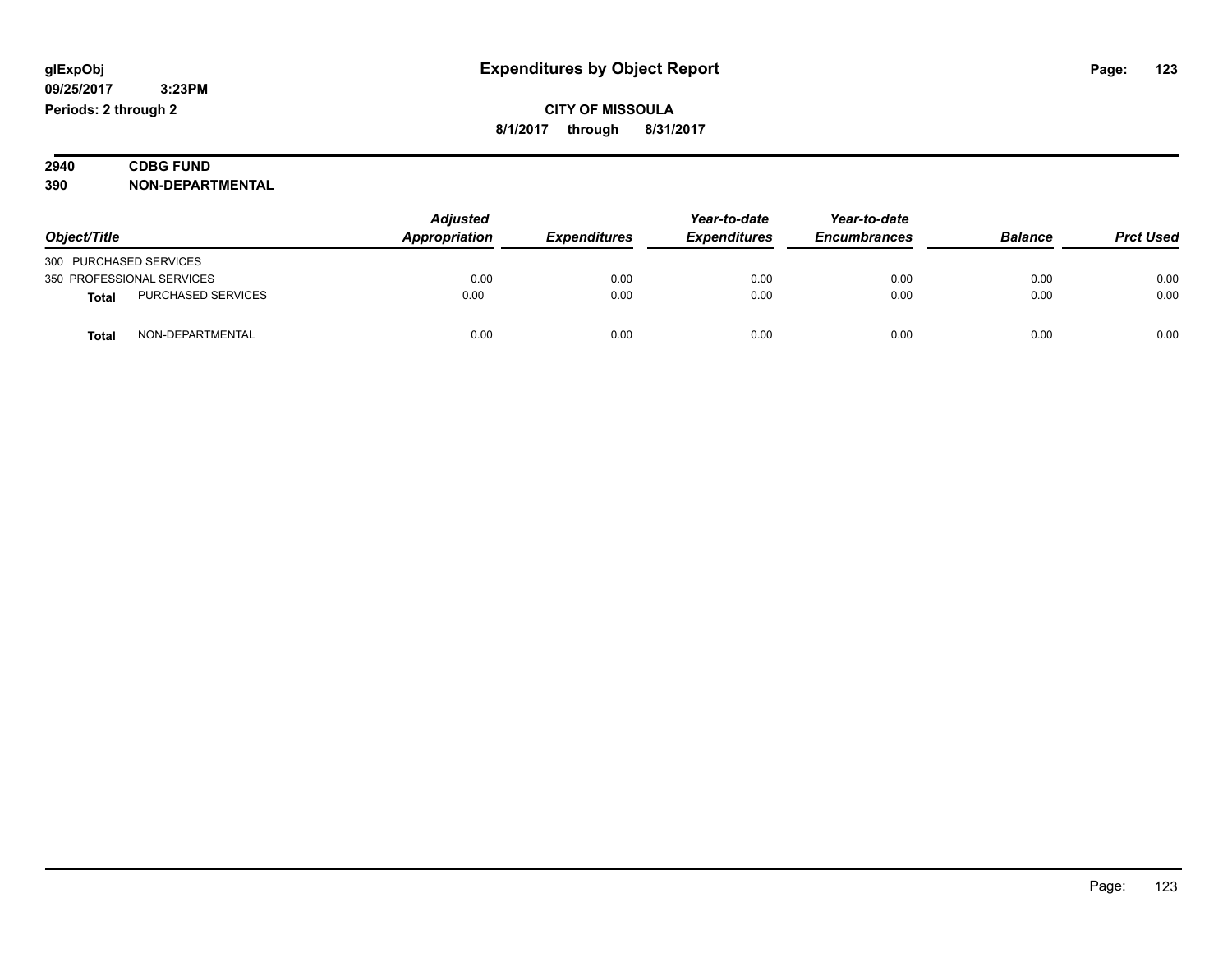# Expenditures by Object Report

glExpObj
09/25/2017 3:23PM
Periods: 2 through 2

**CITY OF MISSOULA**
**8/1/2017 through 8/31/2017**

**2940 CDBG FUND**
**390 NON-DEPARTMENTAL**

| Object/Title | | Adjusted Appropriation | Expenditures | Year-to-date Expenditures | Year-to-date Encumbrances | Balance | Prct Used |
|---|---|---|---|---|---|---|---|
| 300 PURCHASED SERVICES | | | | | | | |
| 350 PROFESSIONAL SERVICES | | 0.00 | 0.00 | 0.00 | 0.00 | 0.00 | 0.00 |
| **Total** | PURCHASED SERVICES | 0.00 | 0.00 | 0.00 | 0.00 | 0.00 | 0.00 |
| **Total** | NON-DEPARTMENTAL | 0.00 | 0.00 | 0.00 | 0.00 | 0.00 | 0.00 |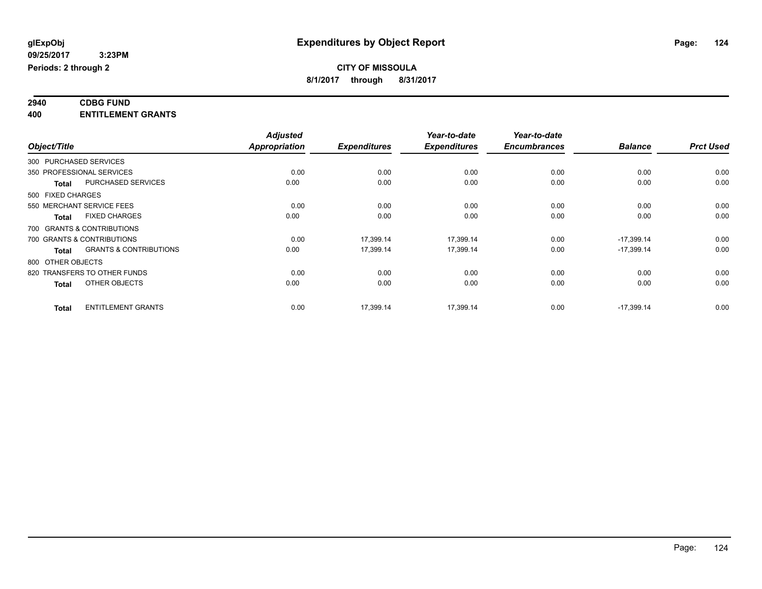**glExpObj** | **Expenditures by Object Report**

**09/25/2017 3:23PM**

**Periods: 2 through 2**

**CITY OF MISSOULA**

**8/1/2017 through 8/31/2017**

## 2940 CDBG FUND
## 400 ENTITLEMENT GRANTS

| Object/Title | Adjusted Appropriation | Expenditures | Year-to-date Expenditures | Year-to-date Encumbrances | Balance | Prct Used |
|---|---|---|---|---|---|---|
| 300 PURCHASED SERVICES | | | | | | |
| 350 PROFESSIONAL SERVICES | 0.00 | 0.00 | 0.00 | 0.00 | 0.00 | 0.00 |
| **Total** PURCHASED SERVICES | 0.00 | 0.00 | 0.00 | 0.00 | 0.00 | 0.00 |
| 500 FIXED CHARGES | | | | | | |
| 550 MERCHANT SERVICE FEES | 0.00 | 0.00 | 0.00 | 0.00 | 0.00 | 0.00 |
| **Total** FIXED CHARGES | 0.00 | 0.00 | 0.00 | 0.00 | 0.00 | 0.00 |
| 700 GRANTS & CONTRIBUTIONS | | | | | | |
| 700 GRANTS & CONTRIBUTIONS | 0.00 | 17,399.14 | 17,399.14 | 0.00 | -17,399.14 | 0.00 |
| **Total** GRANTS & CONTRIBUTIONS | 0.00 | 17,399.14 | 17,399.14 | 0.00 | -17,399.14 | 0.00 |
| 800 OTHER OBJECTS | | | | | | |
| 820 TRANSFERS TO OTHER FUNDS | 0.00 | 0.00 | 0.00 | 0.00 | 0.00 | 0.00 |
| **Total** OTHER OBJECTS | 0.00 | 0.00 | 0.00 | 0.00 | 0.00 | 0.00 |
| **Total** ENTITLEMENT GRANTS | 0.00 | 17,399.14 | 17,399.14 | 0.00 | -17,399.14 | 0.00 |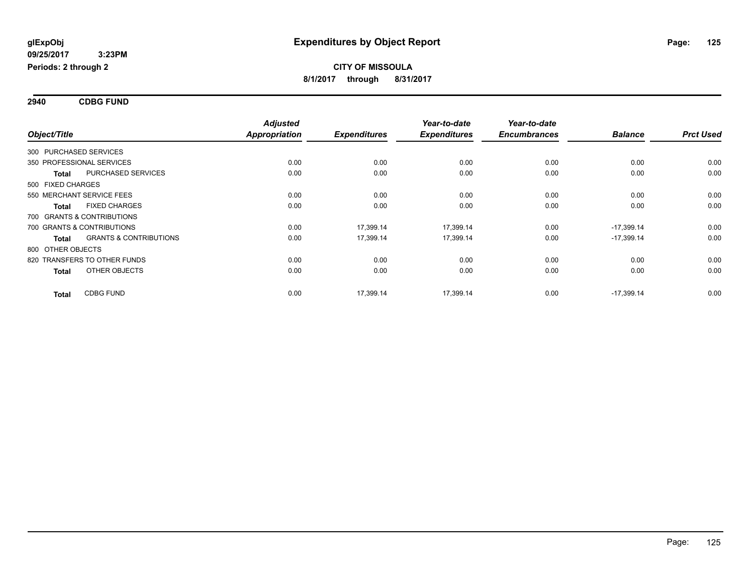glExpObj
09/25/2017 3:23PM
Periods: 2 through 2

# Expenditures by Object Report

**CITY OF MISSOULA**
**8/1/2017 through 8/31/2017**

## 2940 CDBG FUND

| Object/Title | Adjusted Appropriation | Expenditures | Year-to-date Expenditures | Year-to-date Encumbrances | Balance | Prct Used |
|---|---|---|---|---|---|---|
| 300 PURCHASED SERVICES | | | | | | |
| 350 PROFESSIONAL SERVICES | 0.00 | 0.00 | 0.00 | 0.00 | 0.00 | 0.00 |
| **Total** PURCHASED SERVICES | 0.00 | 0.00 | 0.00 | 0.00 | 0.00 | 0.00 |
| 500 FIXED CHARGES | | | | | | |
| 550 MERCHANT SERVICE FEES | 0.00 | 0.00 | 0.00 | 0.00 | 0.00 | 0.00 |
| **Total** FIXED CHARGES | 0.00 | 0.00 | 0.00 | 0.00 | 0.00 | 0.00 |
| 700 GRANTS & CONTRIBUTIONS | | | | | | |
| 700 GRANTS & CONTRIBUTIONS | 0.00 | 17,399.14 | 17,399.14 | 0.00 | -17,399.14 | 0.00 |
| **Total** GRANTS & CONTRIBUTIONS | 0.00 | 17,399.14 | 17,399.14 | 0.00 | -17,399.14 | 0.00 |
| 800 OTHER OBJECTS | | | | | | |
| 820 TRANSFERS TO OTHER FUNDS | 0.00 | 0.00 | 0.00 | 0.00 | 0.00 | 0.00 |
| **Total** OTHER OBJECTS | 0.00 | 0.00 | 0.00 | 0.00 | 0.00 | 0.00 |
| **Total** CDBG FUND | 0.00 | 17,399.14 | 17,399.14 | 0.00 | -17,399.14 | 0.00 |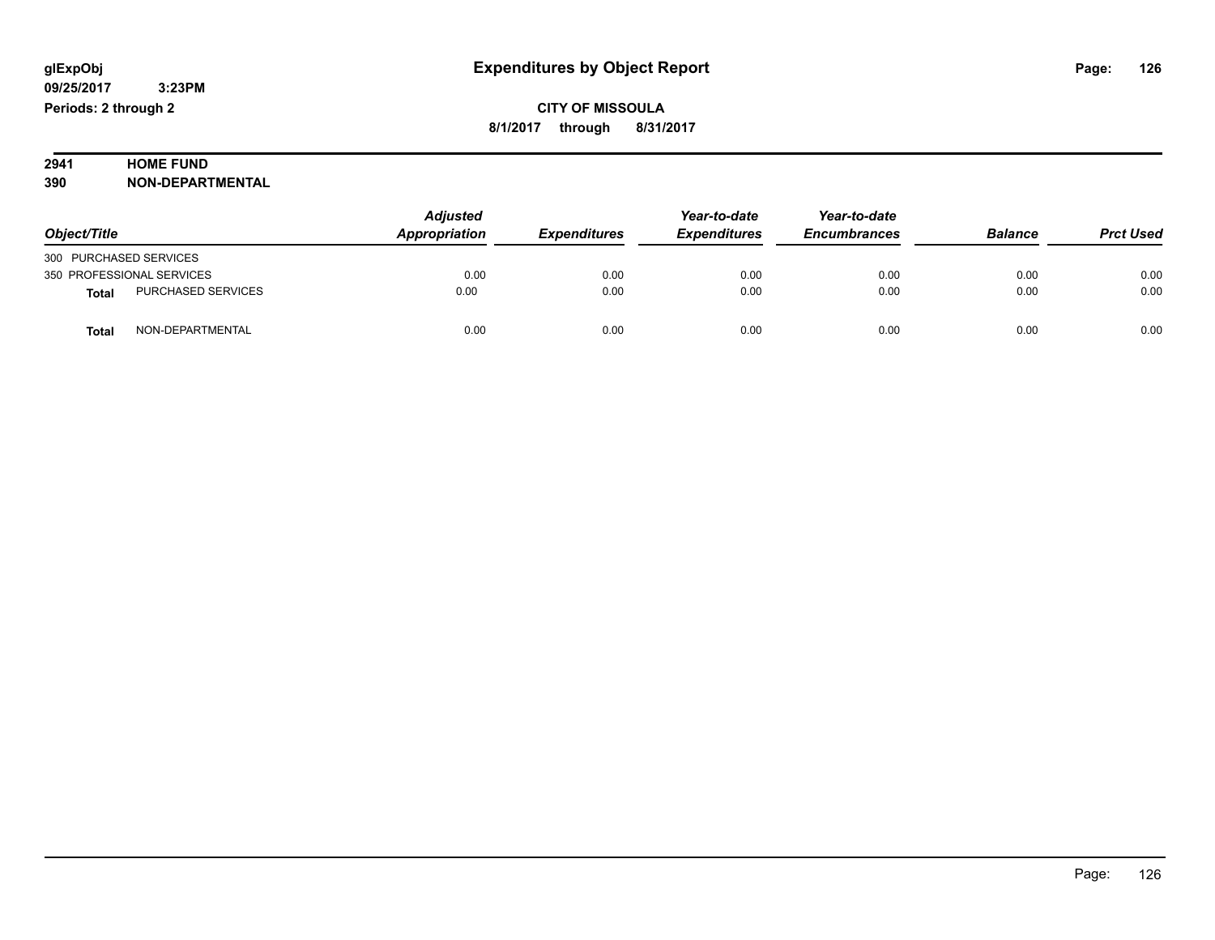# Expenditures by Object Report

glExpObj
09/25/2017 3:23PM
Periods: 2 through 2

**CITY OF MISSOULA**
**8/1/2017 through 8/31/2017**

**2941 HOME FUND**
**390 NON-DEPARTMENTAL**

| Object/Title | | Adjusted Appropriation | Expenditures | Year-to-date Expenditures | Year-to-date Encumbrances | Balance | Prct Used |
|---|---|---|---|---|---|---|---|
| 300 PURCHASED SERVICES | | | | | | | |
| 350 PROFESSIONAL SERVICES | | 0.00 | 0.00 | 0.00 | 0.00 | 0.00 | 0.00 |
| **Total** | PURCHASED SERVICES | 0.00 | 0.00 | 0.00 | 0.00 | 0.00 | 0.00 |
| **Total** | NON-DEPARTMENTAL | 0.00 | 0.00 | 0.00 | 0.00 | 0.00 | 0.00 |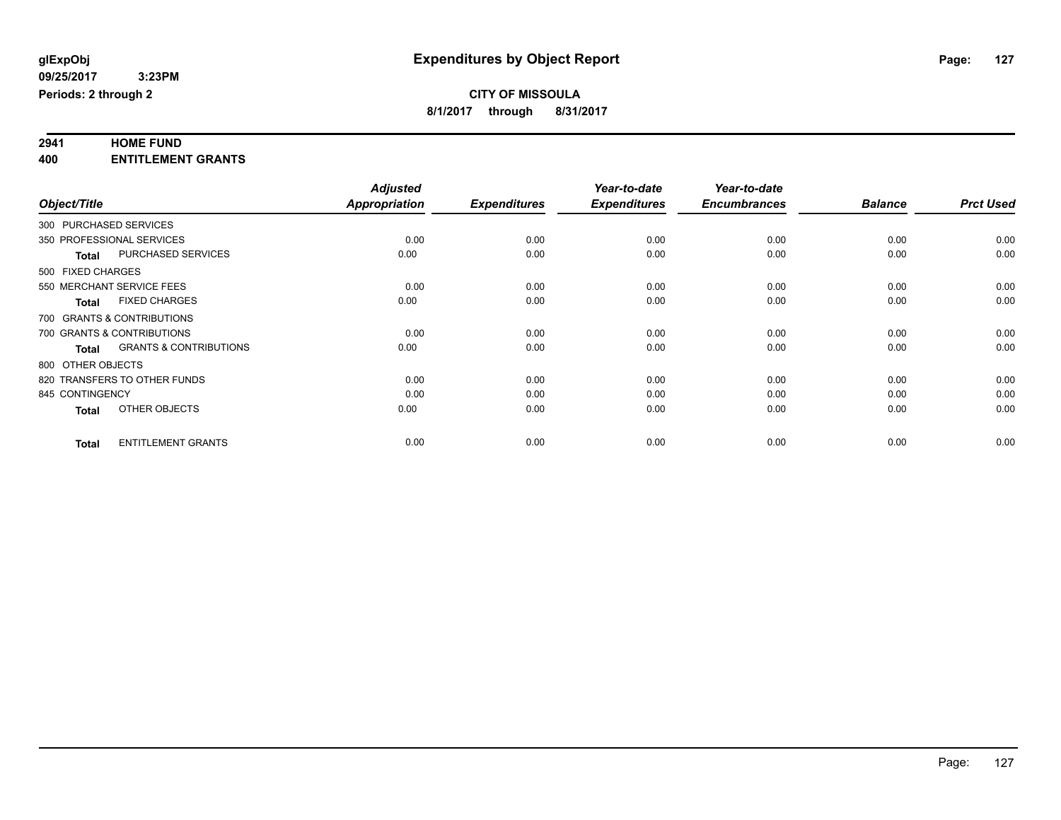**glExpObj**
**09/25/2017 3:23PM**
**Periods: 2 through 2**

# Expenditures by Object Report

**CITY OF MISSOULA**
**8/1/2017 through 8/31/2017**

## 2941 HOME FUND
## 400 ENTITLEMENT GRANTS

| Object/Title | Adjusted Appropriation | Expenditures | Year-to-date Expenditures | Year-to-date Encumbrances | Balance | Prct Used |
|---|---|---|---|---|---|---|
| 300 PURCHASED SERVICES | | | | | | |
| 350 PROFESSIONAL SERVICES | 0.00 | 0.00 | 0.00 | 0.00 | 0.00 | 0.00 |
| **Total** PURCHASED SERVICES | 0.00 | 0.00 | 0.00 | 0.00 | 0.00 | 0.00 |
| 500 FIXED CHARGES | | | | | | |
| 550 MERCHANT SERVICE FEES | 0.00 | 0.00 | 0.00 | 0.00 | 0.00 | 0.00 |
| **Total** FIXED CHARGES | 0.00 | 0.00 | 0.00 | 0.00 | 0.00 | 0.00 |
| 700 GRANTS & CONTRIBUTIONS | | | | | | |
| 700 GRANTS & CONTRIBUTIONS | 0.00 | 0.00 | 0.00 | 0.00 | 0.00 | 0.00 |
| **Total** GRANTS & CONTRIBUTIONS | 0.00 | 0.00 | 0.00 | 0.00 | 0.00 | 0.00 |
| 800 OTHER OBJECTS | | | | | | |
| 820 TRANSFERS TO OTHER FUNDS | 0.00 | 0.00 | 0.00 | 0.00 | 0.00 | 0.00 |
| 845 CONTINGENCY | 0.00 | 0.00 | 0.00 | 0.00 | 0.00 | 0.00 |
| **Total** OTHER OBJECTS | 0.00 | 0.00 | 0.00 | 0.00 | 0.00 | 0.00 |
| **Total** ENTITLEMENT GRANTS | 0.00 | 0.00 | 0.00 | 0.00 | 0.00 | 0.00 |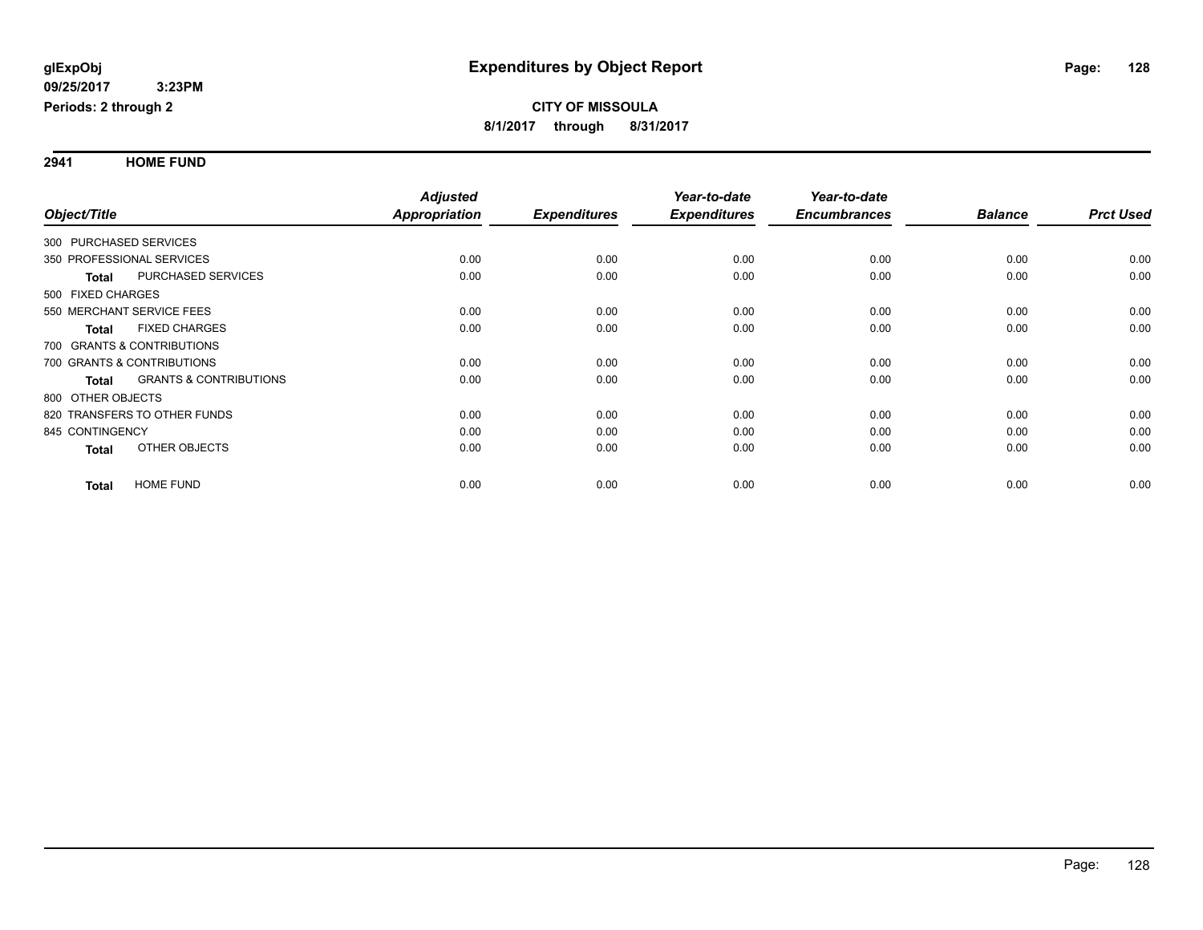**glExpObj** **Expenditures by Object Report**

**09/25/2017 3:23PM**

**Periods: 2 through 2**

**CITY OF MISSOULA**

**8/1/2017 through 8/31/2017**

## 2941 HOME FUND

| Object/Title | | Adjusted Appropriation | Expenditures | Year-to-date Expenditures | Year-to-date Encumbrances | Balance | Prct Used |
|---|---|---|---|---|---|---|---|
| 300 PURCHASED SERVICES | | | | | | | |
| 350 PROFESSIONAL SERVICES | | 0.00 | 0.00 | 0.00 | 0.00 | 0.00 | 0.00 |
| **Total** | PURCHASED SERVICES | 0.00 | 0.00 | 0.00 | 0.00 | 0.00 | 0.00 |
| 500 FIXED CHARGES | | | | | | | |
| 550 MERCHANT SERVICE FEES | | 0.00 | 0.00 | 0.00 | 0.00 | 0.00 | 0.00 |
| **Total** | FIXED CHARGES | 0.00 | 0.00 | 0.00 | 0.00 | 0.00 | 0.00 |
| 700 GRANTS & CONTRIBUTIONS | | | | | | | |
| 700 GRANTS & CONTRIBUTIONS | | 0.00 | 0.00 | 0.00 | 0.00 | 0.00 | 0.00 |
| **Total** | GRANTS & CONTRIBUTIONS | 0.00 | 0.00 | 0.00 | 0.00 | 0.00 | 0.00 |
| 800 OTHER OBJECTS | | | | | | | |
| 820 TRANSFERS TO OTHER FUNDS | | 0.00 | 0.00 | 0.00 | 0.00 | 0.00 | 0.00 |
| 845 CONTINGENCY | | 0.00 | 0.00 | 0.00 | 0.00 | 0.00 | 0.00 |
| **Total** | OTHER OBJECTS | 0.00 | 0.00 | 0.00 | 0.00 | 0.00 | 0.00 |
| **Total** | HOME FUND | 0.00 | 0.00 | 0.00 | 0.00 | 0.00 | 0.00 |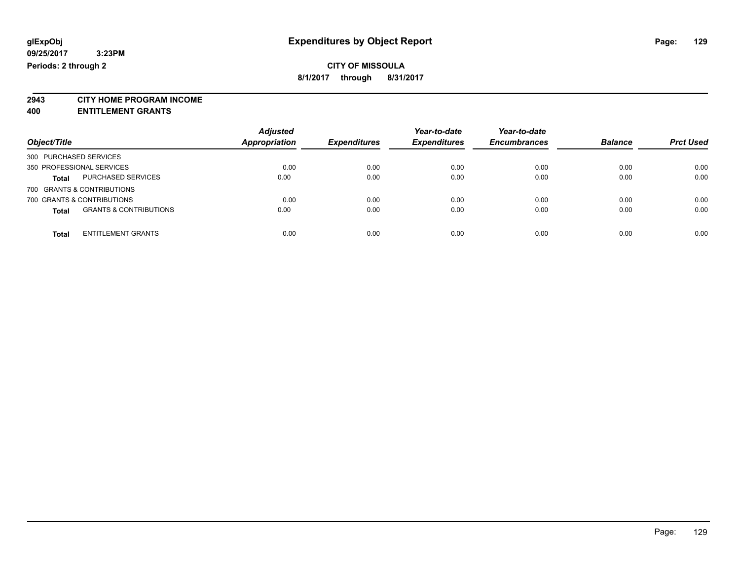**glExpObj** **Expenditures by Object Report**

**09/25/2017 3:23PM**

**Periods: 2 through 2**

**CITY OF MISSOULA**

**8/1/2017 through 8/31/2017**

**2943 CITY HOME PROGRAM INCOME**

**400 ENTITLEMENT GRANTS**

| Object/Title | | Adjusted Appropriation | Expenditures | Year-to-date Expenditures | Year-to-date Encumbrances | Balance | Prct Used |
|---|---|---|---|---|---|---|---|
| 300 PURCHASED SERVICES | | | | | | | |
| 350 PROFESSIONAL SERVICES | | 0.00 | 0.00 | 0.00 | 0.00 | 0.00 | 0.00 |
| **Total** | PURCHASED SERVICES | 0.00 | 0.00 | 0.00 | 0.00 | 0.00 | 0.00 |
| 700 GRANTS & CONTRIBUTIONS | | | | | | | |
| 700 GRANTS & CONTRIBUTIONS | | 0.00 | 0.00 | 0.00 | 0.00 | 0.00 | 0.00 |
| **Total** | GRANTS & CONTRIBUTIONS | 0.00 | 0.00 | 0.00 | 0.00 | 0.00 | 0.00 |
| **Total** | ENTITLEMENT GRANTS | 0.00 | 0.00 | 0.00 | 0.00 | 0.00 | 0.00 |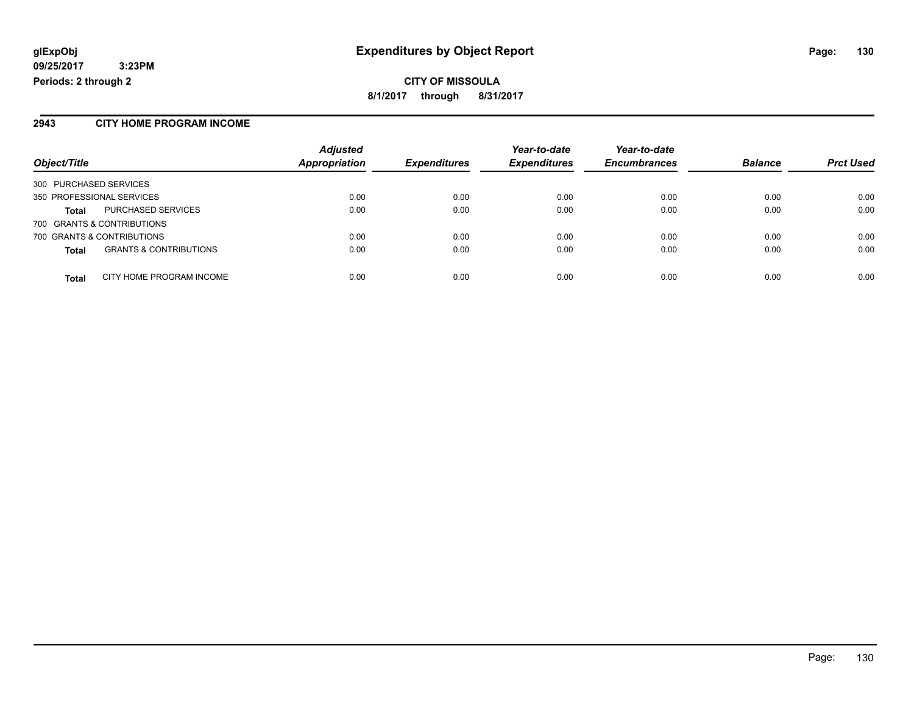glExpObj
09/25/2017 3:23PM
Periods: 2 through 2

# Expenditures by Object Report

**CITY OF MISSOULA**

**8/1/2017 through 8/31/2017**

## 2943 CITY HOME PROGRAM INCOME

| Object/Title | | Adjusted Appropriation | Expenditures | Year-to-date Expenditures | Year-to-date Encumbrances | Balance | Prct Used |
|---|---|---|---|---|---|---|---|
| 300 PURCHASED SERVICES | | | | | | | |
| 350 PROFESSIONAL SERVICES | | 0.00 | 0.00 | 0.00 | 0.00 | 0.00 | 0.00 |
| **Total** | PURCHASED SERVICES | 0.00 | 0.00 | 0.00 | 0.00 | 0.00 | 0.00 |
| 700 GRANTS & CONTRIBUTIONS | | | | | | | |
| 700 GRANTS & CONTRIBUTIONS | | 0.00 | 0.00 | 0.00 | 0.00 | 0.00 | 0.00 |
| **Total** | GRANTS & CONTRIBUTIONS | 0.00 | 0.00 | 0.00 | 0.00 | 0.00 | 0.00 |
| **Total** | CITY HOME PROGRAM INCOME | 0.00 | 0.00 | 0.00 | 0.00 | 0.00 | 0.00 |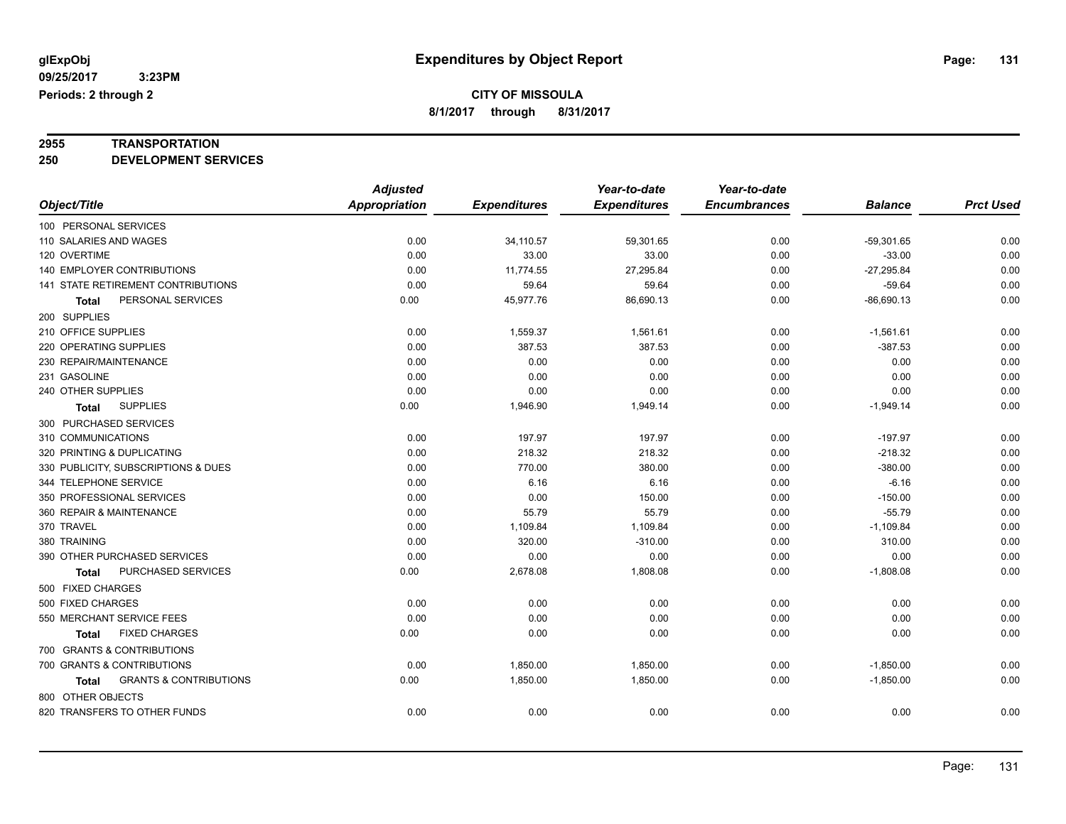# Expenditures by Object Report

glExpObj
09/25/2017 3:23PM
Periods: 2 through 2

**CITY OF MISSOULA**
8/1/2017 through 8/31/2017

**2955 TRANSPORTATION**
**250 DEVELOPMENT SERVICES**

| Object/Title | Adjusted Appropriation | Expenditures | Year-to-date Expenditures | Year-to-date Encumbrances | Balance | Prct Used |
|---|---|---|---|---|---|---|
| 100 PERSONAL SERVICES | | | | | | |
| 110 SALARIES AND WAGES | 0.00 | 34,110.57 | 59,301.65 | 0.00 | -59,301.65 | 0.00 |
| 120 OVERTIME | 0.00 | 33.00 | 33.00 | 0.00 | -33.00 | 0.00 |
| 140 EMPLOYER CONTRIBUTIONS | 0.00 | 11,774.55 | 27,295.84 | 0.00 | -27,295.84 | 0.00 |
| 141 STATE RETIREMENT CONTRIBUTIONS | 0.00 | 59.64 | 59.64 | 0.00 | -59.64 | 0.00 |
| **Total** PERSONAL SERVICES | 0.00 | 45,977.76 | 86,690.13 | 0.00 | -86,690.13 | 0.00 |
| 200 SUPPLIES | | | | | | |
| 210 OFFICE SUPPLIES | 0.00 | 1,559.37 | 1,561.61 | 0.00 | -1,561.61 | 0.00 |
| 220 OPERATING SUPPLIES | 0.00 | 387.53 | 387.53 | 0.00 | -387.53 | 0.00 |
| 230 REPAIR/MAINTENANCE | 0.00 | 0.00 | 0.00 | 0.00 | 0.00 | 0.00 |
| 231 GASOLINE | 0.00 | 0.00 | 0.00 | 0.00 | 0.00 | 0.00 |
| 240 OTHER SUPPLIES | 0.00 | 0.00 | 0.00 | 0.00 | 0.00 | 0.00 |
| **Total** SUPPLIES | 0.00 | 1,946.90 | 1,949.14 | 0.00 | -1,949.14 | 0.00 |
| 300 PURCHASED SERVICES | | | | | | |
| 310 COMMUNICATIONS | 0.00 | 197.97 | 197.97 | 0.00 | -197.97 | 0.00 |
| 320 PRINTING & DUPLICATING | 0.00 | 218.32 | 218.32 | 0.00 | -218.32 | 0.00 |
| 330 PUBLICITY, SUBSCRIPTIONS & DUES | 0.00 | 770.00 | 380.00 | 0.00 | -380.00 | 0.00 |
| 344 TELEPHONE SERVICE | 0.00 | 6.16 | 6.16 | 0.00 | -6.16 | 0.00 |
| 350 PROFESSIONAL SERVICES | 0.00 | 0.00 | 150.00 | 0.00 | -150.00 | 0.00 |
| 360 REPAIR & MAINTENANCE | 0.00 | 55.79 | 55.79 | 0.00 | -55.79 | 0.00 |
| 370 TRAVEL | 0.00 | 1,109.84 | 1,109.84 | 0.00 | -1,109.84 | 0.00 |
| 380 TRAINING | 0.00 | 320.00 | -310.00 | 0.00 | 310.00 | 0.00 |
| 390 OTHER PURCHASED SERVICES | 0.00 | 0.00 | 0.00 | 0.00 | 0.00 | 0.00 |
| **Total** PURCHASED SERVICES | 0.00 | 2,678.08 | 1,808.08 | 0.00 | -1,808.08 | 0.00 |
| 500 FIXED CHARGES | | | | | | |
| 500 FIXED CHARGES | 0.00 | 0.00 | 0.00 | 0.00 | 0.00 | 0.00 |
| 550 MERCHANT SERVICE FEES | 0.00 | 0.00 | 0.00 | 0.00 | 0.00 | 0.00 |
| **Total** FIXED CHARGES | 0.00 | 0.00 | 0.00 | 0.00 | 0.00 | 0.00 |
| 700 GRANTS & CONTRIBUTIONS | | | | | | |
| 700 GRANTS & CONTRIBUTIONS | 0.00 | 1,850.00 | 1,850.00 | 0.00 | -1,850.00 | 0.00 |
| **Total** GRANTS & CONTRIBUTIONS | 0.00 | 1,850.00 | 1,850.00 | 0.00 | -1,850.00 | 0.00 |
| 800 OTHER OBJECTS | | | | | | |
| 820 TRANSFERS TO OTHER FUNDS | 0.00 | 0.00 | 0.00 | 0.00 | 0.00 | 0.00 |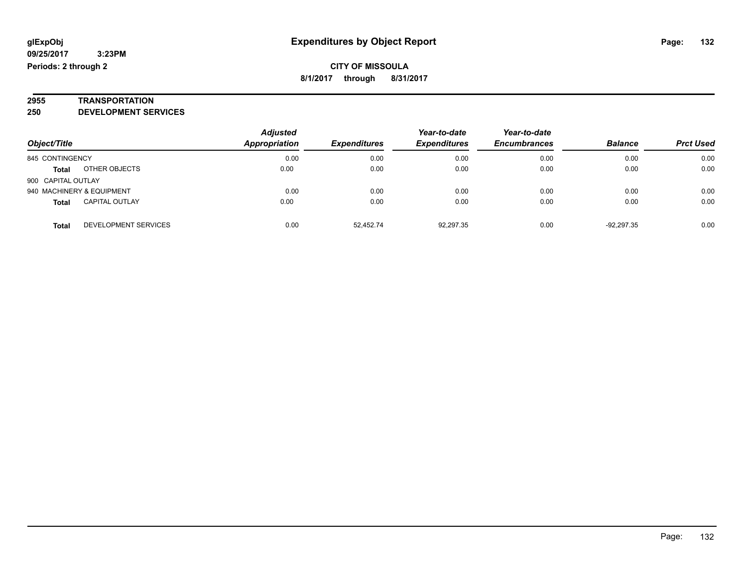**glExpObj**
**09/25/2017 3:23PM**
**Periods: 2 through 2**

# Expenditures by Object Report

**CITY OF MISSOULA**
**8/1/2017 through 8/31/2017**

**2955 TRANSPORTATION**
**250 DEVELOPMENT SERVICES**

| Object/Title | | Adjusted Appropriation | Expenditures | Year-to-date Expenditures | Year-to-date Encumbrances | Balance | Prct Used |
|---|---|---|---|---|---|---|---|
| 845 CONTINGENCY | | 0.00 | 0.00 | 0.00 | 0.00 | 0.00 | 0.00 |
| **Total** | OTHER OBJECTS | 0.00 | 0.00 | 0.00 | 0.00 | 0.00 | 0.00 |
| 900 CAPITAL OUTLAY | | | | | | | |
| 940 MACHINERY & EQUIPMENT | | 0.00 | 0.00 | 0.00 | 0.00 | 0.00 | 0.00 |
| **Total** | CAPITAL OUTLAY | 0.00 | 0.00 | 0.00 | 0.00 | 0.00 | 0.00 |
| **Total** | DEVELOPMENT SERVICES | 0.00 | 52,452.74 | 92,297.35 | 0.00 | -92,297.35 | 0.00 |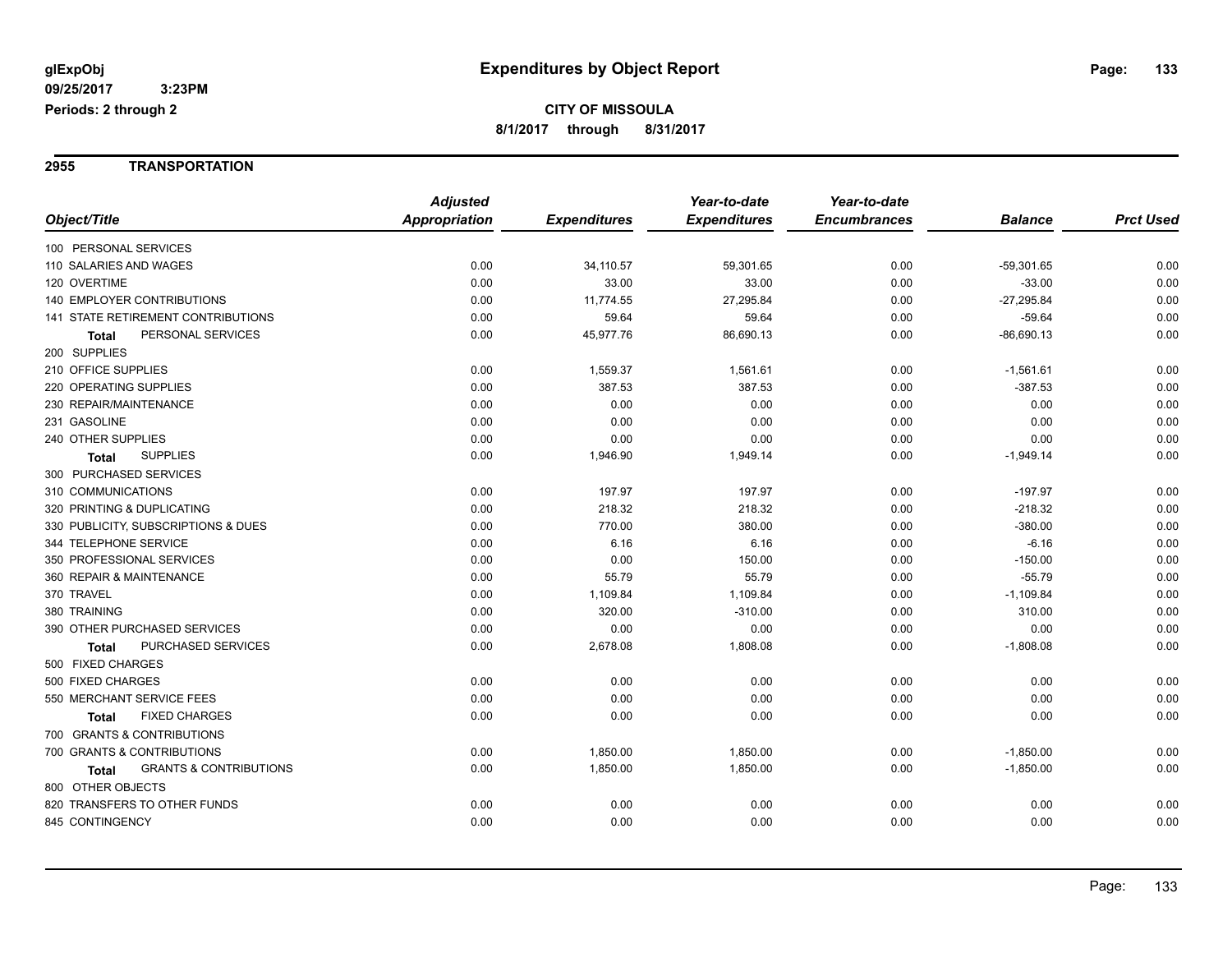glExpObj
09/25/2017 3:23PM
Periods: 2 through 2

# Expenditures by Object Report

**CITY OF MISSOULA**
**8/1/2017 through 8/31/2017**

## 2955 TRANSPORTATION

| Object/Title | Adjusted Appropriation | Expenditures | Year-to-date Expenditures | Year-to-date Encumbrances | Balance | Prct Used |
|---|---|---|---|---|---|---|
| 100 PERSONAL SERVICES | | | | | | |
| 110 SALARIES AND WAGES | 0.00 | 34,110.57 | 59,301.65 | 0.00 | -59,301.65 | 0.00 |
| 120 OVERTIME | 0.00 | 33.00 | 33.00 | 0.00 | -33.00 | 0.00 |
| 140 EMPLOYER CONTRIBUTIONS | 0.00 | 11,774.55 | 27,295.84 | 0.00 | -27,295.84 | 0.00 |
| 141 STATE RETIREMENT CONTRIBUTIONS | 0.00 | 59.64 | 59.64 | 0.00 | -59.64 | 0.00 |
| **Total** PERSONAL SERVICES | 0.00 | 45,977.76 | 86,690.13 | 0.00 | -86,690.13 | 0.00 |
| 200 SUPPLIES | | | | | | |
| 210 OFFICE SUPPLIES | 0.00 | 1,559.37 | 1,561.61 | 0.00 | -1,561.61 | 0.00 |
| 220 OPERATING SUPPLIES | 0.00 | 387.53 | 387.53 | 0.00 | -387.53 | 0.00 |
| 230 REPAIR/MAINTENANCE | 0.00 | 0.00 | 0.00 | 0.00 | 0.00 | 0.00 |
| 231 GASOLINE | 0.00 | 0.00 | 0.00 | 0.00 | 0.00 | 0.00 |
| 240 OTHER SUPPLIES | 0.00 | 0.00 | 0.00 | 0.00 | 0.00 | 0.00 |
| **Total** SUPPLIES | 0.00 | 1,946.90 | 1,949.14 | 0.00 | -1,949.14 | 0.00 |
| 300 PURCHASED SERVICES | | | | | | |
| 310 COMMUNICATIONS | 0.00 | 197.97 | 197.97 | 0.00 | -197.97 | 0.00 |
| 320 PRINTING & DUPLICATING | 0.00 | 218.32 | 218.32 | 0.00 | -218.32 | 0.00 |
| 330 PUBLICITY, SUBSCRIPTIONS & DUES | 0.00 | 770.00 | 380.00 | 0.00 | -380.00 | 0.00 |
| 344 TELEPHONE SERVICE | 0.00 | 6.16 | 6.16 | 0.00 | -6.16 | 0.00 |
| 350 PROFESSIONAL SERVICES | 0.00 | 0.00 | 150.00 | 0.00 | -150.00 | 0.00 |
| 360 REPAIR & MAINTENANCE | 0.00 | 55.79 | 55.79 | 0.00 | -55.79 | 0.00 |
| 370 TRAVEL | 0.00 | 1,109.84 | 1,109.84 | 0.00 | -1,109.84 | 0.00 |
| 380 TRAINING | 0.00 | 320.00 | -310.00 | 0.00 | 310.00 | 0.00 |
| 390 OTHER PURCHASED SERVICES | 0.00 | 0.00 | 0.00 | 0.00 | 0.00 | 0.00 |
| **Total** PURCHASED SERVICES | 0.00 | 2,678.08 | 1,808.08 | 0.00 | -1,808.08 | 0.00 |
| 500 FIXED CHARGES | | | | | | |
| 500 FIXED CHARGES | 0.00 | 0.00 | 0.00 | 0.00 | 0.00 | 0.00 |
| 550 MERCHANT SERVICE FEES | 0.00 | 0.00 | 0.00 | 0.00 | 0.00 | 0.00 |
| **Total** FIXED CHARGES | 0.00 | 0.00 | 0.00 | 0.00 | 0.00 | 0.00 |
| 700 GRANTS & CONTRIBUTIONS | | | | | | |
| 700 GRANTS & CONTRIBUTIONS | 0.00 | 1,850.00 | 1,850.00 | 0.00 | -1,850.00 | 0.00 |
| **Total** GRANTS & CONTRIBUTIONS | 0.00 | 1,850.00 | 1,850.00 | 0.00 | -1,850.00 | 0.00 |
| 800 OTHER OBJECTS | | | | | | |
| 820 TRANSFERS TO OTHER FUNDS | 0.00 | 0.00 | 0.00 | 0.00 | 0.00 | 0.00 |
| 845 CONTINGENCY | 0.00 | 0.00 | 0.00 | 0.00 | 0.00 | 0.00 |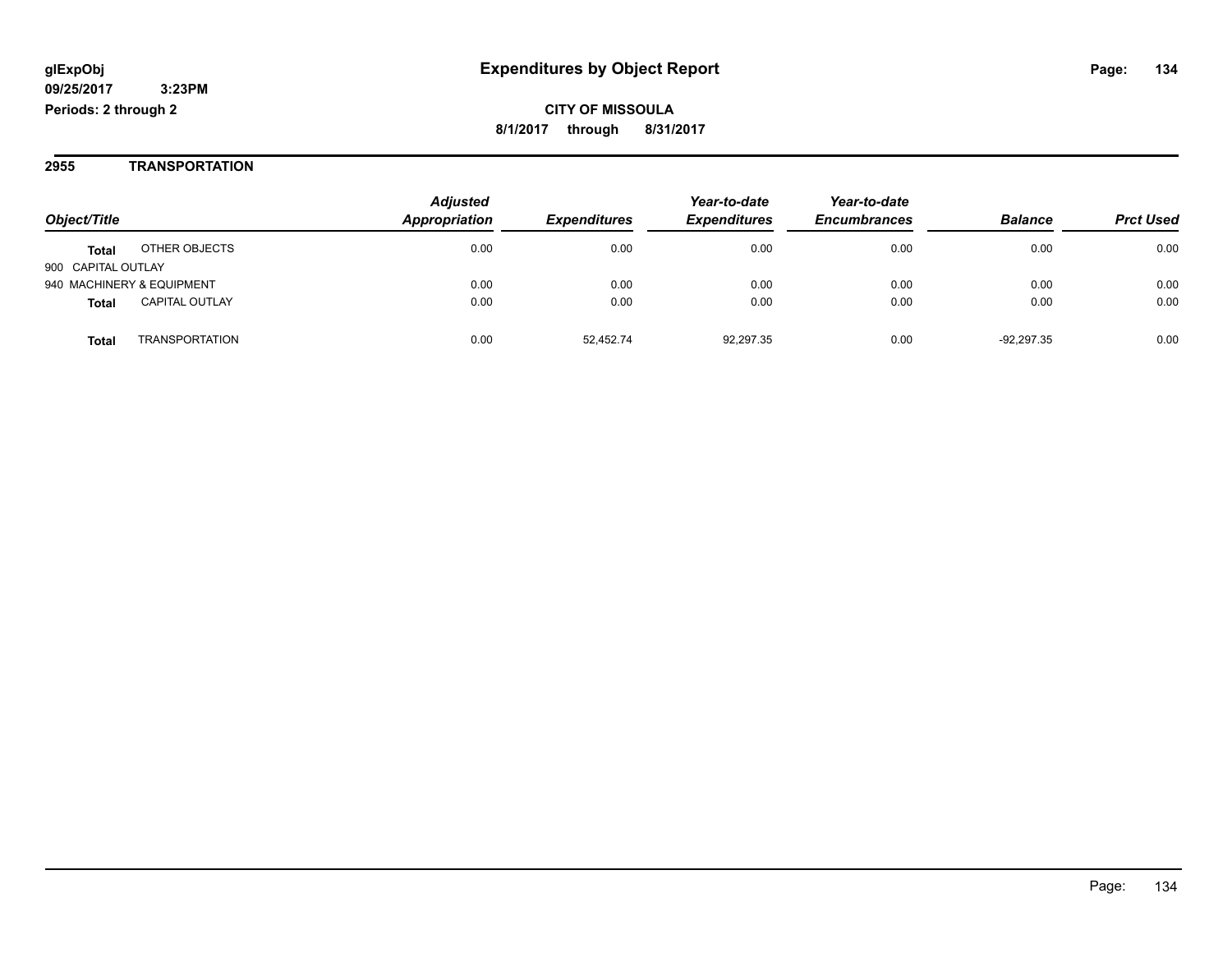**glExpObj**
**09/25/2017 3:23PM**
**Periods: 2 through 2**

# Expenditures by Object Report

**CITY OF MISSOULA**
**8/1/2017 through 8/31/2017**

## 2955 TRANSPORTATION

| Object/Title | | Adjusted Appropriation | Expenditures | Year-to-date Expenditures | Year-to-date Encumbrances | Balance | Prct Used |
|---|---|---|---|---|---|---|---|
| **Total** | OTHER OBJECTS | 0.00 | 0.00 | 0.00 | 0.00 | 0.00 | 0.00 |
| 900 CAPITAL OUTLAY | | | | | | | |
| 940 MACHINERY & EQUIPMENT | | 0.00 | 0.00 | 0.00 | 0.00 | 0.00 | 0.00 |
| **Total** | CAPITAL OUTLAY | 0.00 | 0.00 | 0.00 | 0.00 | 0.00 | 0.00 |
| **Total** | TRANSPORTATION | 0.00 | 52,452.74 | 92,297.35 | 0.00 | -92,297.35 | 0.00 |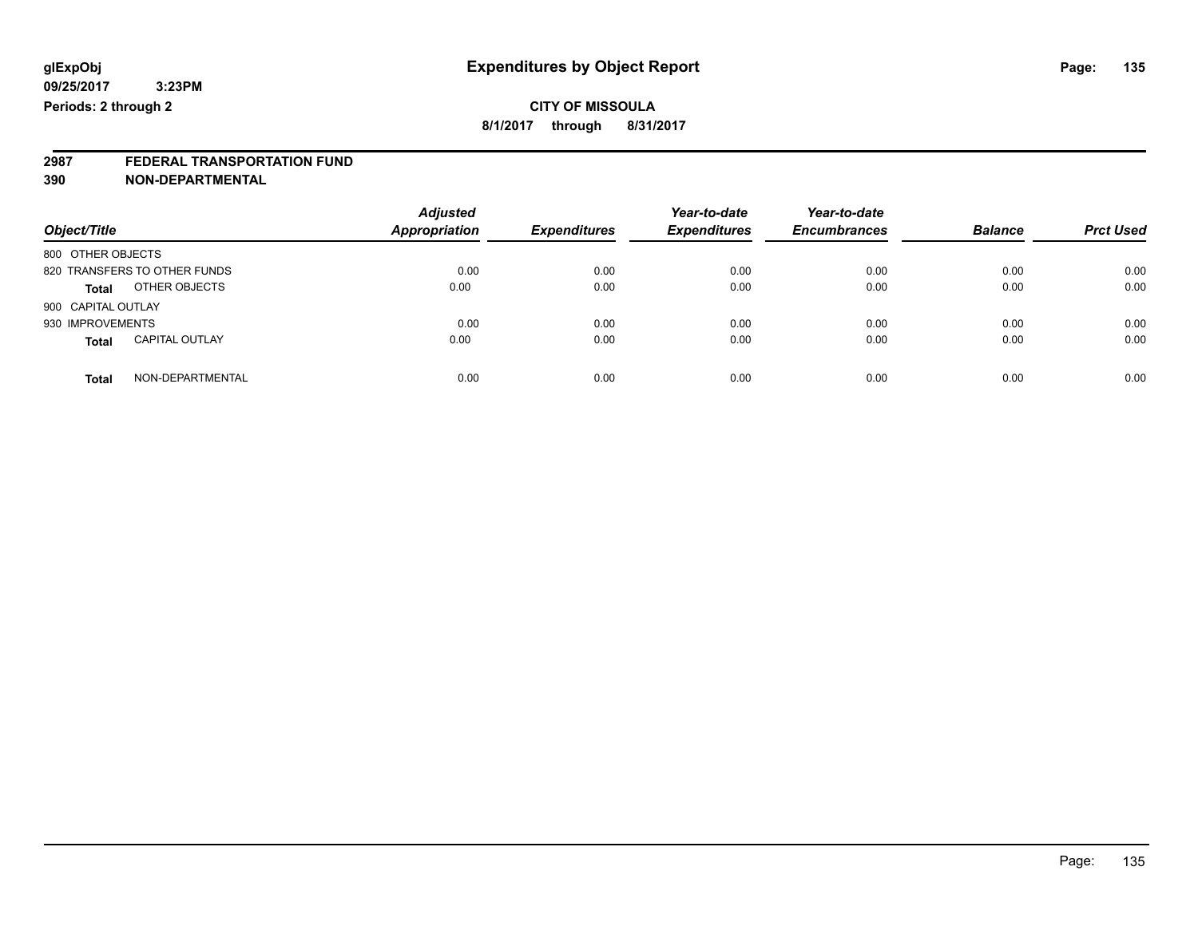**glExpObj**
**09/25/2017 3:23PM**
**Periods: 2 through 2**

# Expenditures by Object Report

**CITY OF MISSOULA**
**8/1/2017 through 8/31/2017**

## 2987 FEDERAL TRANSPORTATION FUND
## 390 NON-DEPARTMENTAL

| Object/Title | | Adjusted Appropriation | Expenditures | Year-to-date Expenditures | Year-to-date Encumbrances | Balance | Prct Used |
|---|---|---|---|---|---|---|---|
| 800 OTHER OBJECTS | | | | | | | |
| 820 TRANSFERS TO OTHER FUNDS | | 0.00 | 0.00 | 0.00 | 0.00 | 0.00 | 0.00 |
| **Total** | OTHER OBJECTS | 0.00 | 0.00 | 0.00 | 0.00 | 0.00 | 0.00 |
| 900 CAPITAL OUTLAY | | | | | | | |
| 930 IMPROVEMENTS | | 0.00 | 0.00 | 0.00 | 0.00 | 0.00 | 0.00 |
| **Total** | CAPITAL OUTLAY | 0.00 | 0.00 | 0.00 | 0.00 | 0.00 | 0.00 |
| **Total** | NON-DEPARTMENTAL | 0.00 | 0.00 | 0.00 | 0.00 | 0.00 | 0.00 |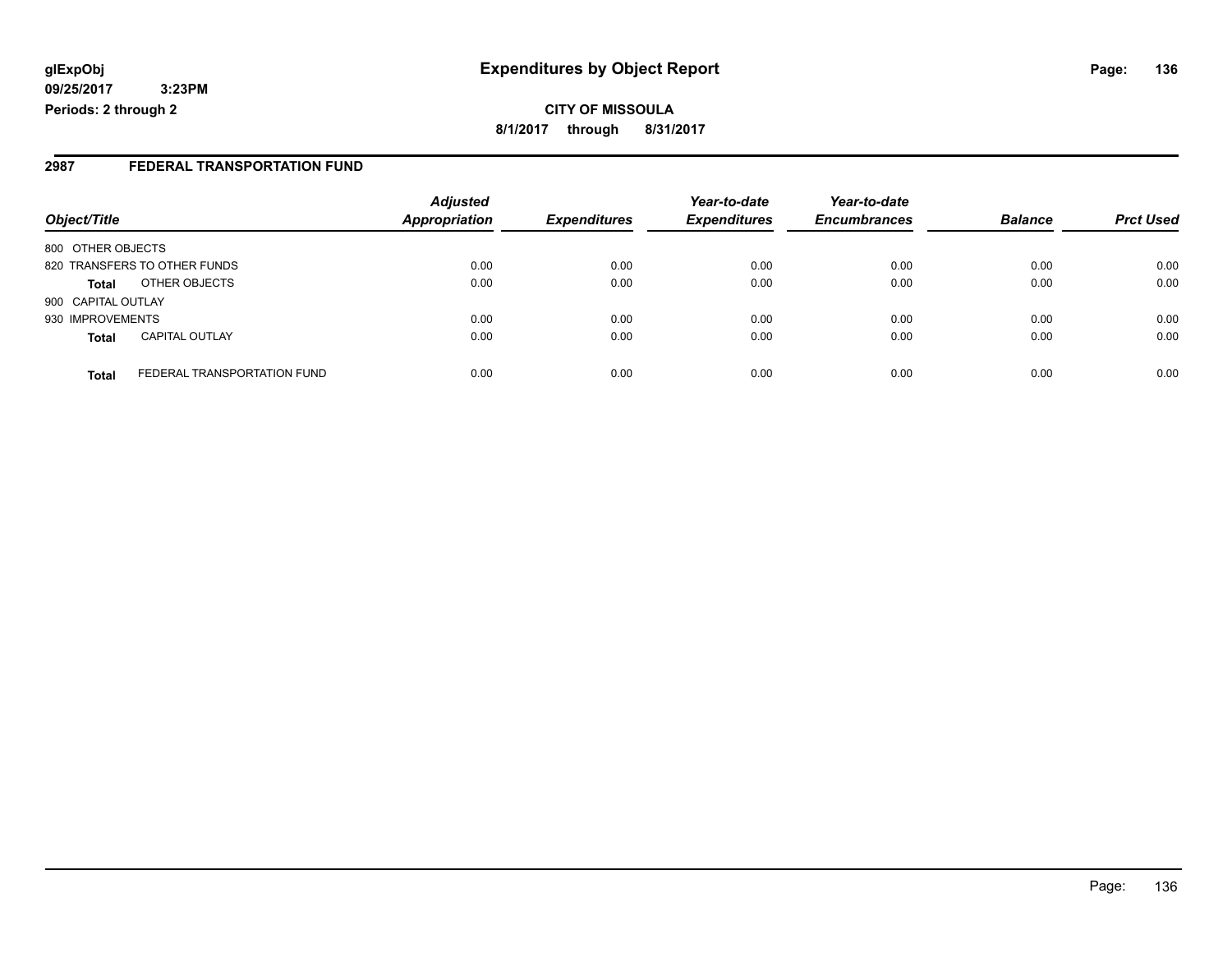**glExpObj**
**09/25/2017 3:23PM**
**Periods: 2 through 2**

# Expenditures by Object Report

**CITY OF MISSOULA**
**8/1/2017 through 8/31/2017**

## 2987 FEDERAL TRANSPORTATION FUND

| Object/Title | Adjusted Appropriation | Expenditures | Year-to-date Expenditures | Year-to-date Encumbrances | Balance | Prct Used |
|---|---|---|---|---|---|---|
| 800 OTHER OBJECTS | | | | | | |
| 820 TRANSFERS TO OTHER FUNDS | 0.00 | 0.00 | 0.00 | 0.00 | 0.00 | 0.00 |
| **Total** OTHER OBJECTS | 0.00 | 0.00 | 0.00 | 0.00 | 0.00 | 0.00 |
| 900 CAPITAL OUTLAY | | | | | | |
| 930 IMPROVEMENTS | 0.00 | 0.00 | 0.00 | 0.00 | 0.00 | 0.00 |
| **Total** CAPITAL OUTLAY | 0.00 | 0.00 | 0.00 | 0.00 | 0.00 | 0.00 |
| **Total** FEDERAL TRANSPORTATION FUND | 0.00 | 0.00 | 0.00 | 0.00 | 0.00 | 0.00 |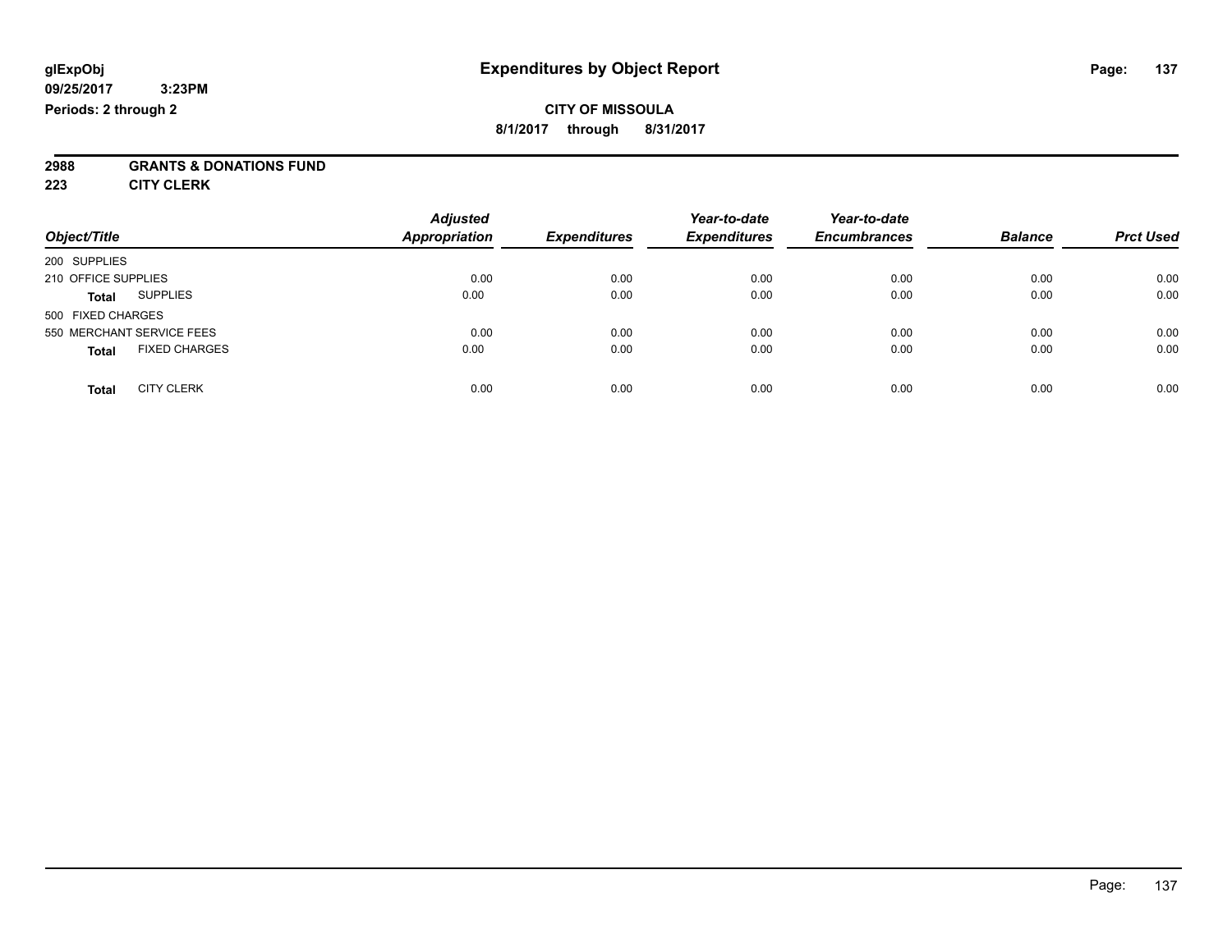**glExpObj**
**09/25/2017 3:23PM**
**Periods: 2 through 2**

# Expenditures by Object Report

**CITY OF MISSOULA**
**8/1/2017 through 8/31/2017**

**2988 GRANTS & DONATIONS FUND**
**223 CITY CLERK**

| Object/Title | Adjusted Appropriation | Expenditures | Year-to-date Expenditures | Year-to-date Encumbrances | Balance | Prct Used |
|---|---|---|---|---|---|---|
| 200 SUPPLIES | | | | | | |
| 210 OFFICE SUPPLIES | 0.00 | 0.00 | 0.00 | 0.00 | 0.00 | 0.00 |
| **Total** SUPPLIES | 0.00 | 0.00 | 0.00 | 0.00 | 0.00 | 0.00 |
| 500 FIXED CHARGES | | | | | | |
| 550 MERCHANT SERVICE FEES | 0.00 | 0.00 | 0.00 | 0.00 | 0.00 | 0.00 |
| **Total** FIXED CHARGES | 0.00 | 0.00 | 0.00 | 0.00 | 0.00 | 0.00 |
| **Total** CITY CLERK | 0.00 | 0.00 | 0.00 | 0.00 | 0.00 | 0.00 |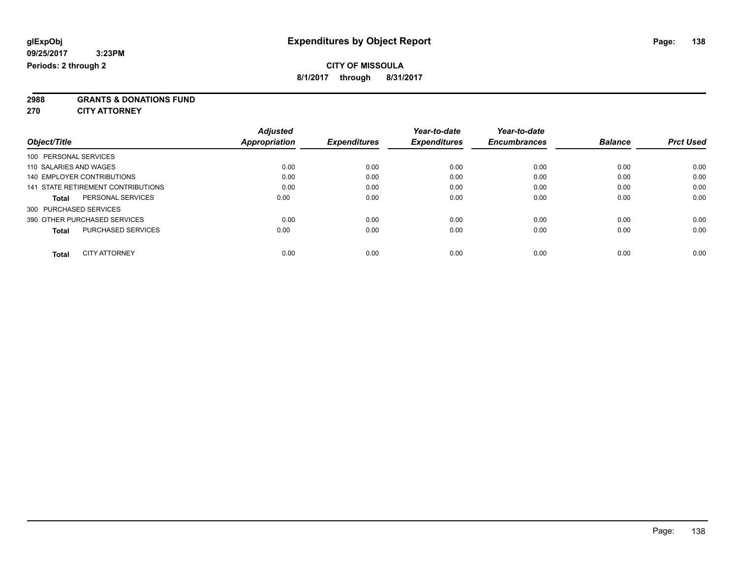**glExpObj** **Expenditures by Object Report**

**09/25/2017 3:23PM**

**Periods: 2 through 2**

**CITY OF MISSOULA**

**8/1/2017 through 8/31/2017**

**2988 GRANTS & DONATIONS FUND**

**270 CITY ATTORNEY**

| Object/Title | Adjusted Appropriation | Expenditures | Year-to-date Expenditures | Year-to-date Encumbrances | Balance | Prct Used |
|---|---|---|---|---|---|---|
| 100 PERSONAL SERVICES | | | | | | |
| 110 SALARIES AND WAGES | 0.00 | 0.00 | 0.00 | 0.00 | 0.00 | 0.00 |
| 140 EMPLOYER CONTRIBUTIONS | 0.00 | 0.00 | 0.00 | 0.00 | 0.00 | 0.00 |
| 141 STATE RETIREMENT CONTRIBUTIONS | 0.00 | 0.00 | 0.00 | 0.00 | 0.00 | 0.00 |
| **Total** PERSONAL SERVICES | 0.00 | 0.00 | 0.00 | 0.00 | 0.00 | 0.00 |
| 300 PURCHASED SERVICES | | | | | | |
| 390 OTHER PURCHASED SERVICES | 0.00 | 0.00 | 0.00 | 0.00 | 0.00 | 0.00 |
| **Total** PURCHASED SERVICES | 0.00 | 0.00 | 0.00 | 0.00 | 0.00 | 0.00 |
| **Total** CITY ATTORNEY | 0.00 | 0.00 | 0.00 | 0.00 | 0.00 | 0.00 |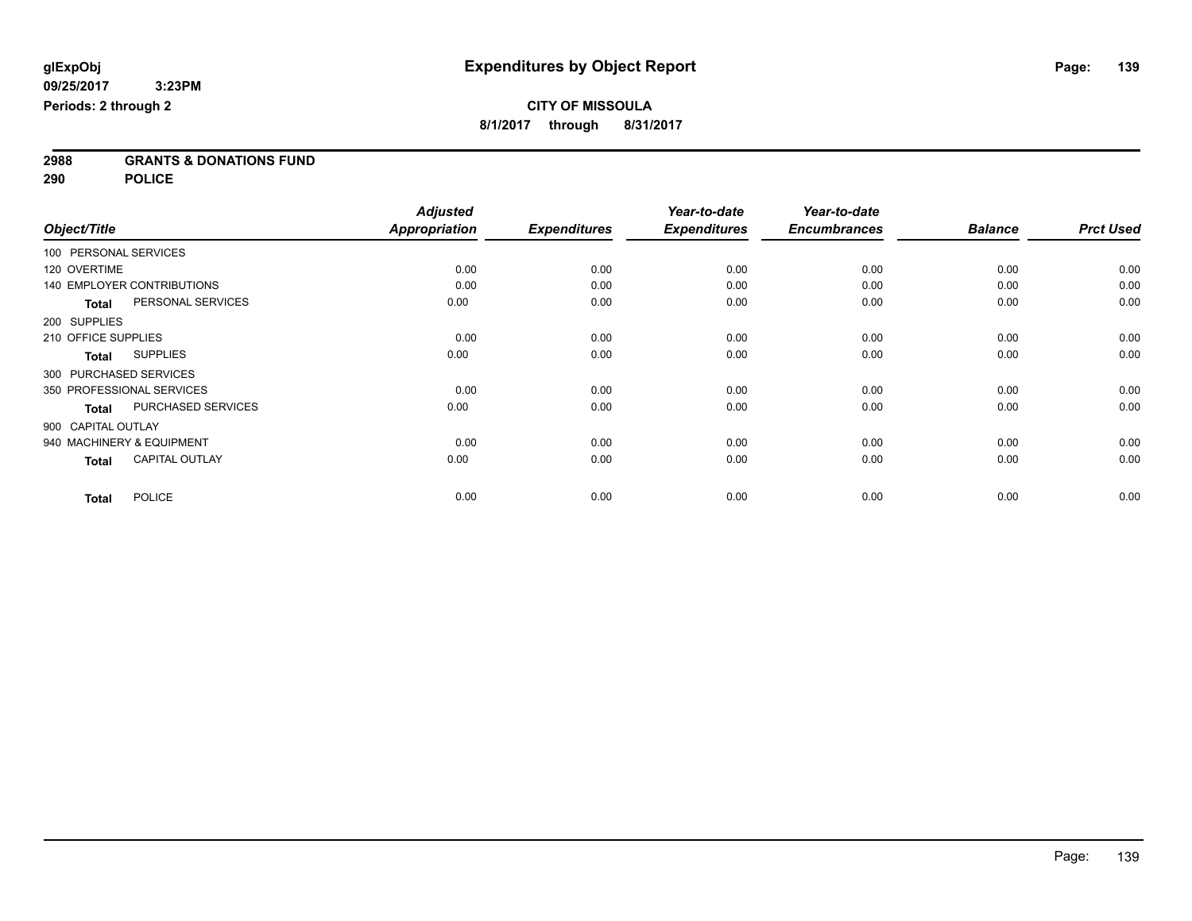**glExpObj**
**09/25/2017 3:23PM**
**Periods: 2 through 2**

# Expenditures by Object Report

**CITY OF MISSOULA**
**8/1/2017 through 8/31/2017**

**2988 GRANTS & DONATIONS FUND**
**290 POLICE**

| Object/Title | Adjusted Appropriation | Expenditures | Year-to-date Expenditures | Year-to-date Encumbrances | Balance | Prct Used |
|---|---|---|---|---|---|---|
| 100 PERSONAL SERVICES | | | | | | |
| 120 OVERTIME | 0.00 | 0.00 | 0.00 | 0.00 | 0.00 | 0.00 |
| 140 EMPLOYER CONTRIBUTIONS | 0.00 | 0.00 | 0.00 | 0.00 | 0.00 | 0.00 |
| **Total** PERSONAL SERVICES | 0.00 | 0.00 | 0.00 | 0.00 | 0.00 | 0.00 |
| 200 SUPPLIES | | | | | | |
| 210 OFFICE SUPPLIES | 0.00 | 0.00 | 0.00 | 0.00 | 0.00 | 0.00 |
| **Total** SUPPLIES | 0.00 | 0.00 | 0.00 | 0.00 | 0.00 | 0.00 |
| 300 PURCHASED SERVICES | | | | | | |
| 350 PROFESSIONAL SERVICES | 0.00 | 0.00 | 0.00 | 0.00 | 0.00 | 0.00 |
| **Total** PURCHASED SERVICES | 0.00 | 0.00 | 0.00 | 0.00 | 0.00 | 0.00 |
| 900 CAPITAL OUTLAY | | | | | | |
| 940 MACHINERY & EQUIPMENT | 0.00 | 0.00 | 0.00 | 0.00 | 0.00 | 0.00 |
| **Total** CAPITAL OUTLAY | 0.00 | 0.00 | 0.00 | 0.00 | 0.00 | 0.00 |
| **Total** POLICE | 0.00 | 0.00 | 0.00 | 0.00 | 0.00 | 0.00 |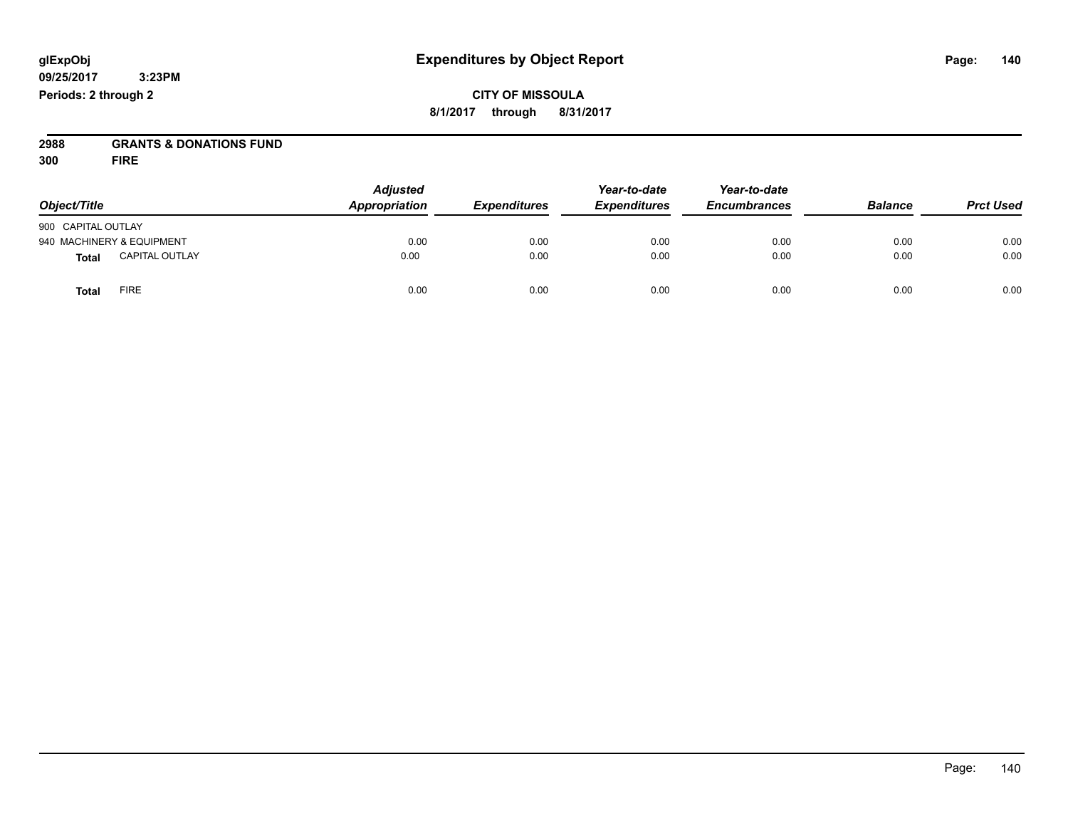# Expenditures by Object Report

glExpObj
09/25/2017 3:23PM
Periods: 2 through 2

**CITY OF MISSOULA**
**8/1/2017 through 8/31/2017**

**2988 GRANTS & DONATIONS FUND**
**300 FIRE**

| Object/Title | Adjusted Appropriation | Expenditures | Year-to-date Expenditures | Year-to-date Encumbrances | Balance | Prct Used |
|---|---|---|---|---|---|---|
| 900 CAPITAL OUTLAY | | | | | | |
| 940 MACHINERY & EQUIPMENT | 0.00 | 0.00 | 0.00 | 0.00 | 0.00 | 0.00 |
| **Total** CAPITAL OUTLAY | 0.00 | 0.00 | 0.00 | 0.00 | 0.00 | 0.00 |
| **Total** FIRE | 0.00 | 0.00 | 0.00 | 0.00 | 0.00 | 0.00 |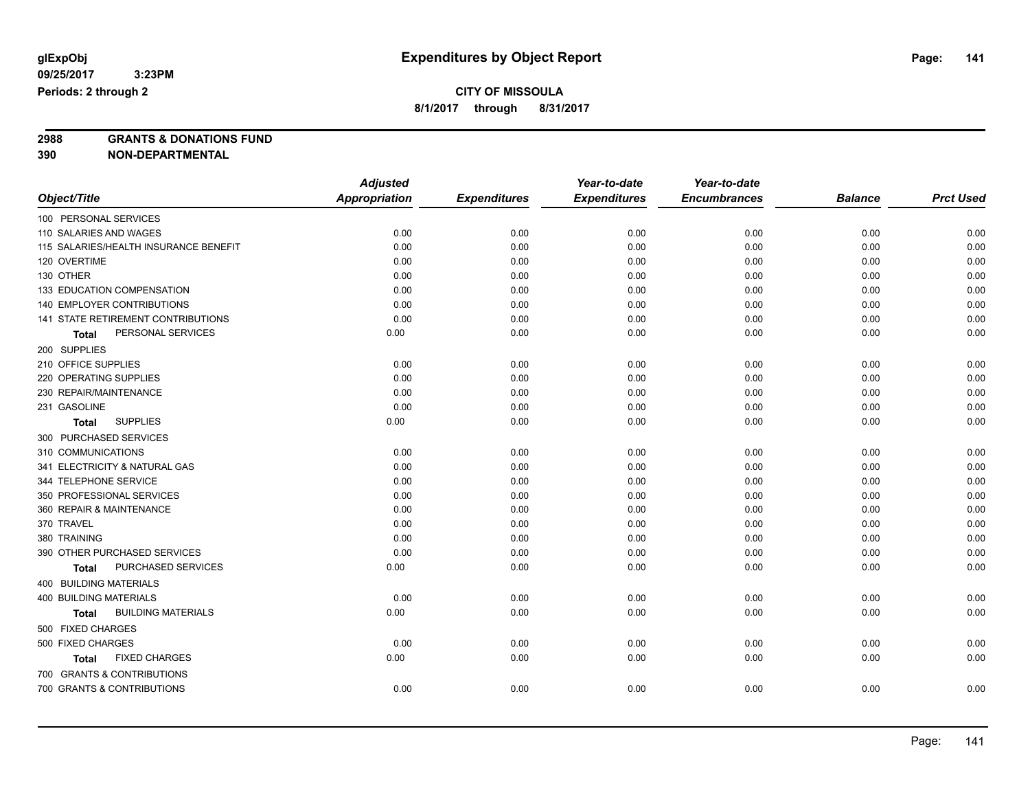**glExpObj** **Expenditures by Object Report**

**09/25/2017 3:23PM**

**Periods: 2 through 2**

**CITY OF MISSOULA**

**8/1/2017 through 8/31/2017**

**2988 GRANTS & DONATIONS FUND**

**390 NON-DEPARTMENTAL**

| Object/Title | Adjusted Appropriation | Expenditures | Year-to-date Expenditures | Year-to-date Encumbrances | Balance | Prct Used |
|---|---|---|---|---|---|---|
| 100 PERSONAL SERVICES | | | | | | |
| 110 SALARIES AND WAGES | 0.00 | 0.00 | 0.00 | 0.00 | 0.00 | 0.00 |
| 115 SALARIES/HEALTH INSURANCE BENEFIT | 0.00 | 0.00 | 0.00 | 0.00 | 0.00 | 0.00 |
| 120 OVERTIME | 0.00 | 0.00 | 0.00 | 0.00 | 0.00 | 0.00 |
| 130 OTHER | 0.00 | 0.00 | 0.00 | 0.00 | 0.00 | 0.00 |
| 133 EDUCATION COMPENSATION | 0.00 | 0.00 | 0.00 | 0.00 | 0.00 | 0.00 |
| 140 EMPLOYER CONTRIBUTIONS | 0.00 | 0.00 | 0.00 | 0.00 | 0.00 | 0.00 |
| 141 STATE RETIREMENT CONTRIBUTIONS | 0.00 | 0.00 | 0.00 | 0.00 | 0.00 | 0.00 |
| **Total** PERSONAL SERVICES | 0.00 | 0.00 | 0.00 | 0.00 | 0.00 | 0.00 |
| 200 SUPPLIES | | | | | | |
| 210 OFFICE SUPPLIES | 0.00 | 0.00 | 0.00 | 0.00 | 0.00 | 0.00 |
| 220 OPERATING SUPPLIES | 0.00 | 0.00 | 0.00 | 0.00 | 0.00 | 0.00 |
| 230 REPAIR/MAINTENANCE | 0.00 | 0.00 | 0.00 | 0.00 | 0.00 | 0.00 |
| 231 GASOLINE | 0.00 | 0.00 | 0.00 | 0.00 | 0.00 | 0.00 |
| **Total** SUPPLIES | 0.00 | 0.00 | 0.00 | 0.00 | 0.00 | 0.00 |
| 300 PURCHASED SERVICES | | | | | | |
| 310 COMMUNICATIONS | 0.00 | 0.00 | 0.00 | 0.00 | 0.00 | 0.00 |
| 341 ELECTRICITY & NATURAL GAS | 0.00 | 0.00 | 0.00 | 0.00 | 0.00 | 0.00 |
| 344 TELEPHONE SERVICE | 0.00 | 0.00 | 0.00 | 0.00 | 0.00 | 0.00 |
| 350 PROFESSIONAL SERVICES | 0.00 | 0.00 | 0.00 | 0.00 | 0.00 | 0.00 |
| 360 REPAIR & MAINTENANCE | 0.00 | 0.00 | 0.00 | 0.00 | 0.00 | 0.00 |
| 370 TRAVEL | 0.00 | 0.00 | 0.00 | 0.00 | 0.00 | 0.00 |
| 380 TRAINING | 0.00 | 0.00 | 0.00 | 0.00 | 0.00 | 0.00 |
| 390 OTHER PURCHASED SERVICES | 0.00 | 0.00 | 0.00 | 0.00 | 0.00 | 0.00 |
| **Total** PURCHASED SERVICES | 0.00 | 0.00 | 0.00 | 0.00 | 0.00 | 0.00 |
| 400 BUILDING MATERIALS | | | | | | |
| 400 BUILDING MATERIALS | 0.00 | 0.00 | 0.00 | 0.00 | 0.00 | 0.00 |
| **Total** BUILDING MATERIALS | 0.00 | 0.00 | 0.00 | 0.00 | 0.00 | 0.00 |
| 500 FIXED CHARGES | | | | | | |
| 500 FIXED CHARGES | 0.00 | 0.00 | 0.00 | 0.00 | 0.00 | 0.00 |
| **Total** FIXED CHARGES | 0.00 | 0.00 | 0.00 | 0.00 | 0.00 | 0.00 |
| 700 GRANTS & CONTRIBUTIONS | | | | | | |
| 700 GRANTS & CONTRIBUTIONS | 0.00 | 0.00 | 0.00 | 0.00 | 0.00 | 0.00 |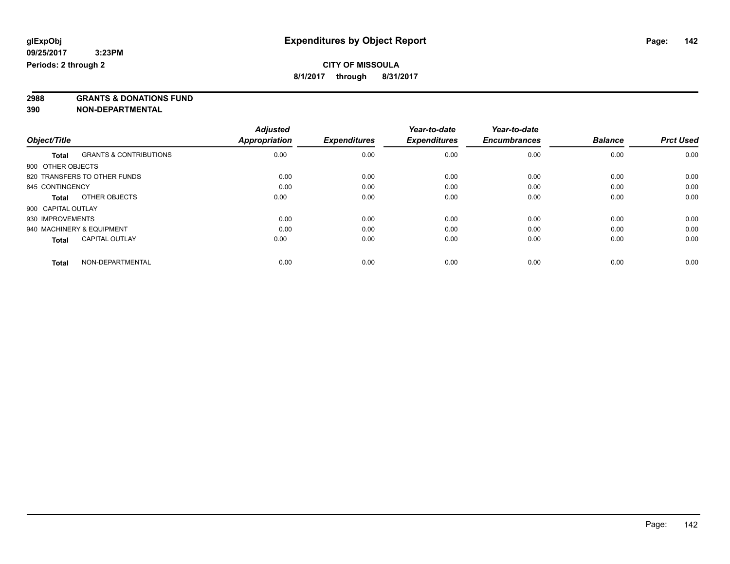**glExpObj**
**09/25/2017 3:23PM**
**Periods: 2 through 2**

# Expenditures by Object Report

**CITY OF MISSOULA**
**8/1/2017 through 8/31/2017**

**2988 GRANTS & DONATIONS FUND**
**390 NON-DEPARTMENTAL**

| Object/Title | Adjusted Appropriation | Expenditures | Year-to-date Expenditures | Year-to-date Encumbrances | Balance | Prct Used |
|---|---|---|---|---|---|---|
| **Total** GRANTS & CONTRIBUTIONS | 0.00 | 0.00 | 0.00 | 0.00 | 0.00 | 0.00 |
| 800 OTHER OBJECTS | | | | | | |
| 820 TRANSFERS TO OTHER FUNDS | 0.00 | 0.00 | 0.00 | 0.00 | 0.00 | 0.00 |
| 845 CONTINGENCY | 0.00 | 0.00 | 0.00 | 0.00 | 0.00 | 0.00 |
| **Total** OTHER OBJECTS | 0.00 | 0.00 | 0.00 | 0.00 | 0.00 | 0.00 |
| 900 CAPITAL OUTLAY | | | | | | |
| 930 IMPROVEMENTS | 0.00 | 0.00 | 0.00 | 0.00 | 0.00 | 0.00 |
| 940 MACHINERY & EQUIPMENT | 0.00 | 0.00 | 0.00 | 0.00 | 0.00 | 0.00 |
| **Total** CAPITAL OUTLAY | 0.00 | 0.00 | 0.00 | 0.00 | 0.00 | 0.00 |
| **Total** NON-DEPARTMENTAL | 0.00 | 0.00 | 0.00 | 0.00 | 0.00 | 0.00 |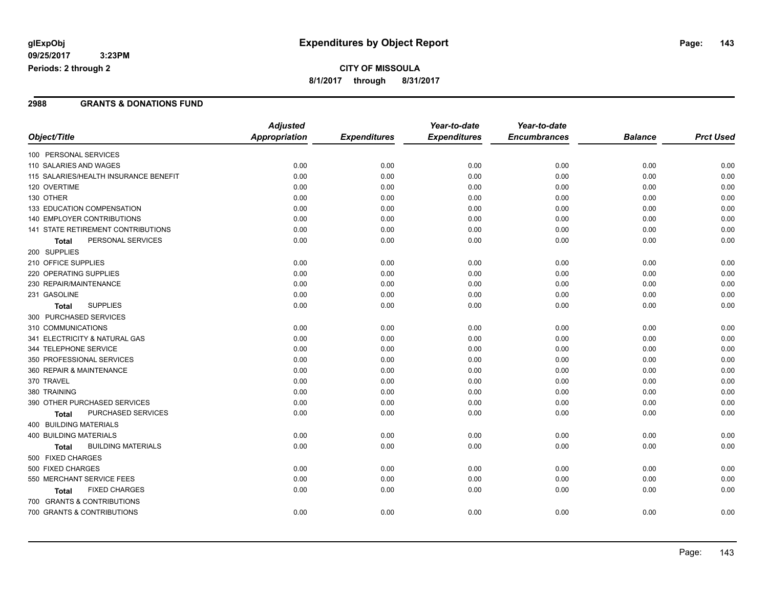# Expenditures by Object Report

glExpObj
09/25/2017 3:23PM
Periods: 2 through 2

**CITY OF MISSOULA**
8/1/2017 through 8/31/2017

## 2988 GRANTS & DONATIONS FUND

| Object/Title | Adjusted Appropriation | Expenditures | Year-to-date Expenditures | Year-to-date Encumbrances | Balance | Prct Used |
|---|---|---|---|---|---|---|
| 100 PERSONAL SERVICES | | | | | | |
| 110 SALARIES AND WAGES | 0.00 | 0.00 | 0.00 | 0.00 | 0.00 | 0.00 |
| 115 SALARIES/HEALTH INSURANCE BENEFIT | 0.00 | 0.00 | 0.00 | 0.00 | 0.00 | 0.00 |
| 120 OVERTIME | 0.00 | 0.00 | 0.00 | 0.00 | 0.00 | 0.00 |
| 130 OTHER | 0.00 | 0.00 | 0.00 | 0.00 | 0.00 | 0.00 |
| 133 EDUCATION COMPENSATION | 0.00 | 0.00 | 0.00 | 0.00 | 0.00 | 0.00 |
| 140 EMPLOYER CONTRIBUTIONS | 0.00 | 0.00 | 0.00 | 0.00 | 0.00 | 0.00 |
| 141 STATE RETIREMENT CONTRIBUTIONS | 0.00 | 0.00 | 0.00 | 0.00 | 0.00 | 0.00 |
| **Total** PERSONAL SERVICES | 0.00 | 0.00 | 0.00 | 0.00 | 0.00 | 0.00 |
| 200 SUPPLIES | | | | | | |
| 210 OFFICE SUPPLIES | 0.00 | 0.00 | 0.00 | 0.00 | 0.00 | 0.00 |
| 220 OPERATING SUPPLIES | 0.00 | 0.00 | 0.00 | 0.00 | 0.00 | 0.00 |
| 230 REPAIR/MAINTENANCE | 0.00 | 0.00 | 0.00 | 0.00 | 0.00 | 0.00 |
| 231 GASOLINE | 0.00 | 0.00 | 0.00 | 0.00 | 0.00 | 0.00 |
| **Total** SUPPLIES | 0.00 | 0.00 | 0.00 | 0.00 | 0.00 | 0.00 |
| 300 PURCHASED SERVICES | | | | | | |
| 310 COMMUNICATIONS | 0.00 | 0.00 | 0.00 | 0.00 | 0.00 | 0.00 |
| 341 ELECTRICITY & NATURAL GAS | 0.00 | 0.00 | 0.00 | 0.00 | 0.00 | 0.00 |
| 344 TELEPHONE SERVICE | 0.00 | 0.00 | 0.00 | 0.00 | 0.00 | 0.00 |
| 350 PROFESSIONAL SERVICES | 0.00 | 0.00 | 0.00 | 0.00 | 0.00 | 0.00 |
| 360 REPAIR & MAINTENANCE | 0.00 | 0.00 | 0.00 | 0.00 | 0.00 | 0.00 |
| 370 TRAVEL | 0.00 | 0.00 | 0.00 | 0.00 | 0.00 | 0.00 |
| 380 TRAINING | 0.00 | 0.00 | 0.00 | 0.00 | 0.00 | 0.00 |
| 390 OTHER PURCHASED SERVICES | 0.00 | 0.00 | 0.00 | 0.00 | 0.00 | 0.00 |
| **Total** PURCHASED SERVICES | 0.00 | 0.00 | 0.00 | 0.00 | 0.00 | 0.00 |
| 400 BUILDING MATERIALS | | | | | | |
| 400 BUILDING MATERIALS | 0.00 | 0.00 | 0.00 | 0.00 | 0.00 | 0.00 |
| **Total** BUILDING MATERIALS | 0.00 | 0.00 | 0.00 | 0.00 | 0.00 | 0.00 |
| 500 FIXED CHARGES | | | | | | |
| 500 FIXED CHARGES | 0.00 | 0.00 | 0.00 | 0.00 | 0.00 | 0.00 |
| 550 MERCHANT SERVICE FEES | 0.00 | 0.00 | 0.00 | 0.00 | 0.00 | 0.00 |
| **Total** FIXED CHARGES | 0.00 | 0.00 | 0.00 | 0.00 | 0.00 | 0.00 |
| 700 GRANTS & CONTRIBUTIONS | | | | | | |
| 700 GRANTS & CONTRIBUTIONS | 0.00 | 0.00 | 0.00 | 0.00 | 0.00 | 0.00 |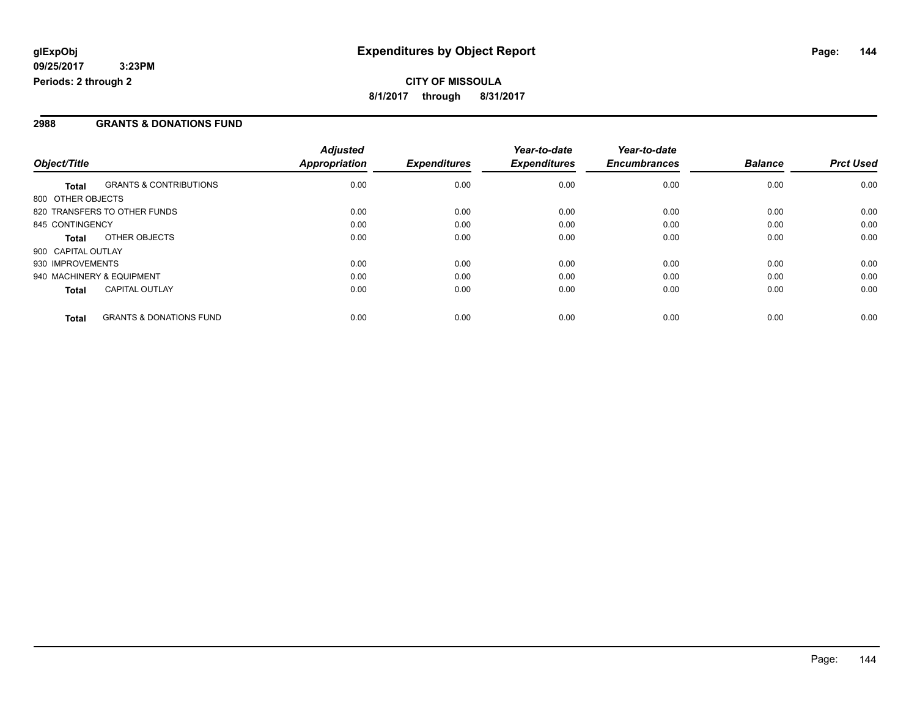**glExpObj**
**09/25/2017 3:23PM**
**Periods: 2 through 2**

# Expenditures by Object Report

**CITY OF MISSOULA**
**8/1/2017 through 8/31/2017**

## 2988 GRANTS & DONATIONS FUND

| Object/Title | Adjusted Appropriation | Expenditures | Year-to-date Expenditures | Year-to-date Encumbrances | Balance | Prct Used |
|---|---|---|---|---|---|---|
| **Total** GRANTS & CONTRIBUTIONS | 0.00 | 0.00 | 0.00 | 0.00 | 0.00 | 0.00 |
| 800 OTHER OBJECTS | | | | | | |
| 820 TRANSFERS TO OTHER FUNDS | 0.00 | 0.00 | 0.00 | 0.00 | 0.00 | 0.00 |
| 845 CONTINGENCY | 0.00 | 0.00 | 0.00 | 0.00 | 0.00 | 0.00 |
| **Total** OTHER OBJECTS | 0.00 | 0.00 | 0.00 | 0.00 | 0.00 | 0.00 |
| 900 CAPITAL OUTLAY | | | | | | |
| 930 IMPROVEMENTS | 0.00 | 0.00 | 0.00 | 0.00 | 0.00 | 0.00 |
| 940 MACHINERY & EQUIPMENT | 0.00 | 0.00 | 0.00 | 0.00 | 0.00 | 0.00 |
| **Total** CAPITAL OUTLAY | 0.00 | 0.00 | 0.00 | 0.00 | 0.00 | 0.00 |
| **Total** GRANTS & DONATIONS FUND | 0.00 | 0.00 | 0.00 | 0.00 | 0.00 | 0.00 |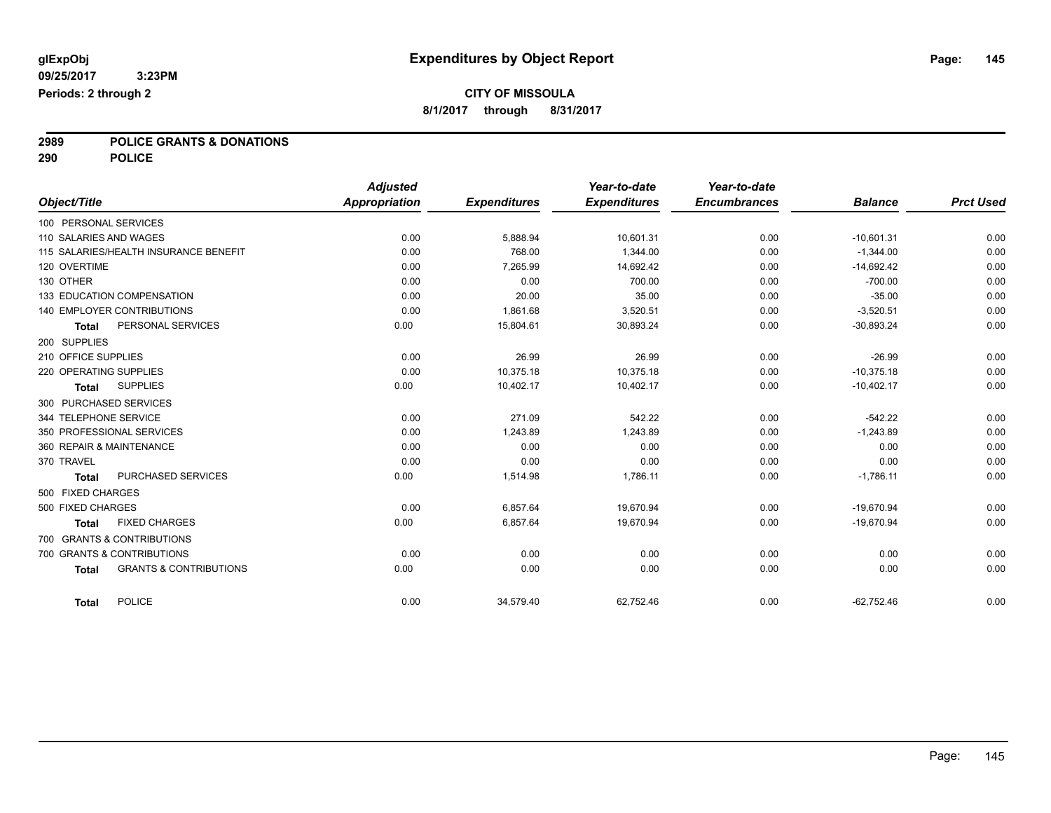**glExpObj** 
**09/25/2017 3:23PM** 
**Periods: 2 through 2**

# Expenditures by Object Report

**CITY OF MISSOULA**
**8/1/2017 through 8/31/2017**

**2989 POLICE GRANTS & DONATIONS**
**290 POLICE**

| Object/Title | Adjusted Appropriation | Expenditures | Year-to-date Expenditures | Year-to-date Encumbrances | Balance | Prct Used |
|---|---|---|---|---|---|---|
| 100 PERSONAL SERVICES | | | | | | |
| 110 SALARIES AND WAGES | 0.00 | 5,888.94 | 10,601.31 | 0.00 | -10,601.31 | 0.00 |
| 115 SALARIES/HEALTH INSURANCE BENEFIT | 0.00 | 768.00 | 1,344.00 | 0.00 | -1,344.00 | 0.00 |
| 120 OVERTIME | 0.00 | 7,265.99 | 14,692.42 | 0.00 | -14,692.42 | 0.00 |
| 130 OTHER | 0.00 | 0.00 | 700.00 | 0.00 | -700.00 | 0.00 |
| 133 EDUCATION COMPENSATION | 0.00 | 20.00 | 35.00 | 0.00 | -35.00 | 0.00 |
| 140 EMPLOYER CONTRIBUTIONS | 0.00 | 1,861.68 | 3,520.51 | 0.00 | -3,520.51 | 0.00 |
| **Total** PERSONAL SERVICES | 0.00 | 15,804.61 | 30,893.24 | 0.00 | -30,893.24 | 0.00 |
| 200 SUPPLIES | | | | | | |
| 210 OFFICE SUPPLIES | 0.00 | 26.99 | 26.99 | 0.00 | -26.99 | 0.00 |
| 220 OPERATING SUPPLIES | 0.00 | 10,375.18 | 10,375.18 | 0.00 | -10,375.18 | 0.00 |
| **Total** SUPPLIES | 0.00 | 10,402.17 | 10,402.17 | 0.00 | -10,402.17 | 0.00 |
| 300 PURCHASED SERVICES | | | | | | |
| 344 TELEPHONE SERVICE | 0.00 | 271.09 | 542.22 | 0.00 | -542.22 | 0.00 |
| 350 PROFESSIONAL SERVICES | 0.00 | 1,243.89 | 1,243.89 | 0.00 | -1,243.89 | 0.00 |
| 360 REPAIR & MAINTENANCE | 0.00 | 0.00 | 0.00 | 0.00 | 0.00 | 0.00 |
| 370 TRAVEL | 0.00 | 0.00 | 0.00 | 0.00 | 0.00 | 0.00 |
| **Total** PURCHASED SERVICES | 0.00 | 1,514.98 | 1,786.11 | 0.00 | -1,786.11 | 0.00 |
| 500 FIXED CHARGES | | | | | | |
| 500 FIXED CHARGES | 0.00 | 6,857.64 | 19,670.94 | 0.00 | -19,670.94 | 0.00 |
| **Total** FIXED CHARGES | 0.00 | 6,857.64 | 19,670.94 | 0.00 | -19,670.94 | 0.00 |
| 700 GRANTS & CONTRIBUTIONS | | | | | | |
| 700 GRANTS & CONTRIBUTIONS | 0.00 | 0.00 | 0.00 | 0.00 | 0.00 | 0.00 |
| **Total** GRANTS & CONTRIBUTIONS | 0.00 | 0.00 | 0.00 | 0.00 | 0.00 | 0.00 |
| **Total** POLICE | 0.00 | 34,579.40 | 62,752.46 | 0.00 | -62,752.46 | 0.00 |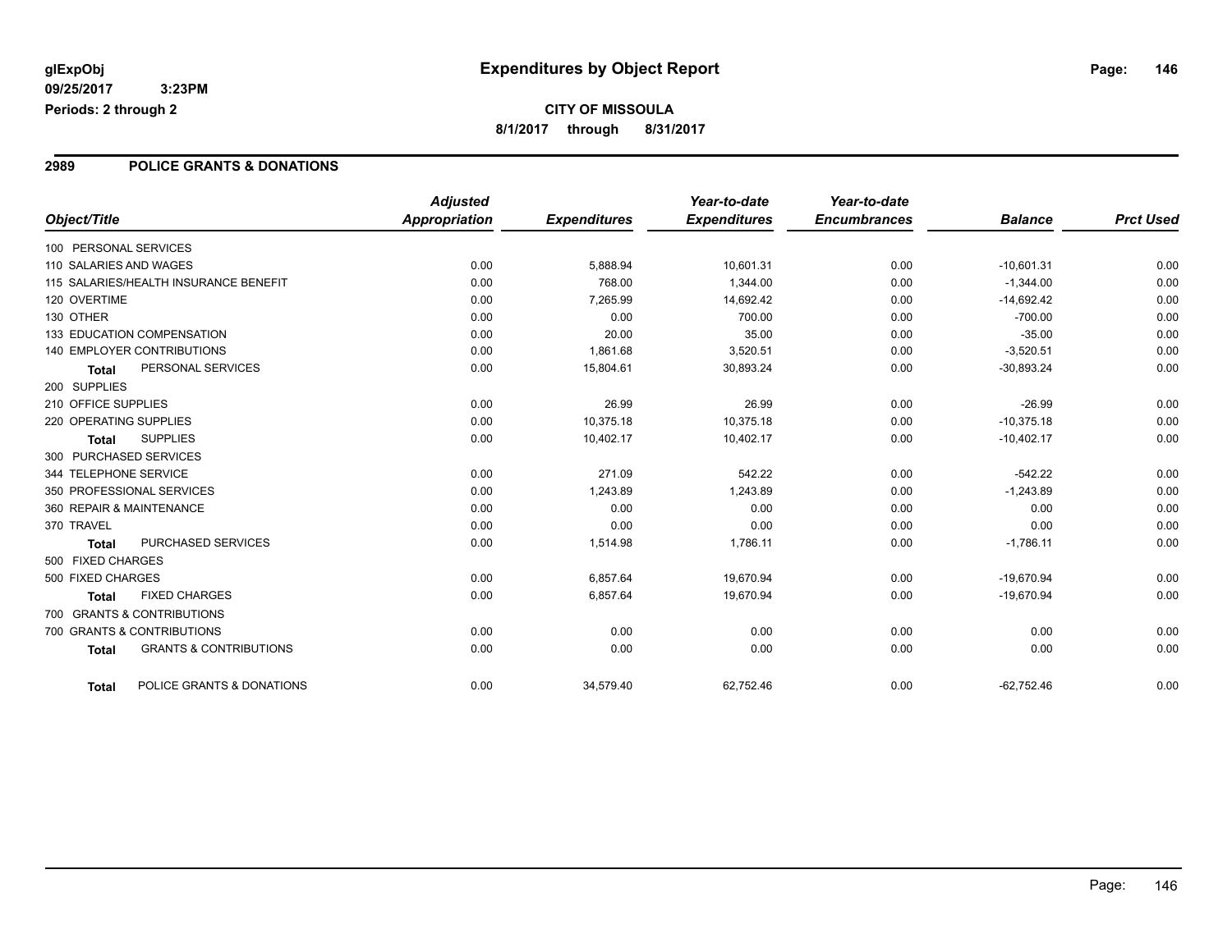**glExpObj** 
**09/25/2017 3:23PM** 
**Periods: 2 through 2**

# Expenditures by Object Report

**CITY OF MISSOULA**
**8/1/2017 through 8/31/2017**

## 2989 POLICE GRANTS & DONATIONS

| Object/Title | | Adjusted Appropriation | Expenditures | Year-to-date Expenditures | Year-to-date Encumbrances | Balance | Prct Used |
|---|---|---|---|---|---|---|---|
| 100 PERSONAL SERVICES | | | | | | | |
| 110 SALARIES AND WAGES | | 0.00 | 5,888.94 | 10,601.31 | 0.00 | -10,601.31 | 0.00 |
| 115 SALARIES/HEALTH INSURANCE BENEFIT | | 0.00 | 768.00 | 1,344.00 | 0.00 | -1,344.00 | 0.00 |
| 120 OVERTIME | | 0.00 | 7,265.99 | 14,692.42 | 0.00 | -14,692.42 | 0.00 |
| 130 OTHER | | 0.00 | 0.00 | 700.00 | 0.00 | -700.00 | 0.00 |
| 133 EDUCATION COMPENSATION | | 0.00 | 20.00 | 35.00 | 0.00 | -35.00 | 0.00 |
| 140 EMPLOYER CONTRIBUTIONS | | 0.00 | 1,861.68 | 3,520.51 | 0.00 | -3,520.51 | 0.00 |
| **Total** | PERSONAL SERVICES | 0.00 | 15,804.61 | 30,893.24 | 0.00 | -30,893.24 | 0.00 |
| 200 SUPPLIES | | | | | | | |
| 210 OFFICE SUPPLIES | | 0.00 | 26.99 | 26.99 | 0.00 | -26.99 | 0.00 |
| 220 OPERATING SUPPLIES | | 0.00 | 10,375.18 | 10,375.18 | 0.00 | -10,375.18 | 0.00 |
| **Total** | SUPPLIES | 0.00 | 10,402.17 | 10,402.17 | 0.00 | -10,402.17 | 0.00 |
| 300 PURCHASED SERVICES | | | | | | | |
| 344 TELEPHONE SERVICE | | 0.00 | 271.09 | 542.22 | 0.00 | -542.22 | 0.00 |
| 350 PROFESSIONAL SERVICES | | 0.00 | 1,243.89 | 1,243.89 | 0.00 | -1,243.89 | 0.00 |
| 360 REPAIR & MAINTENANCE | | 0.00 | 0.00 | 0.00 | 0.00 | 0.00 | 0.00 |
| 370 TRAVEL | | 0.00 | 0.00 | 0.00 | 0.00 | 0.00 | 0.00 |
| **Total** | PURCHASED SERVICES | 0.00 | 1,514.98 | 1,786.11 | 0.00 | -1,786.11 | 0.00 |
| 500 FIXED CHARGES | | | | | | | |
| 500 FIXED CHARGES | | 0.00 | 6,857.64 | 19,670.94 | 0.00 | -19,670.94 | 0.00 |
| **Total** | FIXED CHARGES | 0.00 | 6,857.64 | 19,670.94 | 0.00 | -19,670.94 | 0.00 |
| 700 GRANTS & CONTRIBUTIONS | | | | | | | |
| 700 GRANTS & CONTRIBUTIONS | | 0.00 | 0.00 | 0.00 | 0.00 | 0.00 | 0.00 |
| **Total** | GRANTS & CONTRIBUTIONS | 0.00 | 0.00 | 0.00 | 0.00 | 0.00 | 0.00 |
| **Total** | POLICE GRANTS & DONATIONS | 0.00 | 34,579.40 | 62,752.46 | 0.00 | -62,752.46 | 0.00 |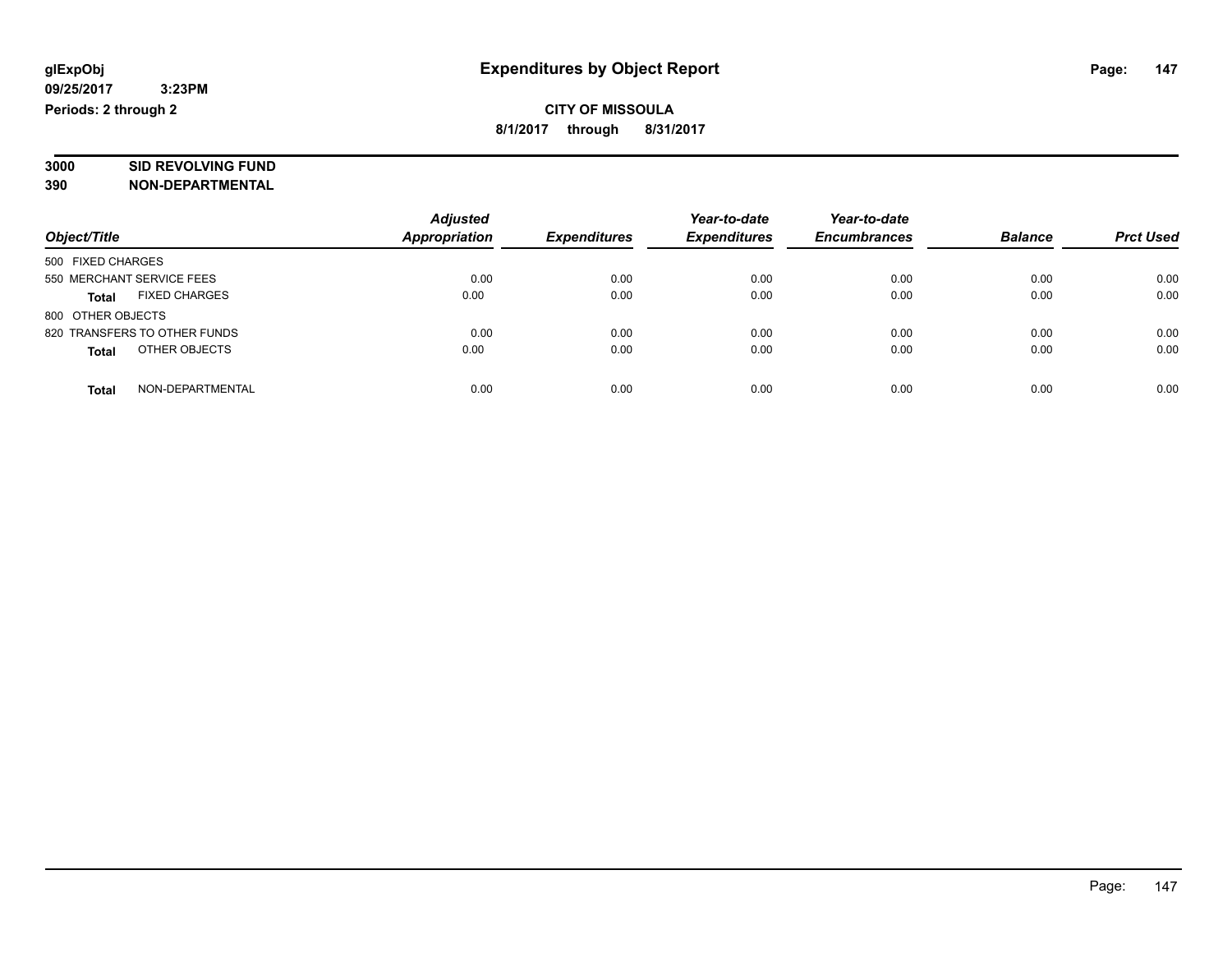**glExpObj**
**09/25/2017 3:23PM**
**Periods: 2 through 2**

# Expenditures by Object Report

**CITY OF MISSOULA**
**8/1/2017 through 8/31/2017**

**3000 SID REVOLVING FUND**
**390 NON-DEPARTMENTAL**

| Object/Title | Adjusted Appropriation | Expenditures | Year-to-date Expenditures | Year-to-date Encumbrances | Balance | Prct Used |
|---|---|---|---|---|---|---|
| 500 FIXED CHARGES | | | | | | |
| 550 MERCHANT SERVICE FEES | 0.00 | 0.00 | 0.00 | 0.00 | 0.00 | 0.00 |
| **Total** FIXED CHARGES | 0.00 | 0.00 | 0.00 | 0.00 | 0.00 | 0.00 |
| 800 OTHER OBJECTS | | | | | | |
| 820 TRANSFERS TO OTHER FUNDS | 0.00 | 0.00 | 0.00 | 0.00 | 0.00 | 0.00 |
| **Total** OTHER OBJECTS | 0.00 | 0.00 | 0.00 | 0.00 | 0.00 | 0.00 |
| **Total** NON-DEPARTMENTAL | 0.00 | 0.00 | 0.00 | 0.00 | 0.00 | 0.00 |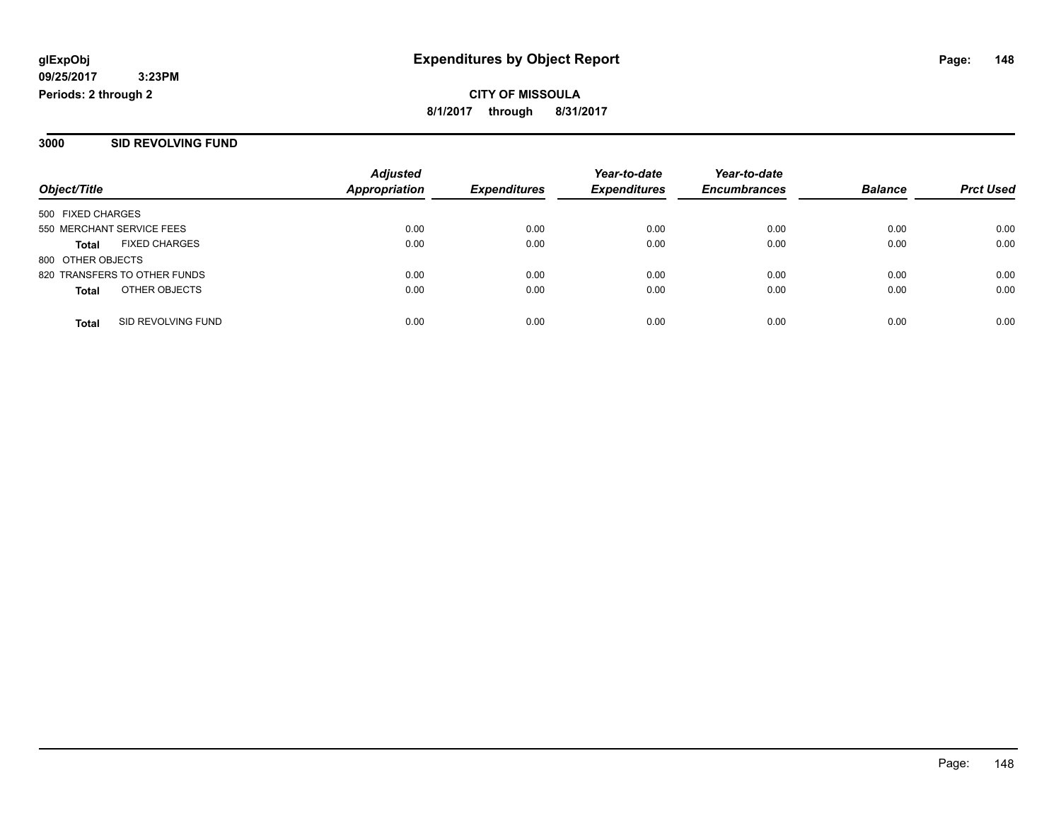# Expenditures by Object Report

glExpObj
09/25/2017 3:23PM
Periods: 2 through 2

**CITY OF MISSOULA**
**8/1/2017 through 8/31/2017**

## 3000 SID REVOLVING FUND

| Object/Title | Adjusted Appropriation | Expenditures | Year-to-date Expenditures | Year-to-date Encumbrances | Balance | Prct Used |
|---|---|---|---|---|---|---|
| 500 FIXED CHARGES | | | | | | |
| 550 MERCHANT SERVICE FEES | 0.00 | 0.00 | 0.00 | 0.00 | 0.00 | 0.00 |
| **Total** FIXED CHARGES | 0.00 | 0.00 | 0.00 | 0.00 | 0.00 | 0.00 |
| 800 OTHER OBJECTS | | | | | | |
| 820 TRANSFERS TO OTHER FUNDS | 0.00 | 0.00 | 0.00 | 0.00 | 0.00 | 0.00 |
| **Total** OTHER OBJECTS | 0.00 | 0.00 | 0.00 | 0.00 | 0.00 | 0.00 |
| **Total** SID REVOLVING FUND | 0.00 | 0.00 | 0.00 | 0.00 | 0.00 | 0.00 |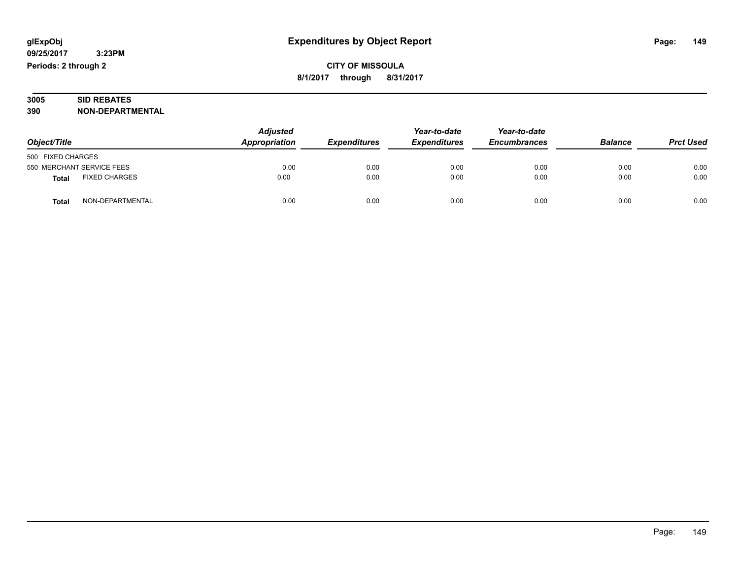**glExpObj** **Expenditures by Object Report**

**09/25/2017 3:23PM**

**Periods: 2 through 2**

**CITY OF MISSOULA**

**8/1/2017 through 8/31/2017**

**3005 SID REBATES**

**390 NON-DEPARTMENTAL**

| Object/Title | | Adjusted Appropriation | Expenditures | Year-to-date Expenditures | Year-to-date Encumbrances | Balance | Prct Used |
|---|---|---|---|---|---|---|---|
| 500 FIXED CHARGES | | | | | | | |
| 550 MERCHANT SERVICE FEES | | 0.00 | 0.00 | 0.00 | 0.00 | 0.00 | 0.00 |
| **Total** | FIXED CHARGES | 0.00 | 0.00 | 0.00 | 0.00 | 0.00 | 0.00 |
| **Total** | NON-DEPARTMENTAL | 0.00 | 0.00 | 0.00 | 0.00 | 0.00 | 0.00 |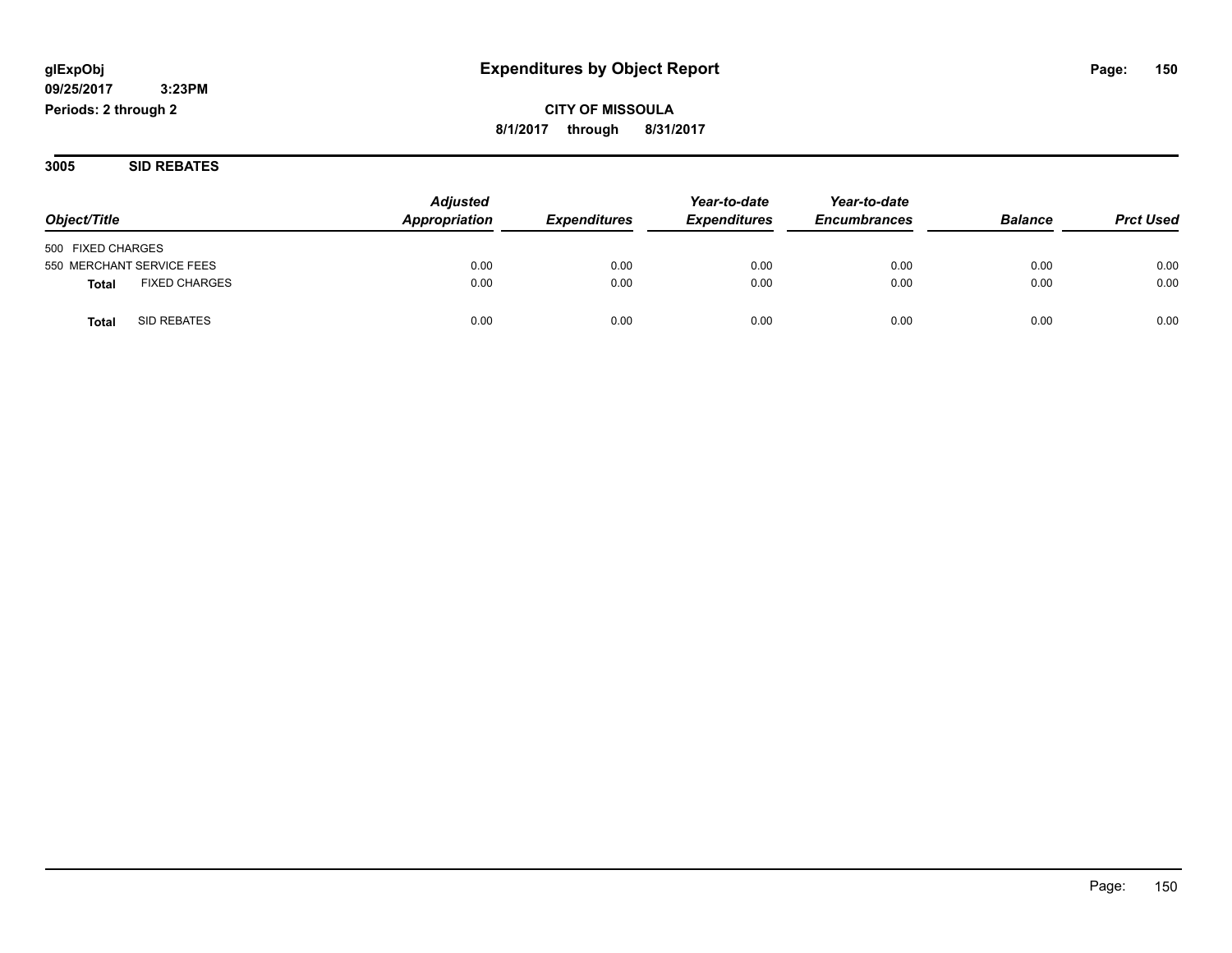**glExpObj**
**09/25/2017 3:23PM**
**Periods: 2 through 2**

# Expenditures by Object Report

**CITY OF MISSOULA**
**8/1/2017 through 8/31/2017**

## 3005 SID REBATES

| Object/Title | | Adjusted Appropriation | Expenditures | Year-to-date Expenditures | Year-to-date Encumbrances | Balance | Prct Used |
|---|---|---|---|---|---|---|---|
| 500 FIXED CHARGES | | | | | | | |
| 550 MERCHANT SERVICE FEES | | 0.00 | 0.00 | 0.00 | 0.00 | 0.00 | 0.00 |
| **Total** | FIXED CHARGES | 0.00 | 0.00 | 0.00 | 0.00 | 0.00 | 0.00 |
| **Total** | SID REBATES | 0.00 | 0.00 | 0.00 | 0.00 | 0.00 | 0.00 |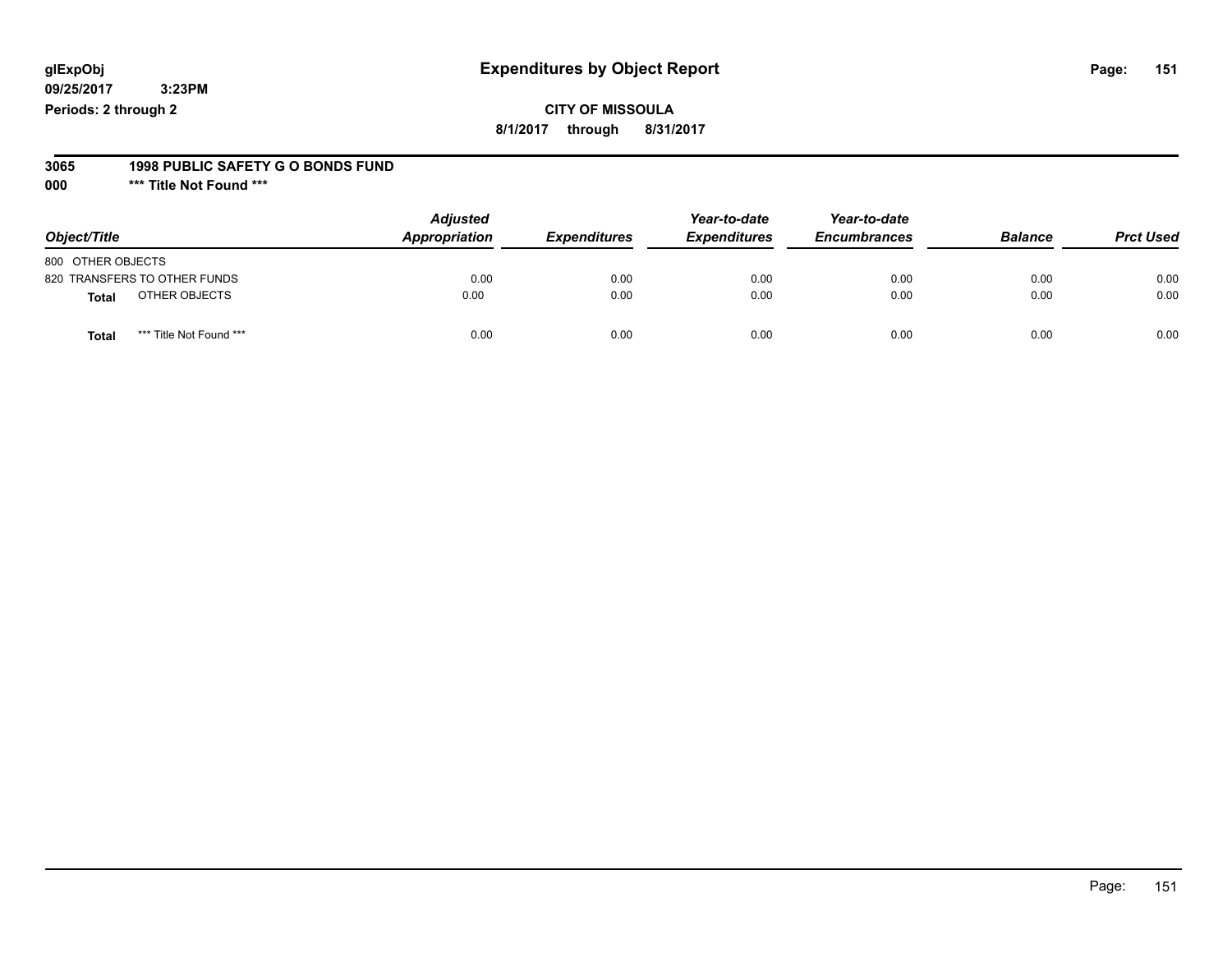glExpObj
09/25/2017 3:23PM
Periods: 2 through 2

# Expenditures by Object Report

**CITY OF MISSOULA**
**8/1/2017 through 8/31/2017**

**3065 1998 PUBLIC SAFETY G O BONDS FUND**
**000 \*\*\* Title Not Found \*\*\***

| Object/Title | Adjusted Appropriation | Expenditures | Year-to-date Expenditures | Year-to-date Encumbrances | Balance | Prct Used |
|---|---|---|---|---|---|---|
| 800 OTHER OBJECTS | | | | | | |
| 820 TRANSFERS TO OTHER FUNDS | 0.00 | 0.00 | 0.00 | 0.00 | 0.00 | 0.00 |
| **Total** OTHER OBJECTS | 0.00 | 0.00 | 0.00 | 0.00 | 0.00 | 0.00 |
| **Total** *** Title Not Found *** | 0.00 | 0.00 | 0.00 | 0.00 | 0.00 | 0.00 |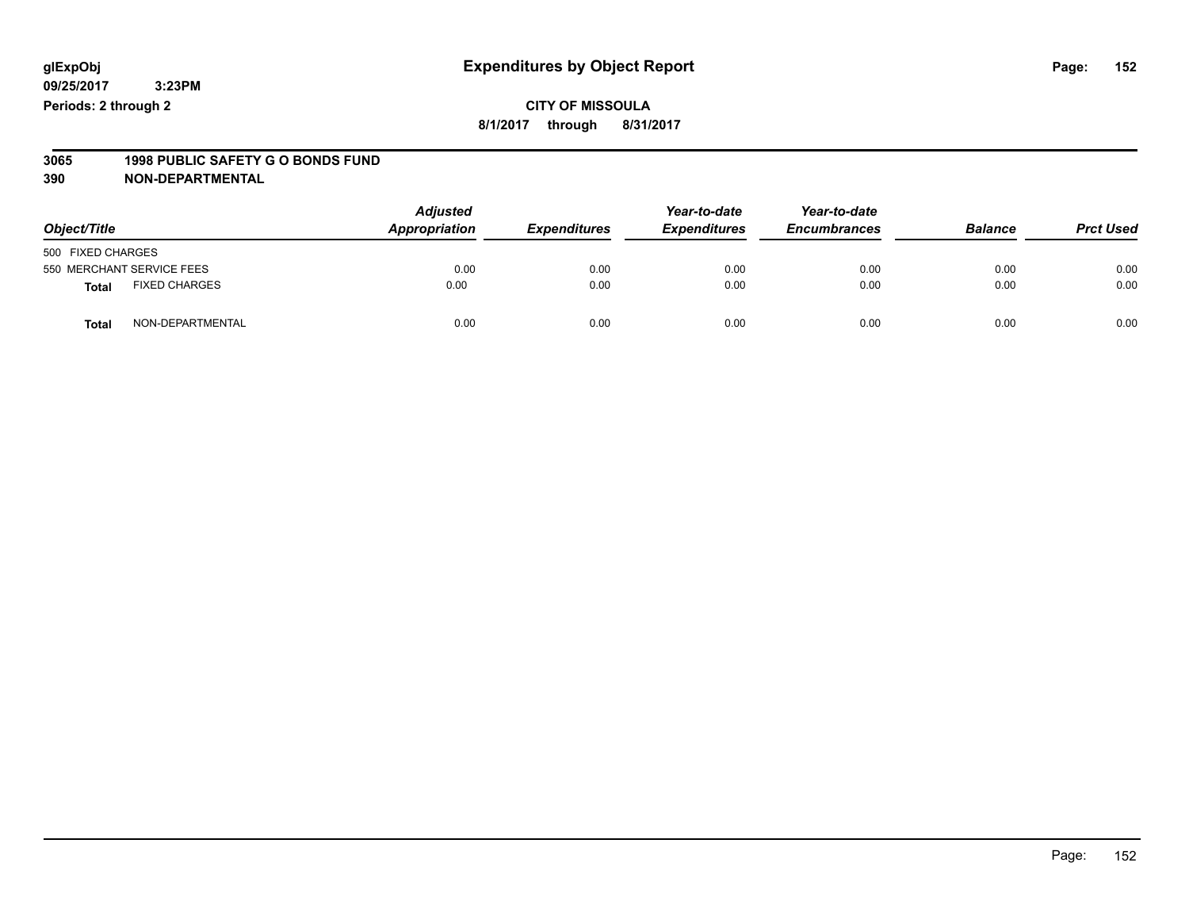**glExpObj** **Expenditures by Object Report**

**09/25/2017 3:23PM**

**Periods: 2 through 2**

**CITY OF MISSOULA**

**8/1/2017 through 8/31/2017**

**3065 1998 PUBLIC SAFETY G O BONDS FUND**

**390 NON-DEPARTMENTAL**

| Object/Title | Adjusted Appropriation | Expenditures | Year-to-date Expenditures | Year-to-date Encumbrances | Balance | Prct Used |
|---|---|---|---|---|---|---|
| 500 FIXED CHARGES | | | | | | |
| 550 MERCHANT SERVICE FEES | 0.00 | 0.00 | 0.00 | 0.00 | 0.00 | 0.00 |
| **Total** FIXED CHARGES | 0.00 | 0.00 | 0.00 | 0.00 | 0.00 | 0.00 |
| **Total** NON-DEPARTMENTAL | 0.00 | 0.00 | 0.00 | 0.00 | 0.00 | 0.00 |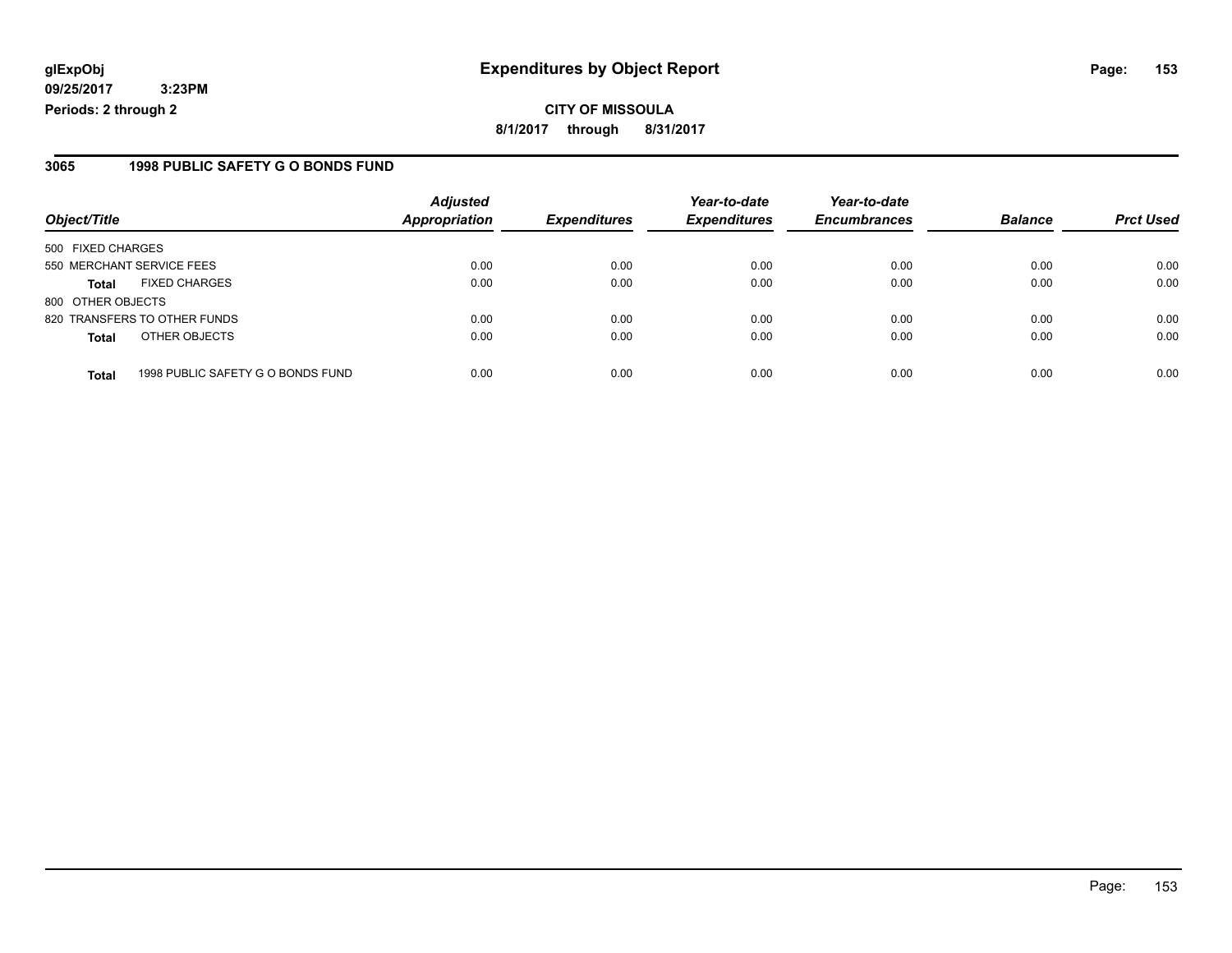**glExpObj**
**09/25/2017 3:23PM**
**Periods: 2 through 2**

# Expenditures by Object Report

**CITY OF MISSOULA**
**8/1/2017 through 8/31/2017**

## 3065 1998 PUBLIC SAFETY G O BONDS FUND

| Object/Title | | Adjusted Appropriation | Expenditures | Year-to-date Expenditures | Year-to-date Encumbrances | Balance | Prct Used |
|---|---|---|---|---|---|---|---|
| 500 FIXED CHARGES | | | | | | | |
| 550 MERCHANT SERVICE FEES | | 0.00 | 0.00 | 0.00 | 0.00 | 0.00 | 0.00 |
| **Total** | FIXED CHARGES | 0.00 | 0.00 | 0.00 | 0.00 | 0.00 | 0.00 |
| 800 OTHER OBJECTS | | | | | | | |
| 820 TRANSFERS TO OTHER FUNDS | | 0.00 | 0.00 | 0.00 | 0.00 | 0.00 | 0.00 |
| **Total** | OTHER OBJECTS | 0.00 | 0.00 | 0.00 | 0.00 | 0.00 | 0.00 |
| **Total** | 1998 PUBLIC SAFETY G O BONDS FUND | 0.00 | 0.00 | 0.00 | 0.00 | 0.00 | 0.00 |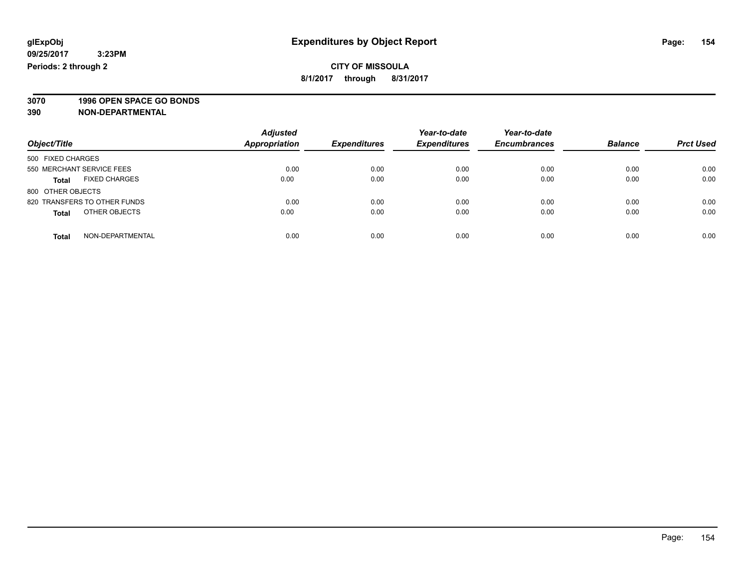**glExpObj**
**09/25/2017 3:23PM**
**Periods: 2 through 2**

# Expenditures by Object Report

**CITY OF MISSOULA**
**8/1/2017 through 8/31/2017**

**3070 1996 OPEN SPACE GO BONDS**
**390 NON-DEPARTMENTAL**

| Object/Title | | Adjusted Appropriation | Expenditures | Year-to-date Expenditures | Year-to-date Encumbrances | Balance | Prct Used |
|---|---|---|---|---|---|---|---|
| 500 FIXED CHARGES | | | | | | | |
| 550 MERCHANT SERVICE FEES | | 0.00 | 0.00 | 0.00 | 0.00 | 0.00 | 0.00 |
| **Total** | FIXED CHARGES | 0.00 | 0.00 | 0.00 | 0.00 | 0.00 | 0.00 |
| 800 OTHER OBJECTS | | | | | | | |
| 820 TRANSFERS TO OTHER FUNDS | | 0.00 | 0.00 | 0.00 | 0.00 | 0.00 | 0.00 |
| **Total** | OTHER OBJECTS | 0.00 | 0.00 | 0.00 | 0.00 | 0.00 | 0.00 |
| **Total** | NON-DEPARTMENTAL | 0.00 | 0.00 | 0.00 | 0.00 | 0.00 | 0.00 |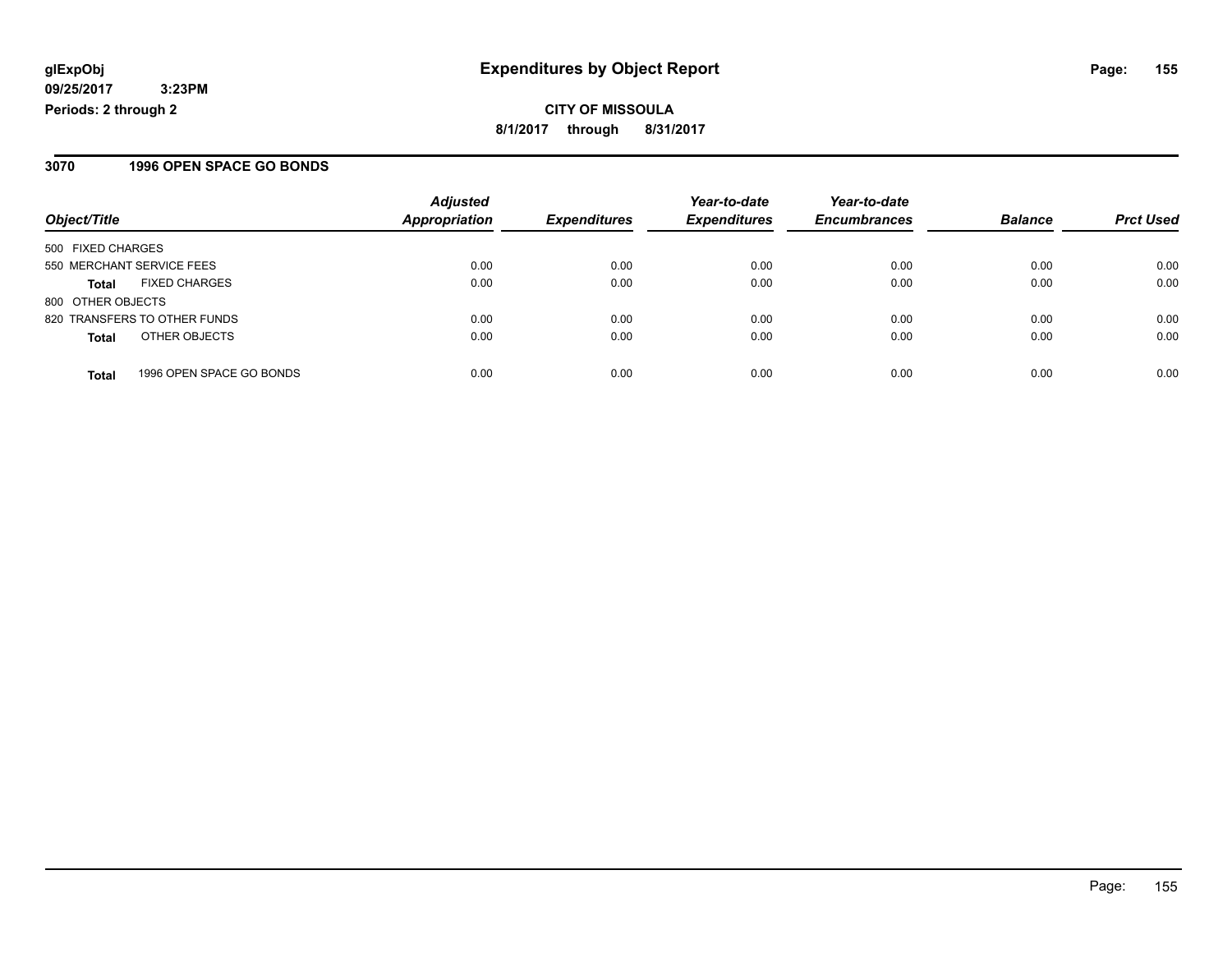# Expenditures by Object Report

glExpObj
09/25/2017 3:23PM
Periods: 2 through 2

**CITY OF MISSOULA**
**8/1/2017 through 8/31/2017**

## 3070 1996 OPEN SPACE GO BONDS

| Object/Title | Adjusted Appropriation | Expenditures | Year-to-date Expenditures | Year-to-date Encumbrances | Balance | Prct Used |
|---|---|---|---|---|---|---|
| 500 FIXED CHARGES | | | | | | |
| 550 MERCHANT SERVICE FEES | 0.00 | 0.00 | 0.00 | 0.00 | 0.00 | 0.00 |
| **Total** FIXED CHARGES | 0.00 | 0.00 | 0.00 | 0.00 | 0.00 | 0.00 |
| 800 OTHER OBJECTS | | | | | | |
| 820 TRANSFERS TO OTHER FUNDS | 0.00 | 0.00 | 0.00 | 0.00 | 0.00 | 0.00 |
| **Total** OTHER OBJECTS | 0.00 | 0.00 | 0.00 | 0.00 | 0.00 | 0.00 |
| **Total** 1996 OPEN SPACE GO BONDS | 0.00 | 0.00 | 0.00 | 0.00 | 0.00 | 0.00 |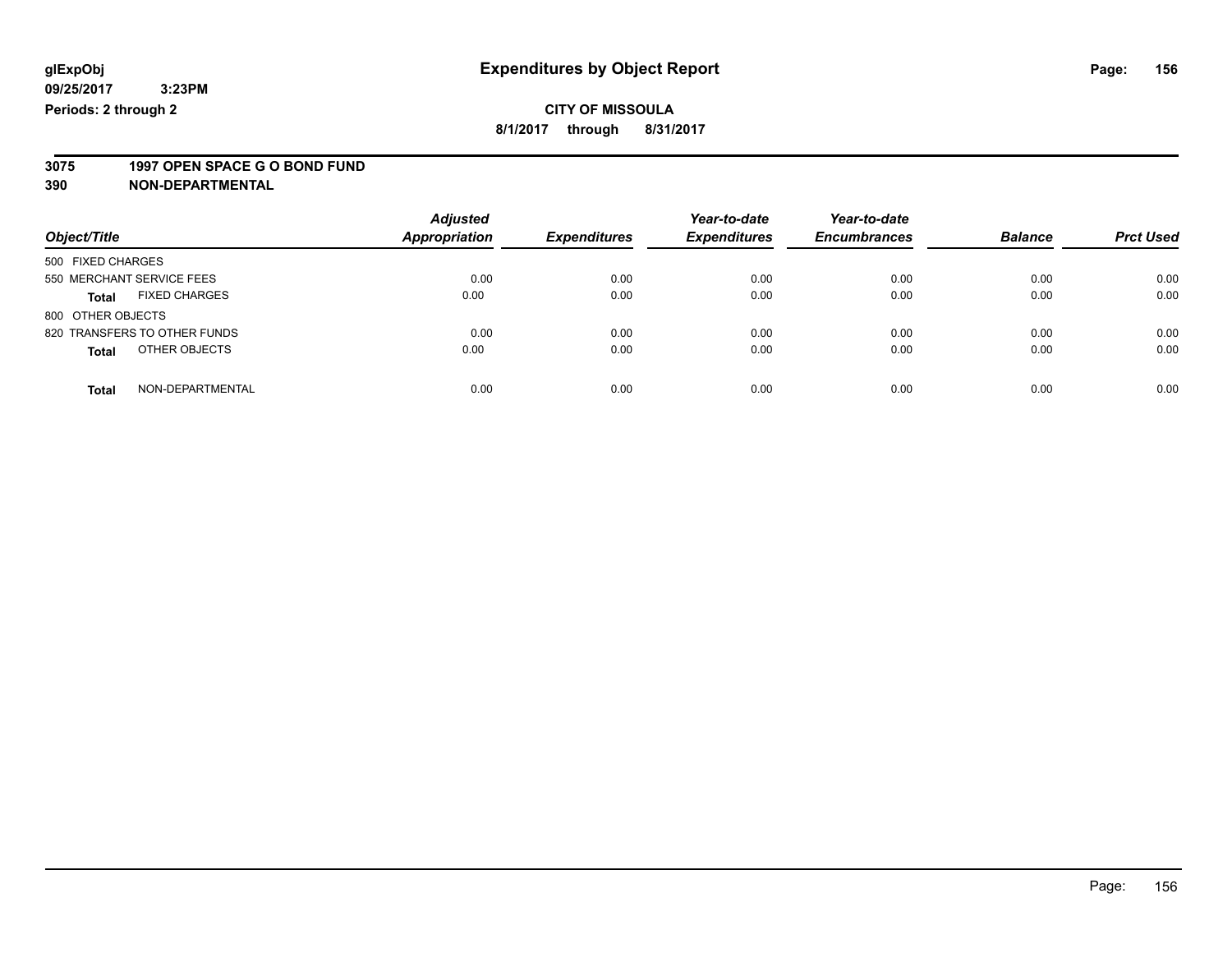**CITY OF MISSOULA**

**8/1/2017 through 8/31/2017**

**3075 1997 OPEN SPACE G O BOND FUND**

**390 NON-DEPARTMENTAL**

| Object/Title | Adjusted Appropriation | Expenditures | Year-to-date Expenditures | Year-to-date Encumbrances | Balance | Prct Used |
|---|---|---|---|---|---|---|
| 500 FIXED CHARGES | | | | | | |
| 550 MERCHANT SERVICE FEES | 0.00 | 0.00 | 0.00 | 0.00 | 0.00 | 0.00 |
| **Total** FIXED CHARGES | 0.00 | 0.00 | 0.00 | 0.00 | 0.00 | 0.00 |
| 800 OTHER OBJECTS | | | | | | |
| 820 TRANSFERS TO OTHER FUNDS | 0.00 | 0.00 | 0.00 | 0.00 | 0.00 | 0.00 |
| **Total** OTHER OBJECTS | 0.00 | 0.00 | 0.00 | 0.00 | 0.00 | 0.00 |
| **Total** NON-DEPARTMENTAL | 0.00 | 0.00 | 0.00 | 0.00 | 0.00 | 0.00 |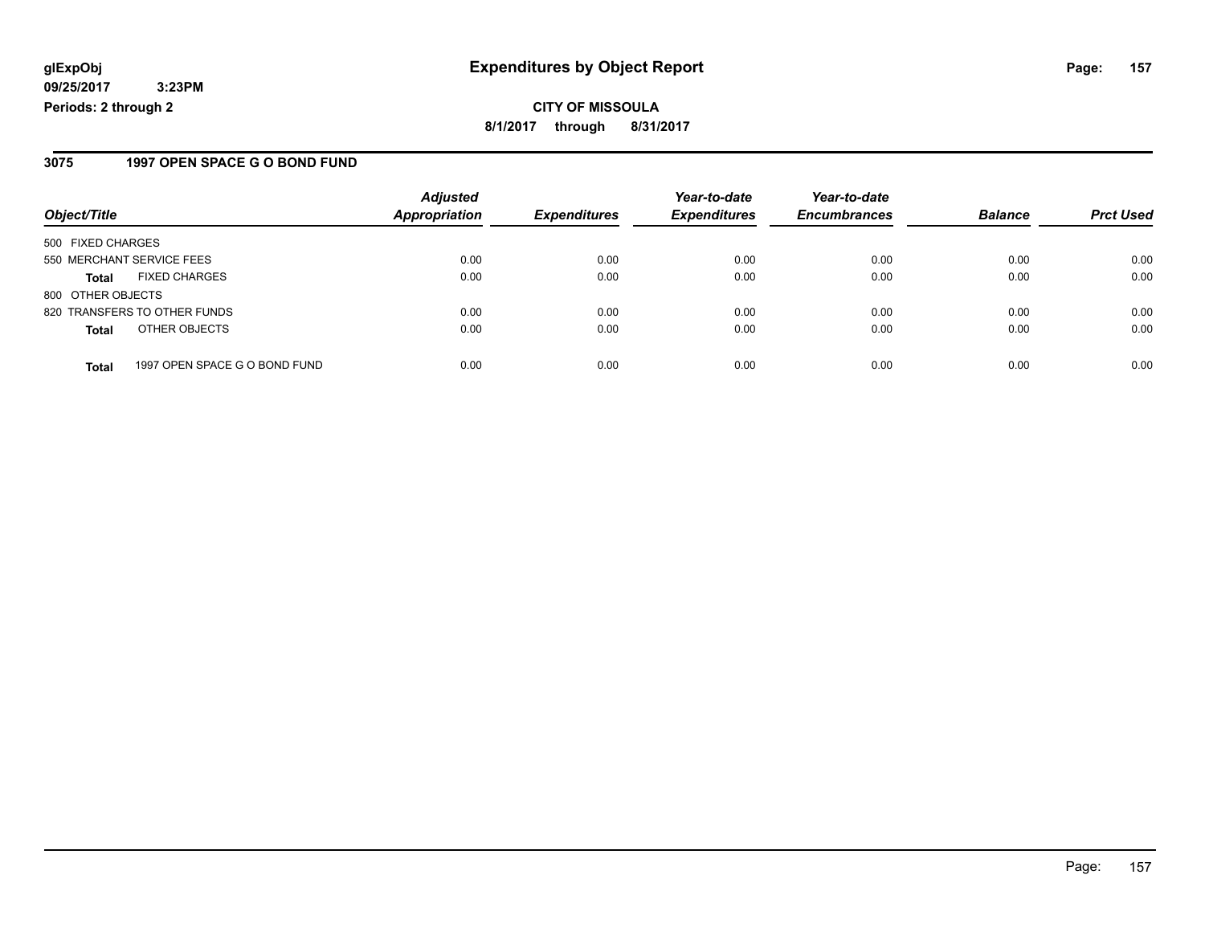**glExpObj**
**09/25/2017 3:23PM**
**Periods: 2 through 2**

# Expenditures by Object Report

**CITY OF MISSOULA**
**8/1/2017 through 8/31/2017**

## 3075 1997 OPEN SPACE G O BOND FUND

| Object/Title | Adjusted Appropriation | Expenditures | Year-to-date Expenditures | Year-to-date Encumbrances | Balance | Prct Used |
|---|---|---|---|---|---|---|
| 500 FIXED CHARGES | | | | | | |
| 550 MERCHANT SERVICE FEES | 0.00 | 0.00 | 0.00 | 0.00 | 0.00 | 0.00 |
| **Total** FIXED CHARGES | 0.00 | 0.00 | 0.00 | 0.00 | 0.00 | 0.00 |
| 800 OTHER OBJECTS | | | | | | |
| 820 TRANSFERS TO OTHER FUNDS | 0.00 | 0.00 | 0.00 | 0.00 | 0.00 | 0.00 |
| **Total** OTHER OBJECTS | 0.00 | 0.00 | 0.00 | 0.00 | 0.00 | 0.00 |
| **Total** 1997 OPEN SPACE G O BOND FUND | 0.00 | 0.00 | 0.00 | 0.00 | 0.00 | 0.00 |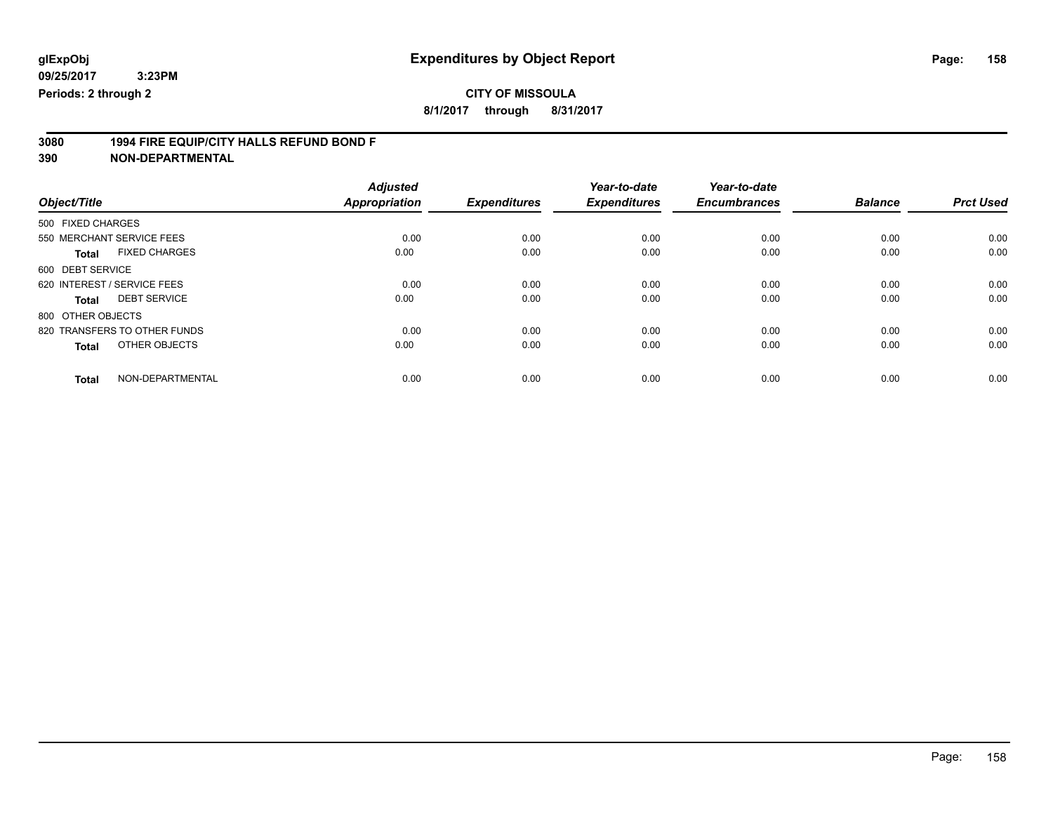**glExpObj** **Expenditures by Object Report**

**09/25/2017 3:23PM**

**Periods: 2 through 2**

**CITY OF MISSOULA**

**8/1/2017 through 8/31/2017**

**3080 1994 FIRE EQUIP/CITY HALLS REFUND BOND F**

**390 NON-DEPARTMENTAL**

| Object/Title | Adjusted Appropriation | Expenditures | Year-to-date Expenditures | Year-to-date Encumbrances | Balance | Prct Used |
|---|---|---|---|---|---|---|
| 500 FIXED CHARGES | | | | | | |
| 550 MERCHANT SERVICE FEES | 0.00 | 0.00 | 0.00 | 0.00 | 0.00 | 0.00 |
| **Total** FIXED CHARGES | 0.00 | 0.00 | 0.00 | 0.00 | 0.00 | 0.00 |
| 600 DEBT SERVICE | | | | | | |
| 620 INTEREST / SERVICE FEES | 0.00 | 0.00 | 0.00 | 0.00 | 0.00 | 0.00 |
| **Total** DEBT SERVICE | 0.00 | 0.00 | 0.00 | 0.00 | 0.00 | 0.00 |
| 800 OTHER OBJECTS | | | | | | |
| 820 TRANSFERS TO OTHER FUNDS | 0.00 | 0.00 | 0.00 | 0.00 | 0.00 | 0.00 |
| **Total** OTHER OBJECTS | 0.00 | 0.00 | 0.00 | 0.00 | 0.00 | 0.00 |
| **Total** NON-DEPARTMENTAL | 0.00 | 0.00 | 0.00 | 0.00 | 0.00 | 0.00 |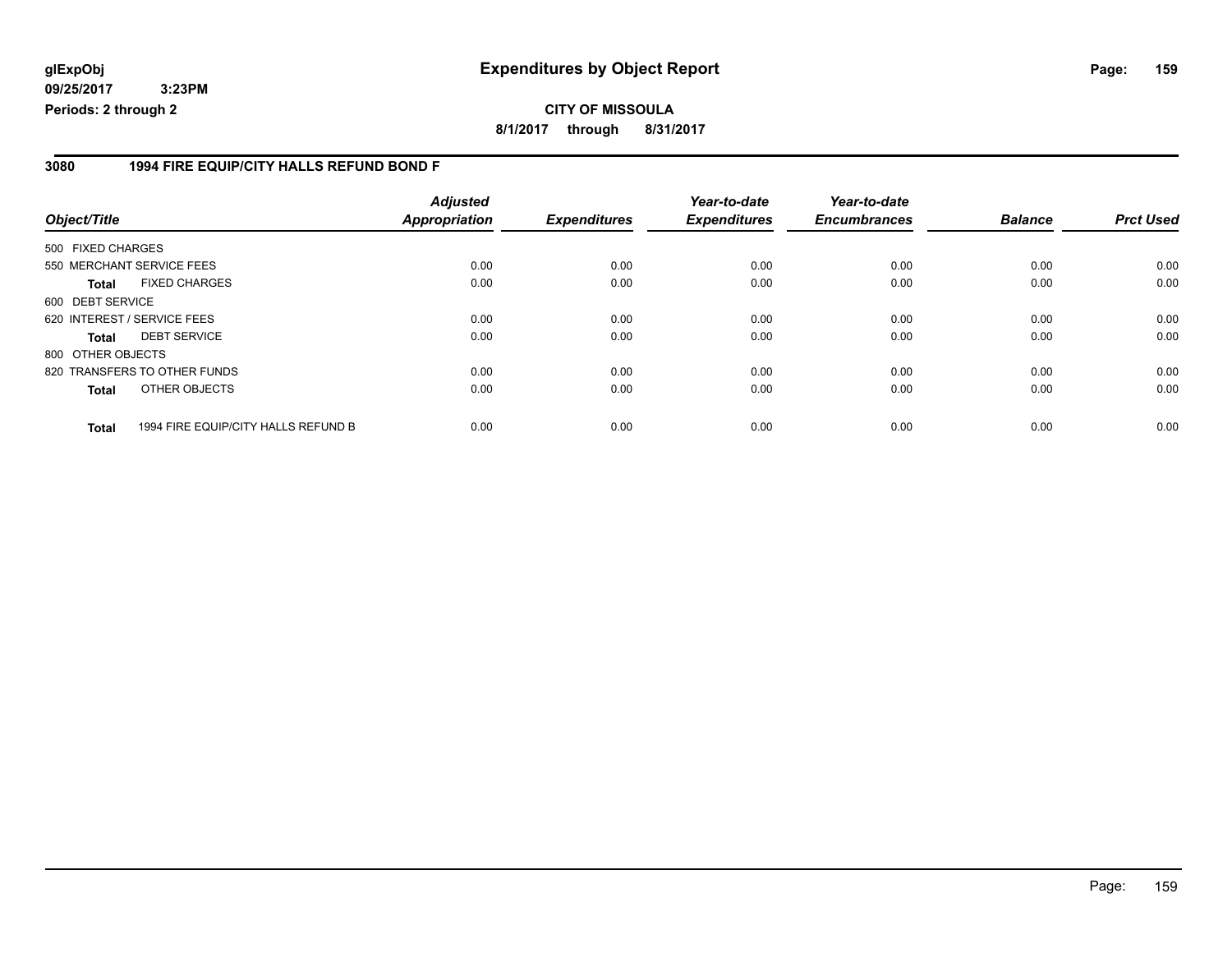**glExpObj**
**09/25/2017 3:23PM**
**Periods: 2 through 2**

# Expenditures by Object Report

**CITY OF MISSOULA**
**8/1/2017 through 8/31/2017**

## 3080 1994 FIRE EQUIP/CITY HALLS REFUND BOND F

| Object/Title | Adjusted Appropriation | Expenditures | Year-to-date Expenditures | Year-to-date Encumbrances | Balance | Prct Used |
|---|---|---|---|---|---|---|
| 500 FIXED CHARGES | | | | | | |
| 550 MERCHANT SERVICE FEES | 0.00 | 0.00 | 0.00 | 0.00 | 0.00 | 0.00 |
| **Total** FIXED CHARGES | 0.00 | 0.00 | 0.00 | 0.00 | 0.00 | 0.00 |
| 600 DEBT SERVICE | | | | | | |
| 620 INTEREST / SERVICE FEES | 0.00 | 0.00 | 0.00 | 0.00 | 0.00 | 0.00 |
| **Total** DEBT SERVICE | 0.00 | 0.00 | 0.00 | 0.00 | 0.00 | 0.00 |
| 800 OTHER OBJECTS | | | | | | |
| 820 TRANSFERS TO OTHER FUNDS | 0.00 | 0.00 | 0.00 | 0.00 | 0.00 | 0.00 |
| **Total** OTHER OBJECTS | 0.00 | 0.00 | 0.00 | 0.00 | 0.00 | 0.00 |
| **Total** 1994 FIRE EQUIP/CITY HALLS REFUND B | 0.00 | 0.00 | 0.00 | 0.00 | 0.00 | 0.00 |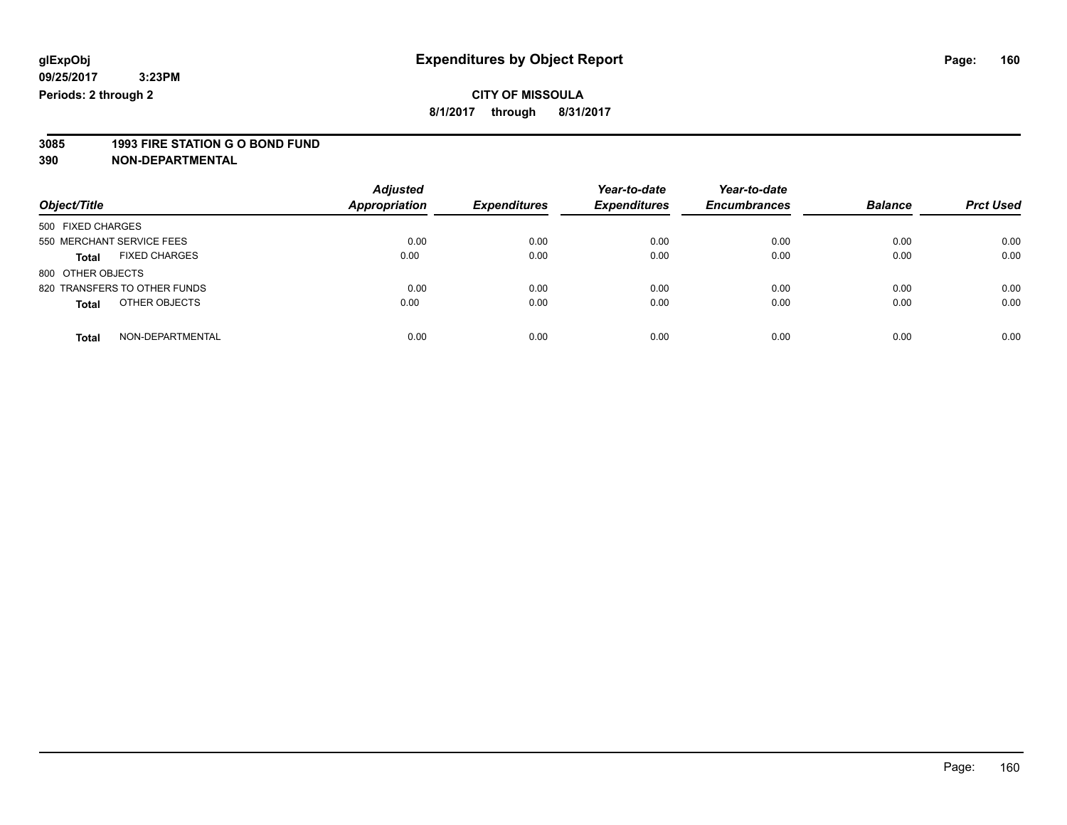# Expenditures by Object Report

glExpObj
09/25/2017 3:23PM
Periods: 2 through 2

**CITY OF MISSOULA**
**8/1/2017 through 8/31/2017**

**3085 1993 FIRE STATION G O BOND FUND**
**390 NON-DEPARTMENTAL**

| Object/Title | Adjusted Appropriation | Expenditures | Year-to-date Expenditures | Year-to-date Encumbrances | Balance | Prct Used |
|---|---|---|---|---|---|---|
| 500 FIXED CHARGES | | | | | | |
| 550 MERCHANT SERVICE FEES | 0.00 | 0.00 | 0.00 | 0.00 | 0.00 | 0.00 |
| **Total** FIXED CHARGES | 0.00 | 0.00 | 0.00 | 0.00 | 0.00 | 0.00 |
| 800 OTHER OBJECTS | | | | | | |
| 820 TRANSFERS TO OTHER FUNDS | 0.00 | 0.00 | 0.00 | 0.00 | 0.00 | 0.00 |
| **Total** OTHER OBJECTS | 0.00 | 0.00 | 0.00 | 0.00 | 0.00 | 0.00 |
| **Total** NON-DEPARTMENTAL | 0.00 | 0.00 | 0.00 | 0.00 | 0.00 | 0.00 |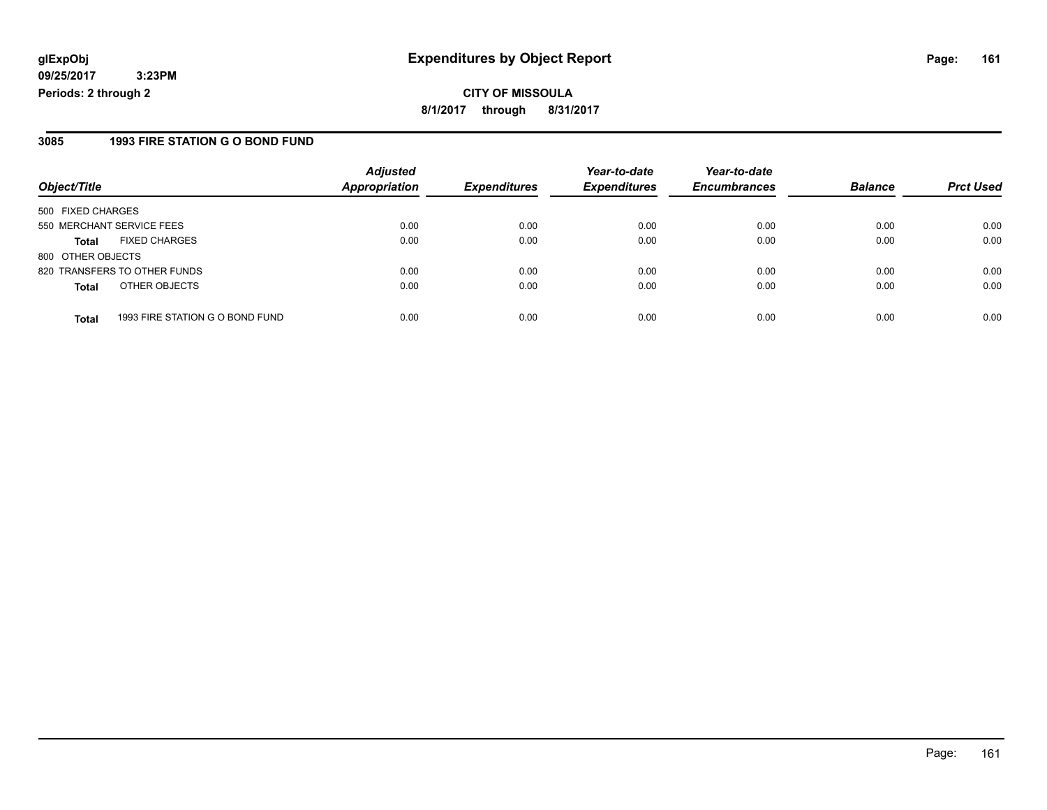# Expenditures by Object Report

glExpObj
09/25/2017 3:23PM
Periods: 2 through 2

**CITY OF MISSOULA**
**8/1/2017 through 8/31/2017**

## 3085 1993 FIRE STATION G O BOND FUND

| Object/Title | | Adjusted Appropriation | Expenditures | Year-to-date Expenditures | Year-to-date Encumbrances | Balance | Prct Used |
|---|---|---|---|---|---|---|---|
| 500 FIXED CHARGES | | | | | | | |
| 550 MERCHANT SERVICE FEES | | 0.00 | 0.00 | 0.00 | 0.00 | 0.00 | 0.00 |
| **Total** | FIXED CHARGES | 0.00 | 0.00 | 0.00 | 0.00 | 0.00 | 0.00 |
| 800 OTHER OBJECTS | | | | | | | |
| 820 TRANSFERS TO OTHER FUNDS | | 0.00 | 0.00 | 0.00 | 0.00 | 0.00 | 0.00 |
| **Total** | OTHER OBJECTS | 0.00 | 0.00 | 0.00 | 0.00 | 0.00 | 0.00 |
| **Total** | 1993 FIRE STATION G O BOND FUND | 0.00 | 0.00 | 0.00 | 0.00 | 0.00 | 0.00 |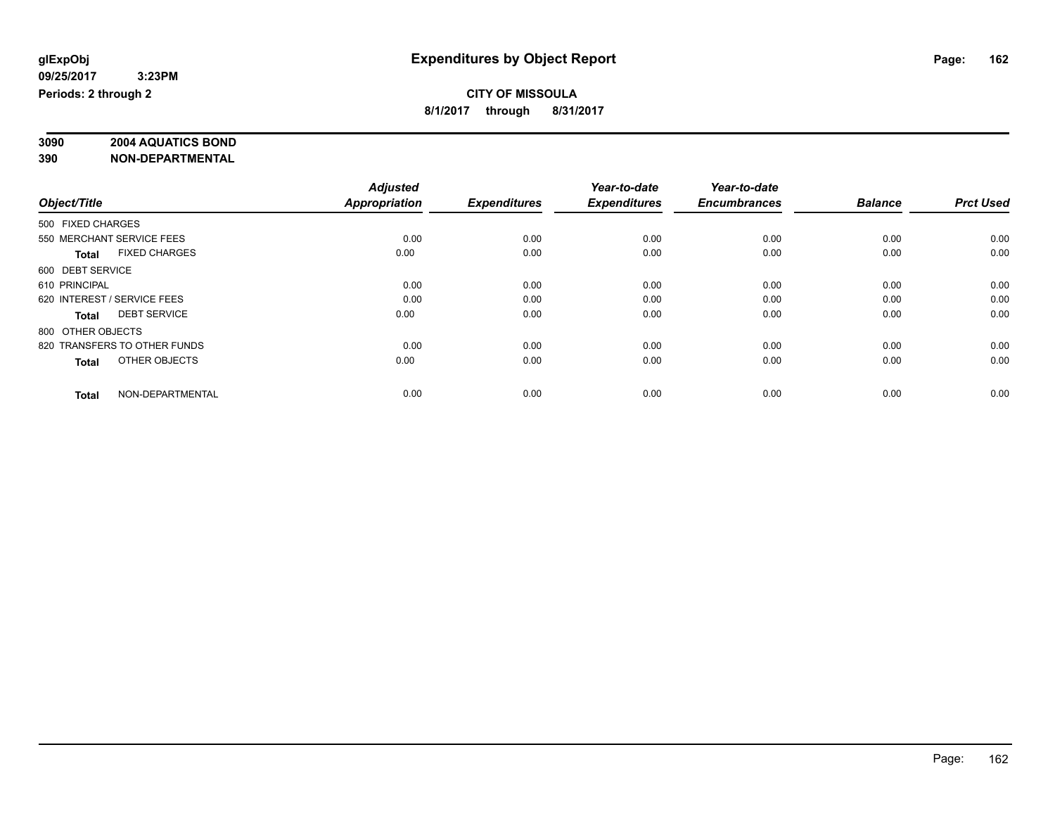**glExpObj**
**09/25/2017 3:23PM**
**Periods: 2 through 2**

# Expenditures by Object Report

**CITY OF MISSOULA**
**8/1/2017 through 8/31/2017**

**3090 2004 AQUATICS BOND**
**390 NON-DEPARTMENTAL**

| Object/Title | Adjusted Appropriation | Expenditures | Year-to-date Expenditures | Year-to-date Encumbrances | Balance | Prct Used |
|---|---|---|---|---|---|---|
| 500 FIXED CHARGES | | | | | | |
| 550 MERCHANT SERVICE FEES | 0.00 | 0.00 | 0.00 | 0.00 | 0.00 | 0.00 |
| **Total** FIXED CHARGES | 0.00 | 0.00 | 0.00 | 0.00 | 0.00 | 0.00 |
| 600 DEBT SERVICE | | | | | | |
| 610 PRINCIPAL | 0.00 | 0.00 | 0.00 | 0.00 | 0.00 | 0.00 |
| 620 INTEREST / SERVICE FEES | 0.00 | 0.00 | 0.00 | 0.00 | 0.00 | 0.00 |
| **Total** DEBT SERVICE | 0.00 | 0.00 | 0.00 | 0.00 | 0.00 | 0.00 |
| 800 OTHER OBJECTS | | | | | | |
| 820 TRANSFERS TO OTHER FUNDS | 0.00 | 0.00 | 0.00 | 0.00 | 0.00 | 0.00 |
| **Total** OTHER OBJECTS | 0.00 | 0.00 | 0.00 | 0.00 | 0.00 | 0.00 |
| **Total** NON-DEPARTMENTAL | 0.00 | 0.00 | 0.00 | 0.00 | 0.00 | 0.00 |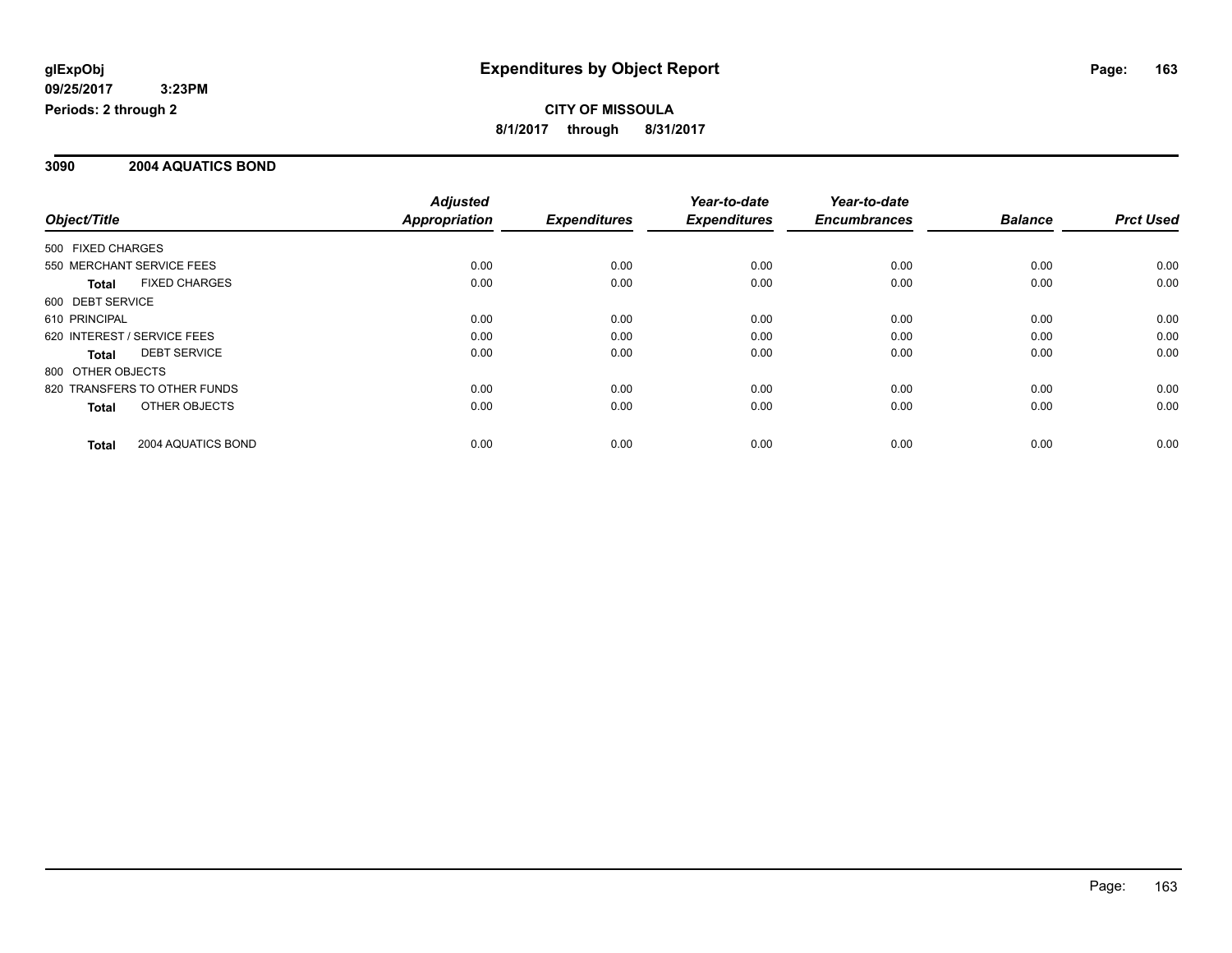**glExpObj** | **Expenditures by Object Report**

**09/25/2017 3:23PM**

**Periods: 2 through 2**

**CITY OF MISSOULA**

**8/1/2017 through 8/31/2017**

## 3090 2004 AQUATICS BOND

| Object/Title | Adjusted Appropriation | Expenditures | Year-to-date Expenditures | Year-to-date Encumbrances | Balance | Prct Used |
|---|---|---|---|---|---|---|
| 500 FIXED CHARGES | | | | | | |
| 550 MERCHANT SERVICE FEES | 0.00 | 0.00 | 0.00 | 0.00 | 0.00 | 0.00 |
| **Total** FIXED CHARGES | 0.00 | 0.00 | 0.00 | 0.00 | 0.00 | 0.00 |
| 600 DEBT SERVICE | | | | | | |
| 610 PRINCIPAL | 0.00 | 0.00 | 0.00 | 0.00 | 0.00 | 0.00 |
| 620 INTEREST / SERVICE FEES | 0.00 | 0.00 | 0.00 | 0.00 | 0.00 | 0.00 |
| **Total** DEBT SERVICE | 0.00 | 0.00 | 0.00 | 0.00 | 0.00 | 0.00 |
| 800 OTHER OBJECTS | | | | | | |
| 820 TRANSFERS TO OTHER FUNDS | 0.00 | 0.00 | 0.00 | 0.00 | 0.00 | 0.00 |
| **Total** OTHER OBJECTS | 0.00 | 0.00 | 0.00 | 0.00 | 0.00 | 0.00 |
| **Total** 2004 AQUATICS BOND | 0.00 | 0.00 | 0.00 | 0.00 | 0.00 | 0.00 |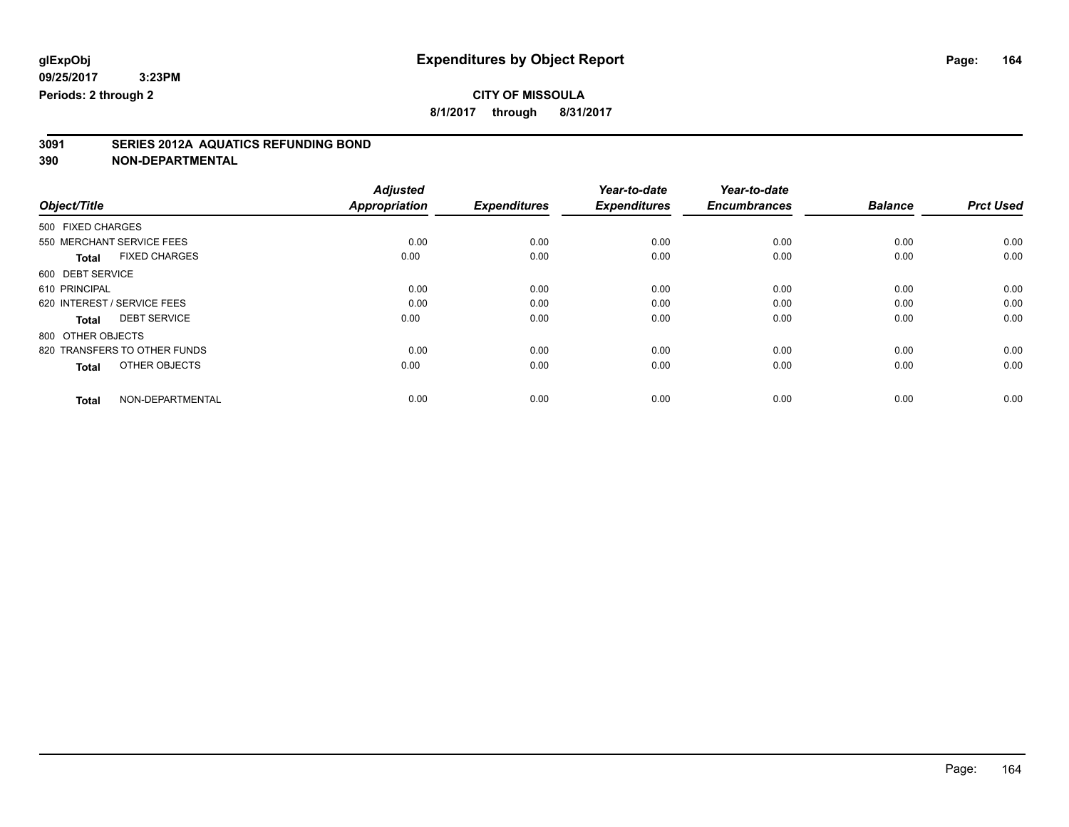**glExpObj**
**09/25/2017 3:23PM**
**Periods: 2 through 2**

# Expenditures by Object Report

**CITY OF MISSOULA**
**8/1/2017 through 8/31/2017**

## 3091 SERIES 2012A AQUATICS REFUNDING BOND
## 390 NON-DEPARTMENTAL

| Object/Title | Adjusted Appropriation | Expenditures | Year-to-date Expenditures | Year-to-date Encumbrances | Balance | Prct Used |
|---|---|---|---|---|---|---|
| 500 FIXED CHARGES | | | | | | |
| 550 MERCHANT SERVICE FEES | 0.00 | 0.00 | 0.00 | 0.00 | 0.00 | 0.00 |
| **Total** FIXED CHARGES | 0.00 | 0.00 | 0.00 | 0.00 | 0.00 | 0.00 |
| 600 DEBT SERVICE | | | | | | |
| 610 PRINCIPAL | 0.00 | 0.00 | 0.00 | 0.00 | 0.00 | 0.00 |
| 620 INTEREST / SERVICE FEES | 0.00 | 0.00 | 0.00 | 0.00 | 0.00 | 0.00 |
| **Total** DEBT SERVICE | 0.00 | 0.00 | 0.00 | 0.00 | 0.00 | 0.00 |
| 800 OTHER OBJECTS | | | | | | |
| 820 TRANSFERS TO OTHER FUNDS | 0.00 | 0.00 | 0.00 | 0.00 | 0.00 | 0.00 |
| **Total** OTHER OBJECTS | 0.00 | 0.00 | 0.00 | 0.00 | 0.00 | 0.00 |
| **Total** NON-DEPARTMENTAL | 0.00 | 0.00 | 0.00 | 0.00 | 0.00 | 0.00 |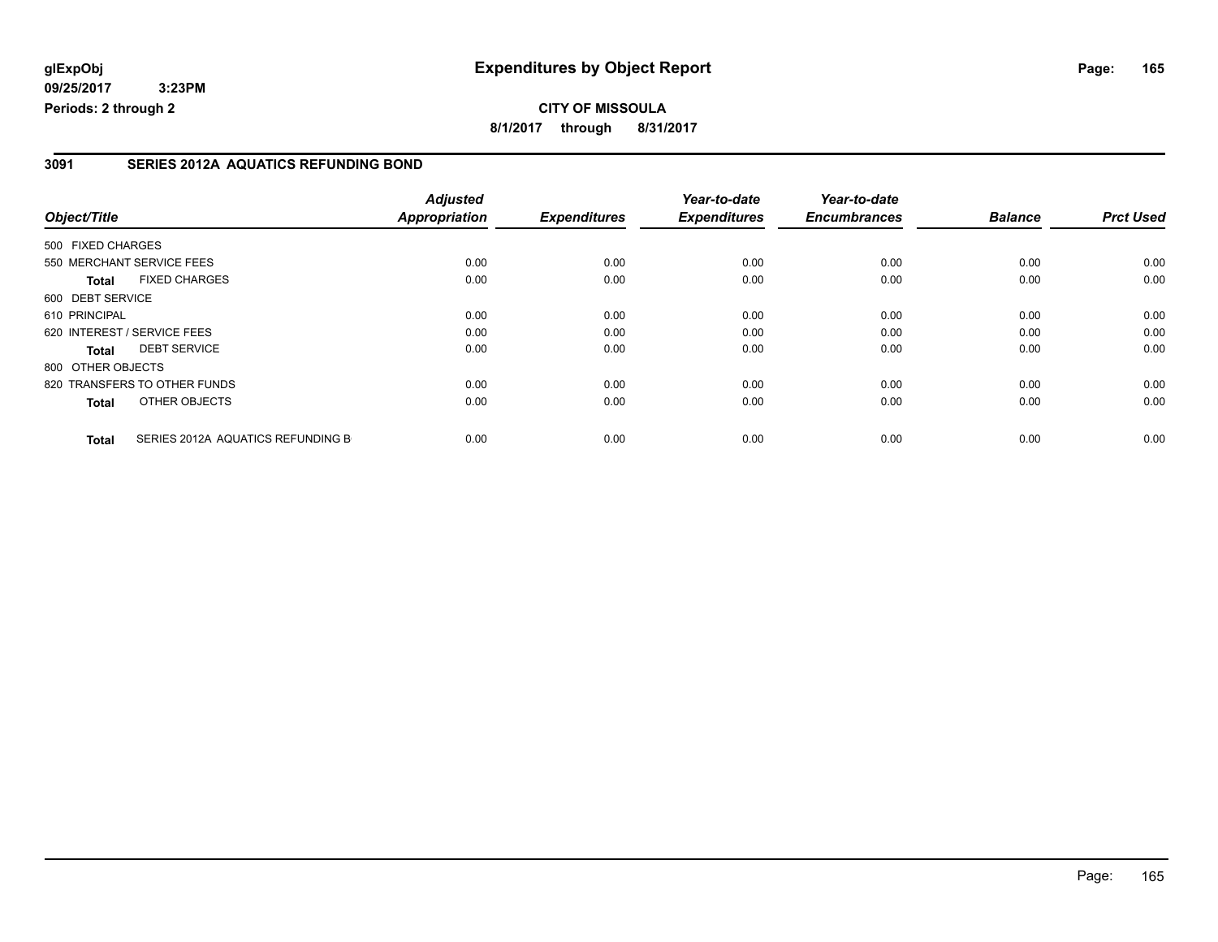**glExpObj**
**09/25/2017 3:23PM**
**Periods: 2 through 2**

# Expenditures by Object Report

**CITY OF MISSOULA**
**8/1/2017 through 8/31/2017**

## 3091 SERIES 2012A AQUATICS REFUNDING BOND

| Object/Title | Adjusted Appropriation | Expenditures | Year-to-date Expenditures | Year-to-date Encumbrances | Balance | Prct Used |
|---|---|---|---|---|---|---|
| 500 FIXED CHARGES | | | | | | |
| 550 MERCHANT SERVICE FEES | 0.00 | 0.00 | 0.00 | 0.00 | 0.00 | 0.00 |
| **Total** FIXED CHARGES | 0.00 | 0.00 | 0.00 | 0.00 | 0.00 | 0.00 |
| 600 DEBT SERVICE | | | | | | |
| 610 PRINCIPAL | 0.00 | 0.00 | 0.00 | 0.00 | 0.00 | 0.00 |
| 620 INTEREST / SERVICE FEES | 0.00 | 0.00 | 0.00 | 0.00 | 0.00 | 0.00 |
| **Total** DEBT SERVICE | 0.00 | 0.00 | 0.00 | 0.00 | 0.00 | 0.00 |
| 800 OTHER OBJECTS | | | | | | |
| 820 TRANSFERS TO OTHER FUNDS | 0.00 | 0.00 | 0.00 | 0.00 | 0.00 | 0.00 |
| **Total** OTHER OBJECTS | 0.00 | 0.00 | 0.00 | 0.00 | 0.00 | 0.00 |
| **Total** SERIES 2012A AQUATICS REFUNDING B | 0.00 | 0.00 | 0.00 | 0.00 | 0.00 | 0.00 |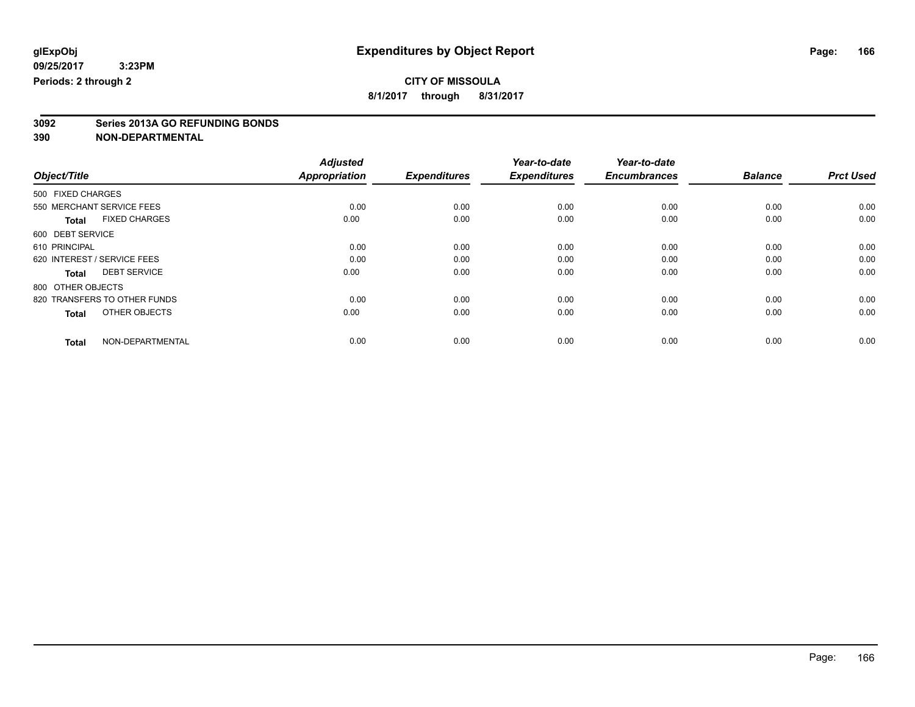**glExpObj** — **Expenditures by Object Report**

**09/25/2017 3:23PM**

**Periods: 2 through 2**

**CITY OF MISSOULA**

**8/1/2017 through 8/31/2017**

**3092 Series 2013A GO REFUNDING BONDS**

**390 NON-DEPARTMENTAL**

| Object/Title | Adjusted Appropriation | Expenditures | Year-to-date Expenditures | Year-to-date Encumbrances | Balance | Prct Used |
|---|---|---|---|---|---|---|
| 500 FIXED CHARGES | | | | | | |
| 550 MERCHANT SERVICE FEES | 0.00 | 0.00 | 0.00 | 0.00 | 0.00 | 0.00 |
| **Total** FIXED CHARGES | 0.00 | 0.00 | 0.00 | 0.00 | 0.00 | 0.00 |
| 600 DEBT SERVICE | | | | | | |
| 610 PRINCIPAL | 0.00 | 0.00 | 0.00 | 0.00 | 0.00 | 0.00 |
| 620 INTEREST / SERVICE FEES | 0.00 | 0.00 | 0.00 | 0.00 | 0.00 | 0.00 |
| **Total** DEBT SERVICE | 0.00 | 0.00 | 0.00 | 0.00 | 0.00 | 0.00 |
| 800 OTHER OBJECTS | | | | | | |
| 820 TRANSFERS TO OTHER FUNDS | 0.00 | 0.00 | 0.00 | 0.00 | 0.00 | 0.00 |
| **Total** OTHER OBJECTS | 0.00 | 0.00 | 0.00 | 0.00 | 0.00 | 0.00 |
| **Total** NON-DEPARTMENTAL | 0.00 | 0.00 | 0.00 | 0.00 | 0.00 | 0.00 |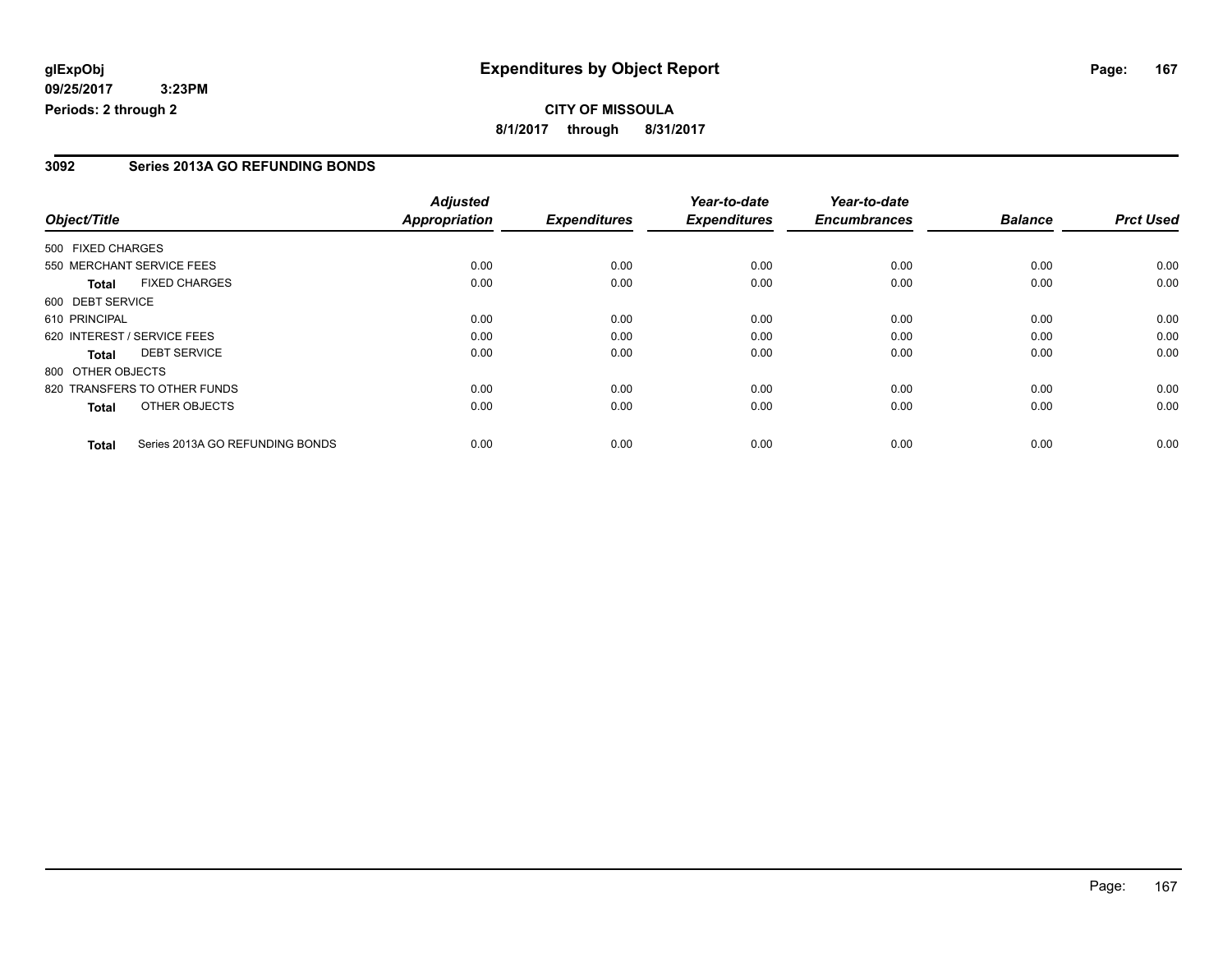# Expenditures by Object Report

glExpObj
09/25/2017 3:23PM
Periods: 2 through 2

**CITY OF MISSOULA**

**8/1/2017 through 8/31/2017**

## 3092 Series 2013A GO REFUNDING BONDS

| Object/Title | Adjusted Appropriation | Expenditures | Year-to-date Expenditures | Year-to-date Encumbrances | Balance | Prct Used |
|---|---|---|---|---|---|---|
| 500 FIXED CHARGES | | | | | | |
| 550 MERCHANT SERVICE FEES | 0.00 | 0.00 | 0.00 | 0.00 | 0.00 | 0.00 |
| **Total** FIXED CHARGES | 0.00 | 0.00 | 0.00 | 0.00 | 0.00 | 0.00 |
| 600 DEBT SERVICE | | | | | | |
| 610 PRINCIPAL | 0.00 | 0.00 | 0.00 | 0.00 | 0.00 | 0.00 |
| 620 INTEREST / SERVICE FEES | 0.00 | 0.00 | 0.00 | 0.00 | 0.00 | 0.00 |
| **Total** DEBT SERVICE | 0.00 | 0.00 | 0.00 | 0.00 | 0.00 | 0.00 |
| 800 OTHER OBJECTS | | | | | | |
| 820 TRANSFERS TO OTHER FUNDS | 0.00 | 0.00 | 0.00 | 0.00 | 0.00 | 0.00 |
| **Total** OTHER OBJECTS | 0.00 | 0.00 | 0.00 | 0.00 | 0.00 | 0.00 |
| **Total** Series 2013A GO REFUNDING BONDS | 0.00 | 0.00 | 0.00 | 0.00 | 0.00 | 0.00 |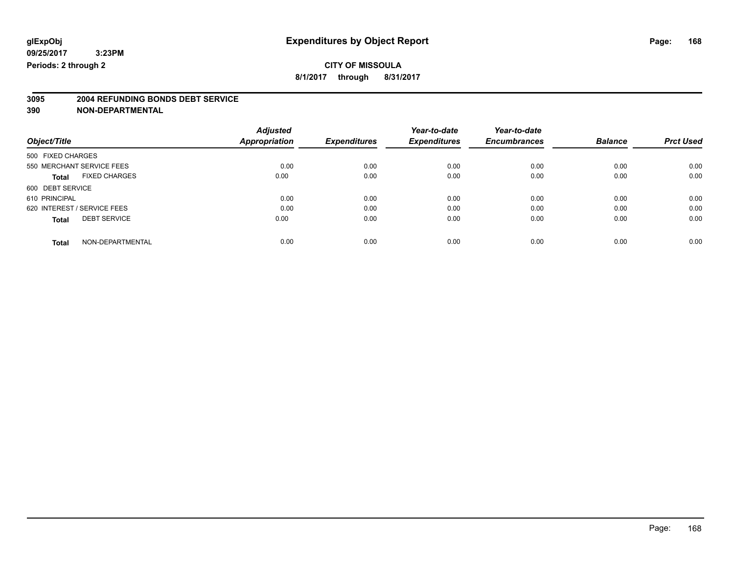**glExpObj**
**09/25/2017 3:23PM**
**Periods: 2 through 2**

# Expenditures by Object Report

**CITY OF MISSOULA**
**8/1/2017 through 8/31/2017**

## 3095 2004 REFUNDING BONDS DEBT SERVICE
## 390 NON-DEPARTMENTAL

| Object/Title | Adjusted Appropriation | Expenditures | Year-to-date Expenditures | Year-to-date Encumbrances | Balance | Prct Used |
|---|---|---|---|---|---|---|
| 500 FIXED CHARGES | | | | | | |
| 550 MERCHANT SERVICE FEES | 0.00 | 0.00 | 0.00 | 0.00 | 0.00 | 0.00 |
| **Total** FIXED CHARGES | 0.00 | 0.00 | 0.00 | 0.00 | 0.00 | 0.00 |
| 600 DEBT SERVICE | | | | | | |
| 610 PRINCIPAL | 0.00 | 0.00 | 0.00 | 0.00 | 0.00 | 0.00 |
| 620 INTEREST / SERVICE FEES | 0.00 | 0.00 | 0.00 | 0.00 | 0.00 | 0.00 |
| **Total** DEBT SERVICE | 0.00 | 0.00 | 0.00 | 0.00 | 0.00 | 0.00 |
| **Total** NON-DEPARTMENTAL | 0.00 | 0.00 | 0.00 | 0.00 | 0.00 | 0.00 |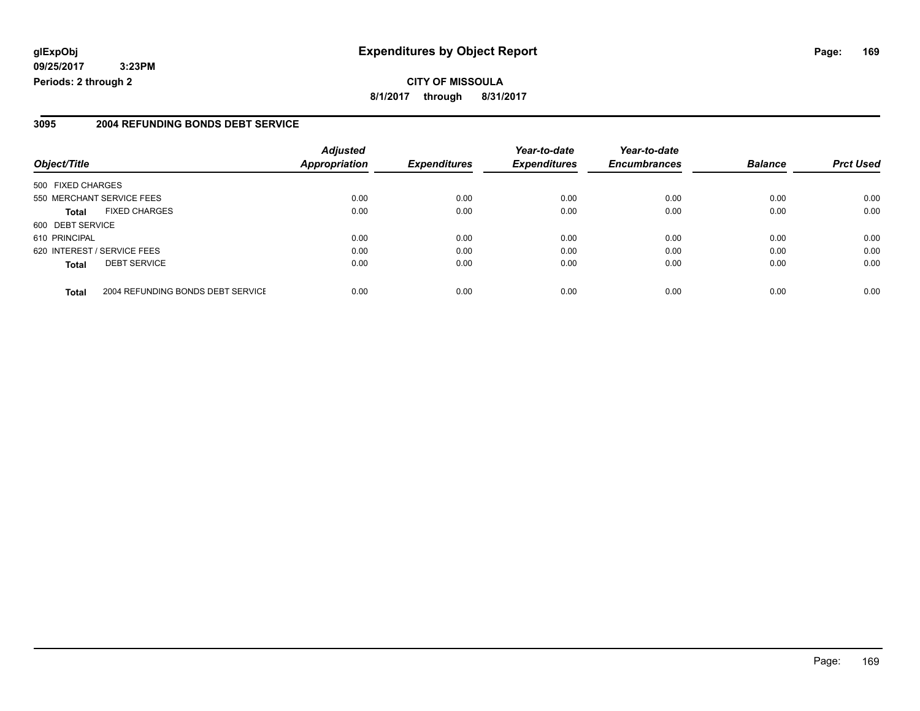# Expenditures by Object Report

glExpObj
09/25/2017 3:23PM
Periods: 2 through 2

**CITY OF MISSOULA**
**8/1/2017 through 8/31/2017**

## 3095 2004 REFUNDING BONDS DEBT SERVICE

| Object/Title | | Adjusted Appropriation | Expenditures | Year-to-date Expenditures | Year-to-date Encumbrances | Balance | Prct Used |
|---|---|---|---|---|---|---|---|
| 500 FIXED CHARGES | | | | | | | |
| 550 MERCHANT SERVICE FEES | | 0.00 | 0.00 | 0.00 | 0.00 | 0.00 | 0.00 |
| **Total** | FIXED CHARGES | 0.00 | 0.00 | 0.00 | 0.00 | 0.00 | 0.00 |
| 600 DEBT SERVICE | | | | | | | |
| 610 PRINCIPAL | | 0.00 | 0.00 | 0.00 | 0.00 | 0.00 | 0.00 |
| 620 INTEREST / SERVICE FEES | | 0.00 | 0.00 | 0.00 | 0.00 | 0.00 | 0.00 |
| **Total** | DEBT SERVICE | 0.00 | 0.00 | 0.00 | 0.00 | 0.00 | 0.00 |
| **Total** | 2004 REFUNDING BONDS DEBT SERVICE | 0.00 | 0.00 | 0.00 | 0.00 | 0.00 | 0.00 |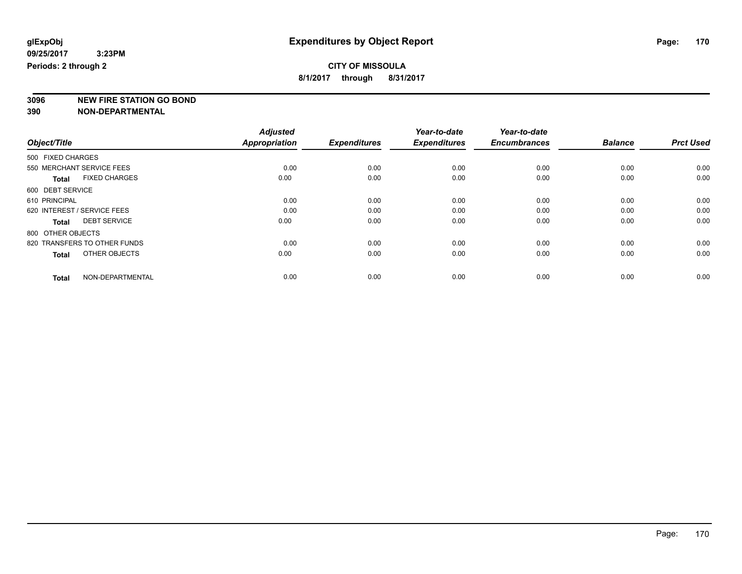**glExpObj**
**09/25/2017 3:23PM**
**Periods: 2 through 2**

# Expenditures by Object Report

**CITY OF MISSOULA**
**8/1/2017 through 8/31/2017**

**3096 NEW FIRE STATION GO BOND**
**390 NON-DEPARTMENTAL**

| Object/Title | Adjusted Appropriation | Expenditures | Year-to-date Expenditures | Year-to-date Encumbrances | Balance | Prct Used |
|---|---|---|---|---|---|---|
| 500 FIXED CHARGES | | | | | | |
| 550 MERCHANT SERVICE FEES | 0.00 | 0.00 | 0.00 | 0.00 | 0.00 | 0.00 |
| **Total** FIXED CHARGES | 0.00 | 0.00 | 0.00 | 0.00 | 0.00 | 0.00 |
| 600 DEBT SERVICE | | | | | | |
| 610 PRINCIPAL | 0.00 | 0.00 | 0.00 | 0.00 | 0.00 | 0.00 |
| 620 INTEREST / SERVICE FEES | 0.00 | 0.00 | 0.00 | 0.00 | 0.00 | 0.00 |
| **Total** DEBT SERVICE | 0.00 | 0.00 | 0.00 | 0.00 | 0.00 | 0.00 |
| 800 OTHER OBJECTS | | | | | | |
| 820 TRANSFERS TO OTHER FUNDS | 0.00 | 0.00 | 0.00 | 0.00 | 0.00 | 0.00 |
| **Total** OTHER OBJECTS | 0.00 | 0.00 | 0.00 | 0.00 | 0.00 | 0.00 |
| **Total** NON-DEPARTMENTAL | 0.00 | 0.00 | 0.00 | 0.00 | 0.00 | 0.00 |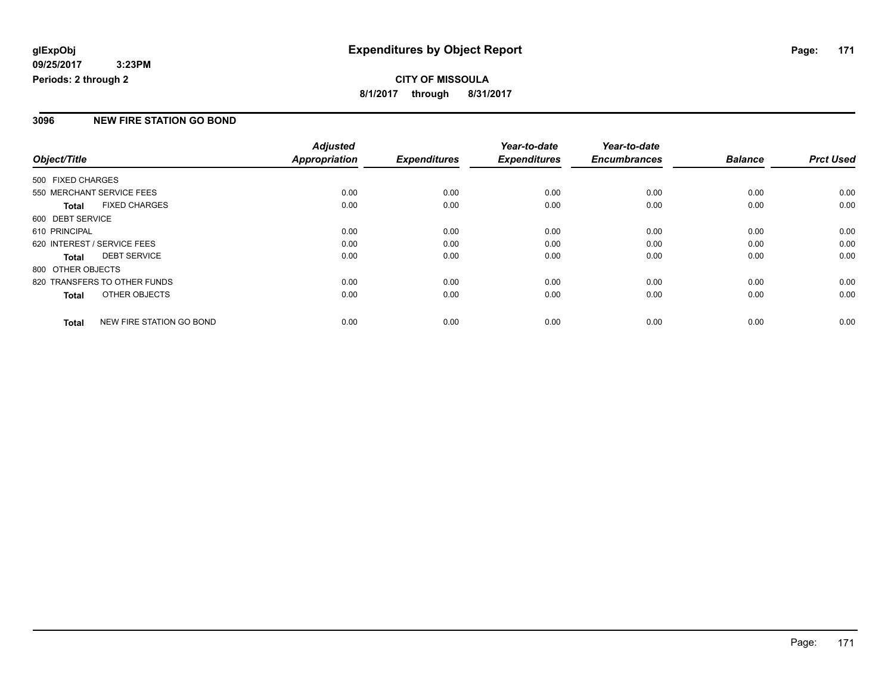**glExpObj**
**09/25/2017 3:23PM**
**Periods: 2 through 2**

# Expenditures by Object Report

**CITY OF MISSOULA**
**8/1/2017 through 8/31/2017**

## 3096 NEW FIRE STATION GO BOND

| Object/Title | Adjusted Appropriation | Expenditures | Year-to-date Expenditures | Year-to-date Encumbrances | Balance | Prct Used |
|---|---|---|---|---|---|---|
| 500 FIXED CHARGES | | | | | | |
| 550 MERCHANT SERVICE FEES | 0.00 | 0.00 | 0.00 | 0.00 | 0.00 | 0.00 |
| **Total** FIXED CHARGES | 0.00 | 0.00 | 0.00 | 0.00 | 0.00 | 0.00 |
| 600 DEBT SERVICE | | | | | | |
| 610 PRINCIPAL | 0.00 | 0.00 | 0.00 | 0.00 | 0.00 | 0.00 |
| 620 INTEREST / SERVICE FEES | 0.00 | 0.00 | 0.00 | 0.00 | 0.00 | 0.00 |
| **Total** DEBT SERVICE | 0.00 | 0.00 | 0.00 | 0.00 | 0.00 | 0.00 |
| 800 OTHER OBJECTS | | | | | | |
| 820 TRANSFERS TO OTHER FUNDS | 0.00 | 0.00 | 0.00 | 0.00 | 0.00 | 0.00 |
| **Total** OTHER OBJECTS | 0.00 | 0.00 | 0.00 | 0.00 | 0.00 | 0.00 |
| **Total** NEW FIRE STATION GO BOND | 0.00 | 0.00 | 0.00 | 0.00 | 0.00 | 0.00 |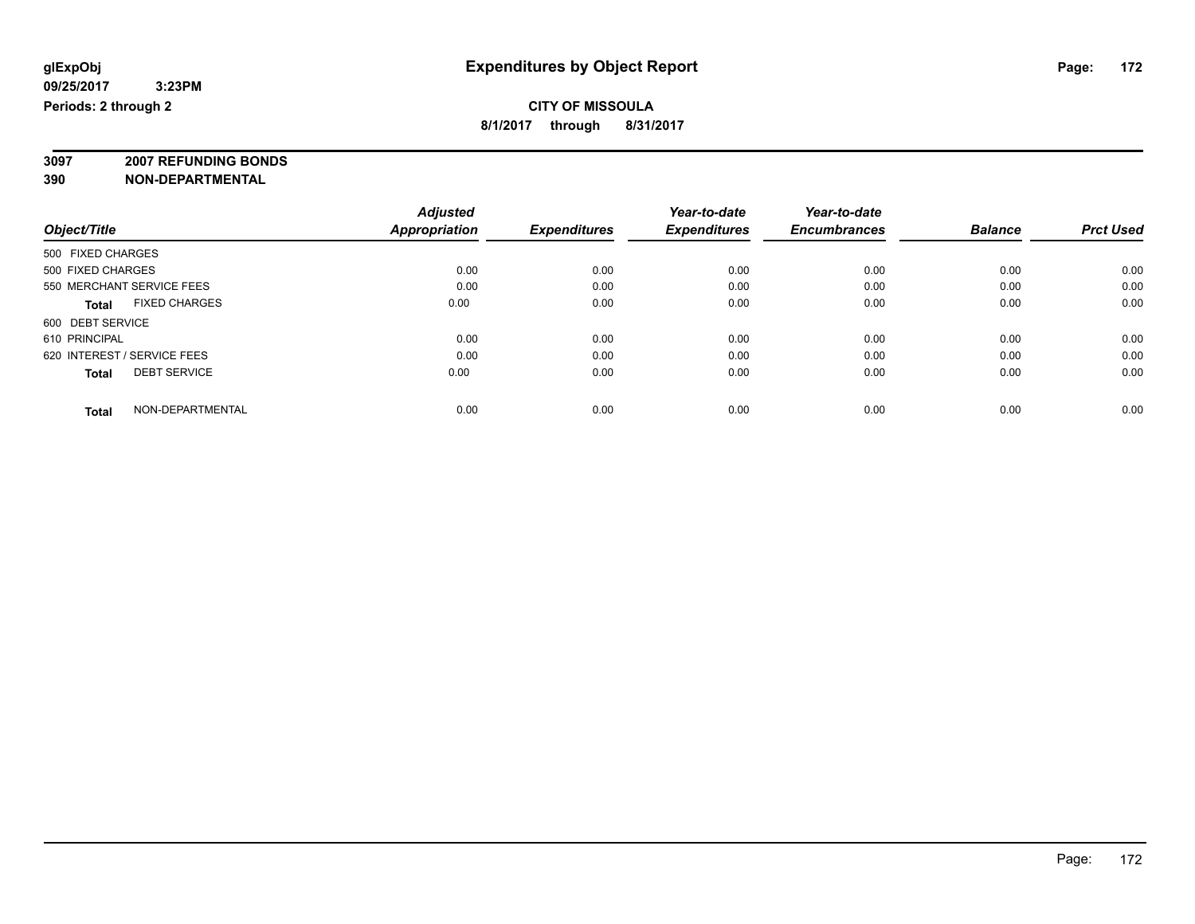**glExpObj** **Expenditures by Object Report**

**09/25/2017 3:23PM**

**Periods: 2 through 2**

**CITY OF MISSOULA**

**8/1/2017 through 8/31/2017**

**3097 2007 REFUNDING BONDS**

**390 NON-DEPARTMENTAL**

| Object/Title | Adjusted Appropriation | Expenditures | Year-to-date Expenditures | Year-to-date Encumbrances | Balance | Prct Used |
|---|---|---|---|---|---|---|
| 500 FIXED CHARGES | | | | | | |
| 500 FIXED CHARGES | 0.00 | 0.00 | 0.00 | 0.00 | 0.00 | 0.00 |
| 550 MERCHANT SERVICE FEES | 0.00 | 0.00 | 0.00 | 0.00 | 0.00 | 0.00 |
| **Total** FIXED CHARGES | 0.00 | 0.00 | 0.00 | 0.00 | 0.00 | 0.00 |
| 600 DEBT SERVICE | | | | | | |
| 610 PRINCIPAL | 0.00 | 0.00 | 0.00 | 0.00 | 0.00 | 0.00 |
| 620 INTEREST / SERVICE FEES | 0.00 | 0.00 | 0.00 | 0.00 | 0.00 | 0.00 |
| **Total** DEBT SERVICE | 0.00 | 0.00 | 0.00 | 0.00 | 0.00 | 0.00 |
| **Total** NON-DEPARTMENTAL | 0.00 | 0.00 | 0.00 | 0.00 | 0.00 | 0.00 |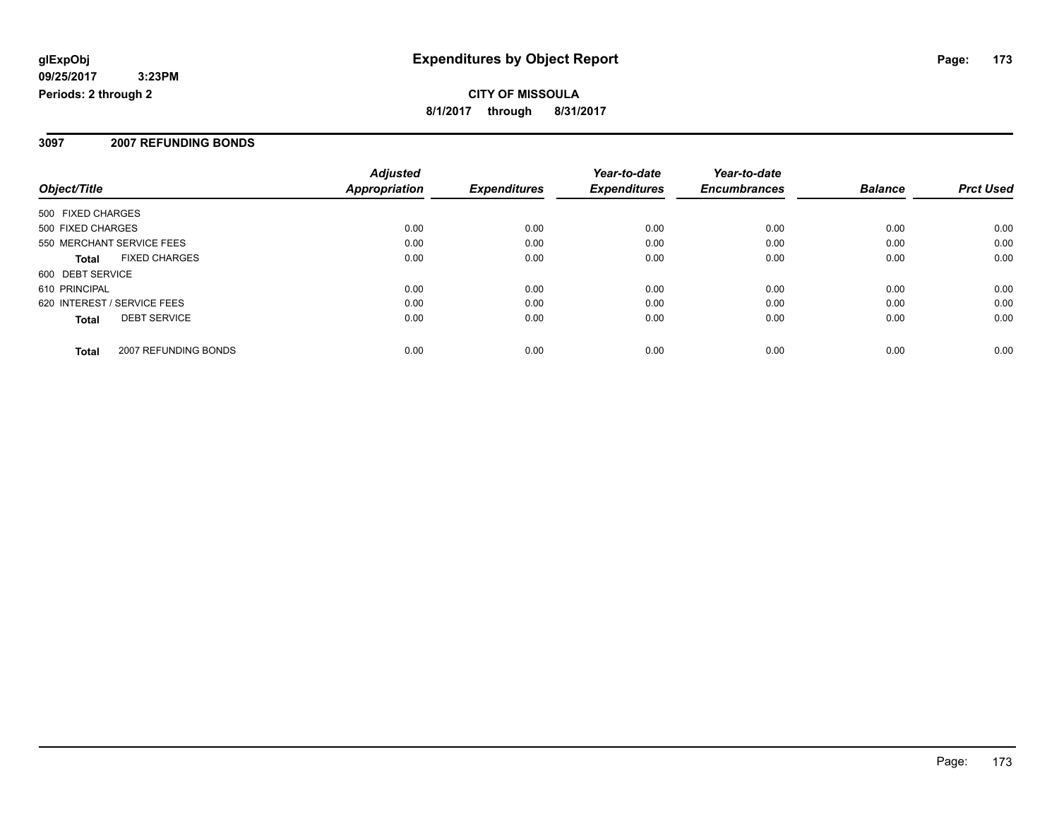**glExpObj**
**09/25/2017 3:23PM**
**Periods: 2 through 2**

# Expenditures by Object Report

**CITY OF MISSOULA**
**8/1/2017 through 8/31/2017**

## 3097 2007 REFUNDING BONDS

| Object/Title | | Adjusted Appropriation | Expenditures | Year-to-date Expenditures | Year-to-date Encumbrances | Balance | Prct Used |
|---|---|---|---|---|---|---|---|
| 500 FIXED CHARGES | | | | | | | |
| 500 FIXED CHARGES | | 0.00 | 0.00 | 0.00 | 0.00 | 0.00 | 0.00 |
| 550 MERCHANT SERVICE FEES | | 0.00 | 0.00 | 0.00 | 0.00 | 0.00 | 0.00 |
| **Total** | FIXED CHARGES | 0.00 | 0.00 | 0.00 | 0.00 | 0.00 | 0.00 |
| 600 DEBT SERVICE | | | | | | | |
| 610 PRINCIPAL | | 0.00 | 0.00 | 0.00 | 0.00 | 0.00 | 0.00 |
| 620 INTEREST / SERVICE FEES | | 0.00 | 0.00 | 0.00 | 0.00 | 0.00 | 0.00 |
| **Total** | DEBT SERVICE | 0.00 | 0.00 | 0.00 | 0.00 | 0.00 | 0.00 |
| **Total** | 2007 REFUNDING BONDS | 0.00 | 0.00 | 0.00 | 0.00 | 0.00 | 0.00 |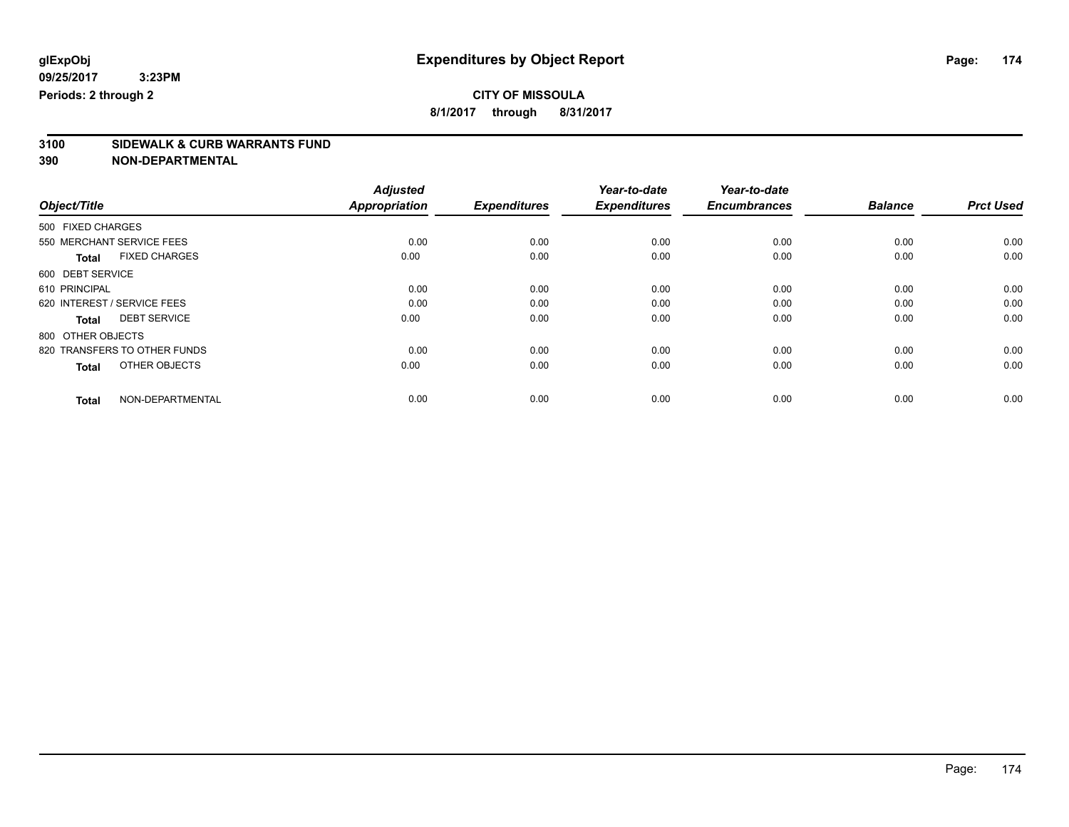**glExpObj** 
**09/25/2017 3:23PM** 
**Periods: 2 through 2**

# Expenditures by Object Report

**CITY OF MISSOULA**
**8/1/2017 through 8/31/2017**

**3100 SIDEWALK & CURB WARRANTS FUND**
**390 NON-DEPARTMENTAL**

| Object/Title | Adjusted Appropriation | Expenditures | Year-to-date Expenditures | Year-to-date Encumbrances | Balance | Prct Used |
|---|---|---|---|---|---|---|
| 500 FIXED CHARGES | | | | | | |
| 550 MERCHANT SERVICE FEES | 0.00 | 0.00 | 0.00 | 0.00 | 0.00 | 0.00 |
| **Total** FIXED CHARGES | 0.00 | 0.00 | 0.00 | 0.00 | 0.00 | 0.00 |
| 600 DEBT SERVICE | | | | | | |
| 610 PRINCIPAL | 0.00 | 0.00 | 0.00 | 0.00 | 0.00 | 0.00 |
| 620 INTEREST / SERVICE FEES | 0.00 | 0.00 | 0.00 | 0.00 | 0.00 | 0.00 |
| **Total** DEBT SERVICE | 0.00 | 0.00 | 0.00 | 0.00 | 0.00 | 0.00 |
| 800 OTHER OBJECTS | | | | | | |
| 820 TRANSFERS TO OTHER FUNDS | 0.00 | 0.00 | 0.00 | 0.00 | 0.00 | 0.00 |
| **Total** OTHER OBJECTS | 0.00 | 0.00 | 0.00 | 0.00 | 0.00 | 0.00 |
| **Total** NON-DEPARTMENTAL | 0.00 | 0.00 | 0.00 | 0.00 | 0.00 | 0.00 |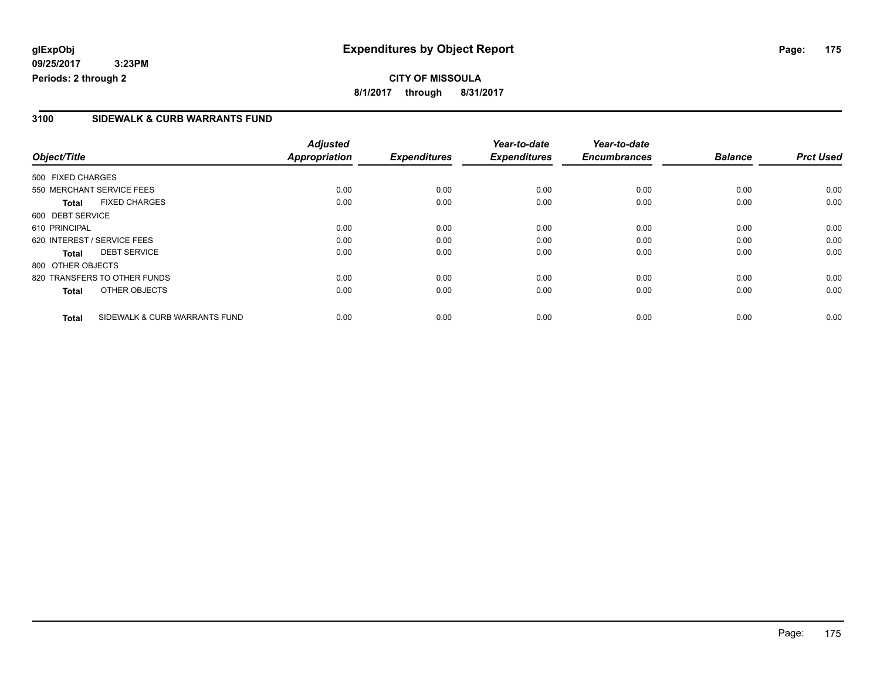# Expenditures by Object Report

glExpObj
09/25/2017 3:23PM
Periods: 2 through 2

**CITY OF MISSOULA**
**8/1/2017 through 8/31/2017**

## 3100 SIDEWALK & CURB WARRANTS FUND

| Object/Title | | Adjusted Appropriation | Expenditures | Year-to-date Expenditures | Year-to-date Encumbrances | Balance | Prct Used |
|---|---|---|---|---|---|---|---|
| 500 FIXED CHARGES | | | | | | | |
| 550 MERCHANT SERVICE FEES | | 0.00 | 0.00 | 0.00 | 0.00 | 0.00 | 0.00 |
| **Total** | FIXED CHARGES | 0.00 | 0.00 | 0.00 | 0.00 | 0.00 | 0.00 |
| 600 DEBT SERVICE | | | | | | | |
| 610 PRINCIPAL | | 0.00 | 0.00 | 0.00 | 0.00 | 0.00 | 0.00 |
| 620 INTEREST / SERVICE FEES | | 0.00 | 0.00 | 0.00 | 0.00 | 0.00 | 0.00 |
| **Total** | DEBT SERVICE | 0.00 | 0.00 | 0.00 | 0.00 | 0.00 | 0.00 |
| 800 OTHER OBJECTS | | | | | | | |
| 820 TRANSFERS TO OTHER FUNDS | | 0.00 | 0.00 | 0.00 | 0.00 | 0.00 | 0.00 |
| **Total** | OTHER OBJECTS | 0.00 | 0.00 | 0.00 | 0.00 | 0.00 | 0.00 |
| **Total** | SIDEWALK & CURB WARRANTS FUND | 0.00 | 0.00 | 0.00 | 0.00 | 0.00 | 0.00 |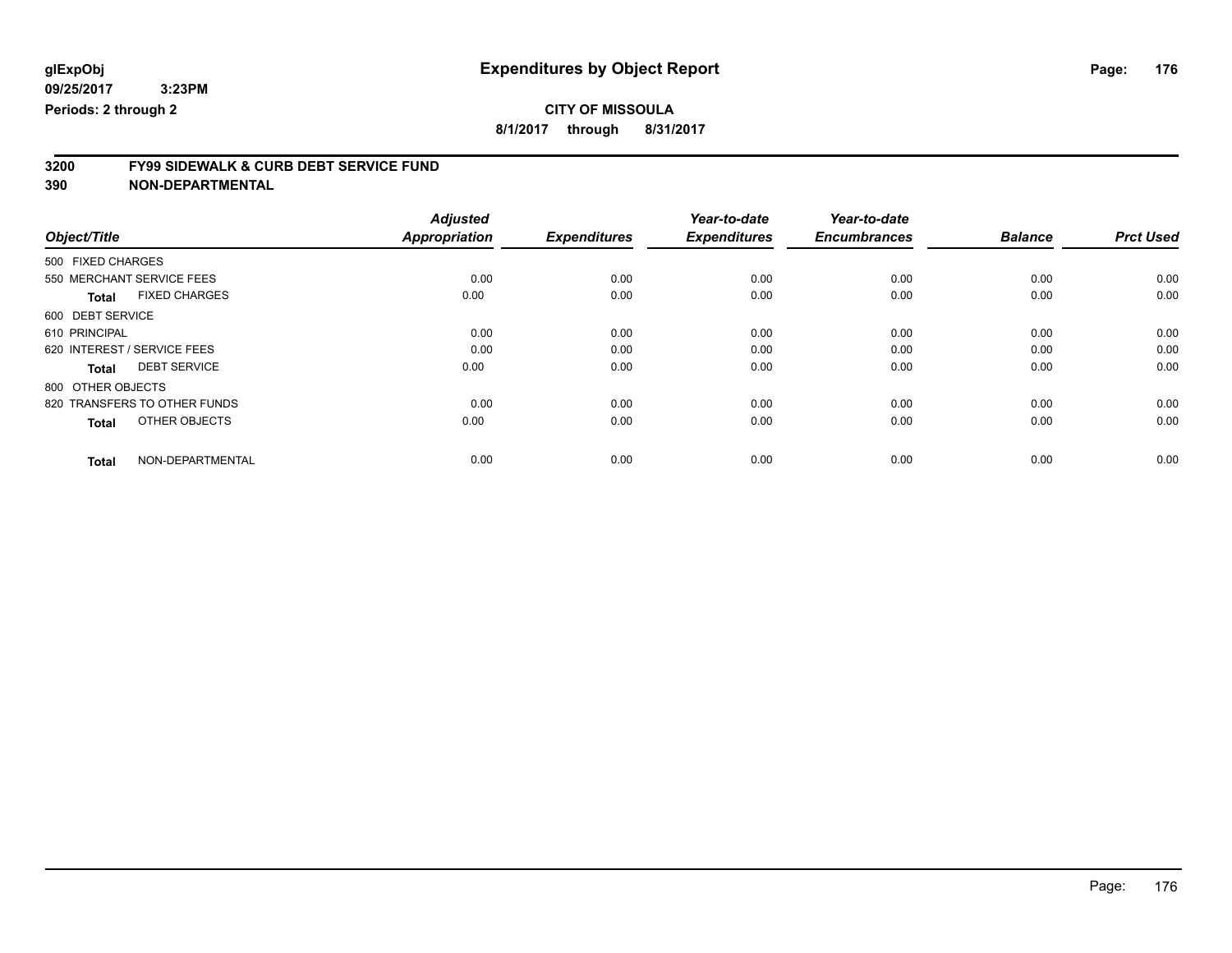glExpObj
09/25/2017 3:23PM
Periods: 2 through 2

# Expenditures by Object Report

**CITY OF MISSOULA**
**8/1/2017 through 8/31/2017**

**3200 FY99 SIDEWALK & CURB DEBT SERVICE FUND**
**390 NON-DEPARTMENTAL**

| Object/Title | Adjusted Appropriation | Expenditures | Year-to-date Expenditures | Year-to-date Encumbrances | Balance | Prct Used |
|---|---|---|---|---|---|---|
| 500 FIXED CHARGES | | | | | | |
| 550 MERCHANT SERVICE FEES | 0.00 | 0.00 | 0.00 | 0.00 | 0.00 | 0.00 |
| **Total** FIXED CHARGES | 0.00 | 0.00 | 0.00 | 0.00 | 0.00 | 0.00 |
| 600 DEBT SERVICE | | | | | | |
| 610 PRINCIPAL | 0.00 | 0.00 | 0.00 | 0.00 | 0.00 | 0.00 |
| 620 INTEREST / SERVICE FEES | 0.00 | 0.00 | 0.00 | 0.00 | 0.00 | 0.00 |
| **Total** DEBT SERVICE | 0.00 | 0.00 | 0.00 | 0.00 | 0.00 | 0.00 |
| 800 OTHER OBJECTS | | | | | | |
| 820 TRANSFERS TO OTHER FUNDS | 0.00 | 0.00 | 0.00 | 0.00 | 0.00 | 0.00 |
| **Total** OTHER OBJECTS | 0.00 | 0.00 | 0.00 | 0.00 | 0.00 | 0.00 |
| **Total** NON-DEPARTMENTAL | 0.00 | 0.00 | 0.00 | 0.00 | 0.00 | 0.00 |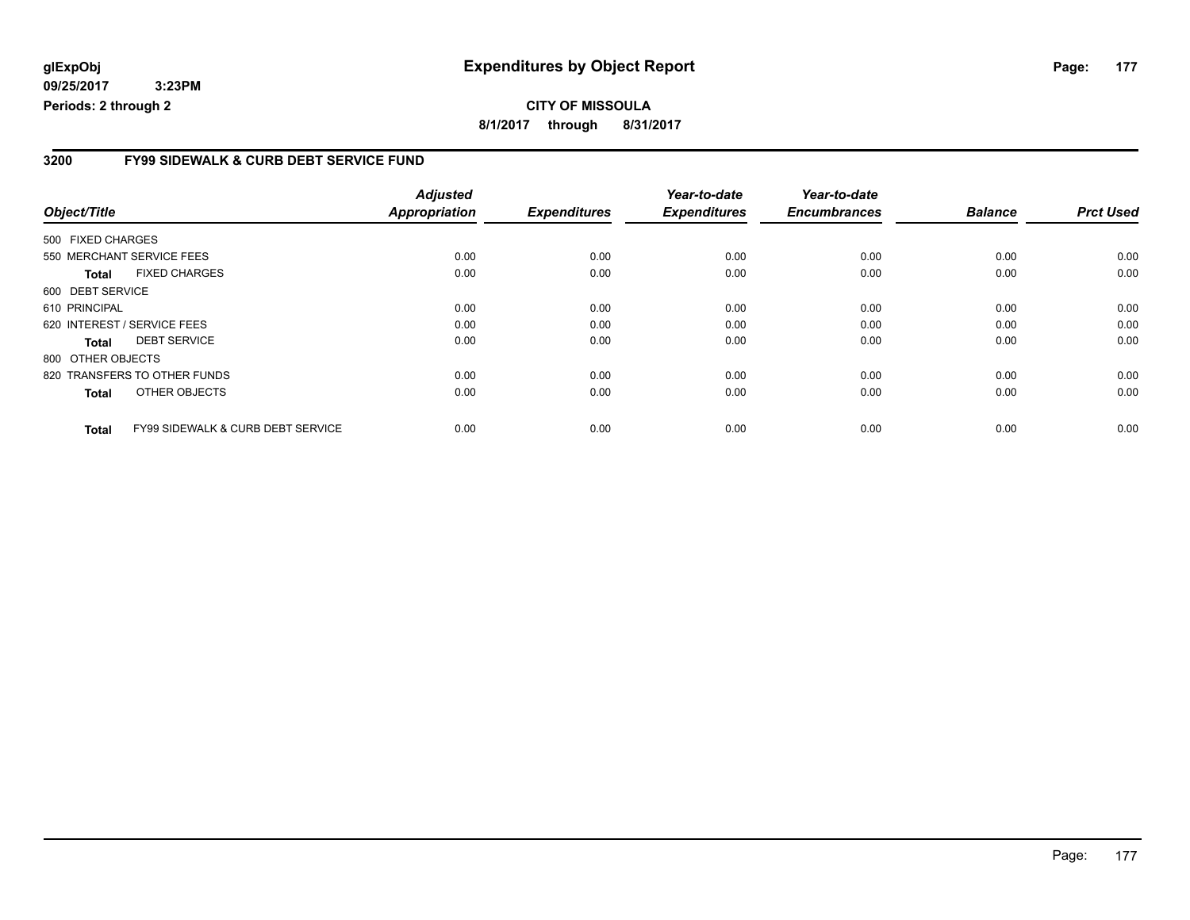glExpObj
09/25/2017 3:23PM
Periods: 2 through 2

# Expenditures by Object Report

**CITY OF MISSOULA**

**8/1/2017 through 8/31/2017**

## 3200 FY99 SIDEWALK & CURB DEBT SERVICE FUND

| Object/Title | | Adjusted Appropriation | Expenditures | Year-to-date Expenditures | Year-to-date Encumbrances | Balance | Prct Used |
|---|---|---|---|---|---|---|---|
| 500 FIXED CHARGES | | | | | | | |
| 550 MERCHANT SERVICE FEES | | 0.00 | 0.00 | 0.00 | 0.00 | 0.00 | 0.00 |
| **Total** | FIXED CHARGES | 0.00 | 0.00 | 0.00 | 0.00 | 0.00 | 0.00 |
| 600 DEBT SERVICE | | | | | | | |
| 610 PRINCIPAL | | 0.00 | 0.00 | 0.00 | 0.00 | 0.00 | 0.00 |
| 620 INTEREST / SERVICE FEES | | 0.00 | 0.00 | 0.00 | 0.00 | 0.00 | 0.00 |
| **Total** | DEBT SERVICE | 0.00 | 0.00 | 0.00 | 0.00 | 0.00 | 0.00 |
| 800 OTHER OBJECTS | | | | | | | |
| 820 TRANSFERS TO OTHER FUNDS | | 0.00 | 0.00 | 0.00 | 0.00 | 0.00 | 0.00 |
| **Total** | OTHER OBJECTS | 0.00 | 0.00 | 0.00 | 0.00 | 0.00 | 0.00 |
| **Total** | FY99 SIDEWALK & CURB DEBT SERVICE | 0.00 | 0.00 | 0.00 | 0.00 | 0.00 | 0.00 |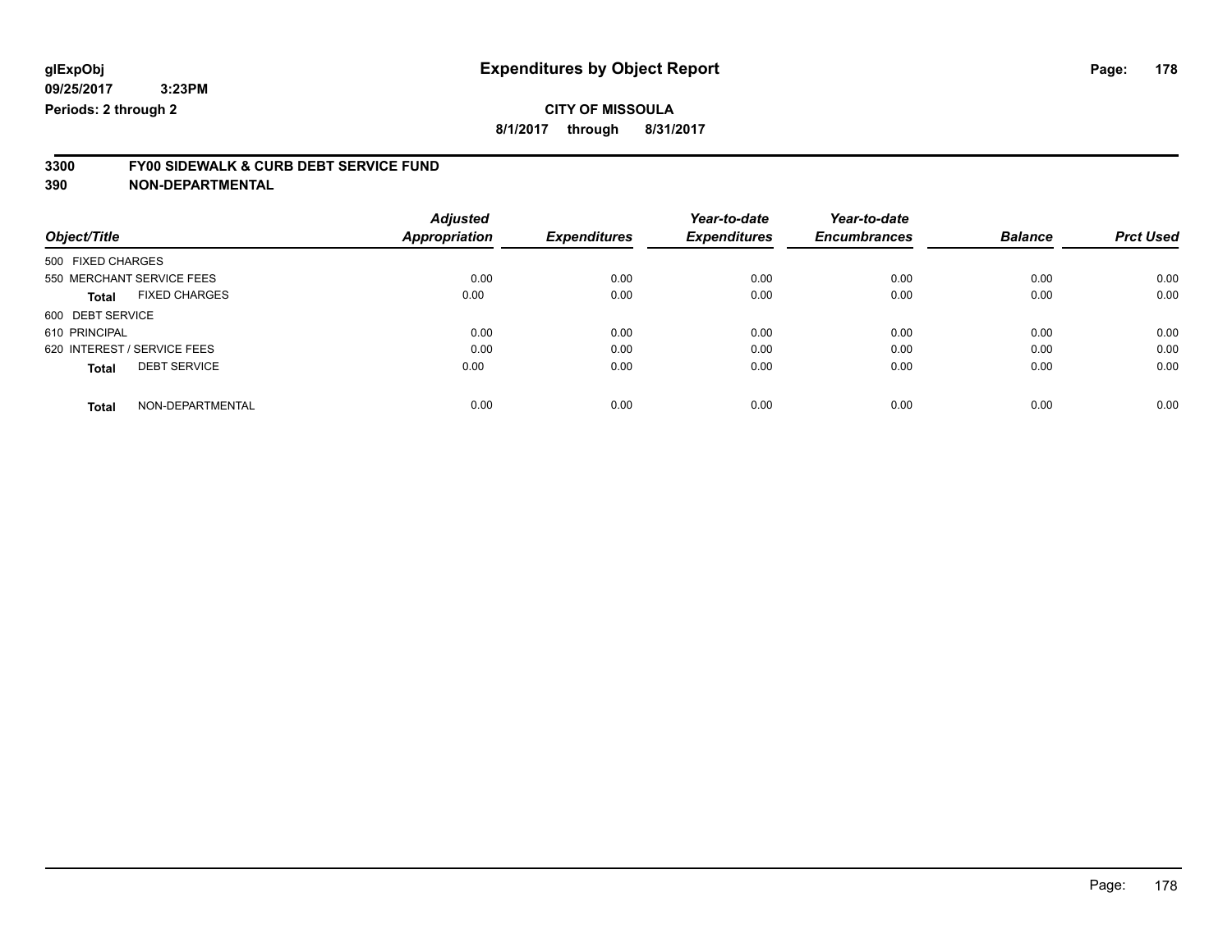**glExpObj** **Expenditures by Object Report**

**09/25/2017 3:23PM**

**Periods: 2 through 2**

**CITY OF MISSOULA**

**8/1/2017 through 8/31/2017**

## 3300 FY00 SIDEWALK & CURB DEBT SERVICE FUND

## 390 NON-DEPARTMENTAL

| Object/Title | Adjusted Appropriation | Expenditures | Year-to-date Expenditures | Year-to-date Encumbrances | Balance | Prct Used |
|---|---|---|---|---|---|---|
| 500 FIXED CHARGES | | | | | | |
| 550 MERCHANT SERVICE FEES | 0.00 | 0.00 | 0.00 | 0.00 | 0.00 | 0.00 |
| **Total** FIXED CHARGES | 0.00 | 0.00 | 0.00 | 0.00 | 0.00 | 0.00 |
| 600 DEBT SERVICE | | | | | | |
| 610 PRINCIPAL | 0.00 | 0.00 | 0.00 | 0.00 | 0.00 | 0.00 |
| 620 INTEREST / SERVICE FEES | 0.00 | 0.00 | 0.00 | 0.00 | 0.00 | 0.00 |
| **Total** DEBT SERVICE | 0.00 | 0.00 | 0.00 | 0.00 | 0.00 | 0.00 |
| **Total** NON-DEPARTMENTAL | 0.00 | 0.00 | 0.00 | 0.00 | 0.00 | 0.00 |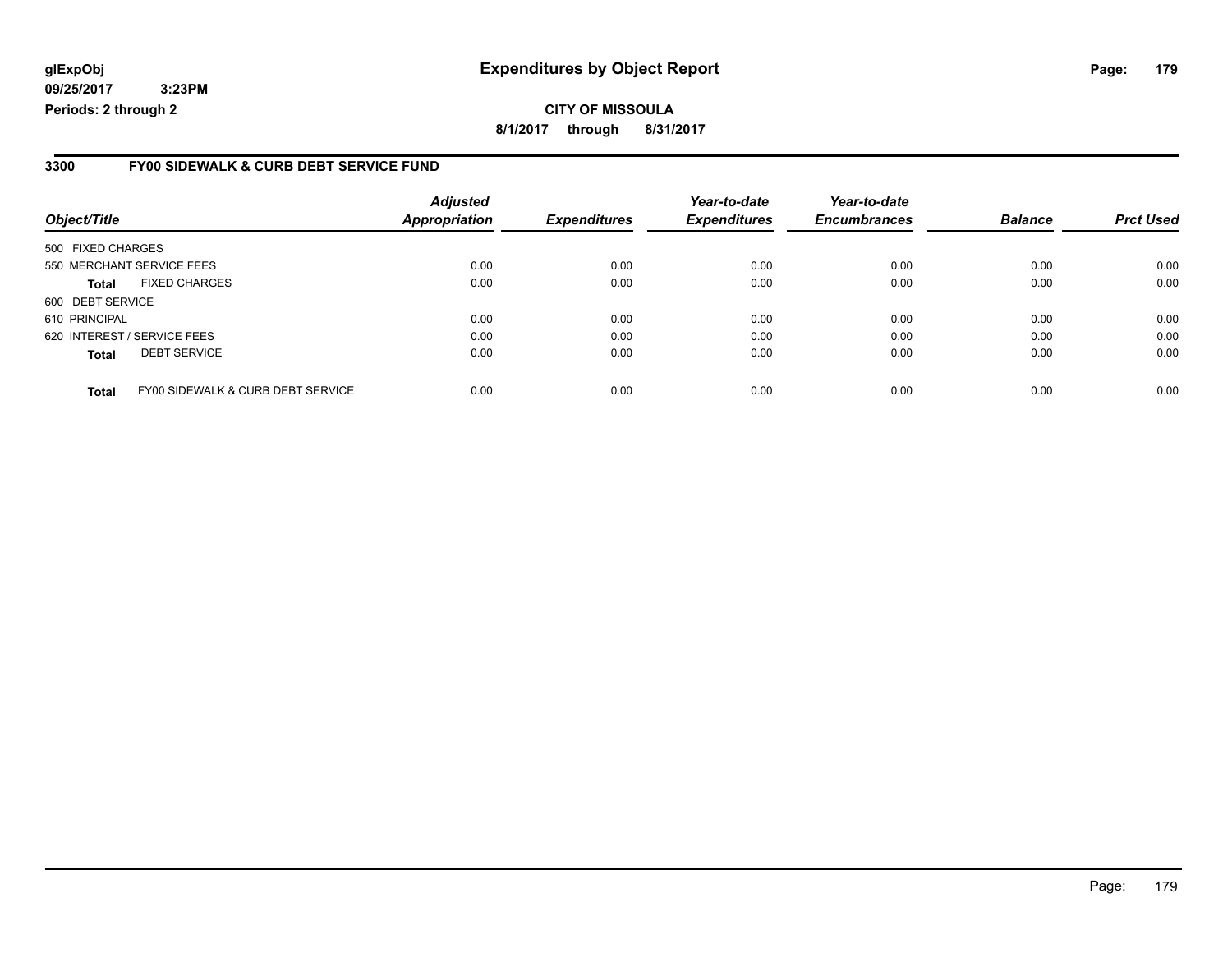**glExpObj**
**09/25/2017 3:23PM**
**Periods: 2 through 2**

# Expenditures by Object Report

**CITY OF MISSOULA**

**8/1/2017 through 8/31/2017**

## 3300 FY00 SIDEWALK & CURB DEBT SERVICE FUND

| Object/Title | | Adjusted Appropriation | Expenditures | Year-to-date Expenditures | Year-to-date Encumbrances | Balance | Prct Used |
|---|---|---|---|---|---|---|---|
| 500 FIXED CHARGES | | | | | | | |
| 550 MERCHANT SERVICE FEES | | 0.00 | 0.00 | 0.00 | 0.00 | 0.00 | 0.00 |
| **Total** | FIXED CHARGES | 0.00 | 0.00 | 0.00 | 0.00 | 0.00 | 0.00 |
| 600 DEBT SERVICE | | | | | | | |
| 610 PRINCIPAL | | 0.00 | 0.00 | 0.00 | 0.00 | 0.00 | 0.00 |
| 620 INTEREST / SERVICE FEES | | 0.00 | 0.00 | 0.00 | 0.00 | 0.00 | 0.00 |
| **Total** | DEBT SERVICE | 0.00 | 0.00 | 0.00 | 0.00 | 0.00 | 0.00 |
| **Total** | FY00 SIDEWALK & CURB DEBT SERVICE | 0.00 | 0.00 | 0.00 | 0.00 | 0.00 | 0.00 |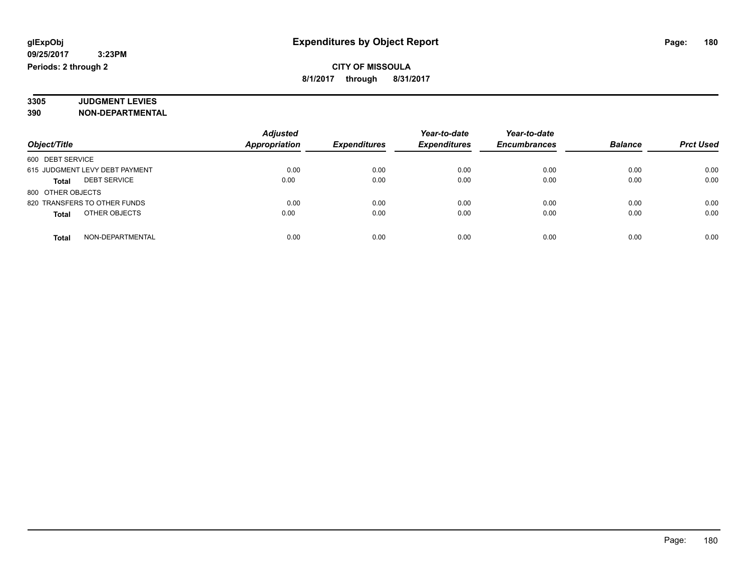# Expenditures by Object Report

glExpObj
09/25/2017 3:23PM
Periods: 2 through 2

**CITY OF MISSOULA**
**8/1/2017 through 8/31/2017**

**3305 JUDGMENT LEVIES**
**390 NON-DEPARTMENTAL**

| Object/Title | Adjusted Appropriation | Expenditures | Year-to-date Expenditures | Year-to-date Encumbrances | Balance | Prct Used |
|---|---|---|---|---|---|---|
| 600 DEBT SERVICE | | | | | | |
| 615 JUDGMENT LEVY DEBT PAYMENT | 0.00 | 0.00 | 0.00 | 0.00 | 0.00 | 0.00 |
| **Total** DEBT SERVICE | 0.00 | 0.00 | 0.00 | 0.00 | 0.00 | 0.00 |
| 800 OTHER OBJECTS | | | | | | |
| 820 TRANSFERS TO OTHER FUNDS | 0.00 | 0.00 | 0.00 | 0.00 | 0.00 | 0.00 |
| **Total** OTHER OBJECTS | 0.00 | 0.00 | 0.00 | 0.00 | 0.00 | 0.00 |
| **Total** NON-DEPARTMENTAL | 0.00 | 0.00 | 0.00 | 0.00 | 0.00 | 0.00 |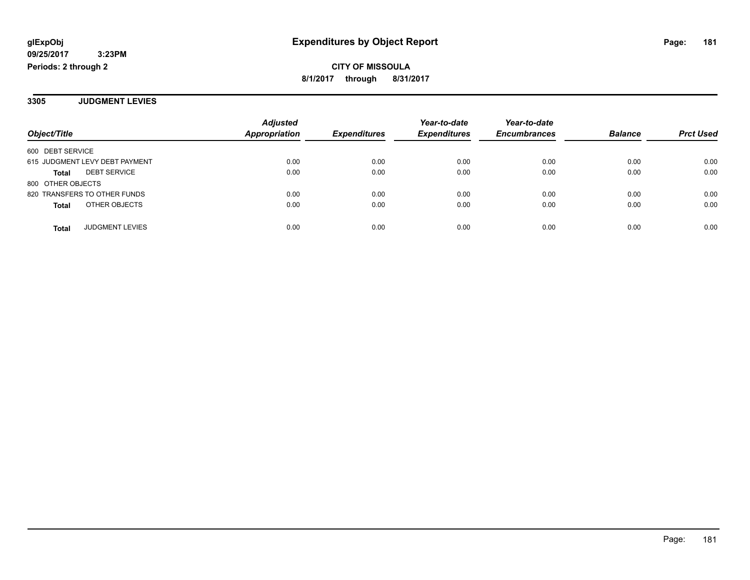**glExpObj** **Expenditures by Object Report**

**09/25/2017 3:23PM**

**Periods: 2 through 2**

**CITY OF MISSOULA**

**8/1/2017 through 8/31/2017**

## 3305 JUDGMENT LEVIES

| Object/Title | Adjusted Appropriation | Expenditures | Year-to-date Expenditures | Year-to-date Encumbrances | Balance | Prct Used |
|---|---|---|---|---|---|---|
| 600 DEBT SERVICE | | | | | | |
| 615 JUDGMENT LEVY DEBT PAYMENT | 0.00 | 0.00 | 0.00 | 0.00 | 0.00 | 0.00 |
| **Total** DEBT SERVICE | 0.00 | 0.00 | 0.00 | 0.00 | 0.00 | 0.00 |
| 800 OTHER OBJECTS | | | | | | |
| 820 TRANSFERS TO OTHER FUNDS | 0.00 | 0.00 | 0.00 | 0.00 | 0.00 | 0.00 |
| **Total** OTHER OBJECTS | 0.00 | 0.00 | 0.00 | 0.00 | 0.00 | 0.00 |
| **Total** JUDGMENT LEVIES | 0.00 | 0.00 | 0.00 | 0.00 | 0.00 | 0.00 |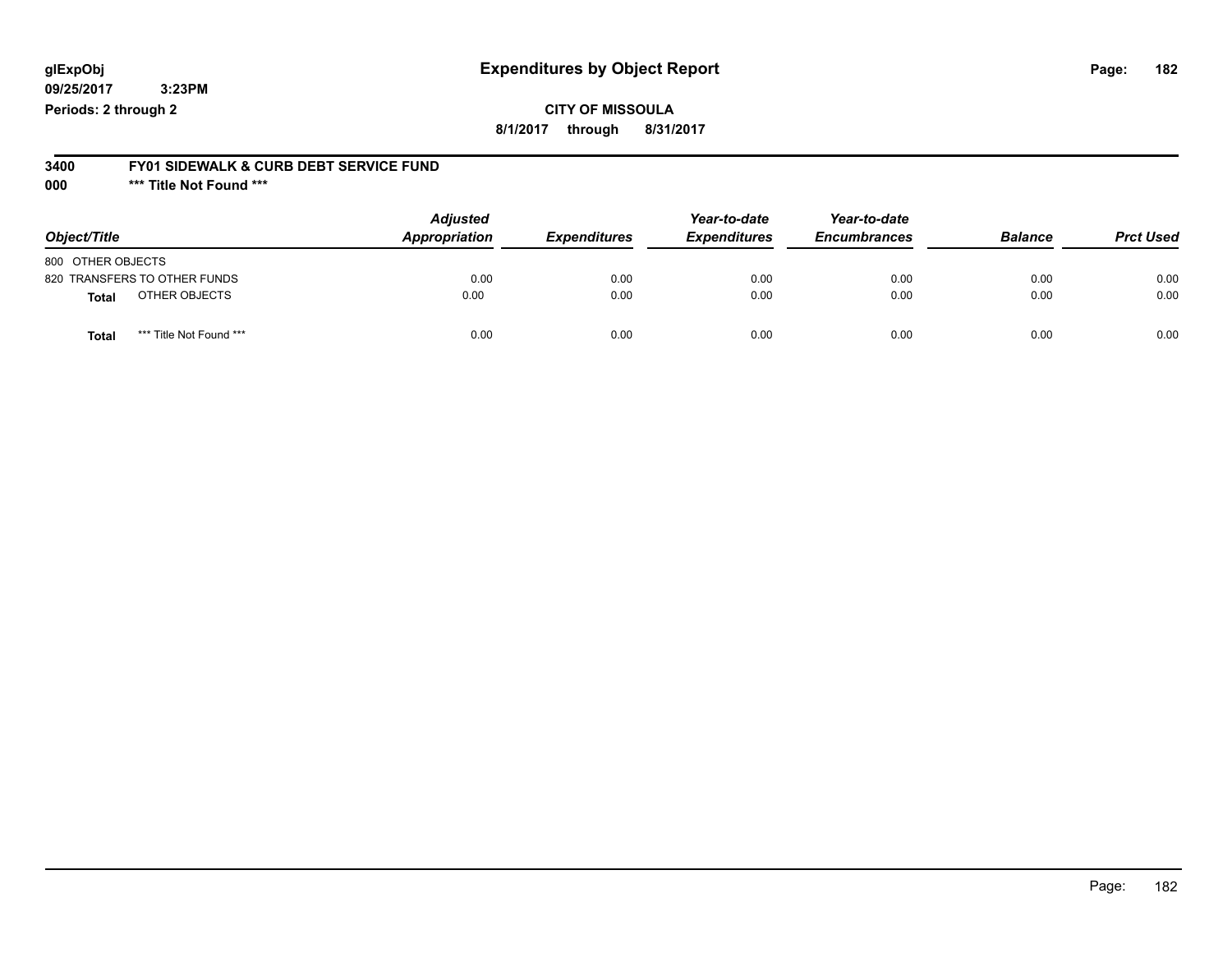glExpObj
09/25/2017 3:23PM
Periods: 2 through 2

# Expenditures by Object Report

**CITY OF MISSOULA**

**8/1/2017 through 8/31/2017**

**3400 FY01 SIDEWALK & CURB DEBT SERVICE FUND**

**000 *** Title Not Found *****

| Object/Title | Adjusted Appropriation | Expenditures | Year-to-date Expenditures | Year-to-date Encumbrances | Balance | Prct Used |
|---|---|---|---|---|---|---|
| 800 OTHER OBJECTS | | | | | | |
| 820 TRANSFERS TO OTHER FUNDS | 0.00 | 0.00 | 0.00 | 0.00 | 0.00 | 0.00 |
| **Total** OTHER OBJECTS | 0.00 | 0.00 | 0.00 | 0.00 | 0.00 | 0.00 |
| **Total** *** Title Not Found *** | 0.00 | 0.00 | 0.00 | 0.00 | 0.00 | 0.00 |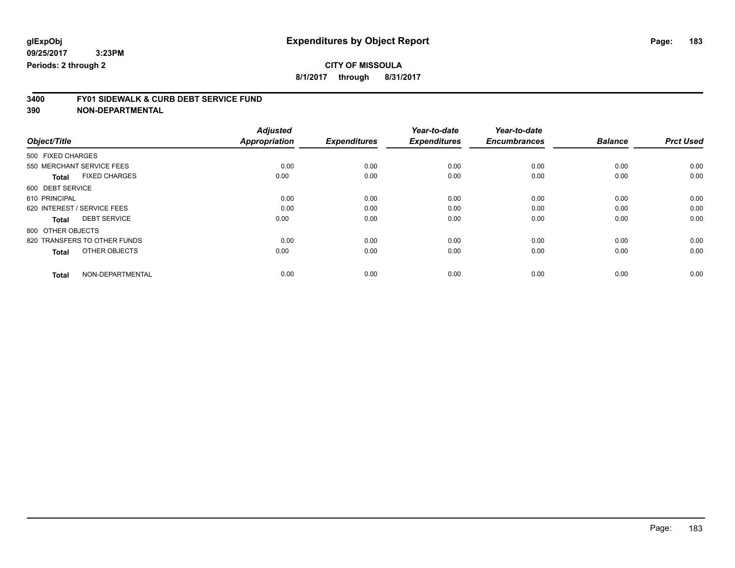**glExpObj** **Expenditures by Object Report**

**09/25/2017 3:23PM**

**Periods: 2 through 2**

**CITY OF MISSOULA**

**8/1/2017 through 8/31/2017**

## 3400 FY01 SIDEWALK & CURB DEBT SERVICE FUND

## 390 NON-DEPARTMENTAL

| Object/Title | Adjusted Appropriation | Expenditures | Year-to-date Expenditures | Year-to-date Encumbrances | Balance | Prct Used |
|---|---|---|---|---|---|---|
| 500 FIXED CHARGES | | | | | | |
| 550 MERCHANT SERVICE FEES | 0.00 | 0.00 | 0.00 | 0.00 | 0.00 | 0.00 |
| **Total** FIXED CHARGES | 0.00 | 0.00 | 0.00 | 0.00 | 0.00 | 0.00 |
| 600 DEBT SERVICE | | | | | | |
| 610 PRINCIPAL | 0.00 | 0.00 | 0.00 | 0.00 | 0.00 | 0.00 |
| 620 INTEREST / SERVICE FEES | 0.00 | 0.00 | 0.00 | 0.00 | 0.00 | 0.00 |
| **Total** DEBT SERVICE | 0.00 | 0.00 | 0.00 | 0.00 | 0.00 | 0.00 |
| 800 OTHER OBJECTS | | | | | | |
| 820 TRANSFERS TO OTHER FUNDS | 0.00 | 0.00 | 0.00 | 0.00 | 0.00 | 0.00 |
| **Total** OTHER OBJECTS | 0.00 | 0.00 | 0.00 | 0.00 | 0.00 | 0.00 |
| **Total** NON-DEPARTMENTAL | 0.00 | 0.00 | 0.00 | 0.00 | 0.00 | 0.00 |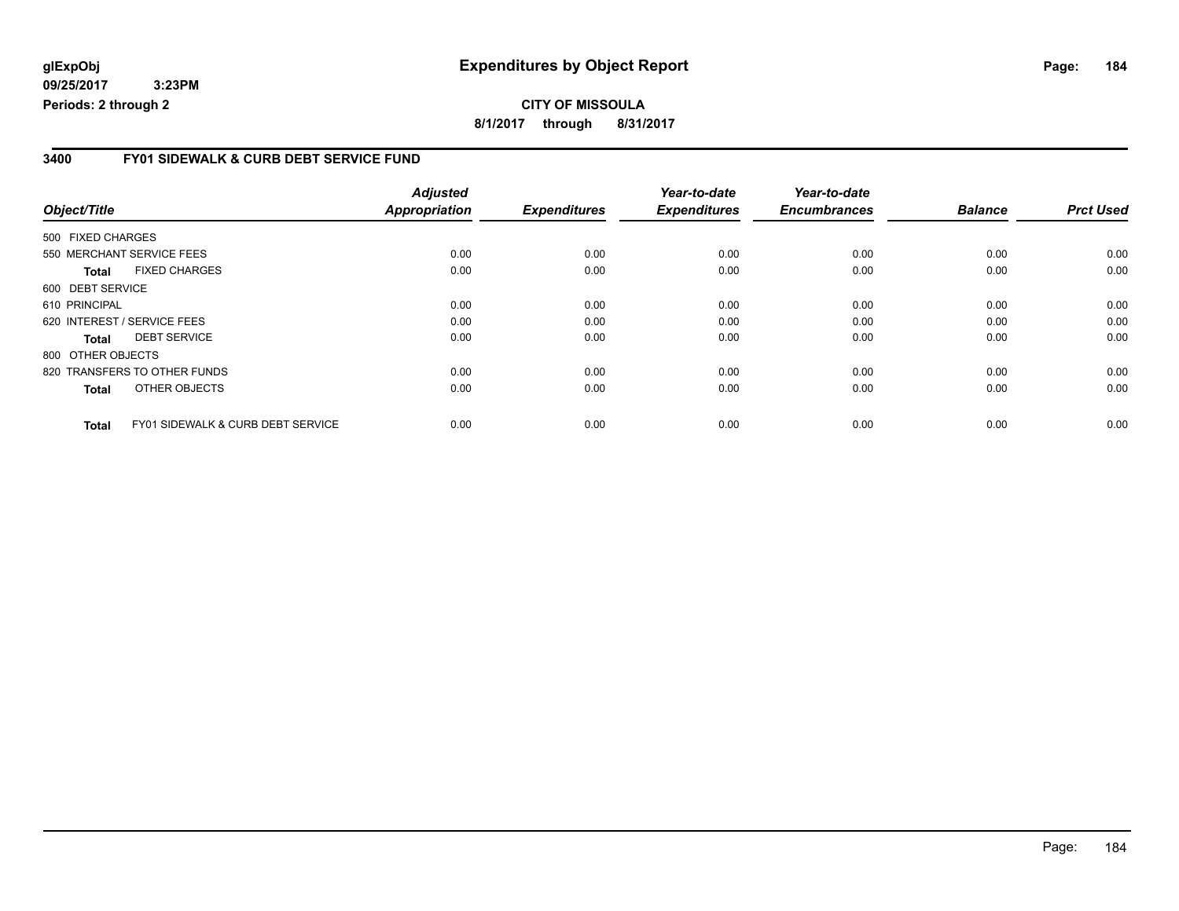glExpObj
09/25/2017 3:23PM
Periods: 2 through 2

# Expenditures by Object Report

CITY OF MISSOULA

8/1/2017 through 8/31/2017

## 3400 FY01 SIDEWALK & CURB DEBT SERVICE FUND

| Object/Title | Adjusted Appropriation | Expenditures | Year-to-date Expenditures | Year-to-date Encumbrances | Balance | Prct Used |
|---|---|---|---|---|---|---|
| 500 FIXED CHARGES | | | | | | |
| 550 MERCHANT SERVICE FEES | 0.00 | 0.00 | 0.00 | 0.00 | 0.00 | 0.00 |
| **Total** FIXED CHARGES | 0.00 | 0.00 | 0.00 | 0.00 | 0.00 | 0.00 |
| 600 DEBT SERVICE | | | | | | |
| 610 PRINCIPAL | 0.00 | 0.00 | 0.00 | 0.00 | 0.00 | 0.00 |
| 620 INTEREST / SERVICE FEES | 0.00 | 0.00 | 0.00 | 0.00 | 0.00 | 0.00 |
| **Total** DEBT SERVICE | 0.00 | 0.00 | 0.00 | 0.00 | 0.00 | 0.00 |
| 800 OTHER OBJECTS | | | | | | |
| 820 TRANSFERS TO OTHER FUNDS | 0.00 | 0.00 | 0.00 | 0.00 | 0.00 | 0.00 |
| **Total** OTHER OBJECTS | 0.00 | 0.00 | 0.00 | 0.00 | 0.00 | 0.00 |
| **Total** FY01 SIDEWALK & CURB DEBT SERVICE | 0.00 | 0.00 | 0.00 | 0.00 | 0.00 | 0.00 |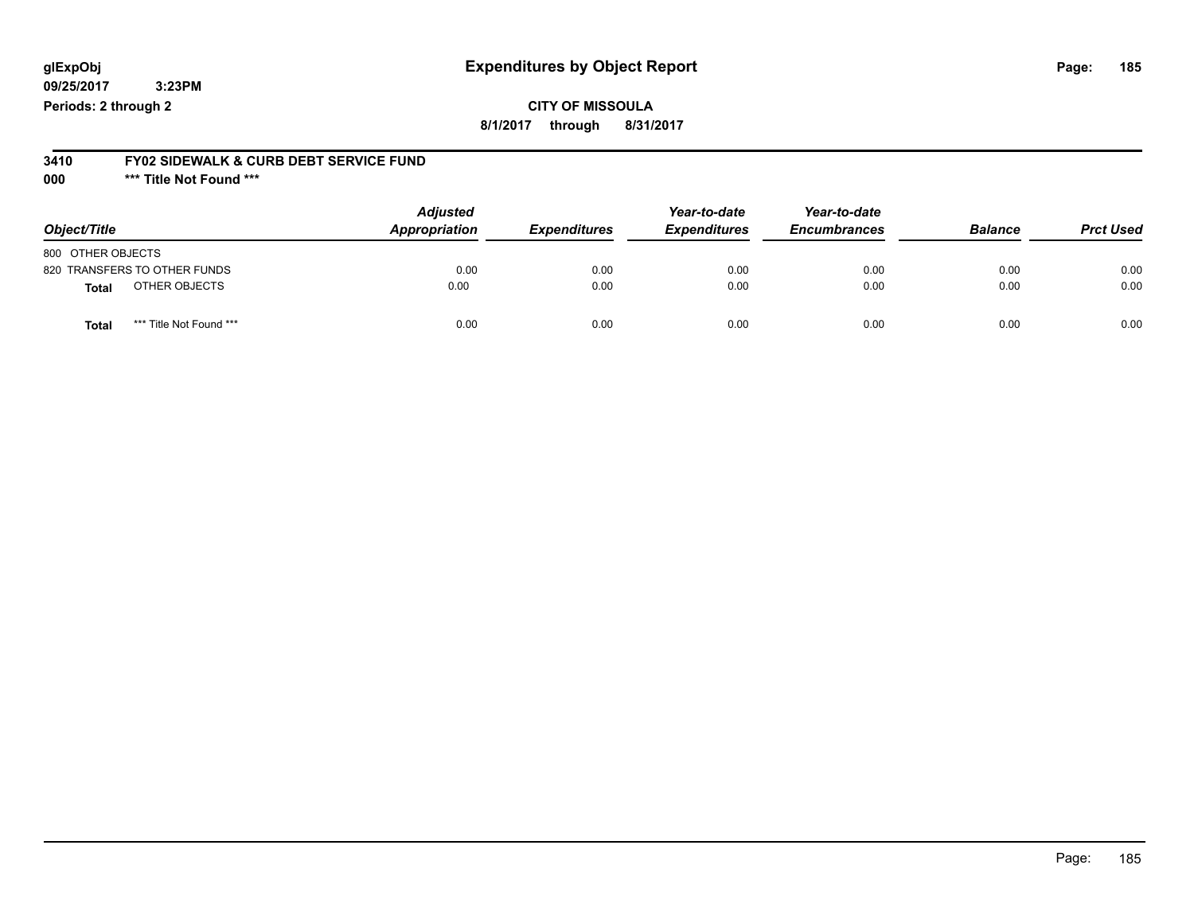# Expenditures by Object Report

glExpObj
09/25/2017 3:23PM
Periods: 2 through 2

**CITY OF MISSOULA**

**8/1/2017 through 8/31/2017**

**3410 FY02 SIDEWALK & CURB DEBT SERVICE FUND**

**000 \*\*\* Title Not Found \*\*\***

| Object/Title | Adjusted Appropriation | Expenditures | Year-to-date Expenditures | Year-to-date Encumbrances | Balance | Prct Used |
|---|---|---|---|---|---|---|
| 800 OTHER OBJECTS | | | | | | |
| 820 TRANSFERS TO OTHER FUNDS | 0.00 | 0.00 | 0.00 | 0.00 | 0.00 | 0.00 |
| **Total** OTHER OBJECTS | 0.00 | 0.00 | 0.00 | 0.00 | 0.00 | 0.00 |
| **Total** \*\*\* Title Not Found \*\*\* | 0.00 | 0.00 | 0.00 | 0.00 | 0.00 | 0.00 |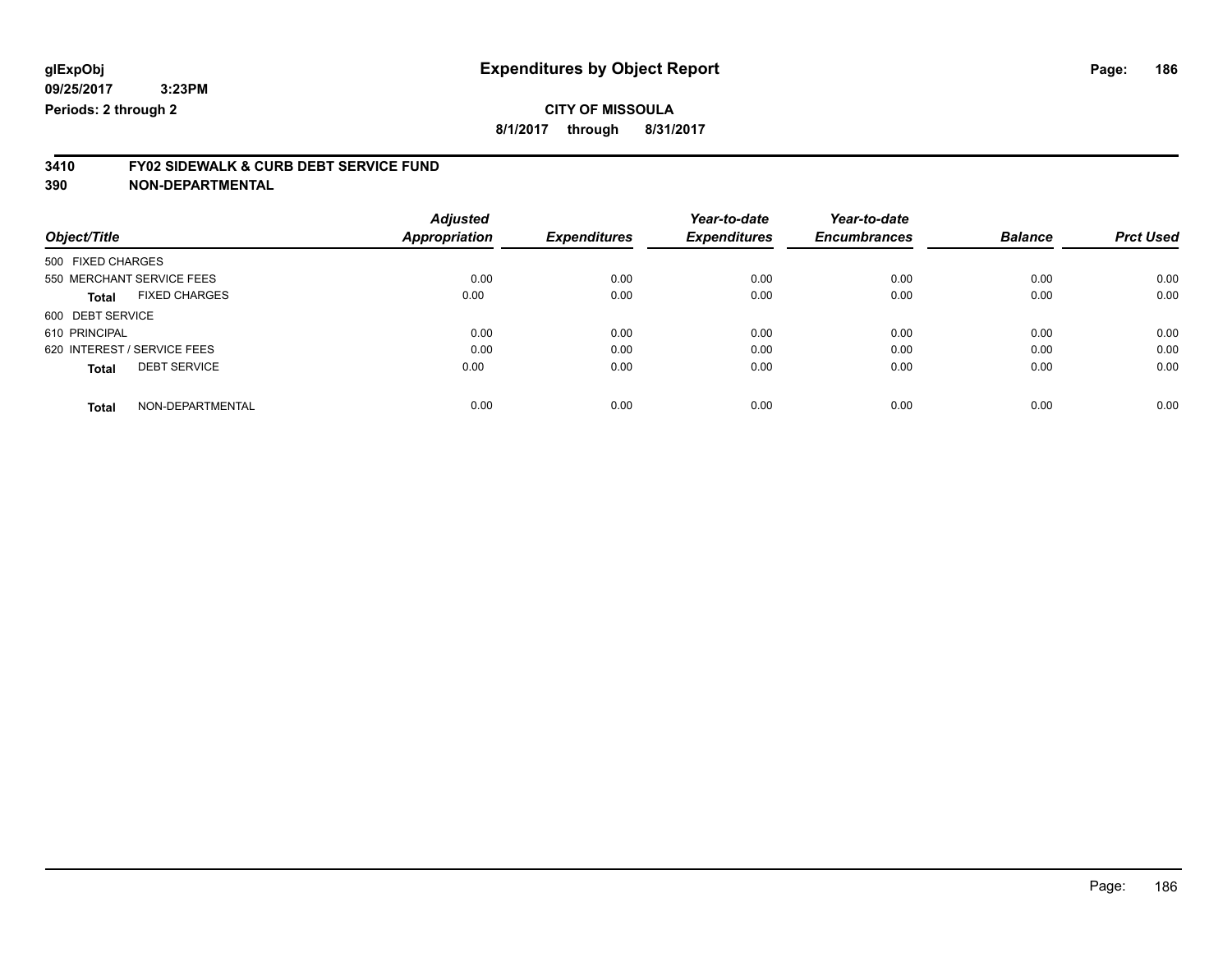**glExpObj**
**09/25/2017 3:23PM**
**Periods: 2 through 2**

# Expenditures by Object Report

**CITY OF MISSOULA**
**8/1/2017 through 8/31/2017**

## 3410 FY02 SIDEWALK & CURB DEBT SERVICE FUND
## 390 NON-DEPARTMENTAL

| Object/Title | Adjusted Appropriation | Expenditures | Year-to-date Expenditures | Year-to-date Encumbrances | Balance | Prct Used |
|---|---|---|---|---|---|---|
| 500 FIXED CHARGES | | | | | | |
| 550 MERCHANT SERVICE FEES | 0.00 | 0.00 | 0.00 | 0.00 | 0.00 | 0.00 |
| **Total** FIXED CHARGES | 0.00 | 0.00 | 0.00 | 0.00 | 0.00 | 0.00 |
| 600 DEBT SERVICE | | | | | | |
| 610 PRINCIPAL | 0.00 | 0.00 | 0.00 | 0.00 | 0.00 | 0.00 |
| 620 INTEREST / SERVICE FEES | 0.00 | 0.00 | 0.00 | 0.00 | 0.00 | 0.00 |
| **Total** DEBT SERVICE | 0.00 | 0.00 | 0.00 | 0.00 | 0.00 | 0.00 |
| **Total** NON-DEPARTMENTAL | 0.00 | 0.00 | 0.00 | 0.00 | 0.00 | 0.00 |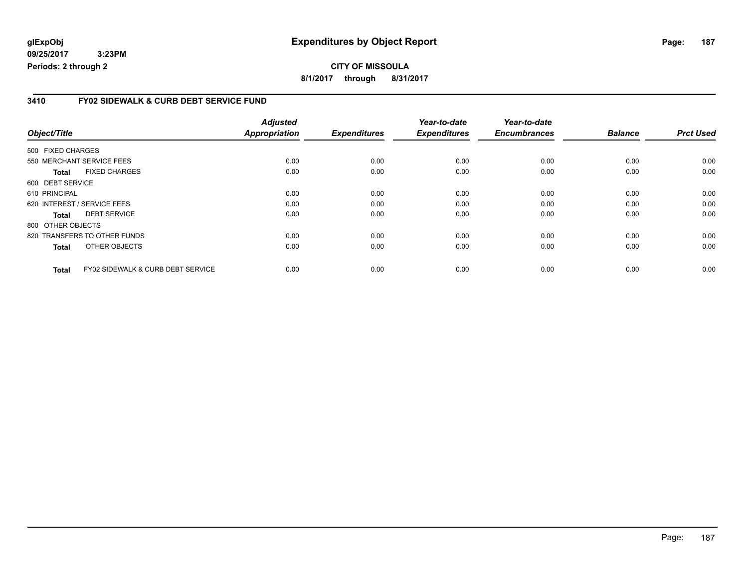# Expenditures by Object Report

glExpObj
09/25/2017 3:23PM
Periods: 2 through 2

**CITY OF MISSOULA**
**8/1/2017 through 8/31/2017**

## 3410 FY02 SIDEWALK & CURB DEBT SERVICE FUND

| Object/Title | | Adjusted Appropriation | Expenditures | Year-to-date Expenditures | Year-to-date Encumbrances | Balance | Prct Used |
|---|---|---|---|---|---|---|---|
| 500 FIXED CHARGES | | | | | | | |
| 550 MERCHANT SERVICE FEES | | 0.00 | 0.00 | 0.00 | 0.00 | 0.00 | 0.00 |
| **Total** | FIXED CHARGES | 0.00 | 0.00 | 0.00 | 0.00 | 0.00 | 0.00 |
| 600 DEBT SERVICE | | | | | | | |
| 610 PRINCIPAL | | 0.00 | 0.00 | 0.00 | 0.00 | 0.00 | 0.00 |
| 620 INTEREST / SERVICE FEES | | 0.00 | 0.00 | 0.00 | 0.00 | 0.00 | 0.00 |
| **Total** | DEBT SERVICE | 0.00 | 0.00 | 0.00 | 0.00 | 0.00 | 0.00 |
| 800 OTHER OBJECTS | | | | | | | |
| 820 TRANSFERS TO OTHER FUNDS | | 0.00 | 0.00 | 0.00 | 0.00 | 0.00 | 0.00 |
| **Total** | OTHER OBJECTS | 0.00 | 0.00 | 0.00 | 0.00 | 0.00 | 0.00 |
| **Total** | FY02 SIDEWALK & CURB DEBT SERVICE | 0.00 | 0.00 | 0.00 | 0.00 | 0.00 | 0.00 |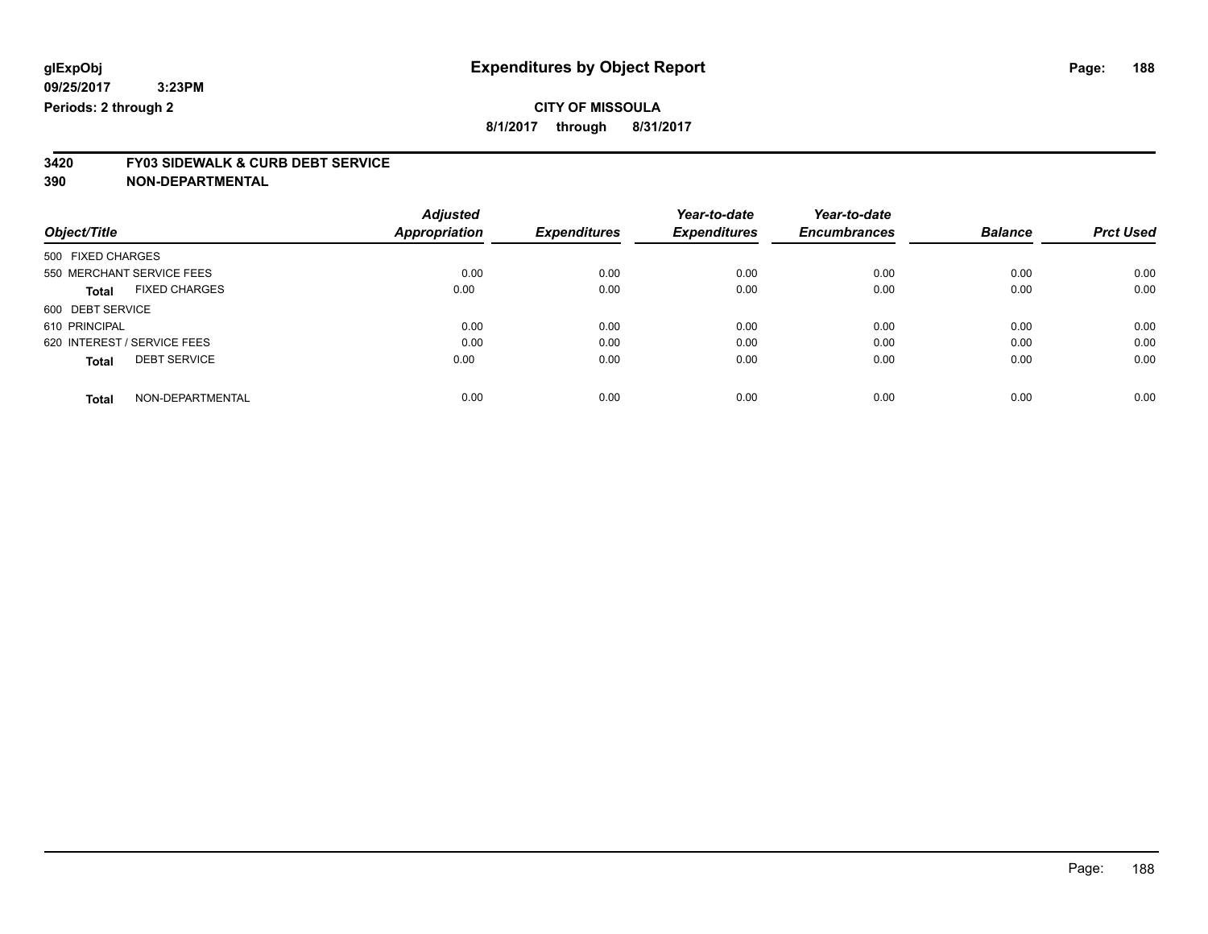**glExpObj** **Expenditures by Object Report**

**09/25/2017 3:23PM**

**Periods: 2 through 2**

**CITY OF MISSOULA**

**8/1/2017 through 8/31/2017**

## 3420 FY03 SIDEWALK & CURB DEBT SERVICE

## 390 NON-DEPARTMENTAL

| Object/Title | Adjusted Appropriation | Expenditures | Year-to-date Expenditures | Year-to-date Encumbrances | Balance | Prct Used |
|---|---|---|---|---|---|---|
| 500 FIXED CHARGES | | | | | | |
| 550 MERCHANT SERVICE FEES | 0.00 | 0.00 | 0.00 | 0.00 | 0.00 | 0.00 |
| **Total** FIXED CHARGES | 0.00 | 0.00 | 0.00 | 0.00 | 0.00 | 0.00 |
| 600 DEBT SERVICE | | | | | | |
| 610 PRINCIPAL | 0.00 | 0.00 | 0.00 | 0.00 | 0.00 | 0.00 |
| 620 INTEREST / SERVICE FEES | 0.00 | 0.00 | 0.00 | 0.00 | 0.00 | 0.00 |
| **Total** DEBT SERVICE | 0.00 | 0.00 | 0.00 | 0.00 | 0.00 | 0.00 |
| **Total** NON-DEPARTMENTAL | 0.00 | 0.00 | 0.00 | 0.00 | 0.00 | 0.00 |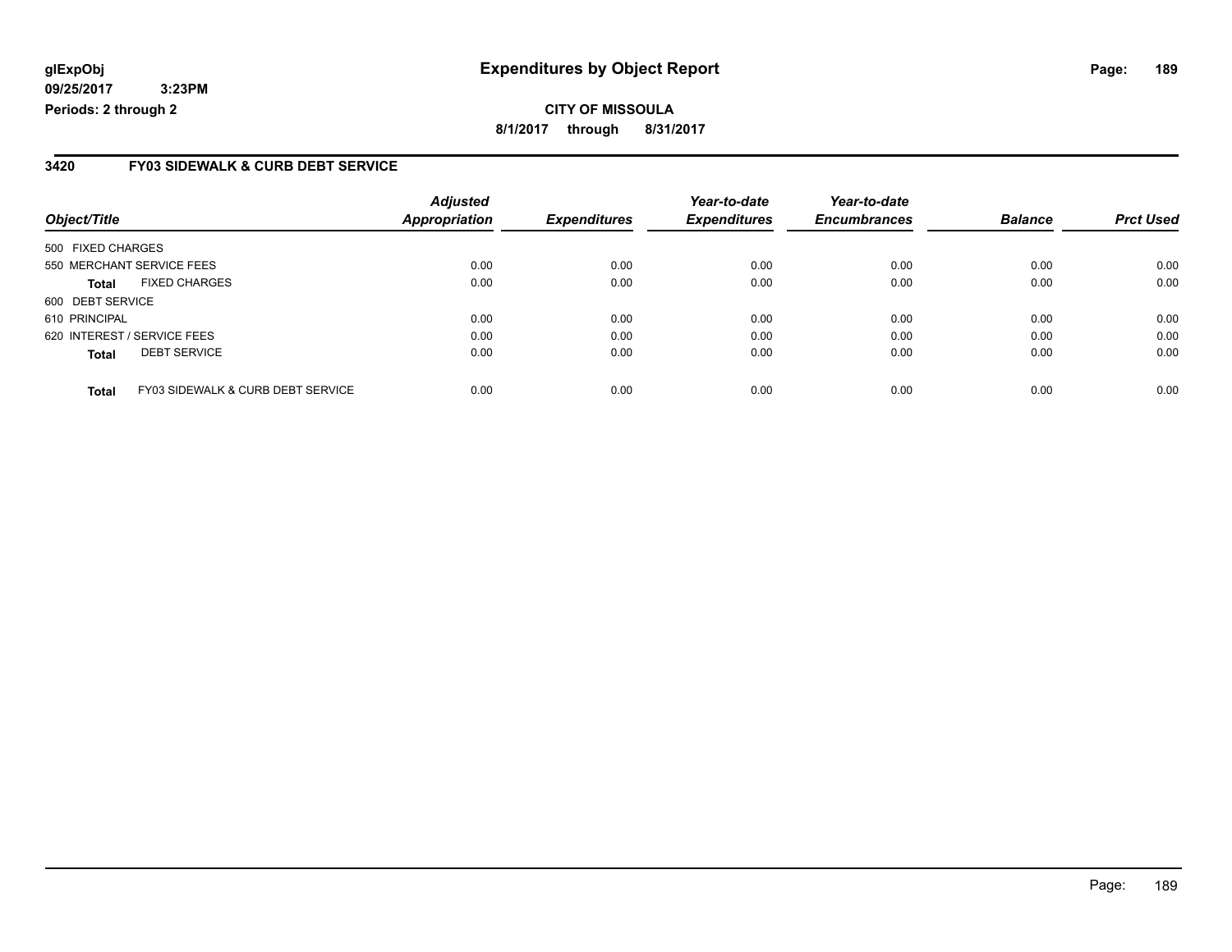**glExpObj**
**09/25/2017 3:23PM**
**Periods: 2 through 2**

# Expenditures by Object Report

**CITY OF MISSOULA**
**8/1/2017 through 8/31/2017**

## 3420 FY03 SIDEWALK & CURB DEBT SERVICE

| Object/Title | | Adjusted Appropriation | Expenditures | Year-to-date Expenditures | Year-to-date Encumbrances | Balance | Prct Used |
|---|---|---|---|---|---|---|---|
| 500 FIXED CHARGES | | | | | | | |
| 550 MERCHANT SERVICE FEES | | 0.00 | 0.00 | 0.00 | 0.00 | 0.00 | 0.00 |
| **Total** | FIXED CHARGES | 0.00 | 0.00 | 0.00 | 0.00 | 0.00 | 0.00 |
| 600 DEBT SERVICE | | | | | | | |
| 610 PRINCIPAL | | 0.00 | 0.00 | 0.00 | 0.00 | 0.00 | 0.00 |
| 620 INTEREST / SERVICE FEES | | 0.00 | 0.00 | 0.00 | 0.00 | 0.00 | 0.00 |
| **Total** | DEBT SERVICE | 0.00 | 0.00 | 0.00 | 0.00 | 0.00 | 0.00 |
| **Total** | FY03 SIDEWALK & CURB DEBT SERVICE | 0.00 | 0.00 | 0.00 | 0.00 | 0.00 | 0.00 |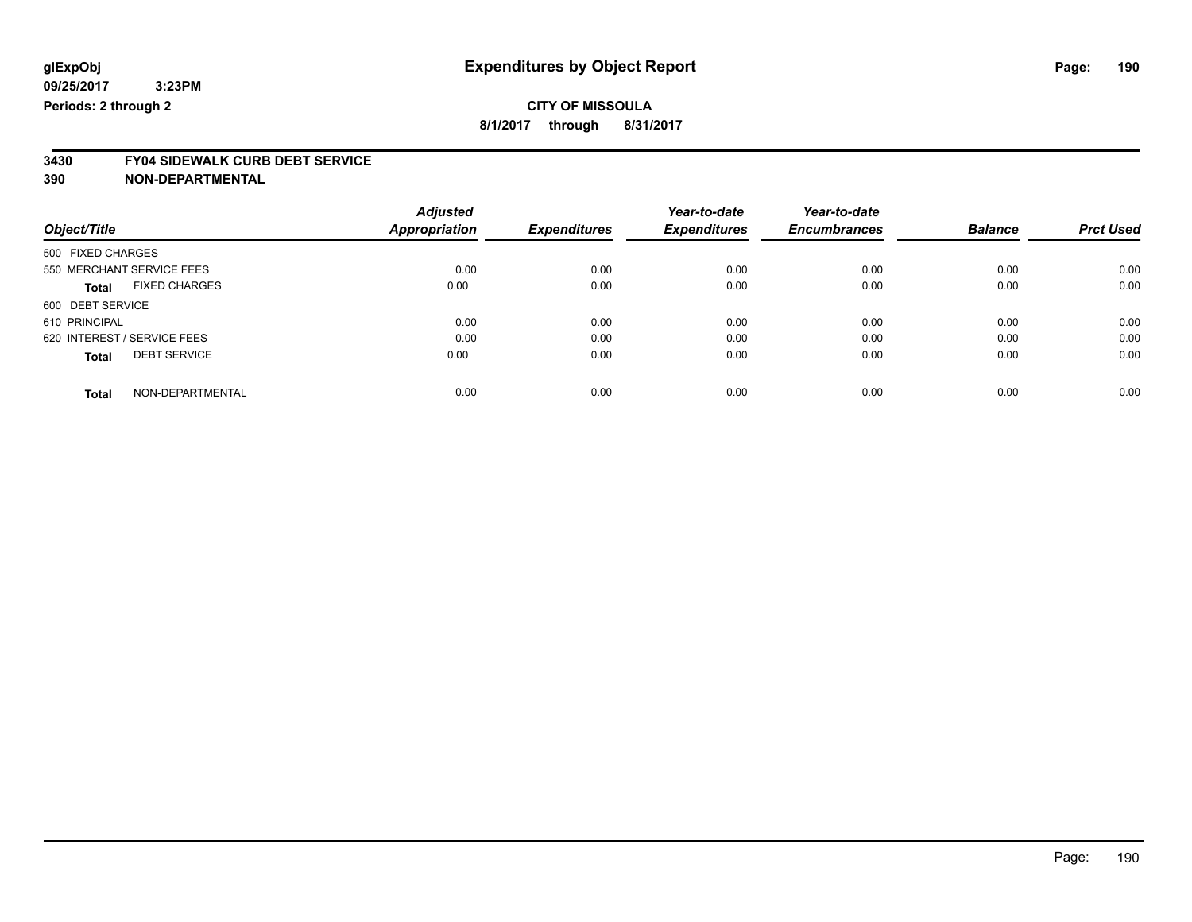glExpObj
09/25/2017 3:23PM
Periods: 2 through 2

# Expenditures by Object Report

**CITY OF MISSOULA**

**8/1/2017 through 8/31/2017**

**3430 FY04 SIDEWALK CURB DEBT SERVICE**
**390 NON-DEPARTMENTAL**

| Object/Title | Adjusted Appropriation | Expenditures | Year-to-date Expenditures | Year-to-date Encumbrances | Balance | Prct Used |
|---|---|---|---|---|---|---|
| 500 FIXED CHARGES | | | | | | |
| 550 MERCHANT SERVICE FEES | 0.00 | 0.00 | 0.00 | 0.00 | 0.00 | 0.00 |
| **Total** FIXED CHARGES | 0.00 | 0.00 | 0.00 | 0.00 | 0.00 | 0.00 |
| 600 DEBT SERVICE | | | | | | |
| 610 PRINCIPAL | 0.00 | 0.00 | 0.00 | 0.00 | 0.00 | 0.00 |
| 620 INTEREST / SERVICE FEES | 0.00 | 0.00 | 0.00 | 0.00 | 0.00 | 0.00 |
| **Total** DEBT SERVICE | 0.00 | 0.00 | 0.00 | 0.00 | 0.00 | 0.00 |
| **Total** NON-DEPARTMENTAL | 0.00 | 0.00 | 0.00 | 0.00 | 0.00 | 0.00 |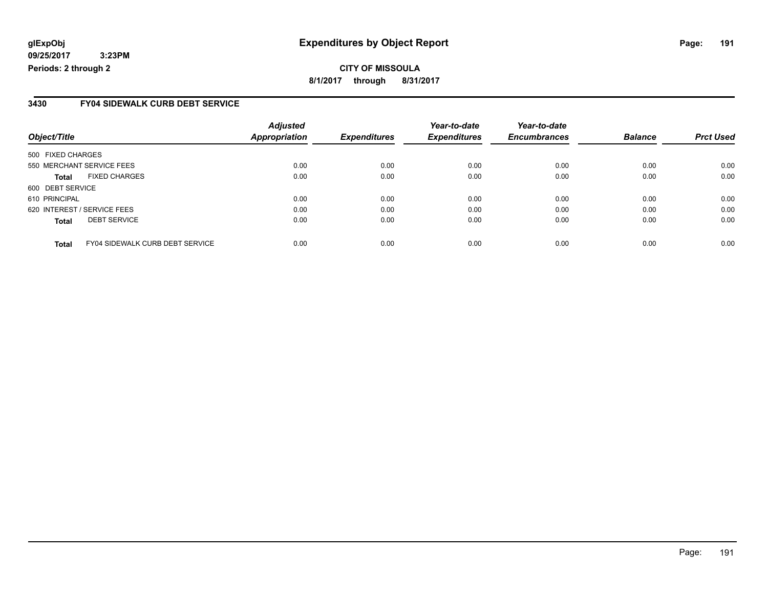**glExpObj**
**09/25/2017 3:23PM**
**Periods: 2 through 2**

# Expenditures by Object Report

**CITY OF MISSOULA**
**8/1/2017 through 8/31/2017**

## 3430 FY04 SIDEWALK CURB DEBT SERVICE

| Object/Title | Adjusted Appropriation | Expenditures | Year-to-date Expenditures | Year-to-date Encumbrances | Balance | Prct Used |
|---|---|---|---|---|---|---|
| 500 FIXED CHARGES | | | | | | |
| 550 MERCHANT SERVICE FEES | 0.00 | 0.00 | 0.00 | 0.00 | 0.00 | 0.00 |
| **Total** FIXED CHARGES | 0.00 | 0.00 | 0.00 | 0.00 | 0.00 | 0.00 |
| 600 DEBT SERVICE | | | | | | |
| 610 PRINCIPAL | 0.00 | 0.00 | 0.00 | 0.00 | 0.00 | 0.00 |
| 620 INTEREST / SERVICE FEES | 0.00 | 0.00 | 0.00 | 0.00 | 0.00 | 0.00 |
| **Total** DEBT SERVICE | 0.00 | 0.00 | 0.00 | 0.00 | 0.00 | 0.00 |
| **Total** FY04 SIDEWALK CURB DEBT SERVICE | 0.00 | 0.00 | 0.00 | 0.00 | 0.00 | 0.00 |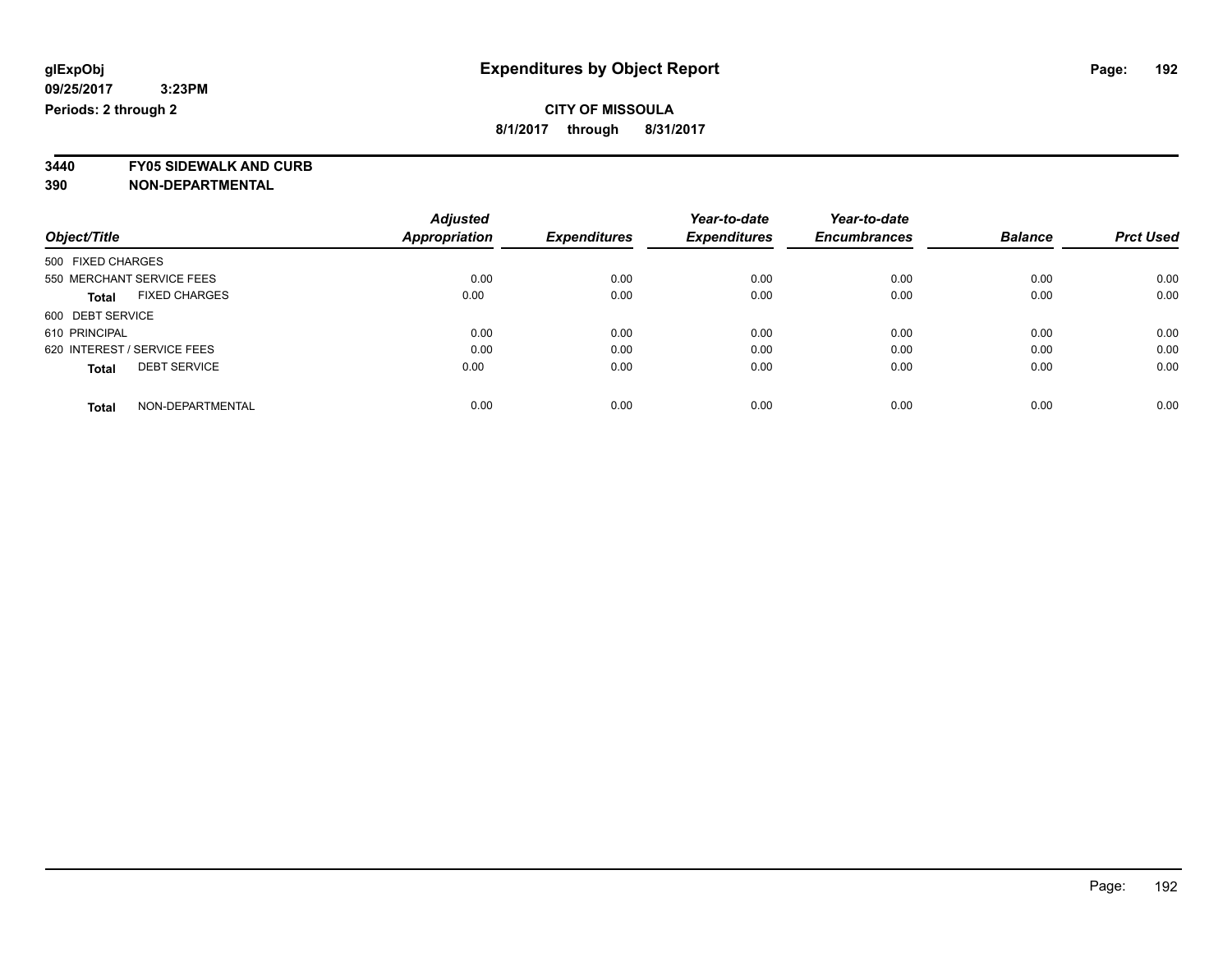**glExpObj** | **Expenditures by Object Report**

**09/25/2017 3:23PM**

**Periods: 2 through 2**

**CITY OF MISSOULA**

**8/1/2017 through 8/31/2017**

**3440 FY05 SIDEWALK AND CURB**

**390 NON-DEPARTMENTAL**

| Object/Title | Adjusted Appropriation | Expenditures | Year-to-date Expenditures | Year-to-date Encumbrances | Balance | Prct Used |
|---|---|---|---|---|---|---|
| 500 FIXED CHARGES | | | | | | |
| 550 MERCHANT SERVICE FEES | 0.00 | 0.00 | 0.00 | 0.00 | 0.00 | 0.00 |
| **Total** FIXED CHARGES | 0.00 | 0.00 | 0.00 | 0.00 | 0.00 | 0.00 |
| 600 DEBT SERVICE | | | | | | |
| 610 PRINCIPAL | 0.00 | 0.00 | 0.00 | 0.00 | 0.00 | 0.00 |
| 620 INTEREST / SERVICE FEES | 0.00 | 0.00 | 0.00 | 0.00 | 0.00 | 0.00 |
| **Total** DEBT SERVICE | 0.00 | 0.00 | 0.00 | 0.00 | 0.00 | 0.00 |
| **Total** NON-DEPARTMENTAL | 0.00 | 0.00 | 0.00 | 0.00 | 0.00 | 0.00 |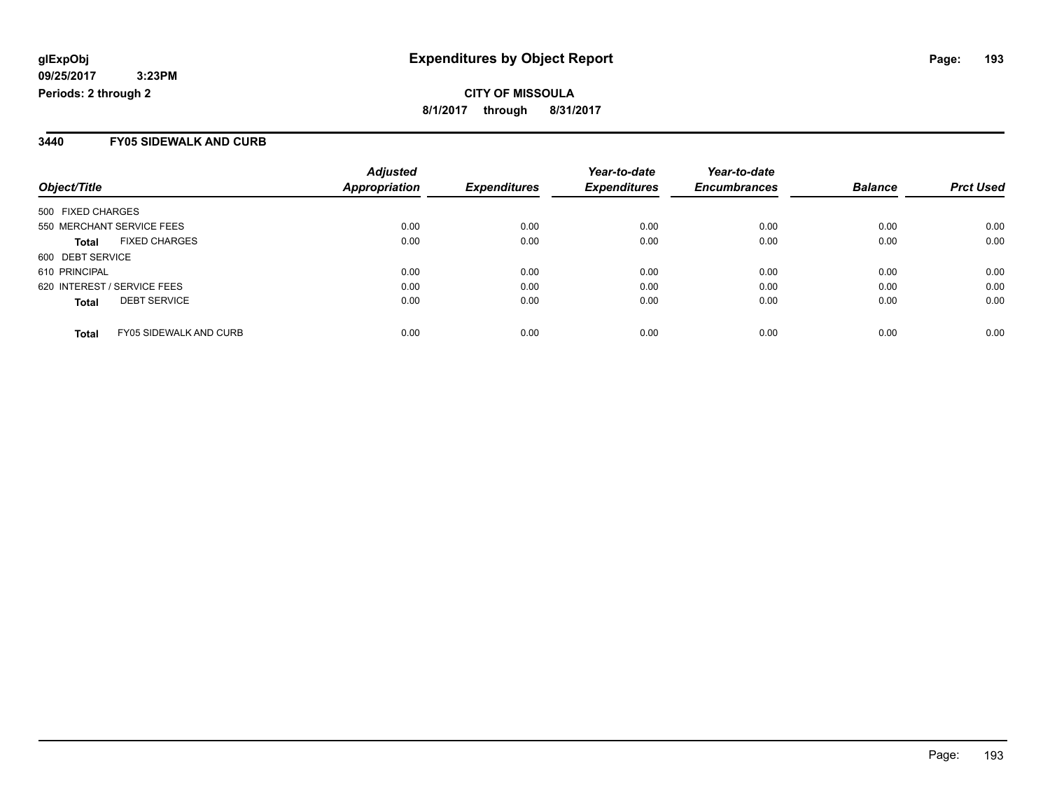# Expenditures by Object Report

glExpObj
09/25/2017 3:23PM
Periods: 2 through 2

**CITY OF MISSOULA**
**8/1/2017 through 8/31/2017**

## 3440 FY05 SIDEWALK AND CURB

| Object/Title | Adjusted Appropriation | Expenditures | Year-to-date Expenditures | Year-to-date Encumbrances | Balance | Prct Used |
|---|---|---|---|---|---|---|
| 500 FIXED CHARGES | | | | | | |
| 550 MERCHANT SERVICE FEES | 0.00 | 0.00 | 0.00 | 0.00 | 0.00 | 0.00 |
| **Total** FIXED CHARGES | 0.00 | 0.00 | 0.00 | 0.00 | 0.00 | 0.00 |
| 600 DEBT SERVICE | | | | | | |
| 610 PRINCIPAL | 0.00 | 0.00 | 0.00 | 0.00 | 0.00 | 0.00 |
| 620 INTEREST / SERVICE FEES | 0.00 | 0.00 | 0.00 | 0.00 | 0.00 | 0.00 |
| **Total** DEBT SERVICE | 0.00 | 0.00 | 0.00 | 0.00 | 0.00 | 0.00 |
| **Total** FY05 SIDEWALK AND CURB | 0.00 | 0.00 | 0.00 | 0.00 | 0.00 | 0.00 |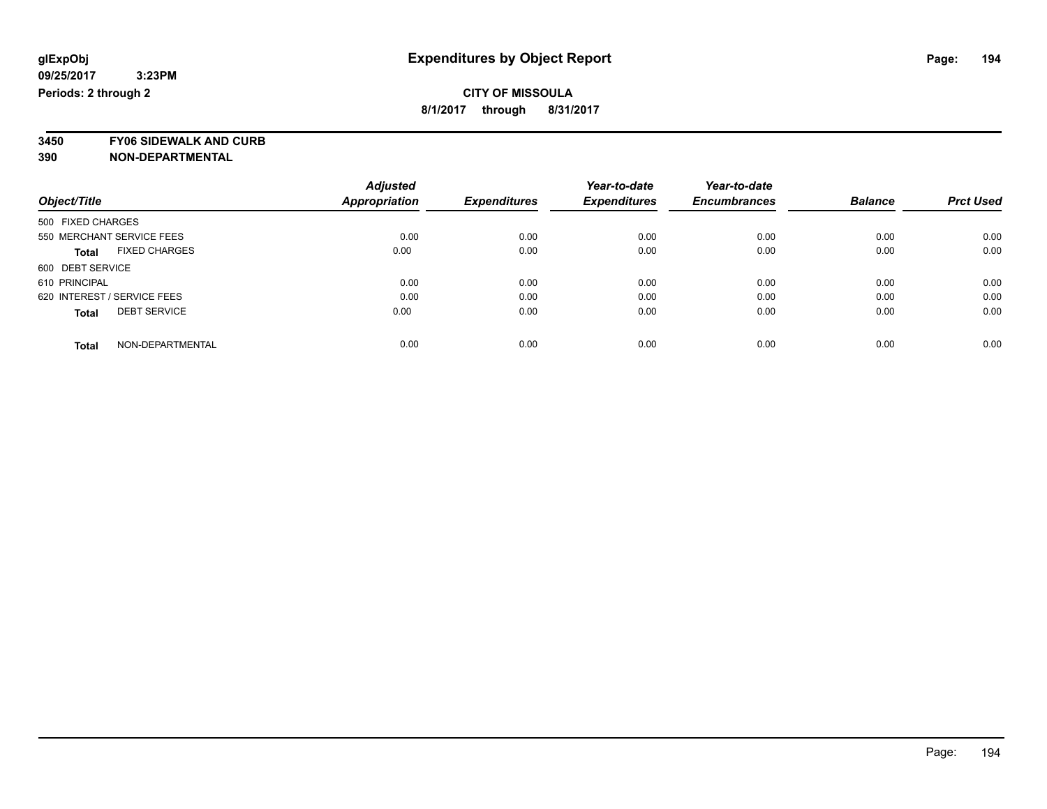**glExpObj**
**09/25/2017 3:23PM**
**Periods: 2 through 2**

# Expenditures by Object Report

**CITY OF MISSOULA**

**8/1/2017 through 8/31/2017**

**3450 FY06 SIDEWALK AND CURB**
**390 NON-DEPARTMENTAL**

| Object/Title | Adjusted Appropriation | Expenditures | Year-to-date Expenditures | Year-to-date Encumbrances | Balance | Prct Used |
|---|---|---|---|---|---|---|
| 500 FIXED CHARGES | | | | | | |
| 550 MERCHANT SERVICE FEES | 0.00 | 0.00 | 0.00 | 0.00 | 0.00 | 0.00 |
| **Total** FIXED CHARGES | 0.00 | 0.00 | 0.00 | 0.00 | 0.00 | 0.00 |
| 600 DEBT SERVICE | | | | | | |
| 610 PRINCIPAL | 0.00 | 0.00 | 0.00 | 0.00 | 0.00 | 0.00 |
| 620 INTEREST / SERVICE FEES | 0.00 | 0.00 | 0.00 | 0.00 | 0.00 | 0.00 |
| **Total** DEBT SERVICE | 0.00 | 0.00 | 0.00 | 0.00 | 0.00 | 0.00 |
| **Total** NON-DEPARTMENTAL | 0.00 | 0.00 | 0.00 | 0.00 | 0.00 | 0.00 |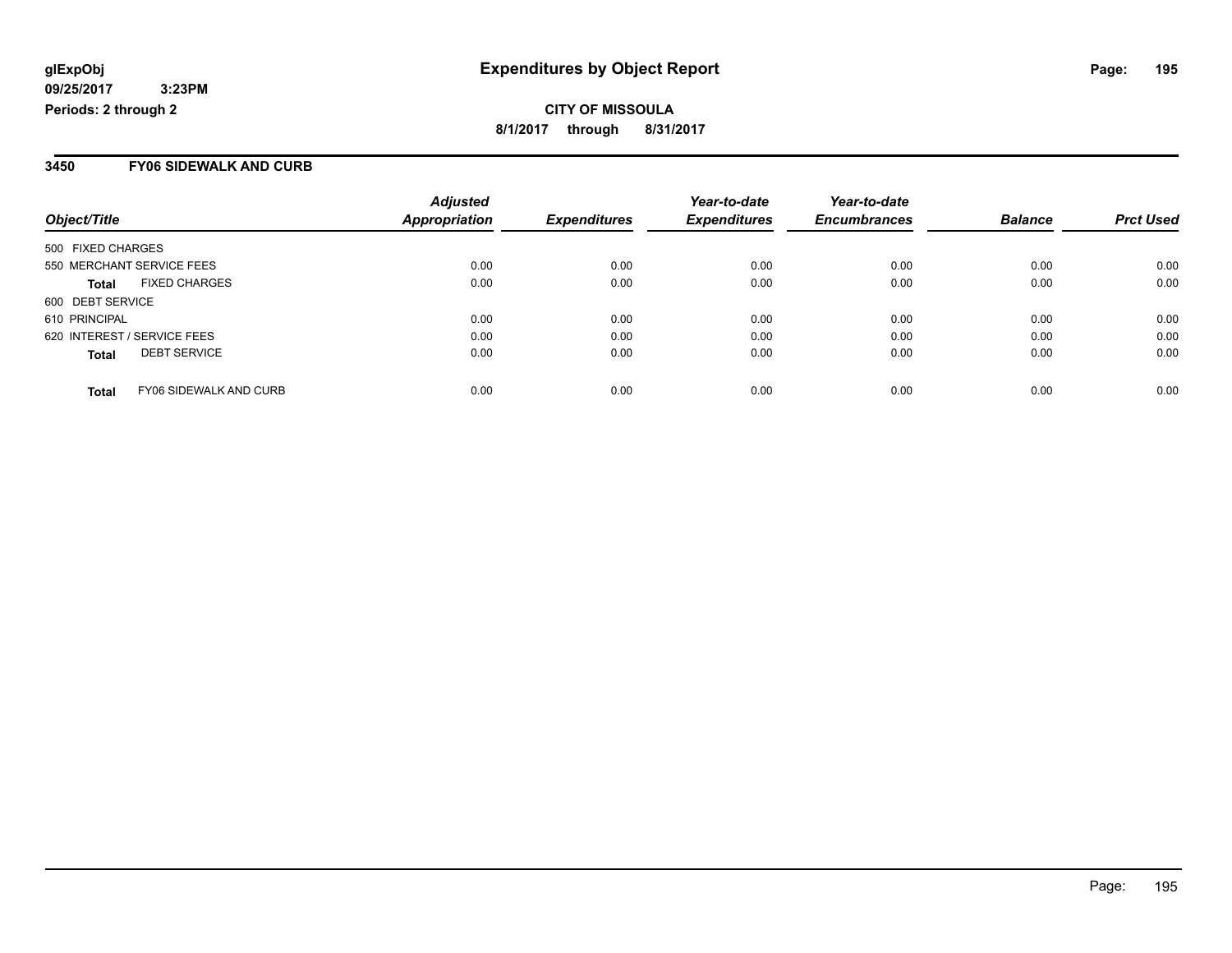**glExpObj**
**09/25/2017 3:23PM**
**Periods: 2 through 2**

# Expenditures by Object Report

**CITY OF MISSOULA**
**8/1/2017 through 8/31/2017**

## 3450 FY06 SIDEWALK AND CURB

| Object/Title | Adjusted Appropriation | Expenditures | Year-to-date Expenditures | Year-to-date Encumbrances | Balance | Prct Used |
|---|---|---|---|---|---|---|
| 500 FIXED CHARGES | | | | | | |
| 550 MERCHANT SERVICE FEES | 0.00 | 0.00 | 0.00 | 0.00 | 0.00 | 0.00 |
| **Total** FIXED CHARGES | 0.00 | 0.00 | 0.00 | 0.00 | 0.00 | 0.00 |
| 600 DEBT SERVICE | | | | | | |
| 610 PRINCIPAL | 0.00 | 0.00 | 0.00 | 0.00 | 0.00 | 0.00 |
| 620 INTEREST / SERVICE FEES | 0.00 | 0.00 | 0.00 | 0.00 | 0.00 | 0.00 |
| **Total** DEBT SERVICE | 0.00 | 0.00 | 0.00 | 0.00 | 0.00 | 0.00 |
| **Total** FY06 SIDEWALK AND CURB | 0.00 | 0.00 | 0.00 | 0.00 | 0.00 | 0.00 |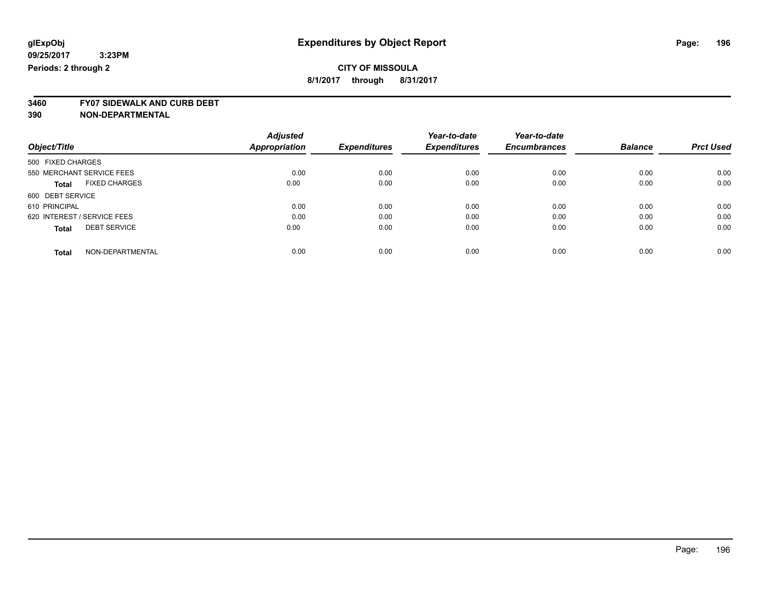**glExpObj**
**09/25/2017 3:23PM**
**Periods: 2 through 2**

# Expenditures by Object Report

**CITY OF MISSOULA**
**8/1/2017 through 8/31/2017**

## 3460 FY07 SIDEWALK AND CURB DEBT
## 390 NON-DEPARTMENTAL

| Object/Title | Adjusted Appropriation | Expenditures | Year-to-date Expenditures | Year-to-date Encumbrances | Balance | Prct Used |
|---|---|---|---|---|---|---|
| 500 FIXED CHARGES | | | | | | |
| 550 MERCHANT SERVICE FEES | 0.00 | 0.00 | 0.00 | 0.00 | 0.00 | 0.00 |
| **Total** FIXED CHARGES | 0.00 | 0.00 | 0.00 | 0.00 | 0.00 | 0.00 |
| 600 DEBT SERVICE | | | | | | |
| 610 PRINCIPAL | 0.00 | 0.00 | 0.00 | 0.00 | 0.00 | 0.00 |
| 620 INTEREST / SERVICE FEES | 0.00 | 0.00 | 0.00 | 0.00 | 0.00 | 0.00 |
| **Total** DEBT SERVICE | 0.00 | 0.00 | 0.00 | 0.00 | 0.00 | 0.00 |
| **Total** NON-DEPARTMENTAL | 0.00 | 0.00 | 0.00 | 0.00 | 0.00 | 0.00 |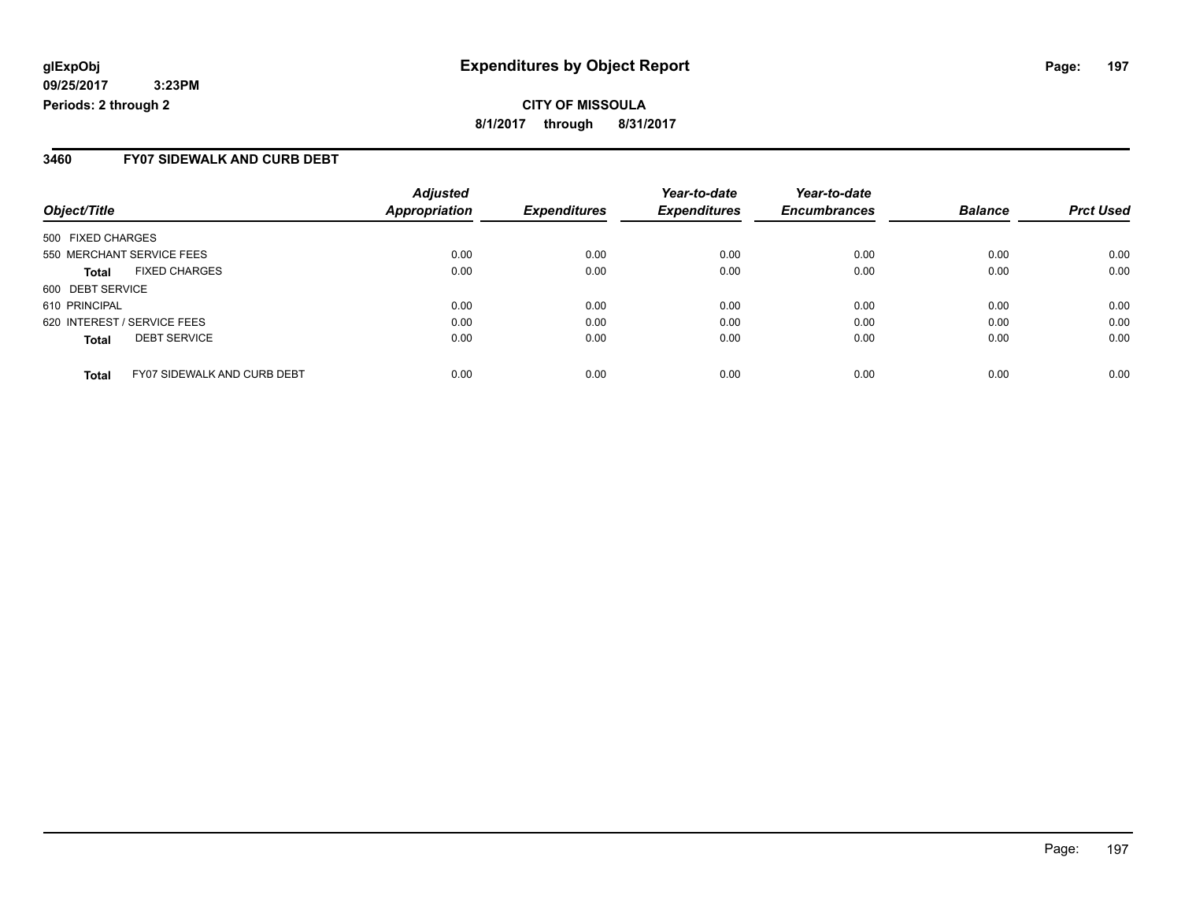**glExpObj** **Expenditures by Object Report**

**09/25/2017 3:23PM**

**Periods: 2 through 2**

**CITY OF MISSOULA**

**8/1/2017 through 8/31/2017**

## 3460 FY07 SIDEWALK AND CURB DEBT

| Object/Title | | Adjusted Appropriation | Expenditures | Year-to-date Expenditures | Year-to-date Encumbrances | Balance | Prct Used |
|---|---|---|---|---|---|---|---|
| 500 FIXED CHARGES | | | | | | | |
| 550 MERCHANT SERVICE FEES | | 0.00 | 0.00 | 0.00 | 0.00 | 0.00 | 0.00 |
| **Total** | FIXED CHARGES | 0.00 | 0.00 | 0.00 | 0.00 | 0.00 | 0.00 |
| 600 DEBT SERVICE | | | | | | | |
| 610 PRINCIPAL | | 0.00 | 0.00 | 0.00 | 0.00 | 0.00 | 0.00 |
| 620 INTEREST / SERVICE FEES | | 0.00 | 0.00 | 0.00 | 0.00 | 0.00 | 0.00 |
| **Total** | DEBT SERVICE | 0.00 | 0.00 | 0.00 | 0.00 | 0.00 | 0.00 |
| **Total** | FY07 SIDEWALK AND CURB DEBT | 0.00 | 0.00 | 0.00 | 0.00 | 0.00 | 0.00 |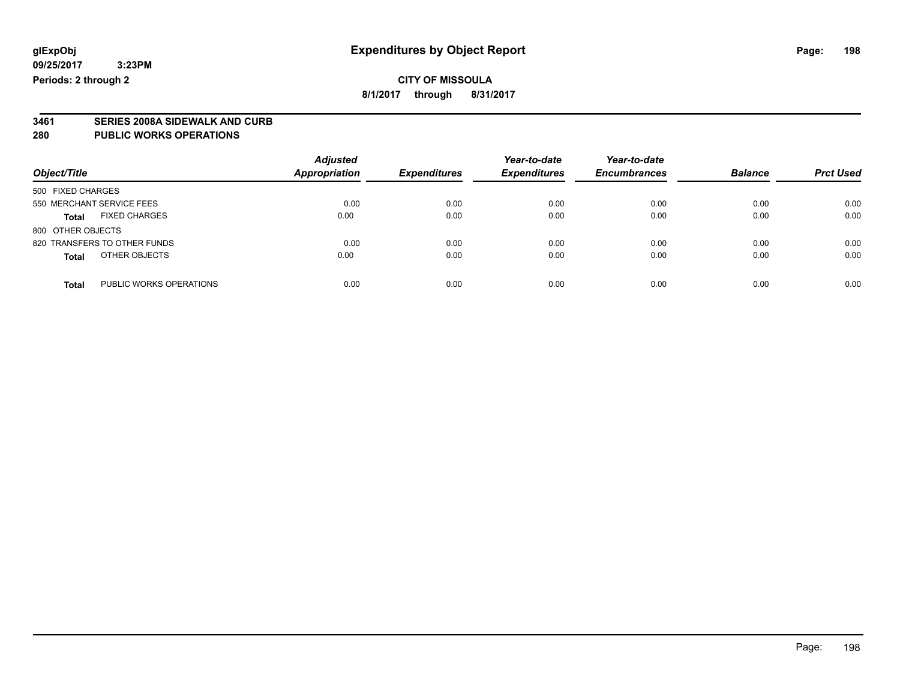# Expenditures by Object Report

glExpObj
09/25/2017 3:23PM
Periods: 2 through 2

**CITY OF MISSOULA**
8/1/2017 through 8/31/2017

## 3461 SERIES 2008A SIDEWALK AND CURB
## 280 PUBLIC WORKS OPERATIONS

| Object/Title | Adjusted Appropriation | Expenditures | Year-to-date Expenditures | Year-to-date Encumbrances | Balance | Prct Used |
|---|---|---|---|---|---|---|
| 500 FIXED CHARGES | | | | | | |
| 550 MERCHANT SERVICE FEES | 0.00 | 0.00 | 0.00 | 0.00 | 0.00 | 0.00 |
| **Total** FIXED CHARGES | 0.00 | 0.00 | 0.00 | 0.00 | 0.00 | 0.00 |
| 800 OTHER OBJECTS | | | | | | |
| 820 TRANSFERS TO OTHER FUNDS | 0.00 | 0.00 | 0.00 | 0.00 | 0.00 | 0.00 |
| **Total** OTHER OBJECTS | 0.00 | 0.00 | 0.00 | 0.00 | 0.00 | 0.00 |
| **Total** PUBLIC WORKS OPERATIONS | 0.00 | 0.00 | 0.00 | 0.00 | 0.00 | 0.00 |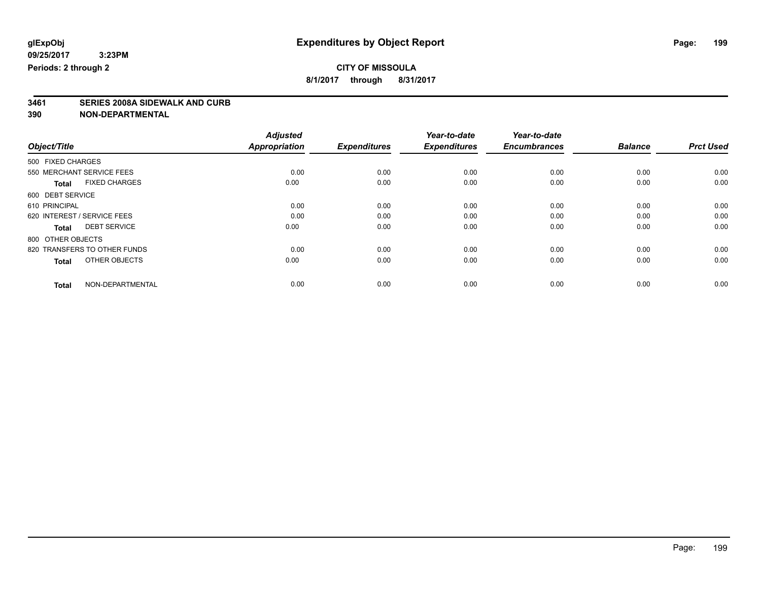# Expenditures by Object Report

glExpObj
09/25/2017 3:23PM
Periods: 2 through 2

**CITY OF MISSOULA**
**8/1/2017 through 8/31/2017**

**3461 SERIES 2008A SIDEWALK AND CURB**
**390 NON-DEPARTMENTAL**

| Object/Title | Adjusted Appropriation | Expenditures | Year-to-date Expenditures | Year-to-date Encumbrances | Balance | Prct Used |
|---|---|---|---|---|---|---|
| 500 FIXED CHARGES | | | | | | |
| 550 MERCHANT SERVICE FEES | 0.00 | 0.00 | 0.00 | 0.00 | 0.00 | 0.00 |
| **Total** FIXED CHARGES | 0.00 | 0.00 | 0.00 | 0.00 | 0.00 | 0.00 |
| 600 DEBT SERVICE | | | | | | |
| 610 PRINCIPAL | 0.00 | 0.00 | 0.00 | 0.00 | 0.00 | 0.00 |
| 620 INTEREST / SERVICE FEES | 0.00 | 0.00 | 0.00 | 0.00 | 0.00 | 0.00 |
| **Total** DEBT SERVICE | 0.00 | 0.00 | 0.00 | 0.00 | 0.00 | 0.00 |
| 800 OTHER OBJECTS | | | | | | |
| 820 TRANSFERS TO OTHER FUNDS | 0.00 | 0.00 | 0.00 | 0.00 | 0.00 | 0.00 |
| **Total** OTHER OBJECTS | 0.00 | 0.00 | 0.00 | 0.00 | 0.00 | 0.00 |
| **Total** NON-DEPARTMENTAL | 0.00 | 0.00 | 0.00 | 0.00 | 0.00 | 0.00 |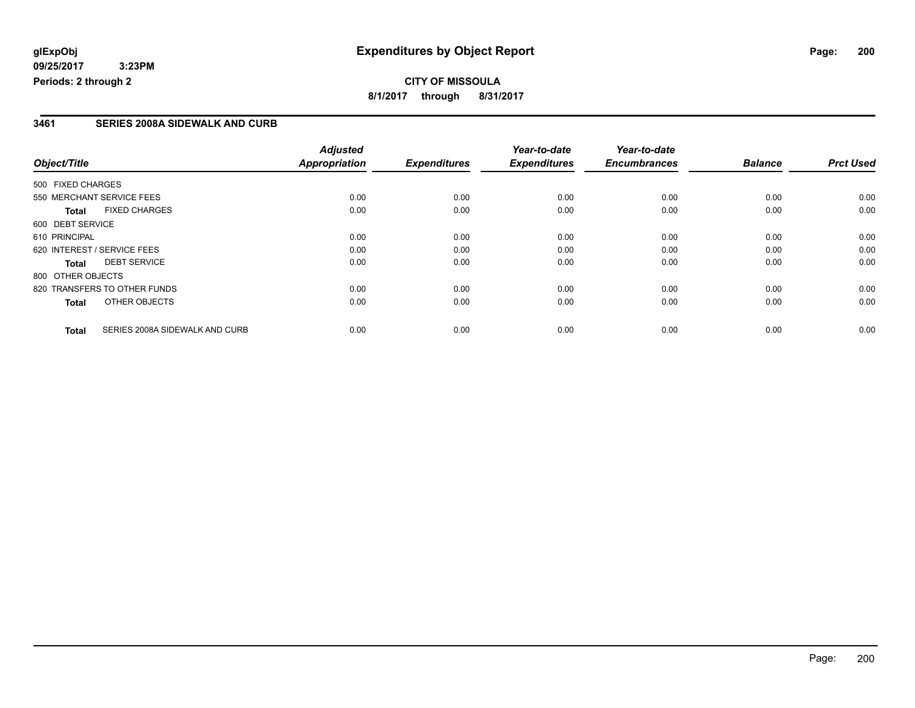**glExpObj**
**09/25/2017 3:23PM**
**Periods: 2 through 2**

# Expenditures by Object Report

**CITY OF MISSOULA**
**8/1/2017 through 8/31/2017**

## 3461 SERIES 2008A SIDEWALK AND CURB

| Object/Title | Adjusted Appropriation | Expenditures | Year-to-date Expenditures | Year-to-date Encumbrances | Balance | Prct Used |
|---|---|---|---|---|---|---|
| 500 FIXED CHARGES | | | | | | |
| 550 MERCHANT SERVICE FEES | 0.00 | 0.00 | 0.00 | 0.00 | 0.00 | 0.00 |
| **Total** FIXED CHARGES | 0.00 | 0.00 | 0.00 | 0.00 | 0.00 | 0.00 |
| 600 DEBT SERVICE | | | | | | |
| 610 PRINCIPAL | 0.00 | 0.00 | 0.00 | 0.00 | 0.00 | 0.00 |
| 620 INTEREST / SERVICE FEES | 0.00 | 0.00 | 0.00 | 0.00 | 0.00 | 0.00 |
| **Total** DEBT SERVICE | 0.00 | 0.00 | 0.00 | 0.00 | 0.00 | 0.00 |
| 800 OTHER OBJECTS | | | | | | |
| 820 TRANSFERS TO OTHER FUNDS | 0.00 | 0.00 | 0.00 | 0.00 | 0.00 | 0.00 |
| **Total** OTHER OBJECTS | 0.00 | 0.00 | 0.00 | 0.00 | 0.00 | 0.00 |
| **Total** SERIES 2008A SIDEWALK AND CURB | 0.00 | 0.00 | 0.00 | 0.00 | 0.00 | 0.00 |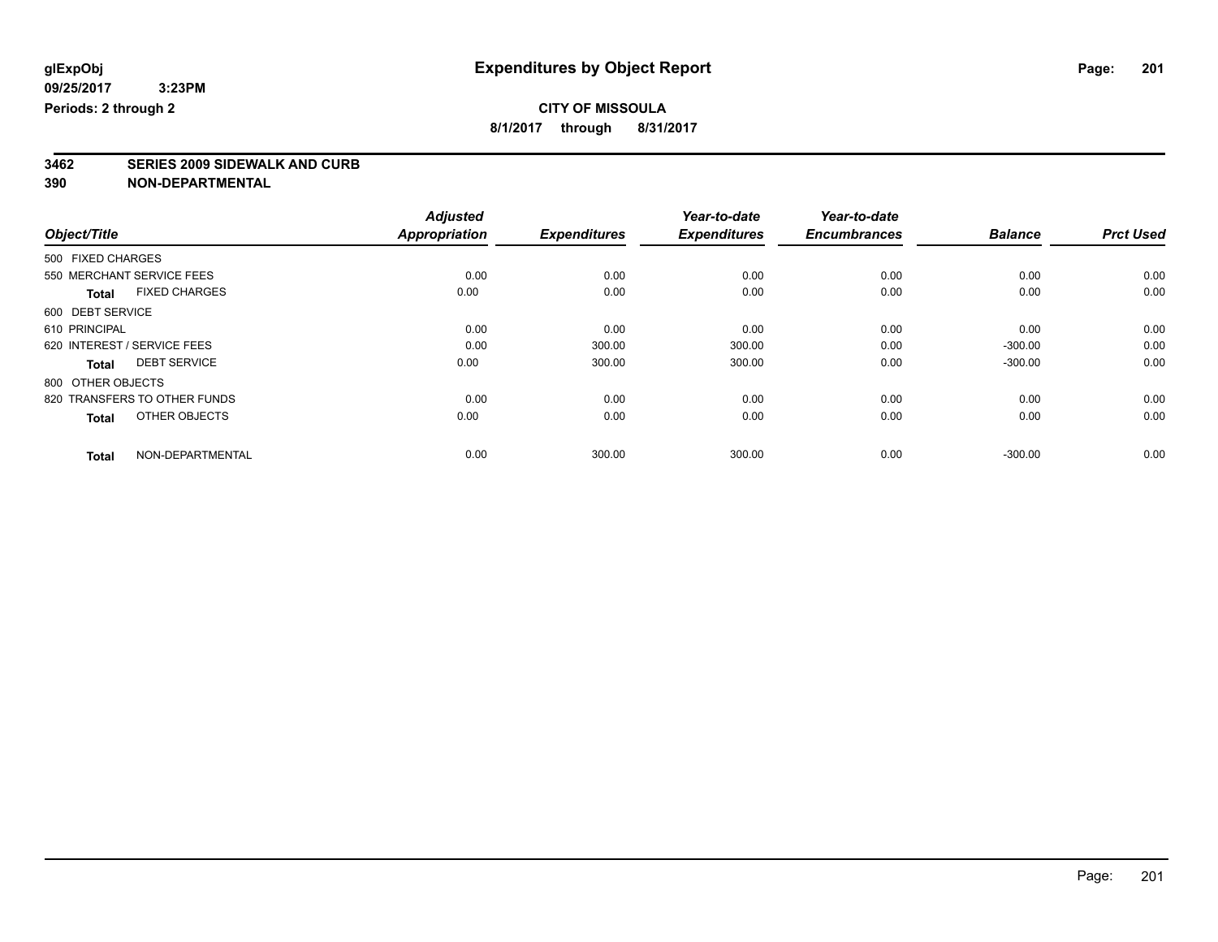**glExpObj**
**09/25/2017 3:23PM**
**Periods: 2 through 2**

# Expenditures by Object Report

**CITY OF MISSOULA**
**8/1/2017 through 8/31/2017**

**3462 SERIES 2009 SIDEWALK AND CURB**
**390 NON-DEPARTMENTAL**

| Object/Title | Adjusted Appropriation | Expenditures | Year-to-date Expenditures | Year-to-date Encumbrances | Balance | Prct Used |
|---|---|---|---|---|---|---|
| 500 FIXED CHARGES | | | | | | |
| 550 MERCHANT SERVICE FEES | 0.00 | 0.00 | 0.00 | 0.00 | 0.00 | 0.00 |
| **Total** FIXED CHARGES | 0.00 | 0.00 | 0.00 | 0.00 | 0.00 | 0.00 |
| 600 DEBT SERVICE | | | | | | |
| 610 PRINCIPAL | 0.00 | 0.00 | 0.00 | 0.00 | 0.00 | 0.00 |
| 620 INTEREST / SERVICE FEES | 0.00 | 300.00 | 300.00 | 0.00 | -300.00 | 0.00 |
| **Total** DEBT SERVICE | 0.00 | 300.00 | 300.00 | 0.00 | -300.00 | 0.00 |
| 800 OTHER OBJECTS | | | | | | |
| 820 TRANSFERS TO OTHER FUNDS | 0.00 | 0.00 | 0.00 | 0.00 | 0.00 | 0.00 |
| **Total** OTHER OBJECTS | 0.00 | 0.00 | 0.00 | 0.00 | 0.00 | 0.00 |
| **Total** NON-DEPARTMENTAL | 0.00 | 300.00 | 300.00 | 0.00 | -300.00 | 0.00 |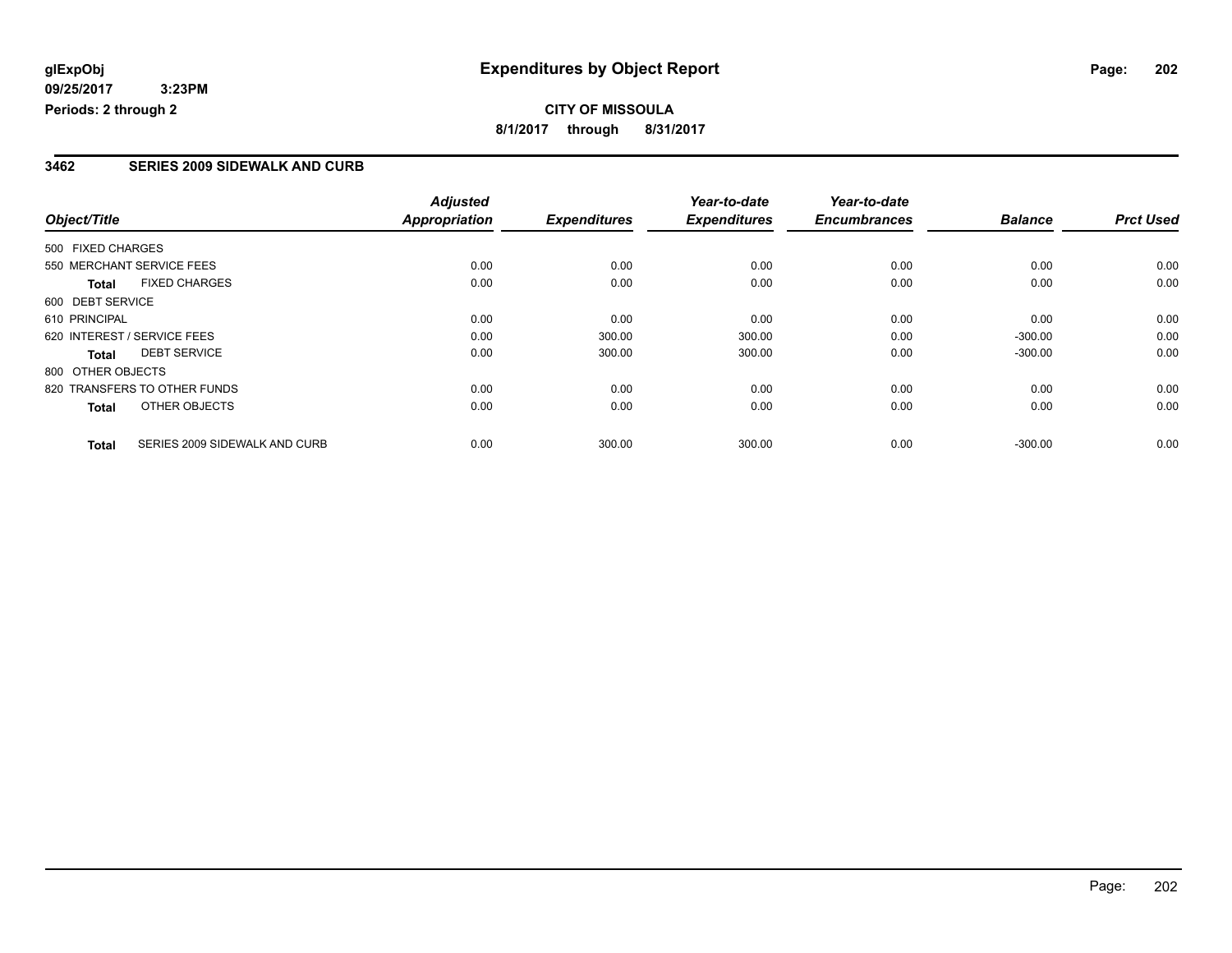**glExpObj**
**09/25/2017 3:23PM**
**Periods: 2 through 2**

# Expenditures by Object Report

**CITY OF MISSOULA**
**8/1/2017 through 8/31/2017**

## 3462 SERIES 2009 SIDEWALK AND CURB

| Object/Title | Adjusted Appropriation | Expenditures | Year-to-date Expenditures | Year-to-date Encumbrances | Balance | Prct Used |
|---|---|---|---|---|---|---|
| 500 FIXED CHARGES | | | | | | |
| 550 MERCHANT SERVICE FEES | 0.00 | 0.00 | 0.00 | 0.00 | 0.00 | 0.00 |
| **Total** FIXED CHARGES | 0.00 | 0.00 | 0.00 | 0.00 | 0.00 | 0.00 |
| 600 DEBT SERVICE | | | | | | |
| 610 PRINCIPAL | 0.00 | 0.00 | 0.00 | 0.00 | 0.00 | 0.00 |
| 620 INTEREST / SERVICE FEES | 0.00 | 300.00 | 300.00 | 0.00 | -300.00 | 0.00 |
| **Total** DEBT SERVICE | 0.00 | 300.00 | 300.00 | 0.00 | -300.00 | 0.00 |
| 800 OTHER OBJECTS | | | | | | |
| 820 TRANSFERS TO OTHER FUNDS | 0.00 | 0.00 | 0.00 | 0.00 | 0.00 | 0.00 |
| **Total** OTHER OBJECTS | 0.00 | 0.00 | 0.00 | 0.00 | 0.00 | 0.00 |
| **Total** SERIES 2009 SIDEWALK AND CURB | 0.00 | 300.00 | 300.00 | 0.00 | -300.00 | 0.00 |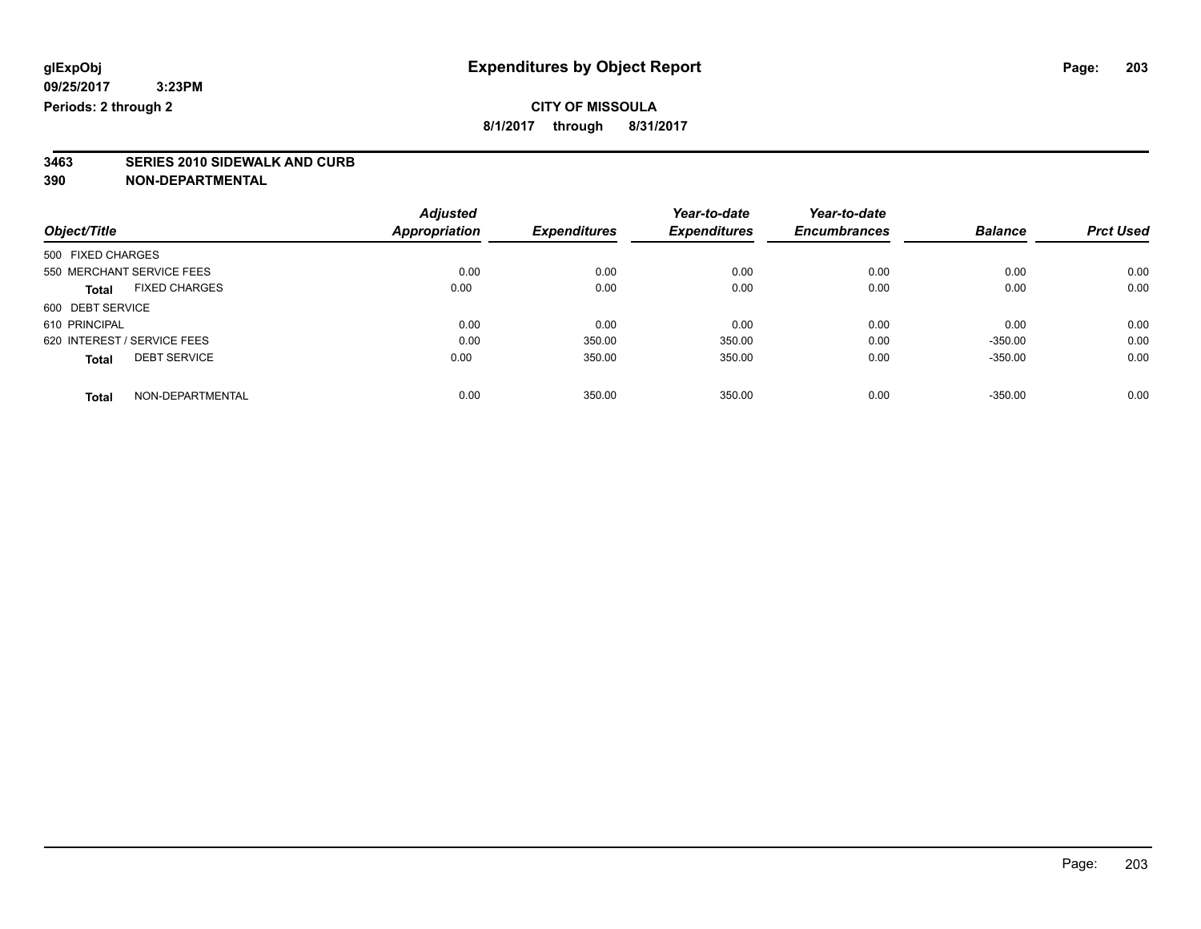glExpObj
09/25/2017 3:23PM
Periods: 2 through 2

# Expenditures by Object Report

**CITY OF MISSOULA**
**8/1/2017 through 8/31/2017**

## 3463 SERIES 2010 SIDEWALK AND CURB
## 390 NON-DEPARTMENTAL

| Object/Title | Adjusted Appropriation | Expenditures | Year-to-date Expenditures | Year-to-date Encumbrances | Balance | Prct Used |
|---|---|---|---|---|---|---|
| 500 FIXED CHARGES | | | | | | |
| 550 MERCHANT SERVICE FEES | 0.00 | 0.00 | 0.00 | 0.00 | 0.00 | 0.00 |
| **Total** FIXED CHARGES | 0.00 | 0.00 | 0.00 | 0.00 | 0.00 | 0.00 |
| 600 DEBT SERVICE | | | | | | |
| 610 PRINCIPAL | 0.00 | 0.00 | 0.00 | 0.00 | 0.00 | 0.00 |
| 620 INTEREST / SERVICE FEES | 0.00 | 350.00 | 350.00 | 0.00 | -350.00 | 0.00 |
| **Total** DEBT SERVICE | 0.00 | 350.00 | 350.00 | 0.00 | -350.00 | 0.00 |
| **Total** NON-DEPARTMENTAL | 0.00 | 350.00 | 350.00 | 0.00 | -350.00 | 0.00 |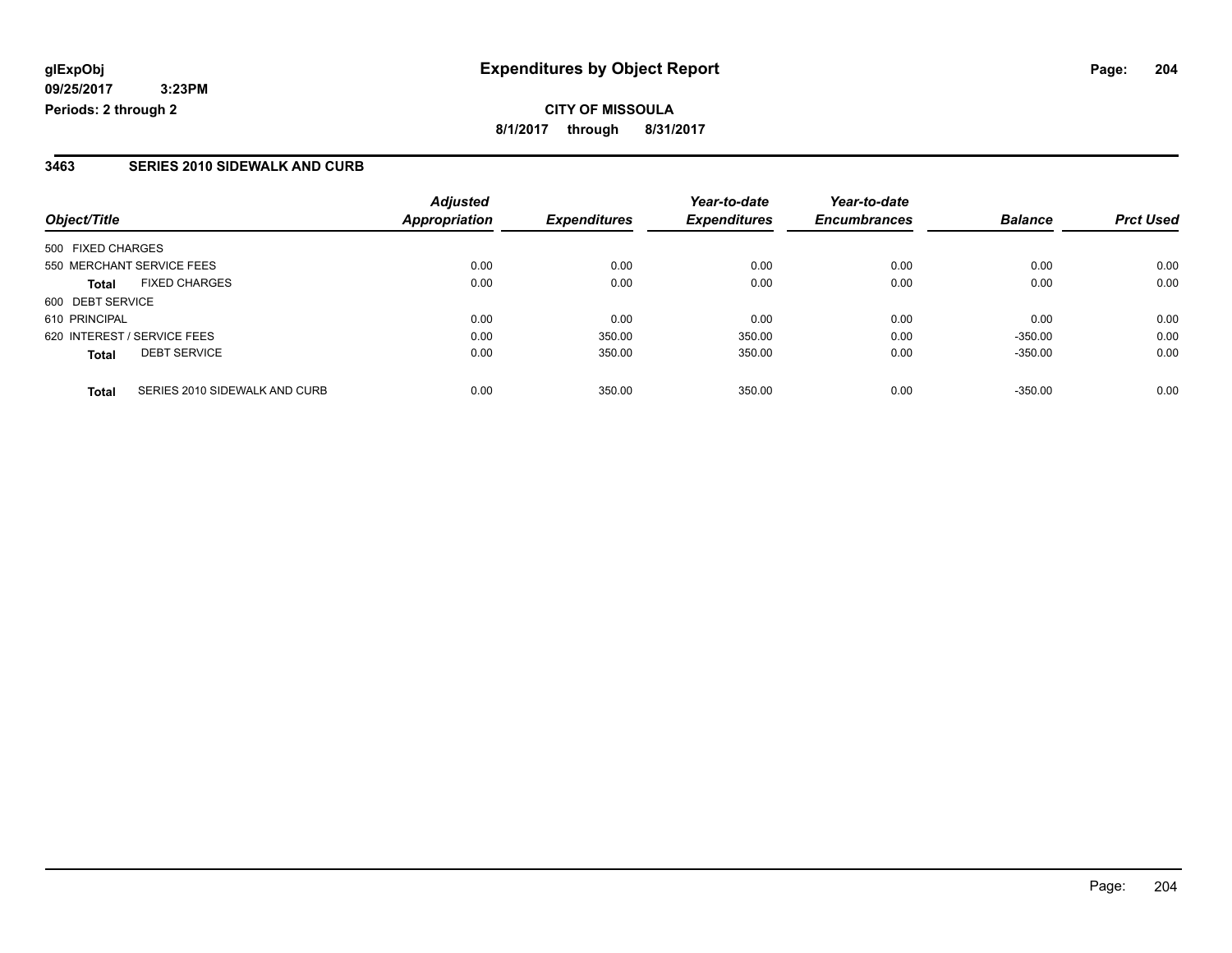# Expenditures by Object Report

glExpObj
09/25/2017 3:23PM
Periods: 2 through 2

**CITY OF MISSOULA**
**8/1/2017 through 8/31/2017**

## 3463 SERIES 2010 SIDEWALK AND CURB

| Object/Title | | Adjusted Appropriation | Expenditures | Year-to-date Expenditures | Year-to-date Encumbrances | Balance | Prct Used |
|---|---|---|---|---|---|---|---|
| 500 FIXED CHARGES | | | | | | | |
| 550 MERCHANT SERVICE FEES | | 0.00 | 0.00 | 0.00 | 0.00 | 0.00 | 0.00 |
| **Total** | FIXED CHARGES | 0.00 | 0.00 | 0.00 | 0.00 | 0.00 | 0.00 |
| 600 DEBT SERVICE | | | | | | | |
| 610 PRINCIPAL | | 0.00 | 0.00 | 0.00 | 0.00 | 0.00 | 0.00 |
| 620 INTEREST / SERVICE FEES | | 0.00 | 350.00 | 350.00 | 0.00 | -350.00 | 0.00 |
| **Total** | DEBT SERVICE | 0.00 | 350.00 | 350.00 | 0.00 | -350.00 | 0.00 |
| **Total** | SERIES 2010 SIDEWALK AND CURB | 0.00 | 350.00 | 350.00 | 0.00 | -350.00 | 0.00 |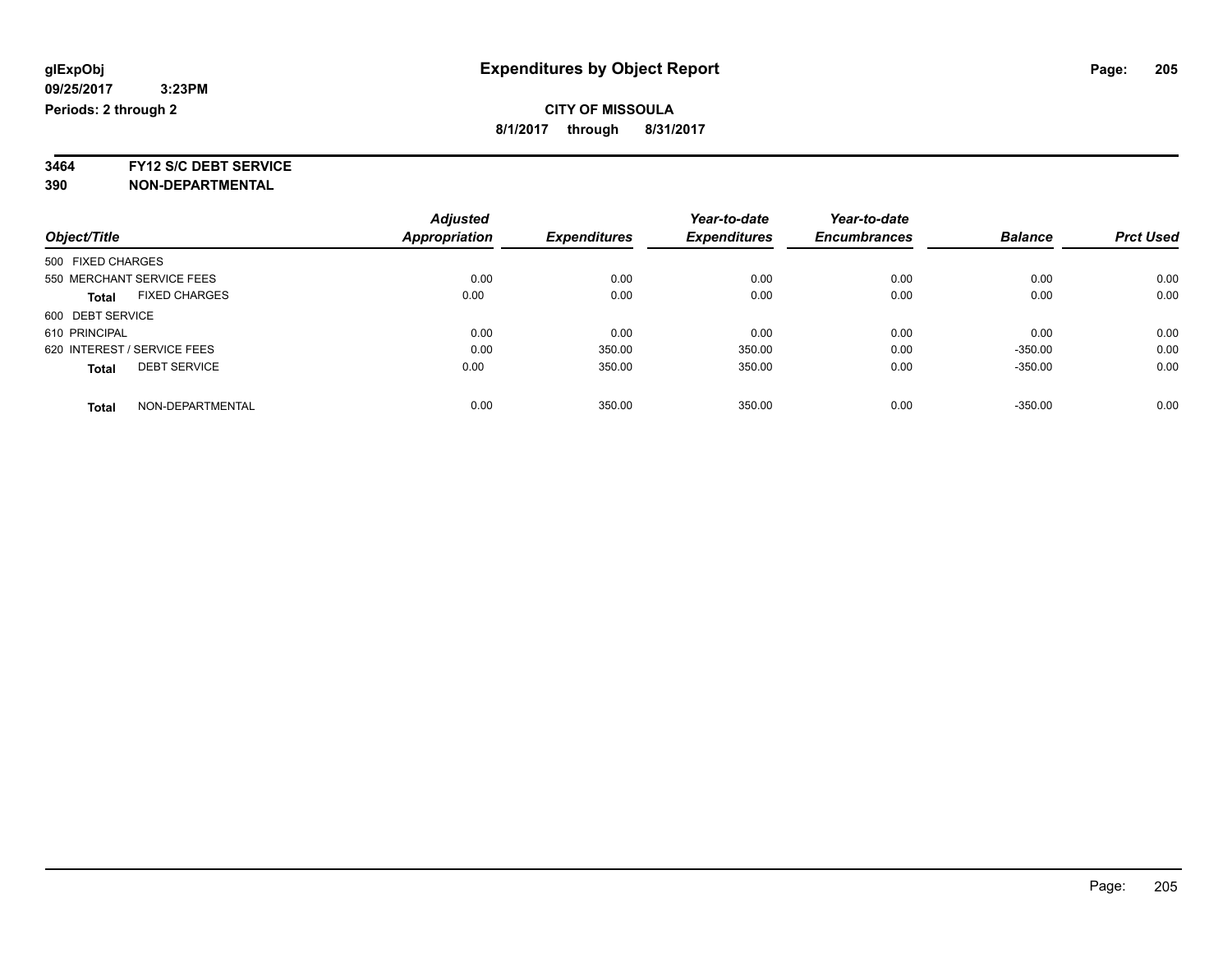glExpObj
09/25/2017 3:23PM
Periods: 2 through 2

# Expenditures by Object Report

**CITY OF MISSOULA**
**8/1/2017 through 8/31/2017**

**3464 FY12 S/C DEBT SERVICE**
**390 NON-DEPARTMENTAL**

| Object/Title | Adjusted Appropriation | Expenditures | Year-to-date Expenditures | Year-to-date Encumbrances | Balance | Prct Used |
|---|---|---|---|---|---|---|
| 500 FIXED CHARGES | | | | | | |
| 550 MERCHANT SERVICE FEES | 0.00 | 0.00 | 0.00 | 0.00 | 0.00 | 0.00 |
| **Total** FIXED CHARGES | 0.00 | 0.00 | 0.00 | 0.00 | 0.00 | 0.00 |
| 600 DEBT SERVICE | | | | | | |
| 610 PRINCIPAL | 0.00 | 0.00 | 0.00 | 0.00 | 0.00 | 0.00 |
| 620 INTEREST / SERVICE FEES | 0.00 | 350.00 | 350.00 | 0.00 | -350.00 | 0.00 |
| **Total** DEBT SERVICE | 0.00 | 350.00 | 350.00 | 0.00 | -350.00 | 0.00 |
| **Total** NON-DEPARTMENTAL | 0.00 | 350.00 | 350.00 | 0.00 | -350.00 | 0.00 |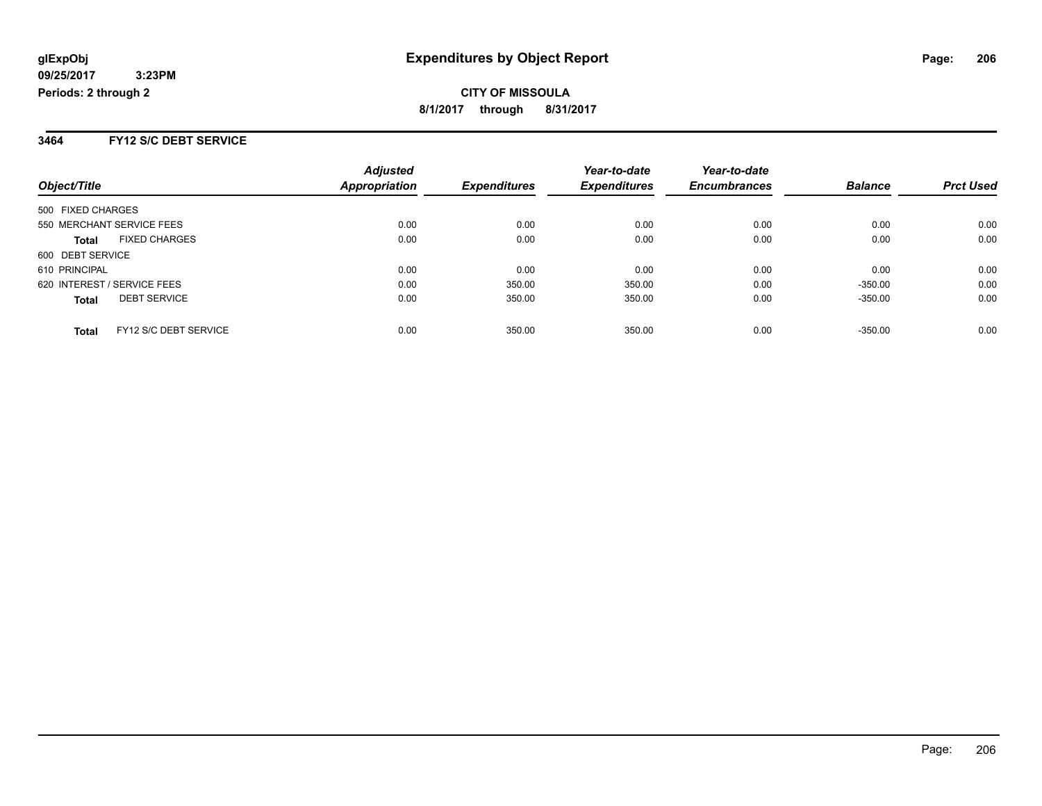# Expenditures by Object Report

glExpObj
09/25/2017 3:23PM
Periods: 2 through 2

**CITY OF MISSOULA**
**8/1/2017 through 8/31/2017**

## 3464 FY12 S/C DEBT SERVICE

| Object/Title | Adjusted Appropriation | Expenditures | Year-to-date Expenditures | Year-to-date Encumbrances | Balance | Prct Used |
|---|---|---|---|---|---|---|
| 500 FIXED CHARGES | | | | | | |
| 550 MERCHANT SERVICE FEES | 0.00 | 0.00 | 0.00 | 0.00 | 0.00 | 0.00 |
| **Total** FIXED CHARGES | 0.00 | 0.00 | 0.00 | 0.00 | 0.00 | 0.00 |
| 600 DEBT SERVICE | | | | | | |
| 610 PRINCIPAL | 0.00 | 0.00 | 0.00 | 0.00 | 0.00 | 0.00 |
| 620 INTEREST / SERVICE FEES | 0.00 | 350.00 | 350.00 | 0.00 | -350.00 | 0.00 |
| **Total** DEBT SERVICE | 0.00 | 350.00 | 350.00 | 0.00 | -350.00 | 0.00 |
| **Total** FY12 S/C DEBT SERVICE | 0.00 | 350.00 | 350.00 | 0.00 | -350.00 | 0.00 |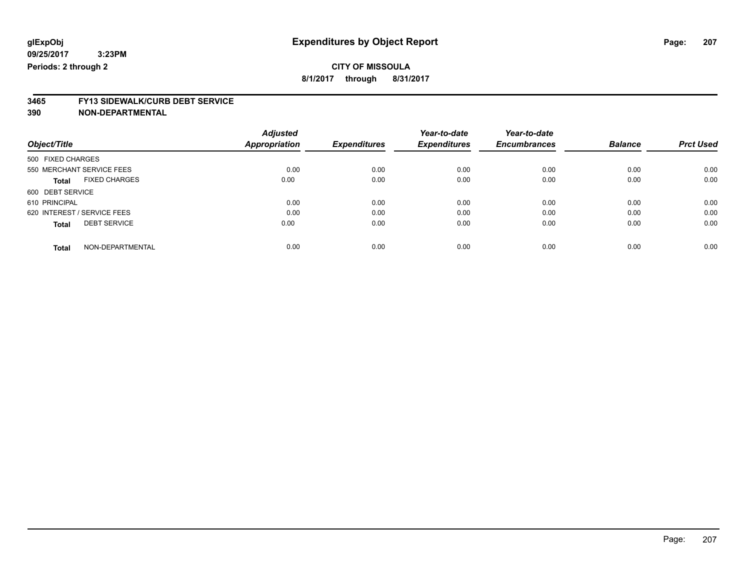glExpObj
09/25/2017 3:23PM
Periods: 2 through 2

# Expenditures by Object Report

**CITY OF MISSOULA**
**8/1/2017 through 8/31/2017**

**3465 FY13 SIDEWALK/CURB DEBT SERVICE**
**390 NON-DEPARTMENTAL**

| Object/Title | Adjusted Appropriation | Expenditures | Year-to-date Expenditures | Year-to-date Encumbrances | Balance | Prct Used |
|---|---|---|---|---|---|---|
| 500 FIXED CHARGES | | | | | | |
| 550 MERCHANT SERVICE FEES | 0.00 | 0.00 | 0.00 | 0.00 | 0.00 | 0.00 |
| **Total** FIXED CHARGES | 0.00 | 0.00 | 0.00 | 0.00 | 0.00 | 0.00 |
| 600 DEBT SERVICE | | | | | | |
| 610 PRINCIPAL | 0.00 | 0.00 | 0.00 | 0.00 | 0.00 | 0.00 |
| 620 INTEREST / SERVICE FEES | 0.00 | 0.00 | 0.00 | 0.00 | 0.00 | 0.00 |
| **Total** DEBT SERVICE | 0.00 | 0.00 | 0.00 | 0.00 | 0.00 | 0.00 |
| **Total** NON-DEPARTMENTAL | 0.00 | 0.00 | 0.00 | 0.00 | 0.00 | 0.00 |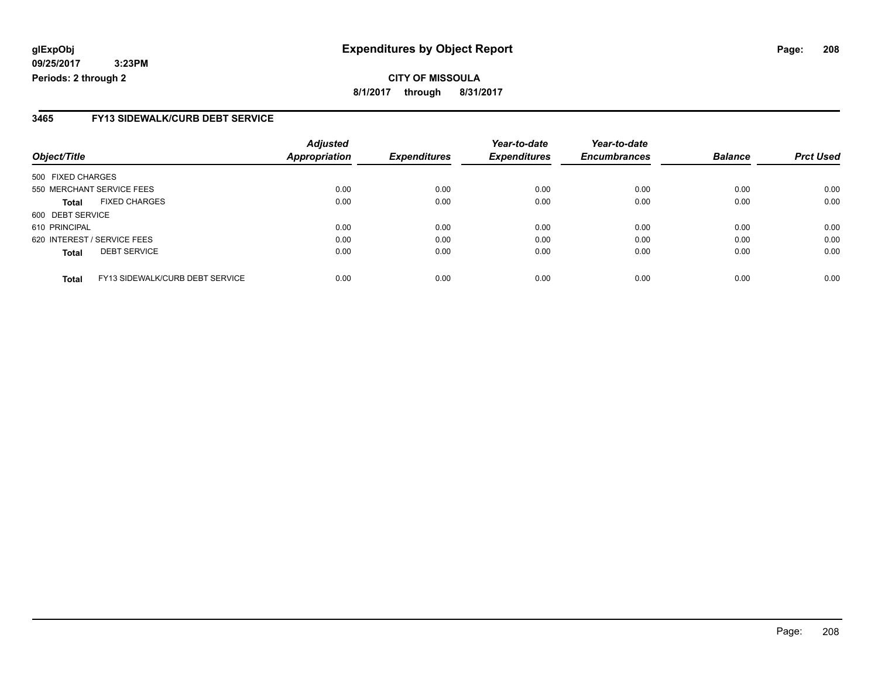**glExpObj** **Expenditures by Object Report**

**09/25/2017 3:23PM**

**Periods: 2 through 2**

**CITY OF MISSOULA**

**8/1/2017 through 8/31/2017**

## 3465 FY13 SIDEWALK/CURB DEBT SERVICE

| Object/Title | | Adjusted Appropriation | Expenditures | Year-to-date Expenditures | Year-to-date Encumbrances | Balance | Prct Used |
|---|---|---|---|---|---|---|---|
| 500 FIXED CHARGES | | | | | | | |
| 550 MERCHANT SERVICE FEES | | 0.00 | 0.00 | 0.00 | 0.00 | 0.00 | 0.00 |
| **Total** | FIXED CHARGES | 0.00 | 0.00 | 0.00 | 0.00 | 0.00 | 0.00 |
| 600 DEBT SERVICE | | | | | | | |
| 610 PRINCIPAL | | 0.00 | 0.00 | 0.00 | 0.00 | 0.00 | 0.00 |
| 620 INTEREST / SERVICE FEES | | 0.00 | 0.00 | 0.00 | 0.00 | 0.00 | 0.00 |
| **Total** | DEBT SERVICE | 0.00 | 0.00 | 0.00 | 0.00 | 0.00 | 0.00 |
| **Total** | FY13 SIDEWALK/CURB DEBT SERVICE | 0.00 | 0.00 | 0.00 | 0.00 | 0.00 | 0.00 |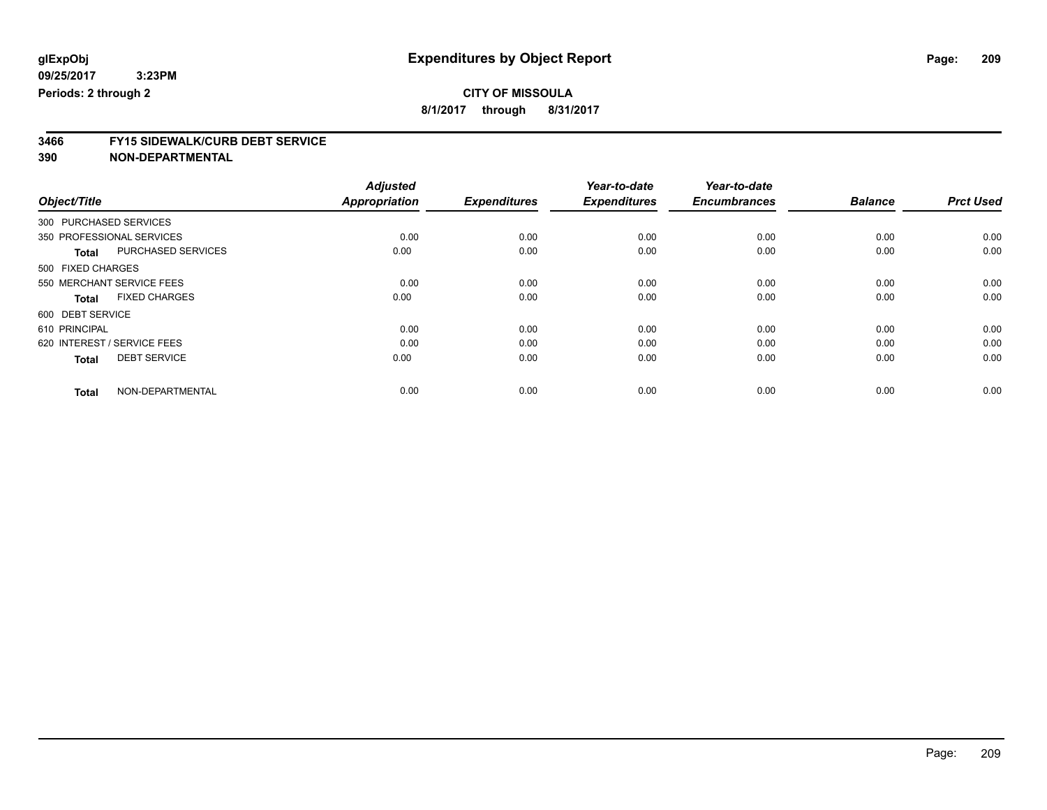**glExpObj**
**09/25/2017 3:23PM**
**Periods: 2 through 2**

# Expenditures by Object Report

**CITY OF MISSOULA**
**8/1/2017 through 8/31/2017**

## 3466 FY15 SIDEWALK/CURB DEBT SERVICE
## 390 NON-DEPARTMENTAL

| Object/Title | | Adjusted Appropriation | Expenditures | Year-to-date Expenditures | Year-to-date Encumbrances | Balance | Prct Used |
|---|---|---|---|---|---|---|---|
| 300 PURCHASED SERVICES | | | | | | | |
| 350 PROFESSIONAL SERVICES | | 0.00 | 0.00 | 0.00 | 0.00 | 0.00 | 0.00 |
| **Total** | PURCHASED SERVICES | 0.00 | 0.00 | 0.00 | 0.00 | 0.00 | 0.00 |
| 500 FIXED CHARGES | | | | | | | |
| 550 MERCHANT SERVICE FEES | | 0.00 | 0.00 | 0.00 | 0.00 | 0.00 | 0.00 |
| **Total** | FIXED CHARGES | 0.00 | 0.00 | 0.00 | 0.00 | 0.00 | 0.00 |
| 600 DEBT SERVICE | | | | | | | |
| 610 PRINCIPAL | | 0.00 | 0.00 | 0.00 | 0.00 | 0.00 | 0.00 |
| 620 INTEREST / SERVICE FEES | | 0.00 | 0.00 | 0.00 | 0.00 | 0.00 | 0.00 |
| **Total** | DEBT SERVICE | 0.00 | 0.00 | 0.00 | 0.00 | 0.00 | 0.00 |
| **Total** | NON-DEPARTMENTAL | 0.00 | 0.00 | 0.00 | 0.00 | 0.00 | 0.00 |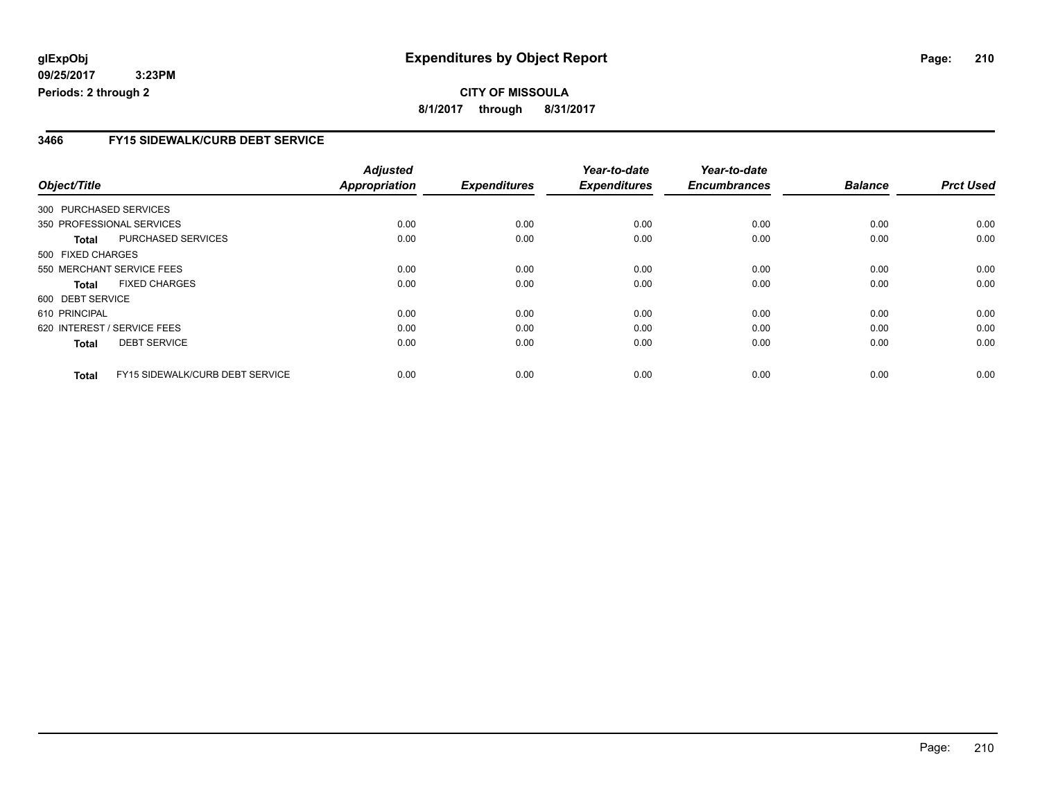**glExpObj** **Expenditures by Object Report**

**09/25/2017 3:23PM**

**Periods: 2 through 2**

**CITY OF MISSOULA**

**8/1/2017 through 8/31/2017**

## 3466 FY15 SIDEWALK/CURB DEBT SERVICE

| Object/Title | Adjusted Appropriation | Expenditures | Year-to-date Expenditures | Year-to-date Encumbrances | Balance | Prct Used |
|---|---|---|---|---|---|---|
| 300 PURCHASED SERVICES | | | | | | |
| 350 PROFESSIONAL SERVICES | 0.00 | 0.00 | 0.00 | 0.00 | 0.00 | 0.00 |
| **Total** PURCHASED SERVICES | 0.00 | 0.00 | 0.00 | 0.00 | 0.00 | 0.00 |
| 500 FIXED CHARGES | | | | | | |
| 550 MERCHANT SERVICE FEES | 0.00 | 0.00 | 0.00 | 0.00 | 0.00 | 0.00 |
| **Total** FIXED CHARGES | 0.00 | 0.00 | 0.00 | 0.00 | 0.00 | 0.00 |
| 600 DEBT SERVICE | | | | | | |
| 610 PRINCIPAL | 0.00 | 0.00 | 0.00 | 0.00 | 0.00 | 0.00 |
| 620 INTEREST / SERVICE FEES | 0.00 | 0.00 | 0.00 | 0.00 | 0.00 | 0.00 |
| **Total** DEBT SERVICE | 0.00 | 0.00 | 0.00 | 0.00 | 0.00 | 0.00 |
| **Total** FY15 SIDEWALK/CURB DEBT SERVICE | 0.00 | 0.00 | 0.00 | 0.00 | 0.00 | 0.00 |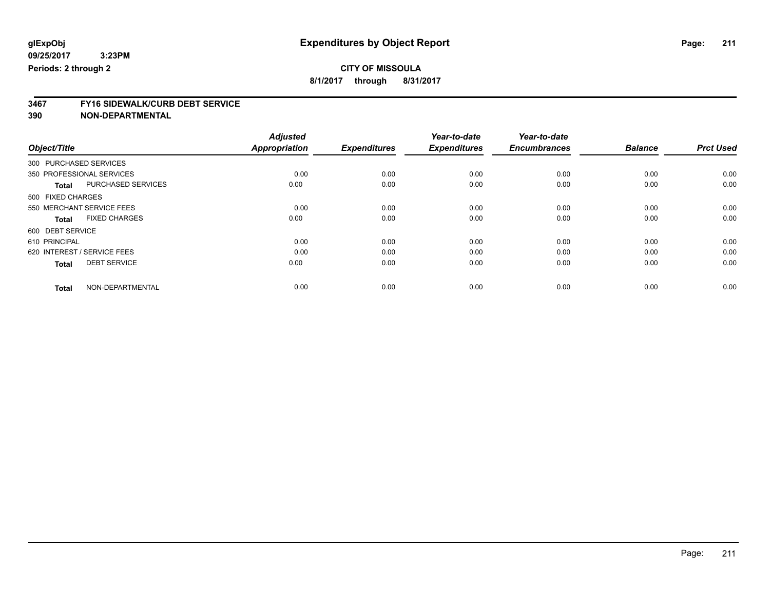**glExpObj**
**09/25/2017 3:23PM**
**Periods: 2 through 2**

# Expenditures by Object Report

**CITY OF MISSOULA**
**8/1/2017 through 8/31/2017**

## 3467 FY16 SIDEWALK/CURB DEBT SERVICE
## 390 NON-DEPARTMENTAL

| Object/Title | | Adjusted Appropriation | Expenditures | Year-to-date Expenditures | Year-to-date Encumbrances | Balance | Prct Used |
|---|---|---|---|---|---|---|---|
| 300 PURCHASED SERVICES | | | | | | | |
| 350 PROFESSIONAL SERVICES | | 0.00 | 0.00 | 0.00 | 0.00 | 0.00 | 0.00 |
| **Total** | PURCHASED SERVICES | 0.00 | 0.00 | 0.00 | 0.00 | 0.00 | 0.00 |
| 500 FIXED CHARGES | | | | | | | |
| 550 MERCHANT SERVICE FEES | | 0.00 | 0.00 | 0.00 | 0.00 | 0.00 | 0.00 |
| **Total** | FIXED CHARGES | 0.00 | 0.00 | 0.00 | 0.00 | 0.00 | 0.00 |
| 600 DEBT SERVICE | | | | | | | |
| 610 PRINCIPAL | | 0.00 | 0.00 | 0.00 | 0.00 | 0.00 | 0.00 |
| 620 INTEREST / SERVICE FEES | | 0.00 | 0.00 | 0.00 | 0.00 | 0.00 | 0.00 |
| **Total** | DEBT SERVICE | 0.00 | 0.00 | 0.00 | 0.00 | 0.00 | 0.00 |
| **Total** | NON-DEPARTMENTAL | 0.00 | 0.00 | 0.00 | 0.00 | 0.00 | 0.00 |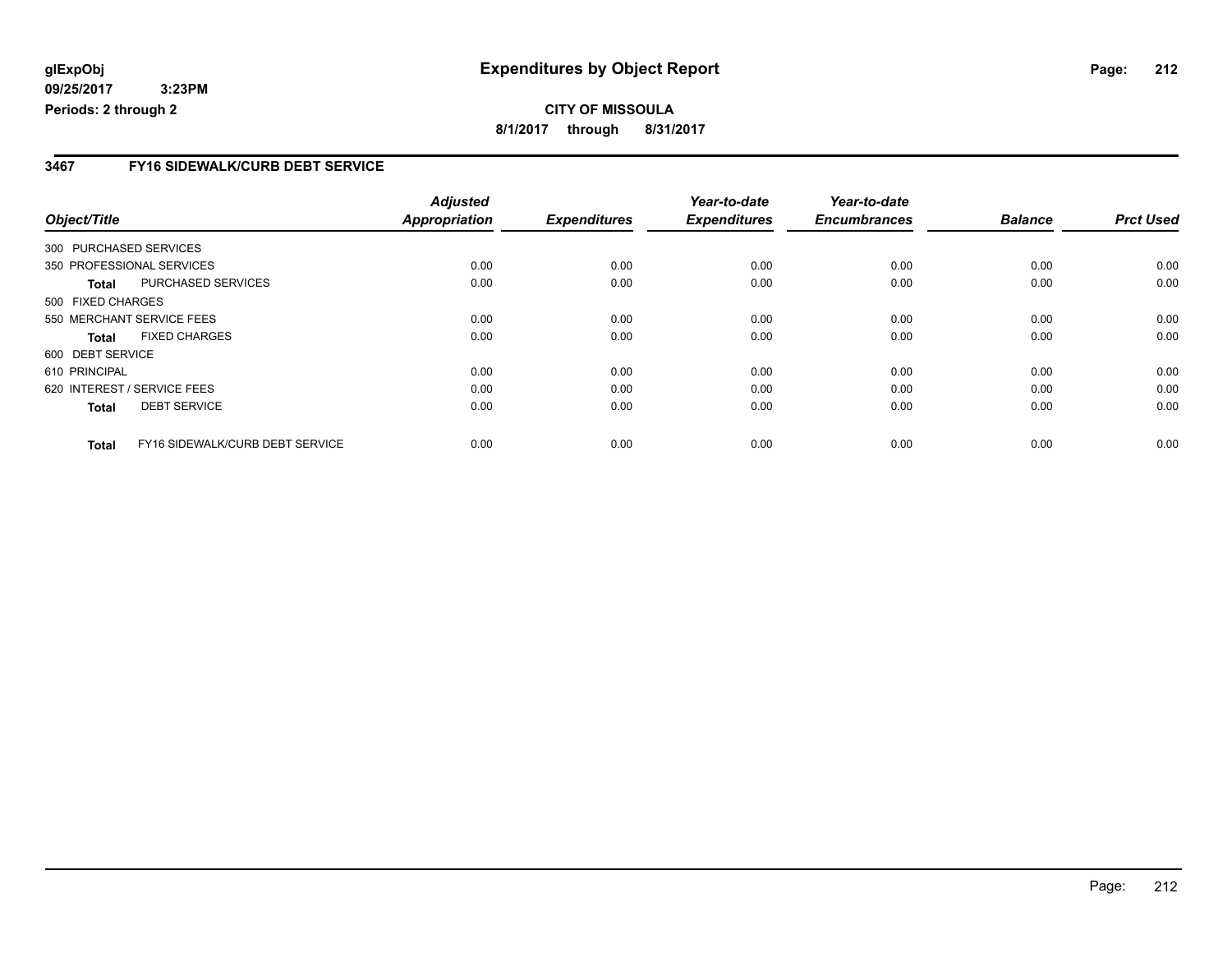**glExpObj** **Expenditures by Object Report**
**09/25/2017 3:23PM**
**Periods: 2 through 2**

**CITY OF MISSOULA**
**8/1/2017 through 8/31/2017**

## 3467 FY16 SIDEWALK/CURB DEBT SERVICE

| Object/Title | Adjusted Appropriation | Expenditures | Year-to-date Expenditures | Year-to-date Encumbrances | Balance | Prct Used |
|---|---|---|---|---|---|---|
| 300 PURCHASED SERVICES | | | | | | |
| 350 PROFESSIONAL SERVICES | 0.00 | 0.00 | 0.00 | 0.00 | 0.00 | 0.00 |
| **Total** PURCHASED SERVICES | 0.00 | 0.00 | 0.00 | 0.00 | 0.00 | 0.00 |
| 500 FIXED CHARGES | | | | | | |
| 550 MERCHANT SERVICE FEES | 0.00 | 0.00 | 0.00 | 0.00 | 0.00 | 0.00 |
| **Total** FIXED CHARGES | 0.00 | 0.00 | 0.00 | 0.00 | 0.00 | 0.00 |
| 600 DEBT SERVICE | | | | | | |
| 610 PRINCIPAL | 0.00 | 0.00 | 0.00 | 0.00 | 0.00 | 0.00 |
| 620 INTEREST / SERVICE FEES | 0.00 | 0.00 | 0.00 | 0.00 | 0.00 | 0.00 |
| **Total** DEBT SERVICE | 0.00 | 0.00 | 0.00 | 0.00 | 0.00 | 0.00 |
| **Total** FY16 SIDEWALK/CURB DEBT SERVICE | 0.00 | 0.00 | 0.00 | 0.00 | 0.00 | 0.00 |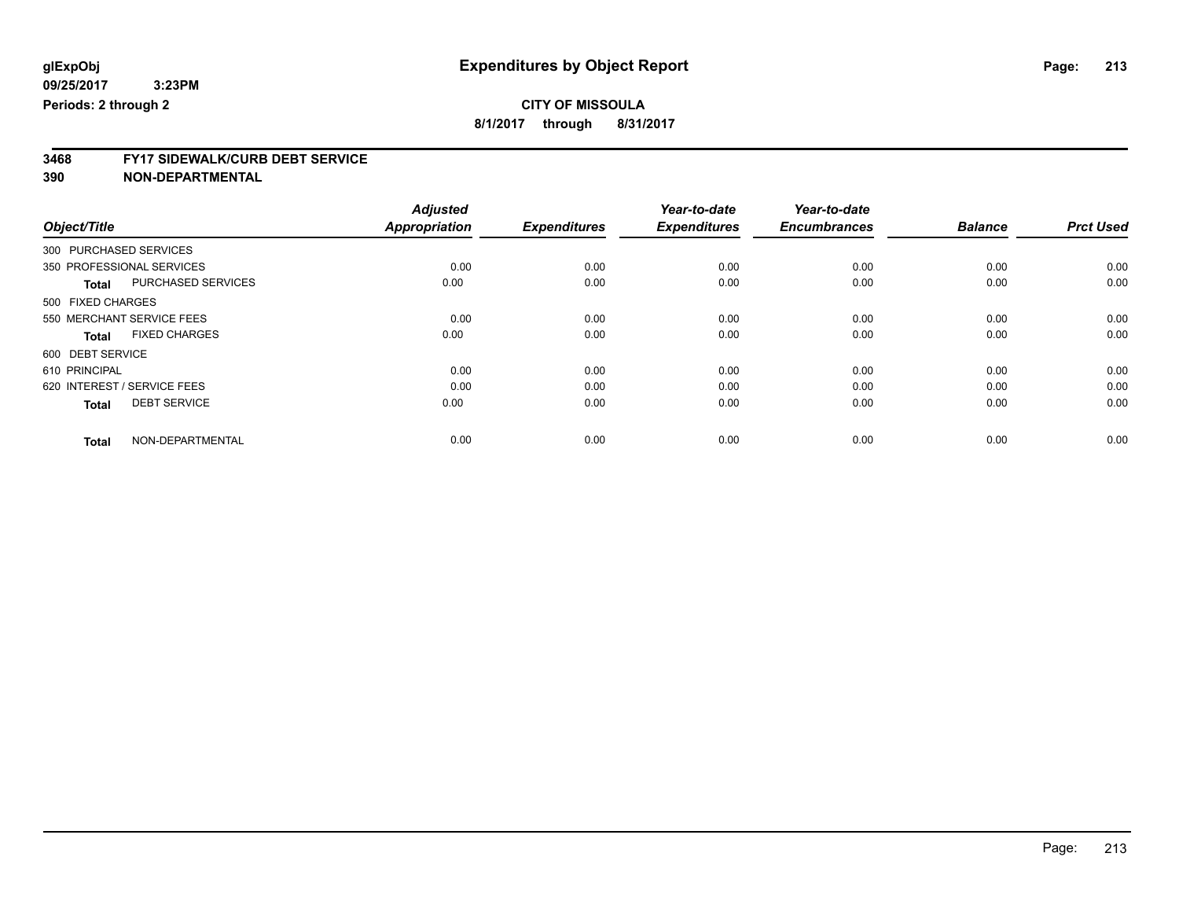glExpObj
09/25/2017 3:23PM
Periods: 2 through 2

# Expenditures by Object Report

**CITY OF MISSOULA**
**8/1/2017 through 8/31/2017**

**3468 FY17 SIDEWALK/CURB DEBT SERVICE**
**390 NON-DEPARTMENTAL**

| Object/Title | Adjusted Appropriation | Expenditures | Year-to-date Expenditures | Year-to-date Encumbrances | Balance | Prct Used |
|---|---|---|---|---|---|---|
| 300 PURCHASED SERVICES | | | | | | |
| 350 PROFESSIONAL SERVICES | 0.00 | 0.00 | 0.00 | 0.00 | 0.00 | 0.00 |
| **Total** PURCHASED SERVICES | 0.00 | 0.00 | 0.00 | 0.00 | 0.00 | 0.00 |
| 500 FIXED CHARGES | | | | | | |
| 550 MERCHANT SERVICE FEES | 0.00 | 0.00 | 0.00 | 0.00 | 0.00 | 0.00 |
| **Total** FIXED CHARGES | 0.00 | 0.00 | 0.00 | 0.00 | 0.00 | 0.00 |
| 600 DEBT SERVICE | | | | | | |
| 610 PRINCIPAL | 0.00 | 0.00 | 0.00 | 0.00 | 0.00 | 0.00 |
| 620 INTEREST / SERVICE FEES | 0.00 | 0.00 | 0.00 | 0.00 | 0.00 | 0.00 |
| **Total** DEBT SERVICE | 0.00 | 0.00 | 0.00 | 0.00 | 0.00 | 0.00 |
| **Total** NON-DEPARTMENTAL | 0.00 | 0.00 | 0.00 | 0.00 | 0.00 | 0.00 |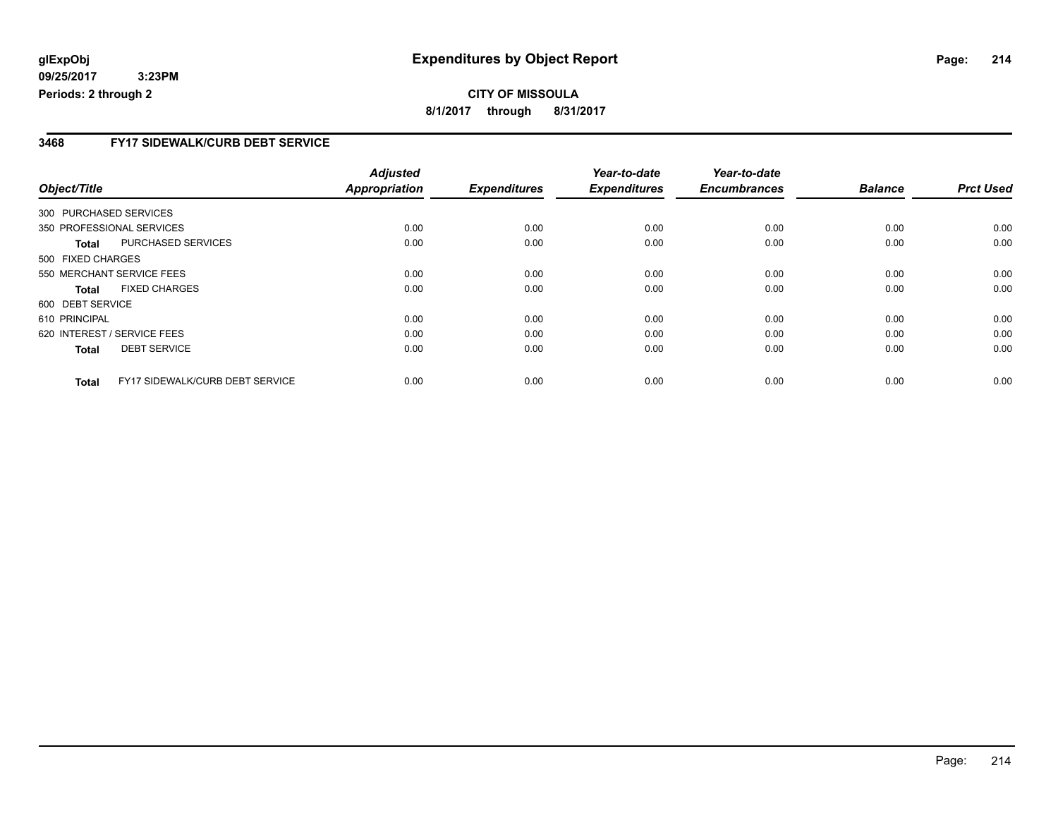**glExpObj**
**09/25/2017 3:23PM**
**Periods: 2 through 2**

# Expenditures by Object Report

**CITY OF MISSOULA**
**8/1/2017 through 8/31/2017**

## 3468 FY17 SIDEWALK/CURB DEBT SERVICE

| Object/Title | | Adjusted Appropriation | Expenditures | Year-to-date Expenditures | Year-to-date Encumbrances | Balance | Prct Used |
|---|---|---|---|---|---|---|---|
| 300 PURCHASED SERVICES | | | | | | | |
| 350 PROFESSIONAL SERVICES | | 0.00 | 0.00 | 0.00 | 0.00 | 0.00 | 0.00 |
| **Total** | PURCHASED SERVICES | 0.00 | 0.00 | 0.00 | 0.00 | 0.00 | 0.00 |
| 500 FIXED CHARGES | | | | | | | |
| 550 MERCHANT SERVICE FEES | | 0.00 | 0.00 | 0.00 | 0.00 | 0.00 | 0.00 |
| **Total** | FIXED CHARGES | 0.00 | 0.00 | 0.00 | 0.00 | 0.00 | 0.00 |
| 600 DEBT SERVICE | | | | | | | |
| 610 PRINCIPAL | | 0.00 | 0.00 | 0.00 | 0.00 | 0.00 | 0.00 |
| 620 INTEREST / SERVICE FEES | | 0.00 | 0.00 | 0.00 | 0.00 | 0.00 | 0.00 |
| **Total** | DEBT SERVICE | 0.00 | 0.00 | 0.00 | 0.00 | 0.00 | 0.00 |
| **Total** | FY17 SIDEWALK/CURB DEBT SERVICE | 0.00 | 0.00 | 0.00 | 0.00 | 0.00 | 0.00 |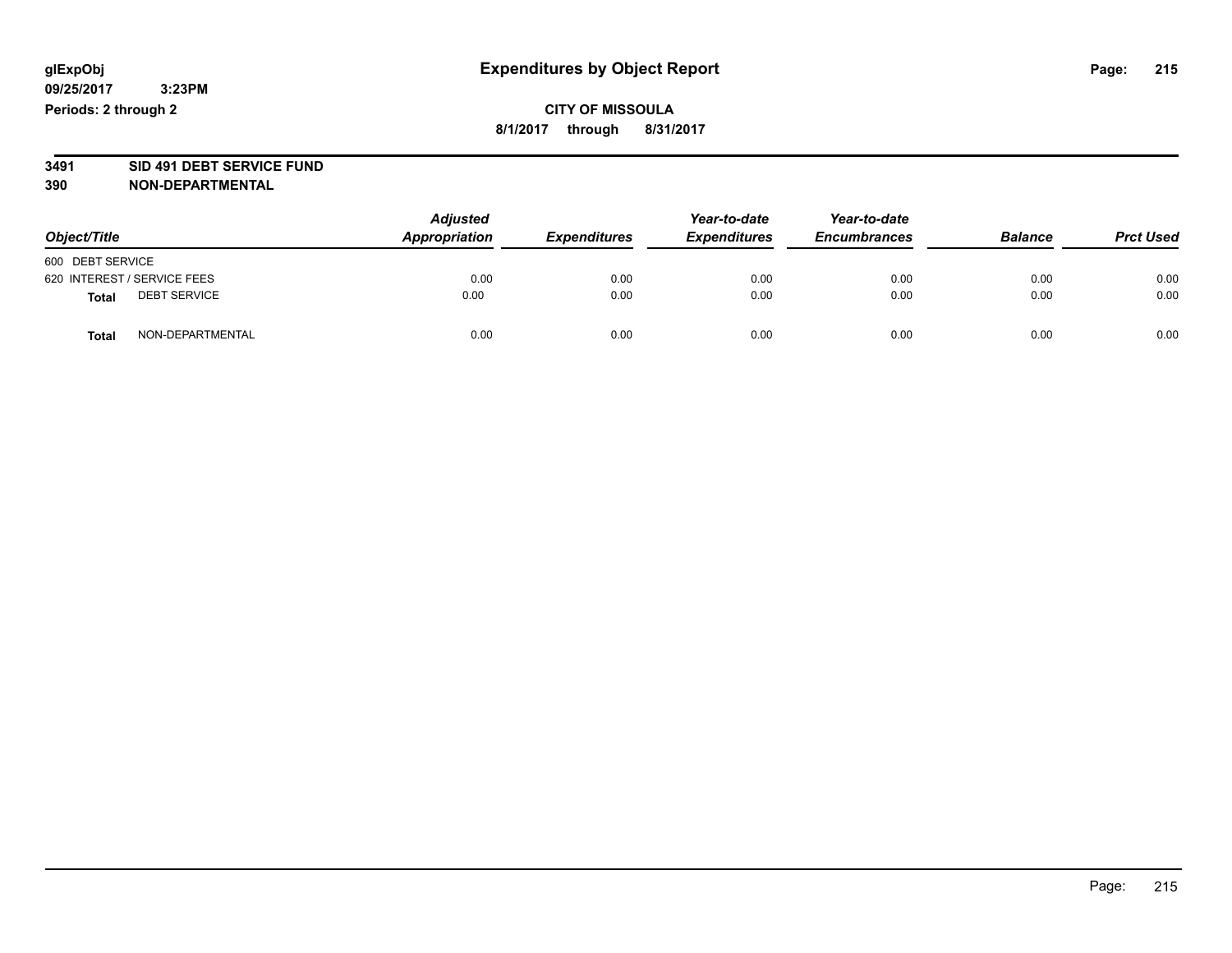# Expenditures by Object Report

glExpObj
09/25/2017 3:23PM
Periods: 2 through 2

**CITY OF MISSOULA**
**8/1/2017 through 8/31/2017**

**3491 SID 491 DEBT SERVICE FUND**
**390 NON-DEPARTMENTAL**

| Object/Title | Adjusted Appropriation | Expenditures | Year-to-date Expenditures | Year-to-date Encumbrances | Balance | Prct Used |
|---|---|---|---|---|---|---|
| 600 DEBT SERVICE | | | | | | |
| 620 INTEREST / SERVICE FEES | 0.00 | 0.00 | 0.00 | 0.00 | 0.00 | 0.00 |
| **Total** DEBT SERVICE | 0.00 | 0.00 | 0.00 | 0.00 | 0.00 | 0.00 |
| **Total** NON-DEPARTMENTAL | 0.00 | 0.00 | 0.00 | 0.00 | 0.00 | 0.00 |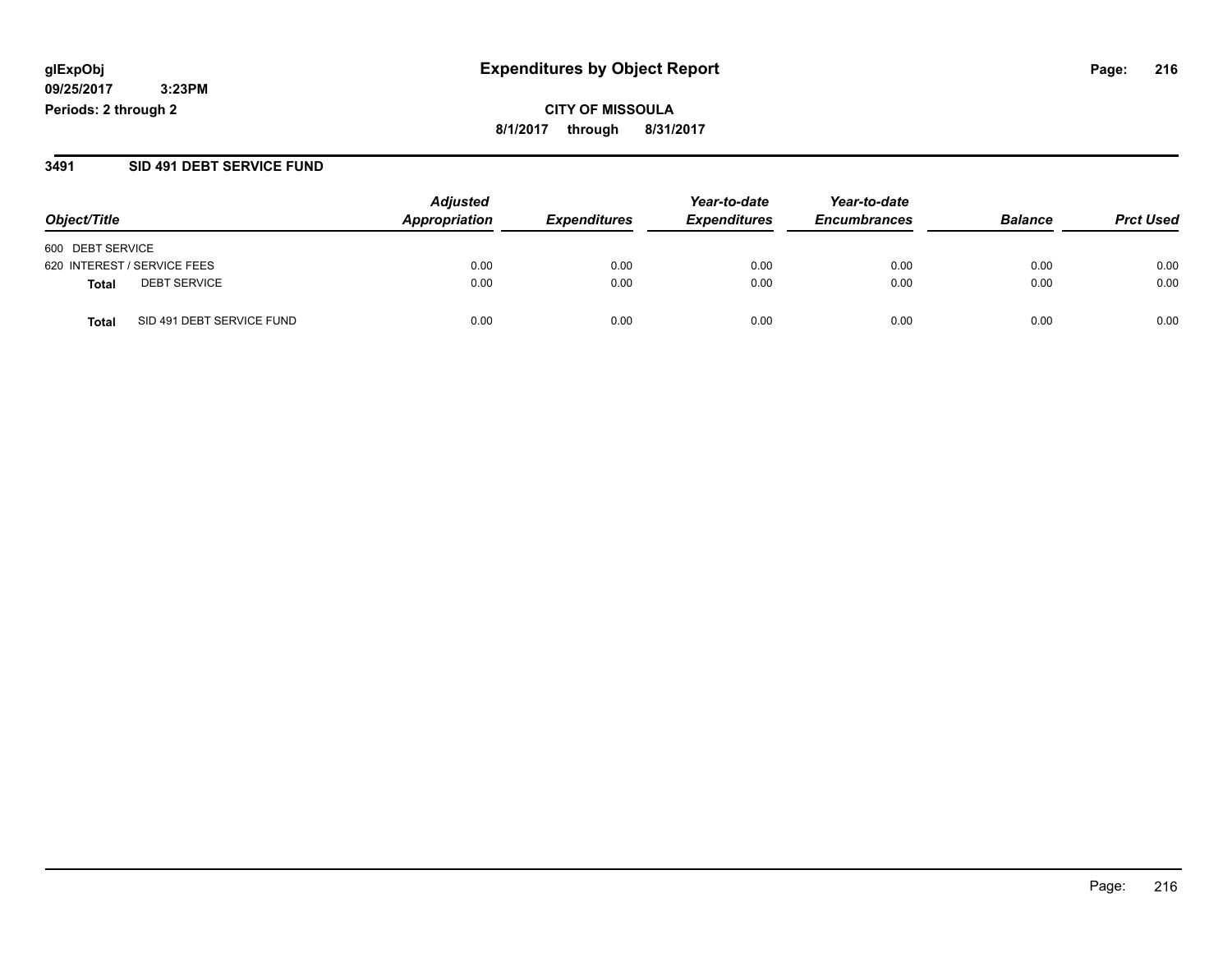glExpObj
09/25/2017 3:23PM
Periods: 2 through 2

# Expenditures by Object Report

**CITY OF MISSOULA**
**8/1/2017 through 8/31/2017**

## 3491 SID 491 DEBT SERVICE FUND

| Object/Title | | Adjusted Appropriation | Expenditures | Year-to-date Expenditures | Year-to-date Encumbrances | Balance | Prct Used |
|---|---|---|---|---|---|---|---|
| 600 DEBT SERVICE | | | | | | | |
| 620 INTEREST / SERVICE FEES | | 0.00 | 0.00 | 0.00 | 0.00 | 0.00 | 0.00 |
| **Total** | DEBT SERVICE | 0.00 | 0.00 | 0.00 | 0.00 | 0.00 | 0.00 |
| **Total** | SID 491 DEBT SERVICE FUND | 0.00 | 0.00 | 0.00 | 0.00 | 0.00 | 0.00 |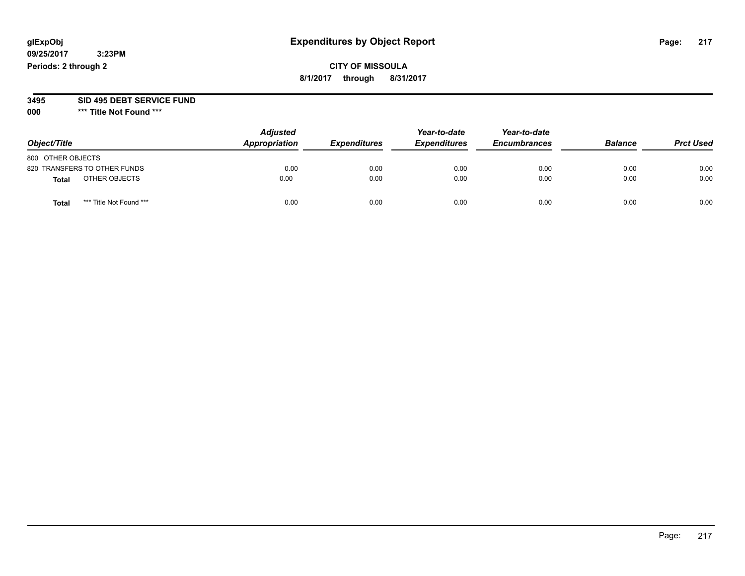glExpObj
09/25/2017 3:23PM
Periods: 2 through 2

# Expenditures by Object Report

**CITY OF MISSOULA**
**8/1/2017 through 8/31/2017**

**3495 SID 495 DEBT SERVICE FUND**
**000 *** Title Not Found *****

| Object/Title | Adjusted Appropriation | Expenditures | Year-to-date Expenditures | Year-to-date Encumbrances | Balance | Prct Used |
|---|---|---|---|---|---|---|
| 800 OTHER OBJECTS | | | | | | |
| 820 TRANSFERS TO OTHER FUNDS | 0.00 | 0.00 | 0.00 | 0.00 | 0.00 | 0.00 |
| **Total** OTHER OBJECTS | 0.00 | 0.00 | 0.00 | 0.00 | 0.00 | 0.00 |
| **Total** *** Title Not Found *** | 0.00 | 0.00 | 0.00 | 0.00 | 0.00 | 0.00 |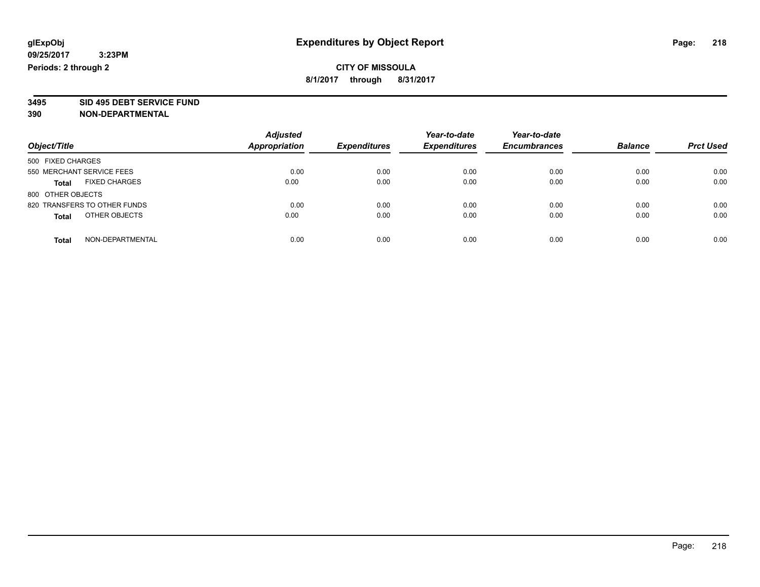glExpObj
09/25/2017 3:23PM
Periods: 2 through 2

# Expenditures by Object Report

**CITY OF MISSOULA**
**8/1/2017 through 8/31/2017**

**3495 SID 495 DEBT SERVICE FUND**
**390 NON-DEPARTMENTAL**

| Object/Title | Adjusted Appropriation | Expenditures | Year-to-date Expenditures | Year-to-date Encumbrances | Balance | Prct Used |
|---|---|---|---|---|---|---|
| 500 FIXED CHARGES | | | | | | |
| 550 MERCHANT SERVICE FEES | 0.00 | 0.00 | 0.00 | 0.00 | 0.00 | 0.00 |
| **Total** FIXED CHARGES | 0.00 | 0.00 | 0.00 | 0.00 | 0.00 | 0.00 |
| 800 OTHER OBJECTS | | | | | | |
| 820 TRANSFERS TO OTHER FUNDS | 0.00 | 0.00 | 0.00 | 0.00 | 0.00 | 0.00 |
| **Total** OTHER OBJECTS | 0.00 | 0.00 | 0.00 | 0.00 | 0.00 | 0.00 |
| **Total** NON-DEPARTMENTAL | 0.00 | 0.00 | 0.00 | 0.00 | 0.00 | 0.00 |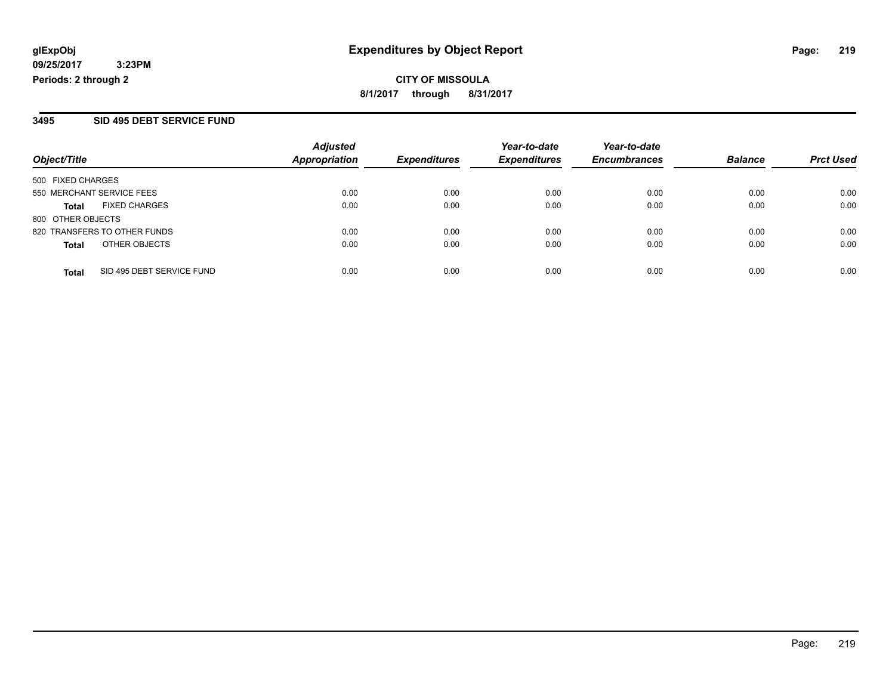**glExpObj**
**09/25/2017 3:23PM**
**Periods: 2 through 2**

# Expenditures by Object Report

**CITY OF MISSOULA**
**8/1/2017 through 8/31/2017**

## 3495 SID 495 DEBT SERVICE FUND

| Object/Title | Adjusted Appropriation | Expenditures | Year-to-date Expenditures | Year-to-date Encumbrances | Balance | Prct Used |
|---|---|---|---|---|---|---|
| 500 FIXED CHARGES | | | | | | |
| 550 MERCHANT SERVICE FEES | 0.00 | 0.00 | 0.00 | 0.00 | 0.00 | 0.00 |
| **Total** FIXED CHARGES | 0.00 | 0.00 | 0.00 | 0.00 | 0.00 | 0.00 |
| 800 OTHER OBJECTS | | | | | | |
| 820 TRANSFERS TO OTHER FUNDS | 0.00 | 0.00 | 0.00 | 0.00 | 0.00 | 0.00 |
| **Total** OTHER OBJECTS | 0.00 | 0.00 | 0.00 | 0.00 | 0.00 | 0.00 |
| **Total** SID 495 DEBT SERVICE FUND | 0.00 | 0.00 | 0.00 | 0.00 | 0.00 | 0.00 |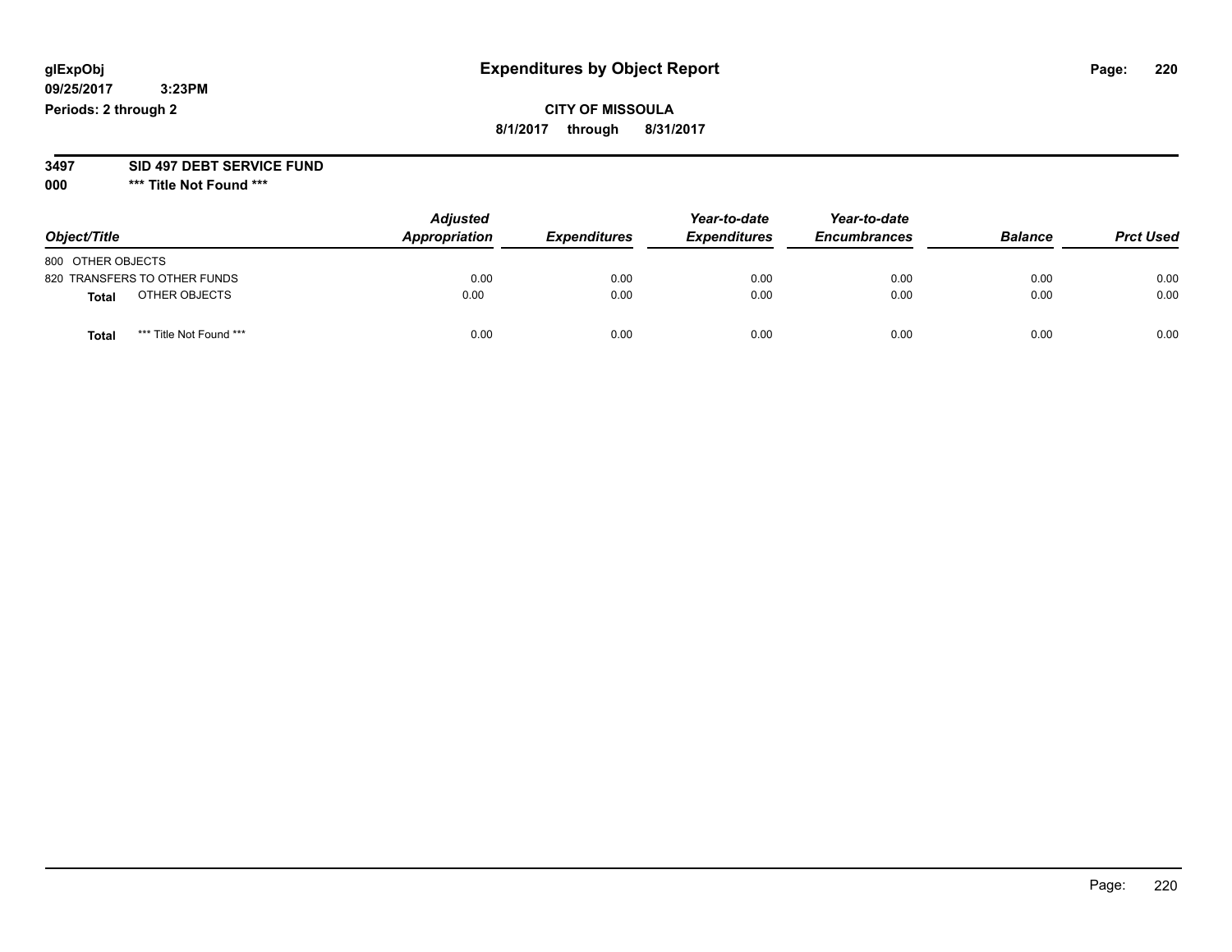**glExpObj** | **Expenditures by Object Report**

**09/25/2017 3:23PM**

**Periods: 2 through 2**

**CITY OF MISSOULA**

**8/1/2017 through 8/31/2017**

**3497 SID 497 DEBT SERVICE FUND**

**000 \*\*\* Title Not Found \*\*\***

| *Object/Title* | *Adjusted Appropriation* | *Expenditures* | *Year-to-date Expenditures* | *Year-to-date Encumbrances* | *Balance* | *Prct Used* |
|---|---|---|---|---|---|---|
| 800 OTHER OBJECTS | | | | | | |
| 820 TRANSFERS TO OTHER FUNDS | 0.00 | 0.00 | 0.00 | 0.00 | 0.00 | 0.00 |
| **Total** OTHER OBJECTS | 0.00 | 0.00 | 0.00 | 0.00 | 0.00 | 0.00 |
| **Total** \*\*\* Title Not Found \*\*\* | 0.00 | 0.00 | 0.00 | 0.00 | 0.00 | 0.00 |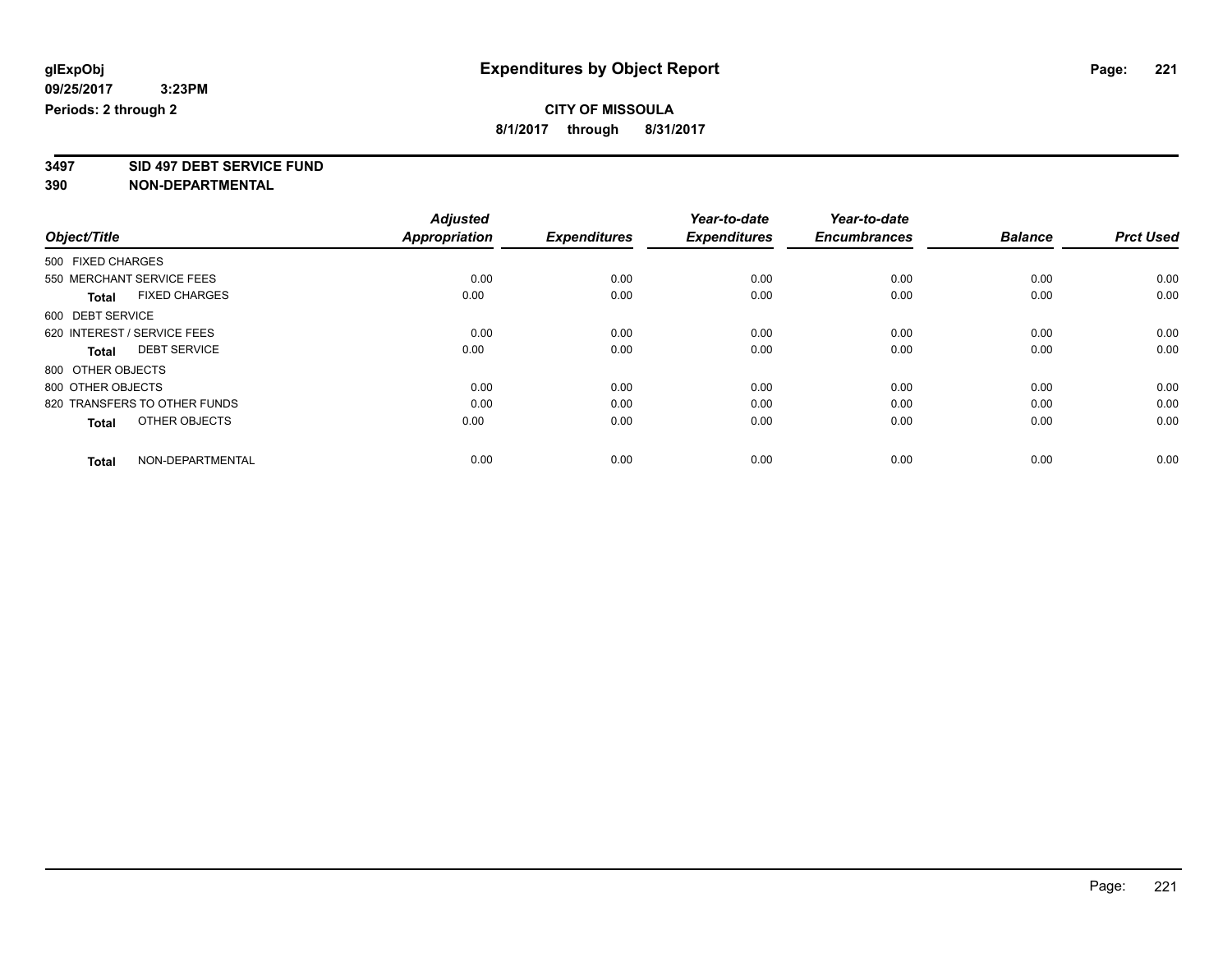**glExpObj**
**09/25/2017 3:23PM**
**Periods: 2 through 2**

# Expenditures by Object Report

**CITY OF MISSOULA**
**8/1/2017 through 8/31/2017**

**3497 SID 497 DEBT SERVICE FUND**
**390 NON-DEPARTMENTAL**

| Object/Title | Adjusted Appropriation | Expenditures | Year-to-date Expenditures | Year-to-date Encumbrances | Balance | Prct Used |
|---|---|---|---|---|---|---|
| 500 FIXED CHARGES | | | | | | |
| 550 MERCHANT SERVICE FEES | 0.00 | 0.00 | 0.00 | 0.00 | 0.00 | 0.00 |
| **Total** FIXED CHARGES | 0.00 | 0.00 | 0.00 | 0.00 | 0.00 | 0.00 |
| 600 DEBT SERVICE | | | | | | |
| 620 INTEREST / SERVICE FEES | 0.00 | 0.00 | 0.00 | 0.00 | 0.00 | 0.00 |
| **Total** DEBT SERVICE | 0.00 | 0.00 | 0.00 | 0.00 | 0.00 | 0.00 |
| 800 OTHER OBJECTS | | | | | | |
| 800 OTHER OBJECTS | 0.00 | 0.00 | 0.00 | 0.00 | 0.00 | 0.00 |
| 820 TRANSFERS TO OTHER FUNDS | 0.00 | 0.00 | 0.00 | 0.00 | 0.00 | 0.00 |
| **Total** OTHER OBJECTS | 0.00 | 0.00 | 0.00 | 0.00 | 0.00 | 0.00 |
| **Total** NON-DEPARTMENTAL | 0.00 | 0.00 | 0.00 | 0.00 | 0.00 | 0.00 |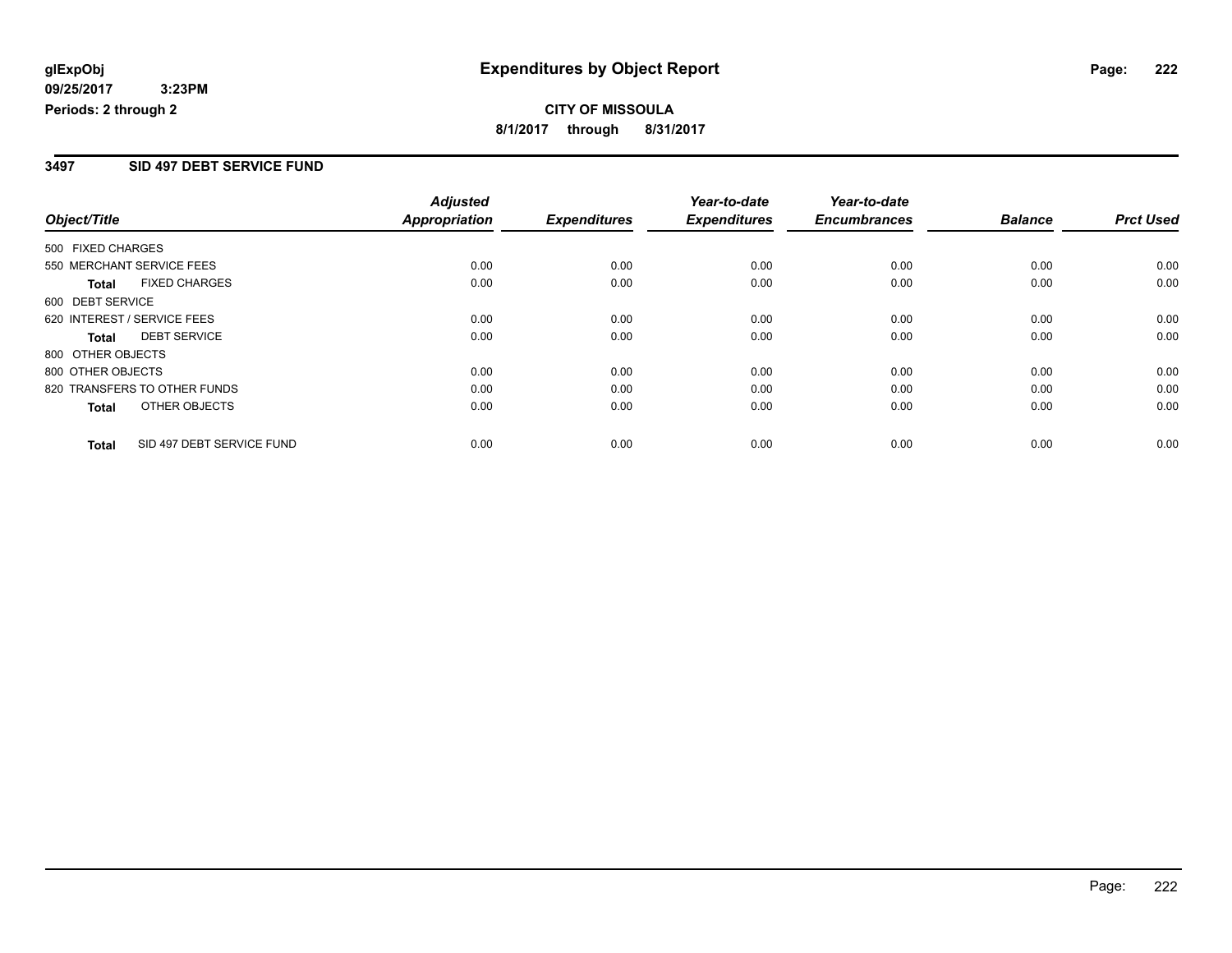# Expenditures by Object Report

glExpObj
09/25/2017 3:23PM
Periods: 2 through 2

**CITY OF MISSOULA**
8/1/2017 through 8/31/2017

## 3497 SID 497 DEBT SERVICE FUND

| Object/Title | Adjusted Appropriation | Expenditures | Year-to-date Expenditures | Year-to-date Encumbrances | Balance | Prct Used |
|---|---|---|---|---|---|---|
| 500 FIXED CHARGES | | | | | | |
| 550 MERCHANT SERVICE FEES | 0.00 | 0.00 | 0.00 | 0.00 | 0.00 | 0.00 |
| **Total** FIXED CHARGES | 0.00 | 0.00 | 0.00 | 0.00 | 0.00 | 0.00 |
| 600 DEBT SERVICE | | | | | | |
| 620 INTEREST / SERVICE FEES | 0.00 | 0.00 | 0.00 | 0.00 | 0.00 | 0.00 |
| **Total** DEBT SERVICE | 0.00 | 0.00 | 0.00 | 0.00 | 0.00 | 0.00 |
| 800 OTHER OBJECTS | | | | | | |
| 800 OTHER OBJECTS | 0.00 | 0.00 | 0.00 | 0.00 | 0.00 | 0.00 |
| 820 TRANSFERS TO OTHER FUNDS | 0.00 | 0.00 | 0.00 | 0.00 | 0.00 | 0.00 |
| **Total** OTHER OBJECTS | 0.00 | 0.00 | 0.00 | 0.00 | 0.00 | 0.00 |
| **Total** SID 497 DEBT SERVICE FUND | 0.00 | 0.00 | 0.00 | 0.00 | 0.00 | 0.00 |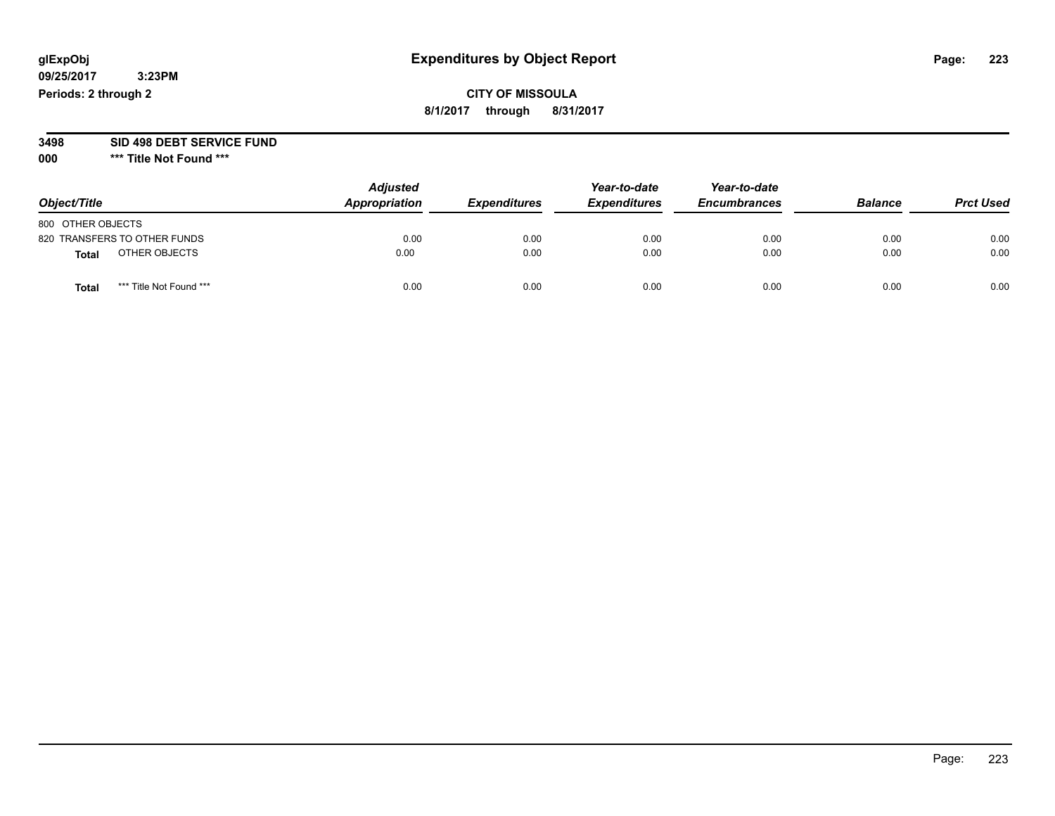# Expenditures by Object Report

glExpObj
09/25/2017 3:23PM
Periods: 2 through 2

**CITY OF MISSOULA**
**8/1/2017 through 8/31/2017**

**3498 SID 498 DEBT SERVICE FUND**
**000 \*\*\* Title Not Found \*\*\***

| Object/Title | Adjusted Appropriation | Expenditures | Year-to-date Expenditures | Year-to-date Encumbrances | Balance | Prct Used |
|---|---|---|---|---|---|---|
| 800 OTHER OBJECTS | | | | | | |
| 820 TRANSFERS TO OTHER FUNDS | 0.00 | 0.00 | 0.00 | 0.00 | 0.00 | 0.00 |
| **Total** OTHER OBJECTS | 0.00 | 0.00 | 0.00 | 0.00 | 0.00 | 0.00 |
| **Total** *** Title Not Found *** | 0.00 | 0.00 | 0.00 | 0.00 | 0.00 | 0.00 |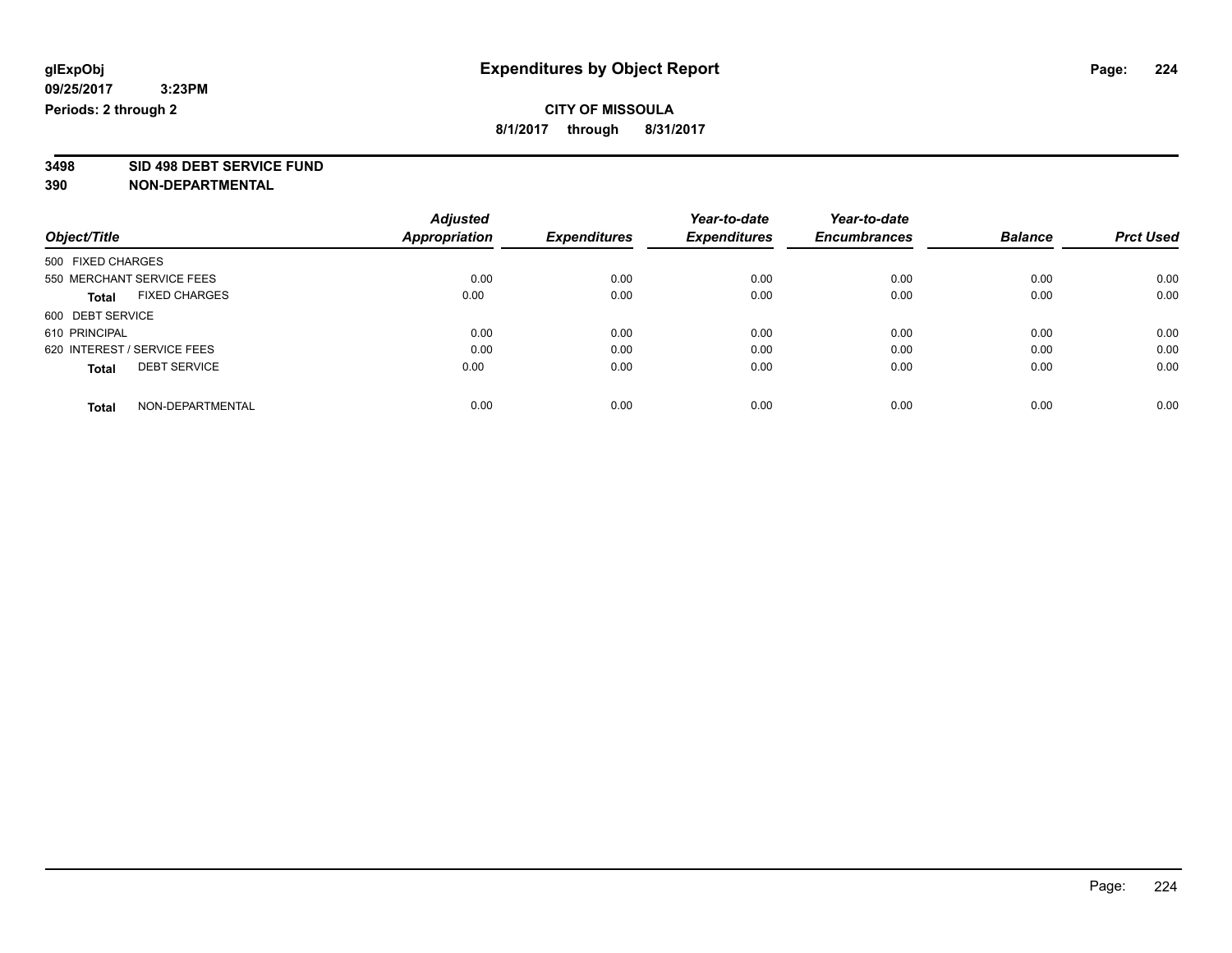**glExpObj**
**09/25/2017 3:23PM**
**Periods: 2 through 2**

# Expenditures by Object Report

**CITY OF MISSOULA**
**8/1/2017 through 8/31/2017**

**3498 SID 498 DEBT SERVICE FUND**
**390 NON-DEPARTMENTAL**

| Object/Title | Adjusted Appropriation | Expenditures | Year-to-date Expenditures | Year-to-date Encumbrances | Balance | Prct Used |
|---|---|---|---|---|---|---|
| 500 FIXED CHARGES | | | | | | |
| 550 MERCHANT SERVICE FEES | 0.00 | 0.00 | 0.00 | 0.00 | 0.00 | 0.00 |
| **Total** FIXED CHARGES | 0.00 | 0.00 | 0.00 | 0.00 | 0.00 | 0.00 |
| 600 DEBT SERVICE | | | | | | |
| 610 PRINCIPAL | 0.00 | 0.00 | 0.00 | 0.00 | 0.00 | 0.00 |
| 620 INTEREST / SERVICE FEES | 0.00 | 0.00 | 0.00 | 0.00 | 0.00 | 0.00 |
| **Total** DEBT SERVICE | 0.00 | 0.00 | 0.00 | 0.00 | 0.00 | 0.00 |
| **Total** NON-DEPARTMENTAL | 0.00 | 0.00 | 0.00 | 0.00 | 0.00 | 0.00 |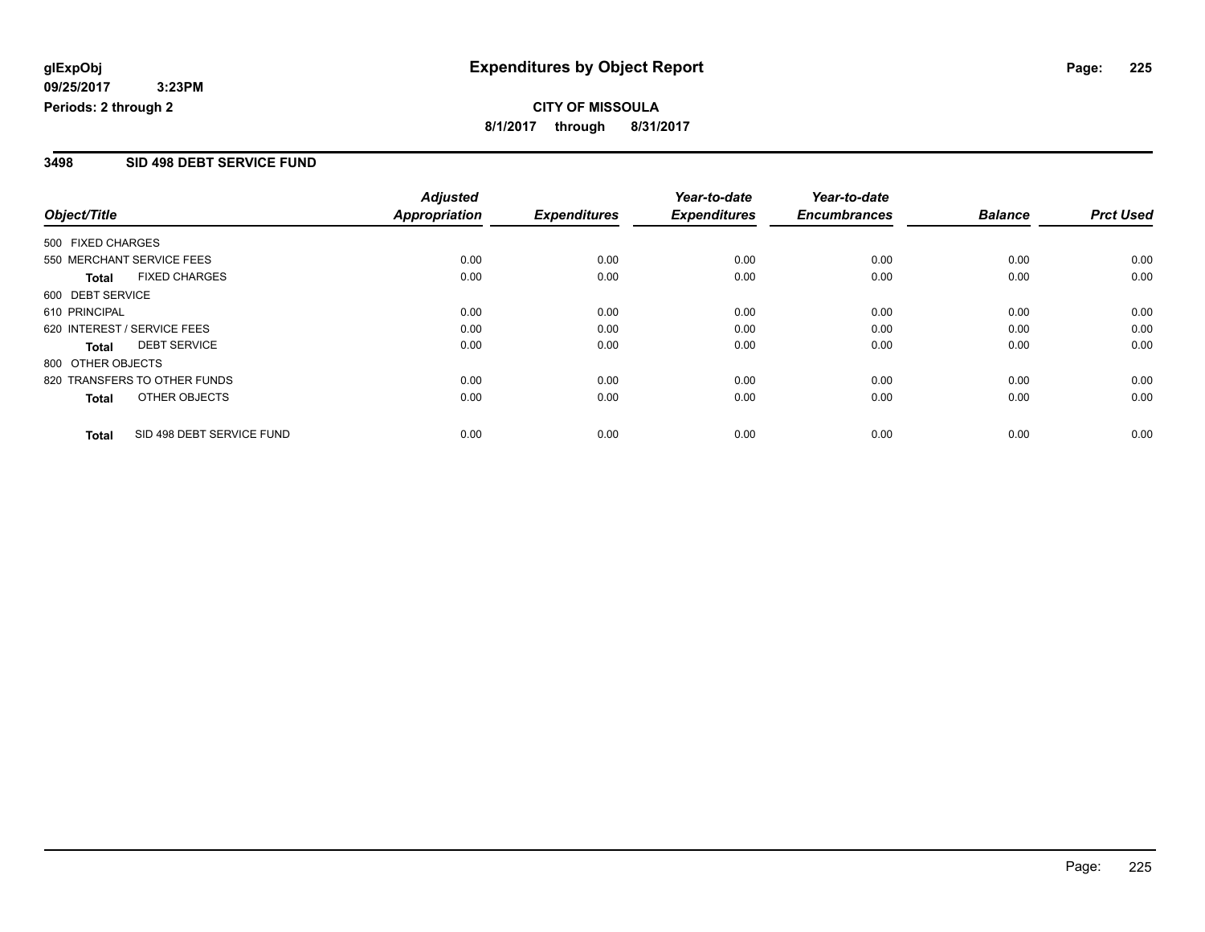**glExpObj**
**09/25/2017 3:23PM**
**Periods: 2 through 2**

# Expenditures by Object Report

**CITY OF MISSOULA**
**8/1/2017 through 8/31/2017**

## 3498 SID 498 DEBT SERVICE FUND

| Object/Title | Adjusted Appropriation | Expenditures | Year-to-date Expenditures | Year-to-date Encumbrances | Balance | Prct Used |
|---|---|---|---|---|---|---|
| 500 FIXED CHARGES | | | | | | |
| 550 MERCHANT SERVICE FEES | 0.00 | 0.00 | 0.00 | 0.00 | 0.00 | 0.00 |
| **Total** FIXED CHARGES | 0.00 | 0.00 | 0.00 | 0.00 | 0.00 | 0.00 |
| 600 DEBT SERVICE | | | | | | |
| 610 PRINCIPAL | 0.00 | 0.00 | 0.00 | 0.00 | 0.00 | 0.00 |
| 620 INTEREST / SERVICE FEES | 0.00 | 0.00 | 0.00 | 0.00 | 0.00 | 0.00 |
| **Total** DEBT SERVICE | 0.00 | 0.00 | 0.00 | 0.00 | 0.00 | 0.00 |
| 800 OTHER OBJECTS | | | | | | |
| 820 TRANSFERS TO OTHER FUNDS | 0.00 | 0.00 | 0.00 | 0.00 | 0.00 | 0.00 |
| **Total** OTHER OBJECTS | 0.00 | 0.00 | 0.00 | 0.00 | 0.00 | 0.00 |
| **Total** SID 498 DEBT SERVICE FUND | 0.00 | 0.00 | 0.00 | 0.00 | 0.00 | 0.00 |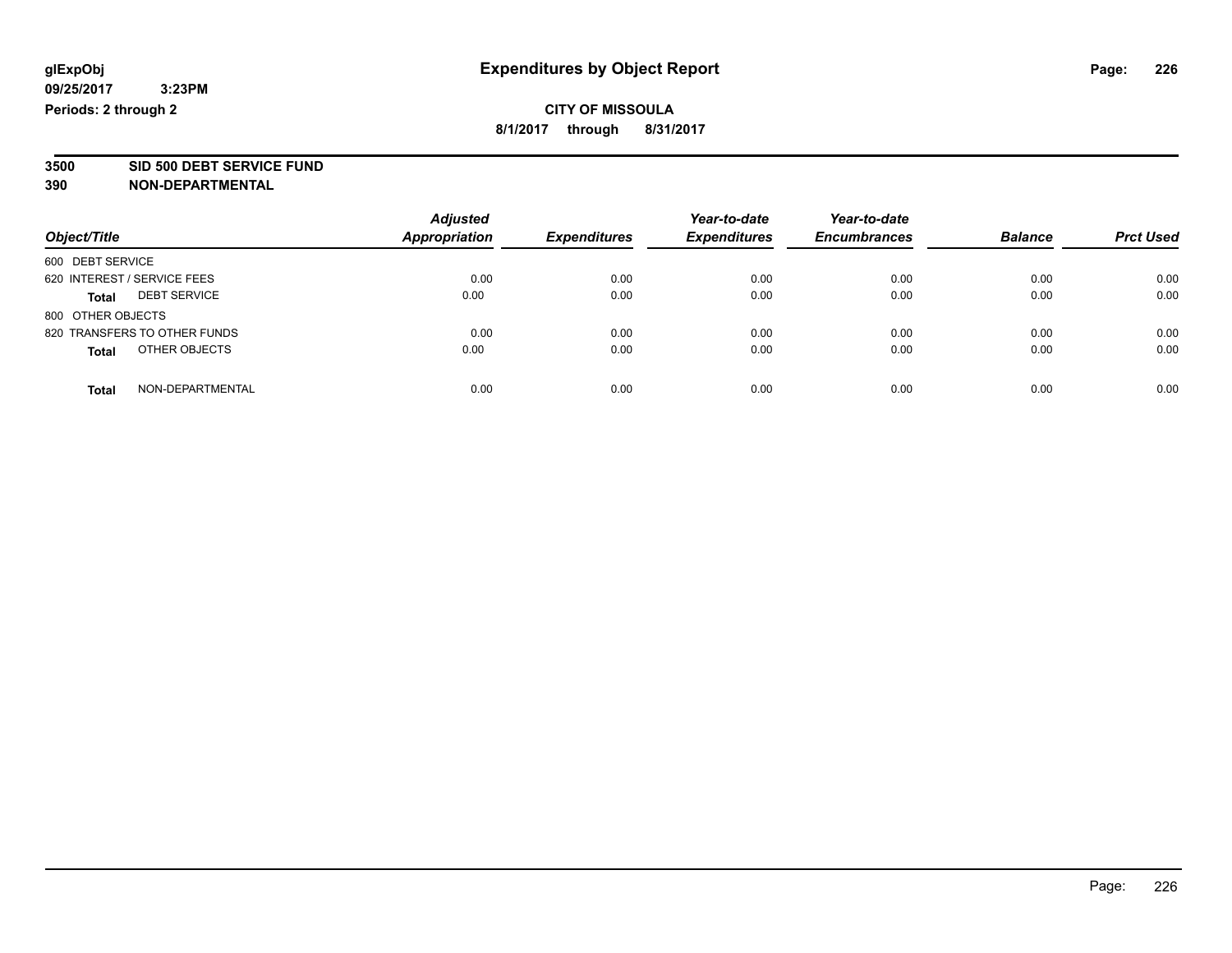glExpObj
09/25/2017 3:23PM
Periods: 2 through 2

# Expenditures by Object Report

**CITY OF MISSOULA**

**8/1/2017 through 8/31/2017**

**3500 SID 500 DEBT SERVICE FUND**
**390 NON-DEPARTMENTAL**

| Object/Title | Adjusted Appropriation | Expenditures | Year-to-date Expenditures | Year-to-date Encumbrances | Balance | Prct Used |
|---|---|---|---|---|---|---|
| 600 DEBT SERVICE | | | | | | |
| 620 INTEREST / SERVICE FEES | 0.00 | 0.00 | 0.00 | 0.00 | 0.00 | 0.00 |
| **Total** DEBT SERVICE | 0.00 | 0.00 | 0.00 | 0.00 | 0.00 | 0.00 |
| 800 OTHER OBJECTS | | | | | | |
| 820 TRANSFERS TO OTHER FUNDS | 0.00 | 0.00 | 0.00 | 0.00 | 0.00 | 0.00 |
| **Total** OTHER OBJECTS | 0.00 | 0.00 | 0.00 | 0.00 | 0.00 | 0.00 |
| **Total** NON-DEPARTMENTAL | 0.00 | 0.00 | 0.00 | 0.00 | 0.00 | 0.00 |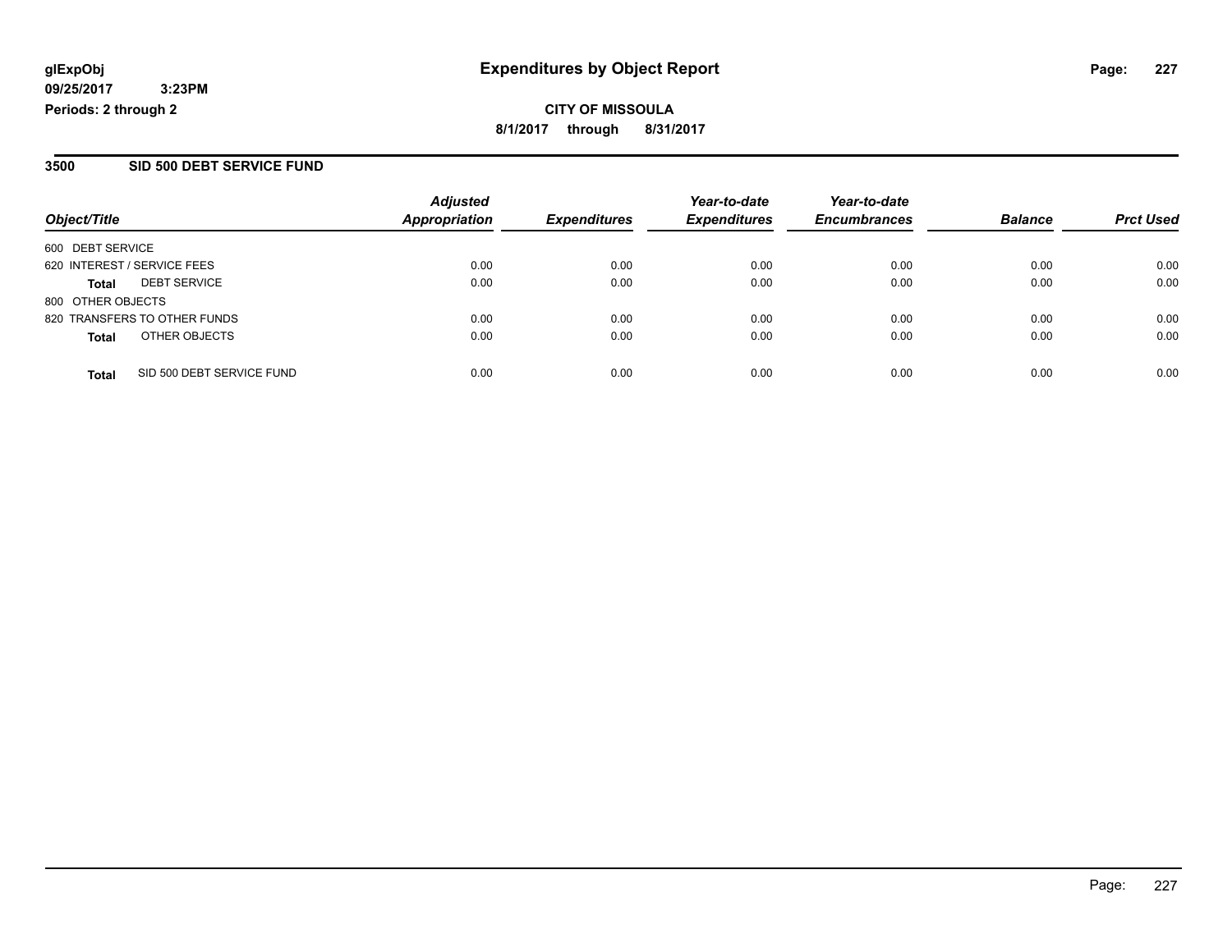**glExpObj** 
**09/25/2017 3:23PM** 
**Periods: 2 through 2**

# Expenditures by Object Report

**CITY OF MISSOULA** 
**8/1/2017 through 8/31/2017**

## 3500 SID 500 DEBT SERVICE FUND

| Object/Title | Adjusted Appropriation | Expenditures | Year-to-date Expenditures | Year-to-date Encumbrances | Balance | Prct Used |
|---|---|---|---|---|---|---|
| 600 DEBT SERVICE | | | | | | |
| 620 INTEREST / SERVICE FEES | 0.00 | 0.00 | 0.00 | 0.00 | 0.00 | 0.00 |
| **Total** DEBT SERVICE | 0.00 | 0.00 | 0.00 | 0.00 | 0.00 | 0.00 |
| 800 OTHER OBJECTS | | | | | | |
| 820 TRANSFERS TO OTHER FUNDS | 0.00 | 0.00 | 0.00 | 0.00 | 0.00 | 0.00 |
| **Total** OTHER OBJECTS | 0.00 | 0.00 | 0.00 | 0.00 | 0.00 | 0.00 |
| **Total** SID 500 DEBT SERVICE FUND | 0.00 | 0.00 | 0.00 | 0.00 | 0.00 | 0.00 |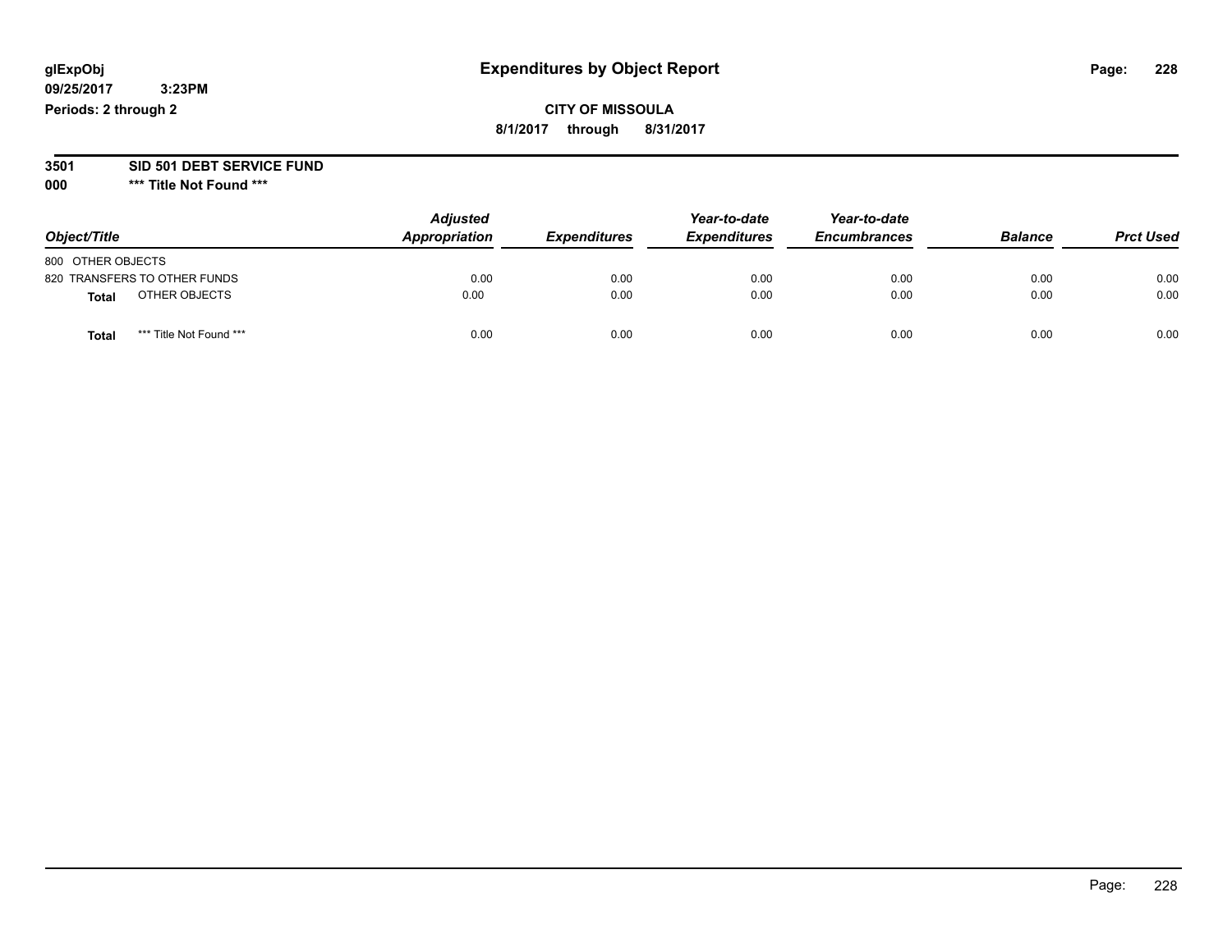**glExpObj**
**09/25/2017 3:23PM**
**Periods: 2 through 2**

# Expenditures by Object Report

**CITY OF MISSOULA**
**8/1/2017 through 8/31/2017**

**3501 SID 501 DEBT SERVICE FUND**
**000 *** Title Not Found *****

| Object/Title | Adjusted Appropriation | Expenditures | Year-to-date Expenditures | Year-to-date Encumbrances | Balance | Prct Used |
|---|---|---|---|---|---|---|
| 800 OTHER OBJECTS | | | | | | |
| 820 TRANSFERS TO OTHER FUNDS | 0.00 | 0.00 | 0.00 | 0.00 | 0.00 | 0.00 |
| **Total** OTHER OBJECTS | 0.00 | 0.00 | 0.00 | 0.00 | 0.00 | 0.00 |
| **Total** *** Title Not Found *** | 0.00 | 0.00 | 0.00 | 0.00 | 0.00 | 0.00 |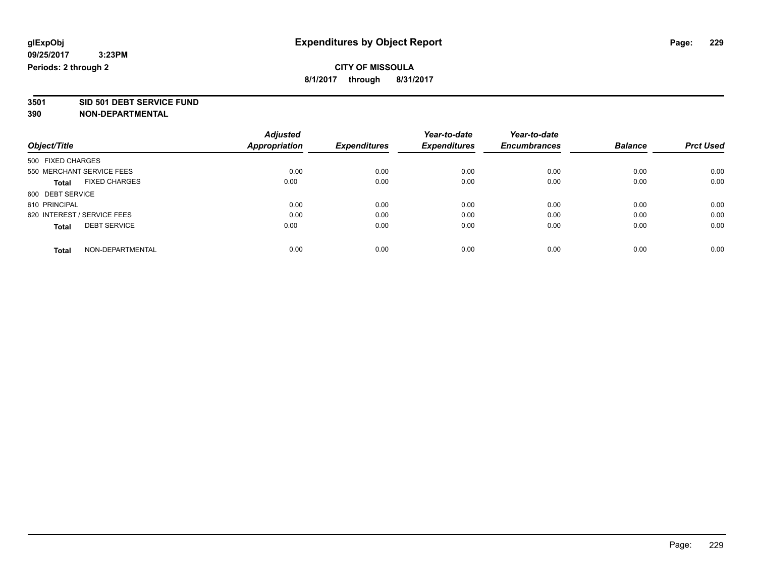**glExpObj** **Expenditures by Object Report**

**09/25/2017 3:23PM**

**Periods: 2 through 2**

**CITY OF MISSOULA**

**8/1/2017 through 8/31/2017**

**3501 SID 501 DEBT SERVICE FUND**

**390 NON-DEPARTMENTAL**

| Object/Title | Adjusted Appropriation | Expenditures | Year-to-date Expenditures | Year-to-date Encumbrances | Balance | Prct Used |
|---|---|---|---|---|---|---|
| 500 FIXED CHARGES | | | | | | |
| 550 MERCHANT SERVICE FEES | 0.00 | 0.00 | 0.00 | 0.00 | 0.00 | 0.00 |
| **Total** FIXED CHARGES | 0.00 | 0.00 | 0.00 | 0.00 | 0.00 | 0.00 |
| 600 DEBT SERVICE | | | | | | |
| 610 PRINCIPAL | 0.00 | 0.00 | 0.00 | 0.00 | 0.00 | 0.00 |
| 620 INTEREST / SERVICE FEES | 0.00 | 0.00 | 0.00 | 0.00 | 0.00 | 0.00 |
| **Total** DEBT SERVICE | 0.00 | 0.00 | 0.00 | 0.00 | 0.00 | 0.00 |
| **Total** NON-DEPARTMENTAL | 0.00 | 0.00 | 0.00 | 0.00 | 0.00 | 0.00 |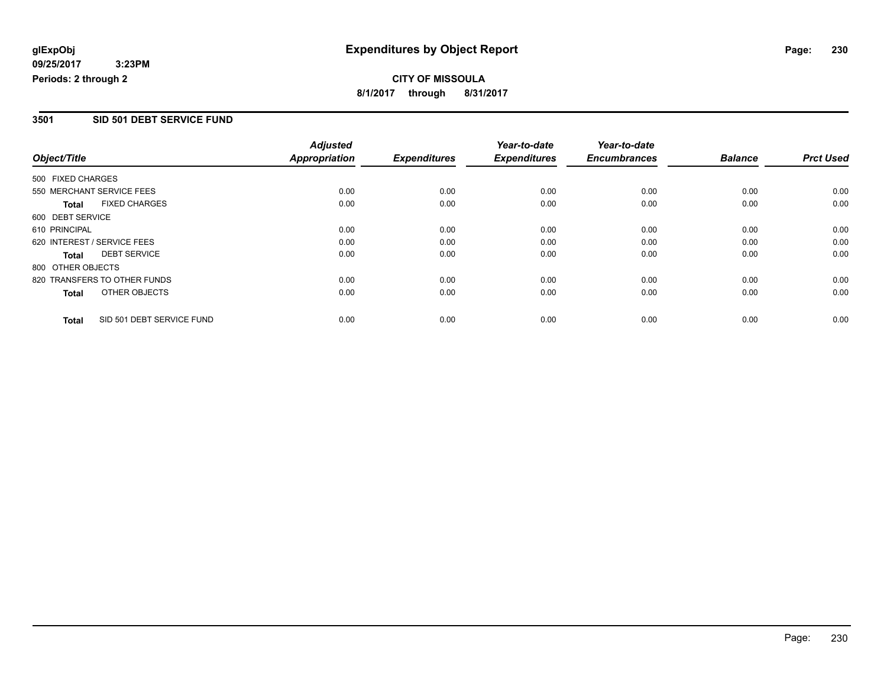**glExpObj** **Expenditures by Object Report**

**09/25/2017 3:23PM**

**Periods: 2 through 2**

**CITY OF MISSOULA**

**8/1/2017 through 8/31/2017**

## 3501 SID 501 DEBT SERVICE FUND

| Object/Title | Adjusted Appropriation | Expenditures | Year-to-date Expenditures | Year-to-date Encumbrances | Balance | Prct Used |
|---|---|---|---|---|---|---|
| 500 FIXED CHARGES | | | | | | |
| 550 MERCHANT SERVICE FEES | 0.00 | 0.00 | 0.00 | 0.00 | 0.00 | 0.00 |
| **Total** FIXED CHARGES | 0.00 | 0.00 | 0.00 | 0.00 | 0.00 | 0.00 |
| 600 DEBT SERVICE | | | | | | |
| 610 PRINCIPAL | 0.00 | 0.00 | 0.00 | 0.00 | 0.00 | 0.00 |
| 620 INTEREST / SERVICE FEES | 0.00 | 0.00 | 0.00 | 0.00 | 0.00 | 0.00 |
| **Total** DEBT SERVICE | 0.00 | 0.00 | 0.00 | 0.00 | 0.00 | 0.00 |
| 800 OTHER OBJECTS | | | | | | |
| 820 TRANSFERS TO OTHER FUNDS | 0.00 | 0.00 | 0.00 | 0.00 | 0.00 | 0.00 |
| **Total** OTHER OBJECTS | 0.00 | 0.00 | 0.00 | 0.00 | 0.00 | 0.00 |
| **Total** SID 501 DEBT SERVICE FUND | 0.00 | 0.00 | 0.00 | 0.00 | 0.00 | 0.00 |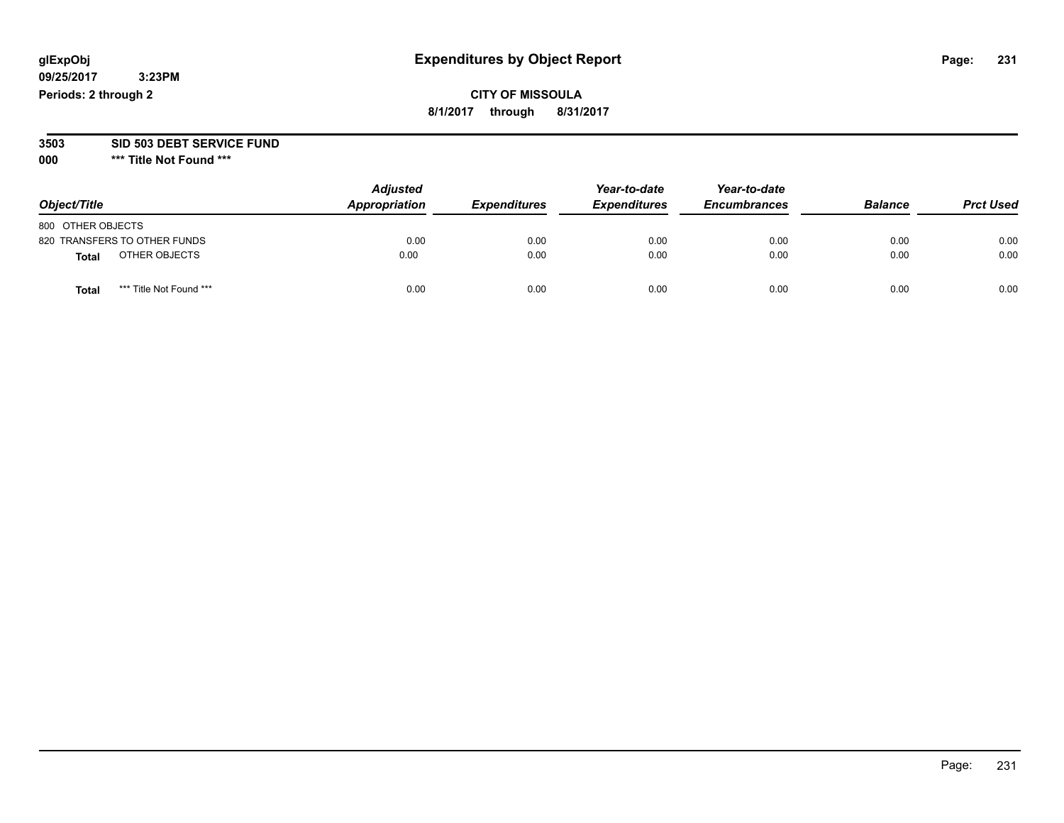# Expenditures by Object Report

glExpObj
09/25/2017 3:23PM
Periods: 2 through 2

**CITY OF MISSOULA**
**8/1/2017 through 8/31/2017**

**3503 SID 503 DEBT SERVICE FUND**
**000 *** Title Not Found *****

| Object/Title | Adjusted Appropriation | Expenditures | Year-to-date Expenditures | Year-to-date Encumbrances | Balance | Prct Used |
|---|---|---|---|---|---|---|
| 800 OTHER OBJECTS | | | | | | |
| 820 TRANSFERS TO OTHER FUNDS | 0.00 | 0.00 | 0.00 | 0.00 | 0.00 | 0.00 |
| **Total** OTHER OBJECTS | 0.00 | 0.00 | 0.00 | 0.00 | 0.00 | 0.00 |
| **Total** *** Title Not Found *** | 0.00 | 0.00 | 0.00 | 0.00 | 0.00 | 0.00 |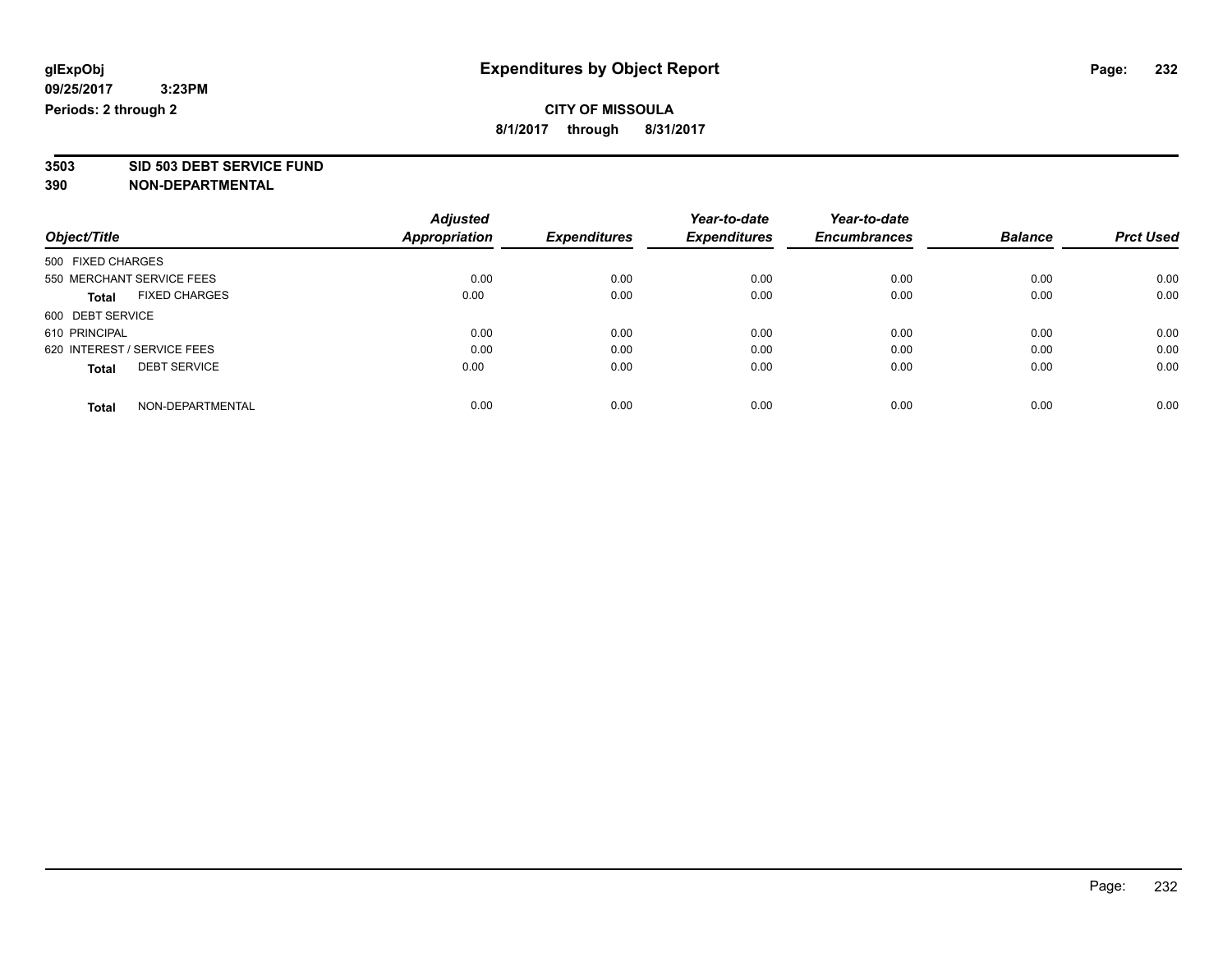**glExpObj**
**09/25/2017 3:23PM**
**Periods: 2 through 2**

# Expenditures by Object Report

**CITY OF MISSOULA**
**8/1/2017 through 8/31/2017**

**3503 SID 503 DEBT SERVICE FUND**
**390 NON-DEPARTMENTAL**

| Object/Title | Adjusted Appropriation | Expenditures | Year-to-date Expenditures | Year-to-date Encumbrances | Balance | Prct Used |
|---|---|---|---|---|---|---|
| 500 FIXED CHARGES | | | | | | |
| 550 MERCHANT SERVICE FEES | 0.00 | 0.00 | 0.00 | 0.00 | 0.00 | 0.00 |
| **Total** FIXED CHARGES | 0.00 | 0.00 | 0.00 | 0.00 | 0.00 | 0.00 |
| 600 DEBT SERVICE | | | | | | |
| 610 PRINCIPAL | 0.00 | 0.00 | 0.00 | 0.00 | 0.00 | 0.00 |
| 620 INTEREST / SERVICE FEES | 0.00 | 0.00 | 0.00 | 0.00 | 0.00 | 0.00 |
| **Total** DEBT SERVICE | 0.00 | 0.00 | 0.00 | 0.00 | 0.00 | 0.00 |
| **Total** NON-DEPARTMENTAL | 0.00 | 0.00 | 0.00 | 0.00 | 0.00 | 0.00 |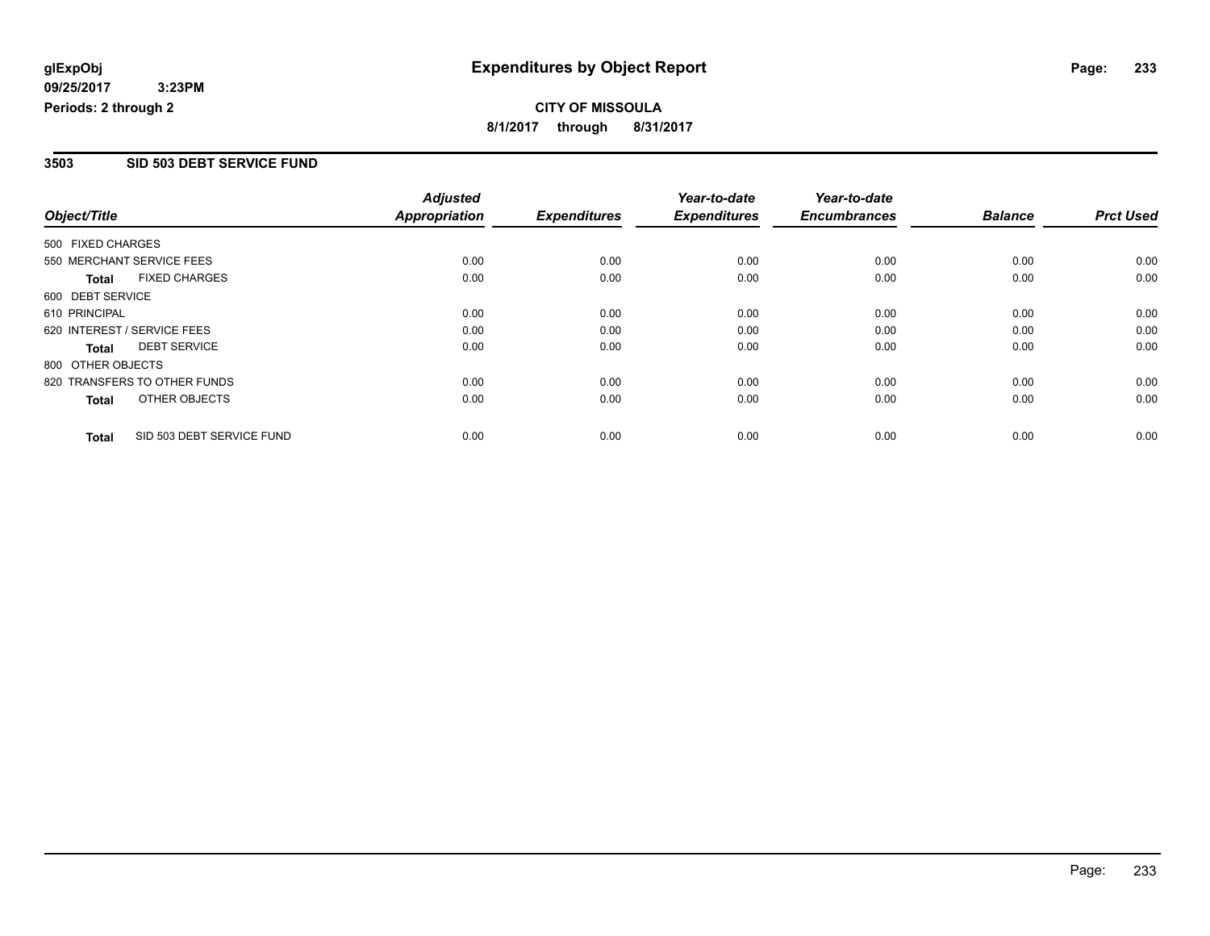**glExpObj** **Expenditures by Object Report**
**09/25/2017 3:23PM**
**Periods: 2 through 2**

**CITY OF MISSOULA**
**8/1/2017 through 8/31/2017**

## 3503 SID 503 DEBT SERVICE FUND

| Object/Title | Adjusted Appropriation | Expenditures | Year-to-date Expenditures | Year-to-date Encumbrances | Balance | Prct Used |
|---|---|---|---|---|---|---|
| 500 FIXED CHARGES | | | | | | |
| 550 MERCHANT SERVICE FEES | 0.00 | 0.00 | 0.00 | 0.00 | 0.00 | 0.00 |
| **Total** FIXED CHARGES | 0.00 | 0.00 | 0.00 | 0.00 | 0.00 | 0.00 |
| 600 DEBT SERVICE | | | | | | |
| 610 PRINCIPAL | 0.00 | 0.00 | 0.00 | 0.00 | 0.00 | 0.00 |
| 620 INTEREST / SERVICE FEES | 0.00 | 0.00 | 0.00 | 0.00 | 0.00 | 0.00 |
| **Total** DEBT SERVICE | 0.00 | 0.00 | 0.00 | 0.00 | 0.00 | 0.00 |
| 800 OTHER OBJECTS | | | | | | |
| 820 TRANSFERS TO OTHER FUNDS | 0.00 | 0.00 | 0.00 | 0.00 | 0.00 | 0.00 |
| **Total** OTHER OBJECTS | 0.00 | 0.00 | 0.00 | 0.00 | 0.00 | 0.00 |
| **Total** SID 503 DEBT SERVICE FUND | 0.00 | 0.00 | 0.00 | 0.00 | 0.00 | 0.00 |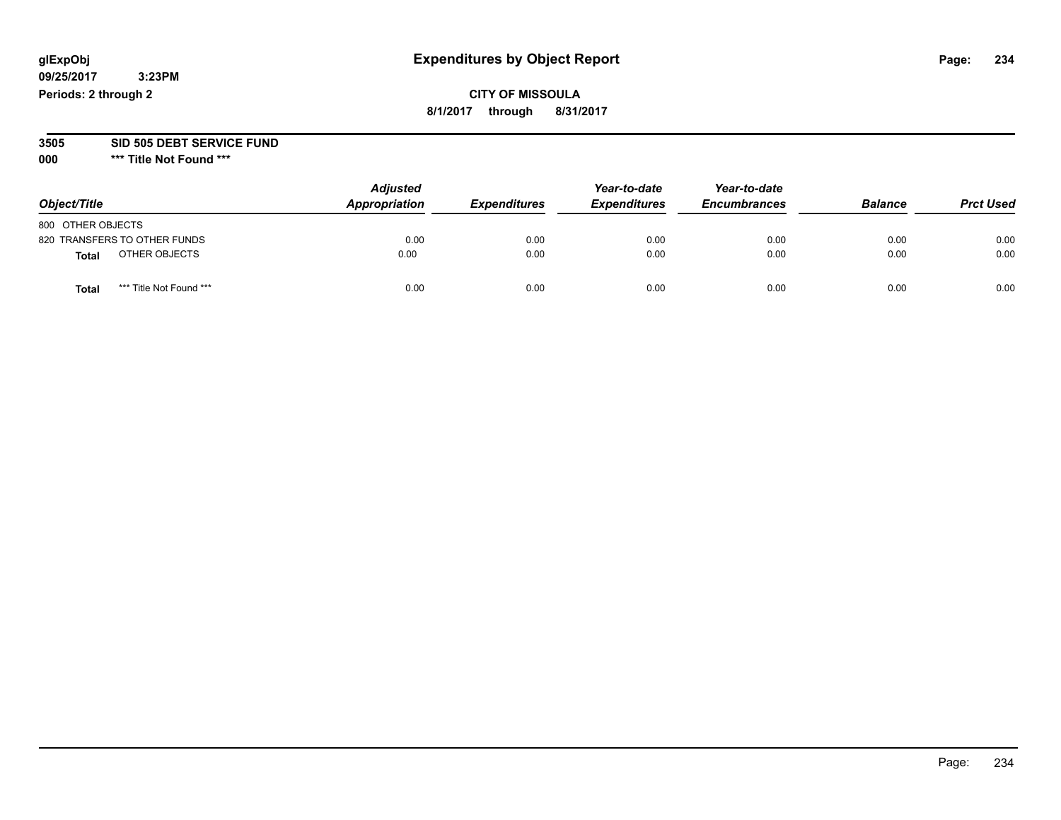glExpObj
09/25/2017 3:23PM
Periods: 2 through 2

# Expenditures by Object Report

**CITY OF MISSOULA**
**8/1/2017 through 8/31/2017**

**3505 SID 505 DEBT SERVICE FUND**
**000 *** Title Not Found *****

| Object/Title | Adjusted Appropriation | Expenditures | Year-to-date Expenditures | Year-to-date Encumbrances | Balance | Prct Used |
|---|---|---|---|---|---|---|
| 800 OTHER OBJECTS | | | | | | |
| 820 TRANSFERS TO OTHER FUNDS | 0.00 | 0.00 | 0.00 | 0.00 | 0.00 | 0.00 |
| **Total** OTHER OBJECTS | 0.00 | 0.00 | 0.00 | 0.00 | 0.00 | 0.00 |
| **Total** *** Title Not Found *** | 0.00 | 0.00 | 0.00 | 0.00 | 0.00 | 0.00 |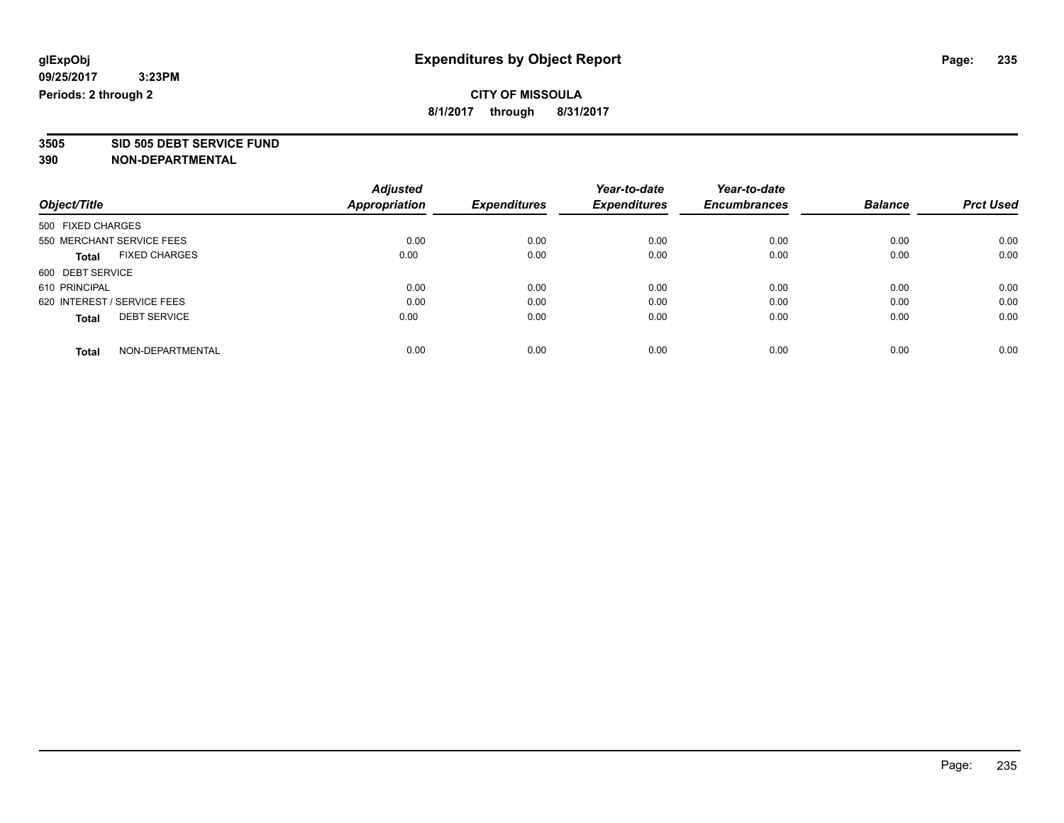**glExpObj** **Expenditures by Object Report**

**09/25/2017 3:23PM**

**Periods: 2 through 2**

**CITY OF MISSOULA**

**8/1/2017 through 8/31/2017**

**3505 SID 505 DEBT SERVICE FUND**

**390 NON-DEPARTMENTAL**

| Object/Title | Adjusted Appropriation | Expenditures | Year-to-date Expenditures | Year-to-date Encumbrances | Balance | Prct Used |
|---|---|---|---|---|---|---|
| 500 FIXED CHARGES | | | | | | |
| 550 MERCHANT SERVICE FEES | 0.00 | 0.00 | 0.00 | 0.00 | 0.00 | 0.00 |
| **Total** FIXED CHARGES | 0.00 | 0.00 | 0.00 | 0.00 | 0.00 | 0.00 |
| 600 DEBT SERVICE | | | | | | |
| 610 PRINCIPAL | 0.00 | 0.00 | 0.00 | 0.00 | 0.00 | 0.00 |
| 620 INTEREST / SERVICE FEES | 0.00 | 0.00 | 0.00 | 0.00 | 0.00 | 0.00 |
| **Total** DEBT SERVICE | 0.00 | 0.00 | 0.00 | 0.00 | 0.00 | 0.00 |
| **Total** NON-DEPARTMENTAL | 0.00 | 0.00 | 0.00 | 0.00 | 0.00 | 0.00 |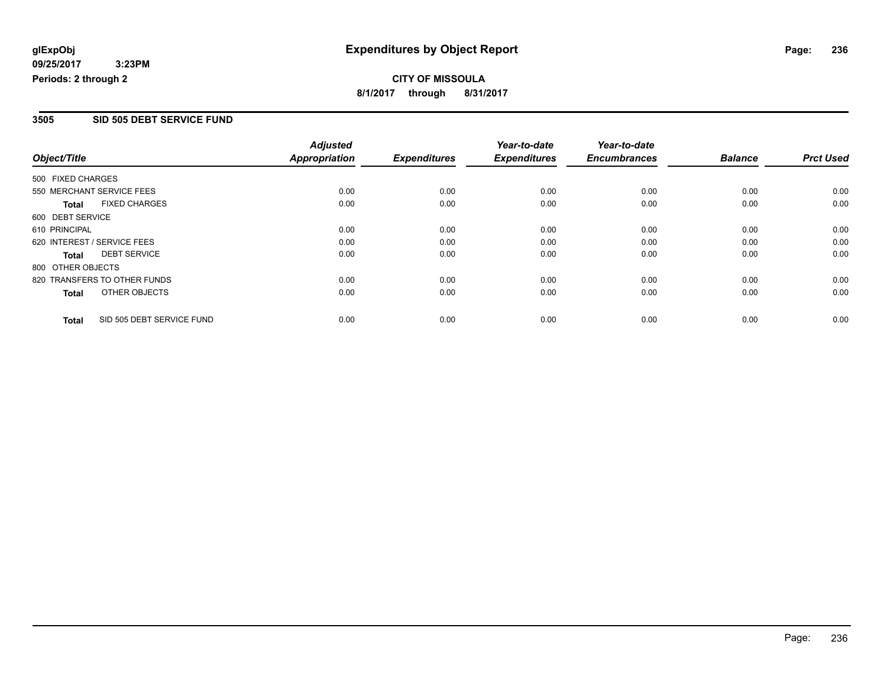glExpObj
09/25/2017 3:23PM
Periods: 2 through 2

# Expenditures by Object Report

**CITY OF MISSOULA**
**8/1/2017 through 8/31/2017**

## 3505 SID 505 DEBT SERVICE FUND

| Object/Title | Adjusted Appropriation | Expenditures | Year-to-date Expenditures | Year-to-date Encumbrances | Balance | Prct Used |
|---|---|---|---|---|---|---|
| 500 FIXED CHARGES | | | | | | |
| 550 MERCHANT SERVICE FEES | 0.00 | 0.00 | 0.00 | 0.00 | 0.00 | 0.00 |
| **Total** FIXED CHARGES | 0.00 | 0.00 | 0.00 | 0.00 | 0.00 | 0.00 |
| 600 DEBT SERVICE | | | | | | |
| 610 PRINCIPAL | 0.00 | 0.00 | 0.00 | 0.00 | 0.00 | 0.00 |
| 620 INTEREST / SERVICE FEES | 0.00 | 0.00 | 0.00 | 0.00 | 0.00 | 0.00 |
| **Total** DEBT SERVICE | 0.00 | 0.00 | 0.00 | 0.00 | 0.00 | 0.00 |
| 800 OTHER OBJECTS | | | | | | |
| 820 TRANSFERS TO OTHER FUNDS | 0.00 | 0.00 | 0.00 | 0.00 | 0.00 | 0.00 |
| **Total** OTHER OBJECTS | 0.00 | 0.00 | 0.00 | 0.00 | 0.00 | 0.00 |
| **Total** SID 505 DEBT SERVICE FUND | 0.00 | 0.00 | 0.00 | 0.00 | 0.00 | 0.00 |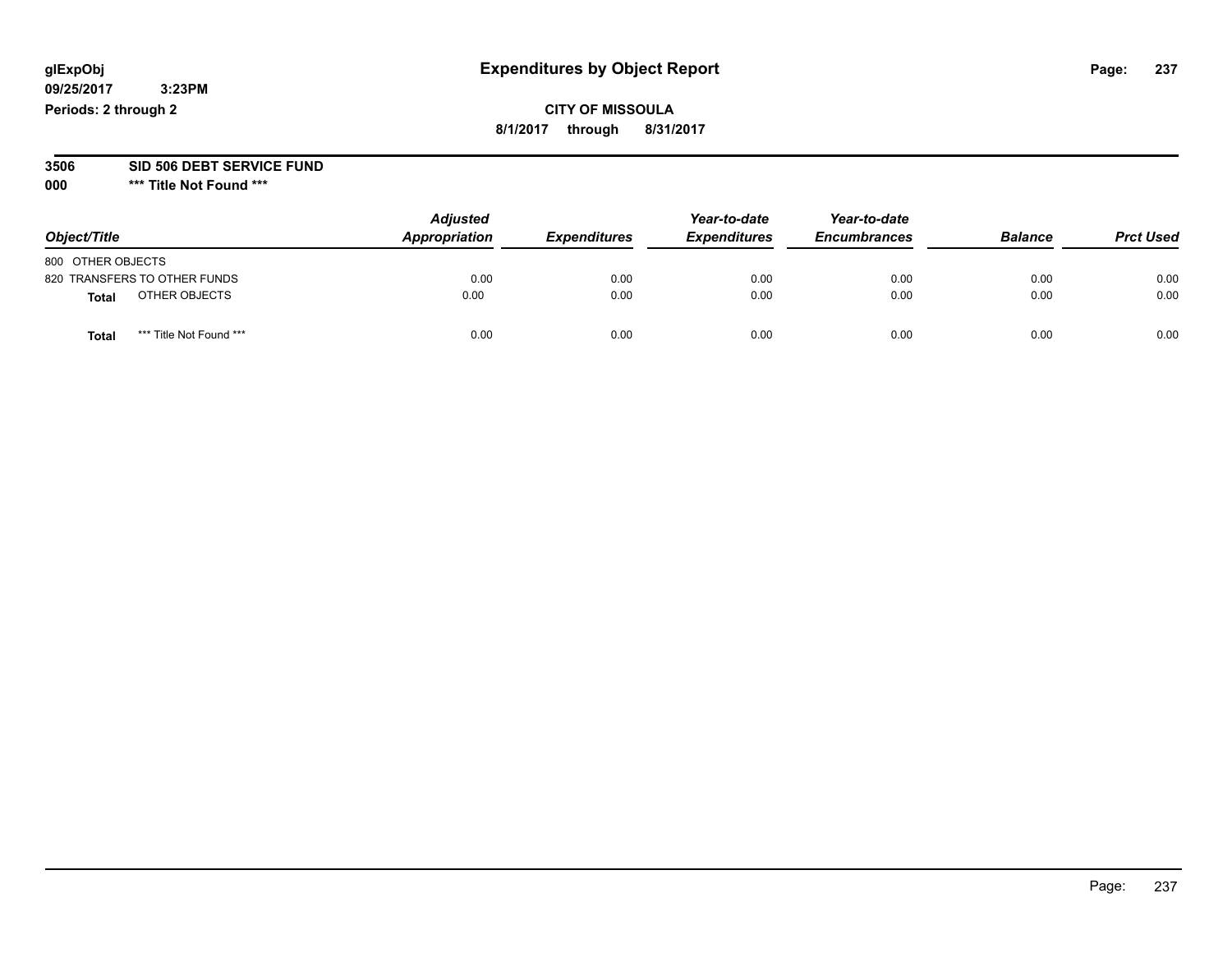**glExpObj** 
**09/25/2017 3:23PM** 
**Periods: 2 through 2**

# Expenditures by Object Report

**CITY OF MISSOULA**
**8/1/2017 through 8/31/2017**

**3506 SID 506 DEBT SERVICE FUND**
**000 \*\*\* Title Not Found \*\*\***

| Object/Title | Adjusted Appropriation | Expenditures | Year-to-date Expenditures | Year-to-date Encumbrances | Balance | Prct Used |
|---|---|---|---|---|---|---|
| 800 OTHER OBJECTS | | | | | | |
| 820 TRANSFERS TO OTHER FUNDS | 0.00 | 0.00 | 0.00 | 0.00 | 0.00 | 0.00 |
| **Total** OTHER OBJECTS | 0.00 | 0.00 | 0.00 | 0.00 | 0.00 | 0.00 |
| **Total** *** Title Not Found *** | 0.00 | 0.00 | 0.00 | 0.00 | 0.00 | 0.00 |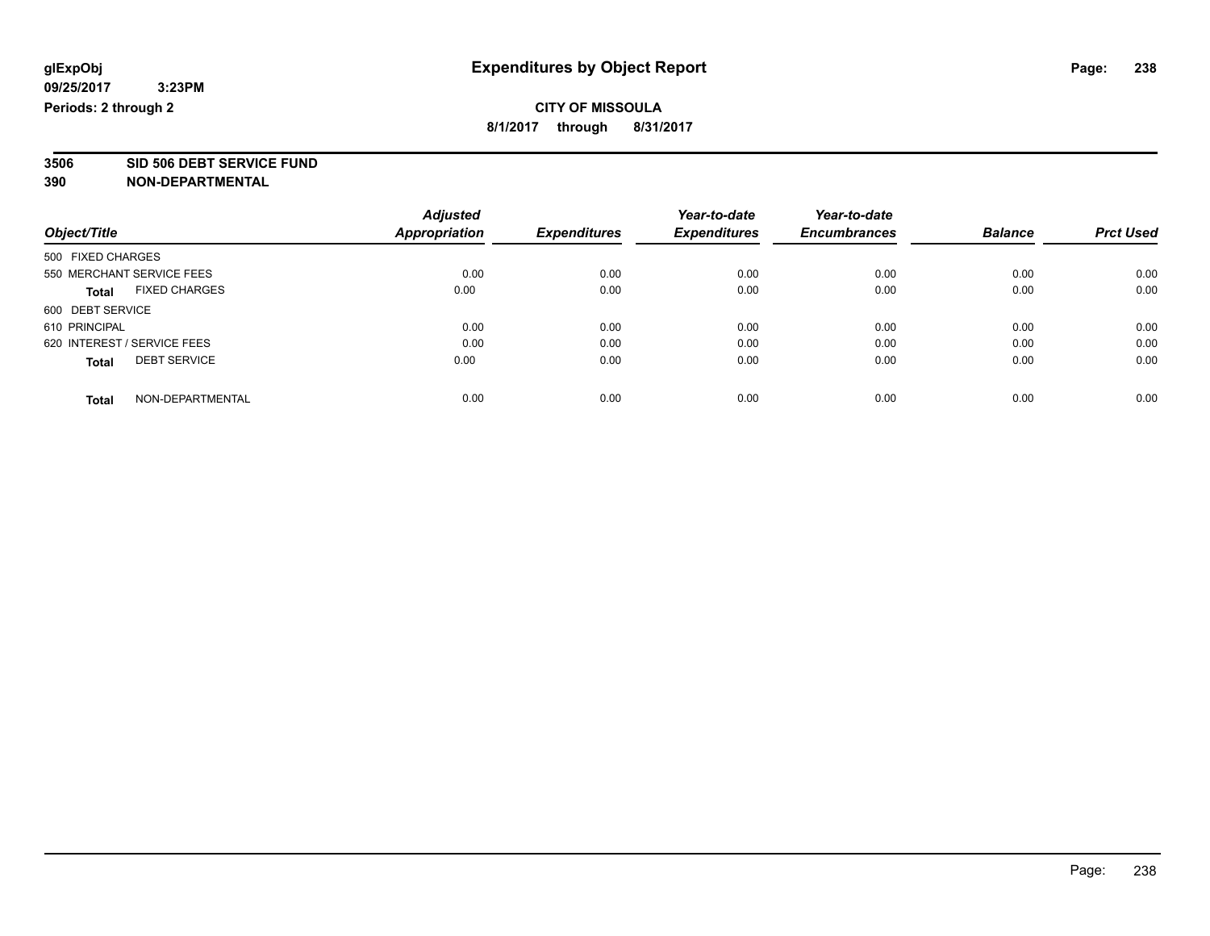glExpObj
09/25/2017 3:23PM
Periods: 2 through 2

# Expenditures by Object Report

**CITY OF MISSOULA**
**8/1/2017 through 8/31/2017**

**3506 SID 506 DEBT SERVICE FUND**
**390 NON-DEPARTMENTAL**

| Object/Title | Adjusted Appropriation | Expenditures | Year-to-date Expenditures | Year-to-date Encumbrances | Balance | Prct Used |
|---|---|---|---|---|---|---|
| 500 FIXED CHARGES | | | | | | |
| 550 MERCHANT SERVICE FEES | 0.00 | 0.00 | 0.00 | 0.00 | 0.00 | 0.00 |
| **Total** FIXED CHARGES | 0.00 | 0.00 | 0.00 | 0.00 | 0.00 | 0.00 |
| 600 DEBT SERVICE | | | | | | |
| 610 PRINCIPAL | 0.00 | 0.00 | 0.00 | 0.00 | 0.00 | 0.00 |
| 620 INTEREST / SERVICE FEES | 0.00 | 0.00 | 0.00 | 0.00 | 0.00 | 0.00 |
| **Total** DEBT SERVICE | 0.00 | 0.00 | 0.00 | 0.00 | 0.00 | 0.00 |
| **Total** NON-DEPARTMENTAL | 0.00 | 0.00 | 0.00 | 0.00 | 0.00 | 0.00 |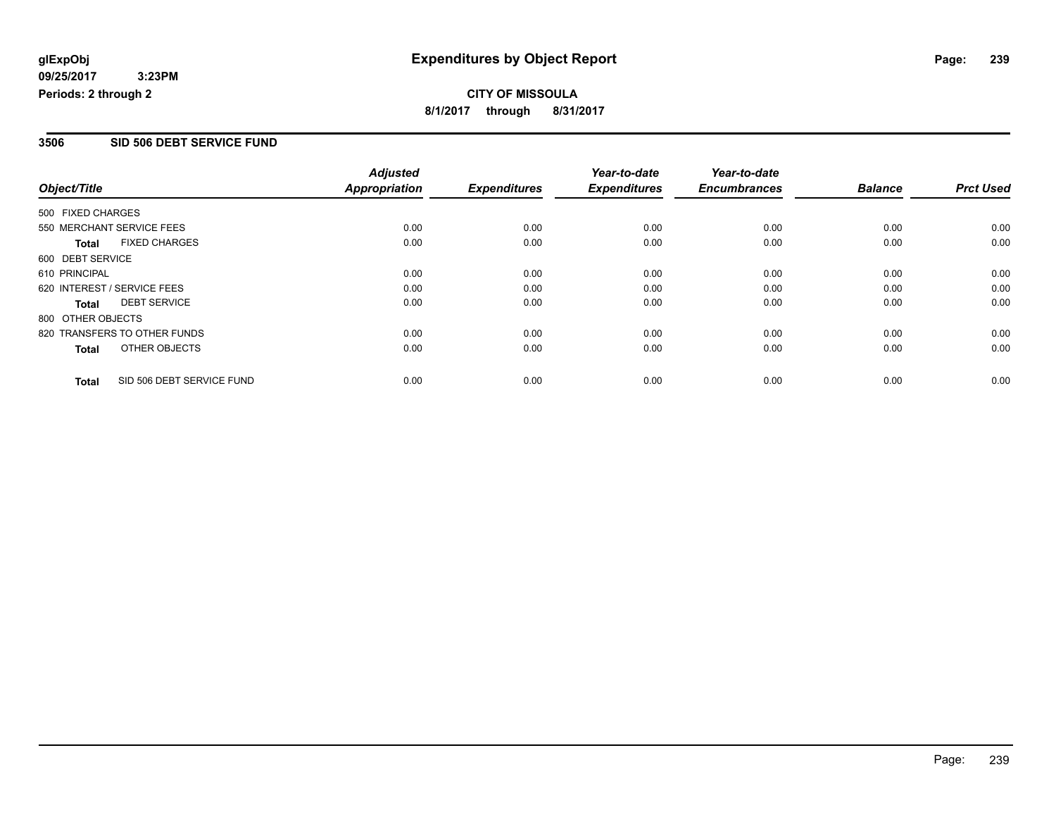**glExpObj** **Expenditures by Object Report**

**09/25/2017 3:23PM**

**Periods: 2 through 2**

**CITY OF MISSOULA**

**8/1/2017 through 8/31/2017**

## 3506 SID 506 DEBT SERVICE FUND

| Object/Title | Adjusted Appropriation | Expenditures | Year-to-date Expenditures | Year-to-date Encumbrances | Balance | Prct Used |
|---|---|---|---|---|---|---|
| 500 FIXED CHARGES | | | | | | |
| 550 MERCHANT SERVICE FEES | 0.00 | 0.00 | 0.00 | 0.00 | 0.00 | 0.00 |
| **Total** FIXED CHARGES | 0.00 | 0.00 | 0.00 | 0.00 | 0.00 | 0.00 |
| 600 DEBT SERVICE | | | | | | |
| 610 PRINCIPAL | 0.00 | 0.00 | 0.00 | 0.00 | 0.00 | 0.00 |
| 620 INTEREST / SERVICE FEES | 0.00 | 0.00 | 0.00 | 0.00 | 0.00 | 0.00 |
| **Total** DEBT SERVICE | 0.00 | 0.00 | 0.00 | 0.00 | 0.00 | 0.00 |
| 800 OTHER OBJECTS | | | | | | |
| 820 TRANSFERS TO OTHER FUNDS | 0.00 | 0.00 | 0.00 | 0.00 | 0.00 | 0.00 |
| **Total** OTHER OBJECTS | 0.00 | 0.00 | 0.00 | 0.00 | 0.00 | 0.00 |
| **Total** SID 506 DEBT SERVICE FUND | 0.00 | 0.00 | 0.00 | 0.00 | 0.00 | 0.00 |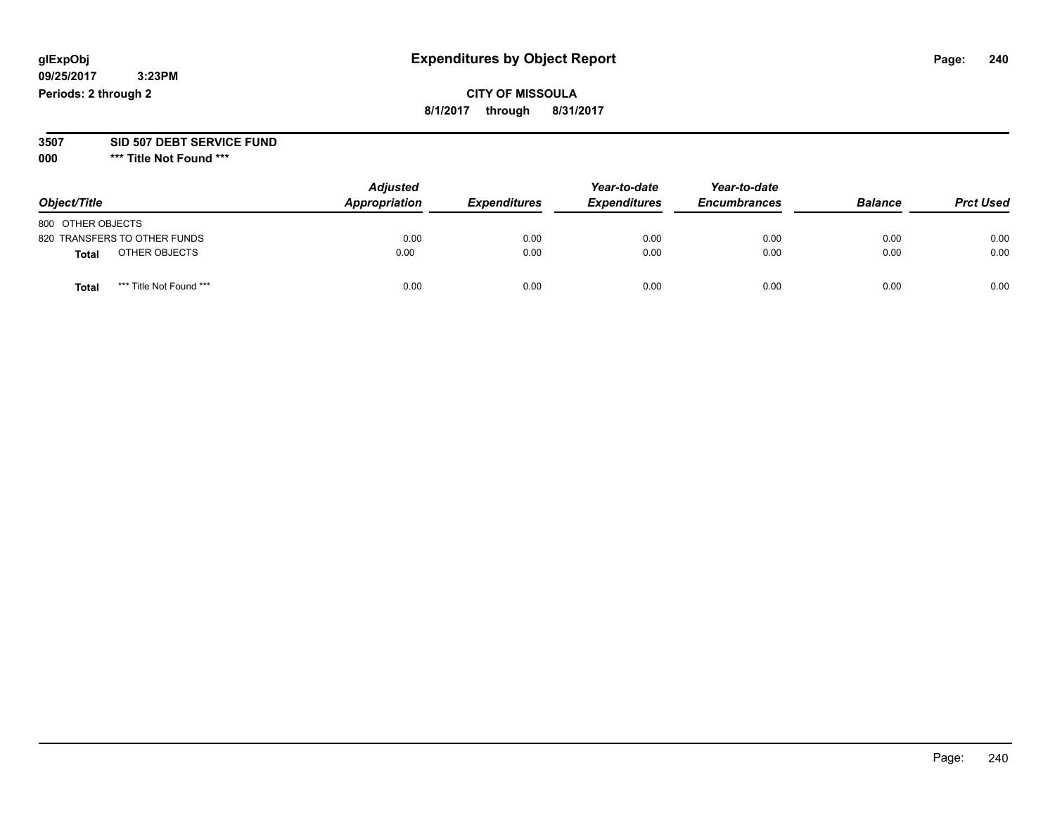# Expenditures by Object Report

glExpObj
09/25/2017 3:23PM
Periods: 2 through 2

**CITY OF MISSOULA**
**8/1/2017 through 8/31/2017**

**3507 SID 507 DEBT SERVICE FUND**
**000 \*\*\* Title Not Found \*\*\***

| Object/Title | Adjusted Appropriation | Expenditures | Year-to-date Expenditures | Year-to-date Encumbrances | Balance | Prct Used |
|---|---|---|---|---|---|---|
| 800 OTHER OBJECTS | | | | | | |
| 820 TRANSFERS TO OTHER FUNDS | 0.00 | 0.00 | 0.00 | 0.00 | 0.00 | 0.00 |
| **Total** OTHER OBJECTS | 0.00 | 0.00 | 0.00 | 0.00 | 0.00 | 0.00 |
| **Total** *** Title Not Found *** | 0.00 | 0.00 | 0.00 | 0.00 | 0.00 | 0.00 |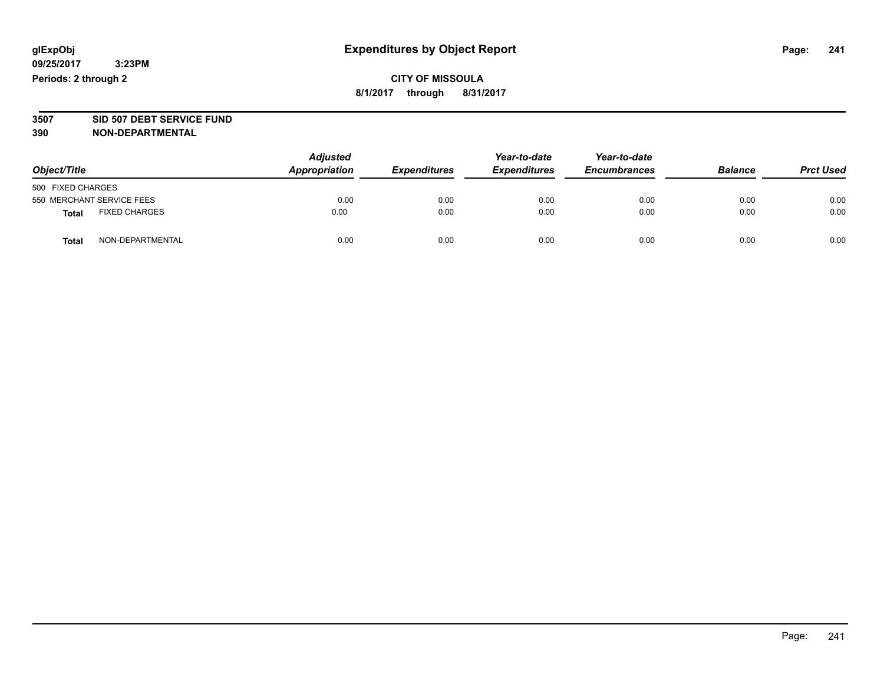glExpObj
09/25/2017 3:23PM
Periods: 2 through 2

# Expenditures by Object Report

**CITY OF MISSOULA**
**8/1/2017 through 8/31/2017**

**3507 SID 507 DEBT SERVICE FUND**
**390 NON-DEPARTMENTAL**

| Object/Title | | Adjusted Appropriation | Expenditures | Year-to-date Expenditures | Year-to-date Encumbrances | Balance | Prct Used |
|---|---|---|---|---|---|---|---|
| 500 FIXED CHARGES | | | | | | | |
| 550 MERCHANT SERVICE FEES | | 0.00 | 0.00 | 0.00 | 0.00 | 0.00 | 0.00 |
| **Total** | FIXED CHARGES | 0.00 | 0.00 | 0.00 | 0.00 | 0.00 | 0.00 |
| **Total** | NON-DEPARTMENTAL | 0.00 | 0.00 | 0.00 | 0.00 | 0.00 | 0.00 |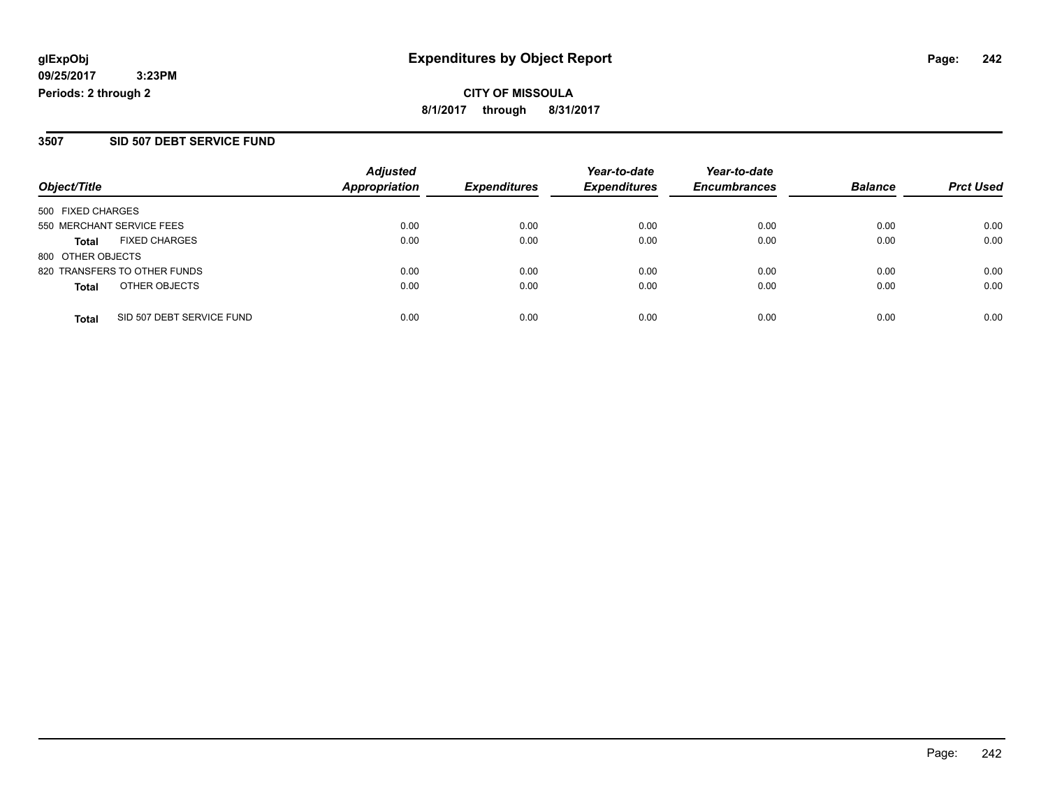glExpObj
09/25/2017 3:23PM
Periods: 2 through 2

# Expenditures by Object Report

CITY OF MISSOULA

8/1/2017 through 8/31/2017

## 3507 SID 507 DEBT SERVICE FUND

| Object/Title | Adjusted Appropriation | Expenditures | Year-to-date Expenditures | Year-to-date Encumbrances | Balance | Prct Used |
|---|---|---|---|---|---|---|
| 500 FIXED CHARGES | | | | | | |
| 550 MERCHANT SERVICE FEES | 0.00 | 0.00 | 0.00 | 0.00 | 0.00 | 0.00 |
| **Total** FIXED CHARGES | 0.00 | 0.00 | 0.00 | 0.00 | 0.00 | 0.00 |
| 800 OTHER OBJECTS | | | | | | |
| 820 TRANSFERS TO OTHER FUNDS | 0.00 | 0.00 | 0.00 | 0.00 | 0.00 | 0.00 |
| **Total** OTHER OBJECTS | 0.00 | 0.00 | 0.00 | 0.00 | 0.00 | 0.00 |
| **Total** SID 507 DEBT SERVICE FUND | 0.00 | 0.00 | 0.00 | 0.00 | 0.00 | 0.00 |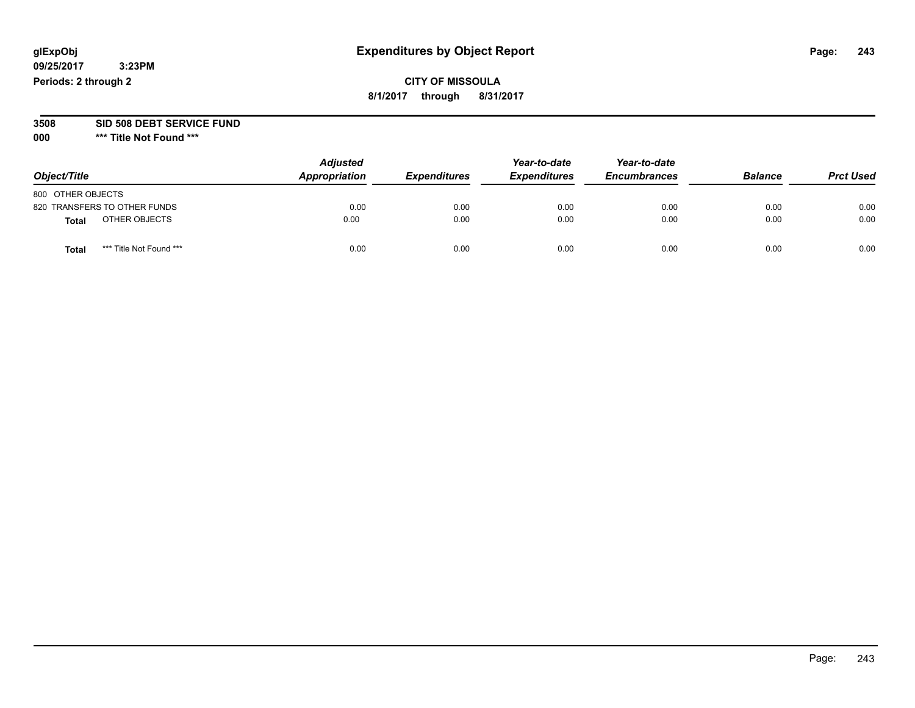# Expenditures by Object Report

glExpObj
09/25/2017 3:23PM
Periods: 2 through 2

**CITY OF MISSOULA**
**8/1/2017 through 8/31/2017**

**3508 SID 508 DEBT SERVICE FUND**
**000 \*\*\* Title Not Found \*\*\***

| Object/Title | Adjusted Appropriation | Expenditures | Year-to-date Expenditures | Year-to-date Encumbrances | Balance | Prct Used |
|---|---|---|---|---|---|---|
| 800 OTHER OBJECTS | | | | | | |
| 820 TRANSFERS TO OTHER FUNDS | 0.00 | 0.00 | 0.00 | 0.00 | 0.00 | 0.00 |
| **Total** OTHER OBJECTS | 0.00 | 0.00 | 0.00 | 0.00 | 0.00 | 0.00 |
| **Total** *** Title Not Found *** | 0.00 | 0.00 | 0.00 | 0.00 | 0.00 | 0.00 |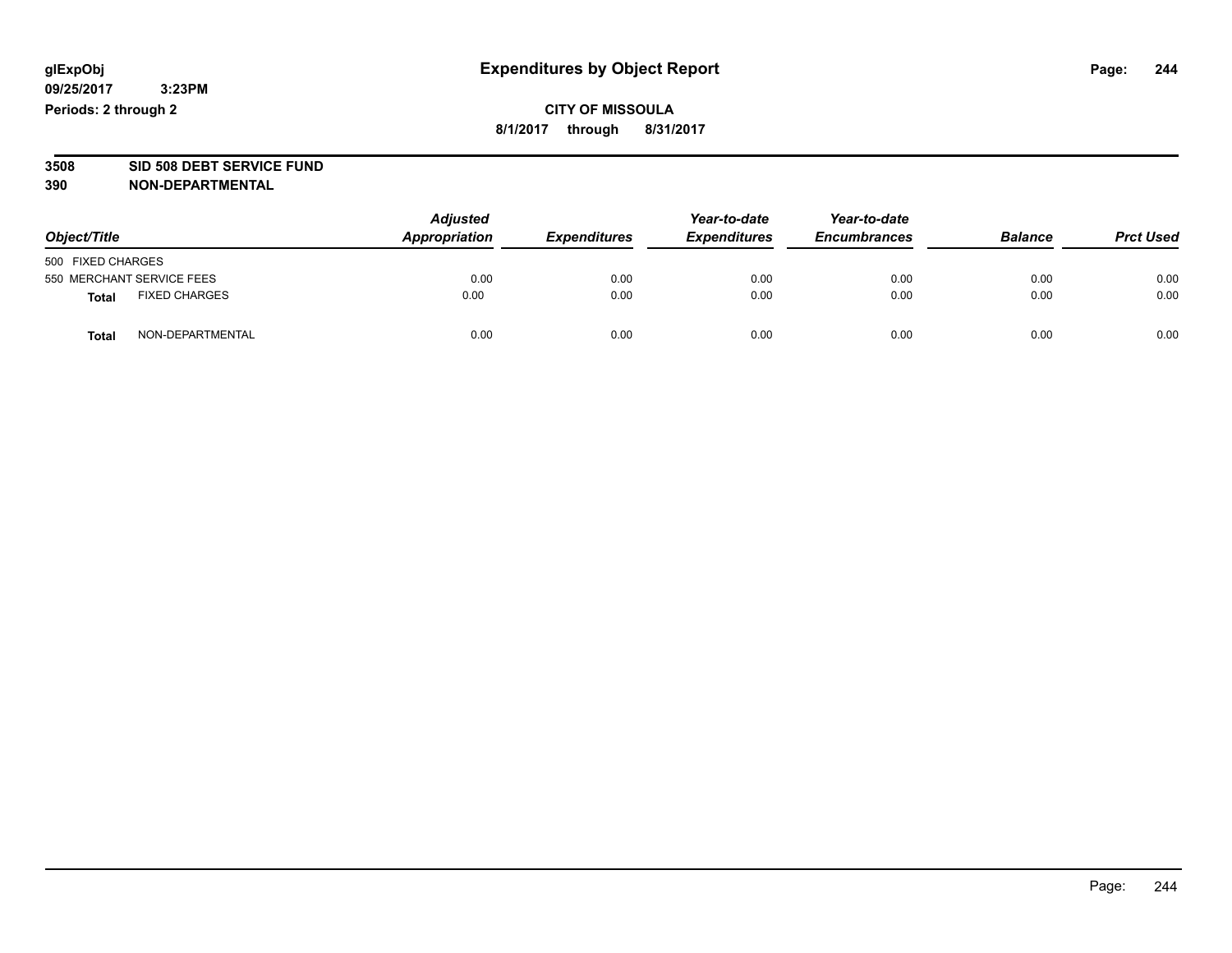# Expenditures by Object Report

glExpObj
09/25/2017 3:23PM
Periods: 2 through 2

**CITY OF MISSOULA**
**8/1/2017 through 8/31/2017**

**3508 SID 508 DEBT SERVICE FUND**
**390 NON-DEPARTMENTAL**

| Object/Title | Adjusted Appropriation | Expenditures | Year-to-date Expenditures | Year-to-date Encumbrances | Balance | Prct Used |
|---|---|---|---|---|---|---|
| 500 FIXED CHARGES | | | | | | |
| 550 MERCHANT SERVICE FEES | 0.00 | 0.00 | 0.00 | 0.00 | 0.00 | 0.00 |
| **Total** FIXED CHARGES | 0.00 | 0.00 | 0.00 | 0.00 | 0.00 | 0.00 |
| **Total** NON-DEPARTMENTAL | 0.00 | 0.00 | 0.00 | 0.00 | 0.00 | 0.00 |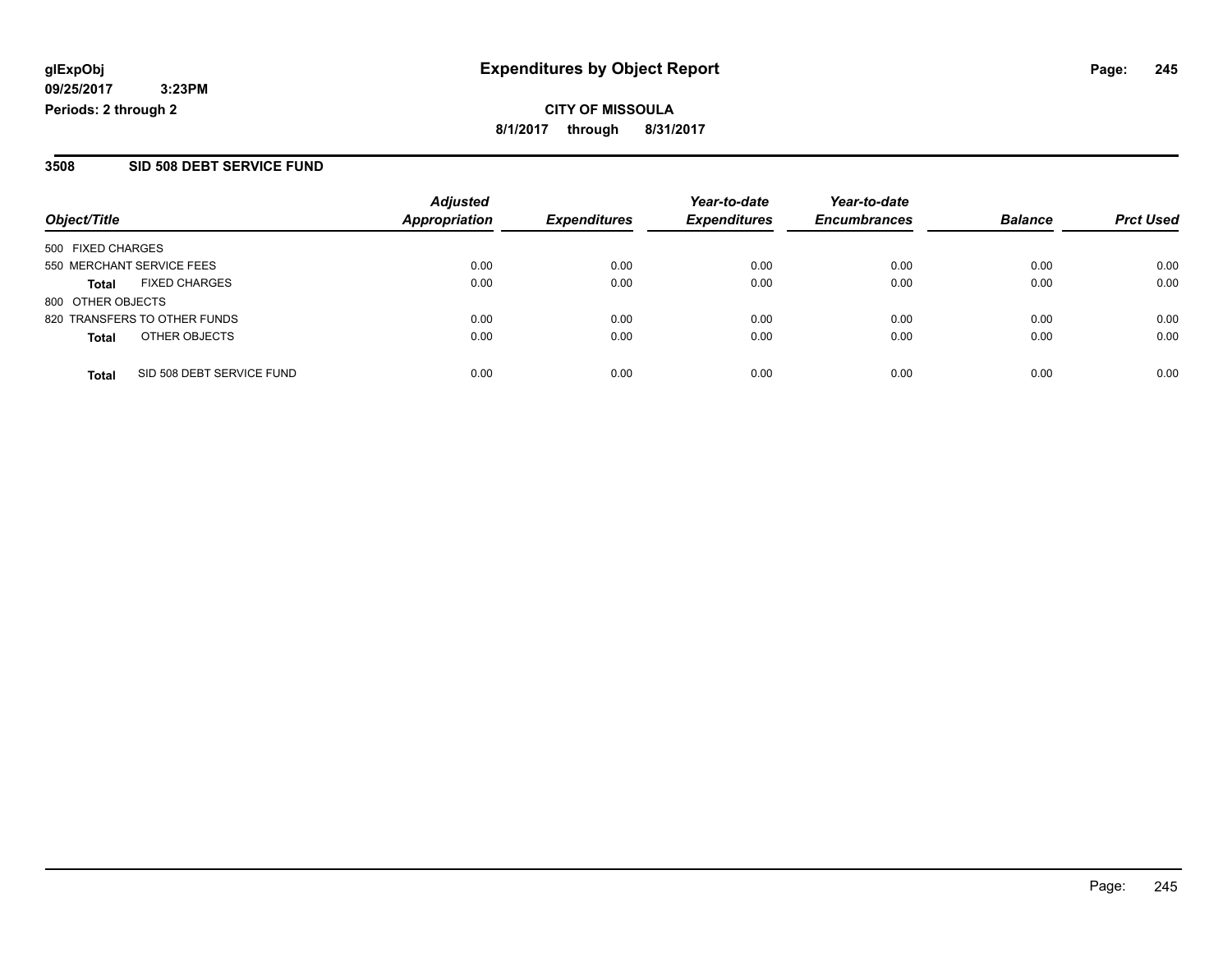**glExpObj**
**09/25/2017 3:23PM**
**Periods: 2 through 2**

# Expenditures by Object Report

**CITY OF MISSOULA**
**8/1/2017 through 8/31/2017**

## 3508 SID 508 DEBT SERVICE FUND

| Object/Title | Adjusted Appropriation | Expenditures | Year-to-date Expenditures | Year-to-date Encumbrances | Balance | Prct Used |
|---|---|---|---|---|---|---|
| 500 FIXED CHARGES | | | | | | |
| 550 MERCHANT SERVICE FEES | 0.00 | 0.00 | 0.00 | 0.00 | 0.00 | 0.00 |
| **Total** FIXED CHARGES | 0.00 | 0.00 | 0.00 | 0.00 | 0.00 | 0.00 |
| 800 OTHER OBJECTS | | | | | | |
| 820 TRANSFERS TO OTHER FUNDS | 0.00 | 0.00 | 0.00 | 0.00 | 0.00 | 0.00 |
| **Total** OTHER OBJECTS | 0.00 | 0.00 | 0.00 | 0.00 | 0.00 | 0.00 |
| **Total** SID 508 DEBT SERVICE FUND | 0.00 | 0.00 | 0.00 | 0.00 | 0.00 | 0.00 |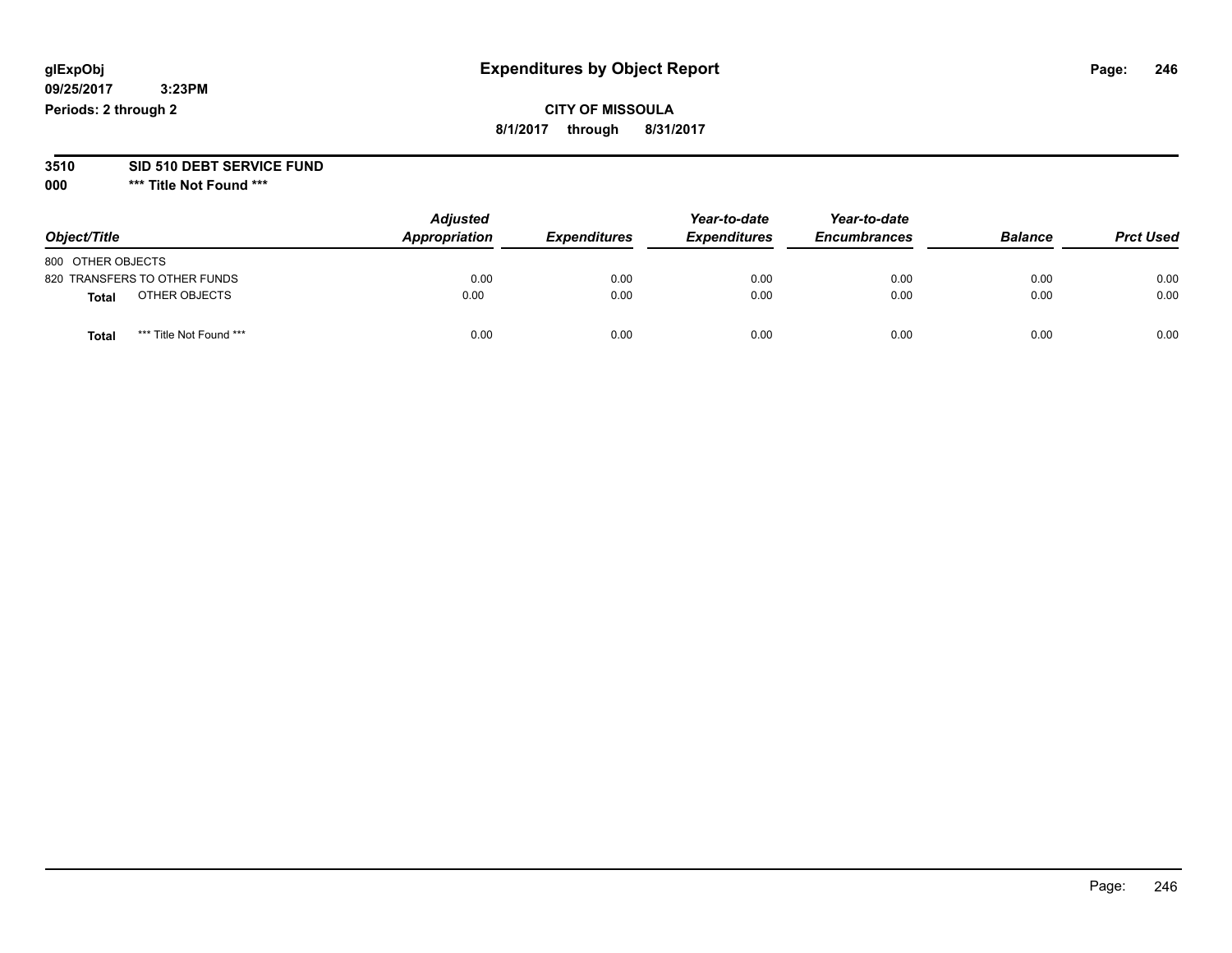glExpObj
09/25/2017 3:23PM
Periods: 2 through 2

# Expenditures by Object Report

**CITY OF MISSOULA**
**8/1/2017 through 8/31/2017**

**3510 SID 510 DEBT SERVICE FUND**
**000 \*\*\* Title Not Found \*\*\***

| Object/Title | Adjusted Appropriation | Expenditures | Year-to-date Expenditures | Year-to-date Encumbrances | Balance | Prct Used |
|---|---|---|---|---|---|---|
| 800 OTHER OBJECTS | | | | | | |
| 820 TRANSFERS TO OTHER FUNDS | 0.00 | 0.00 | 0.00 | 0.00 | 0.00 | 0.00 |
| **Total** OTHER OBJECTS | 0.00 | 0.00 | 0.00 | 0.00 | 0.00 | 0.00 |
| **Total** \*\*\* Title Not Found \*\*\* | 0.00 | 0.00 | 0.00 | 0.00 | 0.00 | 0.00 |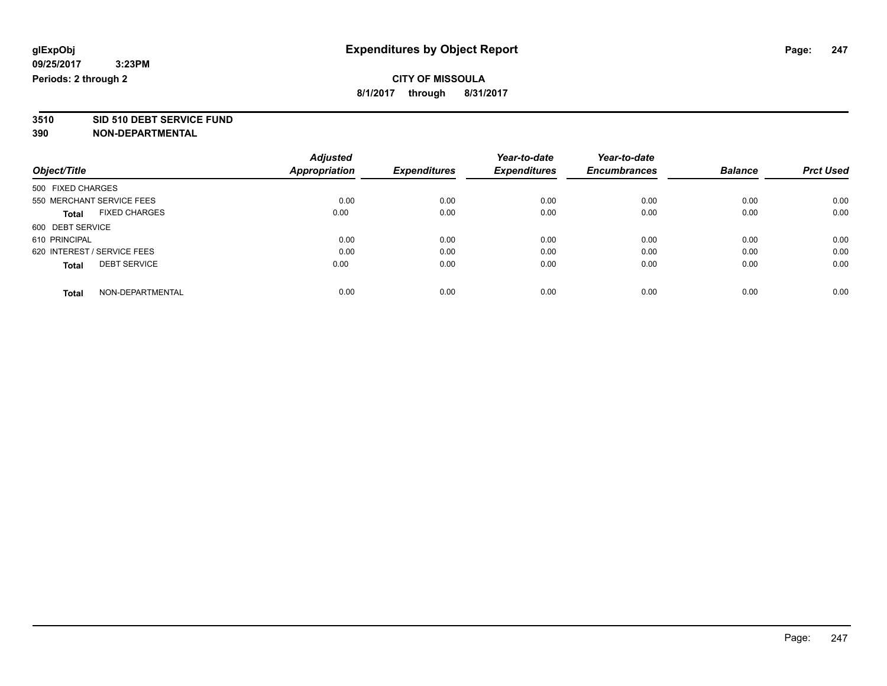**glExpObj** **Expenditures by Object Report**

**09/25/2017 3:23PM**

**Periods: 2 through 2**

**CITY OF MISSOULA**

**8/1/2017 through 8/31/2017**

**3510 SID 510 DEBT SERVICE FUND**

**390 NON-DEPARTMENTAL**

| Object/Title | Adjusted Appropriation | Expenditures | Year-to-date Expenditures | Year-to-date Encumbrances | Balance | Prct Used |
|---|---|---|---|---|---|---|
| 500 FIXED CHARGES | | | | | | |
| 550 MERCHANT SERVICE FEES | 0.00 | 0.00 | 0.00 | 0.00 | 0.00 | 0.00 |
| **Total** FIXED CHARGES | 0.00 | 0.00 | 0.00 | 0.00 | 0.00 | 0.00 |
| 600 DEBT SERVICE | | | | | | |
| 610 PRINCIPAL | 0.00 | 0.00 | 0.00 | 0.00 | 0.00 | 0.00 |
| 620 INTEREST / SERVICE FEES | 0.00 | 0.00 | 0.00 | 0.00 | 0.00 | 0.00 |
| **Total** DEBT SERVICE | 0.00 | 0.00 | 0.00 | 0.00 | 0.00 | 0.00 |
| **Total** NON-DEPARTMENTAL | 0.00 | 0.00 | 0.00 | 0.00 | 0.00 | 0.00 |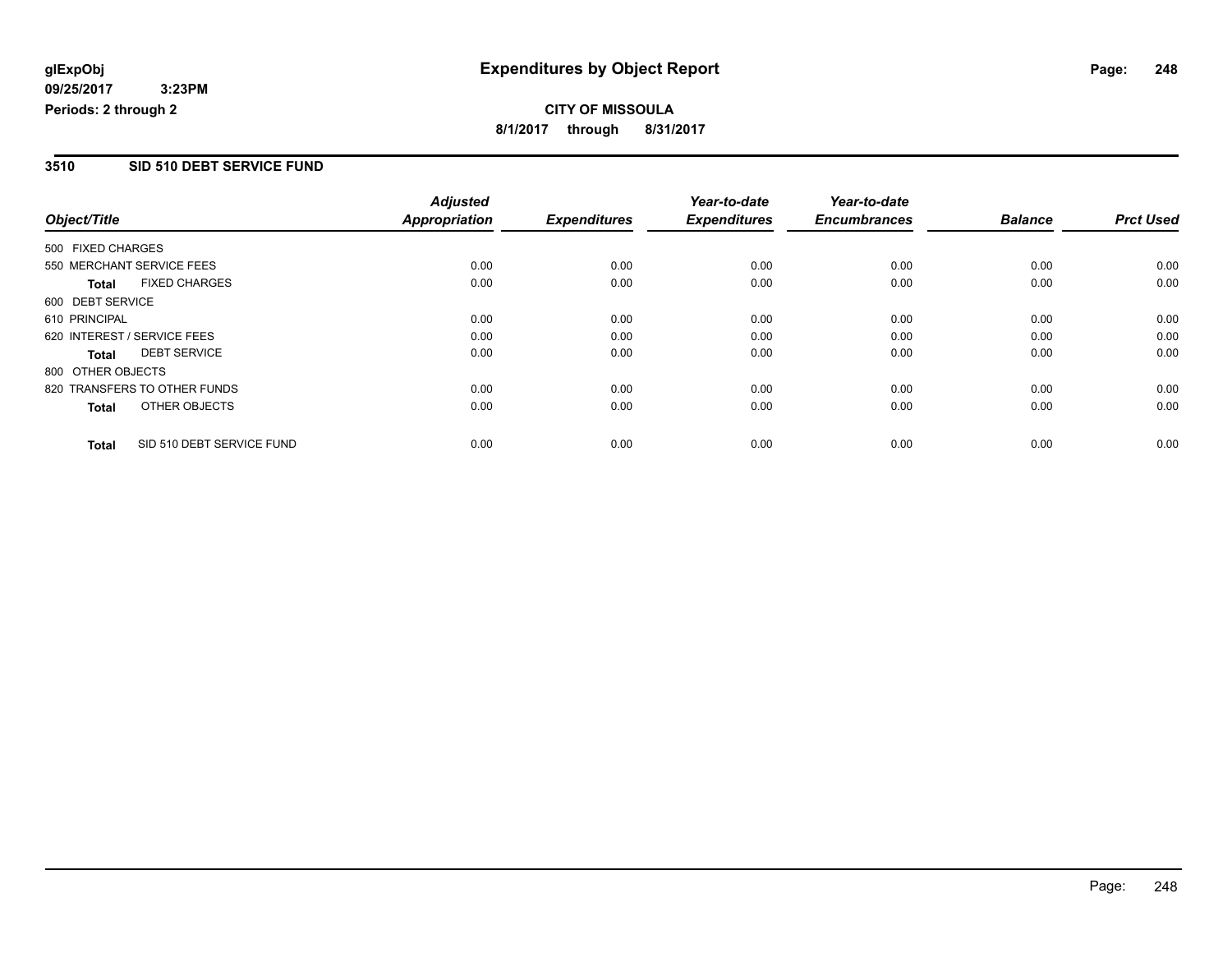**glExpObj**
**09/25/2017 3:23PM**
**Periods: 2 through 2**

# Expenditures by Object Report

**CITY OF MISSOULA**
**8/1/2017 through 8/31/2017**

## 3510 SID 510 DEBT SERVICE FUND

| Object/Title | Adjusted Appropriation | Expenditures | Year-to-date Expenditures | Year-to-date Encumbrances | Balance | Prct Used |
|---|---|---|---|---|---|---|
| 500 FIXED CHARGES | | | | | | |
| 550 MERCHANT SERVICE FEES | 0.00 | 0.00 | 0.00 | 0.00 | 0.00 | 0.00 |
| **Total** FIXED CHARGES | 0.00 | 0.00 | 0.00 | 0.00 | 0.00 | 0.00 |
| 600 DEBT SERVICE | | | | | | |
| 610 PRINCIPAL | 0.00 | 0.00 | 0.00 | 0.00 | 0.00 | 0.00 |
| 620 INTEREST / SERVICE FEES | 0.00 | 0.00 | 0.00 | 0.00 | 0.00 | 0.00 |
| **Total** DEBT SERVICE | 0.00 | 0.00 | 0.00 | 0.00 | 0.00 | 0.00 |
| 800 OTHER OBJECTS | | | | | | |
| 820 TRANSFERS TO OTHER FUNDS | 0.00 | 0.00 | 0.00 | 0.00 | 0.00 | 0.00 |
| **Total** OTHER OBJECTS | 0.00 | 0.00 | 0.00 | 0.00 | 0.00 | 0.00 |
| **Total** SID 510 DEBT SERVICE FUND | 0.00 | 0.00 | 0.00 | 0.00 | 0.00 | 0.00 |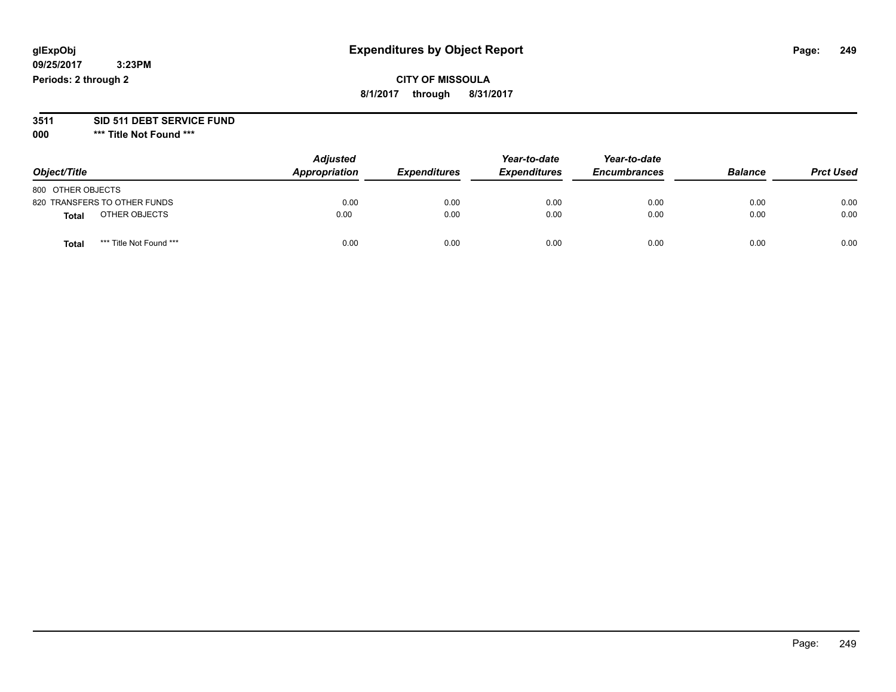**glExpObj**
**09/25/2017 3:23PM**
**Periods: 2 through 2**

# Expenditures by Object Report

**CITY OF MISSOULA**
**8/1/2017 through 8/31/2017**

**3511 SID 511 DEBT SERVICE FUND**
**000 \*\*\* Title Not Found \*\*\***

| Object/Title | Adjusted Appropriation | Expenditures | Year-to-date Expenditures | Year-to-date Encumbrances | Balance | Prct Used |
|---|---|---|---|---|---|---|
| 800 OTHER OBJECTS | | | | | | |
| 820 TRANSFERS TO OTHER FUNDS | 0.00 | 0.00 | 0.00 | 0.00 | 0.00 | 0.00 |
| **Total** OTHER OBJECTS | 0.00 | 0.00 | 0.00 | 0.00 | 0.00 | 0.00 |
| **Total** *** Title Not Found *** | 0.00 | 0.00 | 0.00 | 0.00 | 0.00 | 0.00 |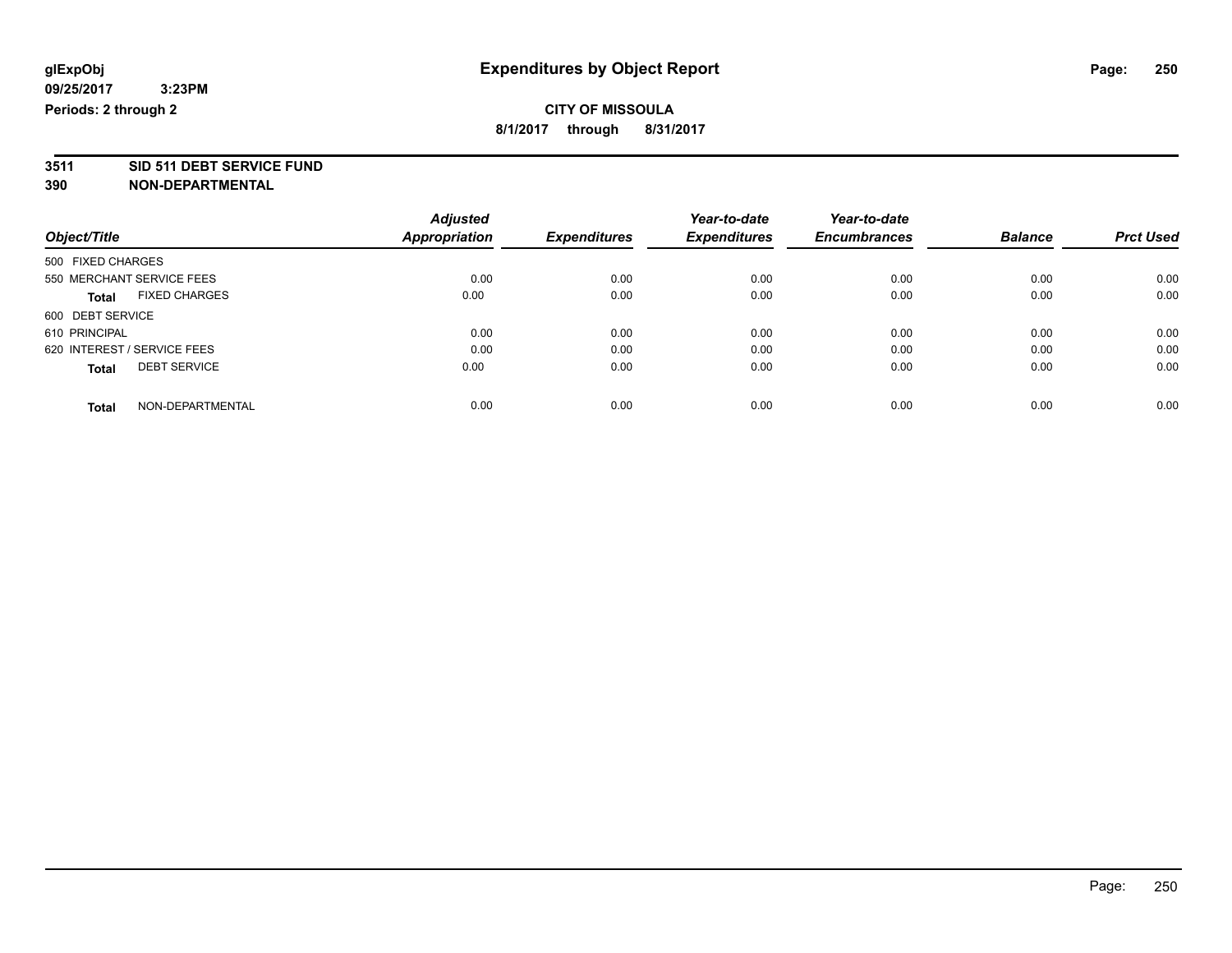# Expenditures by Object Report

glExpObj
09/25/2017 3:23PM
Periods: 2 through 2

**CITY OF MISSOULA**
8/1/2017 through 8/31/2017

**3511 SID 511 DEBT SERVICE FUND**
**390 NON-DEPARTMENTAL**

| Object/Title | Adjusted Appropriation | Expenditures | Year-to-date Expenditures | Year-to-date Encumbrances | Balance | Prct Used |
|---|---|---|---|---|---|---|
| 500 FIXED CHARGES | | | | | | |
| 550 MERCHANT SERVICE FEES | 0.00 | 0.00 | 0.00 | 0.00 | 0.00 | 0.00 |
| **Total** FIXED CHARGES | 0.00 | 0.00 | 0.00 | 0.00 | 0.00 | 0.00 |
| 600 DEBT SERVICE | | | | | | |
| 610 PRINCIPAL | 0.00 | 0.00 | 0.00 | 0.00 | 0.00 | 0.00 |
| 620 INTEREST / SERVICE FEES | 0.00 | 0.00 | 0.00 | 0.00 | 0.00 | 0.00 |
| **Total** DEBT SERVICE | 0.00 | 0.00 | 0.00 | 0.00 | 0.00 | 0.00 |
| **Total** NON-DEPARTMENTAL | 0.00 | 0.00 | 0.00 | 0.00 | 0.00 | 0.00 |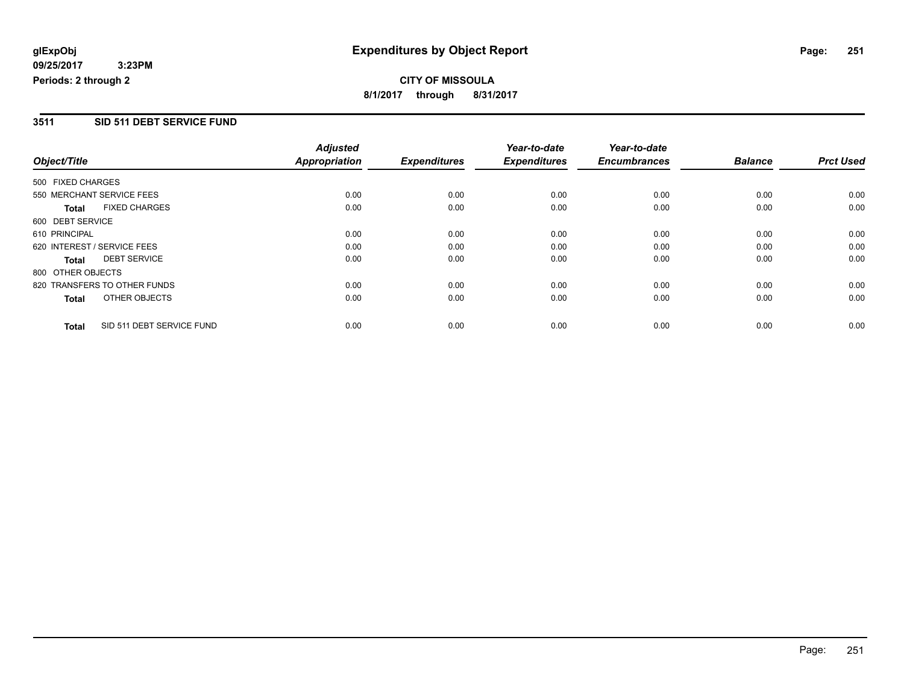# Expenditures by Object Report

glExpObj
09/25/2017 3:23PM
Periods: 2 through 2

**CITY OF MISSOULA**
**8/1/2017 through 8/31/2017**

## 3511 SID 511 DEBT SERVICE FUND

| Object/Title | Adjusted Appropriation | Expenditures | Year-to-date Expenditures | Year-to-date Encumbrances | Balance | Prct Used |
|---|---|---|---|---|---|---|
| 500 FIXED CHARGES | | | | | | |
| 550 MERCHANT SERVICE FEES | 0.00 | 0.00 | 0.00 | 0.00 | 0.00 | 0.00 |
| **Total** FIXED CHARGES | 0.00 | 0.00 | 0.00 | 0.00 | 0.00 | 0.00 |
| 600 DEBT SERVICE | | | | | | |
| 610 PRINCIPAL | 0.00 | 0.00 | 0.00 | 0.00 | 0.00 | 0.00 |
| 620 INTEREST / SERVICE FEES | 0.00 | 0.00 | 0.00 | 0.00 | 0.00 | 0.00 |
| **Total** DEBT SERVICE | 0.00 | 0.00 | 0.00 | 0.00 | 0.00 | 0.00 |
| 800 OTHER OBJECTS | | | | | | |
| 820 TRANSFERS TO OTHER FUNDS | 0.00 | 0.00 | 0.00 | 0.00 | 0.00 | 0.00 |
| **Total** OTHER OBJECTS | 0.00 | 0.00 | 0.00 | 0.00 | 0.00 | 0.00 |
| **Total** SID 511 DEBT SERVICE FUND | 0.00 | 0.00 | 0.00 | 0.00 | 0.00 | 0.00 |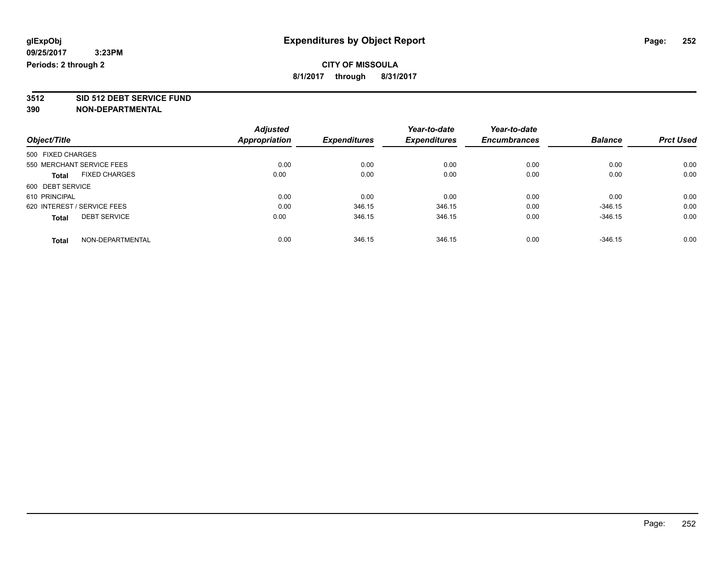glExpObj
09/25/2017 3:23PM
Periods: 2 through 2

# Expenditures by Object Report

**CITY OF MISSOULA**
**8/1/2017 through 8/31/2017**

**3512 SID 512 DEBT SERVICE FUND**
**390 NON-DEPARTMENTAL**

| Object/Title | | Adjusted Appropriation | Expenditures | Year-to-date Expenditures | Year-to-date Encumbrances | Balance | Prct Used |
|---|---|---|---|---|---|---|---|
| 500 FIXED CHARGES | | | | | | | |
| 550 MERCHANT SERVICE FEES | | 0.00 | 0.00 | 0.00 | 0.00 | 0.00 | 0.00 |
| **Total** | FIXED CHARGES | 0.00 | 0.00 | 0.00 | 0.00 | 0.00 | 0.00 |
| 600 DEBT SERVICE | | | | | | | |
| 610 PRINCIPAL | | 0.00 | 0.00 | 0.00 | 0.00 | 0.00 | 0.00 |
| 620 INTEREST / SERVICE FEES | | 0.00 | 346.15 | 346.15 | 0.00 | -346.15 | 0.00 |
| **Total** | DEBT SERVICE | 0.00 | 346.15 | 346.15 | 0.00 | -346.15 | 0.00 |
| **Total** | NON-DEPARTMENTAL | 0.00 | 346.15 | 346.15 | 0.00 | -346.15 | 0.00 |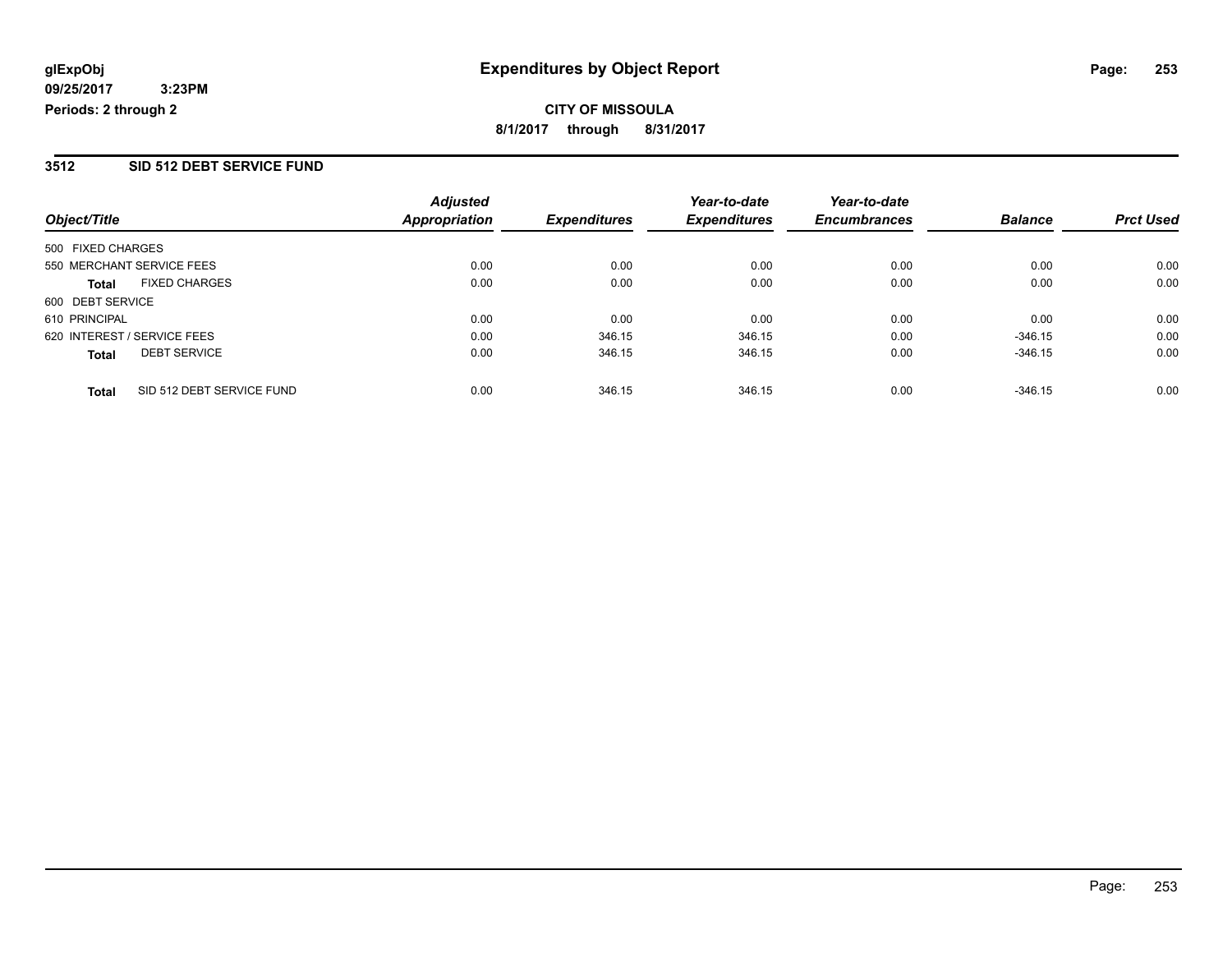glExpObj
09/25/2017 3:23PM
Periods: 2 through 2

# Expenditures by Object Report

**CITY OF MISSOULA**
**8/1/2017 through 8/31/2017**

## 3512 SID 512 DEBT SERVICE FUND

| Object/Title | Adjusted Appropriation | Expenditures | Year-to-date Expenditures | Year-to-date Encumbrances | Balance | Prct Used |
|---|---|---|---|---|---|---|
| 500 FIXED CHARGES | | | | | | |
| 550 MERCHANT SERVICE FEES | 0.00 | 0.00 | 0.00 | 0.00 | 0.00 | 0.00 |
| **Total** FIXED CHARGES | 0.00 | 0.00 | 0.00 | 0.00 | 0.00 | 0.00 |
| 600 DEBT SERVICE | | | | | | |
| 610 PRINCIPAL | 0.00 | 0.00 | 0.00 | 0.00 | 0.00 | 0.00 |
| 620 INTEREST / SERVICE FEES | 0.00 | 346.15 | 346.15 | 0.00 | -346.15 | 0.00 |
| **Total** DEBT SERVICE | 0.00 | 346.15 | 346.15 | 0.00 | -346.15 | 0.00 |
| **Total** SID 512 DEBT SERVICE FUND | 0.00 | 346.15 | 346.15 | 0.00 | -346.15 | 0.00 |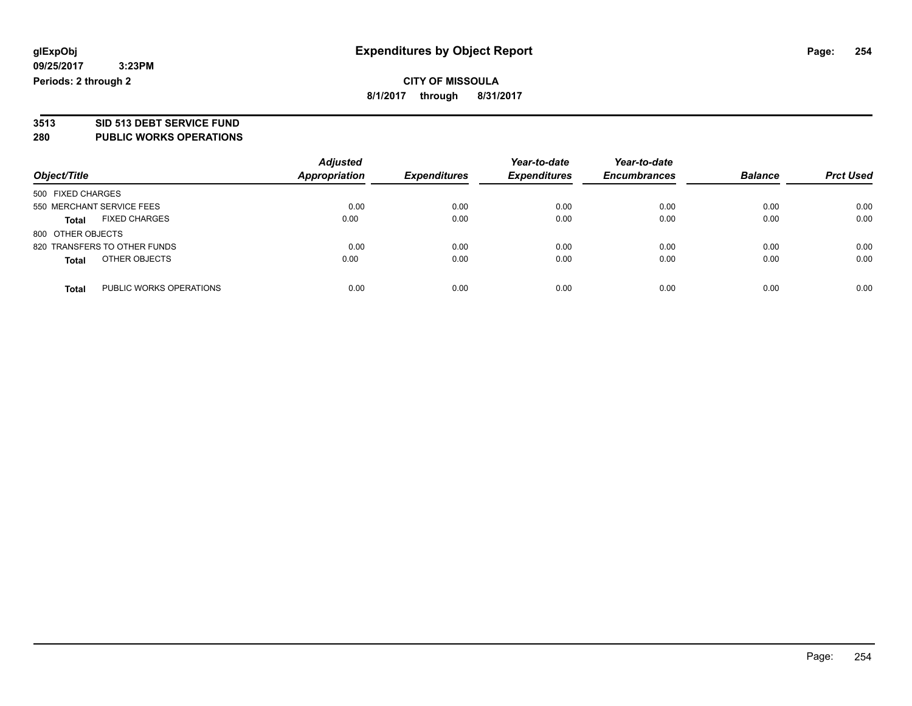# Expenditures by Object Report

glExpObj
09/25/2017 3:23PM
Periods: 2 through 2

**CITY OF MISSOULA**
**8/1/2017 through 8/31/2017**

## 3513 SID 513 DEBT SERVICE FUND
## 280 PUBLIC WORKS OPERATIONS

| Object/Title | Adjusted Appropriation | Expenditures | Year-to-date Expenditures | Year-to-date Encumbrances | Balance | Prct Used |
|---|---|---|---|---|---|---|
| 500 FIXED CHARGES | | | | | | |
| 550 MERCHANT SERVICE FEES | 0.00 | 0.00 | 0.00 | 0.00 | 0.00 | 0.00 |
| **Total** FIXED CHARGES | 0.00 | 0.00 | 0.00 | 0.00 | 0.00 | 0.00 |
| 800 OTHER OBJECTS | | | | | | |
| 820 TRANSFERS TO OTHER FUNDS | 0.00 | 0.00 | 0.00 | 0.00 | 0.00 | 0.00 |
| **Total** OTHER OBJECTS | 0.00 | 0.00 | 0.00 | 0.00 | 0.00 | 0.00 |
| **Total** PUBLIC WORKS OPERATIONS | 0.00 | 0.00 | 0.00 | 0.00 | 0.00 | 0.00 |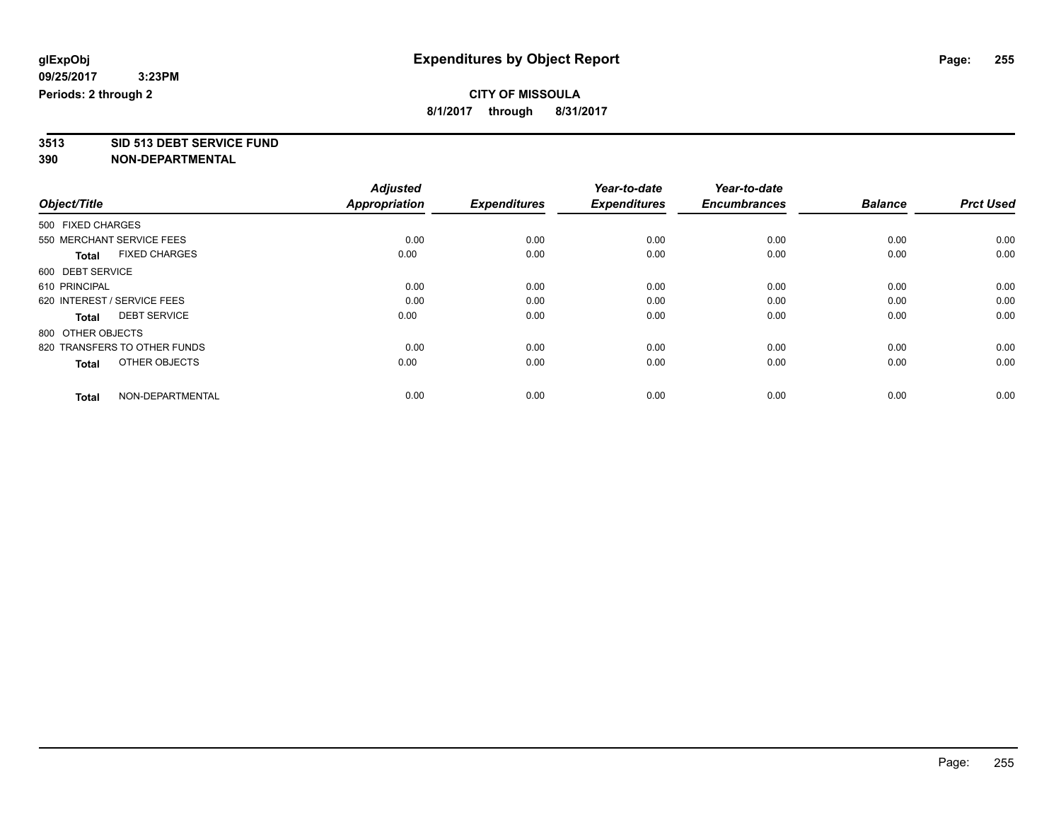**glExpObj** **Expenditures by Object Report**
**09/25/2017 3:23PM**
**Periods: 2 through 2**

**CITY OF MISSOULA**
**8/1/2017 through 8/31/2017**

**3513 SID 513 DEBT SERVICE FUND**
**390 NON-DEPARTMENTAL**

| Object/Title | Adjusted Appropriation | Expenditures | Year-to-date Expenditures | Year-to-date Encumbrances | Balance | Prct Used |
|---|---|---|---|---|---|---|
| 500 FIXED CHARGES | | | | | | |
| 550 MERCHANT SERVICE FEES | 0.00 | 0.00 | 0.00 | 0.00 | 0.00 | 0.00 |
| **Total** FIXED CHARGES | 0.00 | 0.00 | 0.00 | 0.00 | 0.00 | 0.00 |
| 600 DEBT SERVICE | | | | | | |
| 610 PRINCIPAL | 0.00 | 0.00 | 0.00 | 0.00 | 0.00 | 0.00 |
| 620 INTEREST / SERVICE FEES | 0.00 | 0.00 | 0.00 | 0.00 | 0.00 | 0.00 |
| **Total** DEBT SERVICE | 0.00 | 0.00 | 0.00 | 0.00 | 0.00 | 0.00 |
| 800 OTHER OBJECTS | | | | | | |
| 820 TRANSFERS TO OTHER FUNDS | 0.00 | 0.00 | 0.00 | 0.00 | 0.00 | 0.00 |
| **Total** OTHER OBJECTS | 0.00 | 0.00 | 0.00 | 0.00 | 0.00 | 0.00 |
| **Total** NON-DEPARTMENTAL | 0.00 | 0.00 | 0.00 | 0.00 | 0.00 | 0.00 |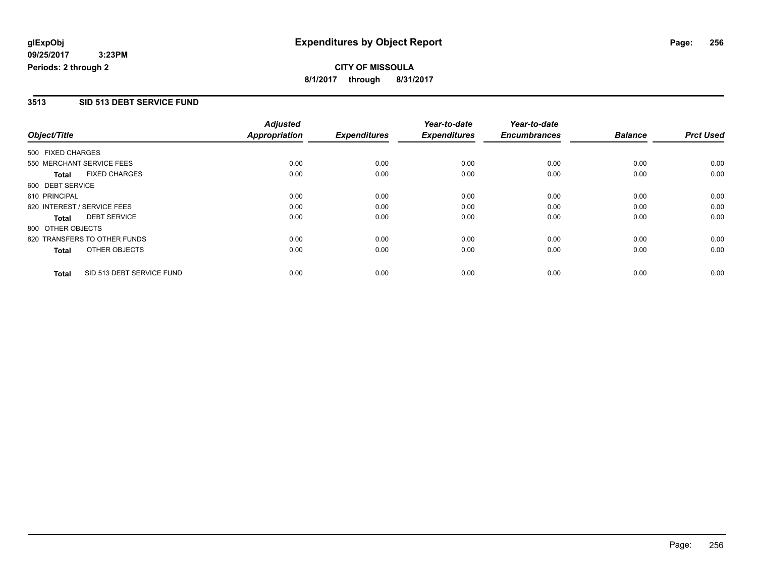**glExpObj** **Expenditures by Object Report**

**09/25/2017 3:23PM**

**Periods: 2 through 2**

**CITY OF MISSOULA**

**8/1/2017 through 8/31/2017**

## 3513 SID 513 DEBT SERVICE FUND

| Object/Title | | Adjusted Appropriation | Expenditures | Year-to-date Expenditures | Year-to-date Encumbrances | Balance | Prct Used |
|---|---|---|---|---|---|---|---|
| 500 FIXED CHARGES | | | | | | | |
| 550 MERCHANT SERVICE FEES | | 0.00 | 0.00 | 0.00 | 0.00 | 0.00 | 0.00 |
| **Total** | FIXED CHARGES | 0.00 | 0.00 | 0.00 | 0.00 | 0.00 | 0.00 |
| 600 DEBT SERVICE | | | | | | | |
| 610 PRINCIPAL | | 0.00 | 0.00 | 0.00 | 0.00 | 0.00 | 0.00 |
| 620 INTEREST / SERVICE FEES | | 0.00 | 0.00 | 0.00 | 0.00 | 0.00 | 0.00 |
| **Total** | DEBT SERVICE | 0.00 | 0.00 | 0.00 | 0.00 | 0.00 | 0.00 |
| 800 OTHER OBJECTS | | | | | | | |
| 820 TRANSFERS TO OTHER FUNDS | | 0.00 | 0.00 | 0.00 | 0.00 | 0.00 | 0.00 |
| **Total** | OTHER OBJECTS | 0.00 | 0.00 | 0.00 | 0.00 | 0.00 | 0.00 |
| **Total** | SID 513 DEBT SERVICE FUND | 0.00 | 0.00 | 0.00 | 0.00 | 0.00 | 0.00 |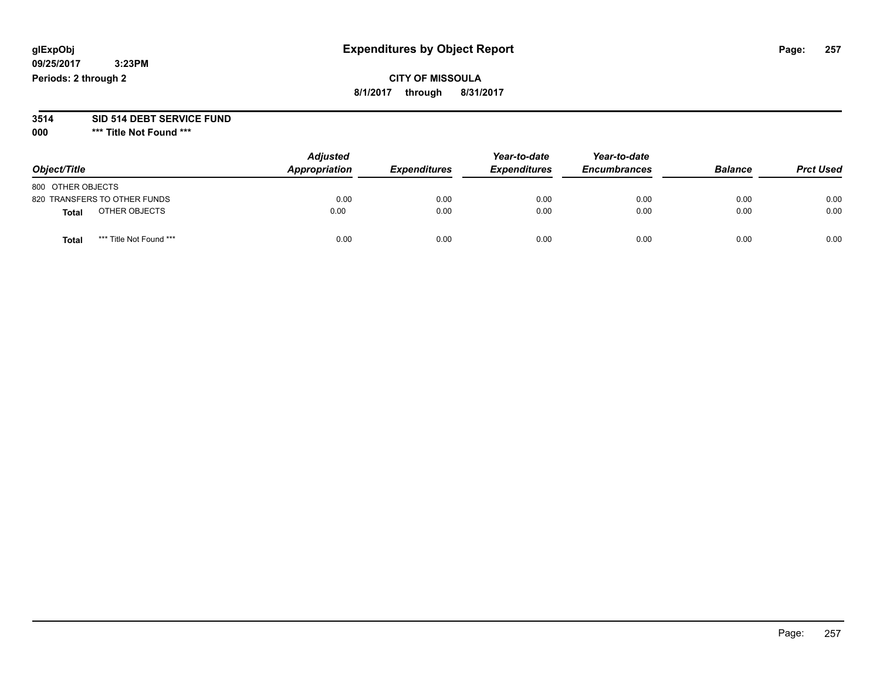glExpObj
09/25/2017 3:23PM
Periods: 2 through 2

# Expenditures by Object Report

**CITY OF MISSOULA**
**8/1/2017 through 8/31/2017**

**3514 SID 514 DEBT SERVICE FUND**
**000 \*\*\* Title Not Found \*\*\***

| Object/Title | Adjusted Appropriation | Expenditures | Year-to-date Expenditures | Year-to-date Encumbrances | Balance | Prct Used |
|---|---|---|---|---|---|---|
| 800 OTHER OBJECTS | | | | | | |
| 820 TRANSFERS TO OTHER FUNDS | 0.00 | 0.00 | 0.00 | 0.00 | 0.00 | 0.00 |
| **Total** OTHER OBJECTS | 0.00 | 0.00 | 0.00 | 0.00 | 0.00 | 0.00 |
| **Total** *** Title Not Found *** | 0.00 | 0.00 | 0.00 | 0.00 | 0.00 | 0.00 |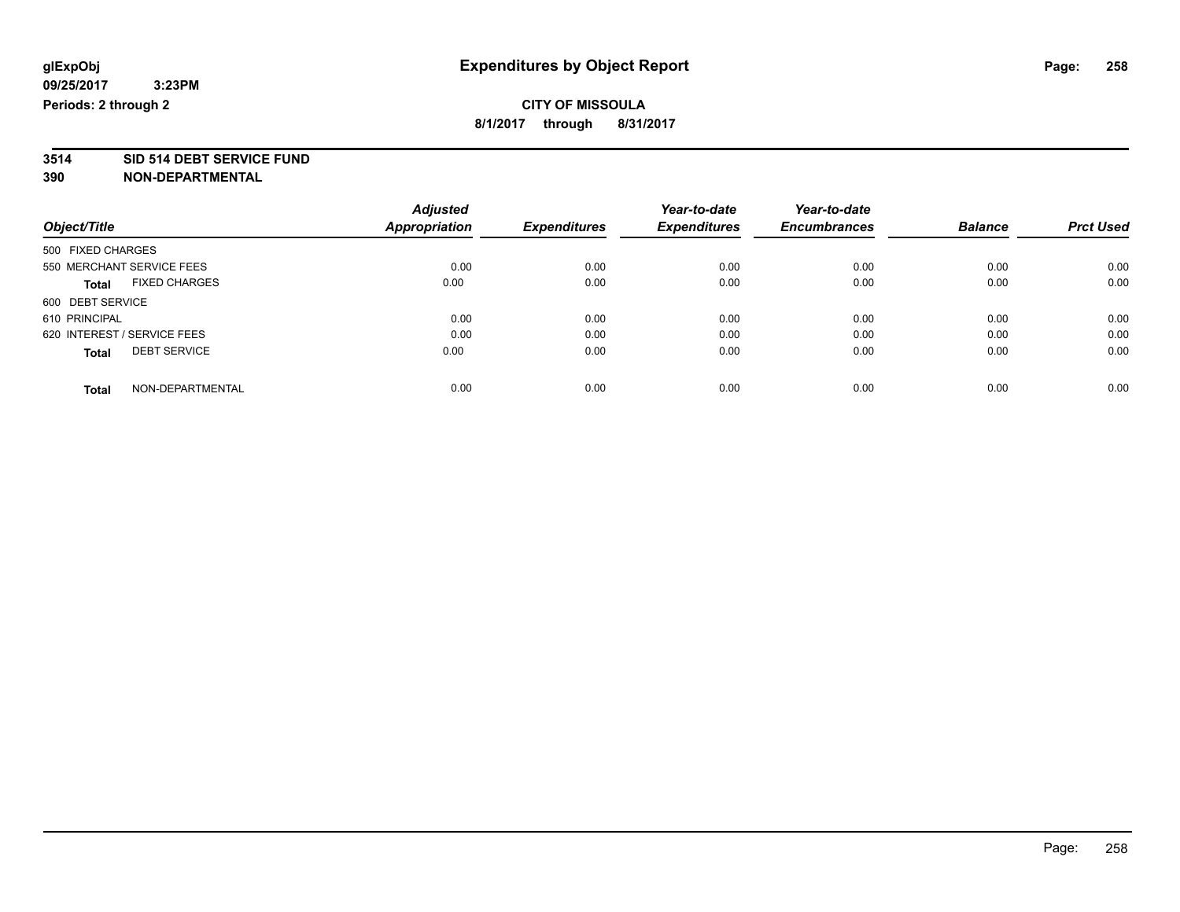glExpObj
09/25/2017 3:23PM
Periods: 2 through 2

# Expenditures by Object Report

**CITY OF MISSOULA**
**8/1/2017 through 8/31/2017**

**3514 SID 514 DEBT SERVICE FUND**
**390 NON-DEPARTMENTAL**

| Object/Title | | Adjusted Appropriation | Expenditures | Year-to-date Expenditures | Year-to-date Encumbrances | Balance | Prct Used |
|---|---|---|---|---|---|---|---|
| 500 FIXED CHARGES | | | | | | | |
| 550 MERCHANT SERVICE FEES | | 0.00 | 0.00 | 0.00 | 0.00 | 0.00 | 0.00 |
| **Total** | FIXED CHARGES | 0.00 | 0.00 | 0.00 | 0.00 | 0.00 | 0.00 |
| 600 DEBT SERVICE | | | | | | | |
| 610 PRINCIPAL | | 0.00 | 0.00 | 0.00 | 0.00 | 0.00 | 0.00 |
| 620 INTEREST / SERVICE FEES | | 0.00 | 0.00 | 0.00 | 0.00 | 0.00 | 0.00 |
| **Total** | DEBT SERVICE | 0.00 | 0.00 | 0.00 | 0.00 | 0.00 | 0.00 |
| **Total** | NON-DEPARTMENTAL | 0.00 | 0.00 | 0.00 | 0.00 | 0.00 | 0.00 |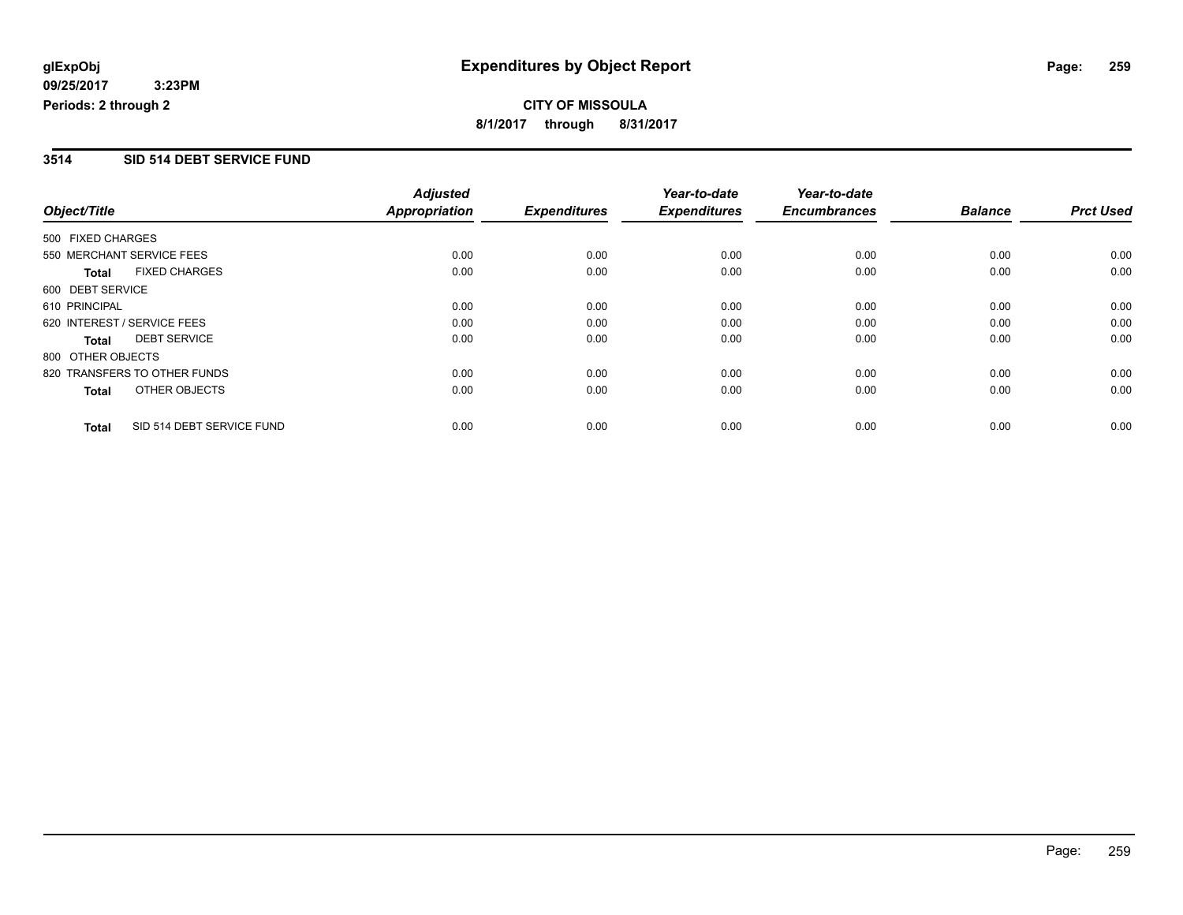## CITY OF MISSOULA

**8/1/2017 through 8/31/2017**

### 3514 SID 514 DEBT SERVICE FUND

| Object/Title | Adjusted Appropriation | Expenditures | Year-to-date Expenditures | Year-to-date Encumbrances | Balance | Prct Used |
|---|---|---|---|---|---|---|
| 500 FIXED CHARGES | | | | | | |
| 550 MERCHANT SERVICE FEES | 0.00 | 0.00 | 0.00 | 0.00 | 0.00 | 0.00 |
| **Total** FIXED CHARGES | 0.00 | 0.00 | 0.00 | 0.00 | 0.00 | 0.00 |
| 600 DEBT SERVICE | | | | | | |
| 610 PRINCIPAL | 0.00 | 0.00 | 0.00 | 0.00 | 0.00 | 0.00 |
| 620 INTEREST / SERVICE FEES | 0.00 | 0.00 | 0.00 | 0.00 | 0.00 | 0.00 |
| **Total** DEBT SERVICE | 0.00 | 0.00 | 0.00 | 0.00 | 0.00 | 0.00 |
| 800 OTHER OBJECTS | | | | | | |
| 820 TRANSFERS TO OTHER FUNDS | 0.00 | 0.00 | 0.00 | 0.00 | 0.00 | 0.00 |
| **Total** OTHER OBJECTS | 0.00 | 0.00 | 0.00 | 0.00 | 0.00 | 0.00 |
| **Total** SID 514 DEBT SERVICE FUND | 0.00 | 0.00 | 0.00 | 0.00 | 0.00 | 0.00 |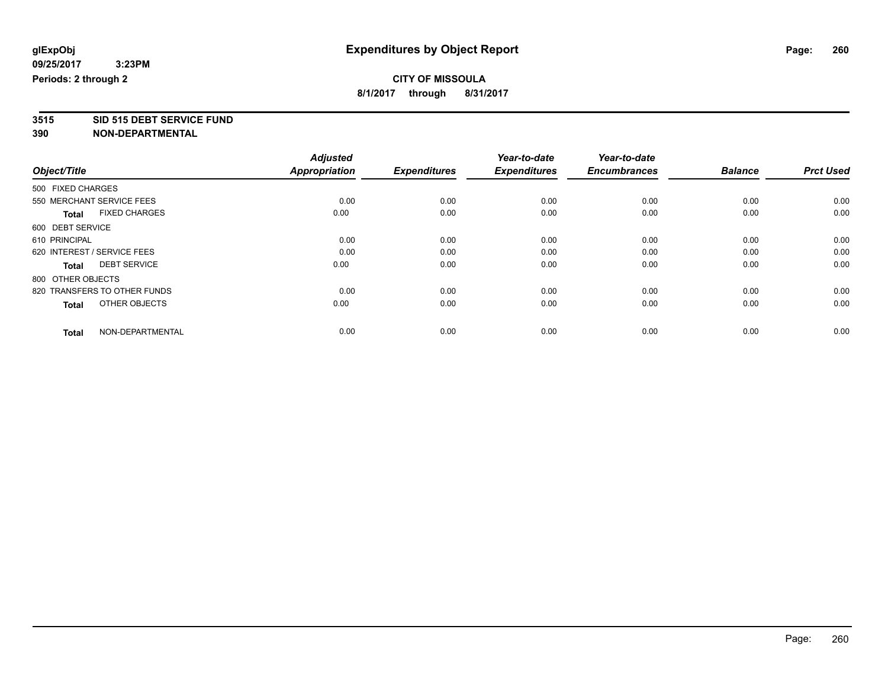glExpObj
09/25/2017 3:23PM
Periods: 2 through 2

# Expenditures by Object Report

**CITY OF MISSOULA**
**8/1/2017 through 8/31/2017**

**3515 SID 515 DEBT SERVICE FUND**
**390 NON-DEPARTMENTAL**

| Object/Title | Adjusted Appropriation | Expenditures | Year-to-date Expenditures | Year-to-date Encumbrances | Balance | Prct Used |
|---|---|---|---|---|---|---|
| 500 FIXED CHARGES | | | | | | |
| 550 MERCHANT SERVICE FEES | 0.00 | 0.00 | 0.00 | 0.00 | 0.00 | 0.00 |
| **Total** FIXED CHARGES | 0.00 | 0.00 | 0.00 | 0.00 | 0.00 | 0.00 |
| 600 DEBT SERVICE | | | | | | |
| 610 PRINCIPAL | 0.00 | 0.00 | 0.00 | 0.00 | 0.00 | 0.00 |
| 620 INTEREST / SERVICE FEES | 0.00 | 0.00 | 0.00 | 0.00 | 0.00 | 0.00 |
| **Total** DEBT SERVICE | 0.00 | 0.00 | 0.00 | 0.00 | 0.00 | 0.00 |
| 800 OTHER OBJECTS | | | | | | |
| 820 TRANSFERS TO OTHER FUNDS | 0.00 | 0.00 | 0.00 | 0.00 | 0.00 | 0.00 |
| **Total** OTHER OBJECTS | 0.00 | 0.00 | 0.00 | 0.00 | 0.00 | 0.00 |
| **Total** NON-DEPARTMENTAL | 0.00 | 0.00 | 0.00 | 0.00 | 0.00 | 0.00 |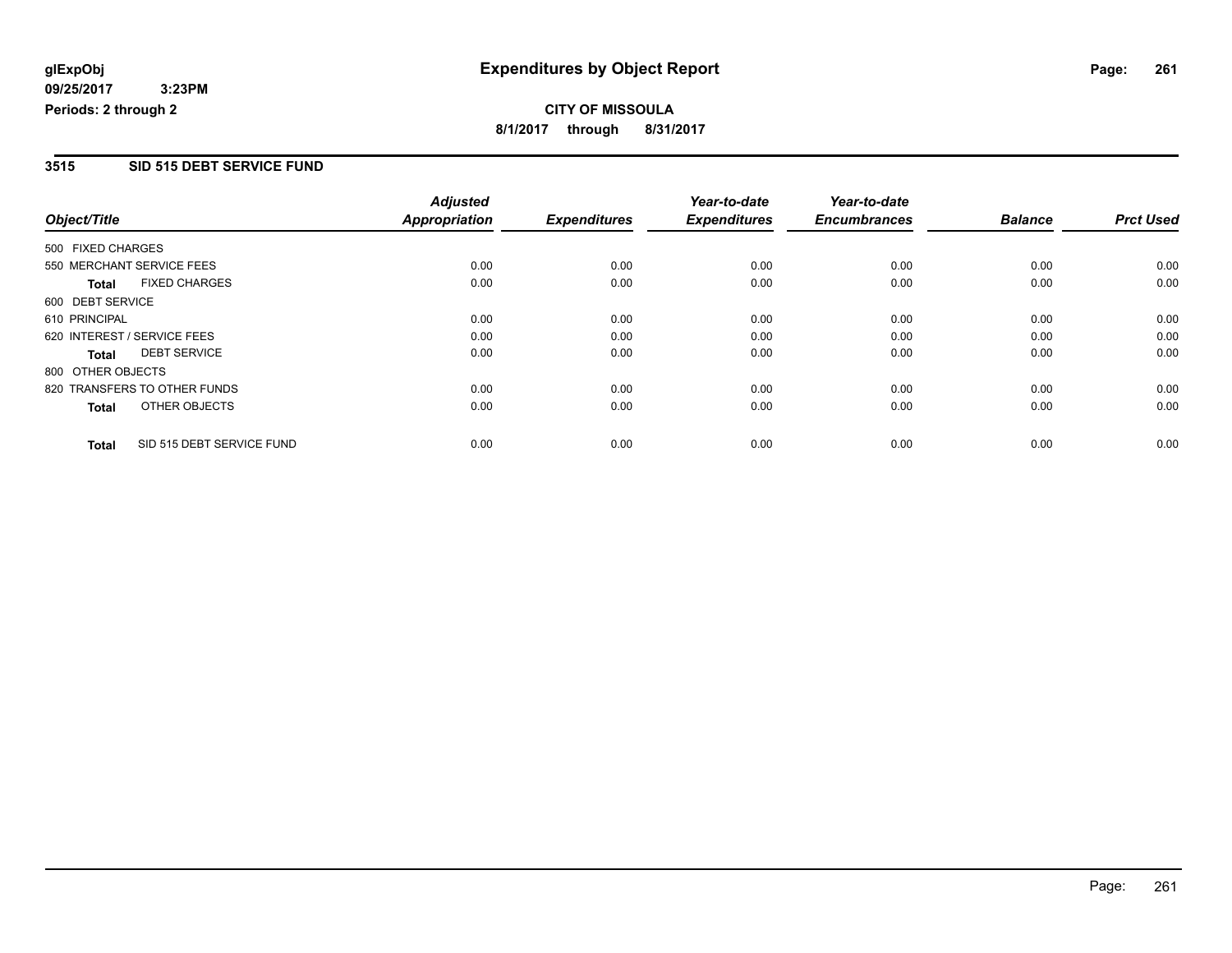**glExpObj** 
**09/25/2017 3:23PM**
**Periods: 2 through 2**

# Expenditures by Object Report

**CITY OF MISSOULA**
**8/1/2017 through 8/31/2017**

## 3515 SID 515 DEBT SERVICE FUND

| Object/Title | | Adjusted Appropriation | Expenditures | Year-to-date Expenditures | Year-to-date Encumbrances | Balance | Prct Used |
|---|---|---|---|---|---|---|---|
| 500 FIXED CHARGES | | | | | | | |
| 550 MERCHANT SERVICE FEES | | 0.00 | 0.00 | 0.00 | 0.00 | 0.00 | 0.00 |
| **Total** | FIXED CHARGES | 0.00 | 0.00 | 0.00 | 0.00 | 0.00 | 0.00 |
| 600 DEBT SERVICE | | | | | | | |
| 610 PRINCIPAL | | 0.00 | 0.00 | 0.00 | 0.00 | 0.00 | 0.00 |
| 620 INTEREST / SERVICE FEES | | 0.00 | 0.00 | 0.00 | 0.00 | 0.00 | 0.00 |
| **Total** | DEBT SERVICE | 0.00 | 0.00 | 0.00 | 0.00 | 0.00 | 0.00 |
| 800 OTHER OBJECTS | | | | | | | |
| 820 TRANSFERS TO OTHER FUNDS | | 0.00 | 0.00 | 0.00 | 0.00 | 0.00 | 0.00 |
| **Total** | OTHER OBJECTS | 0.00 | 0.00 | 0.00 | 0.00 | 0.00 | 0.00 |
| **Total** | SID 515 DEBT SERVICE FUND | 0.00 | 0.00 | 0.00 | 0.00 | 0.00 | 0.00 |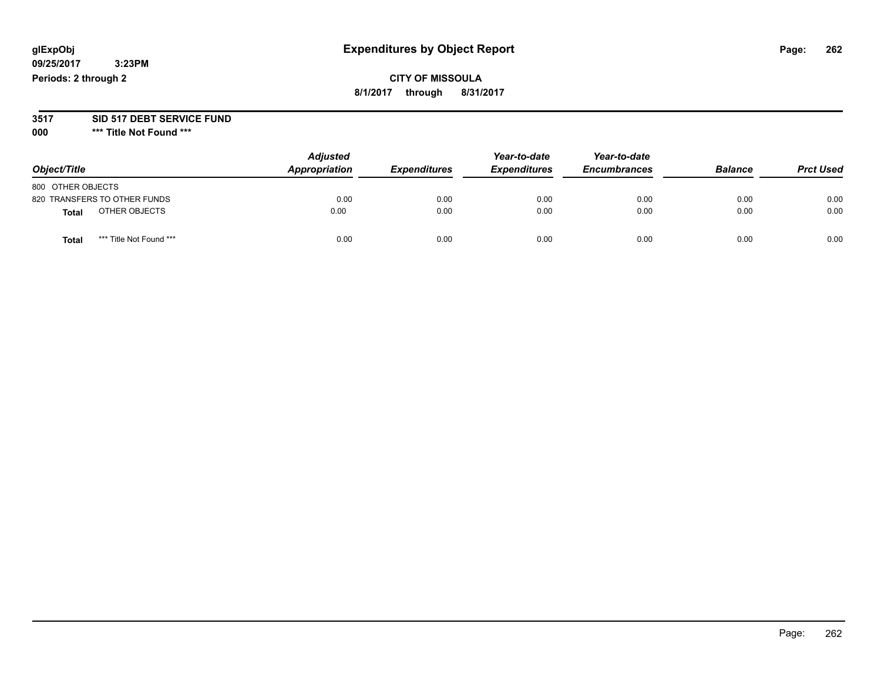# Expenditures by Object Report

glExpObj
09/25/2017 3:23PM
Periods: 2 through 2

**CITY OF MISSOULA**
**8/1/2017 through 8/31/2017**

**3517 SID 517 DEBT SERVICE FUND**
**000 \*\*\* Title Not Found \*\*\***

| Object/Title | Adjusted Appropriation | Expenditures | Year-to-date Expenditures | Year-to-date Encumbrances | Balance | Prct Used |
|---|---|---|---|---|---|---|
| 800 OTHER OBJECTS | | | | | | |
| 820 TRANSFERS TO OTHER FUNDS | 0.00 | 0.00 | 0.00 | 0.00 | 0.00 | 0.00 |
| **Total** OTHER OBJECTS | 0.00 | 0.00 | 0.00 | 0.00 | 0.00 | 0.00 |
| **Total** *** Title Not Found *** | 0.00 | 0.00 | 0.00 | 0.00 | 0.00 | 0.00 |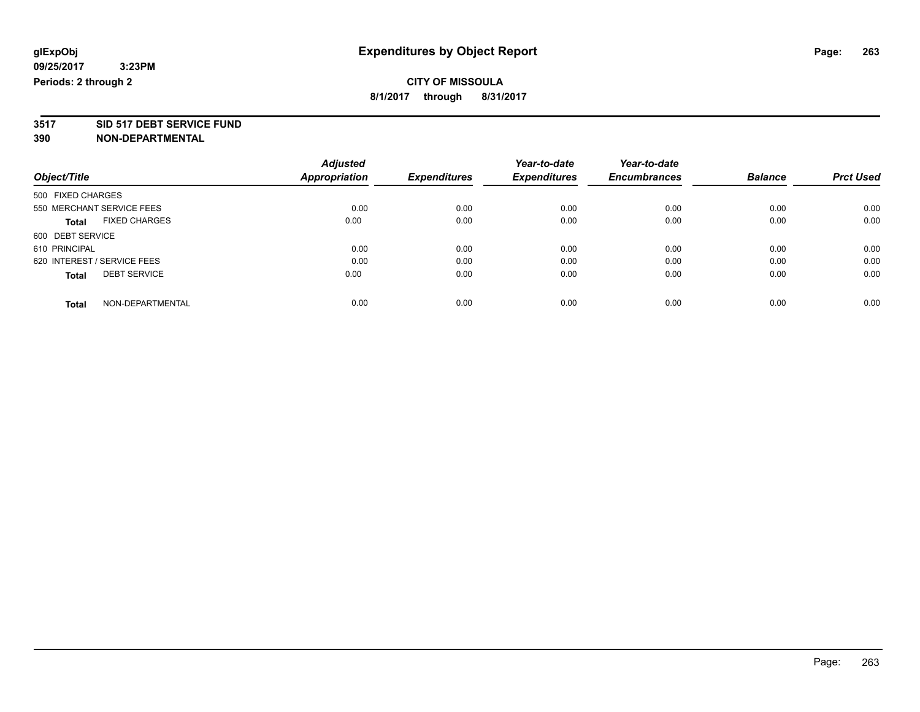# Expenditures by Object Report

glExpObj
09/25/2017 3:23PM
Periods: 2 through 2

**CITY OF MISSOULA**
**8/1/2017 through 8/31/2017**

**3517 SID 517 DEBT SERVICE FUND**
**390 NON-DEPARTMENTAL**

| Object/Title | Adjusted Appropriation | Expenditures | Year-to-date Expenditures | Year-to-date Encumbrances | Balance | Prct Used |
|---|---|---|---|---|---|---|
| 500 FIXED CHARGES | | | | | | |
| 550 MERCHANT SERVICE FEES | 0.00 | 0.00 | 0.00 | 0.00 | 0.00 | 0.00 |
| **Total** FIXED CHARGES | 0.00 | 0.00 | 0.00 | 0.00 | 0.00 | 0.00 |
| 600 DEBT SERVICE | | | | | | |
| 610 PRINCIPAL | 0.00 | 0.00 | 0.00 | 0.00 | 0.00 | 0.00 |
| 620 INTEREST / SERVICE FEES | 0.00 | 0.00 | 0.00 | 0.00 | 0.00 | 0.00 |
| **Total** DEBT SERVICE | 0.00 | 0.00 | 0.00 | 0.00 | 0.00 | 0.00 |
| **Total** NON-DEPARTMENTAL | 0.00 | 0.00 | 0.00 | 0.00 | 0.00 | 0.00 |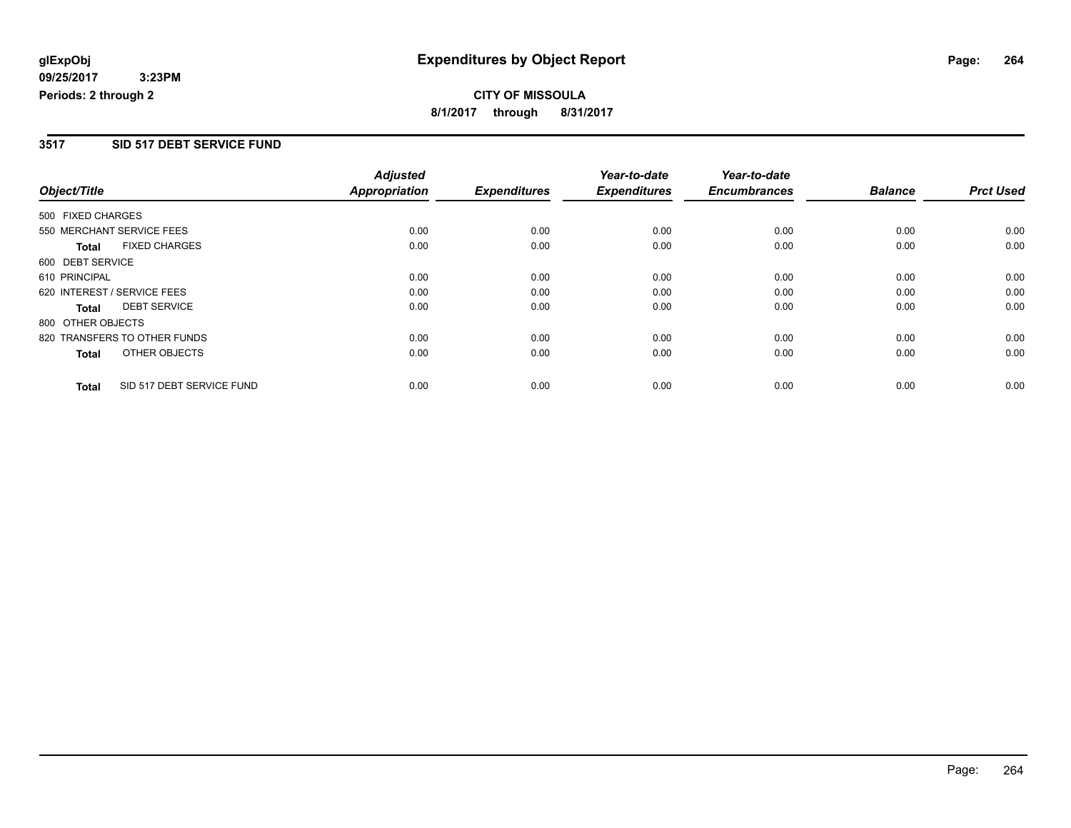glExpObj
09/25/2017 3:23PM
Periods: 2 through 2

# Expenditures by Object Report

**CITY OF MISSOULA**
**8/1/2017 through 8/31/2017**

## 3517 SID 517 DEBT SERVICE FUND

| Object/Title | Adjusted Appropriation | Expenditures | Year-to-date Expenditures | Year-to-date Encumbrances | Balance | Prct Used |
|---|---|---|---|---|---|---|
| 500 FIXED CHARGES | | | | | | |
| 550 MERCHANT SERVICE FEES | 0.00 | 0.00 | 0.00 | 0.00 | 0.00 | 0.00 |
| **Total** FIXED CHARGES | 0.00 | 0.00 | 0.00 | 0.00 | 0.00 | 0.00 |
| 600 DEBT SERVICE | | | | | | |
| 610 PRINCIPAL | 0.00 | 0.00 | 0.00 | 0.00 | 0.00 | 0.00 |
| 620 INTEREST / SERVICE FEES | 0.00 | 0.00 | 0.00 | 0.00 | 0.00 | 0.00 |
| **Total** DEBT SERVICE | 0.00 | 0.00 | 0.00 | 0.00 | 0.00 | 0.00 |
| 800 OTHER OBJECTS | | | | | | |
| 820 TRANSFERS TO OTHER FUNDS | 0.00 | 0.00 | 0.00 | 0.00 | 0.00 | 0.00 |
| **Total** OTHER OBJECTS | 0.00 | 0.00 | 0.00 | 0.00 | 0.00 | 0.00 |
| **Total** SID 517 DEBT SERVICE FUND | 0.00 | 0.00 | 0.00 | 0.00 | 0.00 | 0.00 |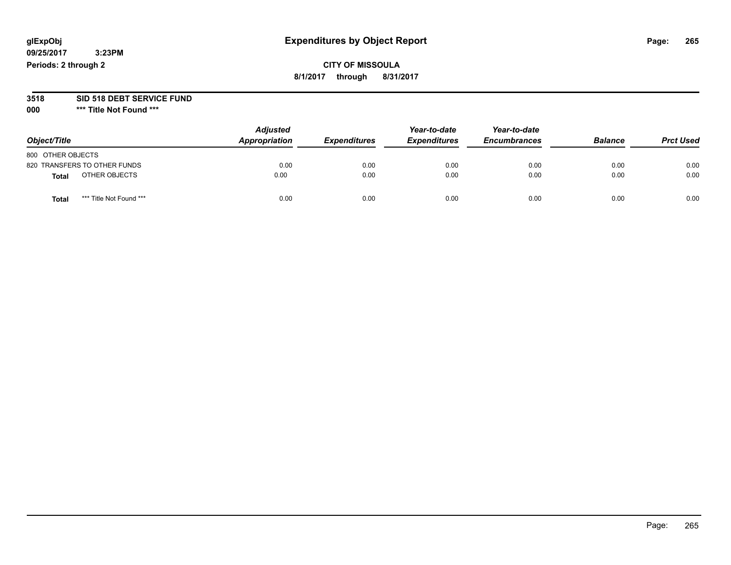**glExpObj** **Expenditures by Object Report**

**09/25/2017 3:23PM**

**Periods: 2 through 2**

**CITY OF MISSOULA**

**8/1/2017 through 8/31/2017**

**3518 SID 518 DEBT SERVICE FUND**

**000 \*\*\* Title Not Found \*\*\***

| Object/Title | Adjusted Appropriation | Expenditures | Year-to-date Expenditures | Year-to-date Encumbrances | Balance | Prct Used |
|---|---|---|---|---|---|---|
| 800 OTHER OBJECTS | | | | | | |
| 820 TRANSFERS TO OTHER FUNDS | 0.00 | 0.00 | 0.00 | 0.00 | 0.00 | 0.00 |
| **Total** OTHER OBJECTS | 0.00 | 0.00 | 0.00 | 0.00 | 0.00 | 0.00 |
| **Total** \*\*\* Title Not Found \*\*\* | 0.00 | 0.00 | 0.00 | 0.00 | 0.00 | 0.00 |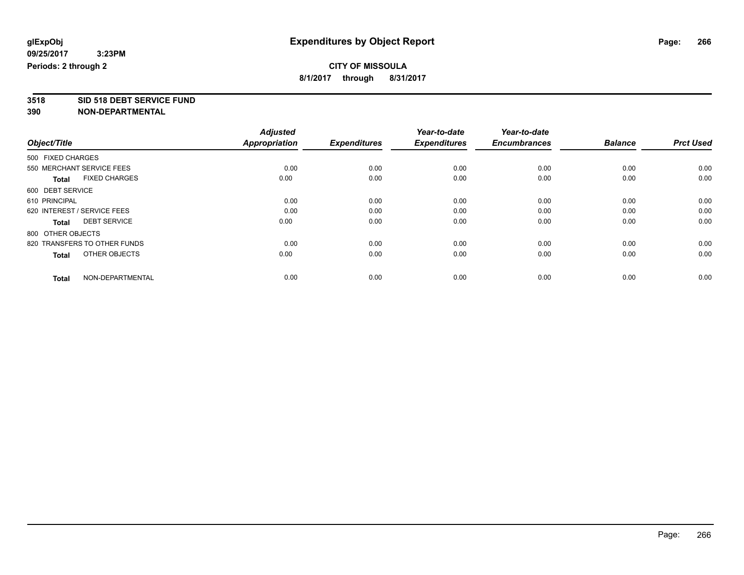**glExpObj** **Expenditures by Object Report**

**09/25/2017 3:23PM**

**Periods: 2 through 2**

**CITY OF MISSOULA**

**8/1/2017 through 8/31/2017**

**3518 SID 518 DEBT SERVICE FUND**

**390 NON-DEPARTMENTAL**

| Object/Title | | Adjusted Appropriation | Expenditures | Year-to-date Expenditures | Year-to-date Encumbrances | Balance | Prct Used |
|---|---|---|---|---|---|---|---|
| 500 FIXED CHARGES | | | | | | | |
| 550 MERCHANT SERVICE FEES | | 0.00 | 0.00 | 0.00 | 0.00 | 0.00 | 0.00 |
| **Total** | FIXED CHARGES | 0.00 | 0.00 | 0.00 | 0.00 | 0.00 | 0.00 |
| 600 DEBT SERVICE | | | | | | | |
| 610 PRINCIPAL | | 0.00 | 0.00 | 0.00 | 0.00 | 0.00 | 0.00 |
| 620 INTEREST / SERVICE FEES | | 0.00 | 0.00 | 0.00 | 0.00 | 0.00 | 0.00 |
| **Total** | DEBT SERVICE | 0.00 | 0.00 | 0.00 | 0.00 | 0.00 | 0.00 |
| 800 OTHER OBJECTS | | | | | | | |
| 820 TRANSFERS TO OTHER FUNDS | | 0.00 | 0.00 | 0.00 | 0.00 | 0.00 | 0.00 |
| **Total** | OTHER OBJECTS | 0.00 | 0.00 | 0.00 | 0.00 | 0.00 | 0.00 |
| **Total** | NON-DEPARTMENTAL | 0.00 | 0.00 | 0.00 | 0.00 | 0.00 | 0.00 |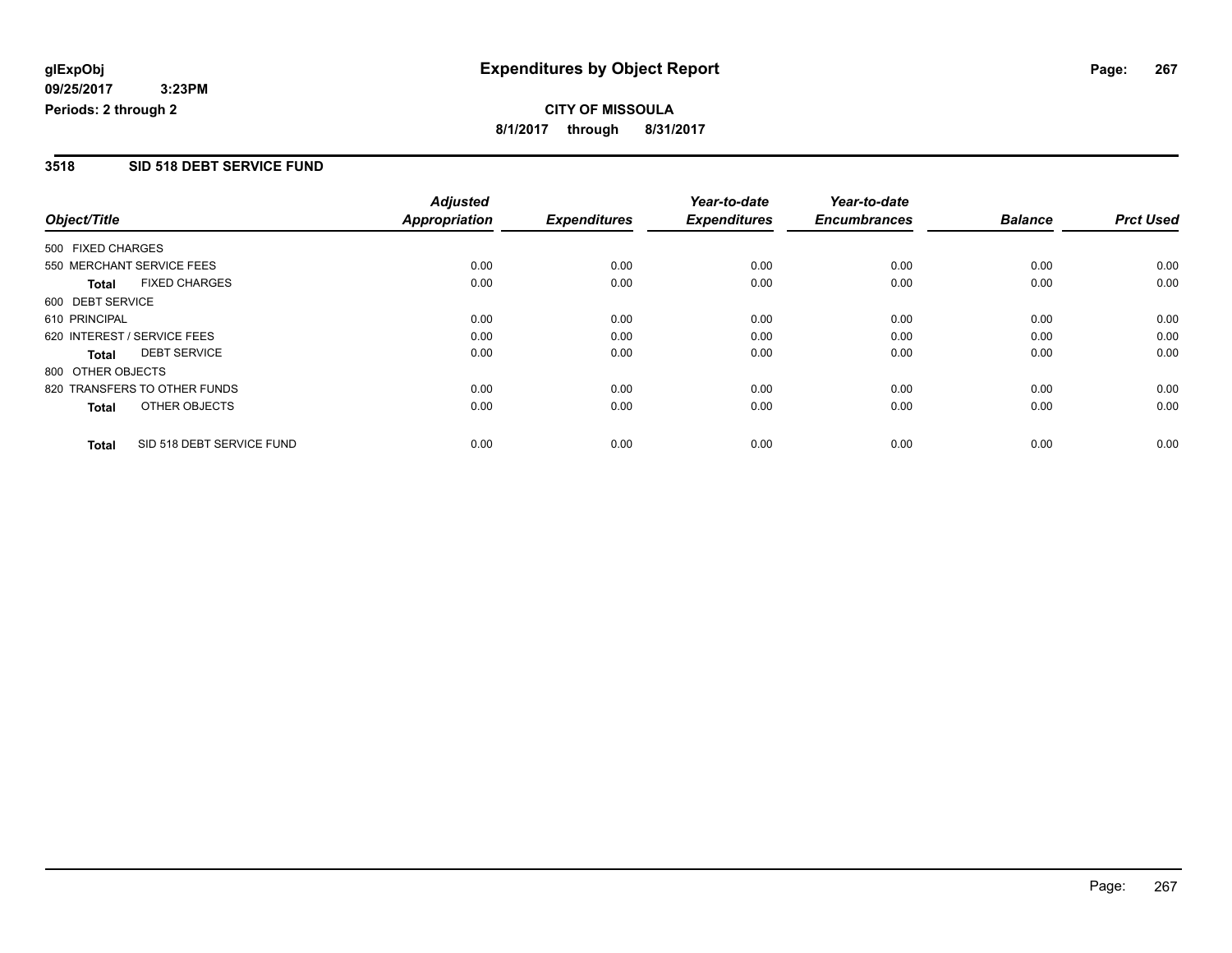glExpObj
09/25/2017 3:23PM
Periods: 2 through 2

# Expenditures by Object Report

**CITY OF MISSOULA**
**8/1/2017 through 8/31/2017**

## 3518 SID 518 DEBT SERVICE FUND

| Object/Title | | Adjusted Appropriation | Expenditures | Year-to-date Expenditures | Year-to-date Encumbrances | Balance | Prct Used |
|---|---|---|---|---|---|---|---|
| 500 FIXED CHARGES | | | | | | | |
| 550 MERCHANT SERVICE FEES | | 0.00 | 0.00 | 0.00 | 0.00 | 0.00 | 0.00 |
| **Total** | FIXED CHARGES | 0.00 | 0.00 | 0.00 | 0.00 | 0.00 | 0.00 |
| 600 DEBT SERVICE | | | | | | | |
| 610 PRINCIPAL | | 0.00 | 0.00 | 0.00 | 0.00 | 0.00 | 0.00 |
| 620 INTEREST / SERVICE FEES | | 0.00 | 0.00 | 0.00 | 0.00 | 0.00 | 0.00 |
| **Total** | DEBT SERVICE | 0.00 | 0.00 | 0.00 | 0.00 | 0.00 | 0.00 |
| 800 OTHER OBJECTS | | | | | | | |
| 820 TRANSFERS TO OTHER FUNDS | | 0.00 | 0.00 | 0.00 | 0.00 | 0.00 | 0.00 |
| **Total** | OTHER OBJECTS | 0.00 | 0.00 | 0.00 | 0.00 | 0.00 | 0.00 |
| **Total** | SID 518 DEBT SERVICE FUND | 0.00 | 0.00 | 0.00 | 0.00 | 0.00 | 0.00 |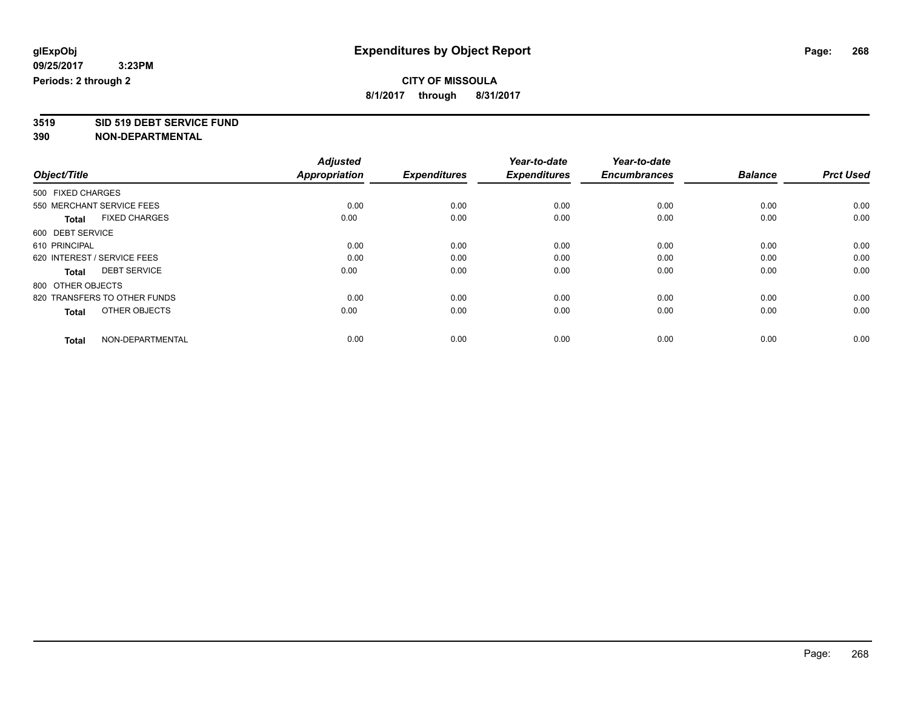# Expenditures by Object Report

glExpObj
09/25/2017 3:23PM
Periods: 2 through 2

**CITY OF MISSOULA**
**8/1/2017 through 8/31/2017**

**3519 SID 519 DEBT SERVICE FUND**
**390 NON-DEPARTMENTAL**

| Object/Title | Adjusted Appropriation | Expenditures | Year-to-date Expenditures | Year-to-date Encumbrances | Balance | Prct Used |
|---|---|---|---|---|---|---|
| 500 FIXED CHARGES | | | | | | |
| 550 MERCHANT SERVICE FEES | 0.00 | 0.00 | 0.00 | 0.00 | 0.00 | 0.00 |
| **Total** FIXED CHARGES | 0.00 | 0.00 | 0.00 | 0.00 | 0.00 | 0.00 |
| 600 DEBT SERVICE | | | | | | |
| 610 PRINCIPAL | 0.00 | 0.00 | 0.00 | 0.00 | 0.00 | 0.00 |
| 620 INTEREST / SERVICE FEES | 0.00 | 0.00 | 0.00 | 0.00 | 0.00 | 0.00 |
| **Total** DEBT SERVICE | 0.00 | 0.00 | 0.00 | 0.00 | 0.00 | 0.00 |
| 800 OTHER OBJECTS | | | | | | |
| 820 TRANSFERS TO OTHER FUNDS | 0.00 | 0.00 | 0.00 | 0.00 | 0.00 | 0.00 |
| **Total** OTHER OBJECTS | 0.00 | 0.00 | 0.00 | 0.00 | 0.00 | 0.00 |
| **Total** NON-DEPARTMENTAL | 0.00 | 0.00 | 0.00 | 0.00 | 0.00 | 0.00 |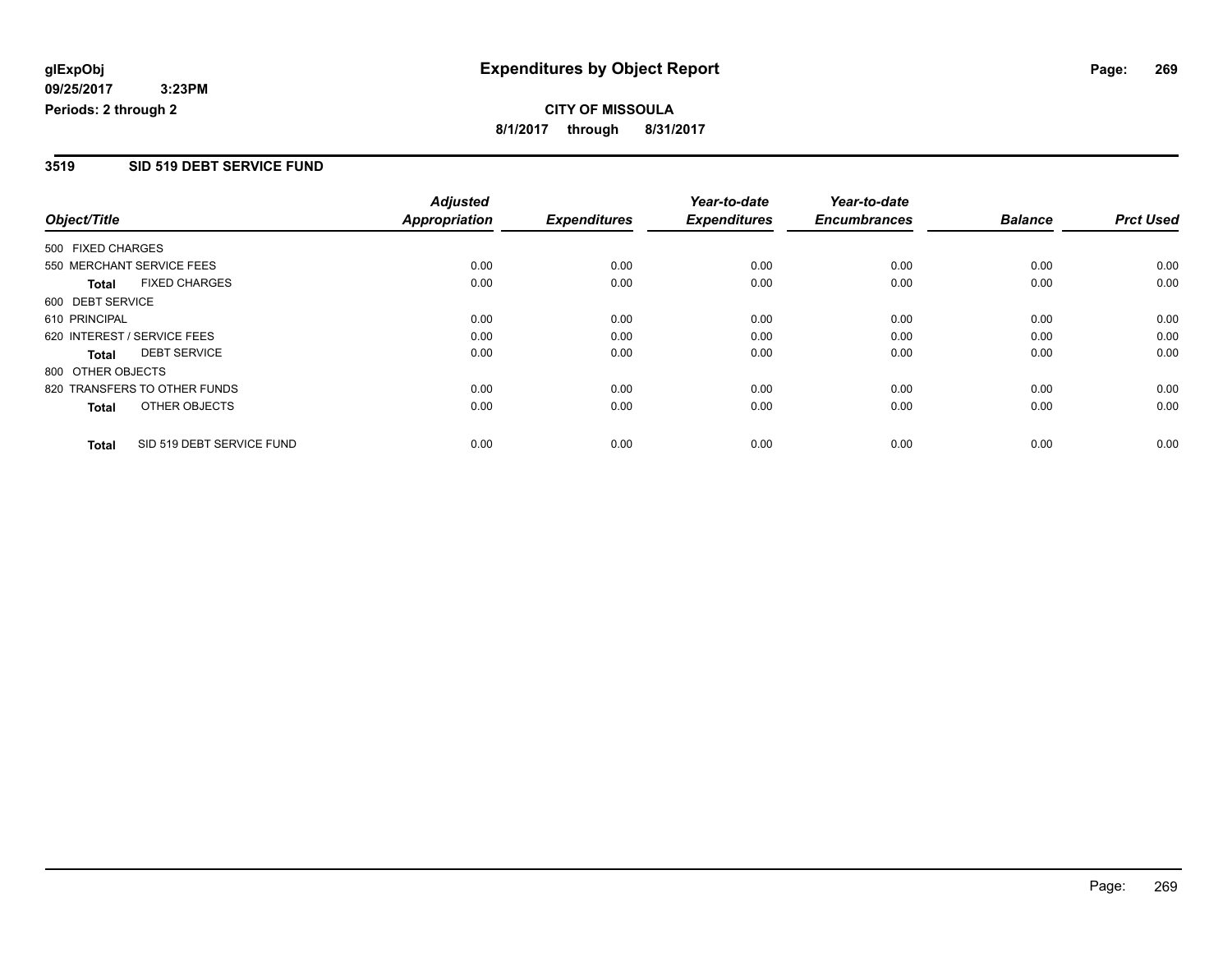**glExpObj**
**09/25/2017 3:23PM**
**Periods: 2 through 2**

# Expenditures by Object Report

**CITY OF MISSOULA**
**8/1/2017 through 8/31/2017**

## 3519 SID 519 DEBT SERVICE FUND

| Object/Title | Adjusted Appropriation | Expenditures | Year-to-date Expenditures | Year-to-date Encumbrances | Balance | Prct Used |
|---|---|---|---|---|---|---|
| 500 FIXED CHARGES | | | | | | |
| 550 MERCHANT SERVICE FEES | 0.00 | 0.00 | 0.00 | 0.00 | 0.00 | 0.00 |
| **Total** FIXED CHARGES | 0.00 | 0.00 | 0.00 | 0.00 | 0.00 | 0.00 |
| 600 DEBT SERVICE | | | | | | |
| 610 PRINCIPAL | 0.00 | 0.00 | 0.00 | 0.00 | 0.00 | 0.00 |
| 620 INTEREST / SERVICE FEES | 0.00 | 0.00 | 0.00 | 0.00 | 0.00 | 0.00 |
| **Total** DEBT SERVICE | 0.00 | 0.00 | 0.00 | 0.00 | 0.00 | 0.00 |
| 800 OTHER OBJECTS | | | | | | |
| 820 TRANSFERS TO OTHER FUNDS | 0.00 | 0.00 | 0.00 | 0.00 | 0.00 | 0.00 |
| **Total** OTHER OBJECTS | 0.00 | 0.00 | 0.00 | 0.00 | 0.00 | 0.00 |
| **Total** SID 519 DEBT SERVICE FUND | 0.00 | 0.00 | 0.00 | 0.00 | 0.00 | 0.00 |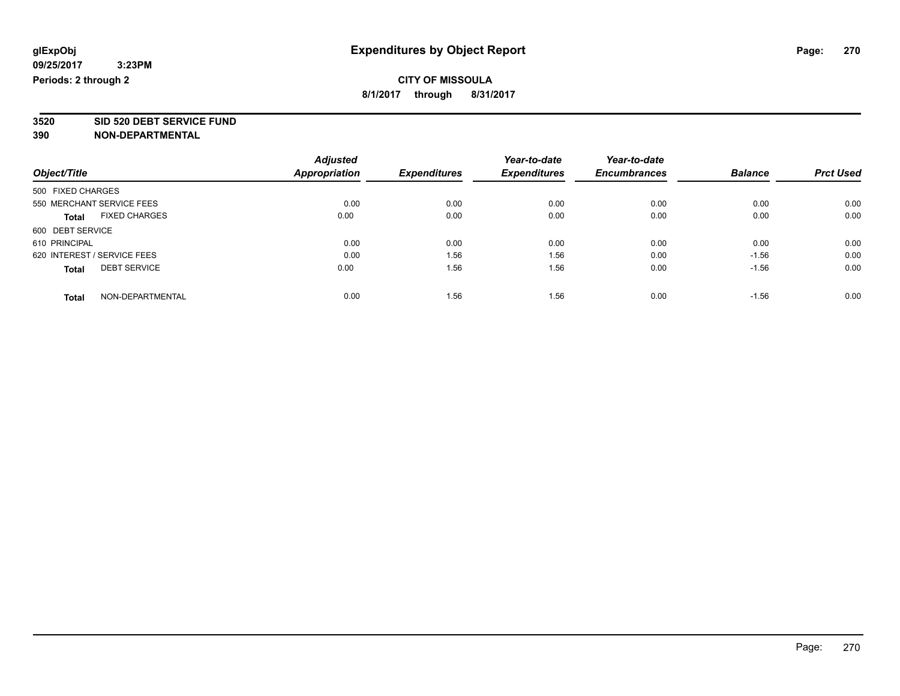**glExpObj**
**09/25/2017 3:23PM**
**Periods: 2 through 2**

# Expenditures by Object Report

**CITY OF MISSOULA**
**8/1/2017 through 8/31/2017**

**3520 SID 520 DEBT SERVICE FUND**
**390 NON-DEPARTMENTAL**

| Object/Title | Adjusted Appropriation | Expenditures | Year-to-date Expenditures | Year-to-date Encumbrances | Balance | Prct Used |
|---|---|---|---|---|---|---|
| 500 FIXED CHARGES | | | | | | |
| 550 MERCHANT SERVICE FEES | 0.00 | 0.00 | 0.00 | 0.00 | 0.00 | 0.00 |
| **Total** FIXED CHARGES | 0.00 | 0.00 | 0.00 | 0.00 | 0.00 | 0.00 |
| 600 DEBT SERVICE | | | | | | |
| 610 PRINCIPAL | 0.00 | 0.00 | 0.00 | 0.00 | 0.00 | 0.00 |
| 620 INTEREST / SERVICE FEES | 0.00 | 1.56 | 1.56 | 0.00 | -1.56 | 0.00 |
| **Total** DEBT SERVICE | 0.00 | 1.56 | 1.56 | 0.00 | -1.56 | 0.00 |
| **Total** NON-DEPARTMENTAL | 0.00 | 1.56 | 1.56 | 0.00 | -1.56 | 0.00 |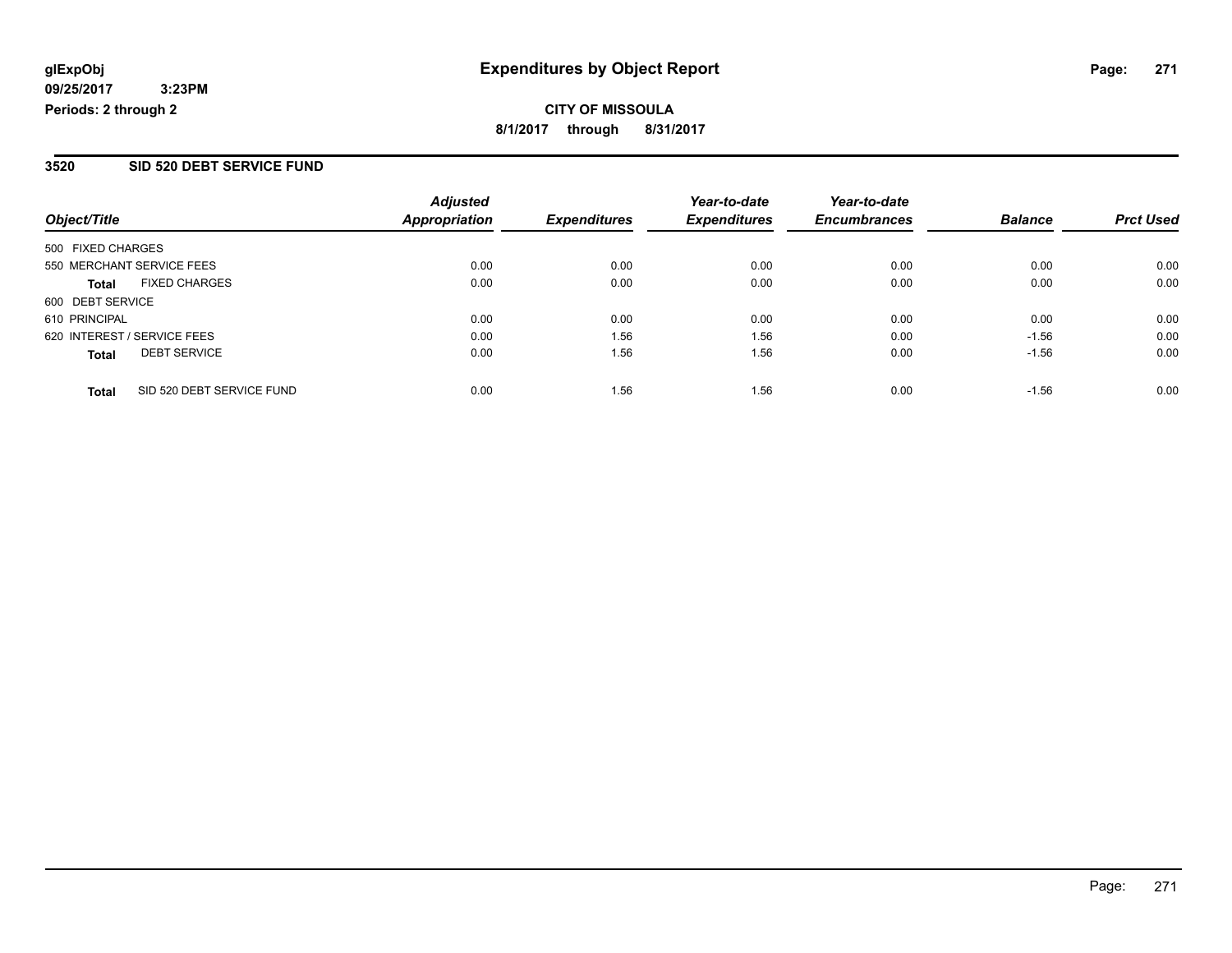glExpObj
09/25/2017 3:23PM
Periods: 2 through 2

# Expenditures by Object Report

**CITY OF MISSOULA**

**8/1/2017 through 8/31/2017**

## 3520 SID 520 DEBT SERVICE FUND

| Object/Title | Adjusted Appropriation | Expenditures | Year-to-date Expenditures | Year-to-date Encumbrances | Balance | Prct Used |
|---|---|---|---|---|---|---|
| 500 FIXED CHARGES | | | | | | |
| 550 MERCHANT SERVICE FEES | 0.00 | 0.00 | 0.00 | 0.00 | 0.00 | 0.00 |
| **Total** FIXED CHARGES | 0.00 | 0.00 | 0.00 | 0.00 | 0.00 | 0.00 |
| 600 DEBT SERVICE | | | | | | |
| 610 PRINCIPAL | 0.00 | 0.00 | 0.00 | 0.00 | 0.00 | 0.00 |
| 620 INTEREST / SERVICE FEES | 0.00 | 1.56 | 1.56 | 0.00 | -1.56 | 0.00 |
| **Total** DEBT SERVICE | 0.00 | 1.56 | 1.56 | 0.00 | -1.56 | 0.00 |
| **Total** SID 520 DEBT SERVICE FUND | 0.00 | 1.56 | 1.56 | 0.00 | -1.56 | 0.00 |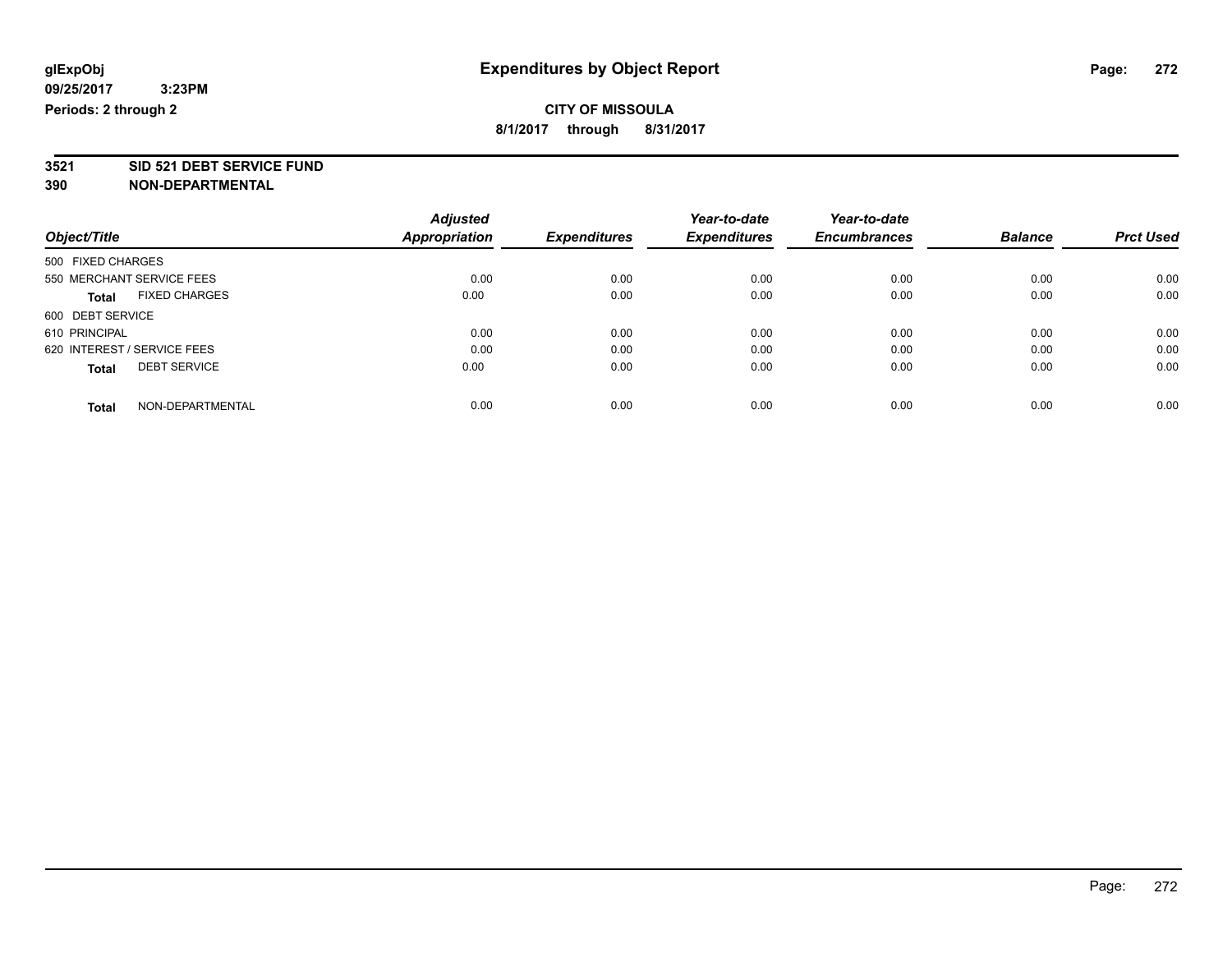# Expenditures by Object Report

glExpObj
09/25/2017 3:23PM
Periods: 2 through 2

**CITY OF MISSOULA**
**8/1/2017 through 8/31/2017**

**3521 SID 521 DEBT SERVICE FUND**
**390 NON-DEPARTMENTAL**

| Object/Title | Adjusted Appropriation | Expenditures | Year-to-date Expenditures | Year-to-date Encumbrances | Balance | Prct Used |
|---|---|---|---|---|---|---|
| 500 FIXED CHARGES | | | | | | |
| 550 MERCHANT SERVICE FEES | 0.00 | 0.00 | 0.00 | 0.00 | 0.00 | 0.00 |
| **Total** FIXED CHARGES | 0.00 | 0.00 | 0.00 | 0.00 | 0.00 | 0.00 |
| 600 DEBT SERVICE | | | | | | |
| 610 PRINCIPAL | 0.00 | 0.00 | 0.00 | 0.00 | 0.00 | 0.00 |
| 620 INTEREST / SERVICE FEES | 0.00 | 0.00 | 0.00 | 0.00 | 0.00 | 0.00 |
| **Total** DEBT SERVICE | 0.00 | 0.00 | 0.00 | 0.00 | 0.00 | 0.00 |
| **Total** NON-DEPARTMENTAL | 0.00 | 0.00 | 0.00 | 0.00 | 0.00 | 0.00 |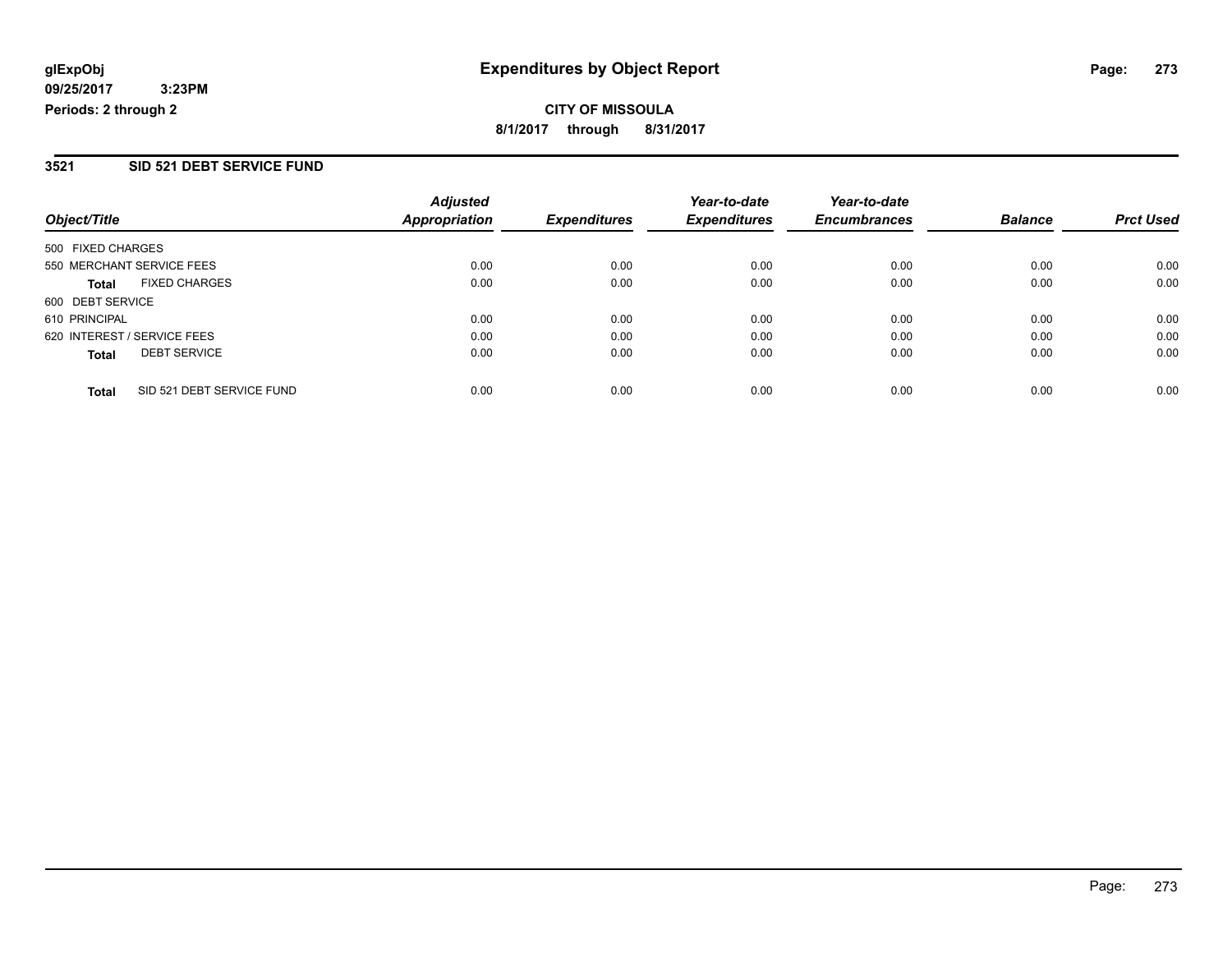**glExpObj** **Expenditures by Object Report**

**09/25/2017 3:23PM**

**Periods: 2 through 2**

**CITY OF MISSOULA**

**8/1/2017 through 8/31/2017**

## 3521 SID 521 DEBT SERVICE FUND

| Object/Title | | Adjusted Appropriation | Expenditures | Year-to-date Expenditures | Year-to-date Encumbrances | Balance | Prct Used |
|---|---|---|---|---|---|---|---|
| 500 FIXED CHARGES | | | | | | | |
| 550 MERCHANT SERVICE FEES | | 0.00 | 0.00 | 0.00 | 0.00 | 0.00 | 0.00 |
| **Total** | FIXED CHARGES | 0.00 | 0.00 | 0.00 | 0.00 | 0.00 | 0.00 |
| 600 DEBT SERVICE | | | | | | | |
| 610 PRINCIPAL | | 0.00 | 0.00 | 0.00 | 0.00 | 0.00 | 0.00 |
| 620 INTEREST / SERVICE FEES | | 0.00 | 0.00 | 0.00 | 0.00 | 0.00 | 0.00 |
| **Total** | DEBT SERVICE | 0.00 | 0.00 | 0.00 | 0.00 | 0.00 | 0.00 |
| **Total** | SID 521 DEBT SERVICE FUND | 0.00 | 0.00 | 0.00 | 0.00 | 0.00 | 0.00 |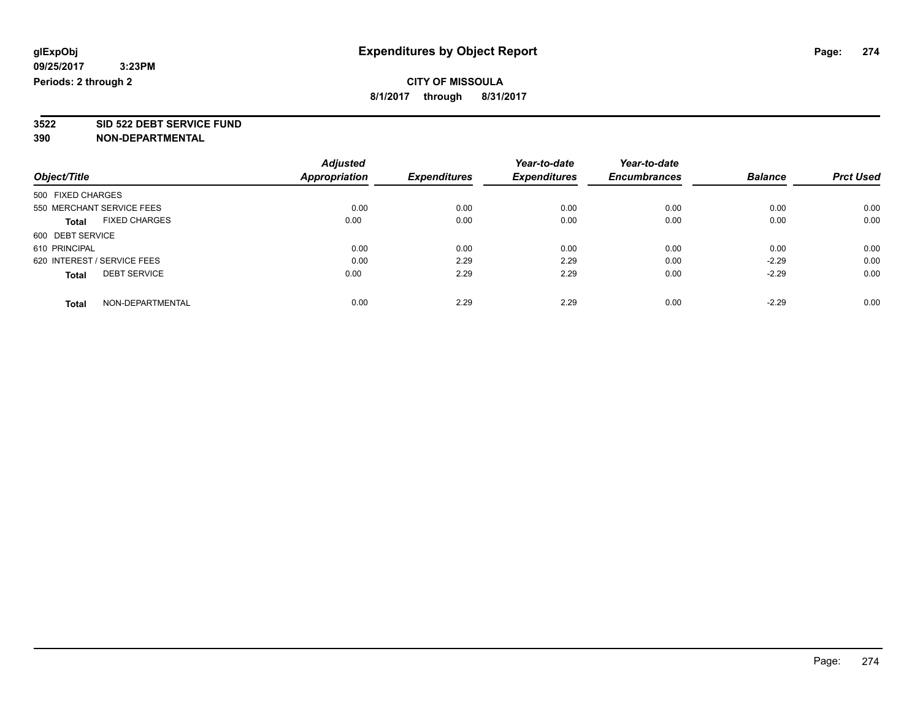glExpObj
09/25/2017 3:23PM
Periods: 2 through 2

# Expenditures by Object Report

**CITY OF MISSOULA**

**8/1/2017 through 8/31/2017**

**3522 SID 522 DEBT SERVICE FUND**

**390 NON-DEPARTMENTAL**

| Object/Title | Adjusted Appropriation | Expenditures | Year-to-date Expenditures | Year-to-date Encumbrances | Balance | Prct Used |
|---|---|---|---|---|---|---|
| 500 FIXED CHARGES | | | | | | |
| 550 MERCHANT SERVICE FEES | 0.00 | 0.00 | 0.00 | 0.00 | 0.00 | 0.00 |
| **Total** FIXED CHARGES | 0.00 | 0.00 | 0.00 | 0.00 | 0.00 | 0.00 |
| 600 DEBT SERVICE | | | | | | |
| 610 PRINCIPAL | 0.00 | 0.00 | 0.00 | 0.00 | 0.00 | 0.00 |
| 620 INTEREST / SERVICE FEES | 0.00 | 2.29 | 2.29 | 0.00 | -2.29 | 0.00 |
| **Total** DEBT SERVICE | 0.00 | 2.29 | 2.29 | 0.00 | -2.29 | 0.00 |
| **Total** NON-DEPARTMENTAL | 0.00 | 2.29 | 2.29 | 0.00 | -2.29 | 0.00 |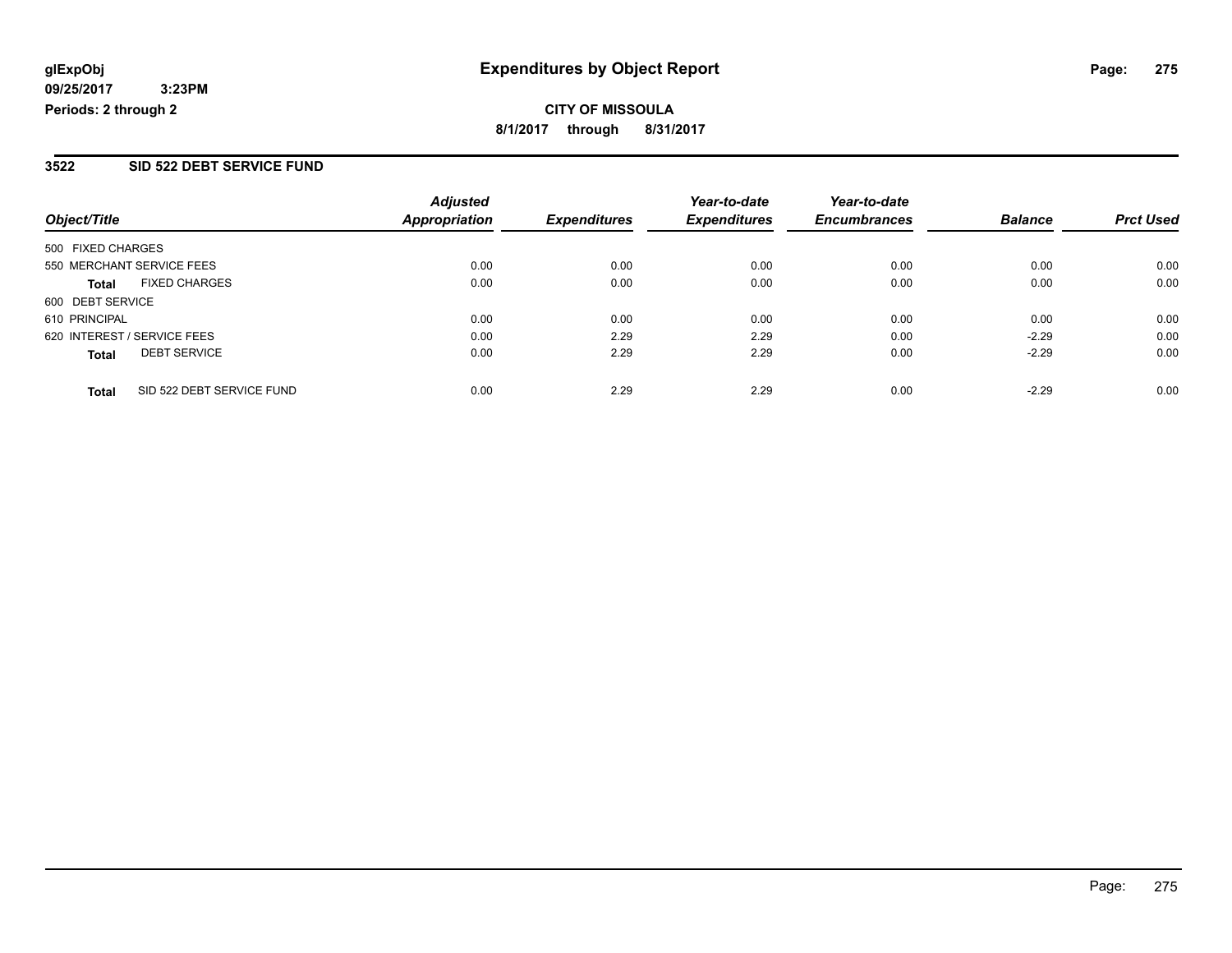**glExpObj**
**09/25/2017 3:23PM**
**Periods: 2 through 2**

# Expenditures by Object Report

**CITY OF MISSOULA**
**8/1/2017 through 8/31/2017**

## 3522 SID 522 DEBT SERVICE FUND

| Object/Title | Adjusted Appropriation | Expenditures | Year-to-date Expenditures | Year-to-date Encumbrances | Balance | Prct Used |
|---|---|---|---|---|---|---|
| 500 FIXED CHARGES | | | | | | |
| 550 MERCHANT SERVICE FEES | 0.00 | 0.00 | 0.00 | 0.00 | 0.00 | 0.00 |
| **Total** FIXED CHARGES | 0.00 | 0.00 | 0.00 | 0.00 | 0.00 | 0.00 |
| 600 DEBT SERVICE | | | | | | |
| 610 PRINCIPAL | 0.00 | 0.00 | 0.00 | 0.00 | 0.00 | 0.00 |
| 620 INTEREST / SERVICE FEES | 0.00 | 2.29 | 2.29 | 0.00 | -2.29 | 0.00 |
| **Total** DEBT SERVICE | 0.00 | 2.29 | 2.29 | 0.00 | -2.29 | 0.00 |
| **Total** SID 522 DEBT SERVICE FUND | 0.00 | 2.29 | 2.29 | 0.00 | -2.29 | 0.00 |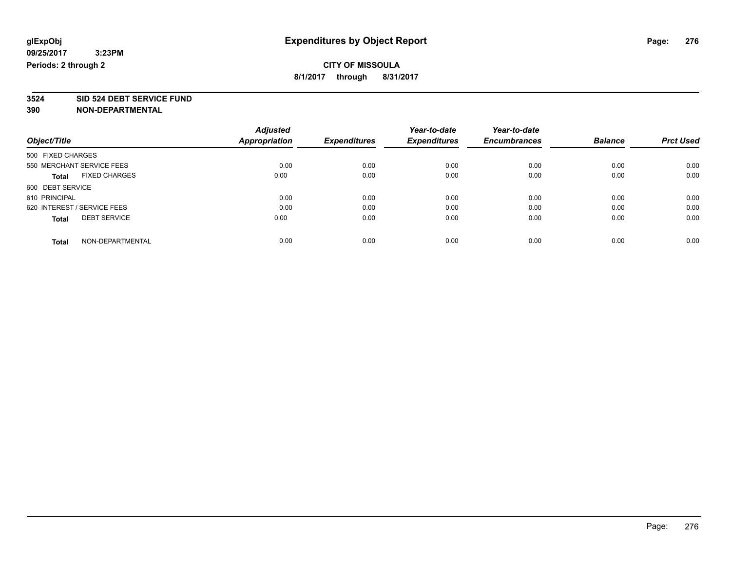glExpObj
09/25/2017 3:23PM
Periods: 2 through 2

# Expenditures by Object Report

**CITY OF MISSOULA**
**8/1/2017 through 8/31/2017**

**3524 SID 524 DEBT SERVICE FUND**
**390 NON-DEPARTMENTAL**

| Object/Title | Adjusted Appropriation | Expenditures | Year-to-date Expenditures | Year-to-date Encumbrances | Balance | Prct Used |
|---|---|---|---|---|---|---|
| 500 FIXED CHARGES | | | | | | |
| 550 MERCHANT SERVICE FEES | 0.00 | 0.00 | 0.00 | 0.00 | 0.00 | 0.00 |
| **Total** FIXED CHARGES | 0.00 | 0.00 | 0.00 | 0.00 | 0.00 | 0.00 |
| 600 DEBT SERVICE | | | | | | |
| 610 PRINCIPAL | 0.00 | 0.00 | 0.00 | 0.00 | 0.00 | 0.00 |
| 620 INTEREST / SERVICE FEES | 0.00 | 0.00 | 0.00 | 0.00 | 0.00 | 0.00 |
| **Total** DEBT SERVICE | 0.00 | 0.00 | 0.00 | 0.00 | 0.00 | 0.00 |
| **Total** NON-DEPARTMENTAL | 0.00 | 0.00 | 0.00 | 0.00 | 0.00 | 0.00 |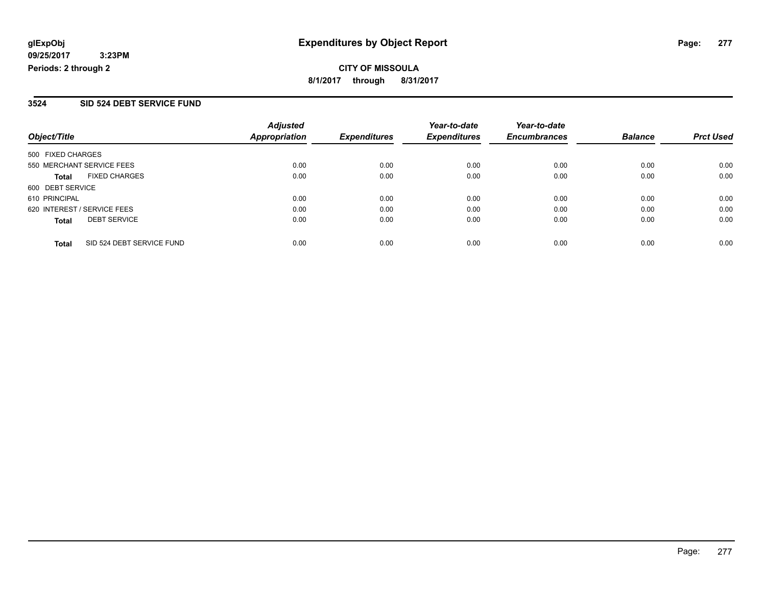**glExpObj**
**09/25/2017 3:23PM**
**Periods: 2 through 2**

# Expenditures by Object Report

**CITY OF MISSOULA**
**8/1/2017 through 8/31/2017**

## 3524 SID 524 DEBT SERVICE FUND

| Object/Title | Adjusted Appropriation | Expenditures | Year-to-date Expenditures | Year-to-date Encumbrances | Balance | Prct Used |
|---|---|---|---|---|---|---|
| 500 FIXED CHARGES | | | | | | |
| 550 MERCHANT SERVICE FEES | 0.00 | 0.00 | 0.00 | 0.00 | 0.00 | 0.00 |
| **Total** FIXED CHARGES | 0.00 | 0.00 | 0.00 | 0.00 | 0.00 | 0.00 |
| 600 DEBT SERVICE | | | | | | |
| 610 PRINCIPAL | 0.00 | 0.00 | 0.00 | 0.00 | 0.00 | 0.00 |
| 620 INTEREST / SERVICE FEES | 0.00 | 0.00 | 0.00 | 0.00 | 0.00 | 0.00 |
| **Total** DEBT SERVICE | 0.00 | 0.00 | 0.00 | 0.00 | 0.00 | 0.00 |
| **Total** SID 524 DEBT SERVICE FUND | 0.00 | 0.00 | 0.00 | 0.00 | 0.00 | 0.00 |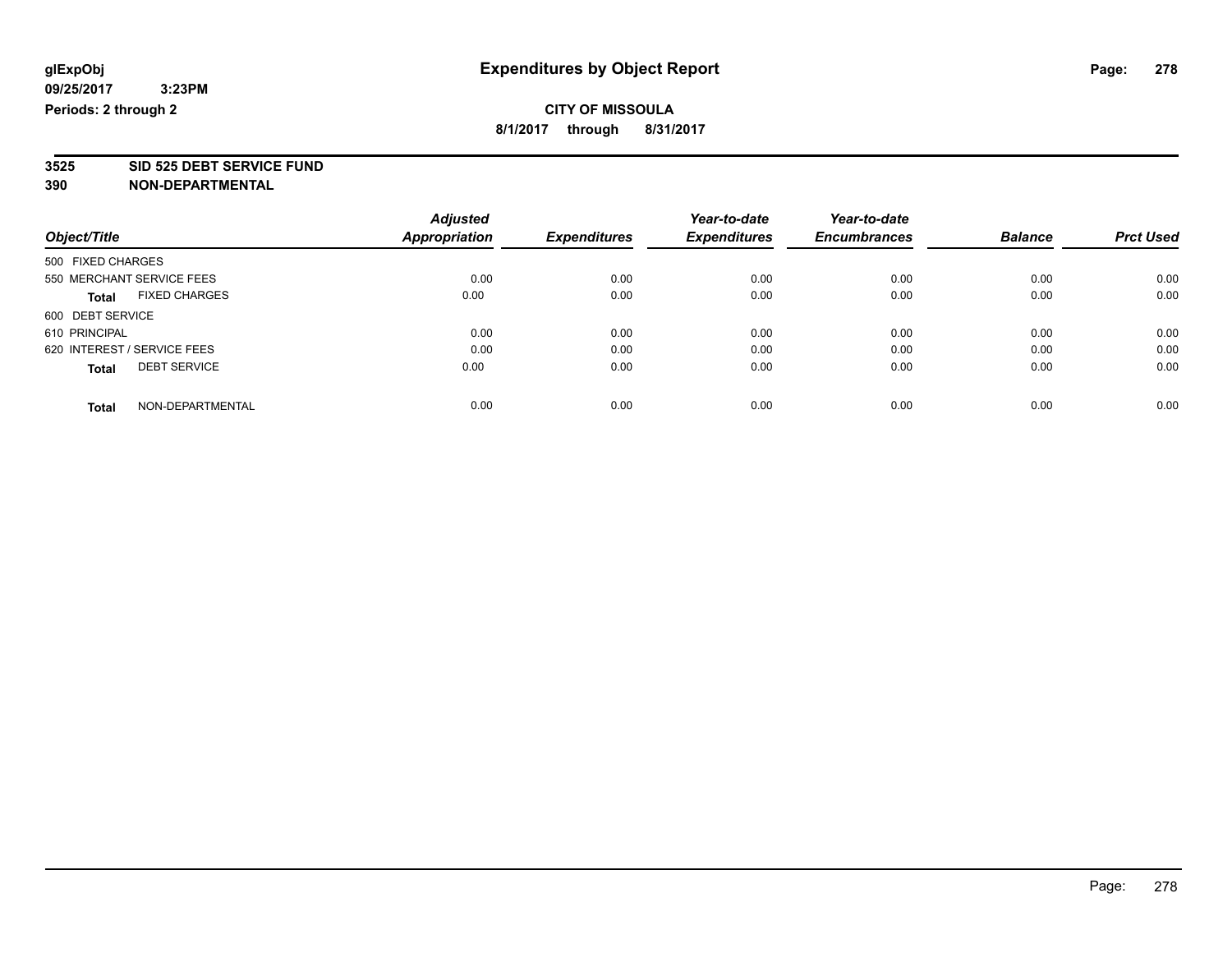glExpObj
09/25/2017 3:23PM
Periods: 2 through 2

# Expenditures by Object Report

**CITY OF MISSOULA**
**8/1/2017 through 8/31/2017**

**3525 SID 525 DEBT SERVICE FUND**
**390 NON-DEPARTMENTAL**

| Object/Title | | Adjusted Appropriation | Expenditures | Year-to-date Expenditures | Year-to-date Encumbrances | Balance | Prct Used |
|---|---|---|---|---|---|---|---|
| 500 FIXED CHARGES | | | | | | | |
| 550 MERCHANT SERVICE FEES | | 0.00 | 0.00 | 0.00 | 0.00 | 0.00 | 0.00 |
| **Total** | FIXED CHARGES | 0.00 | 0.00 | 0.00 | 0.00 | 0.00 | 0.00 |
| 600 DEBT SERVICE | | | | | | | |
| 610 PRINCIPAL | | 0.00 | 0.00 | 0.00 | 0.00 | 0.00 | 0.00 |
| 620 INTEREST / SERVICE FEES | | 0.00 | 0.00 | 0.00 | 0.00 | 0.00 | 0.00 |
| **Total** | DEBT SERVICE | 0.00 | 0.00 | 0.00 | 0.00 | 0.00 | 0.00 |
| **Total** | NON-DEPARTMENTAL | 0.00 | 0.00 | 0.00 | 0.00 | 0.00 | 0.00 |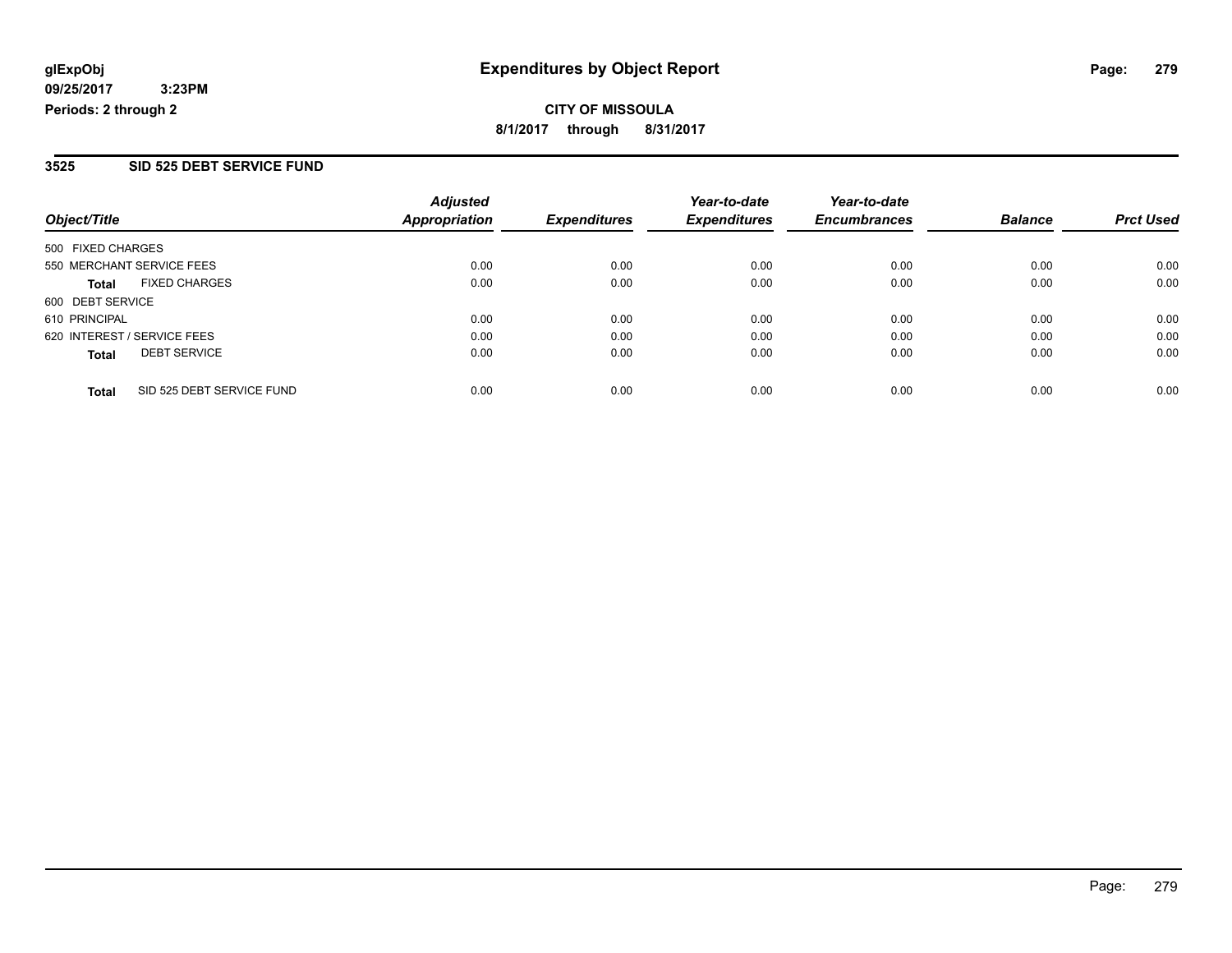**glExpObj**
**09/25/2017 3:23PM**
**Periods: 2 through 2**

# Expenditures by Object Report

**CITY OF MISSOULA**
**8/1/2017 through 8/31/2017**

## 3525 SID 525 DEBT SERVICE FUND

| Object/Title | Adjusted Appropriation | Expenditures | Year-to-date Expenditures | Year-to-date Encumbrances | Balance | Prct Used |
|---|---|---|---|---|---|---|
| 500 FIXED CHARGES | | | | | | |
| 550 MERCHANT SERVICE FEES | 0.00 | 0.00 | 0.00 | 0.00 | 0.00 | 0.00 |
| **Total** FIXED CHARGES | 0.00 | 0.00 | 0.00 | 0.00 | 0.00 | 0.00 |
| 600 DEBT SERVICE | | | | | | |
| 610 PRINCIPAL | 0.00 | 0.00 | 0.00 | 0.00 | 0.00 | 0.00 |
| 620 INTEREST / SERVICE FEES | 0.00 | 0.00 | 0.00 | 0.00 | 0.00 | 0.00 |
| **Total** DEBT SERVICE | 0.00 | 0.00 | 0.00 | 0.00 | 0.00 | 0.00 |
| **Total** SID 525 DEBT SERVICE FUND | 0.00 | 0.00 | 0.00 | 0.00 | 0.00 | 0.00 |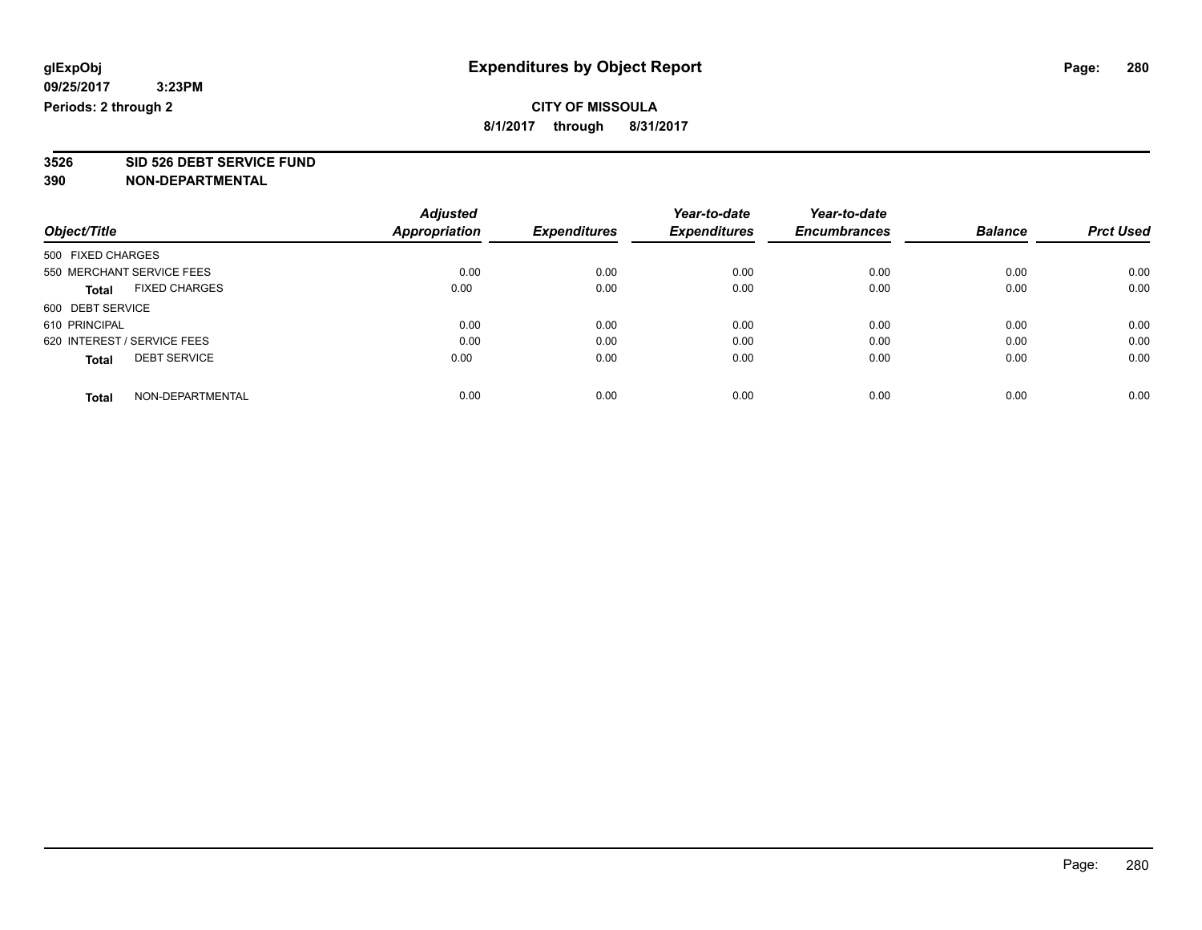# Expenditures by Object Report

glExpObj
09/25/2017 3:23PM
Periods: 2 through 2

**CITY OF MISSOULA**
**8/1/2017 through 8/31/2017**

**3526 SID 526 DEBT SERVICE FUND**
**390 NON-DEPARTMENTAL**

| Object/Title | Adjusted Appropriation | Expenditures | Year-to-date Expenditures | Year-to-date Encumbrances | Balance | Prct Used |
|---|---|---|---|---|---|---|
| 500 FIXED CHARGES | | | | | | |
| 550 MERCHANT SERVICE FEES | 0.00 | 0.00 | 0.00 | 0.00 | 0.00 | 0.00 |
| **Total** FIXED CHARGES | 0.00 | 0.00 | 0.00 | 0.00 | 0.00 | 0.00 |
| 600 DEBT SERVICE | | | | | | |
| 610 PRINCIPAL | 0.00 | 0.00 | 0.00 | 0.00 | 0.00 | 0.00 |
| 620 INTEREST / SERVICE FEES | 0.00 | 0.00 | 0.00 | 0.00 | 0.00 | 0.00 |
| **Total** DEBT SERVICE | 0.00 | 0.00 | 0.00 | 0.00 | 0.00 | 0.00 |
| **Total** NON-DEPARTMENTAL | 0.00 | 0.00 | 0.00 | 0.00 | 0.00 | 0.00 |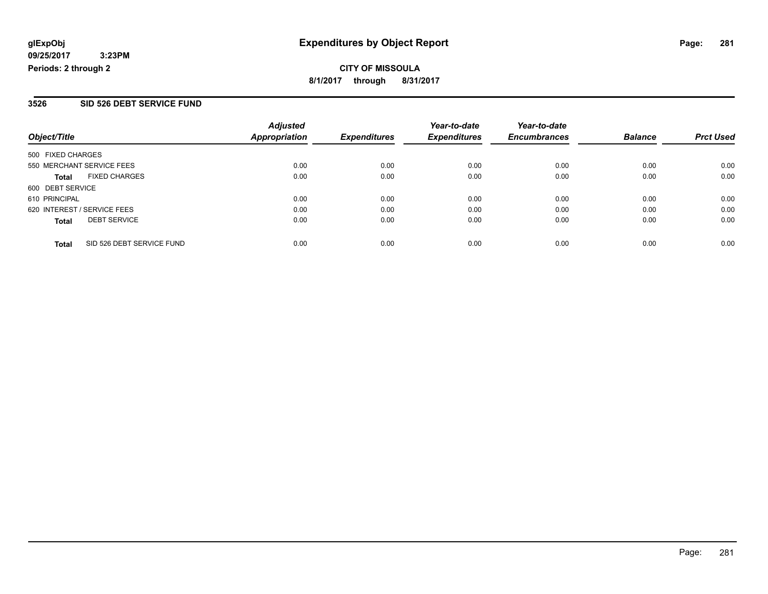glExpObj
09/25/2017 3:23PM
Periods: 2 through 2

# Expenditures by Object Report

**CITY OF MISSOULA**
**8/1/2017 through 8/31/2017**

## 3526 SID 526 DEBT SERVICE FUND

| Object/Title | Adjusted Appropriation | Expenditures | Year-to-date Expenditures | Year-to-date Encumbrances | Balance | Prct Used |
|---|---|---|---|---|---|---|
| 500 FIXED CHARGES | | | | | | |
| 550 MERCHANT SERVICE FEES | 0.00 | 0.00 | 0.00 | 0.00 | 0.00 | 0.00 |
| **Total** FIXED CHARGES | 0.00 | 0.00 | 0.00 | 0.00 | 0.00 | 0.00 |
| 600 DEBT SERVICE | | | | | | |
| 610 PRINCIPAL | 0.00 | 0.00 | 0.00 | 0.00 | 0.00 | 0.00 |
| 620 INTEREST / SERVICE FEES | 0.00 | 0.00 | 0.00 | 0.00 | 0.00 | 0.00 |
| **Total** DEBT SERVICE | 0.00 | 0.00 | 0.00 | 0.00 | 0.00 | 0.00 |
| **Total** SID 526 DEBT SERVICE FUND | 0.00 | 0.00 | 0.00 | 0.00 | 0.00 | 0.00 |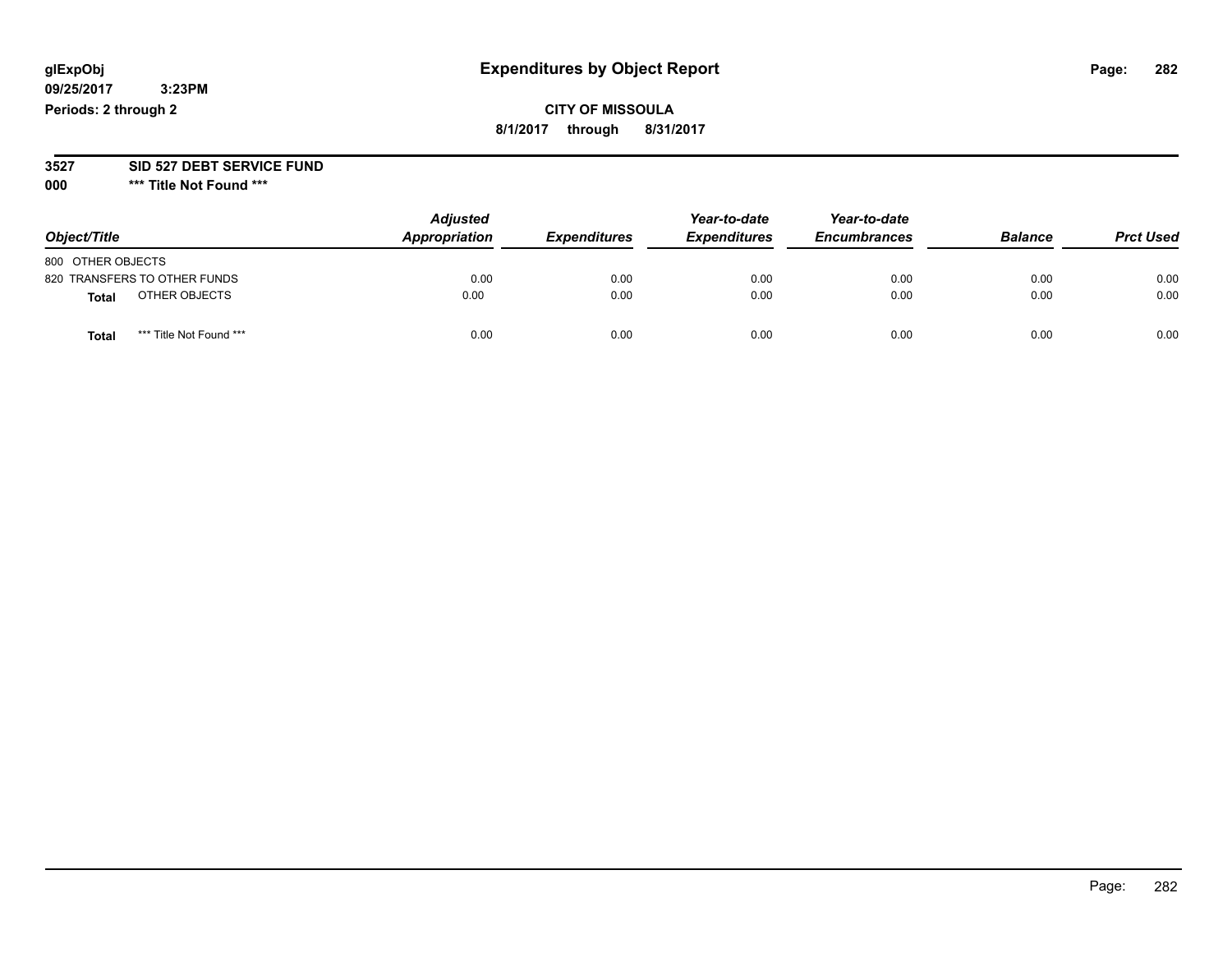glExpObj
09/25/2017 3:23PM
Periods: 2 through 2

# Expenditures by Object Report

**CITY OF MISSOULA**
**8/1/2017 through 8/31/2017**

**3527 SID 527 DEBT SERVICE FUND**
**000 *** Title Not Found *****

| Object/Title | Adjusted Appropriation | Expenditures | Year-to-date Expenditures | Year-to-date Encumbrances | Balance | Prct Used |
|---|---|---|---|---|---|---|
| 800 OTHER OBJECTS | | | | | | |
| 820 TRANSFERS TO OTHER FUNDS | 0.00 | 0.00 | 0.00 | 0.00 | 0.00 | 0.00 |
| **Total** OTHER OBJECTS | 0.00 | 0.00 | 0.00 | 0.00 | 0.00 | 0.00 |
| **Total** *** Title Not Found *** | 0.00 | 0.00 | 0.00 | 0.00 | 0.00 | 0.00 |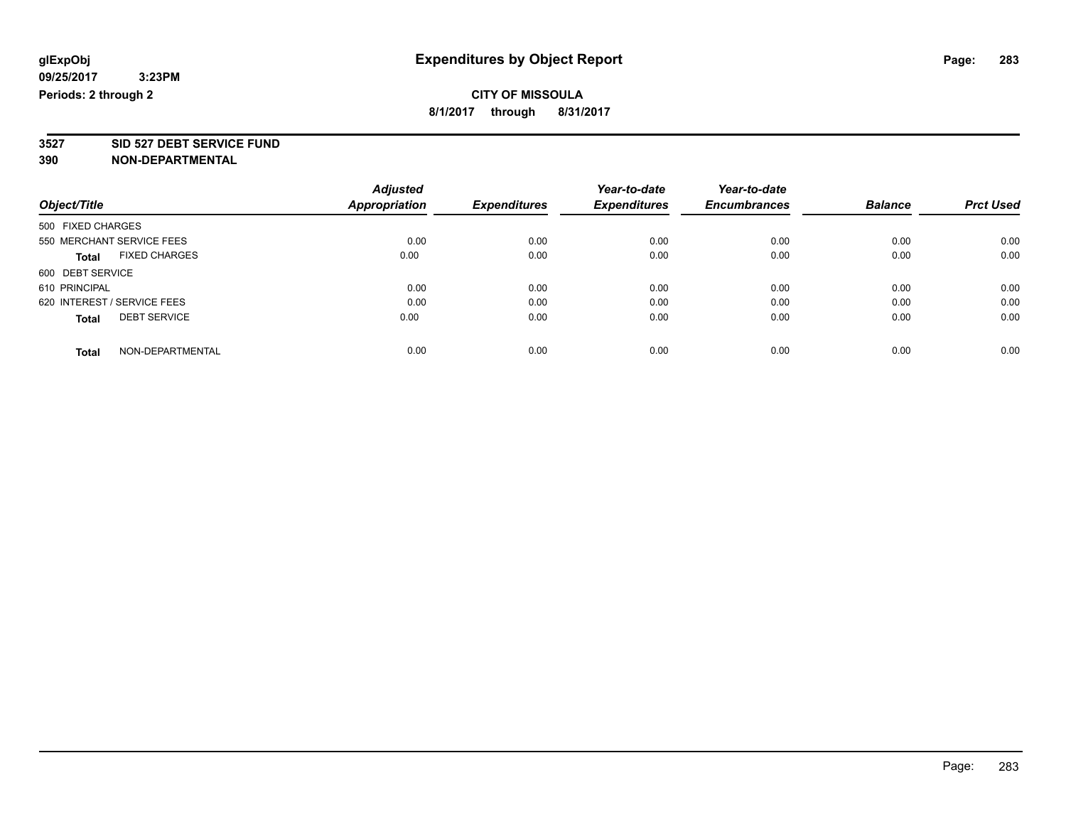# Expenditures by Object Report

glExpObj
09/25/2017 3:23PM
Periods: 2 through 2

**CITY OF MISSOULA**
**8/1/2017 through 8/31/2017**

**3527 SID 527 DEBT SERVICE FUND**
**390 NON-DEPARTMENTAL**

| Object/Title | Adjusted Appropriation | Expenditures | Year-to-date Expenditures | Year-to-date Encumbrances | Balance | Prct Used |
|---|---|---|---|---|---|---|
| 500 FIXED CHARGES | | | | | | |
| 550 MERCHANT SERVICE FEES | 0.00 | 0.00 | 0.00 | 0.00 | 0.00 | 0.00 |
| **Total** FIXED CHARGES | 0.00 | 0.00 | 0.00 | 0.00 | 0.00 | 0.00 |
| 600 DEBT SERVICE | | | | | | |
| 610 PRINCIPAL | 0.00 | 0.00 | 0.00 | 0.00 | 0.00 | 0.00 |
| 620 INTEREST / SERVICE FEES | 0.00 | 0.00 | 0.00 | 0.00 | 0.00 | 0.00 |
| **Total** DEBT SERVICE | 0.00 | 0.00 | 0.00 | 0.00 | 0.00 | 0.00 |
| **Total** NON-DEPARTMENTAL | 0.00 | 0.00 | 0.00 | 0.00 | 0.00 | 0.00 |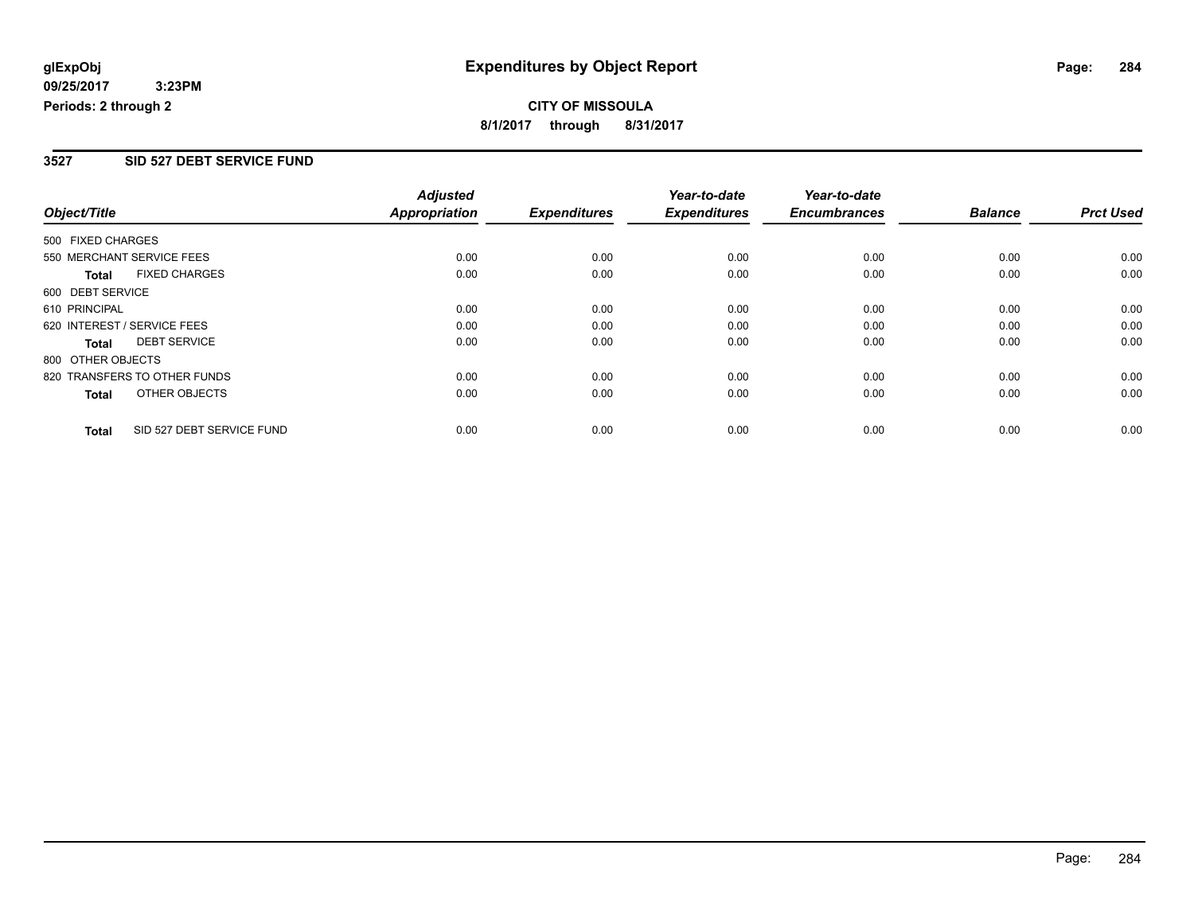**glExpObj** **Expenditures by Object Report**

**09/25/2017 3:23PM**

**Periods: 2 through 2**

**CITY OF MISSOULA**

**8/1/2017 through 8/31/2017**

## 3527 SID 527 DEBT SERVICE FUND

| Object/Title | Adjusted Appropriation | Expenditures | Year-to-date Expenditures | Year-to-date Encumbrances | Balance | Prct Used |
|---|---|---|---|---|---|---|
| 500 FIXED CHARGES | | | | | | |
| 550 MERCHANT SERVICE FEES | 0.00 | 0.00 | 0.00 | 0.00 | 0.00 | 0.00 |
| **Total** FIXED CHARGES | 0.00 | 0.00 | 0.00 | 0.00 | 0.00 | 0.00 |
| 600 DEBT SERVICE | | | | | | |
| 610 PRINCIPAL | 0.00 | 0.00 | 0.00 | 0.00 | 0.00 | 0.00 |
| 620 INTEREST / SERVICE FEES | 0.00 | 0.00 | 0.00 | 0.00 | 0.00 | 0.00 |
| **Total** DEBT SERVICE | 0.00 | 0.00 | 0.00 | 0.00 | 0.00 | 0.00 |
| 800 OTHER OBJECTS | | | | | | |
| 820 TRANSFERS TO OTHER FUNDS | 0.00 | 0.00 | 0.00 | 0.00 | 0.00 | 0.00 |
| **Total** OTHER OBJECTS | 0.00 | 0.00 | 0.00 | 0.00 | 0.00 | 0.00 |
| **Total** SID 527 DEBT SERVICE FUND | 0.00 | 0.00 | 0.00 | 0.00 | 0.00 | 0.00 |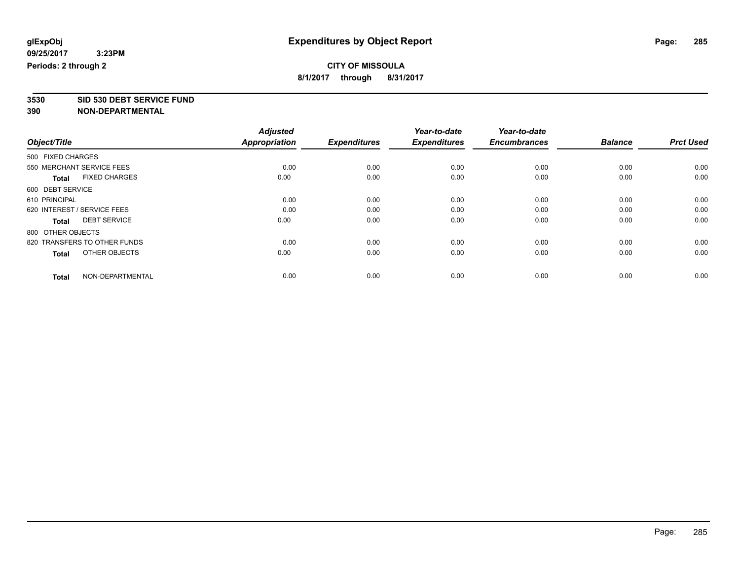**glExpObj**
**09/25/2017 3:23PM**
**Periods: 2 through 2**

# Expenditures by Object Report

**CITY OF MISSOULA**
**8/1/2017 through 8/31/2017**

**3530 SID 530 DEBT SERVICE FUND**
**390 NON-DEPARTMENTAL**

| Object/Title | Adjusted Appropriation | Expenditures | Year-to-date Expenditures | Year-to-date Encumbrances | Balance | Prct Used |
|---|---|---|---|---|---|---|
| 500 FIXED CHARGES | | | | | | |
| 550 MERCHANT SERVICE FEES | 0.00 | 0.00 | 0.00 | 0.00 | 0.00 | 0.00 |
| **Total** FIXED CHARGES | 0.00 | 0.00 | 0.00 | 0.00 | 0.00 | 0.00 |
| 600 DEBT SERVICE | | | | | | |
| 610 PRINCIPAL | 0.00 | 0.00 | 0.00 | 0.00 | 0.00 | 0.00 |
| 620 INTEREST / SERVICE FEES | 0.00 | 0.00 | 0.00 | 0.00 | 0.00 | 0.00 |
| **Total** DEBT SERVICE | 0.00 | 0.00 | 0.00 | 0.00 | 0.00 | 0.00 |
| 800 OTHER OBJECTS | | | | | | |
| 820 TRANSFERS TO OTHER FUNDS | 0.00 | 0.00 | 0.00 | 0.00 | 0.00 | 0.00 |
| **Total** OTHER OBJECTS | 0.00 | 0.00 | 0.00 | 0.00 | 0.00 | 0.00 |
| **Total** NON-DEPARTMENTAL | 0.00 | 0.00 | 0.00 | 0.00 | 0.00 | 0.00 |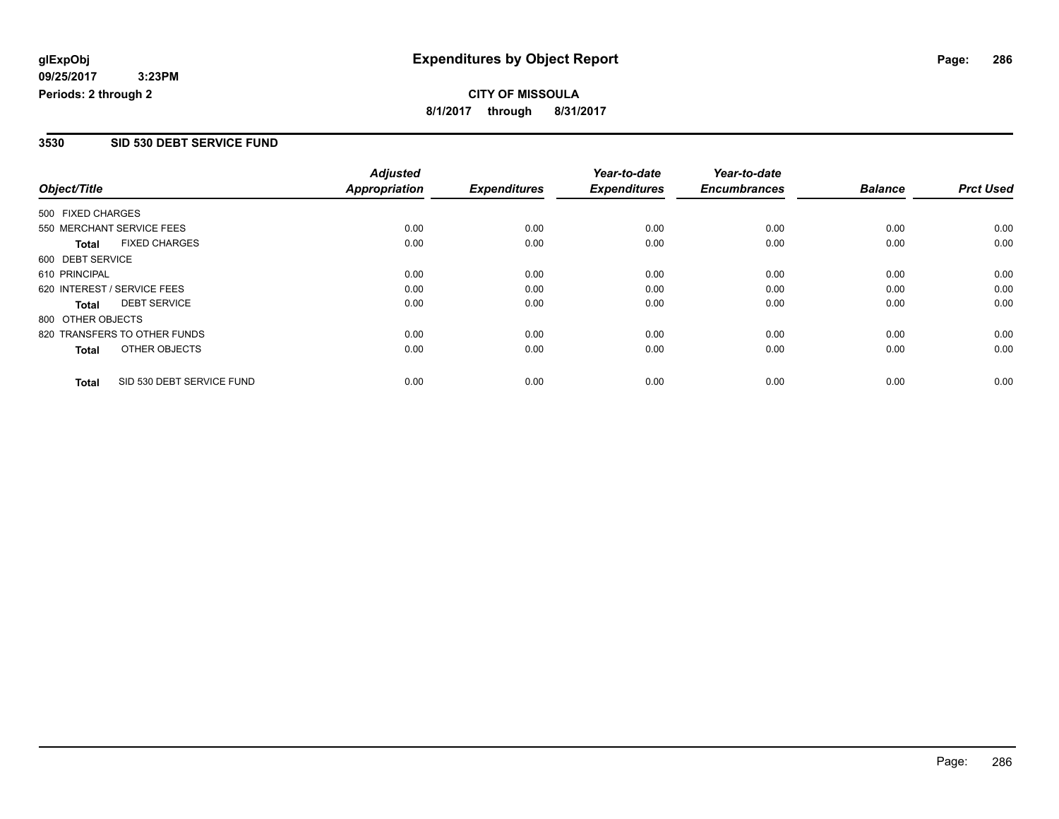**glExpObj** **Expenditures by Object Report**

**09/25/2017 3:23PM**

**Periods: 2 through 2**

**CITY OF MISSOULA**

**8/1/2017 through 8/31/2017**

## 3530 SID 530 DEBT SERVICE FUND

| Object/Title | Adjusted Appropriation | Expenditures | Year-to-date Expenditures | Year-to-date Encumbrances | Balance | Prct Used |
|---|---|---|---|---|---|---|
| 500 FIXED CHARGES | | | | | | |
| 550 MERCHANT SERVICE FEES | 0.00 | 0.00 | 0.00 | 0.00 | 0.00 | 0.00 |
| **Total** FIXED CHARGES | 0.00 | 0.00 | 0.00 | 0.00 | 0.00 | 0.00 |
| 600 DEBT SERVICE | | | | | | |
| 610 PRINCIPAL | 0.00 | 0.00 | 0.00 | 0.00 | 0.00 | 0.00 |
| 620 INTEREST / SERVICE FEES | 0.00 | 0.00 | 0.00 | 0.00 | 0.00 | 0.00 |
| **Total** DEBT SERVICE | 0.00 | 0.00 | 0.00 | 0.00 | 0.00 | 0.00 |
| 800 OTHER OBJECTS | | | | | | |
| 820 TRANSFERS TO OTHER FUNDS | 0.00 | 0.00 | 0.00 | 0.00 | 0.00 | 0.00 |
| **Total** OTHER OBJECTS | 0.00 | 0.00 | 0.00 | 0.00 | 0.00 | 0.00 |
| **Total** SID 530 DEBT SERVICE FUND | 0.00 | 0.00 | 0.00 | 0.00 | 0.00 | 0.00 |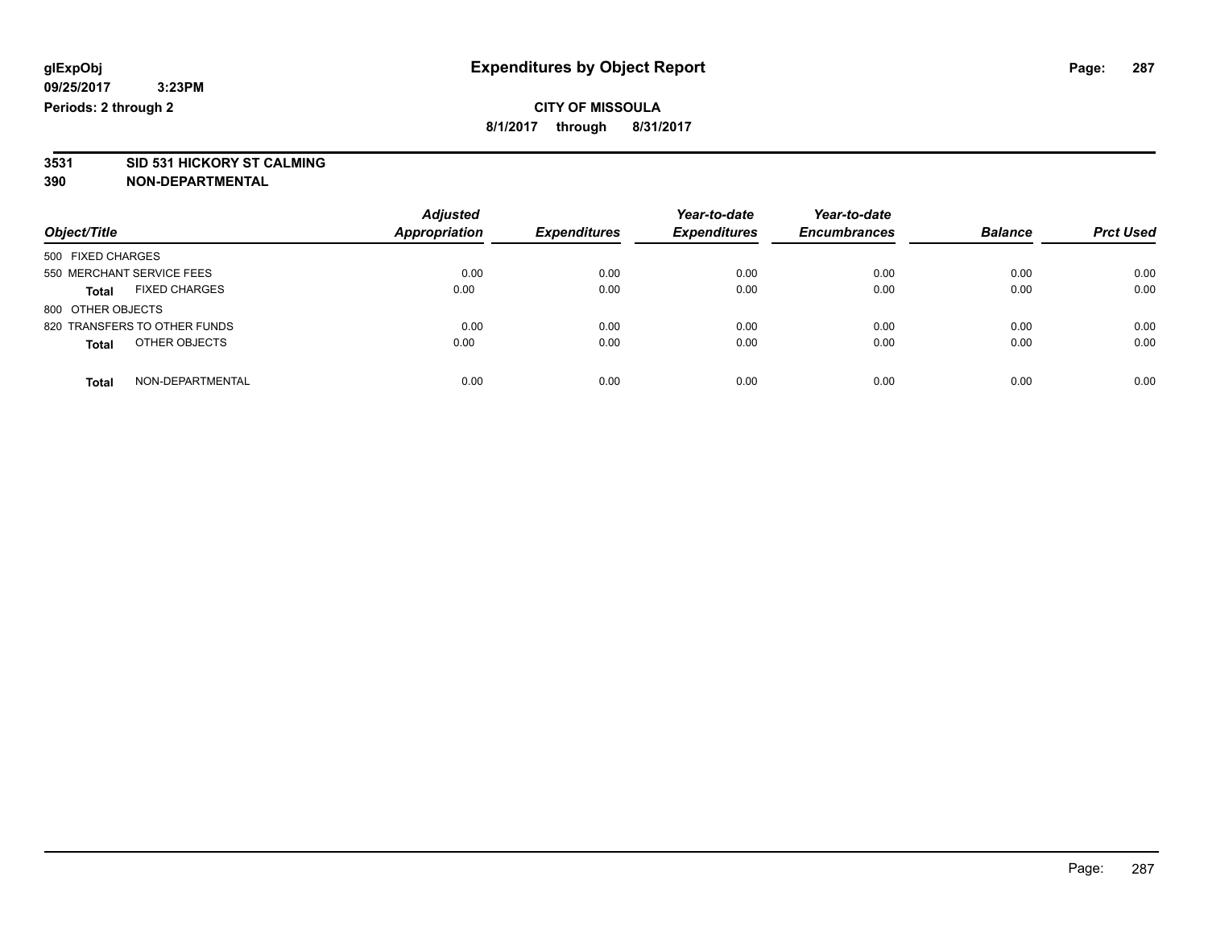**glExpObj**
**09/25/2017 3:23PM**
**Periods: 2 through 2**

# Expenditures by Object Report

**CITY OF MISSOULA**
**8/1/2017 through 8/31/2017**

**3531 SID 531 HICKORY ST CALMING**
**390 NON-DEPARTMENTAL**

| Object/Title | | Adjusted Appropriation | Expenditures | Year-to-date Expenditures | Year-to-date Encumbrances | Balance | Prct Used |
|---|---|---|---|---|---|---|---|
| 500 FIXED CHARGES | | | | | | | |
| 550 MERCHANT SERVICE FEES | | 0.00 | 0.00 | 0.00 | 0.00 | 0.00 | 0.00 |
| **Total** | FIXED CHARGES | 0.00 | 0.00 | 0.00 | 0.00 | 0.00 | 0.00 |
| 800 OTHER OBJECTS | | | | | | | |
| 820 TRANSFERS TO OTHER FUNDS | | 0.00 | 0.00 | 0.00 | 0.00 | 0.00 | 0.00 |
| **Total** | OTHER OBJECTS | 0.00 | 0.00 | 0.00 | 0.00 | 0.00 | 0.00 |
| **Total** | NON-DEPARTMENTAL | 0.00 | 0.00 | 0.00 | 0.00 | 0.00 | 0.00 |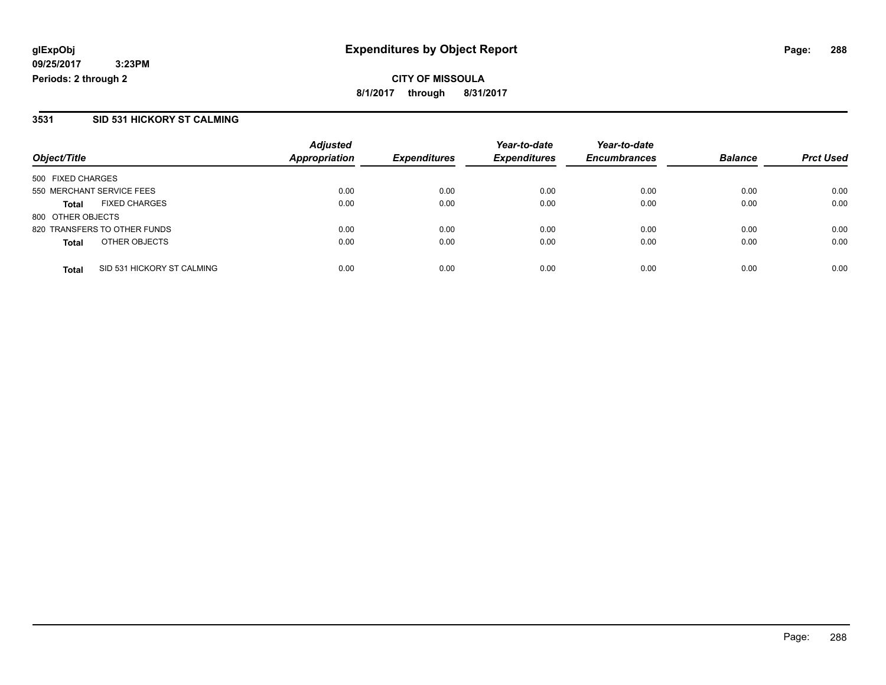# Expenditures by Object Report

glExpObj
09/25/2017 3:23PM
Periods: 2 through 2

**CITY OF MISSOULA**
8/1/2017 through 8/31/2017

## 3531 SID 531 HICKORY ST CALMING

| Object/Title | Adjusted Appropriation | Expenditures | Year-to-date Expenditures | Year-to-date Encumbrances | Balance | Prct Used |
|---|---|---|---|---|---|---|
| 500 FIXED CHARGES | | | | | | |
| 550 MERCHANT SERVICE FEES | 0.00 | 0.00 | 0.00 | 0.00 | 0.00 | 0.00 |
| **Total** FIXED CHARGES | 0.00 | 0.00 | 0.00 | 0.00 | 0.00 | 0.00 |
| 800 OTHER OBJECTS | | | | | | |
| 820 TRANSFERS TO OTHER FUNDS | 0.00 | 0.00 | 0.00 | 0.00 | 0.00 | 0.00 |
| **Total** OTHER OBJECTS | 0.00 | 0.00 | 0.00 | 0.00 | 0.00 | 0.00 |
| **Total** SID 531 HICKORY ST CALMING | 0.00 | 0.00 | 0.00 | 0.00 | 0.00 | 0.00 |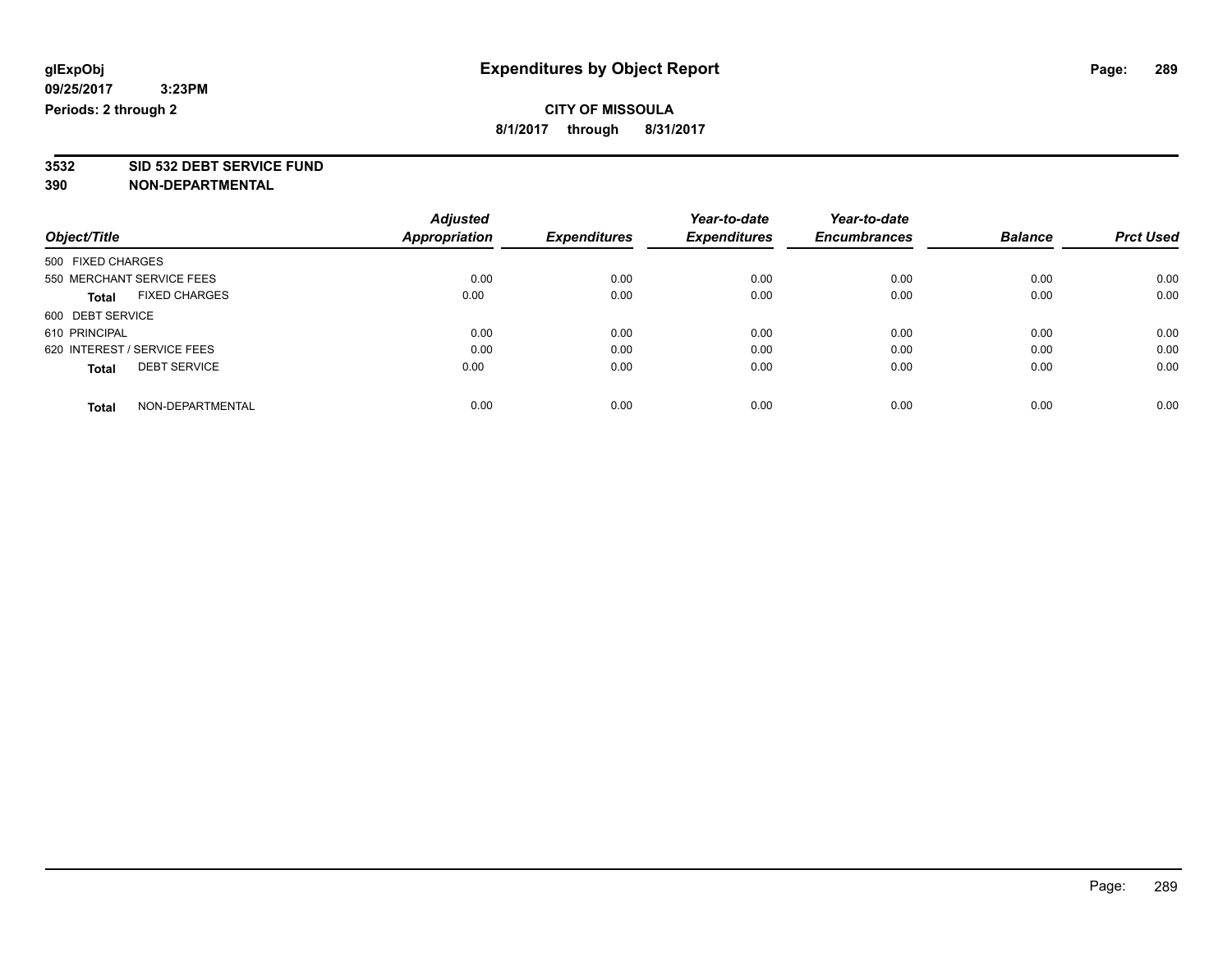**Expenditures by Object Report**

**CITY OF MISSOULA**

**8/1/2017 through 8/31/2017**

**3532 SID 532 DEBT SERVICE FUND**

**390 NON-DEPARTMENTAL**

| Object/Title | Adjusted Appropriation | Expenditures | Year-to-date Expenditures | Year-to-date Encumbrances | Balance | Prct Used |
|---|---|---|---|---|---|---|
| 500 FIXED CHARGES | | | | | | |
| 550 MERCHANT SERVICE FEES | 0.00 | 0.00 | 0.00 | 0.00 | 0.00 | 0.00 |
| **Total** FIXED CHARGES | 0.00 | 0.00 | 0.00 | 0.00 | 0.00 | 0.00 |
| 600 DEBT SERVICE | | | | | | |
| 610 PRINCIPAL | 0.00 | 0.00 | 0.00 | 0.00 | 0.00 | 0.00 |
| 620 INTEREST / SERVICE FEES | 0.00 | 0.00 | 0.00 | 0.00 | 0.00 | 0.00 |
| **Total** DEBT SERVICE | 0.00 | 0.00 | 0.00 | 0.00 | 0.00 | 0.00 |
| **Total** NON-DEPARTMENTAL | 0.00 | 0.00 | 0.00 | 0.00 | 0.00 | 0.00 |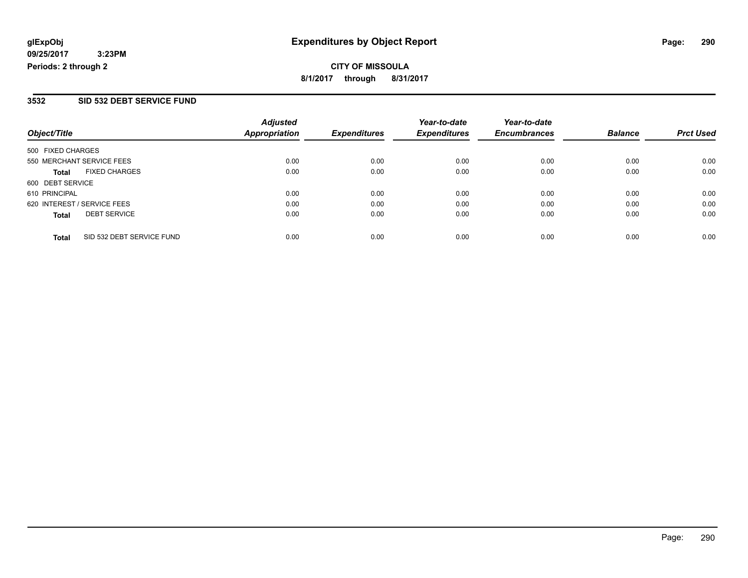glExpObj
09/25/2017 3:23PM
Periods: 2 through 2

# Expenditures by Object Report

**CITY OF MISSOULA**
**8/1/2017 through 8/31/2017**

## 3532 SID 532 DEBT SERVICE FUND

| Object/Title | | Adjusted Appropriation | Expenditures | Year-to-date Expenditures | Year-to-date Encumbrances | Balance | Prct Used |
|---|---|---|---|---|---|---|---|
| 500 FIXED CHARGES | | | | | | | |
| 550 MERCHANT SERVICE FEES | | 0.00 | 0.00 | 0.00 | 0.00 | 0.00 | 0.00 |
| **Total** | FIXED CHARGES | 0.00 | 0.00 | 0.00 | 0.00 | 0.00 | 0.00 |
| 600 DEBT SERVICE | | | | | | | |
| 610 PRINCIPAL | | 0.00 | 0.00 | 0.00 | 0.00 | 0.00 | 0.00 |
| 620 INTEREST / SERVICE FEES | | 0.00 | 0.00 | 0.00 | 0.00 | 0.00 | 0.00 |
| **Total** | DEBT SERVICE | 0.00 | 0.00 | 0.00 | 0.00 | 0.00 | 0.00 |
| **Total** | SID 532 DEBT SERVICE FUND | 0.00 | 0.00 | 0.00 | 0.00 | 0.00 | 0.00 |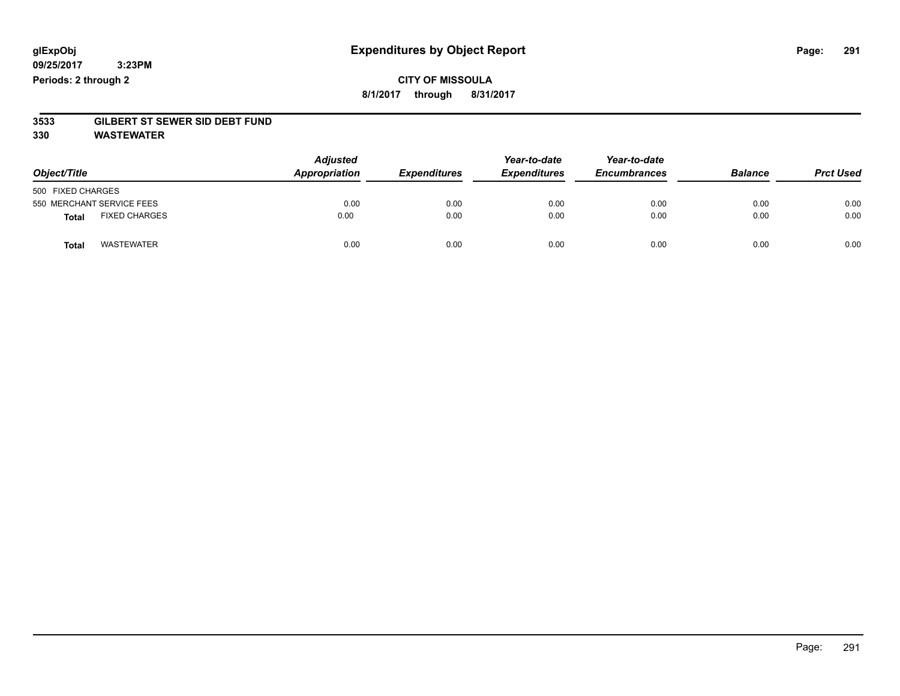glExpObj
09/25/2017 3:23PM
Periods: 2 through 2

# Expenditures by Object Report

**CITY OF MISSOULA**
**8/1/2017 through 8/31/2017**

**3533 GILBERT ST SEWER SID DEBT FUND**
**330 WASTEWATER**

| Object/Title | | Adjusted Appropriation | Expenditures | Year-to-date Expenditures | Year-to-date Encumbrances | Balance | Prct Used |
|---|---|---|---|---|---|---|---|
| 500 FIXED CHARGES | | | | | | | |
| 550 MERCHANT SERVICE FEES | | 0.00 | 0.00 | 0.00 | 0.00 | 0.00 | 0.00 |
| **Total** | FIXED CHARGES | 0.00 | 0.00 | 0.00 | 0.00 | 0.00 | 0.00 |
| **Total** | WASTEWATER | 0.00 | 0.00 | 0.00 | 0.00 | 0.00 | 0.00 |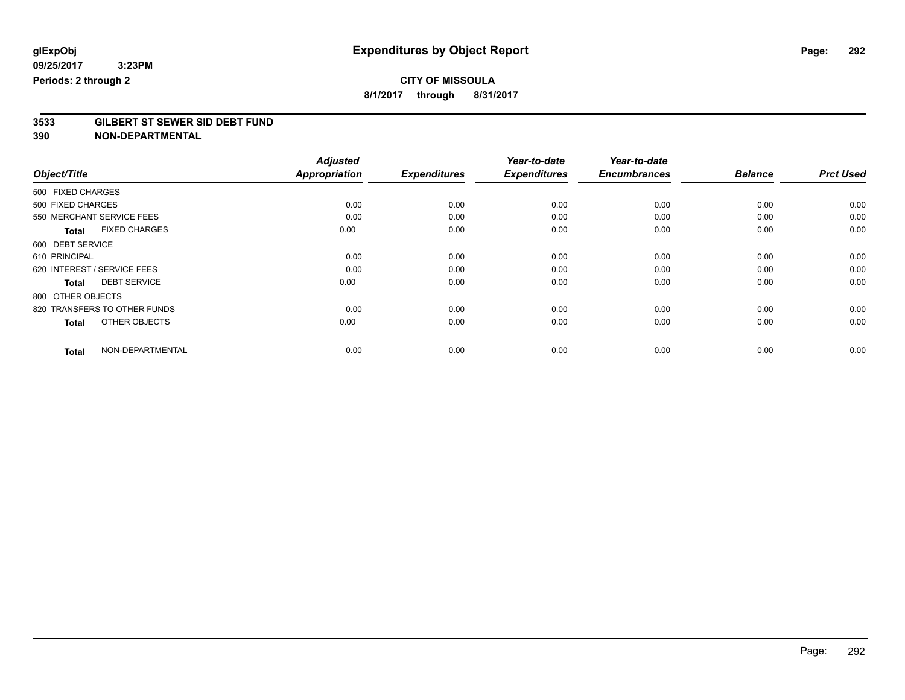**glExpObj**
**09/25/2017 3:23PM**
**Periods: 2 through 2**

# Expenditures by Object Report

**CITY OF MISSOULA**
**8/1/2017 through 8/31/2017**

## 3533 GILBERT ST SEWER SID DEBT FUND
## 390 NON-DEPARTMENTAL

| Object/Title | Adjusted Appropriation | Expenditures | Year-to-date Expenditures | Year-to-date Encumbrances | Balance | Prct Used |
|---|---|---|---|---|---|---|
| 500 FIXED CHARGES | | | | | | |
| 500 FIXED CHARGES | 0.00 | 0.00 | 0.00 | 0.00 | 0.00 | 0.00 |
| 550 MERCHANT SERVICE FEES | 0.00 | 0.00 | 0.00 | 0.00 | 0.00 | 0.00 |
| **Total** FIXED CHARGES | 0.00 | 0.00 | 0.00 | 0.00 | 0.00 | 0.00 |
| 600 DEBT SERVICE | | | | | | |
| 610 PRINCIPAL | 0.00 | 0.00 | 0.00 | 0.00 | 0.00 | 0.00 |
| 620 INTEREST / SERVICE FEES | 0.00 | 0.00 | 0.00 | 0.00 | 0.00 | 0.00 |
| **Total** DEBT SERVICE | 0.00 | 0.00 | 0.00 | 0.00 | 0.00 | 0.00 |
| 800 OTHER OBJECTS | | | | | | |
| 820 TRANSFERS TO OTHER FUNDS | 0.00 | 0.00 | 0.00 | 0.00 | 0.00 | 0.00 |
| **Total** OTHER OBJECTS | 0.00 | 0.00 | 0.00 | 0.00 | 0.00 | 0.00 |
| **Total** NON-DEPARTMENTAL | 0.00 | 0.00 | 0.00 | 0.00 | 0.00 | 0.00 |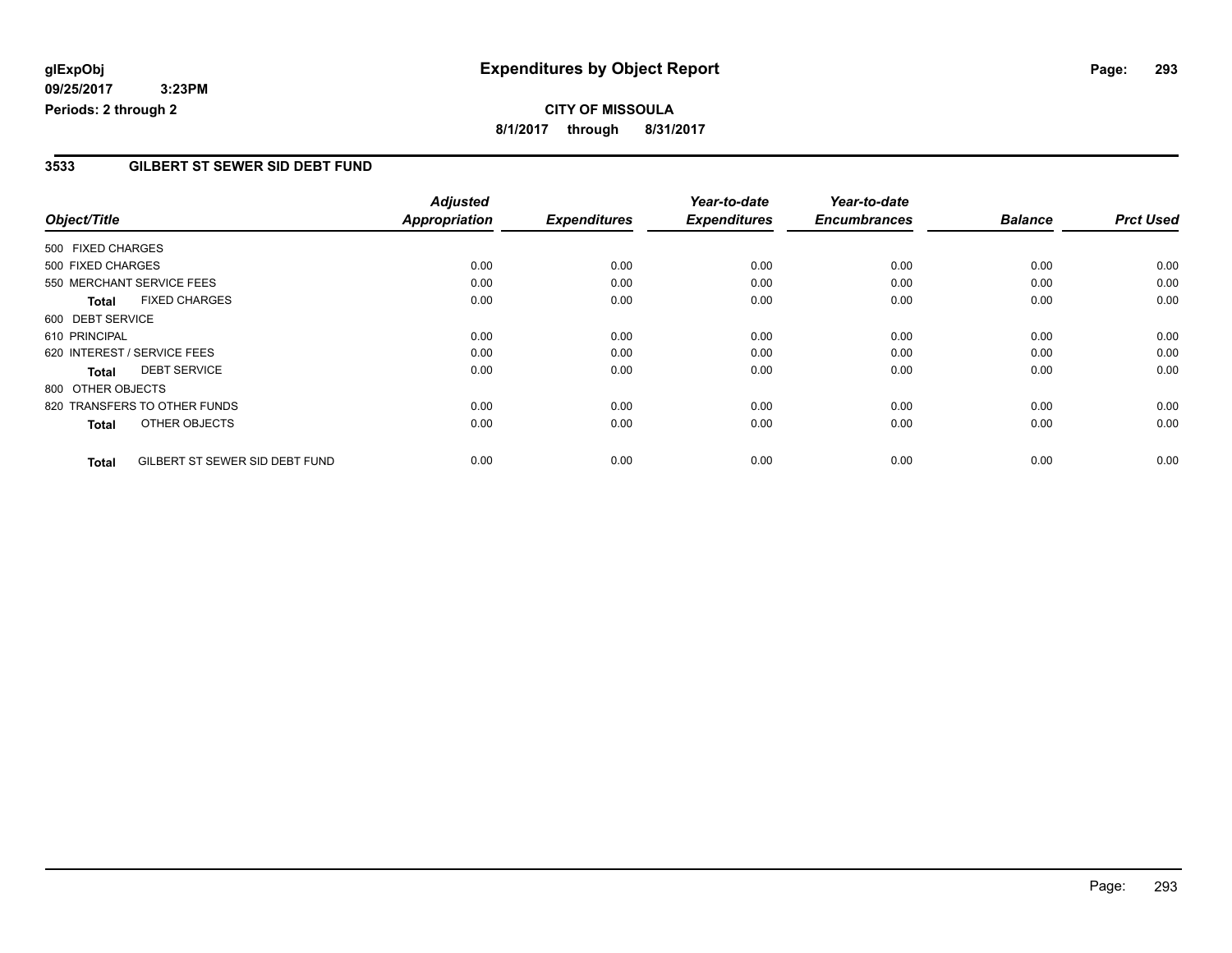**glExpObj**
**09/25/2017 3:23PM**
**Periods: 2 through 2**

# Expenditures by Object Report

**CITY OF MISSOULA**
**8/1/2017 through 8/31/2017**

## 3533 GILBERT ST SEWER SID DEBT FUND

| Object/Title | Adjusted Appropriation | Expenditures | Year-to-date Expenditures | Year-to-date Encumbrances | Balance | Prct Used |
|---|---|---|---|---|---|---|
| 500 FIXED CHARGES | | | | | | |
| 500 FIXED CHARGES | 0.00 | 0.00 | 0.00 | 0.00 | 0.00 | 0.00 |
| 550 MERCHANT SERVICE FEES | 0.00 | 0.00 | 0.00 | 0.00 | 0.00 | 0.00 |
| **Total** FIXED CHARGES | 0.00 | 0.00 | 0.00 | 0.00 | 0.00 | 0.00 |
| 600 DEBT SERVICE | | | | | | |
| 610 PRINCIPAL | 0.00 | 0.00 | 0.00 | 0.00 | 0.00 | 0.00 |
| 620 INTEREST / SERVICE FEES | 0.00 | 0.00 | 0.00 | 0.00 | 0.00 | 0.00 |
| **Total** DEBT SERVICE | 0.00 | 0.00 | 0.00 | 0.00 | 0.00 | 0.00 |
| 800 OTHER OBJECTS | | | | | | |
| 820 TRANSFERS TO OTHER FUNDS | 0.00 | 0.00 | 0.00 | 0.00 | 0.00 | 0.00 |
| **Total** OTHER OBJECTS | 0.00 | 0.00 | 0.00 | 0.00 | 0.00 | 0.00 |
| **Total** GILBERT ST SEWER SID DEBT FUND | 0.00 | 0.00 | 0.00 | 0.00 | 0.00 | 0.00 |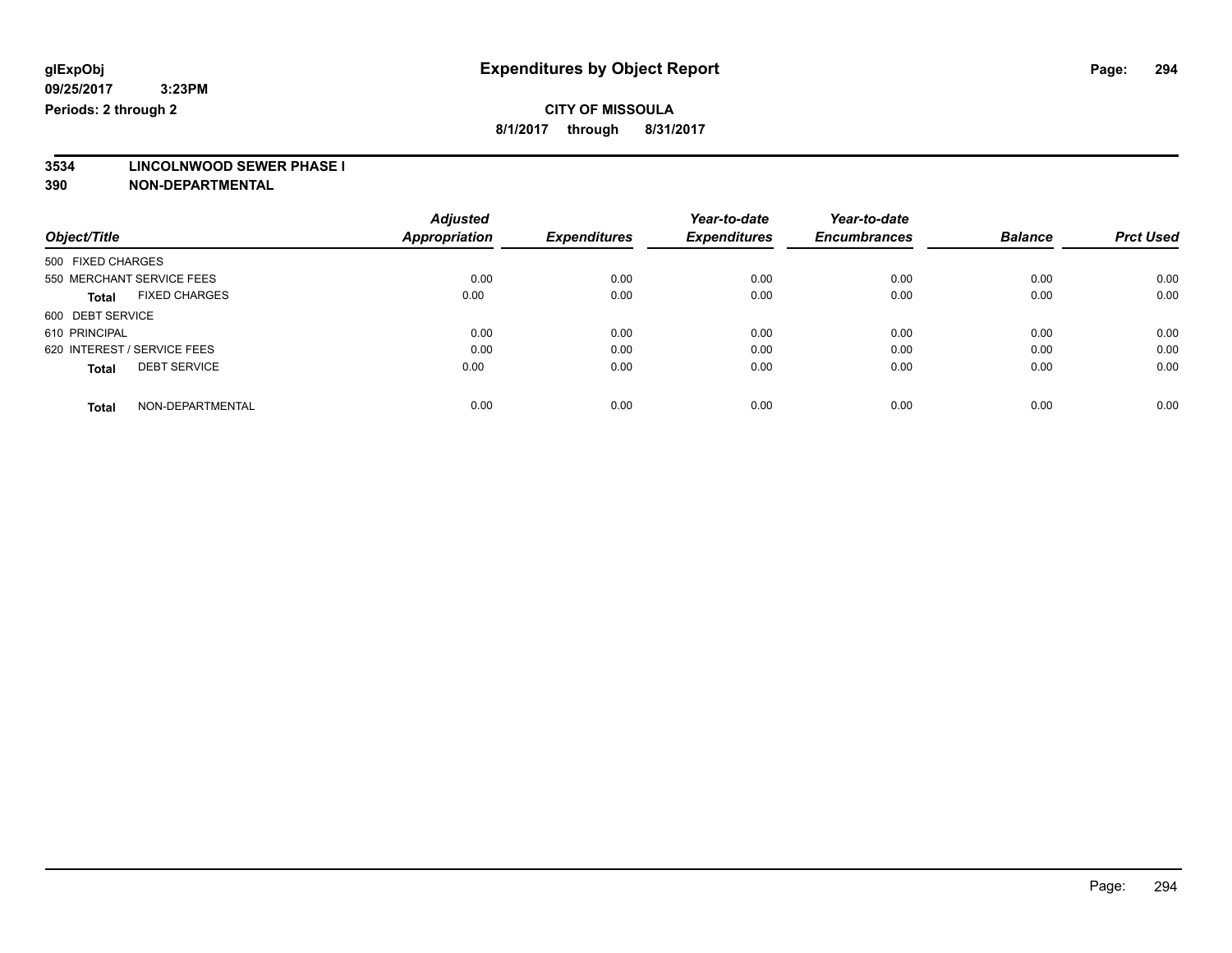glExpObj
09/25/2017 3:23PM
Periods: 2 through 2

# Expenditures by Object Report

## CITY OF MISSOULA

8/1/2017 through 8/31/2017

### 3534 LINCOLNWOOD SEWER PHASE I
### 390 NON-DEPARTMENTAL

| Object/Title | | Adjusted Appropriation | Expenditures | Year-to-date Expenditures | Year-to-date Encumbrances | Balance | Prct Used |
|---|---|---|---|---|---|---|---|
| 500 FIXED CHARGES | | | | | | | |
| 550 MERCHANT SERVICE FEES | | 0.00 | 0.00 | 0.00 | 0.00 | 0.00 | 0.00 |
| **Total** | FIXED CHARGES | 0.00 | 0.00 | 0.00 | 0.00 | 0.00 | 0.00 |
| 600 DEBT SERVICE | | | | | | | |
| 610 PRINCIPAL | | 0.00 | 0.00 | 0.00 | 0.00 | 0.00 | 0.00 |
| 620 INTEREST / SERVICE FEES | | 0.00 | 0.00 | 0.00 | 0.00 | 0.00 | 0.00 |
| **Total** | DEBT SERVICE | 0.00 | 0.00 | 0.00 | 0.00 | 0.00 | 0.00 |
| **Total** | NON-DEPARTMENTAL | 0.00 | 0.00 | 0.00 | 0.00 | 0.00 | 0.00 |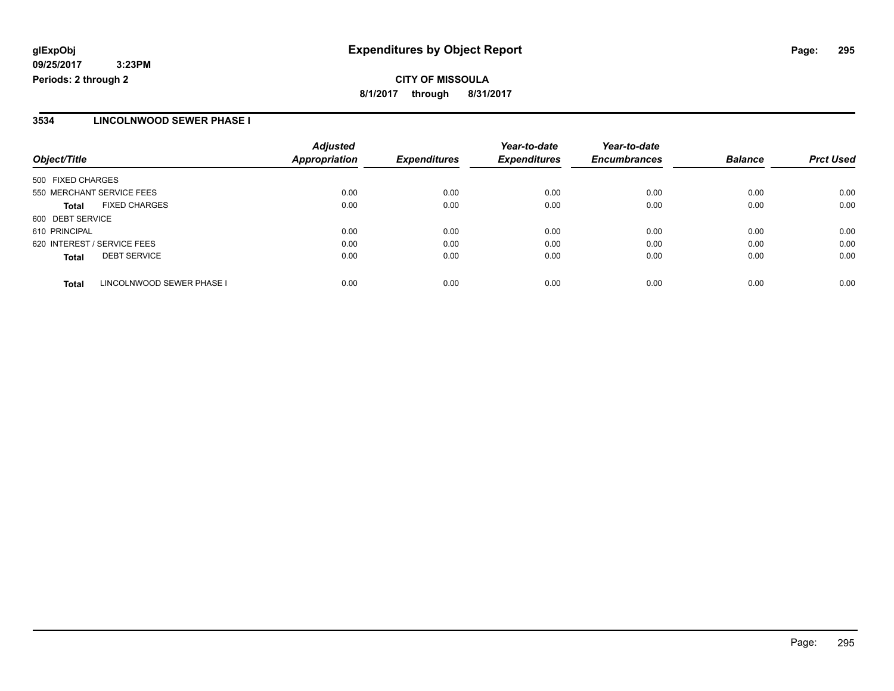# Expenditures by Object Report

glExpObj
09/25/2017 3:23PM
Periods: 2 through 2

**CITY OF MISSOULA**
**8/1/2017 through 8/31/2017**

## 3534 LINCOLNWOOD SEWER PHASE I

| Object/Title | | Adjusted Appropriation | Expenditures | Year-to-date Expenditures | Year-to-date Encumbrances | Balance | Prct Used |
|---|---|---|---|---|---|---|---|
| 500 FIXED CHARGES | | | | | | | |
| 550 MERCHANT SERVICE FEES | | 0.00 | 0.00 | 0.00 | 0.00 | 0.00 | 0.00 |
| **Total** | FIXED CHARGES | 0.00 | 0.00 | 0.00 | 0.00 | 0.00 | 0.00 |
| 600 DEBT SERVICE | | | | | | | |
| 610 PRINCIPAL | | 0.00 | 0.00 | 0.00 | 0.00 | 0.00 | 0.00 |
| 620 INTEREST / SERVICE FEES | | 0.00 | 0.00 | 0.00 | 0.00 | 0.00 | 0.00 |
| **Total** | DEBT SERVICE | 0.00 | 0.00 | 0.00 | 0.00 | 0.00 | 0.00 |
| **Total** | LINCOLNWOOD SEWER PHASE I | 0.00 | 0.00 | 0.00 | 0.00 | 0.00 | 0.00 |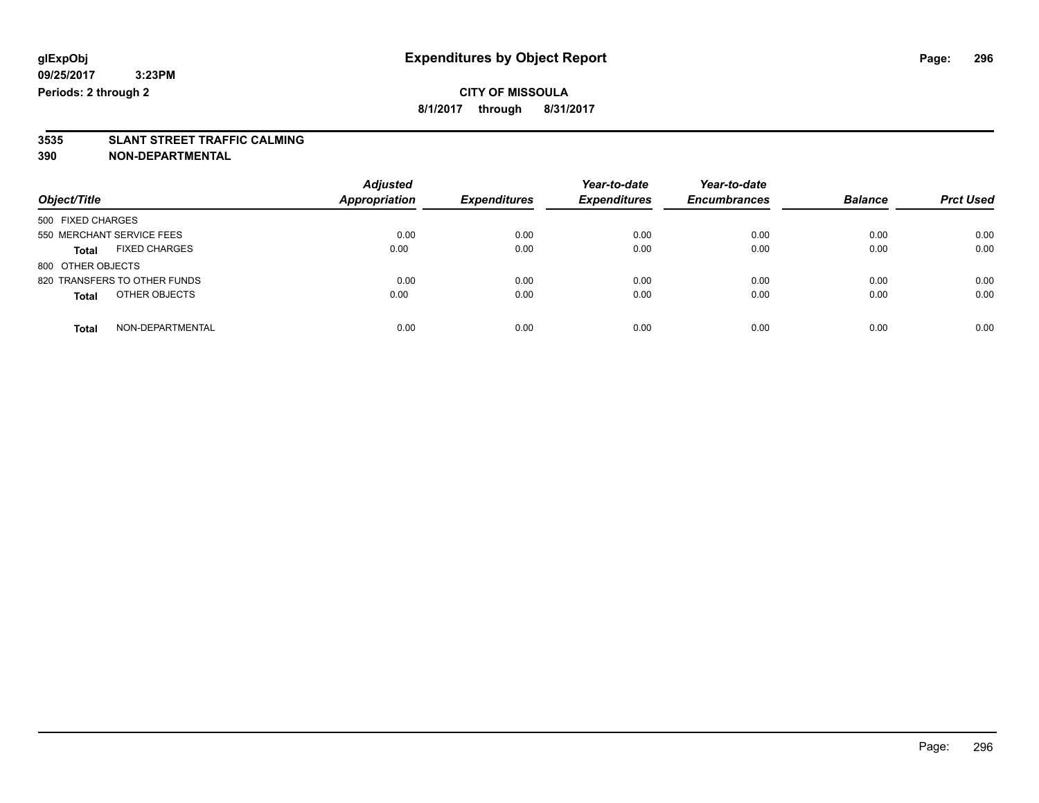**glExpObj** **Expenditures by Object Report**

**09/25/2017 3:23PM**

**Periods: 2 through 2**

**CITY OF MISSOULA**

**8/1/2017 through 8/31/2017**

## 3535 SLANT STREET TRAFFIC CALMING
## 390 NON-DEPARTMENTAL

| Object/Title | Adjusted Appropriation | Expenditures | Year-to-date Expenditures | Year-to-date Encumbrances | Balance | Prct Used |
|---|---|---|---|---|---|---|
| 500 FIXED CHARGES | | | | | | |
| 550 MERCHANT SERVICE FEES | 0.00 | 0.00 | 0.00 | 0.00 | 0.00 | 0.00 |
| **Total** FIXED CHARGES | 0.00 | 0.00 | 0.00 | 0.00 | 0.00 | 0.00 |
| 800 OTHER OBJECTS | | | | | | |
| 820 TRANSFERS TO OTHER FUNDS | 0.00 | 0.00 | 0.00 | 0.00 | 0.00 | 0.00 |
| **Total** OTHER OBJECTS | 0.00 | 0.00 | 0.00 | 0.00 | 0.00 | 0.00 |
| **Total** NON-DEPARTMENTAL | 0.00 | 0.00 | 0.00 | 0.00 | 0.00 | 0.00 |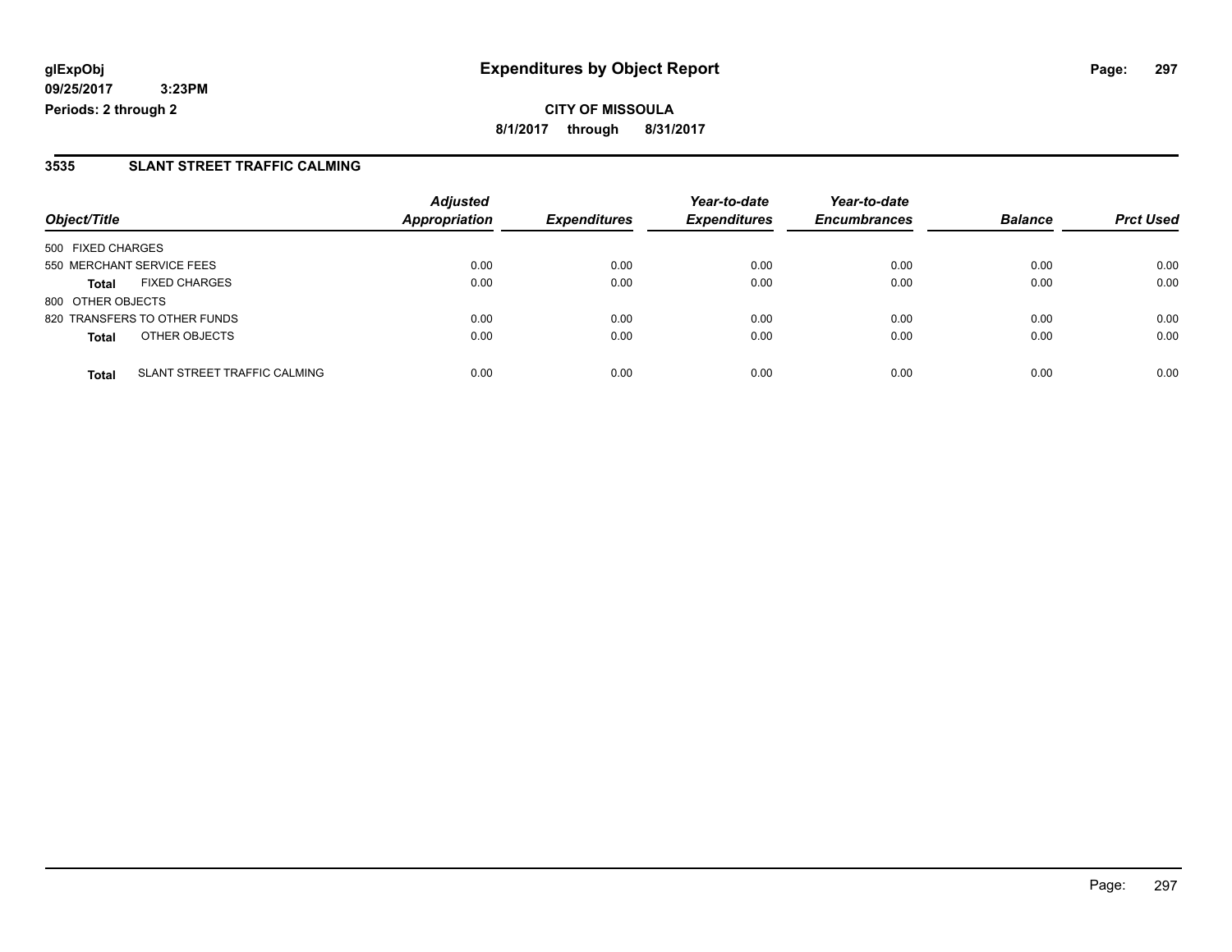**glExpObj**
**09/25/2017 3:23PM**
**Periods: 2 through 2**

# Expenditures by Object Report

**CITY OF MISSOULA**
**8/1/2017 through 8/31/2017**

## 3535 SLANT STREET TRAFFIC CALMING

| Object/Title | Adjusted Appropriation | Expenditures | Year-to-date Expenditures | Year-to-date Encumbrances | Balance | Prct Used |
|---|---|---|---|---|---|---|
| 500 FIXED CHARGES | | | | | | |
| 550 MERCHANT SERVICE FEES | 0.00 | 0.00 | 0.00 | 0.00 | 0.00 | 0.00 |
| **Total** FIXED CHARGES | 0.00 | 0.00 | 0.00 | 0.00 | 0.00 | 0.00 |
| 800 OTHER OBJECTS | | | | | | |
| 820 TRANSFERS TO OTHER FUNDS | 0.00 | 0.00 | 0.00 | 0.00 | 0.00 | 0.00 |
| **Total** OTHER OBJECTS | 0.00 | 0.00 | 0.00 | 0.00 | 0.00 | 0.00 |
| **Total** SLANT STREET TRAFFIC CALMING | 0.00 | 0.00 | 0.00 | 0.00 | 0.00 | 0.00 |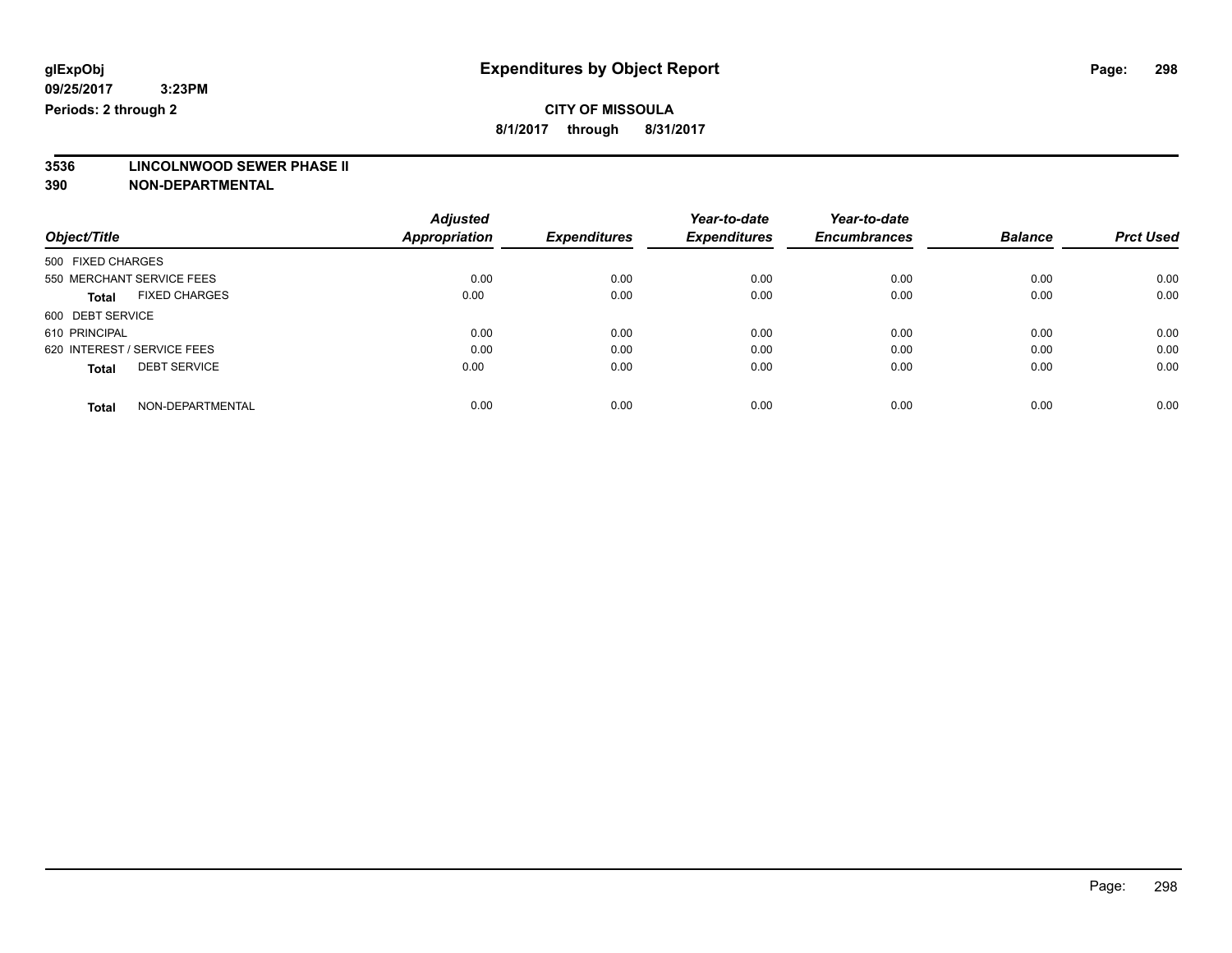**glExpObj**
**09/25/2017 3:23PM**
**Periods: 2 through 2**

# Expenditures by Object Report

**CITY OF MISSOULA**
**8/1/2017 through 8/31/2017**

**3536 LINCOLNWOOD SEWER PHASE II**
**390 NON-DEPARTMENTAL**

| Object/Title | Adjusted Appropriation | Expenditures | Year-to-date Expenditures | Year-to-date Encumbrances | Balance | Prct Used |
|---|---|---|---|---|---|---|
| 500 FIXED CHARGES | | | | | | |
| 550 MERCHANT SERVICE FEES | 0.00 | 0.00 | 0.00 | 0.00 | 0.00 | 0.00 |
| **Total** FIXED CHARGES | 0.00 | 0.00 | 0.00 | 0.00 | 0.00 | 0.00 |
| 600 DEBT SERVICE | | | | | | |
| 610 PRINCIPAL | 0.00 | 0.00 | 0.00 | 0.00 | 0.00 | 0.00 |
| 620 INTEREST / SERVICE FEES | 0.00 | 0.00 | 0.00 | 0.00 | 0.00 | 0.00 |
| **Total** DEBT SERVICE | 0.00 | 0.00 | 0.00 | 0.00 | 0.00 | 0.00 |
| **Total** NON-DEPARTMENTAL | 0.00 | 0.00 | 0.00 | 0.00 | 0.00 | 0.00 |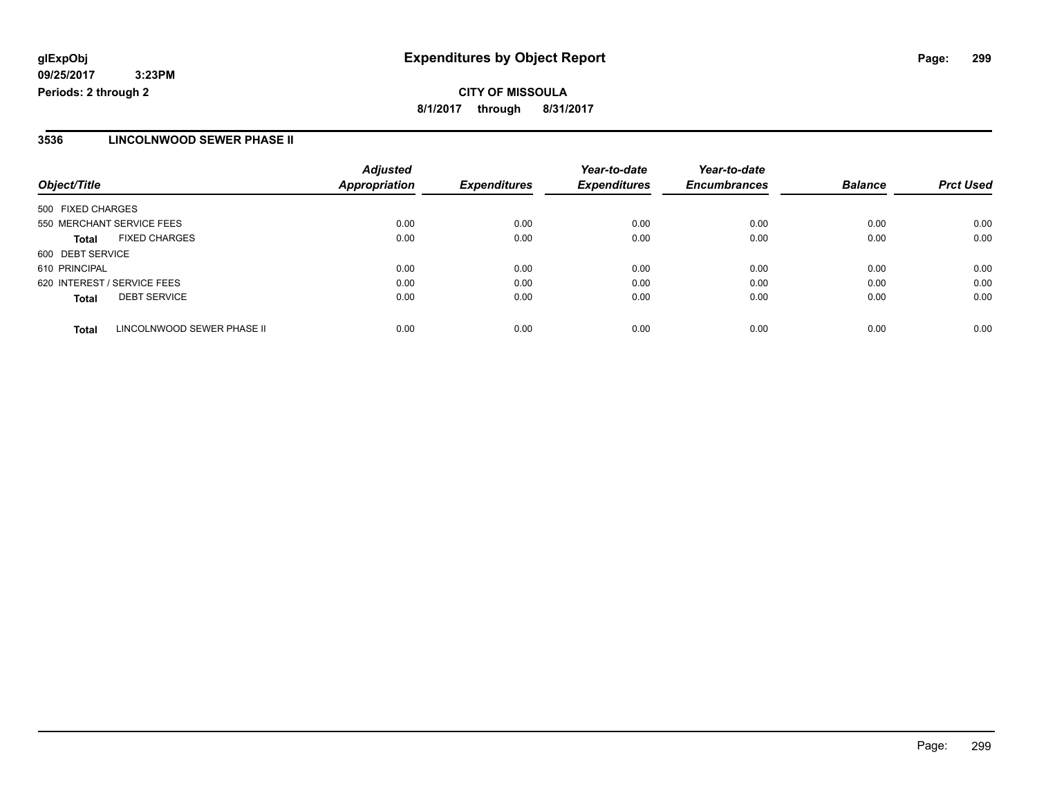**CITY OF MISSOULA**

**8/1/2017 through 8/31/2017**

## 3536 LINCOLNWOOD SEWER PHASE II

| Object/Title | Adjusted Appropriation | Expenditures | Year-to-date Expenditures | Year-to-date Encumbrances | Balance | Prct Used |
|---|---|---|---|---|---|---|
| 500 FIXED CHARGES | | | | | | |
| 550 MERCHANT SERVICE FEES | 0.00 | 0.00 | 0.00 | 0.00 | 0.00 | 0.00 |
| **Total** FIXED CHARGES | 0.00 | 0.00 | 0.00 | 0.00 | 0.00 | 0.00 |
| 600 DEBT SERVICE | | | | | | |
| 610 PRINCIPAL | 0.00 | 0.00 | 0.00 | 0.00 | 0.00 | 0.00 |
| 620 INTEREST / SERVICE FEES | 0.00 | 0.00 | 0.00 | 0.00 | 0.00 | 0.00 |
| **Total** DEBT SERVICE | 0.00 | 0.00 | 0.00 | 0.00 | 0.00 | 0.00 |
| **Total** LINCOLNWOOD SEWER PHASE II | 0.00 | 0.00 | 0.00 | 0.00 | 0.00 | 0.00 |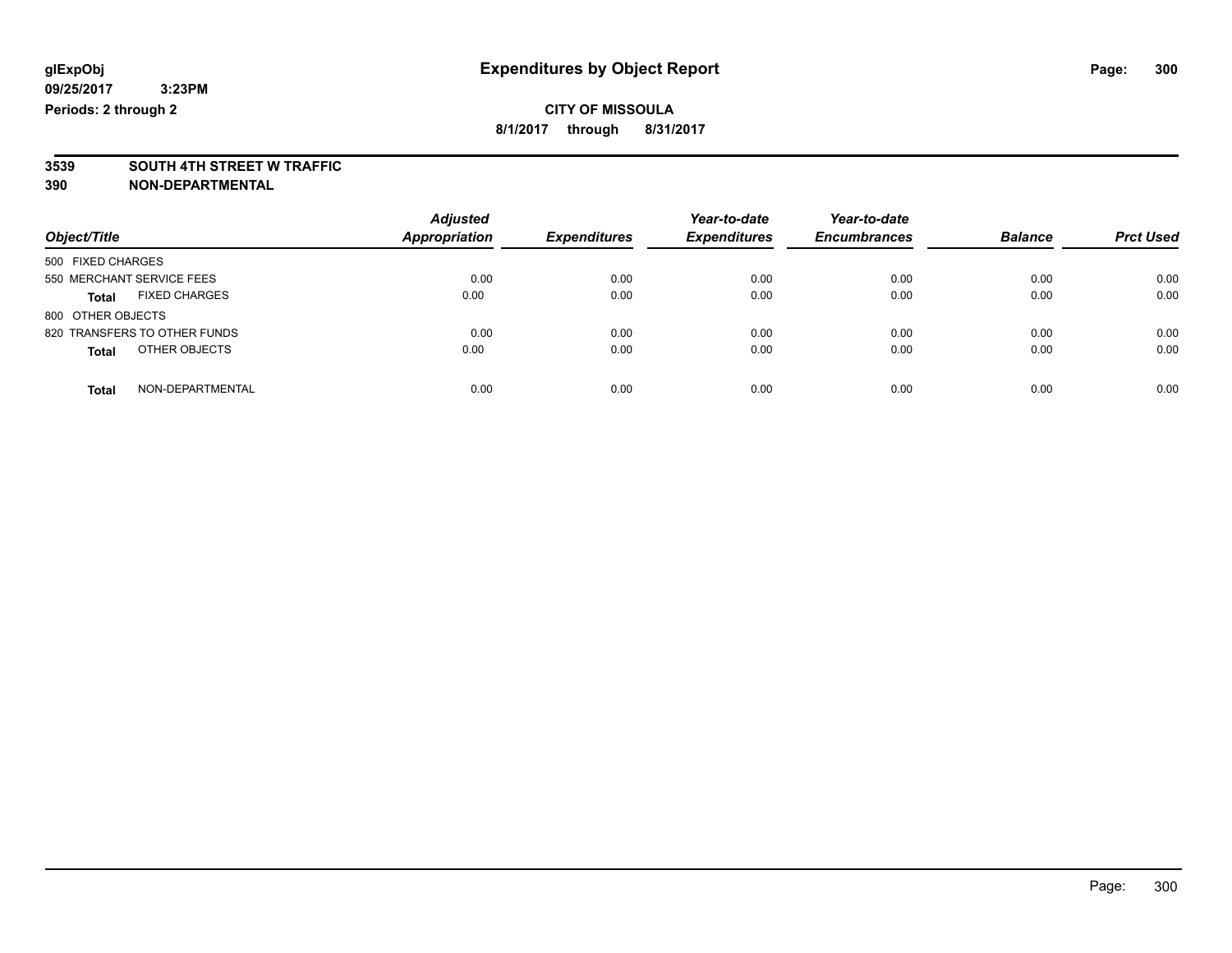**glExpObj** **Expenditures by Object Report**
**09/25/2017 3:23PM**
**Periods: 2 through 2**

**CITY OF MISSOULA**
**8/1/2017 through 8/31/2017**

**3539 SOUTH 4TH STREET W TRAFFIC**
**390 NON-DEPARTMENTAL**

| Object/Title | Adjusted Appropriation | Expenditures | Year-to-date Expenditures | Year-to-date Encumbrances | Balance | Prct Used |
|---|---|---|---|---|---|---|
| 500 FIXED CHARGES | | | | | | |
| 550 MERCHANT SERVICE FEES | 0.00 | 0.00 | 0.00 | 0.00 | 0.00 | 0.00 |
| **Total** FIXED CHARGES | 0.00 | 0.00 | 0.00 | 0.00 | 0.00 | 0.00 |
| 800 OTHER OBJECTS | | | | | | |
| 820 TRANSFERS TO OTHER FUNDS | 0.00 | 0.00 | 0.00 | 0.00 | 0.00 | 0.00 |
| **Total** OTHER OBJECTS | 0.00 | 0.00 | 0.00 | 0.00 | 0.00 | 0.00 |
| **Total** NON-DEPARTMENTAL | 0.00 | 0.00 | 0.00 | 0.00 | 0.00 | 0.00 |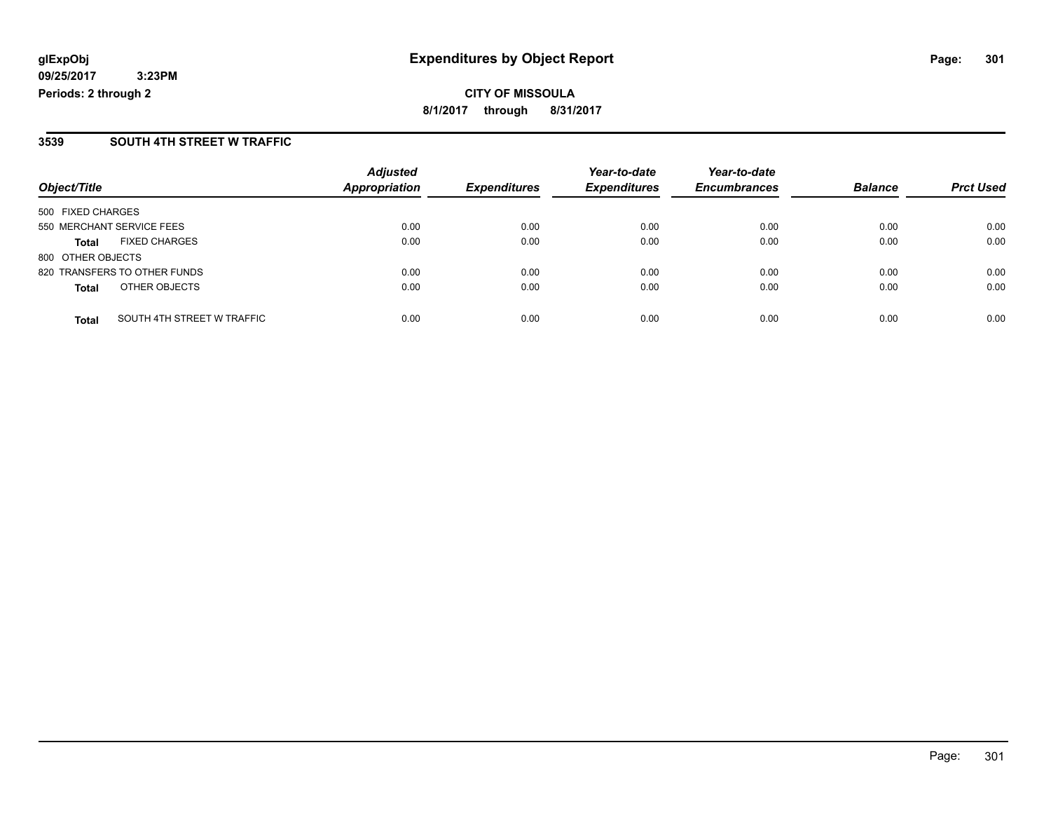# Expenditures by Object Report

glExpObj
09/25/2017 3:23PM
Periods: 2 through 2

**CITY OF MISSOULA**
**8/1/2017 through 8/31/2017**

## 3539 SOUTH 4TH STREET W TRAFFIC

| Object/Title | | Adjusted Appropriation | Expenditures | Year-to-date Expenditures | Year-to-date Encumbrances | Balance | Prct Used |
|---|---|---|---|---|---|---|---|
| 500 FIXED CHARGES | | | | | | | |
| 550 MERCHANT SERVICE FEES | | 0.00 | 0.00 | 0.00 | 0.00 | 0.00 | 0.00 |
| **Total** | FIXED CHARGES | 0.00 | 0.00 | 0.00 | 0.00 | 0.00 | 0.00 |
| 800 OTHER OBJECTS | | | | | | | |
| 820 TRANSFERS TO OTHER FUNDS | | 0.00 | 0.00 | 0.00 | 0.00 | 0.00 | 0.00 |
| **Total** | OTHER OBJECTS | 0.00 | 0.00 | 0.00 | 0.00 | 0.00 | 0.00 |
| **Total** | SOUTH 4TH STREET W TRAFFIC | 0.00 | 0.00 | 0.00 | 0.00 | 0.00 | 0.00 |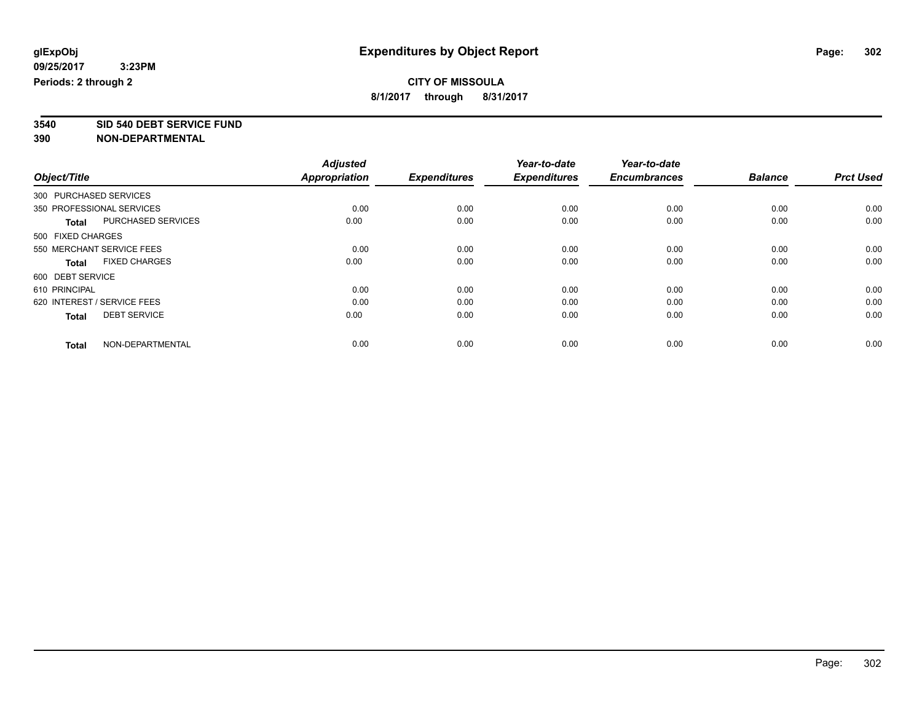glExpObj
09/25/2017 3:23PM
Periods: 2 through 2

# Expenditures by Object Report

**CITY OF MISSOULA**
**8/1/2017 through 8/31/2017**

## 3540 SID 540 DEBT SERVICE FUND
## 390 NON-DEPARTMENTAL

| Object/Title | Adjusted Appropriation | Expenditures | Year-to-date Expenditures | Year-to-date Encumbrances | Balance | Prct Used |
|---|---|---|---|---|---|---|
| 300 PURCHASED SERVICES | | | | | | |
| 350 PROFESSIONAL SERVICES | 0.00 | 0.00 | 0.00 | 0.00 | 0.00 | 0.00 |
| **Total** PURCHASED SERVICES | 0.00 | 0.00 | 0.00 | 0.00 | 0.00 | 0.00 |
| 500 FIXED CHARGES | | | | | | |
| 550 MERCHANT SERVICE FEES | 0.00 | 0.00 | 0.00 | 0.00 | 0.00 | 0.00 |
| **Total** FIXED CHARGES | 0.00 | 0.00 | 0.00 | 0.00 | 0.00 | 0.00 |
| 600 DEBT SERVICE | | | | | | |
| 610 PRINCIPAL | 0.00 | 0.00 | 0.00 | 0.00 | 0.00 | 0.00 |
| 620 INTEREST / SERVICE FEES | 0.00 | 0.00 | 0.00 | 0.00 | 0.00 | 0.00 |
| **Total** DEBT SERVICE | 0.00 | 0.00 | 0.00 | 0.00 | 0.00 | 0.00 |
| **Total** NON-DEPARTMENTAL | 0.00 | 0.00 | 0.00 | 0.00 | 0.00 | 0.00 |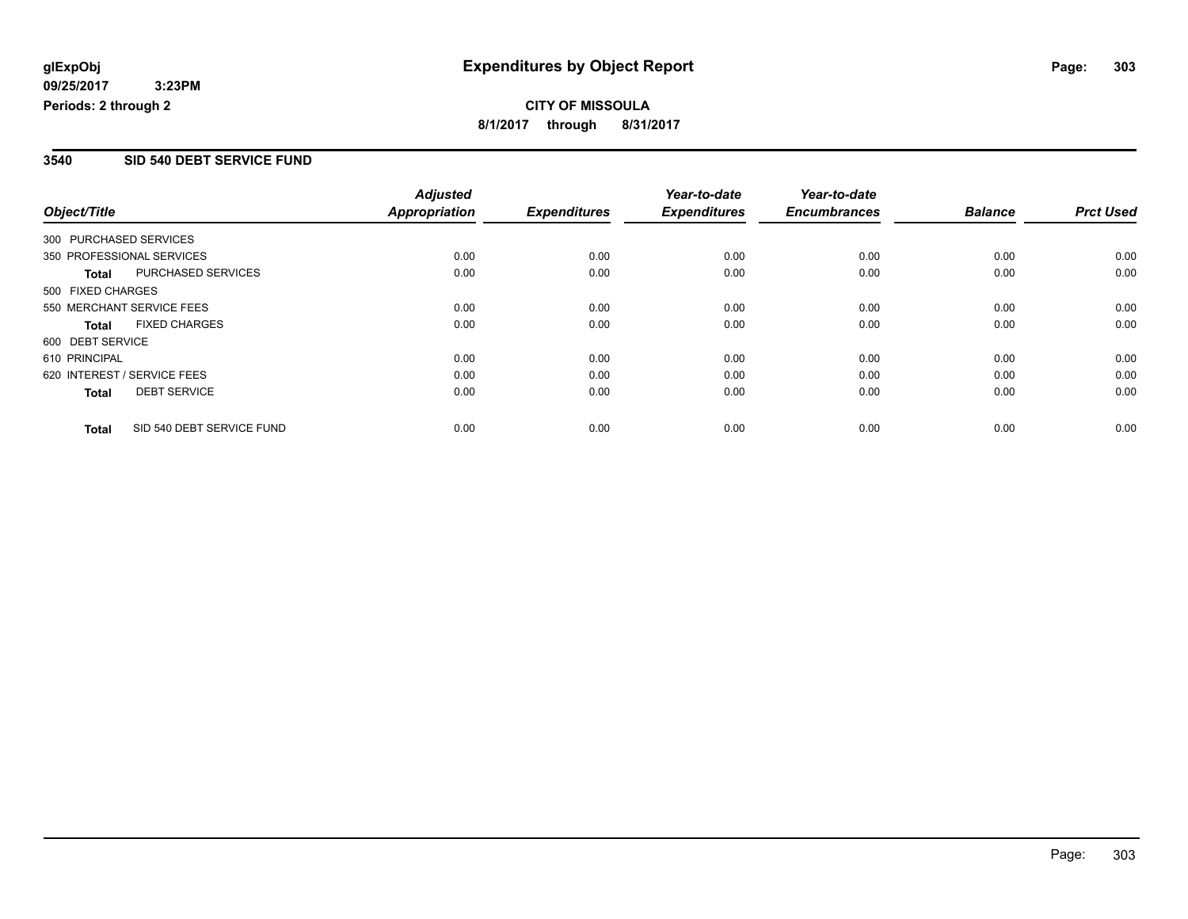**glExpObj**
**09/25/2017 3:23PM**
**Periods: 2 through 2**

# Expenditures by Object Report

**CITY OF MISSOULA**
**8/1/2017 through 8/31/2017**

## 3540 SID 540 DEBT SERVICE FUND

| Object/Title | Adjusted Appropriation | Expenditures | Year-to-date Expenditures | Year-to-date Encumbrances | Balance | Prct Used |
|---|---|---|---|---|---|---|
| 300 PURCHASED SERVICES | | | | | | |
| 350 PROFESSIONAL SERVICES | 0.00 | 0.00 | 0.00 | 0.00 | 0.00 | 0.00 |
| **Total** PURCHASED SERVICES | 0.00 | 0.00 | 0.00 | 0.00 | 0.00 | 0.00 |
| 500 FIXED CHARGES | | | | | | |
| 550 MERCHANT SERVICE FEES | 0.00 | 0.00 | 0.00 | 0.00 | 0.00 | 0.00 |
| **Total** FIXED CHARGES | 0.00 | 0.00 | 0.00 | 0.00 | 0.00 | 0.00 |
| 600 DEBT SERVICE | | | | | | |
| 610 PRINCIPAL | 0.00 | 0.00 | 0.00 | 0.00 | 0.00 | 0.00 |
| 620 INTEREST / SERVICE FEES | 0.00 | 0.00 | 0.00 | 0.00 | 0.00 | 0.00 |
| **Total** DEBT SERVICE | 0.00 | 0.00 | 0.00 | 0.00 | 0.00 | 0.00 |
| **Total** SID 540 DEBT SERVICE FUND | 0.00 | 0.00 | 0.00 | 0.00 | 0.00 | 0.00 |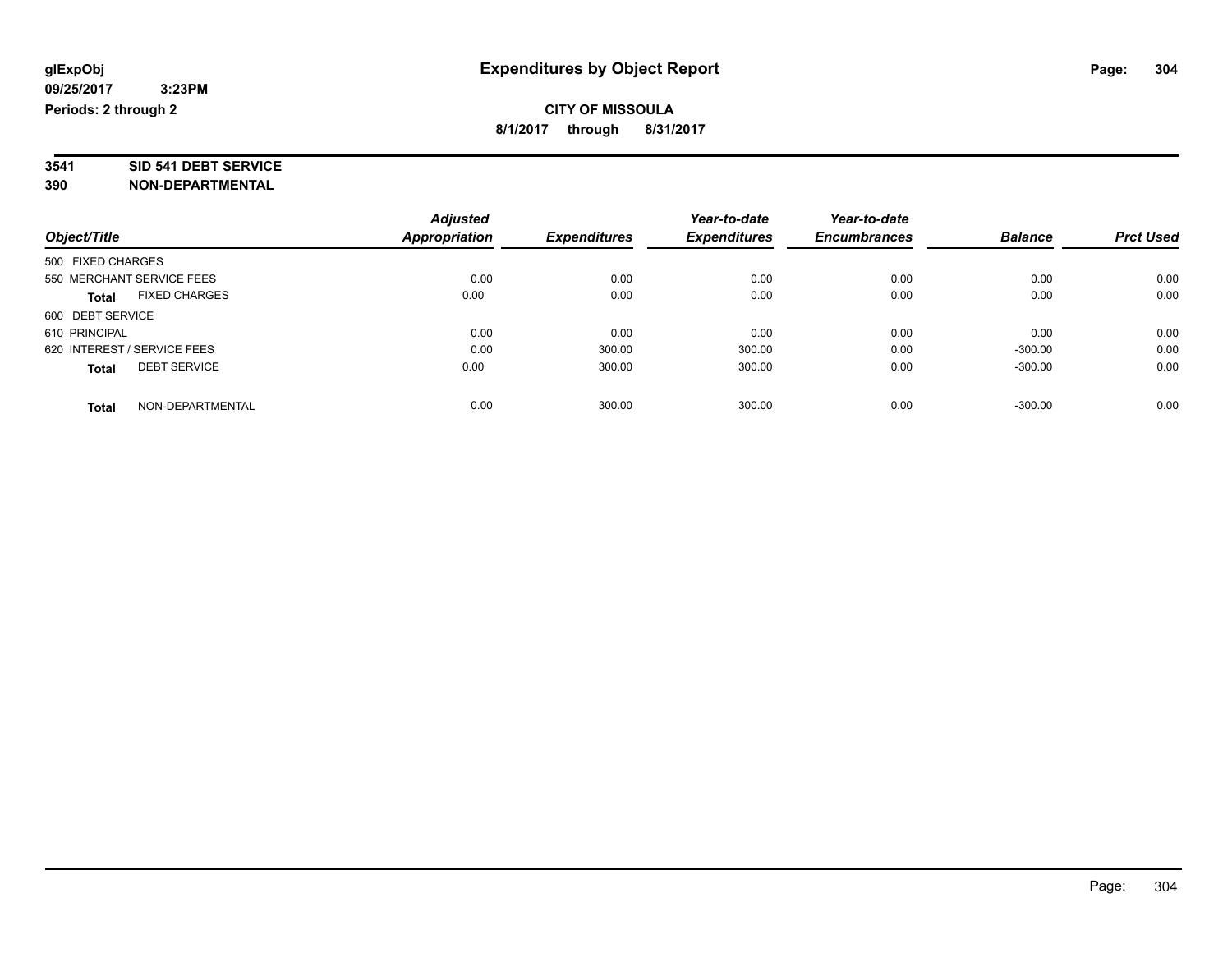**glExpObj**
**09/25/2017 3:23PM**
**Periods: 2 through 2**

# Expenditures by Object Report

**CITY OF MISSOULA**
**8/1/2017 through 8/31/2017**

**3541 SID 541 DEBT SERVICE**
**390 NON-DEPARTMENTAL**

| Object/Title | | Adjusted Appropriation | Expenditures | Year-to-date Expenditures | Year-to-date Encumbrances | Balance | Prct Used |
|---|---|---|---|---|---|---|---|
| 500 FIXED CHARGES | | | | | | | |
| 550 MERCHANT SERVICE FEES | | 0.00 | 0.00 | 0.00 | 0.00 | 0.00 | 0.00 |
| **Total** | FIXED CHARGES | 0.00 | 0.00 | 0.00 | 0.00 | 0.00 | 0.00 |
| 600 DEBT SERVICE | | | | | | | |
| 610 PRINCIPAL | | 0.00 | 0.00 | 0.00 | 0.00 | 0.00 | 0.00 |
| 620 INTEREST / SERVICE FEES | | 0.00 | 300.00 | 300.00 | 0.00 | -300.00 | 0.00 |
| **Total** | DEBT SERVICE | 0.00 | 300.00 | 300.00 | 0.00 | -300.00 | 0.00 |
| **Total** | NON-DEPARTMENTAL | 0.00 | 300.00 | 300.00 | 0.00 | -300.00 | 0.00 |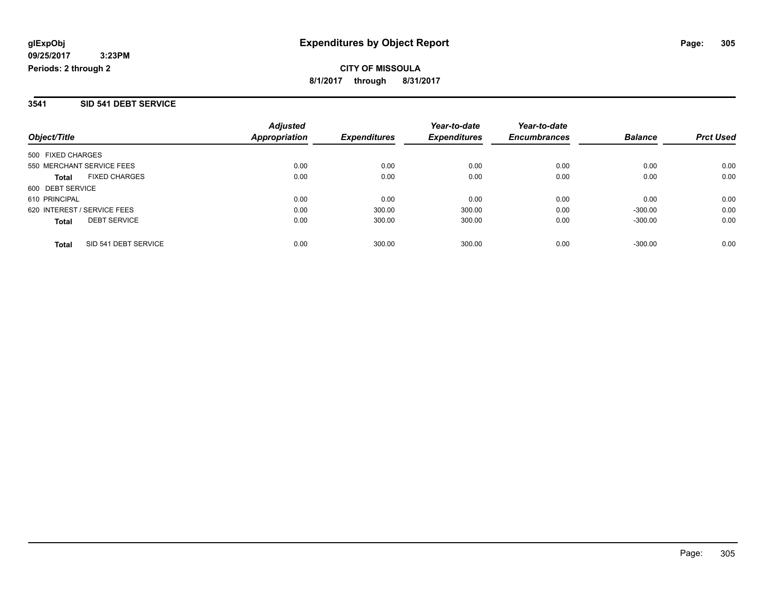# Expenditures by Object Report

glExpObj
09/25/2017 3:23PM
Periods: 2 through 2

**CITY OF MISSOULA**
**8/1/2017 through 8/31/2017**

## 3541 SID 541 DEBT SERVICE

| Object/Title | | Adjusted Appropriation | Expenditures | Year-to-date Expenditures | Year-to-date Encumbrances | Balance | Prct Used |
|---|---|---|---|---|---|---|---|
| 500 FIXED CHARGES | | | | | | | |
| 550 MERCHANT SERVICE FEES | | 0.00 | 0.00 | 0.00 | 0.00 | 0.00 | 0.00 |
| **Total** | FIXED CHARGES | 0.00 | 0.00 | 0.00 | 0.00 | 0.00 | 0.00 |
| 600 DEBT SERVICE | | | | | | | |
| 610 PRINCIPAL | | 0.00 | 0.00 | 0.00 | 0.00 | 0.00 | 0.00 |
| 620 INTEREST / SERVICE FEES | | 0.00 | 300.00 | 300.00 | 0.00 | -300.00 | 0.00 |
| **Total** | DEBT SERVICE | 0.00 | 300.00 | 300.00 | 0.00 | -300.00 | 0.00 |
| **Total** | SID 541 DEBT SERVICE | 0.00 | 300.00 | 300.00 | 0.00 | -300.00 | 0.00 |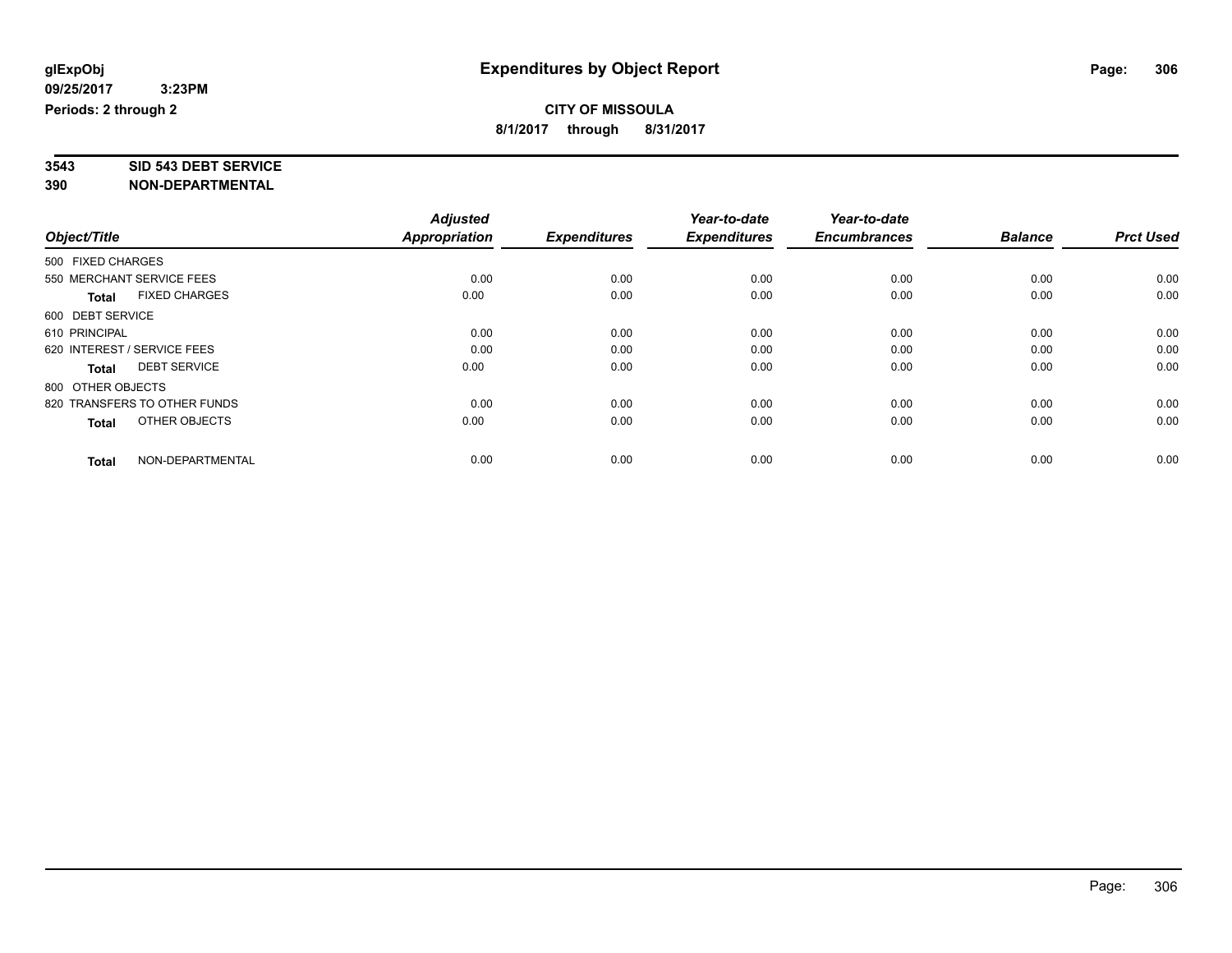**glExpObj**
**09/25/2017 3:23PM**
**Periods: 2 through 2**

# Expenditures by Object Report

**CITY OF MISSOULA**
**8/1/2017 through 8/31/2017**

**3543 SID 543 DEBT SERVICE**
**390 NON-DEPARTMENTAL**

| Object/Title | Adjusted Appropriation | Expenditures | Year-to-date Expenditures | Year-to-date Encumbrances | Balance | Prct Used |
|---|---|---|---|---|---|---|
| 500 FIXED CHARGES | | | | | | |
| 550 MERCHANT SERVICE FEES | 0.00 | 0.00 | 0.00 | 0.00 | 0.00 | 0.00 |
| **Total** FIXED CHARGES | 0.00 | 0.00 | 0.00 | 0.00 | 0.00 | 0.00 |
| 600 DEBT SERVICE | | | | | | |
| 610 PRINCIPAL | 0.00 | 0.00 | 0.00 | 0.00 | 0.00 | 0.00 |
| 620 INTEREST / SERVICE FEES | 0.00 | 0.00 | 0.00 | 0.00 | 0.00 | 0.00 |
| **Total** DEBT SERVICE | 0.00 | 0.00 | 0.00 | 0.00 | 0.00 | 0.00 |
| 800 OTHER OBJECTS | | | | | | |
| 820 TRANSFERS TO OTHER FUNDS | 0.00 | 0.00 | 0.00 | 0.00 | 0.00 | 0.00 |
| **Total** OTHER OBJECTS | 0.00 | 0.00 | 0.00 | 0.00 | 0.00 | 0.00 |
| **Total** NON-DEPARTMENTAL | 0.00 | 0.00 | 0.00 | 0.00 | 0.00 | 0.00 |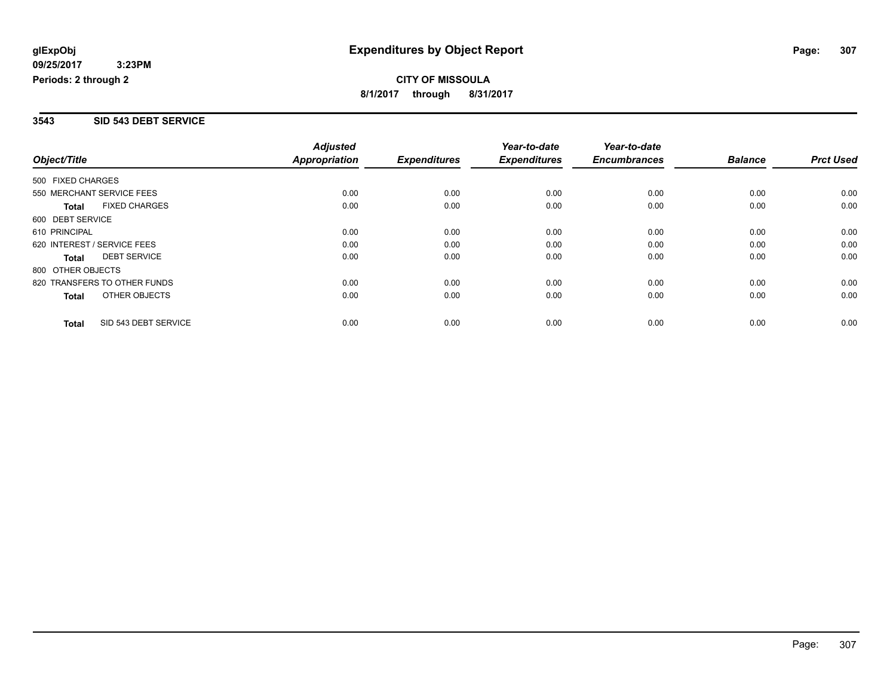# Expenditures by Object Report

glExpObj
09/25/2017 3:23PM
Periods: 2 through 2

**CITY OF MISSOULA**
**8/1/2017 through 8/31/2017**

## 3543 SID 543 DEBT SERVICE

| Object/Title | Adjusted Appropriation | Expenditures | Year-to-date Expenditures | Year-to-date Encumbrances | Balance | Prct Used |
|---|---|---|---|---|---|---|
| 500 FIXED CHARGES | | | | | | |
| 550 MERCHANT SERVICE FEES | 0.00 | 0.00 | 0.00 | 0.00 | 0.00 | 0.00 |
| **Total** FIXED CHARGES | 0.00 | 0.00 | 0.00 | 0.00 | 0.00 | 0.00 |
| 600 DEBT SERVICE | | | | | | |
| 610 PRINCIPAL | 0.00 | 0.00 | 0.00 | 0.00 | 0.00 | 0.00 |
| 620 INTEREST / SERVICE FEES | 0.00 | 0.00 | 0.00 | 0.00 | 0.00 | 0.00 |
| **Total** DEBT SERVICE | 0.00 | 0.00 | 0.00 | 0.00 | 0.00 | 0.00 |
| 800 OTHER OBJECTS | | | | | | |
| 820 TRANSFERS TO OTHER FUNDS | 0.00 | 0.00 | 0.00 | 0.00 | 0.00 | 0.00 |
| **Total** OTHER OBJECTS | 0.00 | 0.00 | 0.00 | 0.00 | 0.00 | 0.00 |
| **Total** SID 543 DEBT SERVICE | 0.00 | 0.00 | 0.00 | 0.00 | 0.00 | 0.00 |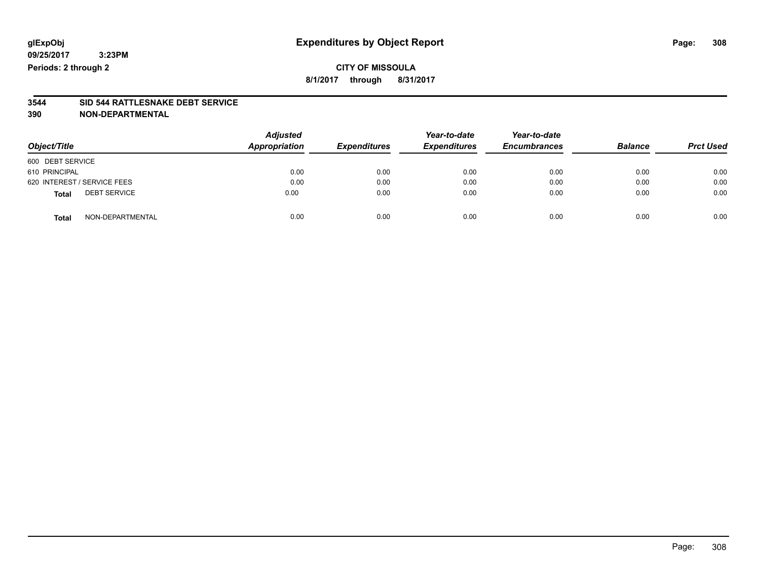glExpObj
09/25/2017 3:23PM
Periods: 2 through 2

# Expenditures by Object Report

**CITY OF MISSOULA**
**8/1/2017 through 8/31/2017**

**3544 SID 544 RATTLESNAKE DEBT SERVICE**
**390 NON-DEPARTMENTAL**

| Object/Title | Adjusted Appropriation | Expenditures | Year-to-date Expenditures | Year-to-date Encumbrances | Balance | Prct Used |
|---|---|---|---|---|---|---|
| 600 DEBT SERVICE | | | | | | |
| 610 PRINCIPAL | 0.00 | 0.00 | 0.00 | 0.00 | 0.00 | 0.00 |
| 620 INTEREST / SERVICE FEES | 0.00 | 0.00 | 0.00 | 0.00 | 0.00 | 0.00 |
| **Total** DEBT SERVICE | 0.00 | 0.00 | 0.00 | 0.00 | 0.00 | 0.00 |
| **Total** NON-DEPARTMENTAL | 0.00 | 0.00 | 0.00 | 0.00 | 0.00 | 0.00 |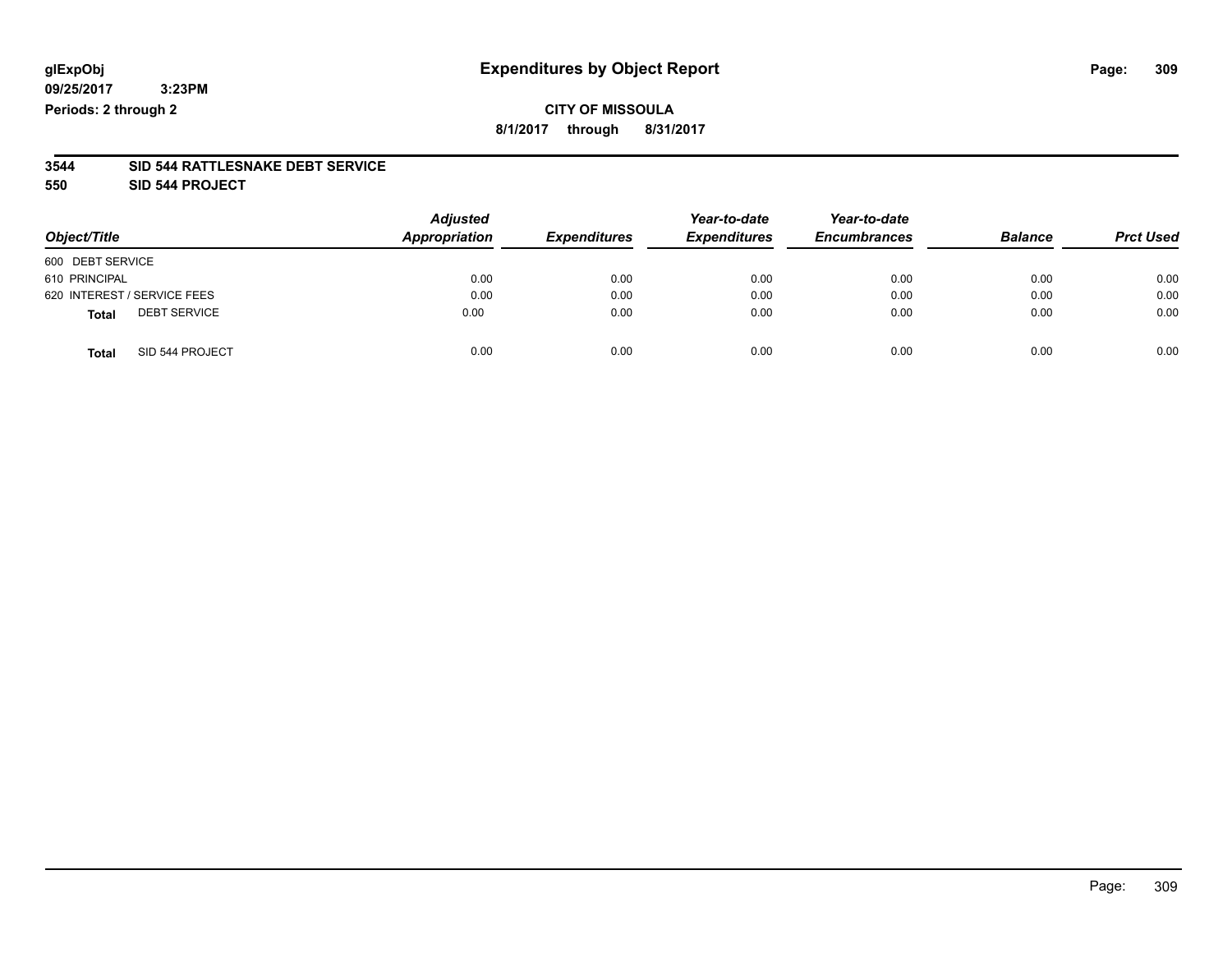# Expenditures by Object Report

glExpObj
09/25/2017 3:23PM
Periods: 2 through 2

**CITY OF MISSOULA**
8/1/2017 through 8/31/2017

**3544 SID 544 RATTLESNAKE DEBT SERVICE**
**550 SID 544 PROJECT**

| Object/Title | Adjusted Appropriation | Expenditures | Year-to-date Expenditures | Year-to-date Encumbrances | Balance | Prct Used |
|---|---|---|---|---|---|---|
| 600 DEBT SERVICE | | | | | | |
| 610 PRINCIPAL | 0.00 | 0.00 | 0.00 | 0.00 | 0.00 | 0.00 |
| 620 INTEREST / SERVICE FEES | 0.00 | 0.00 | 0.00 | 0.00 | 0.00 | 0.00 |
| **Total** DEBT SERVICE | 0.00 | 0.00 | 0.00 | 0.00 | 0.00 | 0.00 |
| **Total** SID 544 PROJECT | 0.00 | 0.00 | 0.00 | 0.00 | 0.00 | 0.00 |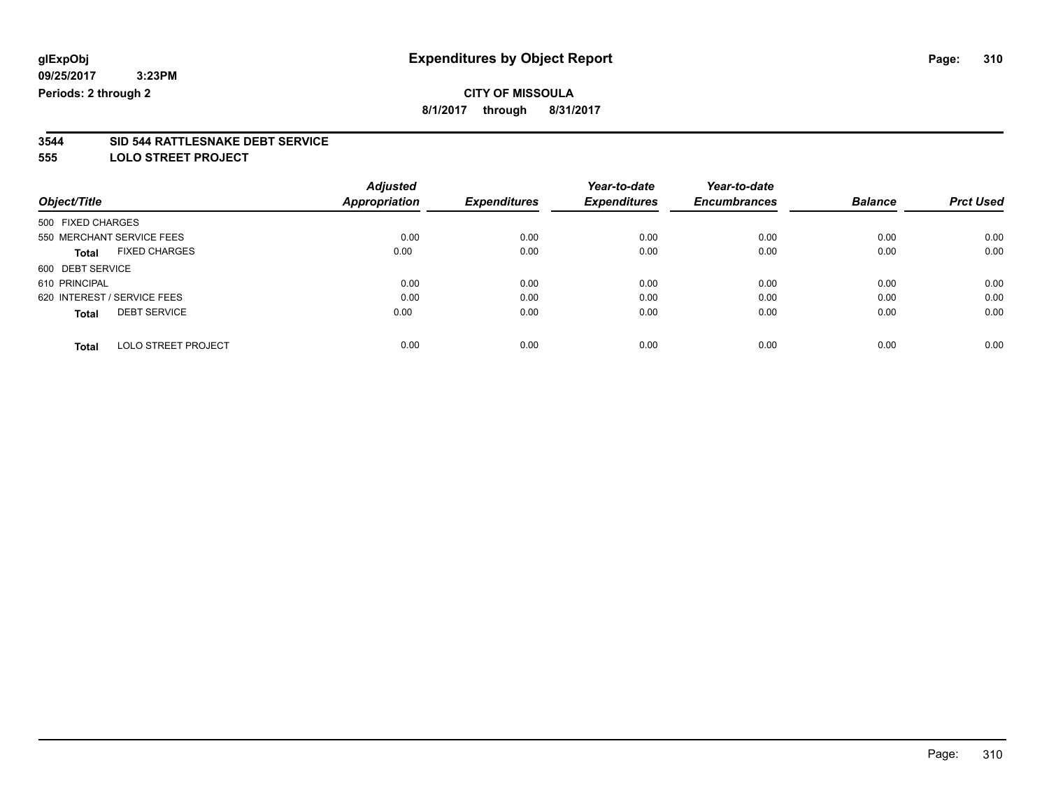glExpObj
09/25/2017 3:23PM
Periods: 2 through 2

# Expenditures by Object Report

**CITY OF MISSOULA**

**8/1/2017 through 8/31/2017**

## 3544 SID 544 RATTLESNAKE DEBT SERVICE
## 555 LOLO STREET PROJECT

| Object/Title | Adjusted Appropriation | Expenditures | Year-to-date Expenditures | Year-to-date Encumbrances | Balance | Prct Used |
|---|---|---|---|---|---|---|
| 500 FIXED CHARGES | | | | | | |
| 550 MERCHANT SERVICE FEES | 0.00 | 0.00 | 0.00 | 0.00 | 0.00 | 0.00 |
| **Total** FIXED CHARGES | 0.00 | 0.00 | 0.00 | 0.00 | 0.00 | 0.00 |
| 600 DEBT SERVICE | | | | | | |
| 610 PRINCIPAL | 0.00 | 0.00 | 0.00 | 0.00 | 0.00 | 0.00 |
| 620 INTEREST / SERVICE FEES | 0.00 | 0.00 | 0.00 | 0.00 | 0.00 | 0.00 |
| **Total** DEBT SERVICE | 0.00 | 0.00 | 0.00 | 0.00 | 0.00 | 0.00 |
| **Total** LOLO STREET PROJECT | 0.00 | 0.00 | 0.00 | 0.00 | 0.00 | 0.00 |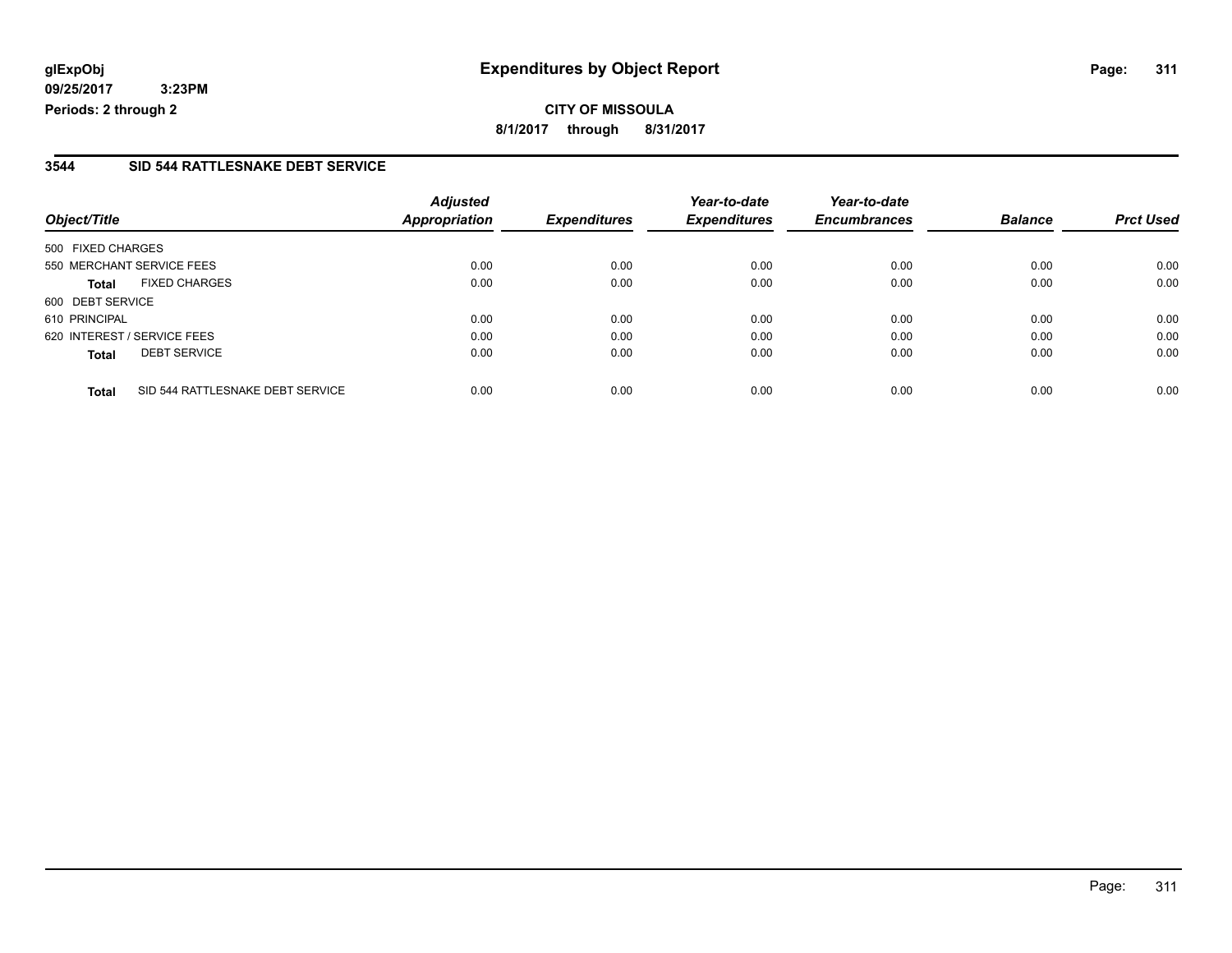**glExpObj** 
**09/25/2017 3:23PM** 
**Periods: 2 through 2**

# Expenditures by Object Report

**CITY OF MISSOULA**

**8/1/2017 through 8/31/2017**

## 3544 SID 544 RATTLESNAKE DEBT SERVICE

| Object/Title | | Adjusted Appropriation | Expenditures | Year-to-date Expenditures | Year-to-date Encumbrances | Balance | Prct Used |
|---|---|---|---|---|---|---|---|
| 500 FIXED CHARGES | | | | | | | |
| 550 MERCHANT SERVICE FEES | | 0.00 | 0.00 | 0.00 | 0.00 | 0.00 | 0.00 |
| **Total** | FIXED CHARGES | 0.00 | 0.00 | 0.00 | 0.00 | 0.00 | 0.00 |
| 600 DEBT SERVICE | | | | | | | |
| 610 PRINCIPAL | | 0.00 | 0.00 | 0.00 | 0.00 | 0.00 | 0.00 |
| 620 INTEREST / SERVICE FEES | | 0.00 | 0.00 | 0.00 | 0.00 | 0.00 | 0.00 |
| **Total** | DEBT SERVICE | 0.00 | 0.00 | 0.00 | 0.00 | 0.00 | 0.00 |
| **Total** | SID 544 RATTLESNAKE DEBT SERVICE | 0.00 | 0.00 | 0.00 | 0.00 | 0.00 | 0.00 |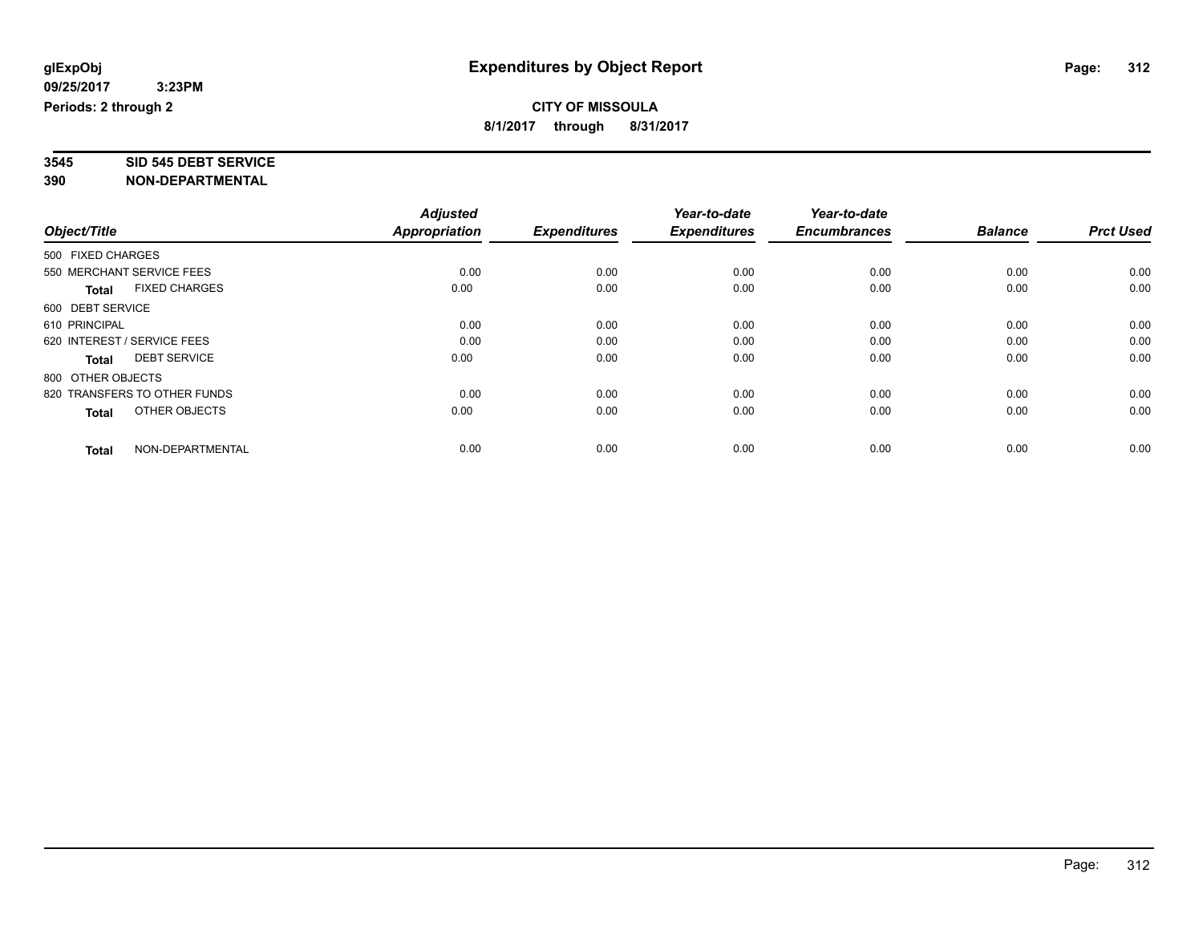**glExpObj**
**09/25/2017 3:23PM**
**Periods: 2 through 2**

# Expenditures by Object Report

**CITY OF MISSOULA**
**8/1/2017 through 8/31/2017**

**3545 SID 545 DEBT SERVICE**
**390 NON-DEPARTMENTAL**

| Object/Title | Adjusted Appropriation | Expenditures | Year-to-date Expenditures | Year-to-date Encumbrances | Balance | Prct Used |
|---|---|---|---|---|---|---|
| 500 FIXED CHARGES | | | | | | |
| 550 MERCHANT SERVICE FEES | 0.00 | 0.00 | 0.00 | 0.00 | 0.00 | 0.00 |
| **Total** FIXED CHARGES | 0.00 | 0.00 | 0.00 | 0.00 | 0.00 | 0.00 |
| 600 DEBT SERVICE | | | | | | |
| 610 PRINCIPAL | 0.00 | 0.00 | 0.00 | 0.00 | 0.00 | 0.00 |
| 620 INTEREST / SERVICE FEES | 0.00 | 0.00 | 0.00 | 0.00 | 0.00 | 0.00 |
| **Total** DEBT SERVICE | 0.00 | 0.00 | 0.00 | 0.00 | 0.00 | 0.00 |
| 800 OTHER OBJECTS | | | | | | |
| 820 TRANSFERS TO OTHER FUNDS | 0.00 | 0.00 | 0.00 | 0.00 | 0.00 | 0.00 |
| **Total** OTHER OBJECTS | 0.00 | 0.00 | 0.00 | 0.00 | 0.00 | 0.00 |
| **Total** NON-DEPARTMENTAL | 0.00 | 0.00 | 0.00 | 0.00 | 0.00 | 0.00 |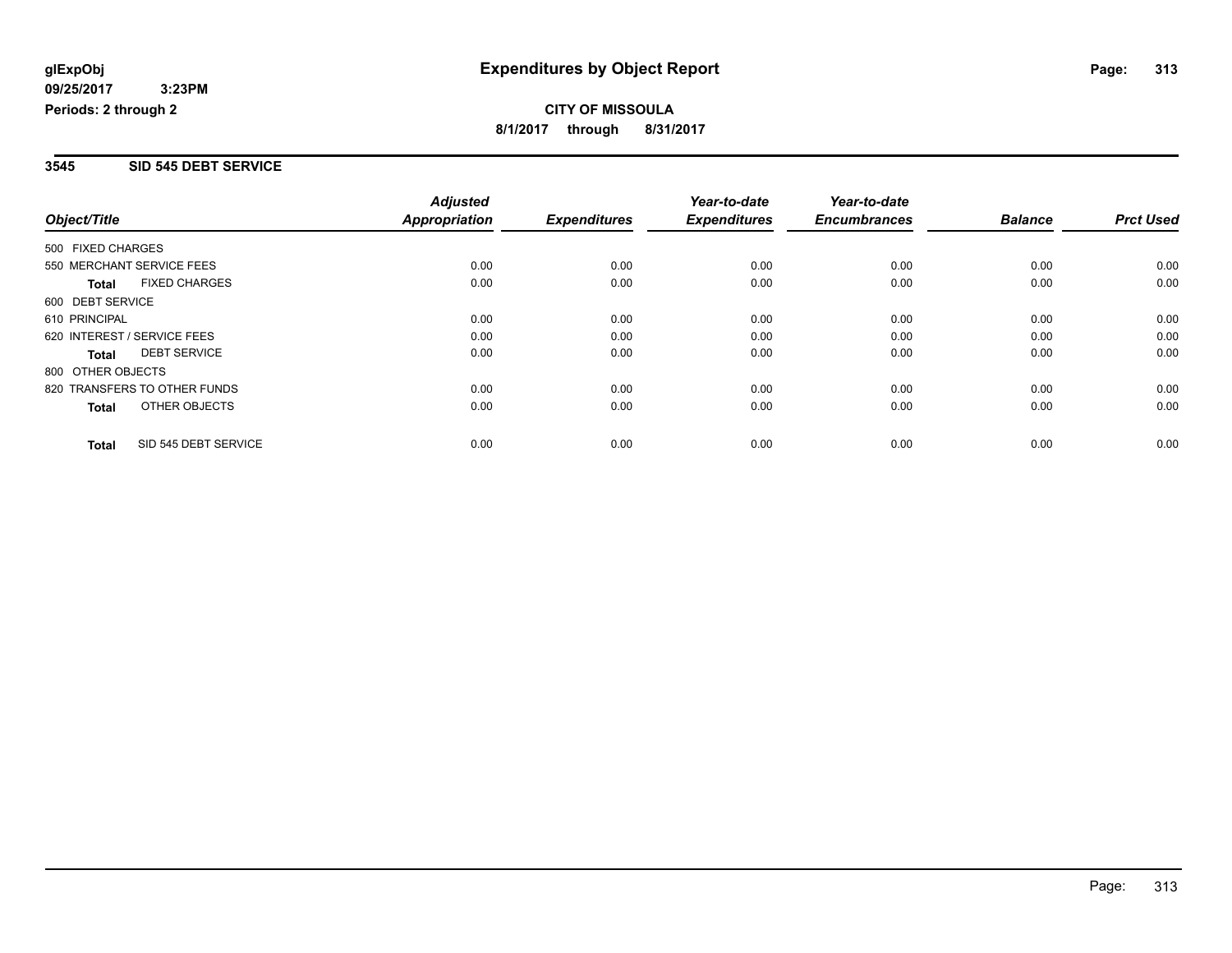# Expenditures by Object Report

**glExpObj**
**09/25/2017 3:23PM**
**Periods: 2 through 2**

**CITY OF MISSOULA**
**8/1/2017 through 8/31/2017**

## 3545 SID 545 DEBT SERVICE

| Object/Title | Adjusted Appropriation | Expenditures | Year-to-date Expenditures | Year-to-date Encumbrances | Balance | Prct Used |
|---|---|---|---|---|---|---|
| 500 FIXED CHARGES | | | | | | |
| 550 MERCHANT SERVICE FEES | 0.00 | 0.00 | 0.00 | 0.00 | 0.00 | 0.00 |
| **Total** FIXED CHARGES | 0.00 | 0.00 | 0.00 | 0.00 | 0.00 | 0.00 |
| 600 DEBT SERVICE | | | | | | |
| 610 PRINCIPAL | 0.00 | 0.00 | 0.00 | 0.00 | 0.00 | 0.00 |
| 620 INTEREST / SERVICE FEES | 0.00 | 0.00 | 0.00 | 0.00 | 0.00 | 0.00 |
| **Total** DEBT SERVICE | 0.00 | 0.00 | 0.00 | 0.00 | 0.00 | 0.00 |
| 800 OTHER OBJECTS | | | | | | |
| 820 TRANSFERS TO OTHER FUNDS | 0.00 | 0.00 | 0.00 | 0.00 | 0.00 | 0.00 |
| **Total** OTHER OBJECTS | 0.00 | 0.00 | 0.00 | 0.00 | 0.00 | 0.00 |
| **Total** SID 545 DEBT SERVICE | 0.00 | 0.00 | 0.00 | 0.00 | 0.00 | 0.00 |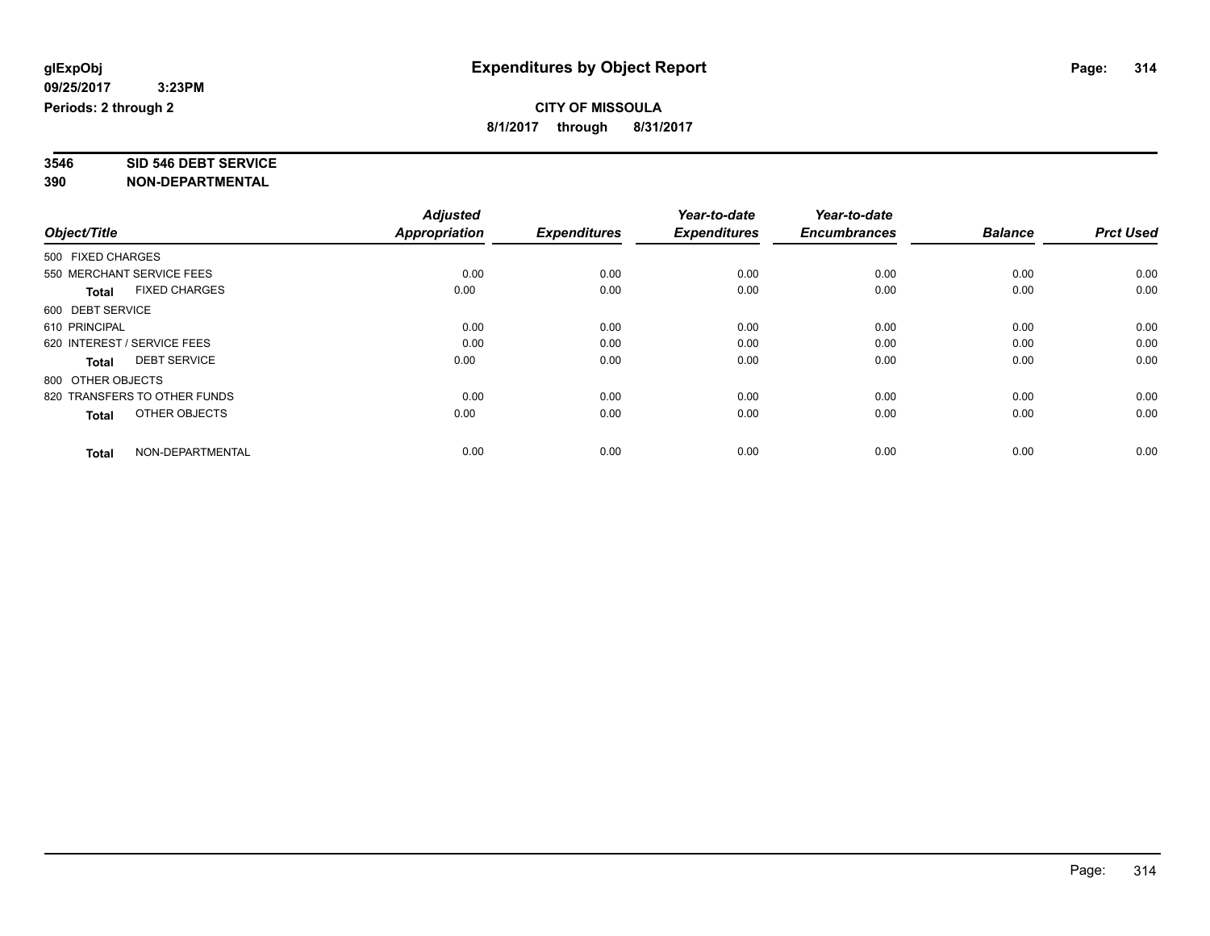**glExpObj**
**09/25/2017 3:23PM**
**Periods: 2 through 2**

# Expenditures by Object Report

**CITY OF MISSOULA**
**8/1/2017 through 8/31/2017**

**3546 SID 546 DEBT SERVICE**
**390 NON-DEPARTMENTAL**

| Object/Title | Adjusted Appropriation | Expenditures | Year-to-date Expenditures | Year-to-date Encumbrances | Balance | Prct Used |
|---|---|---|---|---|---|---|
| 500 FIXED CHARGES | | | | | | |
| 550 MERCHANT SERVICE FEES | 0.00 | 0.00 | 0.00 | 0.00 | 0.00 | 0.00 |
| **Total** FIXED CHARGES | 0.00 | 0.00 | 0.00 | 0.00 | 0.00 | 0.00 |
| 600 DEBT SERVICE | | | | | | |
| 610 PRINCIPAL | 0.00 | 0.00 | 0.00 | 0.00 | 0.00 | 0.00 |
| 620 INTEREST / SERVICE FEES | 0.00 | 0.00 | 0.00 | 0.00 | 0.00 | 0.00 |
| **Total** DEBT SERVICE | 0.00 | 0.00 | 0.00 | 0.00 | 0.00 | 0.00 |
| 800 OTHER OBJECTS | | | | | | |
| 820 TRANSFERS TO OTHER FUNDS | 0.00 | 0.00 | 0.00 | 0.00 | 0.00 | 0.00 |
| **Total** OTHER OBJECTS | 0.00 | 0.00 | 0.00 | 0.00 | 0.00 | 0.00 |
| **Total** NON-DEPARTMENTAL | 0.00 | 0.00 | 0.00 | 0.00 | 0.00 | 0.00 |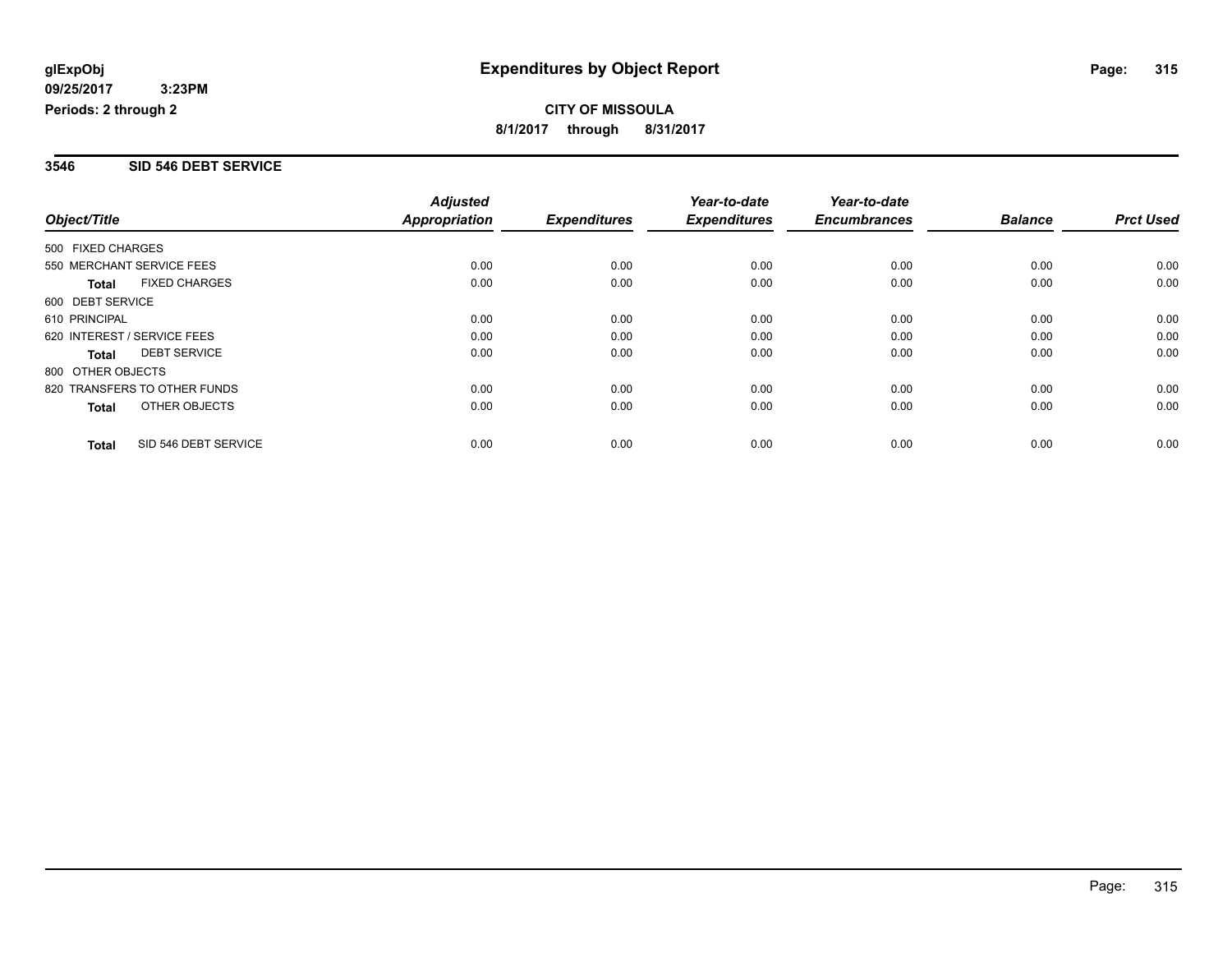**glExpObj**
**09/25/2017 3:23PM**
**Periods: 2 through 2**

# Expenditures by Object Report

**CITY OF MISSOULA**
**8/1/2017 through 8/31/2017**

## 3546 SID 546 DEBT SERVICE

| Object/Title | Adjusted Appropriation | Expenditures | Year-to-date Expenditures | Year-to-date Encumbrances | Balance | Prct Used |
|---|---|---|---|---|---|---|
| 500 FIXED CHARGES | | | | | | |
| 550 MERCHANT SERVICE FEES | 0.00 | 0.00 | 0.00 | 0.00 | 0.00 | 0.00 |
| **Total** FIXED CHARGES | 0.00 | 0.00 | 0.00 | 0.00 | 0.00 | 0.00 |
| 600 DEBT SERVICE | | | | | | |
| 610 PRINCIPAL | 0.00 | 0.00 | 0.00 | 0.00 | 0.00 | 0.00 |
| 620 INTEREST / SERVICE FEES | 0.00 | 0.00 | 0.00 | 0.00 | 0.00 | 0.00 |
| **Total** DEBT SERVICE | 0.00 | 0.00 | 0.00 | 0.00 | 0.00 | 0.00 |
| 800 OTHER OBJECTS | | | | | | |
| 820 TRANSFERS TO OTHER FUNDS | 0.00 | 0.00 | 0.00 | 0.00 | 0.00 | 0.00 |
| **Total** OTHER OBJECTS | 0.00 | 0.00 | 0.00 | 0.00 | 0.00 | 0.00 |
| **Total** SID 546 DEBT SERVICE | 0.00 | 0.00 | 0.00 | 0.00 | 0.00 | 0.00 |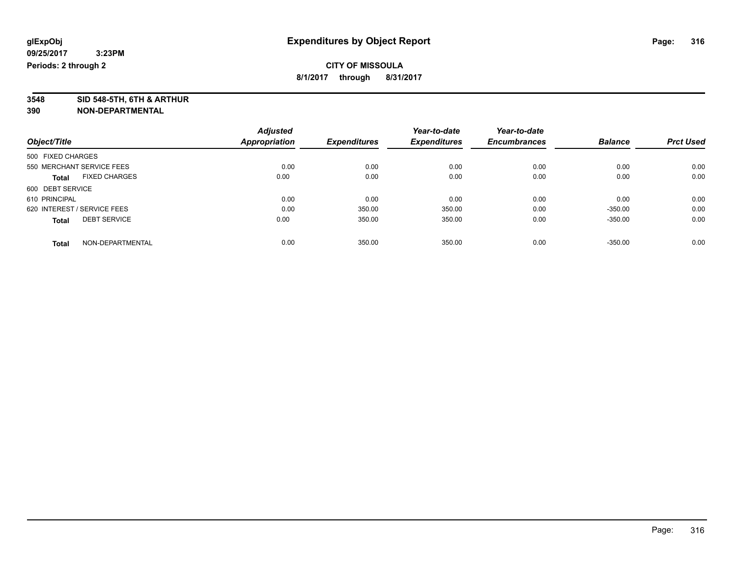**glExpObj** **Expenditures by Object Report**

**09/25/2017 3:23PM**

**Periods: 2 through 2**

**CITY OF MISSOULA**

**8/1/2017 through 8/31/2017**

**3548 SID 548-5TH, 6TH & ARTHUR**

**390 NON-DEPARTMENTAL**

| Object/Title | Adjusted Appropriation | Expenditures | Year-to-date Expenditures | Year-to-date Encumbrances | Balance | Prct Used |
|---|---|---|---|---|---|---|
| 500 FIXED CHARGES | | | | | | |
| 550 MERCHANT SERVICE FEES | 0.00 | 0.00 | 0.00 | 0.00 | 0.00 | 0.00 |
| **Total** FIXED CHARGES | 0.00 | 0.00 | 0.00 | 0.00 | 0.00 | 0.00 |
| 600 DEBT SERVICE | | | | | | |
| 610 PRINCIPAL | 0.00 | 0.00 | 0.00 | 0.00 | 0.00 | 0.00 |
| 620 INTEREST / SERVICE FEES | 0.00 | 350.00 | 350.00 | 0.00 | -350.00 | 0.00 |
| **Total** DEBT SERVICE | 0.00 | 350.00 | 350.00 | 0.00 | -350.00 | 0.00 |
| **Total** NON-DEPARTMENTAL | 0.00 | 350.00 | 350.00 | 0.00 | -350.00 | 0.00 |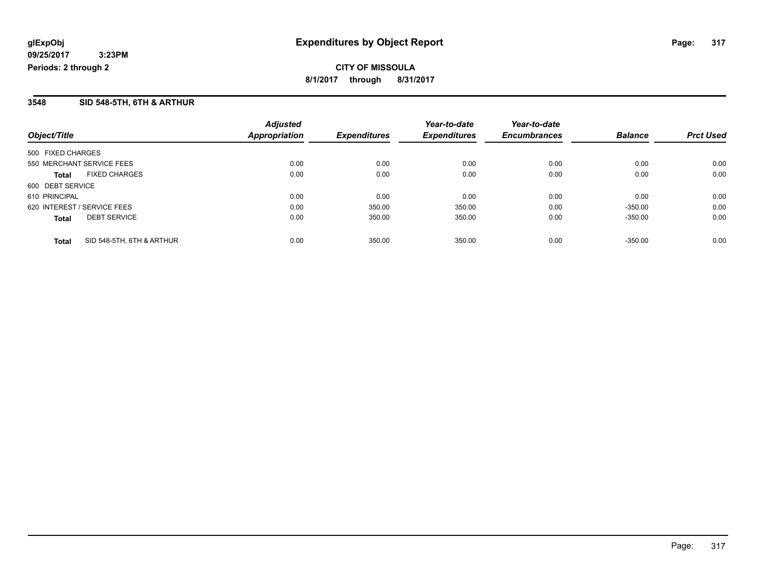# Expenditures by Object Report

glExpObj
09/25/2017 3:23PM
Periods: 2 through 2

**CITY OF MISSOULA**
**8/1/2017 through 8/31/2017**

## 3548 SID 548-5TH, 6TH & ARTHUR

| Object/Title | | Adjusted Appropriation | Expenditures | Year-to-date Expenditures | Year-to-date Encumbrances | Balance | Prct Used |
|---|---|---|---|---|---|---|---|
| 500 FIXED CHARGES | | | | | | | |
| 550 MERCHANT SERVICE FEES | | 0.00 | 0.00 | 0.00 | 0.00 | 0.00 | 0.00 |
| **Total** | FIXED CHARGES | 0.00 | 0.00 | 0.00 | 0.00 | 0.00 | 0.00 |
| 600 DEBT SERVICE | | | | | | | |
| 610 PRINCIPAL | | 0.00 | 0.00 | 0.00 | 0.00 | 0.00 | 0.00 |
| 620 INTEREST / SERVICE FEES | | 0.00 | 350.00 | 350.00 | 0.00 | -350.00 | 0.00 |
| **Total** | DEBT SERVICE | 0.00 | 350.00 | 350.00 | 0.00 | -350.00 | 0.00 |
| **Total** | SID 548-5TH, 6TH & ARTHUR | 0.00 | 350.00 | 350.00 | 0.00 | -350.00 | 0.00 |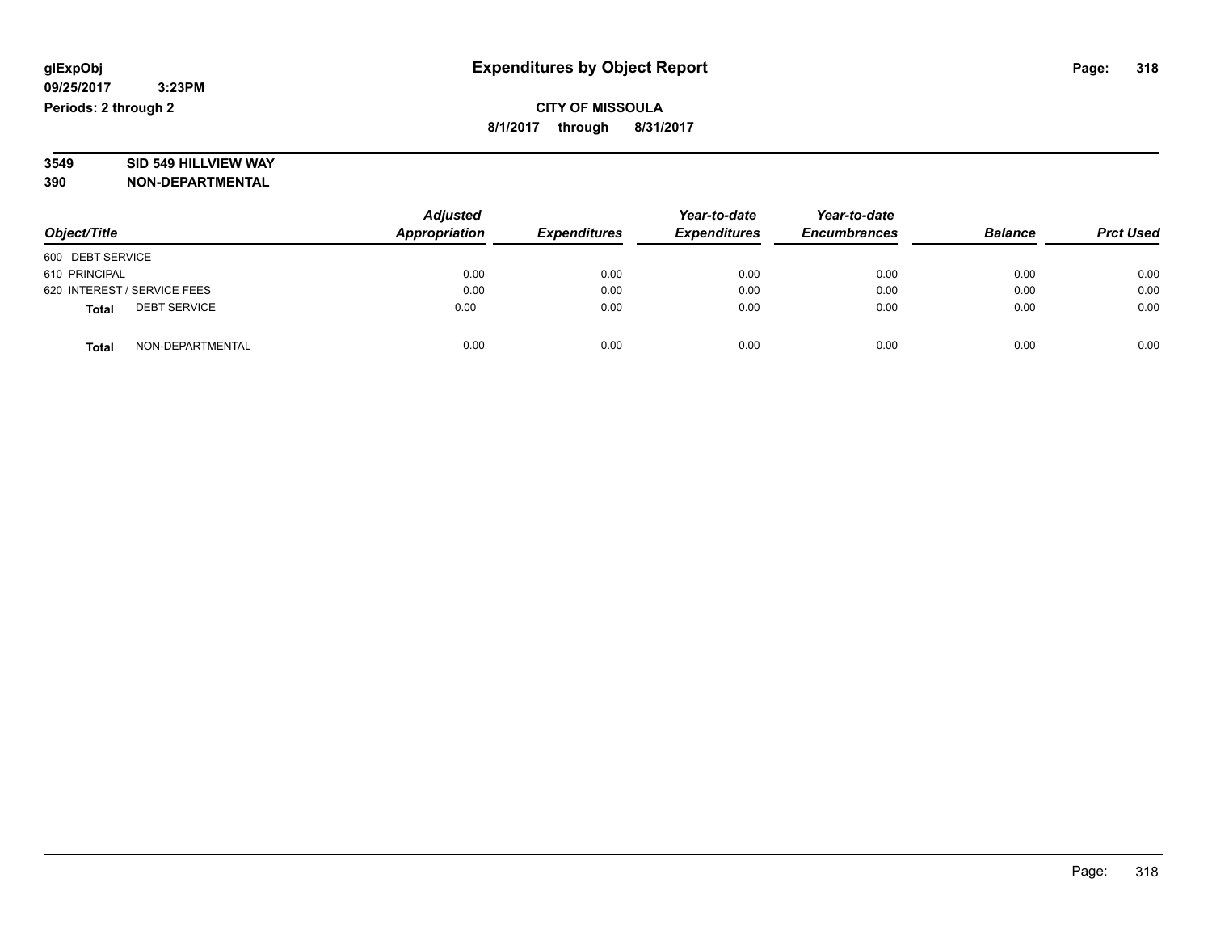**glExpObj**
**09/25/2017 3:23PM**
**Periods: 2 through 2**

# Expenditures by Object Report

**CITY OF MISSOULA**
**8/1/2017 through 8/31/2017**

**3549 SID 549 HILLVIEW WAY**
**390 NON-DEPARTMENTAL**

| Object/Title | Adjusted Appropriation | Expenditures | Year-to-date Expenditures | Year-to-date Encumbrances | Balance | Prct Used |
|---|---|---|---|---|---|---|
| 600 DEBT SERVICE | | | | | | |
| 610 PRINCIPAL | 0.00 | 0.00 | 0.00 | 0.00 | 0.00 | 0.00 |
| 620 INTEREST / SERVICE FEES | 0.00 | 0.00 | 0.00 | 0.00 | 0.00 | 0.00 |
| **Total** DEBT SERVICE | 0.00 | 0.00 | 0.00 | 0.00 | 0.00 | 0.00 |
| **Total** NON-DEPARTMENTAL | 0.00 | 0.00 | 0.00 | 0.00 | 0.00 | 0.00 |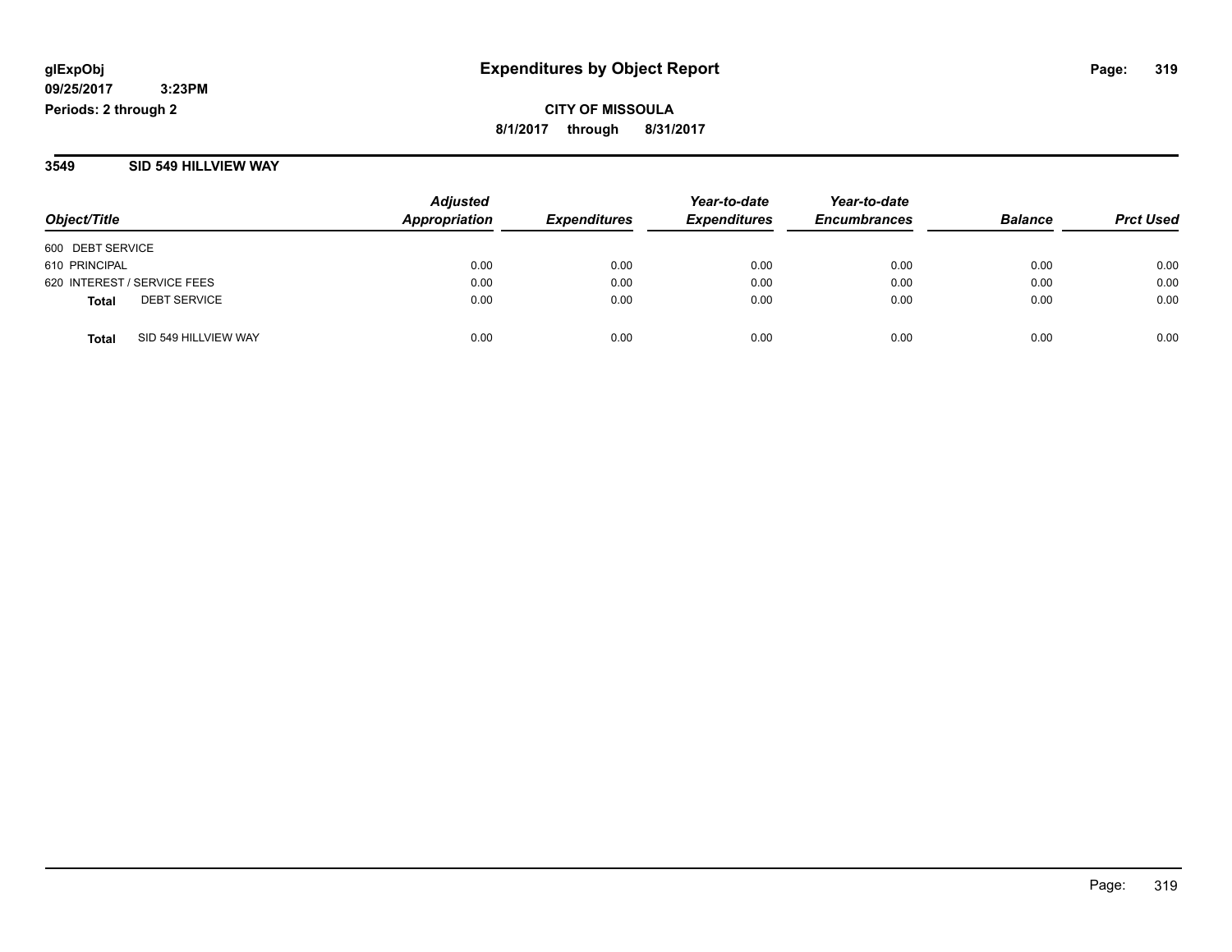glExpObj
09/25/2017 3:23PM
Periods: 2 through 2

# Expenditures by Object Report

**CITY OF MISSOULA**
**8/1/2017 through 8/31/2017**

## 3549 SID 549 HILLVIEW WAY

| Object/Title | Adjusted Appropriation | Expenditures | Year-to-date Expenditures | Year-to-date Encumbrances | Balance | Prct Used |
|---|---|---|---|---|---|---|
| 600 DEBT SERVICE | | | | | | |
| 610 PRINCIPAL | 0.00 | 0.00 | 0.00 | 0.00 | 0.00 | 0.00 |
| 620 INTEREST / SERVICE FEES | 0.00 | 0.00 | 0.00 | 0.00 | 0.00 | 0.00 |
| **Total** DEBT SERVICE | 0.00 | 0.00 | 0.00 | 0.00 | 0.00 | 0.00 |
| **Total** SID 549 HILLVIEW WAY | 0.00 | 0.00 | 0.00 | 0.00 | 0.00 | 0.00 |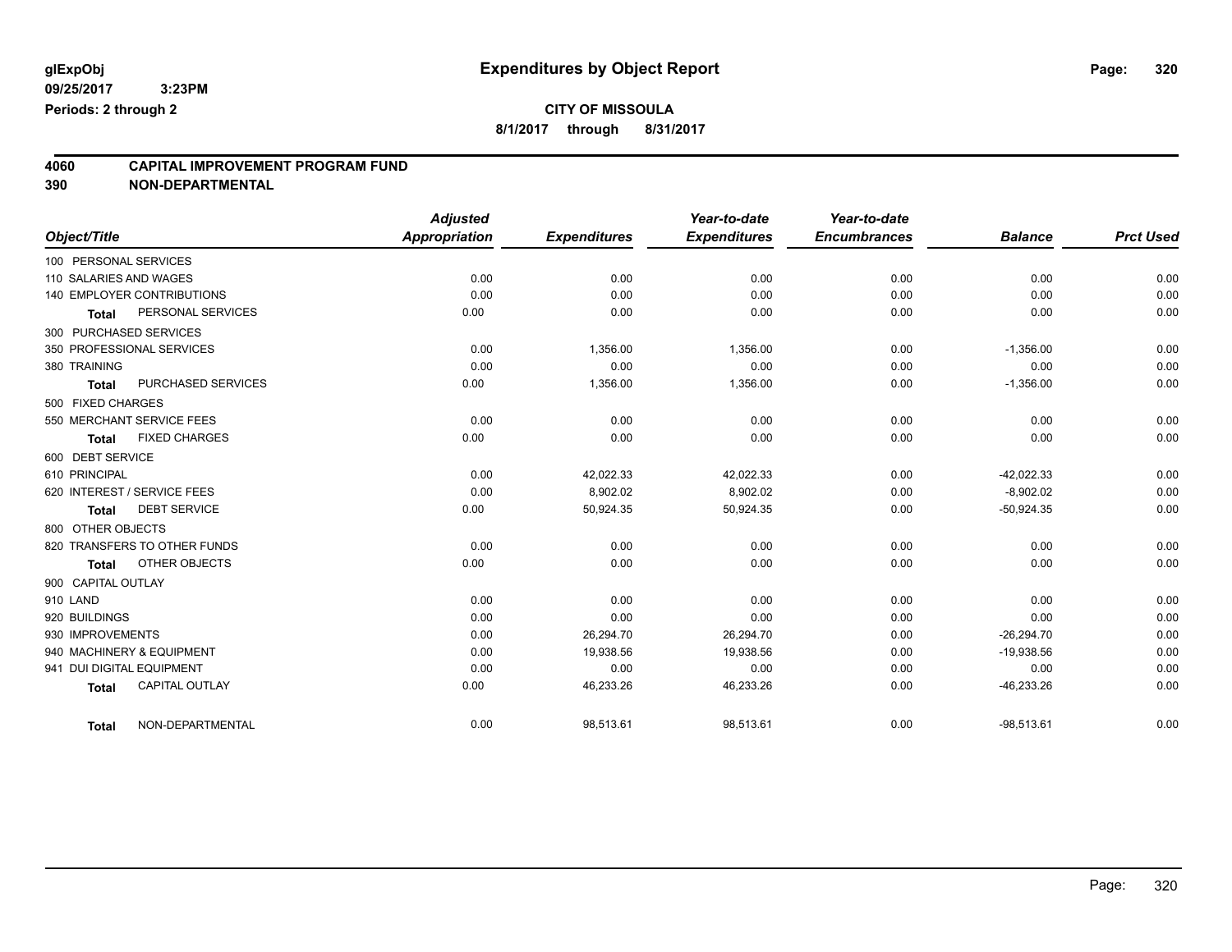**glExpObj** 09/25/2017 3:23PM
**Periods: 2 through 2**

# Expenditures by Object Report

**CITY OF MISSOULA**

**8/1/2017 through 8/31/2017**

## 4060 CAPITAL IMPROVEMENT PROGRAM FUND
## 390 NON-DEPARTMENTAL

| Object/Title | Adjusted Appropriation | Expenditures | Year-to-date Expenditures | Year-to-date Encumbrances | Balance | Prct Used |
|---|---|---|---|---|---|---|
| 100 PERSONAL SERVICES | | | | | | |
| 110 SALARIES AND WAGES | 0.00 | 0.00 | 0.00 | 0.00 | 0.00 | 0.00 |
| 140 EMPLOYER CONTRIBUTIONS | 0.00 | 0.00 | 0.00 | 0.00 | 0.00 | 0.00 |
| **Total** PERSONAL SERVICES | 0.00 | 0.00 | 0.00 | 0.00 | 0.00 | 0.00 |
| 300 PURCHASED SERVICES | | | | | | |
| 350 PROFESSIONAL SERVICES | 0.00 | 1,356.00 | 1,356.00 | 0.00 | -1,356.00 | 0.00 |
| 380 TRAINING | 0.00 | 0.00 | 0.00 | 0.00 | 0.00 | 0.00 |
| **Total** PURCHASED SERVICES | 0.00 | 1,356.00 | 1,356.00 | 0.00 | -1,356.00 | 0.00 |
| 500 FIXED CHARGES | | | | | | |
| 550 MERCHANT SERVICE FEES | 0.00 | 0.00 | 0.00 | 0.00 | 0.00 | 0.00 |
| **Total** FIXED CHARGES | 0.00 | 0.00 | 0.00 | 0.00 | 0.00 | 0.00 |
| 600 DEBT SERVICE | | | | | | |
| 610 PRINCIPAL | 0.00 | 42,022.33 | 42,022.33 | 0.00 | -42,022.33 | 0.00 |
| 620 INTEREST / SERVICE FEES | 0.00 | 8,902.02 | 8,902.02 | 0.00 | -8,902.02 | 0.00 |
| **Total** DEBT SERVICE | 0.00 | 50,924.35 | 50,924.35 | 0.00 | -50,924.35 | 0.00 |
| 800 OTHER OBJECTS | | | | | | |
| 820 TRANSFERS TO OTHER FUNDS | 0.00 | 0.00 | 0.00 | 0.00 | 0.00 | 0.00 |
| **Total** OTHER OBJECTS | 0.00 | 0.00 | 0.00 | 0.00 | 0.00 | 0.00 |
| 900 CAPITAL OUTLAY | | | | | | |
| 910 LAND | 0.00 | 0.00 | 0.00 | 0.00 | 0.00 | 0.00 |
| 920 BUILDINGS | 0.00 | 0.00 | 0.00 | 0.00 | 0.00 | 0.00 |
| 930 IMPROVEMENTS | 0.00 | 26,294.70 | 26,294.70 | 0.00 | -26,294.70 | 0.00 |
| 940 MACHINERY & EQUIPMENT | 0.00 | 19,938.56 | 19,938.56 | 0.00 | -19,938.56 | 0.00 |
| 941 DUI DIGITAL EQUIPMENT | 0.00 | 0.00 | 0.00 | 0.00 | 0.00 | 0.00 |
| **Total** CAPITAL OUTLAY | 0.00 | 46,233.26 | 46,233.26 | 0.00 | -46,233.26 | 0.00 |
| **Total** NON-DEPARTMENTAL | 0.00 | 98,513.61 | 98,513.61 | 0.00 | -98,513.61 | 0.00 |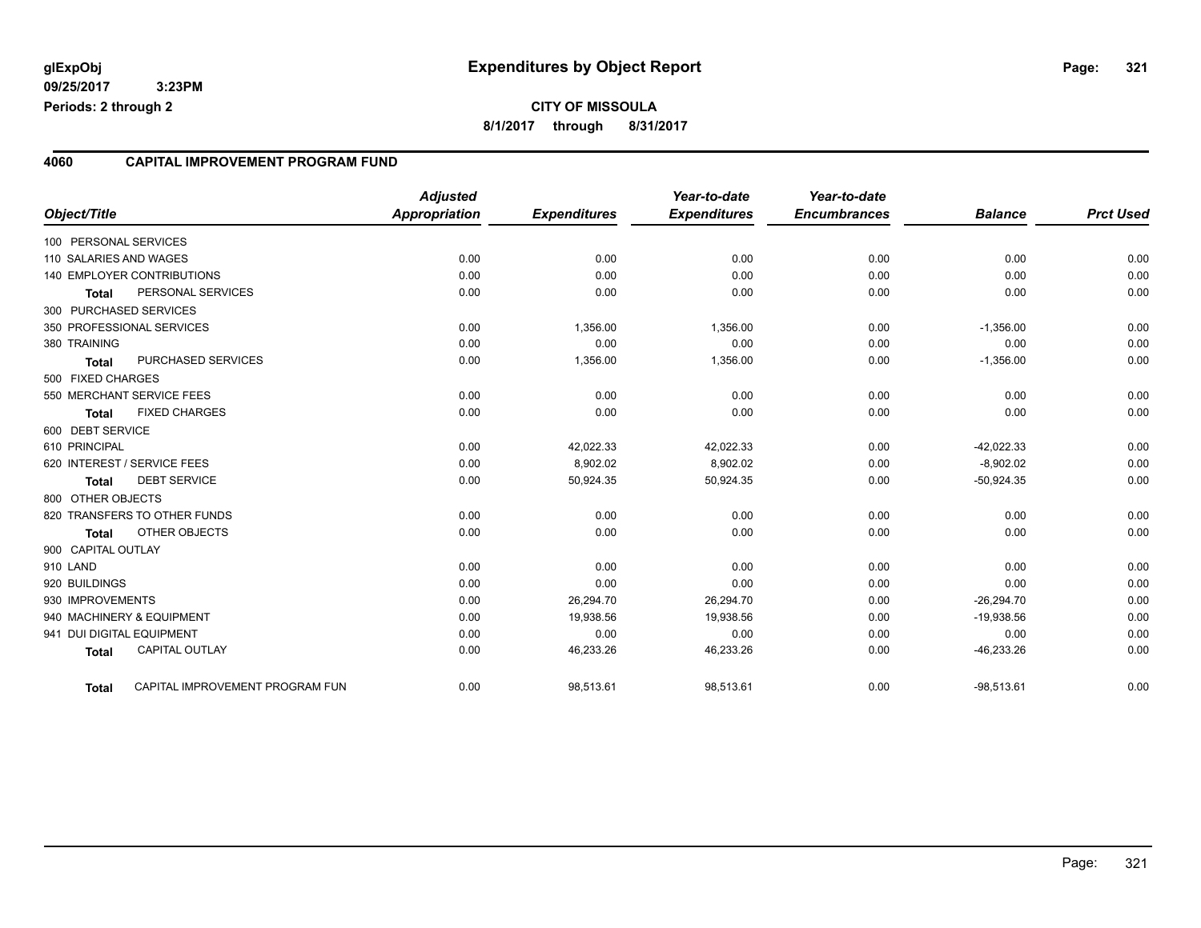**glExpObj**
**09/25/2017 3:23PM**
**Periods: 2 through 2**

# Expenditures by Object Report

**CITY OF MISSOULA**
**8/1/2017 through 8/31/2017**

## 4060 CAPITAL IMPROVEMENT PROGRAM FUND

| Object/Title | Adjusted Appropriation | Expenditures | Year-to-date Expenditures | Year-to-date Encumbrances | Balance | Prct Used |
|---|---|---|---|---|---|---|
| 100 PERSONAL SERVICES | | | | | | |
| 110 SALARIES AND WAGES | 0.00 | 0.00 | 0.00 | 0.00 | 0.00 | 0.00 |
| 140 EMPLOYER CONTRIBUTIONS | 0.00 | 0.00 | 0.00 | 0.00 | 0.00 | 0.00 |
| **Total** PERSONAL SERVICES | 0.00 | 0.00 | 0.00 | 0.00 | 0.00 | 0.00 |
| 300 PURCHASED SERVICES | | | | | | |
| 350 PROFESSIONAL SERVICES | 0.00 | 1,356.00 | 1,356.00 | 0.00 | -1,356.00 | 0.00 |
| 380 TRAINING | 0.00 | 0.00 | 0.00 | 0.00 | 0.00 | 0.00 |
| **Total** PURCHASED SERVICES | 0.00 | 1,356.00 | 1,356.00 | 0.00 | -1,356.00 | 0.00 |
| 500 FIXED CHARGES | | | | | | |
| 550 MERCHANT SERVICE FEES | 0.00 | 0.00 | 0.00 | 0.00 | 0.00 | 0.00 |
| **Total** FIXED CHARGES | 0.00 | 0.00 | 0.00 | 0.00 | 0.00 | 0.00 |
| 600 DEBT SERVICE | | | | | | |
| 610 PRINCIPAL | 0.00 | 42,022.33 | 42,022.33 | 0.00 | -42,022.33 | 0.00 |
| 620 INTEREST / SERVICE FEES | 0.00 | 8,902.02 | 8,902.02 | 0.00 | -8,902.02 | 0.00 |
| **Total** DEBT SERVICE | 0.00 | 50,924.35 | 50,924.35 | 0.00 | -50,924.35 | 0.00 |
| 800 OTHER OBJECTS | | | | | | |
| 820 TRANSFERS TO OTHER FUNDS | 0.00 | 0.00 | 0.00 | 0.00 | 0.00 | 0.00 |
| **Total** OTHER OBJECTS | 0.00 | 0.00 | 0.00 | 0.00 | 0.00 | 0.00 |
| 900 CAPITAL OUTLAY | | | | | | |
| 910 LAND | 0.00 | 0.00 | 0.00 | 0.00 | 0.00 | 0.00 |
| 920 BUILDINGS | 0.00 | 0.00 | 0.00 | 0.00 | 0.00 | 0.00 |
| 930 IMPROVEMENTS | 0.00 | 26,294.70 | 26,294.70 | 0.00 | -26,294.70 | 0.00 |
| 940 MACHINERY & EQUIPMENT | 0.00 | 19,938.56 | 19,938.56 | 0.00 | -19,938.56 | 0.00 |
| 941 DUI DIGITAL EQUIPMENT | 0.00 | 0.00 | 0.00 | 0.00 | 0.00 | 0.00 |
| **Total** CAPITAL OUTLAY | 0.00 | 46,233.26 | 46,233.26 | 0.00 | -46,233.26 | 0.00 |
| **Total** CAPITAL IMPROVEMENT PROGRAM FUN | 0.00 | 98,513.61 | 98,513.61 | 0.00 | -98,513.61 | 0.00 |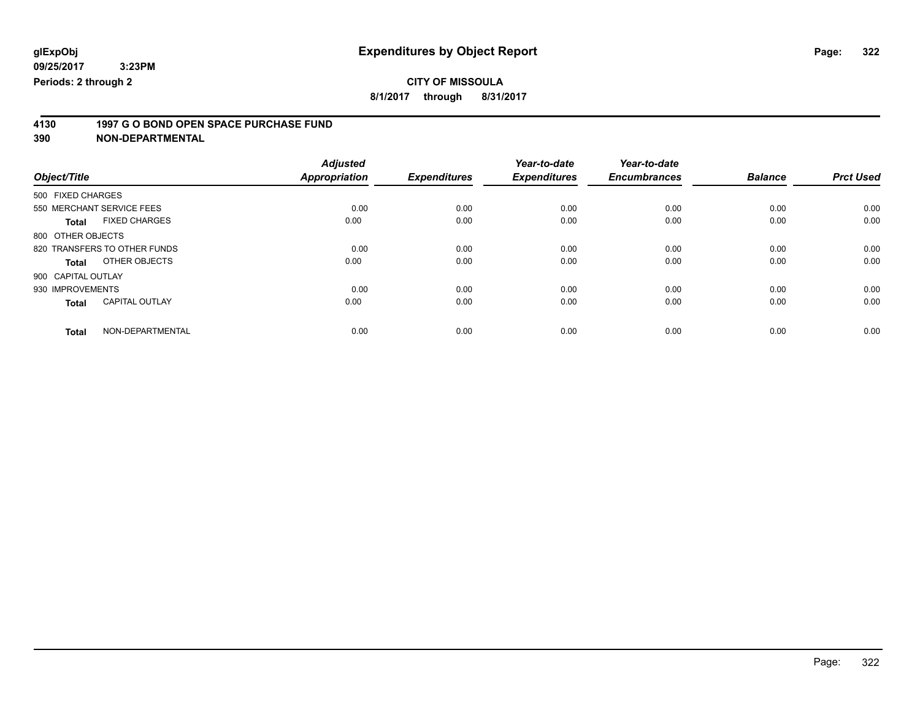**glExpObj**
**09/25/2017 3:23PM**
**Periods: 2 through 2**

# Expenditures by Object Report

**CITY OF MISSOULA**
**8/1/2017 through 8/31/2017**

## 4130 1997 G O BOND OPEN SPACE PURCHASE FUND
## 390 NON-DEPARTMENTAL

| Object/Title | | Adjusted Appropriation | Expenditures | Year-to-date Expenditures | Year-to-date Encumbrances | Balance | Prct Used |
|---|---|---|---|---|---|---|---|
| 500 FIXED CHARGES | | | | | | | |
| 550 MERCHANT SERVICE FEES | | 0.00 | 0.00 | 0.00 | 0.00 | 0.00 | 0.00 |
| **Total** | FIXED CHARGES | 0.00 | 0.00 | 0.00 | 0.00 | 0.00 | 0.00 |
| 800 OTHER OBJECTS | | | | | | | |
| 820 TRANSFERS TO OTHER FUNDS | | 0.00 | 0.00 | 0.00 | 0.00 | 0.00 | 0.00 |
| **Total** | OTHER OBJECTS | 0.00 | 0.00 | 0.00 | 0.00 | 0.00 | 0.00 |
| 900 CAPITAL OUTLAY | | | | | | | |
| 930 IMPROVEMENTS | | 0.00 | 0.00 | 0.00 | 0.00 | 0.00 | 0.00 |
| **Total** | CAPITAL OUTLAY | 0.00 | 0.00 | 0.00 | 0.00 | 0.00 | 0.00 |
| **Total** | NON-DEPARTMENTAL | 0.00 | 0.00 | 0.00 | 0.00 | 0.00 | 0.00 |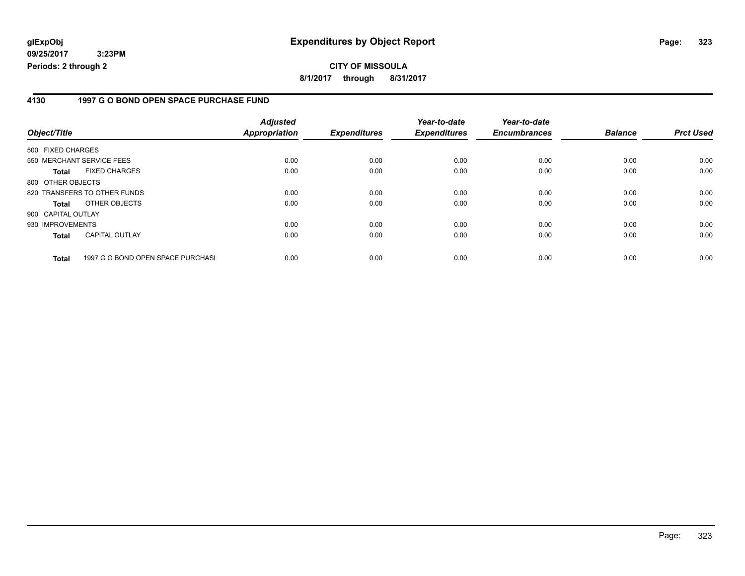# Expenditures by Object Report

glExpObj
09/25/2017 3:23PM
Periods: 2 through 2

**CITY OF MISSOULA**
8/1/2017 through 8/31/2017

## 4130 1997 G O BOND OPEN SPACE PURCHASE FUND

| Object/Title | Adjusted Appropriation | Expenditures | Year-to-date Expenditures | Year-to-date Encumbrances | Balance | Prct Used |
|---|---|---|---|---|---|---|
| 500 FIXED CHARGES | | | | | | |
| 550 MERCHANT SERVICE FEES | 0.00 | 0.00 | 0.00 | 0.00 | 0.00 | 0.00 |
| **Total** FIXED CHARGES | 0.00 | 0.00 | 0.00 | 0.00 | 0.00 | 0.00 |
| 800 OTHER OBJECTS | | | | | | |
| 820 TRANSFERS TO OTHER FUNDS | 0.00 | 0.00 | 0.00 | 0.00 | 0.00 | 0.00 |
| **Total** OTHER OBJECTS | 0.00 | 0.00 | 0.00 | 0.00 | 0.00 | 0.00 |
| 900 CAPITAL OUTLAY | | | | | | |
| 930 IMPROVEMENTS | 0.00 | 0.00 | 0.00 | 0.00 | 0.00 | 0.00 |
| **Total** CAPITAL OUTLAY | 0.00 | 0.00 | 0.00 | 0.00 | 0.00 | 0.00 |
| **Total** 1997 G O BOND OPEN SPACE PURCHASI | 0.00 | 0.00 | 0.00 | 0.00 | 0.00 | 0.00 |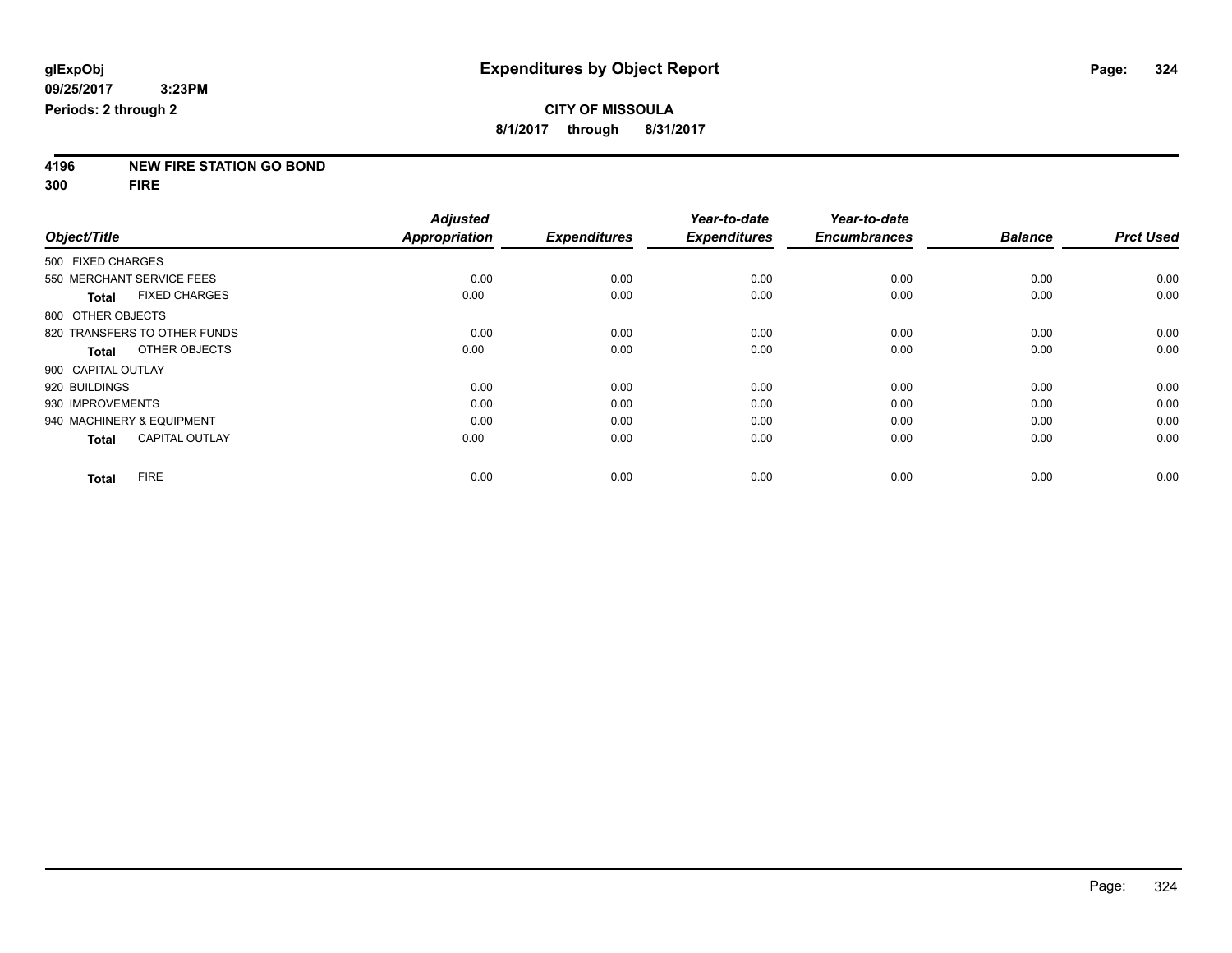glExpObj
09/25/2017 3:23PM
Periods: 2 through 2

# Expenditures by Object Report

**CITY OF MISSOULA**
**8/1/2017 through 8/31/2017**

**4196 NEW FIRE STATION GO BOND**
**300 FIRE**

| Object/Title | Adjusted Appropriation | Expenditures | Year-to-date Expenditures | Year-to-date Encumbrances | Balance | Prct Used |
|---|---|---|---|---|---|---|
| 500 FIXED CHARGES | | | | | | |
| 550 MERCHANT SERVICE FEES | 0.00 | 0.00 | 0.00 | 0.00 | 0.00 | 0.00 |
| **Total** FIXED CHARGES | 0.00 | 0.00 | 0.00 | 0.00 | 0.00 | 0.00 |
| 800 OTHER OBJECTS | | | | | | |
| 820 TRANSFERS TO OTHER FUNDS | 0.00 | 0.00 | 0.00 | 0.00 | 0.00 | 0.00 |
| **Total** OTHER OBJECTS | 0.00 | 0.00 | 0.00 | 0.00 | 0.00 | 0.00 |
| 900 CAPITAL OUTLAY | | | | | | |
| 920 BUILDINGS | 0.00 | 0.00 | 0.00 | 0.00 | 0.00 | 0.00 |
| 930 IMPROVEMENTS | 0.00 | 0.00 | 0.00 | 0.00 | 0.00 | 0.00 |
| 940 MACHINERY & EQUIPMENT | 0.00 | 0.00 | 0.00 | 0.00 | 0.00 | 0.00 |
| **Total** CAPITAL OUTLAY | 0.00 | 0.00 | 0.00 | 0.00 | 0.00 | 0.00 |
| **Total** FIRE | 0.00 | 0.00 | 0.00 | 0.00 | 0.00 | 0.00 |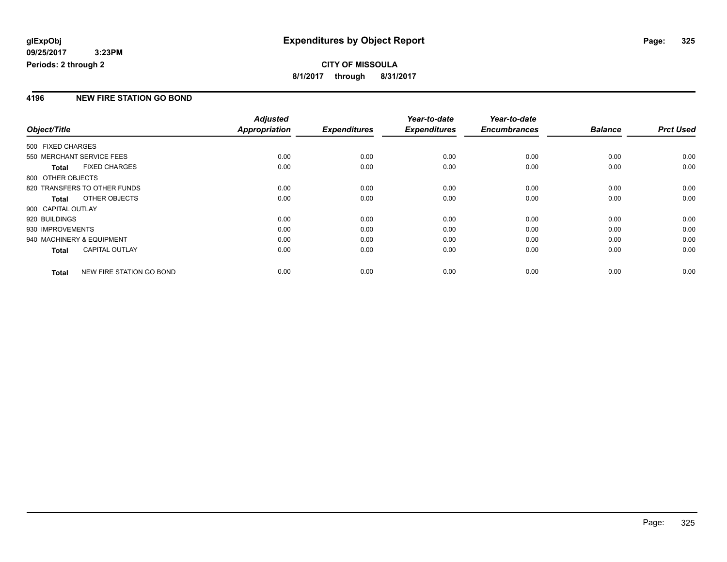# Expenditures by Object Report

glExpObj
09/25/2017 3:23PM
Periods: 2 through 2

**CITY OF MISSOULA**
**8/1/2017 through 8/31/2017**

## 4196 NEW FIRE STATION GO BOND

| Object/Title | Adjusted Appropriation | Expenditures | Year-to-date Expenditures | Year-to-date Encumbrances | Balance | Prct Used |
|---|---|---|---|---|---|---|
| 500 FIXED CHARGES | | | | | | |
| 550 MERCHANT SERVICE FEES | 0.00 | 0.00 | 0.00 | 0.00 | 0.00 | 0.00 |
| **Total** FIXED CHARGES | 0.00 | 0.00 | 0.00 | 0.00 | 0.00 | 0.00 |
| 800 OTHER OBJECTS | | | | | | |
| 820 TRANSFERS TO OTHER FUNDS | 0.00 | 0.00 | 0.00 | 0.00 | 0.00 | 0.00 |
| **Total** OTHER OBJECTS | 0.00 | 0.00 | 0.00 | 0.00 | 0.00 | 0.00 |
| 900 CAPITAL OUTLAY | | | | | | |
| 920 BUILDINGS | 0.00 | 0.00 | 0.00 | 0.00 | 0.00 | 0.00 |
| 930 IMPROVEMENTS | 0.00 | 0.00 | 0.00 | 0.00 | 0.00 | 0.00 |
| 940 MACHINERY & EQUIPMENT | 0.00 | 0.00 | 0.00 | 0.00 | 0.00 | 0.00 |
| **Total** CAPITAL OUTLAY | 0.00 | 0.00 | 0.00 | 0.00 | 0.00 | 0.00 |
| **Total** NEW FIRE STATION GO BOND | 0.00 | 0.00 | 0.00 | 0.00 | 0.00 | 0.00 |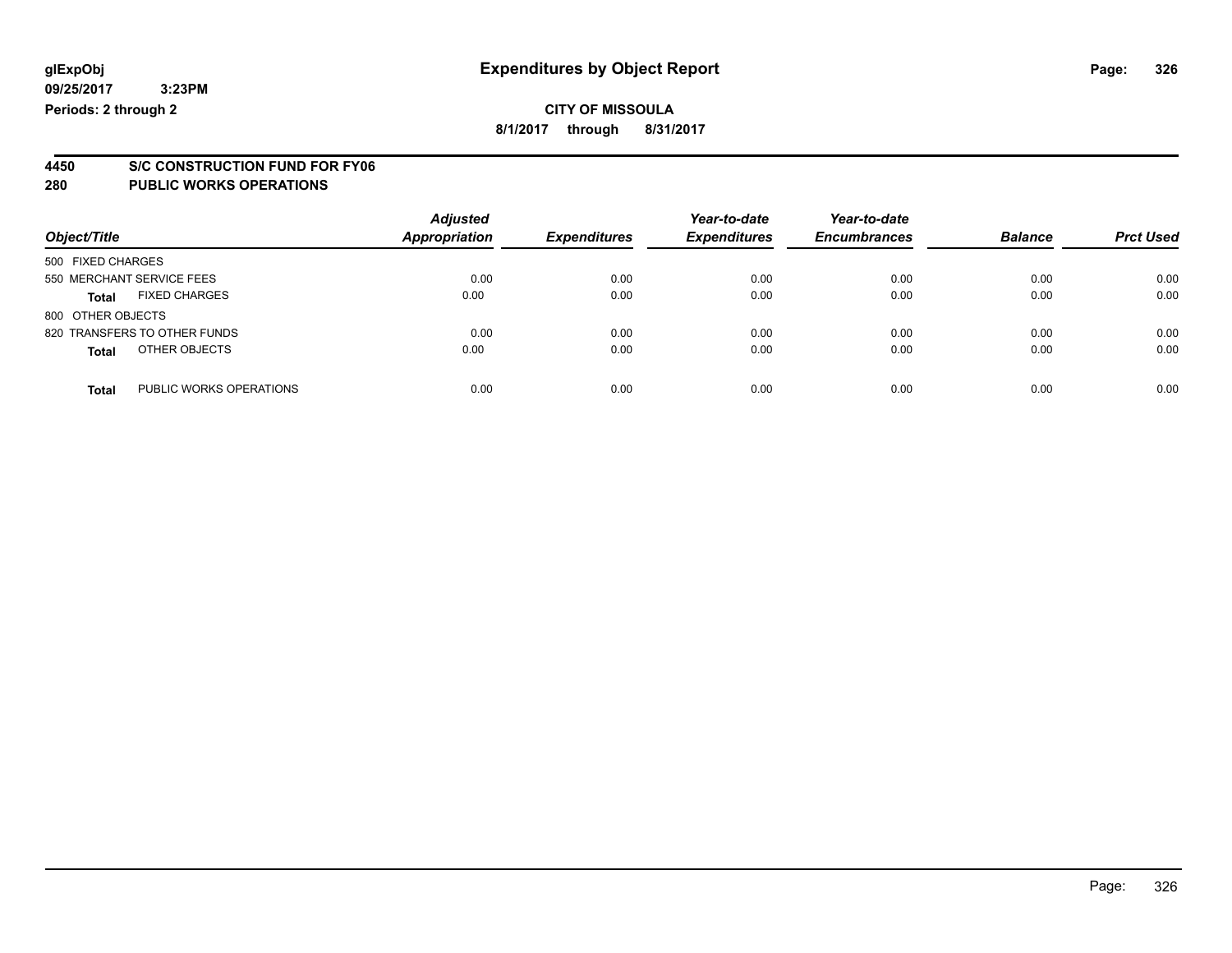glExpObj
09/25/2017 3:23PM
Periods: 2 through 2

# Expenditures by Object Report

**CITY OF MISSOULA**
**8/1/2017 through 8/31/2017**

## 4450 S/C CONSTRUCTION FUND FOR FY06
## 280 PUBLIC WORKS OPERATIONS

| Object/Title | Adjusted Appropriation | Expenditures | Year-to-date Expenditures | Year-to-date Encumbrances | Balance | Prct Used |
|---|---|---|---|---|---|---|
| 500 FIXED CHARGES | | | | | | |
| 550 MERCHANT SERVICE FEES | 0.00 | 0.00 | 0.00 | 0.00 | 0.00 | 0.00 |
| **Total** FIXED CHARGES | 0.00 | 0.00 | 0.00 | 0.00 | 0.00 | 0.00 |
| 800 OTHER OBJECTS | | | | | | |
| 820 TRANSFERS TO OTHER FUNDS | 0.00 | 0.00 | 0.00 | 0.00 | 0.00 | 0.00 |
| **Total** OTHER OBJECTS | 0.00 | 0.00 | 0.00 | 0.00 | 0.00 | 0.00 |
| **Total** PUBLIC WORKS OPERATIONS | 0.00 | 0.00 | 0.00 | 0.00 | 0.00 | 0.00 |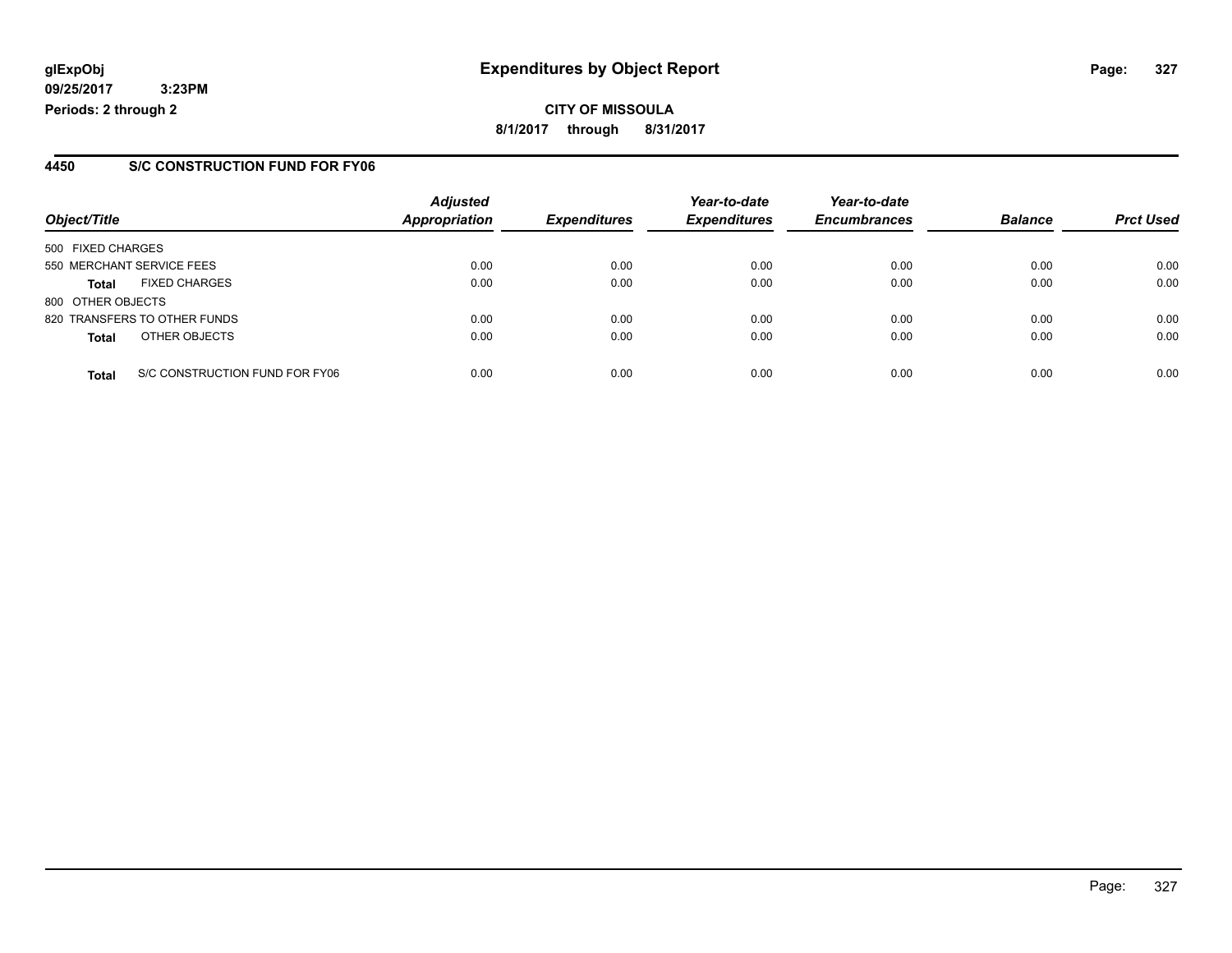**glExpObj** **Expenditures by Object Report**

**09/25/2017 3:23PM**

**Periods: 2 through 2**

**CITY OF MISSOULA**

**8/1/2017 through 8/31/2017**

## 4450 S/C CONSTRUCTION FUND FOR FY06

| Object/Title | | Adjusted Appropriation | Expenditures | Year-to-date Expenditures | Year-to-date Encumbrances | Balance | Prct Used |
|---|---|---|---|---|---|---|---|
| 500 FIXED CHARGES | | | | | | | |
| 550 MERCHANT SERVICE FEES | | 0.00 | 0.00 | 0.00 | 0.00 | 0.00 | 0.00 |
| **Total** | FIXED CHARGES | 0.00 | 0.00 | 0.00 | 0.00 | 0.00 | 0.00 |
| 800 OTHER OBJECTS | | | | | | | |
| 820 TRANSFERS TO OTHER FUNDS | | 0.00 | 0.00 | 0.00 | 0.00 | 0.00 | 0.00 |
| **Total** | OTHER OBJECTS | 0.00 | 0.00 | 0.00 | 0.00 | 0.00 | 0.00 |
| **Total** | S/C CONSTRUCTION FUND FOR FY06 | 0.00 | 0.00 | 0.00 | 0.00 | 0.00 | 0.00 |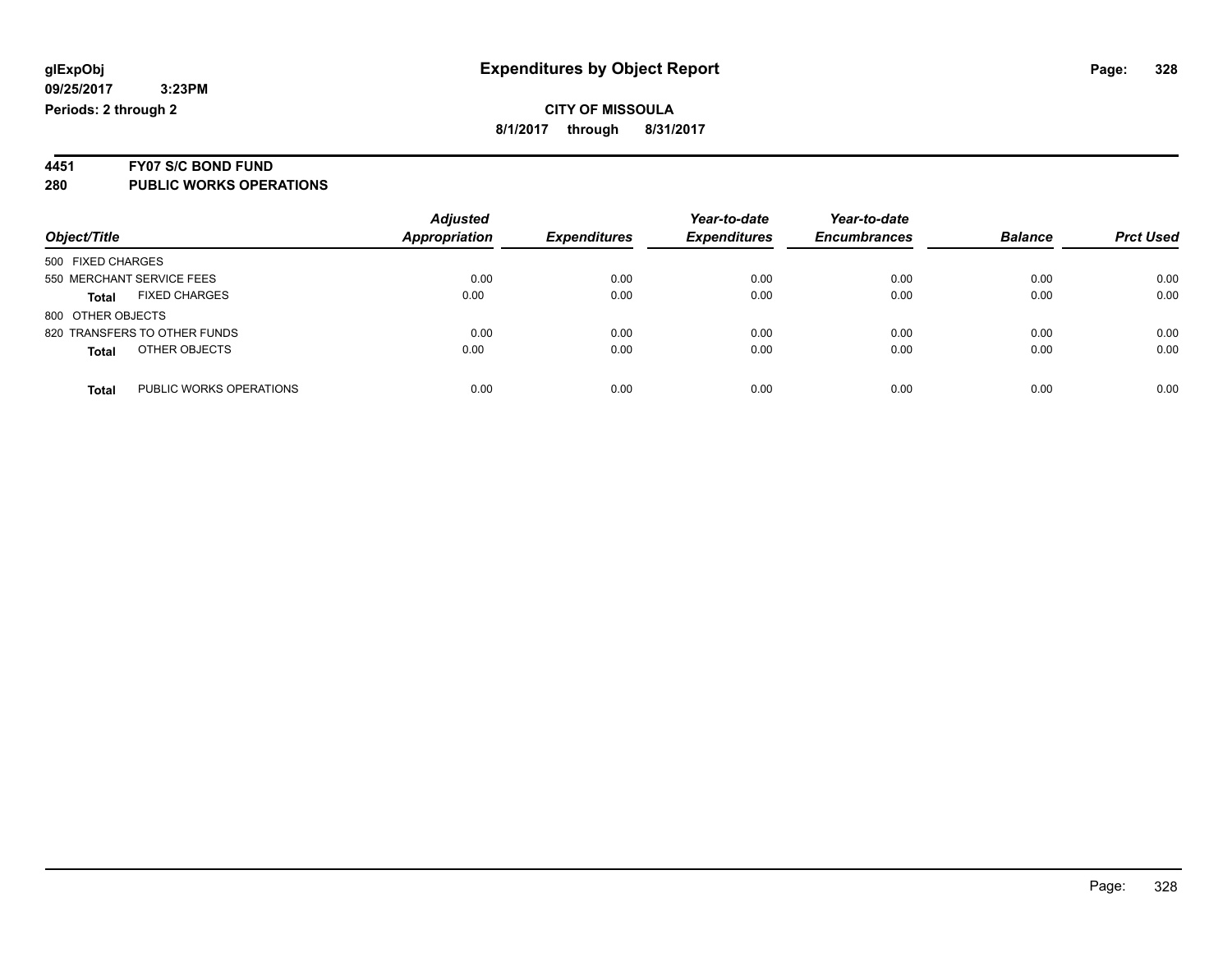# Expenditures by Object Report

glExpObj
09/25/2017 3:23PM
Periods: 2 through 2

**CITY OF MISSOULA**
**8/1/2017 through 8/31/2017**

## 4451 FY07 S/C BOND FUND
## 280 PUBLIC WORKS OPERATIONS

| Object/Title | Adjusted Appropriation | Expenditures | Year-to-date Expenditures | Year-to-date Encumbrances | Balance | Prct Used |
|---|---|---|---|---|---|---|
| 500 FIXED CHARGES | | | | | | |
| 550 MERCHANT SERVICE FEES | 0.00 | 0.00 | 0.00 | 0.00 | 0.00 | 0.00 |
| **Total** FIXED CHARGES | 0.00 | 0.00 | 0.00 | 0.00 | 0.00 | 0.00 |
| 800 OTHER OBJECTS | | | | | | |
| 820 TRANSFERS TO OTHER FUNDS | 0.00 | 0.00 | 0.00 | 0.00 | 0.00 | 0.00 |
| **Total** OTHER OBJECTS | 0.00 | 0.00 | 0.00 | 0.00 | 0.00 | 0.00 |
| **Total** PUBLIC WORKS OPERATIONS | 0.00 | 0.00 | 0.00 | 0.00 | 0.00 | 0.00 |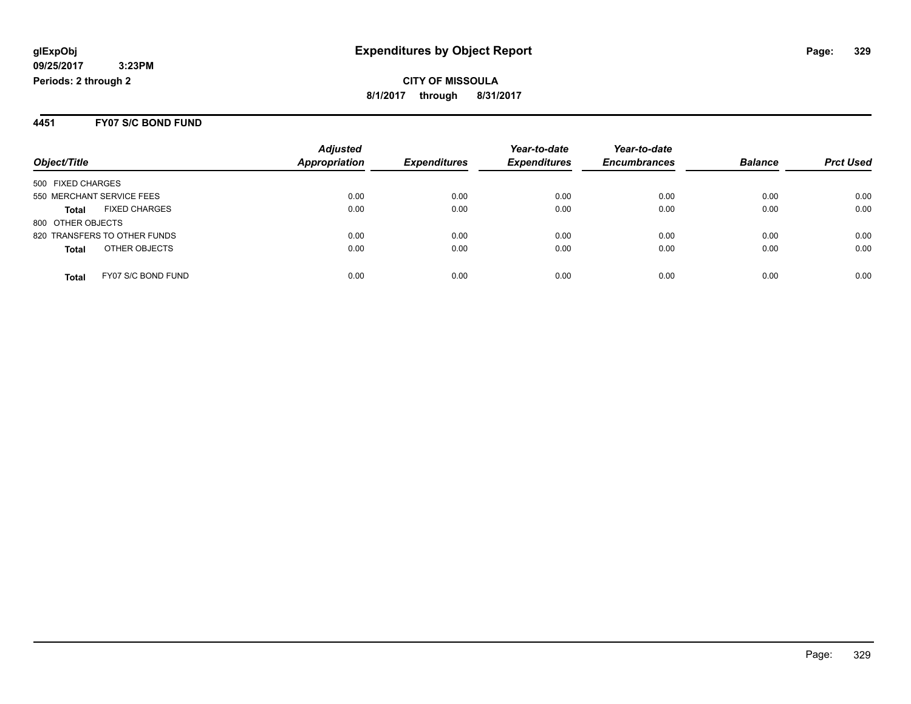**glExpObj**
**09/25/2017 3:23PM**
**Periods: 2 through 2**

# Expenditures by Object Report

**CITY OF MISSOULA**
**8/1/2017 through 8/31/2017**

## 4451 FY07 S/C BOND FUND

| Object/Title | Adjusted Appropriation | Expenditures | Year-to-date Expenditures | Year-to-date Encumbrances | Balance | Prct Used |
|---|---|---|---|---|---|---|
| 500 FIXED CHARGES | | | | | | |
| 550 MERCHANT SERVICE FEES | 0.00 | 0.00 | 0.00 | 0.00 | 0.00 | 0.00 |
| **Total** FIXED CHARGES | 0.00 | 0.00 | 0.00 | 0.00 | 0.00 | 0.00 |
| 800 OTHER OBJECTS | | | | | | |
| 820 TRANSFERS TO OTHER FUNDS | 0.00 | 0.00 | 0.00 | 0.00 | 0.00 | 0.00 |
| **Total** OTHER OBJECTS | 0.00 | 0.00 | 0.00 | 0.00 | 0.00 | 0.00 |
| **Total** FY07 S/C BOND FUND | 0.00 | 0.00 | 0.00 | 0.00 | 0.00 | 0.00 |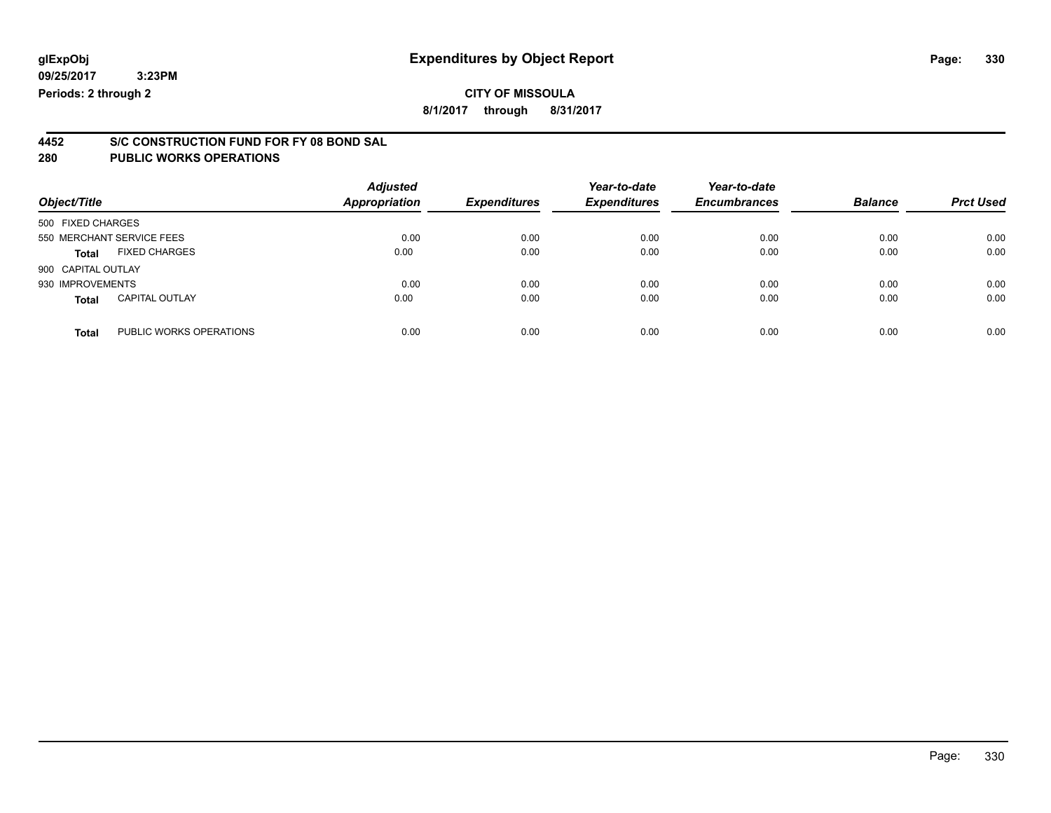glExpObj
09/25/2017 3:23PM
Periods: 2 through 2

# Expenditures by Object Report

**CITY OF MISSOULA**

**8/1/2017 through 8/31/2017**

## 4452 S/C CONSTRUCTION FUND FOR FY 08 BOND SAL

## 280 PUBLIC WORKS OPERATIONS

| Object/Title | Adjusted Appropriation | Expenditures | Year-to-date Expenditures | Year-to-date Encumbrances | Balance | Prct Used |
|---|---|---|---|---|---|---|
| 500 FIXED CHARGES | | | | | | |
| 550 MERCHANT SERVICE FEES | 0.00 | 0.00 | 0.00 | 0.00 | 0.00 | 0.00 |
| **Total** FIXED CHARGES | 0.00 | 0.00 | 0.00 | 0.00 | 0.00 | 0.00 |
| 900 CAPITAL OUTLAY | | | | | | |
| 930 IMPROVEMENTS | 0.00 | 0.00 | 0.00 | 0.00 | 0.00 | 0.00 |
| **Total** CAPITAL OUTLAY | 0.00 | 0.00 | 0.00 | 0.00 | 0.00 | 0.00 |
| **Total** PUBLIC WORKS OPERATIONS | 0.00 | 0.00 | 0.00 | 0.00 | 0.00 | 0.00 |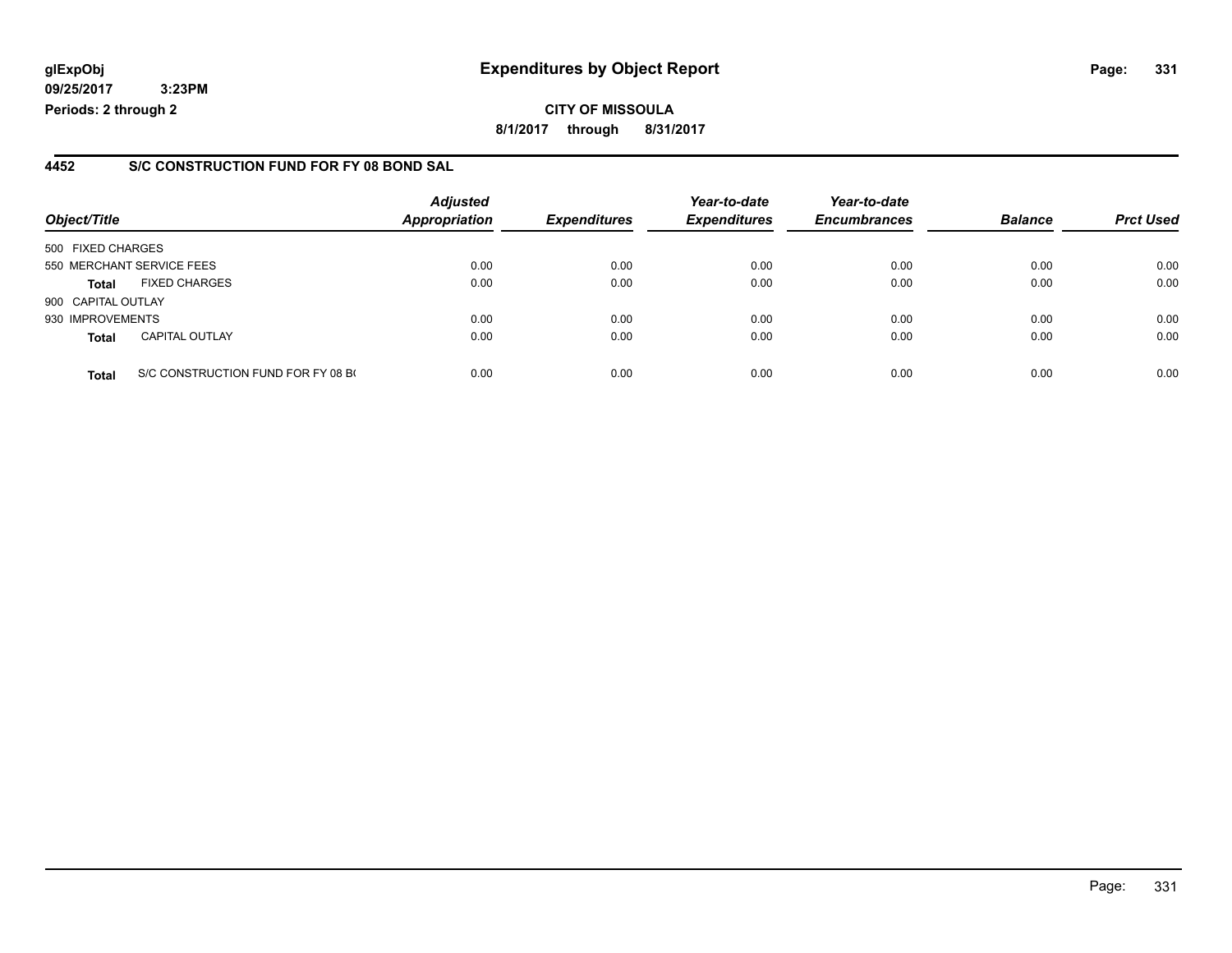**glExpObj** **Expenditures by Object Report**

**09/25/2017 3:23PM**

**Periods: 2 through 2**

**CITY OF MISSOULA**

**8/1/2017 through 8/31/2017**

## 4452 S/C CONSTRUCTION FUND FOR FY 08 BOND SAL

| Object/Title | | Adjusted Appropriation | Expenditures | Year-to-date Expenditures | Year-to-date Encumbrances | Balance | Prct Used |
|---|---|---|---|---|---|---|---|
| 500 FIXED CHARGES | | | | | | | |
| 550 MERCHANT SERVICE FEES | | 0.00 | 0.00 | 0.00 | 0.00 | 0.00 | 0.00 |
| **Total** | FIXED CHARGES | 0.00 | 0.00 | 0.00 | 0.00 | 0.00 | 0.00 |
| 900 CAPITAL OUTLAY | | | | | | | |
| 930 IMPROVEMENTS | | 0.00 | 0.00 | 0.00 | 0.00 | 0.00 | 0.00 |
| **Total** | CAPITAL OUTLAY | 0.00 | 0.00 | 0.00 | 0.00 | 0.00 | 0.00 |
| **Total** | S/C CONSTRUCTION FUND FOR FY 08 B( | 0.00 | 0.00 | 0.00 | 0.00 | 0.00 | 0.00 |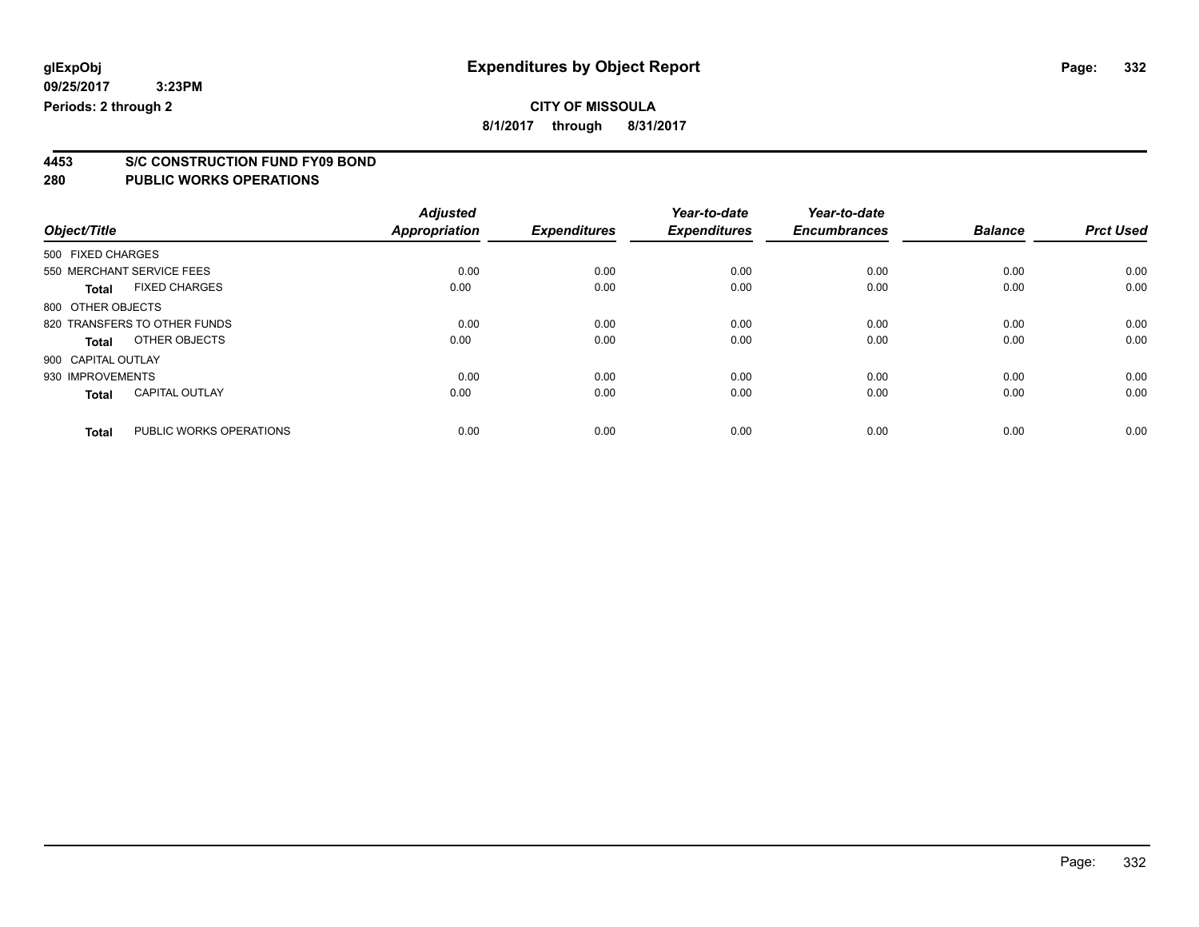# Expenditures by Object Report

glExpObj
09/25/2017 3:23PM
Periods: 2 through 2

**CITY OF MISSOULA**
**8/1/2017 through 8/31/2017**

## 4453 S/C CONSTRUCTION FUND FY09 BOND
## 280 PUBLIC WORKS OPERATIONS

| Object/Title | | Adjusted Appropriation | Expenditures | Year-to-date Expenditures | Year-to-date Encumbrances | Balance | Prct Used |
|---|---|---|---|---|---|---|---|
| 500 FIXED CHARGES | | | | | | | |
| 550 MERCHANT SERVICE FEES | | 0.00 | 0.00 | 0.00 | 0.00 | 0.00 | 0.00 |
| **Total** | FIXED CHARGES | 0.00 | 0.00 | 0.00 | 0.00 | 0.00 | 0.00 |
| 800 OTHER OBJECTS | | | | | | | |
| 820 TRANSFERS TO OTHER FUNDS | | 0.00 | 0.00 | 0.00 | 0.00 | 0.00 | 0.00 |
| **Total** | OTHER OBJECTS | 0.00 | 0.00 | 0.00 | 0.00 | 0.00 | 0.00 |
| 900 CAPITAL OUTLAY | | | | | | | |
| 930 IMPROVEMENTS | | 0.00 | 0.00 | 0.00 | 0.00 | 0.00 | 0.00 |
| **Total** | CAPITAL OUTLAY | 0.00 | 0.00 | 0.00 | 0.00 | 0.00 | 0.00 |
| **Total** | PUBLIC WORKS OPERATIONS | 0.00 | 0.00 | 0.00 | 0.00 | 0.00 | 0.00 |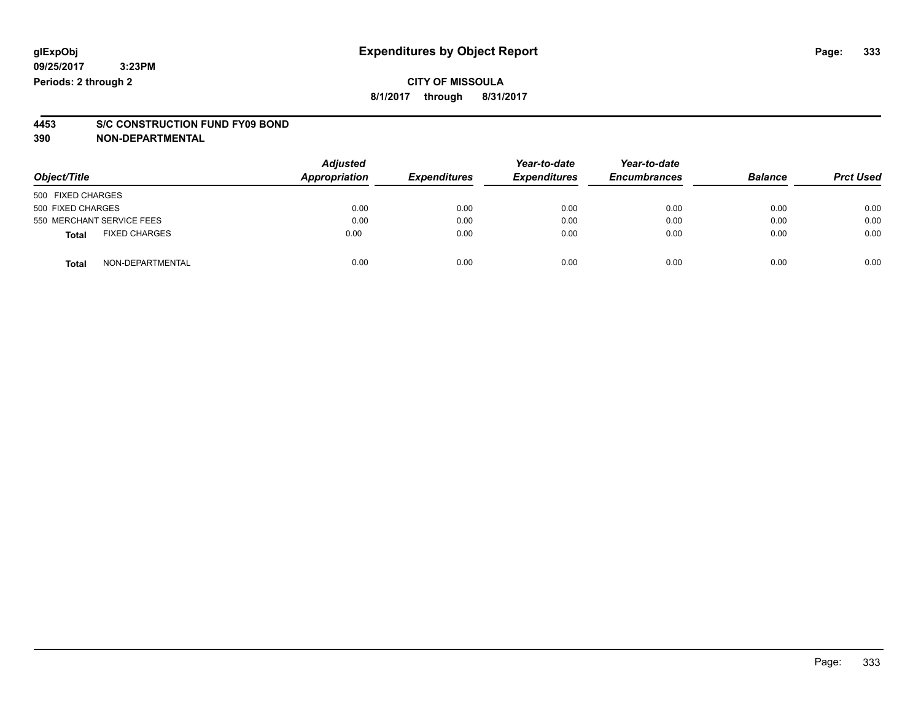**glExpObj** — **Expenditures by Object Report**

**09/25/2017 3:23PM**

**Periods: 2 through 2**

**CITY OF MISSOULA**

**8/1/2017 through 8/31/2017**

**4453 S/C CONSTRUCTION FUND FY09 BOND**

**390 NON-DEPARTMENTAL**

| Object/Title | *Adjusted Appropriation* | *Expenditures* | *Year-to-date Expenditures* | *Year-to-date Encumbrances* | *Balance* | *Prct Used* |
|---|---|---|---|---|---|---|
| 500 FIXED CHARGES | | | | | | |
| 500 FIXED CHARGES | 0.00 | 0.00 | 0.00 | 0.00 | 0.00 | 0.00 |
| 550 MERCHANT SERVICE FEES | 0.00 | 0.00 | 0.00 | 0.00 | 0.00 | 0.00 |
| **Total** FIXED CHARGES | 0.00 | 0.00 | 0.00 | 0.00 | 0.00 | 0.00 |
| **Total** NON-DEPARTMENTAL | 0.00 | 0.00 | 0.00 | 0.00 | 0.00 | 0.00 |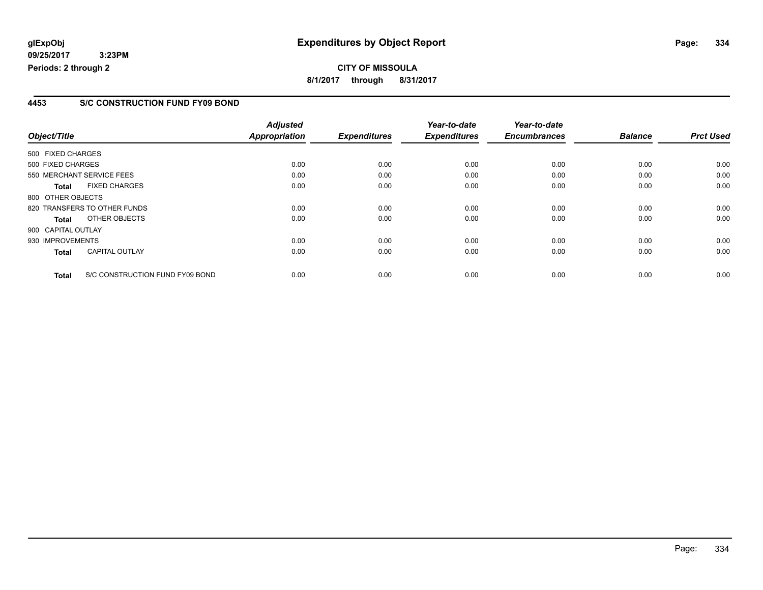**CITY OF MISSOULA**

**8/1/2017 through 8/31/2017**

## 4453 S/C CONSTRUCTION FUND FY09 BOND

| Object/Title | Adjusted Appropriation | Expenditures | Year-to-date Expenditures | Year-to-date Encumbrances | Balance | Prct Used |
|---|---|---|---|---|---|---|
| 500 FIXED CHARGES | | | | | | |
| 500 FIXED CHARGES | 0.00 | 0.00 | 0.00 | 0.00 | 0.00 | 0.00 |
| 550 MERCHANT SERVICE FEES | 0.00 | 0.00 | 0.00 | 0.00 | 0.00 | 0.00 |
| **Total** FIXED CHARGES | 0.00 | 0.00 | 0.00 | 0.00 | 0.00 | 0.00 |
| 800 OTHER OBJECTS | | | | | | |
| 820 TRANSFERS TO OTHER FUNDS | 0.00 | 0.00 | 0.00 | 0.00 | 0.00 | 0.00 |
| **Total** OTHER OBJECTS | 0.00 | 0.00 | 0.00 | 0.00 | 0.00 | 0.00 |
| 900 CAPITAL OUTLAY | | | | | | |
| 930 IMPROVEMENTS | 0.00 | 0.00 | 0.00 | 0.00 | 0.00 | 0.00 |
| **Total** CAPITAL OUTLAY | 0.00 | 0.00 | 0.00 | 0.00 | 0.00 | 0.00 |
| **Total** S/C CONSTRUCTION FUND FY09 BOND | 0.00 | 0.00 | 0.00 | 0.00 | 0.00 | 0.00 |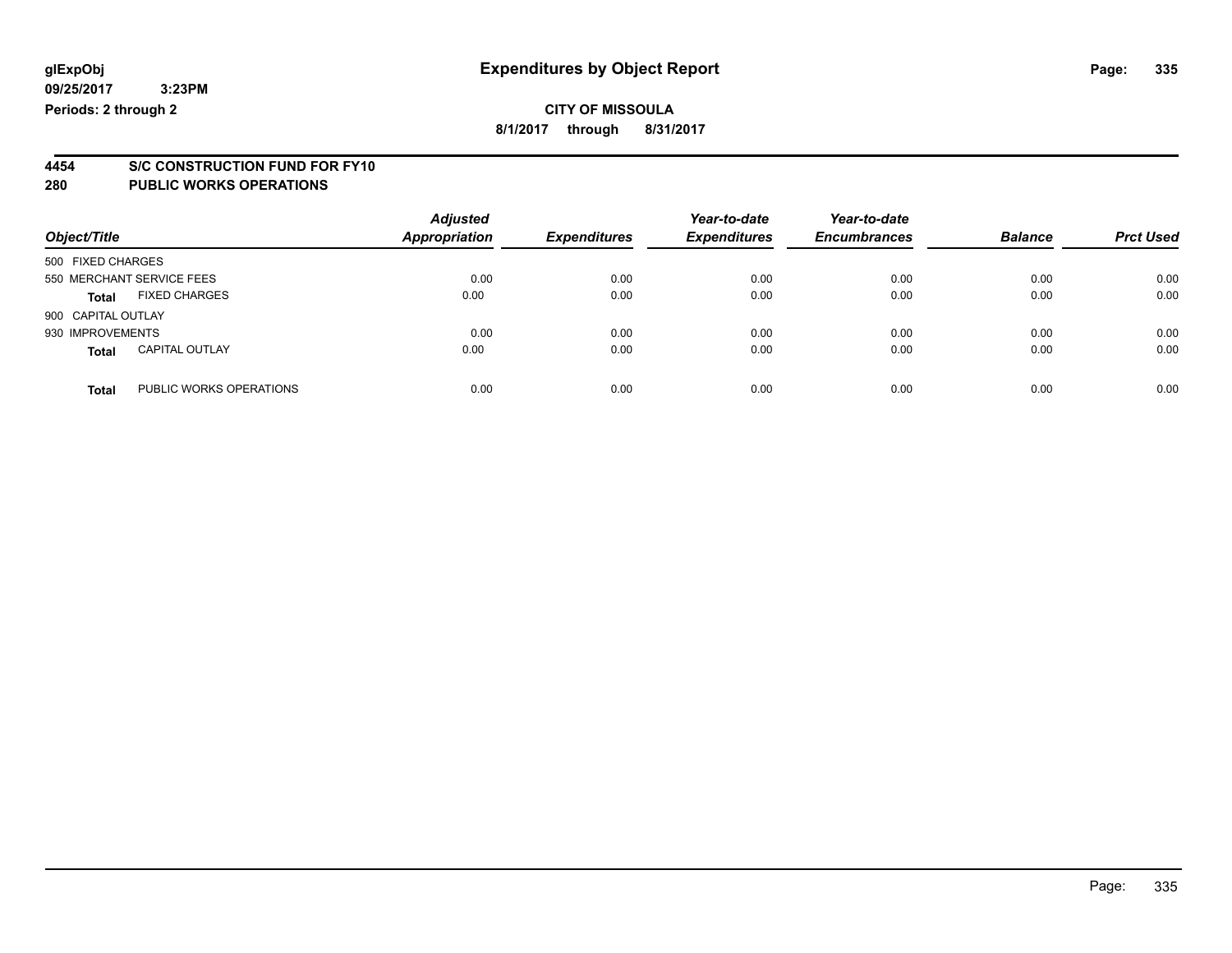**CITY OF MISSOULA**

**8/1/2017 through 8/31/2017**

## 4454 S/C CONSTRUCTION FUND FOR FY10
## 280 PUBLIC WORKS OPERATIONS

| Object/Title | Adjusted Appropriation | Expenditures | Year-to-date Expenditures | Year-to-date Encumbrances | Balance | Prct Used |
|---|---|---|---|---|---|---|
| 500 FIXED CHARGES | | | | | | |
| 550 MERCHANT SERVICE FEES | 0.00 | 0.00 | 0.00 | 0.00 | 0.00 | 0.00 |
| **Total** FIXED CHARGES | 0.00 | 0.00 | 0.00 | 0.00 | 0.00 | 0.00 |
| 900 CAPITAL OUTLAY | | | | | | |
| 930 IMPROVEMENTS | 0.00 | 0.00 | 0.00 | 0.00 | 0.00 | 0.00 |
| **Total** CAPITAL OUTLAY | 0.00 | 0.00 | 0.00 | 0.00 | 0.00 | 0.00 |
| **Total** PUBLIC WORKS OPERATIONS | 0.00 | 0.00 | 0.00 | 0.00 | 0.00 | 0.00 |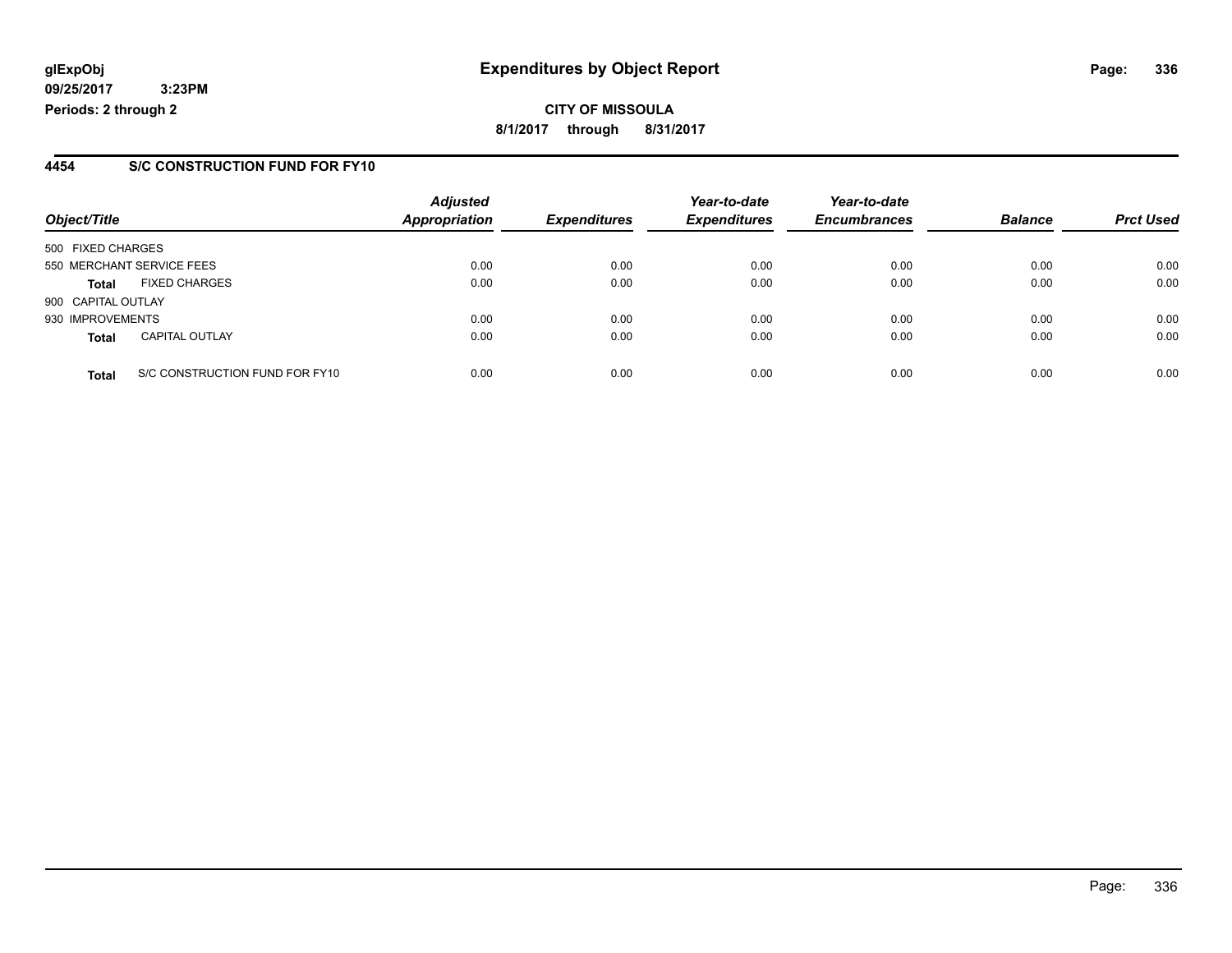**glExpObj** **Expenditures by Object Report**

**09/25/2017 3:23PM**

**Periods: 2 through 2**

**CITY OF MISSOULA**

**8/1/2017 through 8/31/2017**

## 4454 S/C CONSTRUCTION FUND FOR FY10

| Object/Title | | Adjusted Appropriation | Expenditures | Year-to-date Expenditures | Year-to-date Encumbrances | Balance | Prct Used |
|---|---|---|---|---|---|---|---|
| 500 FIXED CHARGES | | | | | | | |
| 550 MERCHANT SERVICE FEES | | 0.00 | 0.00 | 0.00 | 0.00 | 0.00 | 0.00 |
| **Total** | FIXED CHARGES | 0.00 | 0.00 | 0.00 | 0.00 | 0.00 | 0.00 |
| 900 CAPITAL OUTLAY | | | | | | | |
| 930 IMPROVEMENTS | | 0.00 | 0.00 | 0.00 | 0.00 | 0.00 | 0.00 |
| **Total** | CAPITAL OUTLAY | 0.00 | 0.00 | 0.00 | 0.00 | 0.00 | 0.00 |
| **Total** | S/C CONSTRUCTION FUND FOR FY10 | 0.00 | 0.00 | 0.00 | 0.00 | 0.00 | 0.00 |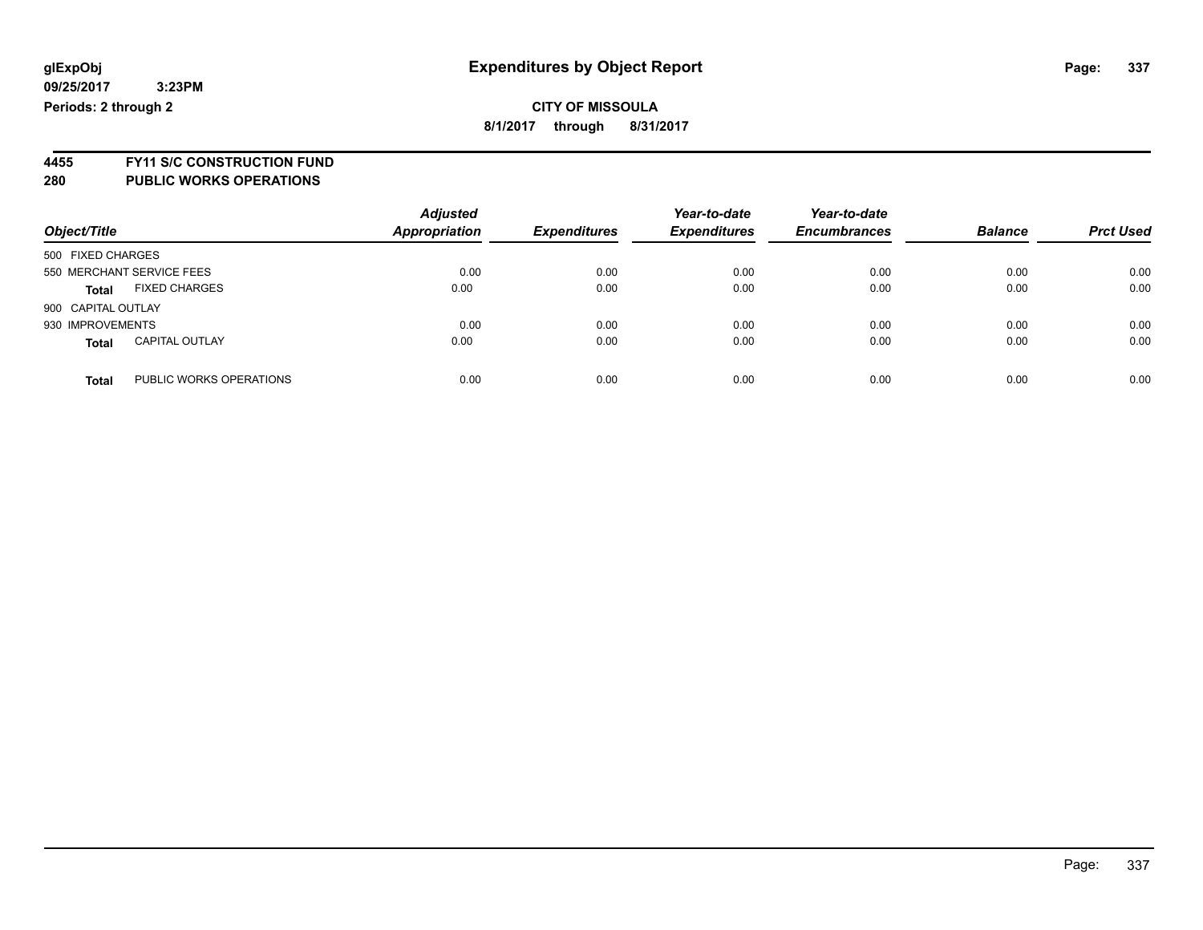glExpObj
09/25/2017 3:23PM
Periods: 2 through 2

# Expenditures by Object Report

**CITY OF MISSOULA**

**8/1/2017 through 8/31/2017**

## 4455 FY11 S/C CONSTRUCTION FUND
## 280 PUBLIC WORKS OPERATIONS

| Object/Title | | Adjusted Appropriation | Expenditures | Year-to-date Expenditures | Year-to-date Encumbrances | Balance | Prct Used |
|---|---|---|---|---|---|---|---|
| 500 FIXED CHARGES | | | | | | | |
| 550 MERCHANT SERVICE FEES | | 0.00 | 0.00 | 0.00 | 0.00 | 0.00 | 0.00 |
| **Total** | FIXED CHARGES | 0.00 | 0.00 | 0.00 | 0.00 | 0.00 | 0.00 |
| 900 CAPITAL OUTLAY | | | | | | | |
| 930 IMPROVEMENTS | | 0.00 | 0.00 | 0.00 | 0.00 | 0.00 | 0.00 |
| **Total** | CAPITAL OUTLAY | 0.00 | 0.00 | 0.00 | 0.00 | 0.00 | 0.00 |
| **Total** | PUBLIC WORKS OPERATIONS | 0.00 | 0.00 | 0.00 | 0.00 | 0.00 | 0.00 |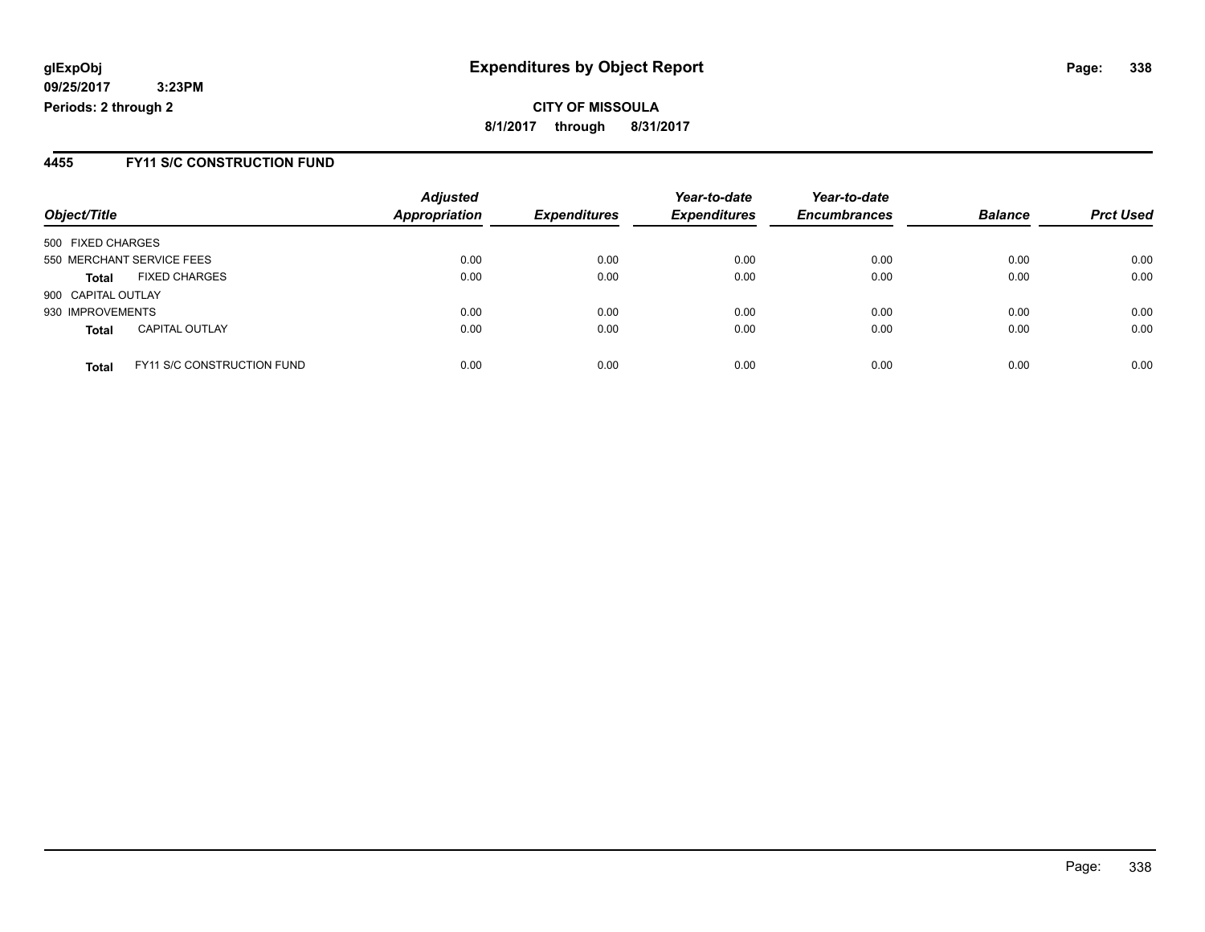# Expenditures by Object Report

glExpObj
09/25/2017 3:23PM
Periods: 2 through 2

**CITY OF MISSOULA**
**8/1/2017 through 8/31/2017**

## 4455 FY11 S/C CONSTRUCTION FUND

| Object/Title | | Adjusted Appropriation | Expenditures | Year-to-date Expenditures | Year-to-date Encumbrances | Balance | Prct Used |
|---|---|---|---|---|---|---|---|
| 500 FIXED CHARGES | | | | | | | |
| 550 MERCHANT SERVICE FEES | | 0.00 | 0.00 | 0.00 | 0.00 | 0.00 | 0.00 |
| **Total** | FIXED CHARGES | 0.00 | 0.00 | 0.00 | 0.00 | 0.00 | 0.00 |
| 900 CAPITAL OUTLAY | | | | | | | |
| 930 IMPROVEMENTS | | 0.00 | 0.00 | 0.00 | 0.00 | 0.00 | 0.00 |
| **Total** | CAPITAL OUTLAY | 0.00 | 0.00 | 0.00 | 0.00 | 0.00 | 0.00 |
| **Total** | FY11 S/C CONSTRUCTION FUND | 0.00 | 0.00 | 0.00 | 0.00 | 0.00 | 0.00 |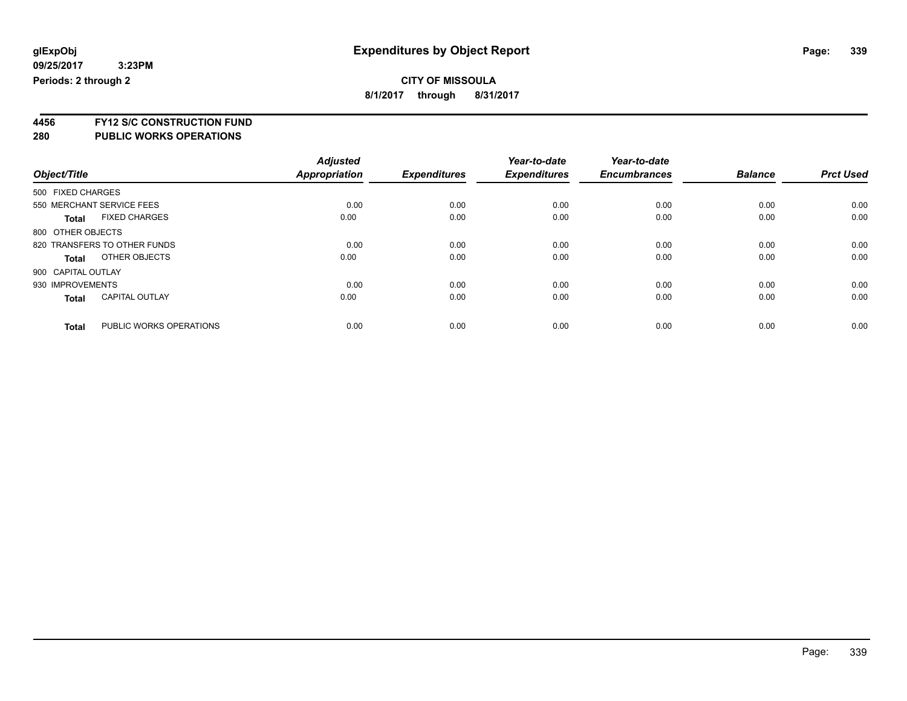glExpObj
09/25/2017 3:23PM
Periods: 2 through 2

# Expenditures by Object Report

**CITY OF MISSOULA**
**8/1/2017 through 8/31/2017**

**4456 FY12 S/C CONSTRUCTION FUND**
**280 PUBLIC WORKS OPERATIONS**

| Object/Title | | Adjusted Appropriation | Expenditures | Year-to-date Expenditures | Year-to-date Encumbrances | Balance | Prct Used |
|---|---|---|---|---|---|---|---|
| 500 FIXED CHARGES | | | | | | | |
| 550 MERCHANT SERVICE FEES | | 0.00 | 0.00 | 0.00 | 0.00 | 0.00 | 0.00 |
| **Total** | FIXED CHARGES | 0.00 | 0.00 | 0.00 | 0.00 | 0.00 | 0.00 |
| 800 OTHER OBJECTS | | | | | | | |
| 820 TRANSFERS TO OTHER FUNDS | | 0.00 | 0.00 | 0.00 | 0.00 | 0.00 | 0.00 |
| **Total** | OTHER OBJECTS | 0.00 | 0.00 | 0.00 | 0.00 | 0.00 | 0.00 |
| 900 CAPITAL OUTLAY | | | | | | | |
| 930 IMPROVEMENTS | | 0.00 | 0.00 | 0.00 | 0.00 | 0.00 | 0.00 |
| **Total** | CAPITAL OUTLAY | 0.00 | 0.00 | 0.00 | 0.00 | 0.00 | 0.00 |
| **Total** | PUBLIC WORKS OPERATIONS | 0.00 | 0.00 | 0.00 | 0.00 | 0.00 | 0.00 |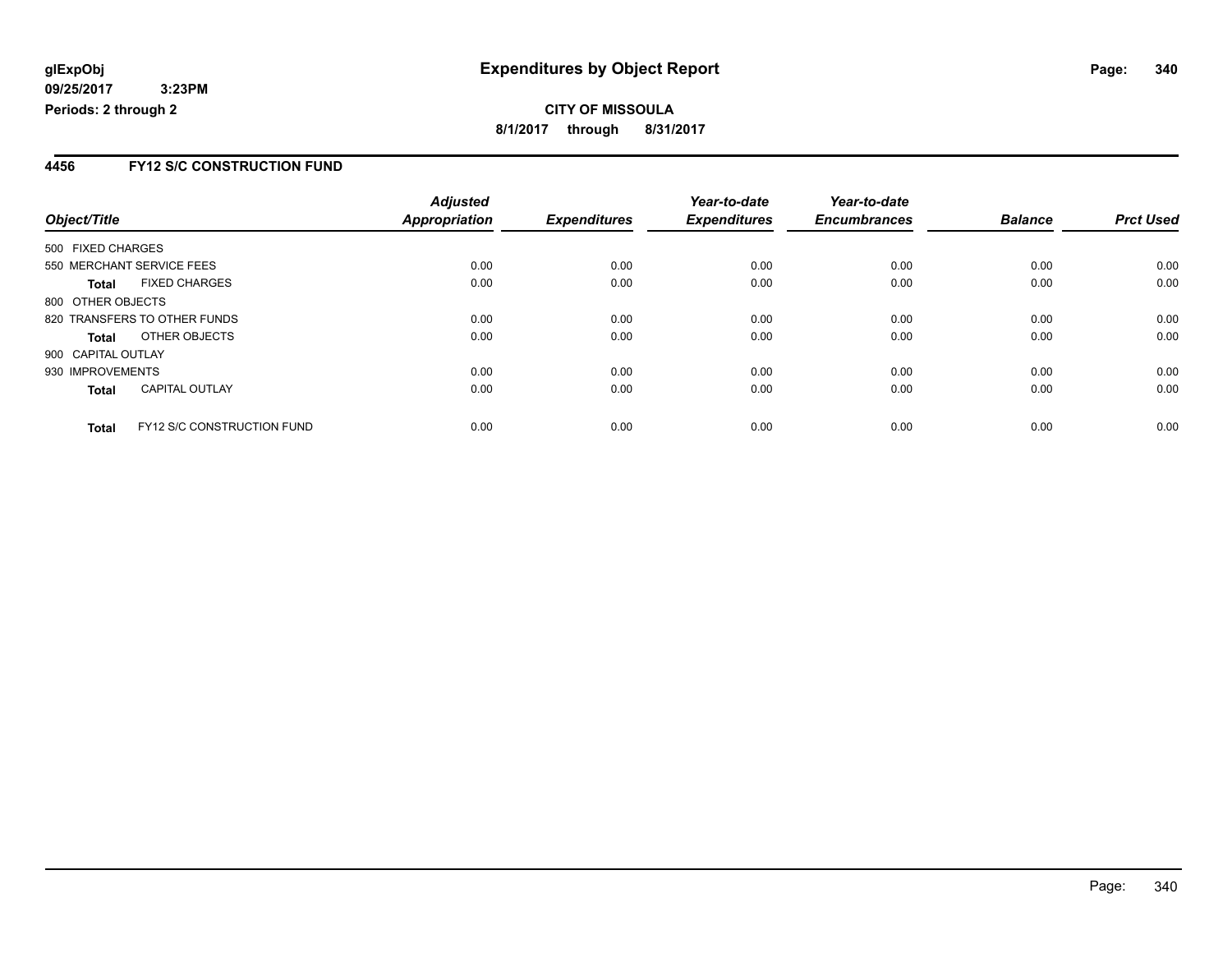**glExpObj** **Expenditures by Object Report**
**09/25/2017 3:23PM**
**Periods: 2 through 2**

**CITY OF MISSOULA**
**8/1/2017 through 8/31/2017**

## 4456 FY12 S/C CONSTRUCTION FUND

| Object/Title | Adjusted Appropriation | Expenditures | Year-to-date Expenditures | Year-to-date Encumbrances | Balance | Prct Used |
|---|---|---|---|---|---|---|
| 500 FIXED CHARGES | | | | | | |
| 550 MERCHANT SERVICE FEES | 0.00 | 0.00 | 0.00 | 0.00 | 0.00 | 0.00 |
| **Total** FIXED CHARGES | 0.00 | 0.00 | 0.00 | 0.00 | 0.00 | 0.00 |
| 800 OTHER OBJECTS | | | | | | |
| 820 TRANSFERS TO OTHER FUNDS | 0.00 | 0.00 | 0.00 | 0.00 | 0.00 | 0.00 |
| **Total** OTHER OBJECTS | 0.00 | 0.00 | 0.00 | 0.00 | 0.00 | 0.00 |
| 900 CAPITAL OUTLAY | | | | | | |
| 930 IMPROVEMENTS | 0.00 | 0.00 | 0.00 | 0.00 | 0.00 | 0.00 |
| **Total** CAPITAL OUTLAY | 0.00 | 0.00 | 0.00 | 0.00 | 0.00 | 0.00 |
| **Total** FY12 S/C CONSTRUCTION FUND | 0.00 | 0.00 | 0.00 | 0.00 | 0.00 | 0.00 |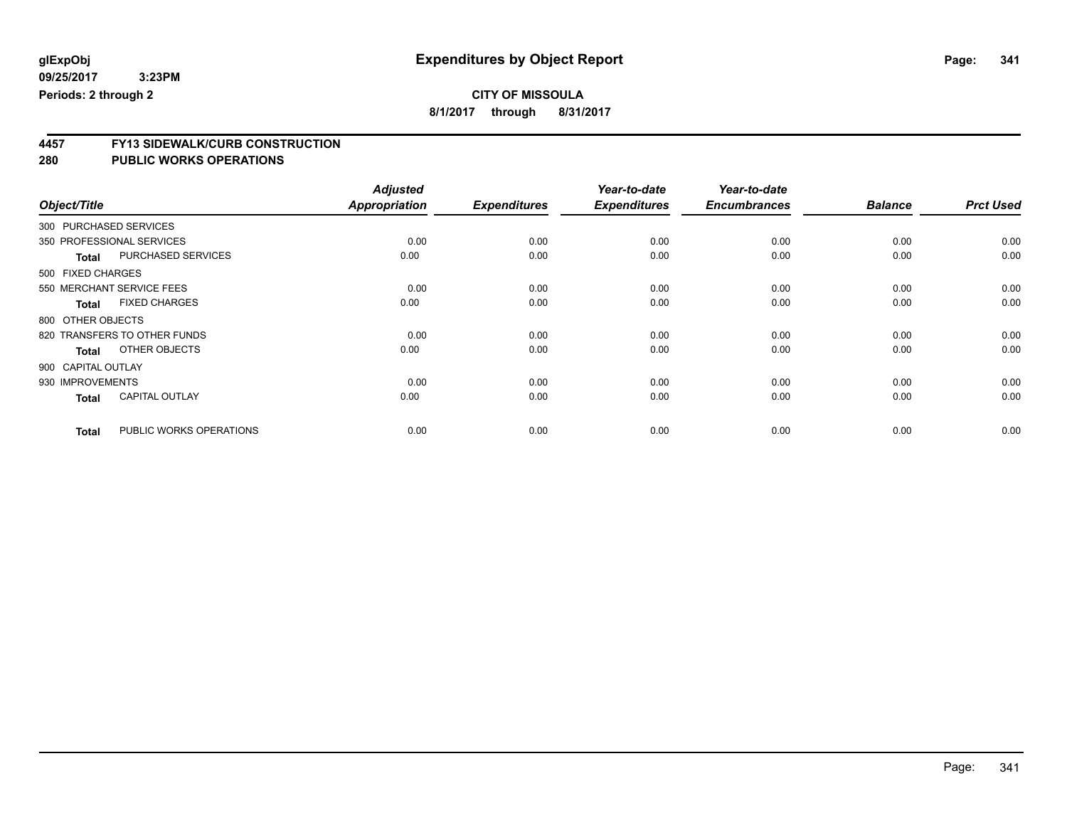**glExpObj** **Expenditures by Object Report**

**09/25/2017 3:23PM**

**Periods: 2 through 2**

**CITY OF MISSOULA**

**8/1/2017 through 8/31/2017**

## 4457 FY13 SIDEWALK/CURB CONSTRUCTION

## 280 PUBLIC WORKS OPERATIONS

| Object/Title | | Adjusted Appropriation | Expenditures | Year-to-date Expenditures | Year-to-date Encumbrances | Balance | Prct Used |
|---|---|---|---|---|---|---|---|
| 300 PURCHASED SERVICES | | | | | | | |
| 350 PROFESSIONAL SERVICES | | 0.00 | 0.00 | 0.00 | 0.00 | 0.00 | 0.00 |
| Total | PURCHASED SERVICES | 0.00 | 0.00 | 0.00 | 0.00 | 0.00 | 0.00 |
| 500 FIXED CHARGES | | | | | | | |
| 550 MERCHANT SERVICE FEES | | 0.00 | 0.00 | 0.00 | 0.00 | 0.00 | 0.00 |
| Total | FIXED CHARGES | 0.00 | 0.00 | 0.00 | 0.00 | 0.00 | 0.00 |
| 800 OTHER OBJECTS | | | | | | | |
| 820 TRANSFERS TO OTHER FUNDS | | 0.00 | 0.00 | 0.00 | 0.00 | 0.00 | 0.00 |
| Total | OTHER OBJECTS | 0.00 | 0.00 | 0.00 | 0.00 | 0.00 | 0.00 |
| 900 CAPITAL OUTLAY | | | | | | | |
| 930 IMPROVEMENTS | | 0.00 | 0.00 | 0.00 | 0.00 | 0.00 | 0.00 |
| Total | CAPITAL OUTLAY | 0.00 | 0.00 | 0.00 | 0.00 | 0.00 | 0.00 |
| Total | PUBLIC WORKS OPERATIONS | 0.00 | 0.00 | 0.00 | 0.00 | 0.00 | 0.00 |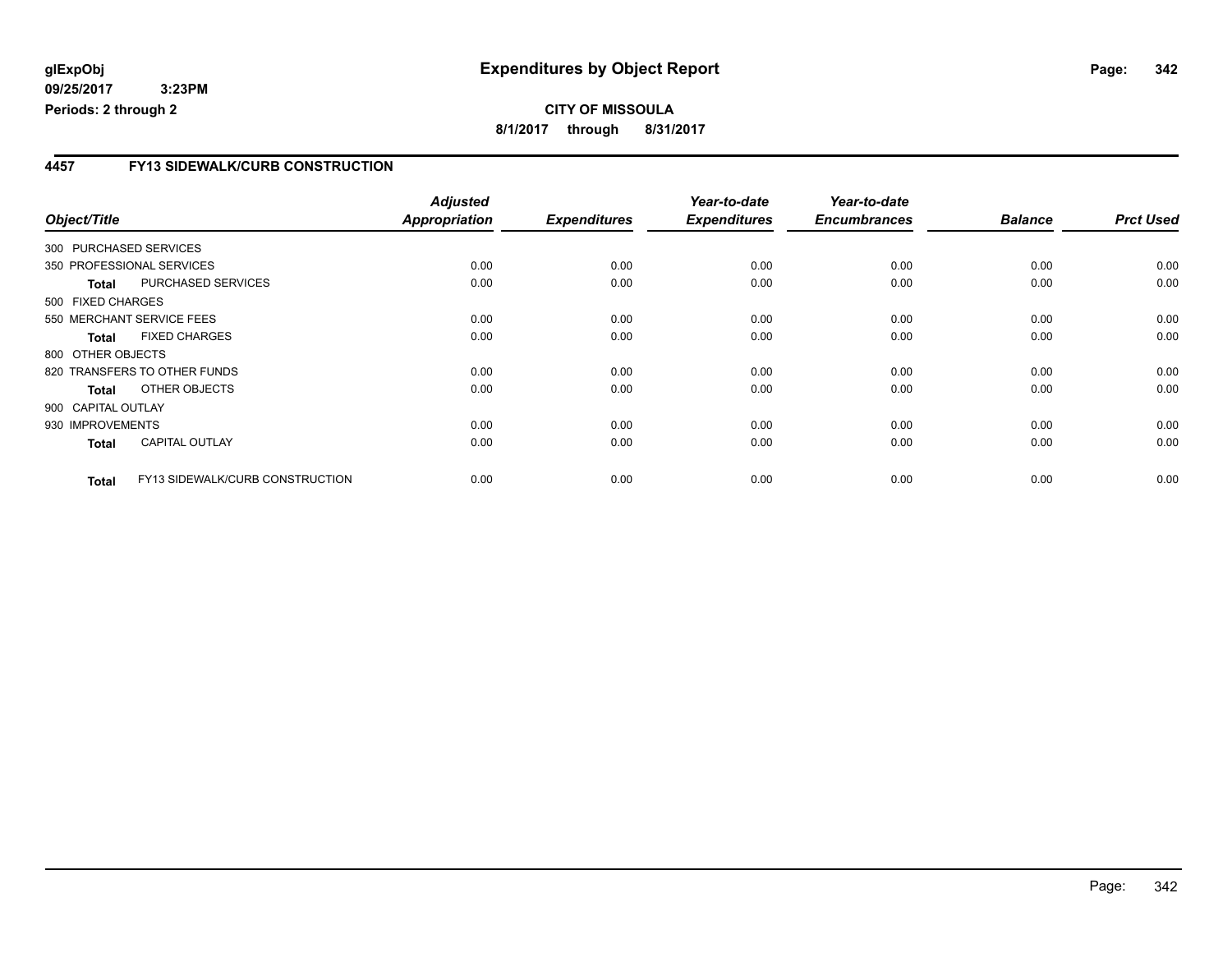**glExpObj**
**09/25/2017 3:23PM**
**Periods: 2 through 2**

# Expenditures by Object Report

**CITY OF MISSOULA**
**8/1/2017 through 8/31/2017**

## 4457 FY13 SIDEWALK/CURB CONSTRUCTION

| Object/Title | Adjusted Appropriation | Expenditures | Year-to-date Expenditures | Year-to-date Encumbrances | Balance | Prct Used |
|---|---|---|---|---|---|---|
| 300 PURCHASED SERVICES | | | | | | |
| 350 PROFESSIONAL SERVICES | 0.00 | 0.00 | 0.00 | 0.00 | 0.00 | 0.00 |
| **Total** PURCHASED SERVICES | 0.00 | 0.00 | 0.00 | 0.00 | 0.00 | 0.00 |
| 500 FIXED CHARGES | | | | | | |
| 550 MERCHANT SERVICE FEES | 0.00 | 0.00 | 0.00 | 0.00 | 0.00 | 0.00 |
| **Total** FIXED CHARGES | 0.00 | 0.00 | 0.00 | 0.00 | 0.00 | 0.00 |
| 800 OTHER OBJECTS | | | | | | |
| 820 TRANSFERS TO OTHER FUNDS | 0.00 | 0.00 | 0.00 | 0.00 | 0.00 | 0.00 |
| **Total** OTHER OBJECTS | 0.00 | 0.00 | 0.00 | 0.00 | 0.00 | 0.00 |
| 900 CAPITAL OUTLAY | | | | | | |
| 930 IMPROVEMENTS | 0.00 | 0.00 | 0.00 | 0.00 | 0.00 | 0.00 |
| **Total** CAPITAL OUTLAY | 0.00 | 0.00 | 0.00 | 0.00 | 0.00 | 0.00 |
| **Total** FY13 SIDEWALK/CURB CONSTRUCTION | 0.00 | 0.00 | 0.00 | 0.00 | 0.00 | 0.00 |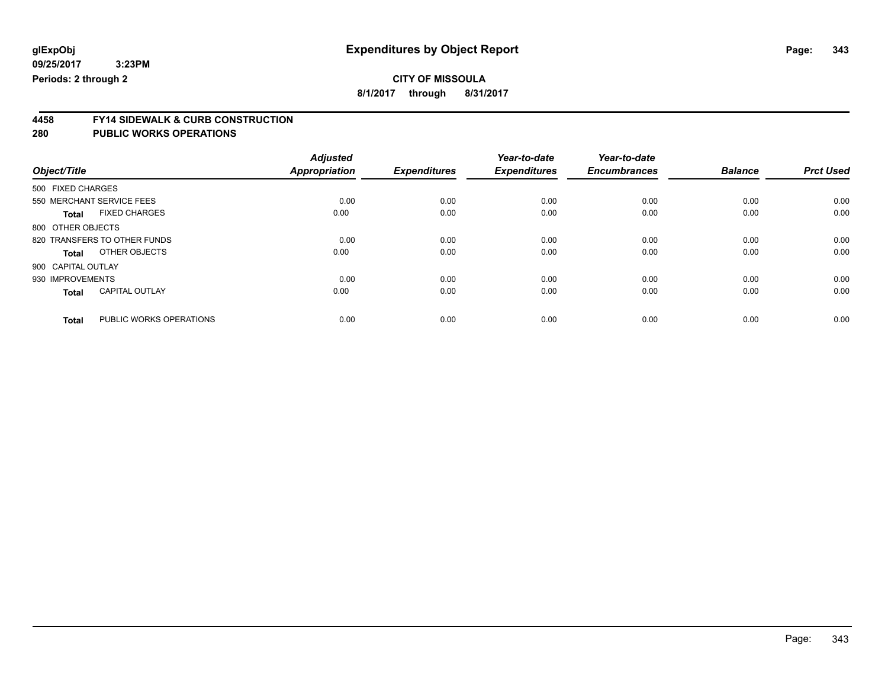glExpObj
09/25/2017 3:23PM
Periods: 2 through 2

# Expenditures by Object Report

**CITY OF MISSOULA**

**8/1/2017 through 8/31/2017**

## 4458 FY14 SIDEWALK & CURB CONSTRUCTION
## 280 PUBLIC WORKS OPERATIONS

| Object/Title | Adjusted Appropriation | Expenditures | Year-to-date Expenditures | Year-to-date Encumbrances | Balance | Prct Used |
|---|---|---|---|---|---|---|
| 500 FIXED CHARGES | | | | | | |
| 550 MERCHANT SERVICE FEES | 0.00 | 0.00 | 0.00 | 0.00 | 0.00 | 0.00 |
| **Total** FIXED CHARGES | 0.00 | 0.00 | 0.00 | 0.00 | 0.00 | 0.00 |
| 800 OTHER OBJECTS | | | | | | |
| 820 TRANSFERS TO OTHER FUNDS | 0.00 | 0.00 | 0.00 | 0.00 | 0.00 | 0.00 |
| **Total** OTHER OBJECTS | 0.00 | 0.00 | 0.00 | 0.00 | 0.00 | 0.00 |
| 900 CAPITAL OUTLAY | | | | | | |
| 930 IMPROVEMENTS | 0.00 | 0.00 | 0.00 | 0.00 | 0.00 | 0.00 |
| **Total** CAPITAL OUTLAY | 0.00 | 0.00 | 0.00 | 0.00 | 0.00 | 0.00 |
| **Total** PUBLIC WORKS OPERATIONS | 0.00 | 0.00 | 0.00 | 0.00 | 0.00 | 0.00 |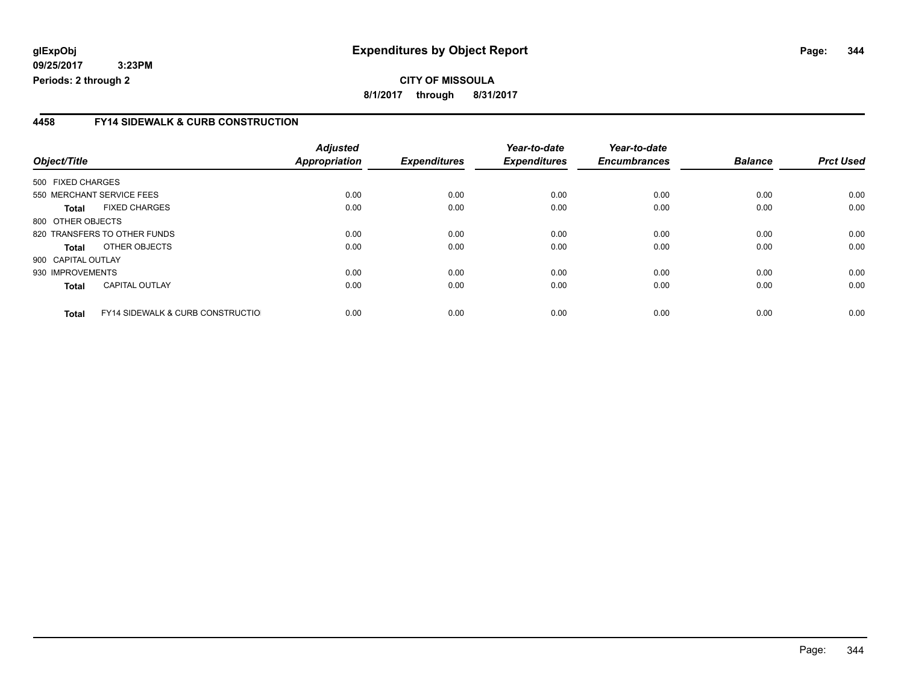**glExpObj**
**09/25/2017 3:23PM**
**Periods: 2 through 2**

# Expenditures by Object Report

**CITY OF MISSOULA**
**8/1/2017 through 8/31/2017**

## 4458 FY14 SIDEWALK & CURB CONSTRUCTION

| Object/Title | Adjusted Appropriation | Expenditures | Year-to-date Expenditures | Year-to-date Encumbrances | Balance | Prct Used |
|---|---|---|---|---|---|---|
| 500 FIXED CHARGES | | | | | | |
| 550 MERCHANT SERVICE FEES | 0.00 | 0.00 | 0.00 | 0.00 | 0.00 | 0.00 |
| **Total** FIXED CHARGES | 0.00 | 0.00 | 0.00 | 0.00 | 0.00 | 0.00 |
| 800 OTHER OBJECTS | | | | | | |
| 820 TRANSFERS TO OTHER FUNDS | 0.00 | 0.00 | 0.00 | 0.00 | 0.00 | 0.00 |
| **Total** OTHER OBJECTS | 0.00 | 0.00 | 0.00 | 0.00 | 0.00 | 0.00 |
| 900 CAPITAL OUTLAY | | | | | | |
| 930 IMPROVEMENTS | 0.00 | 0.00 | 0.00 | 0.00 | 0.00 | 0.00 |
| **Total** CAPITAL OUTLAY | 0.00 | 0.00 | 0.00 | 0.00 | 0.00 | 0.00 |
| **Total** FY14 SIDEWALK & CURB CONSTRUCTIO | 0.00 | 0.00 | 0.00 | 0.00 | 0.00 | 0.00 |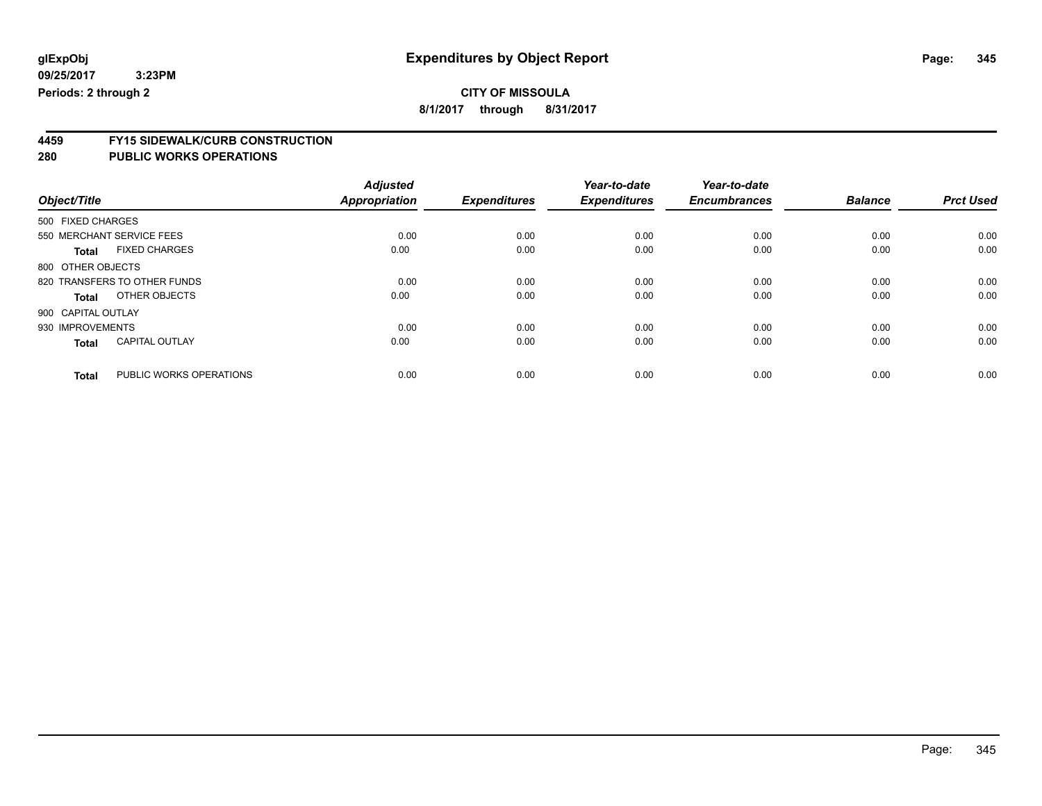# Expenditures by Object Report

glExpObj
09/25/2017 3:23PM
Periods: 2 through 2

**CITY OF MISSOULA**
**8/1/2017 through 8/31/2017**

## 4459 FY15 SIDEWALK/CURB CONSTRUCTION
## 280 PUBLIC WORKS OPERATIONS

| Object/Title | Adjusted Appropriation | Expenditures | Year-to-date Expenditures | Year-to-date Encumbrances | Balance | Prct Used |
|---|---|---|---|---|---|---|
| 500 FIXED CHARGES | | | | | | |
| 550 MERCHANT SERVICE FEES | 0.00 | 0.00 | 0.00 | 0.00 | 0.00 | 0.00 |
| **Total** FIXED CHARGES | 0.00 | 0.00 | 0.00 | 0.00 | 0.00 | 0.00 |
| 800 OTHER OBJECTS | | | | | | |
| 820 TRANSFERS TO OTHER FUNDS | 0.00 | 0.00 | 0.00 | 0.00 | 0.00 | 0.00 |
| **Total** OTHER OBJECTS | 0.00 | 0.00 | 0.00 | 0.00 | 0.00 | 0.00 |
| 900 CAPITAL OUTLAY | | | | | | |
| 930 IMPROVEMENTS | 0.00 | 0.00 | 0.00 | 0.00 | 0.00 | 0.00 |
| **Total** CAPITAL OUTLAY | 0.00 | 0.00 | 0.00 | 0.00 | 0.00 | 0.00 |
| **Total** PUBLIC WORKS OPERATIONS | 0.00 | 0.00 | 0.00 | 0.00 | 0.00 | 0.00 |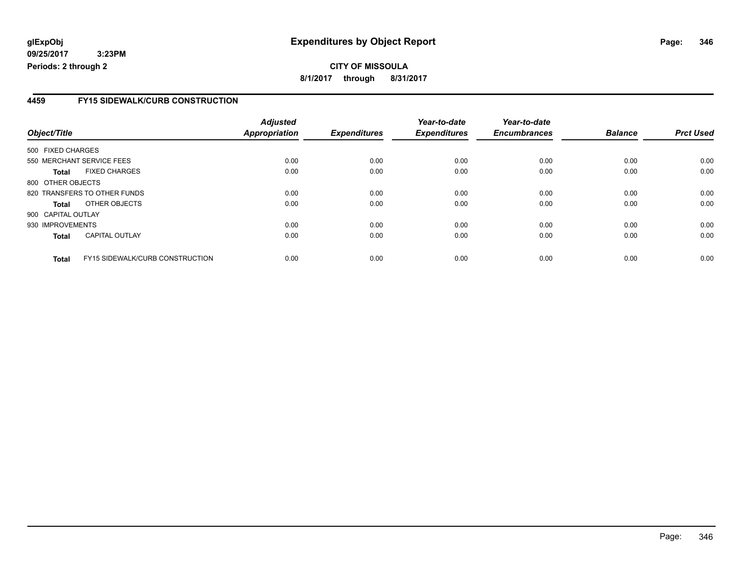**glExpObj**
**09/25/2017 3:23PM**
**Periods: 2 through 2**

# Expenditures by Object Report

**CITY OF MISSOULA**
**8/1/2017 through 8/31/2017**

## 4459 FY15 SIDEWALK/CURB CONSTRUCTION

| Object/Title | Adjusted Appropriation | Expenditures | Year-to-date Expenditures | Year-to-date Encumbrances | Balance | Prct Used |
|---|---|---|---|---|---|---|
| 500 FIXED CHARGES | | | | | | |
| 550 MERCHANT SERVICE FEES | 0.00 | 0.00 | 0.00 | 0.00 | 0.00 | 0.00 |
| **Total** FIXED CHARGES | 0.00 | 0.00 | 0.00 | 0.00 | 0.00 | 0.00 |
| 800 OTHER OBJECTS | | | | | | |
| 820 TRANSFERS TO OTHER FUNDS | 0.00 | 0.00 | 0.00 | 0.00 | 0.00 | 0.00 |
| **Total** OTHER OBJECTS | 0.00 | 0.00 | 0.00 | 0.00 | 0.00 | 0.00 |
| 900 CAPITAL OUTLAY | | | | | | |
| 930 IMPROVEMENTS | 0.00 | 0.00 | 0.00 | 0.00 | 0.00 | 0.00 |
| **Total** CAPITAL OUTLAY | 0.00 | 0.00 | 0.00 | 0.00 | 0.00 | 0.00 |
| **Total** FY15 SIDEWALK/CURB CONSTRUCTION | 0.00 | 0.00 | 0.00 | 0.00 | 0.00 | 0.00 |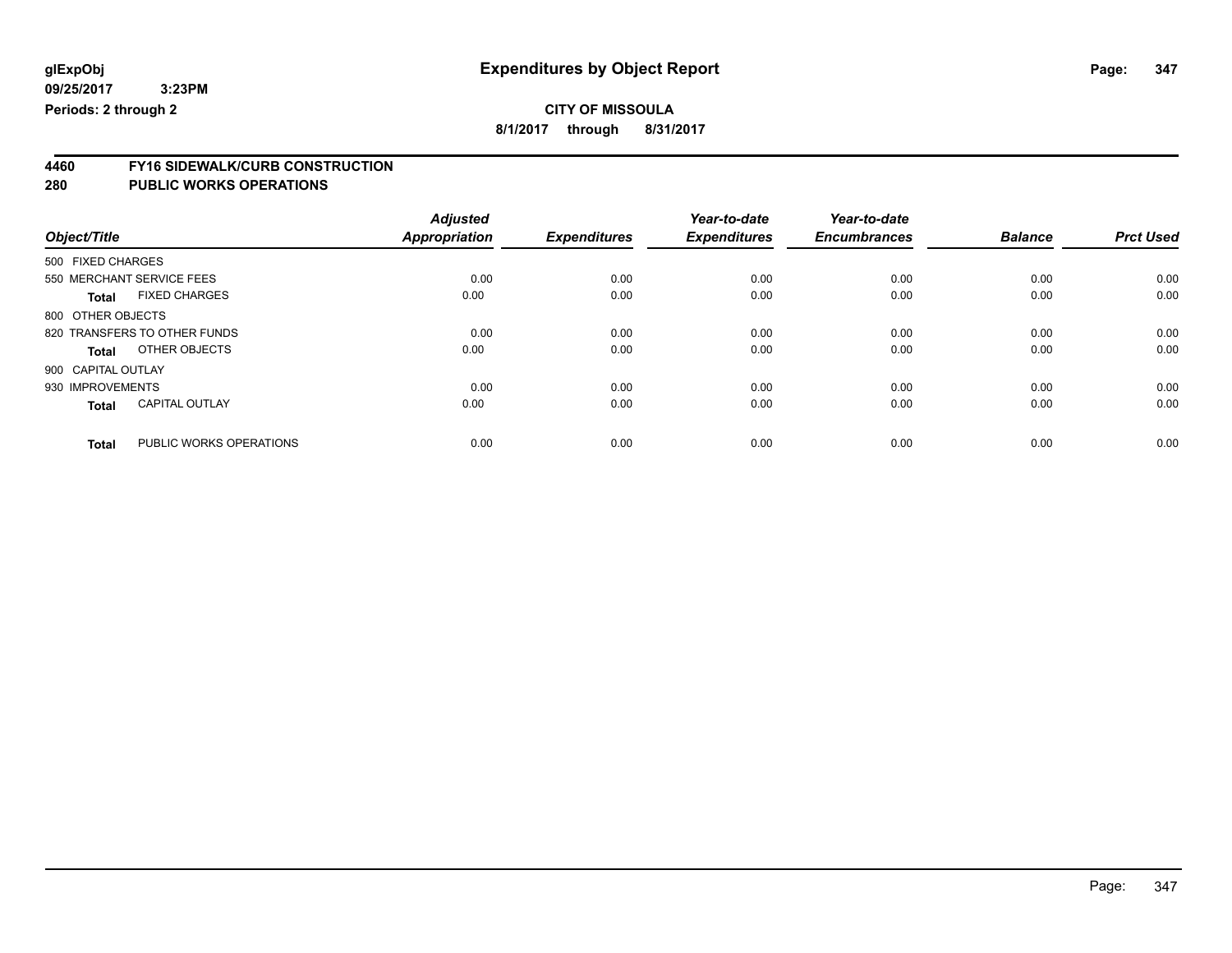# Expenditures by Object Report

glExpObj
09/25/2017 3:23PM
Periods: 2 through 2

**CITY OF MISSOULA**

**8/1/2017 through 8/31/2017**

## 4460 FY16 SIDEWALK/CURB CONSTRUCTION
## 280 PUBLIC WORKS OPERATIONS

| Object/Title | | Adjusted Appropriation | Expenditures | Year-to-date Expenditures | Year-to-date Encumbrances | Balance | Prct Used |
|---|---|---|---|---|---|---|---|
| 500 FIXED CHARGES | | | | | | | |
| 550 MERCHANT SERVICE FEES | | 0.00 | 0.00 | 0.00 | 0.00 | 0.00 | 0.00 |
| **Total** | FIXED CHARGES | 0.00 | 0.00 | 0.00 | 0.00 | 0.00 | 0.00 |
| 800 OTHER OBJECTS | | | | | | | |
| 820 TRANSFERS TO OTHER FUNDS | | 0.00 | 0.00 | 0.00 | 0.00 | 0.00 | 0.00 |
| **Total** | OTHER OBJECTS | 0.00 | 0.00 | 0.00 | 0.00 | 0.00 | 0.00 |
| 900 CAPITAL OUTLAY | | | | | | | |
| 930 IMPROVEMENTS | | 0.00 | 0.00 | 0.00 | 0.00 | 0.00 | 0.00 |
| **Total** | CAPITAL OUTLAY | 0.00 | 0.00 | 0.00 | 0.00 | 0.00 | 0.00 |
| **Total** | PUBLIC WORKS OPERATIONS | 0.00 | 0.00 | 0.00 | 0.00 | 0.00 | 0.00 |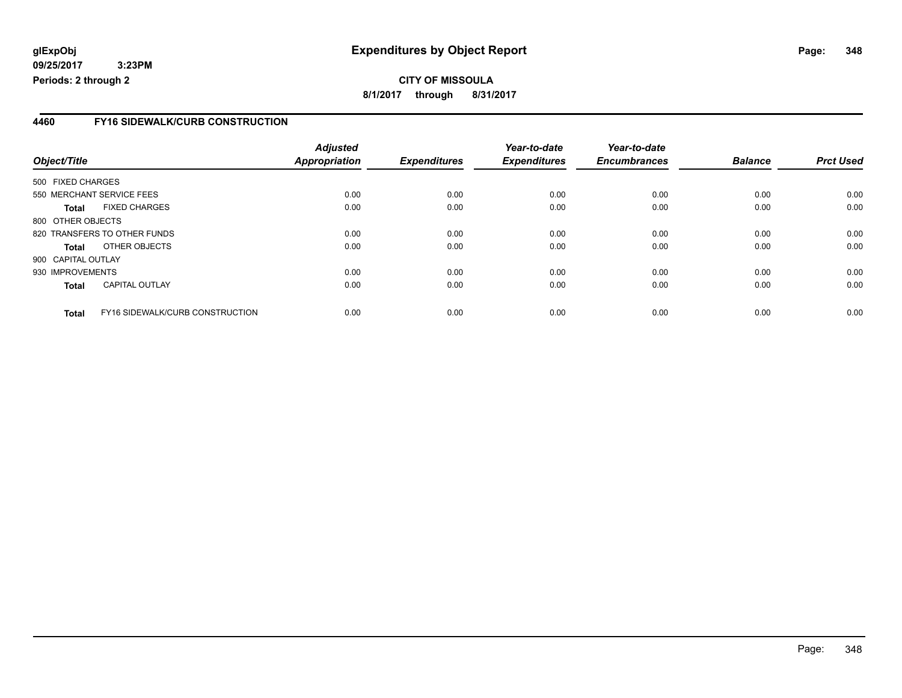**glExpObj**
**09/25/2017 3:23PM**
**Periods: 2 through 2**

# Expenditures by Object Report

**CITY OF MISSOULA**

**8/1/2017 through 8/31/2017**

## 4460 FY16 SIDEWALK/CURB CONSTRUCTION

| Object/Title | | Adjusted Appropriation | Expenditures | Year-to-date Expenditures | Year-to-date Encumbrances | Balance | Prct Used |
|---|---|---|---|---|---|---|---|
| 500 FIXED CHARGES | | | | | | | |
| 550 MERCHANT SERVICE FEES | | 0.00 | 0.00 | 0.00 | 0.00 | 0.00 | 0.00 |
| **Total** | FIXED CHARGES | 0.00 | 0.00 | 0.00 | 0.00 | 0.00 | 0.00 |
| 800 OTHER OBJECTS | | | | | | | |
| 820 TRANSFERS TO OTHER FUNDS | | 0.00 | 0.00 | 0.00 | 0.00 | 0.00 | 0.00 |
| **Total** | OTHER OBJECTS | 0.00 | 0.00 | 0.00 | 0.00 | 0.00 | 0.00 |
| 900 CAPITAL OUTLAY | | | | | | | |
| 930 IMPROVEMENTS | | 0.00 | 0.00 | 0.00 | 0.00 | 0.00 | 0.00 |
| **Total** | CAPITAL OUTLAY | 0.00 | 0.00 | 0.00 | 0.00 | 0.00 | 0.00 |
| **Total** | FY16 SIDEWALK/CURB CONSTRUCTION | 0.00 | 0.00 | 0.00 | 0.00 | 0.00 | 0.00 |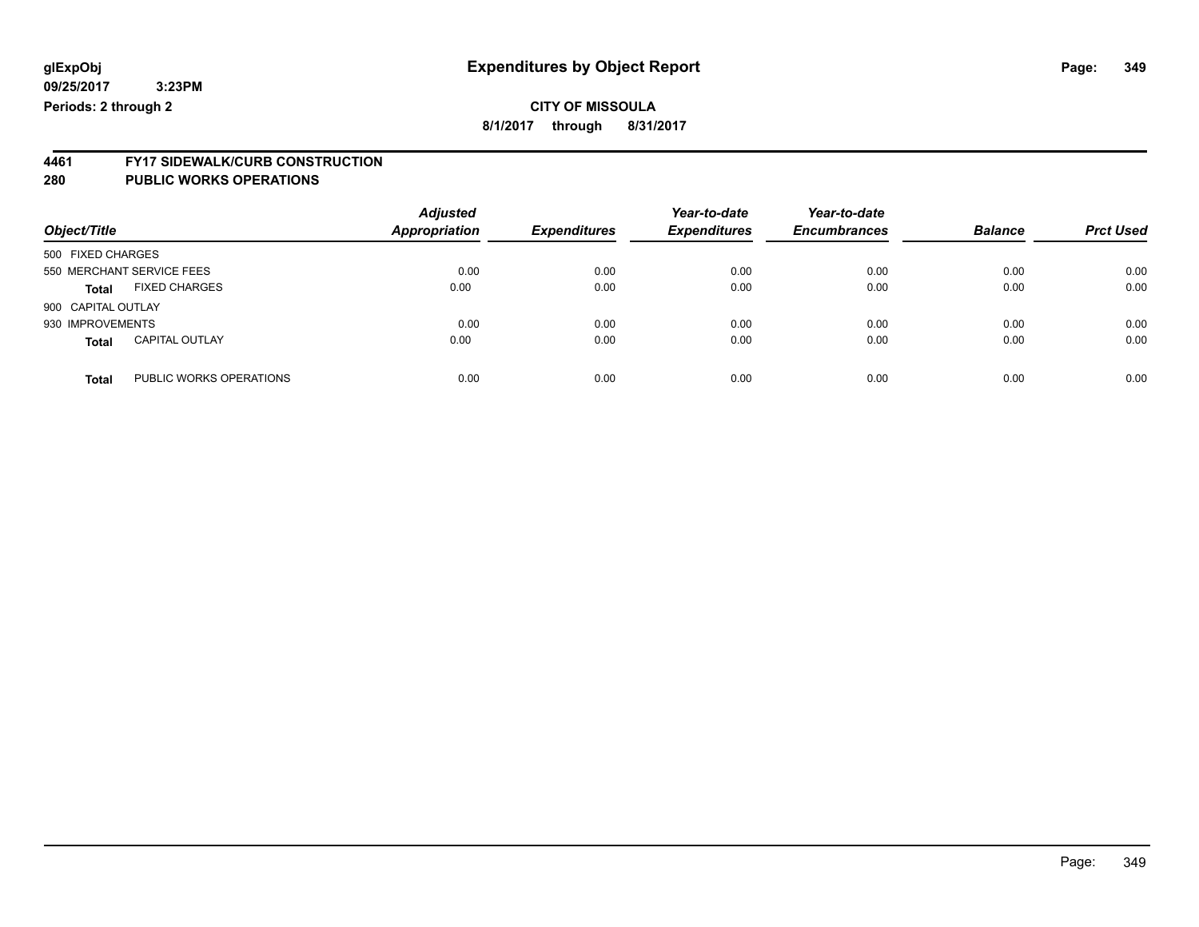**glExpObj** **Expenditures by Object Report**
**09/25/2017 3:23PM**
**Periods: 2 through 2**

**CITY OF MISSOULA**
**8/1/2017 through 8/31/2017**

## 4461 FY17 SIDEWALK/CURB CONSTRUCTION
## 280 PUBLIC WORKS OPERATIONS

| Object/Title | Adjusted Appropriation | Expenditures | Year-to-date Expenditures | Year-to-date Encumbrances | Balance | Prct Used |
|---|---|---|---|---|---|---|
| 500 FIXED CHARGES | | | | | | |
| 550 MERCHANT SERVICE FEES | 0.00 | 0.00 | 0.00 | 0.00 | 0.00 | 0.00 |
| **Total** FIXED CHARGES | 0.00 | 0.00 | 0.00 | 0.00 | 0.00 | 0.00 |
| 900 CAPITAL OUTLAY | | | | | | |
| 930 IMPROVEMENTS | 0.00 | 0.00 | 0.00 | 0.00 | 0.00 | 0.00 |
| **Total** CAPITAL OUTLAY | 0.00 | 0.00 | 0.00 | 0.00 | 0.00 | 0.00 |
| **Total** PUBLIC WORKS OPERATIONS | 0.00 | 0.00 | 0.00 | 0.00 | 0.00 | 0.00 |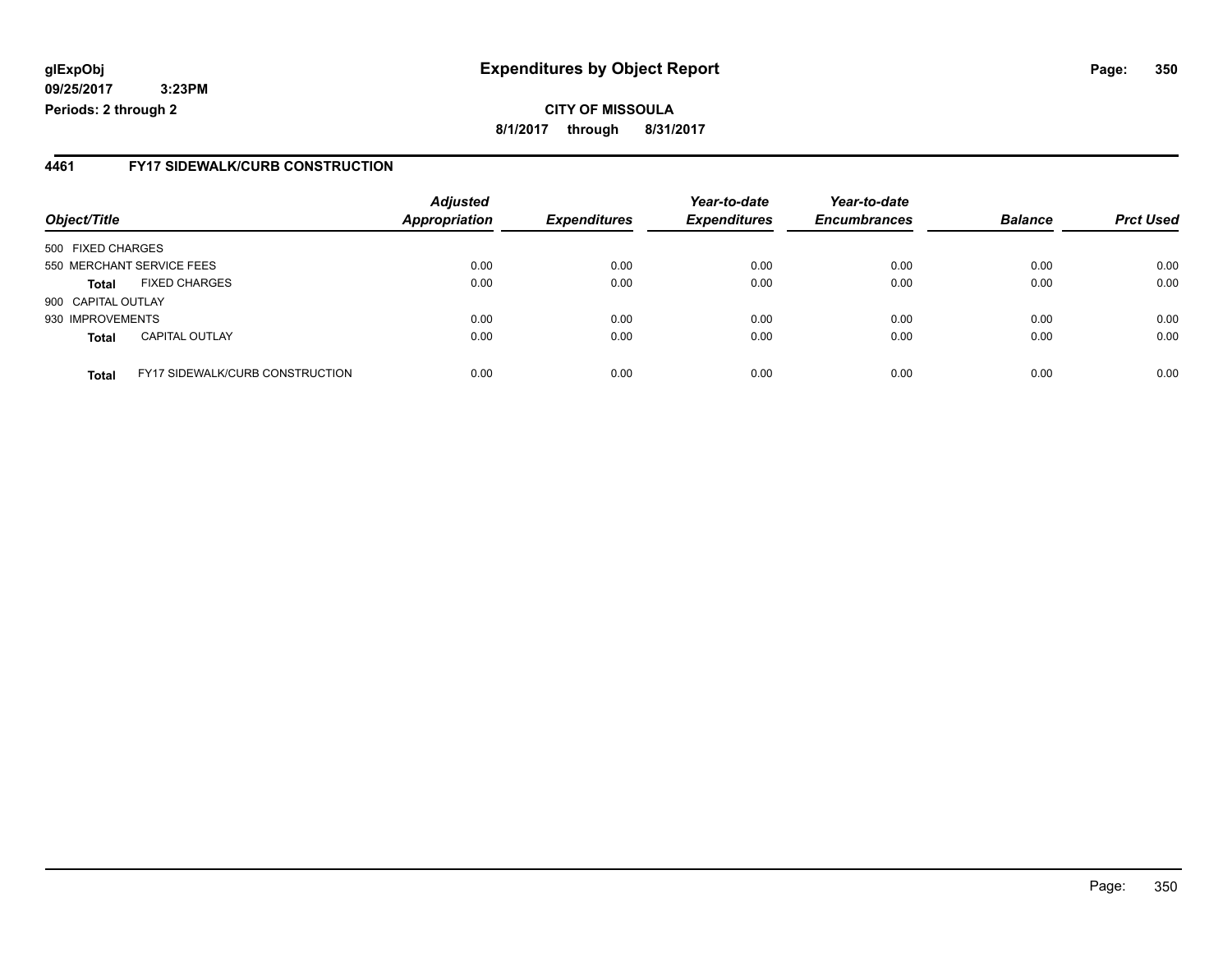**glExpObj** **Expenditures by Object Report**

**09/25/2017 3:23PM**

**Periods: 2 through 2**

**CITY OF MISSOULA**

**8/1/2017 through 8/31/2017**

## 4461 FY17 SIDEWALK/CURB CONSTRUCTION

| Object/Title | | Adjusted Appropriation | Expenditures | Year-to-date Expenditures | Year-to-date Encumbrances | Balance | Prct Used |
|---|---|---|---|---|---|---|---|
| 500 FIXED CHARGES | | | | | | | |
| 550 MERCHANT SERVICE FEES | | 0.00 | 0.00 | 0.00 | 0.00 | 0.00 | 0.00 |
| **Total** | FIXED CHARGES | 0.00 | 0.00 | 0.00 | 0.00 | 0.00 | 0.00 |
| 900 CAPITAL OUTLAY | | | | | | | |
| 930 IMPROVEMENTS | | 0.00 | 0.00 | 0.00 | 0.00 | 0.00 | 0.00 |
| **Total** | CAPITAL OUTLAY | 0.00 | 0.00 | 0.00 | 0.00 | 0.00 | 0.00 |
| **Total** | FY17 SIDEWALK/CURB CONSTRUCTION | 0.00 | 0.00 | 0.00 | 0.00 | 0.00 | 0.00 |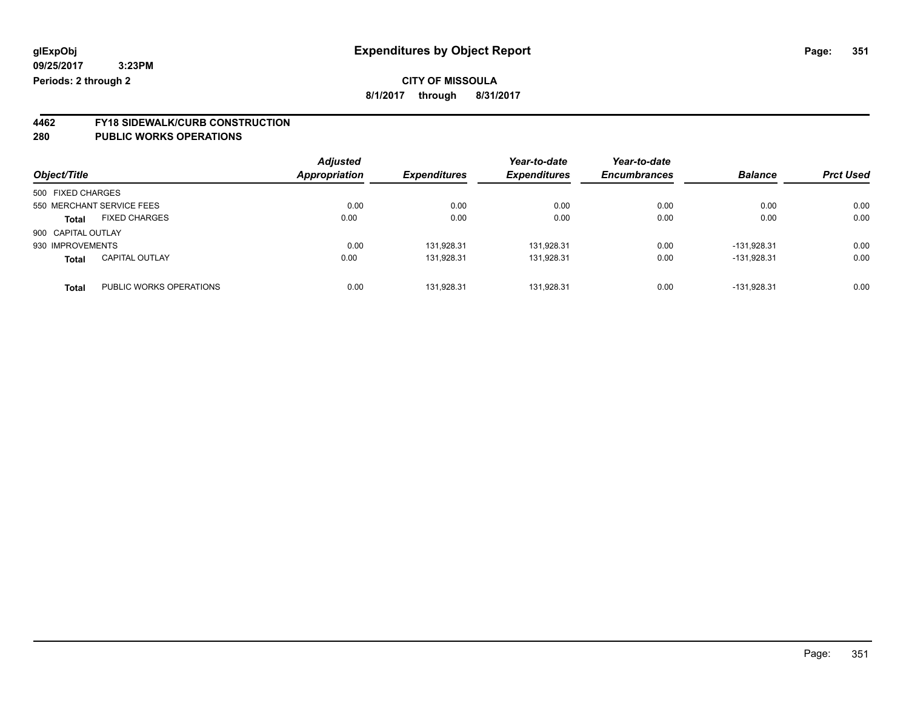glExpObj
09/25/2017 3:23PM
Periods: 2 through 2

# Expenditures by Object Report

**CITY OF MISSOULA**

**8/1/2017 through 8/31/2017**

## 4462 FY18 SIDEWALK/CURB CONSTRUCTION
## 280 PUBLIC WORKS OPERATIONS

| Object/Title | | Adjusted Appropriation | Expenditures | Year-to-date Expenditures | Year-to-date Encumbrances | Balance | Prct Used |
|---|---|---|---|---|---|---|---|
| 500 FIXED CHARGES | | | | | | | |
| 550 MERCHANT SERVICE FEES | | 0.00 | 0.00 | 0.00 | 0.00 | 0.00 | 0.00 |
| **Total** | FIXED CHARGES | 0.00 | 0.00 | 0.00 | 0.00 | 0.00 | 0.00 |
| 900 CAPITAL OUTLAY | | | | | | | |
| 930 IMPROVEMENTS | | 0.00 | 131,928.31 | 131,928.31 | 0.00 | -131,928.31 | 0.00 |
| **Total** | CAPITAL OUTLAY | 0.00 | 131,928.31 | 131,928.31 | 0.00 | -131,928.31 | 0.00 |
| **Total** | PUBLIC WORKS OPERATIONS | 0.00 | 131,928.31 | 131,928.31 | 0.00 | -131,928.31 | 0.00 |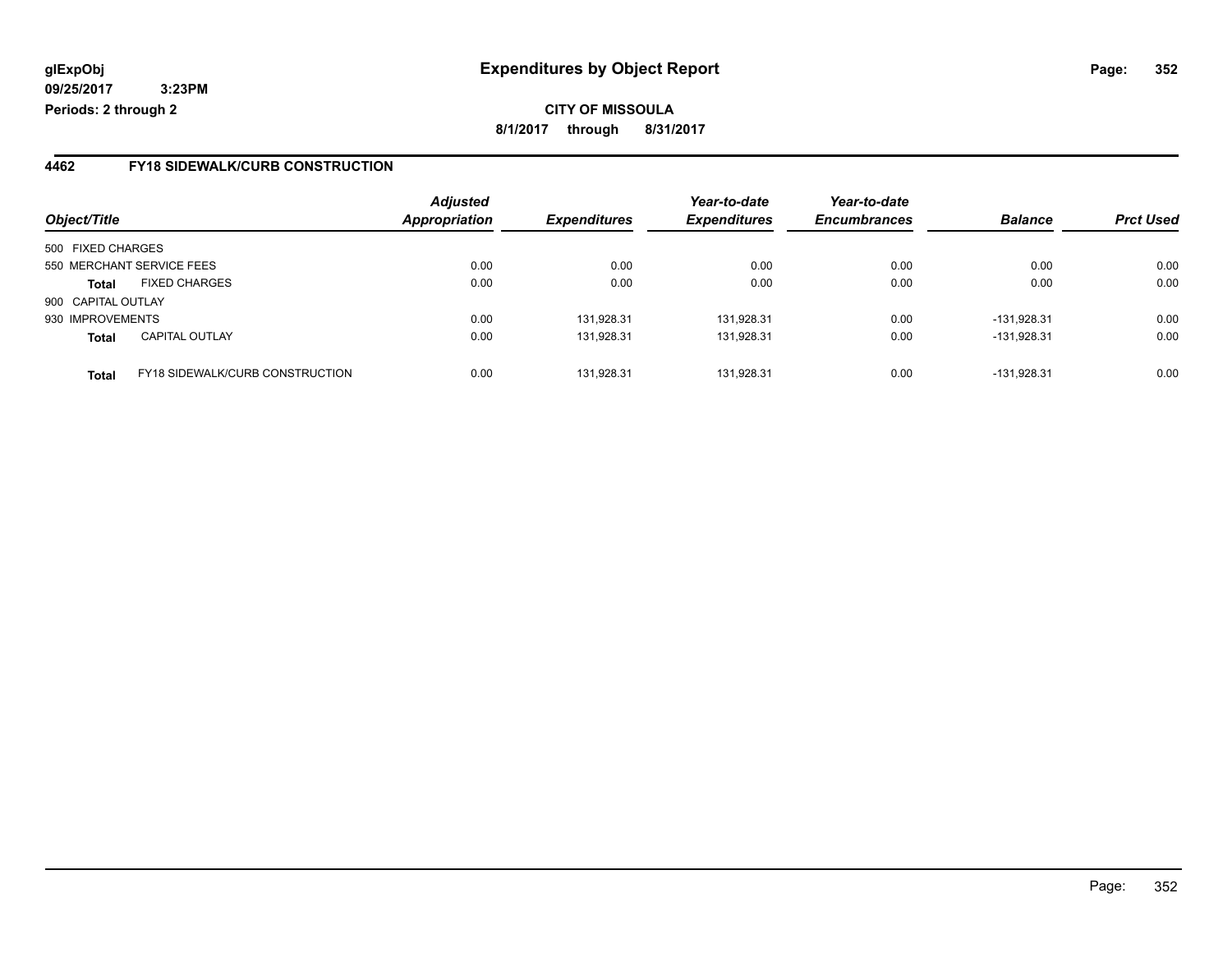**glExpObj** **Expenditures by Object Report**

**09/25/2017 3:23PM**

**Periods: 2 through 2**

**CITY OF MISSOULA**

**8/1/2017 through 8/31/2017**

## 4462 FY18 SIDEWALK/CURB CONSTRUCTION

| Object/Title | | Adjusted Appropriation | Expenditures | Year-to-date Expenditures | Year-to-date Encumbrances | Balance | Prct Used |
|---|---|---|---|---|---|---|---|
| 500 FIXED CHARGES | | | | | | | |
| 550 MERCHANT SERVICE FEES | | 0.00 | 0.00 | 0.00 | 0.00 | 0.00 | 0.00 |
| **Total** | FIXED CHARGES | 0.00 | 0.00 | 0.00 | 0.00 | 0.00 | 0.00 |
| 900 CAPITAL OUTLAY | | | | | | | |
| 930 IMPROVEMENTS | | 0.00 | 131,928.31 | 131,928.31 | 0.00 | -131,928.31 | 0.00 |
| **Total** | CAPITAL OUTLAY | 0.00 | 131,928.31 | 131,928.31 | 0.00 | -131,928.31 | 0.00 |
| **Total** | FY18 SIDEWALK/CURB CONSTRUCTION | 0.00 | 131,928.31 | 131,928.31 | 0.00 | -131,928.31 | 0.00 |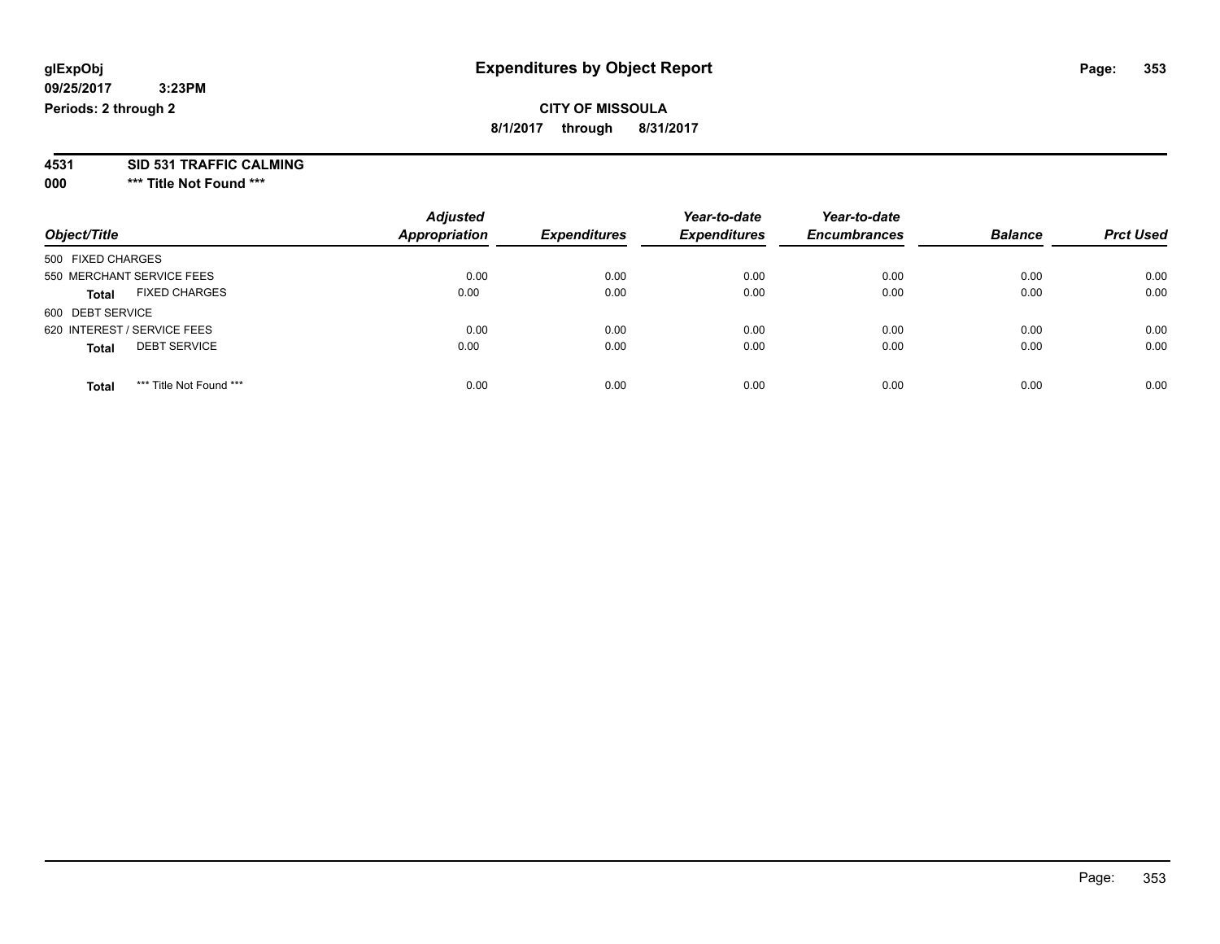**glExpObj**
**09/25/2017 3:23PM**
**Periods: 2 through 2**

# Expenditures by Object Report

**CITY OF MISSOULA**
**8/1/2017 through 8/31/2017**

**4531 SID 531 TRAFFIC CALMING**
**000 \*\*\* Title Not Found \*\*\***

| Object/Title | Adjusted Appropriation | Expenditures | Year-to-date Expenditures | Year-to-date Encumbrances | Balance | Prct Used |
|---|---|---|---|---|---|---|
| 500 FIXED CHARGES | | | | | | |
| 550 MERCHANT SERVICE FEES | 0.00 | 0.00 | 0.00 | 0.00 | 0.00 | 0.00 |
| **Total** FIXED CHARGES | 0.00 | 0.00 | 0.00 | 0.00 | 0.00 | 0.00 |
| 600 DEBT SERVICE | | | | | | |
| 620 INTEREST / SERVICE FEES | 0.00 | 0.00 | 0.00 | 0.00 | 0.00 | 0.00 |
| **Total** DEBT SERVICE | 0.00 | 0.00 | 0.00 | 0.00 | 0.00 | 0.00 |
| **Total** \*\*\* Title Not Found \*\*\* | 0.00 | 0.00 | 0.00 | 0.00 | 0.00 | 0.00 |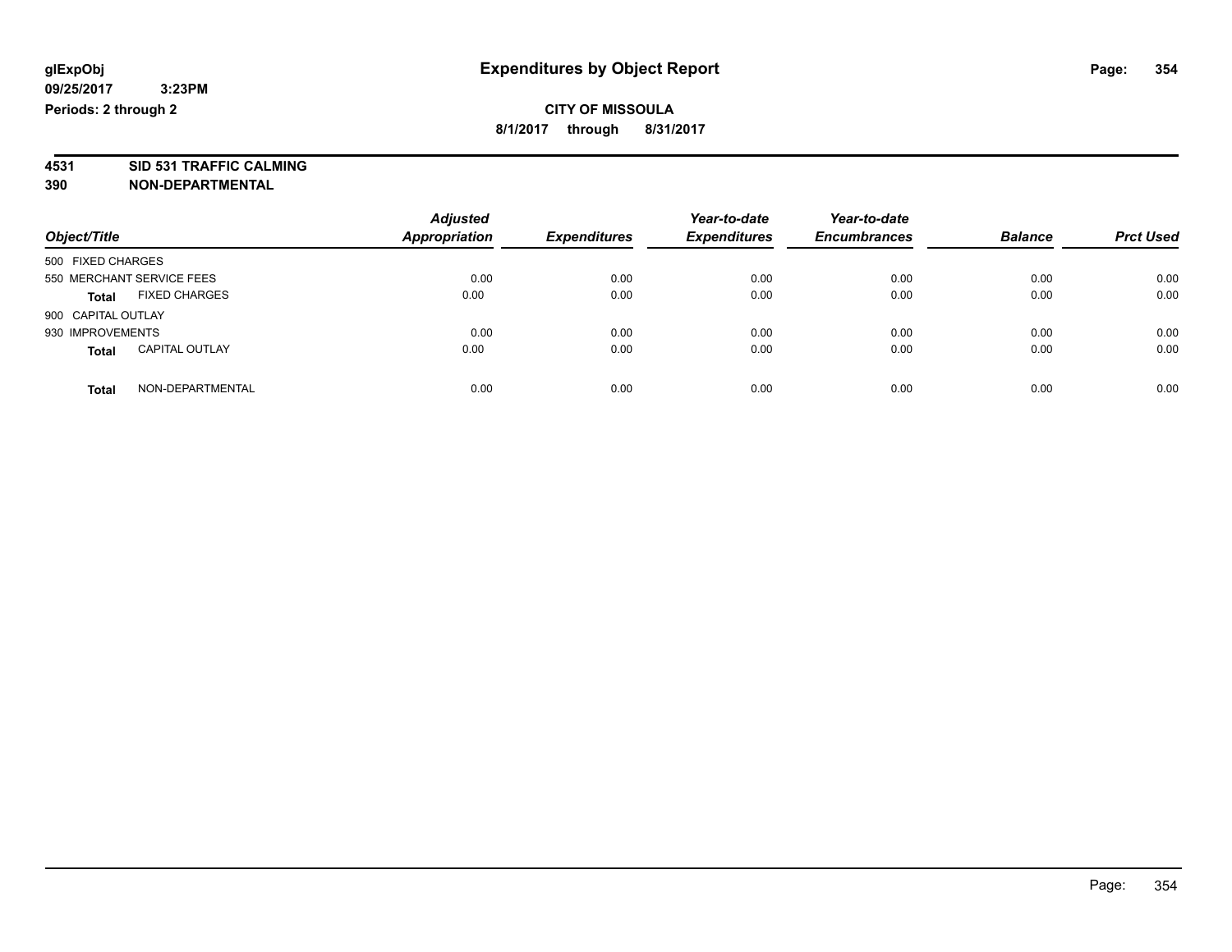**glExpObj**
**09/25/2017 3:23PM**
**Periods: 2 through 2**

# Expenditures by Object Report

**CITY OF MISSOULA**
**8/1/2017 through 8/31/2017**

## 4531 SID 531 TRAFFIC CALMING
## 390 NON-DEPARTMENTAL

| Object/Title | Adjusted Appropriation | Expenditures | Year-to-date Expenditures | Year-to-date Encumbrances | Balance | Prct Used |
|---|---|---|---|---|---|---|
| 500 FIXED CHARGES | | | | | | |
| 550 MERCHANT SERVICE FEES | 0.00 | 0.00 | 0.00 | 0.00 | 0.00 | 0.00 |
| **Total** FIXED CHARGES | 0.00 | 0.00 | 0.00 | 0.00 | 0.00 | 0.00 |
| 900 CAPITAL OUTLAY | | | | | | |
| 930 IMPROVEMENTS | 0.00 | 0.00 | 0.00 | 0.00 | 0.00 | 0.00 |
| **Total** CAPITAL OUTLAY | 0.00 | 0.00 | 0.00 | 0.00 | 0.00 | 0.00 |
| **Total** NON-DEPARTMENTAL | 0.00 | 0.00 | 0.00 | 0.00 | 0.00 | 0.00 |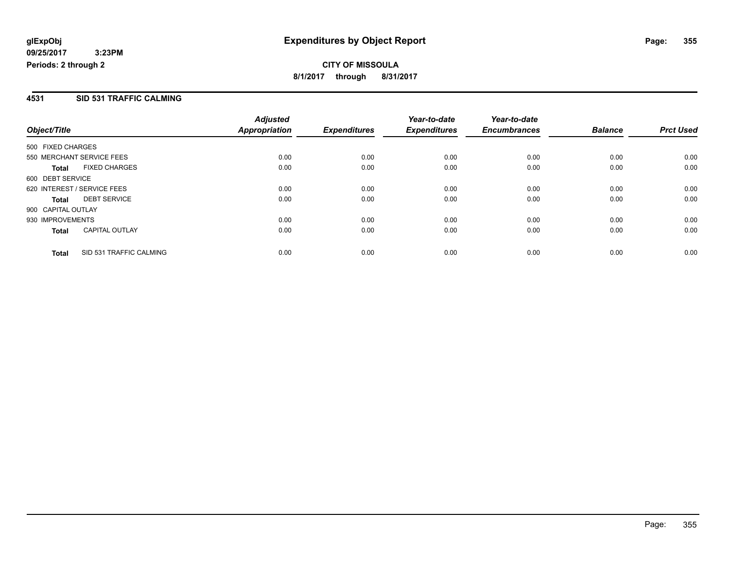# Expenditures by Object Report

glExpObj
09/25/2017 3:23PM
Periods: 2 through 2

**CITY OF MISSOULA**
**8/1/2017 through 8/31/2017**

## 4531 SID 531 TRAFFIC CALMING

| Object/Title | Adjusted Appropriation | Expenditures | Year-to-date Expenditures | Year-to-date Encumbrances | Balance | Prct Used |
|---|---|---|---|---|---|---|
| 500 FIXED CHARGES | | | | | | |
| 550 MERCHANT SERVICE FEES | 0.00 | 0.00 | 0.00 | 0.00 | 0.00 | 0.00 |
| **Total** FIXED CHARGES | 0.00 | 0.00 | 0.00 | 0.00 | 0.00 | 0.00 |
| 600 DEBT SERVICE | | | | | | |
| 620 INTEREST / SERVICE FEES | 0.00 | 0.00 | 0.00 | 0.00 | 0.00 | 0.00 |
| **Total** DEBT SERVICE | 0.00 | 0.00 | 0.00 | 0.00 | 0.00 | 0.00 |
| 900 CAPITAL OUTLAY | | | | | | |
| 930 IMPROVEMENTS | 0.00 | 0.00 | 0.00 | 0.00 | 0.00 | 0.00 |
| **Total** CAPITAL OUTLAY | 0.00 | 0.00 | 0.00 | 0.00 | 0.00 | 0.00 |
| **Total** SID 531 TRAFFIC CALMING | 0.00 | 0.00 | 0.00 | 0.00 | 0.00 | 0.00 |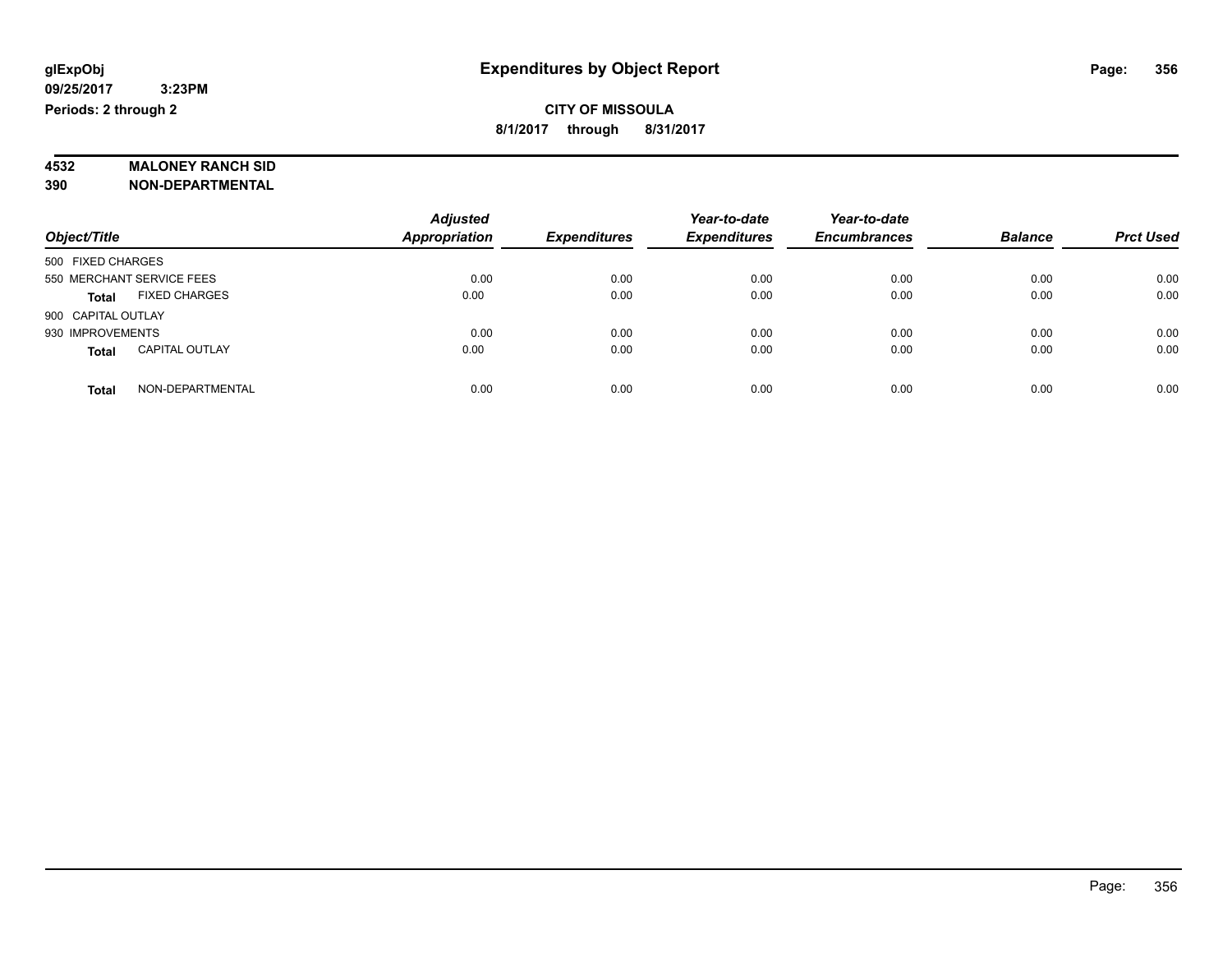**glExpObj** **Expenditures by Object Report**

**09/25/2017 3:23PM**

**Periods: 2 through 2**

**CITY OF MISSOULA**

**8/1/2017 through 8/31/2017**

**4532 MALONEY RANCH SID**

**390 NON-DEPARTMENTAL**

| Object/Title | | Adjusted Appropriation | Expenditures | Year-to-date Expenditures | Year-to-date Encumbrances | Balance | Prct Used |
|---|---|---|---|---|---|---|---|
| 500 FIXED CHARGES | | | | | | | |
| 550 MERCHANT SERVICE FEES | | 0.00 | 0.00 | 0.00 | 0.00 | 0.00 | 0.00 |
| **Total** | FIXED CHARGES | 0.00 | 0.00 | 0.00 | 0.00 | 0.00 | 0.00 |
| 900 CAPITAL OUTLAY | | | | | | | |
| 930 IMPROVEMENTS | | 0.00 | 0.00 | 0.00 | 0.00 | 0.00 | 0.00 |
| **Total** | CAPITAL OUTLAY | 0.00 | 0.00 | 0.00 | 0.00 | 0.00 | 0.00 |
| **Total** | NON-DEPARTMENTAL | 0.00 | 0.00 | 0.00 | 0.00 | 0.00 | 0.00 |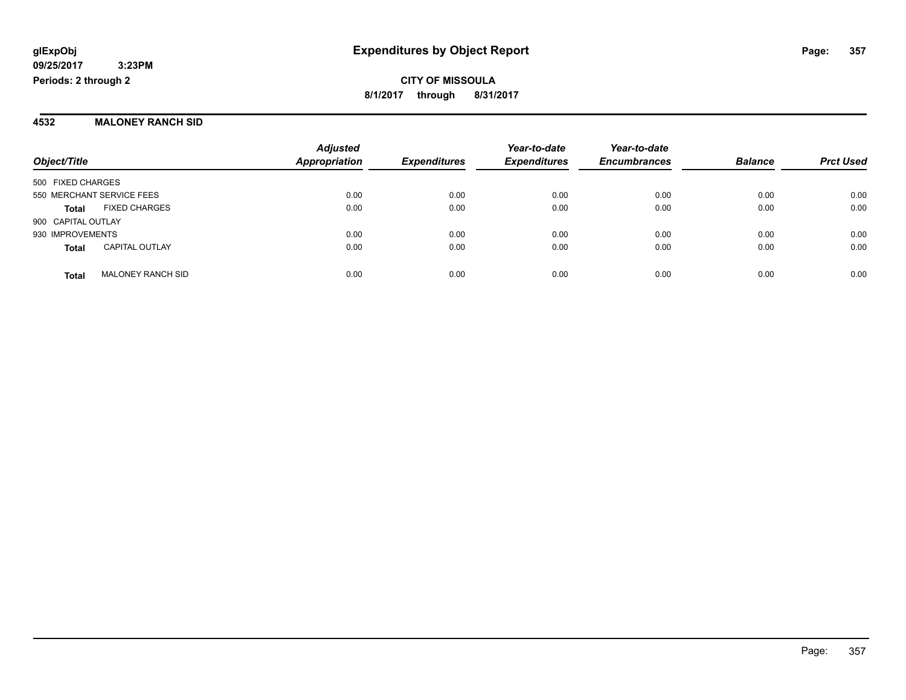glExpObj
09/25/2017 3:23PM
Periods: 2 through 2

# Expenditures by Object Report

**CITY OF MISSOULA**
**8/1/2017 through 8/31/2017**

## 4532 MALONEY RANCH SID

| Object/Title | | Adjusted Appropriation | Expenditures | Year-to-date Expenditures | Year-to-date Encumbrances | Balance | Prct Used |
|---|---|---|---|---|---|---|---|
| 500 FIXED CHARGES | | | | | | | |
| 550 MERCHANT SERVICE FEES | | 0.00 | 0.00 | 0.00 | 0.00 | 0.00 | 0.00 |
| **Total** | FIXED CHARGES | 0.00 | 0.00 | 0.00 | 0.00 | 0.00 | 0.00 |
| 900 CAPITAL OUTLAY | | | | | | | |
| 930 IMPROVEMENTS | | 0.00 | 0.00 | 0.00 | 0.00 | 0.00 | 0.00 |
| **Total** | CAPITAL OUTLAY | 0.00 | 0.00 | 0.00 | 0.00 | 0.00 | 0.00 |
| **Total** | MALONEY RANCH SID | 0.00 | 0.00 | 0.00 | 0.00 | 0.00 | 0.00 |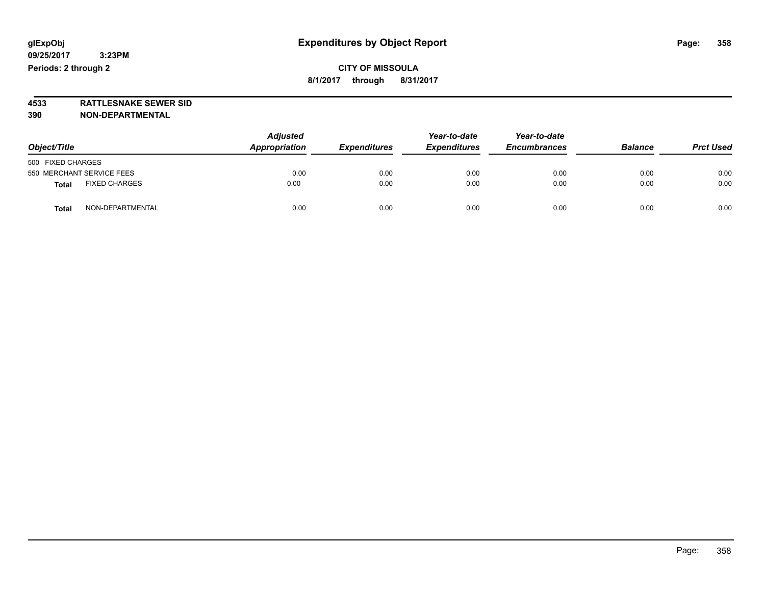# Expenditures by Object Report

glExpObj
09/25/2017 3:23PM
Periods: 2 through 2

**CITY OF MISSOULA**
**8/1/2017 through 8/31/2017**

**4533 RATTLESNAKE SEWER SID**
**390 NON-DEPARTMENTAL**

| Object/Title | Adjusted Appropriation | Expenditures | Year-to-date Expenditures | Year-to-date Encumbrances | Balance | Prct Used |
|---|---|---|---|---|---|---|
| 500 FIXED CHARGES | | | | | | |
| 550 MERCHANT SERVICE FEES | 0.00 | 0.00 | 0.00 | 0.00 | 0.00 | 0.00 |
| **Total** FIXED CHARGES | 0.00 | 0.00 | 0.00 | 0.00 | 0.00 | 0.00 |
| **Total** NON-DEPARTMENTAL | 0.00 | 0.00 | 0.00 | 0.00 | 0.00 | 0.00 |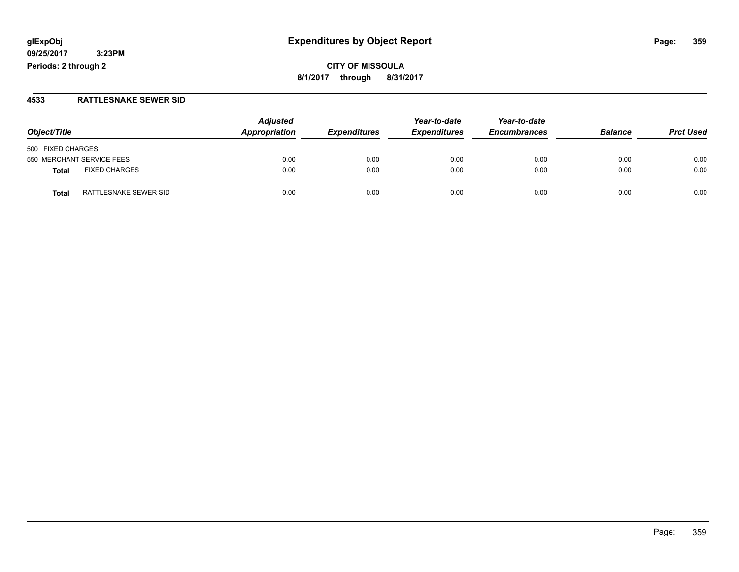glExpObj
09/25/2017 3:23PM
Periods: 2 through 2

# Expenditures by Object Report

**CITY OF MISSOULA**
**8/1/2017 through 8/31/2017**

## 4533 RATTLESNAKE SEWER SID

| Object/Title | Adjusted Appropriation | Expenditures | Year-to-date Expenditures | Year-to-date Encumbrances | Balance | Prct Used |
|---|---|---|---|---|---|---|
| 500 FIXED CHARGES | | | | | | |
| 550 MERCHANT SERVICE FEES | 0.00 | 0.00 | 0.00 | 0.00 | 0.00 | 0.00 |
| **Total** FIXED CHARGES | 0.00 | 0.00 | 0.00 | 0.00 | 0.00 | 0.00 |
| **Total** RATTLESNAKE SEWER SID | 0.00 | 0.00 | 0.00 | 0.00 | 0.00 | 0.00 |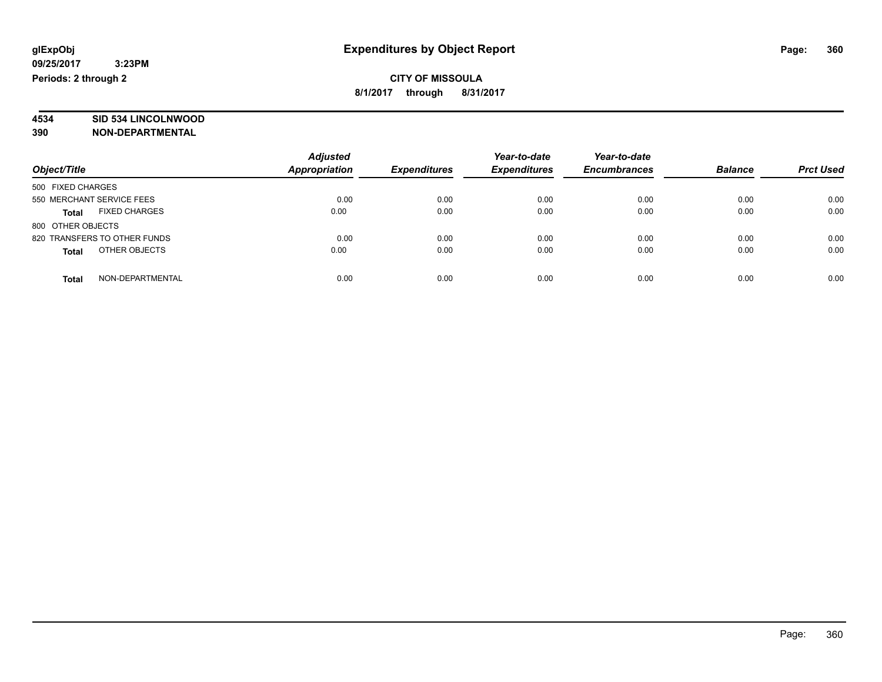glExpObj
09/25/2017 3:23PM
Periods: 2 through 2

# Expenditures by Object Report

**CITY OF MISSOULA**
**8/1/2017 through 8/31/2017**

**4534 SID 534 LINCOLNWOOD**
**390 NON-DEPARTMENTAL**

| Object/Title | Adjusted Appropriation | Expenditures | Year-to-date Expenditures | Year-to-date Encumbrances | Balance | Prct Used |
|---|---|---|---|---|---|---|
| 500 FIXED CHARGES | | | | | | |
| 550 MERCHANT SERVICE FEES | 0.00 | 0.00 | 0.00 | 0.00 | 0.00 | 0.00 |
| **Total** FIXED CHARGES | 0.00 | 0.00 | 0.00 | 0.00 | 0.00 | 0.00 |
| 800 OTHER OBJECTS | | | | | | |
| 820 TRANSFERS TO OTHER FUNDS | 0.00 | 0.00 | 0.00 | 0.00 | 0.00 | 0.00 |
| **Total** OTHER OBJECTS | 0.00 | 0.00 | 0.00 | 0.00 | 0.00 | 0.00 |
| **Total** NON-DEPARTMENTAL | 0.00 | 0.00 | 0.00 | 0.00 | 0.00 | 0.00 |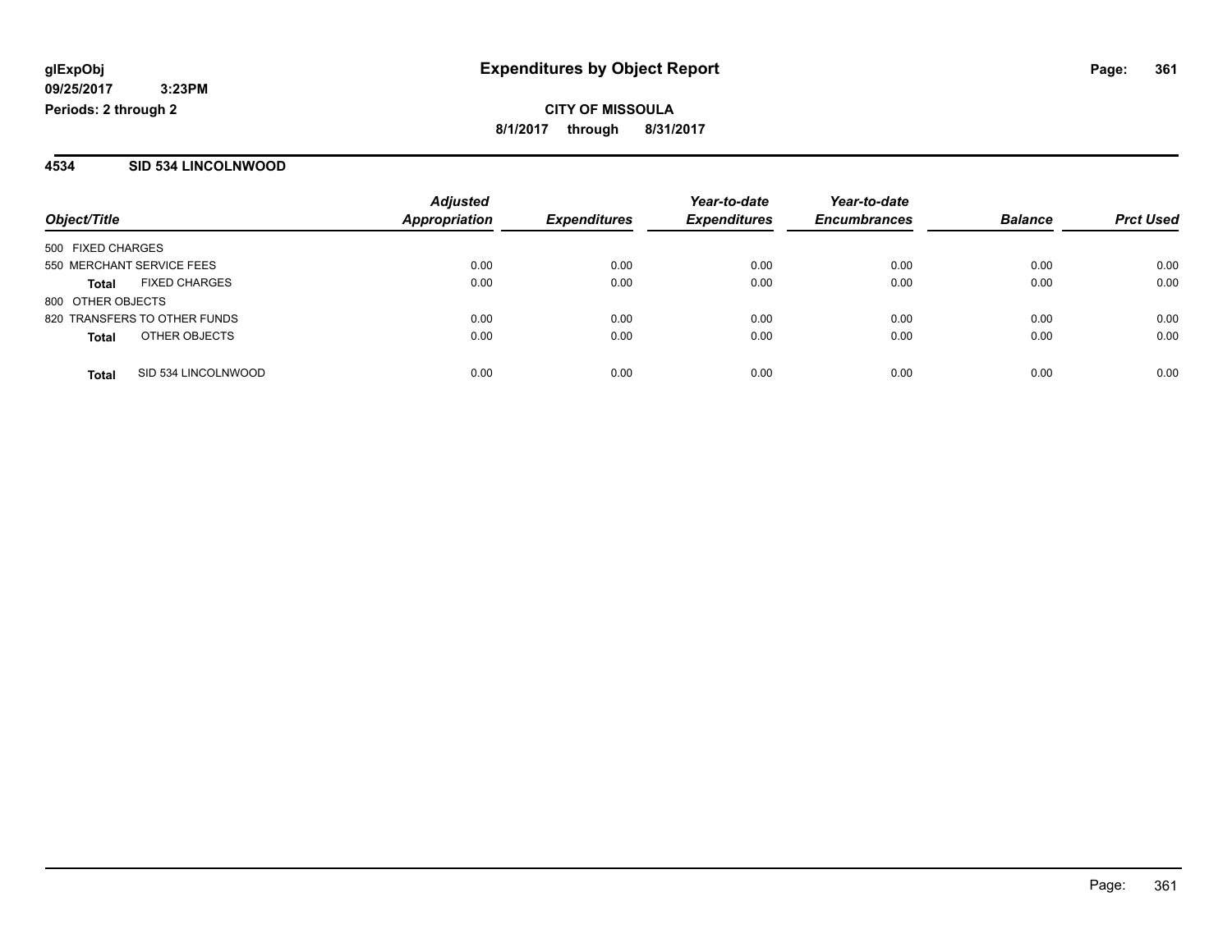**glExpObj**
**09/25/2017 3:23PM**
**Periods: 2 through 2**

# Expenditures by Object Report

**CITY OF MISSOULA**
**8/1/2017 through 8/31/2017**

## 4534 SID 534 LINCOLNWOOD

| Object/Title | | Adjusted Appropriation | Expenditures | Year-to-date Expenditures | Year-to-date Encumbrances | Balance | Prct Used |
|---|---|---|---|---|---|---|---|
| 500 FIXED CHARGES | | | | | | | |
| 550 MERCHANT SERVICE FEES | | 0.00 | 0.00 | 0.00 | 0.00 | 0.00 | 0.00 |
| **Total** | FIXED CHARGES | 0.00 | 0.00 | 0.00 | 0.00 | 0.00 | 0.00 |
| 800 OTHER OBJECTS | | | | | | | |
| 820 TRANSFERS TO OTHER FUNDS | | 0.00 | 0.00 | 0.00 | 0.00 | 0.00 | 0.00 |
| **Total** | OTHER OBJECTS | 0.00 | 0.00 | 0.00 | 0.00 | 0.00 | 0.00 |
| **Total** | SID 534 LINCOLNWOOD | 0.00 | 0.00 | 0.00 | 0.00 | 0.00 | 0.00 |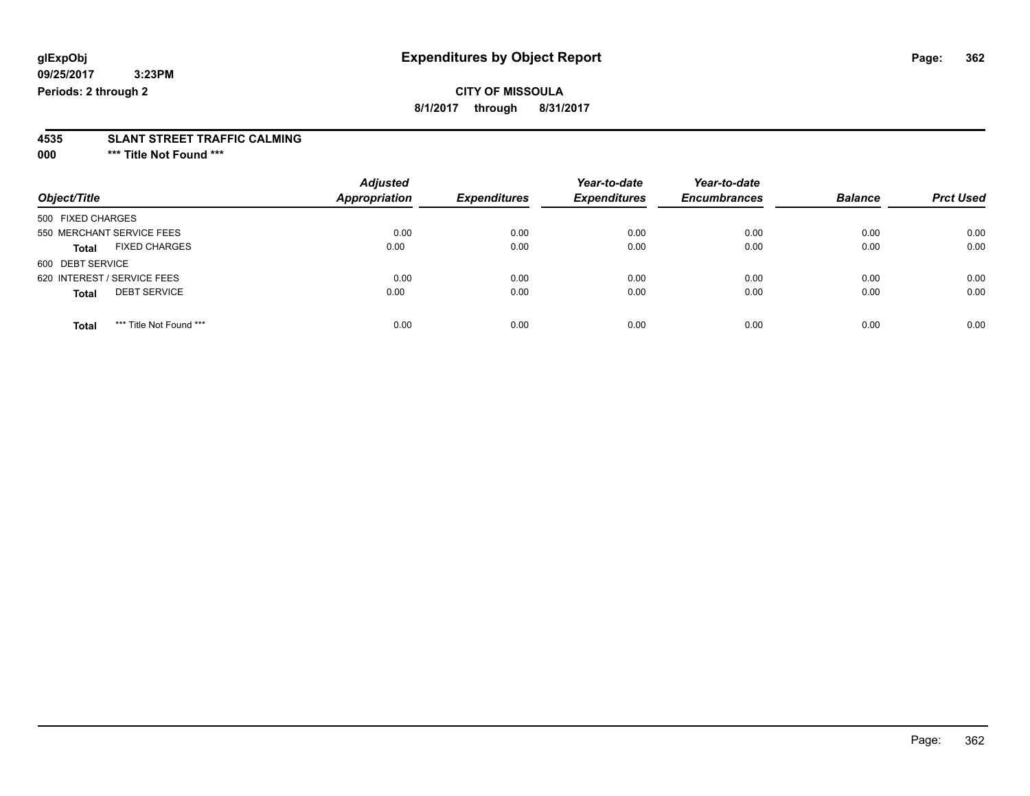glExpObj
09/25/2017 3:23PM
Periods: 2 through 2

# Expenditures by Object Report

**CITY OF MISSOULA**

**8/1/2017 through 8/31/2017**

**4535 SLANT STREET TRAFFIC CALMING**

**000 \*\*\* Title Not Found \*\*\***

| Object/Title | Adjusted Appropriation | Expenditures | Year-to-date Expenditures | Year-to-date Encumbrances | Balance | Prct Used |
|---|---|---|---|---|---|---|
| 500 FIXED CHARGES | | | | | | |
| 550 MERCHANT SERVICE FEES | 0.00 | 0.00 | 0.00 | 0.00 | 0.00 | 0.00 |
| **Total** FIXED CHARGES | 0.00 | 0.00 | 0.00 | 0.00 | 0.00 | 0.00 |
| 600 DEBT SERVICE | | | | | | |
| 620 INTEREST / SERVICE FEES | 0.00 | 0.00 | 0.00 | 0.00 | 0.00 | 0.00 |
| **Total** DEBT SERVICE | 0.00 | 0.00 | 0.00 | 0.00 | 0.00 | 0.00 |
| **Total** *** Title Not Found *** | 0.00 | 0.00 | 0.00 | 0.00 | 0.00 | 0.00 |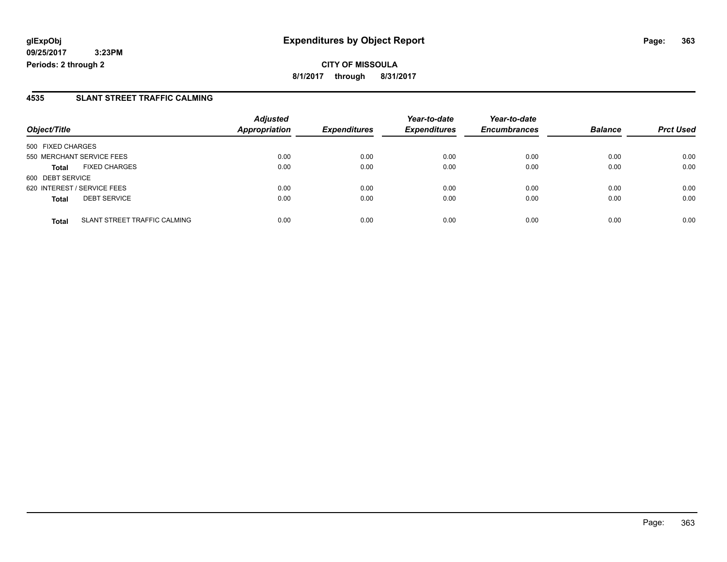**glExpObj**
**09/25/2017 3:23PM**
**Periods: 2 through 2**

# Expenditures by Object Report

**CITY OF MISSOULA**
**8/1/2017 through 8/31/2017**

## 4535 SLANT STREET TRAFFIC CALMING

| Object/Title | Adjusted Appropriation | Expenditures | Year-to-date Expenditures | Year-to-date Encumbrances | Balance | Prct Used |
|---|---|---|---|---|---|---|
| 500 FIXED CHARGES | | | | | | |
| 550 MERCHANT SERVICE FEES | 0.00 | 0.00 | 0.00 | 0.00 | 0.00 | 0.00 |
| **Total** FIXED CHARGES | 0.00 | 0.00 | 0.00 | 0.00 | 0.00 | 0.00 |
| 600 DEBT SERVICE | | | | | | |
| 620 INTEREST / SERVICE FEES | 0.00 | 0.00 | 0.00 | 0.00 | 0.00 | 0.00 |
| **Total** DEBT SERVICE | 0.00 | 0.00 | 0.00 | 0.00 | 0.00 | 0.00 |
| **Total** SLANT STREET TRAFFIC CALMING | 0.00 | 0.00 | 0.00 | 0.00 | 0.00 | 0.00 |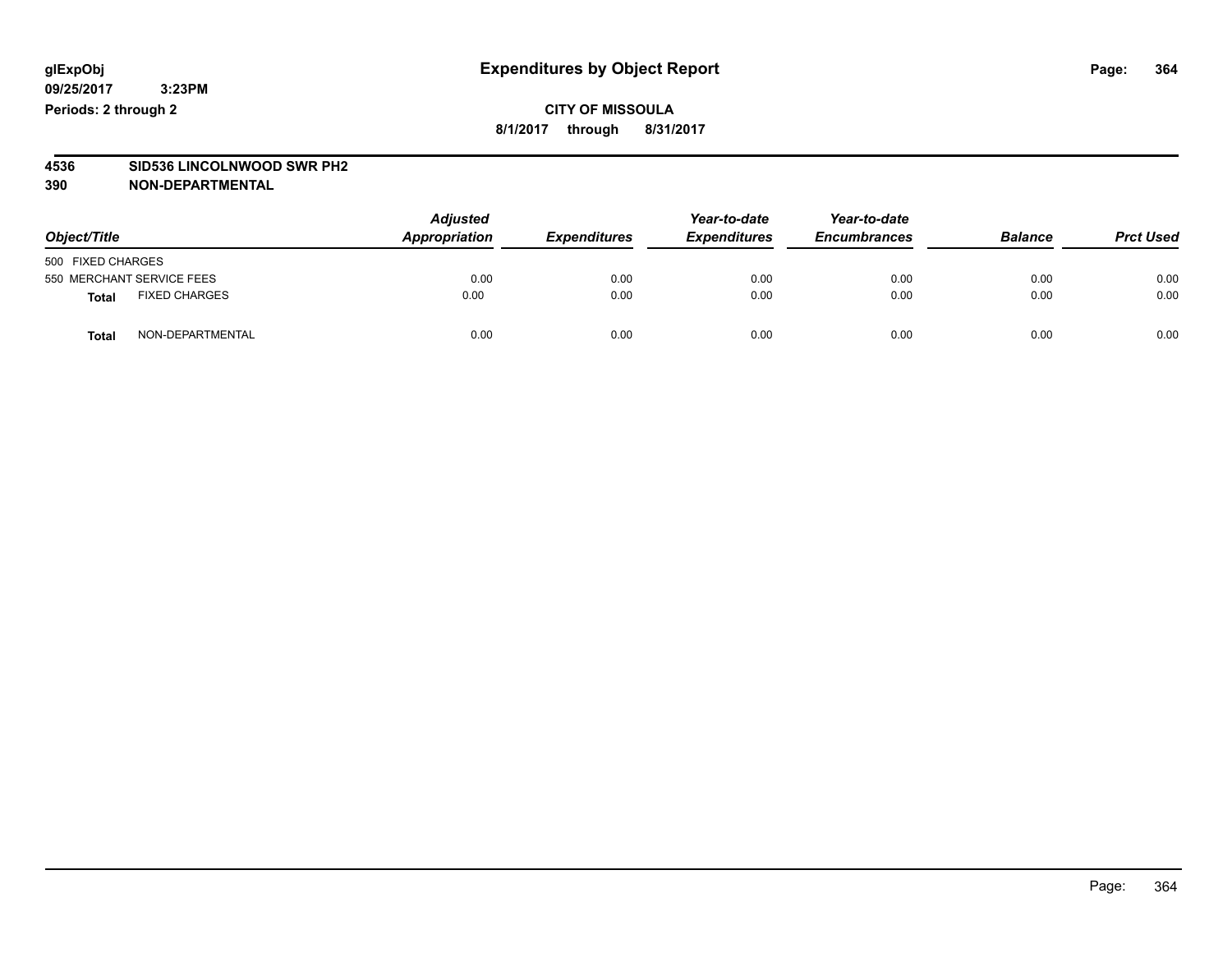# Expenditures by Object Report

glExpObj
09/25/2017 3:23PM
Periods: 2 through 2

**CITY OF MISSOULA**
**8/1/2017 through 8/31/2017**

**4536 SID536 LINCOLNWOOD SWR PH2**
**390 NON-DEPARTMENTAL**

| Object/Title | Adjusted Appropriation | Expenditures | Year-to-date Expenditures | Year-to-date Encumbrances | Balance | Prct Used |
|---|---|---|---|---|---|---|
| 500 FIXED CHARGES | | | | | | |
| 550 MERCHANT SERVICE FEES | 0.00 | 0.00 | 0.00 | 0.00 | 0.00 | 0.00 |
| **Total** FIXED CHARGES | 0.00 | 0.00 | 0.00 | 0.00 | 0.00 | 0.00 |
| **Total** NON-DEPARTMENTAL | 0.00 | 0.00 | 0.00 | 0.00 | 0.00 | 0.00 |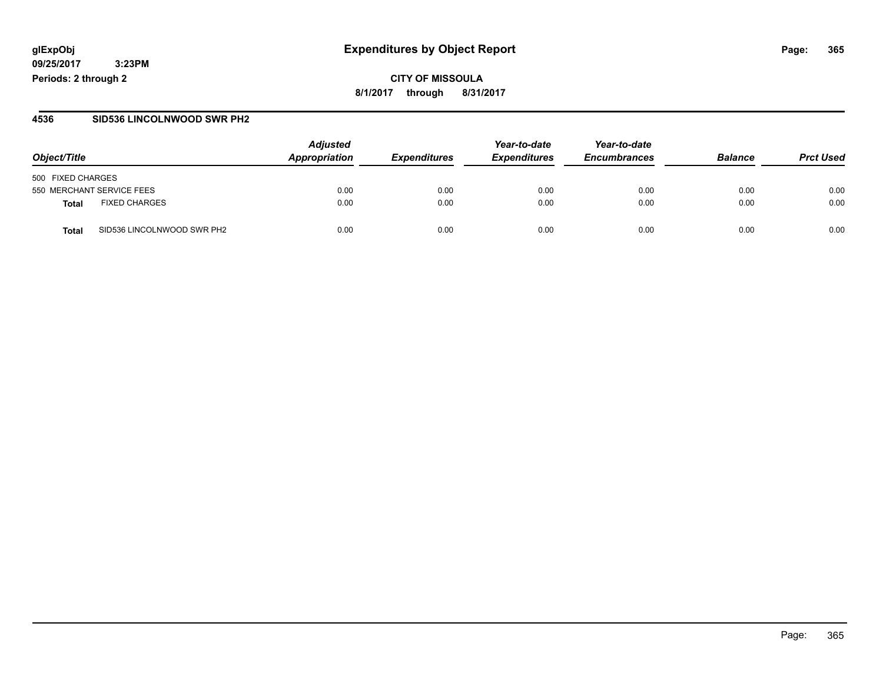**CITY OF MISSOULA**

**8/1/2017 through 8/31/2017**

**4536 SID536 LINCOLNWOOD SWR PH2**

| Object/Title | Adjusted Appropriation | Expenditures | Year-to-date Expenditures | Year-to-date Encumbrances | Balance | Prct Used |
|---|---|---|---|---|---|---|
| 500 FIXED CHARGES | | | | | | |
| 550 MERCHANT SERVICE FEES | 0.00 | 0.00 | 0.00 | 0.00 | 0.00 | 0.00 |
| **Total** FIXED CHARGES | 0.00 | 0.00 | 0.00 | 0.00 | 0.00 | 0.00 |
| **Total** SID536 LINCOLNWOOD SWR PH2 | 0.00 | 0.00 | 0.00 | 0.00 | 0.00 | 0.00 |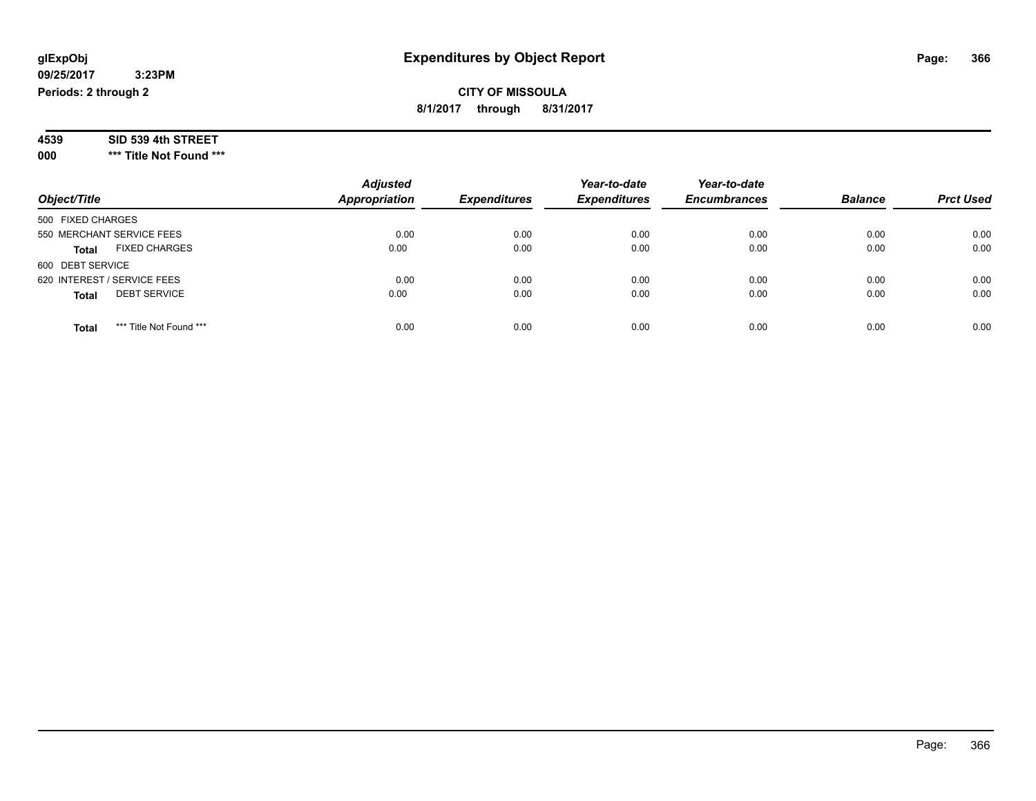glExpObj
09/25/2017 3:23PM
Periods: 2 through 2

# Expenditures by Object Report

**CITY OF MISSOULA**
**8/1/2017 through 8/31/2017**

**4539 SID 539 4th STREET**
**000 *** Title Not Found *****

| Object/Title | Adjusted Appropriation | Expenditures | Year-to-date Expenditures | Year-to-date Encumbrances | Balance | Prct Used |
|---|---|---|---|---|---|---|
| 500 FIXED CHARGES | | | | | | |
| 550 MERCHANT SERVICE FEES | 0.00 | 0.00 | 0.00 | 0.00 | 0.00 | 0.00 |
| **Total** FIXED CHARGES | 0.00 | 0.00 | 0.00 | 0.00 | 0.00 | 0.00 |
| 600 DEBT SERVICE | | | | | | |
| 620 INTEREST / SERVICE FEES | 0.00 | 0.00 | 0.00 | 0.00 | 0.00 | 0.00 |
| **Total** DEBT SERVICE | 0.00 | 0.00 | 0.00 | 0.00 | 0.00 | 0.00 |
| **Total** *** Title Not Found *** | 0.00 | 0.00 | 0.00 | 0.00 | 0.00 | 0.00 |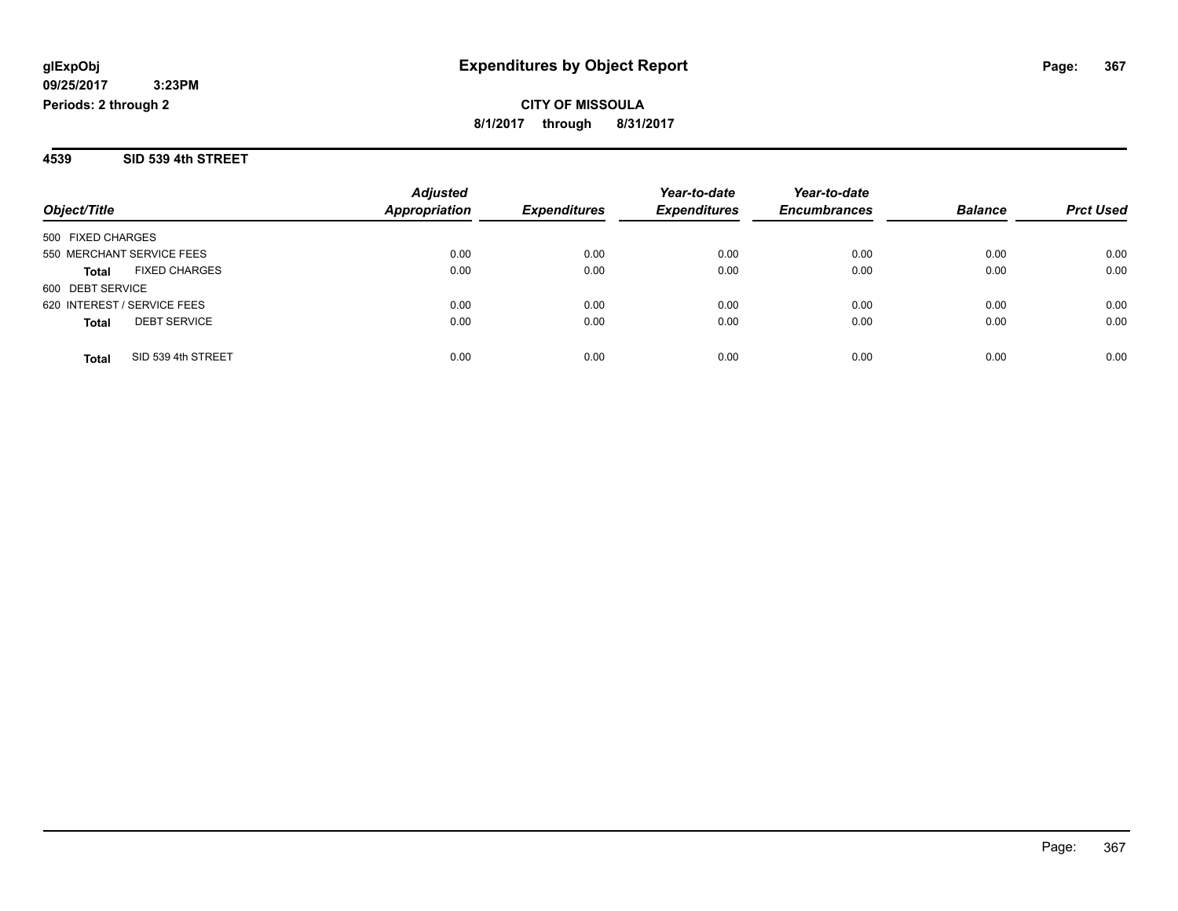**glExpObj**
**09/25/2017 3:23PM**
**Periods: 2 through 2**

# Expenditures by Object Report

**CITY OF MISSOULA**
**8/1/2017 through 8/31/2017**

## 4539 SID 539 4th STREET

| Object/Title | Adjusted Appropriation | Expenditures | Year-to-date Expenditures | Year-to-date Encumbrances | Balance | Prct Used |
|---|---|---|---|---|---|---|
| 500 FIXED CHARGES | | | | | | |
| 550 MERCHANT SERVICE FEES | 0.00 | 0.00 | 0.00 | 0.00 | 0.00 | 0.00 |
| **Total** FIXED CHARGES | 0.00 | 0.00 | 0.00 | 0.00 | 0.00 | 0.00 |
| 600 DEBT SERVICE | | | | | | |
| 620 INTEREST / SERVICE FEES | 0.00 | 0.00 | 0.00 | 0.00 | 0.00 | 0.00 |
| **Total** DEBT SERVICE | 0.00 | 0.00 | 0.00 | 0.00 | 0.00 | 0.00 |
| **Total** SID 539 4th STREET | 0.00 | 0.00 | 0.00 | 0.00 | 0.00 | 0.00 |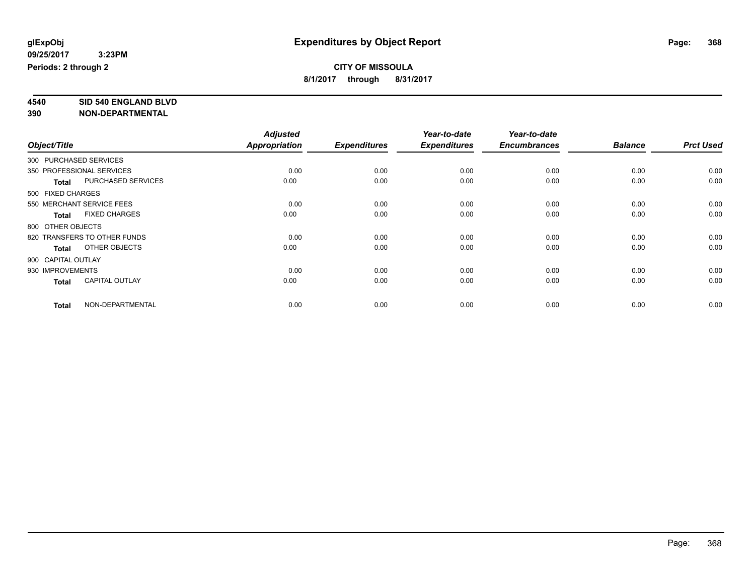# Expenditures by Object Report

glExpObj
09/25/2017 3:23PM
Periods: 2 through 2

**CITY OF MISSOULA**
**8/1/2017 through 8/31/2017**

**4540 SID 540 ENGLAND BLVD**
**390 NON-DEPARTMENTAL**

| Object/Title | Adjusted Appropriation | Expenditures | Year-to-date Expenditures | Year-to-date Encumbrances | Balance | Prct Used |
|---|---|---|---|---|---|---|
| 300 PURCHASED SERVICES | | | | | | |
| 350 PROFESSIONAL SERVICES | 0.00 | 0.00 | 0.00 | 0.00 | 0.00 | 0.00 |
| **Total** PURCHASED SERVICES | 0.00 | 0.00 | 0.00 | 0.00 | 0.00 | 0.00 |
| 500 FIXED CHARGES | | | | | | |
| 550 MERCHANT SERVICE FEES | 0.00 | 0.00 | 0.00 | 0.00 | 0.00 | 0.00 |
| **Total** FIXED CHARGES | 0.00 | 0.00 | 0.00 | 0.00 | 0.00 | 0.00 |
| 800 OTHER OBJECTS | | | | | | |
| 820 TRANSFERS TO OTHER FUNDS | 0.00 | 0.00 | 0.00 | 0.00 | 0.00 | 0.00 |
| **Total** OTHER OBJECTS | 0.00 | 0.00 | 0.00 | 0.00 | 0.00 | 0.00 |
| 900 CAPITAL OUTLAY | | | | | | |
| 930 IMPROVEMENTS | 0.00 | 0.00 | 0.00 | 0.00 | 0.00 | 0.00 |
| **Total** CAPITAL OUTLAY | 0.00 | 0.00 | 0.00 | 0.00 | 0.00 | 0.00 |
| **Total** NON-DEPARTMENTAL | 0.00 | 0.00 | 0.00 | 0.00 | 0.00 | 0.00 |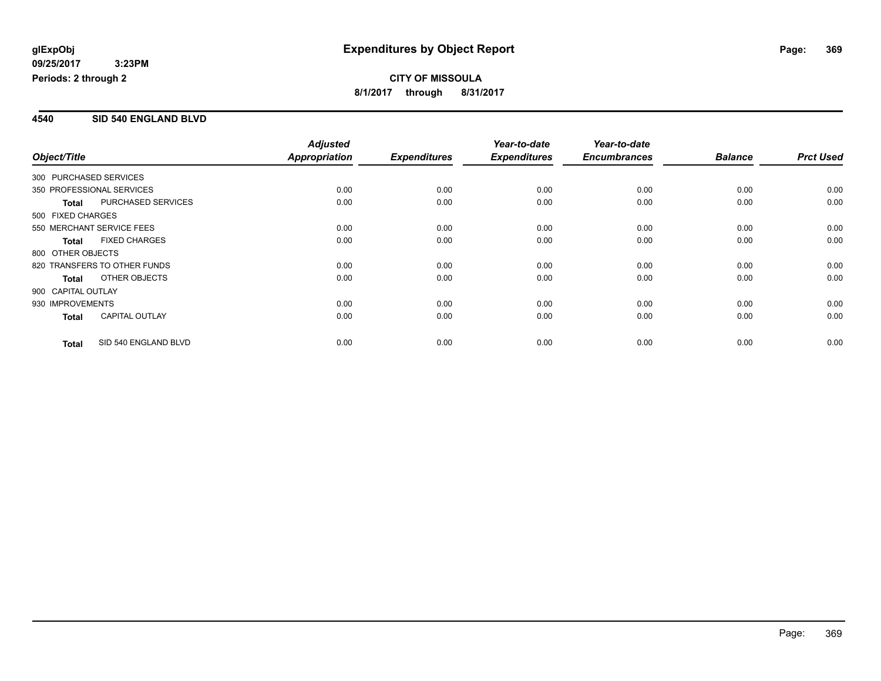**glExpObj**
**09/25/2017 3:23PM**
**Periods: 2 through 2**

# Expenditures by Object Report

**CITY OF MISSOULA**
**8/1/2017 through 8/31/2017**

## 4540 SID 540 ENGLAND BLVD

| Object/Title | | *Adjusted Appropriation* | *Expenditures* | *Year-to-date Expenditures* | *Year-to-date Encumbrances* | *Balance* | *Prct Used* |
|---|---|---|---|---|---|---|---|
| 300 PURCHASED SERVICES | | | | | | | |
| 350 PROFESSIONAL SERVICES | | 0.00 | 0.00 | 0.00 | 0.00 | 0.00 | 0.00 |
| **Total** | PURCHASED SERVICES | 0.00 | 0.00 | 0.00 | 0.00 | 0.00 | 0.00 |
| 500 FIXED CHARGES | | | | | | | |
| 550 MERCHANT SERVICE FEES | | 0.00 | 0.00 | 0.00 | 0.00 | 0.00 | 0.00 |
| **Total** | FIXED CHARGES | 0.00 | 0.00 | 0.00 | 0.00 | 0.00 | 0.00 |
| 800 OTHER OBJECTS | | | | | | | |
| 820 TRANSFERS TO OTHER FUNDS | | 0.00 | 0.00 | 0.00 | 0.00 | 0.00 | 0.00 |
| **Total** | OTHER OBJECTS | 0.00 | 0.00 | 0.00 | 0.00 | 0.00 | 0.00 |
| 900 CAPITAL OUTLAY | | | | | | | |
| 930 IMPROVEMENTS | | 0.00 | 0.00 | 0.00 | 0.00 | 0.00 | 0.00 |
| **Total** | CAPITAL OUTLAY | 0.00 | 0.00 | 0.00 | 0.00 | 0.00 | 0.00 |
| **Total** | SID 540 ENGLAND BLVD | 0.00 | 0.00 | 0.00 | 0.00 | 0.00 | 0.00 |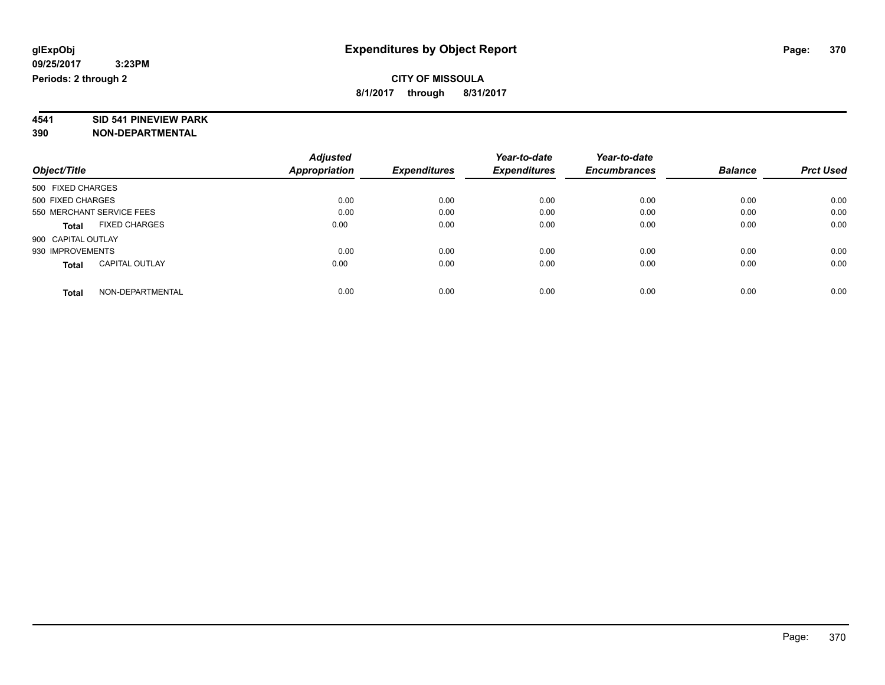glExpObj
09/25/2017 3:23PM
Periods: 2 through 2

# Expenditures by Object Report

**CITY OF MISSOULA**
8/1/2017 through 8/31/2017

**4541 SID 541 PINEVIEW PARK**
**390 NON-DEPARTMENTAL**

| Object/Title | Adjusted Appropriation | Expenditures | Year-to-date Expenditures | Year-to-date Encumbrances | Balance | Prct Used |
|---|---|---|---|---|---|---|
| 500 FIXED CHARGES | | | | | | |
| 500 FIXED CHARGES | 0.00 | 0.00 | 0.00 | 0.00 | 0.00 | 0.00 |
| 550 MERCHANT SERVICE FEES | 0.00 | 0.00 | 0.00 | 0.00 | 0.00 | 0.00 |
| **Total** FIXED CHARGES | 0.00 | 0.00 | 0.00 | 0.00 | 0.00 | 0.00 |
| 900 CAPITAL OUTLAY | | | | | | |
| 930 IMPROVEMENTS | 0.00 | 0.00 | 0.00 | 0.00 | 0.00 | 0.00 |
| **Total** CAPITAL OUTLAY | 0.00 | 0.00 | 0.00 | 0.00 | 0.00 | 0.00 |
| **Total** NON-DEPARTMENTAL | 0.00 | 0.00 | 0.00 | 0.00 | 0.00 | 0.00 |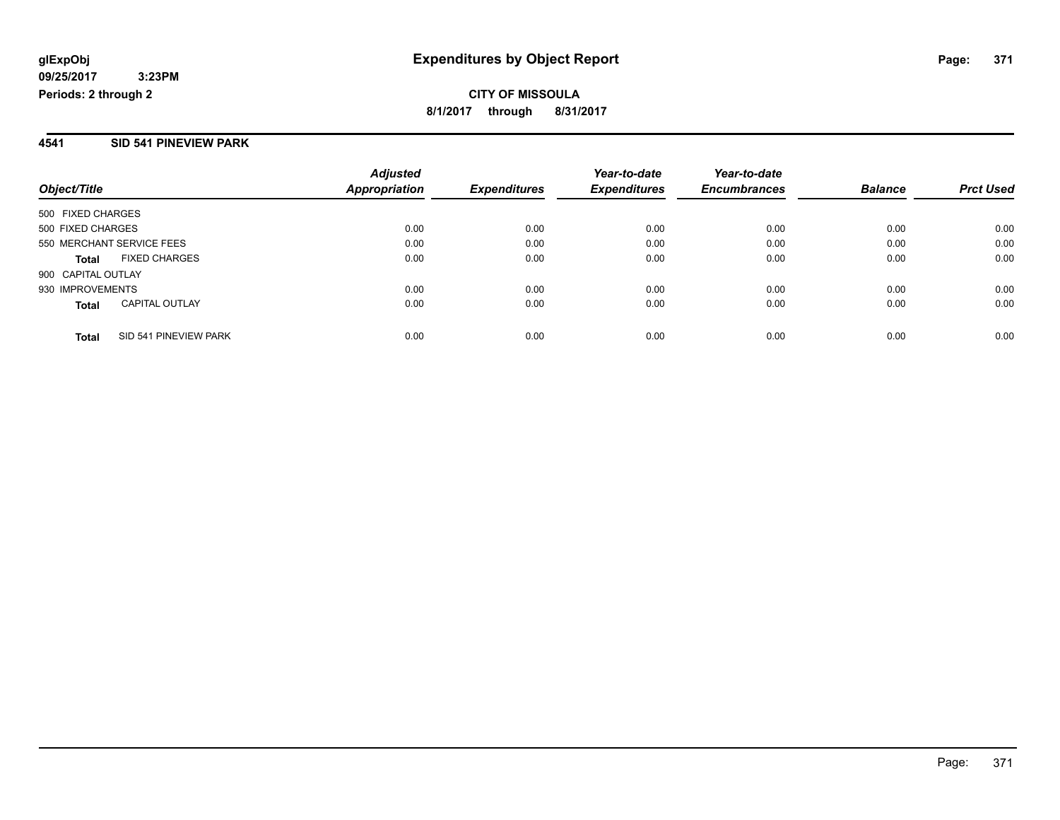# Expenditures by Object Report

glExpObj
09/25/2017 3:23PM
Periods: 2 through 2

**CITY OF MISSOULA**
**8/1/2017 through 8/31/2017**

## 4541 SID 541 PINEVIEW PARK

| Object/Title | Adjusted Appropriation | Expenditures | Year-to-date Expenditures | Year-to-date Encumbrances | Balance | Prct Used |
|---|---|---|---|---|---|---|
| 500 FIXED CHARGES | | | | | | |
| 500 FIXED CHARGES | 0.00 | 0.00 | 0.00 | 0.00 | 0.00 | 0.00 |
| 550 MERCHANT SERVICE FEES | 0.00 | 0.00 | 0.00 | 0.00 | 0.00 | 0.00 |
| **Total** FIXED CHARGES | 0.00 | 0.00 | 0.00 | 0.00 | 0.00 | 0.00 |
| 900 CAPITAL OUTLAY | | | | | | |
| 930 IMPROVEMENTS | 0.00 | 0.00 | 0.00 | 0.00 | 0.00 | 0.00 |
| **Total** CAPITAL OUTLAY | 0.00 | 0.00 | 0.00 | 0.00 | 0.00 | 0.00 |
| **Total** SID 541 PINEVIEW PARK | 0.00 | 0.00 | 0.00 | 0.00 | 0.00 | 0.00 |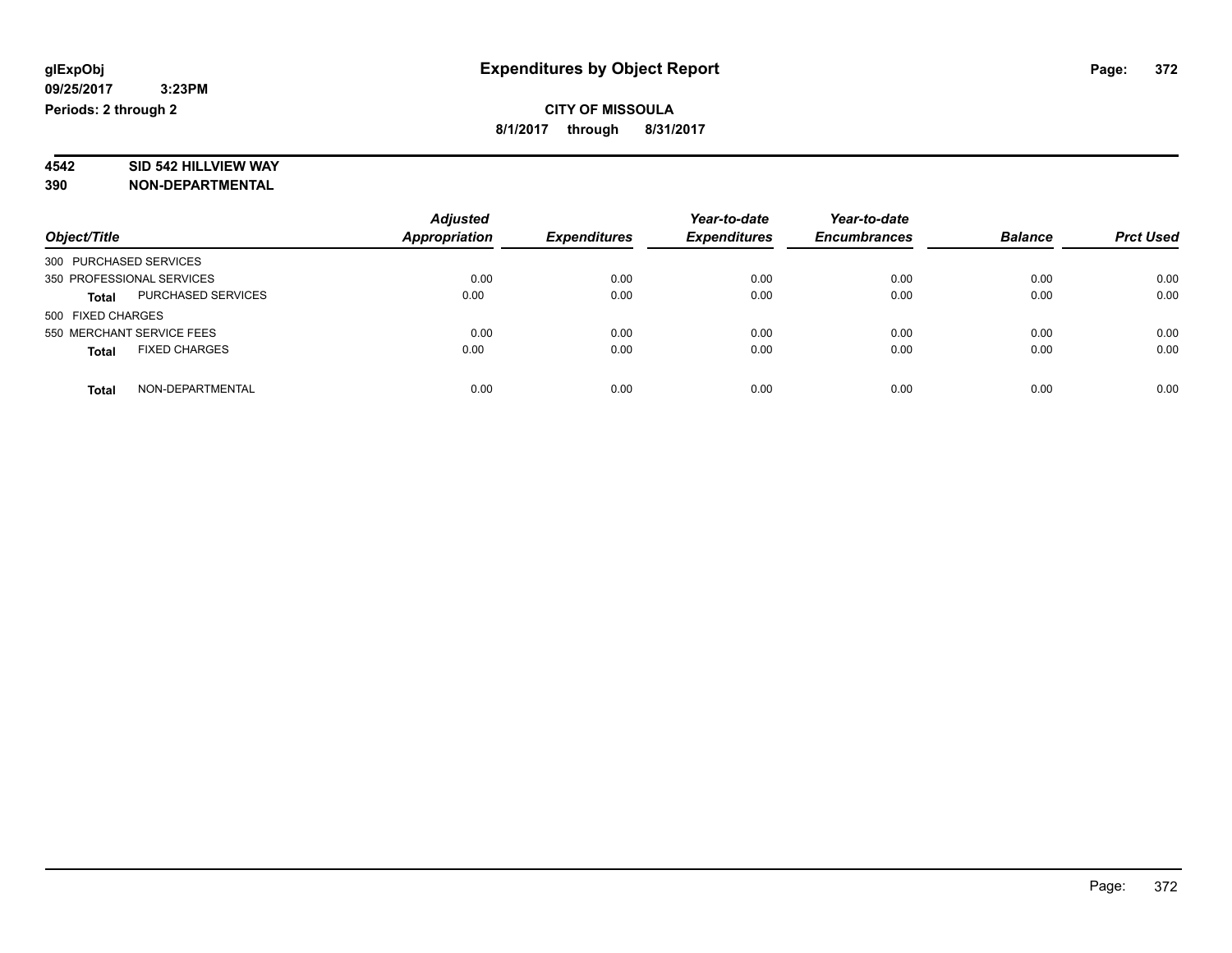# Expenditures by Object Report

glExpObj
09/25/2017 3:23PM
Periods: 2 through 2

**CITY OF MISSOULA**
**8/1/2017 through 8/31/2017**

**4542 SID 542 HILLVIEW WAY**
**390 NON-DEPARTMENTAL**

| Object/Title | Adjusted Appropriation | Expenditures | Year-to-date Expenditures | Year-to-date Encumbrances | Balance | Prct Used |
|---|---|---|---|---|---|---|
| 300 PURCHASED SERVICES | | | | | | |
| 350 PROFESSIONAL SERVICES | 0.00 | 0.00 | 0.00 | 0.00 | 0.00 | 0.00 |
| **Total** PURCHASED SERVICES | 0.00 | 0.00 | 0.00 | 0.00 | 0.00 | 0.00 |
| 500 FIXED CHARGES | | | | | | |
| 550 MERCHANT SERVICE FEES | 0.00 | 0.00 | 0.00 | 0.00 | 0.00 | 0.00 |
| **Total** FIXED CHARGES | 0.00 | 0.00 | 0.00 | 0.00 | 0.00 | 0.00 |
| **Total** NON-DEPARTMENTAL | 0.00 | 0.00 | 0.00 | 0.00 | 0.00 | 0.00 |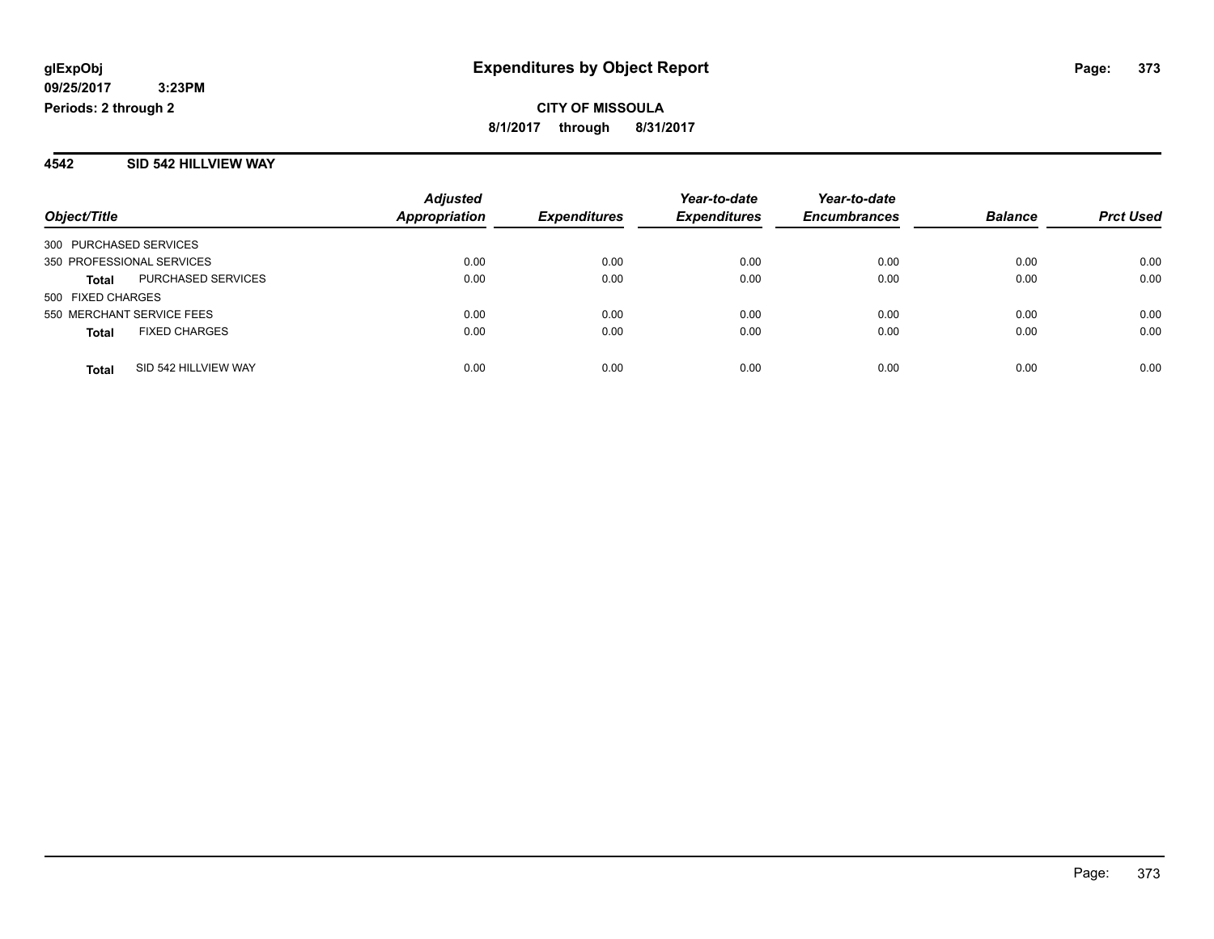**glExpObj**
**09/25/2017 3:23PM**
**Periods: 2 through 2**

# Expenditures by Object Report

**CITY OF MISSOULA**
**8/1/2017 through 8/31/2017**

## 4542 SID 542 HILLVIEW WAY

| Object/Title | | Adjusted Appropriation | Expenditures | Year-to-date Expenditures | Year-to-date Encumbrances | Balance | Prct Used |
|---|---|---|---|---|---|---|---|
| 300 PURCHASED SERVICES | | | | | | | |
| 350 PROFESSIONAL SERVICES | | 0.00 | 0.00 | 0.00 | 0.00 | 0.00 | 0.00 |
| **Total** | PURCHASED SERVICES | 0.00 | 0.00 | 0.00 | 0.00 | 0.00 | 0.00 |
| 500 FIXED CHARGES | | | | | | | |
| 550 MERCHANT SERVICE FEES | | 0.00 | 0.00 | 0.00 | 0.00 | 0.00 | 0.00 |
| **Total** | FIXED CHARGES | 0.00 | 0.00 | 0.00 | 0.00 | 0.00 | 0.00 |
| **Total** | SID 542 HILLVIEW WAY | 0.00 | 0.00 | 0.00 | 0.00 | 0.00 | 0.00 |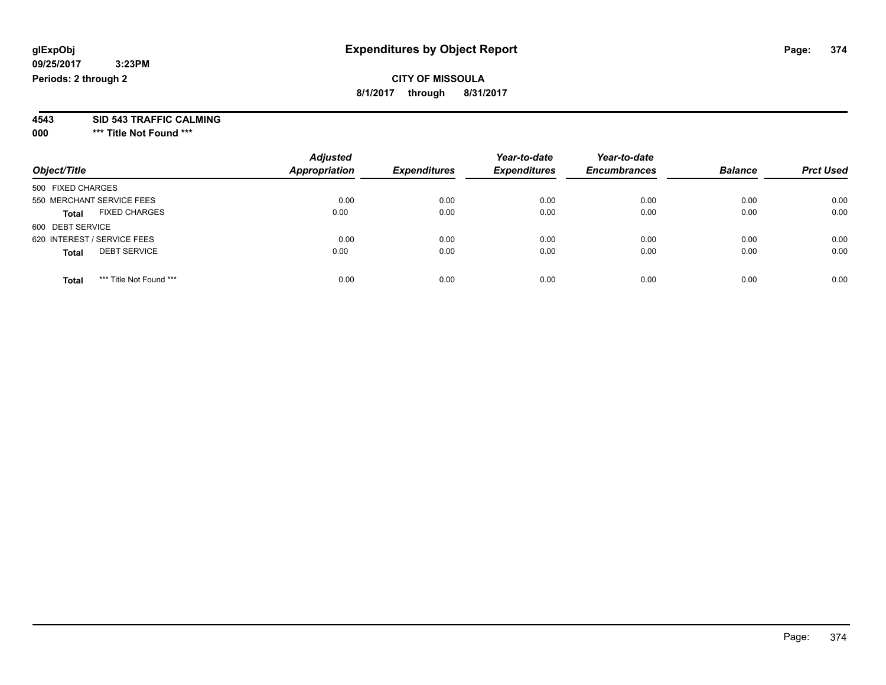# Expenditures by Object Report

glExpObj
09/25/2017 3:23PM
Periods: 2 through 2

**CITY OF MISSOULA**
**8/1/2017 through 8/31/2017**

**4543 SID 543 TRAFFIC CALMING**
**000 \*\*\* Title Not Found \*\*\***

| Object/Title | Adjusted Appropriation | Expenditures | Year-to-date Expenditures | Year-to-date Encumbrances | Balance | Prct Used |
|---|---|---|---|---|---|---|
| 500 FIXED CHARGES | | | | | | |
| 550 MERCHANT SERVICE FEES | 0.00 | 0.00 | 0.00 | 0.00 | 0.00 | 0.00 |
| **Total** FIXED CHARGES | 0.00 | 0.00 | 0.00 | 0.00 | 0.00 | 0.00 |
| 600 DEBT SERVICE | | | | | | |
| 620 INTEREST / SERVICE FEES | 0.00 | 0.00 | 0.00 | 0.00 | 0.00 | 0.00 |
| **Total** DEBT SERVICE | 0.00 | 0.00 | 0.00 | 0.00 | 0.00 | 0.00 |
| **Total** *** Title Not Found *** | 0.00 | 0.00 | 0.00 | 0.00 | 0.00 | 0.00 |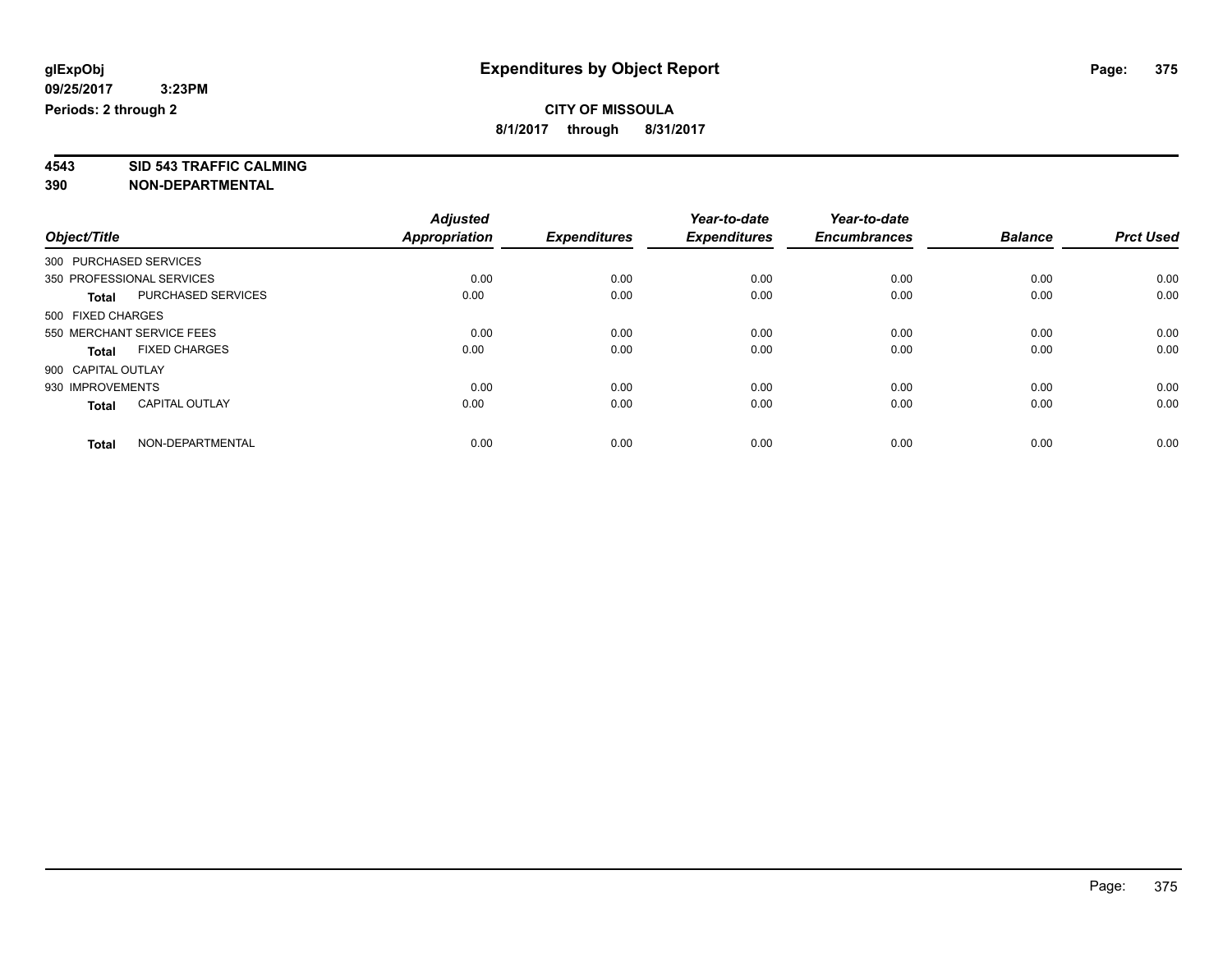# Expenditures by Object Report

glExpObj
09/25/2017 3:23PM
Periods: 2 through 2

**CITY OF MISSOULA**
**8/1/2017 through 8/31/2017**

**4543 SID 543 TRAFFIC CALMING**
**390 NON-DEPARTMENTAL**

| Object/Title | Adjusted Appropriation | Expenditures | Year-to-date Expenditures | Year-to-date Encumbrances | Balance | Prct Used |
|---|---|---|---|---|---|---|
| 300 PURCHASED SERVICES | | | | | | |
| 350 PROFESSIONAL SERVICES | 0.00 | 0.00 | 0.00 | 0.00 | 0.00 | 0.00 |
| **Total** PURCHASED SERVICES | 0.00 | 0.00 | 0.00 | 0.00 | 0.00 | 0.00 |
| 500 FIXED CHARGES | | | | | | |
| 550 MERCHANT SERVICE FEES | 0.00 | 0.00 | 0.00 | 0.00 | 0.00 | 0.00 |
| **Total** FIXED CHARGES | 0.00 | 0.00 | 0.00 | 0.00 | 0.00 | 0.00 |
| 900 CAPITAL OUTLAY | | | | | | |
| 930 IMPROVEMENTS | 0.00 | 0.00 | 0.00 | 0.00 | 0.00 | 0.00 |
| **Total** CAPITAL OUTLAY | 0.00 | 0.00 | 0.00 | 0.00 | 0.00 | 0.00 |
| **Total** NON-DEPARTMENTAL | 0.00 | 0.00 | 0.00 | 0.00 | 0.00 | 0.00 |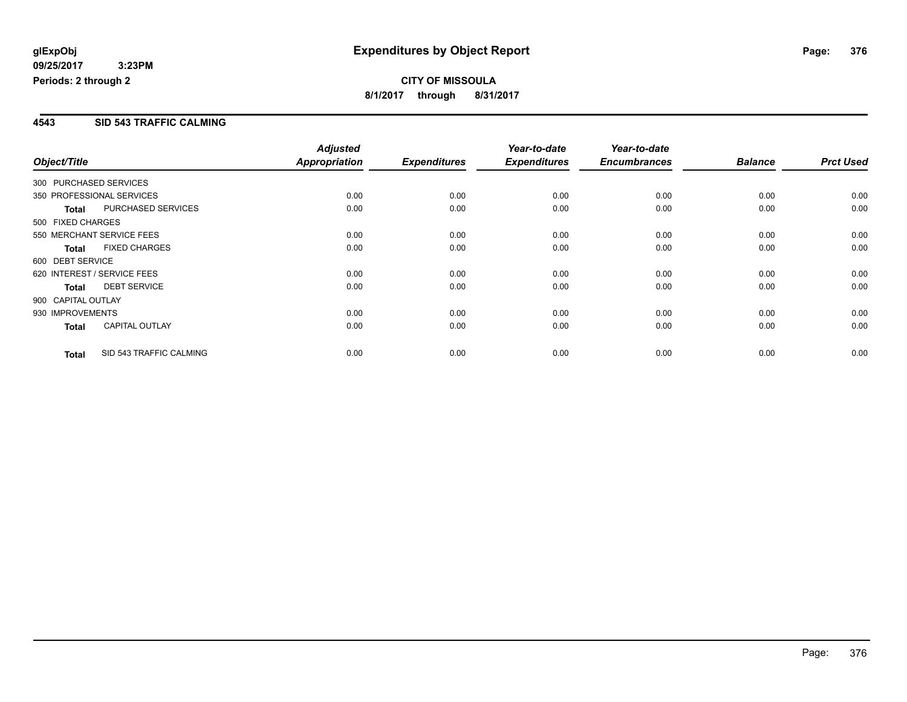**glExpObj**
**09/25/2017 3:23PM**
**Periods: 2 through 2**

# Expenditures by Object Report

**CITY OF MISSOULA**
**8/1/2017 through 8/31/2017**

## 4543 SID 543 TRAFFIC CALMING

| Object/Title | | Adjusted Appropriation | Expenditures | Year-to-date Expenditures | Year-to-date Encumbrances | Balance | Prct Used |
|---|---|---|---|---|---|---|---|
| 300 PURCHASED SERVICES | | | | | | | |
| 350 PROFESSIONAL SERVICES | | 0.00 | 0.00 | 0.00 | 0.00 | 0.00 | 0.00 |
| **Total** | PURCHASED SERVICES | 0.00 | 0.00 | 0.00 | 0.00 | 0.00 | 0.00 |
| 500 FIXED CHARGES | | | | | | | |
| 550 MERCHANT SERVICE FEES | | 0.00 | 0.00 | 0.00 | 0.00 | 0.00 | 0.00 |
| **Total** | FIXED CHARGES | 0.00 | 0.00 | 0.00 | 0.00 | 0.00 | 0.00 |
| 600 DEBT SERVICE | | | | | | | |
| 620 INTEREST / SERVICE FEES | | 0.00 | 0.00 | 0.00 | 0.00 | 0.00 | 0.00 |
| **Total** | DEBT SERVICE | 0.00 | 0.00 | 0.00 | 0.00 | 0.00 | 0.00 |
| 900 CAPITAL OUTLAY | | | | | | | |
| 930 IMPROVEMENTS | | 0.00 | 0.00 | 0.00 | 0.00 | 0.00 | 0.00 |
| **Total** | CAPITAL OUTLAY | 0.00 | 0.00 | 0.00 | 0.00 | 0.00 | 0.00 |
| **Total** | SID 543 TRAFFIC CALMING | 0.00 | 0.00 | 0.00 | 0.00 | 0.00 | 0.00 |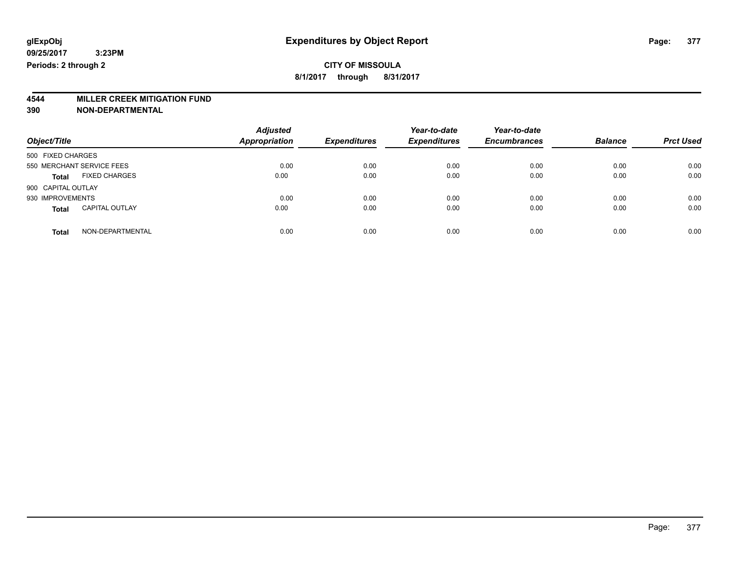**glExpObj** 
**09/25/2017 3:23PM** 
**Periods: 2 through 2**

# Expenditures by Object Report

**CITY OF MISSOULA**

**8/1/2017 through 8/31/2017**

**4544 MILLER CREEK MITIGATION FUND**

**390 NON-DEPARTMENTAL**

| Object/Title | Adjusted Appropriation | Expenditures | Year-to-date Expenditures | Year-to-date Encumbrances | Balance | Prct Used |
|---|---|---|---|---|---|---|
| 500 FIXED CHARGES | | | | | | |
| 550 MERCHANT SERVICE FEES | 0.00 | 0.00 | 0.00 | 0.00 | 0.00 | 0.00 |
| **Total** FIXED CHARGES | 0.00 | 0.00 | 0.00 | 0.00 | 0.00 | 0.00 |
| 900 CAPITAL OUTLAY | | | | | | |
| 930 IMPROVEMENTS | 0.00 | 0.00 | 0.00 | 0.00 | 0.00 | 0.00 |
| **Total** CAPITAL OUTLAY | 0.00 | 0.00 | 0.00 | 0.00 | 0.00 | 0.00 |
| **Total** NON-DEPARTMENTAL | 0.00 | 0.00 | 0.00 | 0.00 | 0.00 | 0.00 |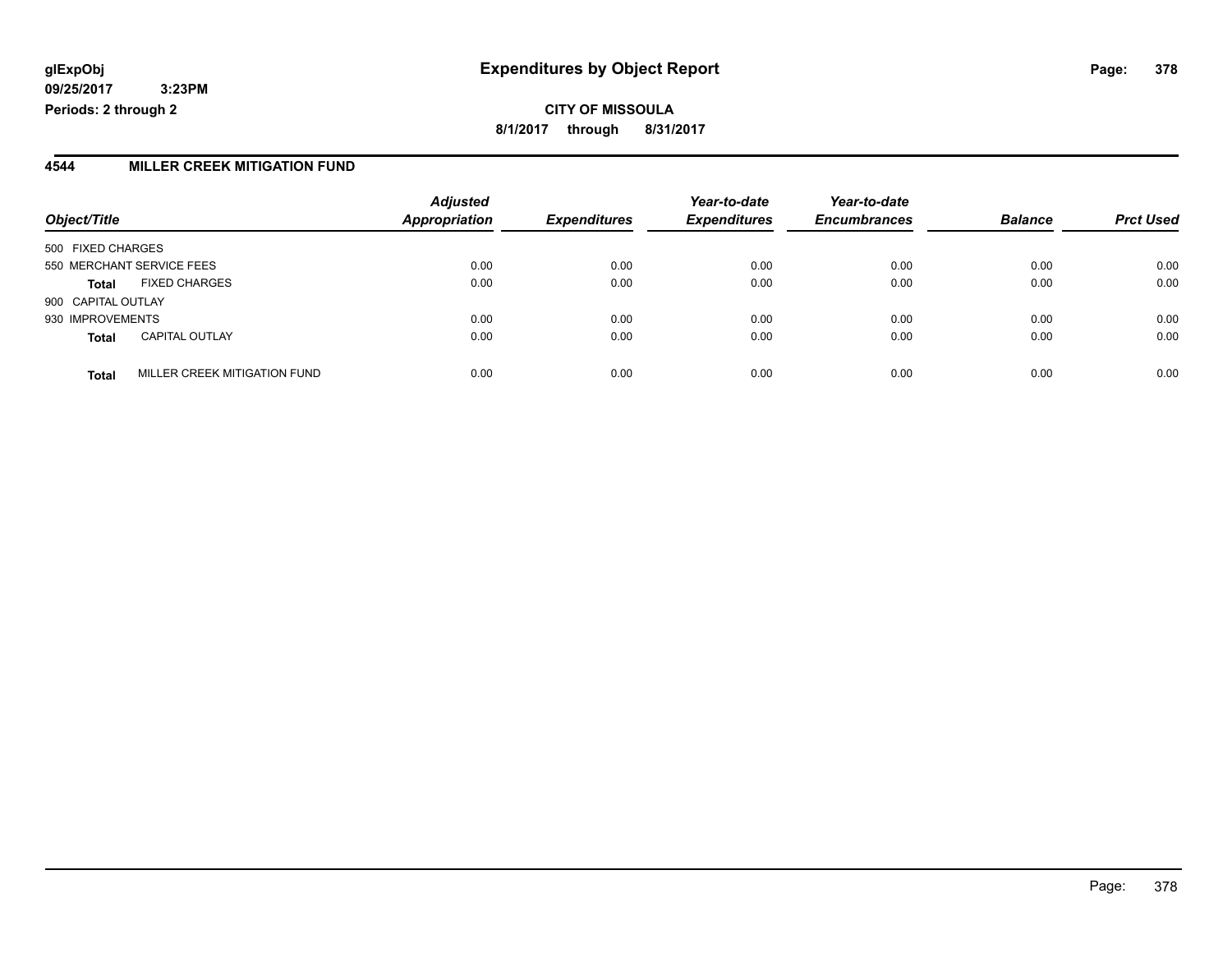**glExpObj**
**09/25/2017 3:23PM**
**Periods: 2 through 2**

# Expenditures by Object Report

**CITY OF MISSOULA**
**8/1/2017 through 8/31/2017**

## 4544 MILLER CREEK MITIGATION FUND

| Object/Title | Adjusted Appropriation | Expenditures | Year-to-date Expenditures | Year-to-date Encumbrances | Balance | Prct Used |
|---|---|---|---|---|---|---|
| 500 FIXED CHARGES | | | | | | |
| 550 MERCHANT SERVICE FEES | 0.00 | 0.00 | 0.00 | 0.00 | 0.00 | 0.00 |
| **Total** FIXED CHARGES | 0.00 | 0.00 | 0.00 | 0.00 | 0.00 | 0.00 |
| 900 CAPITAL OUTLAY | | | | | | |
| 930 IMPROVEMENTS | 0.00 | 0.00 | 0.00 | 0.00 | 0.00 | 0.00 |
| **Total** CAPITAL OUTLAY | 0.00 | 0.00 | 0.00 | 0.00 | 0.00 | 0.00 |
| **Total** MILLER CREEK MITIGATION FUND | 0.00 | 0.00 | 0.00 | 0.00 | 0.00 | 0.00 |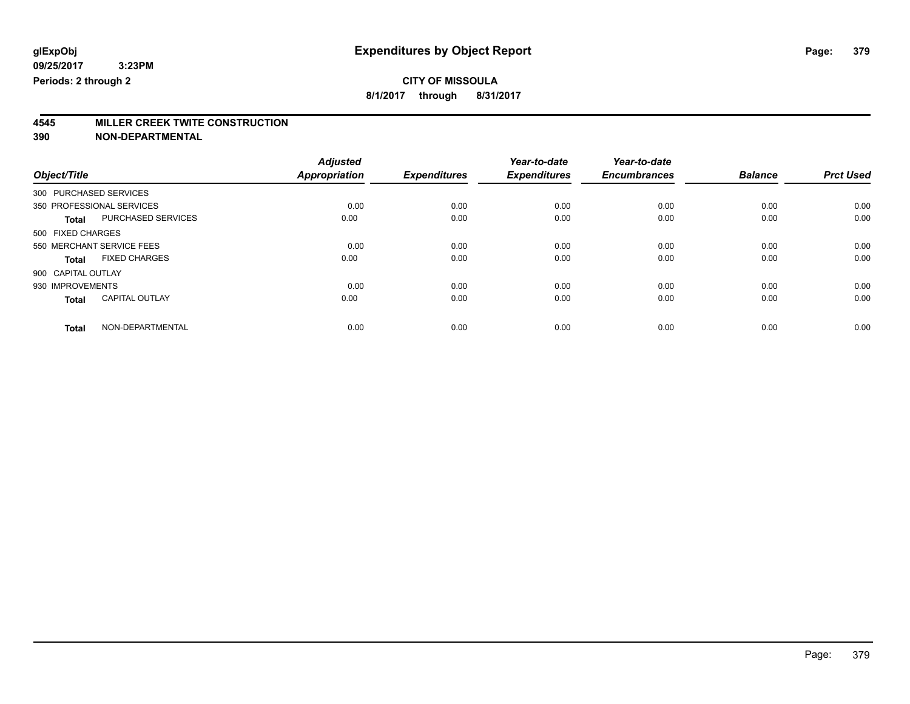glExpObj
09/25/2017 3:23PM
Periods: 2 through 2

# Expenditures by Object Report

**CITY OF MISSOULA**
**8/1/2017 through 8/31/2017**

**4545 MILLER CREEK TWITE CONSTRUCTION**
**390 NON-DEPARTMENTAL**

| Object/Title | | Adjusted Appropriation | Expenditures | Year-to-date Expenditures | Year-to-date Encumbrances | Balance | Prct Used |
|---|---|---|---|---|---|---|---|
| 300 PURCHASED SERVICES | | | | | | | |
| 350 PROFESSIONAL SERVICES | | 0.00 | 0.00 | 0.00 | 0.00 | 0.00 | 0.00 |
| **Total** | PURCHASED SERVICES | 0.00 | 0.00 | 0.00 | 0.00 | 0.00 | 0.00 |
| 500 FIXED CHARGES | | | | | | | |
| 550 MERCHANT SERVICE FEES | | 0.00 | 0.00 | 0.00 | 0.00 | 0.00 | 0.00 |
| **Total** | FIXED CHARGES | 0.00 | 0.00 | 0.00 | 0.00 | 0.00 | 0.00 |
| 900 CAPITAL OUTLAY | | | | | | | |
| 930 IMPROVEMENTS | | 0.00 | 0.00 | 0.00 | 0.00 | 0.00 | 0.00 |
| **Total** | CAPITAL OUTLAY | 0.00 | 0.00 | 0.00 | 0.00 | 0.00 | 0.00 |
| **Total** | NON-DEPARTMENTAL | 0.00 | 0.00 | 0.00 | 0.00 | 0.00 | 0.00 |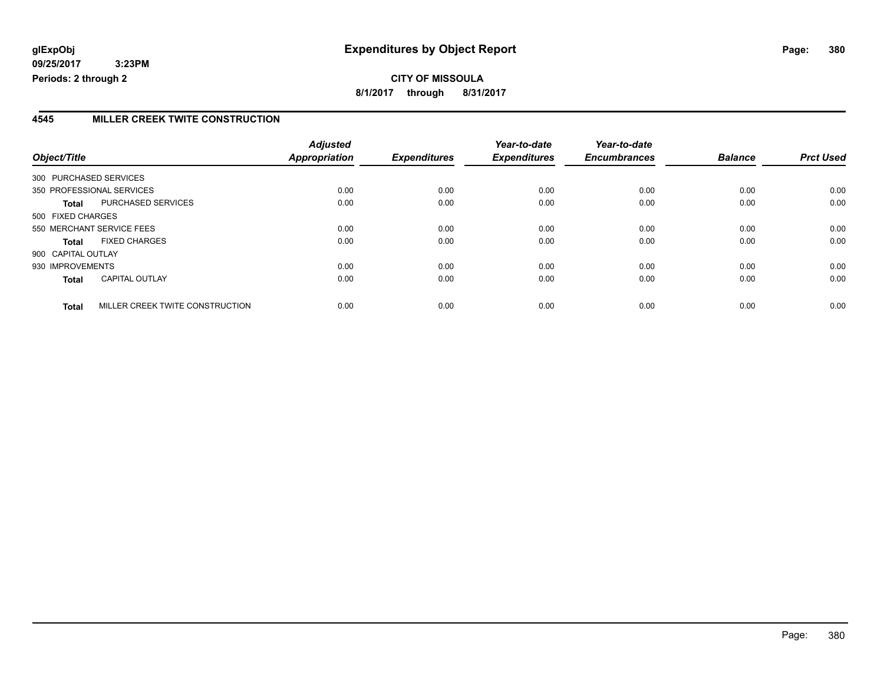**glExpObj**
**09/25/2017 3:23PM**
**Periods: 2 through 2**

# Expenditures by Object Report

**CITY OF MISSOULA**
**8/1/2017 through 8/31/2017**

## 4545 MILLER CREEK TWITE CONSTRUCTION

| Object/Title | | *Adjusted Appropriation* | *Expenditures* | *Year-to-date Expenditures* | *Year-to-date Encumbrances* | *Balance* | *Prct Used* |
|---|---|---|---|---|---|---|---|
| 300 PURCHASED SERVICES | | | | | | | |
| 350 PROFESSIONAL SERVICES | | 0.00 | 0.00 | 0.00 | 0.00 | 0.00 | 0.00 |
| **Total** | PURCHASED SERVICES | 0.00 | 0.00 | 0.00 | 0.00 | 0.00 | 0.00 |
| 500 FIXED CHARGES | | | | | | | |
| 550 MERCHANT SERVICE FEES | | 0.00 | 0.00 | 0.00 | 0.00 | 0.00 | 0.00 |
| **Total** | FIXED CHARGES | 0.00 | 0.00 | 0.00 | 0.00 | 0.00 | 0.00 |
| 900 CAPITAL OUTLAY | | | | | | | |
| 930 IMPROVEMENTS | | 0.00 | 0.00 | 0.00 | 0.00 | 0.00 | 0.00 |
| **Total** | CAPITAL OUTLAY | 0.00 | 0.00 | 0.00 | 0.00 | 0.00 | 0.00 |
| **Total** | MILLER CREEK TWITE CONSTRUCTION | 0.00 | 0.00 | 0.00 | 0.00 | 0.00 | 0.00 |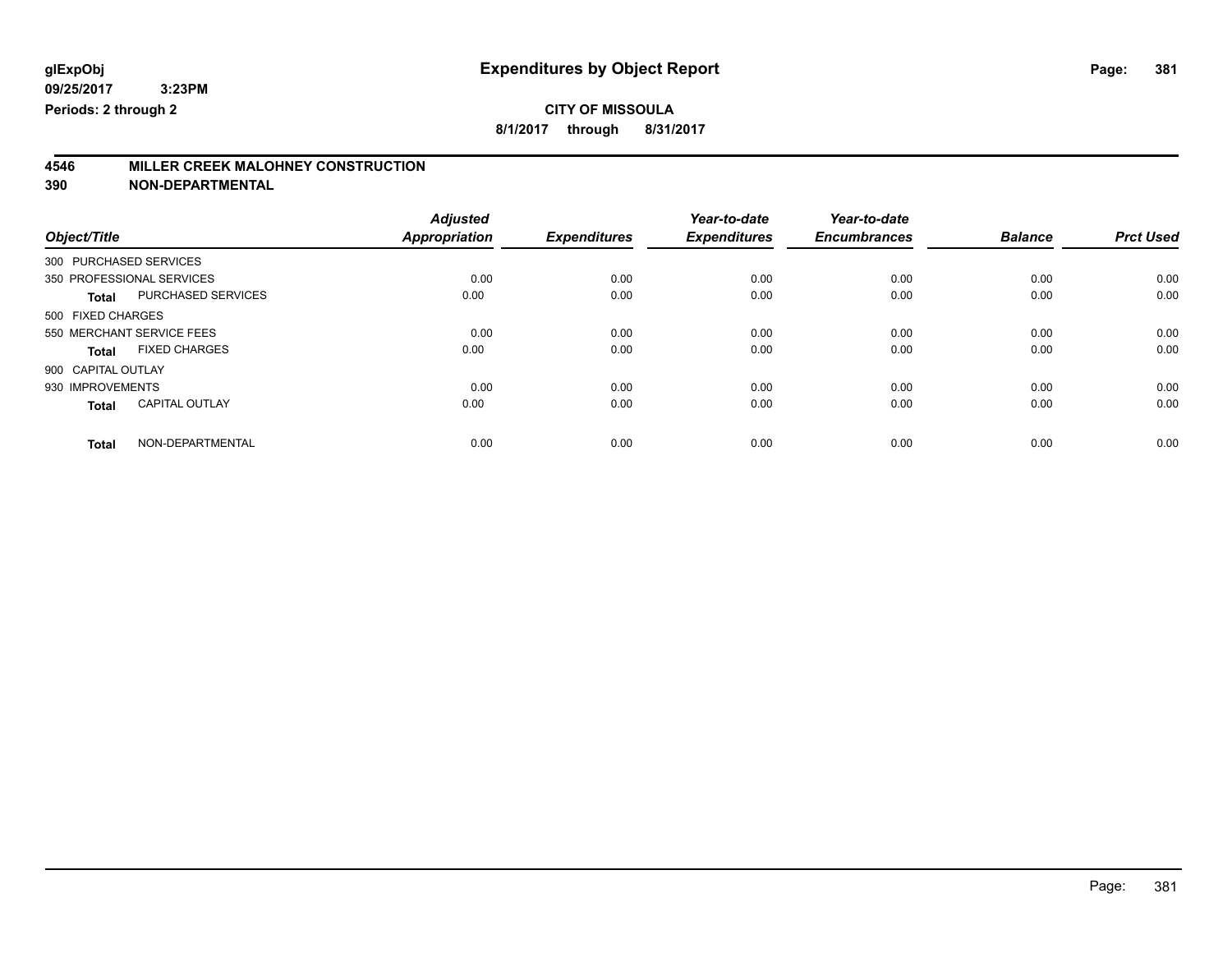**glExpObj**
**09/25/2017 3:23PM**
**Periods: 2 through 2**

# Expenditures by Object Report

**CITY OF MISSOULA**
**8/1/2017 through 8/31/2017**

## 4546 MILLER CREEK MALOHNEY CONSTRUCTION
## 390 NON-DEPARTMENTAL

| Object/Title | | Adjusted Appropriation | Expenditures | Year-to-date Expenditures | Year-to-date Encumbrances | Balance | Prct Used |
|---|---|---|---|---|---|---|---|
| 300 PURCHASED SERVICES | | | | | | | |
| 350 PROFESSIONAL SERVICES | | 0.00 | 0.00 | 0.00 | 0.00 | 0.00 | 0.00 |
| **Total** | PURCHASED SERVICES | 0.00 | 0.00 | 0.00 | 0.00 | 0.00 | 0.00 |
| 500 FIXED CHARGES | | | | | | | |
| 550 MERCHANT SERVICE FEES | | 0.00 | 0.00 | 0.00 | 0.00 | 0.00 | 0.00 |
| **Total** | FIXED CHARGES | 0.00 | 0.00 | 0.00 | 0.00 | 0.00 | 0.00 |
| 900 CAPITAL OUTLAY | | | | | | | |
| 930 IMPROVEMENTS | | 0.00 | 0.00 | 0.00 | 0.00 | 0.00 | 0.00 |
| **Total** | CAPITAL OUTLAY | 0.00 | 0.00 | 0.00 | 0.00 | 0.00 | 0.00 |
| **Total** | NON-DEPARTMENTAL | 0.00 | 0.00 | 0.00 | 0.00 | 0.00 | 0.00 |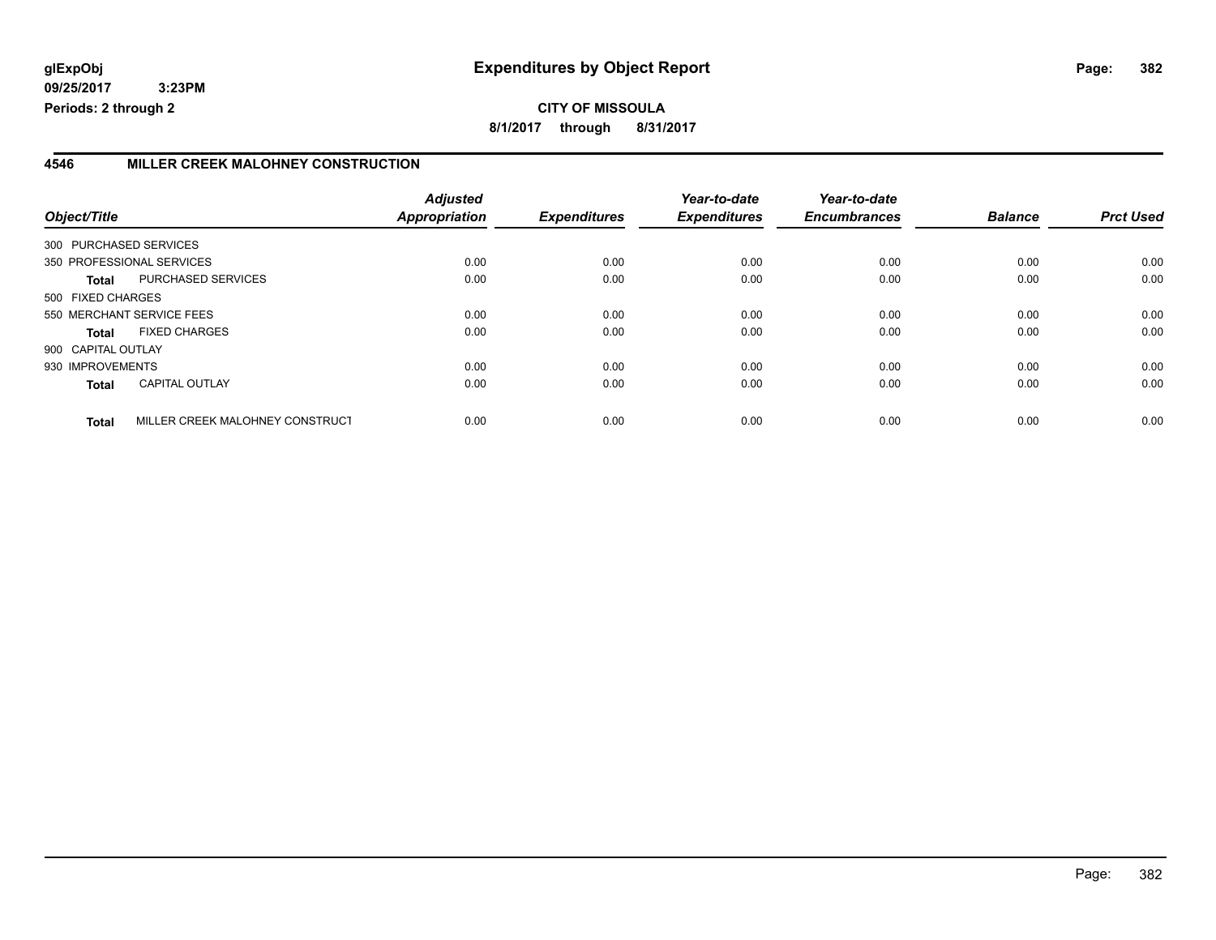**glExpObj**
**09/25/2017 3:23PM**
**Periods: 2 through 2**

# Expenditures by Object Report

**CITY OF MISSOULA**
**8/1/2017 through 8/31/2017**

## 4546 MILLER CREEK MALOHNEY CONSTRUCTION

| Object/Title | | Adjusted Appropriation | Expenditures | Year-to-date Expenditures | Year-to-date Encumbrances | Balance | Prct Used |
|---|---|---|---|---|---|---|---|
| 300 PURCHASED SERVICES | | | | | | | |
| 350 PROFESSIONAL SERVICES | | 0.00 | 0.00 | 0.00 | 0.00 | 0.00 | 0.00 |
| **Total** | PURCHASED SERVICES | 0.00 | 0.00 | 0.00 | 0.00 | 0.00 | 0.00 |
| 500 FIXED CHARGES | | | | | | | |
| 550 MERCHANT SERVICE FEES | | 0.00 | 0.00 | 0.00 | 0.00 | 0.00 | 0.00 |
| **Total** | FIXED CHARGES | 0.00 | 0.00 | 0.00 | 0.00 | 0.00 | 0.00 |
| 900 CAPITAL OUTLAY | | | | | | | |
| 930 IMPROVEMENTS | | 0.00 | 0.00 | 0.00 | 0.00 | 0.00 | 0.00 |
| **Total** | CAPITAL OUTLAY | 0.00 | 0.00 | 0.00 | 0.00 | 0.00 | 0.00 |
| **Total** | MILLER CREEK MALOHNEY CONSTRUCT | 0.00 | 0.00 | 0.00 | 0.00 | 0.00 | 0.00 |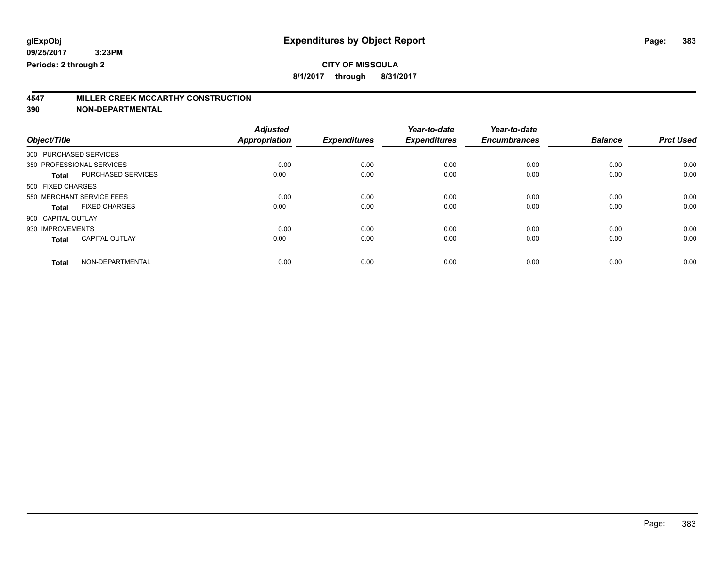# Expenditures by Object Report

**glExpObj**
**09/25/2017 3:23PM**
**Periods: 2 through 2**

**CITY OF MISSOULA**
**8/1/2017 through 8/31/2017**

## 4547 MILLER CREEK MCCARTHY CONSTRUCTION
## 390 NON-DEPARTMENTAL

| Object/Title | Adjusted Appropriation | Expenditures | Year-to-date Expenditures | Year-to-date Encumbrances | Balance | Prct Used |
|---|---|---|---|---|---|---|
| 300 PURCHASED SERVICES | | | | | | |
| 350 PROFESSIONAL SERVICES | 0.00 | 0.00 | 0.00 | 0.00 | 0.00 | 0.00 |
| **Total** PURCHASED SERVICES | 0.00 | 0.00 | 0.00 | 0.00 | 0.00 | 0.00 |
| 500 FIXED CHARGES | | | | | | |
| 550 MERCHANT SERVICE FEES | 0.00 | 0.00 | 0.00 | 0.00 | 0.00 | 0.00 |
| **Total** FIXED CHARGES | 0.00 | 0.00 | 0.00 | 0.00 | 0.00 | 0.00 |
| 900 CAPITAL OUTLAY | | | | | | |
| 930 IMPROVEMENTS | 0.00 | 0.00 | 0.00 | 0.00 | 0.00 | 0.00 |
| **Total** CAPITAL OUTLAY | 0.00 | 0.00 | 0.00 | 0.00 | 0.00 | 0.00 |
| **Total** NON-DEPARTMENTAL | 0.00 | 0.00 | 0.00 | 0.00 | 0.00 | 0.00 |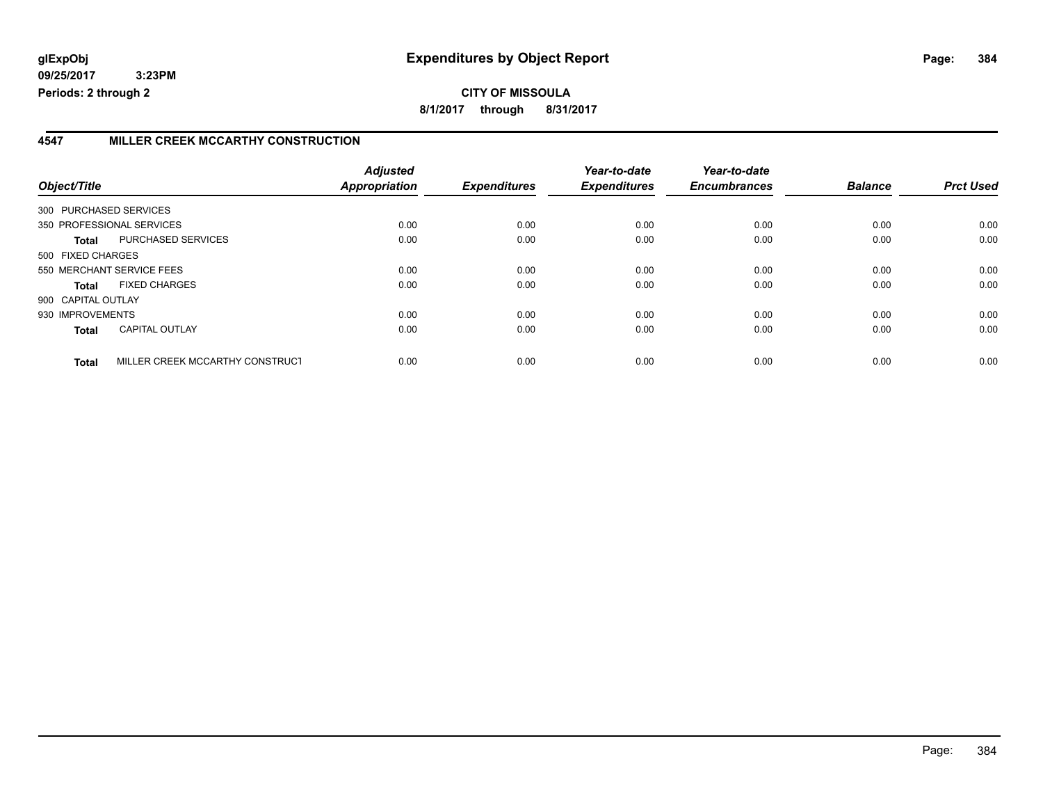**glExpObj**
**09/25/2017 3:23PM**
**Periods: 2 through 2**

# Expenditures by Object Report

**CITY OF MISSOULA**
**8/1/2017 through 8/31/2017**

## 4547 MILLER CREEK MCCARTHY CONSTRUCTION

| Object/Title | | Adjusted Appropriation | Expenditures | Year-to-date Expenditures | Year-to-date Encumbrances | Balance | Prct Used |
|---|---|---|---|---|---|---|---|
| 300 PURCHASED SERVICES | | | | | | | |
| 350 PROFESSIONAL SERVICES | | 0.00 | 0.00 | 0.00 | 0.00 | 0.00 | 0.00 |
| **Total** | PURCHASED SERVICES | 0.00 | 0.00 | 0.00 | 0.00 | 0.00 | 0.00 |
| 500 FIXED CHARGES | | | | | | | |
| 550 MERCHANT SERVICE FEES | | 0.00 | 0.00 | 0.00 | 0.00 | 0.00 | 0.00 |
| **Total** | FIXED CHARGES | 0.00 | 0.00 | 0.00 | 0.00 | 0.00 | 0.00 |
| 900 CAPITAL OUTLAY | | | | | | | |
| 930 IMPROVEMENTS | | 0.00 | 0.00 | 0.00 | 0.00 | 0.00 | 0.00 |
| **Total** | CAPITAL OUTLAY | 0.00 | 0.00 | 0.00 | 0.00 | 0.00 | 0.00 |
| **Total** | MILLER CREEK MCCARTHY CONSTRUCT | 0.00 | 0.00 | 0.00 | 0.00 | 0.00 | 0.00 |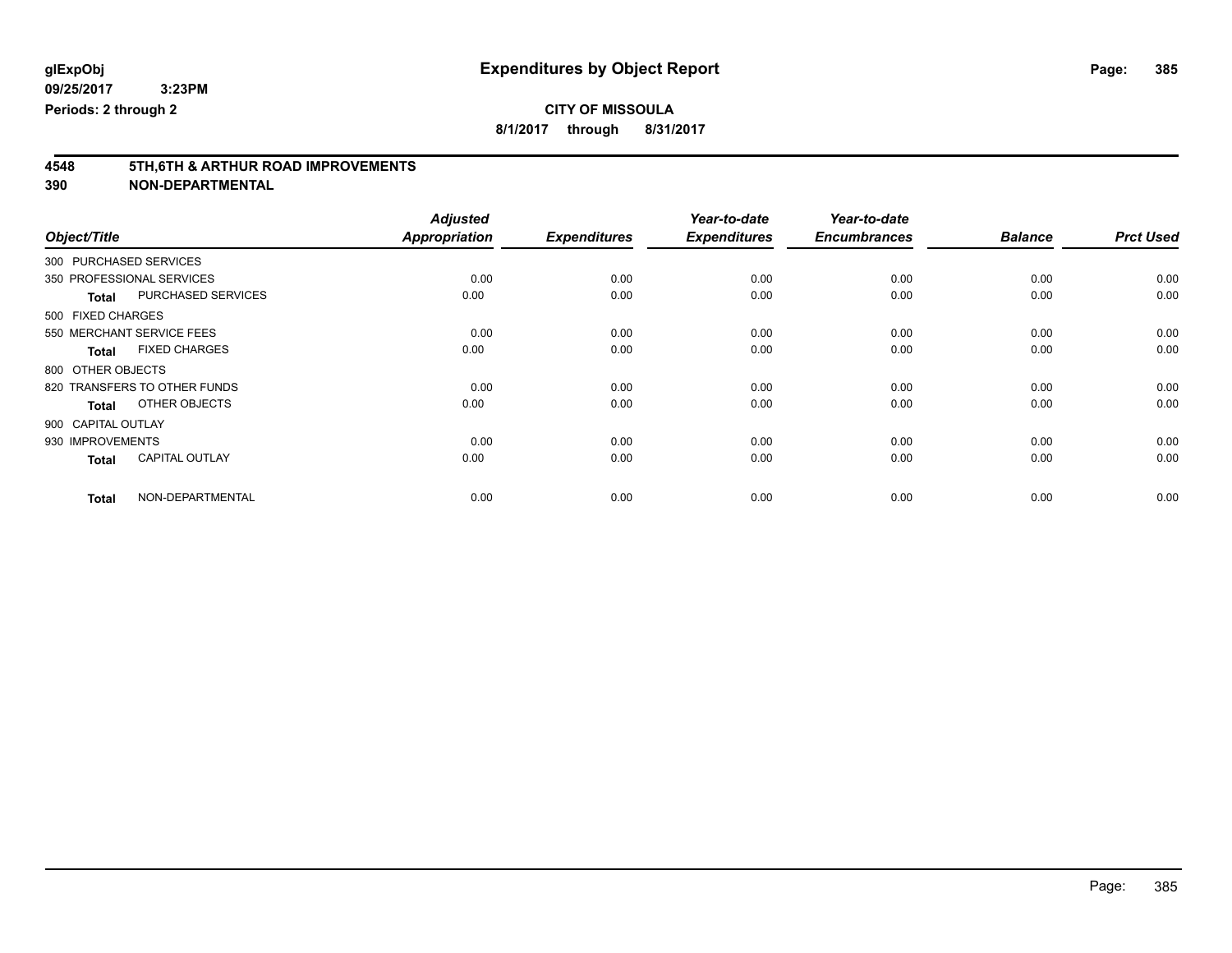**CITY OF MISSOULA**

**8/1/2017 through 8/31/2017**

**Expenditures by Object Report**

glExpObj
09/25/2017 3:23PM
Periods: 2 through 2

## 4548 5TH,6TH & ARTHUR ROAD IMPROVEMENTS
## 390 NON-DEPARTMENTAL

| Object/Title | | Adjusted Appropriation | Expenditures | Year-to-date Expenditures | Year-to-date Encumbrances | Balance | Prct Used |
|---|---|---|---|---|---|---|---|
| 300 PURCHASED SERVICES | | | | | | | |
| 350 PROFESSIONAL SERVICES | | 0.00 | 0.00 | 0.00 | 0.00 | 0.00 | 0.00 |
| **Total** | PURCHASED SERVICES | 0.00 | 0.00 | 0.00 | 0.00 | 0.00 | 0.00 |
| 500 FIXED CHARGES | | | | | | | |
| 550 MERCHANT SERVICE FEES | | 0.00 | 0.00 | 0.00 | 0.00 | 0.00 | 0.00 |
| **Total** | FIXED CHARGES | 0.00 | 0.00 | 0.00 | 0.00 | 0.00 | 0.00 |
| 800 OTHER OBJECTS | | | | | | | |
| 820 TRANSFERS TO OTHER FUNDS | | 0.00 | 0.00 | 0.00 | 0.00 | 0.00 | 0.00 |
| **Total** | OTHER OBJECTS | 0.00 | 0.00 | 0.00 | 0.00 | 0.00 | 0.00 |
| 900 CAPITAL OUTLAY | | | | | | | |
| 930 IMPROVEMENTS | | 0.00 | 0.00 | 0.00 | 0.00 | 0.00 | 0.00 |
| **Total** | CAPITAL OUTLAY | 0.00 | 0.00 | 0.00 | 0.00 | 0.00 | 0.00 |
| **Total** | NON-DEPARTMENTAL | 0.00 | 0.00 | 0.00 | 0.00 | 0.00 | 0.00 |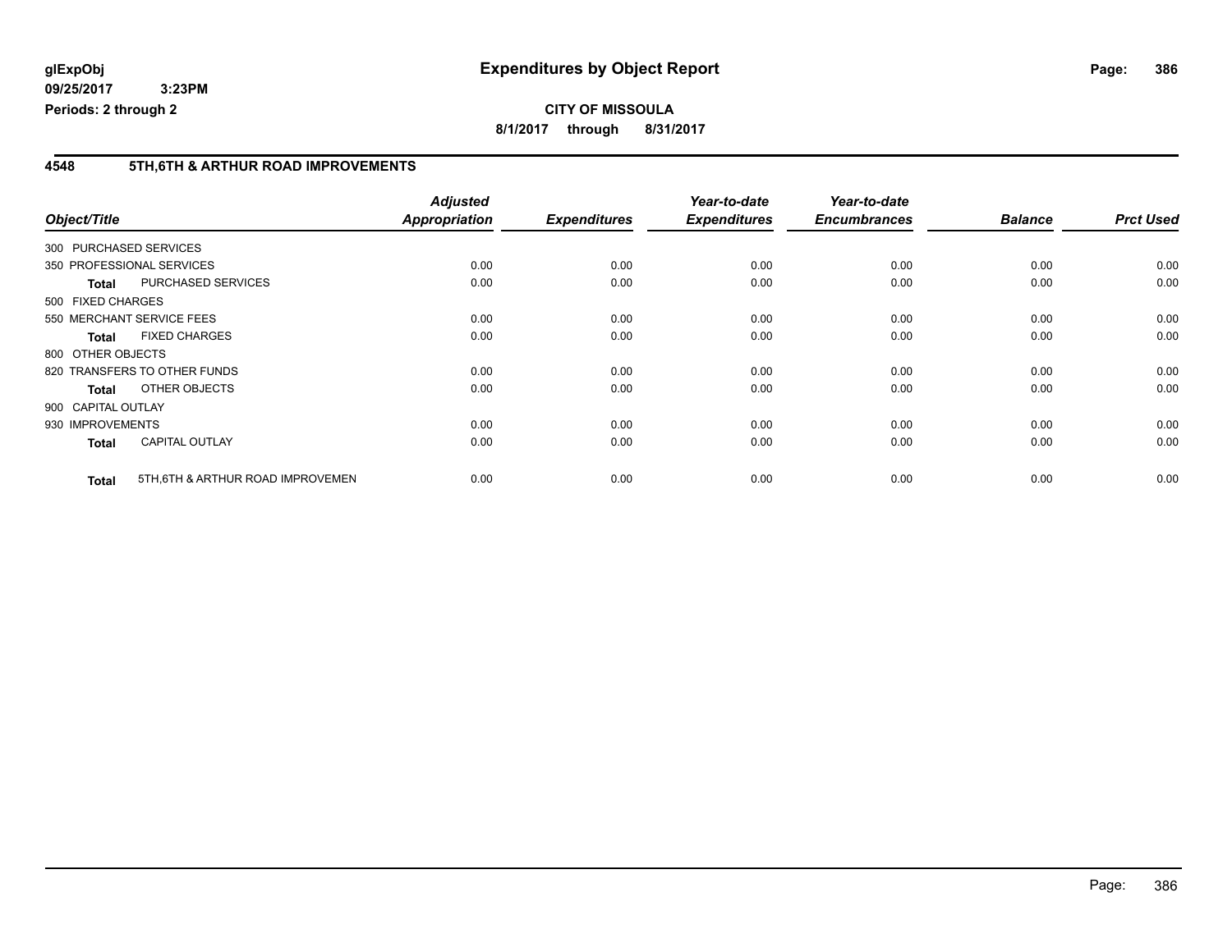**glExpObj**
**09/25/2017 3:23PM**
**Periods: 2 through 2**

# Expenditures by Object Report

**CITY OF MISSOULA**
**8/1/2017 through 8/31/2017**

## 4548 5TH,6TH & ARTHUR ROAD IMPROVEMENTS

| Object/Title | | Adjusted Appropriation | Expenditures | Year-to-date Expenditures | Year-to-date Encumbrances | Balance | Prct Used |
|---|---|---|---|---|---|---|---|
| 300 PURCHASED SERVICES | | | | | | | |
| 350 PROFESSIONAL SERVICES | | 0.00 | 0.00 | 0.00 | 0.00 | 0.00 | 0.00 |
| **Total** | PURCHASED SERVICES | 0.00 | 0.00 | 0.00 | 0.00 | 0.00 | 0.00 |
| 500 FIXED CHARGES | | | | | | | |
| 550 MERCHANT SERVICE FEES | | 0.00 | 0.00 | 0.00 | 0.00 | 0.00 | 0.00 |
| **Total** | FIXED CHARGES | 0.00 | 0.00 | 0.00 | 0.00 | 0.00 | 0.00 |
| 800 OTHER OBJECTS | | | | | | | |
| 820 TRANSFERS TO OTHER FUNDS | | 0.00 | 0.00 | 0.00 | 0.00 | 0.00 | 0.00 |
| **Total** | OTHER OBJECTS | 0.00 | 0.00 | 0.00 | 0.00 | 0.00 | 0.00 |
| 900 CAPITAL OUTLAY | | | | | | | |
| 930 IMPROVEMENTS | | 0.00 | 0.00 | 0.00 | 0.00 | 0.00 | 0.00 |
| **Total** | CAPITAL OUTLAY | 0.00 | 0.00 | 0.00 | 0.00 | 0.00 | 0.00 |
| **Total** | 5TH,6TH & ARTHUR ROAD IMPROVEMEN | 0.00 | 0.00 | 0.00 | 0.00 | 0.00 | 0.00 |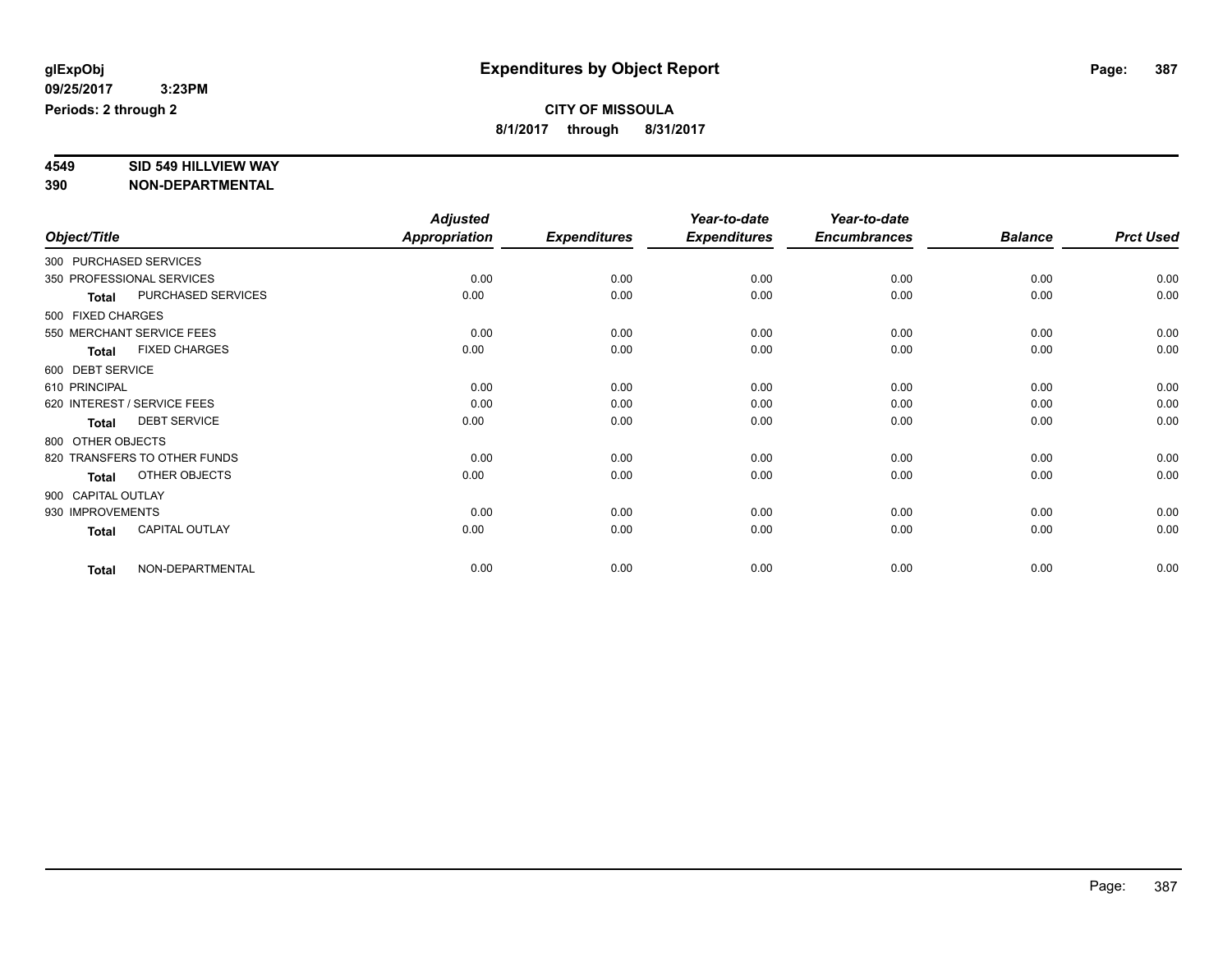# Expenditures by Object Report

glExpObj
09/25/2017 3:23PM
Periods: 2 through 2

**CITY OF MISSOULA**
**8/1/2017 through 8/31/2017**

**4549 SID 549 HILLVIEW WAY**
**390 NON-DEPARTMENTAL**

| Object/Title | Adjusted Appropriation | Expenditures | Year-to-date Expenditures | Year-to-date Encumbrances | Balance | Prct Used |
|---|---|---|---|---|---|---|
| 300 PURCHASED SERVICES | | | | | | |
| 350 PROFESSIONAL SERVICES | 0.00 | 0.00 | 0.00 | 0.00 | 0.00 | 0.00 |
| **Total** PURCHASED SERVICES | 0.00 | 0.00 | 0.00 | 0.00 | 0.00 | 0.00 |
| 500 FIXED CHARGES | | | | | | |
| 550 MERCHANT SERVICE FEES | 0.00 | 0.00 | 0.00 | 0.00 | 0.00 | 0.00 |
| **Total** FIXED CHARGES | 0.00 | 0.00 | 0.00 | 0.00 | 0.00 | 0.00 |
| 600 DEBT SERVICE | | | | | | |
| 610 PRINCIPAL | 0.00 | 0.00 | 0.00 | 0.00 | 0.00 | 0.00 |
| 620 INTEREST / SERVICE FEES | 0.00 | 0.00 | 0.00 | 0.00 | 0.00 | 0.00 |
| **Total** DEBT SERVICE | 0.00 | 0.00 | 0.00 | 0.00 | 0.00 | 0.00 |
| 800 OTHER OBJECTS | | | | | | |
| 820 TRANSFERS TO OTHER FUNDS | 0.00 | 0.00 | 0.00 | 0.00 | 0.00 | 0.00 |
| **Total** OTHER OBJECTS | 0.00 | 0.00 | 0.00 | 0.00 | 0.00 | 0.00 |
| 900 CAPITAL OUTLAY | | | | | | |
| 930 IMPROVEMENTS | 0.00 | 0.00 | 0.00 | 0.00 | 0.00 | 0.00 |
| **Total** CAPITAL OUTLAY | 0.00 | 0.00 | 0.00 | 0.00 | 0.00 | 0.00 |
| **Total** NON-DEPARTMENTAL | 0.00 | 0.00 | 0.00 | 0.00 | 0.00 | 0.00 |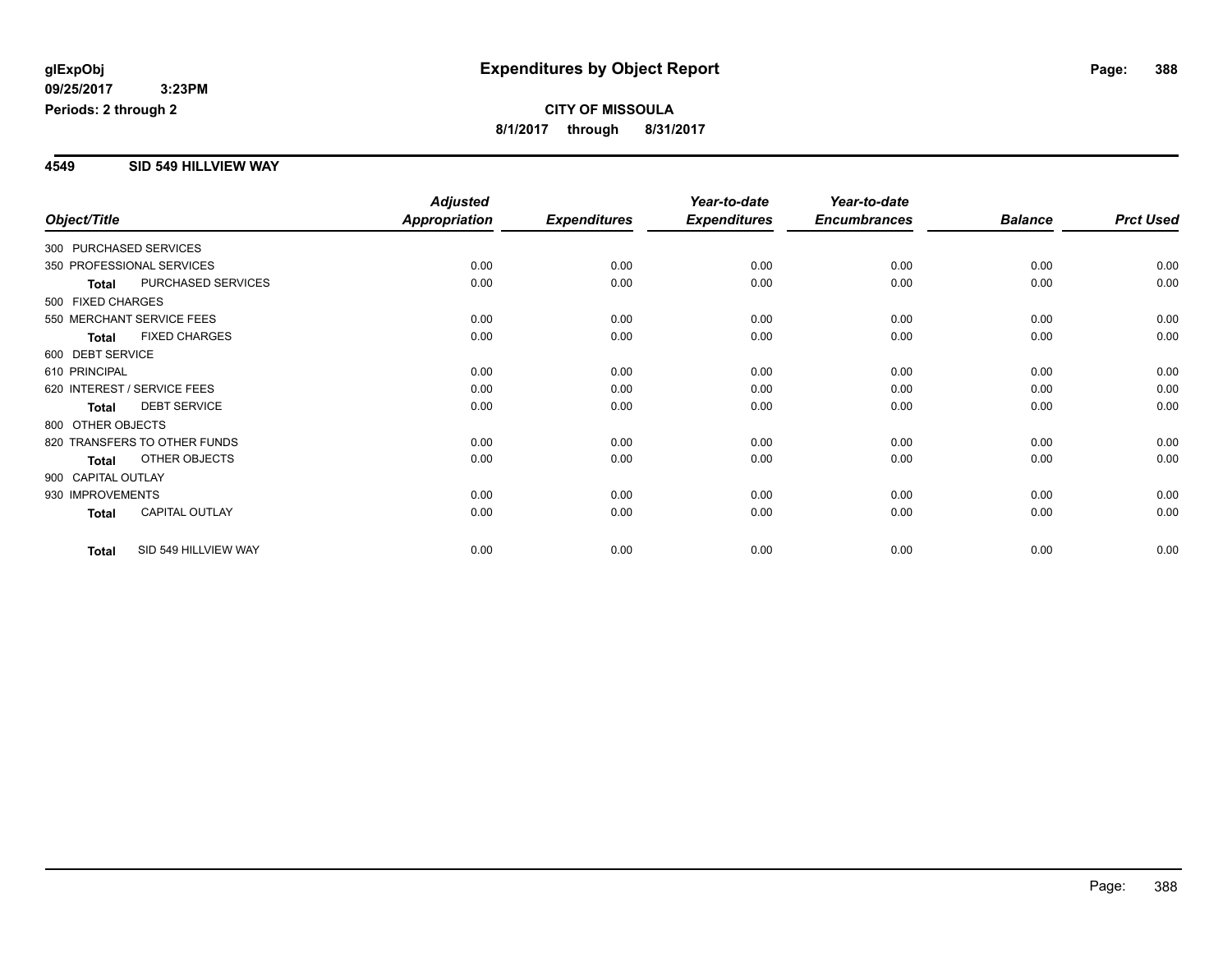# Expenditures by Object Report

glExpObj
09/25/2017 3:23PM
Periods: 2 through 2

**CITY OF MISSOULA**
**8/1/2017 through 8/31/2017**

## 4549 SID 549 HILLVIEW WAY

| Object/Title | | Adjusted Appropriation | Expenditures | Year-to-date Expenditures | Year-to-date Encumbrances | Balance | Prct Used |
|---|---|---|---|---|---|---|---|
| 300 PURCHASED SERVICES | | | | | | | |
| 350 PROFESSIONAL SERVICES | | 0.00 | 0.00 | 0.00 | 0.00 | 0.00 | 0.00 |
| **Total** | PURCHASED SERVICES | 0.00 | 0.00 | 0.00 | 0.00 | 0.00 | 0.00 |
| 500 FIXED CHARGES | | | | | | | |
| 550 MERCHANT SERVICE FEES | | 0.00 | 0.00 | 0.00 | 0.00 | 0.00 | 0.00 |
| **Total** | FIXED CHARGES | 0.00 | 0.00 | 0.00 | 0.00 | 0.00 | 0.00 |
| 600 DEBT SERVICE | | | | | | | |
| 610 PRINCIPAL | | 0.00 | 0.00 | 0.00 | 0.00 | 0.00 | 0.00 |
| 620 INTEREST / SERVICE FEES | | 0.00 | 0.00 | 0.00 | 0.00 | 0.00 | 0.00 |
| **Total** | DEBT SERVICE | 0.00 | 0.00 | 0.00 | 0.00 | 0.00 | 0.00 |
| 800 OTHER OBJECTS | | | | | | | |
| 820 TRANSFERS TO OTHER FUNDS | | 0.00 | 0.00 | 0.00 | 0.00 | 0.00 | 0.00 |
| **Total** | OTHER OBJECTS | 0.00 | 0.00 | 0.00 | 0.00 | 0.00 | 0.00 |
| 900 CAPITAL OUTLAY | | | | | | | |
| 930 IMPROVEMENTS | | 0.00 | 0.00 | 0.00 | 0.00 | 0.00 | 0.00 |
| **Total** | CAPITAL OUTLAY | 0.00 | 0.00 | 0.00 | 0.00 | 0.00 | 0.00 |
| **Total** | SID 549 HILLVIEW WAY | 0.00 | 0.00 | 0.00 | 0.00 | 0.00 | 0.00 |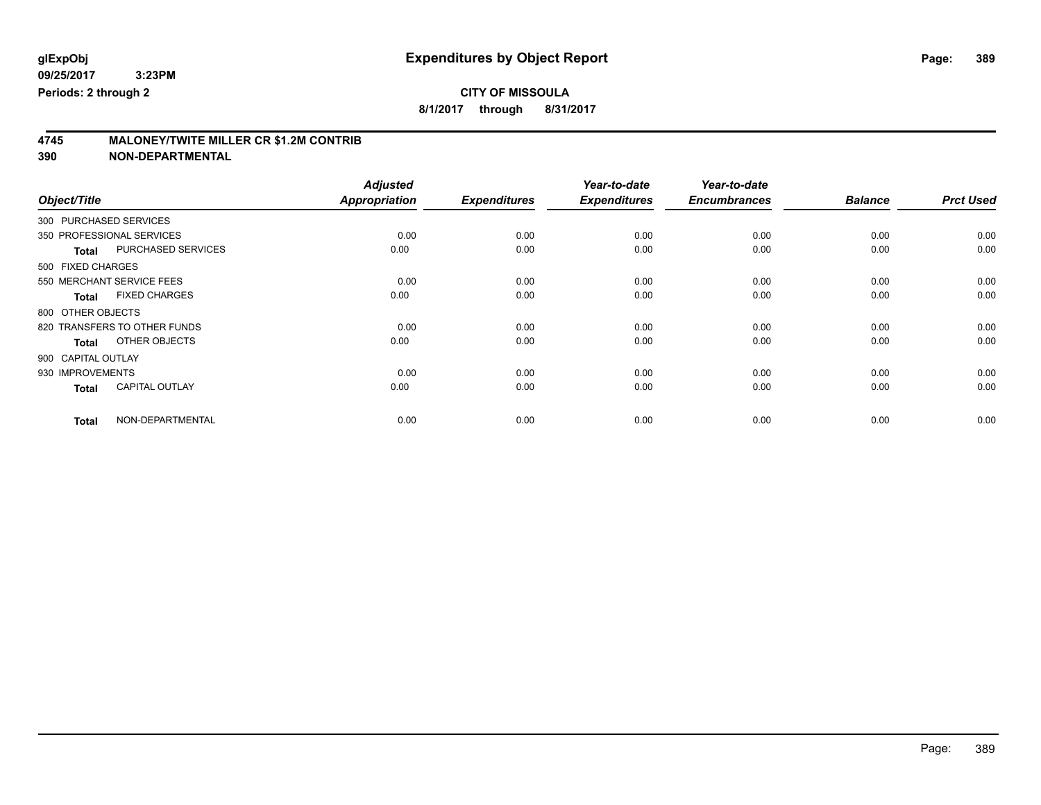# Expenditures by Object Report

glExpObj
09/25/2017 3:23PM
Periods: 2 through 2

**CITY OF MISSOULA**
**8/1/2017 through 8/31/2017**

## 4745 MALONEY/TWITE MILLER CR $1.2M CONTRIB
## 390 NON-DEPARTMENTAL

| Object/Title | | Adjusted Appropriation | Expenditures | Year-to-date Expenditures | Year-to-date Encumbrances | Balance | Prct Used |
|---|---|---|---|---|---|---|---|
| 300 PURCHASED SERVICES | | | | | | | |
| 350 PROFESSIONAL SERVICES | | 0.00 | 0.00 | 0.00 | 0.00 | 0.00 | 0.00 |
| **Total** | PURCHASED SERVICES | 0.00 | 0.00 | 0.00 | 0.00 | 0.00 | 0.00 |
| 500 FIXED CHARGES | | | | | | | |
| 550 MERCHANT SERVICE FEES | | 0.00 | 0.00 | 0.00 | 0.00 | 0.00 | 0.00 |
| **Total** | FIXED CHARGES | 0.00 | 0.00 | 0.00 | 0.00 | 0.00 | 0.00 |
| 800 OTHER OBJECTS | | | | | | | |
| 820 TRANSFERS TO OTHER FUNDS | | 0.00 | 0.00 | 0.00 | 0.00 | 0.00 | 0.00 |
| **Total** | OTHER OBJECTS | 0.00 | 0.00 | 0.00 | 0.00 | 0.00 | 0.00 |
| 900 CAPITAL OUTLAY | | | | | | | |
| 930 IMPROVEMENTS | | 0.00 | 0.00 | 0.00 | 0.00 | 0.00 | 0.00 |
| **Total** | CAPITAL OUTLAY | 0.00 | 0.00 | 0.00 | 0.00 | 0.00 | 0.00 |
| **Total** | NON-DEPARTMENTAL | 0.00 | 0.00 | 0.00 | 0.00 | 0.00 | 0.00 |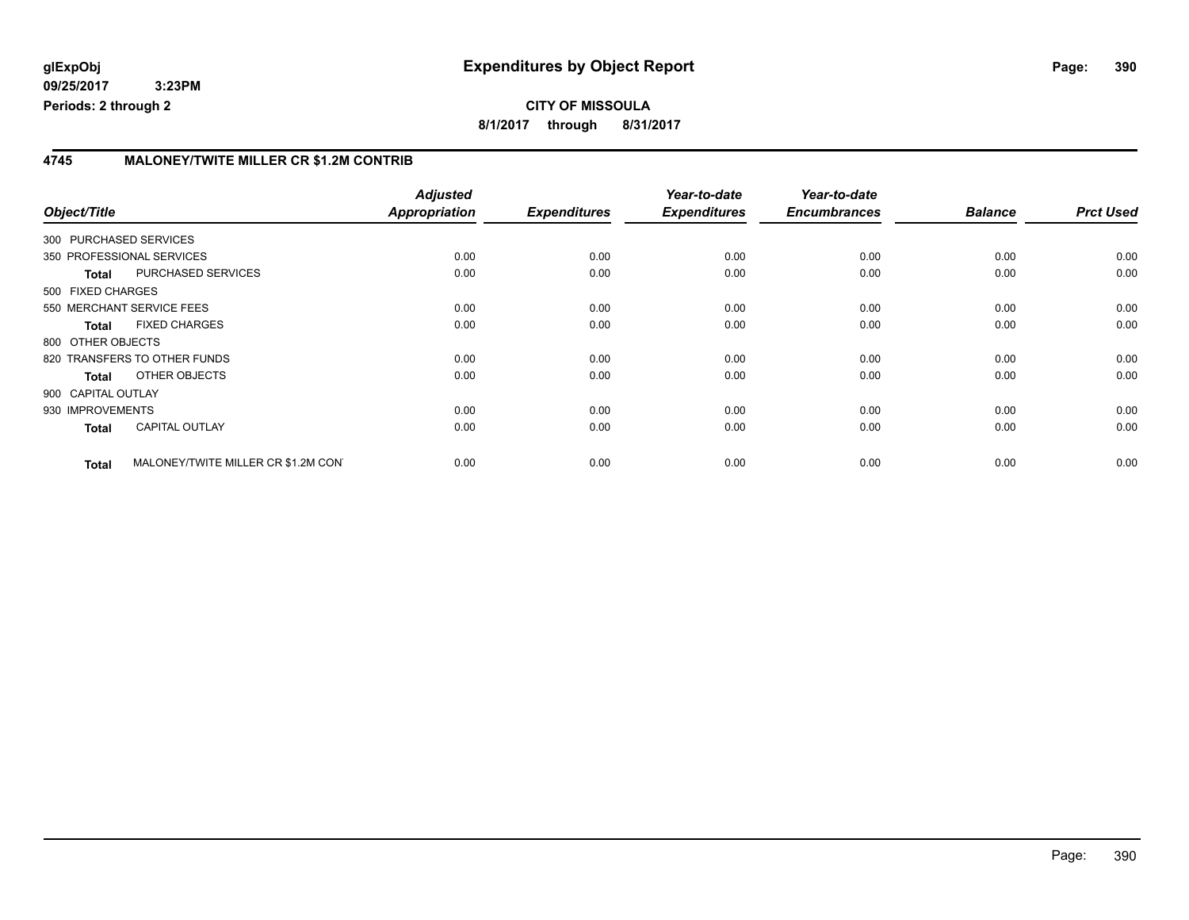**CITY OF MISSOULA**

**8/1/2017 through 8/31/2017**

## 4745 MALONEY/TWITE MILLER CR $1.2M CONTRIB

| Object/Title | | Adjusted Appropriation | Expenditures | Year-to-date Expenditures | Year-to-date Encumbrances | Balance | Prct Used |
|---|---|---|---|---|---|---|---|
| 300 PURCHASED SERVICES | | | | | | | |
| 350 PROFESSIONAL SERVICES | | 0.00 | 0.00 | 0.00 | 0.00 | 0.00 | 0.00 |
| **Total** | PURCHASED SERVICES | 0.00 | 0.00 | 0.00 | 0.00 | 0.00 | 0.00 |
| 500 FIXED CHARGES | | | | | | | |
| 550 MERCHANT SERVICE FEES | | 0.00 | 0.00 | 0.00 | 0.00 | 0.00 | 0.00 |
| **Total** | FIXED CHARGES | 0.00 | 0.00 | 0.00 | 0.00 | 0.00 | 0.00 |
| 800 OTHER OBJECTS | | | | | | | |
| 820 TRANSFERS TO OTHER FUNDS | | 0.00 | 0.00 | 0.00 | 0.00 | 0.00 | 0.00 |
| **Total** | OTHER OBJECTS | 0.00 | 0.00 | 0.00 | 0.00 | 0.00 | 0.00 |
| 900 CAPITAL OUTLAY | | | | | | | |
| 930 IMPROVEMENTS | | 0.00 | 0.00 | 0.00 | 0.00 | 0.00 | 0.00 |
| **Total** | CAPITAL OUTLAY | 0.00 | 0.00 | 0.00 | 0.00 | 0.00 | 0.00 |
| **Total** | MALONEY/TWITE MILLER CR $1.2M CON' | 0.00 | 0.00 | 0.00 | 0.00 | 0.00 | 0.00 |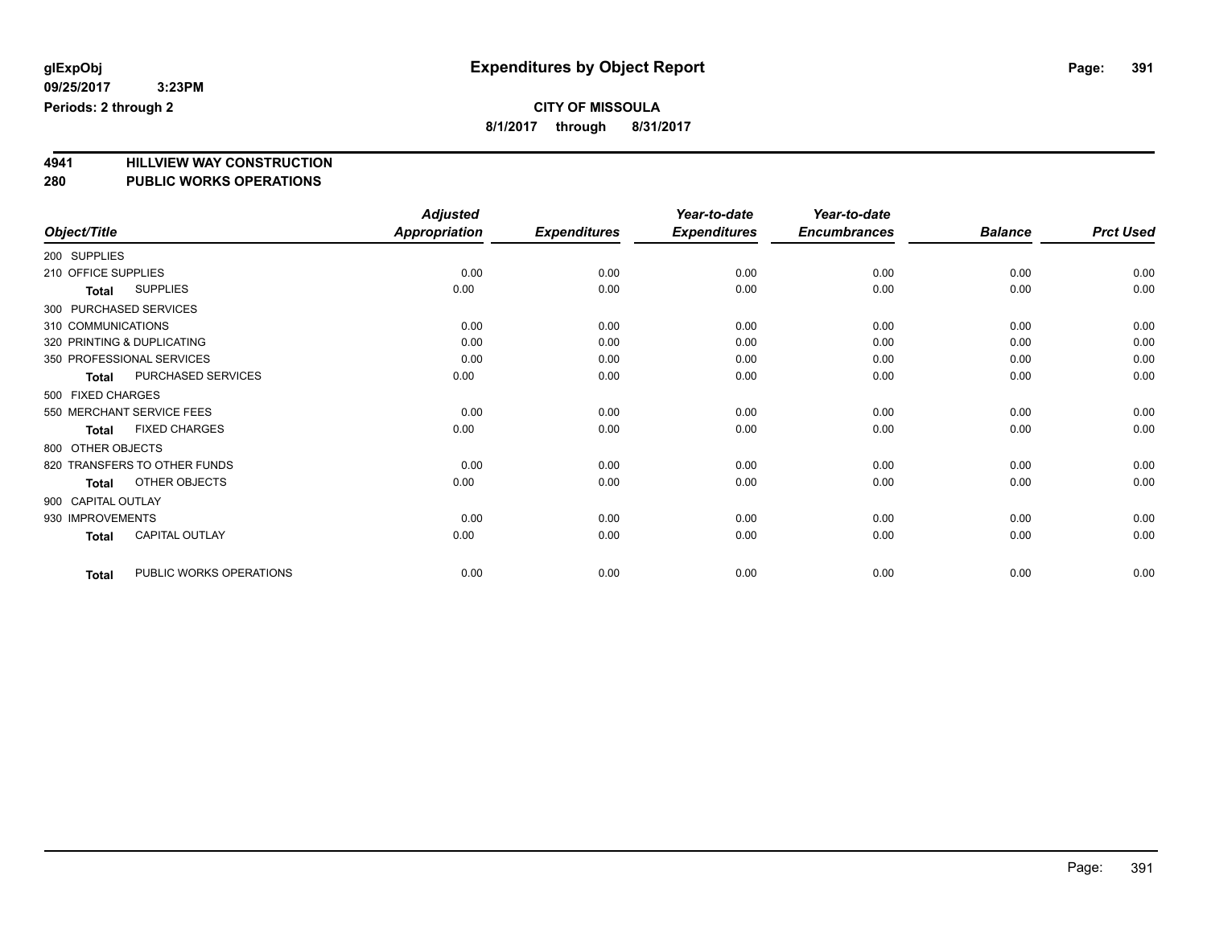**glExpObj** 
**09/25/2017 3:23PM** 
**Periods: 2 through 2**

# Expenditures by Object Report

**CITY OF MISSOULA** 
**8/1/2017 through 8/31/2017**

## 4941 HILLVIEW WAY CONSTRUCTION
## 280 PUBLIC WORKS OPERATIONS

| Object/Title | Adjusted Appropriation | Expenditures | Year-to-date Expenditures | Year-to-date Encumbrances | Balance | Prct Used |
|---|---|---|---|---|---|---|
| 200 SUPPLIES | | | | | | |
| 210 OFFICE SUPPLIES | 0.00 | 0.00 | 0.00 | 0.00 | 0.00 | 0.00 |
| **Total** SUPPLIES | 0.00 | 0.00 | 0.00 | 0.00 | 0.00 | 0.00 |
| 300 PURCHASED SERVICES | | | | | | |
| 310 COMMUNICATIONS | 0.00 | 0.00 | 0.00 | 0.00 | 0.00 | 0.00 |
| 320 PRINTING & DUPLICATING | 0.00 | 0.00 | 0.00 | 0.00 | 0.00 | 0.00 |
| 350 PROFESSIONAL SERVICES | 0.00 | 0.00 | 0.00 | 0.00 | 0.00 | 0.00 |
| **Total** PURCHASED SERVICES | 0.00 | 0.00 | 0.00 | 0.00 | 0.00 | 0.00 |
| 500 FIXED CHARGES | | | | | | |
| 550 MERCHANT SERVICE FEES | 0.00 | 0.00 | 0.00 | 0.00 | 0.00 | 0.00 |
| **Total** FIXED CHARGES | 0.00 | 0.00 | 0.00 | 0.00 | 0.00 | 0.00 |
| 800 OTHER OBJECTS | | | | | | |
| 820 TRANSFERS TO OTHER FUNDS | 0.00 | 0.00 | 0.00 | 0.00 | 0.00 | 0.00 |
| **Total** OTHER OBJECTS | 0.00 | 0.00 | 0.00 | 0.00 | 0.00 | 0.00 |
| 900 CAPITAL OUTLAY | | | | | | |
| 930 IMPROVEMENTS | 0.00 | 0.00 | 0.00 | 0.00 | 0.00 | 0.00 |
| **Total** CAPITAL OUTLAY | 0.00 | 0.00 | 0.00 | 0.00 | 0.00 | 0.00 |
| **Total** PUBLIC WORKS OPERATIONS | 0.00 | 0.00 | 0.00 | 0.00 | 0.00 | 0.00 |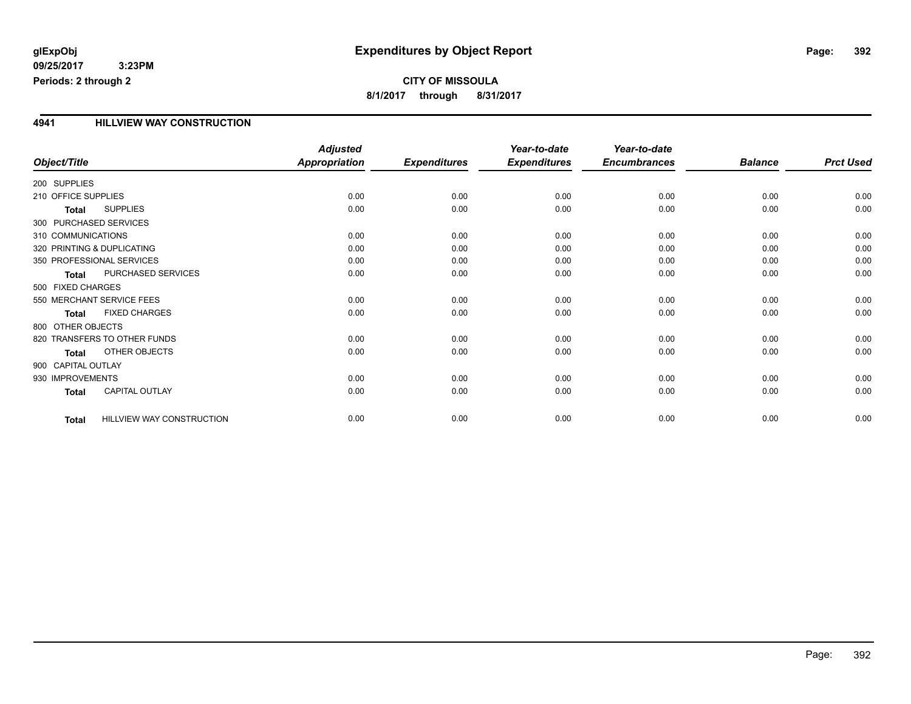**glExpObj**
**09/25/2017 3:23PM**
**Periods: 2 through 2**

# Expenditures by Object Report

**CITY OF MISSOULA**
**8/1/2017 through 8/31/2017**

## 4941 HILLVIEW WAY CONSTRUCTION

| Object/Title | | *Adjusted Appropriation* | *Expenditures* | *Year-to-date Expenditures* | *Year-to-date Encumbrances* | *Balance* | *Prct Used* |
|---|---|---|---|---|---|---|---|
| 200 SUPPLIES | | | | | | | |
| 210 OFFICE SUPPLIES | | 0.00 | 0.00 | 0.00 | 0.00 | 0.00 | 0.00 |
| **Total** | SUPPLIES | 0.00 | 0.00 | 0.00 | 0.00 | 0.00 | 0.00 |
| 300 PURCHASED SERVICES | | | | | | | |
| 310 COMMUNICATIONS | | 0.00 | 0.00 | 0.00 | 0.00 | 0.00 | 0.00 |
| 320 PRINTING & DUPLICATING | | 0.00 | 0.00 | 0.00 | 0.00 | 0.00 | 0.00 |
| 350 PROFESSIONAL SERVICES | | 0.00 | 0.00 | 0.00 | 0.00 | 0.00 | 0.00 |
| **Total** | PURCHASED SERVICES | 0.00 | 0.00 | 0.00 | 0.00 | 0.00 | 0.00 |
| 500 FIXED CHARGES | | | | | | | |
| 550 MERCHANT SERVICE FEES | | 0.00 | 0.00 | 0.00 | 0.00 | 0.00 | 0.00 |
| **Total** | FIXED CHARGES | 0.00 | 0.00 | 0.00 | 0.00 | 0.00 | 0.00 |
| 800 OTHER OBJECTS | | | | | | | |
| 820 TRANSFERS TO OTHER FUNDS | | 0.00 | 0.00 | 0.00 | 0.00 | 0.00 | 0.00 |
| **Total** | OTHER OBJECTS | 0.00 | 0.00 | 0.00 | 0.00 | 0.00 | 0.00 |
| 900 CAPITAL OUTLAY | | | | | | | |
| 930 IMPROVEMENTS | | 0.00 | 0.00 | 0.00 | 0.00 | 0.00 | 0.00 |
| **Total** | CAPITAL OUTLAY | 0.00 | 0.00 | 0.00 | 0.00 | 0.00 | 0.00 |
| **Total** | HILLVIEW WAY CONSTRUCTION | 0.00 | 0.00 | 0.00 | 0.00 | 0.00 | 0.00 |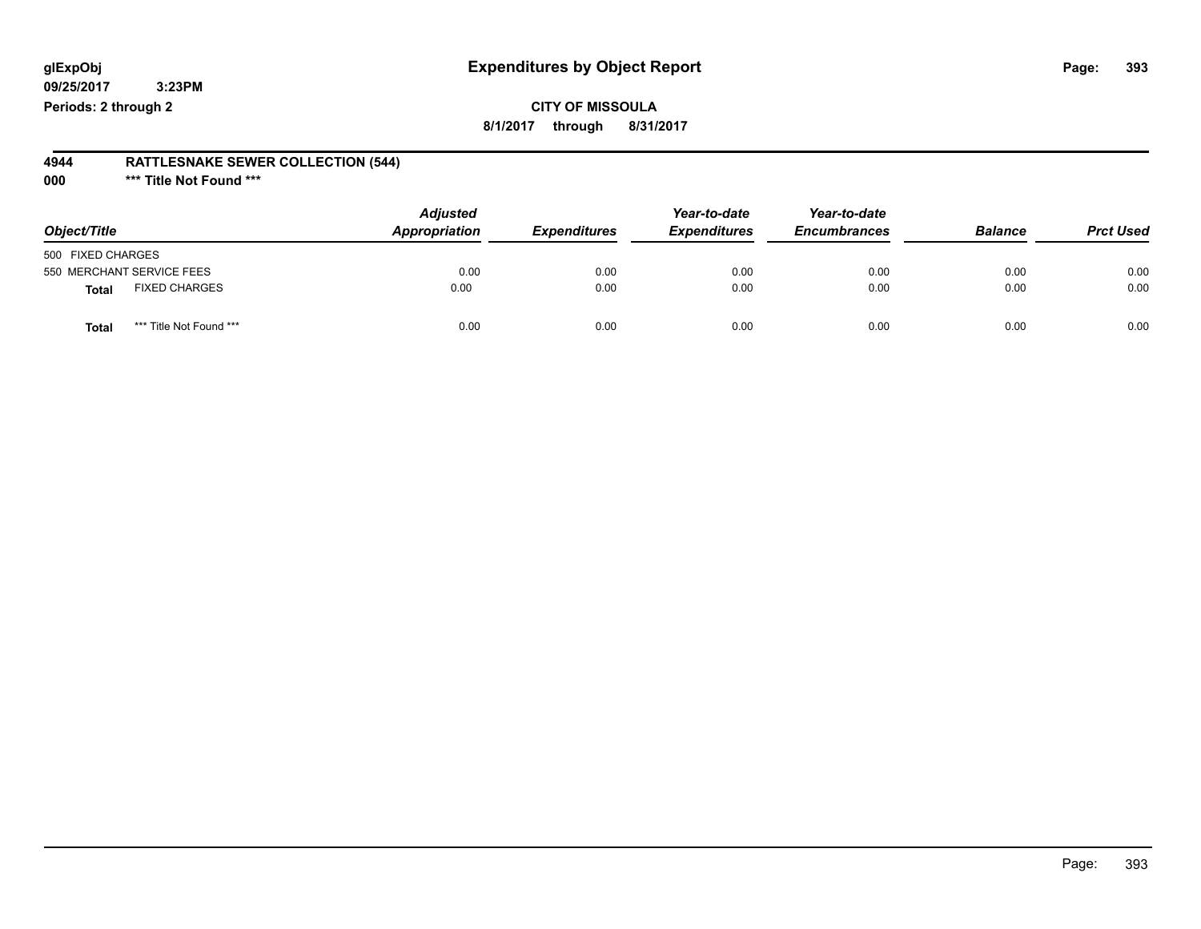# Expenditures by Object Report

glExpObj
09/25/2017 3:23PM
Periods: 2 through 2

**CITY OF MISSOULA**
**8/1/2017 through 8/31/2017**

**4944 RATTLESNAKE SEWER COLLECTION (544)**
**000 *** Title Not Found *****

| Object/Title | Adjusted Appropriation | Expenditures | Year-to-date Expenditures | Year-to-date Encumbrances | Balance | Prct Used |
|---|---|---|---|---|---|---|
| 500 FIXED CHARGES | | | | | | |
| 550 MERCHANT SERVICE FEES | 0.00 | 0.00 | 0.00 | 0.00 | 0.00 | 0.00 |
| **Total** FIXED CHARGES | 0.00 | 0.00 | 0.00 | 0.00 | 0.00 | 0.00 |
| **Total** *** Title Not Found *** | 0.00 | 0.00 | 0.00 | 0.00 | 0.00 | 0.00 |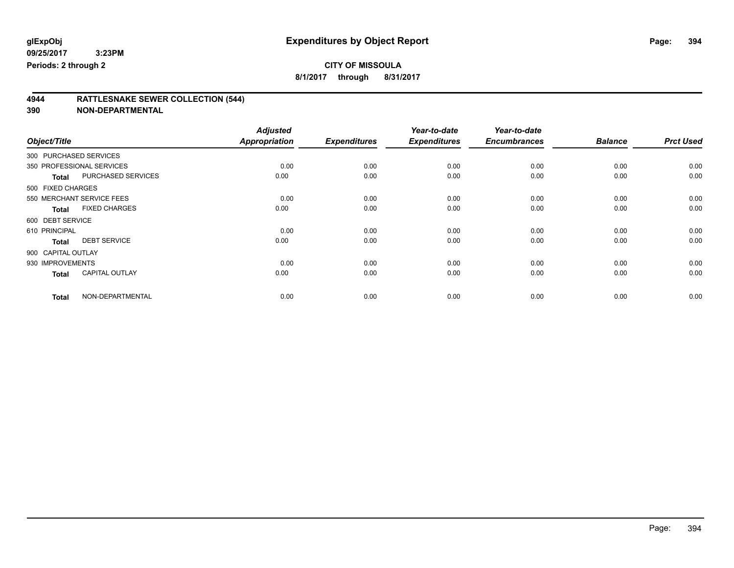# Expenditures by Object Report

glExpObj
09/25/2017 3:23PM
Periods: 2 through 2

**CITY OF MISSOULA**
**8/1/2017 through 8/31/2017**

## 4944 RATTLESNAKE SEWER COLLECTION (544)
## 390 NON-DEPARTMENTAL

| Object/Title | Adjusted Appropriation | Expenditures | Year-to-date Expenditures | Year-to-date Encumbrances | Balance | Prct Used |
|---|---|---|---|---|---|---|
| 300 PURCHASED SERVICES | | | | | | |
| 350 PROFESSIONAL SERVICES | 0.00 | 0.00 | 0.00 | 0.00 | 0.00 | 0.00 |
| **Total** PURCHASED SERVICES | 0.00 | 0.00 | 0.00 | 0.00 | 0.00 | 0.00 |
| 500 FIXED CHARGES | | | | | | |
| 550 MERCHANT SERVICE FEES | 0.00 | 0.00 | 0.00 | 0.00 | 0.00 | 0.00 |
| **Total** FIXED CHARGES | 0.00 | 0.00 | 0.00 | 0.00 | 0.00 | 0.00 |
| 600 DEBT SERVICE | | | | | | |
| 610 PRINCIPAL | 0.00 | 0.00 | 0.00 | 0.00 | 0.00 | 0.00 |
| **Total** DEBT SERVICE | 0.00 | 0.00 | 0.00 | 0.00 | 0.00 | 0.00 |
| 900 CAPITAL OUTLAY | | | | | | |
| 930 IMPROVEMENTS | 0.00 | 0.00 | 0.00 | 0.00 | 0.00 | 0.00 |
| **Total** CAPITAL OUTLAY | 0.00 | 0.00 | 0.00 | 0.00 | 0.00 | 0.00 |
| **Total** NON-DEPARTMENTAL | 0.00 | 0.00 | 0.00 | 0.00 | 0.00 | 0.00 |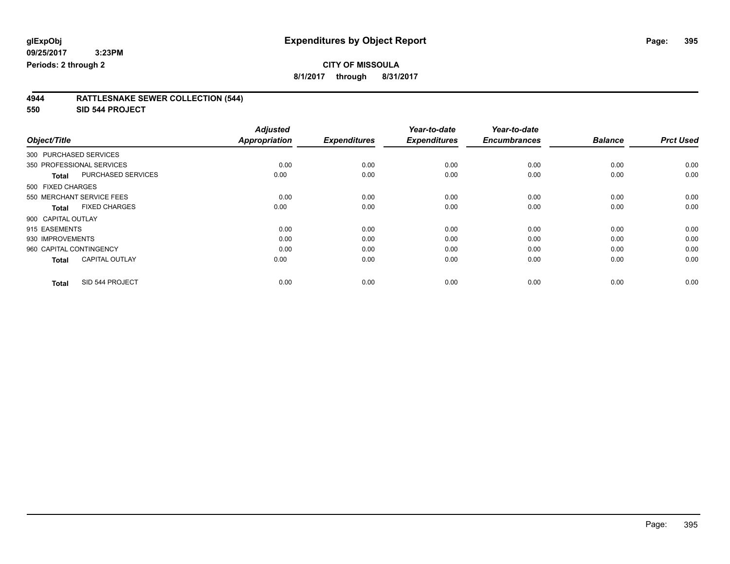**glExpObj**
**09/25/2017 3:23PM**
**Periods: 2 through 2**

# Expenditures by Object Report

**CITY OF MISSOULA**
**8/1/2017 through 8/31/2017**

## 4944 RATTLESNAKE SEWER COLLECTION (544)
## 550 SID 544 PROJECT

| Object/Title | Adjusted Appropriation | Expenditures | Year-to-date Expenditures | Year-to-date Encumbrances | Balance | Prct Used |
|---|---|---|---|---|---|---|
| 300 PURCHASED SERVICES | | | | | | |
| 350 PROFESSIONAL SERVICES | 0.00 | 0.00 | 0.00 | 0.00 | 0.00 | 0.00 |
| **Total** PURCHASED SERVICES | 0.00 | 0.00 | 0.00 | 0.00 | 0.00 | 0.00 |
| 500 FIXED CHARGES | | | | | | |
| 550 MERCHANT SERVICE FEES | 0.00 | 0.00 | 0.00 | 0.00 | 0.00 | 0.00 |
| **Total** FIXED CHARGES | 0.00 | 0.00 | 0.00 | 0.00 | 0.00 | 0.00 |
| 900 CAPITAL OUTLAY | | | | | | |
| 915 EASEMENTS | 0.00 | 0.00 | 0.00 | 0.00 | 0.00 | 0.00 |
| 930 IMPROVEMENTS | 0.00 | 0.00 | 0.00 | 0.00 | 0.00 | 0.00 |
| 960 CAPITAL CONTINGENCY | 0.00 | 0.00 | 0.00 | 0.00 | 0.00 | 0.00 |
| **Total** CAPITAL OUTLAY | 0.00 | 0.00 | 0.00 | 0.00 | 0.00 | 0.00 |
| **Total** SID 544 PROJECT | 0.00 | 0.00 | 0.00 | 0.00 | 0.00 | 0.00 |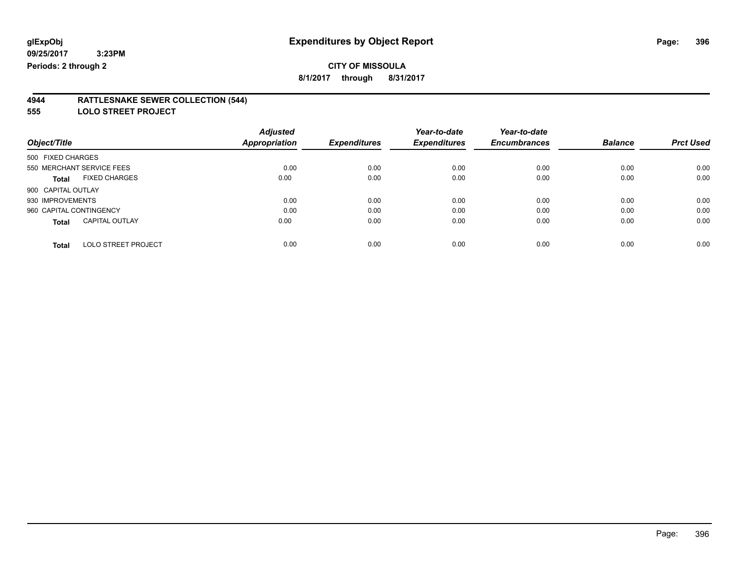glExpObj
09/25/2017 3:23PM
Periods: 2 through 2

# Expenditures by Object Report

**CITY OF MISSOULA**

**8/1/2017 through 8/31/2017**

## 4944 RATTLESNAKE SEWER COLLECTION (544)
## 555 LOLO STREET PROJECT

| Object/Title | Adjusted Appropriation | Expenditures | Year-to-date Expenditures | Year-to-date Encumbrances | Balance | Prct Used |
|---|---|---|---|---|---|---|
| 500 FIXED CHARGES | | | | | | |
| 550 MERCHANT SERVICE FEES | 0.00 | 0.00 | 0.00 | 0.00 | 0.00 | 0.00 |
| **Total** FIXED CHARGES | 0.00 | 0.00 | 0.00 | 0.00 | 0.00 | 0.00 |
| 900 CAPITAL OUTLAY | | | | | | |
| 930 IMPROVEMENTS | 0.00 | 0.00 | 0.00 | 0.00 | 0.00 | 0.00 |
| 960 CAPITAL CONTINGENCY | 0.00 | 0.00 | 0.00 | 0.00 | 0.00 | 0.00 |
| **Total** CAPITAL OUTLAY | 0.00 | 0.00 | 0.00 | 0.00 | 0.00 | 0.00 |
| **Total** LOLO STREET PROJECT | 0.00 | 0.00 | 0.00 | 0.00 | 0.00 | 0.00 |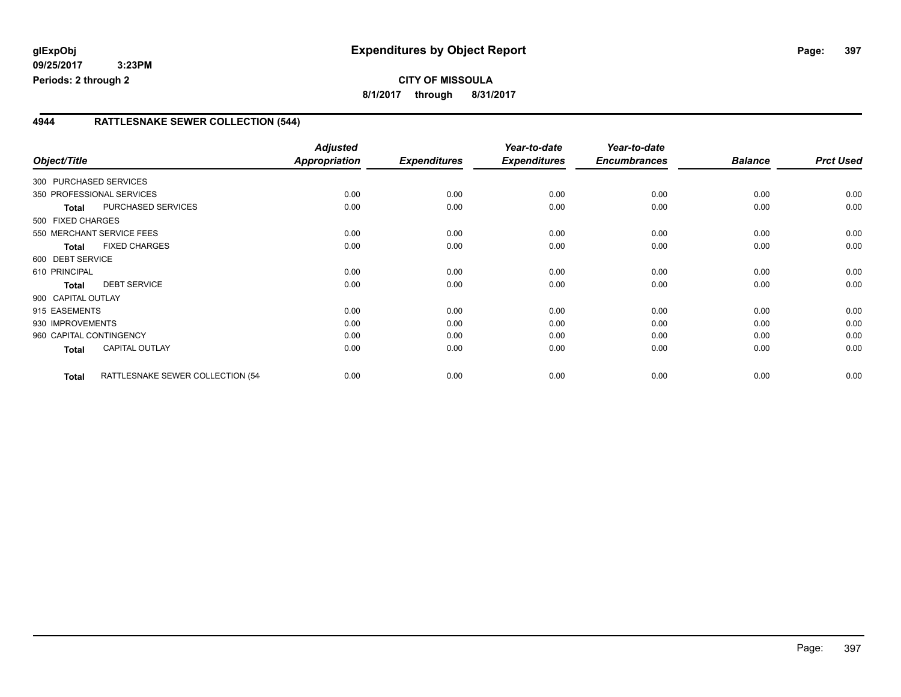**glExpObj** **Expenditures by Object Report**

**09/25/2017 3:23PM**

**Periods: 2 through 2**

**CITY OF MISSOULA**

**8/1/2017 through 8/31/2017**

## 4944 RATTLESNAKE SEWER COLLECTION (544)

| Object/Title | | Adjusted Appropriation | Expenditures | Year-to-date Expenditures | Year-to-date Encumbrances | Balance | Prct Used |
|---|---|---|---|---|---|---|---|
| 300 PURCHASED SERVICES | | | | | | | |
| 350 PROFESSIONAL SERVICES | | 0.00 | 0.00 | 0.00 | 0.00 | 0.00 | 0.00 |
| **Total** | PURCHASED SERVICES | 0.00 | 0.00 | 0.00 | 0.00 | 0.00 | 0.00 |
| 500 FIXED CHARGES | | | | | | | |
| 550 MERCHANT SERVICE FEES | | 0.00 | 0.00 | 0.00 | 0.00 | 0.00 | 0.00 |
| **Total** | FIXED CHARGES | 0.00 | 0.00 | 0.00 | 0.00 | 0.00 | 0.00 |
| 600 DEBT SERVICE | | | | | | | |
| 610 PRINCIPAL | | 0.00 | 0.00 | 0.00 | 0.00 | 0.00 | 0.00 |
| **Total** | DEBT SERVICE | 0.00 | 0.00 | 0.00 | 0.00 | 0.00 | 0.00 |
| 900 CAPITAL OUTLAY | | | | | | | |
| 915 EASEMENTS | | 0.00 | 0.00 | 0.00 | 0.00 | 0.00 | 0.00 |
| 930 IMPROVEMENTS | | 0.00 | 0.00 | 0.00 | 0.00 | 0.00 | 0.00 |
| 960 CAPITAL CONTINGENCY | | 0.00 | 0.00 | 0.00 | 0.00 | 0.00 | 0.00 |
| **Total** | CAPITAL OUTLAY | 0.00 | 0.00 | 0.00 | 0.00 | 0.00 | 0.00 |
| **Total** | RATTLESNAKE SEWER COLLECTION (54 | 0.00 | 0.00 | 0.00 | 0.00 | 0.00 | 0.00 |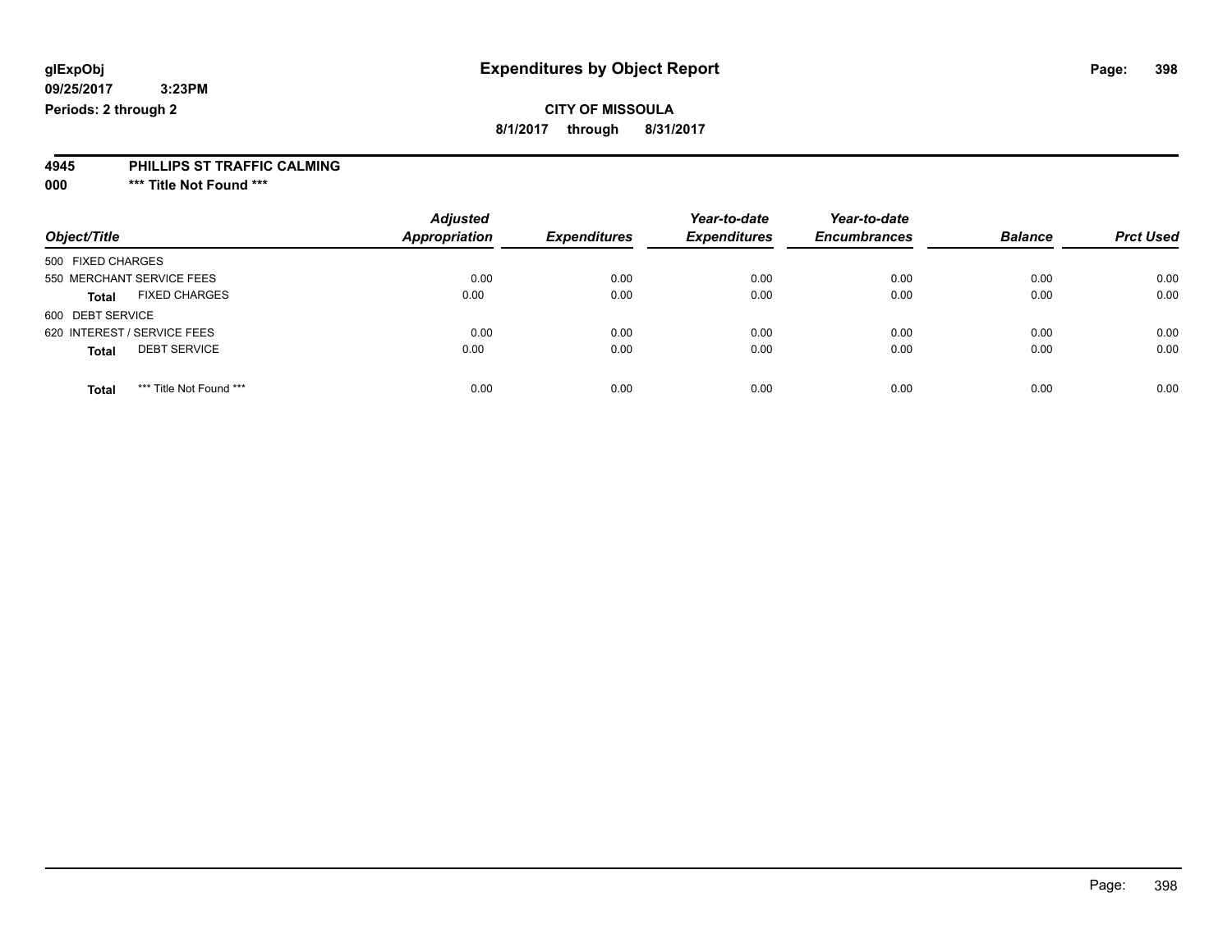**glExpObj** **Expenditures by Object Report**
**09/25/2017 3:23PM**
**Periods: 2 through 2**

**CITY OF MISSOULA**
**8/1/2017 through 8/31/2017**

**4945 PHILLIPS ST TRAFFIC CALMING**
**000 \*\*\* Title Not Found \*\*\***

| Object/Title | Adjusted Appropriation | Expenditures | Year-to-date Expenditures | Year-to-date Encumbrances | Balance | Prct Used |
|---|---|---|---|---|---|---|
| 500 FIXED CHARGES | | | | | | |
| 550 MERCHANT SERVICE FEES | 0.00 | 0.00 | 0.00 | 0.00 | 0.00 | 0.00 |
| **Total** FIXED CHARGES | 0.00 | 0.00 | 0.00 | 0.00 | 0.00 | 0.00 |
| 600 DEBT SERVICE | | | | | | |
| 620 INTEREST / SERVICE FEES | 0.00 | 0.00 | 0.00 | 0.00 | 0.00 | 0.00 |
| **Total** DEBT SERVICE | 0.00 | 0.00 | 0.00 | 0.00 | 0.00 | 0.00 |
| **Total** \*\*\* Title Not Found \*\*\* | 0.00 | 0.00 | 0.00 | 0.00 | 0.00 | 0.00 |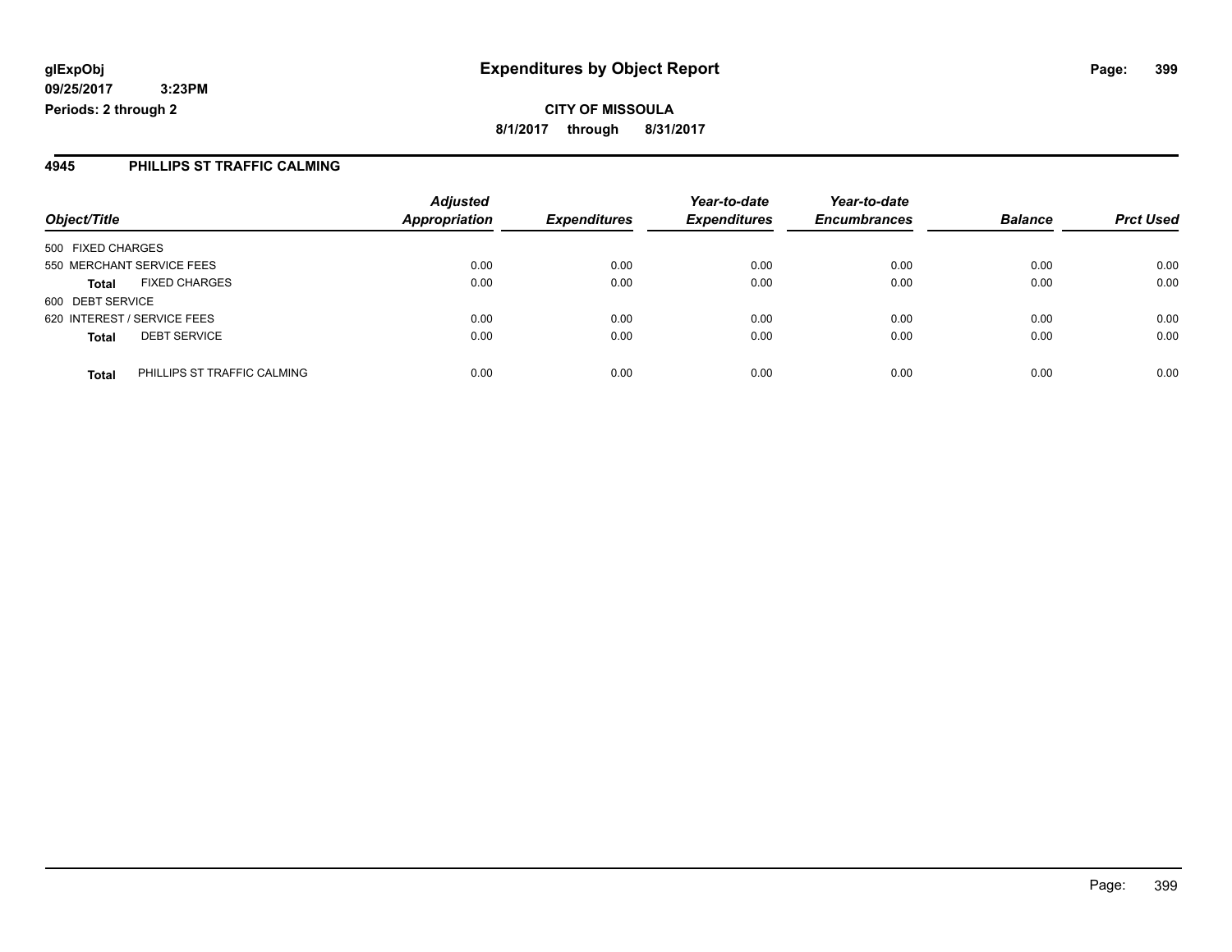# Expenditures by Object Report

glExpObj
09/25/2017 3:23PM
Periods: 2 through 2

**CITY OF MISSOULA**
**8/1/2017 through 8/31/2017**

## 4945 PHILLIPS ST TRAFFIC CALMING

| Object/Title | Adjusted Appropriation | Expenditures | Year-to-date Expenditures | Year-to-date Encumbrances | Balance | Prct Used |
|---|---|---|---|---|---|---|
| 500 FIXED CHARGES | | | | | | |
| 550 MERCHANT SERVICE FEES | 0.00 | 0.00 | 0.00 | 0.00 | 0.00 | 0.00 |
| **Total** FIXED CHARGES | 0.00 | 0.00 | 0.00 | 0.00 | 0.00 | 0.00 |
| 600 DEBT SERVICE | | | | | | |
| 620 INTEREST / SERVICE FEES | 0.00 | 0.00 | 0.00 | 0.00 | 0.00 | 0.00 |
| **Total** DEBT SERVICE | 0.00 | 0.00 | 0.00 | 0.00 | 0.00 | 0.00 |
| **Total** PHILLIPS ST TRAFFIC CALMING | 0.00 | 0.00 | 0.00 | 0.00 | 0.00 | 0.00 |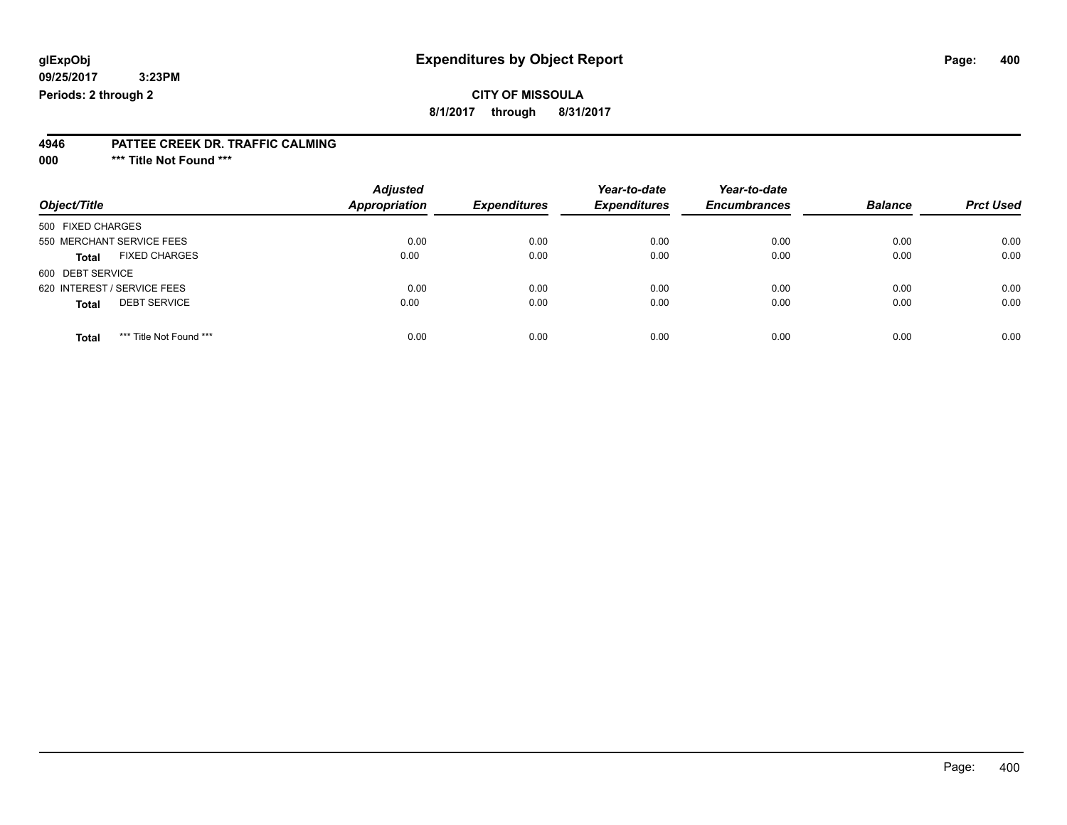**glExpObj** **Expenditures by Object Report**

**09/25/2017 3:23PM**

**Periods: 2 through 2**

**CITY OF MISSOULA**

**8/1/2017 through 8/31/2017**

## 4946 PATTEE CREEK DR. TRAFFIC CALMING

**000 *** Title Not Found *****

| Object/Title | Adjusted Appropriation | Expenditures | Year-to-date Expenditures | Year-to-date Encumbrances | Balance | Prct Used |
|---|---|---|---|---|---|---|
| 500 FIXED CHARGES | | | | | | |
| 550 MERCHANT SERVICE FEES | 0.00 | 0.00 | 0.00 | 0.00 | 0.00 | 0.00 |
| **Total** FIXED CHARGES | 0.00 | 0.00 | 0.00 | 0.00 | 0.00 | 0.00 |
| 600 DEBT SERVICE | | | | | | |
| 620 INTEREST / SERVICE FEES | 0.00 | 0.00 | 0.00 | 0.00 | 0.00 | 0.00 |
| **Total** DEBT SERVICE | 0.00 | 0.00 | 0.00 | 0.00 | 0.00 | 0.00 |
| **Total** *** Title Not Found *** | 0.00 | 0.00 | 0.00 | 0.00 | 0.00 | 0.00 |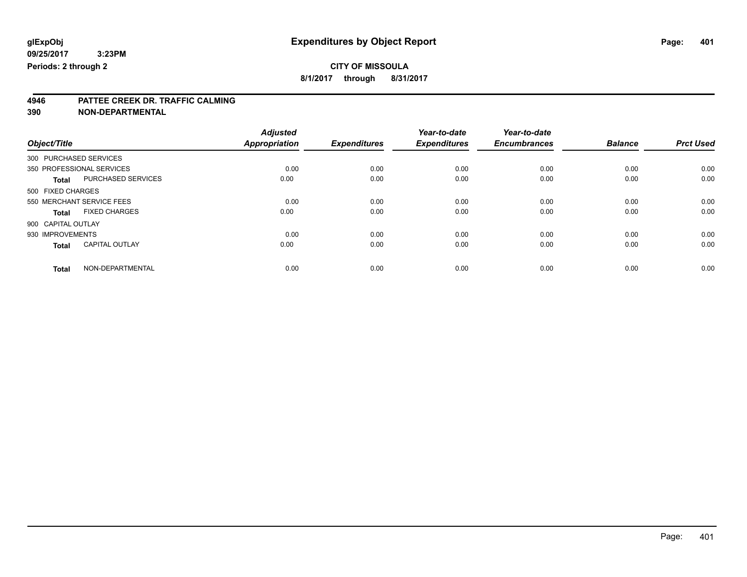**glExpObj** **Expenditures by Object Report**

**09/25/2017 3:23PM**

**Periods: 2 through 2**

**CITY OF MISSOULA**

**8/1/2017 through 8/31/2017**

## 4946 PATTEE CREEK DR. TRAFFIC CALMING

## 390 NON-DEPARTMENTAL

| Object/Title | | Adjusted Appropriation | Expenditures | Year-to-date Expenditures | Year-to-date Encumbrances | Balance | Prct Used |
|---|---|---|---|---|---|---|---|
| 300 PURCHASED SERVICES | | | | | | | |
| 350 PROFESSIONAL SERVICES | | 0.00 | 0.00 | 0.00 | 0.00 | 0.00 | 0.00 |
| **Total** | PURCHASED SERVICES | 0.00 | 0.00 | 0.00 | 0.00 | 0.00 | 0.00 |
| 500 FIXED CHARGES | | | | | | | |
| 550 MERCHANT SERVICE FEES | | 0.00 | 0.00 | 0.00 | 0.00 | 0.00 | 0.00 |
| **Total** | FIXED CHARGES | 0.00 | 0.00 | 0.00 | 0.00 | 0.00 | 0.00 |
| 900 CAPITAL OUTLAY | | | | | | | |
| 930 IMPROVEMENTS | | 0.00 | 0.00 | 0.00 | 0.00 | 0.00 | 0.00 |
| **Total** | CAPITAL OUTLAY | 0.00 | 0.00 | 0.00 | 0.00 | 0.00 | 0.00 |
| **Total** | NON-DEPARTMENTAL | 0.00 | 0.00 | 0.00 | 0.00 | 0.00 | 0.00 |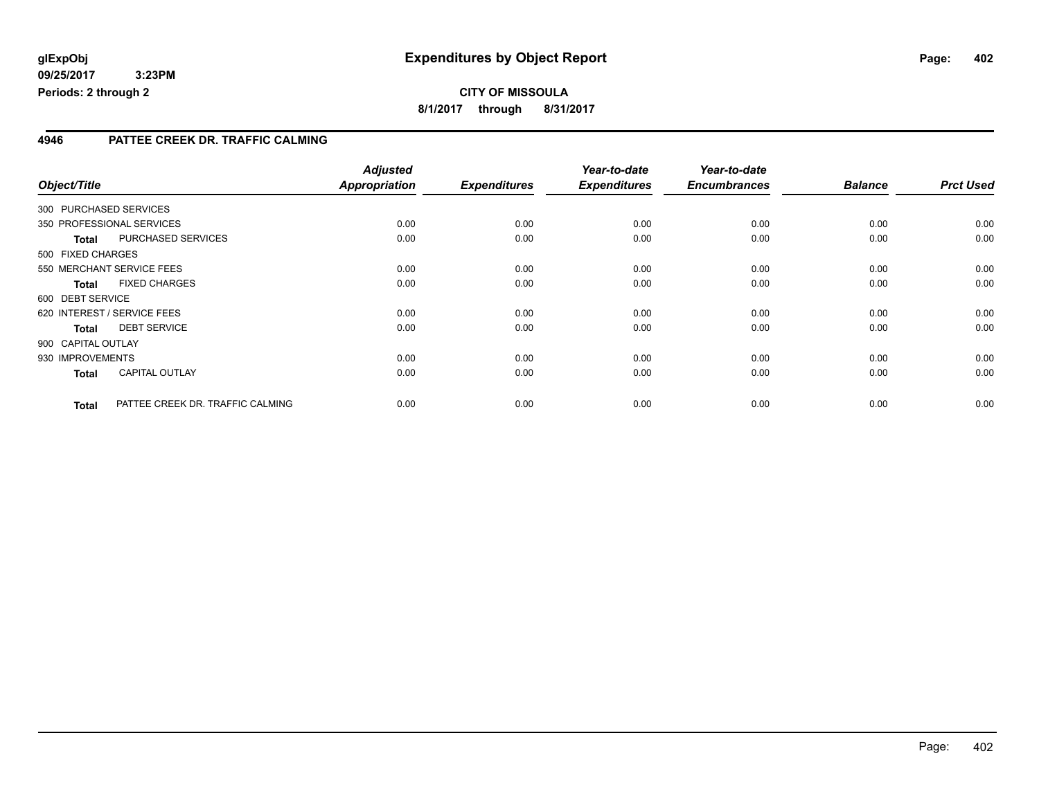**glExpObj**
**09/25/2017 3:23PM**
**Periods: 2 through 2**

# Expenditures by Object Report

**CITY OF MISSOULA**
**8/1/2017 through 8/31/2017**

## 4946 PATTEE CREEK DR. TRAFFIC CALMING

| Object/Title | | Adjusted Appropriation | Expenditures | Year-to-date Expenditures | Year-to-date Encumbrances | Balance | Prct Used |
|---|---|---|---|---|---|---|---|
| 300 PURCHASED SERVICES | | | | | | | |
| 350 PROFESSIONAL SERVICES | | 0.00 | 0.00 | 0.00 | 0.00 | 0.00 | 0.00 |
| **Total** | PURCHASED SERVICES | 0.00 | 0.00 | 0.00 | 0.00 | 0.00 | 0.00 |
| 500 FIXED CHARGES | | | | | | | |
| 550 MERCHANT SERVICE FEES | | 0.00 | 0.00 | 0.00 | 0.00 | 0.00 | 0.00 |
| **Total** | FIXED CHARGES | 0.00 | 0.00 | 0.00 | 0.00 | 0.00 | 0.00 |
| 600 DEBT SERVICE | | | | | | | |
| 620 INTEREST / SERVICE FEES | | 0.00 | 0.00 | 0.00 | 0.00 | 0.00 | 0.00 |
| **Total** | DEBT SERVICE | 0.00 | 0.00 | 0.00 | 0.00 | 0.00 | 0.00 |
| 900 CAPITAL OUTLAY | | | | | | | |
| 930 IMPROVEMENTS | | 0.00 | 0.00 | 0.00 | 0.00 | 0.00 | 0.00 |
| **Total** | CAPITAL OUTLAY | 0.00 | 0.00 | 0.00 | 0.00 | 0.00 | 0.00 |
| **Total** | PATTEE CREEK DR. TRAFFIC CALMING | 0.00 | 0.00 | 0.00 | 0.00 | 0.00 | 0.00 |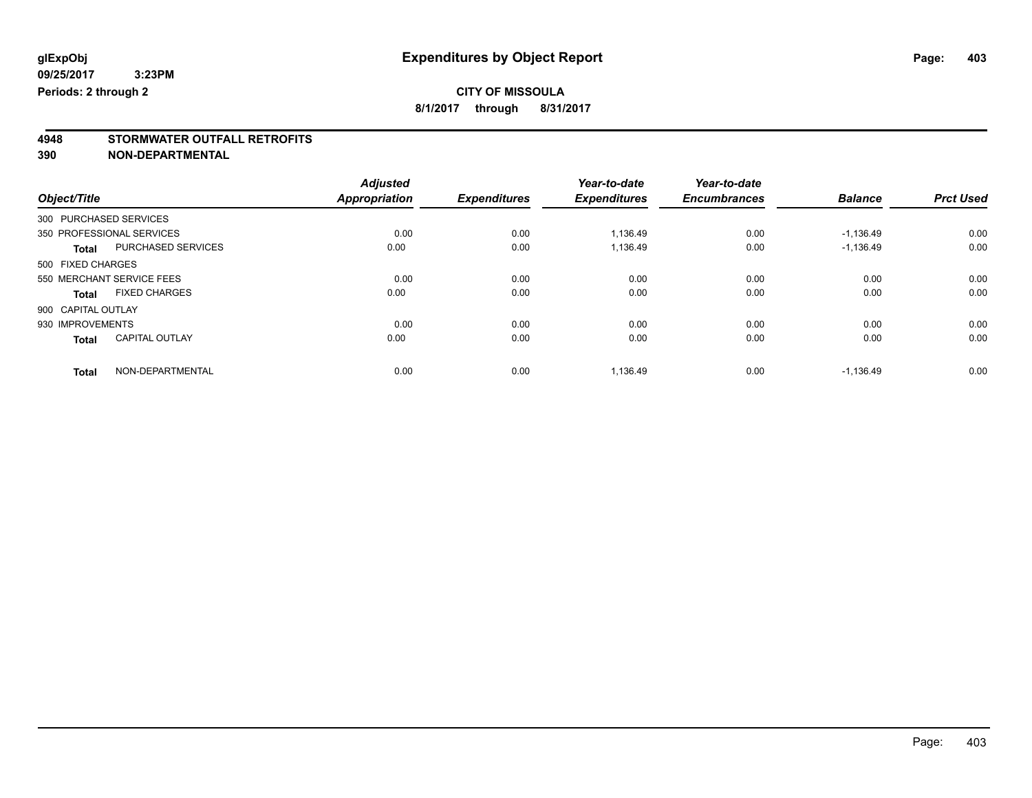**glExpObj** **Expenditures by Object Report**
**09/25/2017 3:23PM**
**Periods: 2 through 2**

**CITY OF MISSOULA**
**8/1/2017 through 8/31/2017**

## 4948 STORMWATER OUTFALL RETROFITS
## 390 NON-DEPARTMENTAL

| Object/Title | | Adjusted Appropriation | Expenditures | Year-to-date Expenditures | Year-to-date Encumbrances | Balance | Prct Used |
|---|---|---|---|---|---|---|---|
| 300 PURCHASED SERVICES | | | | | | | |
| 350 PROFESSIONAL SERVICES | | 0.00 | 0.00 | 1,136.49 | 0.00 | -1,136.49 | 0.00 |
| **Total** | PURCHASED SERVICES | 0.00 | 0.00 | 1,136.49 | 0.00 | -1,136.49 | 0.00 |
| 500 FIXED CHARGES | | | | | | | |
| 550 MERCHANT SERVICE FEES | | 0.00 | 0.00 | 0.00 | 0.00 | 0.00 | 0.00 |
| **Total** | FIXED CHARGES | 0.00 | 0.00 | 0.00 | 0.00 | 0.00 | 0.00 |
| 900 CAPITAL OUTLAY | | | | | | | |
| 930 IMPROVEMENTS | | 0.00 | 0.00 | 0.00 | 0.00 | 0.00 | 0.00 |
| **Total** | CAPITAL OUTLAY | 0.00 | 0.00 | 0.00 | 0.00 | 0.00 | 0.00 |
| **Total** | NON-DEPARTMENTAL | 0.00 | 0.00 | 1,136.49 | 0.00 | -1,136.49 | 0.00 |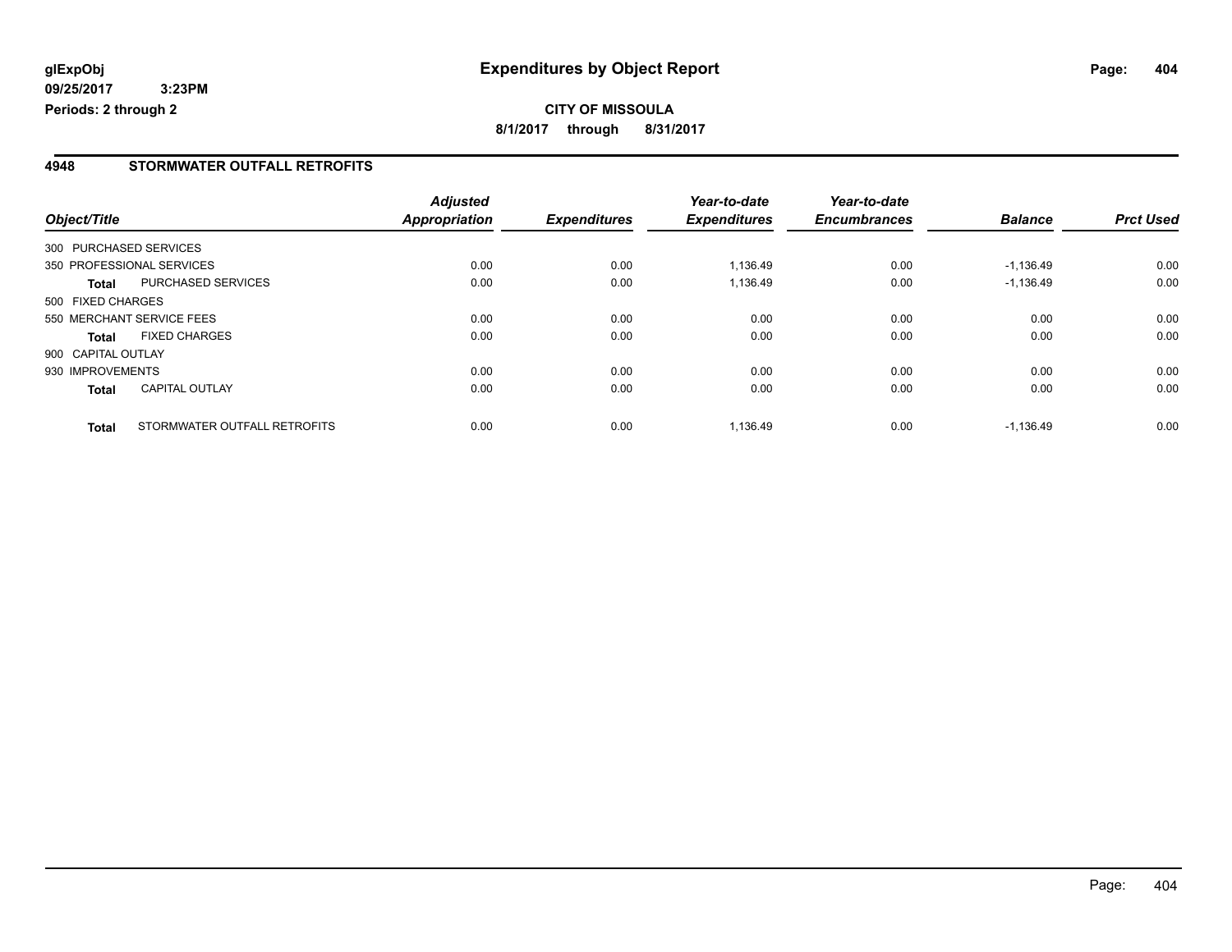**glExpObj** | **Expenditures by Object Report**

**09/25/2017 3:23PM**

**Periods: 2 through 2**

**CITY OF MISSOULA**

**8/1/2017 through 8/31/2017**

## 4948 STORMWATER OUTFALL RETROFITS

| Object/Title | | Adjusted Appropriation | Expenditures | Year-to-date Expenditures | Year-to-date Encumbrances | Balance | Prct Used |
|---|---|---|---|---|---|---|---|
| 300 PURCHASED SERVICES | | | | | | | |
| 350 PROFESSIONAL SERVICES | | 0.00 | 0.00 | 1,136.49 | 0.00 | -1,136.49 | 0.00 |
| **Total** | PURCHASED SERVICES | 0.00 | 0.00 | 1,136.49 | 0.00 | -1,136.49 | 0.00 |
| 500 FIXED CHARGES | | | | | | | |
| 550 MERCHANT SERVICE FEES | | 0.00 | 0.00 | 0.00 | 0.00 | 0.00 | 0.00 |
| **Total** | FIXED CHARGES | 0.00 | 0.00 | 0.00 | 0.00 | 0.00 | 0.00 |
| 900 CAPITAL OUTLAY | | | | | | | |
| 930 IMPROVEMENTS | | 0.00 | 0.00 | 0.00 | 0.00 | 0.00 | 0.00 |
| **Total** | CAPITAL OUTLAY | 0.00 | 0.00 | 0.00 | 0.00 | 0.00 | 0.00 |
| **Total** | STORMWATER OUTFALL RETROFITS | 0.00 | 0.00 | 1,136.49 | 0.00 | -1,136.49 | 0.00 |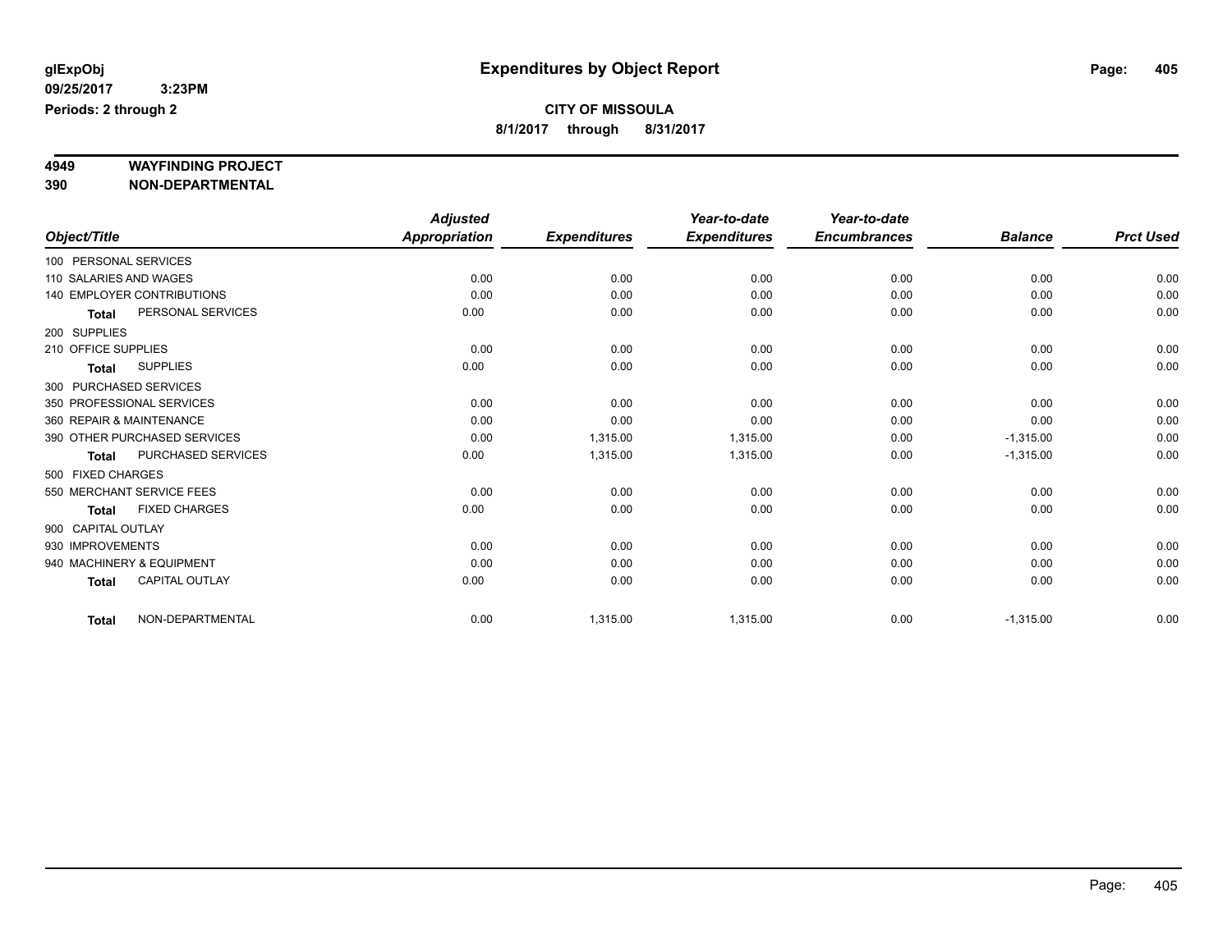glExpObj
09/25/2017 3:23PM
Periods: 2 through 2

# Expenditures by Object Report

**CITY OF MISSOULA**
**8/1/2017 through 8/31/2017**

**4949 WAYFINDING PROJECT**
**390 NON-DEPARTMENTAL**

| Object/Title | Adjusted Appropriation | Expenditures | Year-to-date Expenditures | Year-to-date Encumbrances | Balance | Prct Used |
|---|---|---|---|---|---|---|
| 100 PERSONAL SERVICES | | | | | | |
| 110 SALARIES AND WAGES | 0.00 | 0.00 | 0.00 | 0.00 | 0.00 | 0.00 |
| 140 EMPLOYER CONTRIBUTIONS | 0.00 | 0.00 | 0.00 | 0.00 | 0.00 | 0.00 |
| **Total** PERSONAL SERVICES | 0.00 | 0.00 | 0.00 | 0.00 | 0.00 | 0.00 |
| 200 SUPPLIES | | | | | | |
| 210 OFFICE SUPPLIES | 0.00 | 0.00 | 0.00 | 0.00 | 0.00 | 0.00 |
| **Total** SUPPLIES | 0.00 | 0.00 | 0.00 | 0.00 | 0.00 | 0.00 |
| 300 PURCHASED SERVICES | | | | | | |
| 350 PROFESSIONAL SERVICES | 0.00 | 0.00 | 0.00 | 0.00 | 0.00 | 0.00 |
| 360 REPAIR & MAINTENANCE | 0.00 | 0.00 | 0.00 | 0.00 | 0.00 | 0.00 |
| 390 OTHER PURCHASED SERVICES | 0.00 | 1,315.00 | 1,315.00 | 0.00 | -1,315.00 | 0.00 |
| **Total** PURCHASED SERVICES | 0.00 | 1,315.00 | 1,315.00 | 0.00 | -1,315.00 | 0.00 |
| 500 FIXED CHARGES | | | | | | |
| 550 MERCHANT SERVICE FEES | 0.00 | 0.00 | 0.00 | 0.00 | 0.00 | 0.00 |
| **Total** FIXED CHARGES | 0.00 | 0.00 | 0.00 | 0.00 | 0.00 | 0.00 |
| 900 CAPITAL OUTLAY | | | | | | |
| 930 IMPROVEMENTS | 0.00 | 0.00 | 0.00 | 0.00 | 0.00 | 0.00 |
| 940 MACHINERY & EQUIPMENT | 0.00 | 0.00 | 0.00 | 0.00 | 0.00 | 0.00 |
| **Total** CAPITAL OUTLAY | 0.00 | 0.00 | 0.00 | 0.00 | 0.00 | 0.00 |
| **Total** NON-DEPARTMENTAL | 0.00 | 1,315.00 | 1,315.00 | 0.00 | -1,315.00 | 0.00 |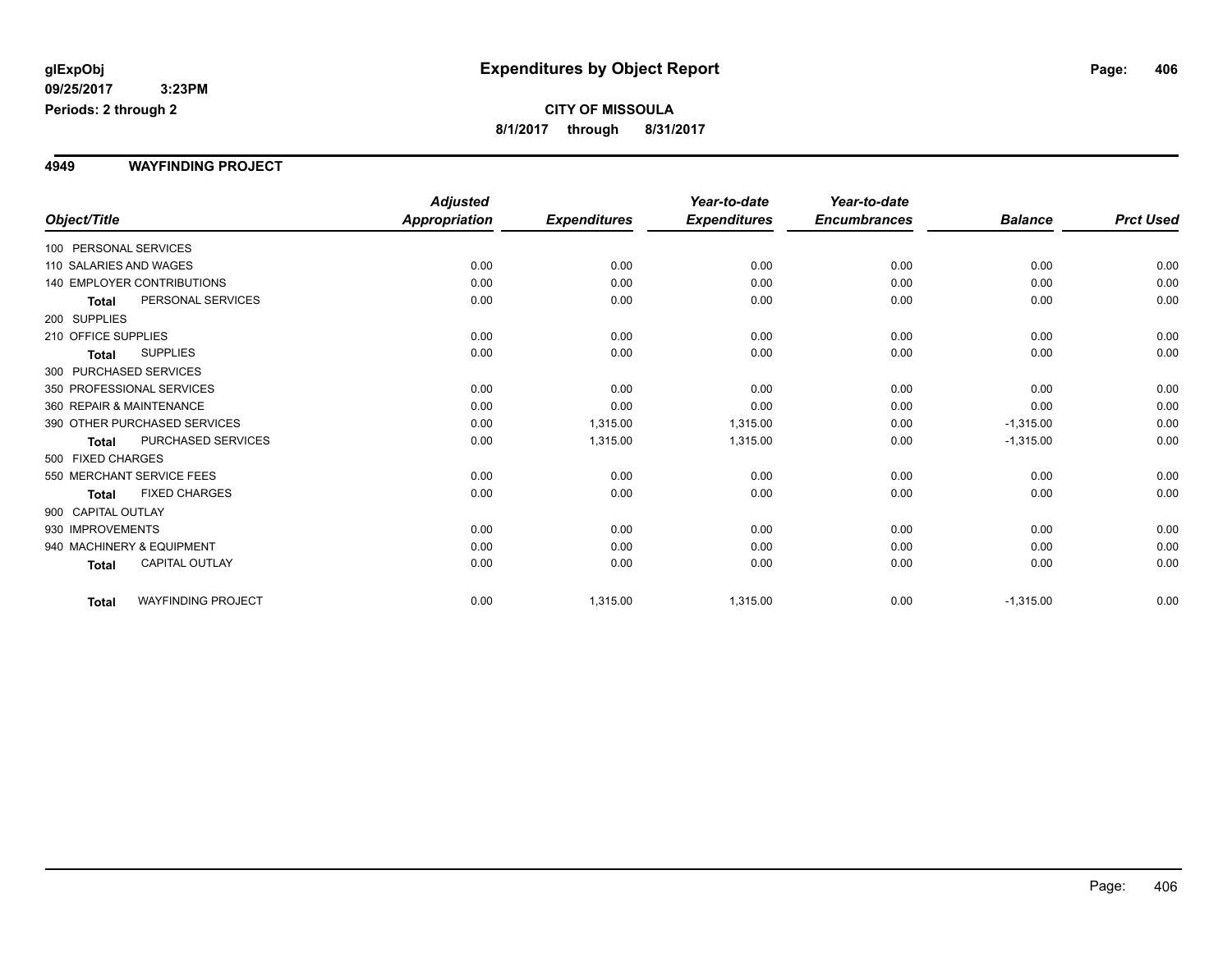# Expenditures by Object Report

glExpObj
09/25/2017 3:23PM
Periods: 2 through 2

**CITY OF MISSOULA**
**8/1/2017 through 8/31/2017**

## 4949 WAYFINDING PROJECT

| Object/Title | | Adjusted Appropriation | Expenditures | Year-to-date Expenditures | Year-to-date Encumbrances | Balance | Prct Used |
|---|---|---|---|---|---|---|---|
| 100 PERSONAL SERVICES | | | | | | | |
| 110 SALARIES AND WAGES | | 0.00 | 0.00 | 0.00 | 0.00 | 0.00 | 0.00 |
| 140 EMPLOYER CONTRIBUTIONS | | 0.00 | 0.00 | 0.00 | 0.00 | 0.00 | 0.00 |
| **Total** | PERSONAL SERVICES | 0.00 | 0.00 | 0.00 | 0.00 | 0.00 | 0.00 |
| 200 SUPPLIES | | | | | | | |
| 210 OFFICE SUPPLIES | | 0.00 | 0.00 | 0.00 | 0.00 | 0.00 | 0.00 |
| **Total** | SUPPLIES | 0.00 | 0.00 | 0.00 | 0.00 | 0.00 | 0.00 |
| 300 PURCHASED SERVICES | | | | | | | |
| 350 PROFESSIONAL SERVICES | | 0.00 | 0.00 | 0.00 | 0.00 | 0.00 | 0.00 |
| 360 REPAIR & MAINTENANCE | | 0.00 | 0.00 | 0.00 | 0.00 | 0.00 | 0.00 |
| 390 OTHER PURCHASED SERVICES | | 0.00 | 1,315.00 | 1,315.00 | 0.00 | -1,315.00 | 0.00 |
| **Total** | PURCHASED SERVICES | 0.00 | 1,315.00 | 1,315.00 | 0.00 | -1,315.00 | 0.00 |
| 500 FIXED CHARGES | | | | | | | |
| 550 MERCHANT SERVICE FEES | | 0.00 | 0.00 | 0.00 | 0.00 | 0.00 | 0.00 |
| **Total** | FIXED CHARGES | 0.00 | 0.00 | 0.00 | 0.00 | 0.00 | 0.00 |
| 900 CAPITAL OUTLAY | | | | | | | |
| 930 IMPROVEMENTS | | 0.00 | 0.00 | 0.00 | 0.00 | 0.00 | 0.00 |
| 940 MACHINERY & EQUIPMENT | | 0.00 | 0.00 | 0.00 | 0.00 | 0.00 | 0.00 |
| **Total** | CAPITAL OUTLAY | 0.00 | 0.00 | 0.00 | 0.00 | 0.00 | 0.00 |
| **Total** | WAYFINDING PROJECT | 0.00 | 1,315.00 | 1,315.00 | 0.00 | -1,315.00 | 0.00 |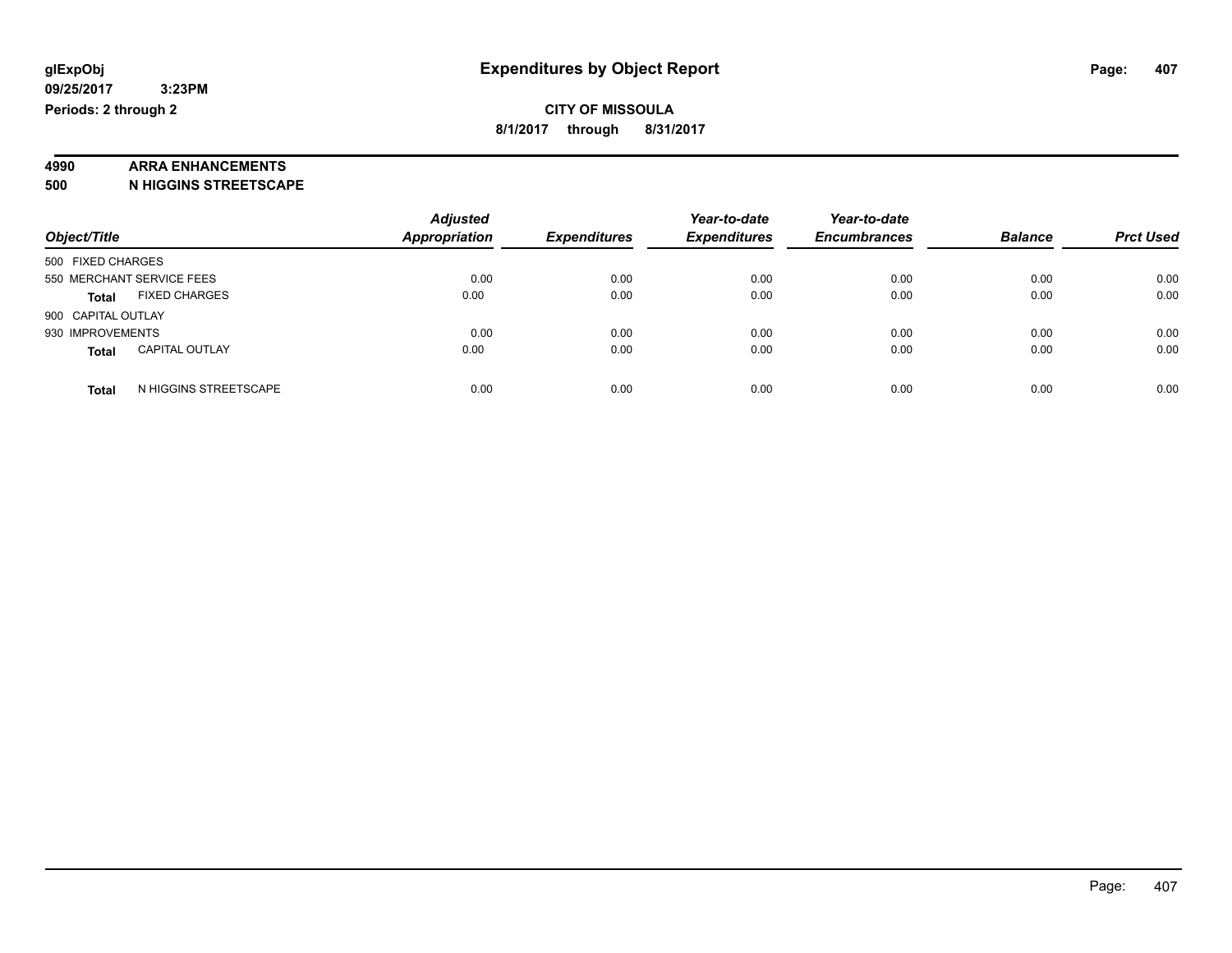**glExpObj**
**09/25/2017 3:23PM**
**Periods: 2 through 2**

# Expenditures by Object Report

**CITY OF MISSOULA**
**8/1/2017 through 8/31/2017**

**4990 ARRA ENHANCEMENTS**
**500 N HIGGINS STREETSCAPE**

| Object/Title | Adjusted Appropriation | Expenditures | Year-to-date Expenditures | Year-to-date Encumbrances | Balance | Prct Used |
|---|---|---|---|---|---|---|
| 500 FIXED CHARGES | | | | | | |
| 550 MERCHANT SERVICE FEES | 0.00 | 0.00 | 0.00 | 0.00 | 0.00 | 0.00 |
| **Total** FIXED CHARGES | 0.00 | 0.00 | 0.00 | 0.00 | 0.00 | 0.00 |
| 900 CAPITAL OUTLAY | | | | | | |
| 930 IMPROVEMENTS | 0.00 | 0.00 | 0.00 | 0.00 | 0.00 | 0.00 |
| **Total** CAPITAL OUTLAY | 0.00 | 0.00 | 0.00 | 0.00 | 0.00 | 0.00 |
| **Total** N HIGGINS STREETSCAPE | 0.00 | 0.00 | 0.00 | 0.00 | 0.00 | 0.00 |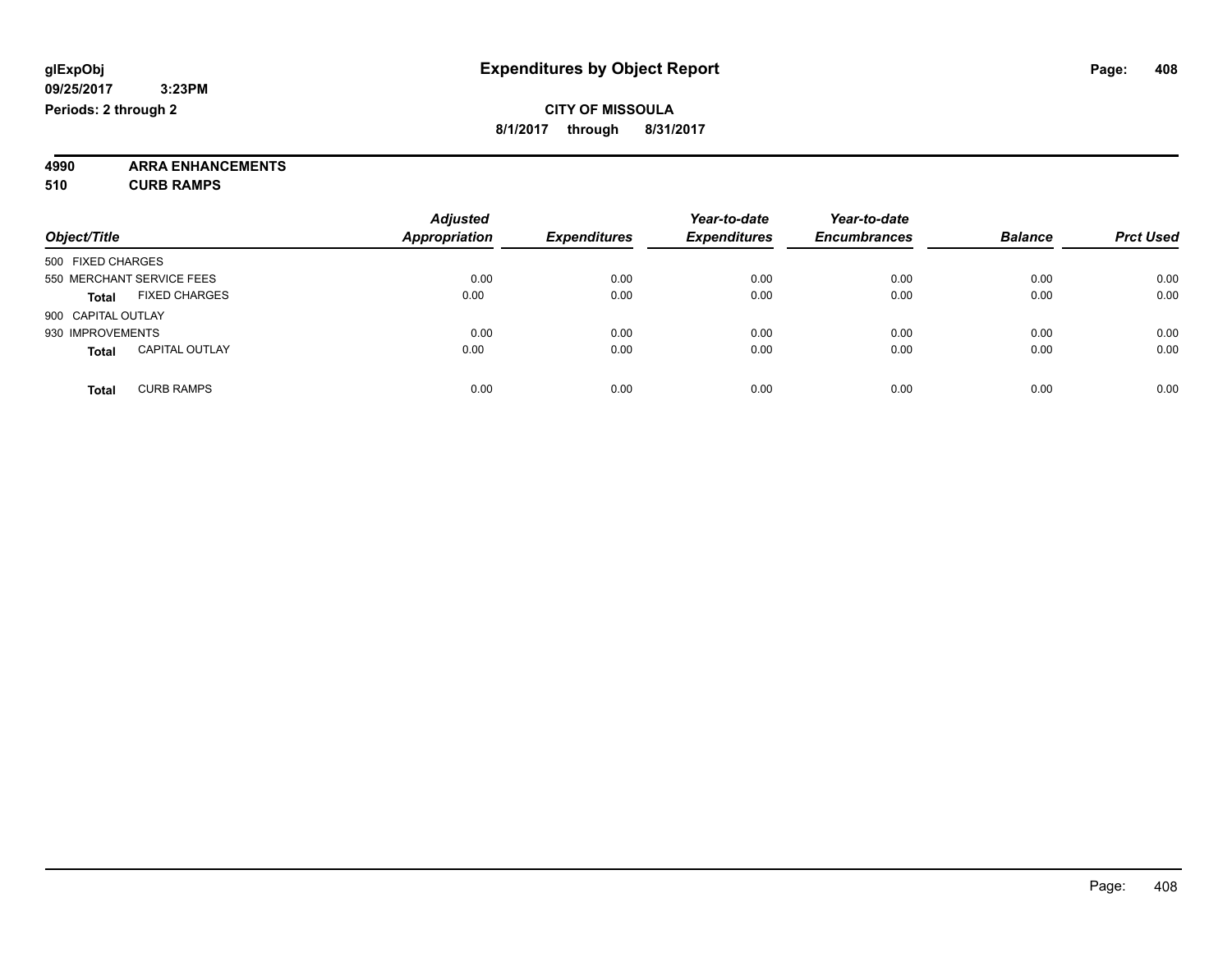**glExpObj** **Expenditures by Object Report**

**09/25/2017 3:23PM**

**Periods: 2 through 2**

**CITY OF MISSOULA**

**8/1/2017 through 8/31/2017**

**4990 ARRA ENHANCEMENTS**

**510 CURB RAMPS**

| Object/Title | Adjusted Appropriation | Expenditures | Year-to-date Expenditures | Year-to-date Encumbrances | Balance | Prct Used |
|---|---|---|---|---|---|---|
| 500 FIXED CHARGES | | | | | | |
| 550 MERCHANT SERVICE FEES | 0.00 | 0.00 | 0.00 | 0.00 | 0.00 | 0.00 |
| **Total** FIXED CHARGES | 0.00 | 0.00 | 0.00 | 0.00 | 0.00 | 0.00 |
| 900 CAPITAL OUTLAY | | | | | | |
| 930 IMPROVEMENTS | 0.00 | 0.00 | 0.00 | 0.00 | 0.00 | 0.00 |
| **Total** CAPITAL OUTLAY | 0.00 | 0.00 | 0.00 | 0.00 | 0.00 | 0.00 |
| **Total** CURB RAMPS | 0.00 | 0.00 | 0.00 | 0.00 | 0.00 | 0.00 |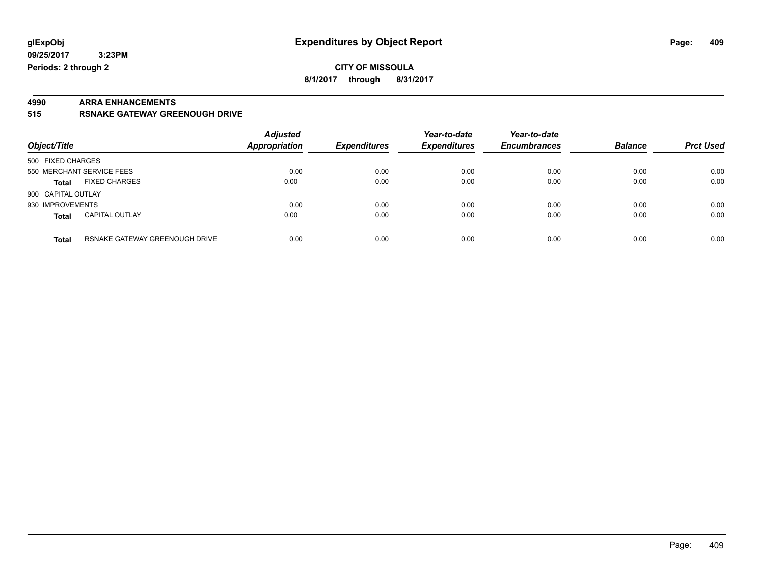**glExpObj** **Expenditures by Object Report**

**09/25/2017 3:23PM**

**Periods: 2 through 2**

**CITY OF MISSOULA**

**8/1/2017 through 8/31/2017**

**4990 ARRA ENHANCEMENTS**

**515 RSNAKE GATEWAY GREENOUGH DRIVE**

| Object/Title | | Adjusted Appropriation | Expenditures | Year-to-date Expenditures | Year-to-date Encumbrances | Balance | Prct Used |
|---|---|---|---|---|---|---|---|
| 500 FIXED CHARGES | | | | | | | |
| 550 MERCHANT SERVICE FEES | | 0.00 | 0.00 | 0.00 | 0.00 | 0.00 | 0.00 |
| **Total** | FIXED CHARGES | 0.00 | 0.00 | 0.00 | 0.00 | 0.00 | 0.00 |
| 900 CAPITAL OUTLAY | | | | | | | |
| 930 IMPROVEMENTS | | 0.00 | 0.00 | 0.00 | 0.00 | 0.00 | 0.00 |
| **Total** | CAPITAL OUTLAY | 0.00 | 0.00 | 0.00 | 0.00 | 0.00 | 0.00 |
| **Total** | RSNAKE GATEWAY GREENOUGH DRIVE | 0.00 | 0.00 | 0.00 | 0.00 | 0.00 | 0.00 |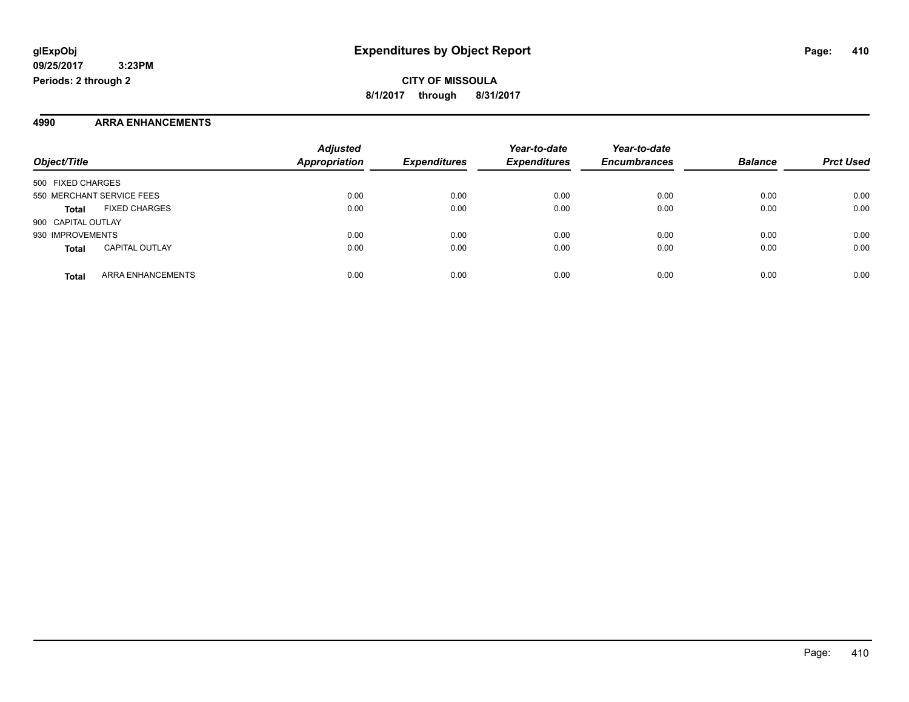**glExpObj**
**09/25/2017 3:23PM**
**Periods: 2 through 2**

# Expenditures by Object Report

**CITY OF MISSOULA**
**8/1/2017 through 8/31/2017**

## 4990 ARRA ENHANCEMENTS

| Object/Title | Adjusted Appropriation | Expenditures | Year-to-date Expenditures | Year-to-date Encumbrances | Balance | Prct Used |
|---|---|---|---|---|---|---|
| 500 FIXED CHARGES | | | | | | |
| 550 MERCHANT SERVICE FEES | 0.00 | 0.00 | 0.00 | 0.00 | 0.00 | 0.00 |
| **Total** FIXED CHARGES | 0.00 | 0.00 | 0.00 | 0.00 | 0.00 | 0.00 |
| 900 CAPITAL OUTLAY | | | | | | |
| 930 IMPROVEMENTS | 0.00 | 0.00 | 0.00 | 0.00 | 0.00 | 0.00 |
| **Total** CAPITAL OUTLAY | 0.00 | 0.00 | 0.00 | 0.00 | 0.00 | 0.00 |
| **Total** ARRA ENHANCEMENTS | 0.00 | 0.00 | 0.00 | 0.00 | 0.00 | 0.00 |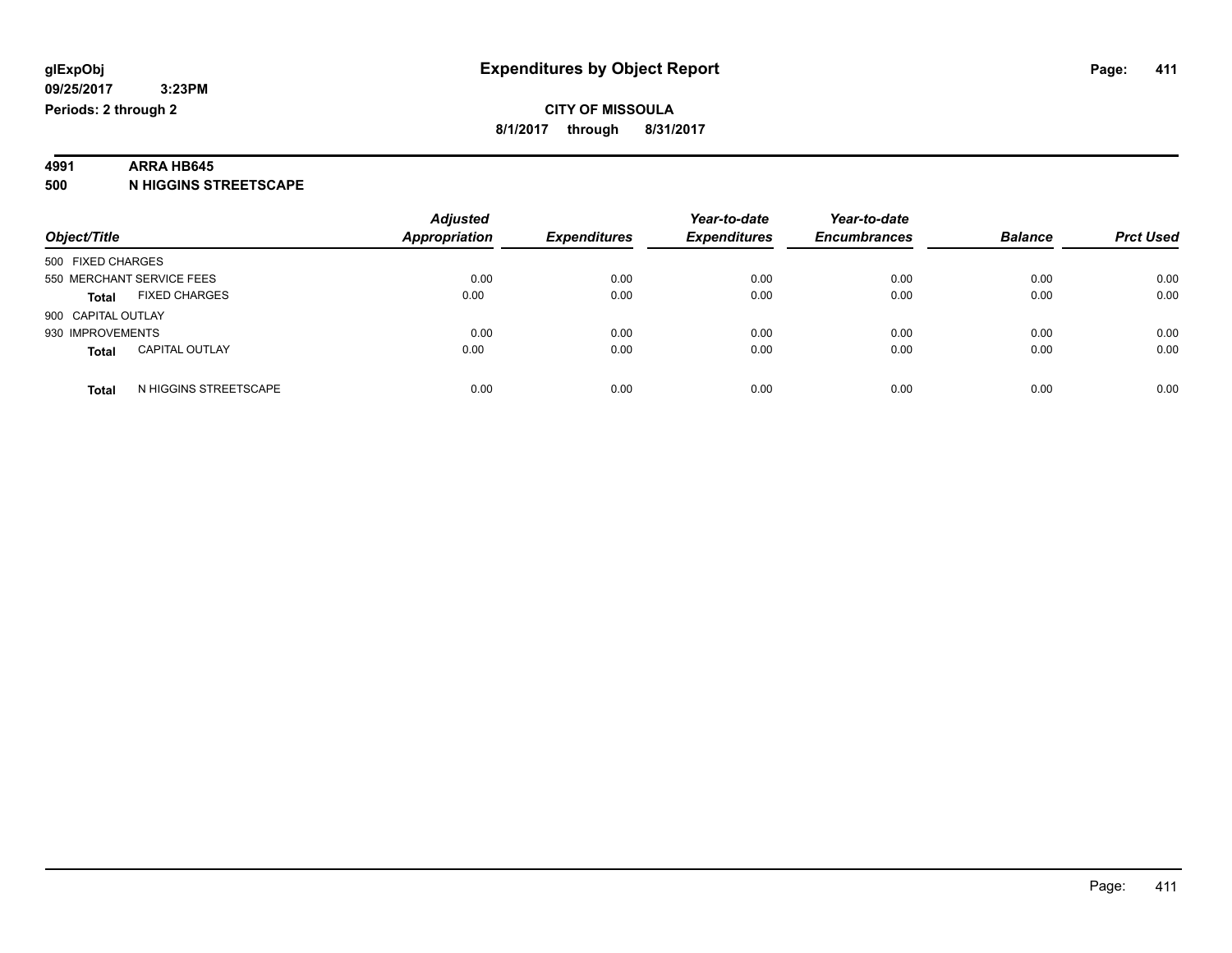**glExpObj**
**09/25/2017 3:23PM**
**Periods: 2 through 2**

# Expenditures by Object Report

**CITY OF MISSOULA**
**8/1/2017 through 8/31/2017**

**4991 ARRA HB645**
**500 N HIGGINS STREETSCAPE**

| Object/Title | Adjusted Appropriation | Expenditures | Year-to-date Expenditures | Year-to-date Encumbrances | Balance | Prct Used |
|---|---|---|---|---|---|---|
| 500 FIXED CHARGES | | | | | | |
| 550 MERCHANT SERVICE FEES | 0.00 | 0.00 | 0.00 | 0.00 | 0.00 | 0.00 |
| **Total** FIXED CHARGES | 0.00 | 0.00 | 0.00 | 0.00 | 0.00 | 0.00 |
| 900 CAPITAL OUTLAY | | | | | | |
| 930 IMPROVEMENTS | 0.00 | 0.00 | 0.00 | 0.00 | 0.00 | 0.00 |
| **Total** CAPITAL OUTLAY | 0.00 | 0.00 | 0.00 | 0.00 | 0.00 | 0.00 |
| **Total** N HIGGINS STREETSCAPE | 0.00 | 0.00 | 0.00 | 0.00 | 0.00 | 0.00 |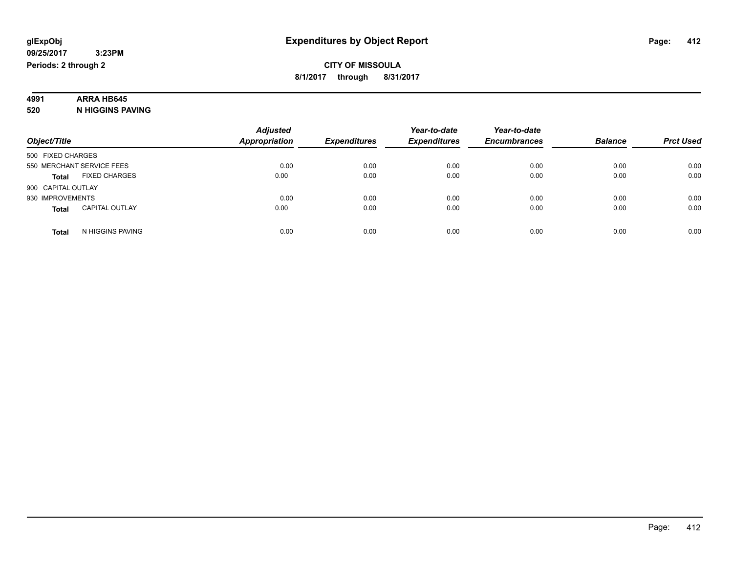**glExpObj** **Expenditures by Object Report**

**09/25/2017 3:23PM**

**Periods: 2 through 2**

**CITY OF MISSOULA**

**8/1/2017 through 8/31/2017**

**4991 ARRA HB645**

**520 N HIGGINS PAVING**

| Object/Title | Adjusted Appropriation | Expenditures | Year-to-date Expenditures | Year-to-date Encumbrances | Balance | Prct Used |
|---|---|---|---|---|---|---|
| 500 FIXED CHARGES | | | | | | |
| 550 MERCHANT SERVICE FEES | 0.00 | 0.00 | 0.00 | 0.00 | 0.00 | 0.00 |
| **Total** FIXED CHARGES | 0.00 | 0.00 | 0.00 | 0.00 | 0.00 | 0.00 |
| 900 CAPITAL OUTLAY | | | | | | |
| 930 IMPROVEMENTS | 0.00 | 0.00 | 0.00 | 0.00 | 0.00 | 0.00 |
| **Total** CAPITAL OUTLAY | 0.00 | 0.00 | 0.00 | 0.00 | 0.00 | 0.00 |
| **Total** N HIGGINS PAVING | 0.00 | 0.00 | 0.00 | 0.00 | 0.00 | 0.00 |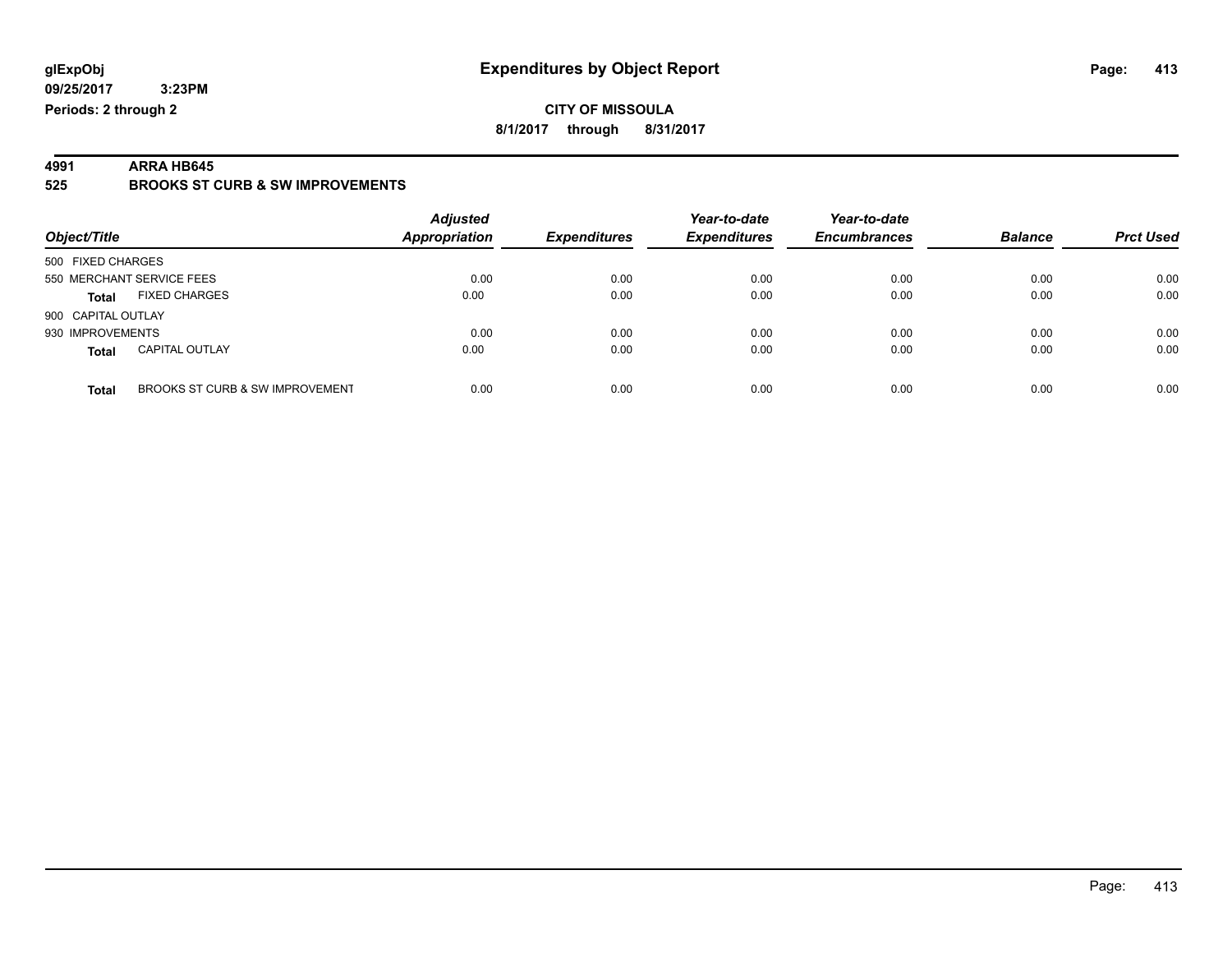# Expenditures by Object Report

glExpObj
09/25/2017 3:23PM
Periods: 2 through 2

**CITY OF MISSOULA**
**8/1/2017 through 8/31/2017**

**4991 ARRA HB645**
**525 BROOKS ST CURB & SW IMPROVEMENTS**

| Object/Title | | Adjusted Appropriation | Expenditures | Year-to-date Expenditures | Year-to-date Encumbrances | Balance | Prct Used |
|---|---|---|---|---|---|---|---|
| 500 FIXED CHARGES | | | | | | | |
| 550 MERCHANT SERVICE FEES | | 0.00 | 0.00 | 0.00 | 0.00 | 0.00 | 0.00 |
| **Total** | FIXED CHARGES | 0.00 | 0.00 | 0.00 | 0.00 | 0.00 | 0.00 |
| 900 CAPITAL OUTLAY | | | | | | | |
| 930 IMPROVEMENTS | | 0.00 | 0.00 | 0.00 | 0.00 | 0.00 | 0.00 |
| **Total** | CAPITAL OUTLAY | 0.00 | 0.00 | 0.00 | 0.00 | 0.00 | 0.00 |
| **Total** | BROOKS ST CURB & SW IMPROVEMENT | 0.00 | 0.00 | 0.00 | 0.00 | 0.00 | 0.00 |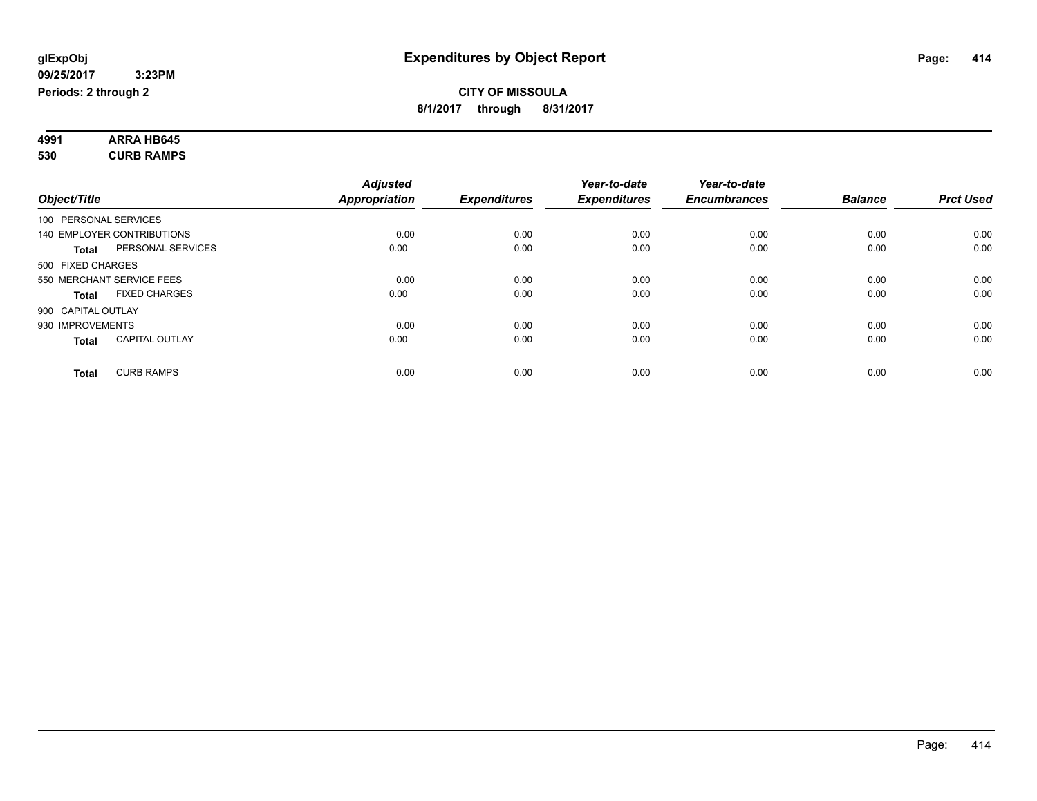**glExpObj**
**09/25/2017 3:23PM**
**Periods: 2 through 2**

# Expenditures by Object Report

**CITY OF MISSOULA**
**8/1/2017 through 8/31/2017**

**4991 ARRA HB645**
**530 CURB RAMPS**

| Object/Title | Adjusted Appropriation | Expenditures | Year-to-date Expenditures | Year-to-date Encumbrances | Balance | Prct Used |
|---|---|---|---|---|---|---|
| 100 PERSONAL SERVICES | | | | | | |
| 140 EMPLOYER CONTRIBUTIONS | 0.00 | 0.00 | 0.00 | 0.00 | 0.00 | 0.00 |
| **Total** PERSONAL SERVICES | 0.00 | 0.00 | 0.00 | 0.00 | 0.00 | 0.00 |
| 500 FIXED CHARGES | | | | | | |
| 550 MERCHANT SERVICE FEES | 0.00 | 0.00 | 0.00 | 0.00 | 0.00 | 0.00 |
| **Total** FIXED CHARGES | 0.00 | 0.00 | 0.00 | 0.00 | 0.00 | 0.00 |
| 900 CAPITAL OUTLAY | | | | | | |
| 930 IMPROVEMENTS | 0.00 | 0.00 | 0.00 | 0.00 | 0.00 | 0.00 |
| **Total** CAPITAL OUTLAY | 0.00 | 0.00 | 0.00 | 0.00 | 0.00 | 0.00 |
| **Total** CURB RAMPS | 0.00 | 0.00 | 0.00 | 0.00 | 0.00 | 0.00 |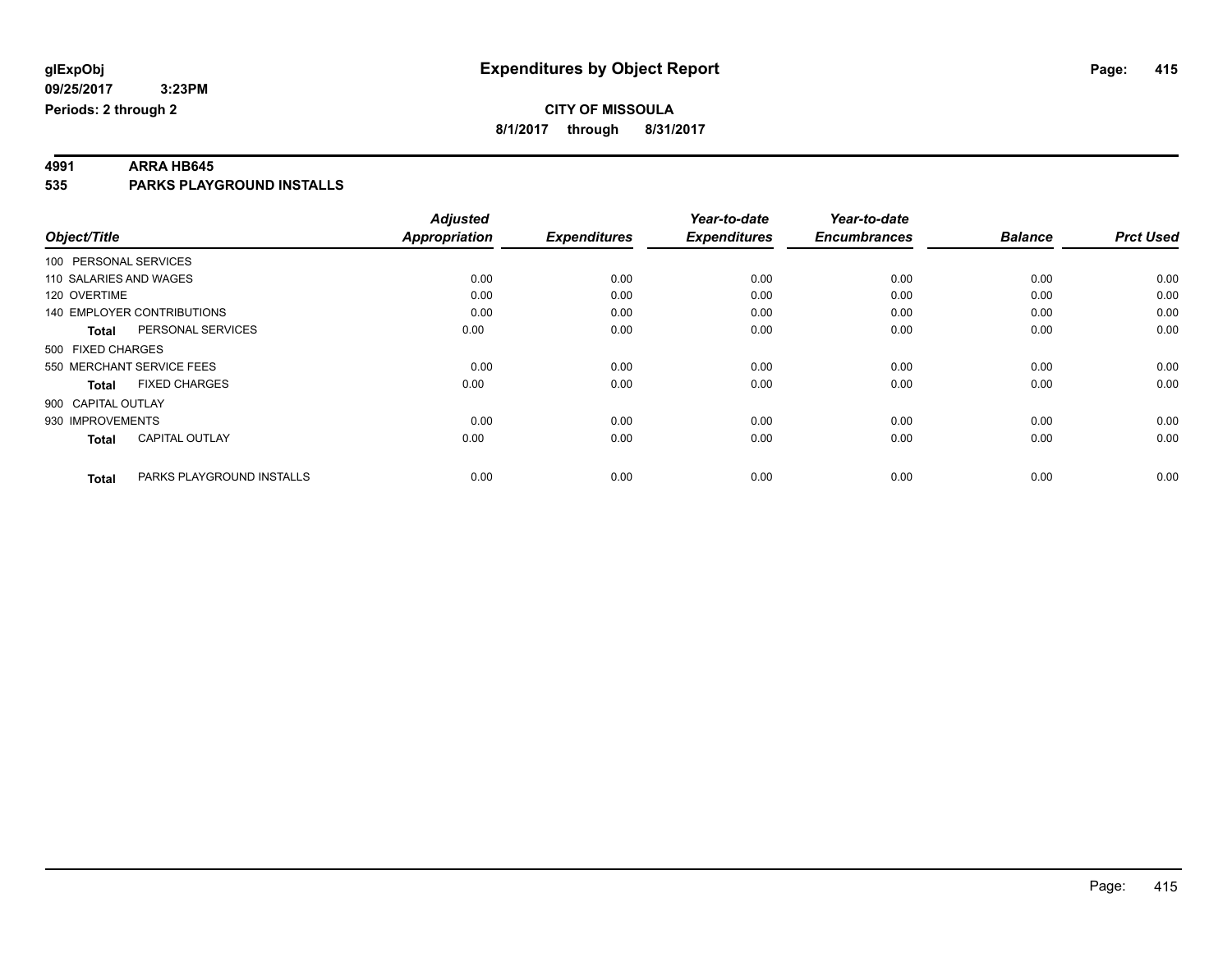**glExpObj**
**09/25/2017 3:23PM**
**Periods: 2 through 2**

# Expenditures by Object Report

**CITY OF MISSOULA**
**8/1/2017 through 8/31/2017**

**4991 ARRA HB645**
**535 PARKS PLAYGROUND INSTALLS**

| Object/Title | | Adjusted Appropriation | Expenditures | Year-to-date Expenditures | Year-to-date Encumbrances | Balance | Prct Used |
|---|---|---|---|---|---|---|---|
| 100 PERSONAL SERVICES | | | | | | | |
| 110 SALARIES AND WAGES | | 0.00 | 0.00 | 0.00 | 0.00 | 0.00 | 0.00 |
| 120 OVERTIME | | 0.00 | 0.00 | 0.00 | 0.00 | 0.00 | 0.00 |
| 140 EMPLOYER CONTRIBUTIONS | | 0.00 | 0.00 | 0.00 | 0.00 | 0.00 | 0.00 |
| **Total** | PERSONAL SERVICES | 0.00 | 0.00 | 0.00 | 0.00 | 0.00 | 0.00 |
| 500 FIXED CHARGES | | | | | | | |
| 550 MERCHANT SERVICE FEES | | 0.00 | 0.00 | 0.00 | 0.00 | 0.00 | 0.00 |
| **Total** | FIXED CHARGES | 0.00 | 0.00 | 0.00 | 0.00 | 0.00 | 0.00 |
| 900 CAPITAL OUTLAY | | | | | | | |
| 930 IMPROVEMENTS | | 0.00 | 0.00 | 0.00 | 0.00 | 0.00 | 0.00 |
| **Total** | CAPITAL OUTLAY | 0.00 | 0.00 | 0.00 | 0.00 | 0.00 | 0.00 |
| **Total** | PARKS PLAYGROUND INSTALLS | 0.00 | 0.00 | 0.00 | 0.00 | 0.00 | 0.00 |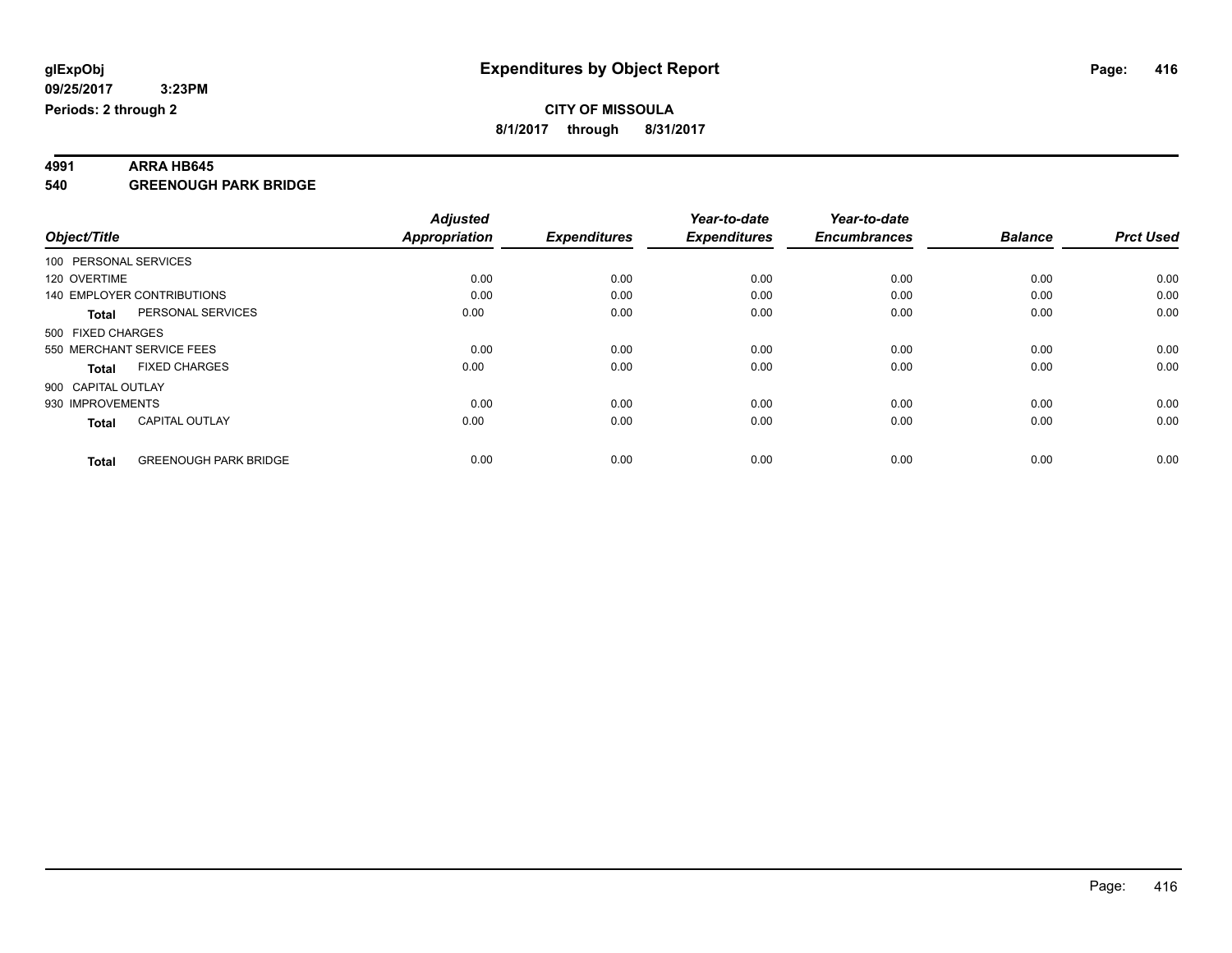**glExpObj** **Expenditures by Object Report**

**09/25/2017 3:23PM**

**Periods: 2 through 2**

**CITY OF MISSOULA**

**8/1/2017 through 8/31/2017**

**4991 ARRA HB645**

**540 GREENOUGH PARK BRIDGE**

| Object/Title | Adjusted Appropriation | Expenditures | Year-to-date Expenditures | Year-to-date Encumbrances | Balance | Prct Used |
|---|---|---|---|---|---|---|
| 100 PERSONAL SERVICES | | | | | | |
| 120 OVERTIME | 0.00 | 0.00 | 0.00 | 0.00 | 0.00 | 0.00 |
| 140 EMPLOYER CONTRIBUTIONS | 0.00 | 0.00 | 0.00 | 0.00 | 0.00 | 0.00 |
| **Total** PERSONAL SERVICES | 0.00 | 0.00 | 0.00 | 0.00 | 0.00 | 0.00 |
| 500 FIXED CHARGES | | | | | | |
| 550 MERCHANT SERVICE FEES | 0.00 | 0.00 | 0.00 | 0.00 | 0.00 | 0.00 |
| **Total** FIXED CHARGES | 0.00 | 0.00 | 0.00 | 0.00 | 0.00 | 0.00 |
| 900 CAPITAL OUTLAY | | | | | | |
| 930 IMPROVEMENTS | 0.00 | 0.00 | 0.00 | 0.00 | 0.00 | 0.00 |
| **Total** CAPITAL OUTLAY | 0.00 | 0.00 | 0.00 | 0.00 | 0.00 | 0.00 |
| **Total** GREENOUGH PARK BRIDGE | 0.00 | 0.00 | 0.00 | 0.00 | 0.00 | 0.00 |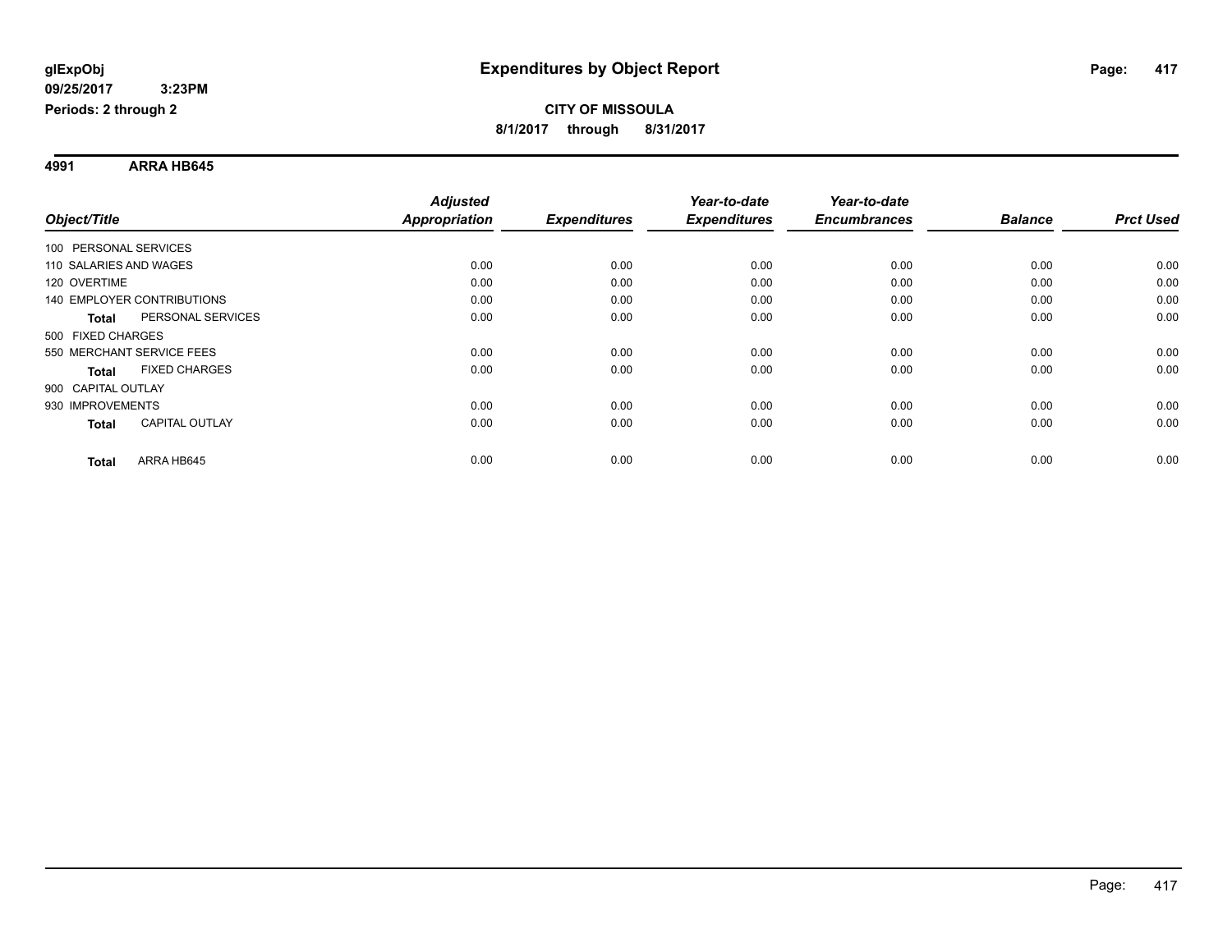# Expenditures by Object Report

glExpObj
09/25/2017 3:23PM
Periods: 2 through 2

**CITY OF MISSOULA**
**8/1/2017 through 8/31/2017**

**4991 ARRA HB645**

| Object/Title | Adjusted Appropriation | Expenditures | Year-to-date Expenditures | Year-to-date Encumbrances | Balance | Prct Used |
|---|---|---|---|---|---|---|
| 100 PERSONAL SERVICES | | | | | | |
| 110 SALARIES AND WAGES | 0.00 | 0.00 | 0.00 | 0.00 | 0.00 | 0.00 |
| 120 OVERTIME | 0.00 | 0.00 | 0.00 | 0.00 | 0.00 | 0.00 |
| 140 EMPLOYER CONTRIBUTIONS | 0.00 | 0.00 | 0.00 | 0.00 | 0.00 | 0.00 |
| **Total** PERSONAL SERVICES | 0.00 | 0.00 | 0.00 | 0.00 | 0.00 | 0.00 |
| 500 FIXED CHARGES | | | | | | |
| 550 MERCHANT SERVICE FEES | 0.00 | 0.00 | 0.00 | 0.00 | 0.00 | 0.00 |
| **Total** FIXED CHARGES | 0.00 | 0.00 | 0.00 | 0.00 | 0.00 | 0.00 |
| 900 CAPITAL OUTLAY | | | | | | |
| 930 IMPROVEMENTS | 0.00 | 0.00 | 0.00 | 0.00 | 0.00 | 0.00 |
| **Total** CAPITAL OUTLAY | 0.00 | 0.00 | 0.00 | 0.00 | 0.00 | 0.00 |
| **Total** ARRA HB645 | 0.00 | 0.00 | 0.00 | 0.00 | 0.00 | 0.00 |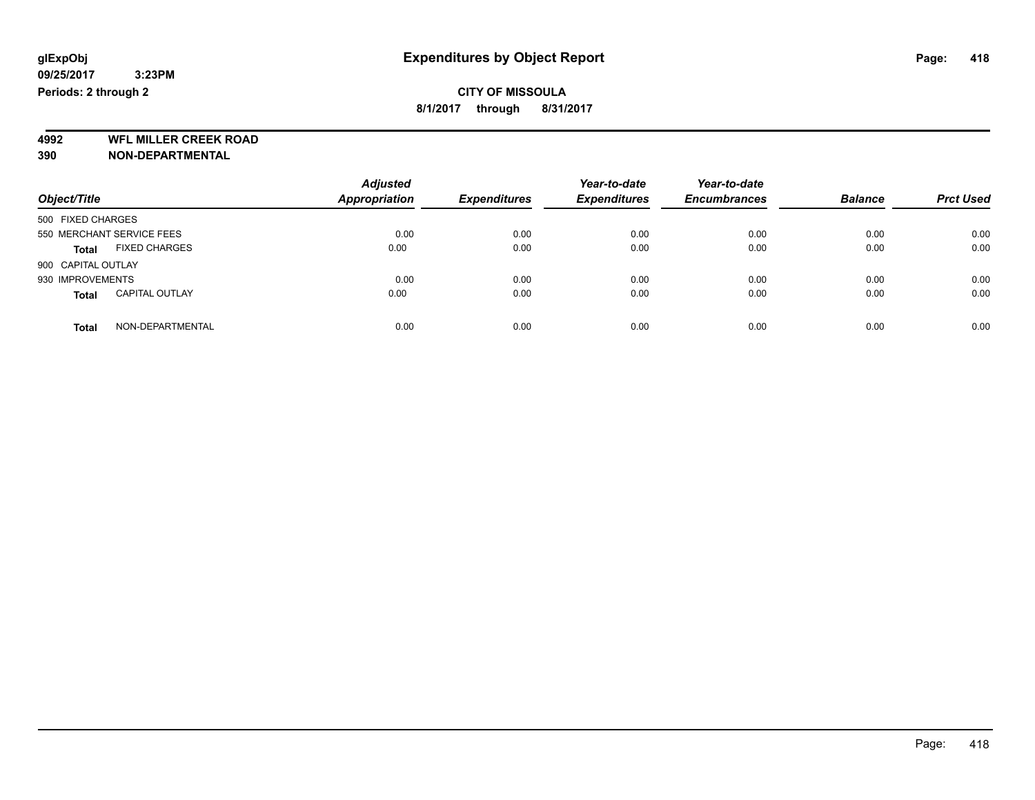**glExpObj** **Expenditures by Object Report**

**09/25/2017 3:23PM**

**Periods: 2 through 2**

**CITY OF MISSOULA**

**8/1/2017 through 8/31/2017**

**4992 WFL MILLER CREEK ROAD**

**390 NON-DEPARTMENTAL**

| Object/Title | | Adjusted Appropriation | Expenditures | Year-to-date Expenditures | Year-to-date Encumbrances | Balance | Prct Used |
|---|---|---|---|---|---|---|---|
| 500 FIXED CHARGES | | | | | | | |
| 550 MERCHANT SERVICE FEES | | 0.00 | 0.00 | 0.00 | 0.00 | 0.00 | 0.00 |
| **Total** | FIXED CHARGES | 0.00 | 0.00 | 0.00 | 0.00 | 0.00 | 0.00 |
| 900 CAPITAL OUTLAY | | | | | | | |
| 930 IMPROVEMENTS | | 0.00 | 0.00 | 0.00 | 0.00 | 0.00 | 0.00 |
| **Total** | CAPITAL OUTLAY | 0.00 | 0.00 | 0.00 | 0.00 | 0.00 | 0.00 |
| **Total** | NON-DEPARTMENTAL | 0.00 | 0.00 | 0.00 | 0.00 | 0.00 | 0.00 |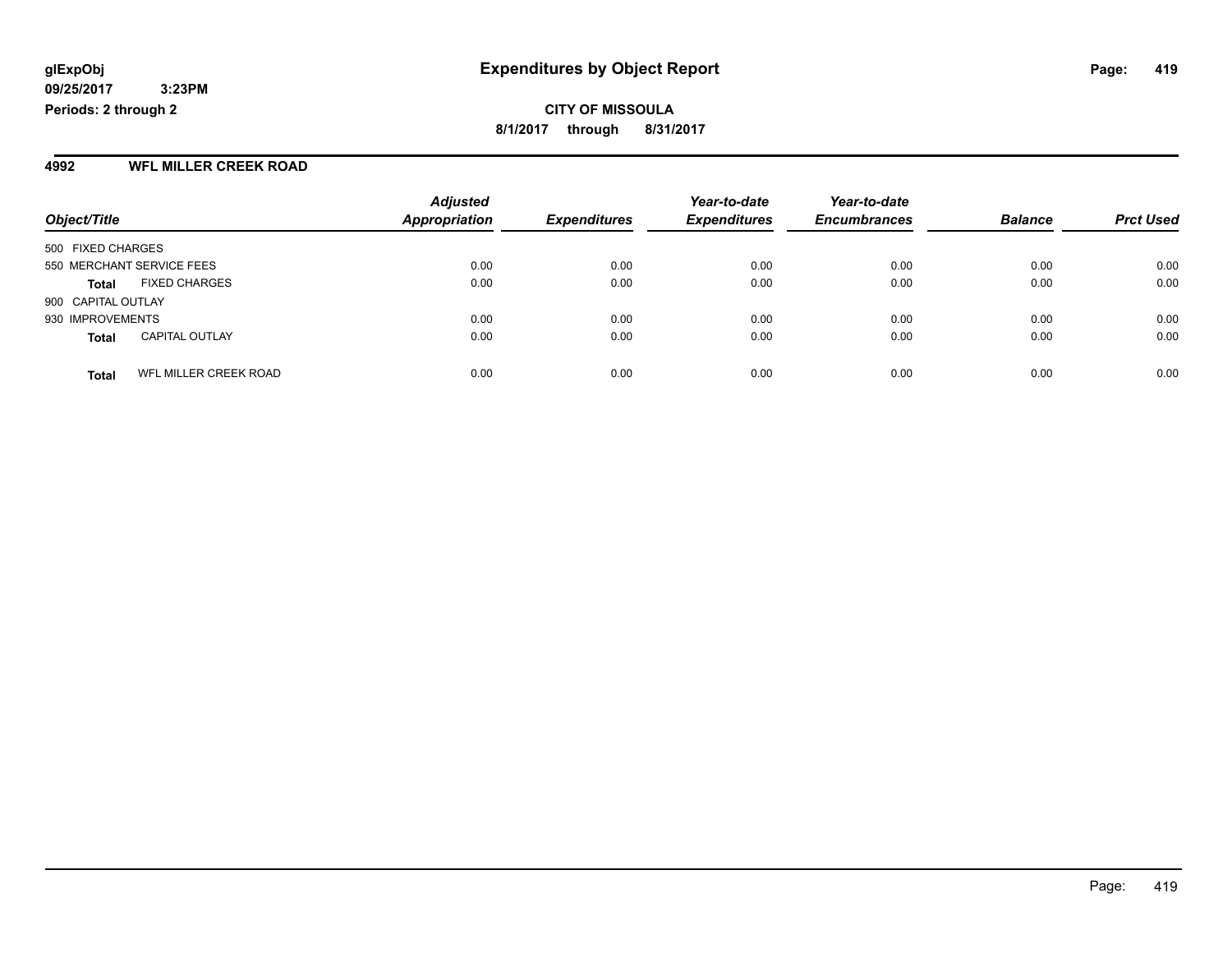**glExpObj** **Expenditures by Object Report**

**09/25/2017 3:23PM**

**Periods: 2 through 2**

**CITY OF MISSOULA**

**8/1/2017 through 8/31/2017**

## 4992 WFL MILLER CREEK ROAD

| Object/Title | | Adjusted Appropriation | Expenditures | Year-to-date Expenditures | Year-to-date Encumbrances | Balance | Prct Used |
|---|---|---|---|---|---|---|---|
| 500 FIXED CHARGES | | | | | | | |
| 550 MERCHANT SERVICE FEES | | 0.00 | 0.00 | 0.00 | 0.00 | 0.00 | 0.00 |
| **Total** | FIXED CHARGES | 0.00 | 0.00 | 0.00 | 0.00 | 0.00 | 0.00 |
| 900 CAPITAL OUTLAY | | | | | | | |
| 930 IMPROVEMENTS | | 0.00 | 0.00 | 0.00 | 0.00 | 0.00 | 0.00 |
| **Total** | CAPITAL OUTLAY | 0.00 | 0.00 | 0.00 | 0.00 | 0.00 | 0.00 |
| **Total** | WFL MILLER CREEK ROAD | 0.00 | 0.00 | 0.00 | 0.00 | 0.00 | 0.00 |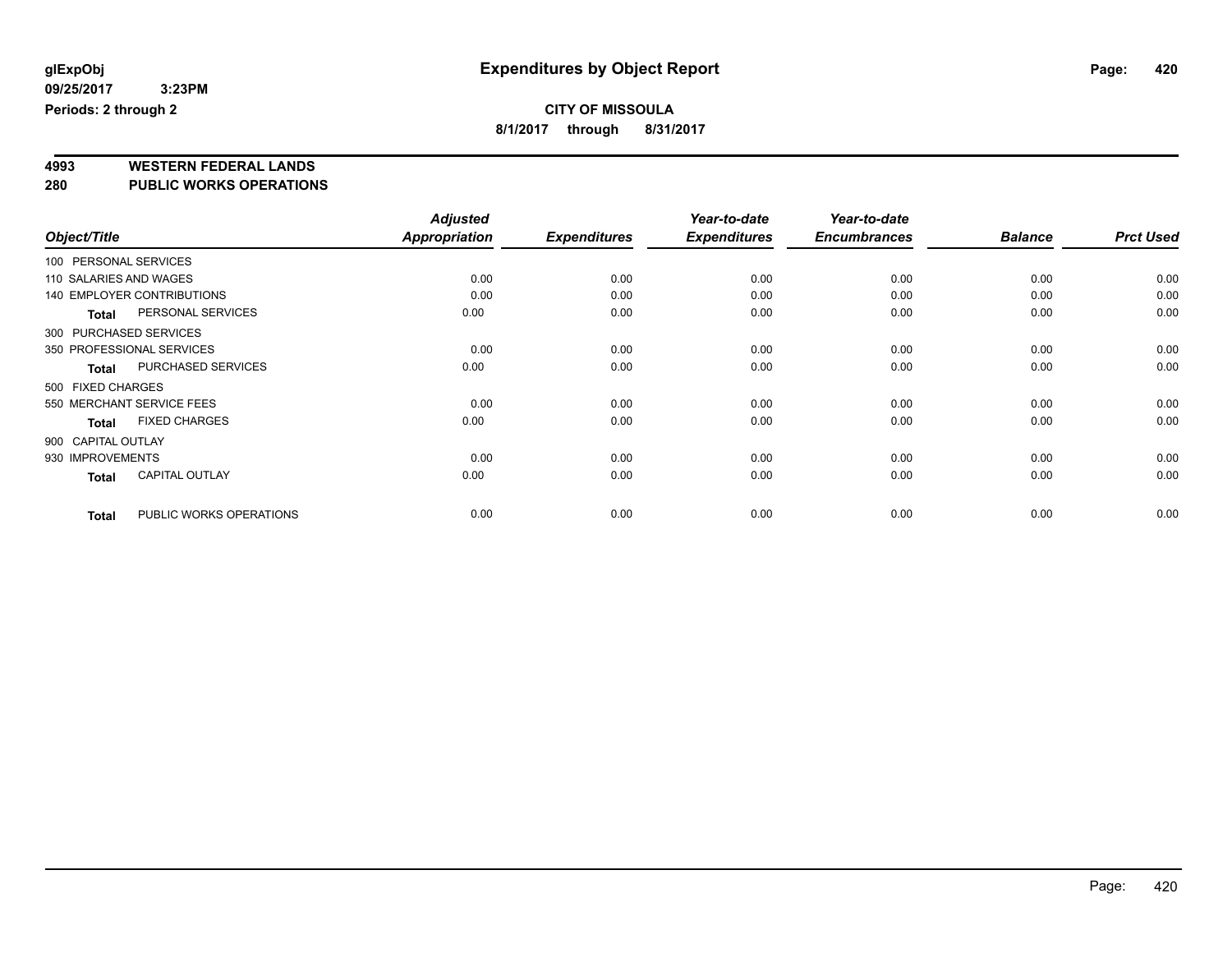# Expenditures by Object Report

glExpObj
09/25/2017 3:23PM
Periods: 2 through 2

**CITY OF MISSOULA**
**8/1/2017 through 8/31/2017**

## 4993 WESTERN FEDERAL LANDS
## 280 PUBLIC WORKS OPERATIONS

| Object/Title | Adjusted Appropriation | Expenditures | Year-to-date Expenditures | Year-to-date Encumbrances | Balance | Prct Used |
|---|---|---|---|---|---|---|
| 100 PERSONAL SERVICES | | | | | | |
| 110 SALARIES AND WAGES | 0.00 | 0.00 | 0.00 | 0.00 | 0.00 | 0.00 |
| 140 EMPLOYER CONTRIBUTIONS | 0.00 | 0.00 | 0.00 | 0.00 | 0.00 | 0.00 |
| **Total** PERSONAL SERVICES | 0.00 | 0.00 | 0.00 | 0.00 | 0.00 | 0.00 |
| 300 PURCHASED SERVICES | | | | | | |
| 350 PROFESSIONAL SERVICES | 0.00 | 0.00 | 0.00 | 0.00 | 0.00 | 0.00 |
| **Total** PURCHASED SERVICES | 0.00 | 0.00 | 0.00 | 0.00 | 0.00 | 0.00 |
| 500 FIXED CHARGES | | | | | | |
| 550 MERCHANT SERVICE FEES | 0.00 | 0.00 | 0.00 | 0.00 | 0.00 | 0.00 |
| **Total** FIXED CHARGES | 0.00 | 0.00 | 0.00 | 0.00 | 0.00 | 0.00 |
| 900 CAPITAL OUTLAY | | | | | | |
| 930 IMPROVEMENTS | 0.00 | 0.00 | 0.00 | 0.00 | 0.00 | 0.00 |
| **Total** CAPITAL OUTLAY | 0.00 | 0.00 | 0.00 | 0.00 | 0.00 | 0.00 |
| **Total** PUBLIC WORKS OPERATIONS | 0.00 | 0.00 | 0.00 | 0.00 | 0.00 | 0.00 |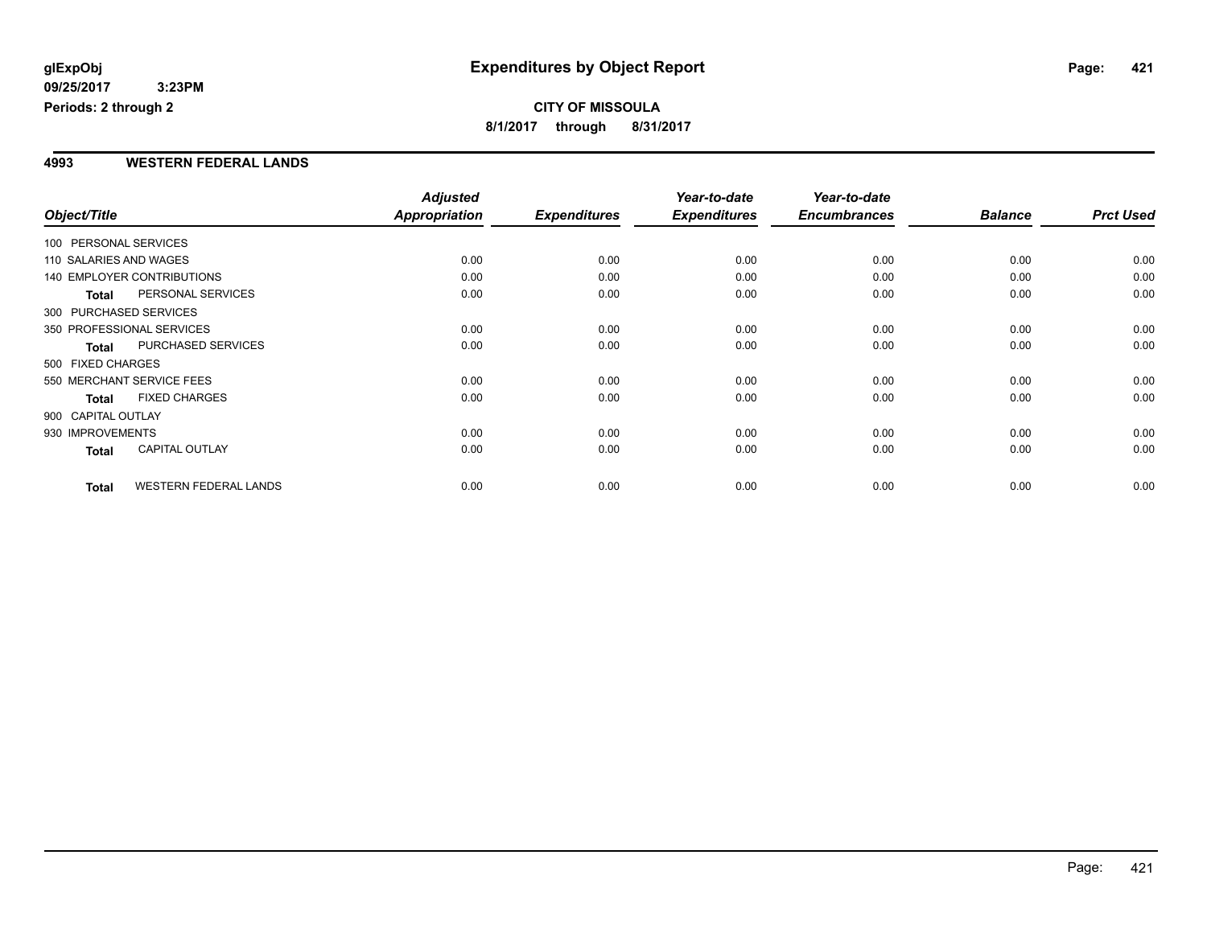**glExpObj** **Expenditures by Object Report**
**09/25/2017 3:23PM**
**Periods: 2 through 2**

**CITY OF MISSOULA**
**8/1/2017 through 8/31/2017**

## 4993 WESTERN FEDERAL LANDS

| Object/Title | | Adjusted Appropriation | Expenditures | Year-to-date Expenditures | Year-to-date Encumbrances | Balance | Prct Used |
|---|---|---|---|---|---|---|---|
| 100 PERSONAL SERVICES | | | | | | | |
| 110 SALARIES AND WAGES | | 0.00 | 0.00 | 0.00 | 0.00 | 0.00 | 0.00 |
| 140 EMPLOYER CONTRIBUTIONS | | 0.00 | 0.00 | 0.00 | 0.00 | 0.00 | 0.00 |
| **Total** | PERSONAL SERVICES | 0.00 | 0.00 | 0.00 | 0.00 | 0.00 | 0.00 |
| 300 PURCHASED SERVICES | | | | | | | |
| 350 PROFESSIONAL SERVICES | | 0.00 | 0.00 | 0.00 | 0.00 | 0.00 | 0.00 |
| **Total** | PURCHASED SERVICES | 0.00 | 0.00 | 0.00 | 0.00 | 0.00 | 0.00 |
| 500 FIXED CHARGES | | | | | | | |
| 550 MERCHANT SERVICE FEES | | 0.00 | 0.00 | 0.00 | 0.00 | 0.00 | 0.00 |
| **Total** | FIXED CHARGES | 0.00 | 0.00 | 0.00 | 0.00 | 0.00 | 0.00 |
| 900 CAPITAL OUTLAY | | | | | | | |
| 930 IMPROVEMENTS | | 0.00 | 0.00 | 0.00 | 0.00 | 0.00 | 0.00 |
| **Total** | CAPITAL OUTLAY | 0.00 | 0.00 | 0.00 | 0.00 | 0.00 | 0.00 |
| **Total** | WESTERN FEDERAL LANDS | 0.00 | 0.00 | 0.00 | 0.00 | 0.00 | 0.00 |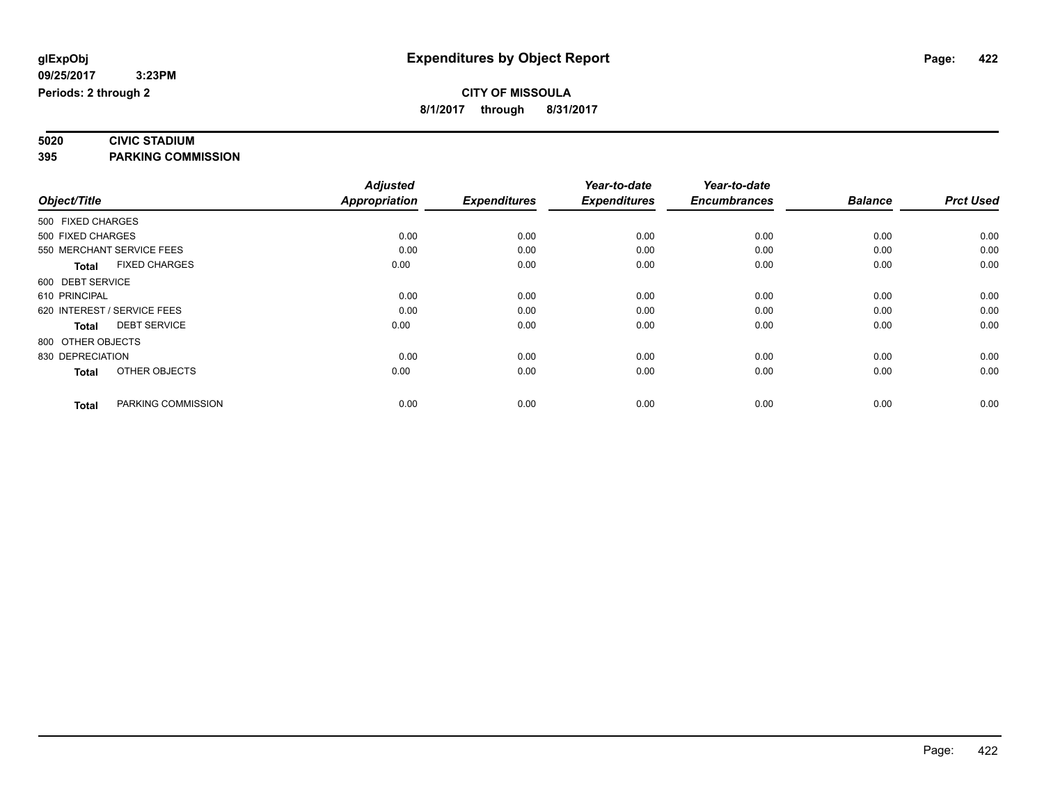# Expenditures by Object Report

glExpObj
09/25/2017 3:23PM
Periods: 2 through 2

**CITY OF MISSOULA**
**8/1/2017 through 8/31/2017**

**5020 CIVIC STADIUM**
**395 PARKING COMMISSION**

| Object/Title | Adjusted Appropriation | Expenditures | Year-to-date Expenditures | Year-to-date Encumbrances | Balance | Prct Used |
|---|---|---|---|---|---|---|
| 500 FIXED CHARGES | | | | | | |
| 500 FIXED CHARGES | 0.00 | 0.00 | 0.00 | 0.00 | 0.00 | 0.00 |
| 550 MERCHANT SERVICE FEES | 0.00 | 0.00 | 0.00 | 0.00 | 0.00 | 0.00 |
| **Total** FIXED CHARGES | 0.00 | 0.00 | 0.00 | 0.00 | 0.00 | 0.00 |
| 600 DEBT SERVICE | | | | | | |
| 610 PRINCIPAL | 0.00 | 0.00 | 0.00 | 0.00 | 0.00 | 0.00 |
| 620 INTEREST / SERVICE FEES | 0.00 | 0.00 | 0.00 | 0.00 | 0.00 | 0.00 |
| **Total** DEBT SERVICE | 0.00 | 0.00 | 0.00 | 0.00 | 0.00 | 0.00 |
| 800 OTHER OBJECTS | | | | | | |
| 830 DEPRECIATION | 0.00 | 0.00 | 0.00 | 0.00 | 0.00 | 0.00 |
| **Total** OTHER OBJECTS | 0.00 | 0.00 | 0.00 | 0.00 | 0.00 | 0.00 |
| **Total** PARKING COMMISSION | 0.00 | 0.00 | 0.00 | 0.00 | 0.00 | 0.00 |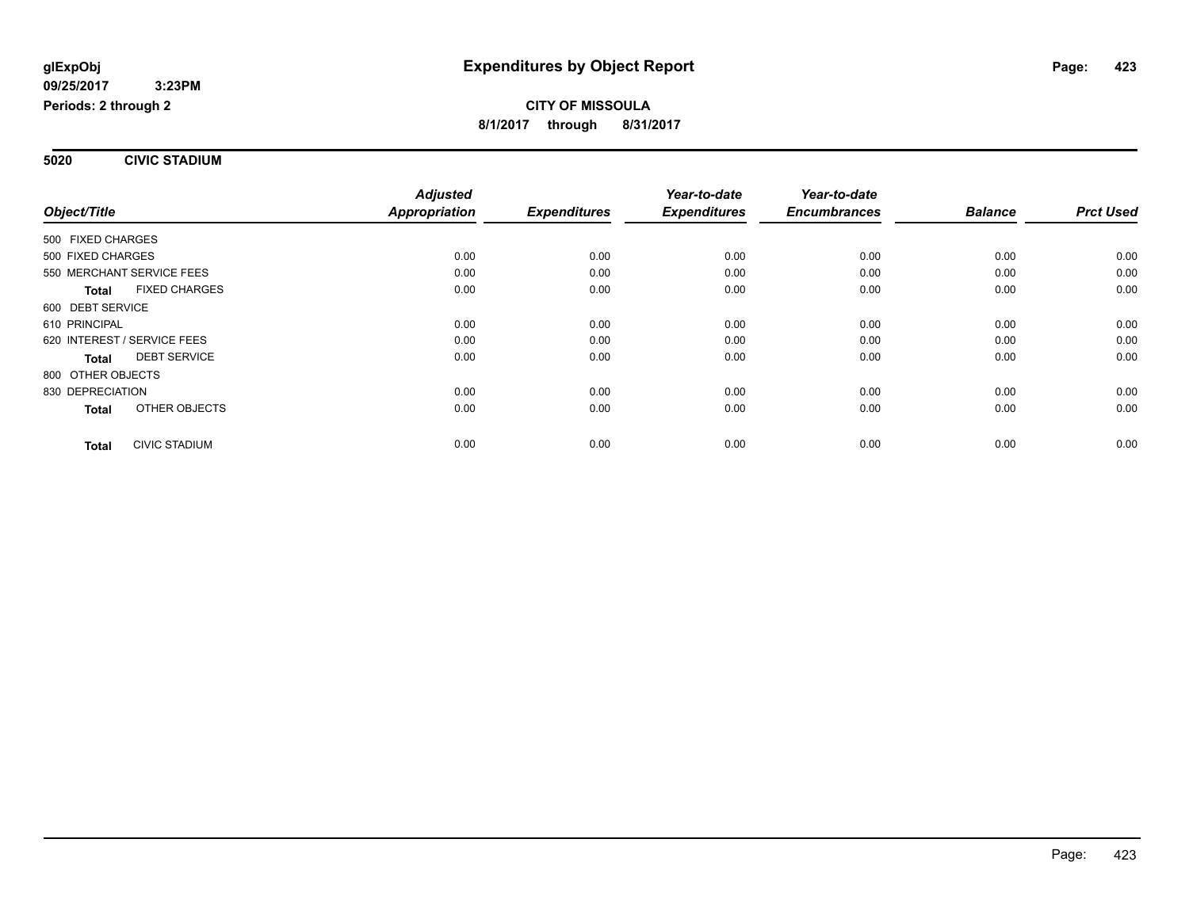**glExpObj** 09/25/2017 3:23PM
**Periods: 2 through 2**

# Expenditures by Object Report

**CITY OF MISSOULA**
**8/1/2017 through 8/31/2017**

## 5020 CIVIC STADIUM

| Object/Title | Adjusted Appropriation | Expenditures | Year-to-date Expenditures | Year-to-date Encumbrances | Balance | Prct Used |
|---|---|---|---|---|---|---|
| 500 FIXED CHARGES | | | | | | |
| 500 FIXED CHARGES | 0.00 | 0.00 | 0.00 | 0.00 | 0.00 | 0.00 |
| 550 MERCHANT SERVICE FEES | 0.00 | 0.00 | 0.00 | 0.00 | 0.00 | 0.00 |
| **Total** FIXED CHARGES | 0.00 | 0.00 | 0.00 | 0.00 | 0.00 | 0.00 |
| 600 DEBT SERVICE | | | | | | |
| 610 PRINCIPAL | 0.00 | 0.00 | 0.00 | 0.00 | 0.00 | 0.00 |
| 620 INTEREST / SERVICE FEES | 0.00 | 0.00 | 0.00 | 0.00 | 0.00 | 0.00 |
| **Total** DEBT SERVICE | 0.00 | 0.00 | 0.00 | 0.00 | 0.00 | 0.00 |
| 800 OTHER OBJECTS | | | | | | |
| 830 DEPRECIATION | 0.00 | 0.00 | 0.00 | 0.00 | 0.00 | 0.00 |
| **Total** OTHER OBJECTS | 0.00 | 0.00 | 0.00 | 0.00 | 0.00 | 0.00 |
| **Total** CIVIC STADIUM | 0.00 | 0.00 | 0.00 | 0.00 | 0.00 | 0.00 |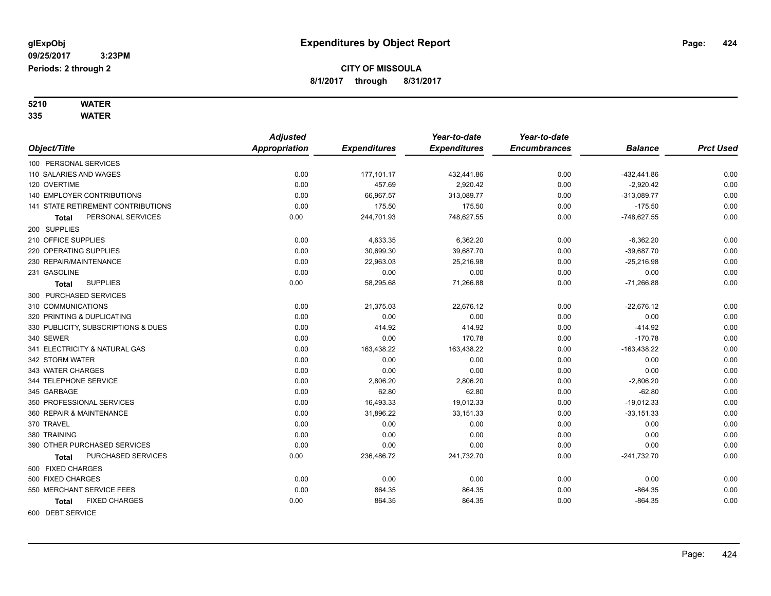glExpObj
09/25/2017 3:23PM
Periods: 2 through 2

# Expenditures by Object Report

**CITY OF MISSOULA**
**8/1/2017 through 8/31/2017**

**5210 WATER**
**335 WATER**

| Object/Title | Adjusted Appropriation | Expenditures | Year-to-date Expenditures | Year-to-date Encumbrances | Balance | Prct Used |
|---|---|---|---|---|---|---|
| 100 PERSONAL SERVICES | | | | | | |
| 110 SALARIES AND WAGES | 0.00 | 177,101.17 | 432,441.86 | 0.00 | -432,441.86 | 0.00 |
| 120 OVERTIME | 0.00 | 457.69 | 2,920.42 | 0.00 | -2,920.42 | 0.00 |
| 140 EMPLOYER CONTRIBUTIONS | 0.00 | 66,967.57 | 313,089.77 | 0.00 | -313,089.77 | 0.00 |
| 141 STATE RETIREMENT CONTRIBUTIONS | 0.00 | 175.50 | 175.50 | 0.00 | -175.50 | 0.00 |
| **Total** PERSONAL SERVICES | 0.00 | 244,701.93 | 748,627.55 | 0.00 | -748,627.55 | 0.00 |
| 200 SUPPLIES | | | | | | |
| 210 OFFICE SUPPLIES | 0.00 | 4,633.35 | 6,362.20 | 0.00 | -6,362.20 | 0.00 |
| 220 OPERATING SUPPLIES | 0.00 | 30,699.30 | 39,687.70 | 0.00 | -39,687.70 | 0.00 |
| 230 REPAIR/MAINTENANCE | 0.00 | 22,963.03 | 25,216.98 | 0.00 | -25,216.98 | 0.00 |
| 231 GASOLINE | 0.00 | 0.00 | 0.00 | 0.00 | 0.00 | 0.00 |
| **Total** SUPPLIES | 0.00 | 58,295.68 | 71,266.88 | 0.00 | -71,266.88 | 0.00 |
| 300 PURCHASED SERVICES | | | | | | |
| 310 COMMUNICATIONS | 0.00 | 21,375.03 | 22,676.12 | 0.00 | -22,676.12 | 0.00 |
| 320 PRINTING & DUPLICATING | 0.00 | 0.00 | 0.00 | 0.00 | 0.00 | 0.00 |
| 330 PUBLICITY, SUBSCRIPTIONS & DUES | 0.00 | 414.92 | 414.92 | 0.00 | -414.92 | 0.00 |
| 340 SEWER | 0.00 | 0.00 | 170.78 | 0.00 | -170.78 | 0.00 |
| 341 ELECTRICITY & NATURAL GAS | 0.00 | 163,438.22 | 163,438.22 | 0.00 | -163,438.22 | 0.00 |
| 342 STORM WATER | 0.00 | 0.00 | 0.00 | 0.00 | 0.00 | 0.00 |
| 343 WATER CHARGES | 0.00 | 0.00 | 0.00 | 0.00 | 0.00 | 0.00 |
| 344 TELEPHONE SERVICE | 0.00 | 2,806.20 | 2,806.20 | 0.00 | -2,806.20 | 0.00 |
| 345 GARBAGE | 0.00 | 62.80 | 62.80 | 0.00 | -62.80 | 0.00 |
| 350 PROFESSIONAL SERVICES | 0.00 | 16,493.33 | 19,012.33 | 0.00 | -19,012.33 | 0.00 |
| 360 REPAIR & MAINTENANCE | 0.00 | 31,896.22 | 33,151.33 | 0.00 | -33,151.33 | 0.00 |
| 370 TRAVEL | 0.00 | 0.00 | 0.00 | 0.00 | 0.00 | 0.00 |
| 380 TRAINING | 0.00 | 0.00 | 0.00 | 0.00 | 0.00 | 0.00 |
| 390 OTHER PURCHASED SERVICES | 0.00 | 0.00 | 0.00 | 0.00 | 0.00 | 0.00 |
| **Total** PURCHASED SERVICES | 0.00 | 236,486.72 | 241,732.70 | 0.00 | -241,732.70 | 0.00 |
| 500 FIXED CHARGES | | | | | | |
| 500 FIXED CHARGES | 0.00 | 0.00 | 0.00 | 0.00 | 0.00 | 0.00 |
| 550 MERCHANT SERVICE FEES | 0.00 | 864.35 | 864.35 | 0.00 | -864.35 | 0.00 |
| **Total** FIXED CHARGES | 0.00 | 864.35 | 864.35 | 0.00 | -864.35 | 0.00 |
| 600 DEBT SERVICE | | | | | | |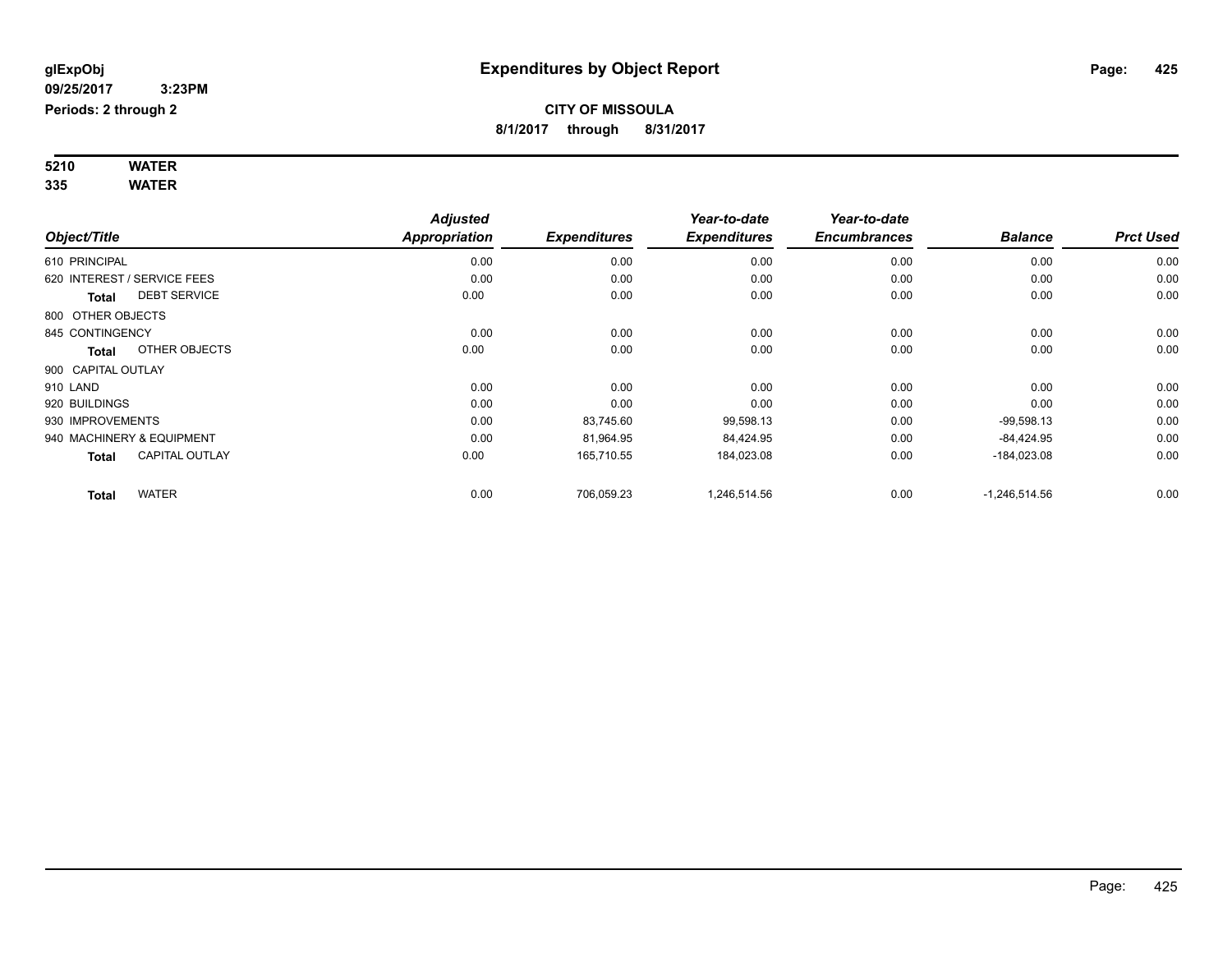# Expenditures by Object Report

glExpObj
09/25/2017 3:23PM
Periods: 2 through 2

**CITY OF MISSOULA**
**8/1/2017 through 8/31/2017**

**5210 WATER**
**335 WATER**

| Object/Title | Adjusted Appropriation | Expenditures | Year-to-date Expenditures | Year-to-date Encumbrances | Balance | Prct Used |
|---|---|---|---|---|---|---|
| 610 PRINCIPAL | 0.00 | 0.00 | 0.00 | 0.00 | 0.00 | 0.00 |
| 620 INTEREST / SERVICE FEES | 0.00 | 0.00 | 0.00 | 0.00 | 0.00 | 0.00 |
| **Total** DEBT SERVICE | 0.00 | 0.00 | 0.00 | 0.00 | 0.00 | 0.00 |
| 800 OTHER OBJECTS | | | | | | |
| 845 CONTINGENCY | 0.00 | 0.00 | 0.00 | 0.00 | 0.00 | 0.00 |
| **Total** OTHER OBJECTS | 0.00 | 0.00 | 0.00 | 0.00 | 0.00 | 0.00 |
| 900 CAPITAL OUTLAY | | | | | | |
| 910 LAND | 0.00 | 0.00 | 0.00 | 0.00 | 0.00 | 0.00 |
| 920 BUILDINGS | 0.00 | 0.00 | 0.00 | 0.00 | 0.00 | 0.00 |
| 930 IMPROVEMENTS | 0.00 | 83,745.60 | 99,598.13 | 0.00 | -99,598.13 | 0.00 |
| 940 MACHINERY & EQUIPMENT | 0.00 | 81,964.95 | 84,424.95 | 0.00 | -84,424.95 | 0.00 |
| **Total** CAPITAL OUTLAY | 0.00 | 165,710.55 | 184,023.08 | 0.00 | -184,023.08 | 0.00 |
| **Total** WATER | 0.00 | 706,059.23 | 1,246,514.56 | 0.00 | -1,246,514.56 | 0.00 |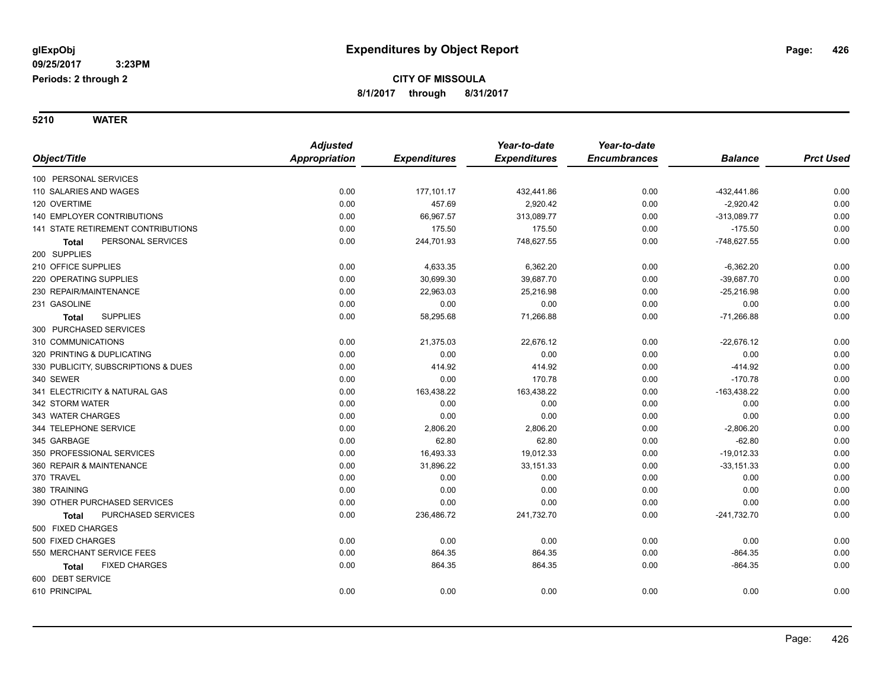glExpObj
09/25/2017 3:23PM
Periods: 2 through 2

# Expenditures by Object Report

**CITY OF MISSOULA**
**8/1/2017 through 8/31/2017**

## 5210 WATER

| Object/Title | Adjusted Appropriation | Expenditures | Year-to-date Expenditures | Year-to-date Encumbrances | Balance | Prct Used |
|---|---|---|---|---|---|---|
| 100 PERSONAL SERVICES | | | | | | |
| 110 SALARIES AND WAGES | 0.00 | 177,101.17 | 432,441.86 | 0.00 | -432,441.86 | 0.00 |
| 120 OVERTIME | 0.00 | 457.69 | 2,920.42 | 0.00 | -2,920.42 | 0.00 |
| 140 EMPLOYER CONTRIBUTIONS | 0.00 | 66,967.57 | 313,089.77 | 0.00 | -313,089.77 | 0.00 |
| 141 STATE RETIREMENT CONTRIBUTIONS | 0.00 | 175.50 | 175.50 | 0.00 | -175.50 | 0.00 |
| **Total** PERSONAL SERVICES | 0.00 | 244,701.93 | 748,627.55 | 0.00 | -748,627.55 | 0.00 |
| 200 SUPPLIES | | | | | | |
| 210 OFFICE SUPPLIES | 0.00 | 4,633.35 | 6,362.20 | 0.00 | -6,362.20 | 0.00 |
| 220 OPERATING SUPPLIES | 0.00 | 30,699.30 | 39,687.70 | 0.00 | -39,687.70 | 0.00 |
| 230 REPAIR/MAINTENANCE | 0.00 | 22,963.03 | 25,216.98 | 0.00 | -25,216.98 | 0.00 |
| 231 GASOLINE | 0.00 | 0.00 | 0.00 | 0.00 | 0.00 | 0.00 |
| **Total** SUPPLIES | 0.00 | 58,295.68 | 71,266.88 | 0.00 | -71,266.88 | 0.00 |
| 300 PURCHASED SERVICES | | | | | | |
| 310 COMMUNICATIONS | 0.00 | 21,375.03 | 22,676.12 | 0.00 | -22,676.12 | 0.00 |
| 320 PRINTING & DUPLICATING | 0.00 | 0.00 | 0.00 | 0.00 | 0.00 | 0.00 |
| 330 PUBLICITY, SUBSCRIPTIONS & DUES | 0.00 | 414.92 | 414.92 | 0.00 | -414.92 | 0.00 |
| 340 SEWER | 0.00 | 0.00 | 170.78 | 0.00 | -170.78 | 0.00 |
| 341 ELECTRICITY & NATURAL GAS | 0.00 | 163,438.22 | 163,438.22 | 0.00 | -163,438.22 | 0.00 |
| 342 STORM WATER | 0.00 | 0.00 | 0.00 | 0.00 | 0.00 | 0.00 |
| 343 WATER CHARGES | 0.00 | 0.00 | 0.00 | 0.00 | 0.00 | 0.00 |
| 344 TELEPHONE SERVICE | 0.00 | 2,806.20 | 2,806.20 | 0.00 | -2,806.20 | 0.00 |
| 345 GARBAGE | 0.00 | 62.80 | 62.80 | 0.00 | -62.80 | 0.00 |
| 350 PROFESSIONAL SERVICES | 0.00 | 16,493.33 | 19,012.33 | 0.00 | -19,012.33 | 0.00 |
| 360 REPAIR & MAINTENANCE | 0.00 | 31,896.22 | 33,151.33 | 0.00 | -33,151.33 | 0.00 |
| 370 TRAVEL | 0.00 | 0.00 | 0.00 | 0.00 | 0.00 | 0.00 |
| 380 TRAINING | 0.00 | 0.00 | 0.00 | 0.00 | 0.00 | 0.00 |
| 390 OTHER PURCHASED SERVICES | 0.00 | 0.00 | 0.00 | 0.00 | 0.00 | 0.00 |
| **Total** PURCHASED SERVICES | 0.00 | 236,486.72 | 241,732.70 | 0.00 | -241,732.70 | 0.00 |
| 500 FIXED CHARGES | | | | | | |
| 500 FIXED CHARGES | 0.00 | 0.00 | 0.00 | 0.00 | 0.00 | 0.00 |
| 550 MERCHANT SERVICE FEES | 0.00 | 864.35 | 864.35 | 0.00 | -864.35 | 0.00 |
| **Total** FIXED CHARGES | 0.00 | 864.35 | 864.35 | 0.00 | -864.35 | 0.00 |
| 600 DEBT SERVICE | | | | | | |
| 610 PRINCIPAL | 0.00 | 0.00 | 0.00 | 0.00 | 0.00 | 0.00 |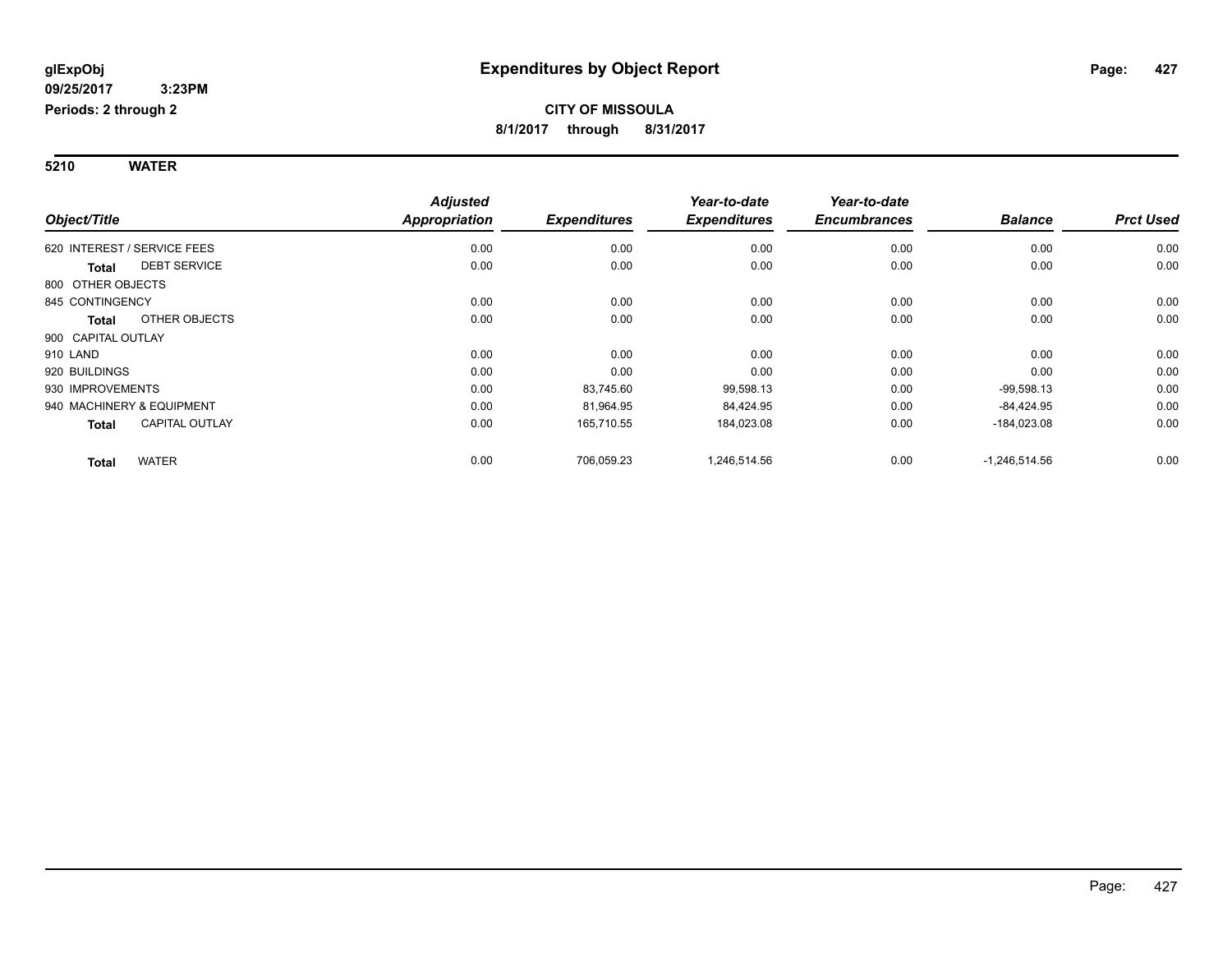**glExpObj**
**09/25/2017 3:23PM**
**Periods: 2 through 2**

# Expenditures by Object Report

**CITY OF MISSOULA**
**8/1/2017 through 8/31/2017**

## 5210 WATER

| Object/Title | Adjusted Appropriation | Expenditures | Year-to-date Expenditures | Year-to-date Encumbrances | Balance | Prct Used |
|---|---|---|---|---|---|---|
| 620 INTEREST / SERVICE FEES | 0.00 | 0.00 | 0.00 | 0.00 | 0.00 | 0.00 |
| **Total** DEBT SERVICE | 0.00 | 0.00 | 0.00 | 0.00 | 0.00 | 0.00 |
| 800 OTHER OBJECTS | | | | | | |
| 845 CONTINGENCY | 0.00 | 0.00 | 0.00 | 0.00 | 0.00 | 0.00 |
| **Total** OTHER OBJECTS | 0.00 | 0.00 | 0.00 | 0.00 | 0.00 | 0.00 |
| 900 CAPITAL OUTLAY | | | | | | |
| 910 LAND | 0.00 | 0.00 | 0.00 | 0.00 | 0.00 | 0.00 |
| 920 BUILDINGS | 0.00 | 0.00 | 0.00 | 0.00 | 0.00 | 0.00 |
| 930 IMPROVEMENTS | 0.00 | 83,745.60 | 99,598.13 | 0.00 | -99,598.13 | 0.00 |
| 940 MACHINERY & EQUIPMENT | 0.00 | 81,964.95 | 84,424.95 | 0.00 | -84,424.95 | 0.00 |
| **Total** CAPITAL OUTLAY | 0.00 | 165,710.55 | 184,023.08 | 0.00 | -184,023.08 | 0.00 |
| **Total** WATER | 0.00 | 706,059.23 | 1,246,514.56 | 0.00 | -1,246,514.56 | 0.00 |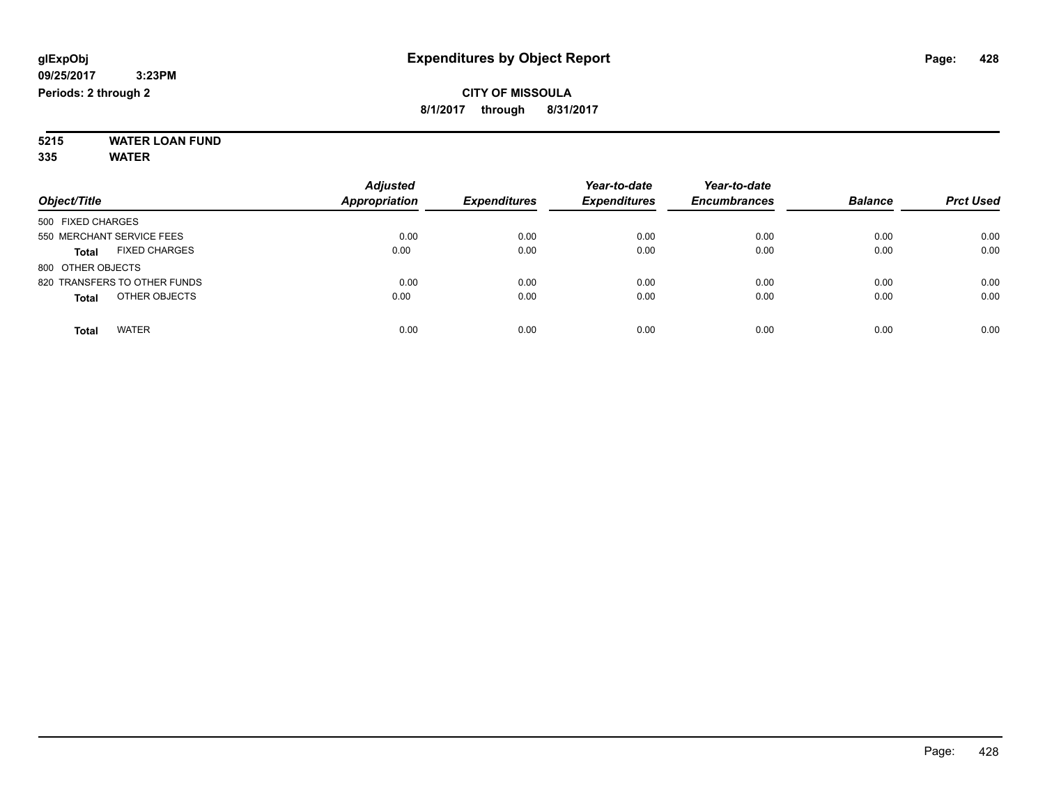**glExpObj** **Expenditures by Object Report**

**09/25/2017 3:23PM**

**Periods: 2 through 2**

**CITY OF MISSOULA**

**8/1/2017 through 8/31/2017**

**5215 WATER LOAN FUND**

**335 WATER**

| Object/Title | Adjusted Appropriation | Expenditures | Year-to-date Expenditures | Year-to-date Encumbrances | Balance | Prct Used |
|---|---|---|---|---|---|---|
| 500 FIXED CHARGES | | | | | | |
| 550 MERCHANT SERVICE FEES | 0.00 | 0.00 | 0.00 | 0.00 | 0.00 | 0.00 |
| **Total** FIXED CHARGES | 0.00 | 0.00 | 0.00 | 0.00 | 0.00 | 0.00 |
| 800 OTHER OBJECTS | | | | | | |
| 820 TRANSFERS TO OTHER FUNDS | 0.00 | 0.00 | 0.00 | 0.00 | 0.00 | 0.00 |
| **Total** OTHER OBJECTS | 0.00 | 0.00 | 0.00 | 0.00 | 0.00 | 0.00 |
| **Total** WATER | 0.00 | 0.00 | 0.00 | 0.00 | 0.00 | 0.00 |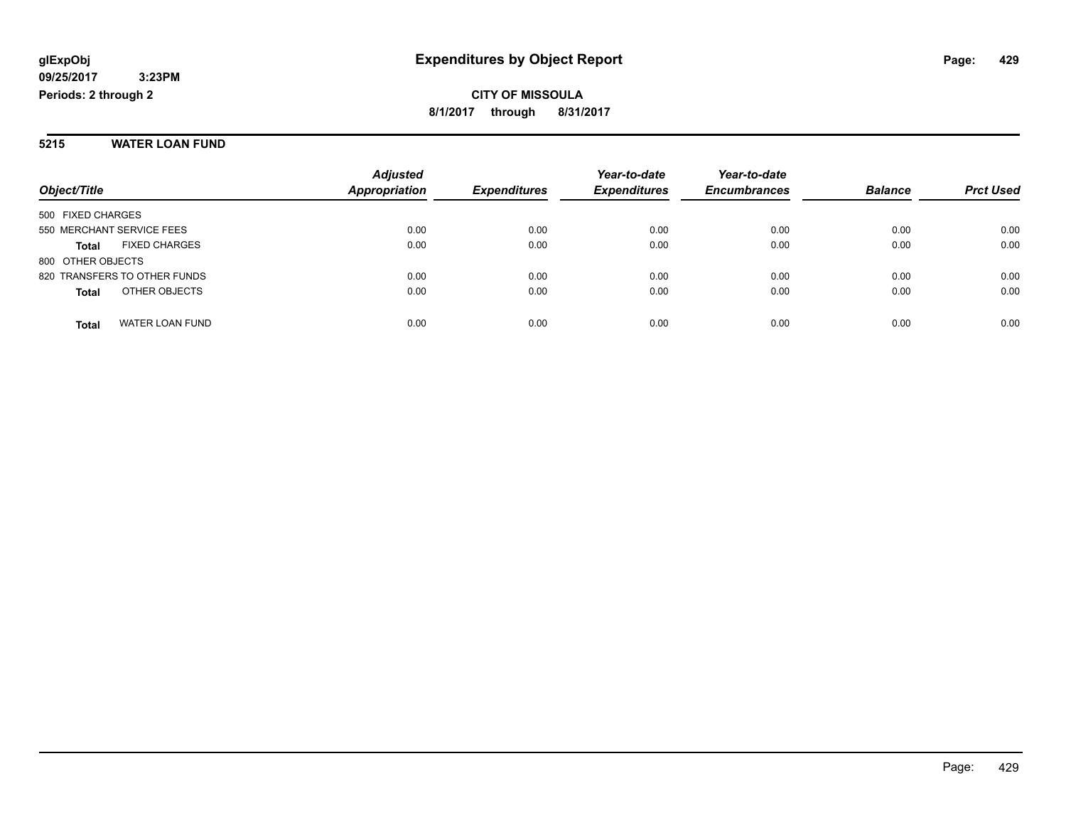**glExpObj** **Expenditures by Object Report**
**09/25/2017 3:23PM**
**Periods: 2 through 2**

**CITY OF MISSOULA**
**8/1/2017 through 8/31/2017**

## 5215 WATER LOAN FUND

| Object/Title | | Adjusted Appropriation | Expenditures | Year-to-date Expenditures | Year-to-date Encumbrances | Balance | Prct Used |
|---|---|---|---|---|---|---|---|
| 500 FIXED CHARGES | | | | | | | |
| 550 MERCHANT SERVICE FEES | | 0.00 | 0.00 | 0.00 | 0.00 | 0.00 | 0.00 |
| **Total** | FIXED CHARGES | 0.00 | 0.00 | 0.00 | 0.00 | 0.00 | 0.00 |
| 800 OTHER OBJECTS | | | | | | | |
| 820 TRANSFERS TO OTHER FUNDS | | 0.00 | 0.00 | 0.00 | 0.00 | 0.00 | 0.00 |
| **Total** | OTHER OBJECTS | 0.00 | 0.00 | 0.00 | 0.00 | 0.00 | 0.00 |
| **Total** | WATER LOAN FUND | 0.00 | 0.00 | 0.00 | 0.00 | 0.00 | 0.00 |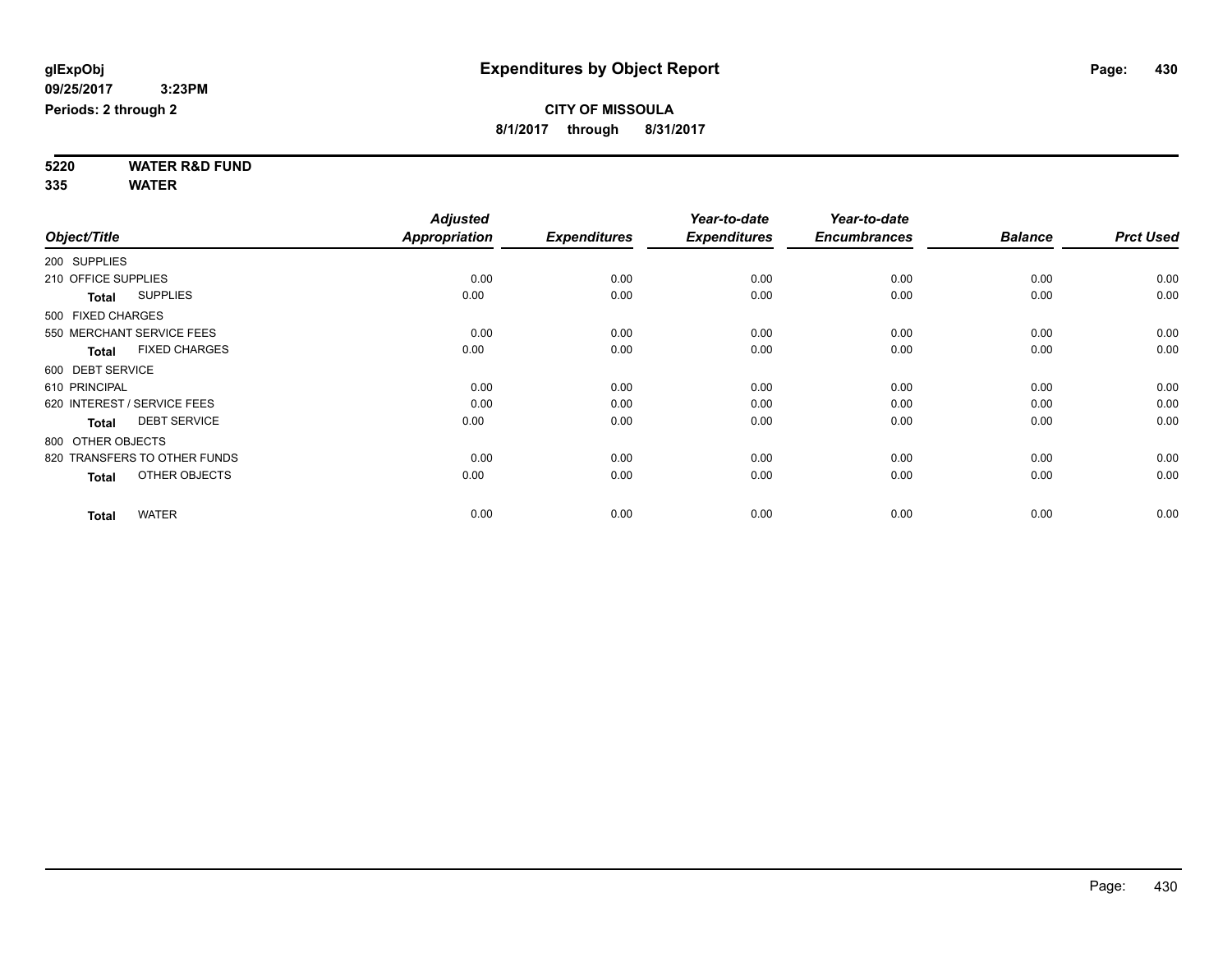glExpObj
09/25/2017 3:23PM
Periods: 2 through 2

# Expenditures by Object Report

**CITY OF MISSOULA**
**8/1/2017 through 8/31/2017**

**5220 WATER R&D FUND**
**335 WATER**

| Object/Title | Adjusted Appropriation | Expenditures | Year-to-date Expenditures | Year-to-date Encumbrances | Balance | Prct Used |
|---|---|---|---|---|---|---|
| 200 SUPPLIES | | | | | | |
| 210 OFFICE SUPPLIES | 0.00 | 0.00 | 0.00 | 0.00 | 0.00 | 0.00 |
| **Total** SUPPLIES | 0.00 | 0.00 | 0.00 | 0.00 | 0.00 | 0.00 |
| 500 FIXED CHARGES | | | | | | |
| 550 MERCHANT SERVICE FEES | 0.00 | 0.00 | 0.00 | 0.00 | 0.00 | 0.00 |
| **Total** FIXED CHARGES | 0.00 | 0.00 | 0.00 | 0.00 | 0.00 | 0.00 |
| 600 DEBT SERVICE | | | | | | |
| 610 PRINCIPAL | 0.00 | 0.00 | 0.00 | 0.00 | 0.00 | 0.00 |
| 620 INTEREST / SERVICE FEES | 0.00 | 0.00 | 0.00 | 0.00 | 0.00 | 0.00 |
| **Total** DEBT SERVICE | 0.00 | 0.00 | 0.00 | 0.00 | 0.00 | 0.00 |
| 800 OTHER OBJECTS | | | | | | |
| 820 TRANSFERS TO OTHER FUNDS | 0.00 | 0.00 | 0.00 | 0.00 | 0.00 | 0.00 |
| **Total** OTHER OBJECTS | 0.00 | 0.00 | 0.00 | 0.00 | 0.00 | 0.00 |
| **Total** WATER | 0.00 | 0.00 | 0.00 | 0.00 | 0.00 | 0.00 |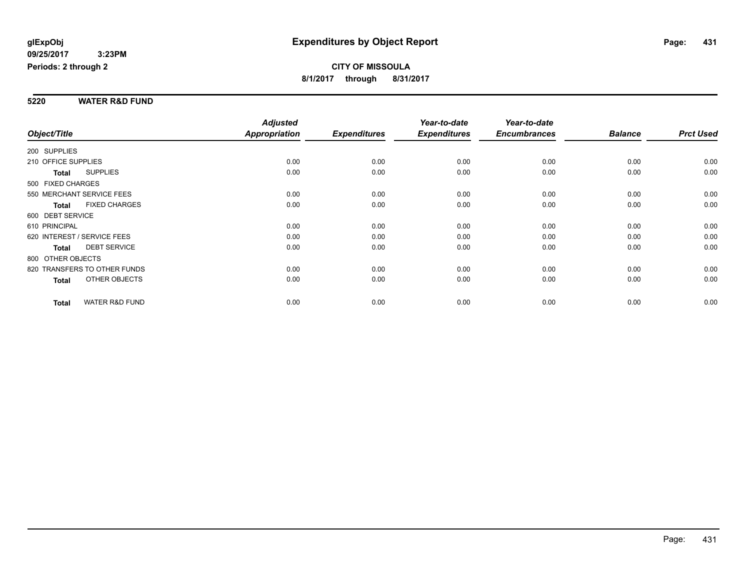**glExpObj**
**09/25/2017 3:23PM**
**Periods: 2 through 2**

# Expenditures by Object Report

**CITY OF MISSOULA**
**8/1/2017 through 8/31/2017**

## 5220 WATER R&D FUND

| Object/Title | Adjusted Appropriation | Expenditures | Year-to-date Expenditures | Year-to-date Encumbrances | Balance | Prct Used |
|---|---|---|---|---|---|---|
| 200 SUPPLIES | | | | | | |
| 210 OFFICE SUPPLIES | 0.00 | 0.00 | 0.00 | 0.00 | 0.00 | 0.00 |
| **Total** SUPPLIES | 0.00 | 0.00 | 0.00 | 0.00 | 0.00 | 0.00 |
| 500 FIXED CHARGES | | | | | | |
| 550 MERCHANT SERVICE FEES | 0.00 | 0.00 | 0.00 | 0.00 | 0.00 | 0.00 |
| **Total** FIXED CHARGES | 0.00 | 0.00 | 0.00 | 0.00 | 0.00 | 0.00 |
| 600 DEBT SERVICE | | | | | | |
| 610 PRINCIPAL | 0.00 | 0.00 | 0.00 | 0.00 | 0.00 | 0.00 |
| 620 INTEREST / SERVICE FEES | 0.00 | 0.00 | 0.00 | 0.00 | 0.00 | 0.00 |
| **Total** DEBT SERVICE | 0.00 | 0.00 | 0.00 | 0.00 | 0.00 | 0.00 |
| 800 OTHER OBJECTS | | | | | | |
| 820 TRANSFERS TO OTHER FUNDS | 0.00 | 0.00 | 0.00 | 0.00 | 0.00 | 0.00 |
| **Total** OTHER OBJECTS | 0.00 | 0.00 | 0.00 | 0.00 | 0.00 | 0.00 |
| **Total** WATER R&D FUND | 0.00 | 0.00 | 0.00 | 0.00 | 0.00 | 0.00 |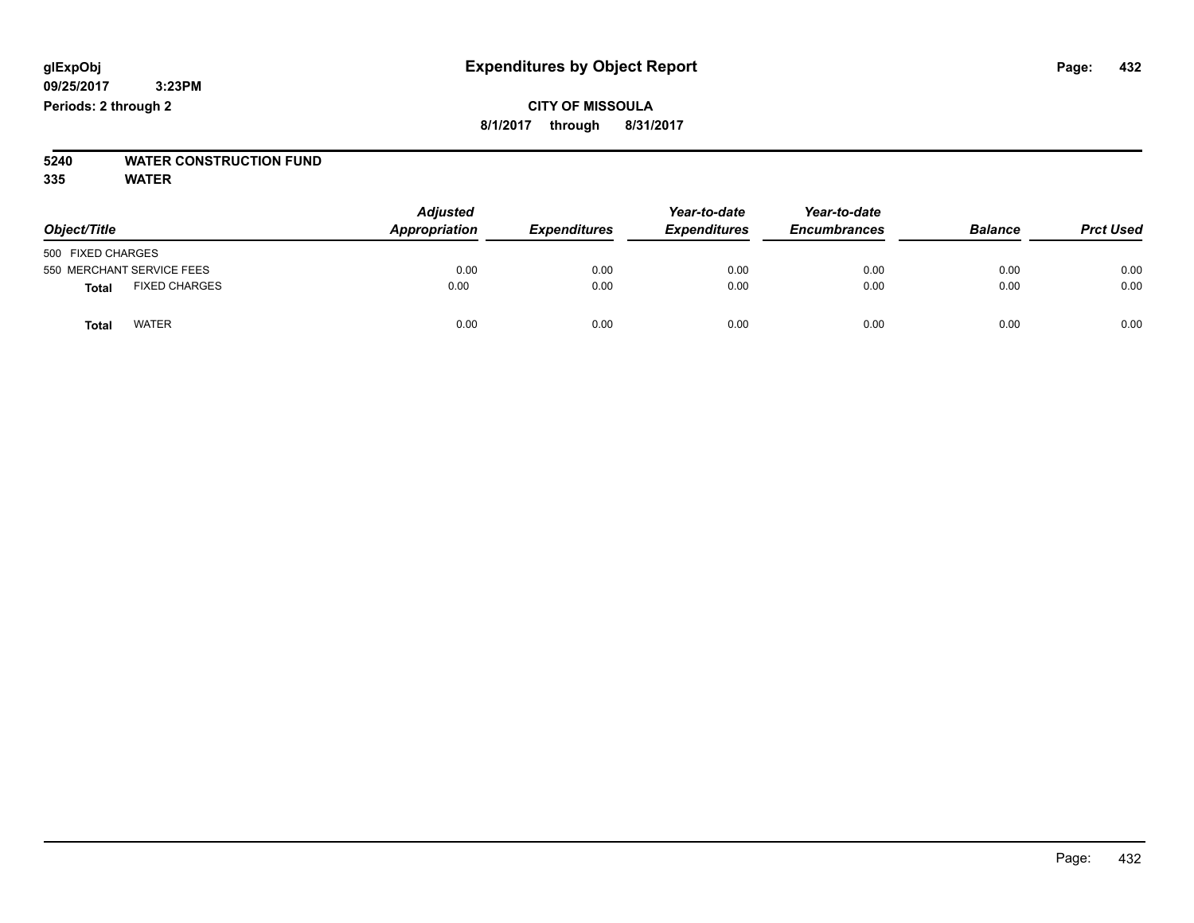# Expenditures by Object Report

glExpObj
09/25/2017 3:23PM
Periods: 2 through 2

**CITY OF MISSOULA**
**8/1/2017 through 8/31/2017**

**5240 WATER CONSTRUCTION FUND**
**335 WATER**

| Object/Title | Adjusted Appropriation | Expenditures | Year-to-date Expenditures | Year-to-date Encumbrances | Balance | Prct Used |
|---|---|---|---|---|---|---|
| 500 FIXED CHARGES | | | | | | |
| 550 MERCHANT SERVICE FEES | 0.00 | 0.00 | 0.00 | 0.00 | 0.00 | 0.00 |
| **Total** FIXED CHARGES | 0.00 | 0.00 | 0.00 | 0.00 | 0.00 | 0.00 |
| **Total** WATER | 0.00 | 0.00 | 0.00 | 0.00 | 0.00 | 0.00 |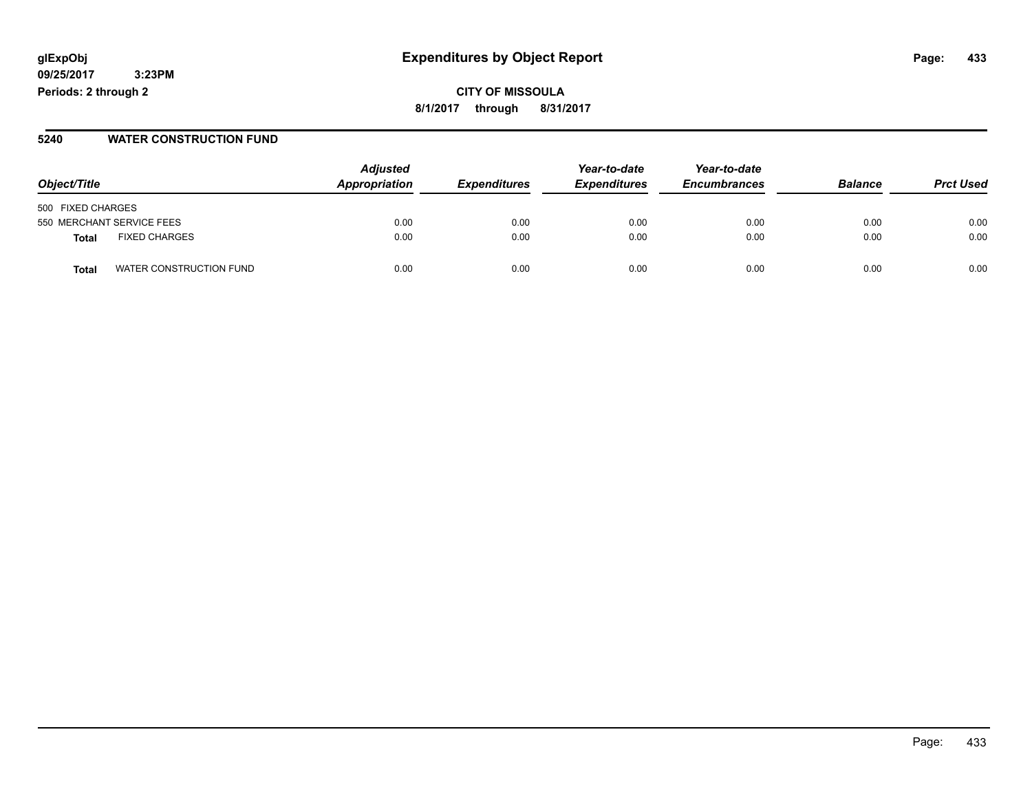**glExpObj**
**09/25/2017 3:23PM**
**Periods: 2 through 2**

# Expenditures by Object Report

**CITY OF MISSOULA**
**8/1/2017 through 8/31/2017**

## 5240 WATER CONSTRUCTION FUND

| Object/Title | | Adjusted Appropriation | Expenditures | Year-to-date Expenditures | Year-to-date Encumbrances | Balance | Prct Used |
|---|---|---|---|---|---|---|---|
| 500 FIXED CHARGES | | | | | | | |
| 550 MERCHANT SERVICE FEES | | 0.00 | 0.00 | 0.00 | 0.00 | 0.00 | 0.00 |
| **Total** | FIXED CHARGES | 0.00 | 0.00 | 0.00 | 0.00 | 0.00 | 0.00 |
| **Total** | WATER CONSTRUCTION FUND | 0.00 | 0.00 | 0.00 | 0.00 | 0.00 | 0.00 |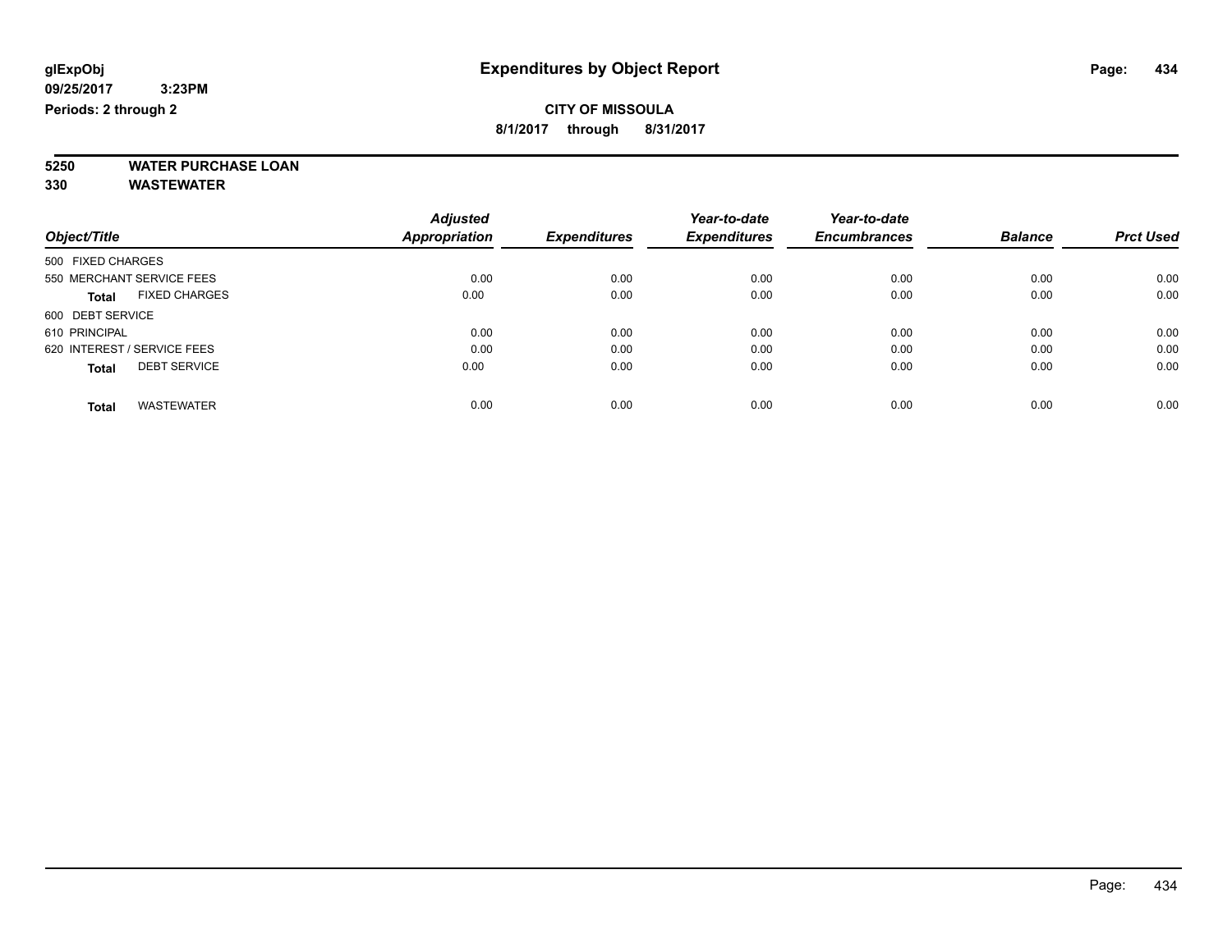**glExpObj**
**09/25/2017 3:23PM**
**Periods: 2 through 2**

# Expenditures by Object Report

**CITY OF MISSOULA**
**8/1/2017 through 8/31/2017**

**5250 WATER PURCHASE LOAN**
**330 WASTEWATER**

| Object/Title | Adjusted Appropriation | Expenditures | Year-to-date Expenditures | Year-to-date Encumbrances | Balance | Prct Used |
|---|---|---|---|---|---|---|
| 500 FIXED CHARGES | | | | | | |
| 550 MERCHANT SERVICE FEES | 0.00 | 0.00 | 0.00 | 0.00 | 0.00 | 0.00 |
| **Total** FIXED CHARGES | 0.00 | 0.00 | 0.00 | 0.00 | 0.00 | 0.00 |
| 600 DEBT SERVICE | | | | | | |
| 610 PRINCIPAL | 0.00 | 0.00 | 0.00 | 0.00 | 0.00 | 0.00 |
| 620 INTEREST / SERVICE FEES | 0.00 | 0.00 | 0.00 | 0.00 | 0.00 | 0.00 |
| **Total** DEBT SERVICE | 0.00 | 0.00 | 0.00 | 0.00 | 0.00 | 0.00 |
| **Total** WASTEWATER | 0.00 | 0.00 | 0.00 | 0.00 | 0.00 | 0.00 |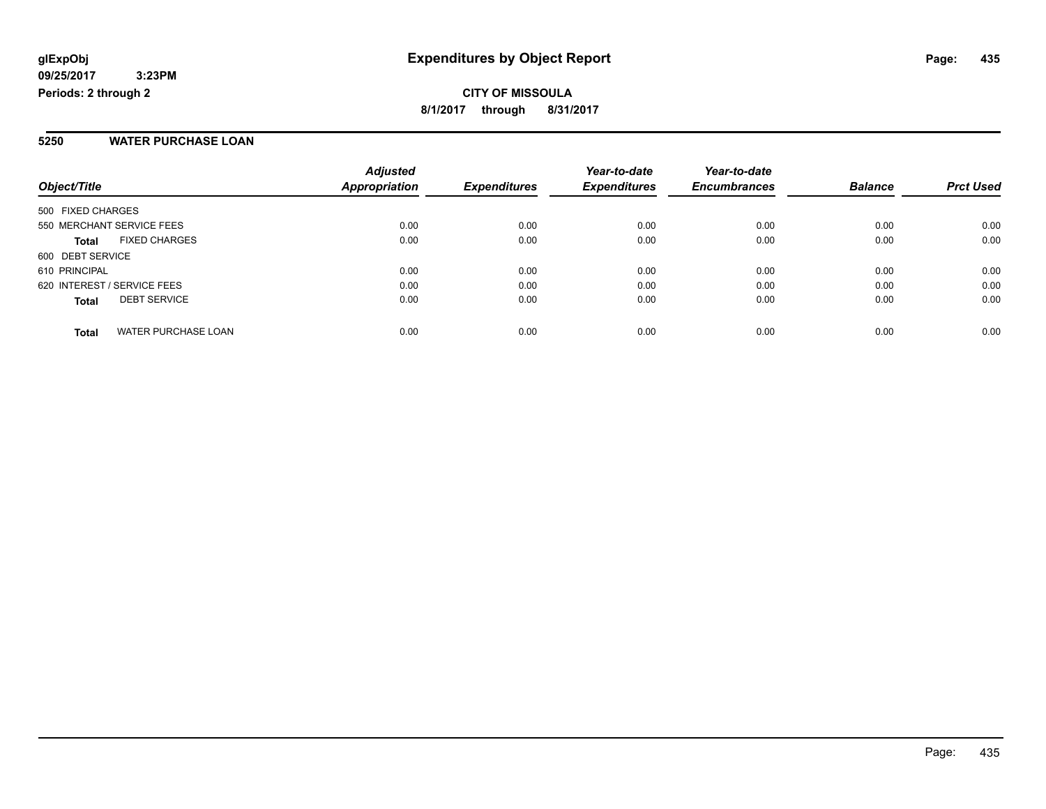**glExpObj**
**09/25/2017 3:23PM**
**Periods: 2 through 2**

# Expenditures by Object Report

**CITY OF MISSOULA**
**8/1/2017 through 8/31/2017**

## 5250 WATER PURCHASE LOAN

| Object/Title | Adjusted Appropriation | Expenditures | Year-to-date Expenditures | Year-to-date Encumbrances | Balance | Prct Used |
|---|---|---|---|---|---|---|
| 500 FIXED CHARGES | | | | | | |
| 550 MERCHANT SERVICE FEES | 0.00 | 0.00 | 0.00 | 0.00 | 0.00 | 0.00 |
| **Total** FIXED CHARGES | 0.00 | 0.00 | 0.00 | 0.00 | 0.00 | 0.00 |
| 600 DEBT SERVICE | | | | | | |
| 610 PRINCIPAL | 0.00 | 0.00 | 0.00 | 0.00 | 0.00 | 0.00 |
| 620 INTEREST / SERVICE FEES | 0.00 | 0.00 | 0.00 | 0.00 | 0.00 | 0.00 |
| **Total** DEBT SERVICE | 0.00 | 0.00 | 0.00 | 0.00 | 0.00 | 0.00 |
| **Total** WATER PURCHASE LOAN | 0.00 | 0.00 | 0.00 | 0.00 | 0.00 | 0.00 |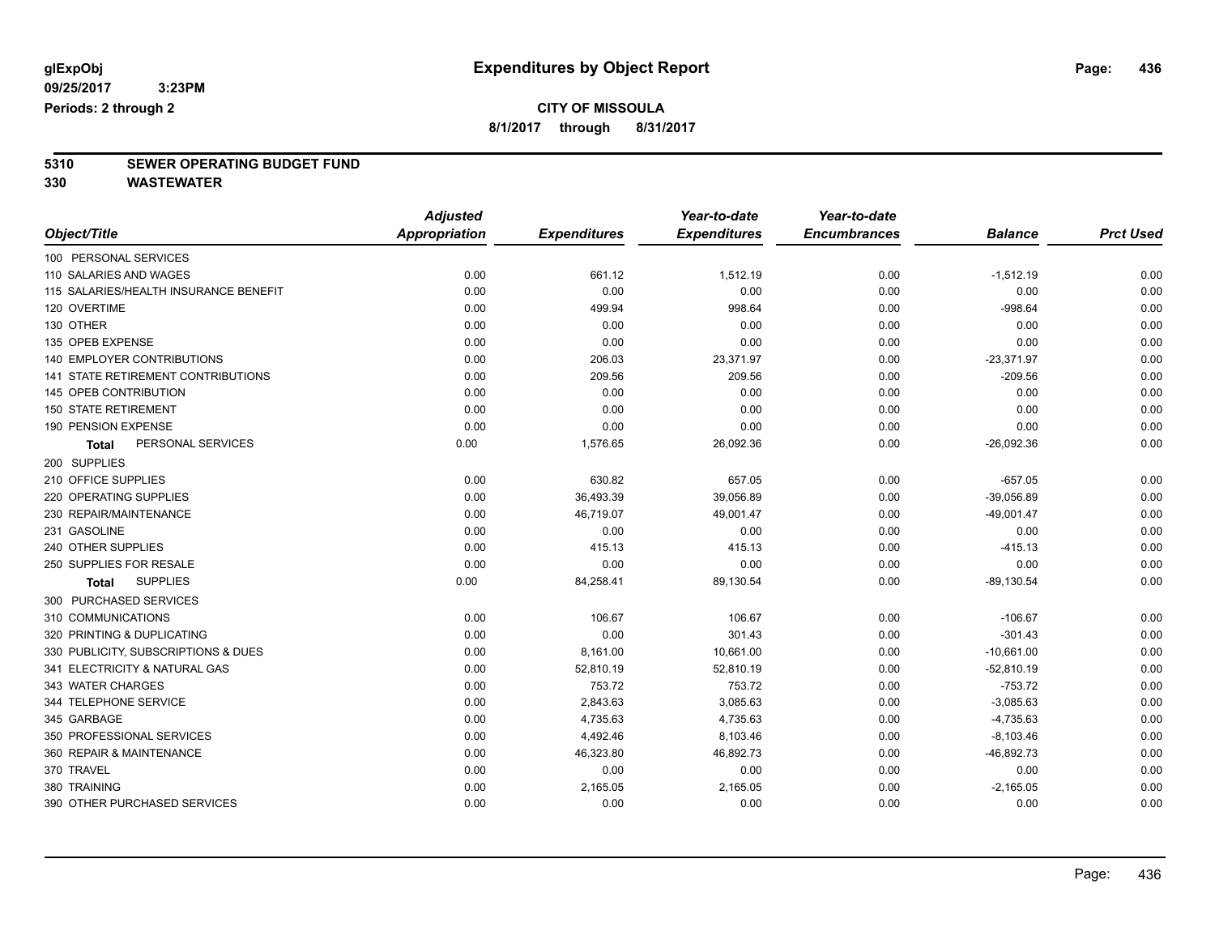glExpObj
09/25/2017 3:23PM
Periods: 2 through 2

# Expenditures by Object Report

**CITY OF MISSOULA**
**8/1/2017 through 8/31/2017**

**5310 SEWER OPERATING BUDGET FUND**
**330 WASTEWATER**

| Object/Title | Adjusted Appropriation | Expenditures | Year-to-date Expenditures | Year-to-date Encumbrances | Balance | Prct Used |
|---|---|---|---|---|---|---|
| 100 PERSONAL SERVICES | | | | | | |
| 110 SALARIES AND WAGES | 0.00 | 661.12 | 1,512.19 | 0.00 | -1,512.19 | 0.00 |
| 115 SALARIES/HEALTH INSURANCE BENEFIT | 0.00 | 0.00 | 0.00 | 0.00 | 0.00 | 0.00 |
| 120 OVERTIME | 0.00 | 499.94 | 998.64 | 0.00 | -998.64 | 0.00 |
| 130 OTHER | 0.00 | 0.00 | 0.00 | 0.00 | 0.00 | 0.00 |
| 135 OPEB EXPENSE | 0.00 | 0.00 | 0.00 | 0.00 | 0.00 | 0.00 |
| 140 EMPLOYER CONTRIBUTIONS | 0.00 | 206.03 | 23,371.97 | 0.00 | -23,371.97 | 0.00 |
| 141 STATE RETIREMENT CONTRIBUTIONS | 0.00 | 209.56 | 209.56 | 0.00 | -209.56 | 0.00 |
| 145 OPEB CONTRIBUTION | 0.00 | 0.00 | 0.00 | 0.00 | 0.00 | 0.00 |
| 150 STATE RETIREMENT | 0.00 | 0.00 | 0.00 | 0.00 | 0.00 | 0.00 |
| 190 PENSION EXPENSE | 0.00 | 0.00 | 0.00 | 0.00 | 0.00 | 0.00 |
| **Total** PERSONAL SERVICES | 0.00 | 1,576.65 | 26,092.36 | 0.00 | -26,092.36 | 0.00 |
| 200 SUPPLIES | | | | | | |
| 210 OFFICE SUPPLIES | 0.00 | 630.82 | 657.05 | 0.00 | -657.05 | 0.00 |
| 220 OPERATING SUPPLIES | 0.00 | 36,493.39 | 39,056.89 | 0.00 | -39,056.89 | 0.00 |
| 230 REPAIR/MAINTENANCE | 0.00 | 46,719.07 | 49,001.47 | 0.00 | -49,001.47 | 0.00 |
| 231 GASOLINE | 0.00 | 0.00 | 0.00 | 0.00 | 0.00 | 0.00 |
| 240 OTHER SUPPLIES | 0.00 | 415.13 | 415.13 | 0.00 | -415.13 | 0.00 |
| 250 SUPPLIES FOR RESALE | 0.00 | 0.00 | 0.00 | 0.00 | 0.00 | 0.00 |
| **Total** SUPPLIES | 0.00 | 84,258.41 | 89,130.54 | 0.00 | -89,130.54 | 0.00 |
| 300 PURCHASED SERVICES | | | | | | |
| 310 COMMUNICATIONS | 0.00 | 106.67 | 106.67 | 0.00 | -106.67 | 0.00 |
| 320 PRINTING & DUPLICATING | 0.00 | 0.00 | 301.43 | 0.00 | -301.43 | 0.00 |
| 330 PUBLICITY, SUBSCRIPTIONS & DUES | 0.00 | 8,161.00 | 10,661.00 | 0.00 | -10,661.00 | 0.00 |
| 341 ELECTRICITY & NATURAL GAS | 0.00 | 52,810.19 | 52,810.19 | 0.00 | -52,810.19 | 0.00 |
| 343 WATER CHARGES | 0.00 | 753.72 | 753.72 | 0.00 | -753.72 | 0.00 |
| 344 TELEPHONE SERVICE | 0.00 | 2,843.63 | 3,085.63 | 0.00 | -3,085.63 | 0.00 |
| 345 GARBAGE | 0.00 | 4,735.63 | 4,735.63 | 0.00 | -4,735.63 | 0.00 |
| 350 PROFESSIONAL SERVICES | 0.00 | 4,492.46 | 8,103.46 | 0.00 | -8,103.46 | 0.00 |
| 360 REPAIR & MAINTENANCE | 0.00 | 46,323.80 | 46,892.73 | 0.00 | -46,892.73 | 0.00 |
| 370 TRAVEL | 0.00 | 0.00 | 0.00 | 0.00 | 0.00 | 0.00 |
| 380 TRAINING | 0.00 | 2,165.05 | 2,165.05 | 0.00 | -2,165.05 | 0.00 |
| 390 OTHER PURCHASED SERVICES | 0.00 | 0.00 | 0.00 | 0.00 | 0.00 | 0.00 |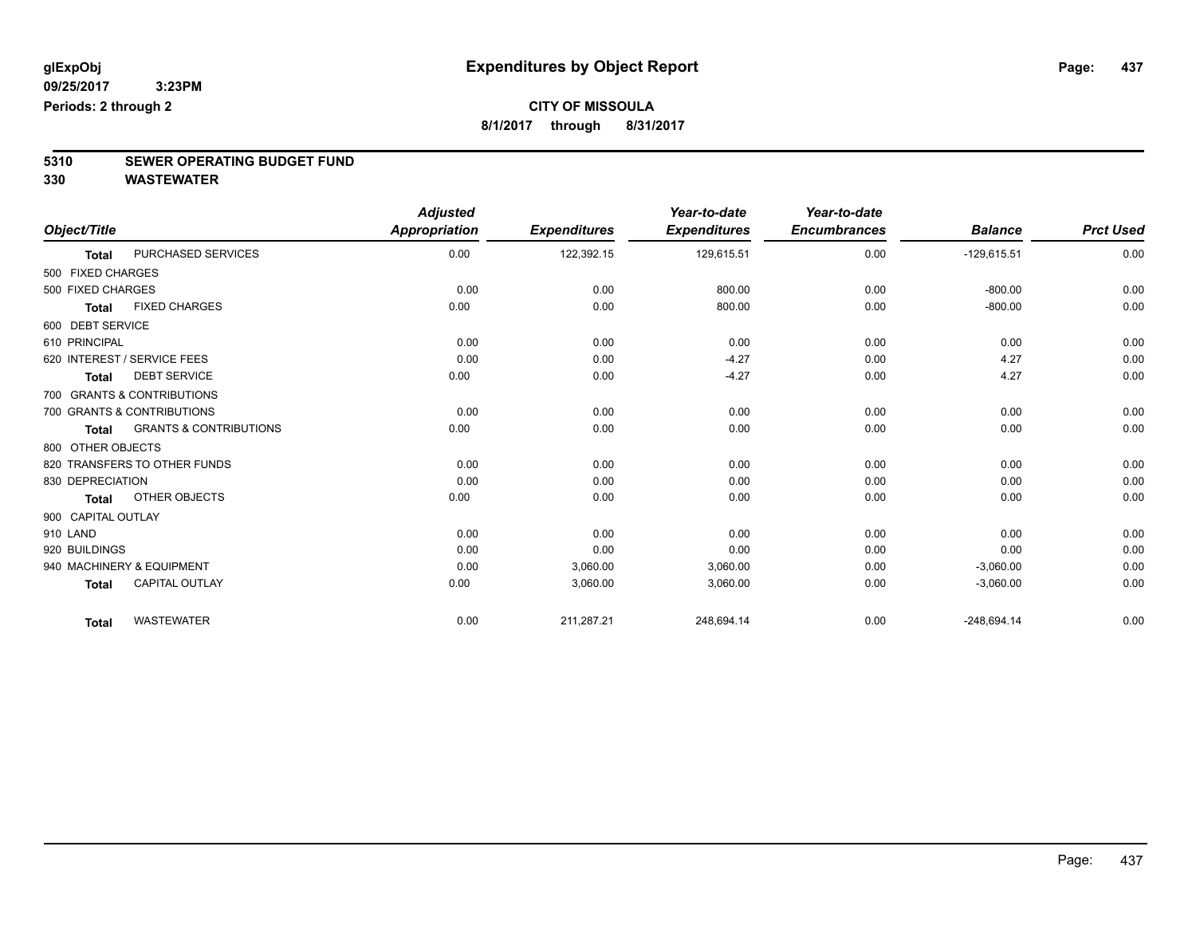**glExpObj** **Expenditures by Object Report**

**09/25/2017 3:23PM**

**Periods: 2 through 2**

**CITY OF MISSOULA**

**8/1/2017 through 8/31/2017**

## 5310 SEWER OPERATING BUDGET FUND

## 330 WASTEWATER

| Object/Title | | Adjusted Appropriation | Expenditures | Year-to-date Expenditures | Year-to-date Encumbrances | Balance | Prct Used |
|---|---|---|---|---|---|---|---|
| **Total** | PURCHASED SERVICES | 0.00 | 122,392.15 | 129,615.51 | 0.00 | -129,615.51 | 0.00 |
| 500 FIXED CHARGES | | | | | | | |
| 500 FIXED CHARGES | | 0.00 | 0.00 | 800.00 | 0.00 | -800.00 | 0.00 |
| **Total** | FIXED CHARGES | 0.00 | 0.00 | 800.00 | 0.00 | -800.00 | 0.00 |
| 600 DEBT SERVICE | | | | | | | |
| 610 PRINCIPAL | | 0.00 | 0.00 | 0.00 | 0.00 | 0.00 | 0.00 |
| 620 INTEREST / SERVICE FEES | | 0.00 | 0.00 | -4.27 | 0.00 | 4.27 | 0.00 |
| **Total** | DEBT SERVICE | 0.00 | 0.00 | -4.27 | 0.00 | 4.27 | 0.00 |
| 700 GRANTS & CONTRIBUTIONS | | | | | | | |
| 700 GRANTS & CONTRIBUTIONS | | 0.00 | 0.00 | 0.00 | 0.00 | 0.00 | 0.00 |
| **Total** | GRANTS & CONTRIBUTIONS | 0.00 | 0.00 | 0.00 | 0.00 | 0.00 | 0.00 |
| 800 OTHER OBJECTS | | | | | | | |
| 820 TRANSFERS TO OTHER FUNDS | | 0.00 | 0.00 | 0.00 | 0.00 | 0.00 | 0.00 |
| 830 DEPRECIATION | | 0.00 | 0.00 | 0.00 | 0.00 | 0.00 | 0.00 |
| **Total** | OTHER OBJECTS | 0.00 | 0.00 | 0.00 | 0.00 | 0.00 | 0.00 |
| 900 CAPITAL OUTLAY | | | | | | | |
| 910 LAND | | 0.00 | 0.00 | 0.00 | 0.00 | 0.00 | 0.00 |
| 920 BUILDINGS | | 0.00 | 0.00 | 0.00 | 0.00 | 0.00 | 0.00 |
| 940 MACHINERY & EQUIPMENT | | 0.00 | 3,060.00 | 3,060.00 | 0.00 | -3,060.00 | 0.00 |
| **Total** | CAPITAL OUTLAY | 0.00 | 3,060.00 | 3,060.00 | 0.00 | -3,060.00 | 0.00 |
| **Total** | WASTEWATER | 0.00 | 211,287.21 | 248,694.14 | 0.00 | -248,694.14 | 0.00 |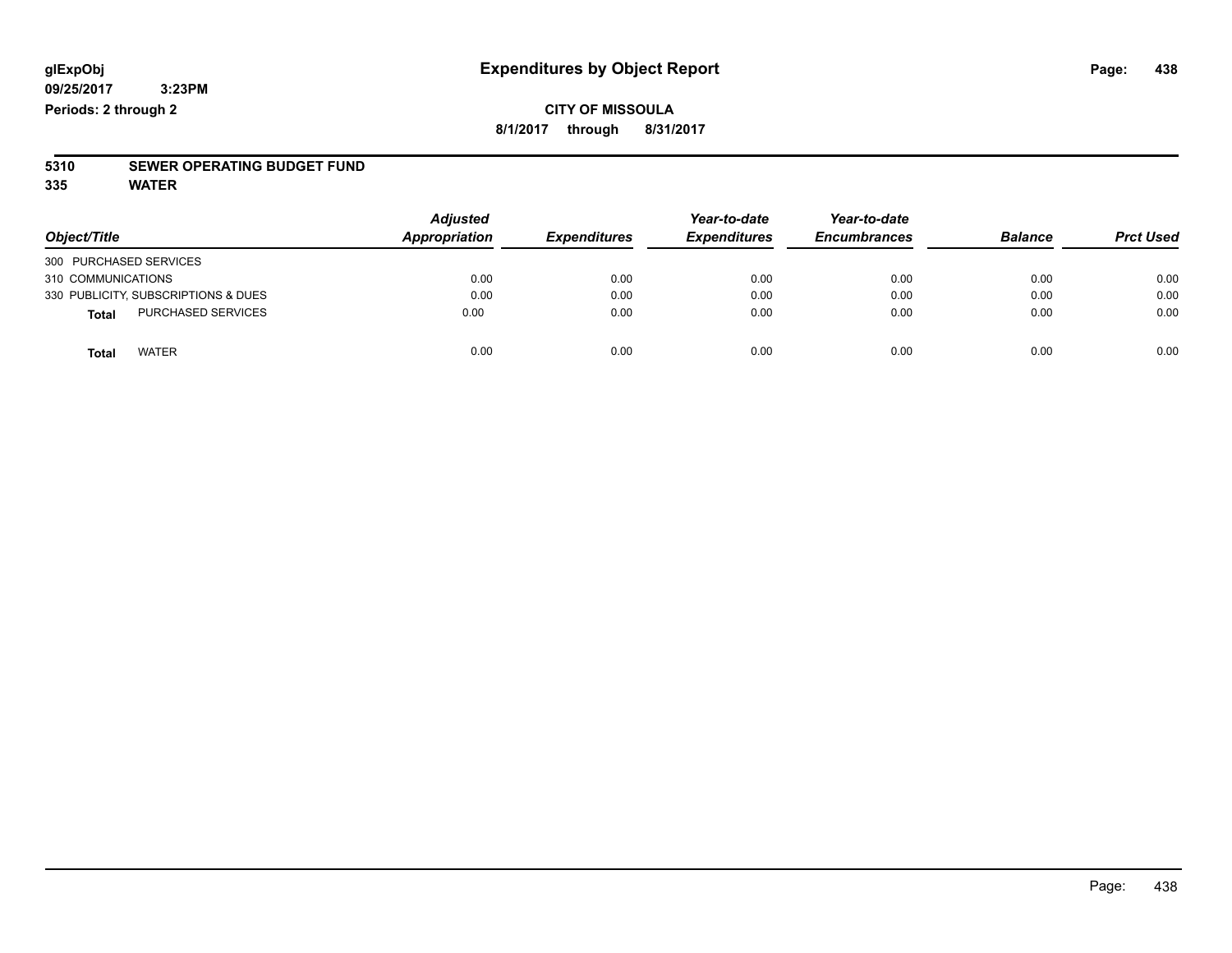**glExpObj**
**09/25/2017 3:23PM**
**Periods: 2 through 2**

# Expenditures by Object Report

**CITY OF MISSOULA**
**8/1/2017 through 8/31/2017**

**5310 SEWER OPERATING BUDGET FUND**
**335 WATER**

| Object/Title | Adjusted Appropriation | Expenditures | Year-to-date Expenditures | Year-to-date Encumbrances | Balance | Prct Used |
|---|---|---|---|---|---|---|
| 300 PURCHASED SERVICES | | | | | | |
| 310 COMMUNICATIONS | 0.00 | 0.00 | 0.00 | 0.00 | 0.00 | 0.00 |
| 330 PUBLICITY, SUBSCRIPTIONS & DUES | 0.00 | 0.00 | 0.00 | 0.00 | 0.00 | 0.00 |
| **Total** PURCHASED SERVICES | 0.00 | 0.00 | 0.00 | 0.00 | 0.00 | 0.00 |
| **Total** WATER | 0.00 | 0.00 | 0.00 | 0.00 | 0.00 | 0.00 |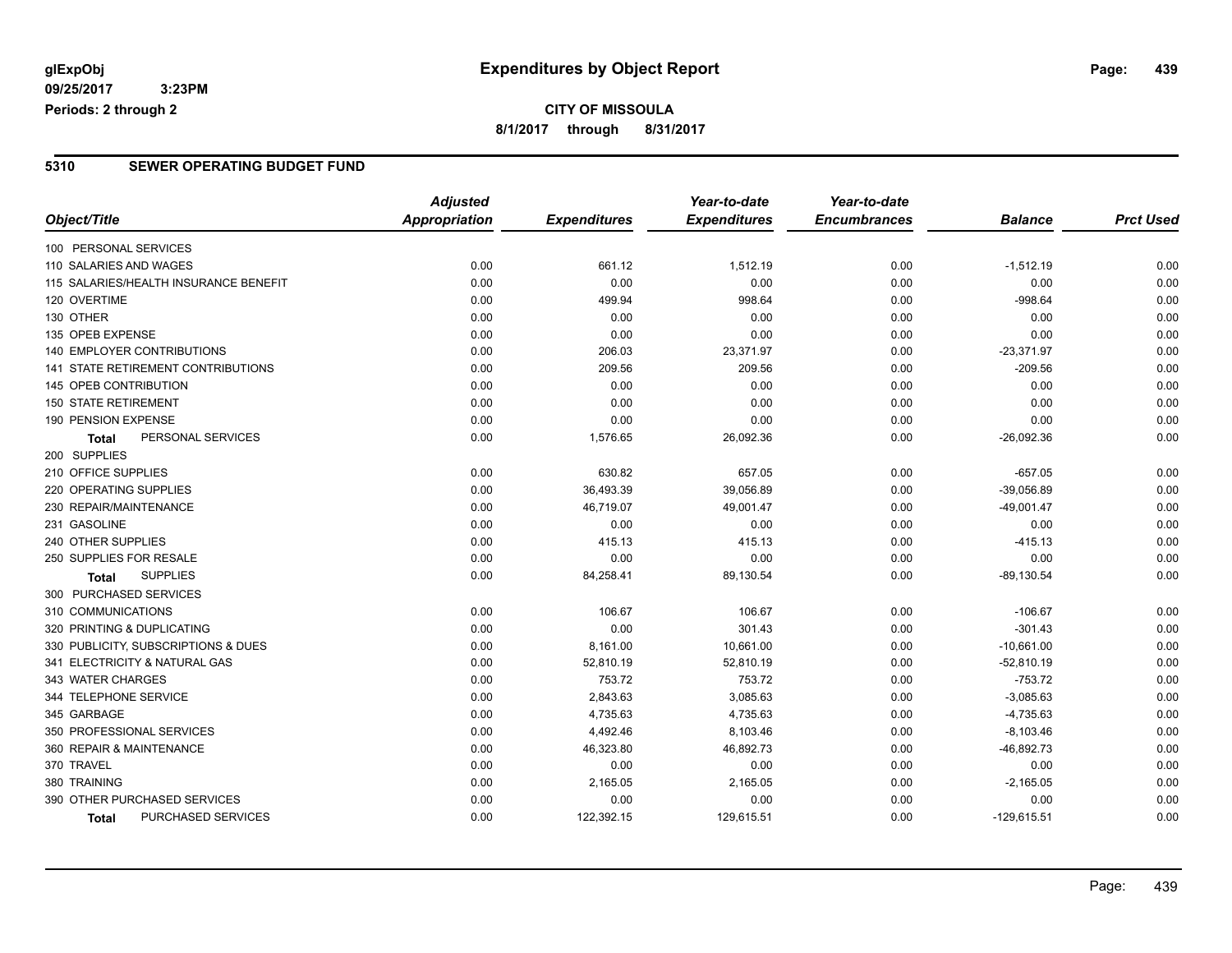glExpObj
09/25/2017 3:23PM
Periods: 2 through 2

# Expenditures by Object Report

**CITY OF MISSOULA**
**8/1/2017 through 8/31/2017**

## 5310 SEWER OPERATING BUDGET FUND

| Object/Title | Adjusted Appropriation | Expenditures | Year-to-date Expenditures | Year-to-date Encumbrances | Balance | Prct Used |
|---|---|---|---|---|---|---|
| 100 PERSONAL SERVICES | | | | | | |
| 110 SALARIES AND WAGES | 0.00 | 661.12 | 1,512.19 | 0.00 | -1,512.19 | 0.00 |
| 115 SALARIES/HEALTH INSURANCE BENEFIT | 0.00 | 0.00 | 0.00 | 0.00 | 0.00 | 0.00 |
| 120 OVERTIME | 0.00 | 499.94 | 998.64 | 0.00 | -998.64 | 0.00 |
| 130 OTHER | 0.00 | 0.00 | 0.00 | 0.00 | 0.00 | 0.00 |
| 135 OPEB EXPENSE | 0.00 | 0.00 | 0.00 | 0.00 | 0.00 | 0.00 |
| 140 EMPLOYER CONTRIBUTIONS | 0.00 | 206.03 | 23,371.97 | 0.00 | -23,371.97 | 0.00 |
| 141 STATE RETIREMENT CONTRIBUTIONS | 0.00 | 209.56 | 209.56 | 0.00 | -209.56 | 0.00 |
| 145 OPEB CONTRIBUTION | 0.00 | 0.00 | 0.00 | 0.00 | 0.00 | 0.00 |
| 150 STATE RETIREMENT | 0.00 | 0.00 | 0.00 | 0.00 | 0.00 | 0.00 |
| 190 PENSION EXPENSE | 0.00 | 0.00 | 0.00 | 0.00 | 0.00 | 0.00 |
| **Total** PERSONAL SERVICES | 0.00 | 1,576.65 | 26,092.36 | 0.00 | -26,092.36 | 0.00 |
| 200 SUPPLIES | | | | | | |
| 210 OFFICE SUPPLIES | 0.00 | 630.82 | 657.05 | 0.00 | -657.05 | 0.00 |
| 220 OPERATING SUPPLIES | 0.00 | 36,493.39 | 39,056.89 | 0.00 | -39,056.89 | 0.00 |
| 230 REPAIR/MAINTENANCE | 0.00 | 46,719.07 | 49,001.47 | 0.00 | -49,001.47 | 0.00 |
| 231 GASOLINE | 0.00 | 0.00 | 0.00 | 0.00 | 0.00 | 0.00 |
| 240 OTHER SUPPLIES | 0.00 | 415.13 | 415.13 | 0.00 | -415.13 | 0.00 |
| 250 SUPPLIES FOR RESALE | 0.00 | 0.00 | 0.00 | 0.00 | 0.00 | 0.00 |
| **Total** SUPPLIES | 0.00 | 84,258.41 | 89,130.54 | 0.00 | -89,130.54 | 0.00 |
| 300 PURCHASED SERVICES | | | | | | |
| 310 COMMUNICATIONS | 0.00 | 106.67 | 106.67 | 0.00 | -106.67 | 0.00 |
| 320 PRINTING & DUPLICATING | 0.00 | 0.00 | 301.43 | 0.00 | -301.43 | 0.00 |
| 330 PUBLICITY, SUBSCRIPTIONS & DUES | 0.00 | 8,161.00 | 10,661.00 | 0.00 | -10,661.00 | 0.00 |
| 341 ELECTRICITY & NATURAL GAS | 0.00 | 52,810.19 | 52,810.19 | 0.00 | -52,810.19 | 0.00 |
| 343 WATER CHARGES | 0.00 | 753.72 | 753.72 | 0.00 | -753.72 | 0.00 |
| 344 TELEPHONE SERVICE | 0.00 | 2,843.63 | 3,085.63 | 0.00 | -3,085.63 | 0.00 |
| 345 GARBAGE | 0.00 | 4,735.63 | 4,735.63 | 0.00 | -4,735.63 | 0.00 |
| 350 PROFESSIONAL SERVICES | 0.00 | 4,492.46 | 8,103.46 | 0.00 | -8,103.46 | 0.00 |
| 360 REPAIR & MAINTENANCE | 0.00 | 46,323.80 | 46,892.73 | 0.00 | -46,892.73 | 0.00 |
| 370 TRAVEL | 0.00 | 0.00 | 0.00 | 0.00 | 0.00 | 0.00 |
| 380 TRAINING | 0.00 | 2,165.05 | 2,165.05 | 0.00 | -2,165.05 | 0.00 |
| 390 OTHER PURCHASED SERVICES | 0.00 | 0.00 | 0.00 | 0.00 | 0.00 | 0.00 |
| **Total** PURCHASED SERVICES | 0.00 | 122,392.15 | 129,615.51 | 0.00 | -129,615.51 | 0.00 |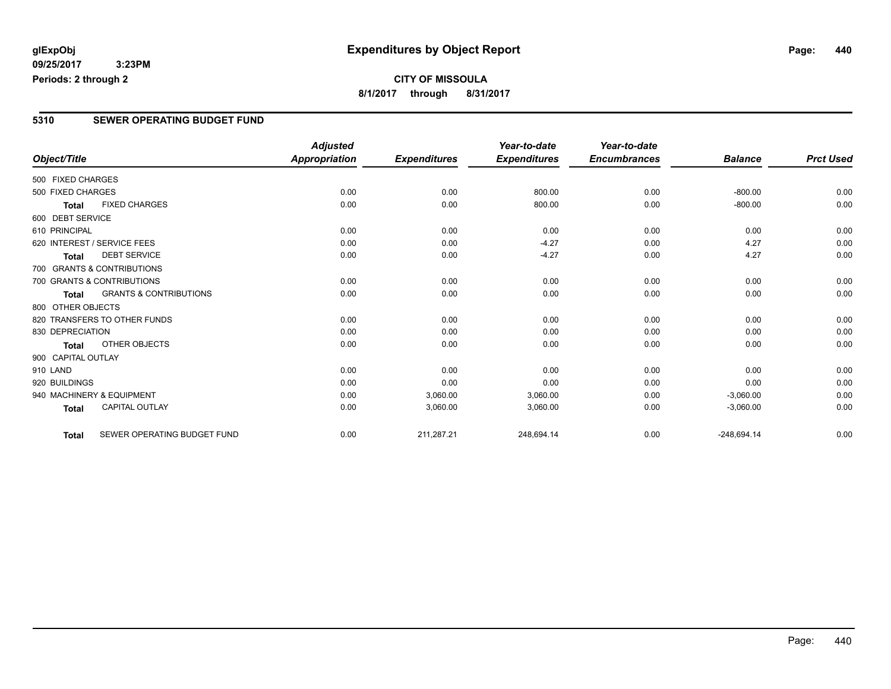# Expenditures by Object Report

glExpObj
09/25/2017 3:23PM
Periods: 2 through 2

**CITY OF MISSOULA**
8/1/2017 through 8/31/2017

## 5310 SEWER OPERATING BUDGET FUND

| Object/Title | | Adjusted Appropriation | Expenditures | Year-to-date Expenditures | Year-to-date Encumbrances | Balance | Prct Used |
|---|---|---|---|---|---|---|---|
| 500 FIXED CHARGES | | | | | | | |
| 500 FIXED CHARGES | | 0.00 | 0.00 | 800.00 | 0.00 | -800.00 | 0.00 |
| **Total** | FIXED CHARGES | 0.00 | 0.00 | 800.00 | 0.00 | -800.00 | 0.00 |
| 600 DEBT SERVICE | | | | | | | |
| 610 PRINCIPAL | | 0.00 | 0.00 | 0.00 | 0.00 | 0.00 | 0.00 |
| 620 INTEREST / SERVICE FEES | | 0.00 | 0.00 | -4.27 | 0.00 | 4.27 | 0.00 |
| **Total** | DEBT SERVICE | 0.00 | 0.00 | -4.27 | 0.00 | 4.27 | 0.00 |
| 700 GRANTS & CONTRIBUTIONS | | | | | | | |
| 700 GRANTS & CONTRIBUTIONS | | 0.00 | 0.00 | 0.00 | 0.00 | 0.00 | 0.00 |
| **Total** | GRANTS & CONTRIBUTIONS | 0.00 | 0.00 | 0.00 | 0.00 | 0.00 | 0.00 |
| 800 OTHER OBJECTS | | | | | | | |
| 820 TRANSFERS TO OTHER FUNDS | | 0.00 | 0.00 | 0.00 | 0.00 | 0.00 | 0.00 |
| 830 DEPRECIATION | | 0.00 | 0.00 | 0.00 | 0.00 | 0.00 | 0.00 |
| **Total** | OTHER OBJECTS | 0.00 | 0.00 | 0.00 | 0.00 | 0.00 | 0.00 |
| 900 CAPITAL OUTLAY | | | | | | | |
| 910 LAND | | 0.00 | 0.00 | 0.00 | 0.00 | 0.00 | 0.00 |
| 920 BUILDINGS | | 0.00 | 0.00 | 0.00 | 0.00 | 0.00 | 0.00 |
| 940 MACHINERY & EQUIPMENT | | 0.00 | 3,060.00 | 3,060.00 | 0.00 | -3,060.00 | 0.00 |
| **Total** | CAPITAL OUTLAY | 0.00 | 3,060.00 | 3,060.00 | 0.00 | -3,060.00 | 0.00 |
| **Total** | SEWER OPERATING BUDGET FUND | 0.00 | 211,287.21 | 248,694.14 | 0.00 | -248,694.14 | 0.00 |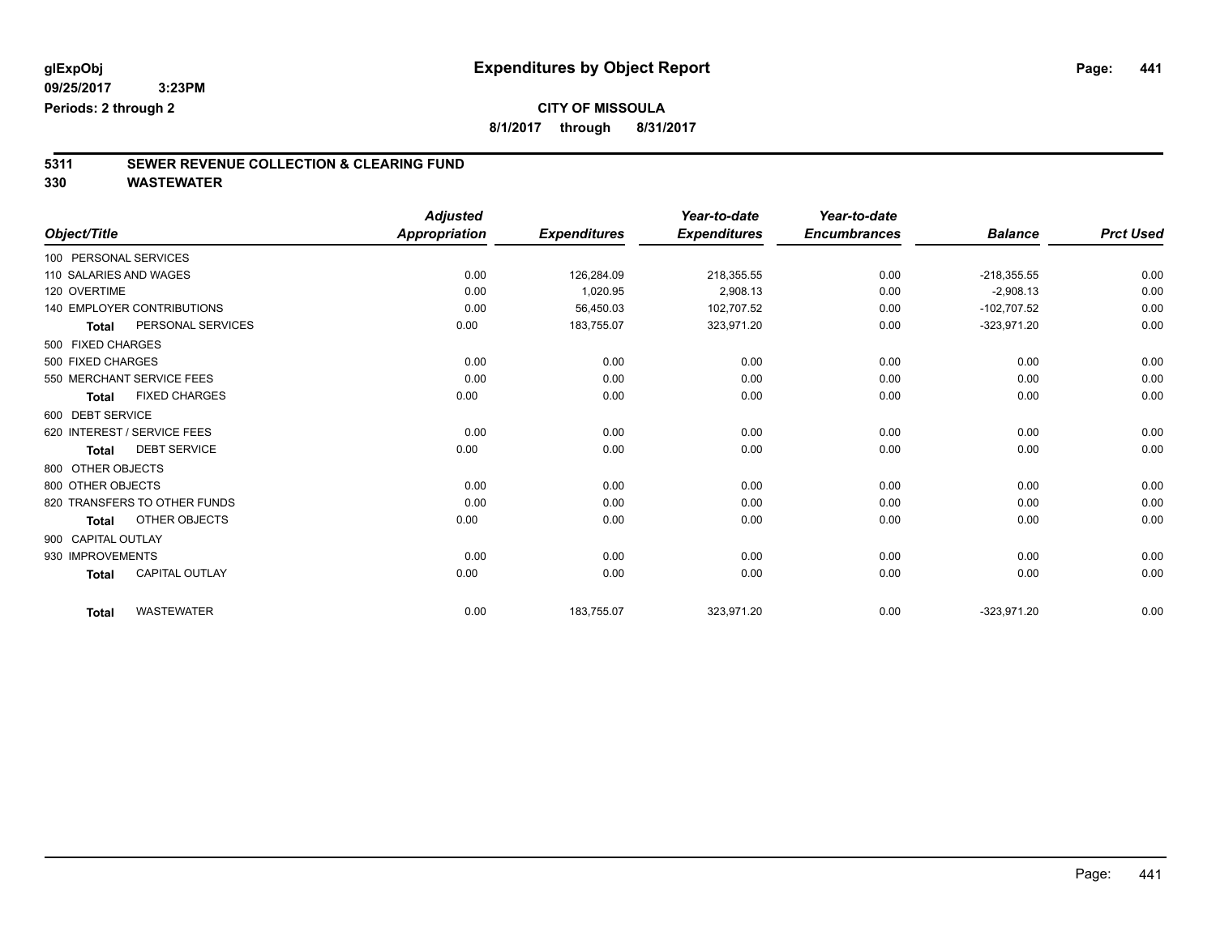glExpObj
09/25/2017 3:23PM
Periods: 2 through 2

# Expenditures by Object Report

**CITY OF MISSOULA**
**8/1/2017 through 8/31/2017**

## 5311 SEWER REVENUE COLLECTION & CLEARING FUND
## 330 WASTEWATER

| Object/Title | Adjusted Appropriation | Expenditures | Year-to-date Expenditures | Year-to-date Encumbrances | Balance | Prct Used |
|---|---|---|---|---|---|---|
| 100 PERSONAL SERVICES | | | | | | |
| 110 SALARIES AND WAGES | 0.00 | 126,284.09 | 218,355.55 | 0.00 | -218,355.55 | 0.00 |
| 120 OVERTIME | 0.00 | 1,020.95 | 2,908.13 | 0.00 | -2,908.13 | 0.00 |
| 140 EMPLOYER CONTRIBUTIONS | 0.00 | 56,450.03 | 102,707.52 | 0.00 | -102,707.52 | 0.00 |
| **Total** PERSONAL SERVICES | 0.00 | 183,755.07 | 323,971.20 | 0.00 | -323,971.20 | 0.00 |
| 500 FIXED CHARGES | | | | | | |
| 500 FIXED CHARGES | 0.00 | 0.00 | 0.00 | 0.00 | 0.00 | 0.00 |
| 550 MERCHANT SERVICE FEES | 0.00 | 0.00 | 0.00 | 0.00 | 0.00 | 0.00 |
| **Total** FIXED CHARGES | 0.00 | 0.00 | 0.00 | 0.00 | 0.00 | 0.00 |
| 600 DEBT SERVICE | | | | | | |
| 620 INTEREST / SERVICE FEES | 0.00 | 0.00 | 0.00 | 0.00 | 0.00 | 0.00 |
| **Total** DEBT SERVICE | 0.00 | 0.00 | 0.00 | 0.00 | 0.00 | 0.00 |
| 800 OTHER OBJECTS | | | | | | |
| 800 OTHER OBJECTS | 0.00 | 0.00 | 0.00 | 0.00 | 0.00 | 0.00 |
| 820 TRANSFERS TO OTHER FUNDS | 0.00 | 0.00 | 0.00 | 0.00 | 0.00 | 0.00 |
| **Total** OTHER OBJECTS | 0.00 | 0.00 | 0.00 | 0.00 | 0.00 | 0.00 |
| 900 CAPITAL OUTLAY | | | | | | |
| 930 IMPROVEMENTS | 0.00 | 0.00 | 0.00 | 0.00 | 0.00 | 0.00 |
| **Total** CAPITAL OUTLAY | 0.00 | 0.00 | 0.00 | 0.00 | 0.00 | 0.00 |
| **Total** WASTEWATER | 0.00 | 183,755.07 | 323,971.20 | 0.00 | -323,971.20 | 0.00 |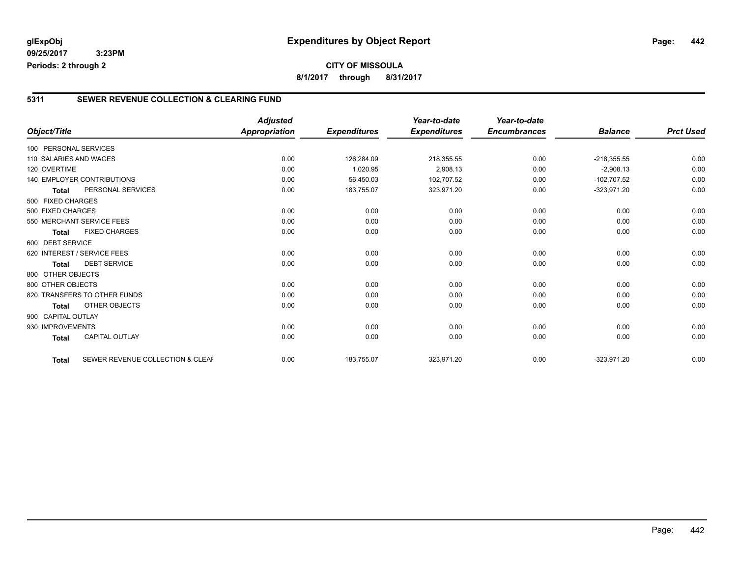**glExpObj** **Expenditures by Object Report**

**09/25/2017 3:23PM**

**Periods: 2 through 2**

**CITY OF MISSOULA**

**8/1/2017 through 8/31/2017**

## 5311 SEWER REVENUE COLLECTION & CLEARING FUND

| Object/Title | | Adjusted Appropriation | Expenditures | Year-to-date Expenditures | Year-to-date Encumbrances | Balance | Prct Used |
|---|---|---|---|---|---|---|---|
| 100 PERSONAL SERVICES | | | | | | | |
| 110 SALARIES AND WAGES | | 0.00 | 126,284.09 | 218,355.55 | 0.00 | -218,355.55 | 0.00 |
| 120 OVERTIME | | 0.00 | 1,020.95 | 2,908.13 | 0.00 | -2,908.13 | 0.00 |
| 140 EMPLOYER CONTRIBUTIONS | | 0.00 | 56,450.03 | 102,707.52 | 0.00 | -102,707.52 | 0.00 |
| **Total** | PERSONAL SERVICES | 0.00 | 183,755.07 | 323,971.20 | 0.00 | -323,971.20 | 0.00 |
| 500 FIXED CHARGES | | | | | | | |
| 500 FIXED CHARGES | | 0.00 | 0.00 | 0.00 | 0.00 | 0.00 | 0.00 |
| 550 MERCHANT SERVICE FEES | | 0.00 | 0.00 | 0.00 | 0.00 | 0.00 | 0.00 |
| **Total** | FIXED CHARGES | 0.00 | 0.00 | 0.00 | 0.00 | 0.00 | 0.00 |
| 600 DEBT SERVICE | | | | | | | |
| 620 INTEREST / SERVICE FEES | | 0.00 | 0.00 | 0.00 | 0.00 | 0.00 | 0.00 |
| **Total** | DEBT SERVICE | 0.00 | 0.00 | 0.00 | 0.00 | 0.00 | 0.00 |
| 800 OTHER OBJECTS | | | | | | | |
| 800 OTHER OBJECTS | | 0.00 | 0.00 | 0.00 | 0.00 | 0.00 | 0.00 |
| 820 TRANSFERS TO OTHER FUNDS | | 0.00 | 0.00 | 0.00 | 0.00 | 0.00 | 0.00 |
| **Total** | OTHER OBJECTS | 0.00 | 0.00 | 0.00 | 0.00 | 0.00 | 0.00 |
| 900 CAPITAL OUTLAY | | | | | | | |
| 930 IMPROVEMENTS | | 0.00 | 0.00 | 0.00 | 0.00 | 0.00 | 0.00 |
| **Total** | CAPITAL OUTLAY | 0.00 | 0.00 | 0.00 | 0.00 | 0.00 | 0.00 |
| **Total** | SEWER REVENUE COLLECTION & CLEAI | 0.00 | 183,755.07 | 323,971.20 | 0.00 | -323,971.20 | 0.00 |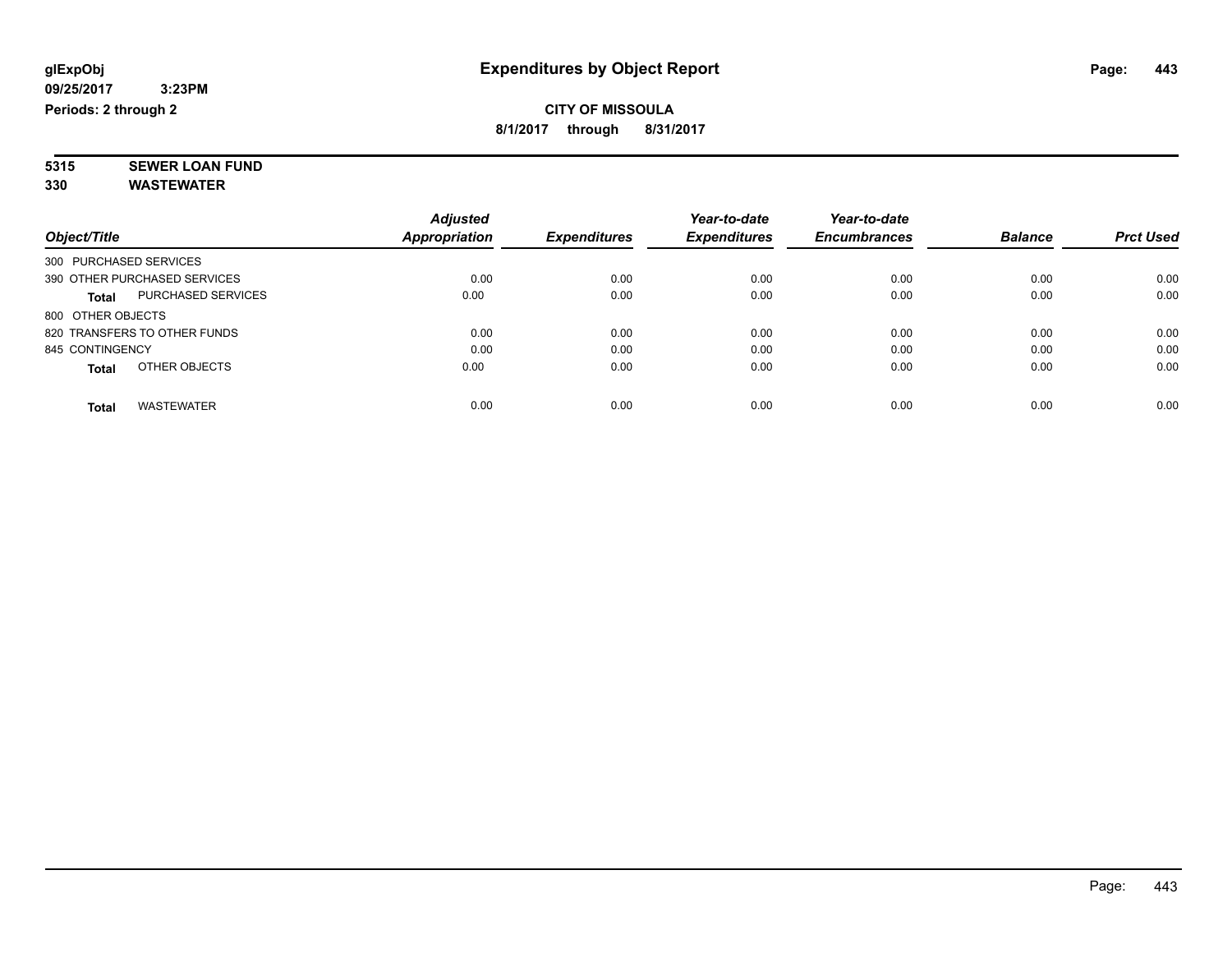glExpObj
09/25/2017 3:23PM
Periods: 2 through 2

# Expenditures by Object Report

**CITY OF MISSOULA**
**8/1/2017 through 8/31/2017**

**5315 SEWER LOAN FUND**
**330 WASTEWATER**

| Object/Title | | Adjusted Appropriation | Expenditures | Year-to-date Expenditures | Year-to-date Encumbrances | Balance | Prct Used |
|---|---|---|---|---|---|---|---|
| 300 PURCHASED SERVICES | | | | | | | |
| 390 OTHER PURCHASED SERVICES | | 0.00 | 0.00 | 0.00 | 0.00 | 0.00 | 0.00 |
| **Total** | PURCHASED SERVICES | 0.00 | 0.00 | 0.00 | 0.00 | 0.00 | 0.00 |
| 800 OTHER OBJECTS | | | | | | | |
| 820 TRANSFERS TO OTHER FUNDS | | 0.00 | 0.00 | 0.00 | 0.00 | 0.00 | 0.00 |
| 845 CONTINGENCY | | 0.00 | 0.00 | 0.00 | 0.00 | 0.00 | 0.00 |
| **Total** | OTHER OBJECTS | 0.00 | 0.00 | 0.00 | 0.00 | 0.00 | 0.00 |
| **Total** | WASTEWATER | 0.00 | 0.00 | 0.00 | 0.00 | 0.00 | 0.00 |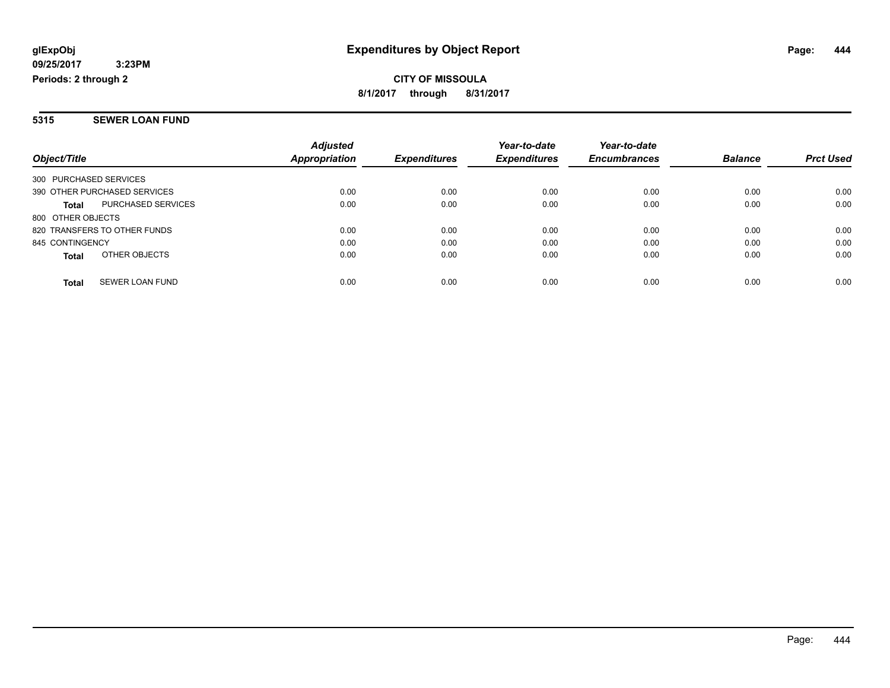# Expenditures by Object Report

glExpObj
09/25/2017 3:23PM
Periods: 2 through 2

**CITY OF MISSOULA**
**8/1/2017 through 8/31/2017**

## 5315 SEWER LOAN FUND

| Object/Title | Adjusted Appropriation | Expenditures | Year-to-date Expenditures | Year-to-date Encumbrances | Balance | Prct Used |
|---|---|---|---|---|---|---|
| 300 PURCHASED SERVICES | | | | | | |
| 390 OTHER PURCHASED SERVICES | 0.00 | 0.00 | 0.00 | 0.00 | 0.00 | 0.00 |
| **Total** PURCHASED SERVICES | 0.00 | 0.00 | 0.00 | 0.00 | 0.00 | 0.00 |
| 800 OTHER OBJECTS | | | | | | |
| 820 TRANSFERS TO OTHER FUNDS | 0.00 | 0.00 | 0.00 | 0.00 | 0.00 | 0.00 |
| 845 CONTINGENCY | 0.00 | 0.00 | 0.00 | 0.00 | 0.00 | 0.00 |
| **Total** OTHER OBJECTS | 0.00 | 0.00 | 0.00 | 0.00 | 0.00 | 0.00 |
| **Total** SEWER LOAN FUND | 0.00 | 0.00 | 0.00 | 0.00 | 0.00 | 0.00 |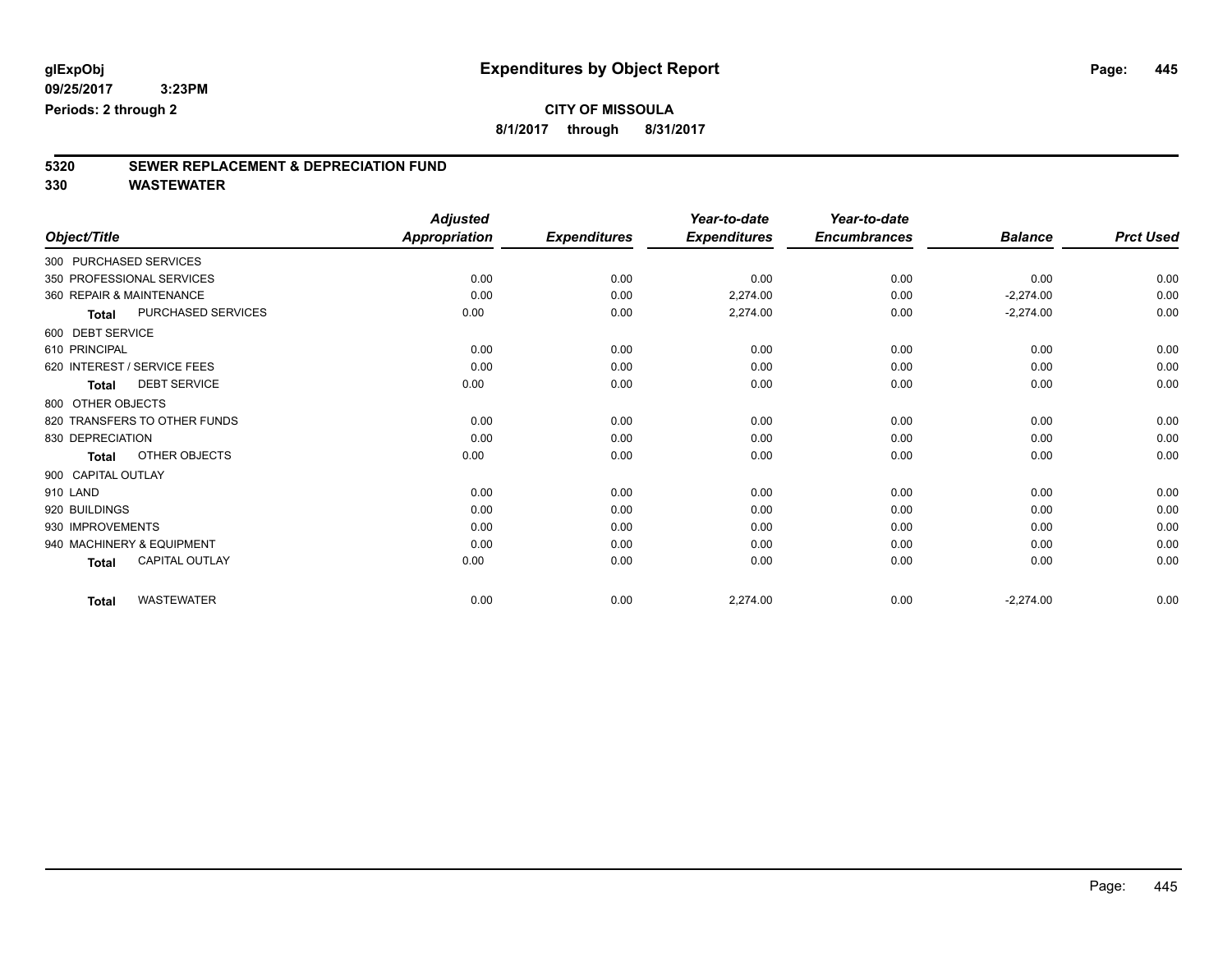glExpObj
09/25/2017 3:23PM
Periods: 2 through 2

# Expenditures by Object Report

**CITY OF MISSOULA**
**8/1/2017 through 8/31/2017**

## 5320 SEWER REPLACEMENT & DEPRECIATION FUND
## 330 WASTEWATER

| Object/Title | Adjusted Appropriation | Expenditures | Year-to-date Expenditures | Year-to-date Encumbrances | Balance | Prct Used |
|---|---|---|---|---|---|---|
| 300 PURCHASED SERVICES | | | | | | |
| 350 PROFESSIONAL SERVICES | 0.00 | 0.00 | 0.00 | 0.00 | 0.00 | 0.00 |
| 360 REPAIR & MAINTENANCE | 0.00 | 0.00 | 2,274.00 | 0.00 | -2,274.00 | 0.00 |
| Total PURCHASED SERVICES | 0.00 | 0.00 | 2,274.00 | 0.00 | -2,274.00 | 0.00 |
| 600 DEBT SERVICE | | | | | | |
| 610 PRINCIPAL | 0.00 | 0.00 | 0.00 | 0.00 | 0.00 | 0.00 |
| 620 INTEREST / SERVICE FEES | 0.00 | 0.00 | 0.00 | 0.00 | 0.00 | 0.00 |
| Total DEBT SERVICE | 0.00 | 0.00 | 0.00 | 0.00 | 0.00 | 0.00 |
| 800 OTHER OBJECTS | | | | | | |
| 820 TRANSFERS TO OTHER FUNDS | 0.00 | 0.00 | 0.00 | 0.00 | 0.00 | 0.00 |
| 830 DEPRECIATION | 0.00 | 0.00 | 0.00 | 0.00 | 0.00 | 0.00 |
| Total OTHER OBJECTS | 0.00 | 0.00 | 0.00 | 0.00 | 0.00 | 0.00 |
| 900 CAPITAL OUTLAY | | | | | | |
| 910 LAND | 0.00 | 0.00 | 0.00 | 0.00 | 0.00 | 0.00 |
| 920 BUILDINGS | 0.00 | 0.00 | 0.00 | 0.00 | 0.00 | 0.00 |
| 930 IMPROVEMENTS | 0.00 | 0.00 | 0.00 | 0.00 | 0.00 | 0.00 |
| 940 MACHINERY & EQUIPMENT | 0.00 | 0.00 | 0.00 | 0.00 | 0.00 | 0.00 |
| Total CAPITAL OUTLAY | 0.00 | 0.00 | 0.00 | 0.00 | 0.00 | 0.00 |
| Total WASTEWATER | 0.00 | 0.00 | 2,274.00 | 0.00 | -2,274.00 | 0.00 |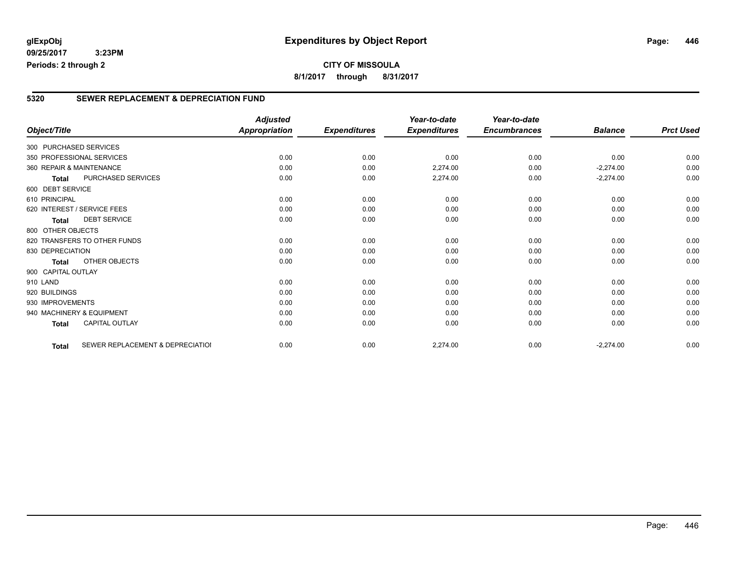**glExpObj**
**09/25/2017 3:23PM**
**Periods: 2 through 2**

# Expenditures by Object Report

**CITY OF MISSOULA**
**8/1/2017 through 8/31/2017**

## 5320 SEWER REPLACEMENT & DEPRECIATION FUND

| Object/Title | Adjusted Appropriation | Expenditures | Year-to-date Expenditures | Year-to-date Encumbrances | Balance | Prct Used |
|---|---|---|---|---|---|---|
| 300 PURCHASED SERVICES | | | | | | |
| 350 PROFESSIONAL SERVICES | 0.00 | 0.00 | 0.00 | 0.00 | 0.00 | 0.00 |
| 360 REPAIR & MAINTENANCE | 0.00 | 0.00 | 2,274.00 | 0.00 | -2,274.00 | 0.00 |
| **Total** PURCHASED SERVICES | 0.00 | 0.00 | 2,274.00 | 0.00 | -2,274.00 | 0.00 |
| 600 DEBT SERVICE | | | | | | |
| 610 PRINCIPAL | 0.00 | 0.00 | 0.00 | 0.00 | 0.00 | 0.00 |
| 620 INTEREST / SERVICE FEES | 0.00 | 0.00 | 0.00 | 0.00 | 0.00 | 0.00 |
| **Total** DEBT SERVICE | 0.00 | 0.00 | 0.00 | 0.00 | 0.00 | 0.00 |
| 800 OTHER OBJECTS | | | | | | |
| 820 TRANSFERS TO OTHER FUNDS | 0.00 | 0.00 | 0.00 | 0.00 | 0.00 | 0.00 |
| 830 DEPRECIATION | 0.00 | 0.00 | 0.00 | 0.00 | 0.00 | 0.00 |
| **Total** OTHER OBJECTS | 0.00 | 0.00 | 0.00 | 0.00 | 0.00 | 0.00 |
| 900 CAPITAL OUTLAY | | | | | | |
| 910 LAND | 0.00 | 0.00 | 0.00 | 0.00 | 0.00 | 0.00 |
| 920 BUILDINGS | 0.00 | 0.00 | 0.00 | 0.00 | 0.00 | 0.00 |
| 930 IMPROVEMENTS | 0.00 | 0.00 | 0.00 | 0.00 | 0.00 | 0.00 |
| 940 MACHINERY & EQUIPMENT | 0.00 | 0.00 | 0.00 | 0.00 | 0.00 | 0.00 |
| **Total** CAPITAL OUTLAY | 0.00 | 0.00 | 0.00 | 0.00 | 0.00 | 0.00 |
| **Total** SEWER REPLACEMENT & DEPRECIATIOI | 0.00 | 0.00 | 2,274.00 | 0.00 | -2,274.00 | 0.00 |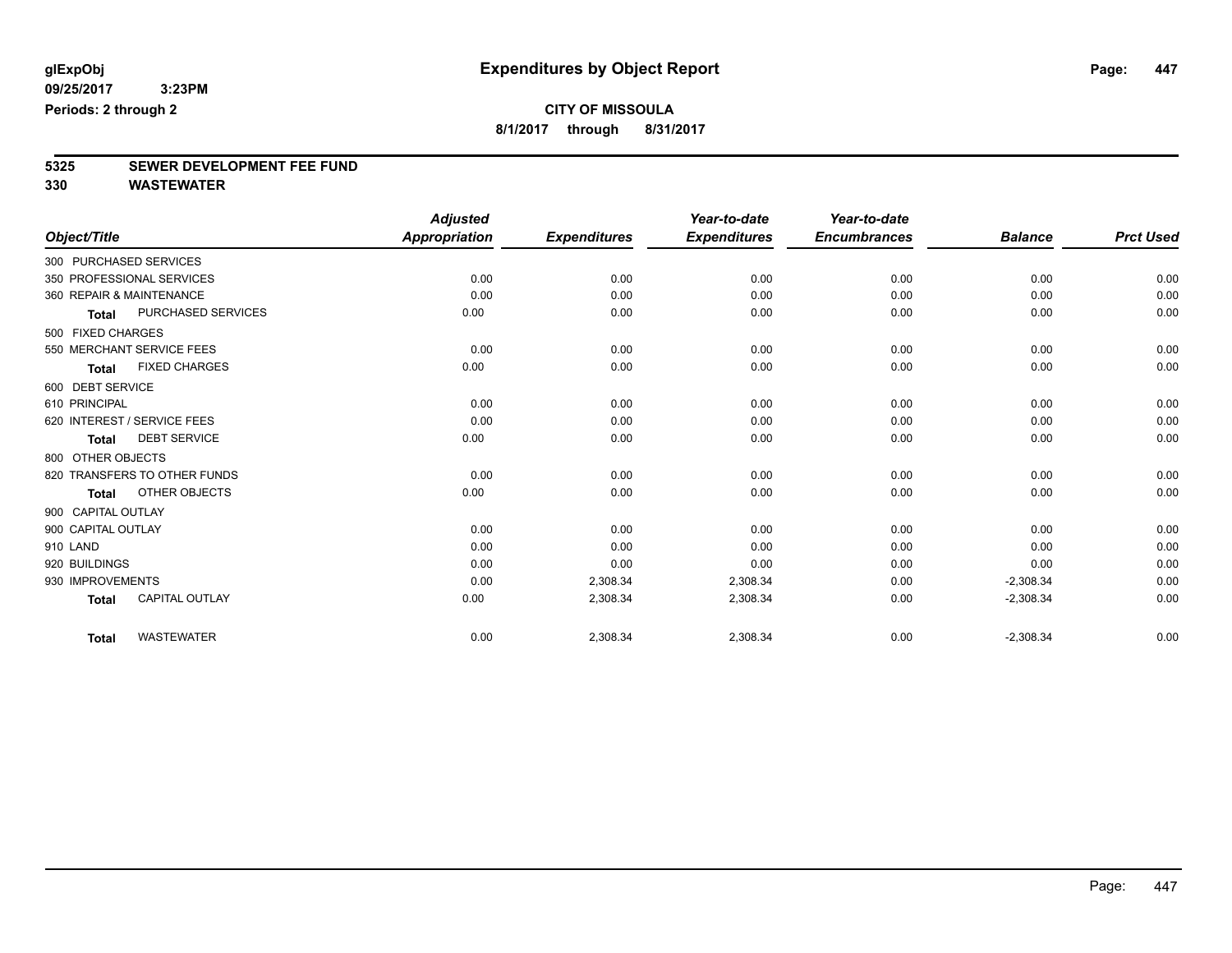glExpObj
09/25/2017 3:23PM
Periods: 2 through 2

# Expenditures by Object Report

**CITY OF MISSOULA**
**8/1/2017 through 8/31/2017**

**5325 SEWER DEVELOPMENT FEE FUND**
**330 WASTEWATER**

| Object/Title | Adjusted Appropriation | Expenditures | Year-to-date Expenditures | Year-to-date Encumbrances | Balance | Prct Used |
|---|---|---|---|---|---|---|
| 300 PURCHASED SERVICES | | | | | | |
| 350 PROFESSIONAL SERVICES | 0.00 | 0.00 | 0.00 | 0.00 | 0.00 | 0.00 |
| 360 REPAIR & MAINTENANCE | 0.00 | 0.00 | 0.00 | 0.00 | 0.00 | 0.00 |
| **Total** PURCHASED SERVICES | 0.00 | 0.00 | 0.00 | 0.00 | 0.00 | 0.00 |
| 500 FIXED CHARGES | | | | | | |
| 550 MERCHANT SERVICE FEES | 0.00 | 0.00 | 0.00 | 0.00 | 0.00 | 0.00 |
| **Total** FIXED CHARGES | 0.00 | 0.00 | 0.00 | 0.00 | 0.00 | 0.00 |
| 600 DEBT SERVICE | | | | | | |
| 610 PRINCIPAL | 0.00 | 0.00 | 0.00 | 0.00 | 0.00 | 0.00 |
| 620 INTEREST / SERVICE FEES | 0.00 | 0.00 | 0.00 | 0.00 | 0.00 | 0.00 |
| **Total** DEBT SERVICE | 0.00 | 0.00 | 0.00 | 0.00 | 0.00 | 0.00 |
| 800 OTHER OBJECTS | | | | | | |
| 820 TRANSFERS TO OTHER FUNDS | 0.00 | 0.00 | 0.00 | 0.00 | 0.00 | 0.00 |
| **Total** OTHER OBJECTS | 0.00 | 0.00 | 0.00 | 0.00 | 0.00 | 0.00 |
| 900 CAPITAL OUTLAY | | | | | | |
| 900 CAPITAL OUTLAY | 0.00 | 0.00 | 0.00 | 0.00 | 0.00 | 0.00 |
| 910 LAND | 0.00 | 0.00 | 0.00 | 0.00 | 0.00 | 0.00 |
| 920 BUILDINGS | 0.00 | 0.00 | 0.00 | 0.00 | 0.00 | 0.00 |
| 930 IMPROVEMENTS | 0.00 | 2,308.34 | 2,308.34 | 0.00 | -2,308.34 | 0.00 |
| **Total** CAPITAL OUTLAY | 0.00 | 2,308.34 | 2,308.34 | 0.00 | -2,308.34 | 0.00 |
| **Total** WASTEWATER | 0.00 | 2,308.34 | 2,308.34 | 0.00 | -2,308.34 | 0.00 |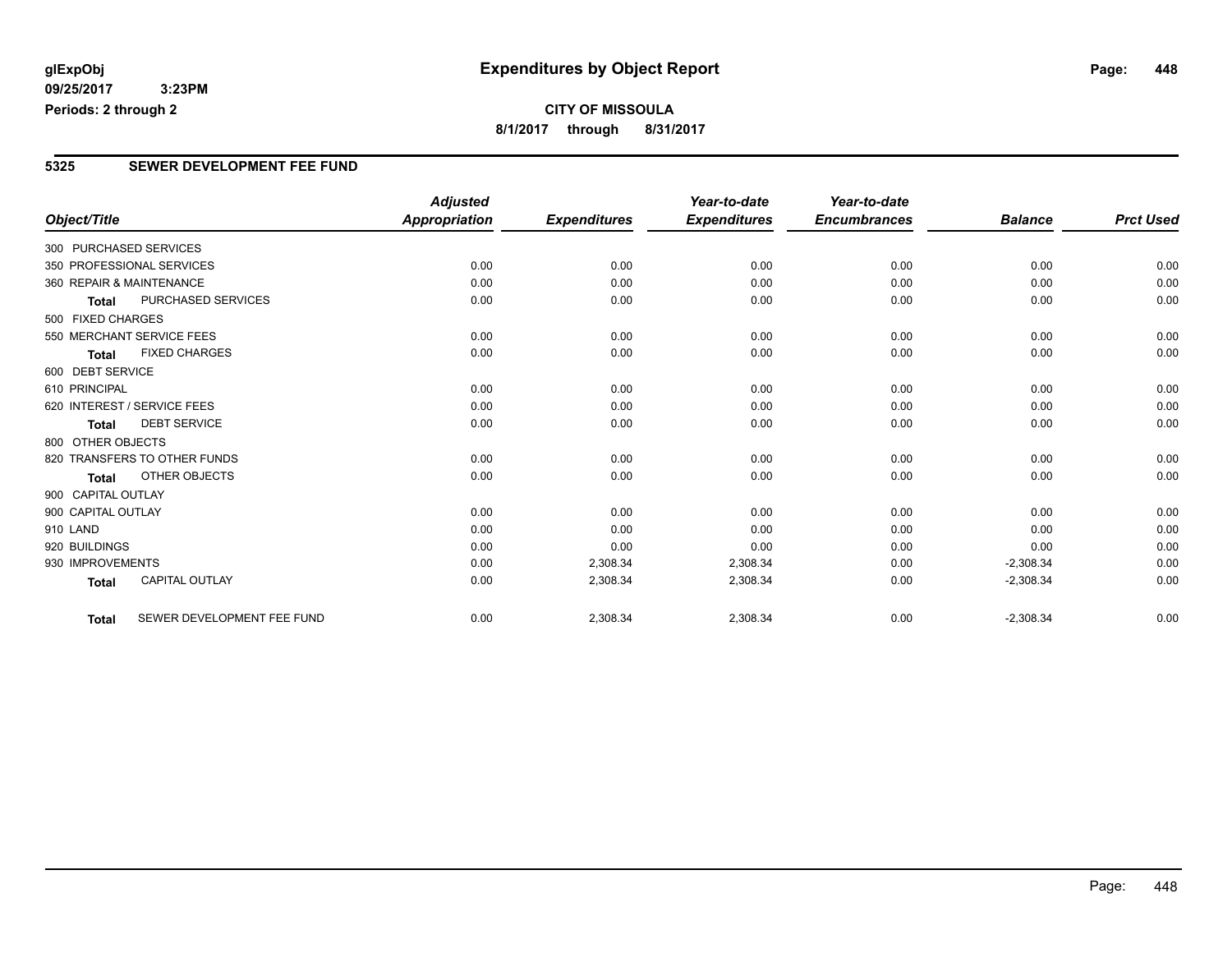# Expenditures by Object Report

glExpObj
09/25/2017 3:23PM
Periods: 2 through 2

**CITY OF MISSOULA**
8/1/2017 through 8/31/2017

## 5325 SEWER DEVELOPMENT FEE FUND

| Object/Title | Adjusted Appropriation | Expenditures | Year-to-date Expenditures | Year-to-date Encumbrances | Balance | Prct Used |
|---|---|---|---|---|---|---|
| 300 PURCHASED SERVICES | | | | | | |
| 350 PROFESSIONAL SERVICES | 0.00 | 0.00 | 0.00 | 0.00 | 0.00 | 0.00 |
| 360 REPAIR & MAINTENANCE | 0.00 | 0.00 | 0.00 | 0.00 | 0.00 | 0.00 |
| **Total** PURCHASED SERVICES | 0.00 | 0.00 | 0.00 | 0.00 | 0.00 | 0.00 |
| 500 FIXED CHARGES | | | | | | |
| 550 MERCHANT SERVICE FEES | 0.00 | 0.00 | 0.00 | 0.00 | 0.00 | 0.00 |
| **Total** FIXED CHARGES | 0.00 | 0.00 | 0.00 | 0.00 | 0.00 | 0.00 |
| 600 DEBT SERVICE | | | | | | |
| 610 PRINCIPAL | 0.00 | 0.00 | 0.00 | 0.00 | 0.00 | 0.00 |
| 620 INTEREST / SERVICE FEES | 0.00 | 0.00 | 0.00 | 0.00 | 0.00 | 0.00 |
| **Total** DEBT SERVICE | 0.00 | 0.00 | 0.00 | 0.00 | 0.00 | 0.00 |
| 800 OTHER OBJECTS | | | | | | |
| 820 TRANSFERS TO OTHER FUNDS | 0.00 | 0.00 | 0.00 | 0.00 | 0.00 | 0.00 |
| **Total** OTHER OBJECTS | 0.00 | 0.00 | 0.00 | 0.00 | 0.00 | 0.00 |
| 900 CAPITAL OUTLAY | | | | | | |
| 900 CAPITAL OUTLAY | 0.00 | 0.00 | 0.00 | 0.00 | 0.00 | 0.00 |
| 910 LAND | 0.00 | 0.00 | 0.00 | 0.00 | 0.00 | 0.00 |
| 920 BUILDINGS | 0.00 | 0.00 | 0.00 | 0.00 | 0.00 | 0.00 |
| 930 IMPROVEMENTS | 0.00 | 2,308.34 | 2,308.34 | 0.00 | -2,308.34 | 0.00 |
| **Total** CAPITAL OUTLAY | 0.00 | 2,308.34 | 2,308.34 | 0.00 | -2,308.34 | 0.00 |
| **Total** SEWER DEVELOPMENT FEE FUND | 0.00 | 2,308.34 | 2,308.34 | 0.00 | -2,308.34 | 0.00 |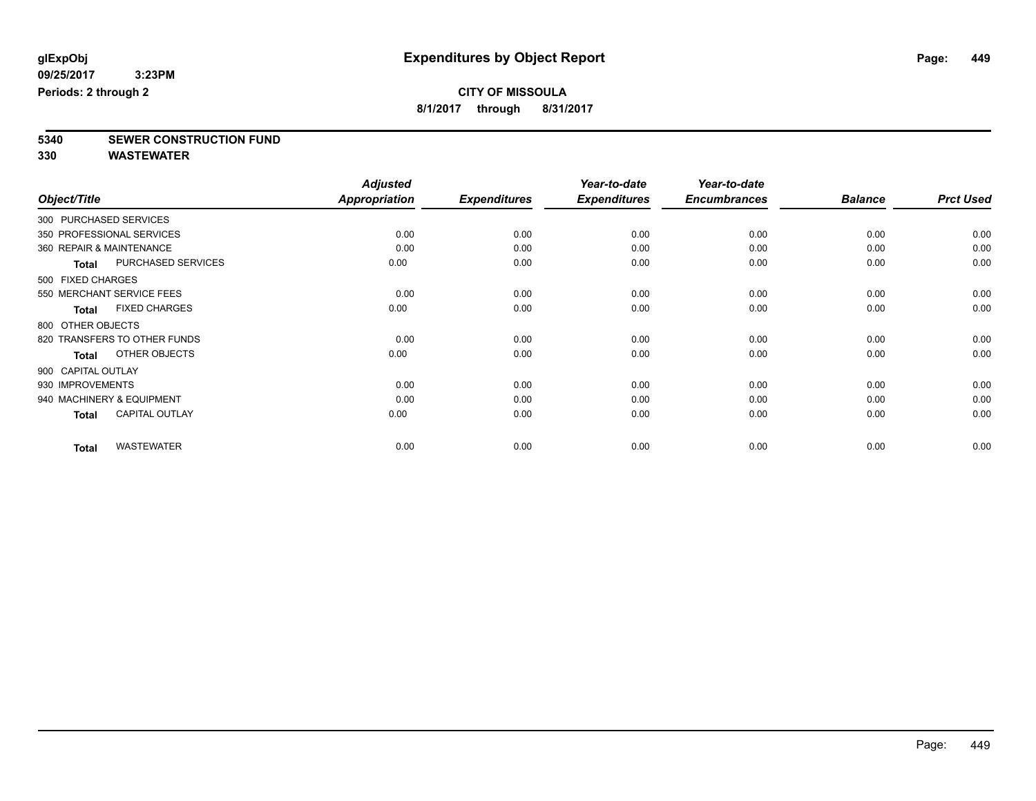glExpObj
09/25/2017 3:23PM
Periods: 2 through 2

# Expenditures by Object Report

**CITY OF MISSOULA**
**8/1/2017 through 8/31/2017**

**5340 SEWER CONSTRUCTION FUND**
**330 WASTEWATER**

| Object/Title | Adjusted Appropriation | Expenditures | Year-to-date Expenditures | Year-to-date Encumbrances | Balance | Prct Used |
|---|---|---|---|---|---|---|
| 300 PURCHASED SERVICES | | | | | | |
| 350 PROFESSIONAL SERVICES | 0.00 | 0.00 | 0.00 | 0.00 | 0.00 | 0.00 |
| 360 REPAIR & MAINTENANCE | 0.00 | 0.00 | 0.00 | 0.00 | 0.00 | 0.00 |
| **Total** PURCHASED SERVICES | 0.00 | 0.00 | 0.00 | 0.00 | 0.00 | 0.00 |
| 500 FIXED CHARGES | | | | | | |
| 550 MERCHANT SERVICE FEES | 0.00 | 0.00 | 0.00 | 0.00 | 0.00 | 0.00 |
| **Total** FIXED CHARGES | 0.00 | 0.00 | 0.00 | 0.00 | 0.00 | 0.00 |
| 800 OTHER OBJECTS | | | | | | |
| 820 TRANSFERS TO OTHER FUNDS | 0.00 | 0.00 | 0.00 | 0.00 | 0.00 | 0.00 |
| **Total** OTHER OBJECTS | 0.00 | 0.00 | 0.00 | 0.00 | 0.00 | 0.00 |
| 900 CAPITAL OUTLAY | | | | | | |
| 930 IMPROVEMENTS | 0.00 | 0.00 | 0.00 | 0.00 | 0.00 | 0.00 |
| 940 MACHINERY & EQUIPMENT | 0.00 | 0.00 | 0.00 | 0.00 | 0.00 | 0.00 |
| **Total** CAPITAL OUTLAY | 0.00 | 0.00 | 0.00 | 0.00 | 0.00 | 0.00 |
| **Total** WASTEWATER | 0.00 | 0.00 | 0.00 | 0.00 | 0.00 | 0.00 |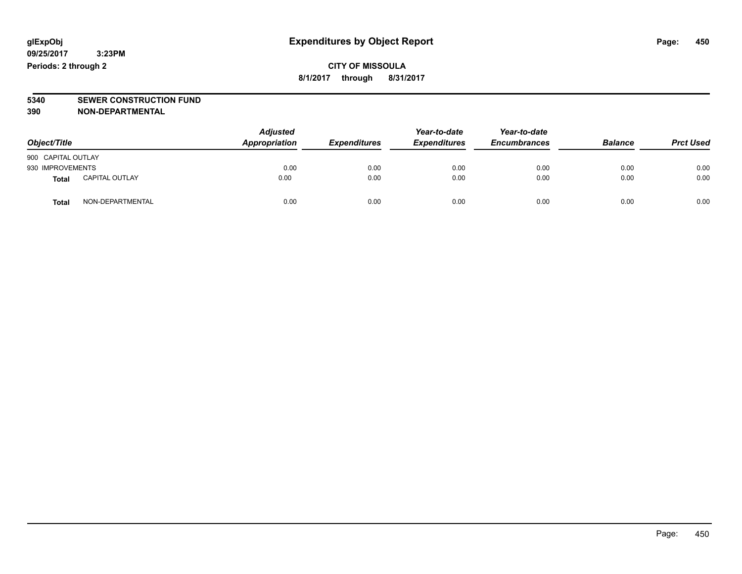# Expenditures by Object Report

glExpObj
09/25/2017 3:23PM
Periods: 2 through 2

**CITY OF MISSOULA**
**8/1/2017 through 8/31/2017**

**5340 SEWER CONSTRUCTION FUND**
**390 NON-DEPARTMENTAL**

| Object/Title | Adjusted Appropriation | Expenditures | Year-to-date Expenditures | Year-to-date Encumbrances | Balance | Prct Used |
|---|---|---|---|---|---|---|
| 900 CAPITAL OUTLAY | | | | | | |
| 930 IMPROVEMENTS | 0.00 | 0.00 | 0.00 | 0.00 | 0.00 | 0.00 |
| **Total** CAPITAL OUTLAY | 0.00 | 0.00 | 0.00 | 0.00 | 0.00 | 0.00 |
| **Total** NON-DEPARTMENTAL | 0.00 | 0.00 | 0.00 | 0.00 | 0.00 | 0.00 |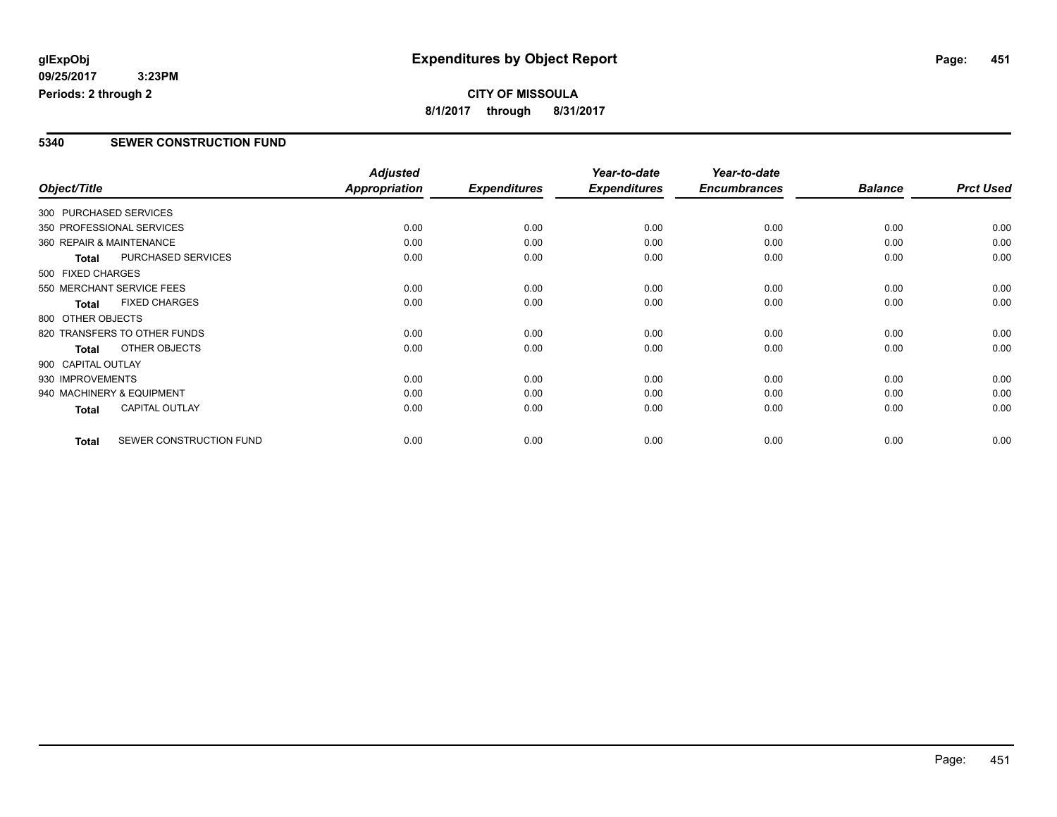# Expenditures by Object Report

**glExpObj**
**09/25/2017 3:23PM**
**Periods: 2 through 2**

**CITY OF MISSOULA**
**8/1/2017 through 8/31/2017**

## 5340 SEWER CONSTRUCTION FUND

| Object/Title | Adjusted Appropriation | Expenditures | Year-to-date Expenditures | Year-to-date Encumbrances | Balance | Prct Used |
|---|---|---|---|---|---|---|
| 300 PURCHASED SERVICES | | | | | | |
| 350 PROFESSIONAL SERVICES | 0.00 | 0.00 | 0.00 | 0.00 | 0.00 | 0.00 |
| 360 REPAIR & MAINTENANCE | 0.00 | 0.00 | 0.00 | 0.00 | 0.00 | 0.00 |
| **Total** PURCHASED SERVICES | 0.00 | 0.00 | 0.00 | 0.00 | 0.00 | 0.00 |
| 500 FIXED CHARGES | | | | | | |
| 550 MERCHANT SERVICE FEES | 0.00 | 0.00 | 0.00 | 0.00 | 0.00 | 0.00 |
| **Total** FIXED CHARGES | 0.00 | 0.00 | 0.00 | 0.00 | 0.00 | 0.00 |
| 800 OTHER OBJECTS | | | | | | |
| 820 TRANSFERS TO OTHER FUNDS | 0.00 | 0.00 | 0.00 | 0.00 | 0.00 | 0.00 |
| **Total** OTHER OBJECTS | 0.00 | 0.00 | 0.00 | 0.00 | 0.00 | 0.00 |
| 900 CAPITAL OUTLAY | | | | | | |
| 930 IMPROVEMENTS | 0.00 | 0.00 | 0.00 | 0.00 | 0.00 | 0.00 |
| 940 MACHINERY & EQUIPMENT | 0.00 | 0.00 | 0.00 | 0.00 | 0.00 | 0.00 |
| **Total** CAPITAL OUTLAY | 0.00 | 0.00 | 0.00 | 0.00 | 0.00 | 0.00 |
| **Total** SEWER CONSTRUCTION FUND | 0.00 | 0.00 | 0.00 | 0.00 | 0.00 | 0.00 |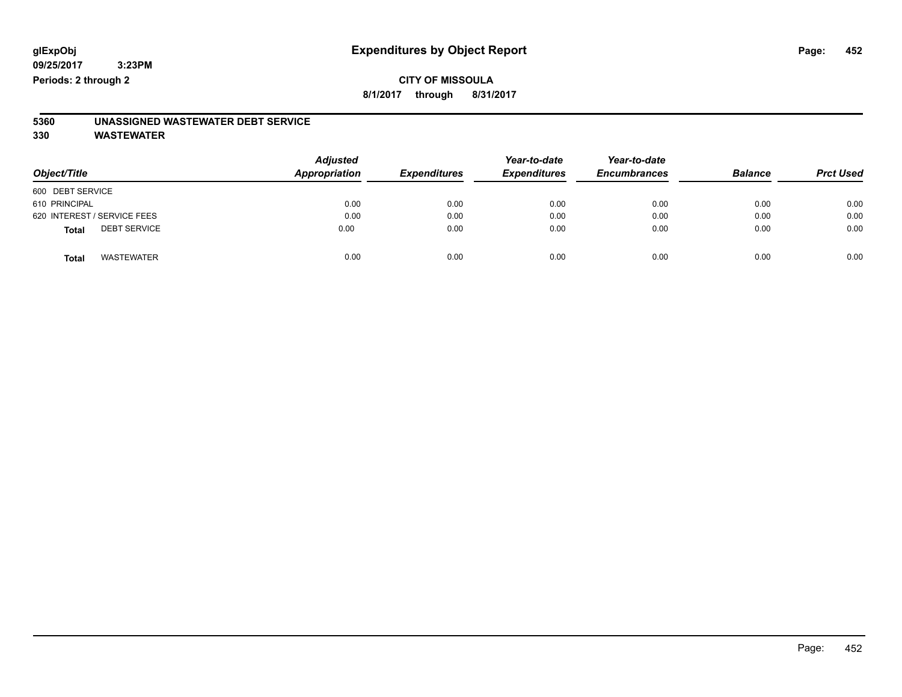**glExpObj** — **Expenditures by Object Report**

**09/25/2017 3:23PM**

**Periods: 2 through 2**

**CITY OF MISSOULA**

**8/1/2017 through 8/31/2017**

## 5360 UNASSIGNED WASTEWATER DEBT SERVICE

## 330 WASTEWATER

| Object/Title | Adjusted Appropriation | Expenditures | Year-to-date Expenditures | Year-to-date Encumbrances | Balance | Prct Used |
|---|---|---|---|---|---|---|
| 600 DEBT SERVICE | | | | | | |
| 610 PRINCIPAL | 0.00 | 0.00 | 0.00 | 0.00 | 0.00 | 0.00 |
| 620 INTEREST / SERVICE FEES | 0.00 | 0.00 | 0.00 | 0.00 | 0.00 | 0.00 |
| **Total** DEBT SERVICE | 0.00 | 0.00 | 0.00 | 0.00 | 0.00 | 0.00 |
| **Total** WASTEWATER | 0.00 | 0.00 | 0.00 | 0.00 | 0.00 | 0.00 |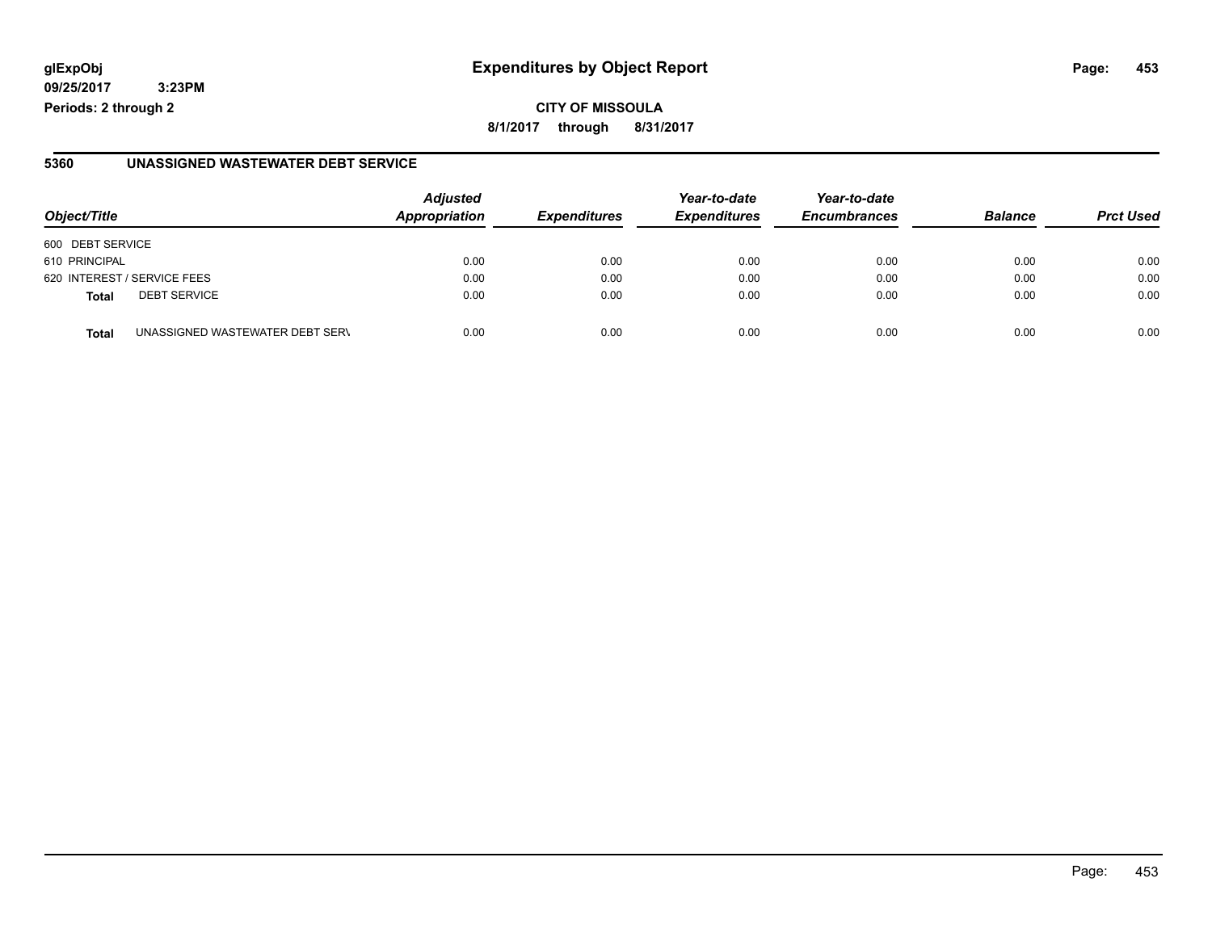**CITY OF MISSOULA**

**8/1/2017 through 8/31/2017**

## 5360 UNASSIGNED WASTEWATER DEBT SERVICE

| Object/Title | | Adjusted Appropriation | Expenditures | Year-to-date Expenditures | Year-to-date Encumbrances | Balance | Prct Used |
|---|---|---|---|---|---|---|---|
| 600 DEBT SERVICE | | | | | | | |
| 610 PRINCIPAL | | 0.00 | 0.00 | 0.00 | 0.00 | 0.00 | 0.00 |
| 620 INTEREST / SERVICE FEES | | 0.00 | 0.00 | 0.00 | 0.00 | 0.00 | 0.00 |
| **Total** | DEBT SERVICE | 0.00 | 0.00 | 0.00 | 0.00 | 0.00 | 0.00 |
| **Total** | UNASSIGNED WASTEWATER DEBT SERV | 0.00 | 0.00 | 0.00 | 0.00 | 0.00 | 0.00 |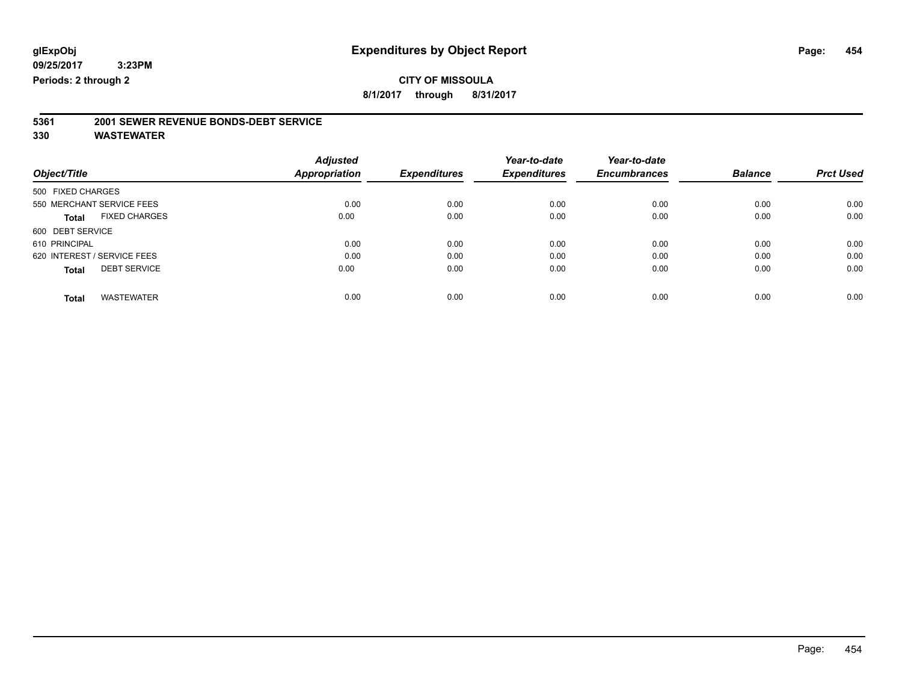glExpObj
09/25/2017 3:23PM
Periods: 2 through 2

# Expenditures by Object Report

**CITY OF MISSOULA**
**8/1/2017 through 8/31/2017**

## 5361 2001 SEWER REVENUE BONDS-DEBT SERVICE
## 330 WASTEWATER

| Object/Title | Adjusted Appropriation | Expenditures | Year-to-date Expenditures | Year-to-date Encumbrances | Balance | Prct Used |
|---|---|---|---|---|---|---|
| 500 FIXED CHARGES | | | | | | |
| 550 MERCHANT SERVICE FEES | 0.00 | 0.00 | 0.00 | 0.00 | 0.00 | 0.00 |
| **Total** FIXED CHARGES | 0.00 | 0.00 | 0.00 | 0.00 | 0.00 | 0.00 |
| 600 DEBT SERVICE | | | | | | |
| 610 PRINCIPAL | 0.00 | 0.00 | 0.00 | 0.00 | 0.00 | 0.00 |
| 620 INTEREST / SERVICE FEES | 0.00 | 0.00 | 0.00 | 0.00 | 0.00 | 0.00 |
| **Total** DEBT SERVICE | 0.00 | 0.00 | 0.00 | 0.00 | 0.00 | 0.00 |
| **Total** WASTEWATER | 0.00 | 0.00 | 0.00 | 0.00 | 0.00 | 0.00 |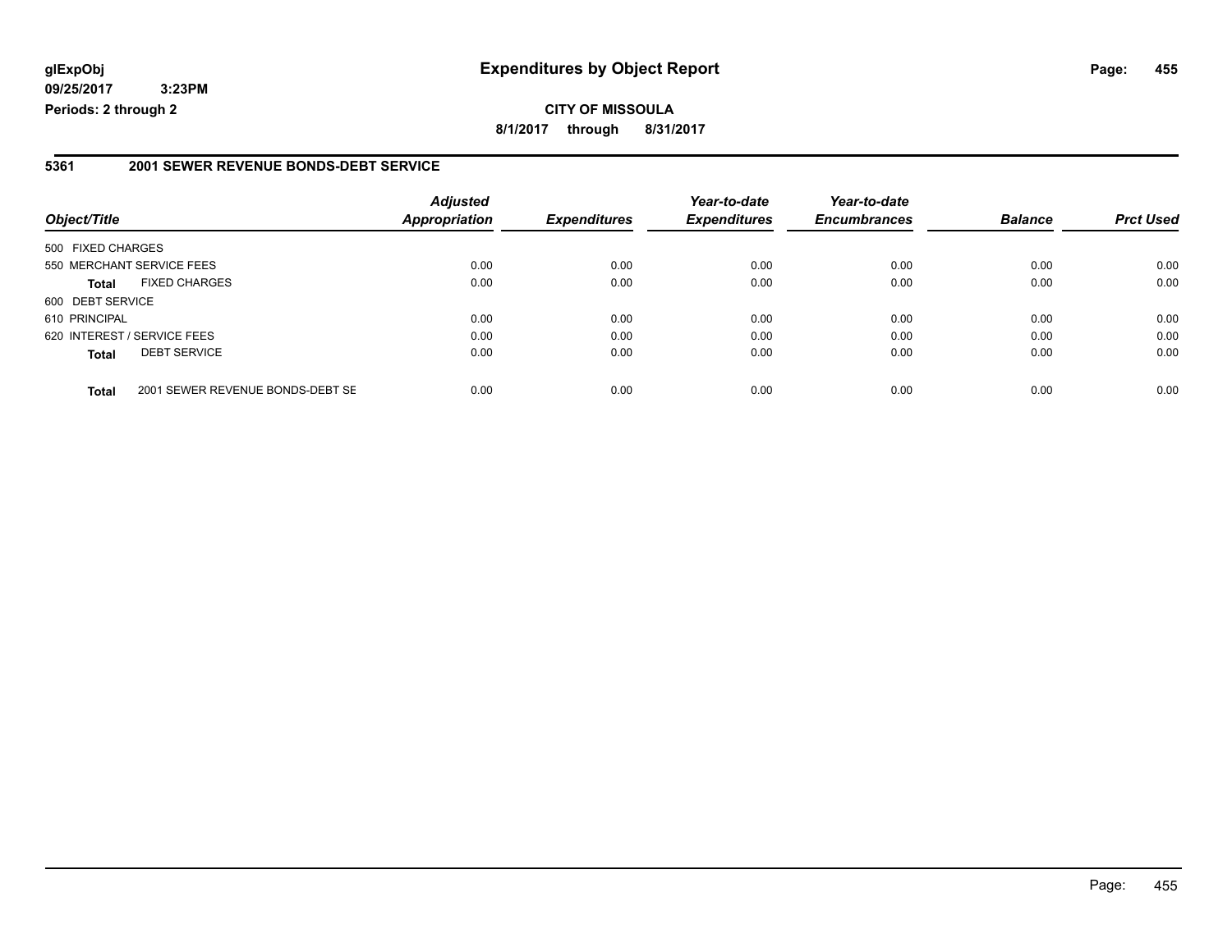**glExpObj**
**09/25/2017 3:23PM**
**Periods: 2 through 2**

# Expenditures by Object Report

**CITY OF MISSOULA**
**8/1/2017 through 8/31/2017**

## 5361 2001 SEWER REVENUE BONDS-DEBT SERVICE

| Object/Title | Adjusted Appropriation | Expenditures | Year-to-date Expenditures | Year-to-date Encumbrances | Balance | Prct Used |
|---|---|---|---|---|---|---|
| 500 FIXED CHARGES | | | | | | |
| 550 MERCHANT SERVICE FEES | 0.00 | 0.00 | 0.00 | 0.00 | 0.00 | 0.00 |
| **Total** FIXED CHARGES | 0.00 | 0.00 | 0.00 | 0.00 | 0.00 | 0.00 |
| 600 DEBT SERVICE | | | | | | |
| 610 PRINCIPAL | 0.00 | 0.00 | 0.00 | 0.00 | 0.00 | 0.00 |
| 620 INTEREST / SERVICE FEES | 0.00 | 0.00 | 0.00 | 0.00 | 0.00 | 0.00 |
| **Total** DEBT SERVICE | 0.00 | 0.00 | 0.00 | 0.00 | 0.00 | 0.00 |
| **Total** 2001 SEWER REVENUE BONDS-DEBT SE | 0.00 | 0.00 | 0.00 | 0.00 | 0.00 | 0.00 |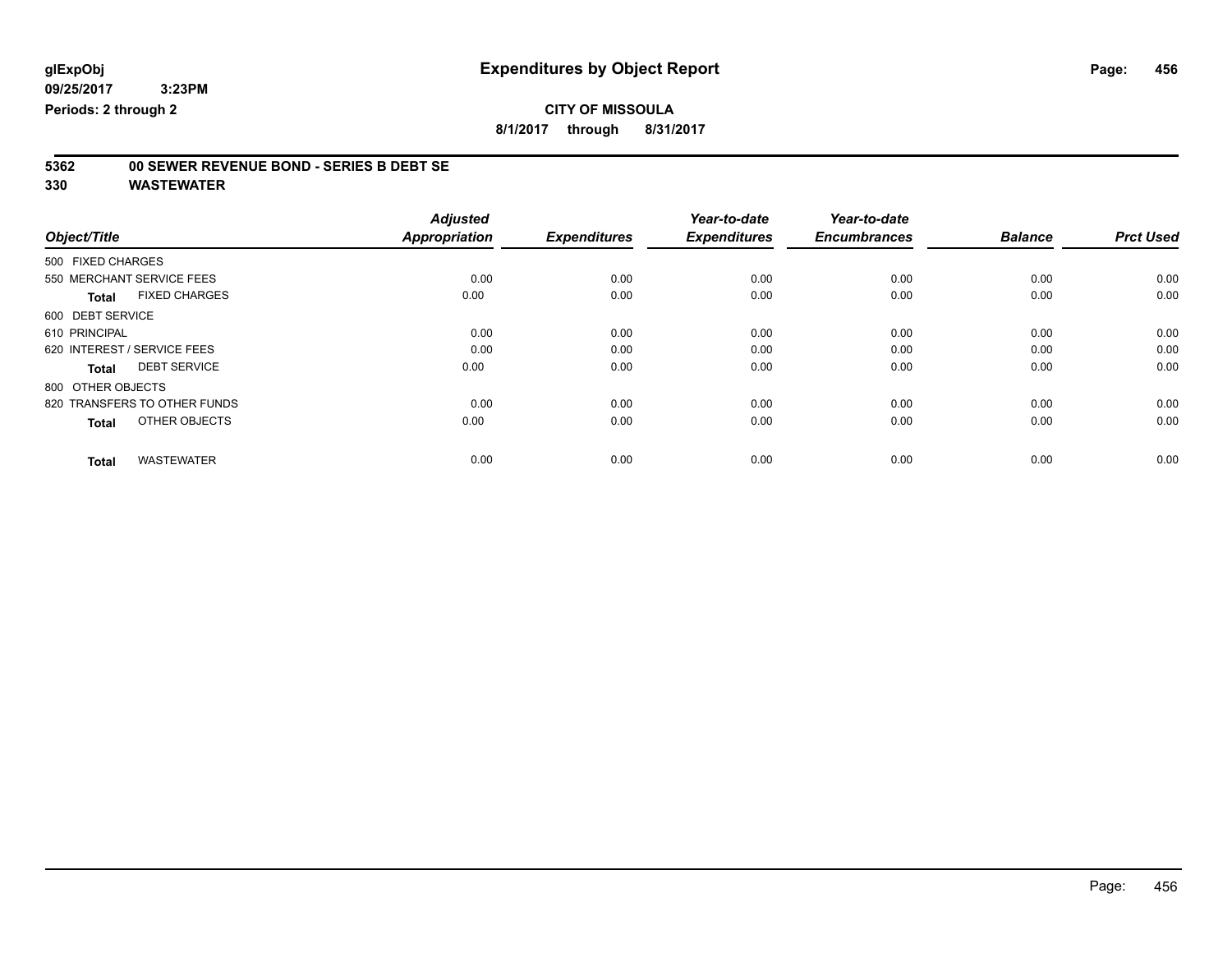glExpObj
09/25/2017 3:23PM
Periods: 2 through 2

# Expenditures by Object Report

**CITY OF MISSOULA**

**8/1/2017 through 8/31/2017**

**5362 00 SEWER REVENUE BOND - SERIES B DEBT SE**

**330 WASTEWATER**

| Object/Title | Adjusted Appropriation | Expenditures | Year-to-date Expenditures | Year-to-date Encumbrances | Balance | Prct Used |
|---|---|---|---|---|---|---|
| 500 FIXED CHARGES | | | | | | |
| 550 MERCHANT SERVICE FEES | 0.00 | 0.00 | 0.00 | 0.00 | 0.00 | 0.00 |
| **Total** FIXED CHARGES | 0.00 | 0.00 | 0.00 | 0.00 | 0.00 | 0.00 |
| 600 DEBT SERVICE | | | | | | |
| 610 PRINCIPAL | 0.00 | 0.00 | 0.00 | 0.00 | 0.00 | 0.00 |
| 620 INTEREST / SERVICE FEES | 0.00 | 0.00 | 0.00 | 0.00 | 0.00 | 0.00 |
| **Total** DEBT SERVICE | 0.00 | 0.00 | 0.00 | 0.00 | 0.00 | 0.00 |
| 800 OTHER OBJECTS | | | | | | |
| 820 TRANSFERS TO OTHER FUNDS | 0.00 | 0.00 | 0.00 | 0.00 | 0.00 | 0.00 |
| **Total** OTHER OBJECTS | 0.00 | 0.00 | 0.00 | 0.00 | 0.00 | 0.00 |
| **Total** WASTEWATER | 0.00 | 0.00 | 0.00 | 0.00 | 0.00 | 0.00 |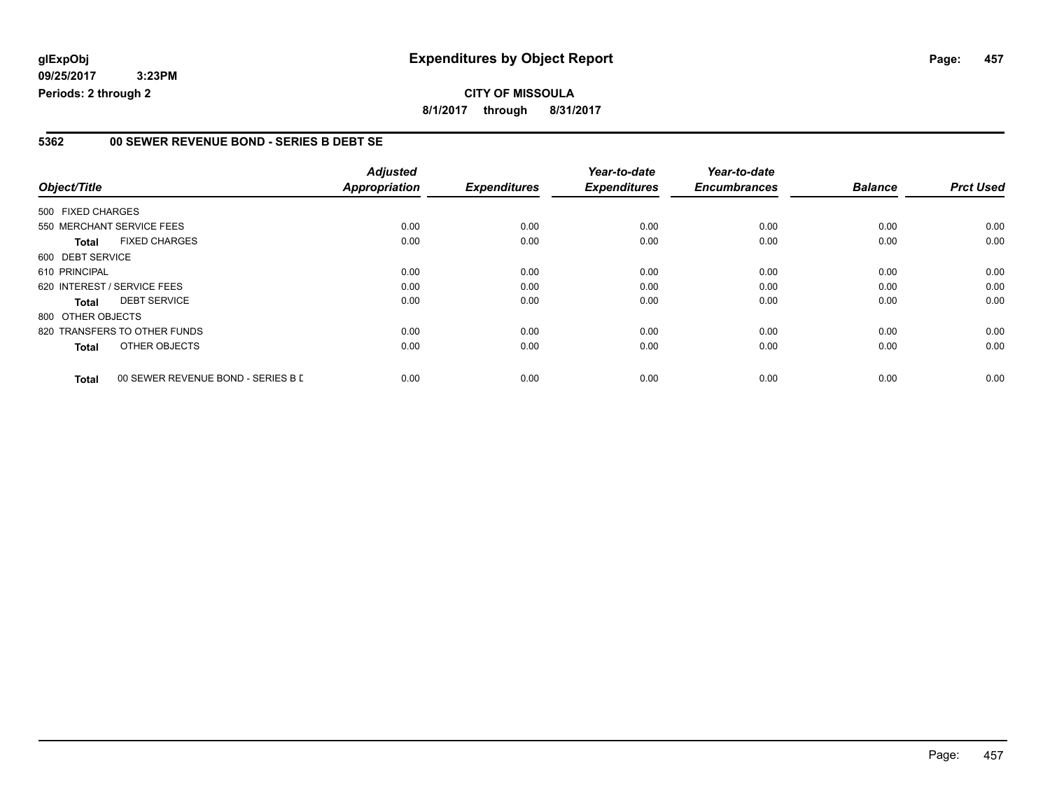# Expenditures by Object Report

glExpObj
09/25/2017 3:23PM
Periods: 2 through 2

**CITY OF MISSOULA**
**8/1/2017 through 8/31/2017**

## 5362 00 SEWER REVENUE BOND - SERIES B DEBT SE

| Object/Title | | Adjusted Appropriation | Expenditures | Year-to-date Expenditures | Year-to-date Encumbrances | Balance | Prct Used |
|---|---|---|---|---|---|---|---|
| 500 FIXED CHARGES | | | | | | | |
| 550 MERCHANT SERVICE FEES | | 0.00 | 0.00 | 0.00 | 0.00 | 0.00 | 0.00 |
| **Total** | FIXED CHARGES | 0.00 | 0.00 | 0.00 | 0.00 | 0.00 | 0.00 |
| 600 DEBT SERVICE | | | | | | | |
| 610 PRINCIPAL | | 0.00 | 0.00 | 0.00 | 0.00 | 0.00 | 0.00 |
| 620 INTEREST / SERVICE FEES | | 0.00 | 0.00 | 0.00 | 0.00 | 0.00 | 0.00 |
| **Total** | DEBT SERVICE | 0.00 | 0.00 | 0.00 | 0.00 | 0.00 | 0.00 |
| 800 OTHER OBJECTS | | | | | | | |
| 820 TRANSFERS TO OTHER FUNDS | | 0.00 | 0.00 | 0.00 | 0.00 | 0.00 | 0.00 |
| **Total** | OTHER OBJECTS | 0.00 | 0.00 | 0.00 | 0.00 | 0.00 | 0.00 |
| **Total** | 00 SEWER REVENUE BOND - SERIES B D | 0.00 | 0.00 | 0.00 | 0.00 | 0.00 | 0.00 |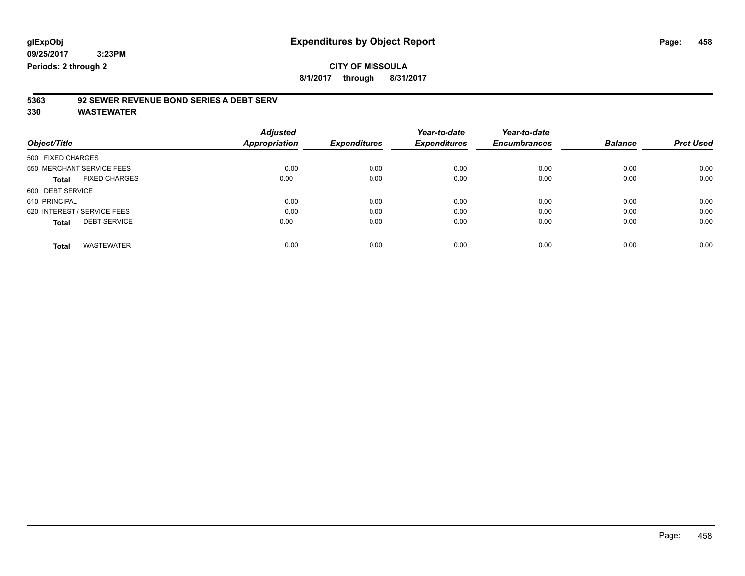**glExpObj** **Expenditures by Object Report**

**09/25/2017 3:23PM**

**Periods: 2 through 2**

**CITY OF MISSOULA**

**8/1/2017 through 8/31/2017**

## 5363 92 SEWER REVENUE BOND SERIES A DEBT SERV

## 330 WASTEWATER

| Object/Title | Adjusted Appropriation | Expenditures | Year-to-date Expenditures | Year-to-date Encumbrances | Balance | Prct Used |
|---|---|---|---|---|---|---|
| 500 FIXED CHARGES | | | | | | |
| 550 MERCHANT SERVICE FEES | 0.00 | 0.00 | 0.00 | 0.00 | 0.00 | 0.00 |
| **Total** FIXED CHARGES | 0.00 | 0.00 | 0.00 | 0.00 | 0.00 | 0.00 |
| 600 DEBT SERVICE | | | | | | |
| 610 PRINCIPAL | 0.00 | 0.00 | 0.00 | 0.00 | 0.00 | 0.00 |
| 620 INTEREST / SERVICE FEES | 0.00 | 0.00 | 0.00 | 0.00 | 0.00 | 0.00 |
| **Total** DEBT SERVICE | 0.00 | 0.00 | 0.00 | 0.00 | 0.00 | 0.00 |
| **Total** WASTEWATER | 0.00 | 0.00 | 0.00 | 0.00 | 0.00 | 0.00 |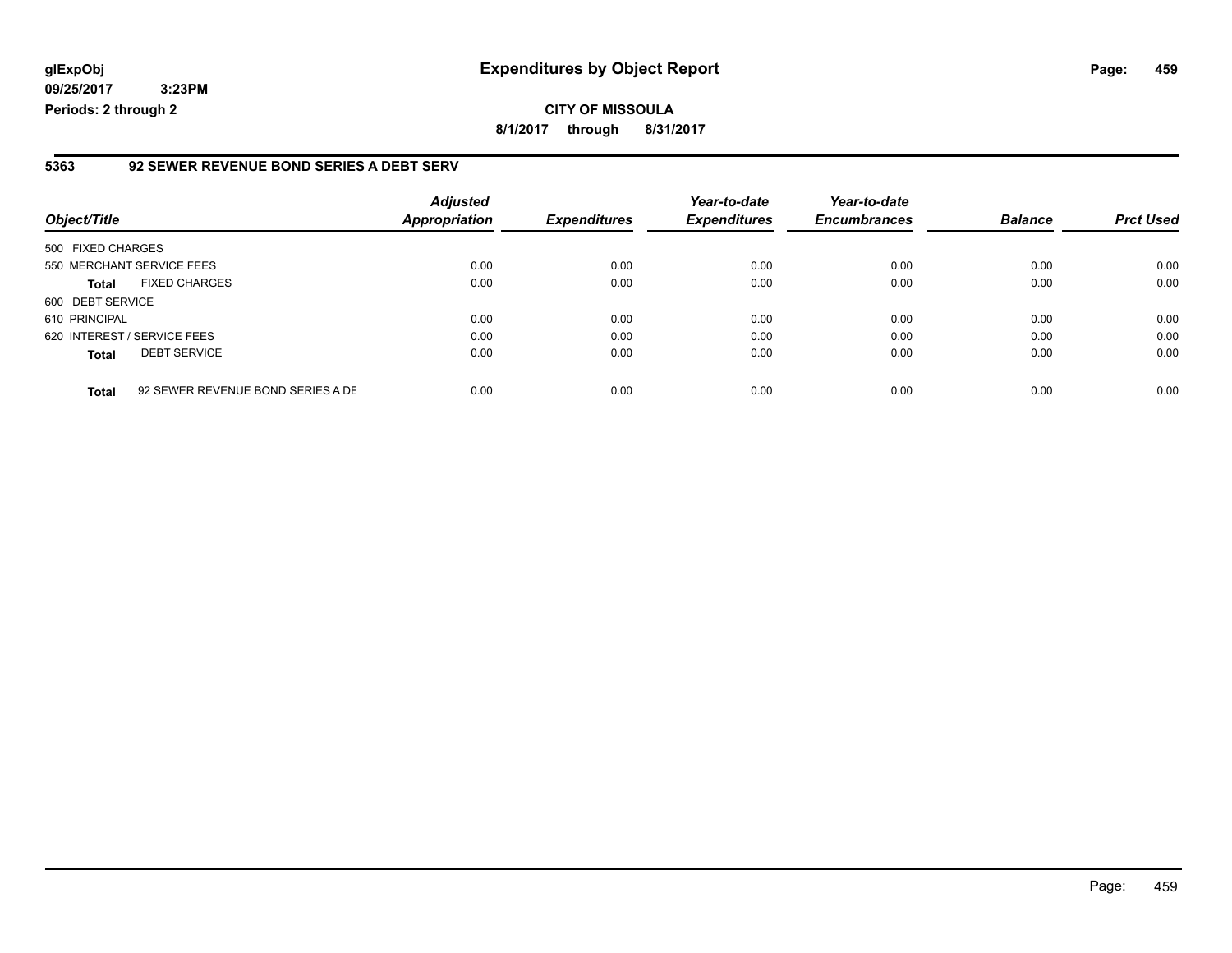**glExpObj**
**09/25/2017 3:23PM**
**Periods: 2 through 2**

# Expenditures by Object Report

**CITY OF MISSOULA**

**8/1/2017 through 8/31/2017**

## 5363 92 SEWER REVENUE BOND SERIES A DEBT SERV

| Object/Title | | *Adjusted Appropriation* | *Expenditures* | *Year-to-date Expenditures* | *Year-to-date Encumbrances* | *Balance* | *Prct Used* |
|---|---|---|---|---|---|---|---|
| 500 FIXED CHARGES | | | | | | | |
| 550 MERCHANT SERVICE FEES | | 0.00 | 0.00 | 0.00 | 0.00 | 0.00 | 0.00 |
| **Total** | FIXED CHARGES | 0.00 | 0.00 | 0.00 | 0.00 | 0.00 | 0.00 |
| 600 DEBT SERVICE | | | | | | | |
| 610 PRINCIPAL | | 0.00 | 0.00 | 0.00 | 0.00 | 0.00 | 0.00 |
| 620 INTEREST / SERVICE FEES | | 0.00 | 0.00 | 0.00 | 0.00 | 0.00 | 0.00 |
| **Total** | DEBT SERVICE | 0.00 | 0.00 | 0.00 | 0.00 | 0.00 | 0.00 |
| **Total** | 92 SEWER REVENUE BOND SERIES A DE | 0.00 | 0.00 | 0.00 | 0.00 | 0.00 | 0.00 |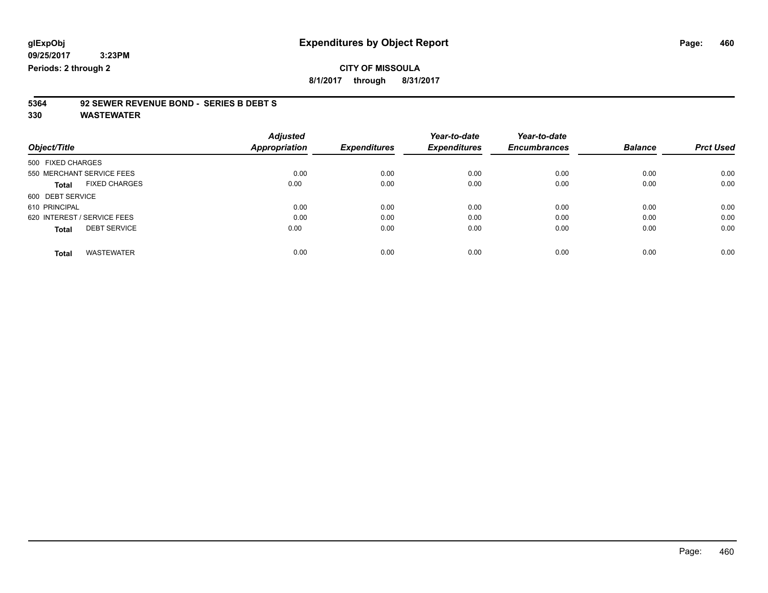**glExpObj**
**09/25/2017 3:23PM**
**Periods: 2 through 2**

# Expenditures by Object Report

**CITY OF MISSOULA**
**8/1/2017 through 8/31/2017**

## 5364 92 SEWER REVENUE BOND - SERIES B DEBT S
## 330 WASTEWATER

| Object/Title | Adjusted Appropriation | Expenditures | Year-to-date Expenditures | Year-to-date Encumbrances | Balance | Prct Used |
|---|---|---|---|---|---|---|
| 500 FIXED CHARGES | | | | | | |
| 550 MERCHANT SERVICE FEES | 0.00 | 0.00 | 0.00 | 0.00 | 0.00 | 0.00 |
| **Total** FIXED CHARGES | 0.00 | 0.00 | 0.00 | 0.00 | 0.00 | 0.00 |
| 600 DEBT SERVICE | | | | | | |
| 610 PRINCIPAL | 0.00 | 0.00 | 0.00 | 0.00 | 0.00 | 0.00 |
| 620 INTEREST / SERVICE FEES | 0.00 | 0.00 | 0.00 | 0.00 | 0.00 | 0.00 |
| **Total** DEBT SERVICE | 0.00 | 0.00 | 0.00 | 0.00 | 0.00 | 0.00 |
| **Total** WASTEWATER | 0.00 | 0.00 | 0.00 | 0.00 | 0.00 | 0.00 |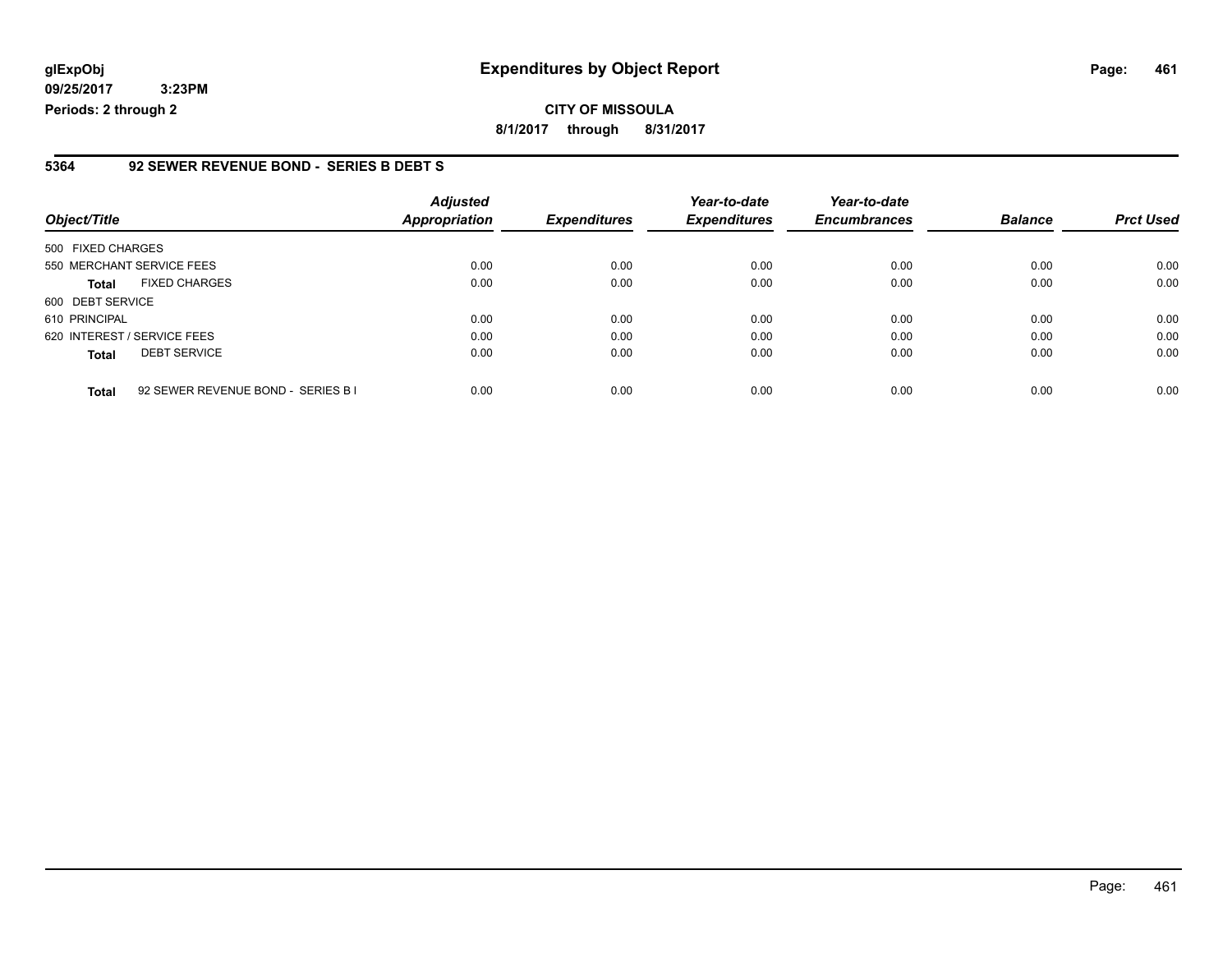**glExpObj**
**09/25/2017 3:23PM**
**Periods: 2 through 2**

# Expenditures by Object Report

**CITY OF MISSOULA**
**8/1/2017 through 8/31/2017**

## 5364 92 SEWER REVENUE BOND - SERIES B DEBT S

| Object/Title | | Adjusted Appropriation | Expenditures | Year-to-date Expenditures | Year-to-date Encumbrances | Balance | Prct Used |
|---|---|---|---|---|---|---|---|
| 500 FIXED CHARGES | | | | | | | |
| 550 MERCHANT SERVICE FEES | | 0.00 | 0.00 | 0.00 | 0.00 | 0.00 | 0.00 |
| **Total** | FIXED CHARGES | 0.00 | 0.00 | 0.00 | 0.00 | 0.00 | 0.00 |
| 600 DEBT SERVICE | | | | | | | |
| 610 PRINCIPAL | | 0.00 | 0.00 | 0.00 | 0.00 | 0.00 | 0.00 |
| 620 INTEREST / SERVICE FEES | | 0.00 | 0.00 | 0.00 | 0.00 | 0.00 | 0.00 |
| **Total** | DEBT SERVICE | 0.00 | 0.00 | 0.00 | 0.00 | 0.00 | 0.00 |
| **Total** | 92 SEWER REVENUE BOND - SERIES B I | 0.00 | 0.00 | 0.00 | 0.00 | 0.00 | 0.00 |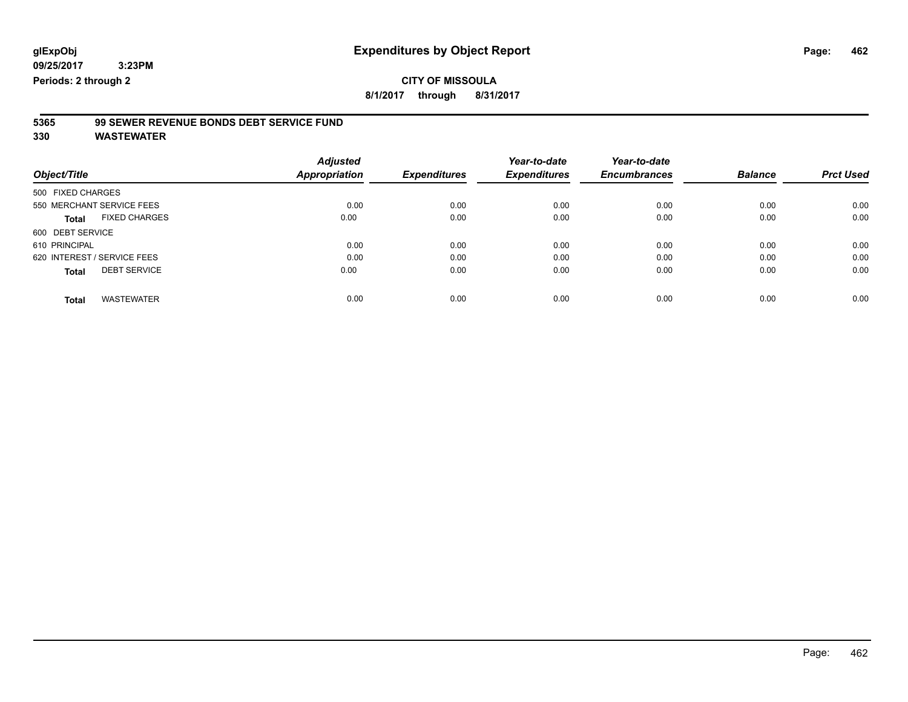**glExpObj**

**09/25/2017 3:23PM**

**Periods: 2 through 2**

# Expenditures by Object Report

**CITY OF MISSOULA**

**8/1/2017 through 8/31/2017**

**5365 99 SEWER REVENUE BONDS DEBT SERVICE FUND**

**330 WASTEWATER**

| Object/Title | Adjusted Appropriation | Expenditures | Year-to-date Expenditures | Year-to-date Encumbrances | Balance | Prct Used |
|---|---|---|---|---|---|---|
| 500 FIXED CHARGES | | | | | | |
| 550 MERCHANT SERVICE FEES | 0.00 | 0.00 | 0.00 | 0.00 | 0.00 | 0.00 |
| **Total** FIXED CHARGES | 0.00 | 0.00 | 0.00 | 0.00 | 0.00 | 0.00 |
| 600 DEBT SERVICE | | | | | | |
| 610 PRINCIPAL | 0.00 | 0.00 | 0.00 | 0.00 | 0.00 | 0.00 |
| 620 INTEREST / SERVICE FEES | 0.00 | 0.00 | 0.00 | 0.00 | 0.00 | 0.00 |
| **Total** DEBT SERVICE | 0.00 | 0.00 | 0.00 | 0.00 | 0.00 | 0.00 |
| **Total** WASTEWATER | 0.00 | 0.00 | 0.00 | 0.00 | 0.00 | 0.00 |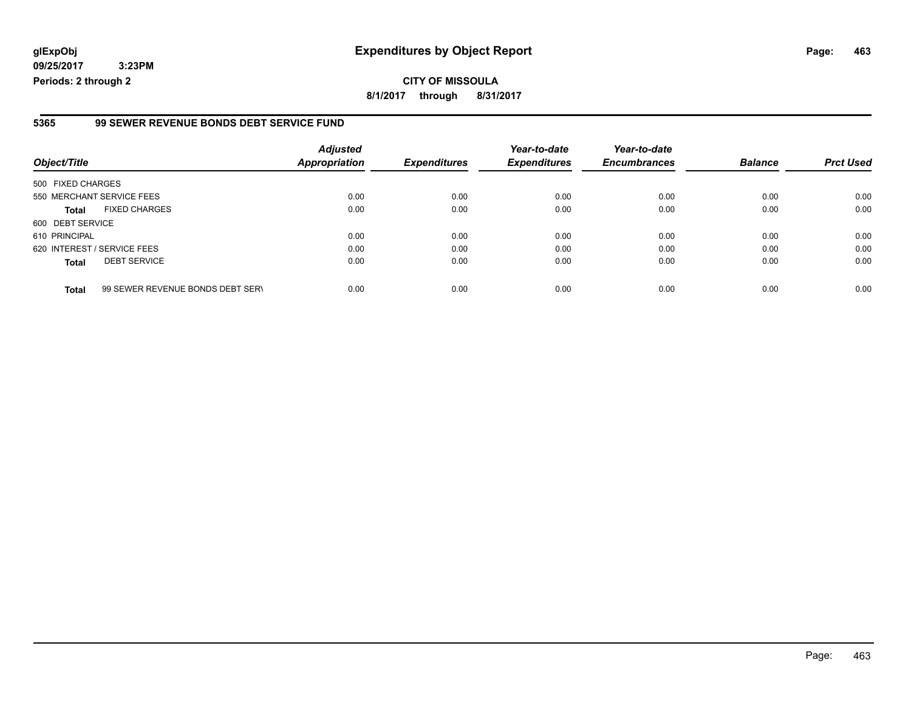**glExpObj** 
**09/25/2017 3:23PM** 
**Periods: 2 through 2**

# Expenditures by Object Report

**CITY OF MISSOULA** 
**8/1/2017 through 8/31/2017**

## 5365 99 SEWER REVENUE BONDS DEBT SERVICE FUND

| Object/Title | | *Adjusted Appropriation* | *Expenditures* | *Year-to-date Expenditures* | *Year-to-date Encumbrances* | *Balance* | *Prct Used* |
|---|---|---|---|---|---|---|---|
| 500 FIXED CHARGES | | | | | | | |
| 550 MERCHANT SERVICE FEES | | 0.00 | 0.00 | 0.00 | 0.00 | 0.00 | 0.00 |
| **Total** | FIXED CHARGES | 0.00 | 0.00 | 0.00 | 0.00 | 0.00 | 0.00 |
| 600 DEBT SERVICE | | | | | | | |
| 610 PRINCIPAL | | 0.00 | 0.00 | 0.00 | 0.00 | 0.00 | 0.00 |
| 620 INTEREST / SERVICE FEES | | 0.00 | 0.00 | 0.00 | 0.00 | 0.00 | 0.00 |
| **Total** | DEBT SERVICE | 0.00 | 0.00 | 0.00 | 0.00 | 0.00 | 0.00 |
| **Total** | 99 SEWER REVENUE BONDS DEBT SER\ | 0.00 | 0.00 | 0.00 | 0.00 | 0.00 | 0.00 |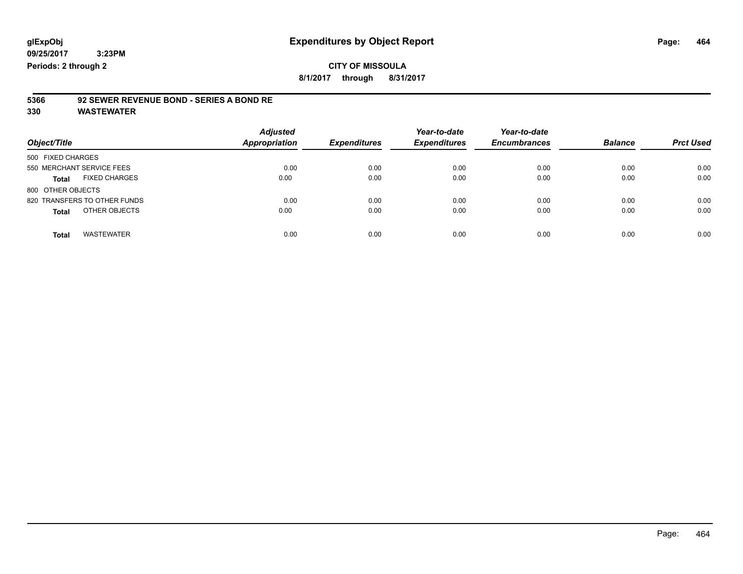# Expenditures by Object Report

glExpObj
09/25/2017 3:23PM
Periods: 2 through 2

**CITY OF MISSOULA**

**8/1/2017 through 8/31/2017**

**5366 92 SEWER REVENUE BOND - SERIES A BOND RE**

**330 WASTEWATER**

| Object/Title | Adjusted Appropriation | Expenditures | Year-to-date Expenditures | Year-to-date Encumbrances | Balance | Prct Used |
|---|---|---|---|---|---|---|
| 500 FIXED CHARGES | | | | | | |
| 550 MERCHANT SERVICE FEES | 0.00 | 0.00 | 0.00 | 0.00 | 0.00 | 0.00 |
| **Total** FIXED CHARGES | 0.00 | 0.00 | 0.00 | 0.00 | 0.00 | 0.00 |
| 800 OTHER OBJECTS | | | | | | |
| 820 TRANSFERS TO OTHER FUNDS | 0.00 | 0.00 | 0.00 | 0.00 | 0.00 | 0.00 |
| **Total** OTHER OBJECTS | 0.00 | 0.00 | 0.00 | 0.00 | 0.00 | 0.00 |
| **Total** WASTEWATER | 0.00 | 0.00 | 0.00 | 0.00 | 0.00 | 0.00 |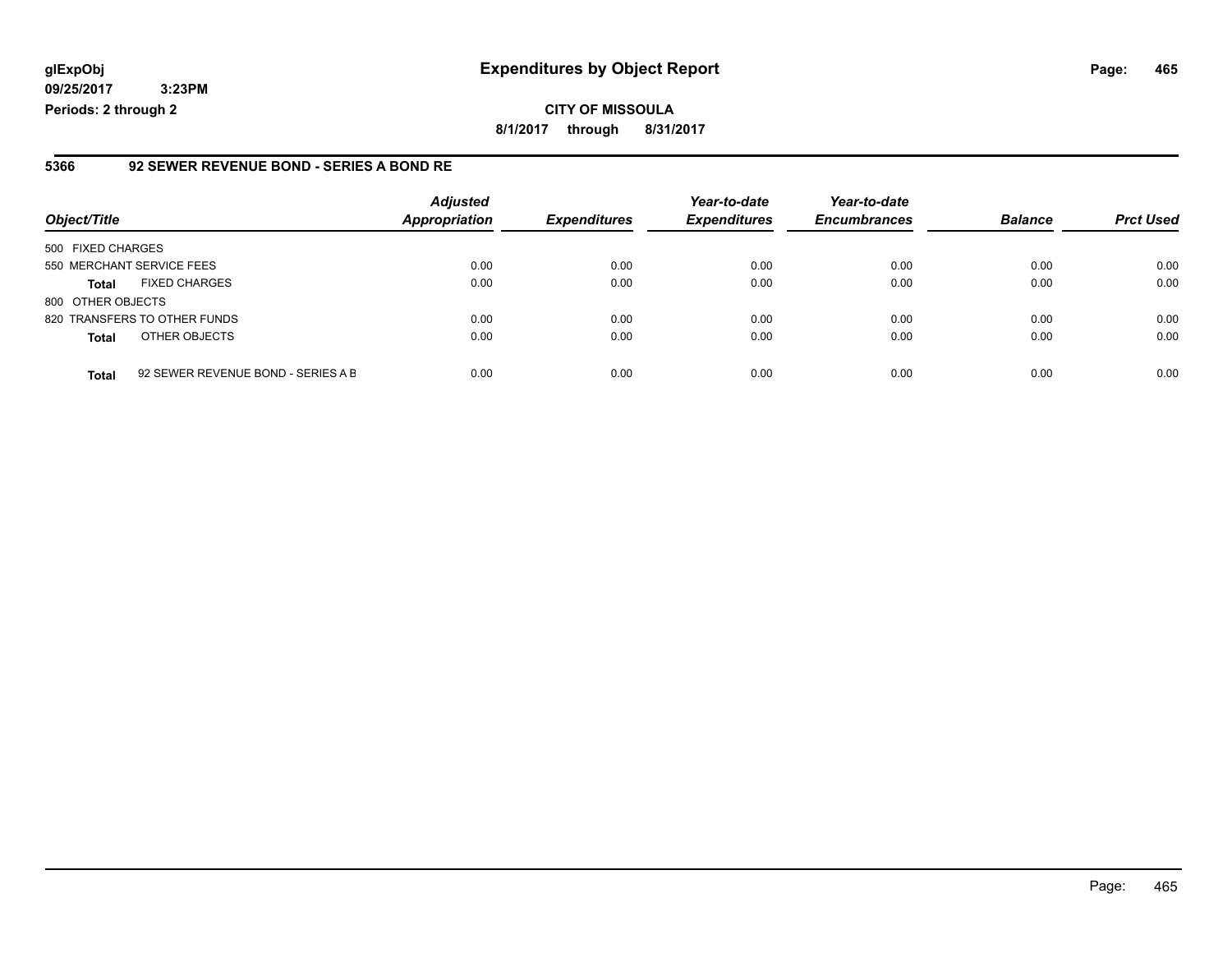**glExpObj**
**09/25/2017 3:23PM**
**Periods: 2 through 2**

# Expenditures by Object Report

**CITY OF MISSOULA**
**8/1/2017 through 8/31/2017**

## 5366 92 SEWER REVENUE BOND - SERIES A BOND RE

| Object/Title | | Adjusted Appropriation | Expenditures | Year-to-date Expenditures | Year-to-date Encumbrances | Balance | Prct Used |
|---|---|---|---|---|---|---|---|
| 500 FIXED CHARGES | | | | | | | |
| 550 MERCHANT SERVICE FEES | | 0.00 | 0.00 | 0.00 | 0.00 | 0.00 | 0.00 |
| **Total** | FIXED CHARGES | 0.00 | 0.00 | 0.00 | 0.00 | 0.00 | 0.00 |
| 800 OTHER OBJECTS | | | | | | | |
| 820 TRANSFERS TO OTHER FUNDS | | 0.00 | 0.00 | 0.00 | 0.00 | 0.00 | 0.00 |
| **Total** | OTHER OBJECTS | 0.00 | 0.00 | 0.00 | 0.00 | 0.00 | 0.00 |
| **Total** | 92 SEWER REVENUE BOND - SERIES A B | 0.00 | 0.00 | 0.00 | 0.00 | 0.00 | 0.00 |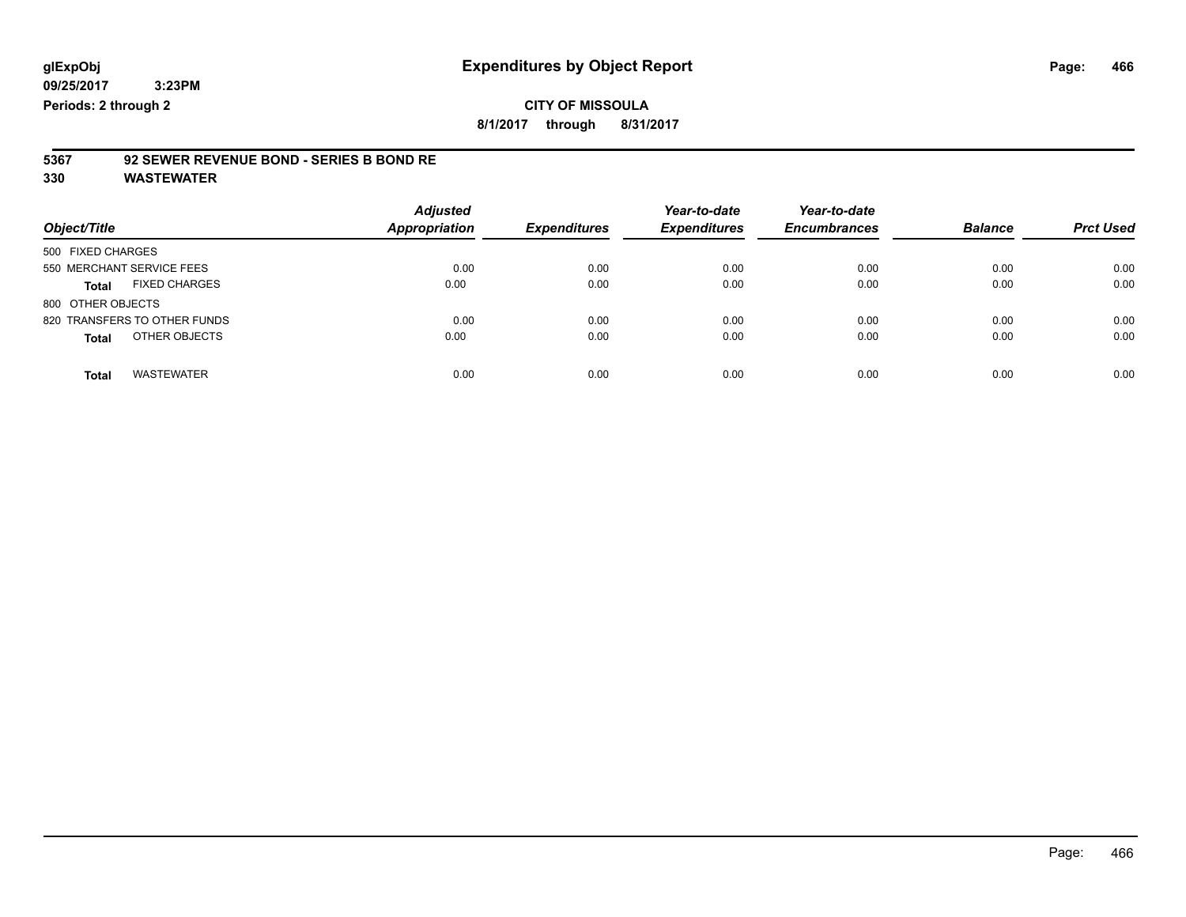# Expenditures by Object Report

glExpObj
09/25/2017 3:23PM
Periods: 2 through 2

**CITY OF MISSOULA**
**8/1/2017 through 8/31/2017**

**5367 92 SEWER REVENUE BOND - SERIES B BOND RE**
**330 WASTEWATER**

| Object/Title | Adjusted Appropriation | Expenditures | Year-to-date Expenditures | Year-to-date Encumbrances | Balance | Prct Used |
|---|---|---|---|---|---|---|
| 500 FIXED CHARGES | | | | | | |
| 550 MERCHANT SERVICE FEES | 0.00 | 0.00 | 0.00 | 0.00 | 0.00 | 0.00 |
| **Total** FIXED CHARGES | 0.00 | 0.00 | 0.00 | 0.00 | 0.00 | 0.00 |
| 800 OTHER OBJECTS | | | | | | |
| 820 TRANSFERS TO OTHER FUNDS | 0.00 | 0.00 | 0.00 | 0.00 | 0.00 | 0.00 |
| **Total** OTHER OBJECTS | 0.00 | 0.00 | 0.00 | 0.00 | 0.00 | 0.00 |
| **Total** WASTEWATER | 0.00 | 0.00 | 0.00 | 0.00 | 0.00 | 0.00 |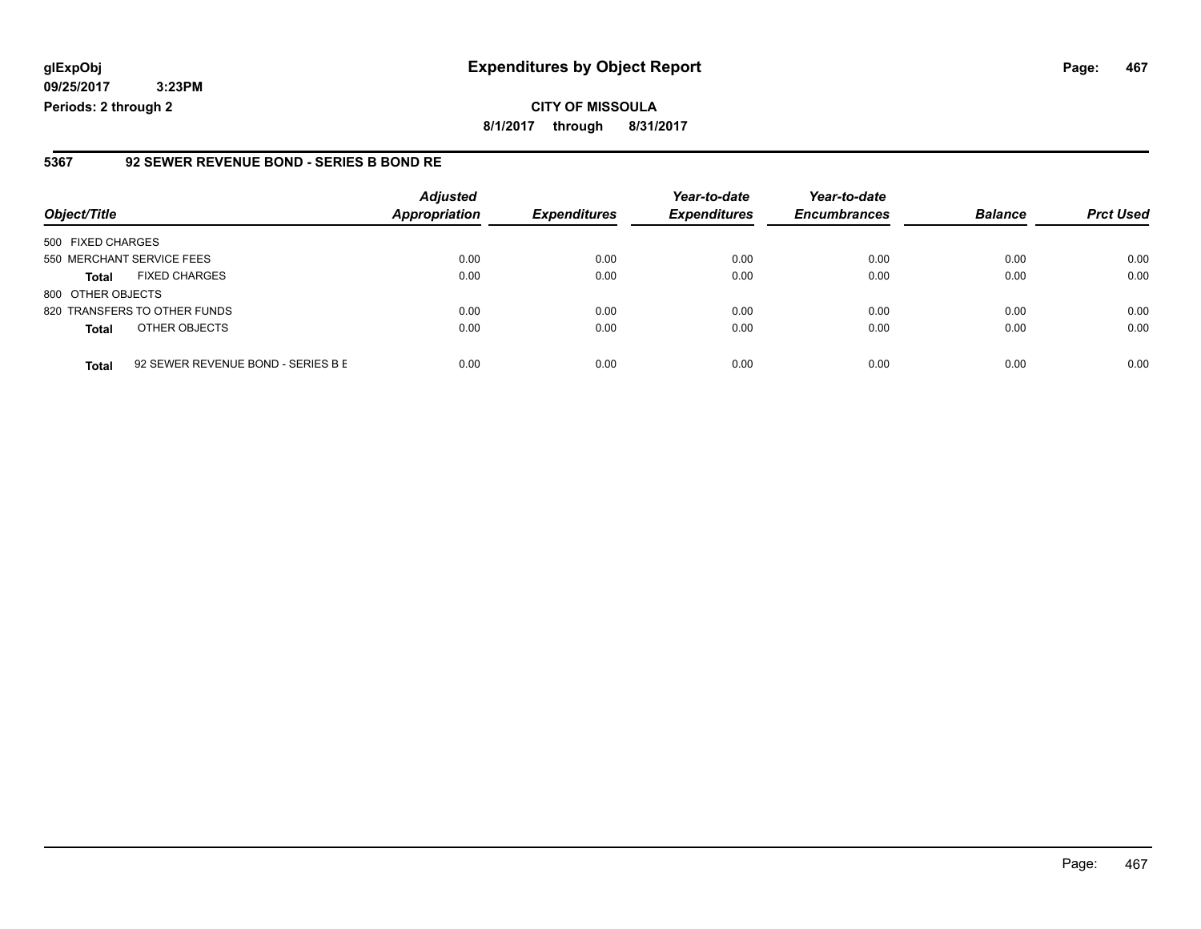**glExpObj**
**09/25/2017 3:23PM**
**Periods: 2 through 2**

# Expenditures by Object Report

**CITY OF MISSOULA**
**8/1/2017 through 8/31/2017**

## 5367 92 SEWER REVENUE BOND - SERIES B BOND RE

| Object/Title | | Adjusted Appropriation | Expenditures | Year-to-date Expenditures | Year-to-date Encumbrances | Balance | Prct Used |
|---|---|---|---|---|---|---|---|
| 500 FIXED CHARGES | | | | | | | |
| 550 MERCHANT SERVICE FEES | | 0.00 | 0.00 | 0.00 | 0.00 | 0.00 | 0.00 |
| **Total** | FIXED CHARGES | 0.00 | 0.00 | 0.00 | 0.00 | 0.00 | 0.00 |
| 800 OTHER OBJECTS | | | | | | | |
| 820 TRANSFERS TO OTHER FUNDS | | 0.00 | 0.00 | 0.00 | 0.00 | 0.00 | 0.00 |
| **Total** | OTHER OBJECTS | 0.00 | 0.00 | 0.00 | 0.00 | 0.00 | 0.00 |
| **Total** | 92 SEWER REVENUE BOND - SERIES B E | 0.00 | 0.00 | 0.00 | 0.00 | 0.00 | 0.00 |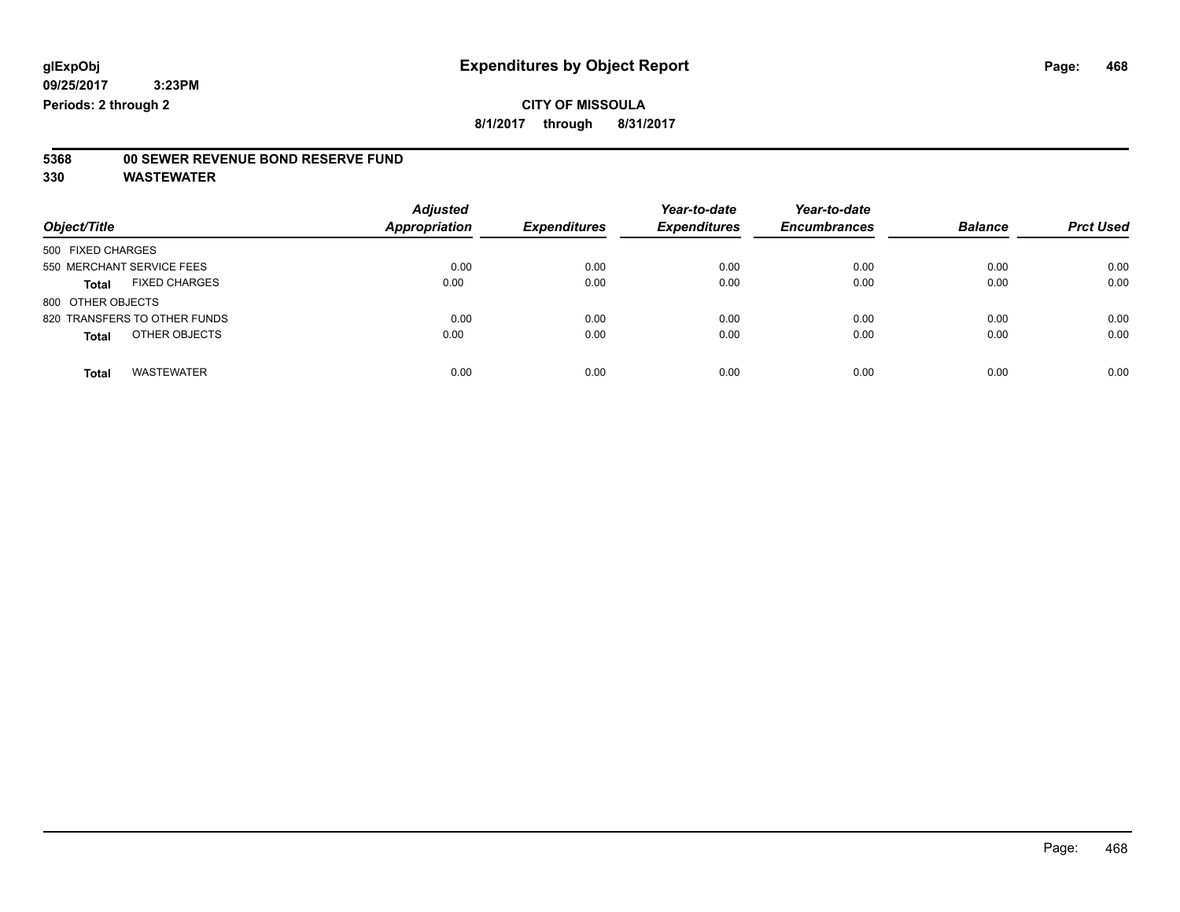# Expenditures by Object Report

glExpObj
09/25/2017 3:23PM
Periods: 2 through 2

**CITY OF MISSOULA**
**8/1/2017 through 8/31/2017**

**5368 00 SEWER REVENUE BOND RESERVE FUND**
**330 WASTEWATER**

| Object/Title | Adjusted Appropriation | Expenditures | Year-to-date Expenditures | Year-to-date Encumbrances | Balance | Prct Used |
|---|---|---|---|---|---|---|
| 500 FIXED CHARGES | | | | | | |
| 550 MERCHANT SERVICE FEES | 0.00 | 0.00 | 0.00 | 0.00 | 0.00 | 0.00 |
| **Total** FIXED CHARGES | 0.00 | 0.00 | 0.00 | 0.00 | 0.00 | 0.00 |
| 800 OTHER OBJECTS | | | | | | |
| 820 TRANSFERS TO OTHER FUNDS | 0.00 | 0.00 | 0.00 | 0.00 | 0.00 | 0.00 |
| **Total** OTHER OBJECTS | 0.00 | 0.00 | 0.00 | 0.00 | 0.00 | 0.00 |
| **Total** WASTEWATER | 0.00 | 0.00 | 0.00 | 0.00 | 0.00 | 0.00 |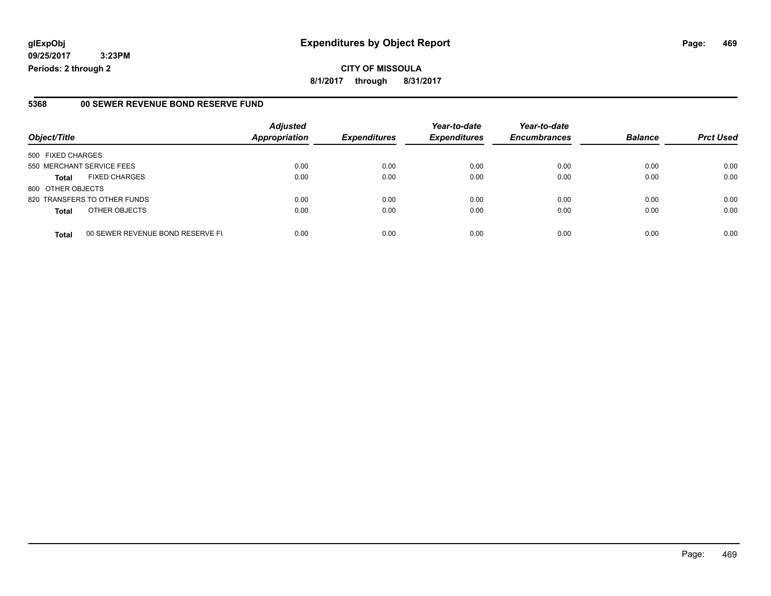**glExpObj**
**09/25/2017 3:23PM**
**Periods: 2 through 2**

# Expenditures by Object Report

**CITY OF MISSOULA**
**8/1/2017 through 8/31/2017**

## 5368 00 SEWER REVENUE BOND RESERVE FUND

| Object/Title | Adjusted Appropriation | Expenditures | Year-to-date Expenditures | Year-to-date Encumbrances | Balance | Prct Used |
|---|---|---|---|---|---|---|
| 500 FIXED CHARGES | | | | | | |
| 550 MERCHANT SERVICE FEES | 0.00 | 0.00 | 0.00 | 0.00 | 0.00 | 0.00 |
| **Total** FIXED CHARGES | 0.00 | 0.00 | 0.00 | 0.00 | 0.00 | 0.00 |
| 800 OTHER OBJECTS | | | | | | |
| 820 TRANSFERS TO OTHER FUNDS | 0.00 | 0.00 | 0.00 | 0.00 | 0.00 | 0.00 |
| **Total** OTHER OBJECTS | 0.00 | 0.00 | 0.00 | 0.00 | 0.00 | 0.00 |
| **Total** 00 SEWER REVENUE BOND RESERVE FU | 0.00 | 0.00 | 0.00 | 0.00 | 0.00 | 0.00 |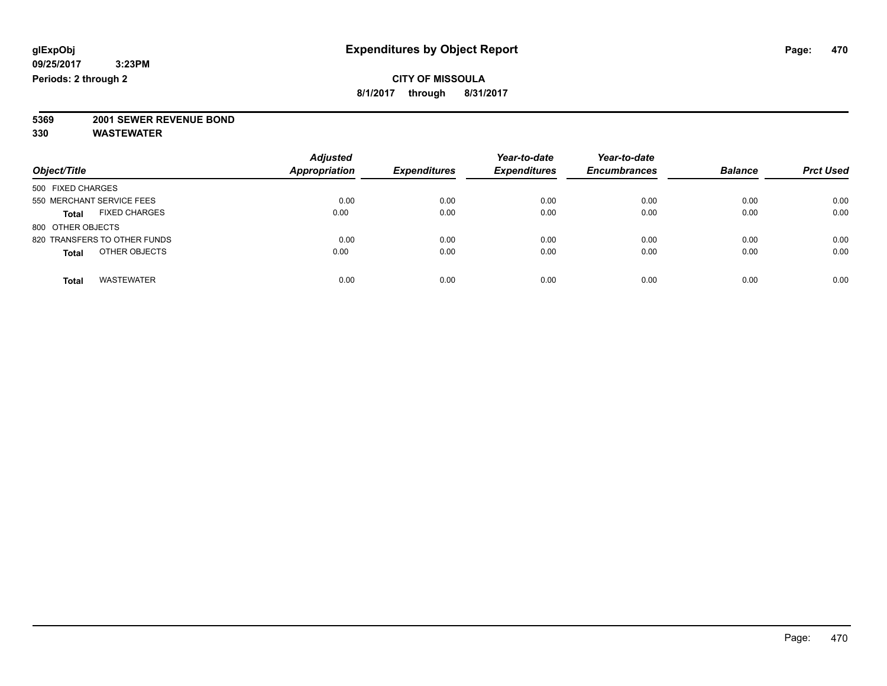glExpObj
09/25/2017 3:23PM
Periods: 2 through 2

# Expenditures by Object Report

**CITY OF MISSOULA**
**8/1/2017 through 8/31/2017**

**5369 2001 SEWER REVENUE BOND**
**330 WASTEWATER**

| Object/Title | Adjusted Appropriation | Expenditures | Year-to-date Expenditures | Year-to-date Encumbrances | Balance | Prct Used |
|---|---|---|---|---|---|---|
| 500 FIXED CHARGES | | | | | | |
| 550 MERCHANT SERVICE FEES | 0.00 | 0.00 | 0.00 | 0.00 | 0.00 | 0.00 |
| **Total** FIXED CHARGES | 0.00 | 0.00 | 0.00 | 0.00 | 0.00 | 0.00 |
| 800 OTHER OBJECTS | | | | | | |
| 820 TRANSFERS TO OTHER FUNDS | 0.00 | 0.00 | 0.00 | 0.00 | 0.00 | 0.00 |
| **Total** OTHER OBJECTS | 0.00 | 0.00 | 0.00 | 0.00 | 0.00 | 0.00 |
| **Total** WASTEWATER | 0.00 | 0.00 | 0.00 | 0.00 | 0.00 | 0.00 |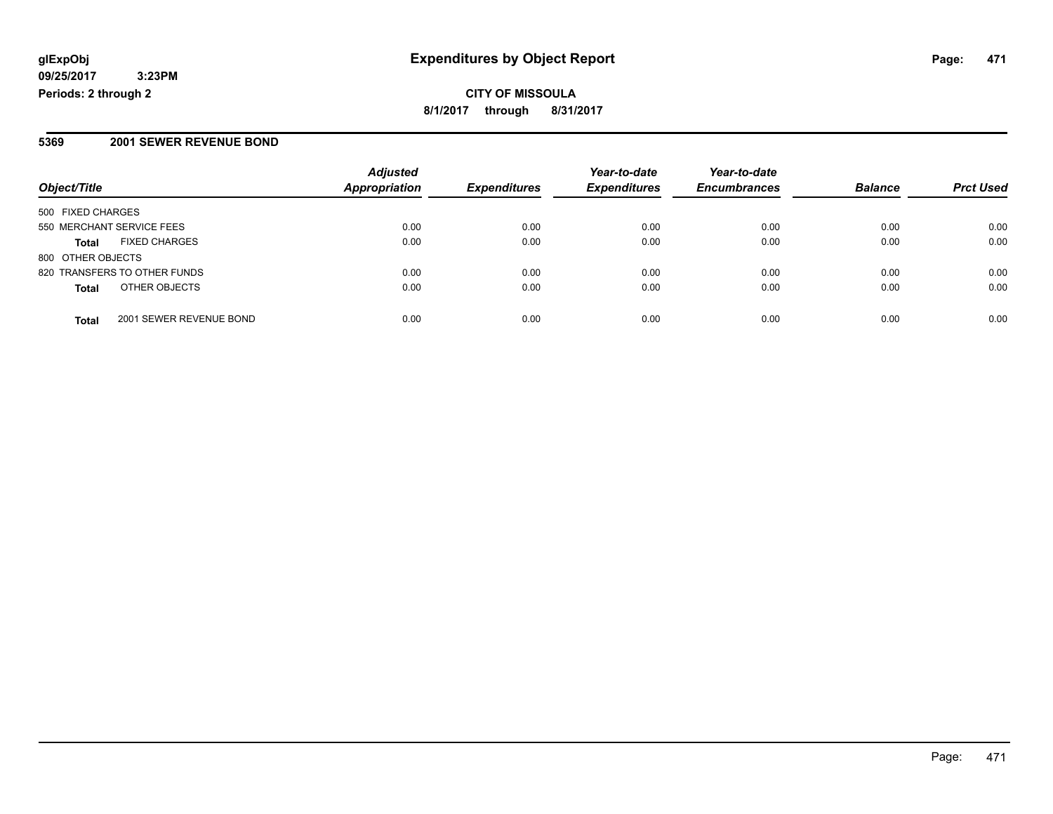**glExpObj**
**09/25/2017 3:23PM**
**Periods: 2 through 2**

# Expenditures by Object Report

**CITY OF MISSOULA**
**8/1/2017 through 8/31/2017**

## 5369 2001 SEWER REVENUE BOND

| Object/Title | Adjusted Appropriation | Expenditures | Year-to-date Expenditures | Year-to-date Encumbrances | Balance | Prct Used |
|---|---|---|---|---|---|---|
| 500 FIXED CHARGES | | | | | | |
| 550 MERCHANT SERVICE FEES | 0.00 | 0.00 | 0.00 | 0.00 | 0.00 | 0.00 |
| **Total** FIXED CHARGES | 0.00 | 0.00 | 0.00 | 0.00 | 0.00 | 0.00 |
| 800 OTHER OBJECTS | | | | | | |
| 820 TRANSFERS TO OTHER FUNDS | 0.00 | 0.00 | 0.00 | 0.00 | 0.00 | 0.00 |
| **Total** OTHER OBJECTS | 0.00 | 0.00 | 0.00 | 0.00 | 0.00 | 0.00 |
| **Total** 2001 SEWER REVENUE BOND | 0.00 | 0.00 | 0.00 | 0.00 | 0.00 | 0.00 |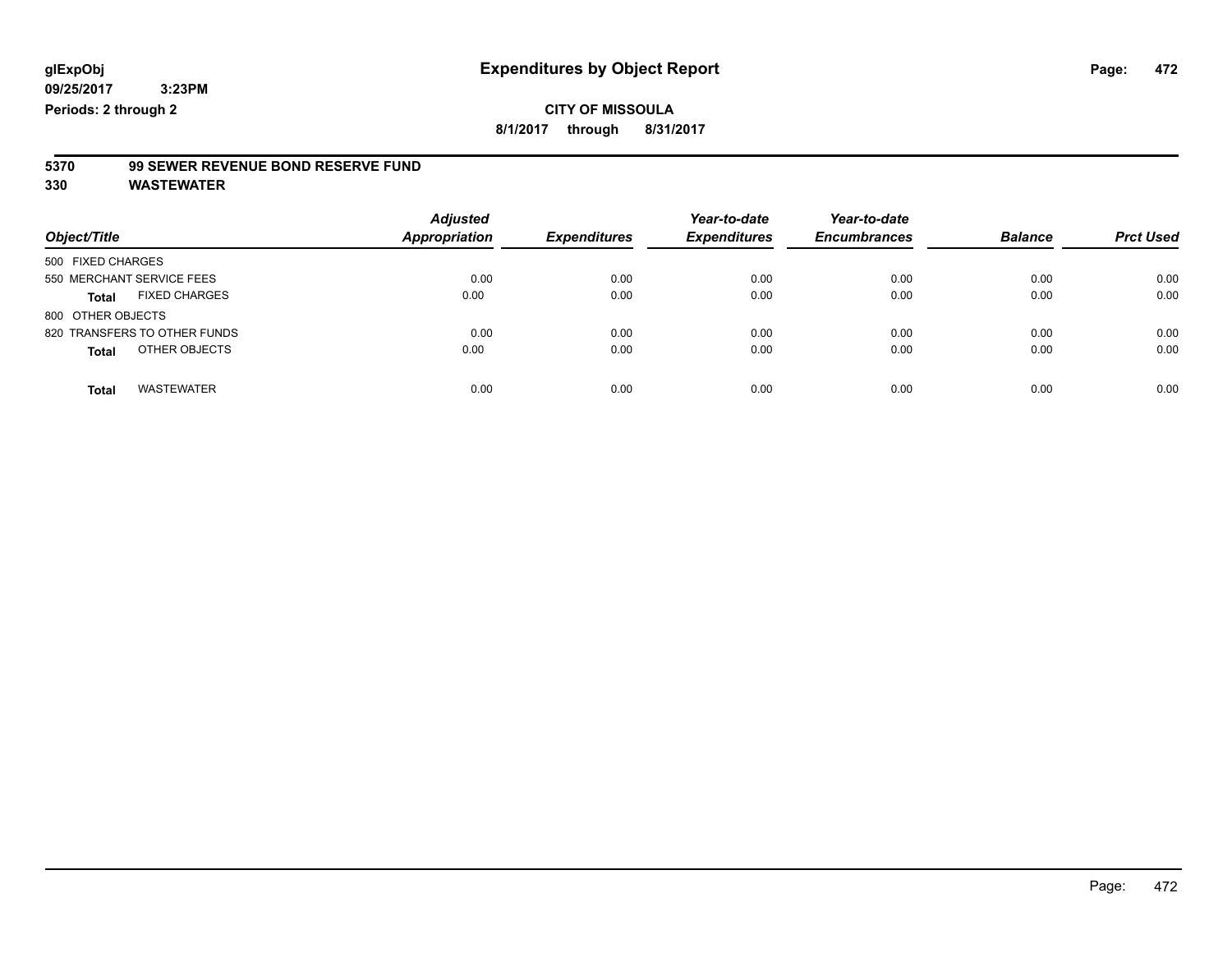**glExpObj** — **Expenditures by Object Report**

**09/25/2017 3:23PM**

**Periods: 2 through 2**

**CITY OF MISSOULA**

**8/1/2017 through 8/31/2017**

**5370 99 SEWER REVENUE BOND RESERVE FUND**

**330 WASTEWATER**

| Object/Title | Adjusted Appropriation | Expenditures | Year-to-date Expenditures | Year-to-date Encumbrances | Balance | Prct Used |
|---|---|---|---|---|---|---|
| 500 FIXED CHARGES | | | | | | |
| 550 MERCHANT SERVICE FEES | 0.00 | 0.00 | 0.00 | 0.00 | 0.00 | 0.00 |
| **Total** FIXED CHARGES | 0.00 | 0.00 | 0.00 | 0.00 | 0.00 | 0.00 |
| 800 OTHER OBJECTS | | | | | | |
| 820 TRANSFERS TO OTHER FUNDS | 0.00 | 0.00 | 0.00 | 0.00 | 0.00 | 0.00 |
| **Total** OTHER OBJECTS | 0.00 | 0.00 | 0.00 | 0.00 | 0.00 | 0.00 |
| **Total** WASTEWATER | 0.00 | 0.00 | 0.00 | 0.00 | 0.00 | 0.00 |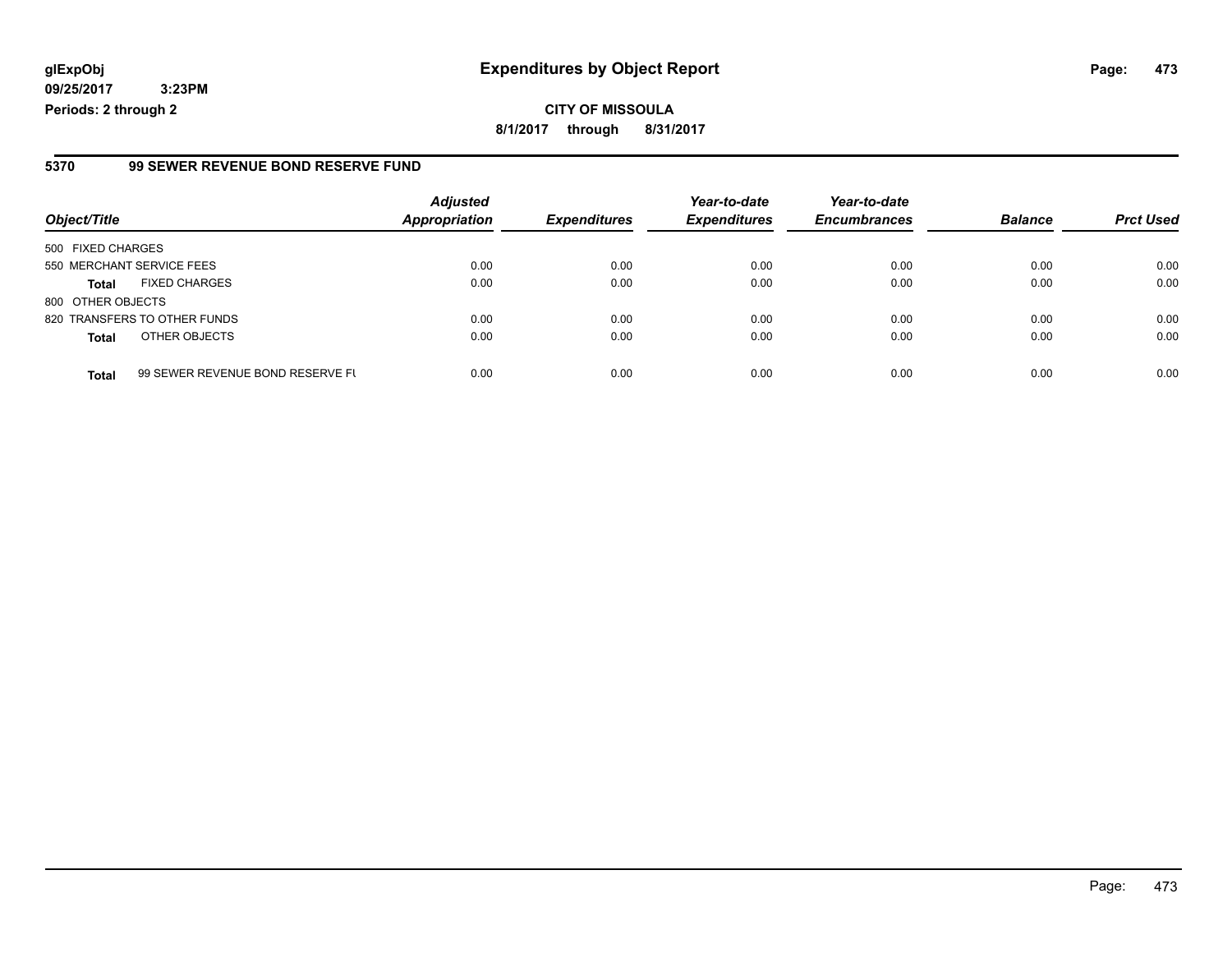**glExpObj** **Expenditures by Object Report**

**09/25/2017 3:23PM**

**Periods: 2 through 2**

**CITY OF MISSOULA**

**8/1/2017 through 8/31/2017**

## 5370 99 SEWER REVENUE BOND RESERVE FUND

| Object/Title | | Adjusted Appropriation | Expenditures | Year-to-date Expenditures | Year-to-date Encumbrances | Balance | Prct Used |
|---|---|---|---|---|---|---|---|
| 500 FIXED CHARGES | | | | | | | |
| 550 MERCHANT SERVICE FEES | | 0.00 | 0.00 | 0.00 | 0.00 | 0.00 | 0.00 |
| **Total** | FIXED CHARGES | 0.00 | 0.00 | 0.00 | 0.00 | 0.00 | 0.00 |
| 800 OTHER OBJECTS | | | | | | | |
| 820 TRANSFERS TO OTHER FUNDS | | 0.00 | 0.00 | 0.00 | 0.00 | 0.00 | 0.00 |
| **Total** | OTHER OBJECTS | 0.00 | 0.00 | 0.00 | 0.00 | 0.00 | 0.00 |
| **Total** | 99 SEWER REVENUE BOND RESERVE FU | 0.00 | 0.00 | 0.00 | 0.00 | 0.00 | 0.00 |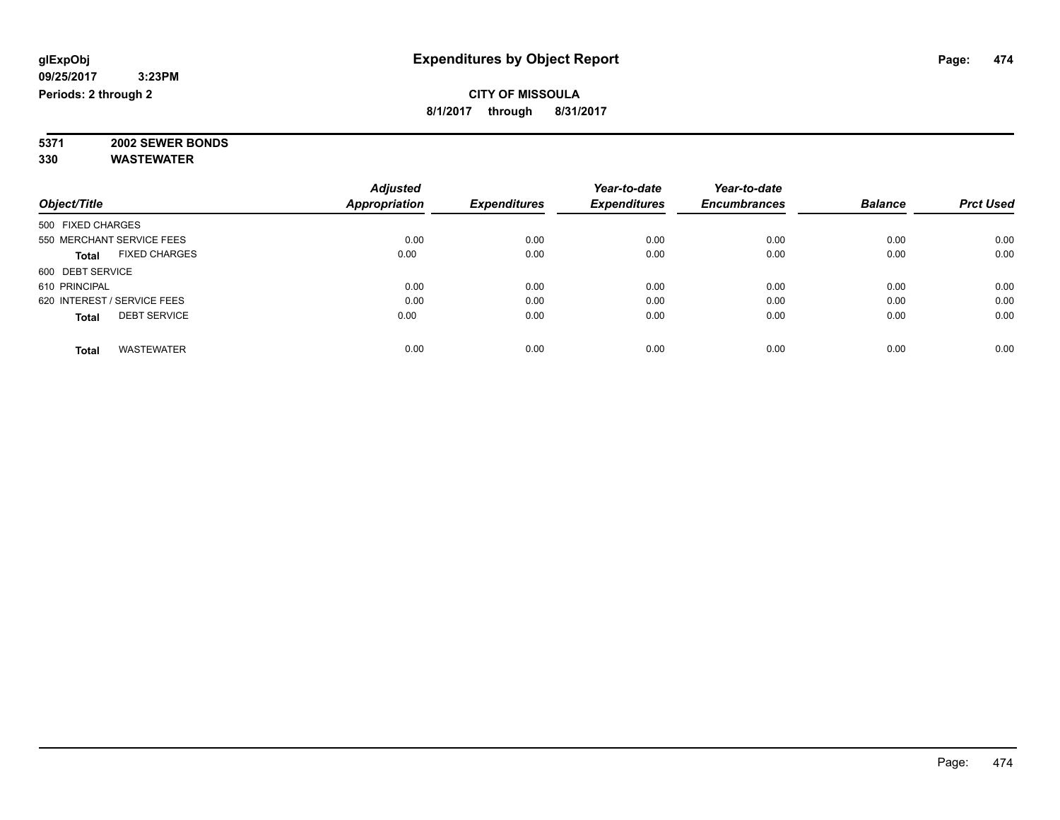# Expenditures by Object Report

glExpObj
09/25/2017 3:23PM
Periods: 2 through 2

**CITY OF MISSOULA**
**8/1/2017 through 8/31/2017**

**5371 2002 SEWER BONDS**
**330 WASTEWATER**

| Object/Title | | Adjusted Appropriation | Expenditures | Year-to-date Expenditures | Year-to-date Encumbrances | Balance | Prct Used |
|---|---|---|---|---|---|---|---|
| 500 FIXED CHARGES | | | | | | | |
| 550 MERCHANT SERVICE FEES | | 0.00 | 0.00 | 0.00 | 0.00 | 0.00 | 0.00 |
| **Total** | FIXED CHARGES | 0.00 | 0.00 | 0.00 | 0.00 | 0.00 | 0.00 |
| 600 DEBT SERVICE | | | | | | | |
| 610 PRINCIPAL | | 0.00 | 0.00 | 0.00 | 0.00 | 0.00 | 0.00 |
| 620 INTEREST / SERVICE FEES | | 0.00 | 0.00 | 0.00 | 0.00 | 0.00 | 0.00 |
| **Total** | DEBT SERVICE | 0.00 | 0.00 | 0.00 | 0.00 | 0.00 | 0.00 |
| **Total** | WASTEWATER | 0.00 | 0.00 | 0.00 | 0.00 | 0.00 | 0.00 |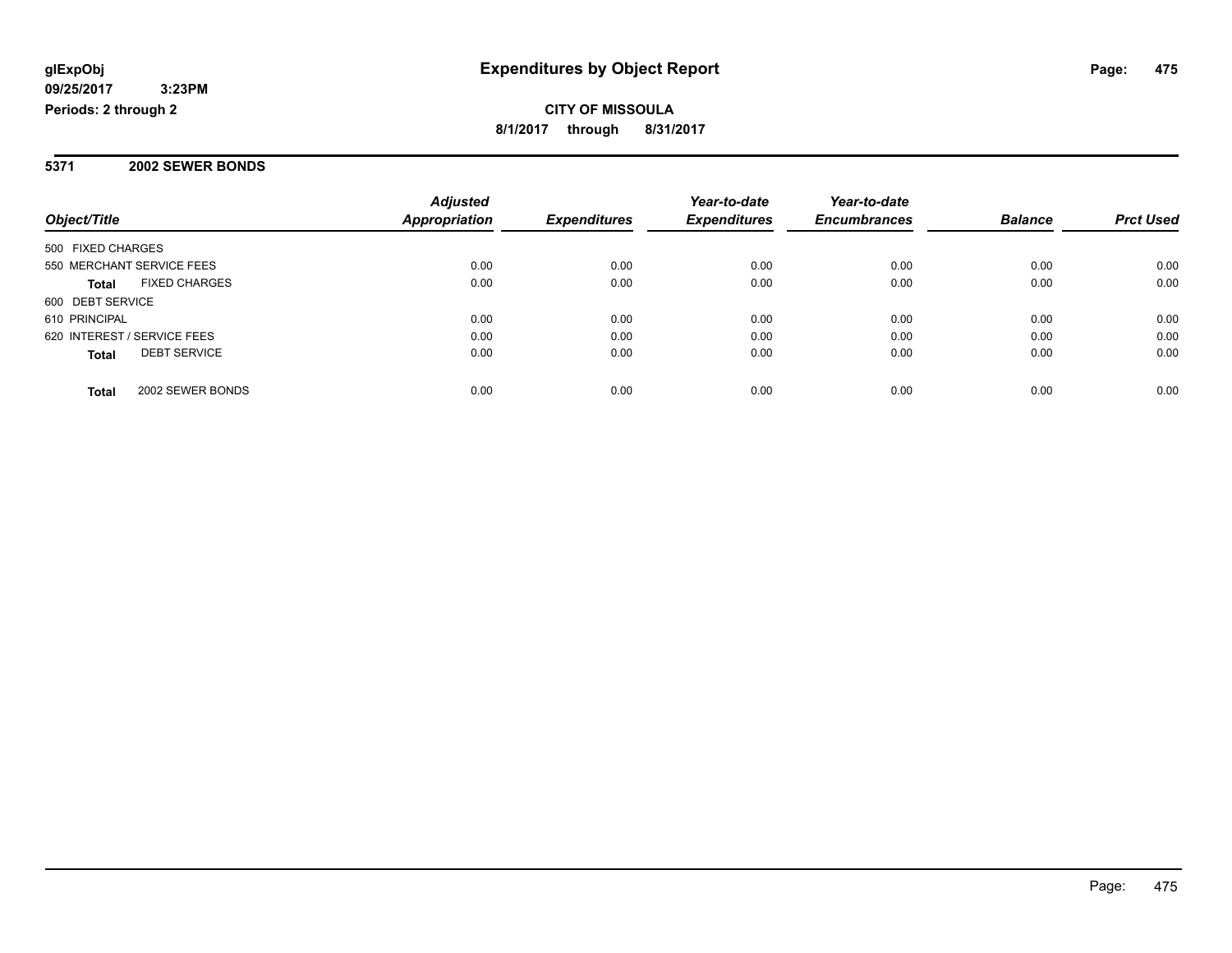**glExpObj**
**09/25/2017 3:23PM**
**Periods: 2 through 2**

# Expenditures by Object Report

**CITY OF MISSOULA**
**8/1/2017 through 8/31/2017**

## 5371 2002 SEWER BONDS

| Object/Title | Adjusted Appropriation | Expenditures | Year-to-date Expenditures | Year-to-date Encumbrances | Balance | Prct Used |
|---|---|---|---|---|---|---|
| 500 FIXED CHARGES | | | | | | |
| 550 MERCHANT SERVICE FEES | 0.00 | 0.00 | 0.00 | 0.00 | 0.00 | 0.00 |
| **Total** FIXED CHARGES | 0.00 | 0.00 | 0.00 | 0.00 | 0.00 | 0.00 |
| 600 DEBT SERVICE | | | | | | |
| 610 PRINCIPAL | 0.00 | 0.00 | 0.00 | 0.00 | 0.00 | 0.00 |
| 620 INTEREST / SERVICE FEES | 0.00 | 0.00 | 0.00 | 0.00 | 0.00 | 0.00 |
| **Total** DEBT SERVICE | 0.00 | 0.00 | 0.00 | 0.00 | 0.00 | 0.00 |
| **Total** 2002 SEWER BONDS | 0.00 | 0.00 | 0.00 | 0.00 | 0.00 | 0.00 |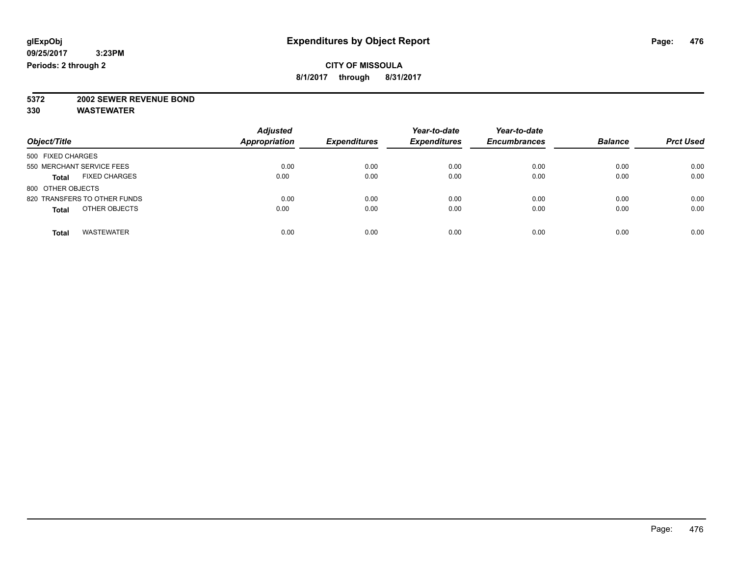**glExpObj** **Expenditures by Object Report**

**09/25/2017 3:23PM**

**Periods: 2 through 2**

**CITY OF MISSOULA**

**8/1/2017 through 8/31/2017**

**5372 2002 SEWER REVENUE BOND**

**330 WASTEWATER**

| Object/Title | | *Adjusted Appropriation* | *Expenditures* | *Year-to-date Expenditures* | *Year-to-date Encumbrances* | *Balance* | *Prct Used* |
|---|---|---|---|---|---|---|---|
| 500 FIXED CHARGES | | | | | | | |
| 550 MERCHANT SERVICE FEES | | 0.00 | 0.00 | 0.00 | 0.00 | 0.00 | 0.00 |
| **Total** | FIXED CHARGES | 0.00 | 0.00 | 0.00 | 0.00 | 0.00 | 0.00 |
| 800 OTHER OBJECTS | | | | | | | |
| 820 TRANSFERS TO OTHER FUNDS | | 0.00 | 0.00 | 0.00 | 0.00 | 0.00 | 0.00 |
| **Total** | OTHER OBJECTS | 0.00 | 0.00 | 0.00 | 0.00 | 0.00 | 0.00 |
| **Total** | WASTEWATER | 0.00 | 0.00 | 0.00 | 0.00 | 0.00 | 0.00 |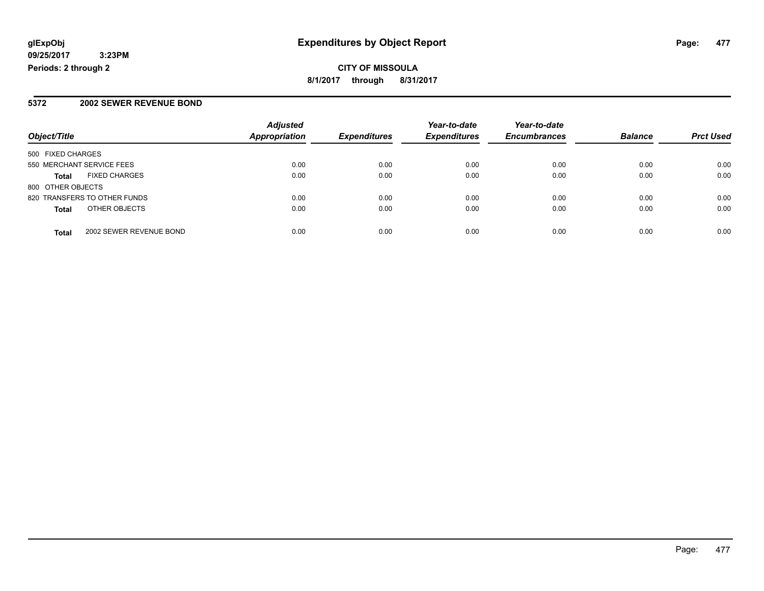# Expenditures by Object Report

glExpObj
09/25/2017 3:23PM
Periods: 2 through 2

**CITY OF MISSOULA**

**8/1/2017 through 8/31/2017**

## 5372 2002 SEWER REVENUE BOND

| Object/Title | Adjusted Appropriation | Expenditures | Year-to-date Expenditures | Year-to-date Encumbrances | Balance | Prct Used |
|---|---|---|---|---|---|---|
| 500 FIXED CHARGES | | | | | | |
| 550 MERCHANT SERVICE FEES | 0.00 | 0.00 | 0.00 | 0.00 | 0.00 | 0.00 |
| **Total** FIXED CHARGES | 0.00 | 0.00 | 0.00 | 0.00 | 0.00 | 0.00 |
| 800 OTHER OBJECTS | | | | | | |
| 820 TRANSFERS TO OTHER FUNDS | 0.00 | 0.00 | 0.00 | 0.00 | 0.00 | 0.00 |
| **Total** OTHER OBJECTS | 0.00 | 0.00 | 0.00 | 0.00 | 0.00 | 0.00 |
| **Total** 2002 SEWER REVENUE BOND | 0.00 | 0.00 | 0.00 | 0.00 | 0.00 | 0.00 |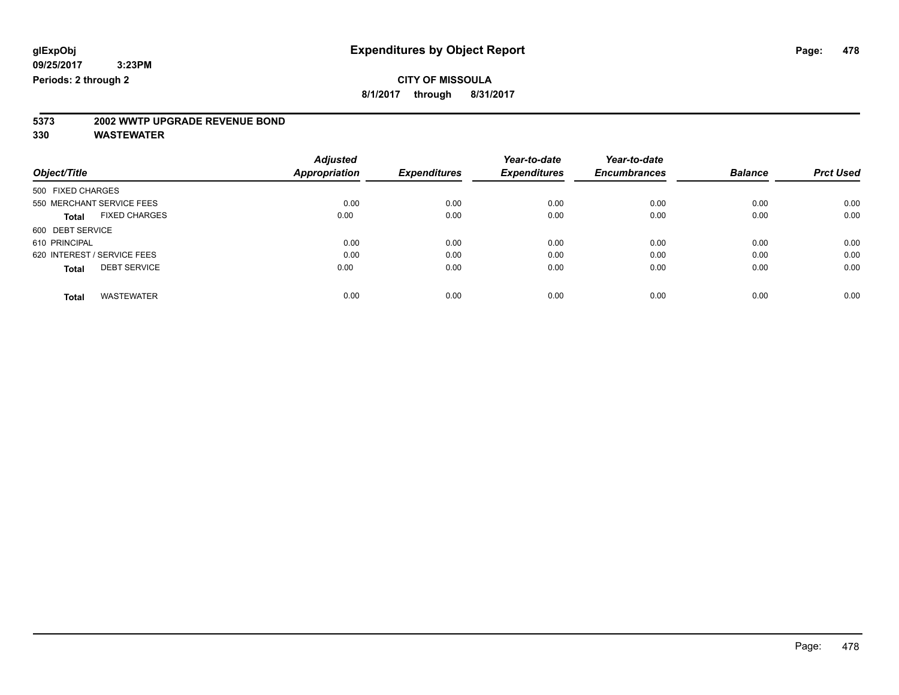**glExpObj** **Expenditures by Object Report**

**09/25/2017 3:23PM**

**Periods: 2 through 2**

**CITY OF MISSOULA**

**8/1/2017 through 8/31/2017**

**5373 2002 WWTP UPGRADE REVENUE BOND**

**330 WASTEWATER**

| Object/Title | Adjusted Appropriation | Expenditures | Year-to-date Expenditures | Year-to-date Encumbrances | Balance | Prct Used |
|---|---|---|---|---|---|---|
| 500 FIXED CHARGES | | | | | | |
| 550 MERCHANT SERVICE FEES | 0.00 | 0.00 | 0.00 | 0.00 | 0.00 | 0.00 |
| **Total** FIXED CHARGES | 0.00 | 0.00 | 0.00 | 0.00 | 0.00 | 0.00 |
| 600 DEBT SERVICE | | | | | | |
| 610 PRINCIPAL | 0.00 | 0.00 | 0.00 | 0.00 | 0.00 | 0.00 |
| 620 INTEREST / SERVICE FEES | 0.00 | 0.00 | 0.00 | 0.00 | 0.00 | 0.00 |
| **Total** DEBT SERVICE | 0.00 | 0.00 | 0.00 | 0.00 | 0.00 | 0.00 |
| **Total** WASTEWATER | 0.00 | 0.00 | 0.00 | 0.00 | 0.00 | 0.00 |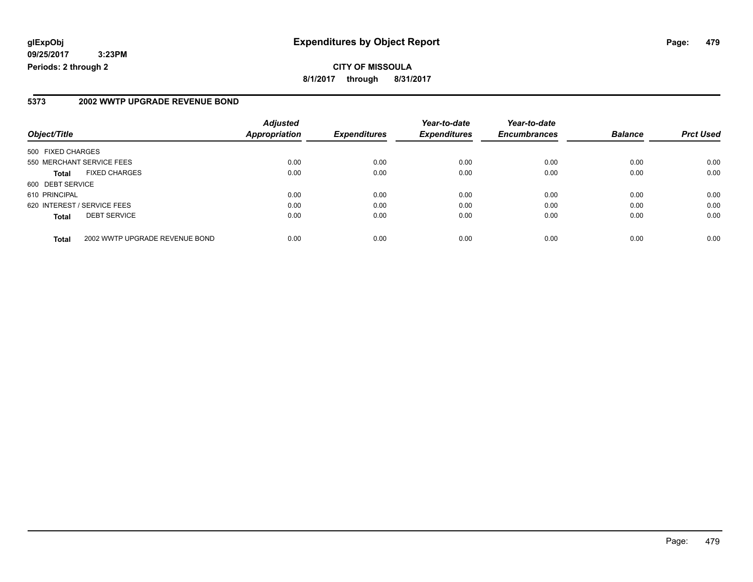**glExpObj** **Expenditures by Object Report**

**09/25/2017 3:23PM**

**Periods: 2 through 2**

**CITY OF MISSOULA**

**8/1/2017 through 8/31/2017**

## 5373 2002 WWTP UPGRADE REVENUE BOND

| Object/Title | | Adjusted Appropriation | Expenditures | Year-to-date Expenditures | Year-to-date Encumbrances | Balance | Prct Used |
|---|---|---|---|---|---|---|---|
| 500 FIXED CHARGES | | | | | | | |
| 550 MERCHANT SERVICE FEES | | 0.00 | 0.00 | 0.00 | 0.00 | 0.00 | 0.00 |
| **Total** | FIXED CHARGES | 0.00 | 0.00 | 0.00 | 0.00 | 0.00 | 0.00 |
| 600 DEBT SERVICE | | | | | | | |
| 610 PRINCIPAL | | 0.00 | 0.00 | 0.00 | 0.00 | 0.00 | 0.00 |
| 620 INTEREST / SERVICE FEES | | 0.00 | 0.00 | 0.00 | 0.00 | 0.00 | 0.00 |
| **Total** | DEBT SERVICE | 0.00 | 0.00 | 0.00 | 0.00 | 0.00 | 0.00 |
| **Total** | 2002 WWTP UPGRADE REVENUE BOND | 0.00 | 0.00 | 0.00 | 0.00 | 0.00 | 0.00 |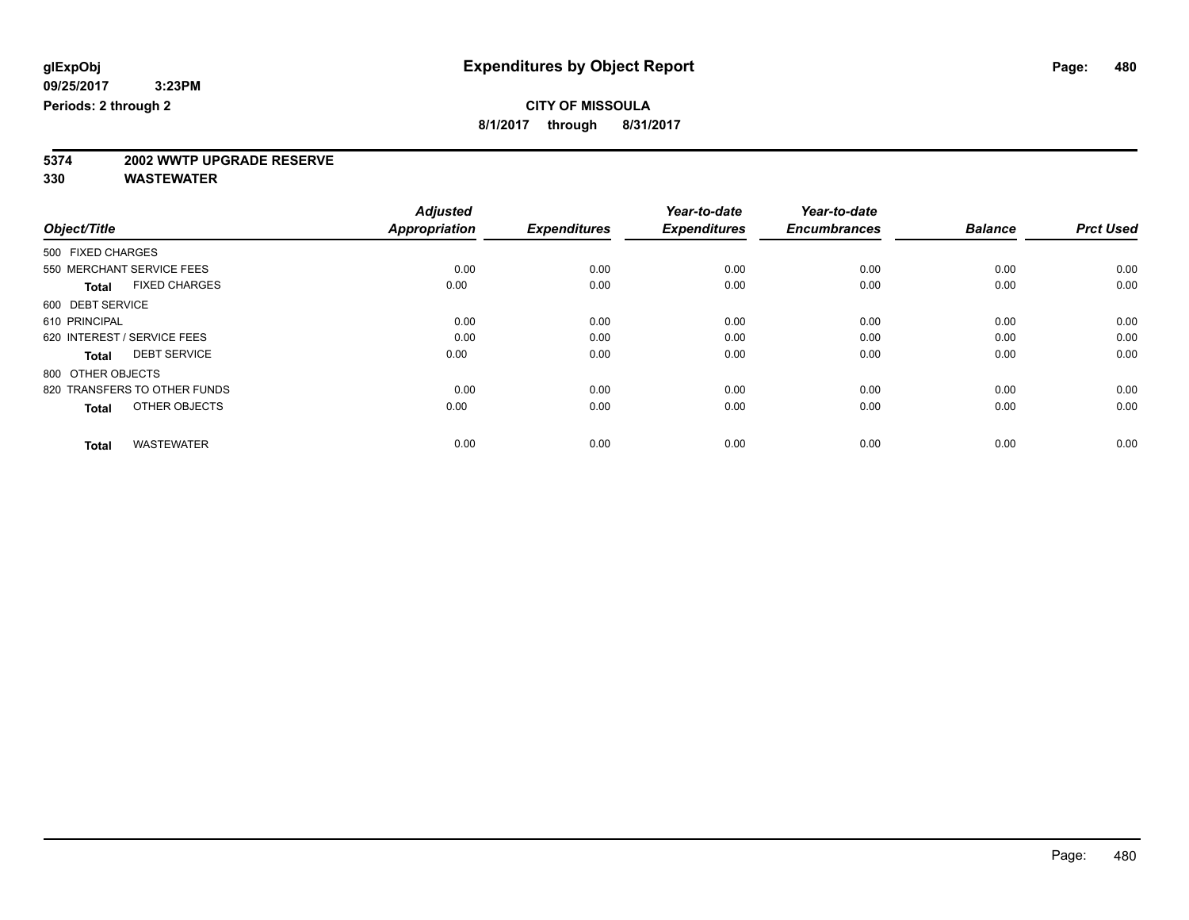**glExpObj**
**09/25/2017 3:23PM**
**Periods: 2 through 2**

# Expenditures by Object Report

**CITY OF MISSOULA**
**8/1/2017 through 8/31/2017**

**5374 2002 WWTP UPGRADE RESERVE**
**330 WASTEWATER**

| Object/Title | Adjusted Appropriation | Expenditures | Year-to-date Expenditures | Year-to-date Encumbrances | Balance | Prct Used |
|---|---|---|---|---|---|---|
| 500 FIXED CHARGES | | | | | | |
| 550 MERCHANT SERVICE FEES | 0.00 | 0.00 | 0.00 | 0.00 | 0.00 | 0.00 |
| **Total** FIXED CHARGES | 0.00 | 0.00 | 0.00 | 0.00 | 0.00 | 0.00 |
| 600 DEBT SERVICE | | | | | | |
| 610 PRINCIPAL | 0.00 | 0.00 | 0.00 | 0.00 | 0.00 | 0.00 |
| 620 INTEREST / SERVICE FEES | 0.00 | 0.00 | 0.00 | 0.00 | 0.00 | 0.00 |
| **Total** DEBT SERVICE | 0.00 | 0.00 | 0.00 | 0.00 | 0.00 | 0.00 |
| 800 OTHER OBJECTS | | | | | | |
| 820 TRANSFERS TO OTHER FUNDS | 0.00 | 0.00 | 0.00 | 0.00 | 0.00 | 0.00 |
| **Total** OTHER OBJECTS | 0.00 | 0.00 | 0.00 | 0.00 | 0.00 | 0.00 |
| **Total** WASTEWATER | 0.00 | 0.00 | 0.00 | 0.00 | 0.00 | 0.00 |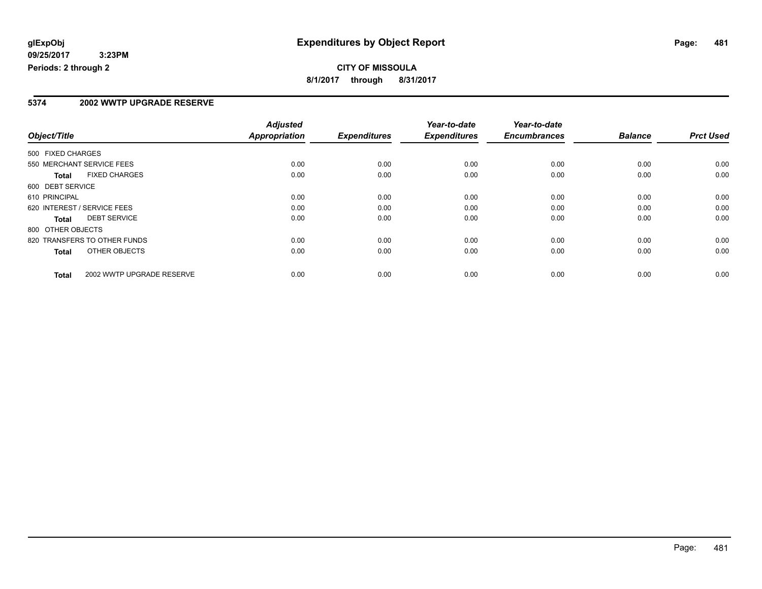**glExpObj** **Expenditures by Object Report**

**09/25/2017 3:23PM**

**Periods: 2 through 2**

**CITY OF MISSOULA**

**8/1/2017 through 8/31/2017**

## 5374 2002 WWTP UPGRADE RESERVE

| Object/Title | Adjusted Appropriation | Expenditures | Year-to-date Expenditures | Year-to-date Encumbrances | Balance | Prct Used |
|---|---|---|---|---|---|---|
| 500 FIXED CHARGES | | | | | | |
| 550 MERCHANT SERVICE FEES | 0.00 | 0.00 | 0.00 | 0.00 | 0.00 | 0.00 |
| **Total** FIXED CHARGES | 0.00 | 0.00 | 0.00 | 0.00 | 0.00 | 0.00 |
| 600 DEBT SERVICE | | | | | | |
| 610 PRINCIPAL | 0.00 | 0.00 | 0.00 | 0.00 | 0.00 | 0.00 |
| 620 INTEREST / SERVICE FEES | 0.00 | 0.00 | 0.00 | 0.00 | 0.00 | 0.00 |
| **Total** DEBT SERVICE | 0.00 | 0.00 | 0.00 | 0.00 | 0.00 | 0.00 |
| 800 OTHER OBJECTS | | | | | | |
| 820 TRANSFERS TO OTHER FUNDS | 0.00 | 0.00 | 0.00 | 0.00 | 0.00 | 0.00 |
| **Total** OTHER OBJECTS | 0.00 | 0.00 | 0.00 | 0.00 | 0.00 | 0.00 |
| **Total** 2002 WWTP UPGRADE RESERVE | 0.00 | 0.00 | 0.00 | 0.00 | 0.00 | 0.00 |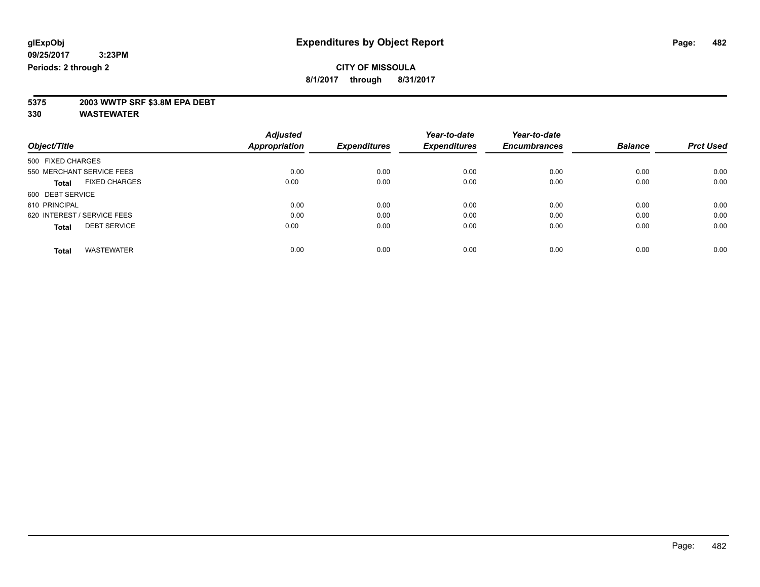# Expenditures by Object Report

glExpObj
09/25/2017 3:23PM
Periods: 2 through 2

**CITY OF MISSOULA**
8/1/2017 through 8/31/2017

**5375 2003 WWTP SRF $3.8M EPA DEBT**
**330 WASTEWATER**

| Object/Title | Adjusted Appropriation | Expenditures | Year-to-date Expenditures | Year-to-date Encumbrances | Balance | Prct Used |
|---|---|---|---|---|---|---|
| 500 FIXED CHARGES | | | | | | |
| 550 MERCHANT SERVICE FEES | 0.00 | 0.00 | 0.00 | 0.00 | 0.00 | 0.00 |
| **Total** FIXED CHARGES | 0.00 | 0.00 | 0.00 | 0.00 | 0.00 | 0.00 |
| 600 DEBT SERVICE | | | | | | |
| 610 PRINCIPAL | 0.00 | 0.00 | 0.00 | 0.00 | 0.00 | 0.00 |
| 620 INTEREST / SERVICE FEES | 0.00 | 0.00 | 0.00 | 0.00 | 0.00 | 0.00 |
| **Total** DEBT SERVICE | 0.00 | 0.00 | 0.00 | 0.00 | 0.00 | 0.00 |
| **Total** WASTEWATER | 0.00 | 0.00 | 0.00 | 0.00 | 0.00 | 0.00 |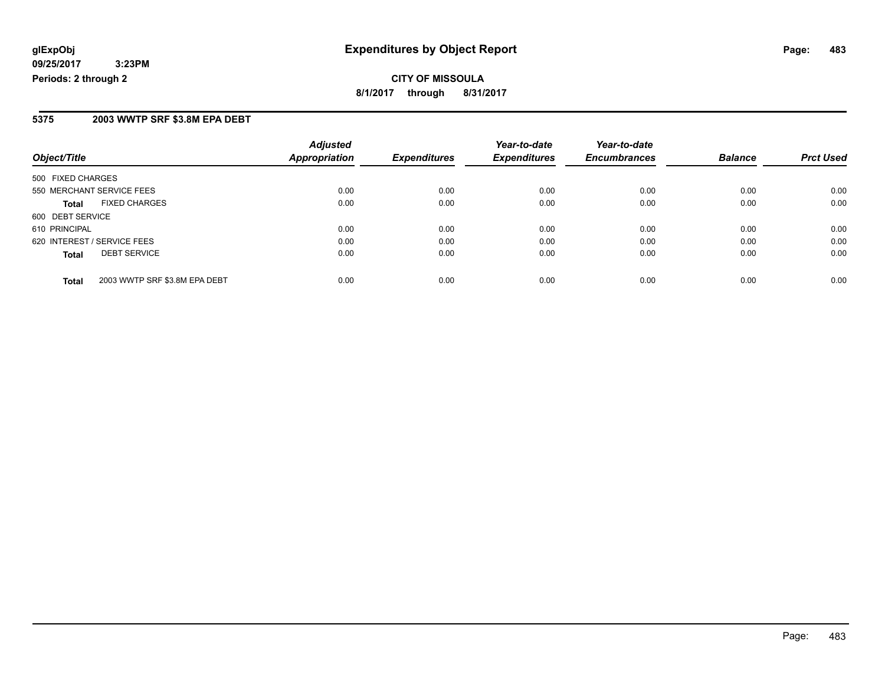**CITY OF MISSOULA**

**8/1/2017 through 8/31/2017**

**Expenditures by Object Report**

glExpObj
09/25/2017 3:23PM
Periods: 2 through 2

## 5375 2003 WWTP SRF $3.8M EPA DEBT

| Object/Title | | Adjusted Appropriation | Expenditures | Year-to-date Expenditures | Year-to-date Encumbrances | Balance | Prct Used |
|---|---|---|---|---|---|---|---|
| 500 FIXED CHARGES | | | | | | | |
| 550 MERCHANT SERVICE FEES | | 0.00 | 0.00 | 0.00 | 0.00 | 0.00 | 0.00 |
| **Total** | FIXED CHARGES | 0.00 | 0.00 | 0.00 | 0.00 | 0.00 | 0.00 |
| 600 DEBT SERVICE | | | | | | | |
| 610 PRINCIPAL | | 0.00 | 0.00 | 0.00 | 0.00 | 0.00 | 0.00 |
| 620 INTEREST / SERVICE FEES | | 0.00 | 0.00 | 0.00 | 0.00 | 0.00 | 0.00 |
| **Total** | DEBT SERVICE | 0.00 | 0.00 | 0.00 | 0.00 | 0.00 | 0.00 |
| **Total** | 2003 WWTP SRF $3.8M EPA DEBT | 0.00 | 0.00 | 0.00 | 0.00 | 0.00 | 0.00 |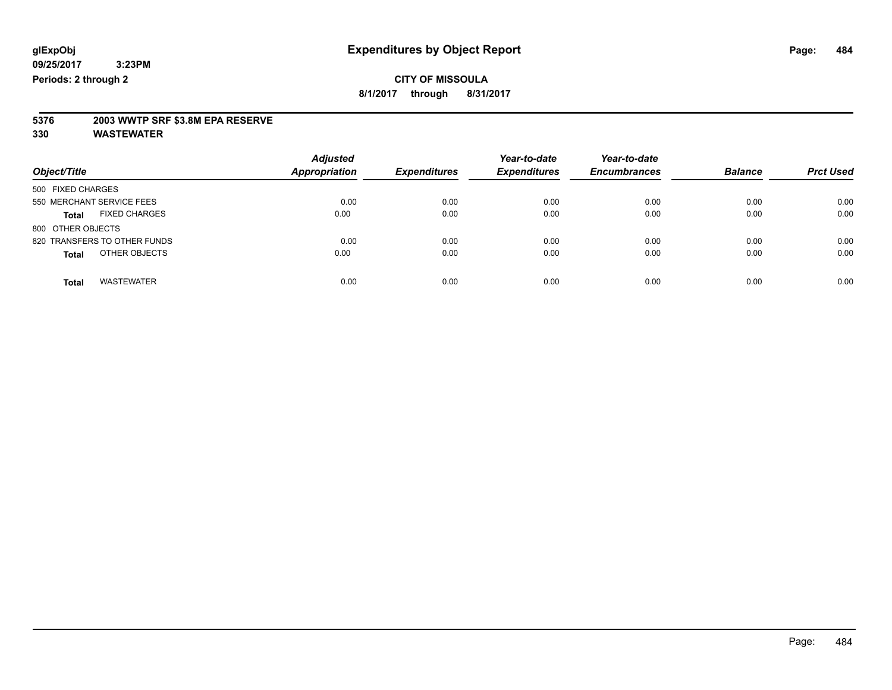**glExpObj** **Expenditures by Object Report**

**09/25/2017 3:23PM**

**Periods: 2 through 2**

**CITY OF MISSOULA**

**8/1/2017 through 8/31/2017**

**5376 2003 WWTP SRF $3.8M EPA RESERVE**

**330 WASTEWATER**

| Object/Title | Adjusted Appropriation | Expenditures | Year-to-date Expenditures | Year-to-date Encumbrances | Balance | Prct Used |
|---|---|---|---|---|---|---|
| 500 FIXED CHARGES | | | | | | |
| 550 MERCHANT SERVICE FEES | 0.00 | 0.00 | 0.00 | 0.00 | 0.00 | 0.00 |
| **Total** FIXED CHARGES | 0.00 | 0.00 | 0.00 | 0.00 | 0.00 | 0.00 |
| 800 OTHER OBJECTS | | | | | | |
| 820 TRANSFERS TO OTHER FUNDS | 0.00 | 0.00 | 0.00 | 0.00 | 0.00 | 0.00 |
| **Total** OTHER OBJECTS | 0.00 | 0.00 | 0.00 | 0.00 | 0.00 | 0.00 |
| **Total** WASTEWATER | 0.00 | 0.00 | 0.00 | 0.00 | 0.00 | 0.00 |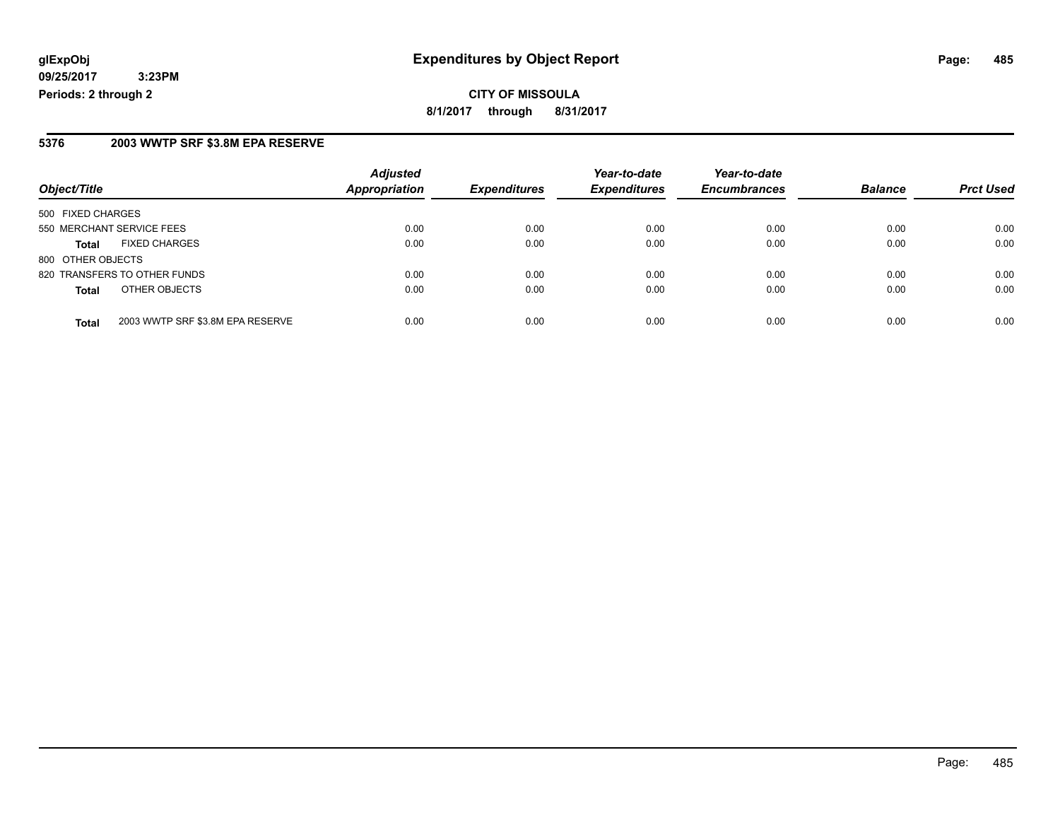**glExpObj** | **Expenditures by Object Report**

**09/25/2017 3:23PM**

**Periods: 2 through 2**

**CITY OF MISSOULA**

**8/1/2017 through 8/31/2017**

### 5376 2003 WWTP SRF $3.8M EPA RESERVE

| Object/Title | | Adjusted Appropriation | Expenditures | Year-to-date Expenditures | Year-to-date Encumbrances | Balance | Prct Used |
|---|---|---|---|---|---|---|---|
| 500 FIXED CHARGES | | | | | | | |
| 550 MERCHANT SERVICE FEES | | 0.00 | 0.00 | 0.00 | 0.00 | 0.00 | 0.00 |
| **Total** | FIXED CHARGES | 0.00 | 0.00 | 0.00 | 0.00 | 0.00 | 0.00 |
| 800 OTHER OBJECTS | | | | | | | |
| 820 TRANSFERS TO OTHER FUNDS | | 0.00 | 0.00 | 0.00 | 0.00 | 0.00 | 0.00 |
| **Total** | OTHER OBJECTS | 0.00 | 0.00 | 0.00 | 0.00 | 0.00 | 0.00 |
| **Total** | 2003 WWTP SRF $3.8M EPA RESERVE | 0.00 | 0.00 | 0.00 | 0.00 | 0.00 | 0.00 |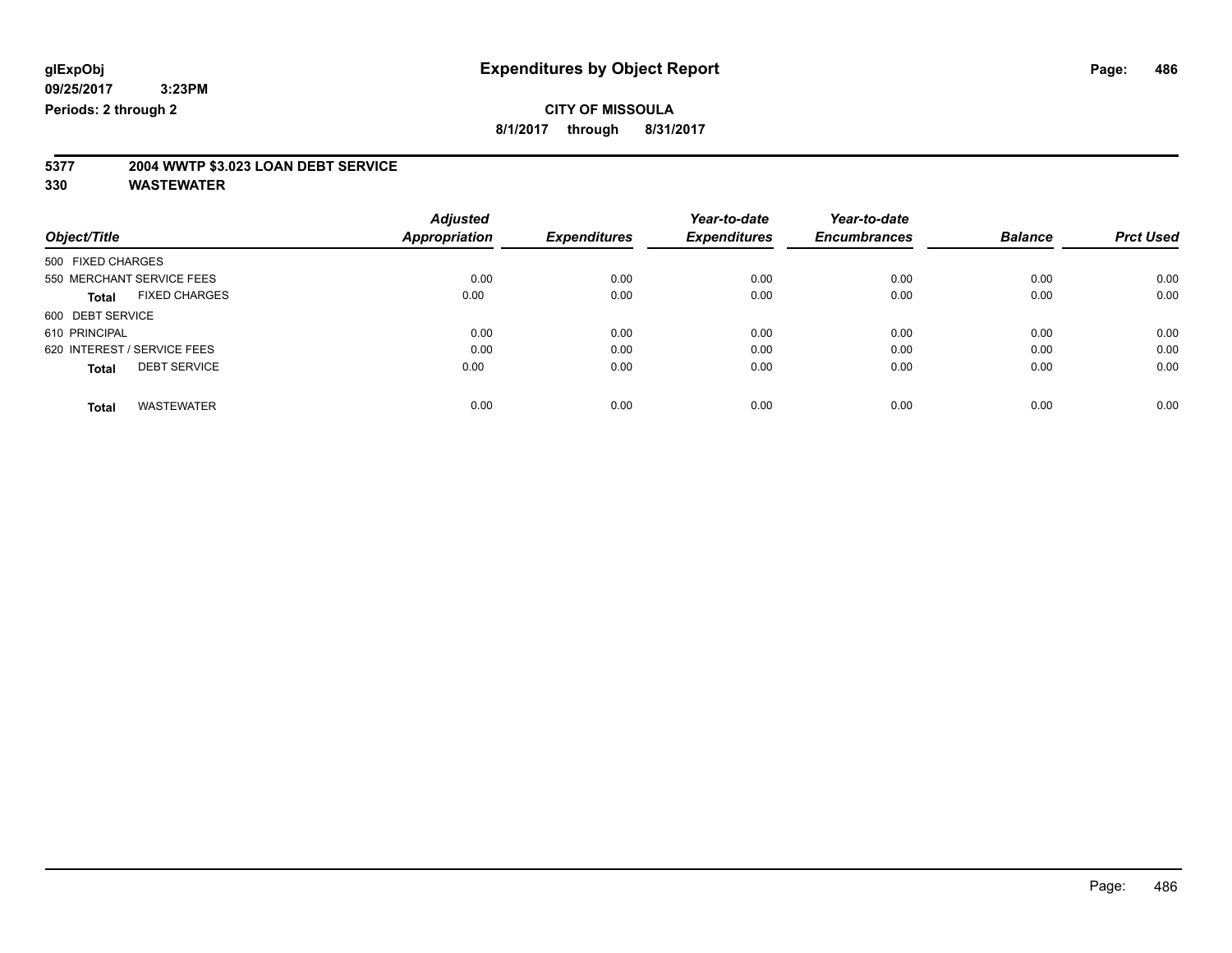**glExpObj** **Expenditures by Object Report**

**09/25/2017 3:23PM**

**Periods: 2 through 2**

**CITY OF MISSOULA**

**8/1/2017 through 8/31/2017**

## 5377 2004 WWTP $3.023 LOAN DEBT SERVICE

## 330 WASTEWATER

| Object/Title | Adjusted Appropriation | Expenditures | Year-to-date Expenditures | Year-to-date Encumbrances | Balance | Prct Used |
|---|---|---|---|---|---|---|
| 500 FIXED CHARGES | | | | | | |
| 550 MERCHANT SERVICE FEES | 0.00 | 0.00 | 0.00 | 0.00 | 0.00 | 0.00 |
| **Total** FIXED CHARGES | 0.00 | 0.00 | 0.00 | 0.00 | 0.00 | 0.00 |
| 600 DEBT SERVICE | | | | | | |
| 610 PRINCIPAL | 0.00 | 0.00 | 0.00 | 0.00 | 0.00 | 0.00 |
| 620 INTEREST / SERVICE FEES | 0.00 | 0.00 | 0.00 | 0.00 | 0.00 | 0.00 |
| **Total** DEBT SERVICE | 0.00 | 0.00 | 0.00 | 0.00 | 0.00 | 0.00 |
| **Total** WASTEWATER | 0.00 | 0.00 | 0.00 | 0.00 | 0.00 | 0.00 |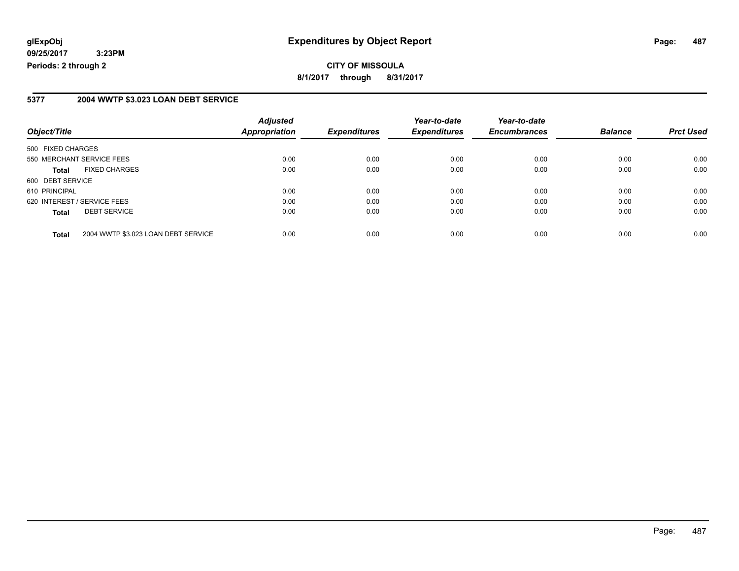**glExpObj**
**09/25/2017 3:23PM**
**Periods: 2 through 2**

# Expenditures by Object Report

**CITY OF MISSOULA**
**8/1/2017 through 8/31/2017**

## 5377 2004 WWTP $3.023 LOAN DEBT SERVICE

| Object/Title | Adjusted Appropriation | Expenditures | Year-to-date Expenditures | Year-to-date Encumbrances | Balance | Prct Used |
|---|---|---|---|---|---|---|
| 500 FIXED CHARGES | | | | | | |
| 550 MERCHANT SERVICE FEES | 0.00 | 0.00 | 0.00 | 0.00 | 0.00 | 0.00 |
| **Total** FIXED CHARGES | 0.00 | 0.00 | 0.00 | 0.00 | 0.00 | 0.00 |
| 600 DEBT SERVICE | | | | | | |
| 610 PRINCIPAL | 0.00 | 0.00 | 0.00 | 0.00 | 0.00 | 0.00 |
| 620 INTEREST / SERVICE FEES | 0.00 | 0.00 | 0.00 | 0.00 | 0.00 | 0.00 |
| **Total** DEBT SERVICE | 0.00 | 0.00 | 0.00 | 0.00 | 0.00 | 0.00 |
| **Total** 2004 WWTP $3.023 LOAN DEBT SERVICE | 0.00 | 0.00 | 0.00 | 0.00 | 0.00 | 0.00 |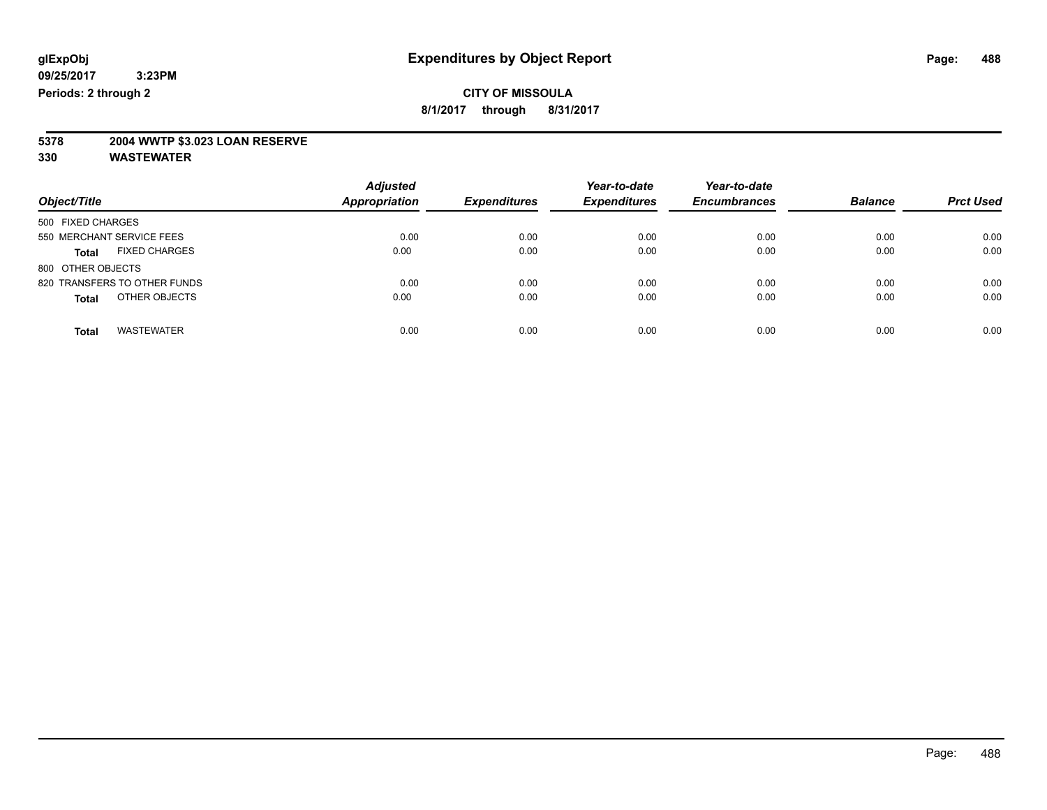**glExpObj** 09/25/2017 3:23PM
**Periods: 2 through 2**

# Expenditures by Object Report

**CITY OF MISSOULA**
**8/1/2017 through 8/31/2017**

**5378 2004 WWTP $3.023 LOAN RESERVE**
**330 WASTEWATER**

| Object/Title | Adjusted Appropriation | Expenditures | Year-to-date Expenditures | Year-to-date Encumbrances | Balance | Prct Used |
|---|---|---|---|---|---|---|
| 500 FIXED CHARGES | | | | | | |
| 550 MERCHANT SERVICE FEES | 0.00 | 0.00 | 0.00 | 0.00 | 0.00 | 0.00 |
| **Total** FIXED CHARGES | 0.00 | 0.00 | 0.00 | 0.00 | 0.00 | 0.00 |
| 800 OTHER OBJECTS | | | | | | |
| 820 TRANSFERS TO OTHER FUNDS | 0.00 | 0.00 | 0.00 | 0.00 | 0.00 | 0.00 |
| **Total** OTHER OBJECTS | 0.00 | 0.00 | 0.00 | 0.00 | 0.00 | 0.00 |
| **Total** WASTEWATER | 0.00 | 0.00 | 0.00 | 0.00 | 0.00 | 0.00 |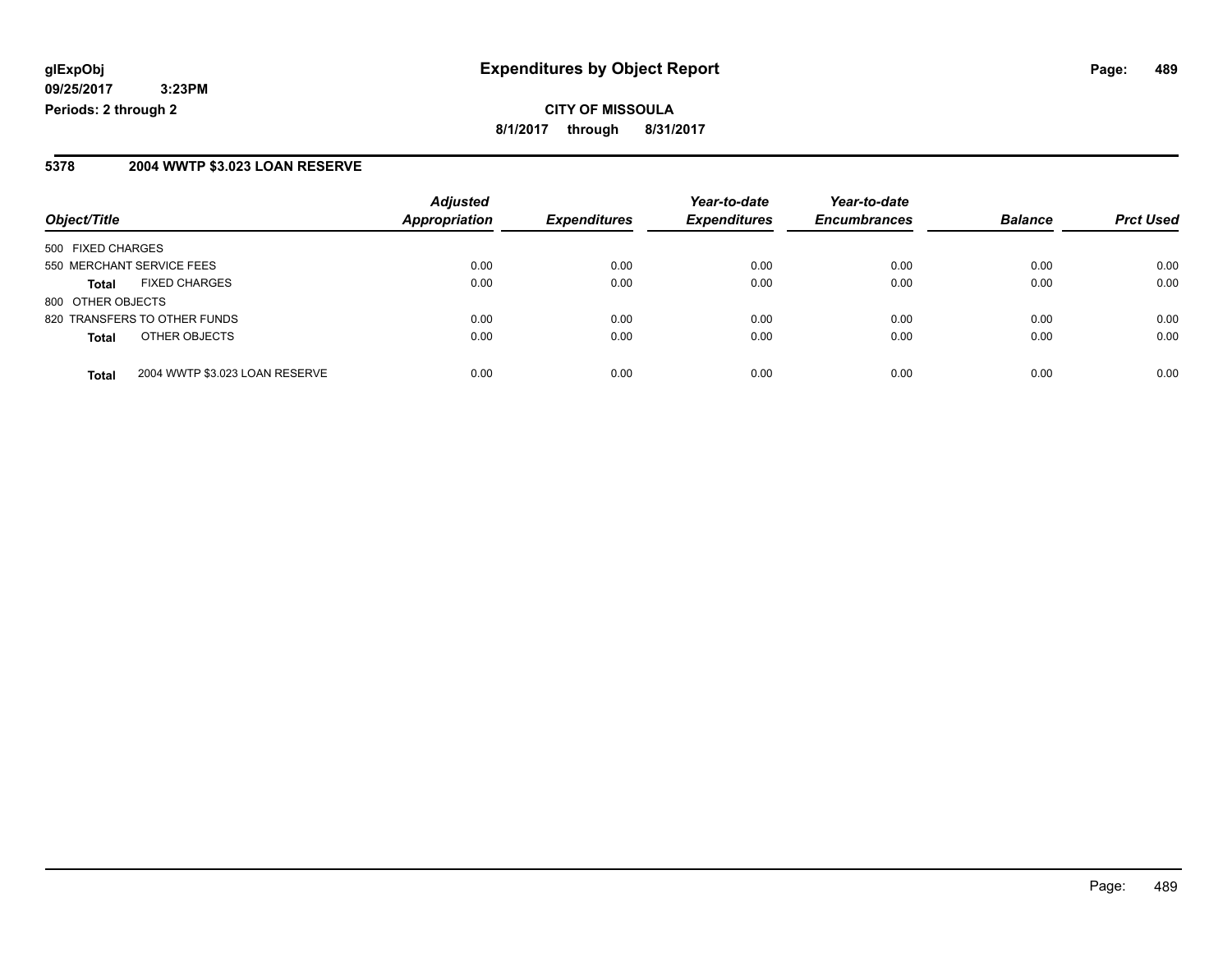# Expenditures by Object Report

glExpObj
09/25/2017 3:23PM
Periods: 2 through 2

**CITY OF MISSOULA**
8/1/2017 through 8/31/2017

## 5378 2004 WWTP $3.023 LOAN RESERVE

| Object/Title | Adjusted Appropriation | Expenditures | Year-to-date Expenditures | Year-to-date Encumbrances | Balance | Prct Used |
|---|---|---|---|---|---|---|
| 500 FIXED CHARGES | | | | | | |
| 550 MERCHANT SERVICE FEES | 0.00 | 0.00 | 0.00 | 0.00 | 0.00 | 0.00 |
| **Total** FIXED CHARGES | 0.00 | 0.00 | 0.00 | 0.00 | 0.00 | 0.00 |
| 800 OTHER OBJECTS | | | | | | |
| 820 TRANSFERS TO OTHER FUNDS | 0.00 | 0.00 | 0.00 | 0.00 | 0.00 | 0.00 |
| **Total** OTHER OBJECTS | 0.00 | 0.00 | 0.00 | 0.00 | 0.00 | 0.00 |
| **Total** 2004 WWTP $3.023 LOAN RESERVE | 0.00 | 0.00 | 0.00 | 0.00 | 0.00 | 0.00 |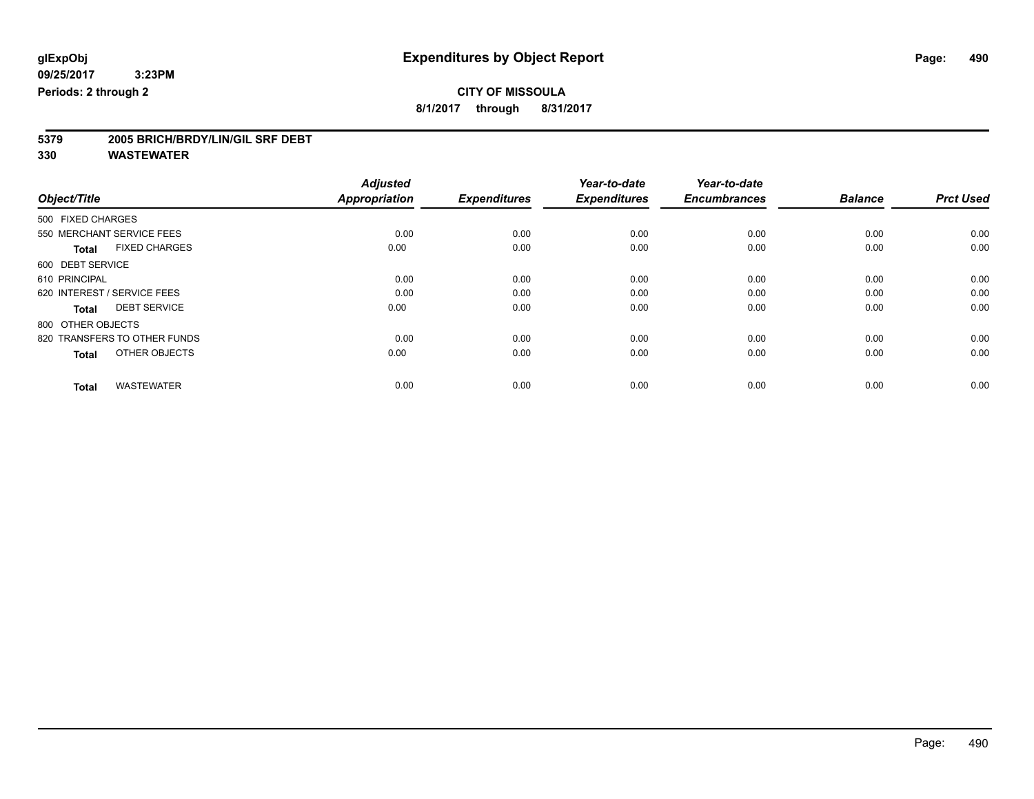**glExpObj**
**09/25/2017 3:23PM**
**Periods: 2 through 2**

# Expenditures by Object Report

**CITY OF MISSOULA**
**8/1/2017 through 8/31/2017**

**5379 2005 BRICH/BRDY/LIN/GIL SRF DEBT**
**330 WASTEWATER**

| Object/Title | Adjusted Appropriation | Expenditures | Year-to-date Expenditures | Year-to-date Encumbrances | Balance | Prct Used |
|---|---|---|---|---|---|---|
| 500 FIXED CHARGES | | | | | | |
| 550 MERCHANT SERVICE FEES | 0.00 | 0.00 | 0.00 | 0.00 | 0.00 | 0.00 |
| **Total** FIXED CHARGES | 0.00 | 0.00 | 0.00 | 0.00 | 0.00 | 0.00 |
| 600 DEBT SERVICE | | | | | | |
| 610 PRINCIPAL | 0.00 | 0.00 | 0.00 | 0.00 | 0.00 | 0.00 |
| 620 INTEREST / SERVICE FEES | 0.00 | 0.00 | 0.00 | 0.00 | 0.00 | 0.00 |
| **Total** DEBT SERVICE | 0.00 | 0.00 | 0.00 | 0.00 | 0.00 | 0.00 |
| 800 OTHER OBJECTS | | | | | | |
| 820 TRANSFERS TO OTHER FUNDS | 0.00 | 0.00 | 0.00 | 0.00 | 0.00 | 0.00 |
| **Total** OTHER OBJECTS | 0.00 | 0.00 | 0.00 | 0.00 | 0.00 | 0.00 |
| **Total** WASTEWATER | 0.00 | 0.00 | 0.00 | 0.00 | 0.00 | 0.00 |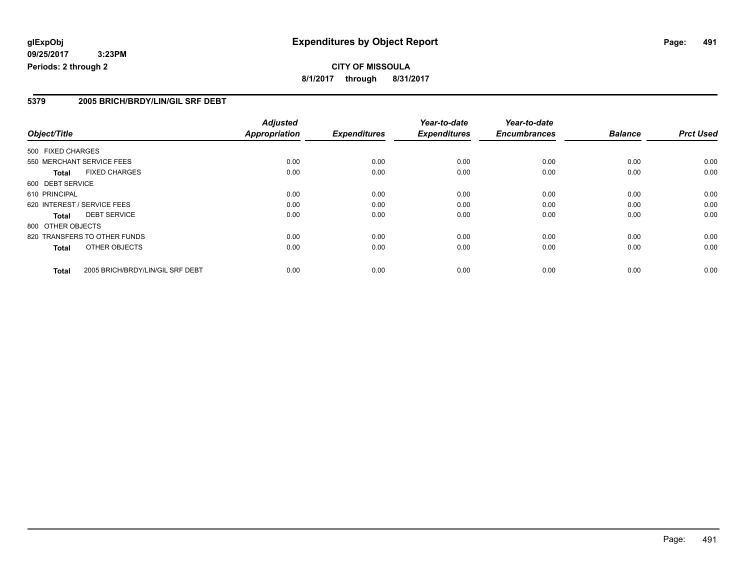**glExpObj** **Expenditures by Object Report**

**09/25/2017 3:23PM**

**Periods: 2 through 2**

**CITY OF MISSOULA**

**8/1/2017 through 8/31/2017**

## 5379 2005 BRICH/BRDY/LIN/GIL SRF DEBT

| Object/Title | Adjusted Appropriation | Expenditures | Year-to-date Expenditures | Year-to-date Encumbrances | Balance | Prct Used |
|---|---|---|---|---|---|---|
| 500 FIXED CHARGES | | | | | | |
| 550 MERCHANT SERVICE FEES | 0.00 | 0.00 | 0.00 | 0.00 | 0.00 | 0.00 |
| **Total** FIXED CHARGES | 0.00 | 0.00 | 0.00 | 0.00 | 0.00 | 0.00 |
| 600 DEBT SERVICE | | | | | | |
| 610 PRINCIPAL | 0.00 | 0.00 | 0.00 | 0.00 | 0.00 | 0.00 |
| 620 INTEREST / SERVICE FEES | 0.00 | 0.00 | 0.00 | 0.00 | 0.00 | 0.00 |
| **Total** DEBT SERVICE | 0.00 | 0.00 | 0.00 | 0.00 | 0.00 | 0.00 |
| 800 OTHER OBJECTS | | | | | | |
| 820 TRANSFERS TO OTHER FUNDS | 0.00 | 0.00 | 0.00 | 0.00 | 0.00 | 0.00 |
| **Total** OTHER OBJECTS | 0.00 | 0.00 | 0.00 | 0.00 | 0.00 | 0.00 |
| **Total** 2005 BRICH/BRDY/LIN/GIL SRF DEBT | 0.00 | 0.00 | 0.00 | 0.00 | 0.00 | 0.00 |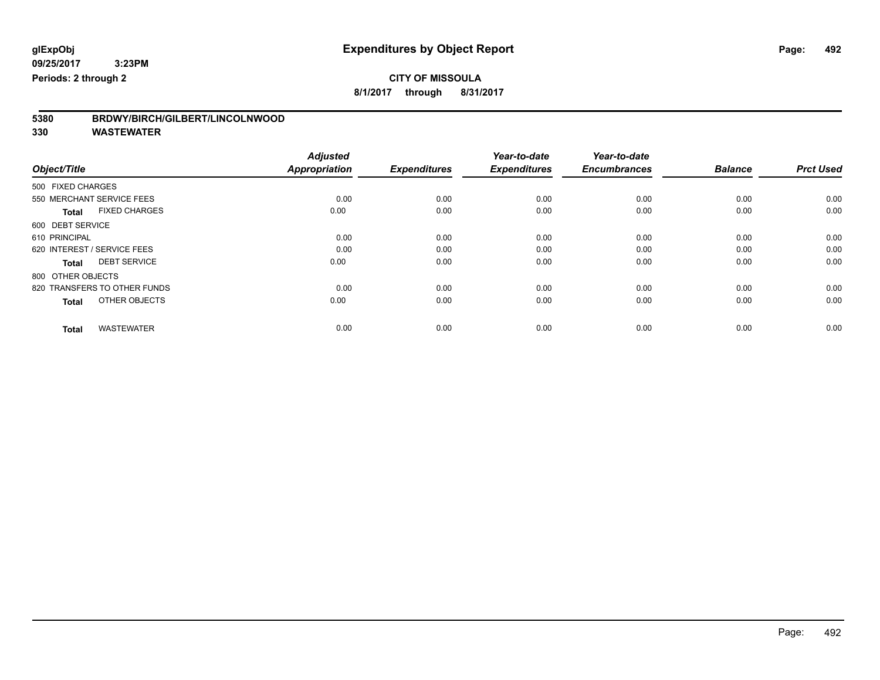# Expenditures by Object Report

glExpObj
09/25/2017 3:23PM
Periods: 2 through 2

**CITY OF MISSOULA**
**8/1/2017 through 8/31/2017**

## 5380 BRDWY/BIRCH/GILBERT/LINCOLNWOOD
## 330 WASTEWATER

| Object/Title | Adjusted Appropriation | Expenditures | Year-to-date Expenditures | Year-to-date Encumbrances | Balance | Prct Used |
|---|---|---|---|---|---|---|
| 500 FIXED CHARGES | | | | | | |
| 550 MERCHANT SERVICE FEES | 0.00 | 0.00 | 0.00 | 0.00 | 0.00 | 0.00 |
| **Total** FIXED CHARGES | 0.00 | 0.00 | 0.00 | 0.00 | 0.00 | 0.00 |
| 600 DEBT SERVICE | | | | | | |
| 610 PRINCIPAL | 0.00 | 0.00 | 0.00 | 0.00 | 0.00 | 0.00 |
| 620 INTEREST / SERVICE FEES | 0.00 | 0.00 | 0.00 | 0.00 | 0.00 | 0.00 |
| **Total** DEBT SERVICE | 0.00 | 0.00 | 0.00 | 0.00 | 0.00 | 0.00 |
| 800 OTHER OBJECTS | | | | | | |
| 820 TRANSFERS TO OTHER FUNDS | 0.00 | 0.00 | 0.00 | 0.00 | 0.00 | 0.00 |
| **Total** OTHER OBJECTS | 0.00 | 0.00 | 0.00 | 0.00 | 0.00 | 0.00 |
| **Total** WASTEWATER | 0.00 | 0.00 | 0.00 | 0.00 | 0.00 | 0.00 |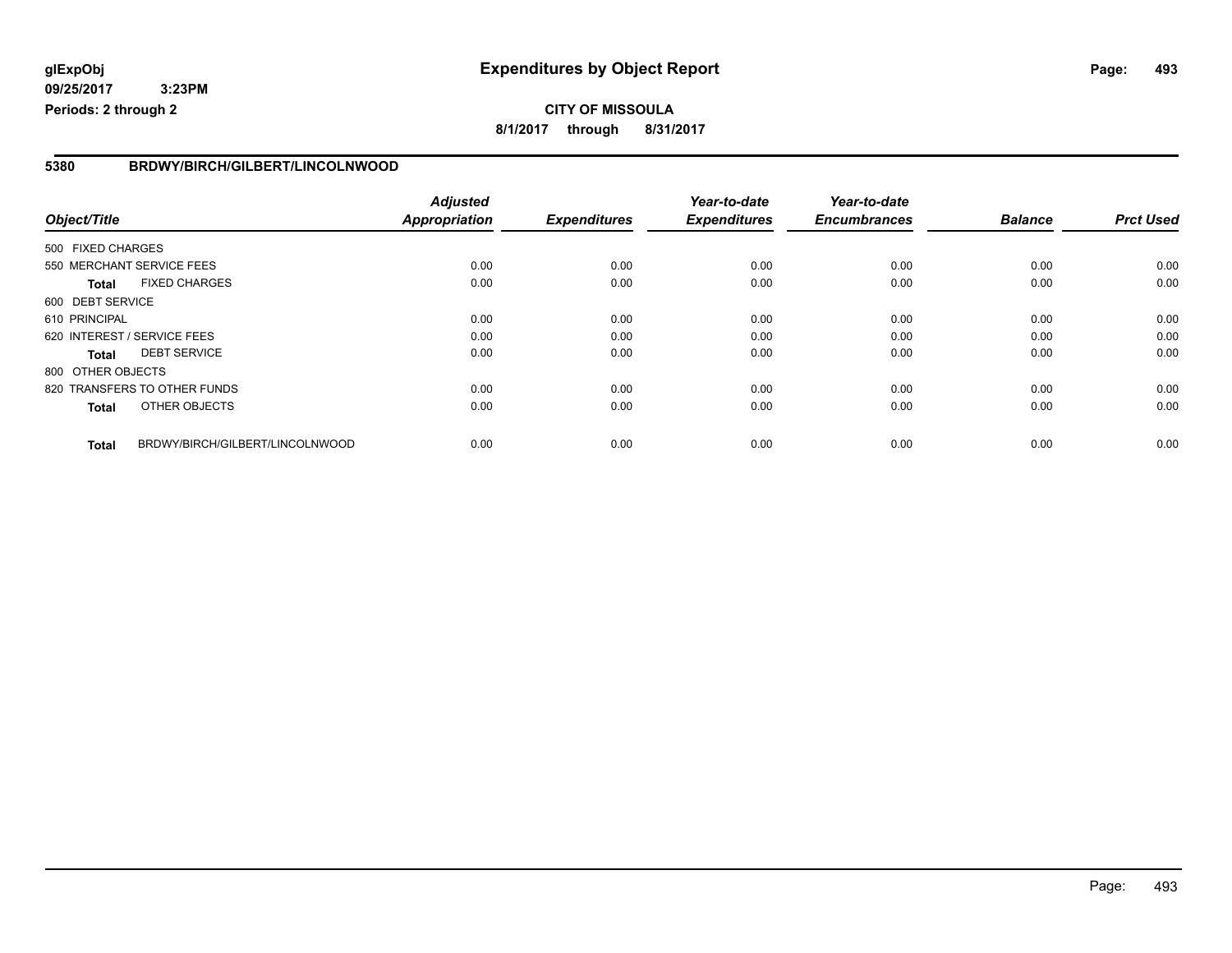**glExpObj** **Expenditures by Object Report**
**09/25/2017 3:23PM**
**Periods: 2 through 2**

**CITY OF MISSOULA**
**8/1/2017 through 8/31/2017**

## 5380 BRDWY/BIRCH/GILBERT/LINCOLNWOOD

| Object/Title | Adjusted Appropriation | Expenditures | Year-to-date Expenditures | Year-to-date Encumbrances | Balance | Prct Used |
|---|---|---|---|---|---|---|
| 500 FIXED CHARGES | | | | | | |
| 550 MERCHANT SERVICE FEES | 0.00 | 0.00 | 0.00 | 0.00 | 0.00 | 0.00 |
| **Total** FIXED CHARGES | 0.00 | 0.00 | 0.00 | 0.00 | 0.00 | 0.00 |
| 600 DEBT SERVICE | | | | | | |
| 610 PRINCIPAL | 0.00 | 0.00 | 0.00 | 0.00 | 0.00 | 0.00 |
| 620 INTEREST / SERVICE FEES | 0.00 | 0.00 | 0.00 | 0.00 | 0.00 | 0.00 |
| **Total** DEBT SERVICE | 0.00 | 0.00 | 0.00 | 0.00 | 0.00 | 0.00 |
| 800 OTHER OBJECTS | | | | | | |
| 820 TRANSFERS TO OTHER FUNDS | 0.00 | 0.00 | 0.00 | 0.00 | 0.00 | 0.00 |
| **Total** OTHER OBJECTS | 0.00 | 0.00 | 0.00 | 0.00 | 0.00 | 0.00 |
| **Total** BRDWY/BIRCH/GILBERT/LINCOLNWOOD | 0.00 | 0.00 | 0.00 | 0.00 | 0.00 | 0.00 |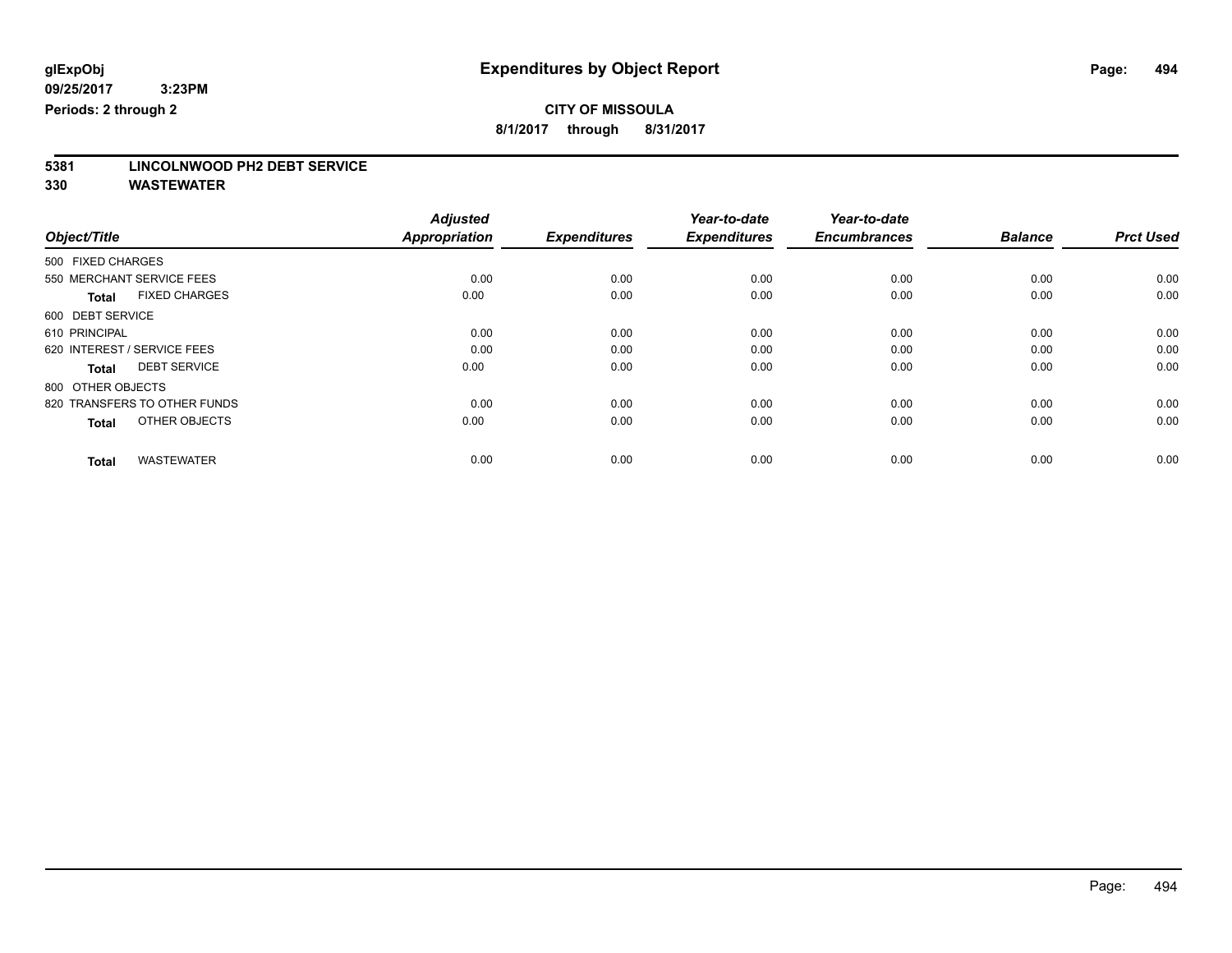glExpObj
09/25/2017 3:23PM
Periods: 2 through 2

# Expenditures by Object Report

**CITY OF MISSOULA**

**8/1/2017 through 8/31/2017**

**5381 LINCOLNWOOD PH2 DEBT SERVICE**

**330 WASTEWATER**

| Object/Title | Adjusted Appropriation | Expenditures | Year-to-date Expenditures | Year-to-date Encumbrances | Balance | Prct Used |
|---|---|---|---|---|---|---|
| 500 FIXED CHARGES | | | | | | |
| 550 MERCHANT SERVICE FEES | 0.00 | 0.00 | 0.00 | 0.00 | 0.00 | 0.00 |
| **Total** FIXED CHARGES | 0.00 | 0.00 | 0.00 | 0.00 | 0.00 | 0.00 |
| 600 DEBT SERVICE | | | | | | |
| 610 PRINCIPAL | 0.00 | 0.00 | 0.00 | 0.00 | 0.00 | 0.00 |
| 620 INTEREST / SERVICE FEES | 0.00 | 0.00 | 0.00 | 0.00 | 0.00 | 0.00 |
| **Total** DEBT SERVICE | 0.00 | 0.00 | 0.00 | 0.00 | 0.00 | 0.00 |
| 800 OTHER OBJECTS | | | | | | |
| 820 TRANSFERS TO OTHER FUNDS | 0.00 | 0.00 | 0.00 | 0.00 | 0.00 | 0.00 |
| **Total** OTHER OBJECTS | 0.00 | 0.00 | 0.00 | 0.00 | 0.00 | 0.00 |
| **Total** WASTEWATER | 0.00 | 0.00 | 0.00 | 0.00 | 0.00 | 0.00 |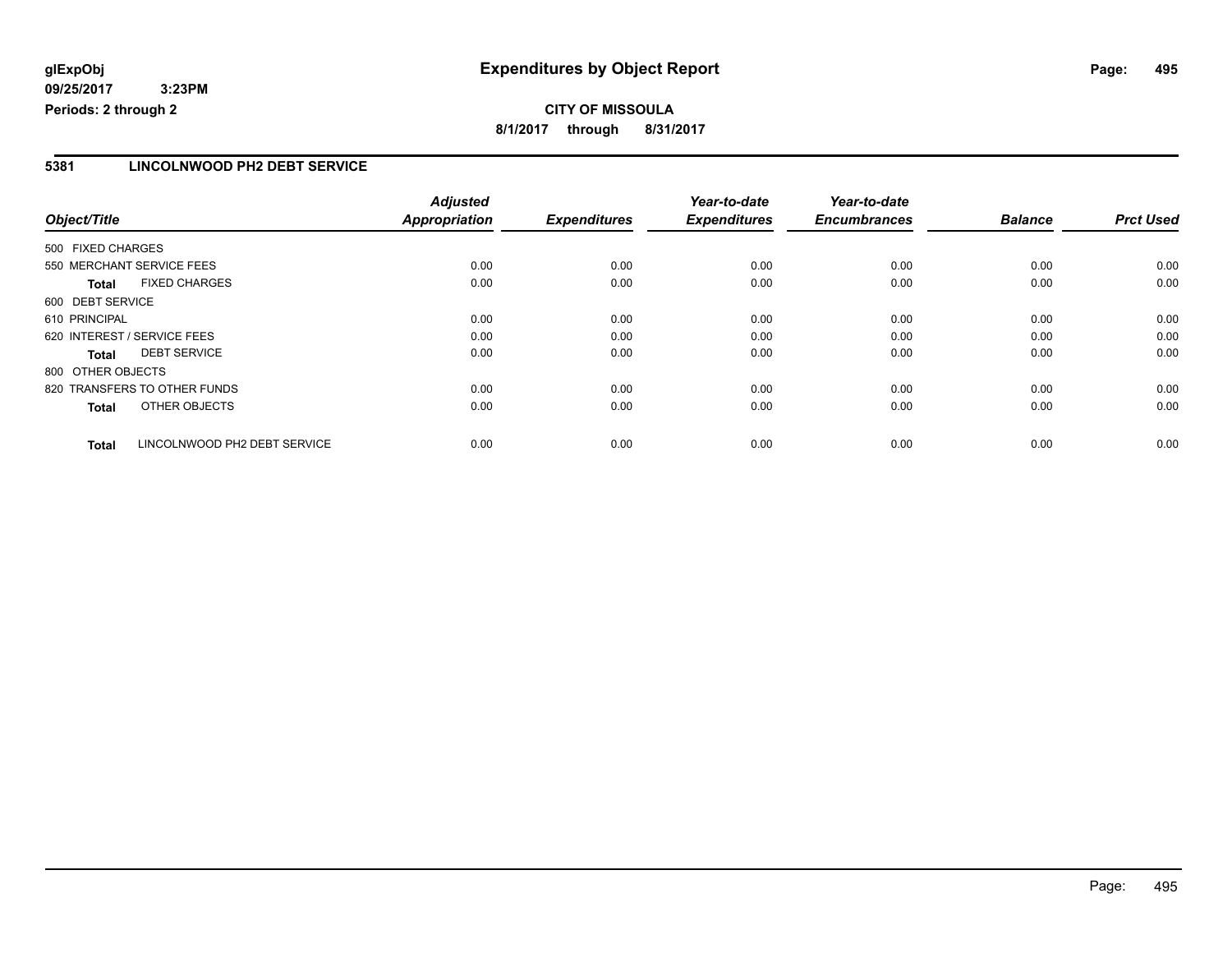**glExpObj**
**09/25/2017 3:23PM**
**Periods: 2 through 2**

# Expenditures by Object Report

**CITY OF MISSOULA**
**8/1/2017 through 8/31/2017**

## 5381 LINCOLNWOOD PH2 DEBT SERVICE

| Object/Title | Adjusted Appropriation | Expenditures | Year-to-date Expenditures | Year-to-date Encumbrances | Balance | Prct Used |
|---|---|---|---|---|---|---|
| 500 FIXED CHARGES | | | | | | |
| 550 MERCHANT SERVICE FEES | 0.00 | 0.00 | 0.00 | 0.00 | 0.00 | 0.00 |
| **Total** FIXED CHARGES | 0.00 | 0.00 | 0.00 | 0.00 | 0.00 | 0.00 |
| 600 DEBT SERVICE | | | | | | |
| 610 PRINCIPAL | 0.00 | 0.00 | 0.00 | 0.00 | 0.00 | 0.00 |
| 620 INTEREST / SERVICE FEES | 0.00 | 0.00 | 0.00 | 0.00 | 0.00 | 0.00 |
| **Total** DEBT SERVICE | 0.00 | 0.00 | 0.00 | 0.00 | 0.00 | 0.00 |
| 800 OTHER OBJECTS | | | | | | |
| 820 TRANSFERS TO OTHER FUNDS | 0.00 | 0.00 | 0.00 | 0.00 | 0.00 | 0.00 |
| **Total** OTHER OBJECTS | 0.00 | 0.00 | 0.00 | 0.00 | 0.00 | 0.00 |
| **Total** LINCOLNWOOD PH2 DEBT SERVICE | 0.00 | 0.00 | 0.00 | 0.00 | 0.00 | 0.00 |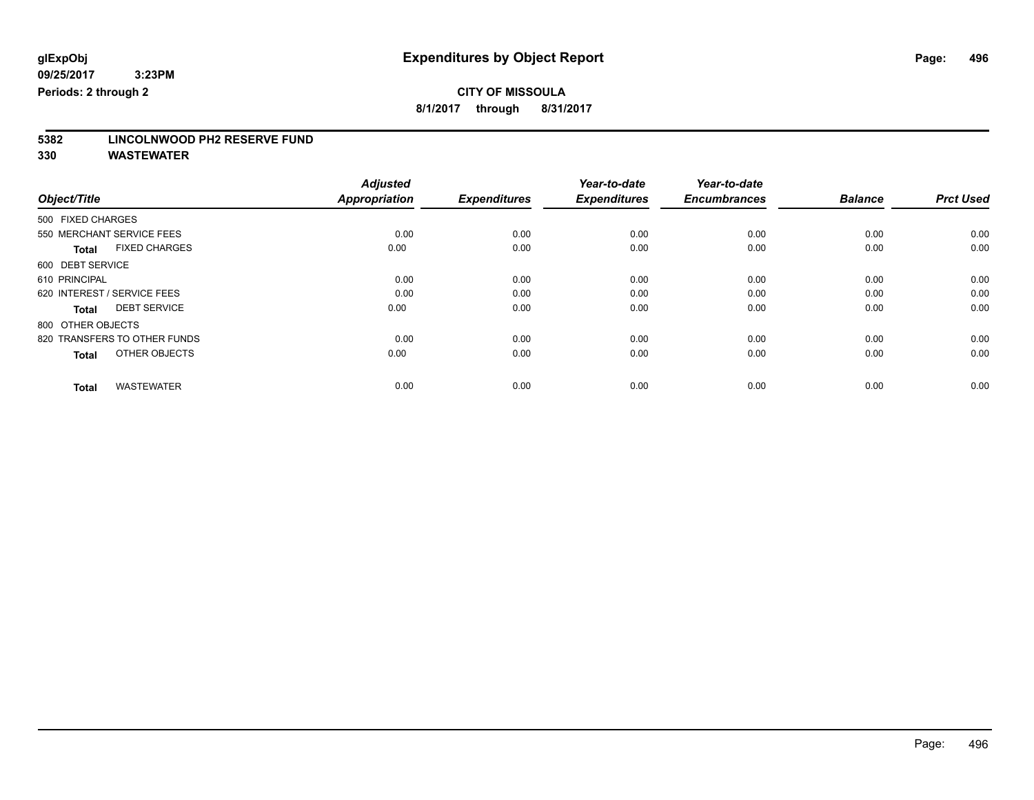# Expenditures by Object Report

glExpObj
09/25/2017 3:23PM
Periods: 2 through 2

**CITY OF MISSOULA**
**8/1/2017 through 8/31/2017**

**5382 LINCOLNWOOD PH2 RESERVE FUND**
**330 WASTEWATER**

| Object/Title | Adjusted Appropriation | Expenditures | Year-to-date Expenditures | Year-to-date Encumbrances | Balance | Prct Used |
|---|---|---|---|---|---|---|
| 500 FIXED CHARGES | | | | | | |
| 550 MERCHANT SERVICE FEES | 0.00 | 0.00 | 0.00 | 0.00 | 0.00 | 0.00 |
| **Total** FIXED CHARGES | 0.00 | 0.00 | 0.00 | 0.00 | 0.00 | 0.00 |
| 600 DEBT SERVICE | | | | | | |
| 610 PRINCIPAL | 0.00 | 0.00 | 0.00 | 0.00 | 0.00 | 0.00 |
| 620 INTEREST / SERVICE FEES | 0.00 | 0.00 | 0.00 | 0.00 | 0.00 | 0.00 |
| **Total** DEBT SERVICE | 0.00 | 0.00 | 0.00 | 0.00 | 0.00 | 0.00 |
| 800 OTHER OBJECTS | | | | | | |
| 820 TRANSFERS TO OTHER FUNDS | 0.00 | 0.00 | 0.00 | 0.00 | 0.00 | 0.00 |
| **Total** OTHER OBJECTS | 0.00 | 0.00 | 0.00 | 0.00 | 0.00 | 0.00 |
| **Total** WASTEWATER | 0.00 | 0.00 | 0.00 | 0.00 | 0.00 | 0.00 |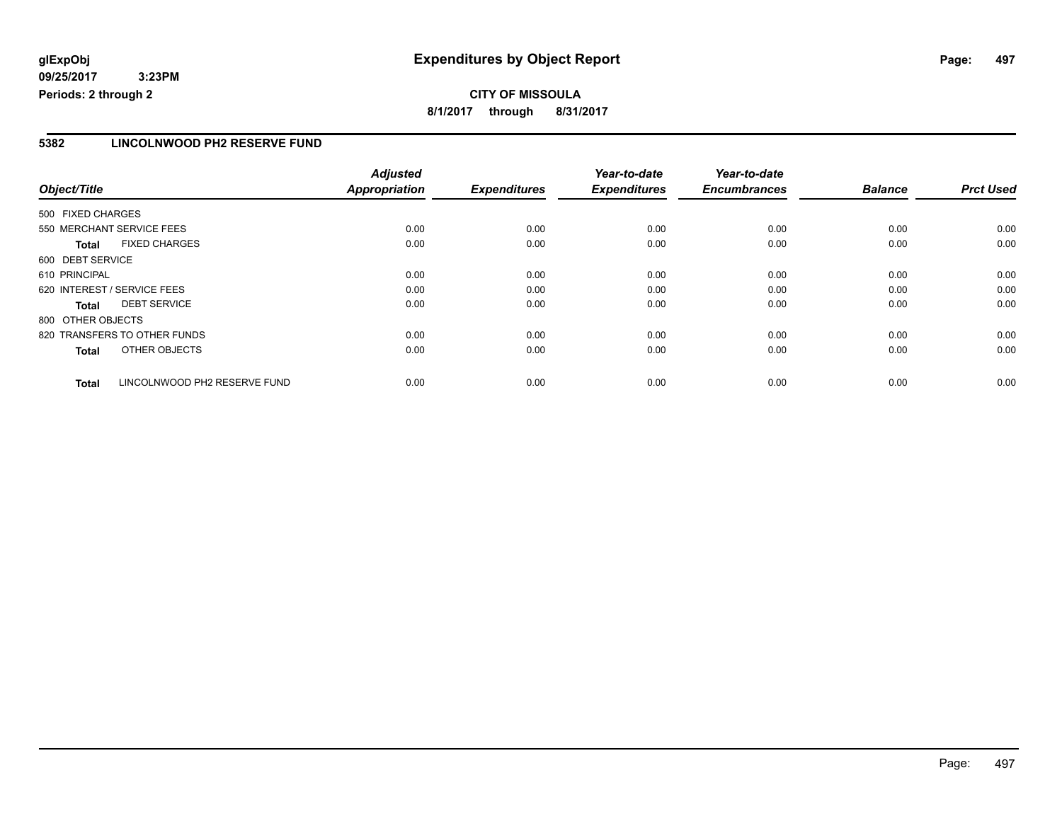**Expenditures by Object Report**

**CITY OF MISSOULA**

**8/1/2017 through 8/31/2017**

glExpObj
09/25/2017 3:23PM
Periods: 2 through 2

## 5382 LINCOLNWOOD PH2 RESERVE FUND

| Object/Title | Adjusted Appropriation | Expenditures | Year-to-date Expenditures | Year-to-date Encumbrances | Balance | Prct Used |
|---|---|---|---|---|---|---|
| 500 FIXED CHARGES | | | | | | |
| 550 MERCHANT SERVICE FEES | 0.00 | 0.00 | 0.00 | 0.00 | 0.00 | 0.00 |
| **Total** FIXED CHARGES | 0.00 | 0.00 | 0.00 | 0.00 | 0.00 | 0.00 |
| 600 DEBT SERVICE | | | | | | |
| 610 PRINCIPAL | 0.00 | 0.00 | 0.00 | 0.00 | 0.00 | 0.00 |
| 620 INTEREST / SERVICE FEES | 0.00 | 0.00 | 0.00 | 0.00 | 0.00 | 0.00 |
| **Total** DEBT SERVICE | 0.00 | 0.00 | 0.00 | 0.00 | 0.00 | 0.00 |
| 800 OTHER OBJECTS | | | | | | |
| 820 TRANSFERS TO OTHER FUNDS | 0.00 | 0.00 | 0.00 | 0.00 | 0.00 | 0.00 |
| **Total** OTHER OBJECTS | 0.00 | 0.00 | 0.00 | 0.00 | 0.00 | 0.00 |
| **Total** LINCOLNWOOD PH2 RESERVE FUND | 0.00 | 0.00 | 0.00 | 0.00 | 0.00 | 0.00 |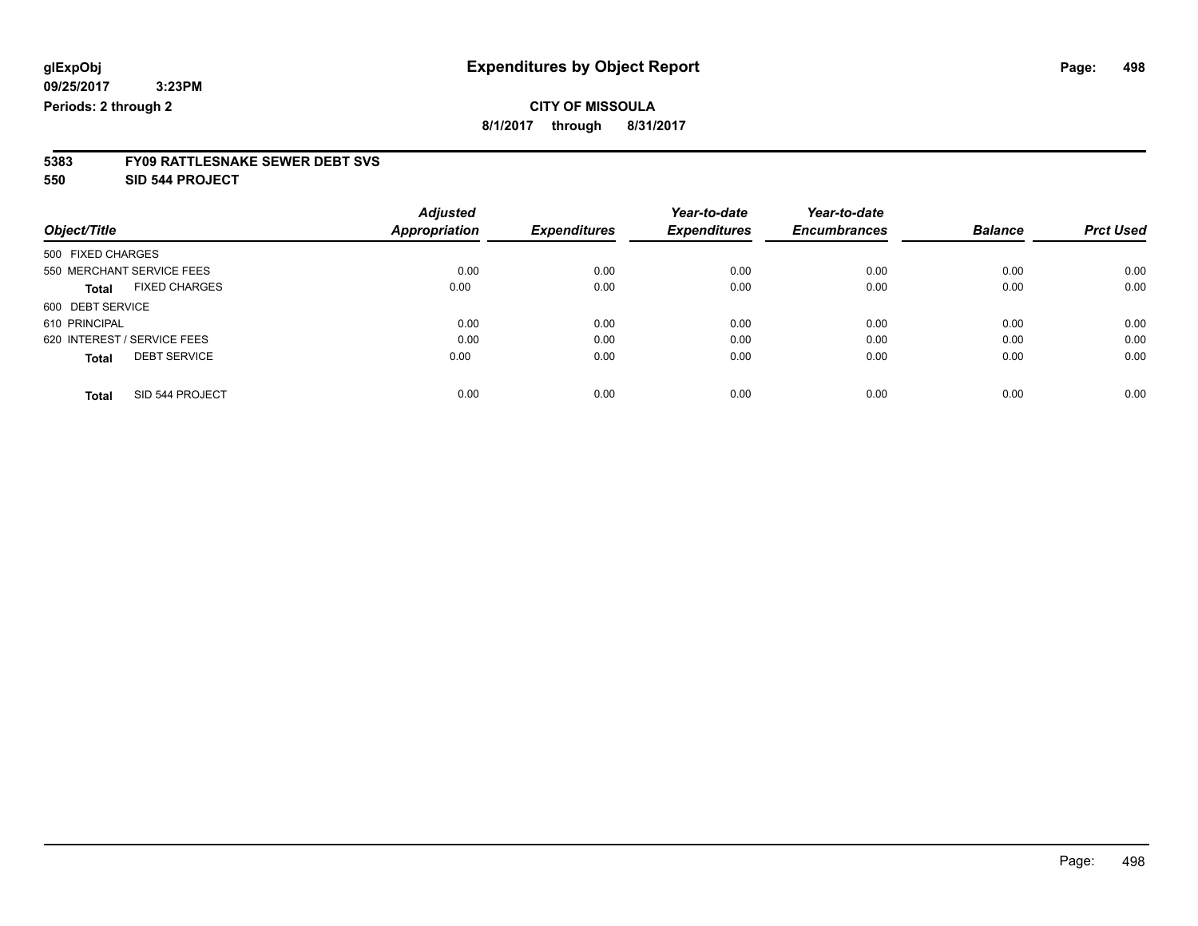**glExpObj** **Expenditures by Object Report**

**09/25/2017 3:23PM**

**Periods: 2 through 2**

**CITY OF MISSOULA**

**8/1/2017 through 8/31/2017**

**5383 FY09 RATTLESNAKE SEWER DEBT SVS**

**550 SID 544 PROJECT**

| Object/Title | Adjusted Appropriation | Expenditures | Year-to-date Expenditures | Year-to-date Encumbrances | Balance | Prct Used |
|---|---|---|---|---|---|---|
| 500 FIXED CHARGES | | | | | | |
| 550 MERCHANT SERVICE FEES | 0.00 | 0.00 | 0.00 | 0.00 | 0.00 | 0.00 |
| **Total** FIXED CHARGES | 0.00 | 0.00 | 0.00 | 0.00 | 0.00 | 0.00 |
| 600 DEBT SERVICE | | | | | | |
| 610 PRINCIPAL | 0.00 | 0.00 | 0.00 | 0.00 | 0.00 | 0.00 |
| 620 INTEREST / SERVICE FEES | 0.00 | 0.00 | 0.00 | 0.00 | 0.00 | 0.00 |
| **Total** DEBT SERVICE | 0.00 | 0.00 | 0.00 | 0.00 | 0.00 | 0.00 |
| **Total** SID 544 PROJECT | 0.00 | 0.00 | 0.00 | 0.00 | 0.00 | 0.00 |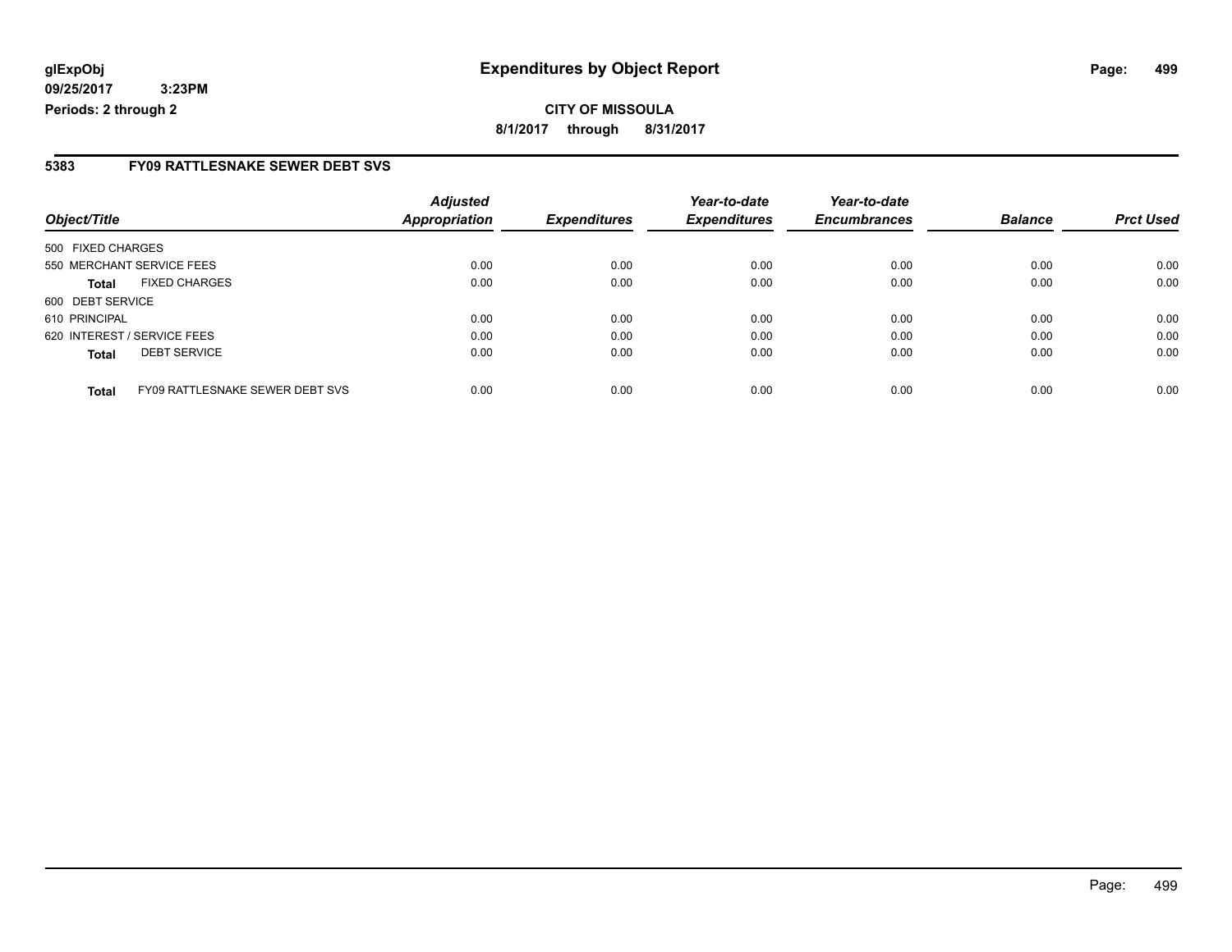# Expenditures by Object Report

glExpObj
09/25/2017 3:23PM
Periods: 2 through 2

**CITY OF MISSOULA**
**8/1/2017 through 8/31/2017**

## 5383 FY09 RATTLESNAKE SEWER DEBT SVS

| Object/Title | | Adjusted Appropriation | Expenditures | Year-to-date Expenditures | Year-to-date Encumbrances | Balance | Prct Used |
|---|---|---|---|---|---|---|---|
| 500 FIXED CHARGES | | | | | | | |
| 550 MERCHANT SERVICE FEES | | 0.00 | 0.00 | 0.00 | 0.00 | 0.00 | 0.00 |
| **Total** | FIXED CHARGES | 0.00 | 0.00 | 0.00 | 0.00 | 0.00 | 0.00 |
| 600 DEBT SERVICE | | | | | | | |
| 610 PRINCIPAL | | 0.00 | 0.00 | 0.00 | 0.00 | 0.00 | 0.00 |
| 620 INTEREST / SERVICE FEES | | 0.00 | 0.00 | 0.00 | 0.00 | 0.00 | 0.00 |
| **Total** | DEBT SERVICE | 0.00 | 0.00 | 0.00 | 0.00 | 0.00 | 0.00 |
| **Total** | FY09 RATTLESNAKE SEWER DEBT SVS | 0.00 | 0.00 | 0.00 | 0.00 | 0.00 | 0.00 |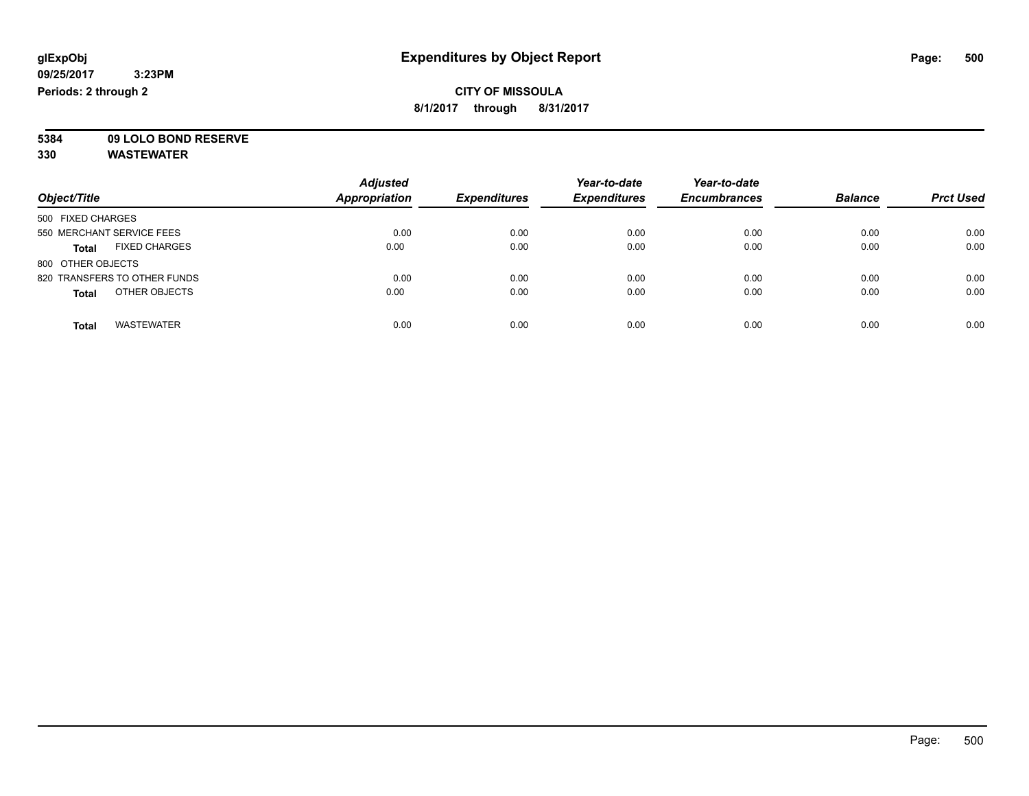**glExpObj**
**09/25/2017 3:23PM**
**Periods: 2 through 2**

# Expenditures by Object Report

**CITY OF MISSOULA**
**8/1/2017 through 8/31/2017**

**5384 09 LOLO BOND RESERVE**
**330 WASTEWATER**

| Object/Title | Adjusted Appropriation | Expenditures | Year-to-date Expenditures | Year-to-date Encumbrances | Balance | Prct Used |
|---|---|---|---|---|---|---|
| 500 FIXED CHARGES | | | | | | |
| 550 MERCHANT SERVICE FEES | 0.00 | 0.00 | 0.00 | 0.00 | 0.00 | 0.00 |
| **Total** FIXED CHARGES | 0.00 | 0.00 | 0.00 | 0.00 | 0.00 | 0.00 |
| 800 OTHER OBJECTS | | | | | | |
| 820 TRANSFERS TO OTHER FUNDS | 0.00 | 0.00 | 0.00 | 0.00 | 0.00 | 0.00 |
| **Total** OTHER OBJECTS | 0.00 | 0.00 | 0.00 | 0.00 | 0.00 | 0.00 |
| **Total** WASTEWATER | 0.00 | 0.00 | 0.00 | 0.00 | 0.00 | 0.00 |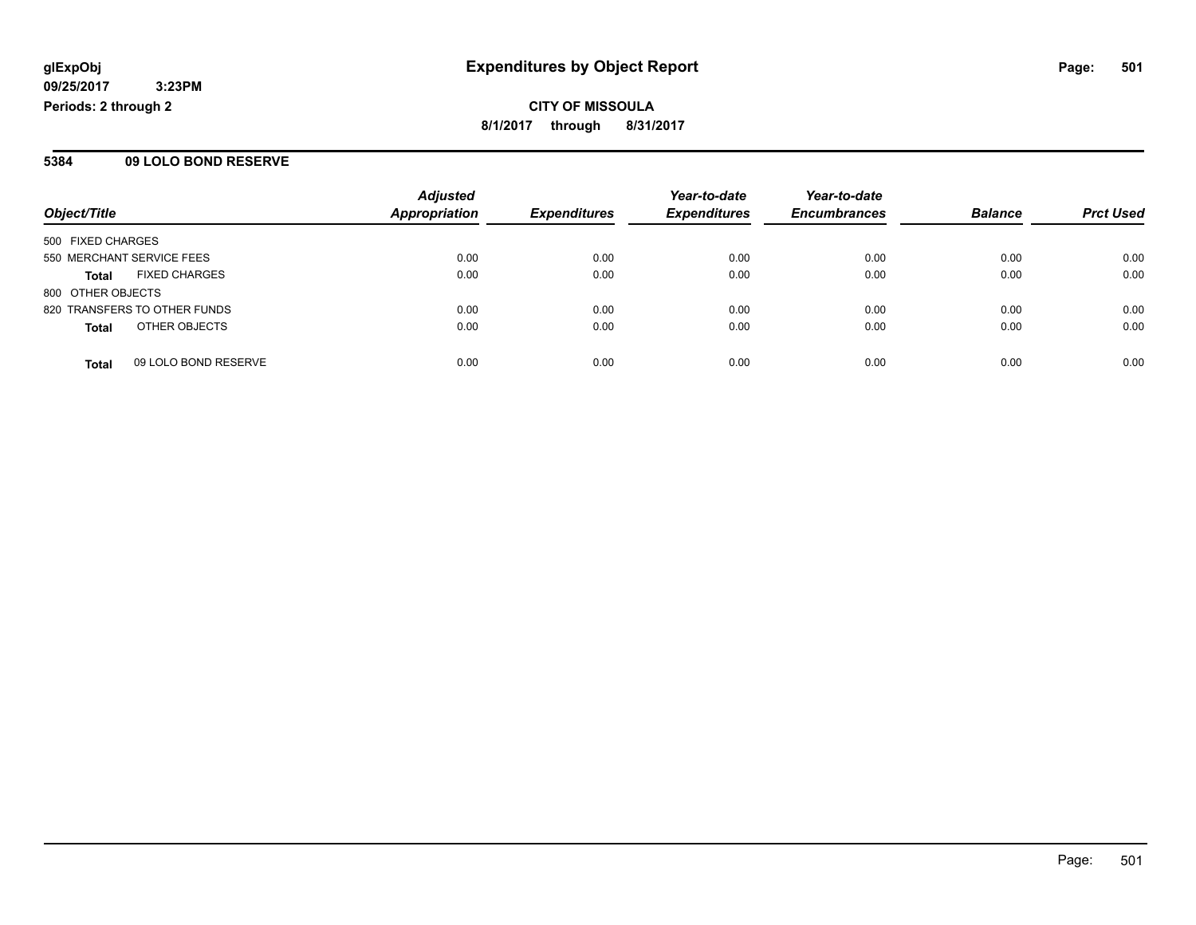# Expenditures by Object Report

glExpObj
09/25/2017 3:23PM
Periods: 2 through 2

**CITY OF MISSOULA**

**8/1/2017 through 8/31/2017**

## 5384 09 LOLO BOND RESERVE

| Object/Title | Adjusted Appropriation | Expenditures | Year-to-date Expenditures | Year-to-date Encumbrances | Balance | Prct Used |
|---|---|---|---|---|---|---|
| 500 FIXED CHARGES | | | | | | |
| 550 MERCHANT SERVICE FEES | 0.00 | 0.00 | 0.00 | 0.00 | 0.00 | 0.00 |
| **Total** FIXED CHARGES | 0.00 | 0.00 | 0.00 | 0.00 | 0.00 | 0.00 |
| 800 OTHER OBJECTS | | | | | | |
| 820 TRANSFERS TO OTHER FUNDS | 0.00 | 0.00 | 0.00 | 0.00 | 0.00 | 0.00 |
| **Total** OTHER OBJECTS | 0.00 | 0.00 | 0.00 | 0.00 | 0.00 | 0.00 |
| **Total** 09 LOLO BOND RESERVE | 0.00 | 0.00 | 0.00 | 0.00 | 0.00 | 0.00 |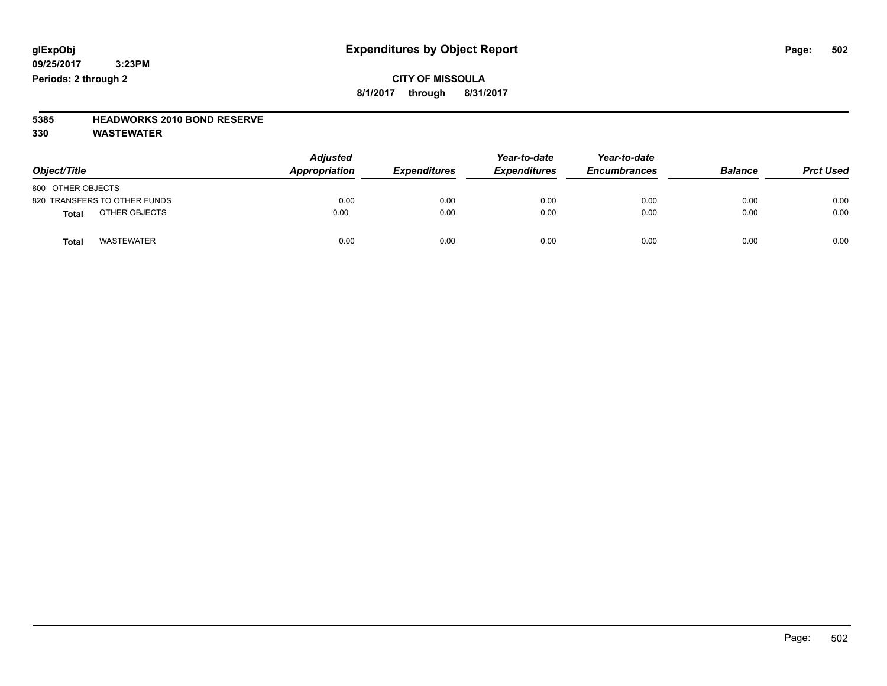**glExpObj** **Expenditures by Object Report**

**09/25/2017 3:23PM**

**Periods: 2 through 2**

**CITY OF MISSOULA**

**8/1/2017 through 8/31/2017**

**5385 HEADWORKS 2010 BOND RESERVE**

**330 WASTEWATER**

| Object/Title | Adjusted Appropriation | Expenditures | Year-to-date Expenditures | Year-to-date Encumbrances | Balance | Prct Used |
|---|---|---|---|---|---|---|
| 800 OTHER OBJECTS | | | | | | |
| 820 TRANSFERS TO OTHER FUNDS | 0.00 | 0.00 | 0.00 | 0.00 | 0.00 | 0.00 |
| **Total** OTHER OBJECTS | 0.00 | 0.00 | 0.00 | 0.00 | 0.00 | 0.00 |
| **Total** WASTEWATER | 0.00 | 0.00 | 0.00 | 0.00 | 0.00 | 0.00 |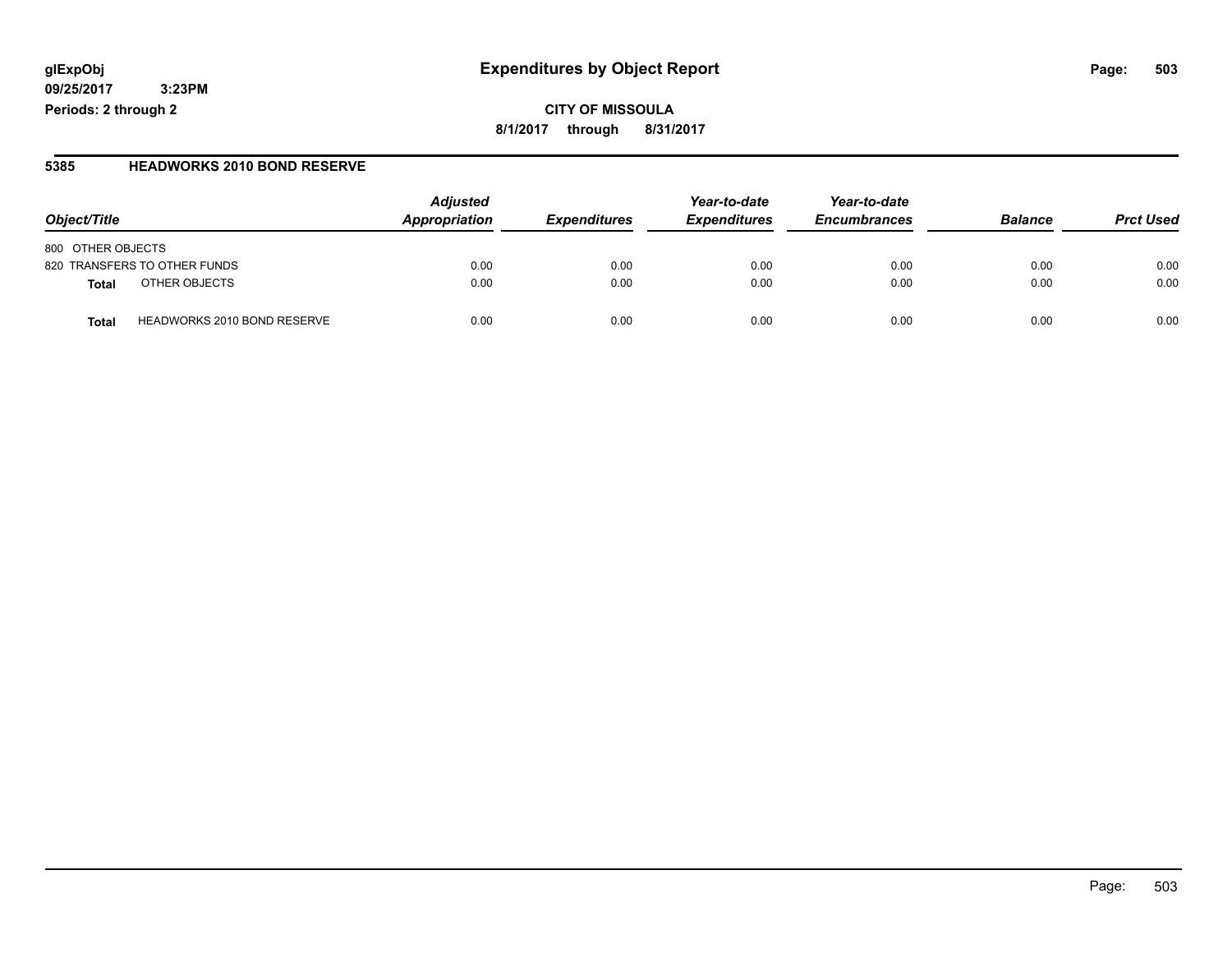**glExpObj**
**09/25/2017 3:23PM**
**Periods: 2 through 2**

# Expenditures by Object Report

**CITY OF MISSOULA**
**8/1/2017 through 8/31/2017**

## 5385 HEADWORKS 2010 BOND RESERVE

| Object/Title | | Adjusted Appropriation | Expenditures | Year-to-date Expenditures | Year-to-date Encumbrances | Balance | Prct Used |
|---|---|---|---|---|---|---|---|
| 800 OTHER OBJECTS | | | | | | | |
| 820 TRANSFERS TO OTHER FUNDS | | 0.00 | 0.00 | 0.00 | 0.00 | 0.00 | 0.00 |
| **Total** | OTHER OBJECTS | 0.00 | 0.00 | 0.00 | 0.00 | 0.00 | 0.00 |
| **Total** | HEADWORKS 2010 BOND RESERVE | 0.00 | 0.00 | 0.00 | 0.00 | 0.00 | 0.00 |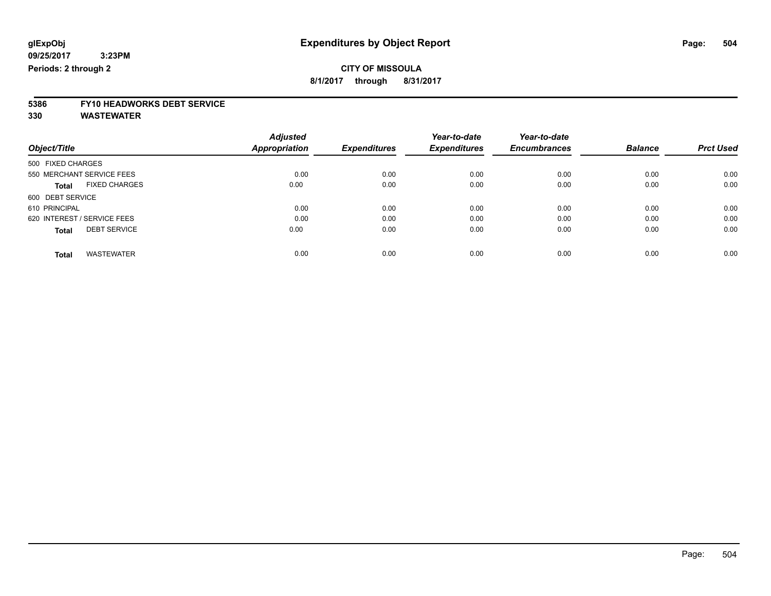**glExpObj** **Expenditures by Object Report**

**09/25/2017 3:23PM**

**Periods: 2 through 2**

**CITY OF MISSOULA**

**8/1/2017 through 8/31/2017**

**5386 FY10 HEADWORKS DEBT SERVICE**

**330 WASTEWATER**

| Object/Title | Adjusted Appropriation | Expenditures | Year-to-date Expenditures | Year-to-date Encumbrances | Balance | Prct Used |
|---|---|---|---|---|---|---|
| 500 FIXED CHARGES | | | | | | |
| 550 MERCHANT SERVICE FEES | 0.00 | 0.00 | 0.00 | 0.00 | 0.00 | 0.00 |
| **Total** FIXED CHARGES | 0.00 | 0.00 | 0.00 | 0.00 | 0.00 | 0.00 |
| 600 DEBT SERVICE | | | | | | |
| 610 PRINCIPAL | 0.00 | 0.00 | 0.00 | 0.00 | 0.00 | 0.00 |
| 620 INTEREST / SERVICE FEES | 0.00 | 0.00 | 0.00 | 0.00 | 0.00 | 0.00 |
| **Total** DEBT SERVICE | 0.00 | 0.00 | 0.00 | 0.00 | 0.00 | 0.00 |
| **Total** WASTEWATER | 0.00 | 0.00 | 0.00 | 0.00 | 0.00 | 0.00 |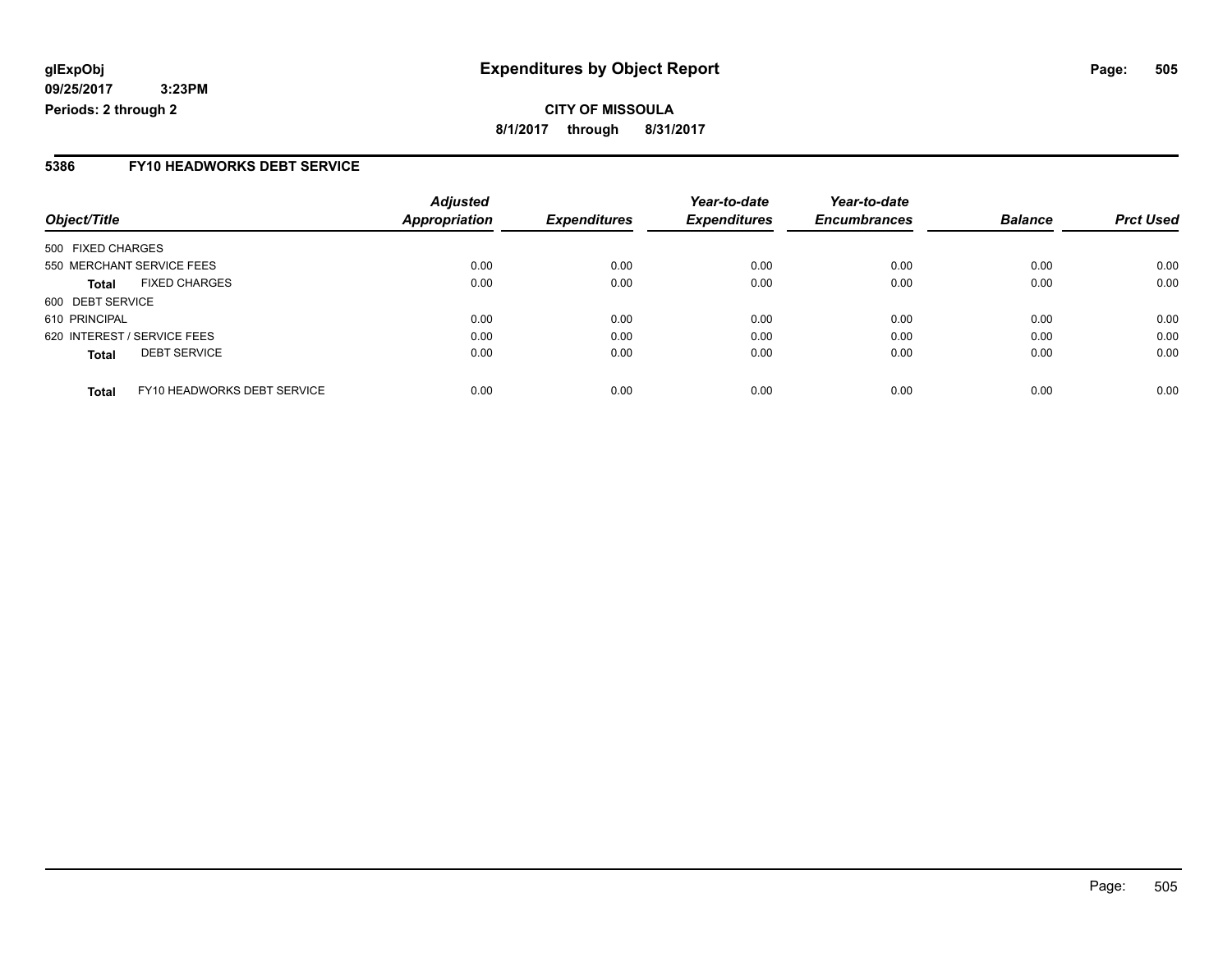**glExpObj** **Expenditures by Object Report**

**09/25/2017 3:23PM**

**Periods: 2 through 2**

**CITY OF MISSOULA**

**8/1/2017 through 8/31/2017**

## 5386 FY10 HEADWORKS DEBT SERVICE

| Object/Title | | Adjusted Appropriation | Expenditures | Year-to-date Expenditures | Year-to-date Encumbrances | Balance | Prct Used |
|---|---|---|---|---|---|---|---|
| 500 FIXED CHARGES | | | | | | | |
| 550 MERCHANT SERVICE FEES | | 0.00 | 0.00 | 0.00 | 0.00 | 0.00 | 0.00 |
| **Total** | FIXED CHARGES | 0.00 | 0.00 | 0.00 | 0.00 | 0.00 | 0.00 |
| 600 DEBT SERVICE | | | | | | | |
| 610 PRINCIPAL | | 0.00 | 0.00 | 0.00 | 0.00 | 0.00 | 0.00 |
| 620 INTEREST / SERVICE FEES | | 0.00 | 0.00 | 0.00 | 0.00 | 0.00 | 0.00 |
| **Total** | DEBT SERVICE | 0.00 | 0.00 | 0.00 | 0.00 | 0.00 | 0.00 |
| **Total** | FY10 HEADWORKS DEBT SERVICE | 0.00 | 0.00 | 0.00 | 0.00 | 0.00 | 0.00 |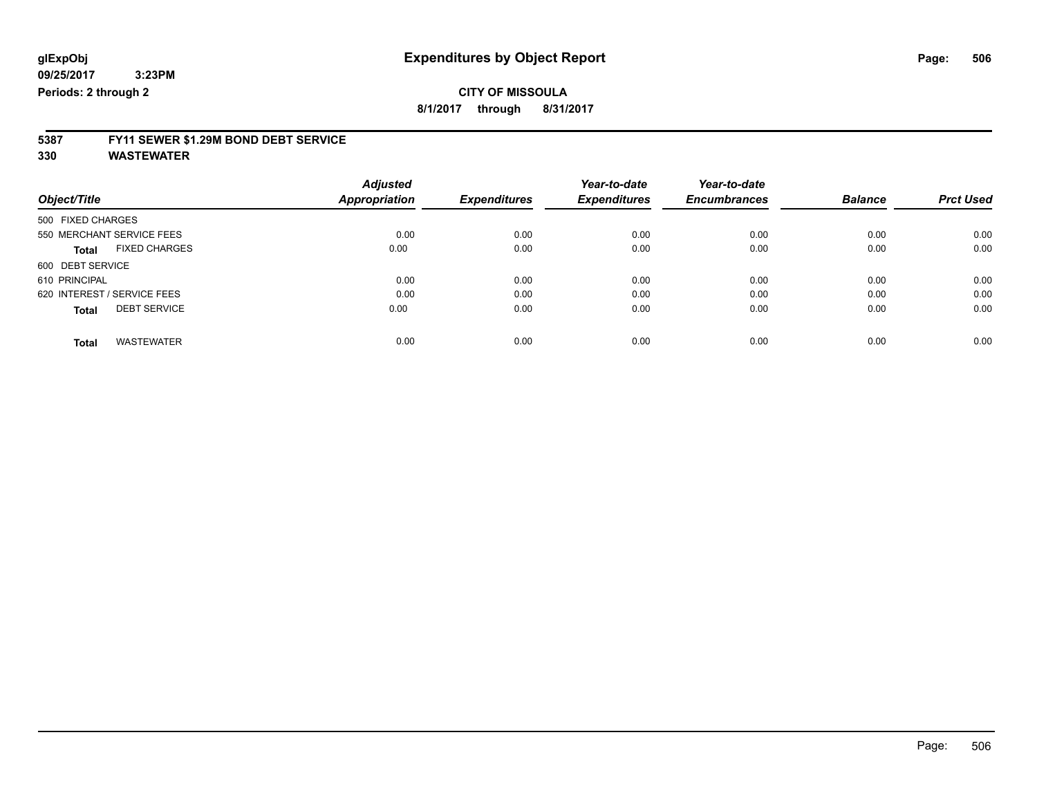glExpObj
09/25/2017 3:23PM
Periods: 2 through 2

# Expenditures by Object Report

**CITY OF MISSOULA**

**8/1/2017 through 8/31/2017**

**5387 FY11 SEWER $1.29M BOND DEBT SERVICE**

**330 WASTEWATER**

| Object/Title | Adjusted Appropriation | Expenditures | Year-to-date Expenditures | Year-to-date Encumbrances | Balance | Prct Used |
|---|---|---|---|---|---|---|
| 500 FIXED CHARGES | | | | | | |
| 550 MERCHANT SERVICE FEES | 0.00 | 0.00 | 0.00 | 0.00 | 0.00 | 0.00 |
| **Total** FIXED CHARGES | 0.00 | 0.00 | 0.00 | 0.00 | 0.00 | 0.00 |
| 600 DEBT SERVICE | | | | | | |
| 610 PRINCIPAL | 0.00 | 0.00 | 0.00 | 0.00 | 0.00 | 0.00 |
| 620 INTEREST / SERVICE FEES | 0.00 | 0.00 | 0.00 | 0.00 | 0.00 | 0.00 |
| **Total** DEBT SERVICE | 0.00 | 0.00 | 0.00 | 0.00 | 0.00 | 0.00 |
| **Total** WASTEWATER | 0.00 | 0.00 | 0.00 | 0.00 | 0.00 | 0.00 |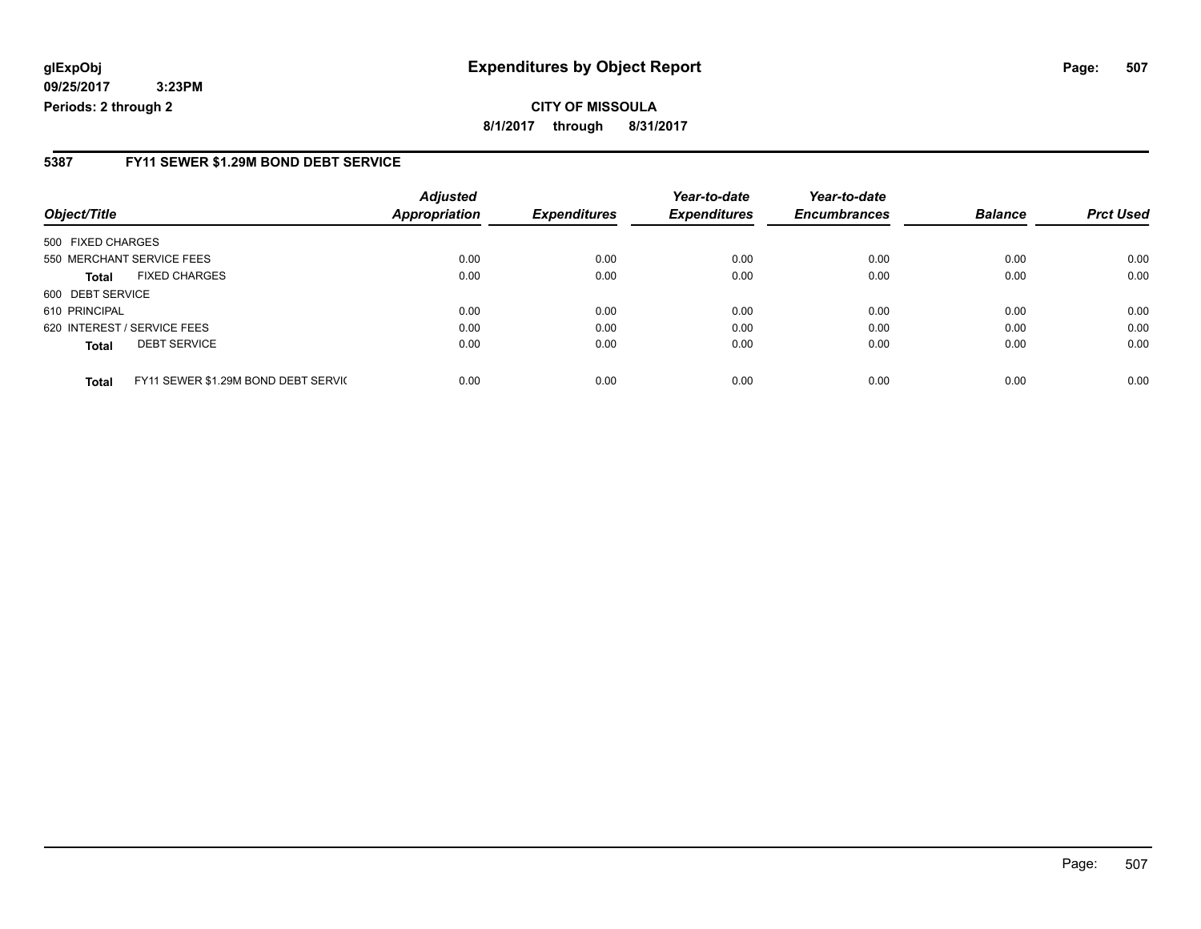**glExpObj** **Expenditures by Object Report**

**09/25/2017 3:23PM**

**Periods: 2 through 2**

**CITY OF MISSOULA**

**8/1/2017 through 8/31/2017**

## 5387 FY11 SEWER $1.29M BOND DEBT SERVICE

| Object/Title | | Adjusted Appropriation | Expenditures | Year-to-date Expenditures | Year-to-date Encumbrances | Balance | Prct Used |
|---|---|---|---|---|---|---|---|
| 500 FIXED CHARGES | | | | | | | |
| 550 MERCHANT SERVICE FEES | | 0.00 | 0.00 | 0.00 | 0.00 | 0.00 | 0.00 |
| **Total** | FIXED CHARGES | 0.00 | 0.00 | 0.00 | 0.00 | 0.00 | 0.00 |
| 600 DEBT SERVICE | | | | | | | |
| 610 PRINCIPAL | | 0.00 | 0.00 | 0.00 | 0.00 | 0.00 | 0.00 |
| 620 INTEREST / SERVICE FEES | | 0.00 | 0.00 | 0.00 | 0.00 | 0.00 | 0.00 |
| **Total** | DEBT SERVICE | 0.00 | 0.00 | 0.00 | 0.00 | 0.00 | 0.00 |
| **Total** | FY11 SEWER $1.29M BOND DEBT SERVIC | 0.00 | 0.00 | 0.00 | 0.00 | 0.00 | 0.00 |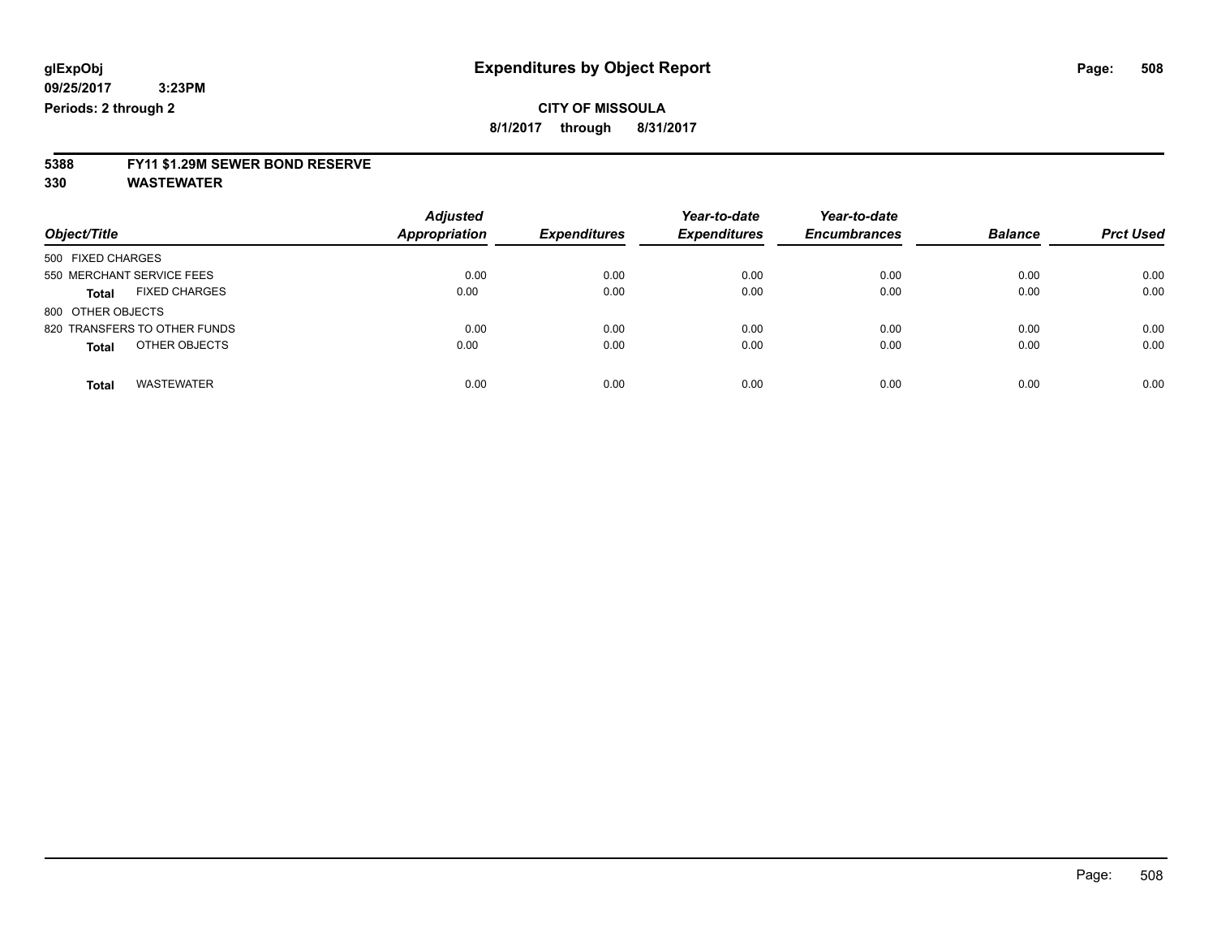**glExpObj**
**09/25/2017 3:23PM**
**Periods: 2 through 2**

# Expenditures by Object Report

**CITY OF MISSOULA**
**8/1/2017 through 8/31/2017**

**5388 FY11 $1.29M SEWER BOND RESERVE**
**330 WASTEWATER**

| Object/Title | Adjusted Appropriation | Expenditures | Year-to-date Expenditures | Year-to-date Encumbrances | Balance | Prct Used |
|---|---|---|---|---|---|---|
| 500 FIXED CHARGES | | | | | | |
| 550 MERCHANT SERVICE FEES | 0.00 | 0.00 | 0.00 | 0.00 | 0.00 | 0.00 |
| **Total** FIXED CHARGES | 0.00 | 0.00 | 0.00 | 0.00 | 0.00 | 0.00 |
| 800 OTHER OBJECTS | | | | | | |
| 820 TRANSFERS TO OTHER FUNDS | 0.00 | 0.00 | 0.00 | 0.00 | 0.00 | 0.00 |
| **Total** OTHER OBJECTS | 0.00 | 0.00 | 0.00 | 0.00 | 0.00 | 0.00 |
| **Total** WASTEWATER | 0.00 | 0.00 | 0.00 | 0.00 | 0.00 | 0.00 |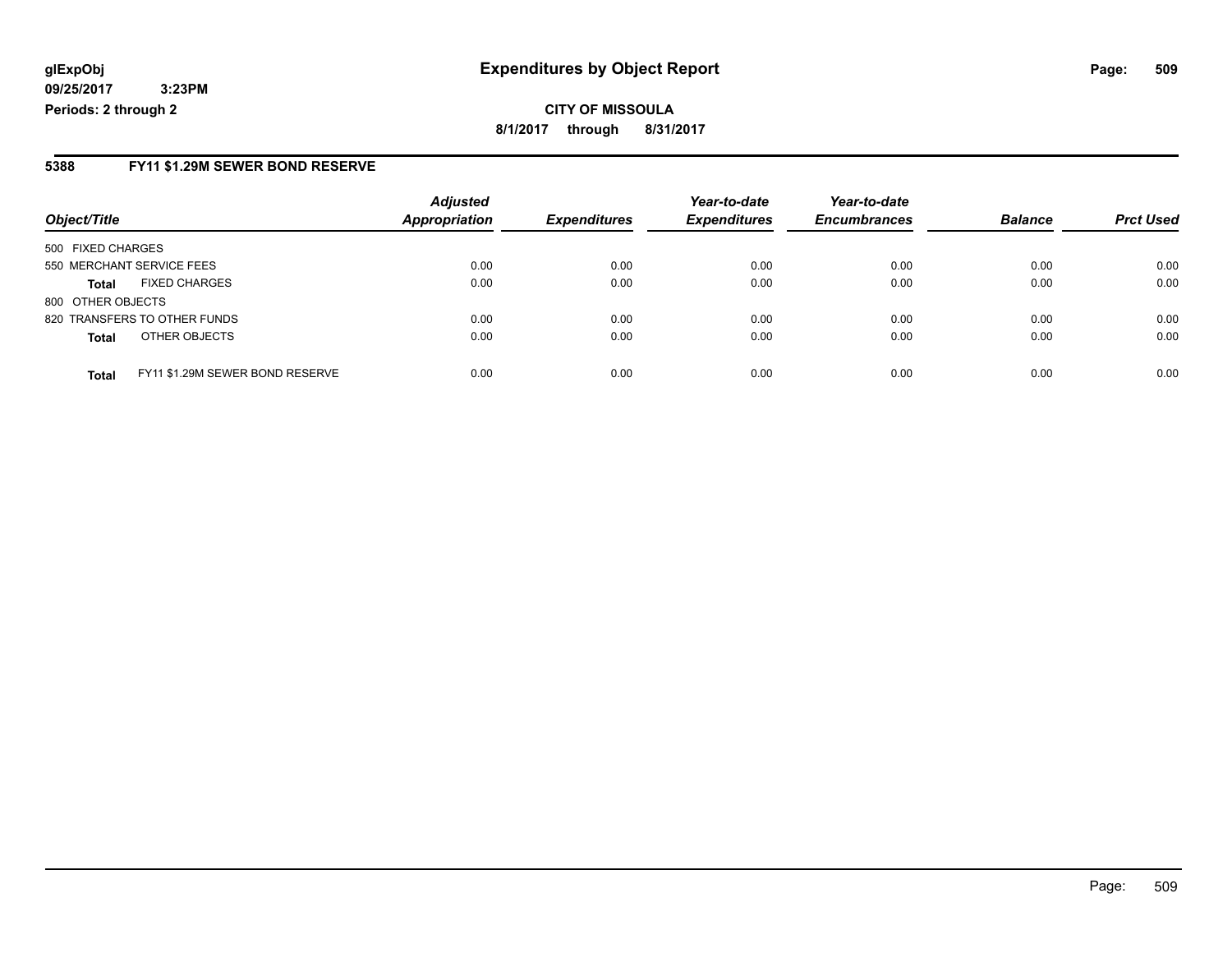**glExpObj** **Expenditures by Object Report**

**09/25/2017 3:23PM**

**Periods: 2 through 2**

**CITY OF MISSOULA**

**8/1/2017 through 8/31/2017**

## 5388 FY11 $1.29M SEWER BOND RESERVE

| Object/Title | Adjusted Appropriation | Expenditures | Year-to-date Expenditures | Year-to-date Encumbrances | Balance | Prct Used |
|---|---|---|---|---|---|---|
| 500 FIXED CHARGES | | | | | | |
| 550 MERCHANT SERVICE FEES | 0.00 | 0.00 | 0.00 | 0.00 | 0.00 | 0.00 |
| **Total** FIXED CHARGES | 0.00 | 0.00 | 0.00 | 0.00 | 0.00 | 0.00 |
| 800 OTHER OBJECTS | | | | | | |
| 820 TRANSFERS TO OTHER FUNDS | 0.00 | 0.00 | 0.00 | 0.00 | 0.00 | 0.00 |
| **Total** OTHER OBJECTS | 0.00 | 0.00 | 0.00 | 0.00 | 0.00 | 0.00 |
| **Total** FY11 $1.29M SEWER BOND RESERVE | 0.00 | 0.00 | 0.00 | 0.00 | 0.00 | 0.00 |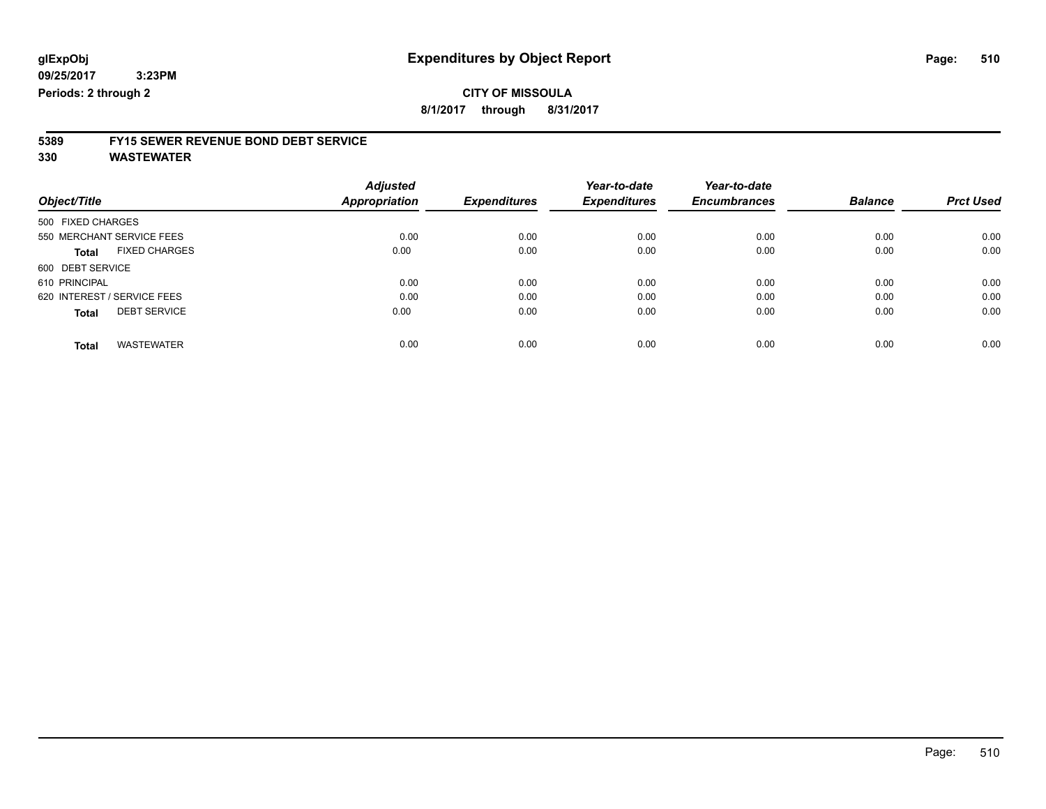**glExpObj** **Expenditures by Object Report**

**09/25/2017 3:23PM**

**Periods: 2 through 2**

**CITY OF MISSOULA**

**8/1/2017 through 8/31/2017**

## 5389 FY15 SEWER REVENUE BOND DEBT SERVICE

## 330 WASTEWATER

| Object/Title | Adjusted Appropriation | Expenditures | Year-to-date Expenditures | Year-to-date Encumbrances | Balance | Prct Used |
|---|---|---|---|---|---|---|
| 500 FIXED CHARGES | | | | | | |
| 550 MERCHANT SERVICE FEES | 0.00 | 0.00 | 0.00 | 0.00 | 0.00 | 0.00 |
| **Total** FIXED CHARGES | 0.00 | 0.00 | 0.00 | 0.00 | 0.00 | 0.00 |
| 600 DEBT SERVICE | | | | | | |
| 610 PRINCIPAL | 0.00 | 0.00 | 0.00 | 0.00 | 0.00 | 0.00 |
| 620 INTEREST / SERVICE FEES | 0.00 | 0.00 | 0.00 | 0.00 | 0.00 | 0.00 |
| **Total** DEBT SERVICE | 0.00 | 0.00 | 0.00 | 0.00 | 0.00 | 0.00 |
| **Total** WASTEWATER | 0.00 | 0.00 | 0.00 | 0.00 | 0.00 | 0.00 |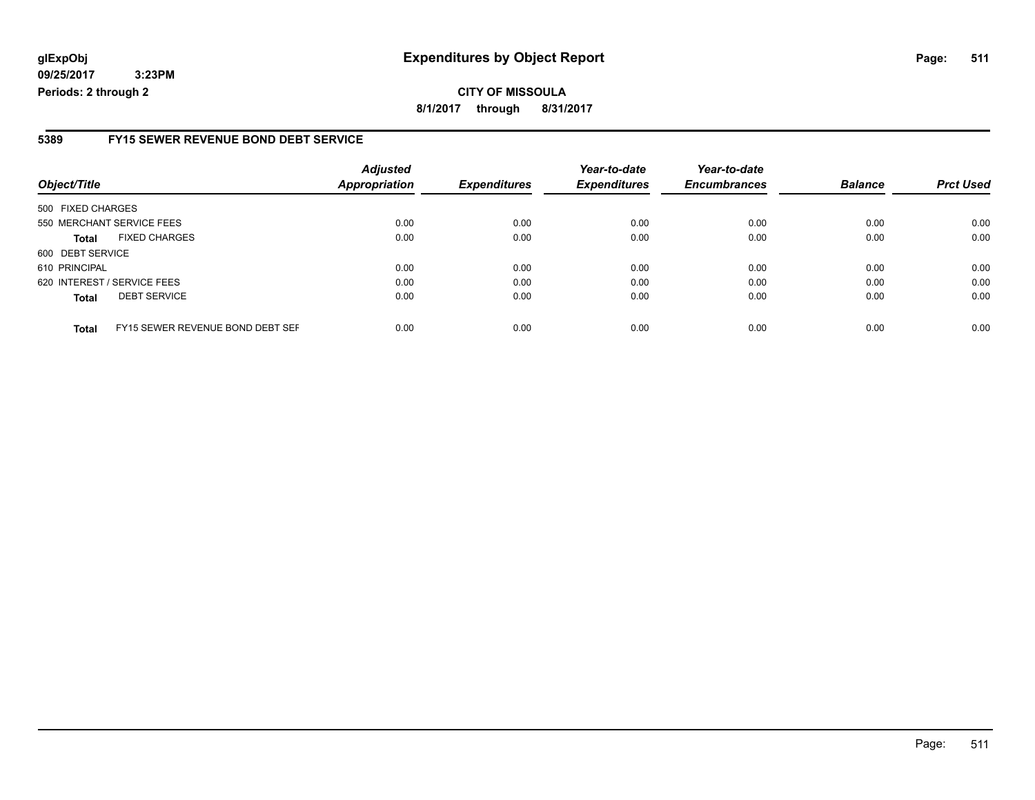**glExpObj**
**09/25/2017 3:23PM**
**Periods: 2 through 2**

# Expenditures by Object Report

**CITY OF MISSOULA**
**8/1/2017 through 8/31/2017**

## 5389 FY15 SEWER REVENUE BOND DEBT SERVICE

| Object/Title | | Adjusted Appropriation | Expenditures | Year-to-date Expenditures | Year-to-date Encumbrances | Balance | Prct Used |
|---|---|---|---|---|---|---|---|
| 500 FIXED CHARGES | | | | | | | |
| 550 MERCHANT SERVICE FEES | | 0.00 | 0.00 | 0.00 | 0.00 | 0.00 | 0.00 |
| **Total** | FIXED CHARGES | 0.00 | 0.00 | 0.00 | 0.00 | 0.00 | 0.00 |
| 600 DEBT SERVICE | | | | | | | |
| 610 PRINCIPAL | | 0.00 | 0.00 | 0.00 | 0.00 | 0.00 | 0.00 |
| 620 INTEREST / SERVICE FEES | | 0.00 | 0.00 | 0.00 | 0.00 | 0.00 | 0.00 |
| **Total** | DEBT SERVICE | 0.00 | 0.00 | 0.00 | 0.00 | 0.00 | 0.00 |
| **Total** | FY15 SEWER REVENUE BOND DEBT SEF | 0.00 | 0.00 | 0.00 | 0.00 | 0.00 | 0.00 |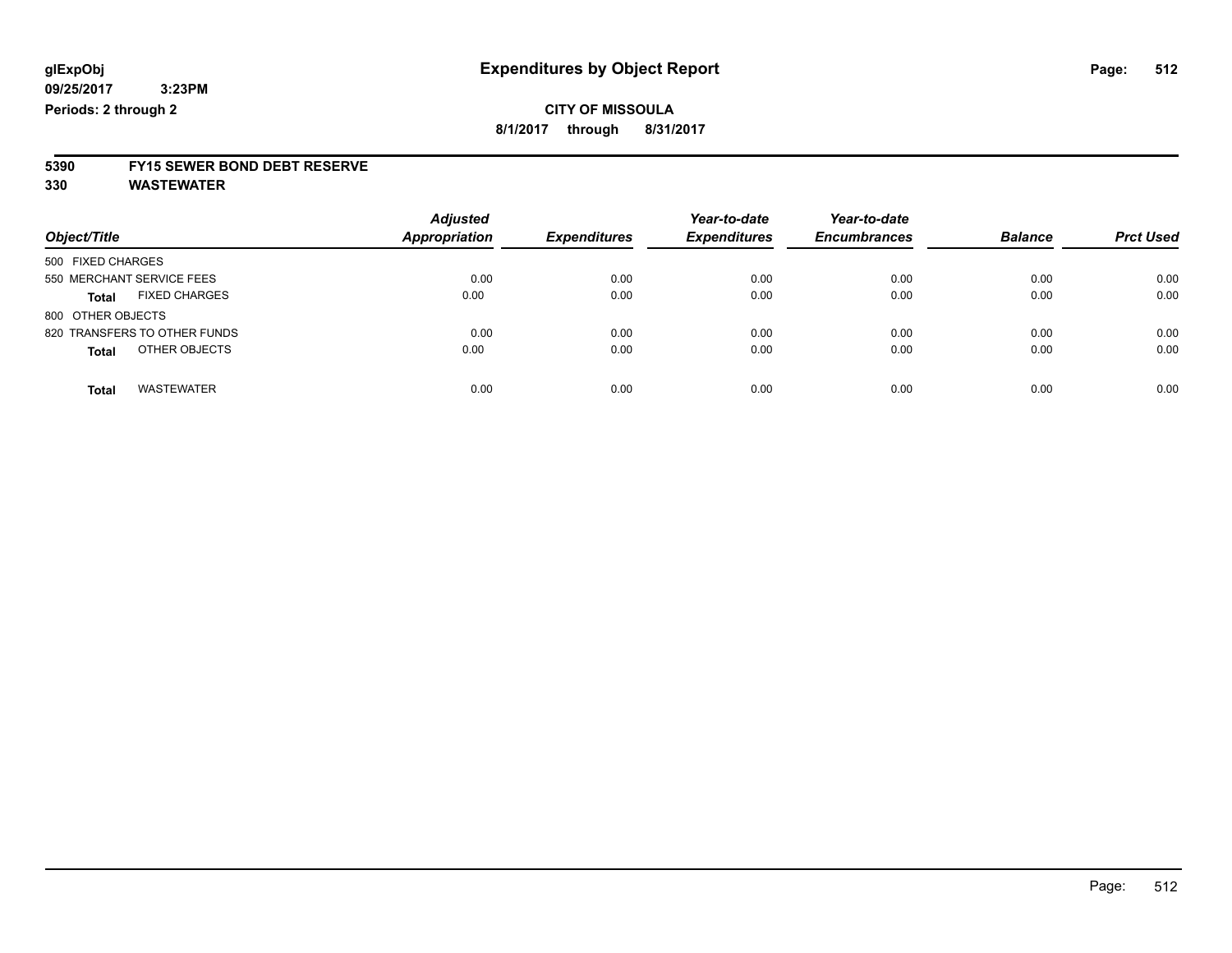**glExpObj**
**09/25/2017 3:23PM**
**Periods: 2 through 2**

# Expenditures by Object Report

**CITY OF MISSOULA**
**8/1/2017 through 8/31/2017**

**5390 FY15 SEWER BOND DEBT RESERVE**
**330 WASTEWATER**

| Object/Title | Adjusted Appropriation | Expenditures | Year-to-date Expenditures | Year-to-date Encumbrances | Balance | Prct Used |
|---|---|---|---|---|---|---|
| 500 FIXED CHARGES | | | | | | |
| 550 MERCHANT SERVICE FEES | 0.00 | 0.00 | 0.00 | 0.00 | 0.00 | 0.00 |
| **Total** FIXED CHARGES | 0.00 | 0.00 | 0.00 | 0.00 | 0.00 | 0.00 |
| 800 OTHER OBJECTS | | | | | | |
| 820 TRANSFERS TO OTHER FUNDS | 0.00 | 0.00 | 0.00 | 0.00 | 0.00 | 0.00 |
| **Total** OTHER OBJECTS | 0.00 | 0.00 | 0.00 | 0.00 | 0.00 | 0.00 |
| **Total** WASTEWATER | 0.00 | 0.00 | 0.00 | 0.00 | 0.00 | 0.00 |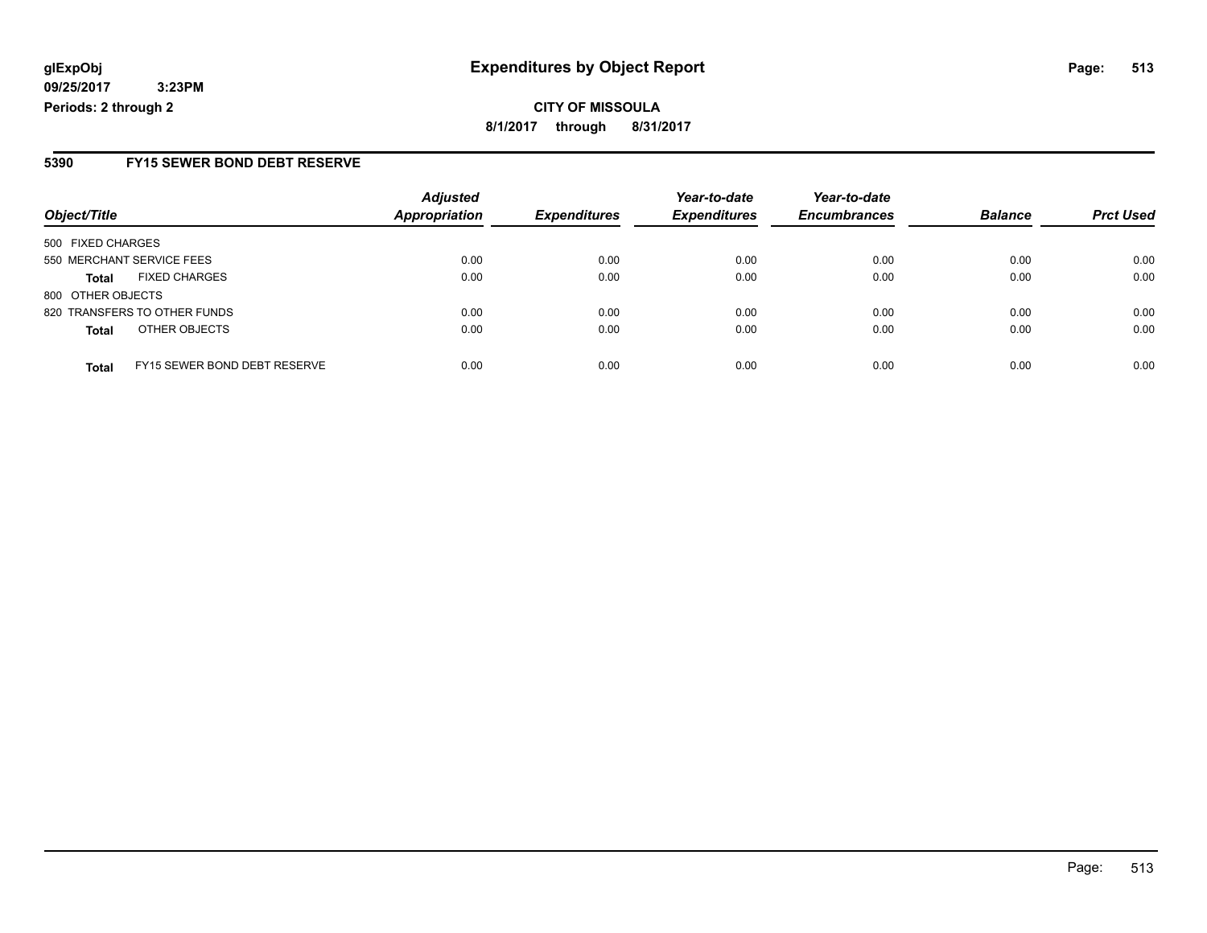**glExpObj**
**09/25/2017 3:23PM**
**Periods: 2 through 2**

# Expenditures by Object Report

**CITY OF MISSOULA**
**8/1/2017 through 8/31/2017**

## 5390 FY15 SEWER BOND DEBT RESERVE

| Object/Title | | Adjusted Appropriation | Expenditures | Year-to-date Expenditures | Year-to-date Encumbrances | Balance | Prct Used |
|---|---|---|---|---|---|---|---|
| 500 FIXED CHARGES | | | | | | | |
| 550 MERCHANT SERVICE FEES | | 0.00 | 0.00 | 0.00 | 0.00 | 0.00 | 0.00 |
| **Total** | FIXED CHARGES | 0.00 | 0.00 | 0.00 | 0.00 | 0.00 | 0.00 |
| 800 OTHER OBJECTS | | | | | | | |
| 820 TRANSFERS TO OTHER FUNDS | | 0.00 | 0.00 | 0.00 | 0.00 | 0.00 | 0.00 |
| **Total** | OTHER OBJECTS | 0.00 | 0.00 | 0.00 | 0.00 | 0.00 | 0.00 |
| **Total** | FY15 SEWER BOND DEBT RESERVE | 0.00 | 0.00 | 0.00 | 0.00 | 0.00 | 0.00 |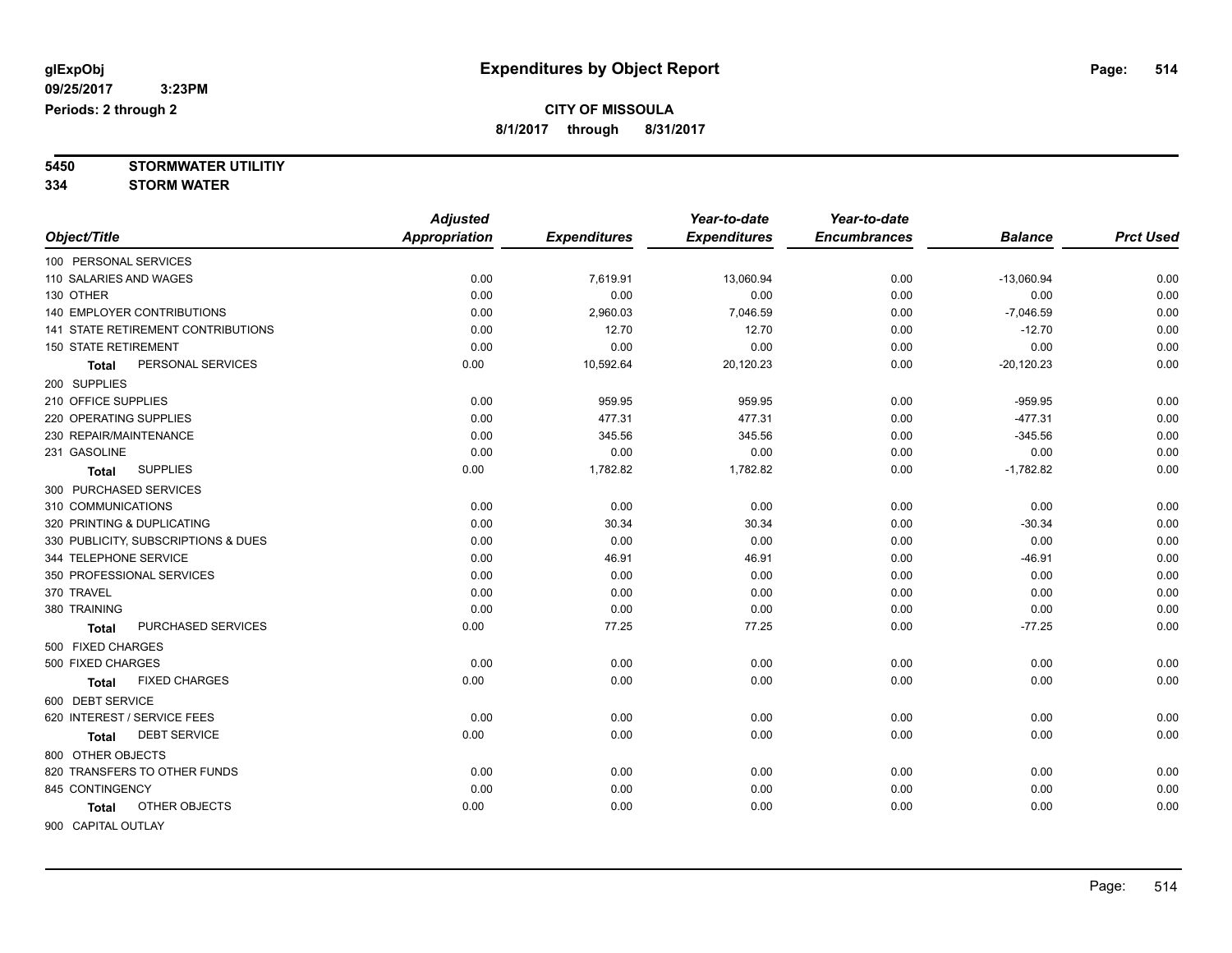# Expenditures by Object Report

glExpObj
09/25/2017 3:23PM
Periods: 2 through 2

## CITY OF MISSOULA

8/1/2017 through 8/31/2017

**5450 STORMWATER UTILITIY**
**334 STORM WATER**

| Object/Title | Adjusted Appropriation | Expenditures | Year-to-date Expenditures | Year-to-date Encumbrances | Balance | Prct Used |
|---|---|---|---|---|---|---|
| 100 PERSONAL SERVICES | | | | | | |
| 110 SALARIES AND WAGES | 0.00 | 7,619.91 | 13,060.94 | 0.00 | -13,060.94 | 0.00 |
| 130 OTHER | 0.00 | 0.00 | 0.00 | 0.00 | 0.00 | 0.00 |
| 140 EMPLOYER CONTRIBUTIONS | 0.00 | 2,960.03 | 7,046.59 | 0.00 | -7,046.59 | 0.00 |
| 141 STATE RETIREMENT CONTRIBUTIONS | 0.00 | 12.70 | 12.70 | 0.00 | -12.70 | 0.00 |
| 150 STATE RETIREMENT | 0.00 | 0.00 | 0.00 | 0.00 | 0.00 | 0.00 |
| **Total** PERSONAL SERVICES | 0.00 | 10,592.64 | 20,120.23 | 0.00 | -20,120.23 | 0.00 |
| 200 SUPPLIES | | | | | | |
| 210 OFFICE SUPPLIES | 0.00 | 959.95 | 959.95 | 0.00 | -959.95 | 0.00 |
| 220 OPERATING SUPPLIES | 0.00 | 477.31 | 477.31 | 0.00 | -477.31 | 0.00 |
| 230 REPAIR/MAINTENANCE | 0.00 | 345.56 | 345.56 | 0.00 | -345.56 | 0.00 |
| 231 GASOLINE | 0.00 | 0.00 | 0.00 | 0.00 | 0.00 | 0.00 |
| **Total** SUPPLIES | 0.00 | 1,782.82 | 1,782.82 | 0.00 | -1,782.82 | 0.00 |
| 300 PURCHASED SERVICES | | | | | | |
| 310 COMMUNICATIONS | 0.00 | 0.00 | 0.00 | 0.00 | 0.00 | 0.00 |
| 320 PRINTING & DUPLICATING | 0.00 | 30.34 | 30.34 | 0.00 | -30.34 | 0.00 |
| 330 PUBLICITY, SUBSCRIPTIONS & DUES | 0.00 | 0.00 | 0.00 | 0.00 | 0.00 | 0.00 |
| 344 TELEPHONE SERVICE | 0.00 | 46.91 | 46.91 | 0.00 | -46.91 | 0.00 |
| 350 PROFESSIONAL SERVICES | 0.00 | 0.00 | 0.00 | 0.00 | 0.00 | 0.00 |
| 370 TRAVEL | 0.00 | 0.00 | 0.00 | 0.00 | 0.00 | 0.00 |
| 380 TRAINING | 0.00 | 0.00 | 0.00 | 0.00 | 0.00 | 0.00 |
| **Total** PURCHASED SERVICES | 0.00 | 77.25 | 77.25 | 0.00 | -77.25 | 0.00 |
| 500 FIXED CHARGES | | | | | | |
| 500 FIXED CHARGES | 0.00 | 0.00 | 0.00 | 0.00 | 0.00 | 0.00 |
| **Total** FIXED CHARGES | 0.00 | 0.00 | 0.00 | 0.00 | 0.00 | 0.00 |
| 600 DEBT SERVICE | | | | | | |
| 620 INTEREST / SERVICE FEES | 0.00 | 0.00 | 0.00 | 0.00 | 0.00 | 0.00 |
| **Total** DEBT SERVICE | 0.00 | 0.00 | 0.00 | 0.00 | 0.00 | 0.00 |
| 800 OTHER OBJECTS | | | | | | |
| 820 TRANSFERS TO OTHER FUNDS | 0.00 | 0.00 | 0.00 | 0.00 | 0.00 | 0.00 |
| 845 CONTINGENCY | 0.00 | 0.00 | 0.00 | 0.00 | 0.00 | 0.00 |
| **Total** OTHER OBJECTS | 0.00 | 0.00 | 0.00 | 0.00 | 0.00 | 0.00 |
| 900 CAPITAL OUTLAY | | | | | | |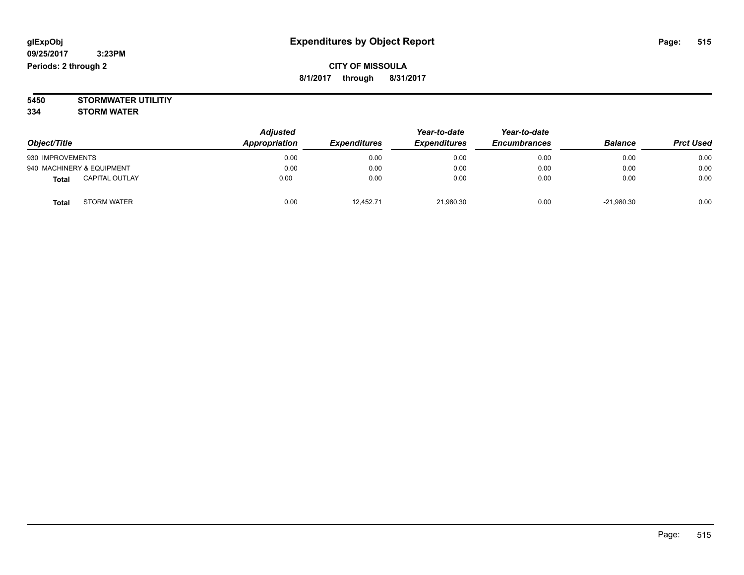glExpObj
09/25/2017 3:23PM
Periods: 2 through 2

# Expenditures by Object Report

**CITY OF MISSOULA**
**8/1/2017 through 8/31/2017**

**5450 STORMWATER UTILITIY**
**334 STORM WATER**

| Object/Title | Adjusted Appropriation | Expenditures | Year-to-date Expenditures | Year-to-date Encumbrances | Balance | Prct Used |
|---|---|---|---|---|---|---|
| 930 IMPROVEMENTS | 0.00 | 0.00 | 0.00 | 0.00 | 0.00 | 0.00 |
| 940 MACHINERY & EQUIPMENT | 0.00 | 0.00 | 0.00 | 0.00 | 0.00 | 0.00 |
| **Total** CAPITAL OUTLAY | 0.00 | 0.00 | 0.00 | 0.00 | 0.00 | 0.00 |
| **Total** STORM WATER | 0.00 | 12,452.71 | 21,980.30 | 0.00 | -21,980.30 | 0.00 |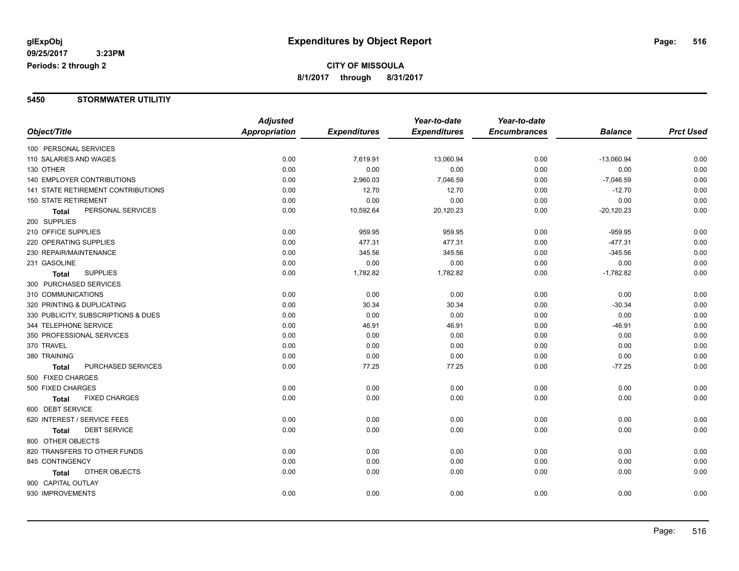**glExpObj** **Expenditures by Object Report**
**09/25/2017 3:23PM**
**Periods: 2 through 2**

**CITY OF MISSOULA**
**8/1/2017 through 8/31/2017**

## 5450 STORMWATER UTILITIY

| Object/Title | Adjusted Appropriation | Expenditures | Year-to-date Expenditures | Year-to-date Encumbrances | Balance | Prct Used |
|---|---|---|---|---|---|---|
| 100 PERSONAL SERVICES | | | | | | |
| 110 SALARIES AND WAGES | 0.00 | 7,619.91 | 13,060.94 | 0.00 | -13,060.94 | 0.00 |
| 130 OTHER | 0.00 | 0.00 | 0.00 | 0.00 | 0.00 | 0.00 |
| 140 EMPLOYER CONTRIBUTIONS | 0.00 | 2,960.03 | 7,046.59 | 0.00 | -7,046.59 | 0.00 |
| 141 STATE RETIREMENT CONTRIBUTIONS | 0.00 | 12.70 | 12.70 | 0.00 | -12.70 | 0.00 |
| 150 STATE RETIREMENT | 0.00 | 0.00 | 0.00 | 0.00 | 0.00 | 0.00 |
| **Total** PERSONAL SERVICES | 0.00 | 10,592.64 | 20,120.23 | 0.00 | -20,120.23 | 0.00 |
| 200 SUPPLIES | | | | | | |
| 210 OFFICE SUPPLIES | 0.00 | 959.95 | 959.95 | 0.00 | -959.95 | 0.00 |
| 220 OPERATING SUPPLIES | 0.00 | 477.31 | 477.31 | 0.00 | -477.31 | 0.00 |
| 230 REPAIR/MAINTENANCE | 0.00 | 345.56 | 345.56 | 0.00 | -345.56 | 0.00 |
| 231 GASOLINE | 0.00 | 0.00 | 0.00 | 0.00 | 0.00 | 0.00 |
| **Total** SUPPLIES | 0.00 | 1,782.82 | 1,782.82 | 0.00 | -1,782.82 | 0.00 |
| 300 PURCHASED SERVICES | | | | | | |
| 310 COMMUNICATIONS | 0.00 | 0.00 | 0.00 | 0.00 | 0.00 | 0.00 |
| 320 PRINTING & DUPLICATING | 0.00 | 30.34 | 30.34 | 0.00 | -30.34 | 0.00 |
| 330 PUBLICITY, SUBSCRIPTIONS & DUES | 0.00 | 0.00 | 0.00 | 0.00 | 0.00 | 0.00 |
| 344 TELEPHONE SERVICE | 0.00 | 46.91 | 46.91 | 0.00 | -46.91 | 0.00 |
| 350 PROFESSIONAL SERVICES | 0.00 | 0.00 | 0.00 | 0.00 | 0.00 | 0.00 |
| 370 TRAVEL | 0.00 | 0.00 | 0.00 | 0.00 | 0.00 | 0.00 |
| 380 TRAINING | 0.00 | 0.00 | 0.00 | 0.00 | 0.00 | 0.00 |
| **Total** PURCHASED SERVICES | 0.00 | 77.25 | 77.25 | 0.00 | -77.25 | 0.00 |
| 500 FIXED CHARGES | | | | | | |
| 500 FIXED CHARGES | 0.00 | 0.00 | 0.00 | 0.00 | 0.00 | 0.00 |
| **Total** FIXED CHARGES | 0.00 | 0.00 | 0.00 | 0.00 | 0.00 | 0.00 |
| 600 DEBT SERVICE | | | | | | |
| 620 INTEREST / SERVICE FEES | 0.00 | 0.00 | 0.00 | 0.00 | 0.00 | 0.00 |
| **Total** DEBT SERVICE | 0.00 | 0.00 | 0.00 | 0.00 | 0.00 | 0.00 |
| 800 OTHER OBJECTS | | | | | | |
| 820 TRANSFERS TO OTHER FUNDS | 0.00 | 0.00 | 0.00 | 0.00 | 0.00 | 0.00 |
| 845 CONTINGENCY | 0.00 | 0.00 | 0.00 | 0.00 | 0.00 | 0.00 |
| **Total** OTHER OBJECTS | 0.00 | 0.00 | 0.00 | 0.00 | 0.00 | 0.00 |
| 900 CAPITAL OUTLAY | | | | | | |
| 930 IMPROVEMENTS | 0.00 | 0.00 | 0.00 | 0.00 | 0.00 | 0.00 |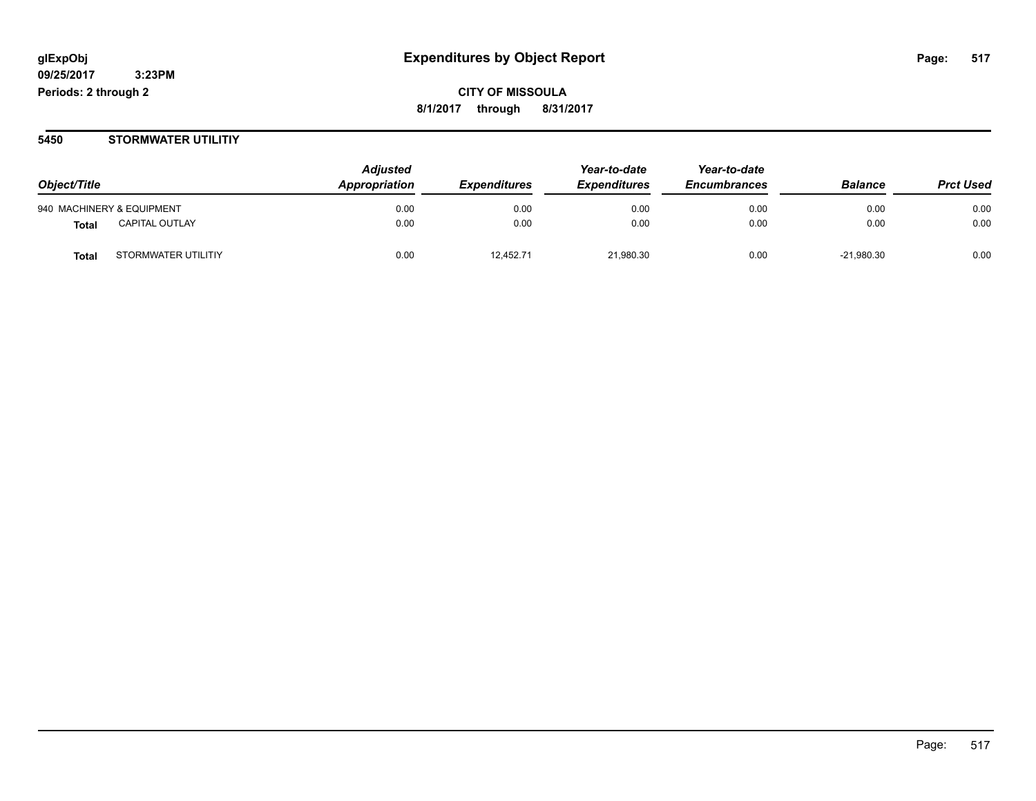**glExpObj** **Expenditures by Object Report**
**09/25/2017 3:23PM**
**Periods: 2 through 2**

**CITY OF MISSOULA**
**8/1/2017 through 8/31/2017**

## 5450 STORMWATER UTILITIY

| Object/Title | | Adjusted Appropriation | Expenditures | Year-to-date Expenditures | Year-to-date Encumbrances | Balance | Prct Used |
|---|---|---|---|---|---|---|---|
| 940 MACHINERY & EQUIPMENT | | 0.00 | 0.00 | 0.00 | 0.00 | 0.00 | 0.00 |
| **Total** | CAPITAL OUTLAY | 0.00 | 0.00 | 0.00 | 0.00 | 0.00 | 0.00 |
| **Total** | STORMWATER UTILITIY | 0.00 | 12,452.71 | 21,980.30 | 0.00 | -21,980.30 | 0.00 |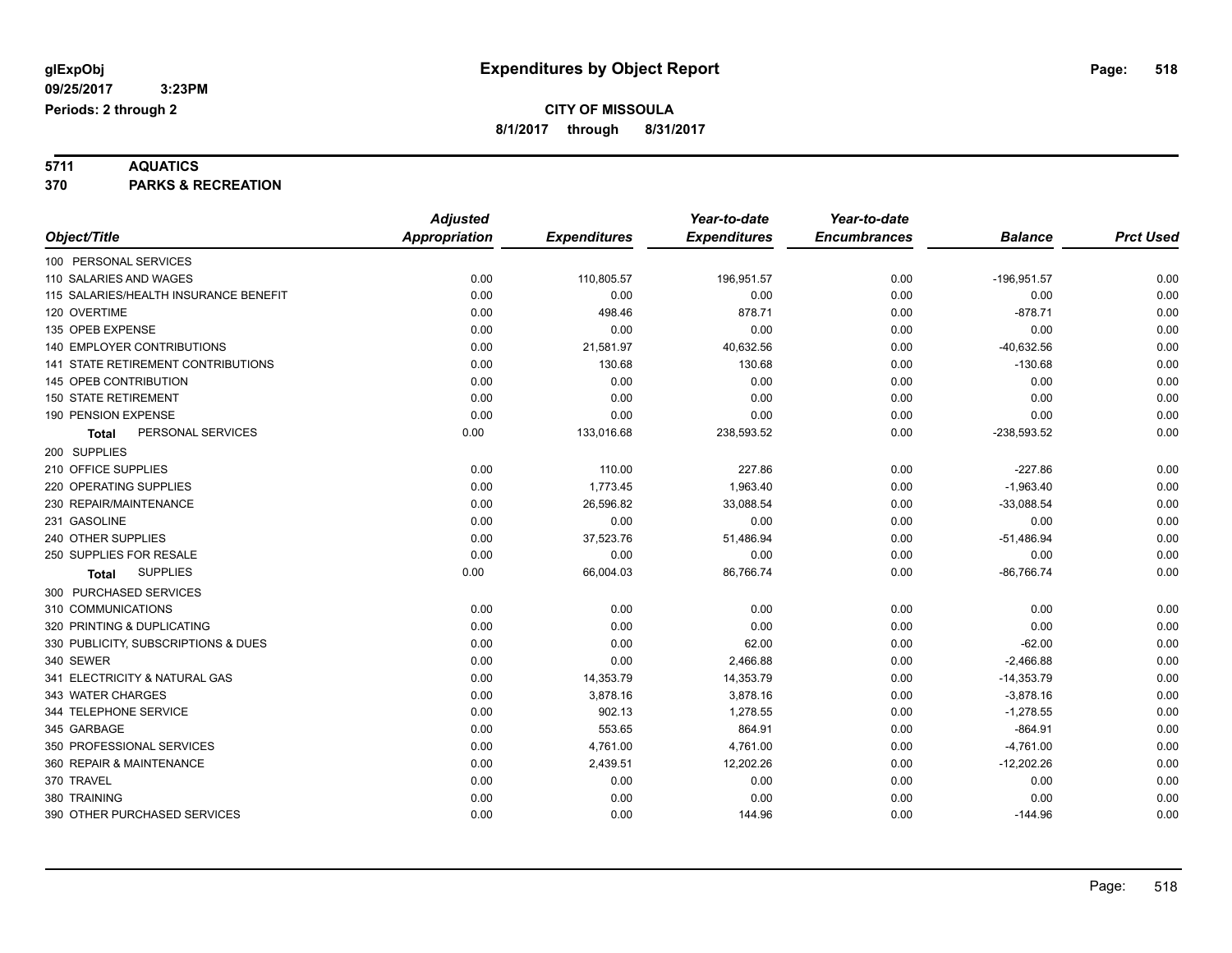**glExpObj**
**09/25/2017 3:23PM**
**Periods: 2 through 2**

# Expenditures by Object Report

## CITY OF MISSOULA

**8/1/2017 through 8/31/2017**

**5711 AQUATICS**
**370 PARKS & RECREATION**

| Object/Title | Adjusted Appropriation | Expenditures | Year-to-date Expenditures | Year-to-date Encumbrances | Balance | Prct Used |
|---|---|---|---|---|---|---|
| 100 PERSONAL SERVICES | | | | | | |
| 110 SALARIES AND WAGES | 0.00 | 110,805.57 | 196,951.57 | 0.00 | -196,951.57 | 0.00 |
| 115 SALARIES/HEALTH INSURANCE BENEFIT | 0.00 | 0.00 | 0.00 | 0.00 | 0.00 | 0.00 |
| 120 OVERTIME | 0.00 | 498.46 | 878.71 | 0.00 | -878.71 | 0.00 |
| 135 OPEB EXPENSE | 0.00 | 0.00 | 0.00 | 0.00 | 0.00 | 0.00 |
| 140 EMPLOYER CONTRIBUTIONS | 0.00 | 21,581.97 | 40,632.56 | 0.00 | -40,632.56 | 0.00 |
| 141 STATE RETIREMENT CONTRIBUTIONS | 0.00 | 130.68 | 130.68 | 0.00 | -130.68 | 0.00 |
| 145 OPEB CONTRIBUTION | 0.00 | 0.00 | 0.00 | 0.00 | 0.00 | 0.00 |
| 150 STATE RETIREMENT | 0.00 | 0.00 | 0.00 | 0.00 | 0.00 | 0.00 |
| 190 PENSION EXPENSE | 0.00 | 0.00 | 0.00 | 0.00 | 0.00 | 0.00 |
| **Total** PERSONAL SERVICES | 0.00 | 133,016.68 | 238,593.52 | 0.00 | -238,593.52 | 0.00 |
| 200 SUPPLIES | | | | | | |
| 210 OFFICE SUPPLIES | 0.00 | 110.00 | 227.86 | 0.00 | -227.86 | 0.00 |
| 220 OPERATING SUPPLIES | 0.00 | 1,773.45 | 1,963.40 | 0.00 | -1,963.40 | 0.00 |
| 230 REPAIR/MAINTENANCE | 0.00 | 26,596.82 | 33,088.54 | 0.00 | -33,088.54 | 0.00 |
| 231 GASOLINE | 0.00 | 0.00 | 0.00 | 0.00 | 0.00 | 0.00 |
| 240 OTHER SUPPLIES | 0.00 | 37,523.76 | 51,486.94 | 0.00 | -51,486.94 | 0.00 |
| 250 SUPPLIES FOR RESALE | 0.00 | 0.00 | 0.00 | 0.00 | 0.00 | 0.00 |
| **Total** SUPPLIES | 0.00 | 66,004.03 | 86,766.74 | 0.00 | -86,766.74 | 0.00 |
| 300 PURCHASED SERVICES | | | | | | |
| 310 COMMUNICATIONS | 0.00 | 0.00 | 0.00 | 0.00 | 0.00 | 0.00 |
| 320 PRINTING & DUPLICATING | 0.00 | 0.00 | 0.00 | 0.00 | 0.00 | 0.00 |
| 330 PUBLICITY, SUBSCRIPTIONS & DUES | 0.00 | 0.00 | 62.00 | 0.00 | -62.00 | 0.00 |
| 340 SEWER | 0.00 | 0.00 | 2,466.88 | 0.00 | -2,466.88 | 0.00 |
| 341 ELECTRICITY & NATURAL GAS | 0.00 | 14,353.79 | 14,353.79 | 0.00 | -14,353.79 | 0.00 |
| 343 WATER CHARGES | 0.00 | 3,878.16 | 3,878.16 | 0.00 | -3,878.16 | 0.00 |
| 344 TELEPHONE SERVICE | 0.00 | 902.13 | 1,278.55 | 0.00 | -1,278.55 | 0.00 |
| 345 GARBAGE | 0.00 | 553.65 | 864.91 | 0.00 | -864.91 | 0.00 |
| 350 PROFESSIONAL SERVICES | 0.00 | 4,761.00 | 4,761.00 | 0.00 | -4,761.00 | 0.00 |
| 360 REPAIR & MAINTENANCE | 0.00 | 2,439.51 | 12,202.26 | 0.00 | -12,202.26 | 0.00 |
| 370 TRAVEL | 0.00 | 0.00 | 0.00 | 0.00 | 0.00 | 0.00 |
| 380 TRAINING | 0.00 | 0.00 | 0.00 | 0.00 | 0.00 | 0.00 |
| 390 OTHER PURCHASED SERVICES | 0.00 | 0.00 | 144.96 | 0.00 | -144.96 | 0.00 |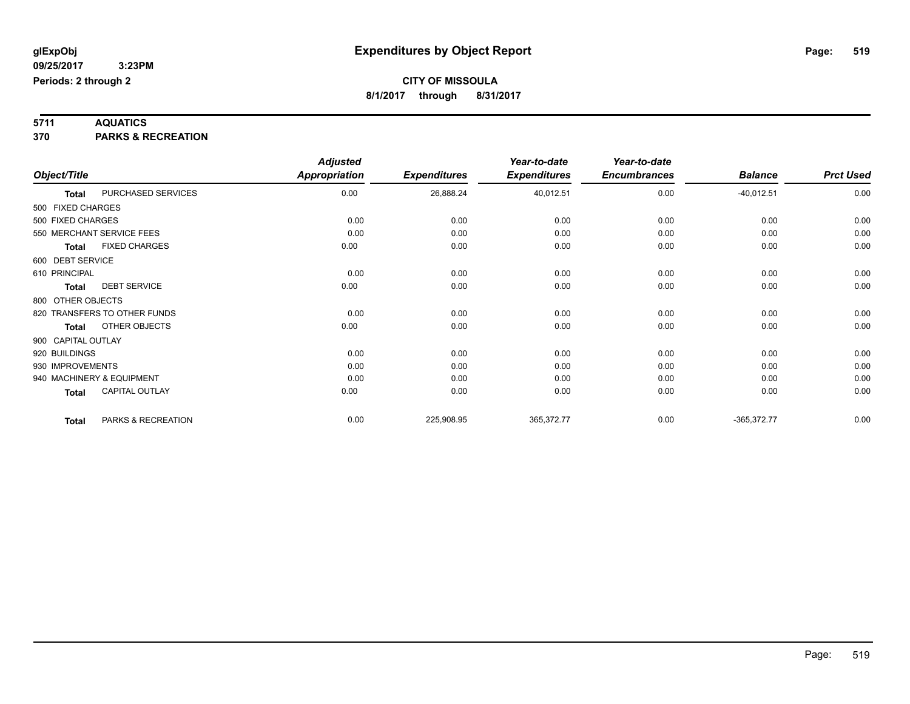# Expenditures by Object Report

glExpObj
09/25/2017 3:23PM
Periods: 2 through 2

**CITY OF MISSOULA**
8/1/2017 through 8/31/2017

**5711 AQUATICS**
**370 PARKS & RECREATION**

| Object/Title | | Adjusted Appropriation | Expenditures | Year-to-date Expenditures | Year-to-date Encumbrances | Balance | Prct Used |
|---|---|---|---|---|---|---|---|
| **Total** | PURCHASED SERVICES | 0.00 | 26,888.24 | 40,012.51 | 0.00 | -40,012.51 | 0.00 |
| 500 FIXED CHARGES | | | | | | | |
| 500 FIXED CHARGES | | 0.00 | 0.00 | 0.00 | 0.00 | 0.00 | 0.00 |
| 550 MERCHANT SERVICE FEES | | 0.00 | 0.00 | 0.00 | 0.00 | 0.00 | 0.00 |
| **Total** | FIXED CHARGES | 0.00 | 0.00 | 0.00 | 0.00 | 0.00 | 0.00 |
| 600 DEBT SERVICE | | | | | | | |
| 610 PRINCIPAL | | 0.00 | 0.00 | 0.00 | 0.00 | 0.00 | 0.00 |
| **Total** | DEBT SERVICE | 0.00 | 0.00 | 0.00 | 0.00 | 0.00 | 0.00 |
| 800 OTHER OBJECTS | | | | | | | |
| 820 TRANSFERS TO OTHER FUNDS | | 0.00 | 0.00 | 0.00 | 0.00 | 0.00 | 0.00 |
| **Total** | OTHER OBJECTS | 0.00 | 0.00 | 0.00 | 0.00 | 0.00 | 0.00 |
| 900 CAPITAL OUTLAY | | | | | | | |
| 920 BUILDINGS | | 0.00 | 0.00 | 0.00 | 0.00 | 0.00 | 0.00 |
| 930 IMPROVEMENTS | | 0.00 | 0.00 | 0.00 | 0.00 | 0.00 | 0.00 |
| 940 MACHINERY & EQUIPMENT | | 0.00 | 0.00 | 0.00 | 0.00 | 0.00 | 0.00 |
| **Total** | CAPITAL OUTLAY | 0.00 | 0.00 | 0.00 | 0.00 | 0.00 | 0.00 |
| **Total** | PARKS & RECREATION | 0.00 | 225,908.95 | 365,372.77 | 0.00 | -365,372.77 | 0.00 |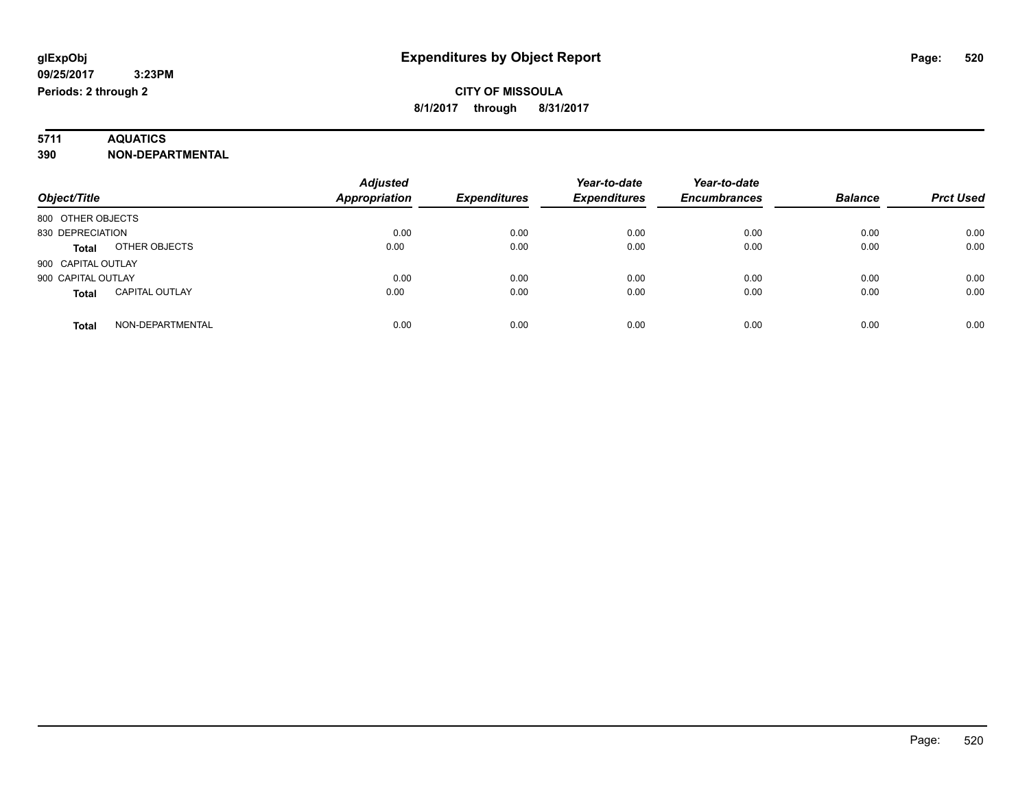# Expenditures by Object Report

glExpObj
09/25/2017 3:23PM
Periods: 2 through 2

**CITY OF MISSOULA**
**8/1/2017 through 8/31/2017**

**5711 AQUATICS**
**390 NON-DEPARTMENTAL**

| Object/Title | | Adjusted Appropriation | Expenditures | Year-to-date Expenditures | Year-to-date Encumbrances | Balance | Prct Used |
|---|---|---|---|---|---|---|---|
| 800 OTHER OBJECTS | | | | | | | |
| 830 DEPRECIATION | | 0.00 | 0.00 | 0.00 | 0.00 | 0.00 | 0.00 |
| **Total** | OTHER OBJECTS | 0.00 | 0.00 | 0.00 | 0.00 | 0.00 | 0.00 |
| 900 CAPITAL OUTLAY | | | | | | | |
| 900 CAPITAL OUTLAY | | 0.00 | 0.00 | 0.00 | 0.00 | 0.00 | 0.00 |
| **Total** | CAPITAL OUTLAY | 0.00 | 0.00 | 0.00 | 0.00 | 0.00 | 0.00 |
| **Total** | NON-DEPARTMENTAL | 0.00 | 0.00 | 0.00 | 0.00 | 0.00 | 0.00 |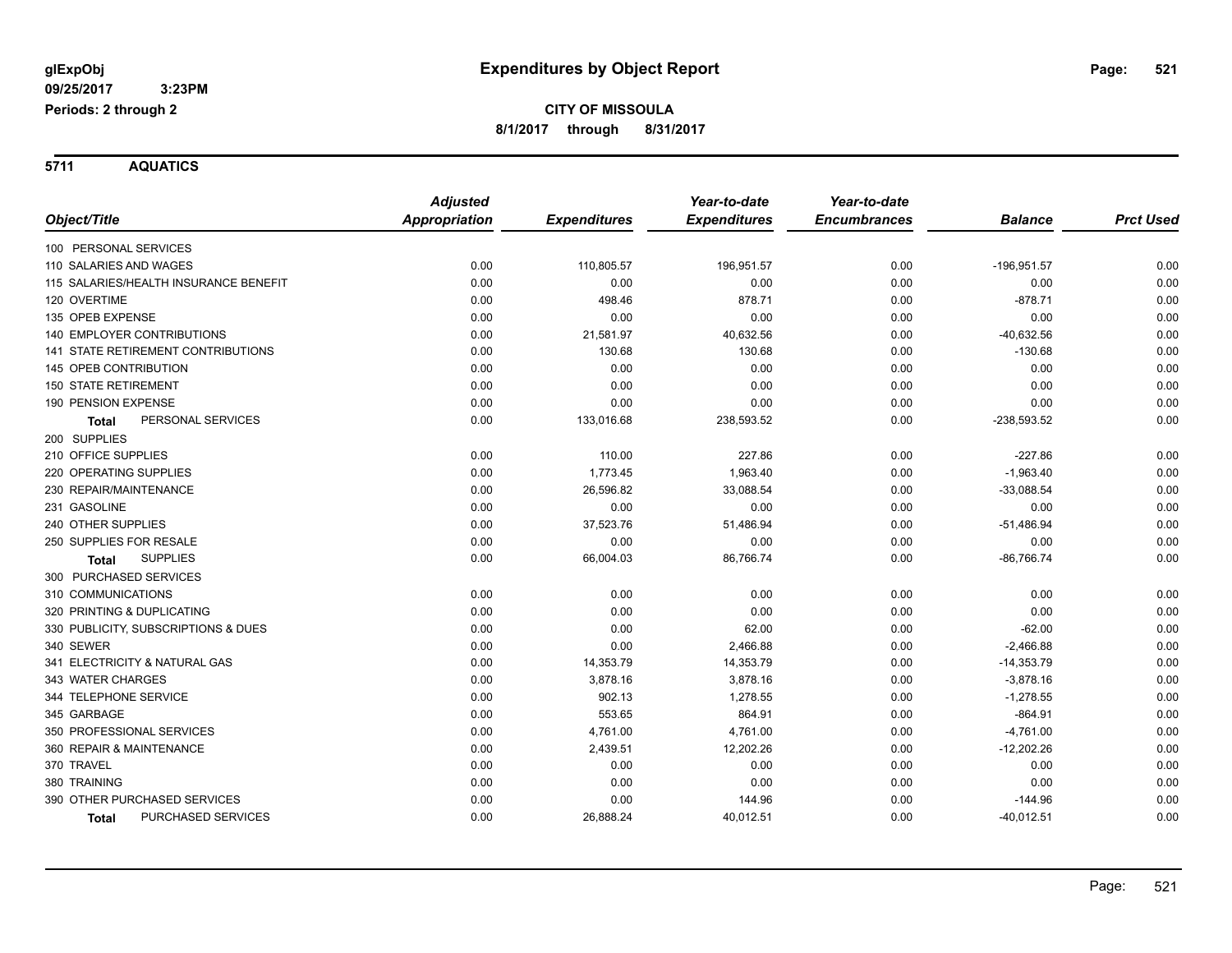**glExpObj**
**09/25/2017 3:23PM**
**Periods: 2 through 2**

# Expenditures by Object Report

**CITY OF MISSOULA**
**8/1/2017 through 8/31/2017**

## 5711 AQUATICS

| Object/Title | Adjusted Appropriation | Expenditures | Year-to-date Expenditures | Year-to-date Encumbrances | Balance | Prct Used |
|---|---|---|---|---|---|---|
| 100 PERSONAL SERVICES | | | | | | |
| 110 SALARIES AND WAGES | 0.00 | 110,805.57 | 196,951.57 | 0.00 | -196,951.57 | 0.00 |
| 115 SALARIES/HEALTH INSURANCE BENEFIT | 0.00 | 0.00 | 0.00 | 0.00 | 0.00 | 0.00 |
| 120 OVERTIME | 0.00 | 498.46 | 878.71 | 0.00 | -878.71 | 0.00 |
| 135 OPEB EXPENSE | 0.00 | 0.00 | 0.00 | 0.00 | 0.00 | 0.00 |
| 140 EMPLOYER CONTRIBUTIONS | 0.00 | 21,581.97 | 40,632.56 | 0.00 | -40,632.56 | 0.00 |
| 141 STATE RETIREMENT CONTRIBUTIONS | 0.00 | 130.68 | 130.68 | 0.00 | -130.68 | 0.00 |
| 145 OPEB CONTRIBUTION | 0.00 | 0.00 | 0.00 | 0.00 | 0.00 | 0.00 |
| 150 STATE RETIREMENT | 0.00 | 0.00 | 0.00 | 0.00 | 0.00 | 0.00 |
| 190 PENSION EXPENSE | 0.00 | 0.00 | 0.00 | 0.00 | 0.00 | 0.00 |
| **Total** PERSONAL SERVICES | 0.00 | 133,016.68 | 238,593.52 | 0.00 | -238,593.52 | 0.00 |
| 200 SUPPLIES | | | | | | |
| 210 OFFICE SUPPLIES | 0.00 | 110.00 | 227.86 | 0.00 | -227.86 | 0.00 |
| 220 OPERATING SUPPLIES | 0.00 | 1,773.45 | 1,963.40 | 0.00 | -1,963.40 | 0.00 |
| 230 REPAIR/MAINTENANCE | 0.00 | 26,596.82 | 33,088.54 | 0.00 | -33,088.54 | 0.00 |
| 231 GASOLINE | 0.00 | 0.00 | 0.00 | 0.00 | 0.00 | 0.00 |
| 240 OTHER SUPPLIES | 0.00 | 37,523.76 | 51,486.94 | 0.00 | -51,486.94 | 0.00 |
| 250 SUPPLIES FOR RESALE | 0.00 | 0.00 | 0.00 | 0.00 | 0.00 | 0.00 |
| **Total** SUPPLIES | 0.00 | 66,004.03 | 86,766.74 | 0.00 | -86,766.74 | 0.00 |
| 300 PURCHASED SERVICES | | | | | | |
| 310 COMMUNICATIONS | 0.00 | 0.00 | 0.00 | 0.00 | 0.00 | 0.00 |
| 320 PRINTING & DUPLICATING | 0.00 | 0.00 | 0.00 | 0.00 | 0.00 | 0.00 |
| 330 PUBLICITY, SUBSCRIPTIONS & DUES | 0.00 | 0.00 | 62.00 | 0.00 | -62.00 | 0.00 |
| 340 SEWER | 0.00 | 0.00 | 2,466.88 | 0.00 | -2,466.88 | 0.00 |
| 341 ELECTRICITY & NATURAL GAS | 0.00 | 14,353.79 | 14,353.79 | 0.00 | -14,353.79 | 0.00 |
| 343 WATER CHARGES | 0.00 | 3,878.16 | 3,878.16 | 0.00 | -3,878.16 | 0.00 |
| 344 TELEPHONE SERVICE | 0.00 | 902.13 | 1,278.55 | 0.00 | -1,278.55 | 0.00 |
| 345 GARBAGE | 0.00 | 553.65 | 864.91 | 0.00 | -864.91 | 0.00 |
| 350 PROFESSIONAL SERVICES | 0.00 | 4,761.00 | 4,761.00 | 0.00 | -4,761.00 | 0.00 |
| 360 REPAIR & MAINTENANCE | 0.00 | 2,439.51 | 12,202.26 | 0.00 | -12,202.26 | 0.00 |
| 370 TRAVEL | 0.00 | 0.00 | 0.00 | 0.00 | 0.00 | 0.00 |
| 380 TRAINING | 0.00 | 0.00 | 0.00 | 0.00 | 0.00 | 0.00 |
| 390 OTHER PURCHASED SERVICES | 0.00 | 0.00 | 144.96 | 0.00 | -144.96 | 0.00 |
| **Total** PURCHASED SERVICES | 0.00 | 26,888.24 | 40,012.51 | 0.00 | -40,012.51 | 0.00 |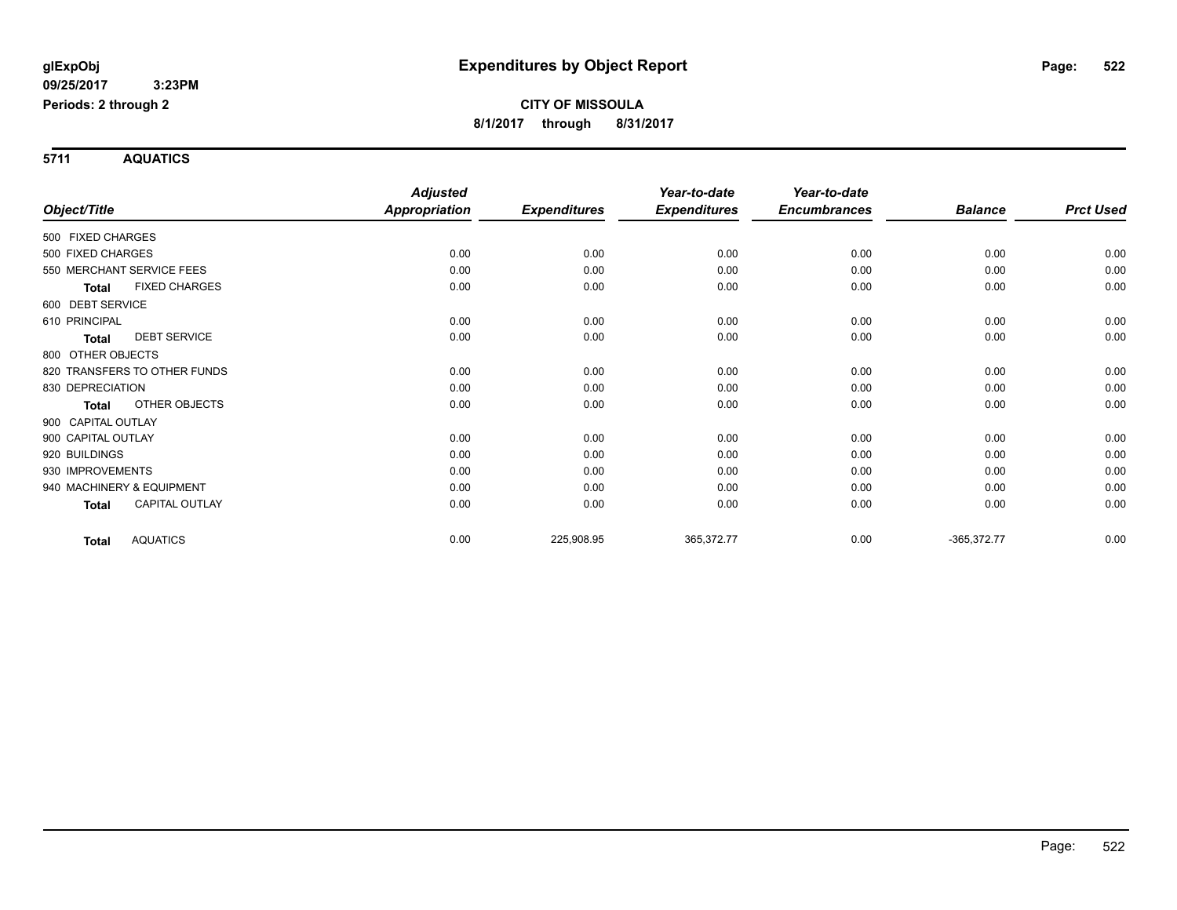**glExpObj** 09/25/2017 3:23PM
**Periods: 2 through 2**

# Expenditures by Object Report

**CITY OF MISSOULA**
**8/1/2017 through 8/31/2017**

## 5711 AQUATICS

| Object/Title | Adjusted Appropriation | Expenditures | Year-to-date Expenditures | Year-to-date Encumbrances | Balance | Prct Used |
|---|---|---|---|---|---|---|
| 500 FIXED CHARGES | | | | | | |
| 500 FIXED CHARGES | 0.00 | 0.00 | 0.00 | 0.00 | 0.00 | 0.00 |
| 550 MERCHANT SERVICE FEES | 0.00 | 0.00 | 0.00 | 0.00 | 0.00 | 0.00 |
| **Total** FIXED CHARGES | 0.00 | 0.00 | 0.00 | 0.00 | 0.00 | 0.00 |
| 600 DEBT SERVICE | | | | | | |
| 610 PRINCIPAL | 0.00 | 0.00 | 0.00 | 0.00 | 0.00 | 0.00 |
| **Total** DEBT SERVICE | 0.00 | 0.00 | 0.00 | 0.00 | 0.00 | 0.00 |
| 800 OTHER OBJECTS | | | | | | |
| 820 TRANSFERS TO OTHER FUNDS | 0.00 | 0.00 | 0.00 | 0.00 | 0.00 | 0.00 |
| 830 DEPRECIATION | 0.00 | 0.00 | 0.00 | 0.00 | 0.00 | 0.00 |
| **Total** OTHER OBJECTS | 0.00 | 0.00 | 0.00 | 0.00 | 0.00 | 0.00 |
| 900 CAPITAL OUTLAY | | | | | | |
| 900 CAPITAL OUTLAY | 0.00 | 0.00 | 0.00 | 0.00 | 0.00 | 0.00 |
| 920 BUILDINGS | 0.00 | 0.00 | 0.00 | 0.00 | 0.00 | 0.00 |
| 930 IMPROVEMENTS | 0.00 | 0.00 | 0.00 | 0.00 | 0.00 | 0.00 |
| 940 MACHINERY & EQUIPMENT | 0.00 | 0.00 | 0.00 | 0.00 | 0.00 | 0.00 |
| **Total** CAPITAL OUTLAY | 0.00 | 0.00 | 0.00 | 0.00 | 0.00 | 0.00 |
| **Total** AQUATICS | 0.00 | 225,908.95 | 365,372.77 | 0.00 | -365,372.77 | 0.00 |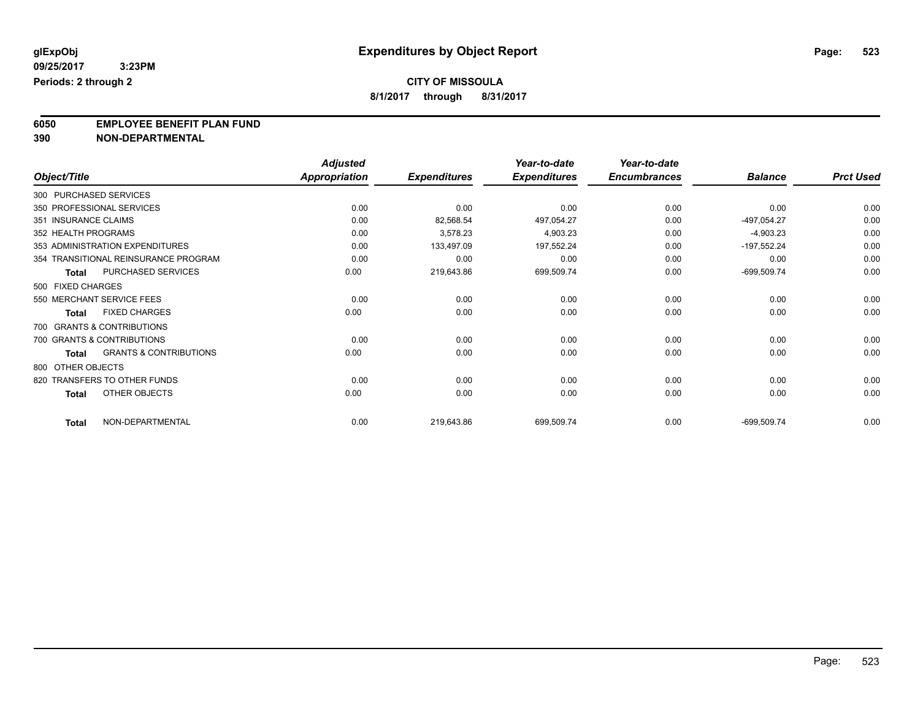# Expenditures by Object Report

glExpObj
09/25/2017 3:23PM
Periods: 2 through 2

**CITY OF MISSOULA**
**8/1/2017 through 8/31/2017**

## 6050 EMPLOYEE BENEFIT PLAN FUND
## 390 NON-DEPARTMENTAL

| Object/Title | Adjusted Appropriation | Expenditures | Year-to-date Expenditures | Year-to-date Encumbrances | Balance | Prct Used |
|---|---|---|---|---|---|---|
| 300 PURCHASED SERVICES | | | | | | |
| 350 PROFESSIONAL SERVICES | 0.00 | 0.00 | 0.00 | 0.00 | 0.00 | 0.00 |
| 351 INSURANCE CLAIMS | 0.00 | 82,568.54 | 497,054.27 | 0.00 | -497,054.27 | 0.00 |
| 352 HEALTH PROGRAMS | 0.00 | 3,578.23 | 4,903.23 | 0.00 | -4,903.23 | 0.00 |
| 353 ADMINISTRATION EXPENDITURES | 0.00 | 133,497.09 | 197,552.24 | 0.00 | -197,552.24 | 0.00 |
| 354 TRANSITIONAL REINSURANCE PROGRAM | 0.00 | 0.00 | 0.00 | 0.00 | 0.00 | 0.00 |
| **Total** PURCHASED SERVICES | 0.00 | 219,643.86 | 699,509.74 | 0.00 | -699,509.74 | 0.00 |
| 500 FIXED CHARGES | | | | | | |
| 550 MERCHANT SERVICE FEES | 0.00 | 0.00 | 0.00 | 0.00 | 0.00 | 0.00 |
| **Total** FIXED CHARGES | 0.00 | 0.00 | 0.00 | 0.00 | 0.00 | 0.00 |
| 700 GRANTS & CONTRIBUTIONS | | | | | | |
| 700 GRANTS & CONTRIBUTIONS | 0.00 | 0.00 | 0.00 | 0.00 | 0.00 | 0.00 |
| **Total** GRANTS & CONTRIBUTIONS | 0.00 | 0.00 | 0.00 | 0.00 | 0.00 | 0.00 |
| 800 OTHER OBJECTS | | | | | | |
| 820 TRANSFERS TO OTHER FUNDS | 0.00 | 0.00 | 0.00 | 0.00 | 0.00 | 0.00 |
| **Total** OTHER OBJECTS | 0.00 | 0.00 | 0.00 | 0.00 | 0.00 | 0.00 |
| **Total** NON-DEPARTMENTAL | 0.00 | 219,643.86 | 699,509.74 | 0.00 | -699,509.74 | 0.00 |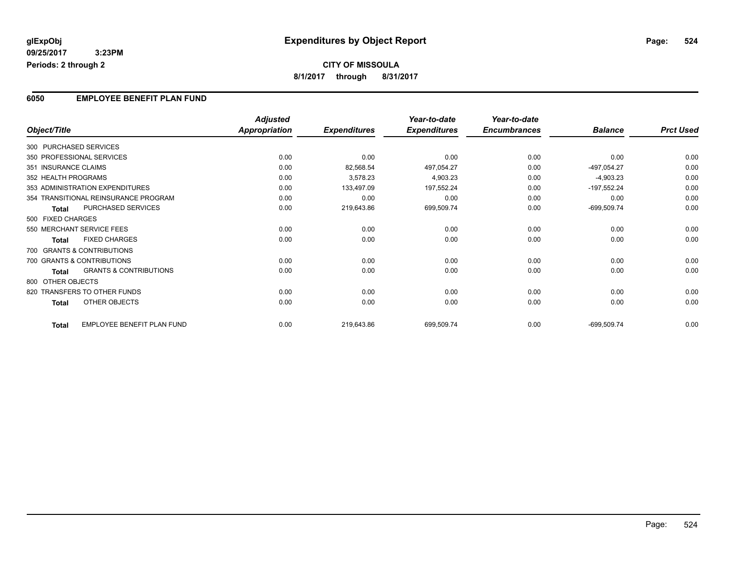**glExpObj** **Expenditures by Object Report**

**09/25/2017 3:23PM**

**Periods: 2 through 2**

**CITY OF MISSOULA**

**8/1/2017 through 8/31/2017**

## 6050 EMPLOYEE BENEFIT PLAN FUND

| Object/Title | Adjusted Appropriation | Expenditures | Year-to-date Expenditures | Year-to-date Encumbrances | Balance | Prct Used |
|---|---|---|---|---|---|---|
| 300 PURCHASED SERVICES | | | | | | |
| 350 PROFESSIONAL SERVICES | 0.00 | 0.00 | 0.00 | 0.00 | 0.00 | 0.00 |
| 351 INSURANCE CLAIMS | 0.00 | 82,568.54 | 497,054.27 | 0.00 | -497,054.27 | 0.00 |
| 352 HEALTH PROGRAMS | 0.00 | 3,578.23 | 4,903.23 | 0.00 | -4,903.23 | 0.00 |
| 353 ADMINISTRATION EXPENDITURES | 0.00 | 133,497.09 | 197,552.24 | 0.00 | -197,552.24 | 0.00 |
| 354 TRANSITIONAL REINSURANCE PROGRAM | 0.00 | 0.00 | 0.00 | 0.00 | 0.00 | 0.00 |
| **Total** PURCHASED SERVICES | 0.00 | 219,643.86 | 699,509.74 | 0.00 | -699,509.74 | 0.00 |
| 500 FIXED CHARGES | | | | | | |
| 550 MERCHANT SERVICE FEES | 0.00 | 0.00 | 0.00 | 0.00 | 0.00 | 0.00 |
| **Total** FIXED CHARGES | 0.00 | 0.00 | 0.00 | 0.00 | 0.00 | 0.00 |
| 700 GRANTS & CONTRIBUTIONS | | | | | | |
| 700 GRANTS & CONTRIBUTIONS | 0.00 | 0.00 | 0.00 | 0.00 | 0.00 | 0.00 |
| **Total** GRANTS & CONTRIBUTIONS | 0.00 | 0.00 | 0.00 | 0.00 | 0.00 | 0.00 |
| 800 OTHER OBJECTS | | | | | | |
| 820 TRANSFERS TO OTHER FUNDS | 0.00 | 0.00 | 0.00 | 0.00 | 0.00 | 0.00 |
| **Total** OTHER OBJECTS | 0.00 | 0.00 | 0.00 | 0.00 | 0.00 | 0.00 |
| **Total** EMPLOYEE BENEFIT PLAN FUND | 0.00 | 219,643.86 | 699,509.74 | 0.00 | -699,509.74 | 0.00 |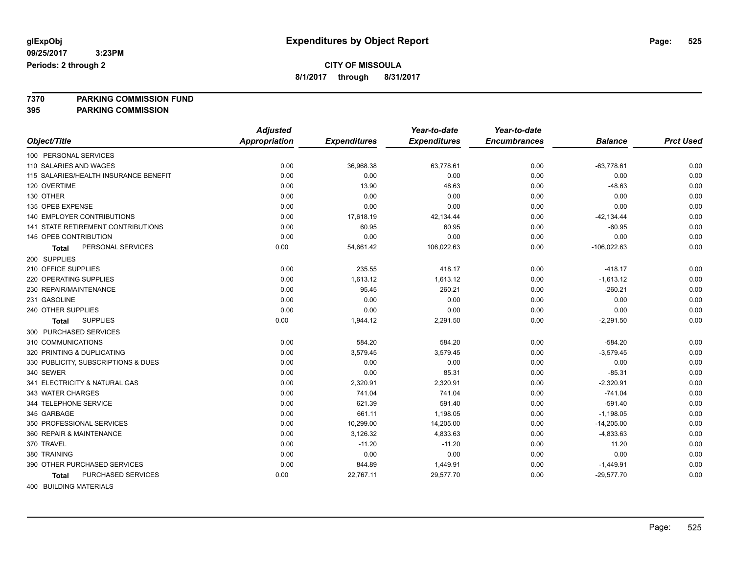# Expenditures by Object Report

glExpObj
09/25/2017 3:23PM
Periods: 2 through 2

**CITY OF MISSOULA**
**8/1/2017 through 8/31/2017**

**7370 PARKING COMMISSION FUND**
**395 PARKING COMMISSION**

| Object/Title | Adjusted Appropriation | Expenditures | Year-to-date Expenditures | Year-to-date Encumbrances | Balance | Prct Used |
|---|---|---|---|---|---|---|
| 100 PERSONAL SERVICES | | | | | | |
| 110 SALARIES AND WAGES | 0.00 | 36,968.38 | 63,778.61 | 0.00 | -63,778.61 | 0.00 |
| 115 SALARIES/HEALTH INSURANCE BENEFIT | 0.00 | 0.00 | 0.00 | 0.00 | 0.00 | 0.00 |
| 120 OVERTIME | 0.00 | 13.90 | 48.63 | 0.00 | -48.63 | 0.00 |
| 130 OTHER | 0.00 | 0.00 | 0.00 | 0.00 | 0.00 | 0.00 |
| 135 OPEB EXPENSE | 0.00 | 0.00 | 0.00 | 0.00 | 0.00 | 0.00 |
| 140 EMPLOYER CONTRIBUTIONS | 0.00 | 17,618.19 | 42,134.44 | 0.00 | -42,134.44 | 0.00 |
| 141 STATE RETIREMENT CONTRIBUTIONS | 0.00 | 60.95 | 60.95 | 0.00 | -60.95 | 0.00 |
| 145 OPEB CONTRIBUTION | 0.00 | 0.00 | 0.00 | 0.00 | 0.00 | 0.00 |
| **Total** PERSONAL SERVICES | 0.00 | 54,661.42 | 106,022.63 | 0.00 | -106,022.63 | 0.00 |
| 200 SUPPLIES | | | | | | |
| 210 OFFICE SUPPLIES | 0.00 | 235.55 | 418.17 | 0.00 | -418.17 | 0.00 |
| 220 OPERATING SUPPLIES | 0.00 | 1,613.12 | 1,613.12 | 0.00 | -1,613.12 | 0.00 |
| 230 REPAIR/MAINTENANCE | 0.00 | 95.45 | 260.21 | 0.00 | -260.21 | 0.00 |
| 231 GASOLINE | 0.00 | 0.00 | 0.00 | 0.00 | 0.00 | 0.00 |
| 240 OTHER SUPPLIES | 0.00 | 0.00 | 0.00 | 0.00 | 0.00 | 0.00 |
| **Total** SUPPLIES | 0.00 | 1,944.12 | 2,291.50 | 0.00 | -2,291.50 | 0.00 |
| 300 PURCHASED SERVICES | | | | | | |
| 310 COMMUNICATIONS | 0.00 | 584.20 | 584.20 | 0.00 | -584.20 | 0.00 |
| 320 PRINTING & DUPLICATING | 0.00 | 3,579.45 | 3,579.45 | 0.00 | -3,579.45 | 0.00 |
| 330 PUBLICITY, SUBSCRIPTIONS & DUES | 0.00 | 0.00 | 0.00 | 0.00 | 0.00 | 0.00 |
| 340 SEWER | 0.00 | 0.00 | 85.31 | 0.00 | -85.31 | 0.00 |
| 341 ELECTRICITY & NATURAL GAS | 0.00 | 2,320.91 | 2,320.91 | 0.00 | -2,320.91 | 0.00 |
| 343 WATER CHARGES | 0.00 | 741.04 | 741.04 | 0.00 | -741.04 | 0.00 |
| 344 TELEPHONE SERVICE | 0.00 | 621.39 | 591.40 | 0.00 | -591.40 | 0.00 |
| 345 GARBAGE | 0.00 | 661.11 | 1,198.05 | 0.00 | -1,198.05 | 0.00 |
| 350 PROFESSIONAL SERVICES | 0.00 | 10,299.00 | 14,205.00 | 0.00 | -14,205.00 | 0.00 |
| 360 REPAIR & MAINTENANCE | 0.00 | 3,126.32 | 4,833.63 | 0.00 | -4,833.63 | 0.00 |
| 370 TRAVEL | 0.00 | -11.20 | -11.20 | 0.00 | 11.20 | 0.00 |
| 380 TRAINING | 0.00 | 0.00 | 0.00 | 0.00 | 0.00 | 0.00 |
| 390 OTHER PURCHASED SERVICES | 0.00 | 844.89 | 1,449.91 | 0.00 | -1,449.91 | 0.00 |
| **Total** PURCHASED SERVICES | 0.00 | 22,767.11 | 29,577.70 | 0.00 | -29,577.70 | 0.00 |
| 400 BUILDING MATERIALS | | | | | | |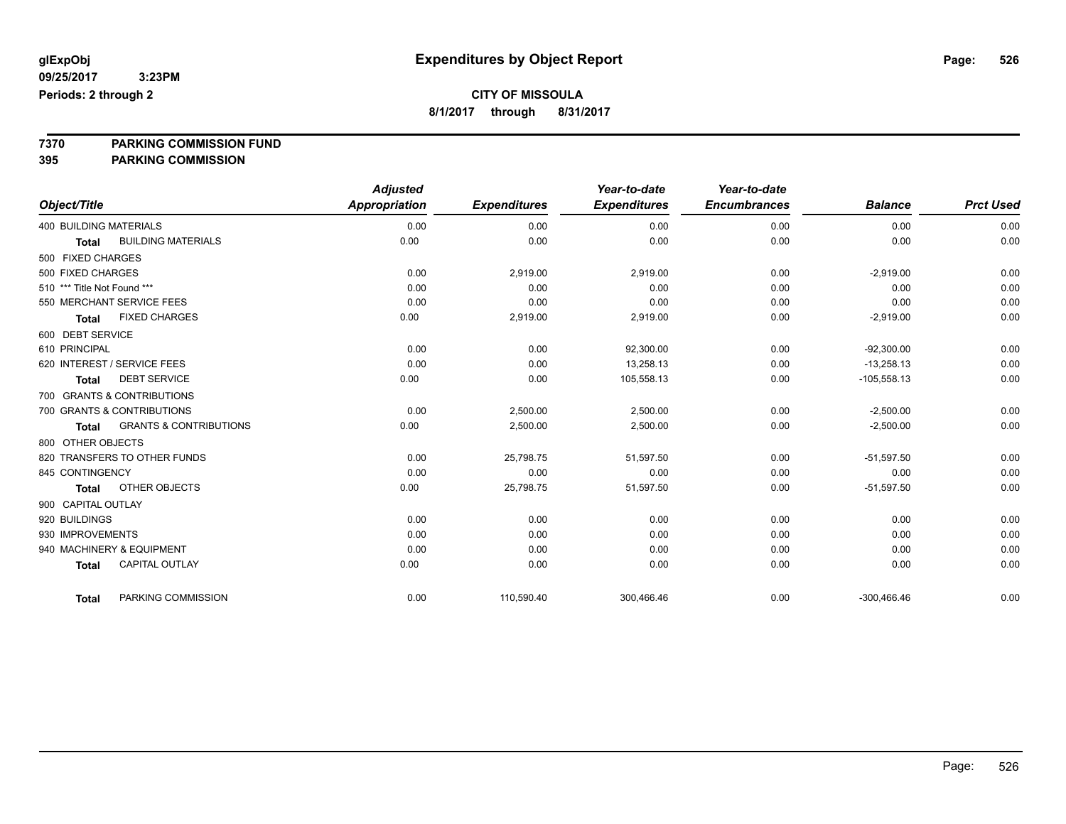**glExpObj** **Expenditures by Object Report**

09/25/2017 3:23PM

Periods: 2 through 2

**CITY OF MISSOULA**

**8/1/2017 through 8/31/2017**

**7370 PARKING COMMISSION FUND**

**395 PARKING COMMISSION**

| Object/Title | | Adjusted Appropriation | Expenditures | Year-to-date Expenditures | Year-to-date Encumbrances | Balance | Prct Used |
|---|---|---|---|---|---|---|---|
| 400 BUILDING MATERIALS | | 0.00 | 0.00 | 0.00 | 0.00 | 0.00 | 0.00 |
| Total | BUILDING MATERIALS | 0.00 | 0.00 | 0.00 | 0.00 | 0.00 | 0.00 |
| 500 FIXED CHARGES | | | | | | | |
| 500 FIXED CHARGES | | 0.00 | 2,919.00 | 2,919.00 | 0.00 | -2,919.00 | 0.00 |
| 510 *** Title Not Found *** | | 0.00 | 0.00 | 0.00 | 0.00 | 0.00 | 0.00 |
| 550 MERCHANT SERVICE FEES | | 0.00 | 0.00 | 0.00 | 0.00 | 0.00 | 0.00 |
| Total | FIXED CHARGES | 0.00 | 2,919.00 | 2,919.00 | 0.00 | -2,919.00 | 0.00 |
| 600 DEBT SERVICE | | | | | | | |
| 610 PRINCIPAL | | 0.00 | 0.00 | 92,300.00 | 0.00 | -92,300.00 | 0.00 |
| 620 INTEREST / SERVICE FEES | | 0.00 | 0.00 | 13,258.13 | 0.00 | -13,258.13 | 0.00 |
| Total | DEBT SERVICE | 0.00 | 0.00 | 105,558.13 | 0.00 | -105,558.13 | 0.00 |
| 700 GRANTS & CONTRIBUTIONS | | | | | | | |
| 700 GRANTS & CONTRIBUTIONS | | 0.00 | 2,500.00 | 2,500.00 | 0.00 | -2,500.00 | 0.00 |
| Total | GRANTS & CONTRIBUTIONS | 0.00 | 2,500.00 | 2,500.00 | 0.00 | -2,500.00 | 0.00 |
| 800 OTHER OBJECTS | | | | | | | |
| 820 TRANSFERS TO OTHER FUNDS | | 0.00 | 25,798.75 | 51,597.50 | 0.00 | -51,597.50 | 0.00 |
| 845 CONTINGENCY | | 0.00 | 0.00 | 0.00 | 0.00 | 0.00 | 0.00 |
| Total | OTHER OBJECTS | 0.00 | 25,798.75 | 51,597.50 | 0.00 | -51,597.50 | 0.00 |
| 900 CAPITAL OUTLAY | | | | | | | |
| 920 BUILDINGS | | 0.00 | 0.00 | 0.00 | 0.00 | 0.00 | 0.00 |
| 930 IMPROVEMENTS | | 0.00 | 0.00 | 0.00 | 0.00 | 0.00 | 0.00 |
| 940 MACHINERY & EQUIPMENT | | 0.00 | 0.00 | 0.00 | 0.00 | 0.00 | 0.00 |
| Total | CAPITAL OUTLAY | 0.00 | 0.00 | 0.00 | 0.00 | 0.00 | 0.00 |
| Total | PARKING COMMISSION | 0.00 | 110,590.40 | 300,466.46 | 0.00 | -300,466.46 | 0.00 |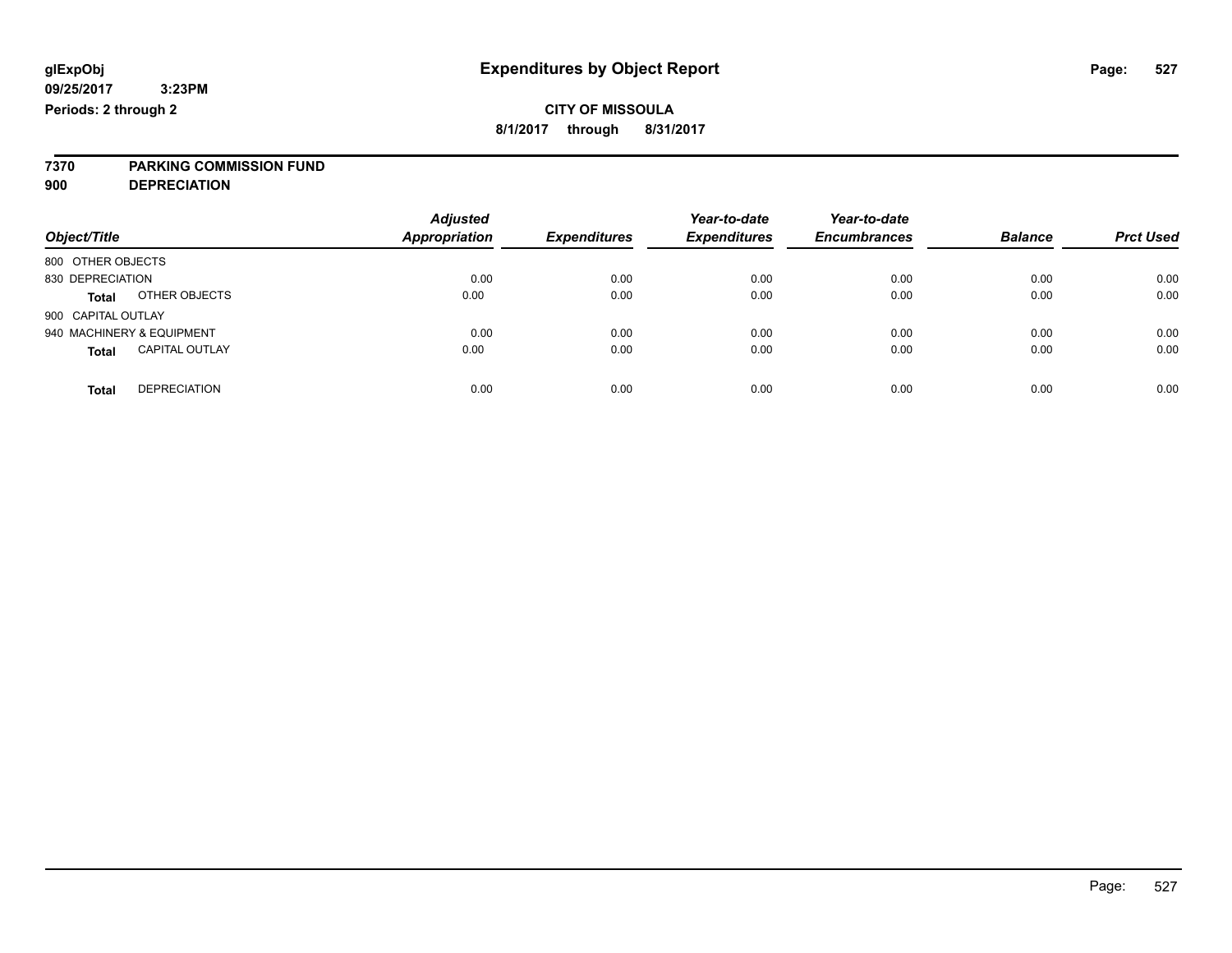# Expenditures by Object Report

glExpObj
09/25/2017 3:23PM
Periods: 2 through 2

**CITY OF MISSOULA**
**8/1/2017 through 8/31/2017**

**7370 PARKING COMMISSION FUND**
**900 DEPRECIATION**

| Object/Title | | Adjusted Appropriation | Expenditures | Year-to-date Expenditures | Year-to-date Encumbrances | Balance | Prct Used |
|---|---|---|---|---|---|---|---|
| 800 OTHER OBJECTS | | | | | | | |
| 830 DEPRECIATION | | 0.00 | 0.00 | 0.00 | 0.00 | 0.00 | 0.00 |
| **Total** | OTHER OBJECTS | 0.00 | 0.00 | 0.00 | 0.00 | 0.00 | 0.00 |
| 900 CAPITAL OUTLAY | | | | | | | |
| 940 MACHINERY & EQUIPMENT | | 0.00 | 0.00 | 0.00 | 0.00 | 0.00 | 0.00 |
| **Total** | CAPITAL OUTLAY | 0.00 | 0.00 | 0.00 | 0.00 | 0.00 | 0.00 |
| **Total** | DEPRECIATION | 0.00 | 0.00 | 0.00 | 0.00 | 0.00 | 0.00 |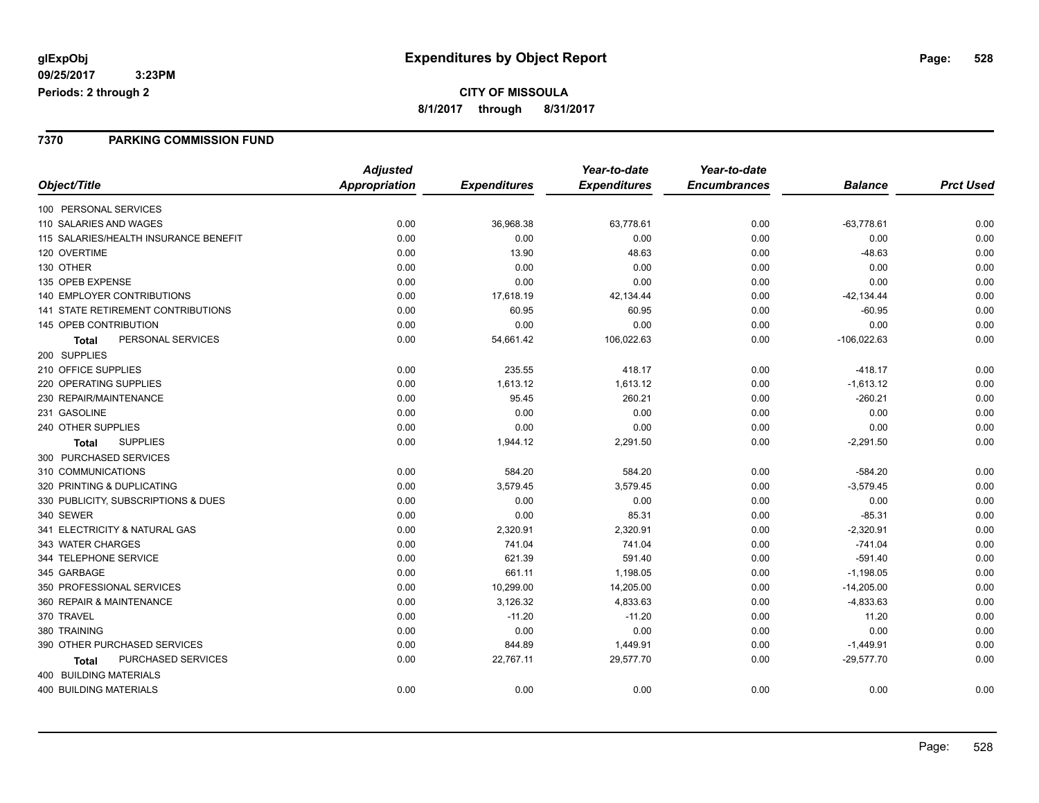**glExpObj** 09/25/2017 3:23PM
Periods: 2 through 2

# Expenditures by Object Report

**CITY OF MISSOULA**
**8/1/2017 through 8/31/2017**

## 7370 PARKING COMMISSION FUND

| Object/Title | Adjusted Appropriation | Expenditures | Year-to-date Expenditures | Year-to-date Encumbrances | Balance | Prct Used |
|---|---|---|---|---|---|---|
| 100 PERSONAL SERVICES | | | | | | |
| 110 SALARIES AND WAGES | 0.00 | 36,968.38 | 63,778.61 | 0.00 | -63,778.61 | 0.00 |
| 115 SALARIES/HEALTH INSURANCE BENEFIT | 0.00 | 0.00 | 0.00 | 0.00 | 0.00 | 0.00 |
| 120 OVERTIME | 0.00 | 13.90 | 48.63 | 0.00 | -48.63 | 0.00 |
| 130 OTHER | 0.00 | 0.00 | 0.00 | 0.00 | 0.00 | 0.00 |
| 135 OPEB EXPENSE | 0.00 | 0.00 | 0.00 | 0.00 | 0.00 | 0.00 |
| 140 EMPLOYER CONTRIBUTIONS | 0.00 | 17,618.19 | 42,134.44 | 0.00 | -42,134.44 | 0.00 |
| 141 STATE RETIREMENT CONTRIBUTIONS | 0.00 | 60.95 | 60.95 | 0.00 | -60.95 | 0.00 |
| 145 OPEB CONTRIBUTION | 0.00 | 0.00 | 0.00 | 0.00 | 0.00 | 0.00 |
| **Total** PERSONAL SERVICES | 0.00 | 54,661.42 | 106,022.63 | 0.00 | -106,022.63 | 0.00 |
| 200 SUPPLIES | | | | | | |
| 210 OFFICE SUPPLIES | 0.00 | 235.55 | 418.17 | 0.00 | -418.17 | 0.00 |
| 220 OPERATING SUPPLIES | 0.00 | 1,613.12 | 1,613.12 | 0.00 | -1,613.12 | 0.00 |
| 230 REPAIR/MAINTENANCE | 0.00 | 95.45 | 260.21 | 0.00 | -260.21 | 0.00 |
| 231 GASOLINE | 0.00 | 0.00 | 0.00 | 0.00 | 0.00 | 0.00 |
| 240 OTHER SUPPLIES | 0.00 | 0.00 | 0.00 | 0.00 | 0.00 | 0.00 |
| **Total** SUPPLIES | 0.00 | 1,944.12 | 2,291.50 | 0.00 | -2,291.50 | 0.00 |
| 300 PURCHASED SERVICES | | | | | | |
| 310 COMMUNICATIONS | 0.00 | 584.20 | 584.20 | 0.00 | -584.20 | 0.00 |
| 320 PRINTING & DUPLICATING | 0.00 | 3,579.45 | 3,579.45 | 0.00 | -3,579.45 | 0.00 |
| 330 PUBLICITY, SUBSCRIPTIONS & DUES | 0.00 | 0.00 | 0.00 | 0.00 | 0.00 | 0.00 |
| 340 SEWER | 0.00 | 0.00 | 85.31 | 0.00 | -85.31 | 0.00 |
| 341 ELECTRICITY & NATURAL GAS | 0.00 | 2,320.91 | 2,320.91 | 0.00 | -2,320.91 | 0.00 |
| 343 WATER CHARGES | 0.00 | 741.04 | 741.04 | 0.00 | -741.04 | 0.00 |
| 344 TELEPHONE SERVICE | 0.00 | 621.39 | 591.40 | 0.00 | -591.40 | 0.00 |
| 345 GARBAGE | 0.00 | 661.11 | 1,198.05 | 0.00 | -1,198.05 | 0.00 |
| 350 PROFESSIONAL SERVICES | 0.00 | 10,299.00 | 14,205.00 | 0.00 | -14,205.00 | 0.00 |
| 360 REPAIR & MAINTENANCE | 0.00 | 3,126.32 | 4,833.63 | 0.00 | -4,833.63 | 0.00 |
| 370 TRAVEL | 0.00 | -11.20 | -11.20 | 0.00 | 11.20 | 0.00 |
| 380 TRAINING | 0.00 | 0.00 | 0.00 | 0.00 | 0.00 | 0.00 |
| 390 OTHER PURCHASED SERVICES | 0.00 | 844.89 | 1,449.91 | 0.00 | -1,449.91 | 0.00 |
| **Total** PURCHASED SERVICES | 0.00 | 22,767.11 | 29,577.70 | 0.00 | -29,577.70 | 0.00 |
| 400 BUILDING MATERIALS | | | | | | |
| 400 BUILDING MATERIALS | 0.00 | 0.00 | 0.00 | 0.00 | 0.00 | 0.00 |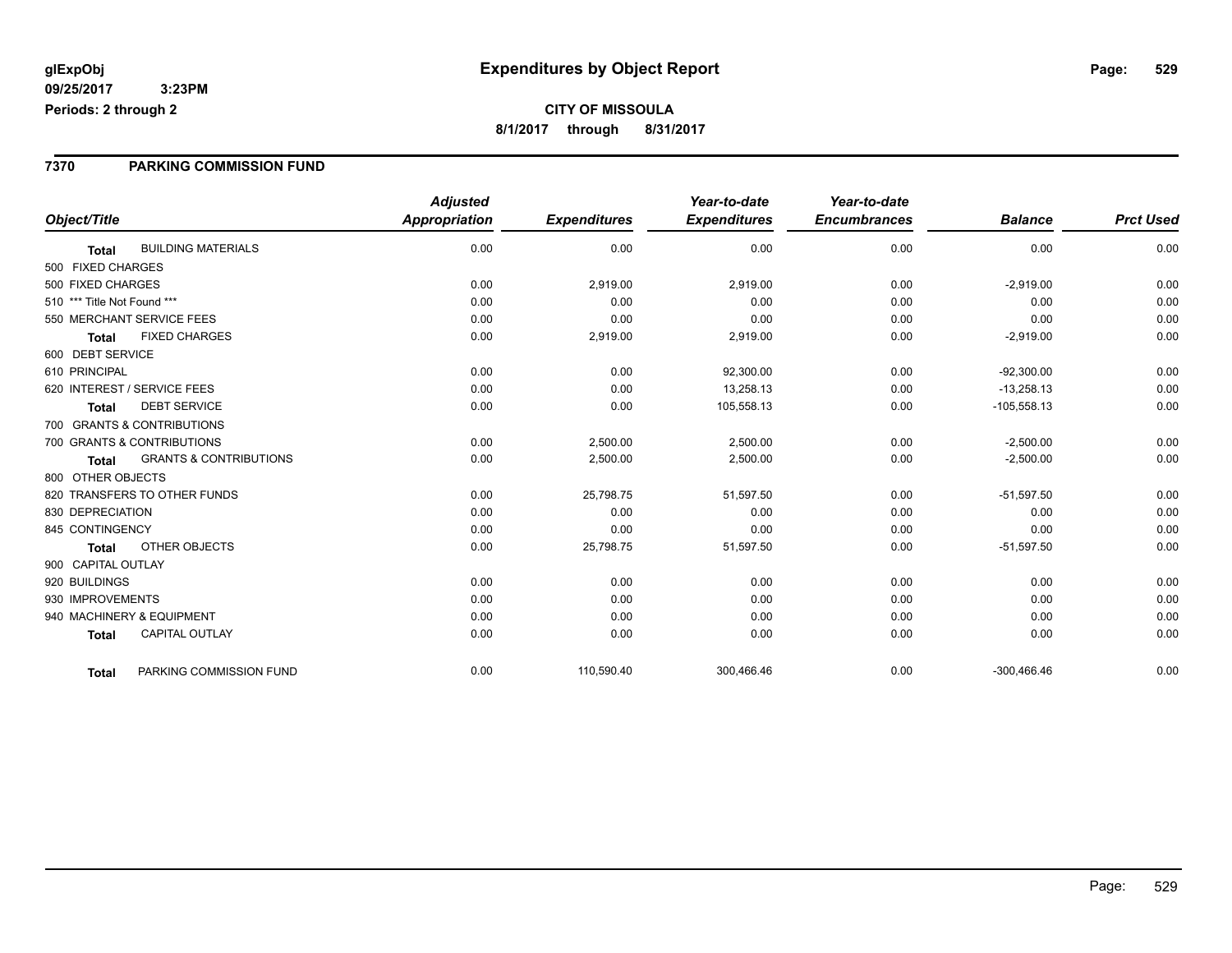# Expenditures by Object Report

glExpObj
09/25/2017 3:23PM
Periods: 2 through 2

**CITY OF MISSOULA**
**8/1/2017 through 8/31/2017**

## 7370 PARKING COMMISSION FUND

| Object/Title | | Adjusted Appropriation | Expenditures | Year-to-date Expenditures | Year-to-date Encumbrances | Balance | Prct Used |
|---|---|---|---|---|---|---|---|
| **Total** | BUILDING MATERIALS | 0.00 | 0.00 | 0.00 | 0.00 | 0.00 | 0.00 |
| 500 FIXED CHARGES | | | | | | | |
| 500 FIXED CHARGES | | 0.00 | 2,919.00 | 2,919.00 | 0.00 | -2,919.00 | 0.00 |
| 510 *** Title Not Found *** | | 0.00 | 0.00 | 0.00 | 0.00 | 0.00 | 0.00 |
| 550 MERCHANT SERVICE FEES | | 0.00 | 0.00 | 0.00 | 0.00 | 0.00 | 0.00 |
| **Total** | FIXED CHARGES | 0.00 | 2,919.00 | 2,919.00 | 0.00 | -2,919.00 | 0.00 |
| 600 DEBT SERVICE | | | | | | | |
| 610 PRINCIPAL | | 0.00 | 0.00 | 92,300.00 | 0.00 | -92,300.00 | 0.00 |
| 620 INTEREST / SERVICE FEES | | 0.00 | 0.00 | 13,258.13 | 0.00 | -13,258.13 | 0.00 |
| **Total** | DEBT SERVICE | 0.00 | 0.00 | 105,558.13 | 0.00 | -105,558.13 | 0.00 |
| 700 GRANTS & CONTRIBUTIONS | | | | | | | |
| 700 GRANTS & CONTRIBUTIONS | | 0.00 | 2,500.00 | 2,500.00 | 0.00 | -2,500.00 | 0.00 |
| **Total** | GRANTS & CONTRIBUTIONS | 0.00 | 2,500.00 | 2,500.00 | 0.00 | -2,500.00 | 0.00 |
| 800 OTHER OBJECTS | | | | | | | |
| 820 TRANSFERS TO OTHER FUNDS | | 0.00 | 25,798.75 | 51,597.50 | 0.00 | -51,597.50 | 0.00 |
| 830 DEPRECIATION | | 0.00 | 0.00 | 0.00 | 0.00 | 0.00 | 0.00 |
| 845 CONTINGENCY | | 0.00 | 0.00 | 0.00 | 0.00 | 0.00 | 0.00 |
| **Total** | OTHER OBJECTS | 0.00 | 25,798.75 | 51,597.50 | 0.00 | -51,597.50 | 0.00 |
| 900 CAPITAL OUTLAY | | | | | | | |
| 920 BUILDINGS | | 0.00 | 0.00 | 0.00 | 0.00 | 0.00 | 0.00 |
| 930 IMPROVEMENTS | | 0.00 | 0.00 | 0.00 | 0.00 | 0.00 | 0.00 |
| 940 MACHINERY & EQUIPMENT | | 0.00 | 0.00 | 0.00 | 0.00 | 0.00 | 0.00 |
| **Total** | CAPITAL OUTLAY | 0.00 | 0.00 | 0.00 | 0.00 | 0.00 | 0.00 |
| **Total** | PARKING COMMISSION FUND | 0.00 | 110,590.40 | 300,466.46 | 0.00 | -300,466.46 | 0.00 |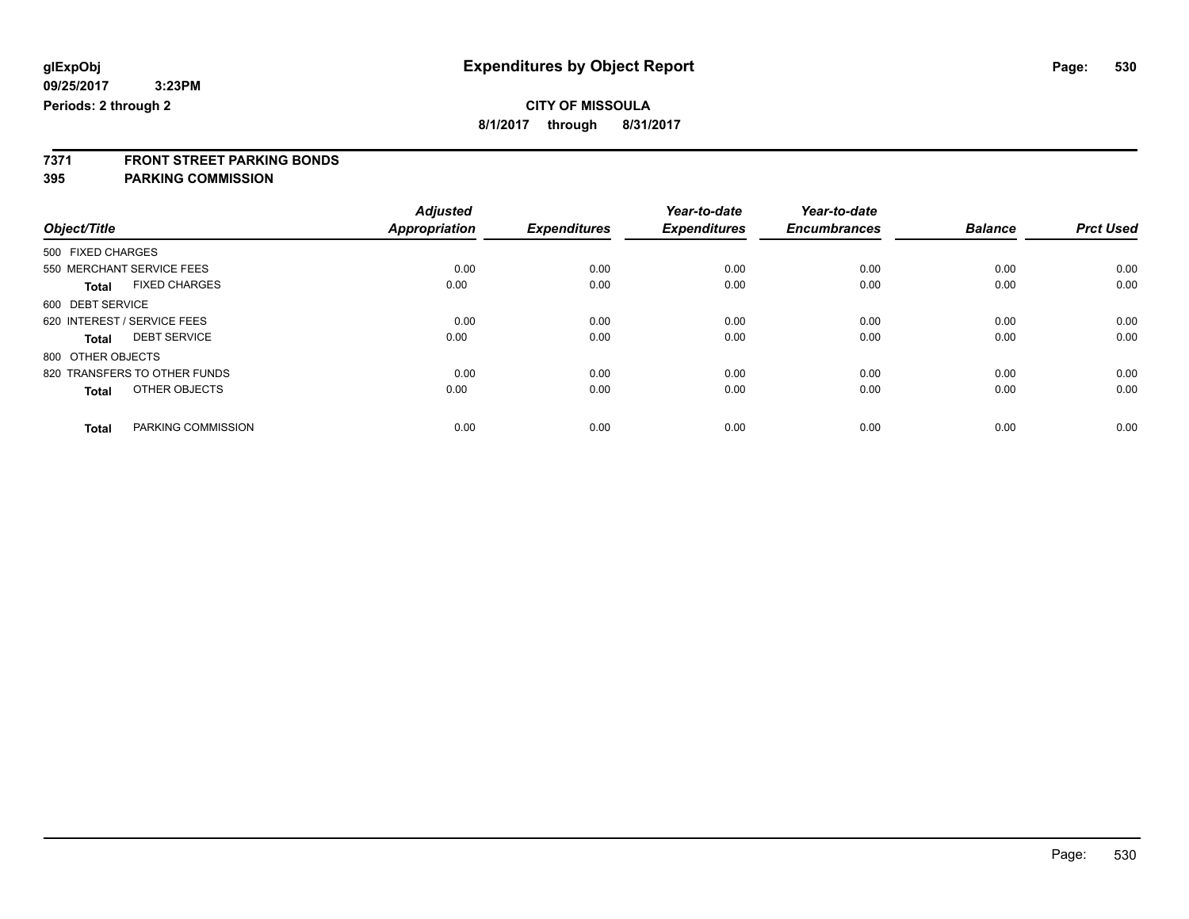**glExpObj** 
**09/25/2017 3:23PM** 
**Periods: 2 through 2**

# Expenditures by Object Report

**CITY OF MISSOULA** 
**8/1/2017 through 8/31/2017**

**7371 FRONT STREET PARKING BONDS** 
**395 PARKING COMMISSION**

| Object/Title | Adjusted Appropriation | Expenditures | Year-to-date Expenditures | Year-to-date Encumbrances | Balance | Prct Used |
|---|---|---|---|---|---|---|
| 500 FIXED CHARGES | | | | | | |
| 550 MERCHANT SERVICE FEES | 0.00 | 0.00 | 0.00 | 0.00 | 0.00 | 0.00 |
| **Total** FIXED CHARGES | 0.00 | 0.00 | 0.00 | 0.00 | 0.00 | 0.00 |
| 600 DEBT SERVICE | | | | | | |
| 620 INTEREST / SERVICE FEES | 0.00 | 0.00 | 0.00 | 0.00 | 0.00 | 0.00 |
| **Total** DEBT SERVICE | 0.00 | 0.00 | 0.00 | 0.00 | 0.00 | 0.00 |
| 800 OTHER OBJECTS | | | | | | |
| 820 TRANSFERS TO OTHER FUNDS | 0.00 | 0.00 | 0.00 | 0.00 | 0.00 | 0.00 |
| **Total** OTHER OBJECTS | 0.00 | 0.00 | 0.00 | 0.00 | 0.00 | 0.00 |
| **Total** PARKING COMMISSION | 0.00 | 0.00 | 0.00 | 0.00 | 0.00 | 0.00 |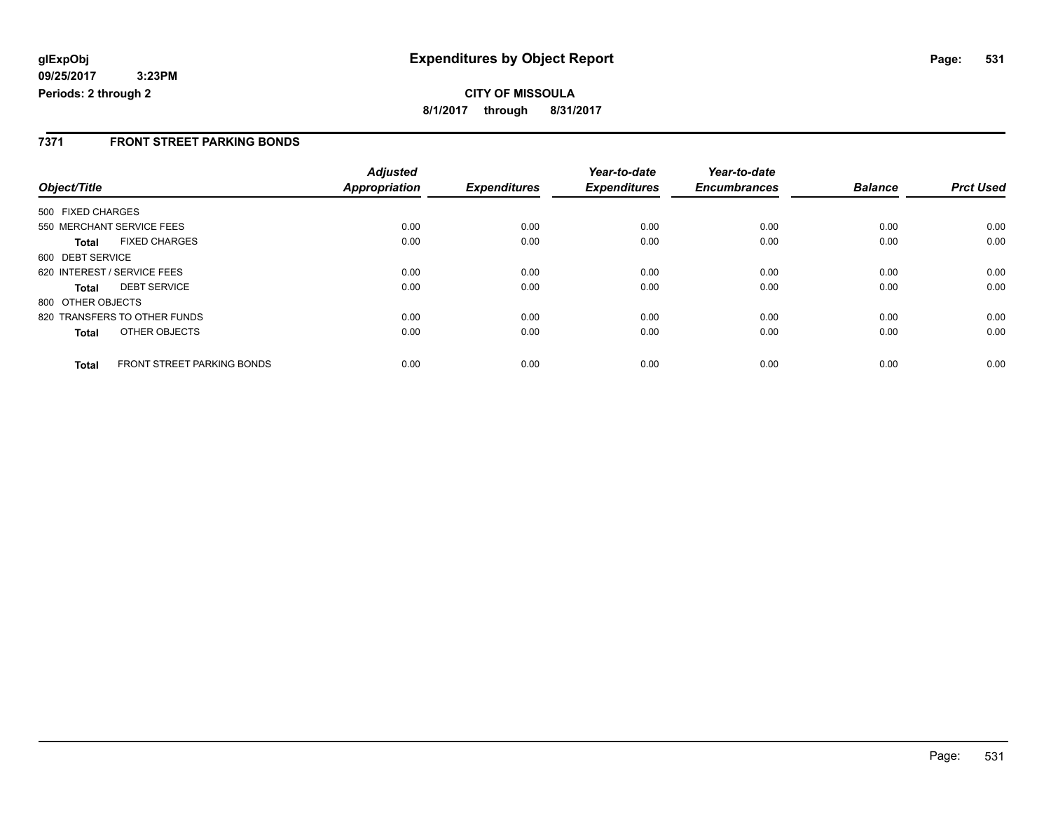**glExpObj**
**09/25/2017 3:23PM**
**Periods: 2 through 2**

# Expenditures by Object Report

**CITY OF MISSOULA**
**8/1/2017 through 8/31/2017**

## 7371 FRONT STREET PARKING BONDS

| Object/Title | Adjusted Appropriation | Expenditures | Year-to-date Expenditures | Year-to-date Encumbrances | Balance | Prct Used |
|---|---|---|---|---|---|---|
| 500 FIXED CHARGES | | | | | | |
| 550 MERCHANT SERVICE FEES | 0.00 | 0.00 | 0.00 | 0.00 | 0.00 | 0.00 |
| **Total** FIXED CHARGES | 0.00 | 0.00 | 0.00 | 0.00 | 0.00 | 0.00 |
| 600 DEBT SERVICE | | | | | | |
| 620 INTEREST / SERVICE FEES | 0.00 | 0.00 | 0.00 | 0.00 | 0.00 | 0.00 |
| **Total** DEBT SERVICE | 0.00 | 0.00 | 0.00 | 0.00 | 0.00 | 0.00 |
| 800 OTHER OBJECTS | | | | | | |
| 820 TRANSFERS TO OTHER FUNDS | 0.00 | 0.00 | 0.00 | 0.00 | 0.00 | 0.00 |
| **Total** OTHER OBJECTS | 0.00 | 0.00 | 0.00 | 0.00 | 0.00 | 0.00 |
| **Total** FRONT STREET PARKING BONDS | 0.00 | 0.00 | 0.00 | 0.00 | 0.00 | 0.00 |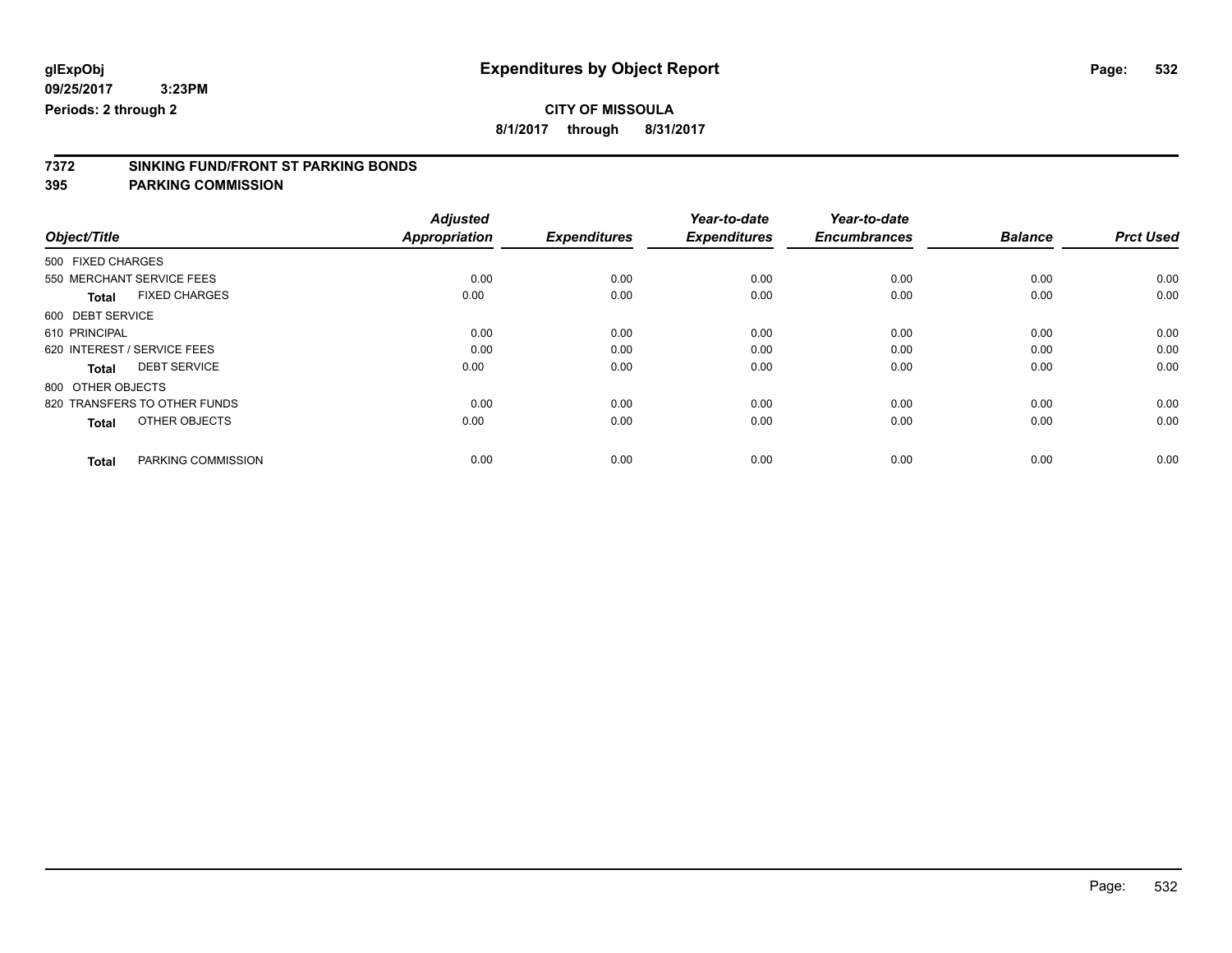**glExpObj**
**09/25/2017 3:23PM**
**Periods: 2 through 2**

# Expenditures by Object Report

**CITY OF MISSOULA**
**8/1/2017 through 8/31/2017**

## 7372 SINKING FUND/FRONT ST PARKING BONDS
## 395 PARKING COMMISSION

| Object/Title | Adjusted Appropriation | Expenditures | Year-to-date Expenditures | Year-to-date Encumbrances | Balance | Prct Used |
|---|---|---|---|---|---|---|
| 500 FIXED CHARGES | | | | | | |
| 550 MERCHANT SERVICE FEES | 0.00 | 0.00 | 0.00 | 0.00 | 0.00 | 0.00 |
| **Total** FIXED CHARGES | 0.00 | 0.00 | 0.00 | 0.00 | 0.00 | 0.00 |
| 600 DEBT SERVICE | | | | | | |
| 610 PRINCIPAL | 0.00 | 0.00 | 0.00 | 0.00 | 0.00 | 0.00 |
| 620 INTEREST / SERVICE FEES | 0.00 | 0.00 | 0.00 | 0.00 | 0.00 | 0.00 |
| **Total** DEBT SERVICE | 0.00 | 0.00 | 0.00 | 0.00 | 0.00 | 0.00 |
| 800 OTHER OBJECTS | | | | | | |
| 820 TRANSFERS TO OTHER FUNDS | 0.00 | 0.00 | 0.00 | 0.00 | 0.00 | 0.00 |
| **Total** OTHER OBJECTS | 0.00 | 0.00 | 0.00 | 0.00 | 0.00 | 0.00 |
| **Total** PARKING COMMISSION | 0.00 | 0.00 | 0.00 | 0.00 | 0.00 | 0.00 |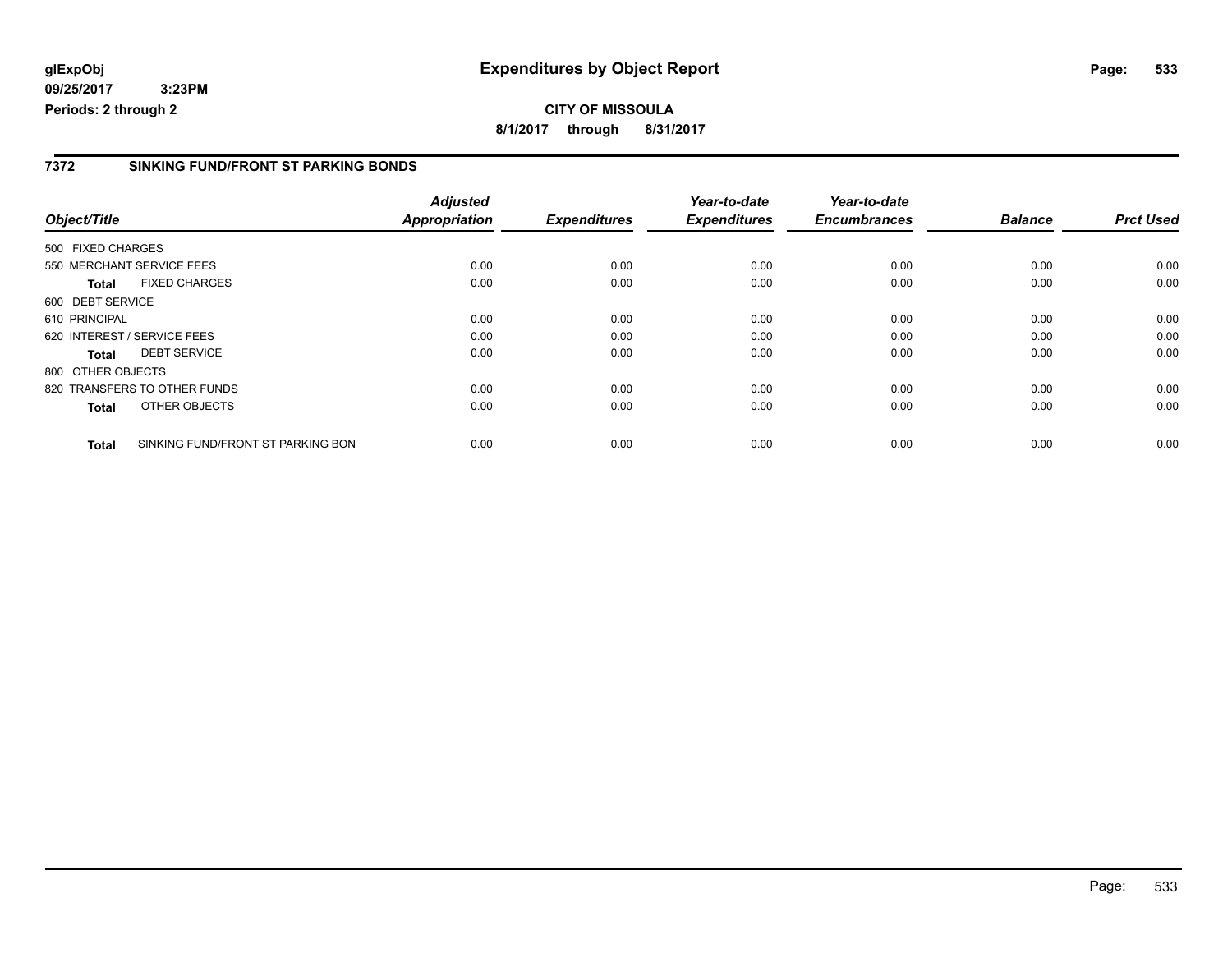# Expenditures by Object Report

glExpObj
09/25/2017 3:23PM
Periods: 2 through 2

**CITY OF MISSOULA**
**8/1/2017 through 8/31/2017**

## 7372 SINKING FUND/FRONT ST PARKING BONDS

| Object/Title | Adjusted Appropriation | Expenditures | Year-to-date Expenditures | Year-to-date Encumbrances | Balance | Prct Used |
|---|---|---|---|---|---|---|
| 500 FIXED CHARGES | | | | | | |
| 550 MERCHANT SERVICE FEES | 0.00 | 0.00 | 0.00 | 0.00 | 0.00 | 0.00 |
| **Total** FIXED CHARGES | 0.00 | 0.00 | 0.00 | 0.00 | 0.00 | 0.00 |
| 600 DEBT SERVICE | | | | | | |
| 610 PRINCIPAL | 0.00 | 0.00 | 0.00 | 0.00 | 0.00 | 0.00 |
| 620 INTEREST / SERVICE FEES | 0.00 | 0.00 | 0.00 | 0.00 | 0.00 | 0.00 |
| **Total** DEBT SERVICE | 0.00 | 0.00 | 0.00 | 0.00 | 0.00 | 0.00 |
| 800 OTHER OBJECTS | | | | | | |
| 820 TRANSFERS TO OTHER FUNDS | 0.00 | 0.00 | 0.00 | 0.00 | 0.00 | 0.00 |
| **Total** OTHER OBJECTS | 0.00 | 0.00 | 0.00 | 0.00 | 0.00 | 0.00 |
| **Total** SINKING FUND/FRONT ST PARKING BON | 0.00 | 0.00 | 0.00 | 0.00 | 0.00 | 0.00 |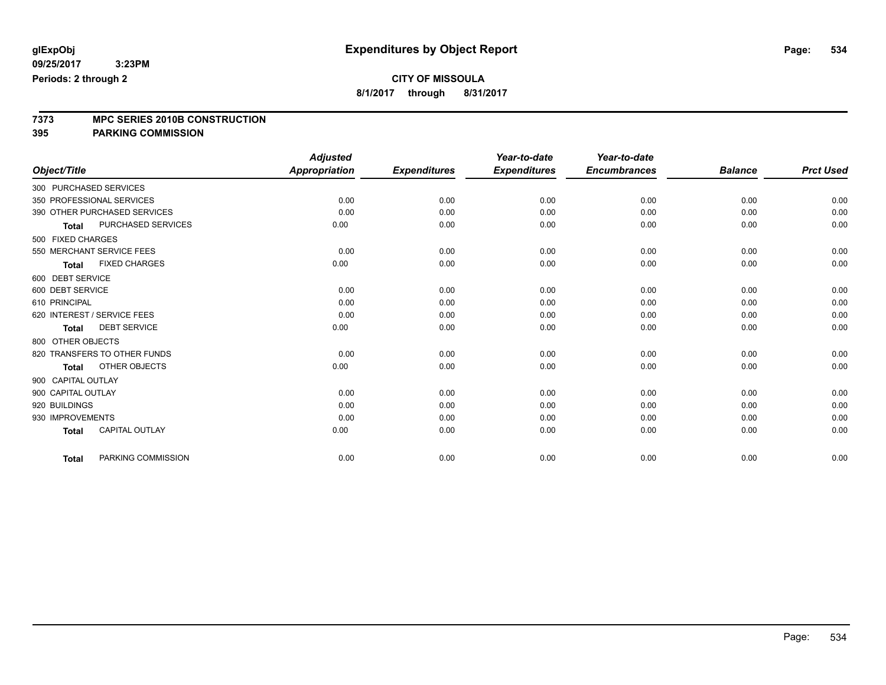# Expenditures by Object Report

glExpObj
09/25/2017 3:23PM
Periods: 2 through 2

**CITY OF MISSOULA**
**8/1/2017 through 8/31/2017**

**7373 MPC SERIES 2010B CONSTRUCTION**
**395 PARKING COMMISSION**

| Object/Title | | Adjusted Appropriation | Expenditures | Year-to-date Expenditures | Year-to-date Encumbrances | Balance | Prct Used |
|---|---|---|---|---|---|---|---|
| 300 PURCHASED SERVICES | | | | | | | |
| 350 PROFESSIONAL SERVICES | | 0.00 | 0.00 | 0.00 | 0.00 | 0.00 | 0.00 |
| 390 OTHER PURCHASED SERVICES | | 0.00 | 0.00 | 0.00 | 0.00 | 0.00 | 0.00 |
| **Total** | PURCHASED SERVICES | 0.00 | 0.00 | 0.00 | 0.00 | 0.00 | 0.00 |
| 500 FIXED CHARGES | | | | | | | |
| 550 MERCHANT SERVICE FEES | | 0.00 | 0.00 | 0.00 | 0.00 | 0.00 | 0.00 |
| **Total** | FIXED CHARGES | 0.00 | 0.00 | 0.00 | 0.00 | 0.00 | 0.00 |
| 600 DEBT SERVICE | | | | | | | |
| 600 DEBT SERVICE | | 0.00 | 0.00 | 0.00 | 0.00 | 0.00 | 0.00 |
| 610 PRINCIPAL | | 0.00 | 0.00 | 0.00 | 0.00 | 0.00 | 0.00 |
| 620 INTEREST / SERVICE FEES | | 0.00 | 0.00 | 0.00 | 0.00 | 0.00 | 0.00 |
| **Total** | DEBT SERVICE | 0.00 | 0.00 | 0.00 | 0.00 | 0.00 | 0.00 |
| 800 OTHER OBJECTS | | | | | | | |
| 820 TRANSFERS TO OTHER FUNDS | | 0.00 | 0.00 | 0.00 | 0.00 | 0.00 | 0.00 |
| **Total** | OTHER OBJECTS | 0.00 | 0.00 | 0.00 | 0.00 | 0.00 | 0.00 |
| 900 CAPITAL OUTLAY | | | | | | | |
| 900 CAPITAL OUTLAY | | 0.00 | 0.00 | 0.00 | 0.00 | 0.00 | 0.00 |
| 920 BUILDINGS | | 0.00 | 0.00 | 0.00 | 0.00 | 0.00 | 0.00 |
| 930 IMPROVEMENTS | | 0.00 | 0.00 | 0.00 | 0.00 | 0.00 | 0.00 |
| **Total** | CAPITAL OUTLAY | 0.00 | 0.00 | 0.00 | 0.00 | 0.00 | 0.00 |
| **Total** | PARKING COMMISSION | 0.00 | 0.00 | 0.00 | 0.00 | 0.00 | 0.00 |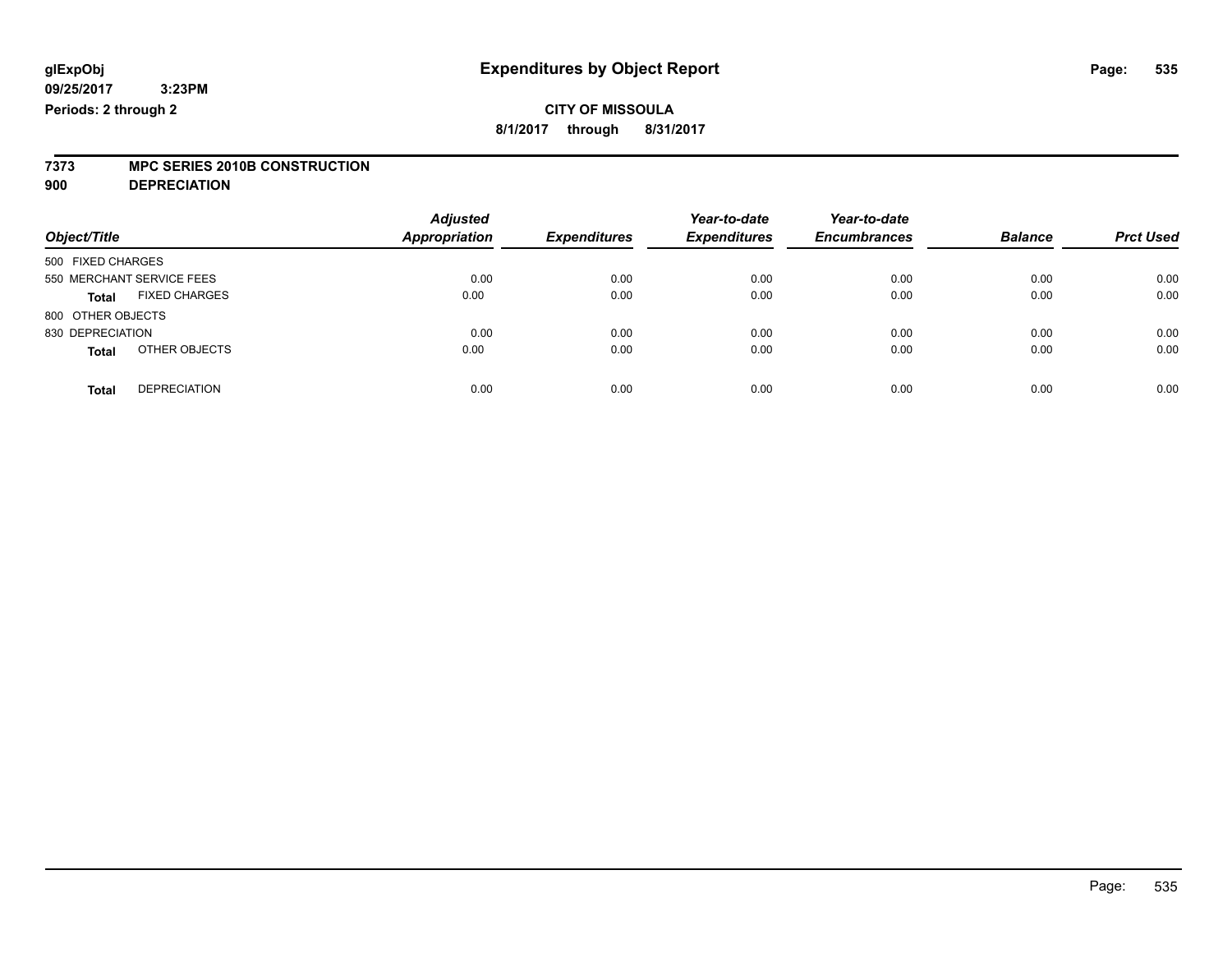**glExpObj**
**09/25/2017 3:23PM**
**Periods: 2 through 2**

# Expenditures by Object Report

**CITY OF MISSOULA**
**8/1/2017 through 8/31/2017**

**7373 MPC SERIES 2010B CONSTRUCTION**
**900 DEPRECIATION**

| Object/Title | | Adjusted Appropriation | Expenditures | Year-to-date Expenditures | Year-to-date Encumbrances | Balance | Prct Used |
|---|---|---|---|---|---|---|---|
| 500 FIXED CHARGES | | | | | | | |
| 550 MERCHANT SERVICE FEES | | 0.00 | 0.00 | 0.00 | 0.00 | 0.00 | 0.00 |
| **Total** | FIXED CHARGES | 0.00 | 0.00 | 0.00 | 0.00 | 0.00 | 0.00 |
| 800 OTHER OBJECTS | | | | | | | |
| 830 DEPRECIATION | | 0.00 | 0.00 | 0.00 | 0.00 | 0.00 | 0.00 |
| **Total** | OTHER OBJECTS | 0.00 | 0.00 | 0.00 | 0.00 | 0.00 | 0.00 |
| **Total** | DEPRECIATION | 0.00 | 0.00 | 0.00 | 0.00 | 0.00 | 0.00 |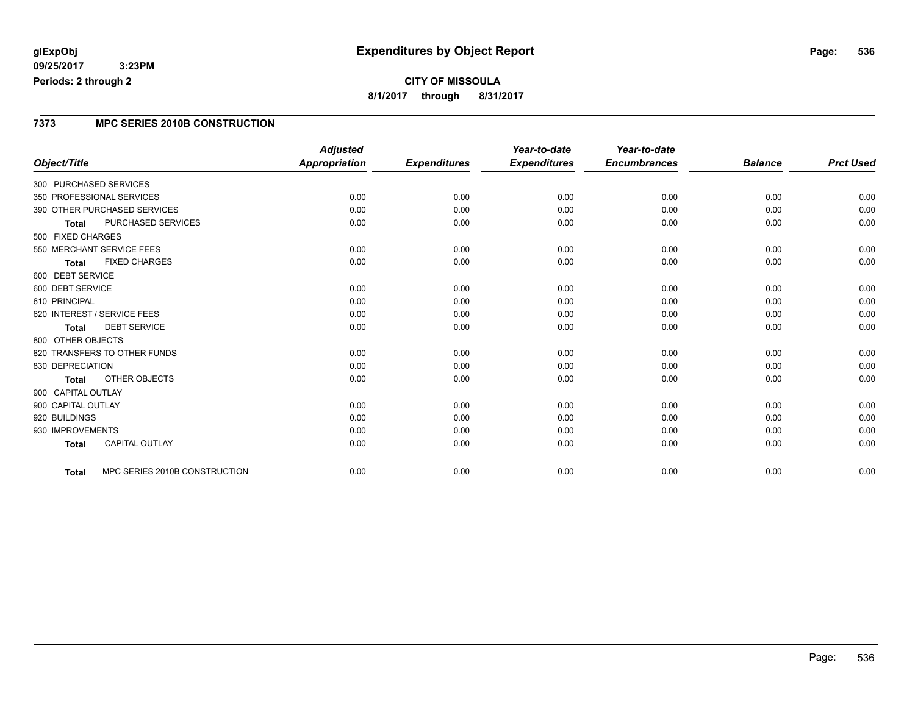glExpObj
09/25/2017 3:23PM
Periods: 2 through 2

# Expenditures by Object Report

**CITY OF MISSOULA**

**8/1/2017 through 8/31/2017**

## 7373 MPC SERIES 2010B CONSTRUCTION

| Object/Title | Adjusted Appropriation | Expenditures | Year-to-date Expenditures | Year-to-date Encumbrances | Balance | Prct Used |
|---|---|---|---|---|---|---|
| 300 PURCHASED SERVICES | | | | | | |
| 350 PROFESSIONAL SERVICES | 0.00 | 0.00 | 0.00 | 0.00 | 0.00 | 0.00 |
| 390 OTHER PURCHASED SERVICES | 0.00 | 0.00 | 0.00 | 0.00 | 0.00 | 0.00 |
| **Total** PURCHASED SERVICES | 0.00 | 0.00 | 0.00 | 0.00 | 0.00 | 0.00 |
| 500 FIXED CHARGES | | | | | | |
| 550 MERCHANT SERVICE FEES | 0.00 | 0.00 | 0.00 | 0.00 | 0.00 | 0.00 |
| **Total** FIXED CHARGES | 0.00 | 0.00 | 0.00 | 0.00 | 0.00 | 0.00 |
| 600 DEBT SERVICE | | | | | | |
| 600 DEBT SERVICE | 0.00 | 0.00 | 0.00 | 0.00 | 0.00 | 0.00 |
| 610 PRINCIPAL | 0.00 | 0.00 | 0.00 | 0.00 | 0.00 | 0.00 |
| 620 INTEREST / SERVICE FEES | 0.00 | 0.00 | 0.00 | 0.00 | 0.00 | 0.00 |
| **Total** DEBT SERVICE | 0.00 | 0.00 | 0.00 | 0.00 | 0.00 | 0.00 |
| 800 OTHER OBJECTS | | | | | | |
| 820 TRANSFERS TO OTHER FUNDS | 0.00 | 0.00 | 0.00 | 0.00 | 0.00 | 0.00 |
| 830 DEPRECIATION | 0.00 | 0.00 | 0.00 | 0.00 | 0.00 | 0.00 |
| **Total** OTHER OBJECTS | 0.00 | 0.00 | 0.00 | 0.00 | 0.00 | 0.00 |
| 900 CAPITAL OUTLAY | | | | | | |
| 900 CAPITAL OUTLAY | 0.00 | 0.00 | 0.00 | 0.00 | 0.00 | 0.00 |
| 920 BUILDINGS | 0.00 | 0.00 | 0.00 | 0.00 | 0.00 | 0.00 |
| 930 IMPROVEMENTS | 0.00 | 0.00 | 0.00 | 0.00 | 0.00 | 0.00 |
| **Total** CAPITAL OUTLAY | 0.00 | 0.00 | 0.00 | 0.00 | 0.00 | 0.00 |
| **Total** MPC SERIES 2010B CONSTRUCTION | 0.00 | 0.00 | 0.00 | 0.00 | 0.00 | 0.00 |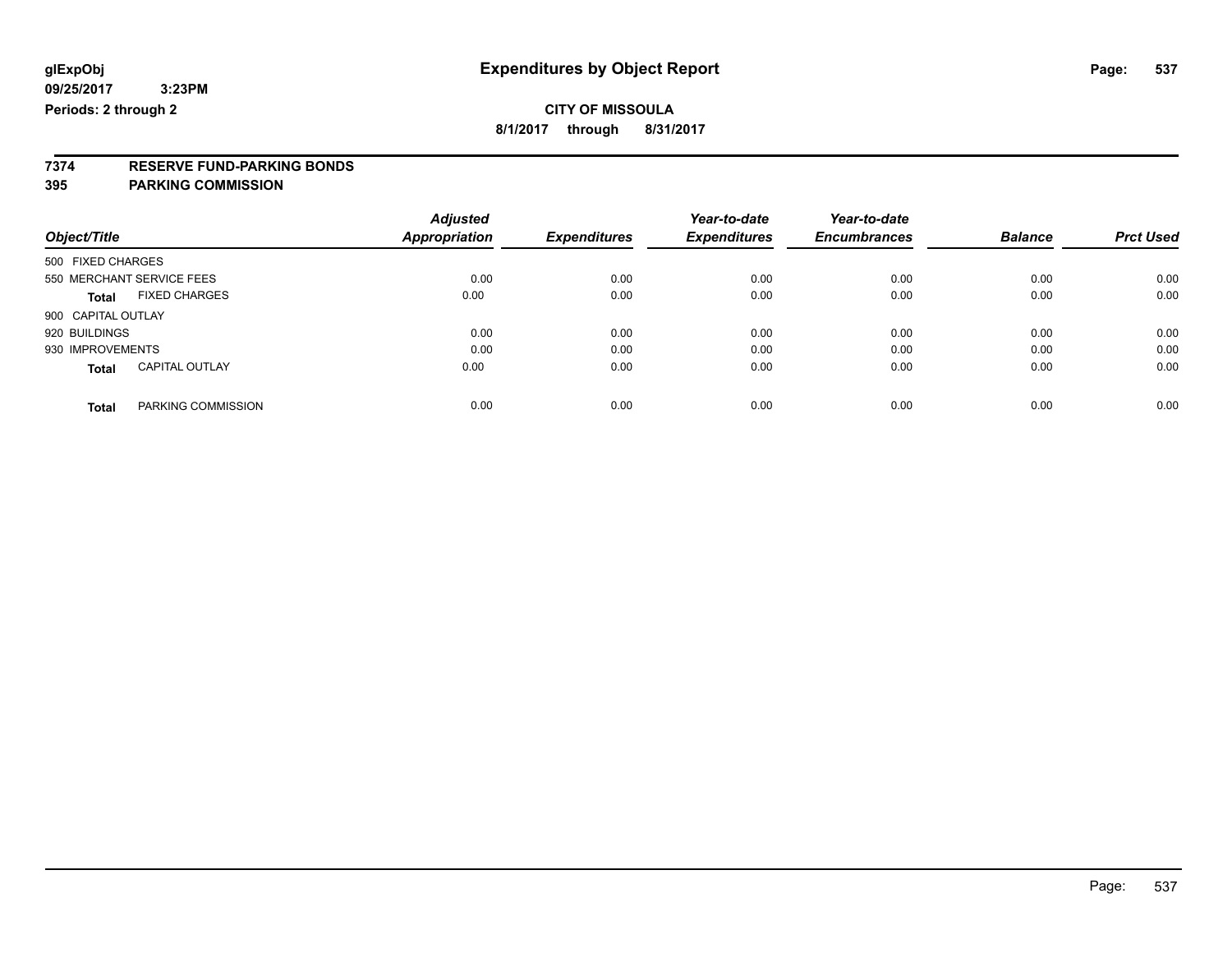**glExpObj** **Expenditures by Object Report**

**09/25/2017 3:23PM**

**Periods: 2 through 2**

**CITY OF MISSOULA**

**8/1/2017 through 8/31/2017**

**7374 RESERVE FUND-PARKING BONDS**

**395 PARKING COMMISSION**

| Object/Title | Adjusted Appropriation | Expenditures | Year-to-date Expenditures | Year-to-date Encumbrances | Balance | Prct Used |
|---|---|---|---|---|---|---|
| 500 FIXED CHARGES | | | | | | |
| 550 MERCHANT SERVICE FEES | 0.00 | 0.00 | 0.00 | 0.00 | 0.00 | 0.00 |
| **Total** FIXED CHARGES | 0.00 | 0.00 | 0.00 | 0.00 | 0.00 | 0.00 |
| 900 CAPITAL OUTLAY | | | | | | |
| 920 BUILDINGS | 0.00 | 0.00 | 0.00 | 0.00 | 0.00 | 0.00 |
| 930 IMPROVEMENTS | 0.00 | 0.00 | 0.00 | 0.00 | 0.00 | 0.00 |
| **Total** CAPITAL OUTLAY | 0.00 | 0.00 | 0.00 | 0.00 | 0.00 | 0.00 |
| **Total** PARKING COMMISSION | 0.00 | 0.00 | 0.00 | 0.00 | 0.00 | 0.00 |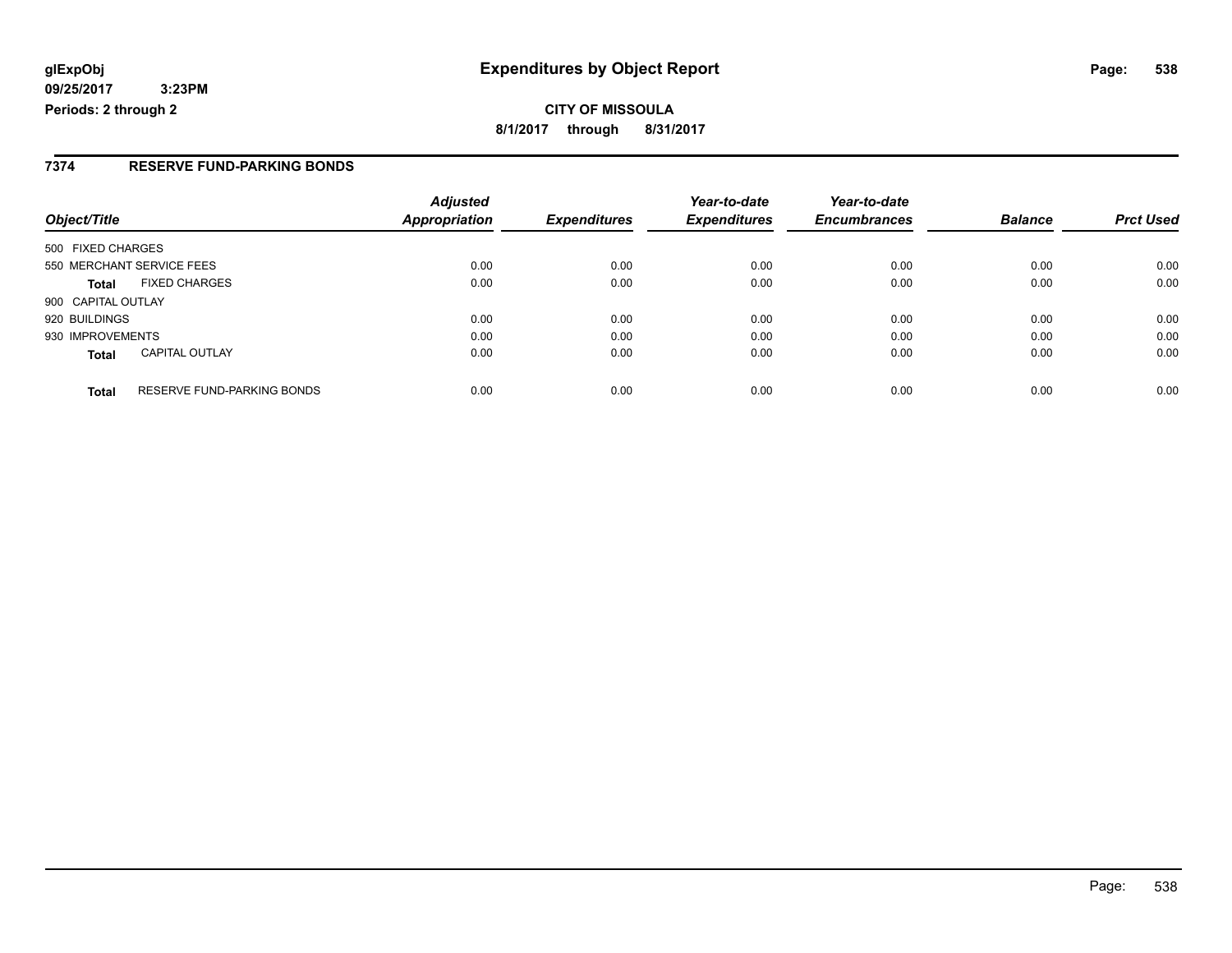**glExpObj** **Expenditures by Object Report**

**09/25/2017 3:23PM**

**Periods: 2 through 2**

**CITY OF MISSOULA**

**8/1/2017 through 8/31/2017**

## 7374 RESERVE FUND-PARKING BONDS

| Object/Title | | *Adjusted Appropriation* | *Expenditures* | *Year-to-date Expenditures* | *Year-to-date Encumbrances* | *Balance* | *Prct Used* |
|---|---|---|---|---|---|---|---|
| 500 FIXED CHARGES | | | | | | | |
| 550 MERCHANT SERVICE FEES | | 0.00 | 0.00 | 0.00 | 0.00 | 0.00 | 0.00 |
| **Total** | FIXED CHARGES | 0.00 | 0.00 | 0.00 | 0.00 | 0.00 | 0.00 |
| 900 CAPITAL OUTLAY | | | | | | | |
| 920 BUILDINGS | | 0.00 | 0.00 | 0.00 | 0.00 | 0.00 | 0.00 |
| 930 IMPROVEMENTS | | 0.00 | 0.00 | 0.00 | 0.00 | 0.00 | 0.00 |
| **Total** | CAPITAL OUTLAY | 0.00 | 0.00 | 0.00 | 0.00 | 0.00 | 0.00 |
| **Total** | RESERVE FUND-PARKING BONDS | 0.00 | 0.00 | 0.00 | 0.00 | 0.00 | 0.00 |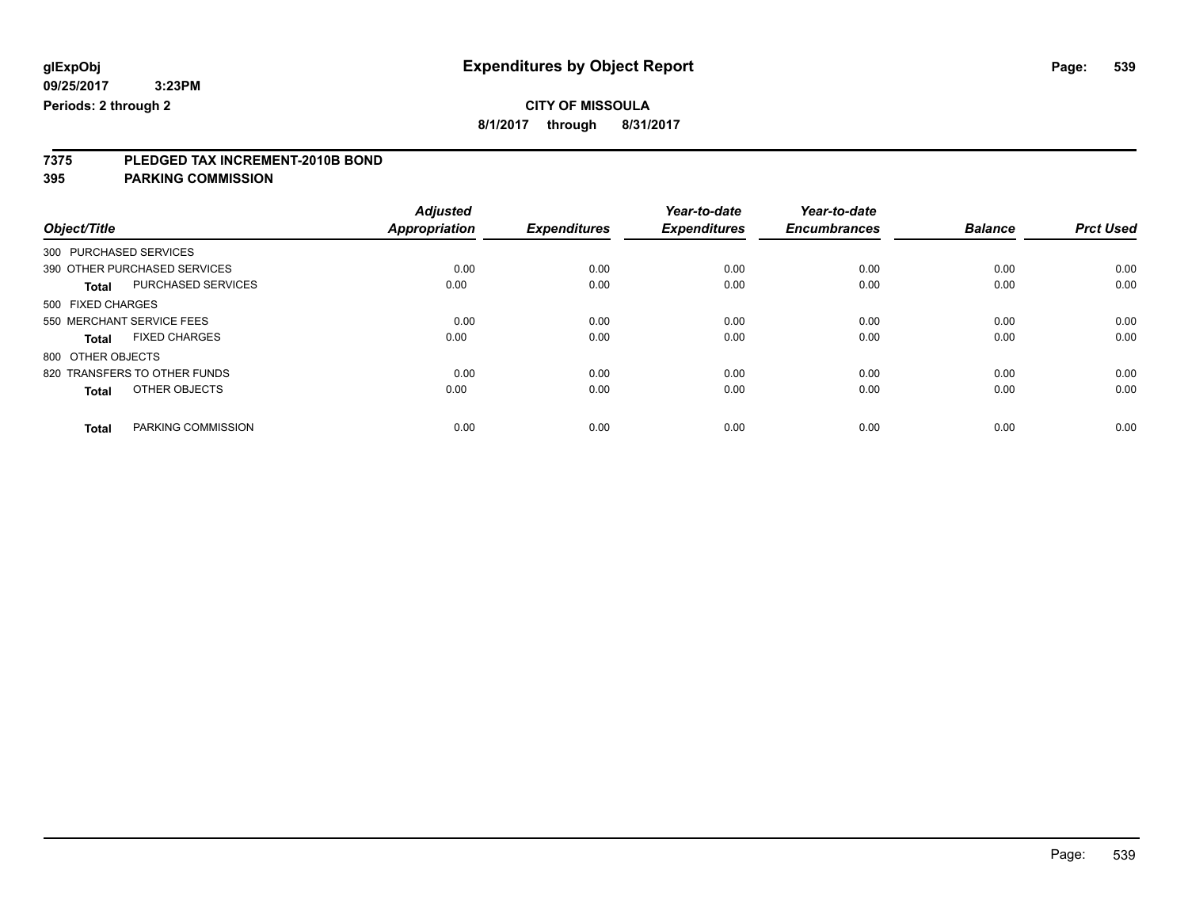**glExpObj**
**09/25/2017 3:23PM**
**Periods: 2 through 2**

# Expenditures by Object Report

**CITY OF MISSOULA**

**8/1/2017 through 8/31/2017**

**7375 PLEDGED TAX INCREMENT-2010B BOND**
**395 PARKING COMMISSION**

| Object/Title | | Adjusted Appropriation | Expenditures | Year-to-date Expenditures | Year-to-date Encumbrances | Balance | Prct Used |
|---|---|---|---|---|---|---|---|
| 300 PURCHASED SERVICES | | | | | | | |
| 390 OTHER PURCHASED SERVICES | | 0.00 | 0.00 | 0.00 | 0.00 | 0.00 | 0.00 |
| **Total** | PURCHASED SERVICES | 0.00 | 0.00 | 0.00 | 0.00 | 0.00 | 0.00 |
| 500 FIXED CHARGES | | | | | | | |
| 550 MERCHANT SERVICE FEES | | 0.00 | 0.00 | 0.00 | 0.00 | 0.00 | 0.00 |
| **Total** | FIXED CHARGES | 0.00 | 0.00 | 0.00 | 0.00 | 0.00 | 0.00 |
| 800 OTHER OBJECTS | | | | | | | |
| 820 TRANSFERS TO OTHER FUNDS | | 0.00 | 0.00 | 0.00 | 0.00 | 0.00 | 0.00 |
| **Total** | OTHER OBJECTS | 0.00 | 0.00 | 0.00 | 0.00 | 0.00 | 0.00 |
| **Total** | PARKING COMMISSION | 0.00 | 0.00 | 0.00 | 0.00 | 0.00 | 0.00 |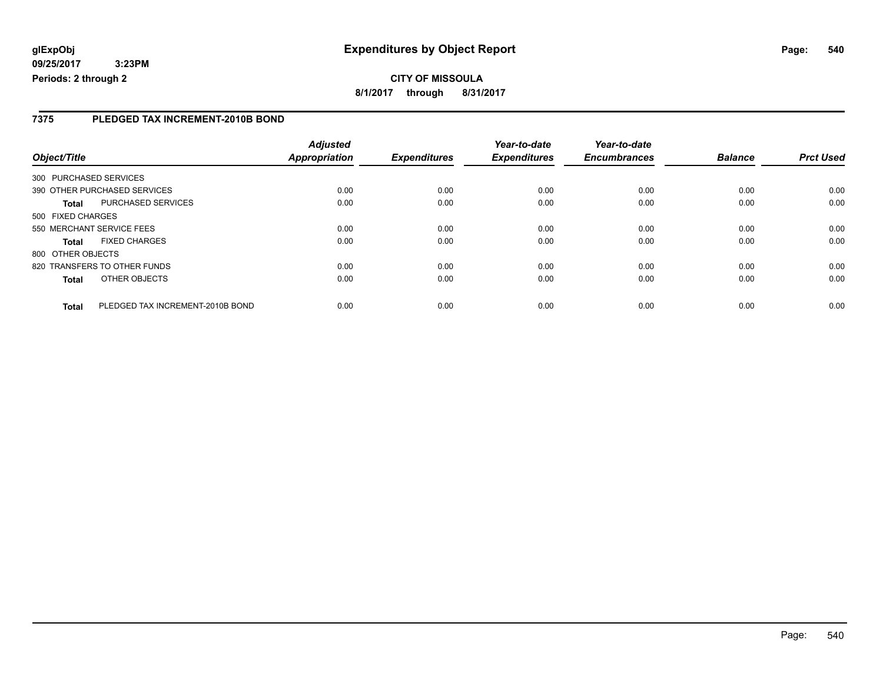# Expenditures by Object Report

glExpObj
09/25/2017 3:23PM
Periods: 2 through 2

**CITY OF MISSOULA**
**8/1/2017 through 8/31/2017**

## 7375 PLEDGED TAX INCREMENT-2010B BOND

| Object/Title | | Adjusted Appropriation | Expenditures | Year-to-date Expenditures | Year-to-date Encumbrances | Balance | Prct Used |
|---|---|---|---|---|---|---|---|
| 300 PURCHASED SERVICES | | | | | | | |
| 390 OTHER PURCHASED SERVICES | | 0.00 | 0.00 | 0.00 | 0.00 | 0.00 | 0.00 |
| **Total** | PURCHASED SERVICES | 0.00 | 0.00 | 0.00 | 0.00 | 0.00 | 0.00 |
| 500 FIXED CHARGES | | | | | | | |
| 550 MERCHANT SERVICE FEES | | 0.00 | 0.00 | 0.00 | 0.00 | 0.00 | 0.00 |
| **Total** | FIXED CHARGES | 0.00 | 0.00 | 0.00 | 0.00 | 0.00 | 0.00 |
| 800 OTHER OBJECTS | | | | | | | |
| 820 TRANSFERS TO OTHER FUNDS | | 0.00 | 0.00 | 0.00 | 0.00 | 0.00 | 0.00 |
| **Total** | OTHER OBJECTS | 0.00 | 0.00 | 0.00 | 0.00 | 0.00 | 0.00 |
| **Total** | PLEDGED TAX INCREMENT-2010B BOND | 0.00 | 0.00 | 0.00 | 0.00 | 0.00 | 0.00 |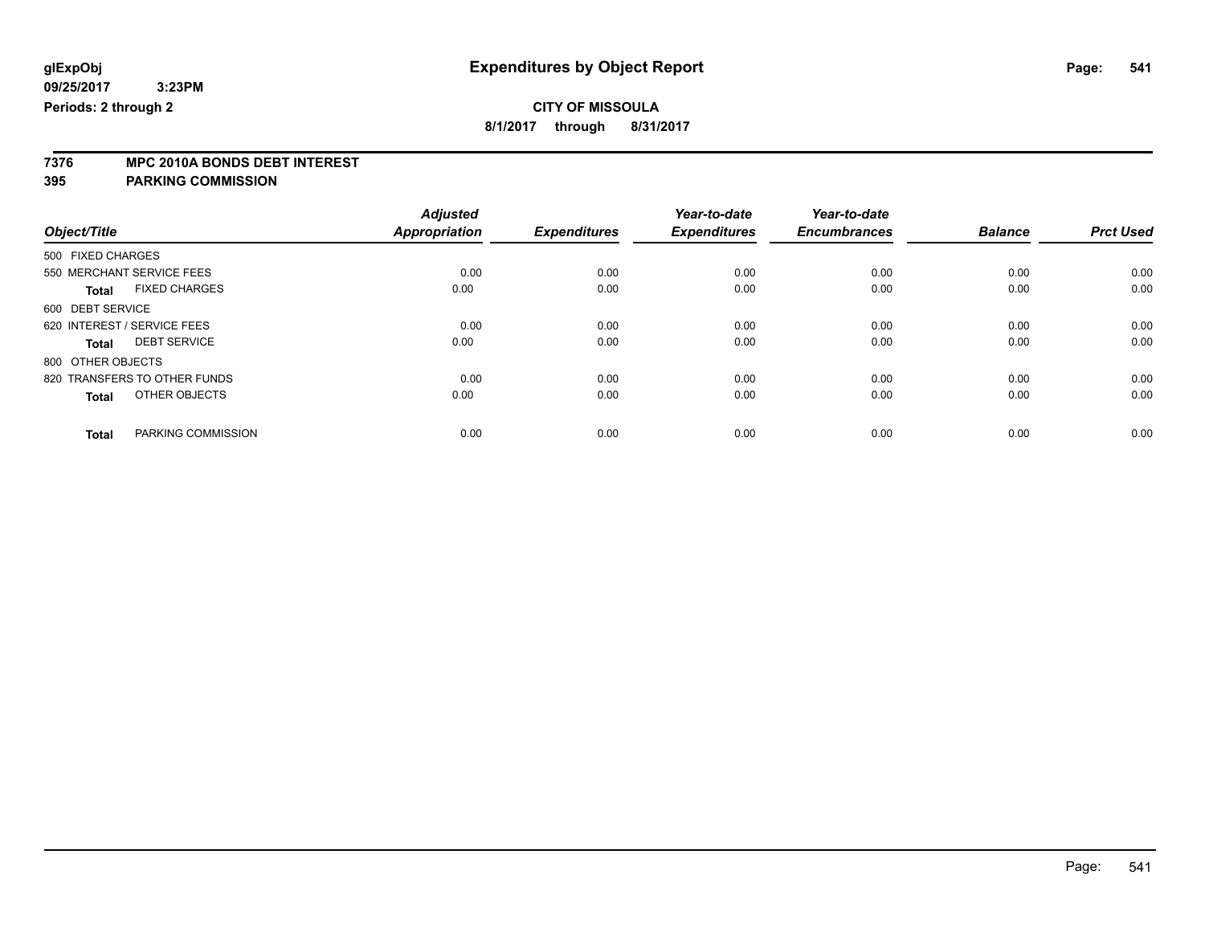# Expenditures by Object Report

glExpObj
09/25/2017 3:23PM
Periods: 2 through 2

**CITY OF MISSOULA**
**8/1/2017 through 8/31/2017**

**7376 MPC 2010A BONDS DEBT INTEREST**
**395 PARKING COMMISSION**

| Object/Title | Adjusted Appropriation | Expenditures | Year-to-date Expenditures | Year-to-date Encumbrances | Balance | Prct Used |
|---|---|---|---|---|---|---|
| 500 FIXED CHARGES | | | | | | |
| 550 MERCHANT SERVICE FEES | 0.00 | 0.00 | 0.00 | 0.00 | 0.00 | 0.00 |
| **Total** FIXED CHARGES | 0.00 | 0.00 | 0.00 | 0.00 | 0.00 | 0.00 |
| 600 DEBT SERVICE | | | | | | |
| 620 INTEREST / SERVICE FEES | 0.00 | 0.00 | 0.00 | 0.00 | 0.00 | 0.00 |
| **Total** DEBT SERVICE | 0.00 | 0.00 | 0.00 | 0.00 | 0.00 | 0.00 |
| 800 OTHER OBJECTS | | | | | | |
| 820 TRANSFERS TO OTHER FUNDS | 0.00 | 0.00 | 0.00 | 0.00 | 0.00 | 0.00 |
| **Total** OTHER OBJECTS | 0.00 | 0.00 | 0.00 | 0.00 | 0.00 | 0.00 |
| **Total** PARKING COMMISSION | 0.00 | 0.00 | 0.00 | 0.00 | 0.00 | 0.00 |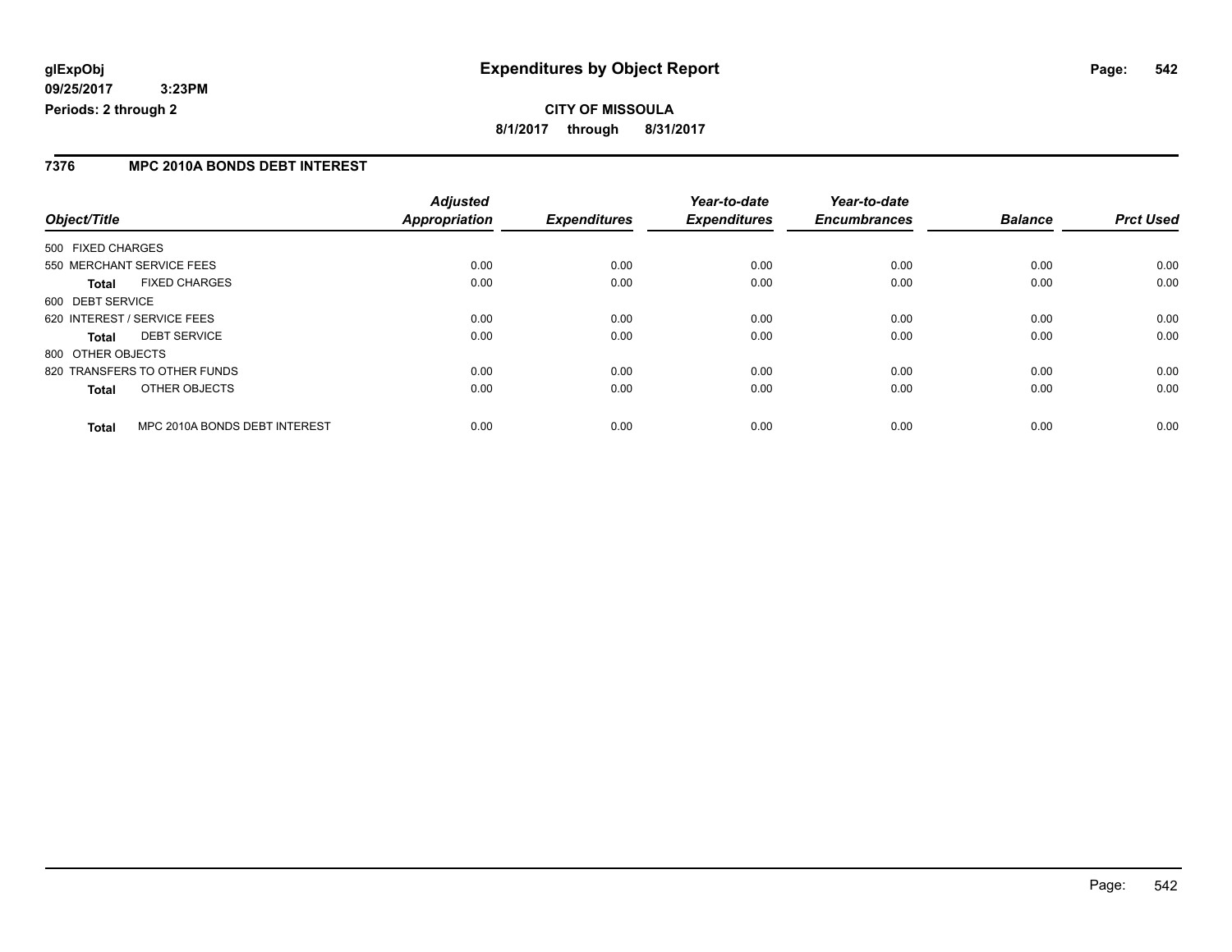# Expenditures by Object Report

glExpObj
09/25/2017 3:23PM
Periods: 2 through 2

**CITY OF MISSOULA**
**8/1/2017 through 8/31/2017**

## 7376 MPC 2010A BONDS DEBT INTEREST

| Object/Title | Adjusted Appropriation | Expenditures | Year-to-date Expenditures | Year-to-date Encumbrances | Balance | Prct Used |
|---|---|---|---|---|---|---|
| 500 FIXED CHARGES | | | | | | |
| 550 MERCHANT SERVICE FEES | 0.00 | 0.00 | 0.00 | 0.00 | 0.00 | 0.00 |
| **Total** FIXED CHARGES | 0.00 | 0.00 | 0.00 | 0.00 | 0.00 | 0.00 |
| 600 DEBT SERVICE | | | | | | |
| 620 INTEREST / SERVICE FEES | 0.00 | 0.00 | 0.00 | 0.00 | 0.00 | 0.00 |
| **Total** DEBT SERVICE | 0.00 | 0.00 | 0.00 | 0.00 | 0.00 | 0.00 |
| 800 OTHER OBJECTS | | | | | | |
| 820 TRANSFERS TO OTHER FUNDS | 0.00 | 0.00 | 0.00 | 0.00 | 0.00 | 0.00 |
| **Total** OTHER OBJECTS | 0.00 | 0.00 | 0.00 | 0.00 | 0.00 | 0.00 |
| **Total** MPC 2010A BONDS DEBT INTEREST | 0.00 | 0.00 | 0.00 | 0.00 | 0.00 | 0.00 |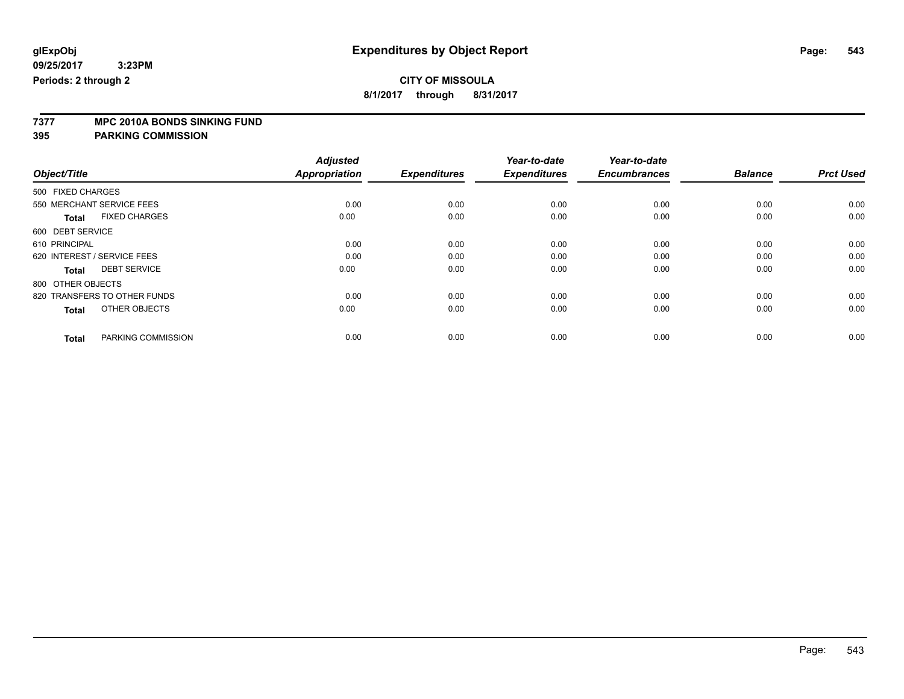# Expenditures by Object Report

glExpObj
09/25/2017 3:23PM
Periods: 2 through 2

**CITY OF MISSOULA**
**8/1/2017 through 8/31/2017**

## 7377 MPC 2010A BONDS SINKING FUND
## 395 PARKING COMMISSION

| Object/Title | Adjusted Appropriation | Expenditures | Year-to-date Expenditures | Year-to-date Encumbrances | Balance | Prct Used |
|---|---|---|---|---|---|---|
| 500 FIXED CHARGES | | | | | | |
| 550 MERCHANT SERVICE FEES | 0.00 | 0.00 | 0.00 | 0.00 | 0.00 | 0.00 |
| **Total** FIXED CHARGES | 0.00 | 0.00 | 0.00 | 0.00 | 0.00 | 0.00 |
| 600 DEBT SERVICE | | | | | | |
| 610 PRINCIPAL | 0.00 | 0.00 | 0.00 | 0.00 | 0.00 | 0.00 |
| 620 INTEREST / SERVICE FEES | 0.00 | 0.00 | 0.00 | 0.00 | 0.00 | 0.00 |
| **Total** DEBT SERVICE | 0.00 | 0.00 | 0.00 | 0.00 | 0.00 | 0.00 |
| 800 OTHER OBJECTS | | | | | | |
| 820 TRANSFERS TO OTHER FUNDS | 0.00 | 0.00 | 0.00 | 0.00 | 0.00 | 0.00 |
| **Total** OTHER OBJECTS | 0.00 | 0.00 | 0.00 | 0.00 | 0.00 | 0.00 |
| **Total** PARKING COMMISSION | 0.00 | 0.00 | 0.00 | 0.00 | 0.00 | 0.00 |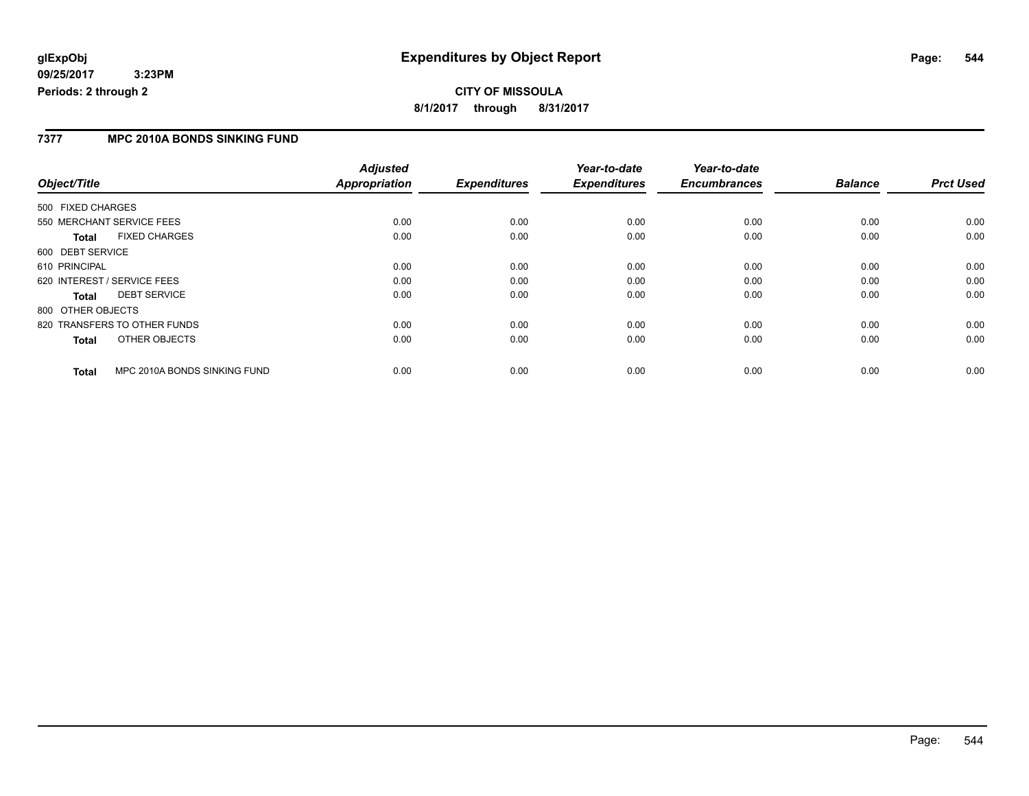# Expenditures by Object Report

glExpObj
09/25/2017 3:23PM
Periods: 2 through 2

**CITY OF MISSOULA**
**8/1/2017 through 8/31/2017**

## 7377 MPC 2010A BONDS SINKING FUND

| Object/Title | Adjusted Appropriation | Expenditures | Year-to-date Expenditures | Year-to-date Encumbrances | Balance | Prct Used |
|---|---|---|---|---|---|---|
| 500 FIXED CHARGES | | | | | | |
| 550 MERCHANT SERVICE FEES | 0.00 | 0.00 | 0.00 | 0.00 | 0.00 | 0.00 |
| **Total** FIXED CHARGES | 0.00 | 0.00 | 0.00 | 0.00 | 0.00 | 0.00 |
| 600 DEBT SERVICE | | | | | | |
| 610 PRINCIPAL | 0.00 | 0.00 | 0.00 | 0.00 | 0.00 | 0.00 |
| 620 INTEREST / SERVICE FEES | 0.00 | 0.00 | 0.00 | 0.00 | 0.00 | 0.00 |
| **Total** DEBT SERVICE | 0.00 | 0.00 | 0.00 | 0.00 | 0.00 | 0.00 |
| 800 OTHER OBJECTS | | | | | | |
| 820 TRANSFERS TO OTHER FUNDS | 0.00 | 0.00 | 0.00 | 0.00 | 0.00 | 0.00 |
| **Total** OTHER OBJECTS | 0.00 | 0.00 | 0.00 | 0.00 | 0.00 | 0.00 |
| **Total** MPC 2010A BONDS SINKING FUND | 0.00 | 0.00 | 0.00 | 0.00 | 0.00 | 0.00 |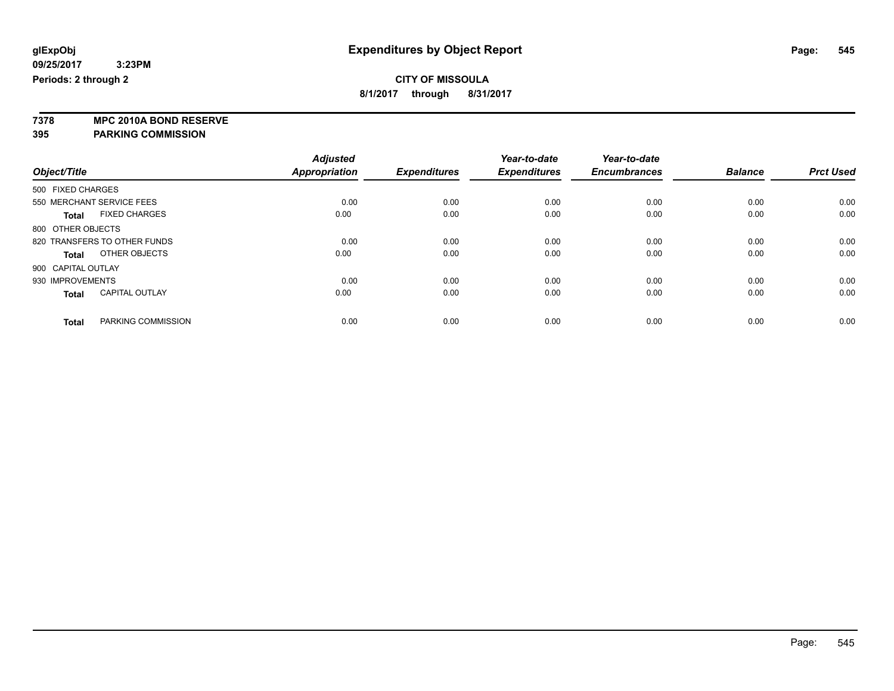**glExpObj**
**09/25/2017 3:23PM**
**Periods: 2 through 2**

# Expenditures by Object Report

**CITY OF MISSOULA**
**8/1/2017 through 8/31/2017**

**7378 MPC 2010A BOND RESERVE**
**395 PARKING COMMISSION**

| Object/Title | | Adjusted Appropriation | Expenditures | Year-to-date Expenditures | Year-to-date Encumbrances | Balance | Prct Used |
|---|---|---|---|---|---|---|---|
| 500 FIXED CHARGES | | | | | | | |
| 550 MERCHANT SERVICE FEES | | 0.00 | 0.00 | 0.00 | 0.00 | 0.00 | 0.00 |
| **Total** | FIXED CHARGES | 0.00 | 0.00 | 0.00 | 0.00 | 0.00 | 0.00 |
| 800 OTHER OBJECTS | | | | | | | |
| 820 TRANSFERS TO OTHER FUNDS | | 0.00 | 0.00 | 0.00 | 0.00 | 0.00 | 0.00 |
| **Total** | OTHER OBJECTS | 0.00 | 0.00 | 0.00 | 0.00 | 0.00 | 0.00 |
| 900 CAPITAL OUTLAY | | | | | | | |
| 930 IMPROVEMENTS | | 0.00 | 0.00 | 0.00 | 0.00 | 0.00 | 0.00 |
| **Total** | CAPITAL OUTLAY | 0.00 | 0.00 | 0.00 | 0.00 | 0.00 | 0.00 |
| **Total** | PARKING COMMISSION | 0.00 | 0.00 | 0.00 | 0.00 | 0.00 | 0.00 |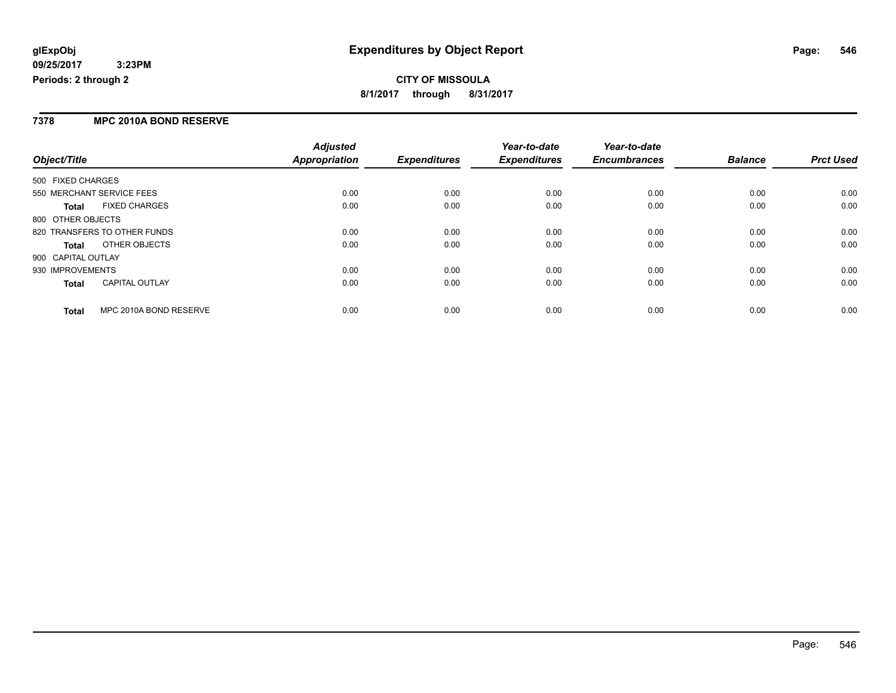# Expenditures by Object Report

glExpObj
09/25/2017 3:23PM
Periods: 2 through 2

**CITY OF MISSOULA**
8/1/2017 through 8/31/2017

## 7378 MPC 2010A BOND RESERVE

| Object/Title | | Adjusted Appropriation | Expenditures | Year-to-date Expenditures | Year-to-date Encumbrances | Balance | Prct Used |
|---|---|---|---|---|---|---|---|
| 500 FIXED CHARGES | | | | | | | |
| 550 MERCHANT SERVICE FEES | | 0.00 | 0.00 | 0.00 | 0.00 | 0.00 | 0.00 |
| **Total** | FIXED CHARGES | 0.00 | 0.00 | 0.00 | 0.00 | 0.00 | 0.00 |
| 800 OTHER OBJECTS | | | | | | | |
| 820 TRANSFERS TO OTHER FUNDS | | 0.00 | 0.00 | 0.00 | 0.00 | 0.00 | 0.00 |
| **Total** | OTHER OBJECTS | 0.00 | 0.00 | 0.00 | 0.00 | 0.00 | 0.00 |
| 900 CAPITAL OUTLAY | | | | | | | |
| 930 IMPROVEMENTS | | 0.00 | 0.00 | 0.00 | 0.00 | 0.00 | 0.00 |
| **Total** | CAPITAL OUTLAY | 0.00 | 0.00 | 0.00 | 0.00 | 0.00 | 0.00 |
| **Total** | MPC 2010A BOND RESERVE | 0.00 | 0.00 | 0.00 | 0.00 | 0.00 | 0.00 |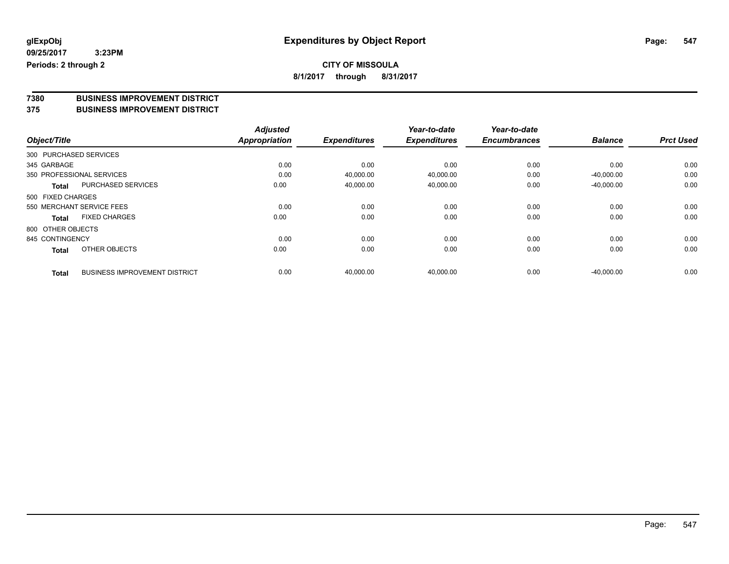**glExpObj**
**09/25/2017 3:23PM**
**Periods: 2 through 2**

# Expenditures by Object Report

**CITY OF MISSOULA**
**8/1/2017 through 8/31/2017**

## 7380 BUSINESS IMPROVEMENT DISTRICT
## 375 BUSINESS IMPROVEMENT DISTRICT

| Object/Title | | Adjusted Appropriation | Expenditures | Year-to-date Expenditures | Year-to-date Encumbrances | Balance | Prct Used |
|---|---|---|---|---|---|---|---|
| 300 PURCHASED SERVICES | | | | | | | |
| 345 GARBAGE | | 0.00 | 0.00 | 0.00 | 0.00 | 0.00 | 0.00 |
| 350 PROFESSIONAL SERVICES | | 0.00 | 40,000.00 | 40,000.00 | 0.00 | -40,000.00 | 0.00 |
| **Total** | PURCHASED SERVICES | 0.00 | 40,000.00 | 40,000.00 | 0.00 | -40,000.00 | 0.00 |
| 500 FIXED CHARGES | | | | | | | |
| 550 MERCHANT SERVICE FEES | | 0.00 | 0.00 | 0.00 | 0.00 | 0.00 | 0.00 |
| **Total** | FIXED CHARGES | 0.00 | 0.00 | 0.00 | 0.00 | 0.00 | 0.00 |
| 800 OTHER OBJECTS | | | | | | | |
| 845 CONTINGENCY | | 0.00 | 0.00 | 0.00 | 0.00 | 0.00 | 0.00 |
| **Total** | OTHER OBJECTS | 0.00 | 0.00 | 0.00 | 0.00 | 0.00 | 0.00 |
| **Total** | BUSINESS IMPROVEMENT DISTRICT | 0.00 | 40,000.00 | 40,000.00 | 0.00 | -40,000.00 | 0.00 |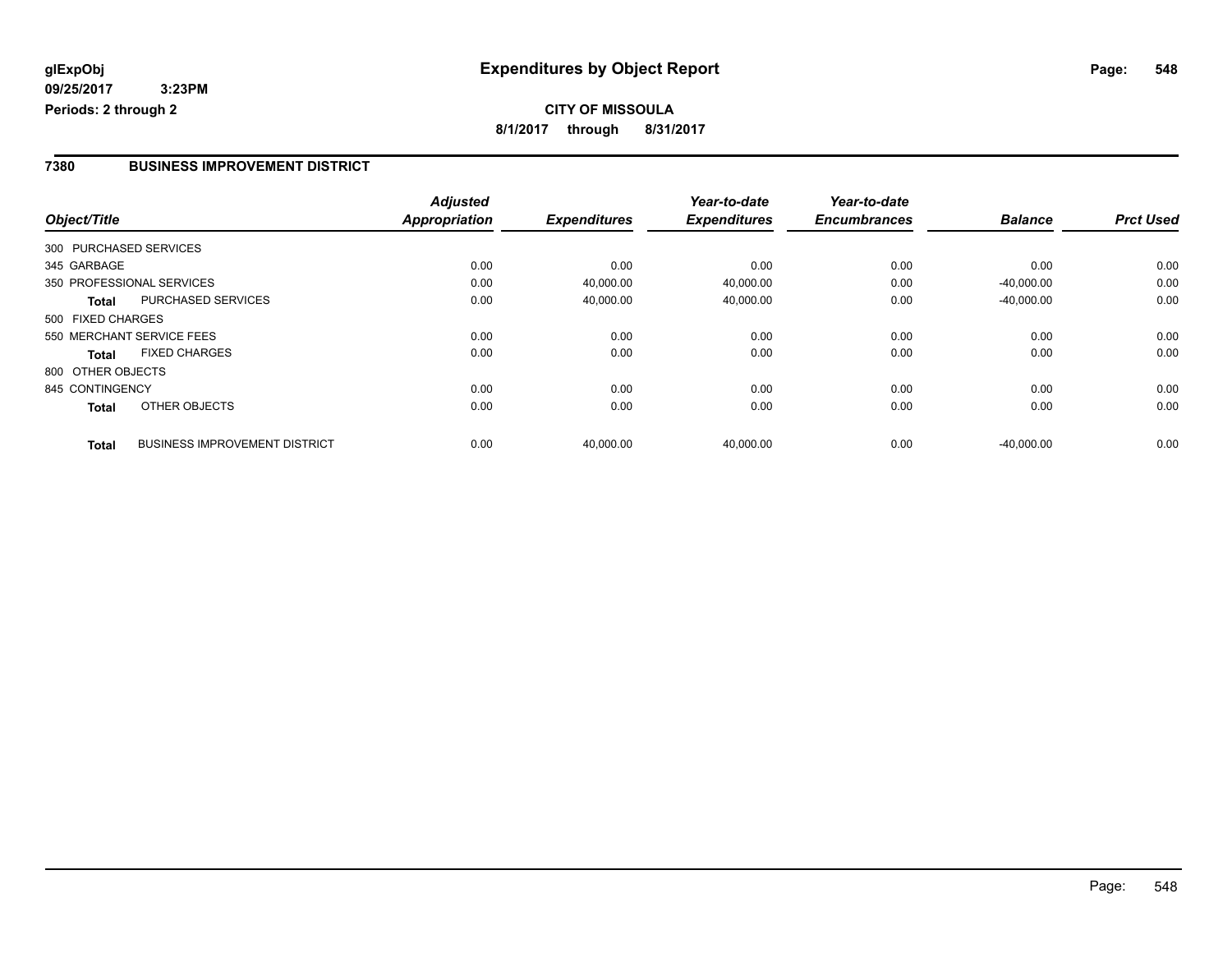**glExpObj** 09/25/2017 3:23PM
**Periods: 2 through 2**

# Expenditures by Object Report

**CITY OF MISSOULA**
**8/1/2017 through 8/31/2017**

## 7380 BUSINESS IMPROVEMENT DISTRICT

| Object/Title | | *Adjusted Appropriation* | *Expenditures* | *Year-to-date Expenditures* | *Year-to-date Encumbrances* | *Balance* | *Prct Used* |
|---|---|---|---|---|---|---|---|
| 300 PURCHASED SERVICES | | | | | | | |
| 345 GARBAGE | | 0.00 | 0.00 | 0.00 | 0.00 | 0.00 | 0.00 |
| 350 PROFESSIONAL SERVICES | | 0.00 | 40,000.00 | 40,000.00 | 0.00 | -40,000.00 | 0.00 |
| **Total** | PURCHASED SERVICES | 0.00 | 40,000.00 | 40,000.00 | 0.00 | -40,000.00 | 0.00 |
| 500 FIXED CHARGES | | | | | | | |
| 550 MERCHANT SERVICE FEES | | 0.00 | 0.00 | 0.00 | 0.00 | 0.00 | 0.00 |
| **Total** | FIXED CHARGES | 0.00 | 0.00 | 0.00 | 0.00 | 0.00 | 0.00 |
| 800 OTHER OBJECTS | | | | | | | |
| 845 CONTINGENCY | | 0.00 | 0.00 | 0.00 | 0.00 | 0.00 | 0.00 |
| **Total** | OTHER OBJECTS | 0.00 | 0.00 | 0.00 | 0.00 | 0.00 | 0.00 |
| **Total** | BUSINESS IMPROVEMENT DISTRICT | 0.00 | 40,000.00 | 40,000.00 | 0.00 | -40,000.00 | 0.00 |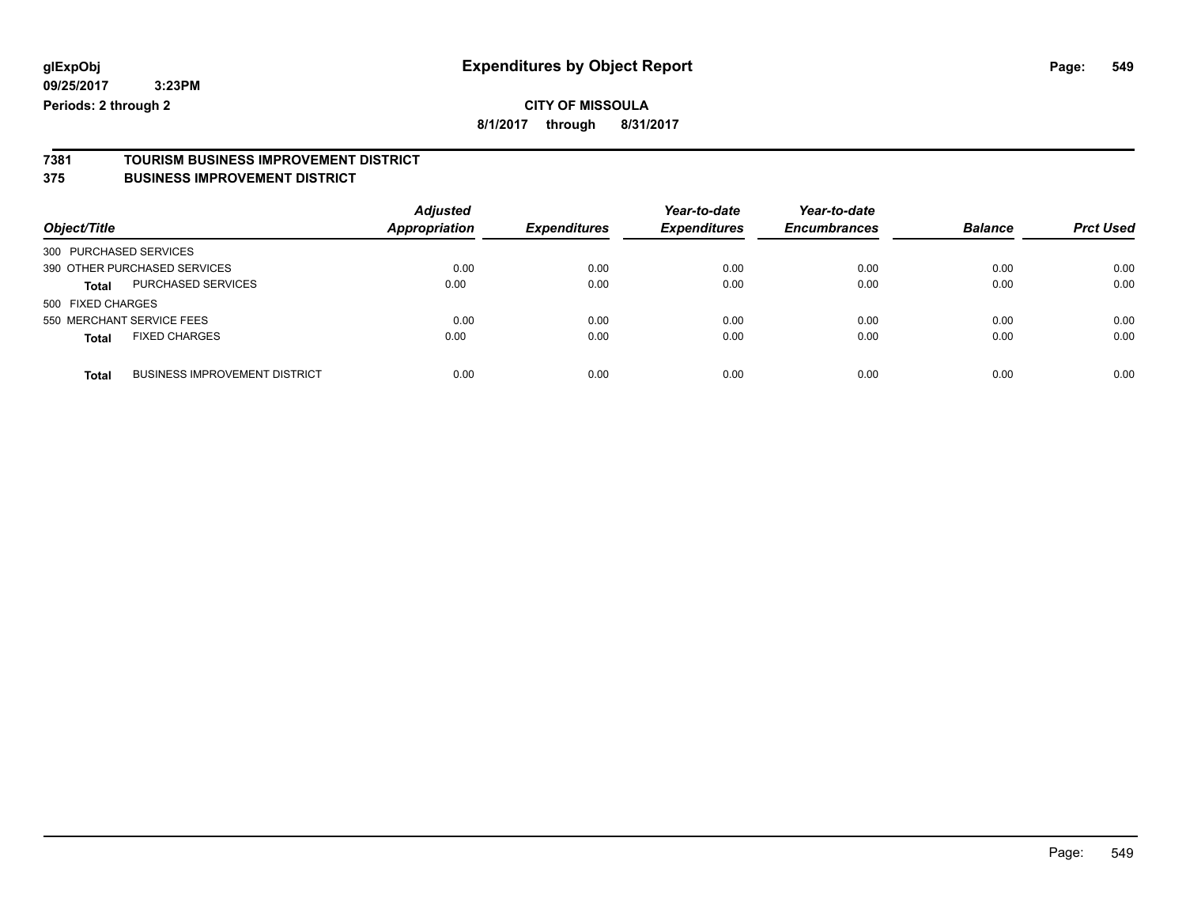glExpObj
09/25/2017 3:23PM
Periods: 2 through 2

# Expenditures by Object Report

**CITY OF MISSOULA**
**8/1/2017 through 8/31/2017**

## 7381 TOURISM BUSINESS IMPROVEMENT DISTRICT
## 375 BUSINESS IMPROVEMENT DISTRICT

| Object/Title | | Adjusted Appropriation | Expenditures | Year-to-date Expenditures | Year-to-date Encumbrances | Balance | Prct Used |
|---|---|---|---|---|---|---|---|
| 300 PURCHASED SERVICES | | | | | | | |
| 390 OTHER PURCHASED SERVICES | | 0.00 | 0.00 | 0.00 | 0.00 | 0.00 | 0.00 |
| **Total** | PURCHASED SERVICES | 0.00 | 0.00 | 0.00 | 0.00 | 0.00 | 0.00 |
| 500 FIXED CHARGES | | | | | | | |
| 550 MERCHANT SERVICE FEES | | 0.00 | 0.00 | 0.00 | 0.00 | 0.00 | 0.00 |
| **Total** | FIXED CHARGES | 0.00 | 0.00 | 0.00 | 0.00 | 0.00 | 0.00 |
| **Total** | BUSINESS IMPROVEMENT DISTRICT | 0.00 | 0.00 | 0.00 | 0.00 | 0.00 | 0.00 |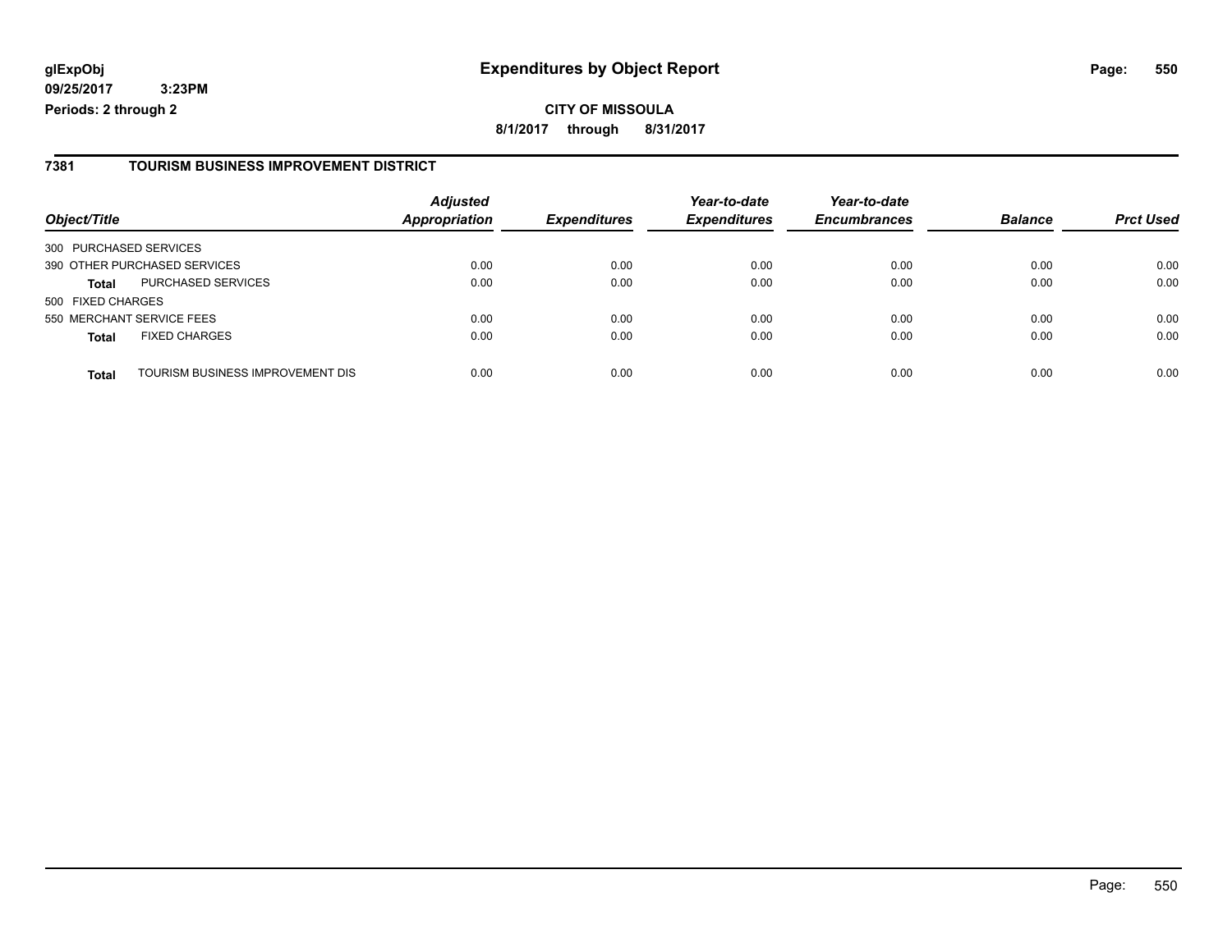**glExpObj** **Expenditures by Object Report**

**09/25/2017 3:23PM**

**Periods: 2 through 2**

**CITY OF MISSOULA**

**8/1/2017 through 8/31/2017**

## 7381 TOURISM BUSINESS IMPROVEMENT DISTRICT

| Object/Title | | Adjusted Appropriation | Expenditures | Year-to-date Expenditures | Year-to-date Encumbrances | Balance | Prct Used |
|---|---|---|---|---|---|---|---|
| 300 PURCHASED SERVICES | | | | | | | |
| 390 OTHER PURCHASED SERVICES | | 0.00 | 0.00 | 0.00 | 0.00 | 0.00 | 0.00 |
| **Total** | PURCHASED SERVICES | 0.00 | 0.00 | 0.00 | 0.00 | 0.00 | 0.00 |
| 500 FIXED CHARGES | | | | | | | |
| 550 MERCHANT SERVICE FEES | | 0.00 | 0.00 | 0.00 | 0.00 | 0.00 | 0.00 |
| **Total** | FIXED CHARGES | 0.00 | 0.00 | 0.00 | 0.00 | 0.00 | 0.00 |
| **Total** | TOURISM BUSINESS IMPROVEMENT DIS | 0.00 | 0.00 | 0.00 | 0.00 | 0.00 | 0.00 |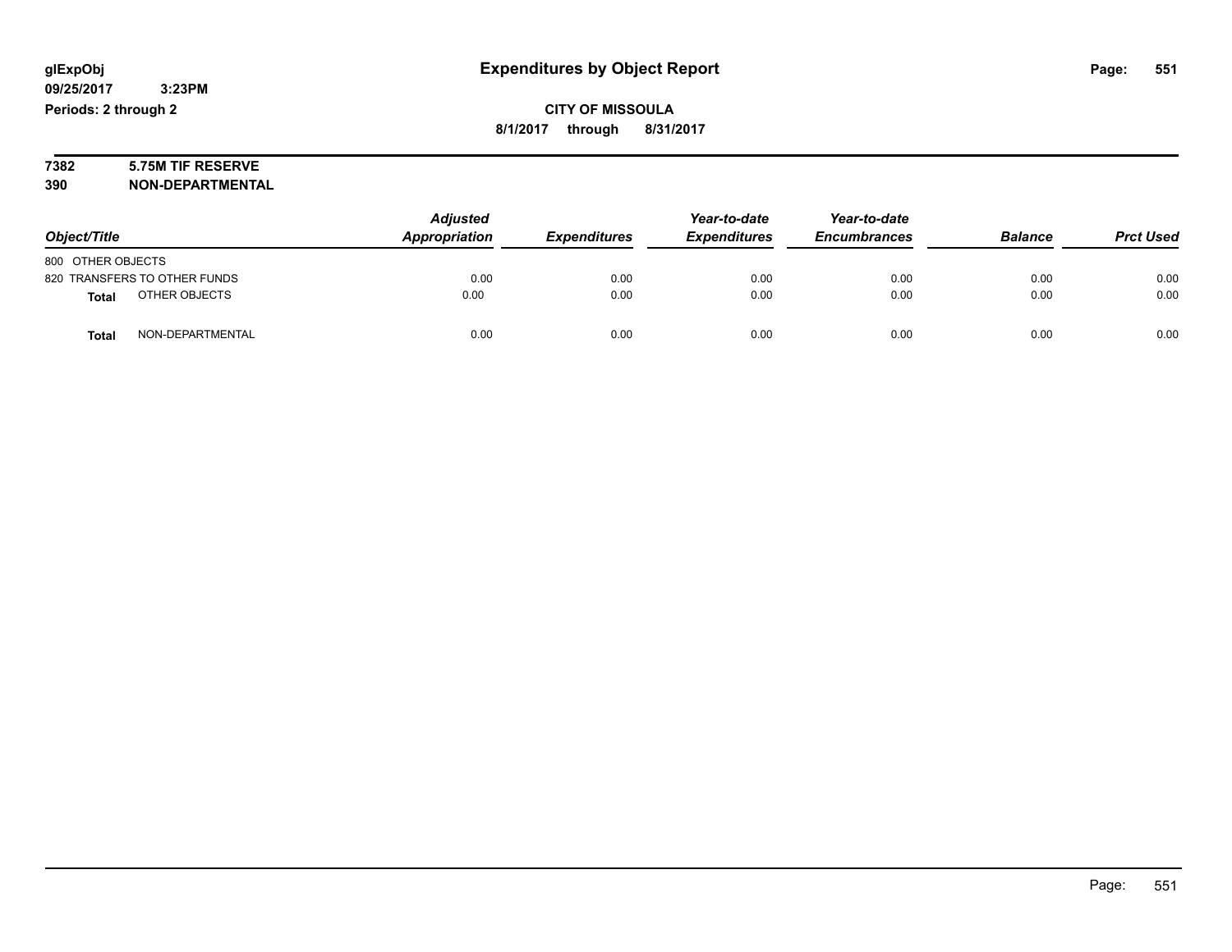glExpObj
09/25/2017 3:23PM
Periods: 2 through 2

# Expenditures by Object Report

**CITY OF MISSOULA**
**8/1/2017 through 8/31/2017**

**7382 5.75M TIF RESERVE**
**390 NON-DEPARTMENTAL**

| Object/Title | Adjusted Appropriation | Expenditures | Year-to-date Expenditures | Year-to-date Encumbrances | Balance | Prct Used |
|---|---|---|---|---|---|---|
| 800 OTHER OBJECTS | | | | | | |
| 820 TRANSFERS TO OTHER FUNDS | 0.00 | 0.00 | 0.00 | 0.00 | 0.00 | 0.00 |
| **Total** OTHER OBJECTS | 0.00 | 0.00 | 0.00 | 0.00 | 0.00 | 0.00 |
| **Total** NON-DEPARTMENTAL | 0.00 | 0.00 | 0.00 | 0.00 | 0.00 | 0.00 |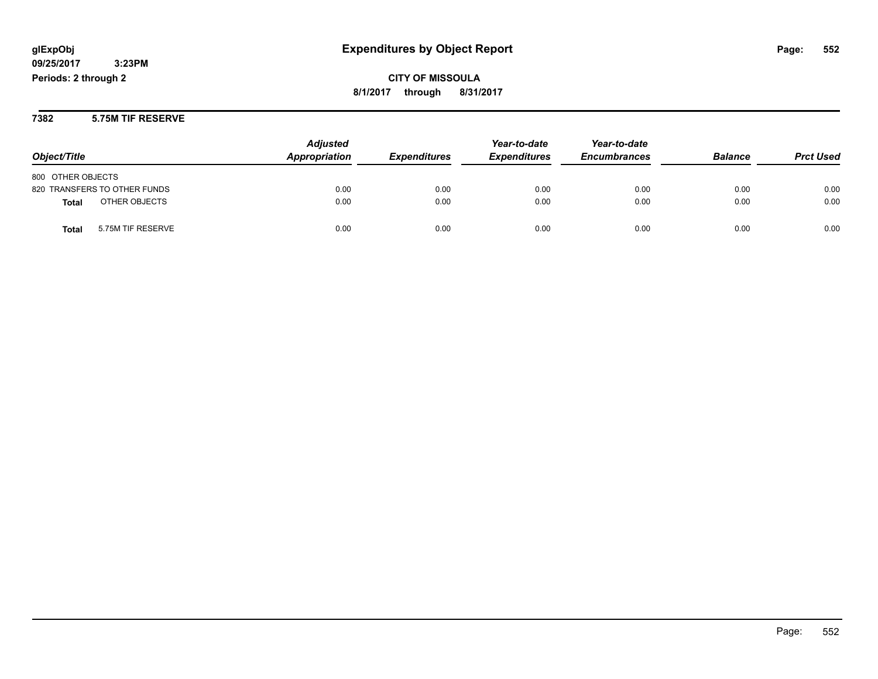# Expenditures by Object Report

glExpObj
09/25/2017 3:23PM
Periods: 2 through 2

**CITY OF MISSOULA**
**8/1/2017 through 8/31/2017**

### 7382 5.75M TIF RESERVE

| Object/Title | Adjusted Appropriation | Expenditures | Year-to-date Expenditures | Year-to-date Encumbrances | Balance | Prct Used |
|---|---|---|---|---|---|---|
| 800 OTHER OBJECTS | | | | | | |
| 820 TRANSFERS TO OTHER FUNDS | 0.00 | 0.00 | 0.00 | 0.00 | 0.00 | 0.00 |
| **Total** OTHER OBJECTS | 0.00 | 0.00 | 0.00 | 0.00 | 0.00 | 0.00 |
| **Total** 5.75M TIF RESERVE | 0.00 | 0.00 | 0.00 | 0.00 | 0.00 | 0.00 |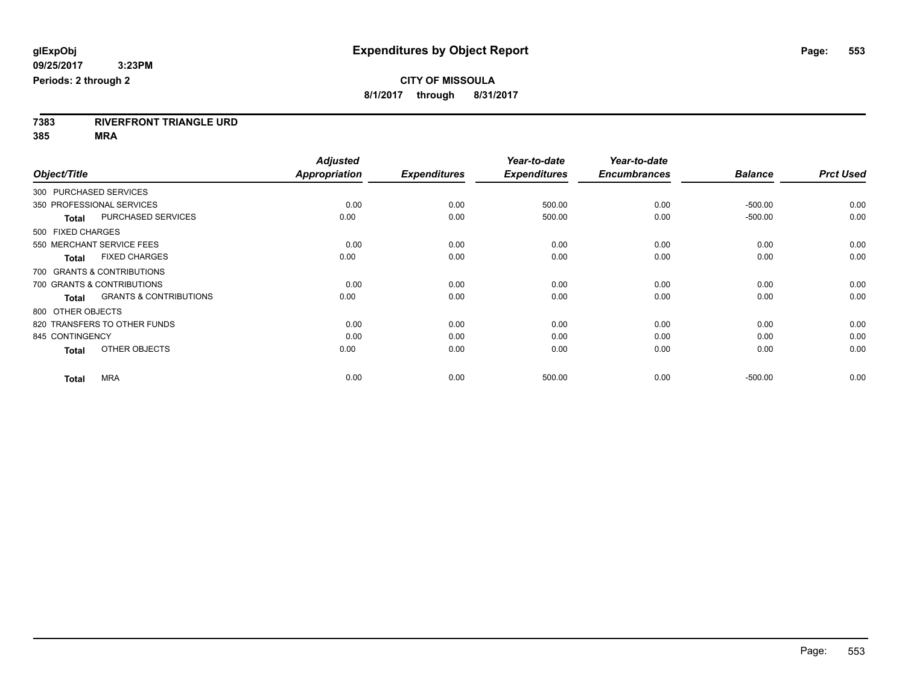**glExpObj**
**09/25/2017 3:23PM**
**Periods: 2 through 2**

# Expenditures by Object Report

**CITY OF MISSOULA**
**8/1/2017 through 8/31/2017**

**7383 RIVERFRONT TRIANGLE URD**
**385 MRA**

| Object/Title | Adjusted Appropriation | Expenditures | Year-to-date Expenditures | Year-to-date Encumbrances | Balance | Prct Used |
|---|---|---|---|---|---|---|
| 300 PURCHASED SERVICES | | | | | | |
| 350 PROFESSIONAL SERVICES | 0.00 | 0.00 | 500.00 | 0.00 | -500.00 | 0.00 |
| **Total** PURCHASED SERVICES | 0.00 | 0.00 | 500.00 | 0.00 | -500.00 | 0.00 |
| 500 FIXED CHARGES | | | | | | |
| 550 MERCHANT SERVICE FEES | 0.00 | 0.00 | 0.00 | 0.00 | 0.00 | 0.00 |
| **Total** FIXED CHARGES | 0.00 | 0.00 | 0.00 | 0.00 | 0.00 | 0.00 |
| 700 GRANTS & CONTRIBUTIONS | | | | | | |
| 700 GRANTS & CONTRIBUTIONS | 0.00 | 0.00 | 0.00 | 0.00 | 0.00 | 0.00 |
| **Total** GRANTS & CONTRIBUTIONS | 0.00 | 0.00 | 0.00 | 0.00 | 0.00 | 0.00 |
| 800 OTHER OBJECTS | | | | | | |
| 820 TRANSFERS TO OTHER FUNDS | 0.00 | 0.00 | 0.00 | 0.00 | 0.00 | 0.00 |
| 845 CONTINGENCY | 0.00 | 0.00 | 0.00 | 0.00 | 0.00 | 0.00 |
| **Total** OTHER OBJECTS | 0.00 | 0.00 | 0.00 | 0.00 | 0.00 | 0.00 |
| **Total** MRA | 0.00 | 0.00 | 500.00 | 0.00 | -500.00 | 0.00 |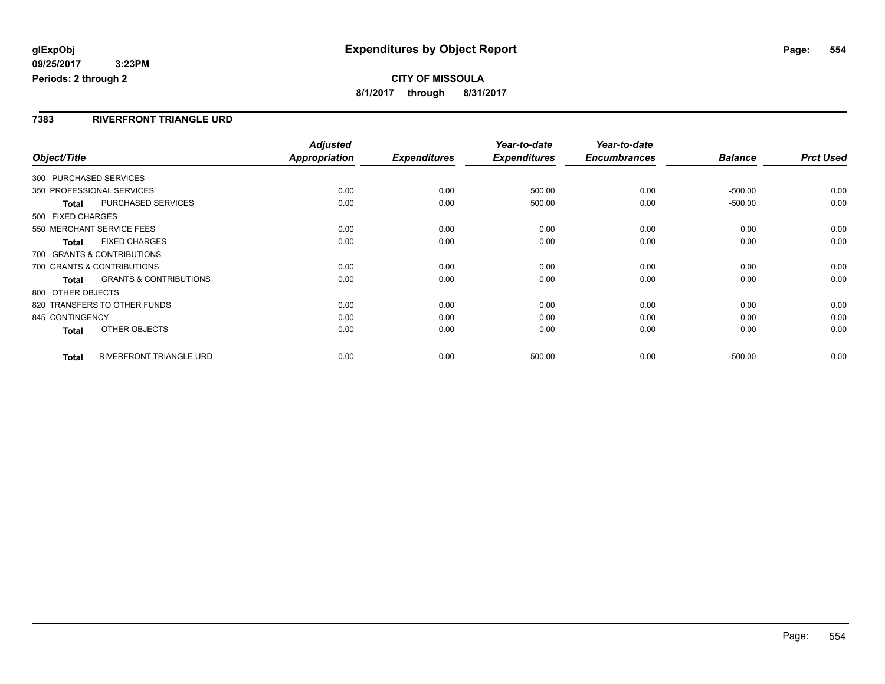# Expenditures by Object Report

glExpObj
09/25/2017 3:23PM
Periods: 2 through 2

**CITY OF MISSOULA**
**8/1/2017 through 8/31/2017**

## 7383 RIVERFRONT TRIANGLE URD

| Object/Title | | Adjusted Appropriation | Expenditures | Year-to-date Expenditures | Year-to-date Encumbrances | Balance | Prct Used |
|---|---|---|---|---|---|---|---|
| 300 PURCHASED SERVICES | | | | | | | |
| 350 PROFESSIONAL SERVICES | | 0.00 | 0.00 | 500.00 | 0.00 | -500.00 | 0.00 |
| **Total** | PURCHASED SERVICES | 0.00 | 0.00 | 500.00 | 0.00 | -500.00 | 0.00 |
| 500 FIXED CHARGES | | | | | | | |
| 550 MERCHANT SERVICE FEES | | 0.00 | 0.00 | 0.00 | 0.00 | 0.00 | 0.00 |
| **Total** | FIXED CHARGES | 0.00 | 0.00 | 0.00 | 0.00 | 0.00 | 0.00 |
| 700 GRANTS & CONTRIBUTIONS | | | | | | | |
| 700 GRANTS & CONTRIBUTIONS | | 0.00 | 0.00 | 0.00 | 0.00 | 0.00 | 0.00 |
| **Total** | GRANTS & CONTRIBUTIONS | 0.00 | 0.00 | 0.00 | 0.00 | 0.00 | 0.00 |
| 800 OTHER OBJECTS | | | | | | | |
| 820 TRANSFERS TO OTHER FUNDS | | 0.00 | 0.00 | 0.00 | 0.00 | 0.00 | 0.00 |
| 845 CONTINGENCY | | 0.00 | 0.00 | 0.00 | 0.00 | 0.00 | 0.00 |
| **Total** | OTHER OBJECTS | 0.00 | 0.00 | 0.00 | 0.00 | 0.00 | 0.00 |
| **Total** | RIVERFRONT TRIANGLE URD | 0.00 | 0.00 | 500.00 | 0.00 | -500.00 | 0.00 |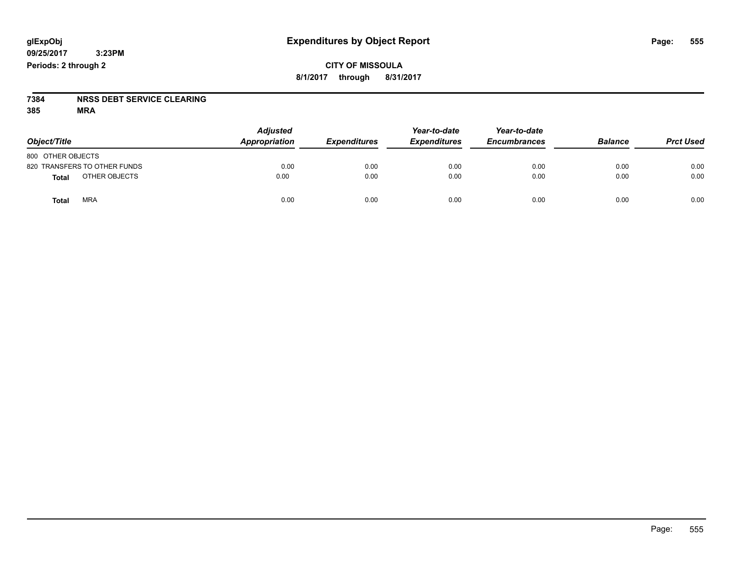# Expenditures by Object Report

glExpObj
09/25/2017 3:23PM
Periods: 2 through 2

**CITY OF MISSOULA**
8/1/2017 through 8/31/2017

**7384 NRSS DEBT SERVICE CLEARING**
**385 MRA**

| Object/Title | Adjusted Appropriation | Expenditures | Year-to-date Expenditures | Year-to-date Encumbrances | Balance | Prct Used |
|---|---|---|---|---|---|---|
| 800 OTHER OBJECTS | | | | | | |
| 820 TRANSFERS TO OTHER FUNDS | 0.00 | 0.00 | 0.00 | 0.00 | 0.00 | 0.00 |
| **Total** OTHER OBJECTS | 0.00 | 0.00 | 0.00 | 0.00 | 0.00 | 0.00 |
| **Total** MRA | 0.00 | 0.00 | 0.00 | 0.00 | 0.00 | 0.00 |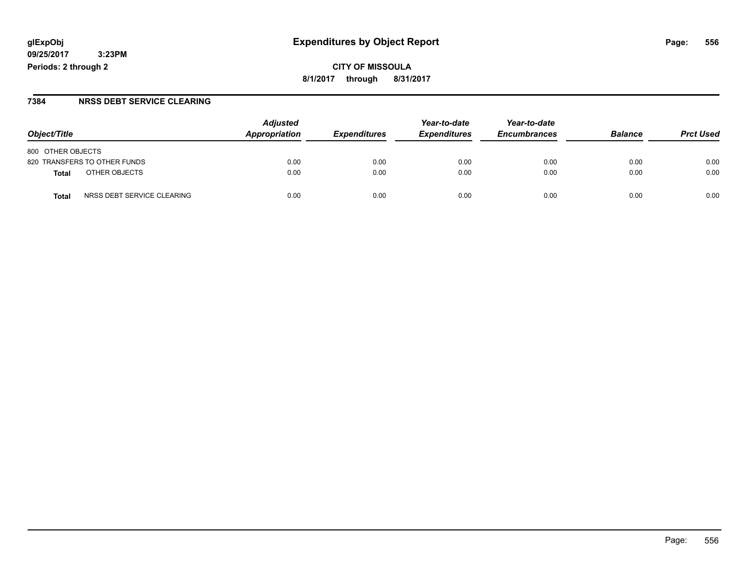glExpObj
09/25/2017 3:23PM
Periods: 2 through 2

# Expenditures by Object Report

**CITY OF MISSOULA**
**8/1/2017 through 8/31/2017**

## 7384 NRSS DEBT SERVICE CLEARING

| Object/Title | | Adjusted Appropriation | Expenditures | Year-to-date Expenditures | Year-to-date Encumbrances | Balance | Prct Used |
|---|---|---|---|---|---|---|---|
| 800 OTHER OBJECTS | | | | | | | |
| 820 TRANSFERS TO OTHER FUNDS | | 0.00 | 0.00 | 0.00 | 0.00 | 0.00 | 0.00 |
| **Total** | OTHER OBJECTS | 0.00 | 0.00 | 0.00 | 0.00 | 0.00 | 0.00 |
| **Total** | NRSS DEBT SERVICE CLEARING | 0.00 | 0.00 | 0.00 | 0.00 | 0.00 | 0.00 |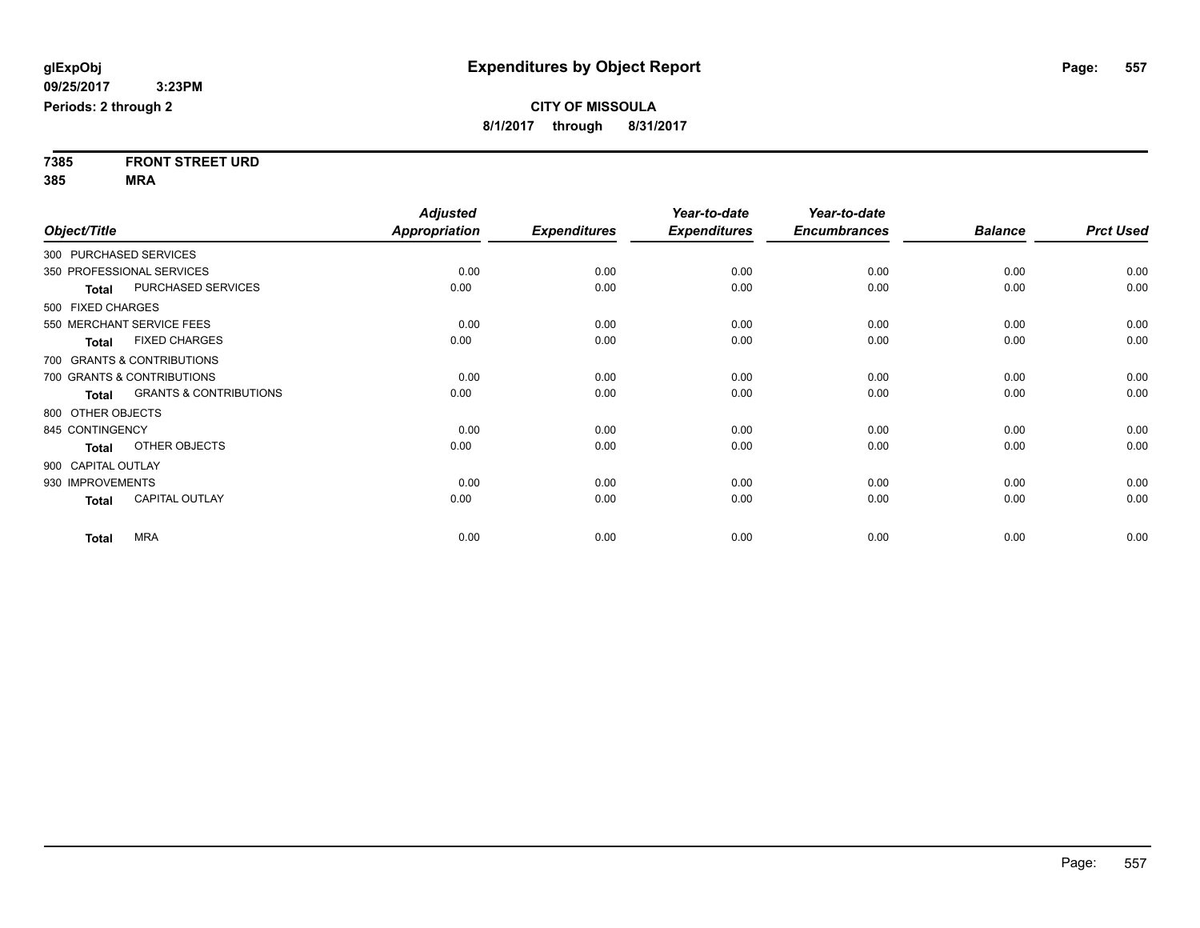**glExpObj**
**09/25/2017 3:23PM**
**Periods: 2 through 2**

# Expenditures by Object Report

**CITY OF MISSOULA**
**8/1/2017 through 8/31/2017**

**7385 FRONT STREET URD**
**385 MRA**

| Object/Title | Adjusted Appropriation | Expenditures | Year-to-date Expenditures | Year-to-date Encumbrances | Balance | Prct Used |
|---|---|---|---|---|---|---|
| 300 PURCHASED SERVICES | | | | | | |
| 350 PROFESSIONAL SERVICES | 0.00 | 0.00 | 0.00 | 0.00 | 0.00 | 0.00 |
| **Total** PURCHASED SERVICES | 0.00 | 0.00 | 0.00 | 0.00 | 0.00 | 0.00 |
| 500 FIXED CHARGES | | | | | | |
| 550 MERCHANT SERVICE FEES | 0.00 | 0.00 | 0.00 | 0.00 | 0.00 | 0.00 |
| **Total** FIXED CHARGES | 0.00 | 0.00 | 0.00 | 0.00 | 0.00 | 0.00 |
| 700 GRANTS & CONTRIBUTIONS | | | | | | |
| 700 GRANTS & CONTRIBUTIONS | 0.00 | 0.00 | 0.00 | 0.00 | 0.00 | 0.00 |
| **Total** GRANTS & CONTRIBUTIONS | 0.00 | 0.00 | 0.00 | 0.00 | 0.00 | 0.00 |
| 800 OTHER OBJECTS | | | | | | |
| 845 CONTINGENCY | 0.00 | 0.00 | 0.00 | 0.00 | 0.00 | 0.00 |
| **Total** OTHER OBJECTS | 0.00 | 0.00 | 0.00 | 0.00 | 0.00 | 0.00 |
| 900 CAPITAL OUTLAY | | | | | | |
| 930 IMPROVEMENTS | 0.00 | 0.00 | 0.00 | 0.00 | 0.00 | 0.00 |
| **Total** CAPITAL OUTLAY | 0.00 | 0.00 | 0.00 | 0.00 | 0.00 | 0.00 |
| **Total** MRA | 0.00 | 0.00 | 0.00 | 0.00 | 0.00 | 0.00 |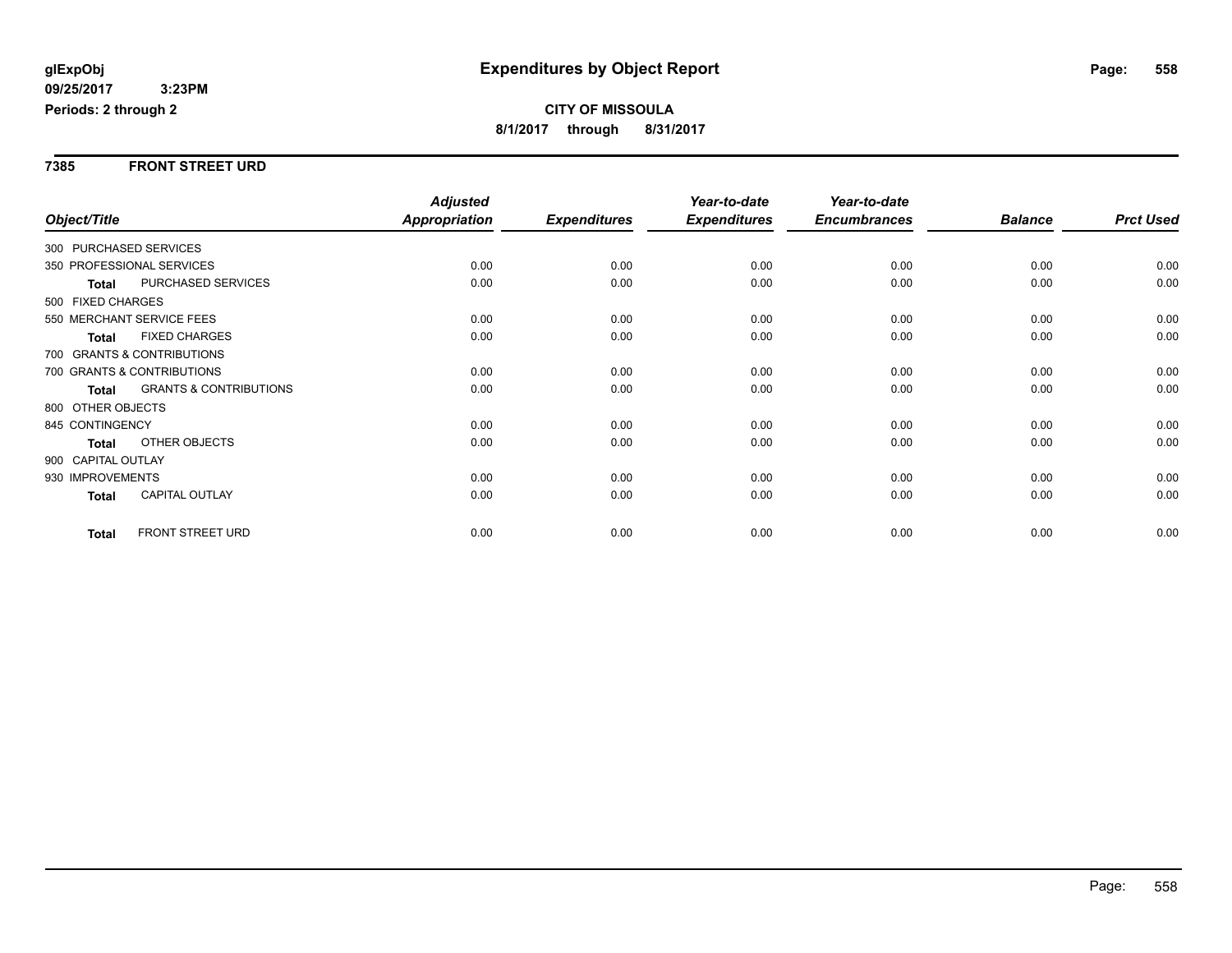**glExpObj**
**09/25/2017 3:23PM**
**Periods: 2 through 2**

# Expenditures by Object Report

**CITY OF MISSOULA**
**8/1/2017 through 8/31/2017**

## 7385 FRONT STREET URD

| Object/Title | | Adjusted Appropriation | Expenditures | Year-to-date Expenditures | Year-to-date Encumbrances | Balance | Prct Used |
|---|---|---|---|---|---|---|---|
| 300 PURCHASED SERVICES | | | | | | | |
| 350 PROFESSIONAL SERVICES | | 0.00 | 0.00 | 0.00 | 0.00 | 0.00 | 0.00 |
| **Total** | PURCHASED SERVICES | 0.00 | 0.00 | 0.00 | 0.00 | 0.00 | 0.00 |
| 500 FIXED CHARGES | | | | | | | |
| 550 MERCHANT SERVICE FEES | | 0.00 | 0.00 | 0.00 | 0.00 | 0.00 | 0.00 |
| **Total** | FIXED CHARGES | 0.00 | 0.00 | 0.00 | 0.00 | 0.00 | 0.00 |
| 700 GRANTS & CONTRIBUTIONS | | | | | | | |
| 700 GRANTS & CONTRIBUTIONS | | 0.00 | 0.00 | 0.00 | 0.00 | 0.00 | 0.00 |
| **Total** | GRANTS & CONTRIBUTIONS | 0.00 | 0.00 | 0.00 | 0.00 | 0.00 | 0.00 |
| 800 OTHER OBJECTS | | | | | | | |
| 845 CONTINGENCY | | 0.00 | 0.00 | 0.00 | 0.00 | 0.00 | 0.00 |
| **Total** | OTHER OBJECTS | 0.00 | 0.00 | 0.00 | 0.00 | 0.00 | 0.00 |
| 900 CAPITAL OUTLAY | | | | | | | |
| 930 IMPROVEMENTS | | 0.00 | 0.00 | 0.00 | 0.00 | 0.00 | 0.00 |
| **Total** | CAPITAL OUTLAY | 0.00 | 0.00 | 0.00 | 0.00 | 0.00 | 0.00 |
| **Total** | FRONT STREET URD | 0.00 | 0.00 | 0.00 | 0.00 | 0.00 | 0.00 |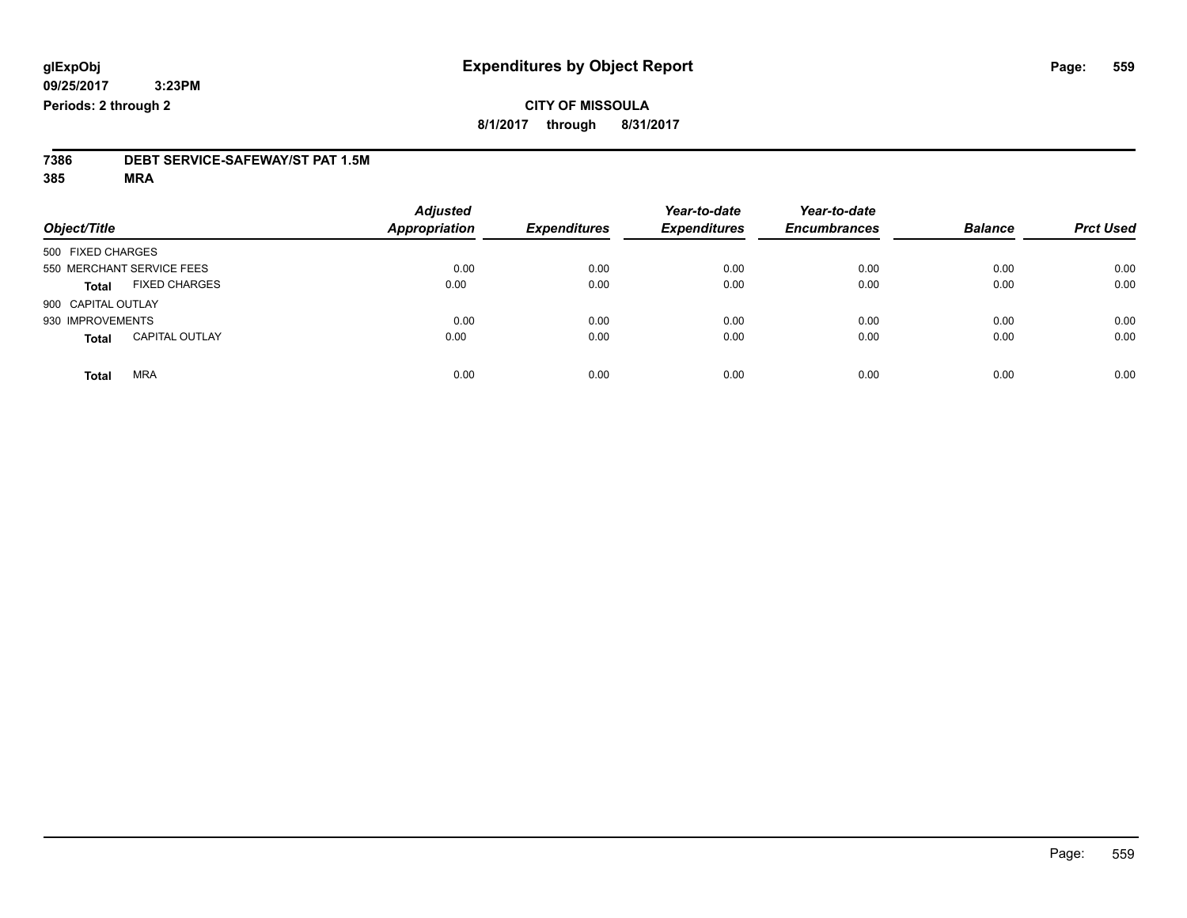glExpObj
09/25/2017 3:23PM
Periods: 2 through 2

# Expenditures by Object Report

**CITY OF MISSOULA**

**8/1/2017 through 8/31/2017**

**7386 DEBT SERVICE-SAFEWAY/ST PAT 1.5M**
**385 MRA**

| Object/Title | Adjusted Appropriation | Expenditures | Year-to-date Expenditures | Year-to-date Encumbrances | Balance | Prct Used |
|---|---|---|---|---|---|---|
| 500 FIXED CHARGES | | | | | | |
| 550 MERCHANT SERVICE FEES | 0.00 | 0.00 | 0.00 | 0.00 | 0.00 | 0.00 |
| **Total** FIXED CHARGES | 0.00 | 0.00 | 0.00 | 0.00 | 0.00 | 0.00 |
| 900 CAPITAL OUTLAY | | | | | | |
| 930 IMPROVEMENTS | 0.00 | 0.00 | 0.00 | 0.00 | 0.00 | 0.00 |
| **Total** CAPITAL OUTLAY | 0.00 | 0.00 | 0.00 | 0.00 | 0.00 | 0.00 |
| **Total** MRA | 0.00 | 0.00 | 0.00 | 0.00 | 0.00 | 0.00 |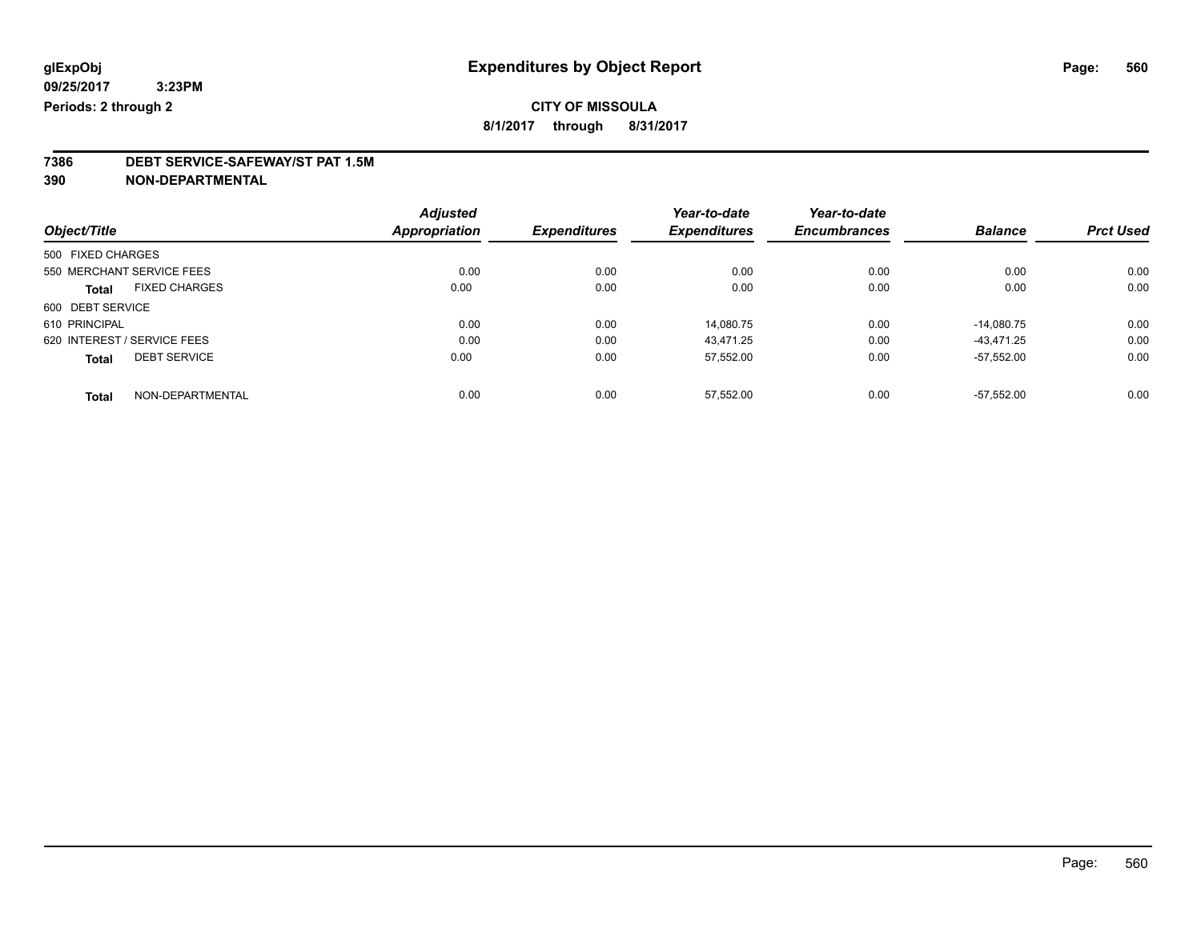**glExpObj**
**09/25/2017 3:23PM**
**Periods: 2 through 2**

# Expenditures by Object Report

**CITY OF MISSOULA**
**8/1/2017 through 8/31/2017**

**7386 DEBT SERVICE-SAFEWAY/ST PAT 1.5M**
**390 NON-DEPARTMENTAL**

| Object/Title | | Adjusted Appropriation | Expenditures | Year-to-date Expenditures | Year-to-date Encumbrances | Balance | Prct Used |
|---|---|---|---|---|---|---|---|
| 500 FIXED CHARGES | | | | | | | |
| 550 MERCHANT SERVICE FEES | | 0.00 | 0.00 | 0.00 | 0.00 | 0.00 | 0.00 |
| **Total** | FIXED CHARGES | 0.00 | 0.00 | 0.00 | 0.00 | 0.00 | 0.00 |
| 600 DEBT SERVICE | | | | | | | |
| 610 PRINCIPAL | | 0.00 | 0.00 | 14,080.75 | 0.00 | -14,080.75 | 0.00 |
| 620 INTEREST / SERVICE FEES | | 0.00 | 0.00 | 43,471.25 | 0.00 | -43,471.25 | 0.00 |
| **Total** | DEBT SERVICE | 0.00 | 0.00 | 57,552.00 | 0.00 | -57,552.00 | 0.00 |
| **Total** | NON-DEPARTMENTAL | 0.00 | 0.00 | 57,552.00 | 0.00 | -57,552.00 | 0.00 |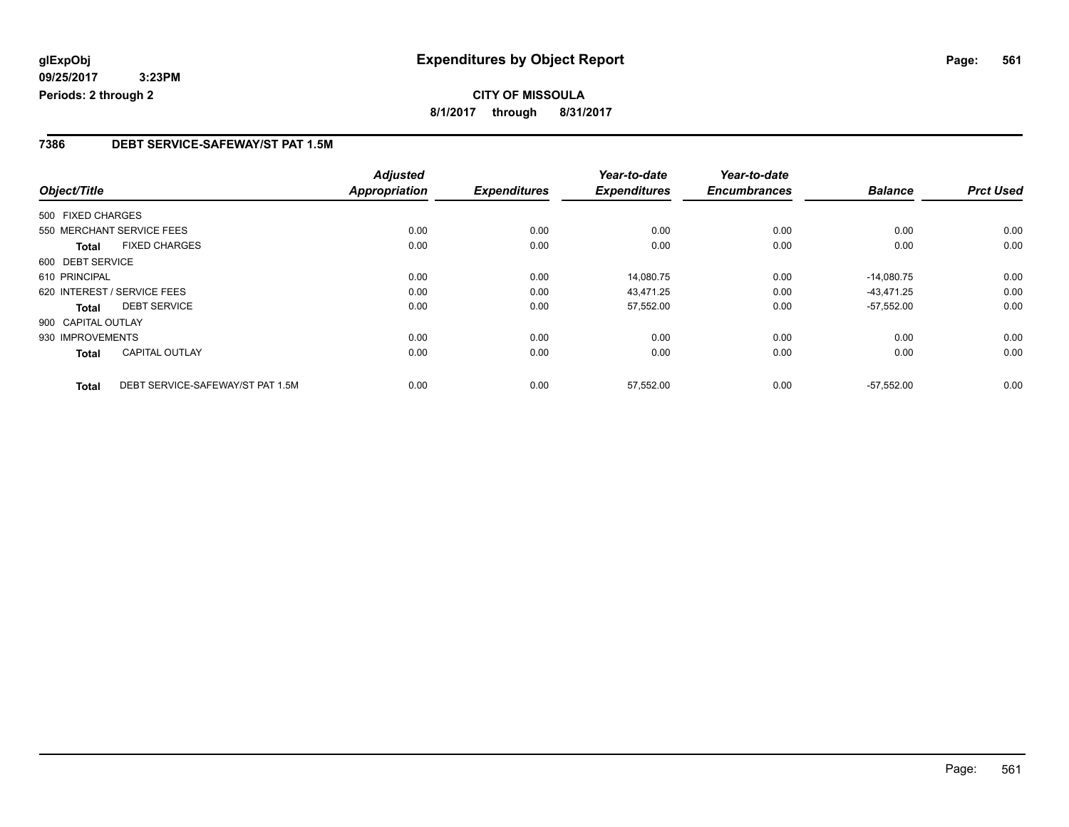# Expenditures by Object Report

glExpObj
09/25/2017 3:23PM
Periods: 2 through 2

**CITY OF MISSOULA**
**8/1/2017 through 8/31/2017**

## 7386 DEBT SERVICE-SAFEWAY/ST PAT 1.5M

| Object/Title | | Adjusted Appropriation | Expenditures | Year-to-date Expenditures | Year-to-date Encumbrances | Balance | Prct Used |
|---|---|---|---|---|---|---|---|
| 500 FIXED CHARGES | | | | | | | |
| 550 MERCHANT SERVICE FEES | | 0.00 | 0.00 | 0.00 | 0.00 | 0.00 | 0.00 |
| **Total** | FIXED CHARGES | 0.00 | 0.00 | 0.00 | 0.00 | 0.00 | 0.00 |
| 600 DEBT SERVICE | | | | | | | |
| 610 PRINCIPAL | | 0.00 | 0.00 | 14,080.75 | 0.00 | -14,080.75 | 0.00 |
| 620 INTEREST / SERVICE FEES | | 0.00 | 0.00 | 43,471.25 | 0.00 | -43,471.25 | 0.00 |
| **Total** | DEBT SERVICE | 0.00 | 0.00 | 57,552.00 | 0.00 | -57,552.00 | 0.00 |
| 900 CAPITAL OUTLAY | | | | | | | |
| 930 IMPROVEMENTS | | 0.00 | 0.00 | 0.00 | 0.00 | 0.00 | 0.00 |
| **Total** | CAPITAL OUTLAY | 0.00 | 0.00 | 0.00 | 0.00 | 0.00 | 0.00 |
| **Total** | DEBT SERVICE-SAFEWAY/ST PAT 1.5M | 0.00 | 0.00 | 57,552.00 | 0.00 | -57,552.00 | 0.00 |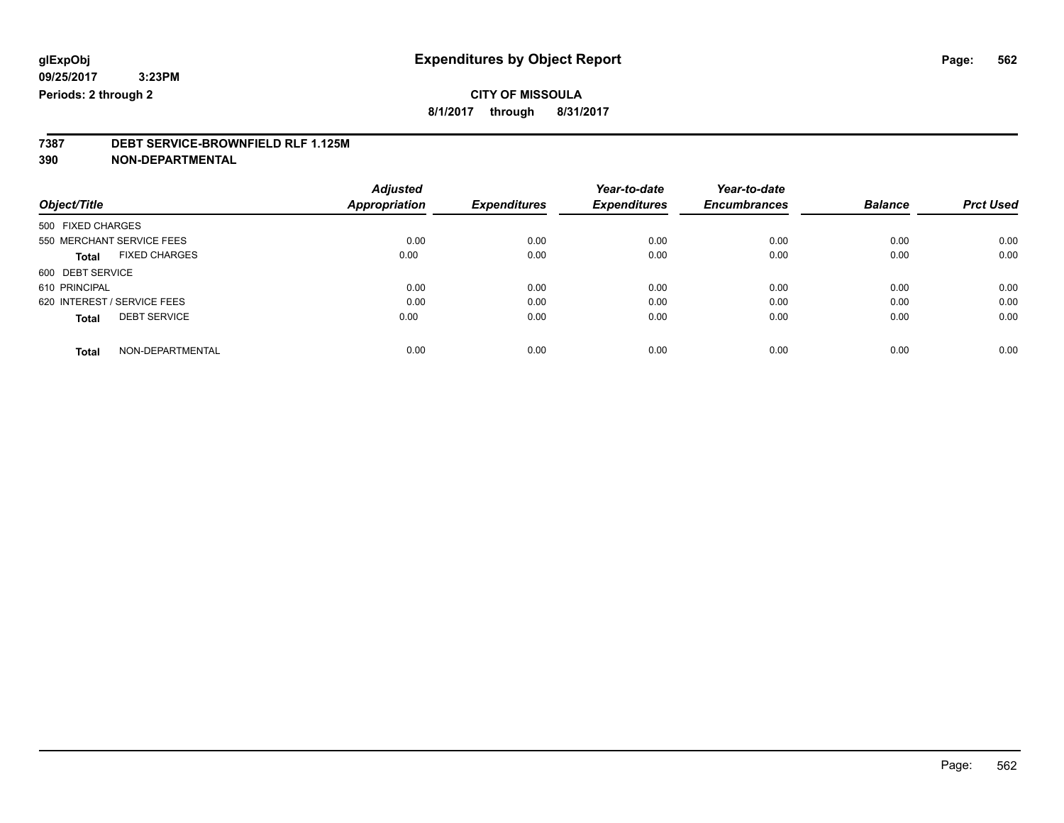**glExpObj**
**09/25/2017 3:23PM**
**Periods: 2 through 2**

# Expenditures by Object Report

**CITY OF MISSOULA**
**8/1/2017 through 8/31/2017**

## 7387 DEBT SERVICE-BROWNFIELD RLF 1.125M
## 390 NON-DEPARTMENTAL

| Object/Title | | Adjusted Appropriation | Expenditures | Year-to-date Expenditures | Year-to-date Encumbrances | Balance | Prct Used |
|---|---|---|---|---|---|---|---|
| 500 FIXED CHARGES | | | | | | | |
| 550 MERCHANT SERVICE FEES | | 0.00 | 0.00 | 0.00 | 0.00 | 0.00 | 0.00 |
| **Total** | FIXED CHARGES | 0.00 | 0.00 | 0.00 | 0.00 | 0.00 | 0.00 |
| 600 DEBT SERVICE | | | | | | | |
| 610 PRINCIPAL | | 0.00 | 0.00 | 0.00 | 0.00 | 0.00 | 0.00 |
| 620 INTEREST / SERVICE FEES | | 0.00 | 0.00 | 0.00 | 0.00 | 0.00 | 0.00 |
| **Total** | DEBT SERVICE | 0.00 | 0.00 | 0.00 | 0.00 | 0.00 | 0.00 |
| **Total** | NON-DEPARTMENTAL | 0.00 | 0.00 | 0.00 | 0.00 | 0.00 | 0.00 |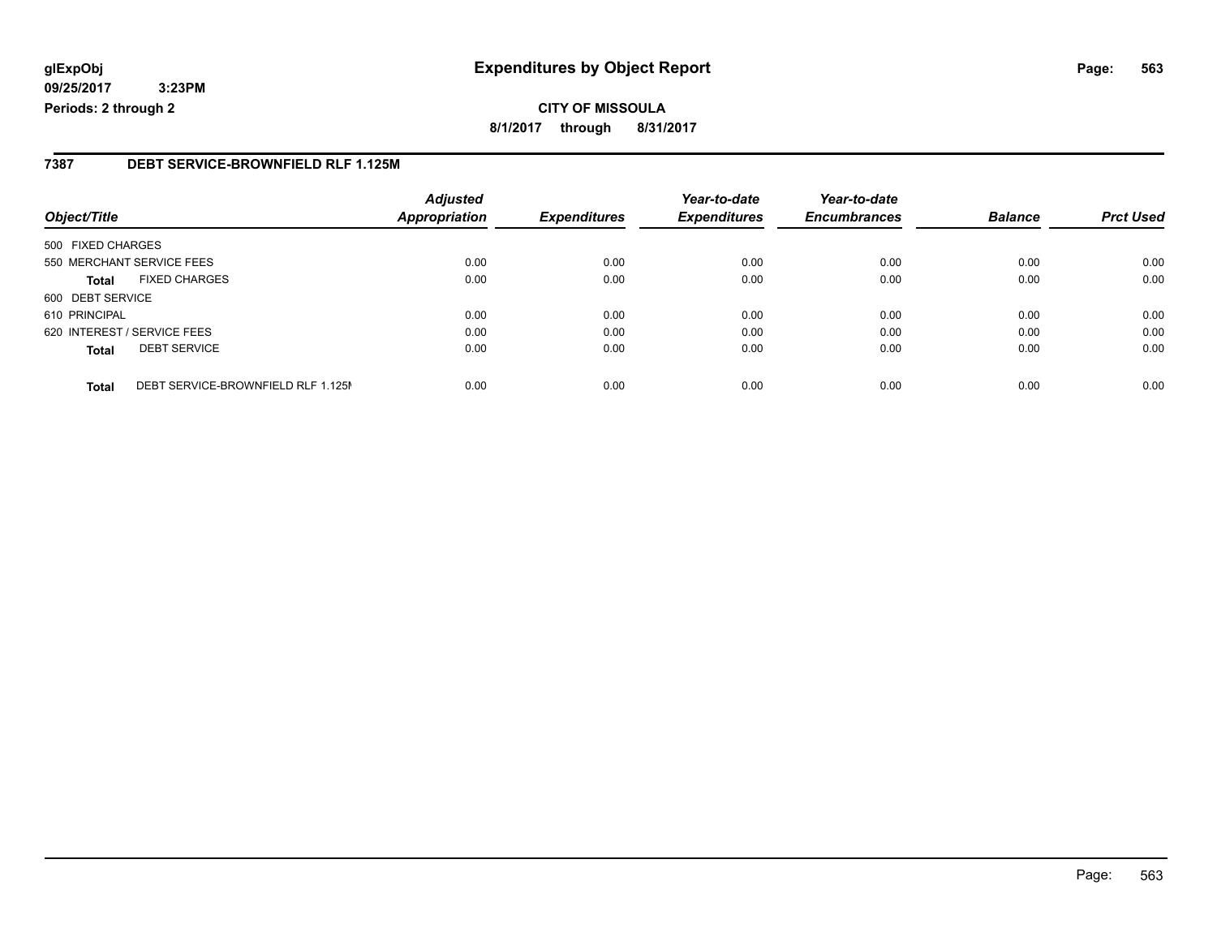**glExpObj**
**09/25/2017 3:23PM**
**Periods: 2 through 2**

# Expenditures by Object Report

**CITY OF MISSOULA**

**8/1/2017 through 8/31/2017**

## 7387 DEBT SERVICE-BROWNFIELD RLF 1.125M

| Object/Title | | Adjusted Appropriation | Expenditures | Year-to-date Expenditures | Year-to-date Encumbrances | Balance | Prct Used |
|---|---|---|---|---|---|---|---|
| 500 FIXED CHARGES | | | | | | | |
| 550 MERCHANT SERVICE FEES | | 0.00 | 0.00 | 0.00 | 0.00 | 0.00 | 0.00 |
| **Total** | FIXED CHARGES | 0.00 | 0.00 | 0.00 | 0.00 | 0.00 | 0.00 |
| 600 DEBT SERVICE | | | | | | | |
| 610 PRINCIPAL | | 0.00 | 0.00 | 0.00 | 0.00 | 0.00 | 0.00 |
| 620 INTEREST / SERVICE FEES | | 0.00 | 0.00 | 0.00 | 0.00 | 0.00 | 0.00 |
| **Total** | DEBT SERVICE | 0.00 | 0.00 | 0.00 | 0.00 | 0.00 | 0.00 |
| **Total** | DEBT SERVICE-BROWNFIELD RLF 1.125M | 0.00 | 0.00 | 0.00 | 0.00 | 0.00 | 0.00 |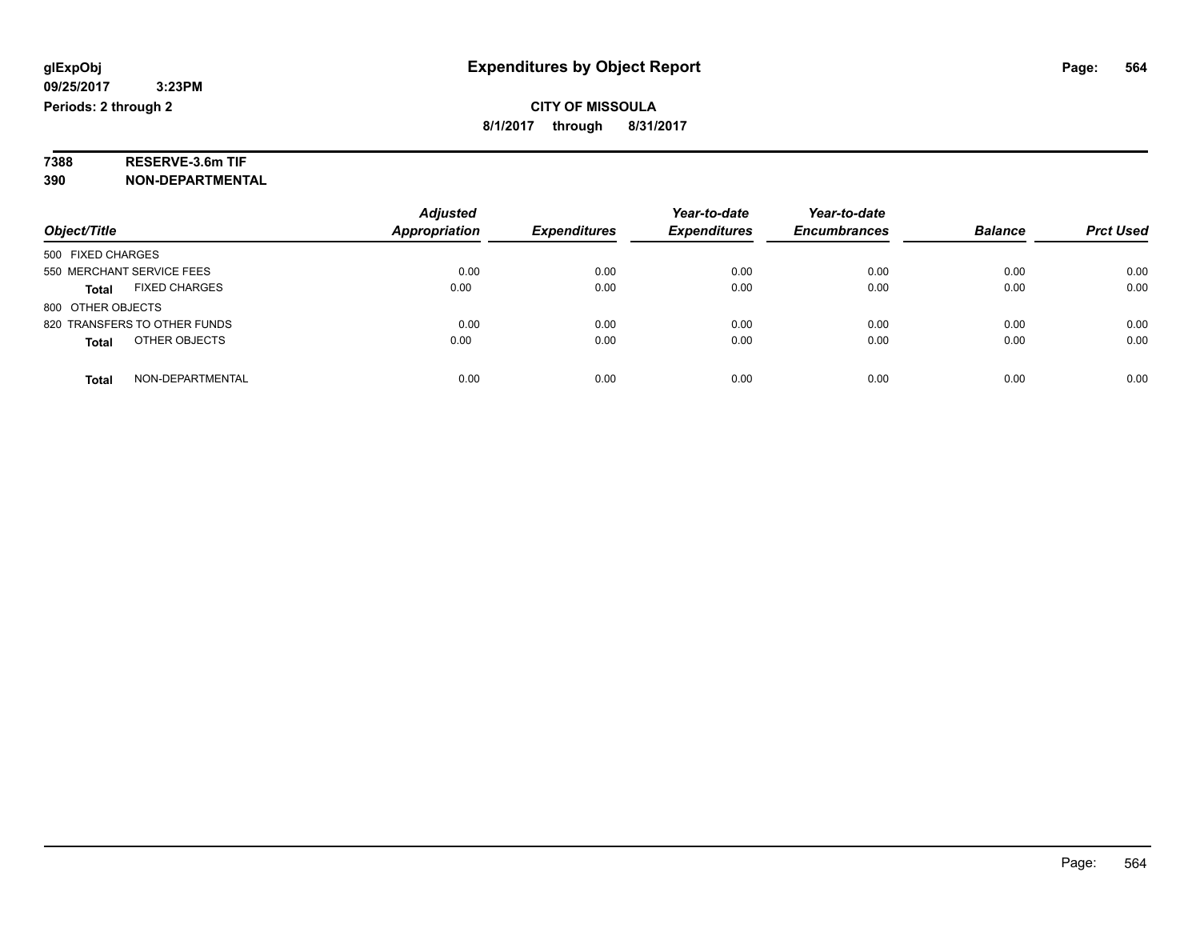# Expenditures by Object Report

glExpObj
09/25/2017 3:23PM
Periods: 2 through 2

**CITY OF MISSOULA**
**8/1/2017 through 8/31/2017**

**7388 RESERVE-3.6m TIF**
**390 NON-DEPARTMENTAL**

| Object/Title | Adjusted Appropriation | Expenditures | Year-to-date Expenditures | Year-to-date Encumbrances | Balance | Prct Used |
|---|---|---|---|---|---|---|
| 500 FIXED CHARGES | | | | | | |
| 550 MERCHANT SERVICE FEES | 0.00 | 0.00 | 0.00 | 0.00 | 0.00 | 0.00 |
| **Total** FIXED CHARGES | 0.00 | 0.00 | 0.00 | 0.00 | 0.00 | 0.00 |
| 800 OTHER OBJECTS | | | | | | |
| 820 TRANSFERS TO OTHER FUNDS | 0.00 | 0.00 | 0.00 | 0.00 | 0.00 | 0.00 |
| **Total** OTHER OBJECTS | 0.00 | 0.00 | 0.00 | 0.00 | 0.00 | 0.00 |
| **Total** NON-DEPARTMENTAL | 0.00 | 0.00 | 0.00 | 0.00 | 0.00 | 0.00 |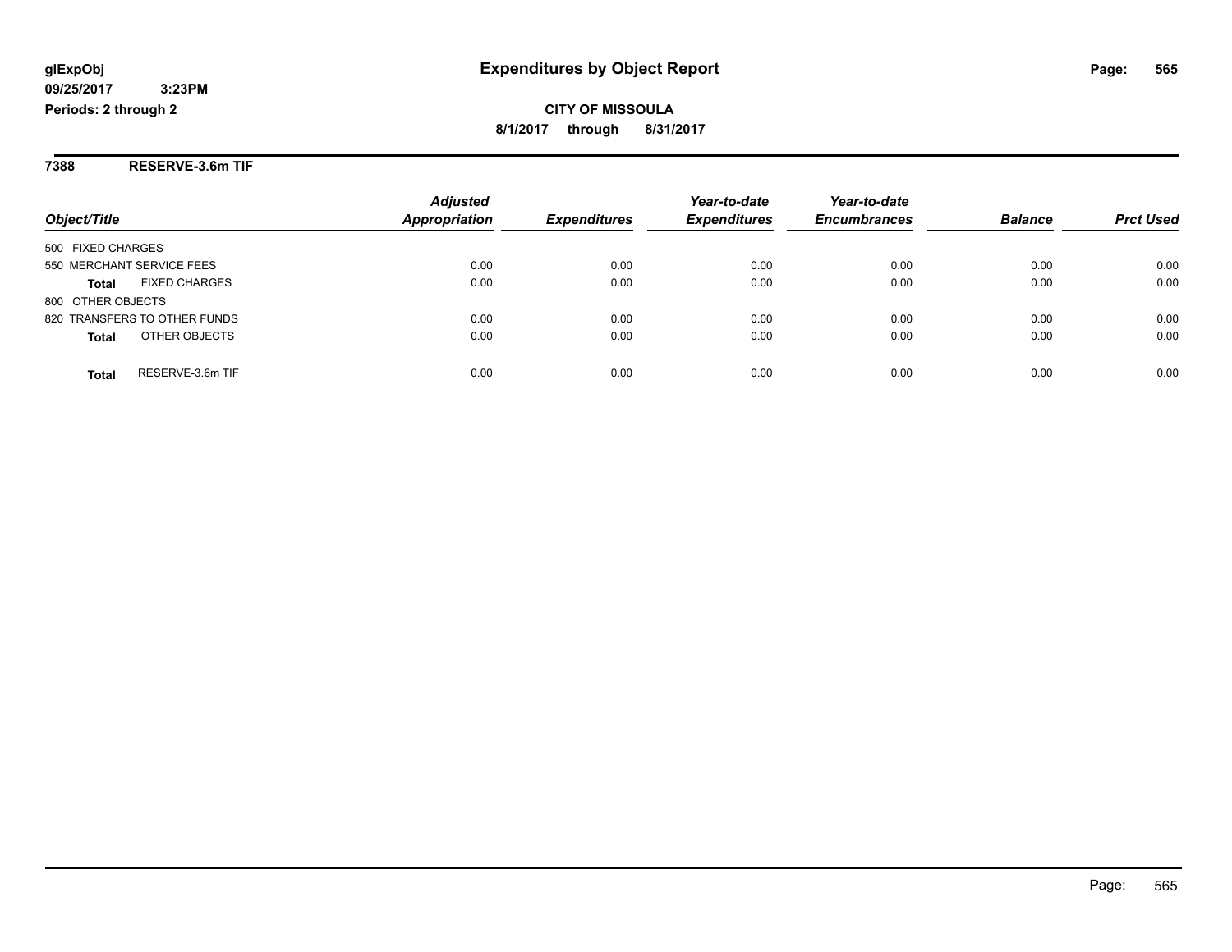**glExpObj**
**09/25/2017 3:23PM**
**Periods: 2 through 2**

# Expenditures by Object Report

**CITY OF MISSOULA**
**8/1/2017 through 8/31/2017**

**7388 RESERVE-3.6m TIF**

| Object/Title | Adjusted Appropriation | Expenditures | Year-to-date Expenditures | Year-to-date Encumbrances | Balance | Prct Used |
|---|---|---|---|---|---|---|
| 500 FIXED CHARGES | | | | | | |
| 550 MERCHANT SERVICE FEES | 0.00 | 0.00 | 0.00 | 0.00 | 0.00 | 0.00 |
| **Total** FIXED CHARGES | 0.00 | 0.00 | 0.00 | 0.00 | 0.00 | 0.00 |
| 800 OTHER OBJECTS | | | | | | |
| 820 TRANSFERS TO OTHER FUNDS | 0.00 | 0.00 | 0.00 | 0.00 | 0.00 | 0.00 |
| **Total** OTHER OBJECTS | 0.00 | 0.00 | 0.00 | 0.00 | 0.00 | 0.00 |
| **Total** RESERVE-3.6m TIF | 0.00 | 0.00 | 0.00 | 0.00 | 0.00 | 0.00 |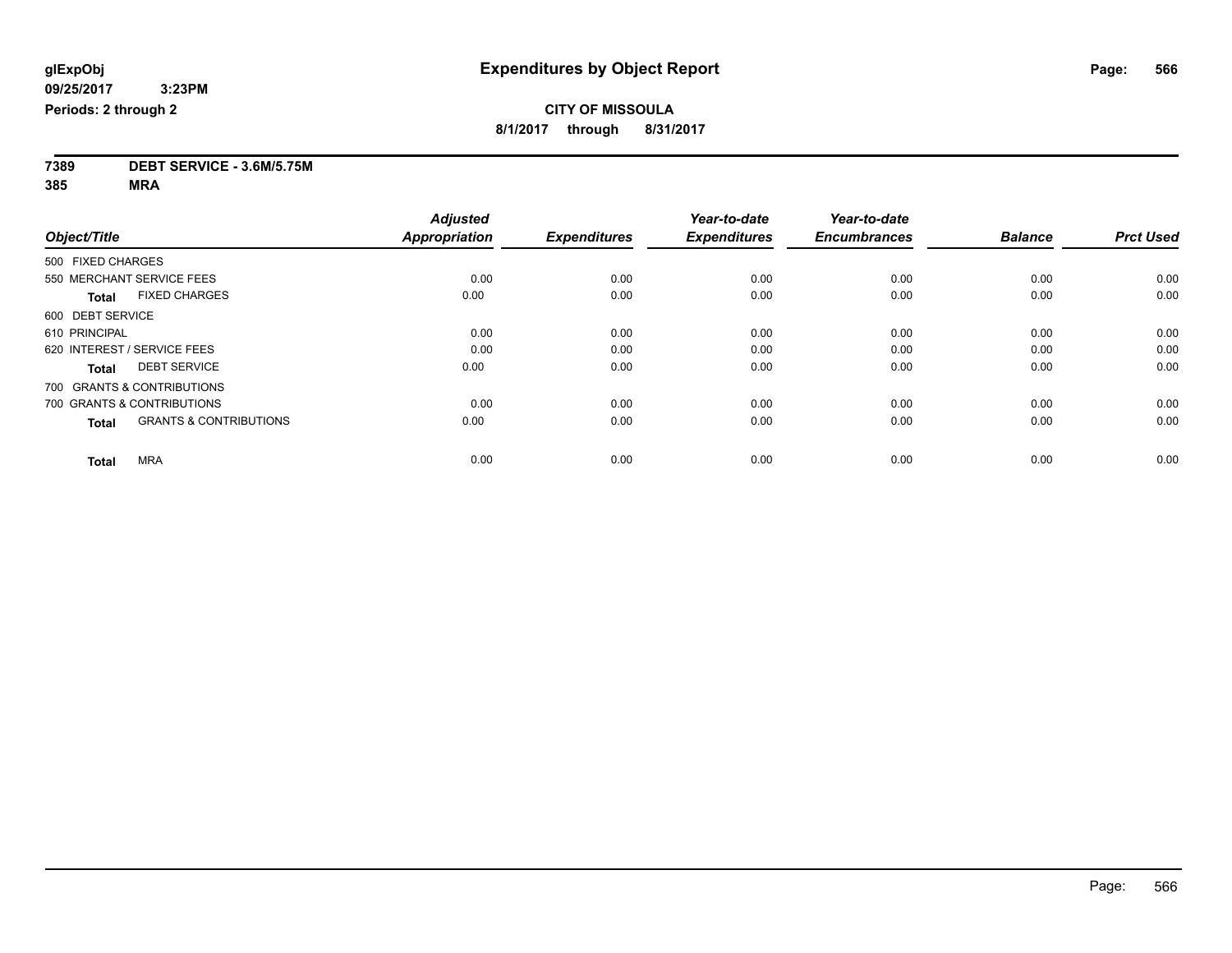# Expenditures by Object Report

glExpObj
09/25/2017 3:23PM
Periods: 2 through 2

**CITY OF MISSOULA**
**8/1/2017 through 8/31/2017**

**7389 DEBT SERVICE - 3.6M/5.75M**
**385 MRA**

| Object/Title | Adjusted Appropriation | Expenditures | Year-to-date Expenditures | Year-to-date Encumbrances | Balance | Prct Used |
|---|---|---|---|---|---|---|
| 500 FIXED CHARGES | | | | | | |
| 550 MERCHANT SERVICE FEES | 0.00 | 0.00 | 0.00 | 0.00 | 0.00 | 0.00 |
| **Total** FIXED CHARGES | 0.00 | 0.00 | 0.00 | 0.00 | 0.00 | 0.00 |
| 600 DEBT SERVICE | | | | | | |
| 610 PRINCIPAL | 0.00 | 0.00 | 0.00 | 0.00 | 0.00 | 0.00 |
| 620 INTEREST / SERVICE FEES | 0.00 | 0.00 | 0.00 | 0.00 | 0.00 | 0.00 |
| **Total** DEBT SERVICE | 0.00 | 0.00 | 0.00 | 0.00 | 0.00 | 0.00 |
| 700 GRANTS & CONTRIBUTIONS | | | | | | |
| 700 GRANTS & CONTRIBUTIONS | 0.00 | 0.00 | 0.00 | 0.00 | 0.00 | 0.00 |
| **Total** GRANTS & CONTRIBUTIONS | 0.00 | 0.00 | 0.00 | 0.00 | 0.00 | 0.00 |
| **Total** MRA | 0.00 | 0.00 | 0.00 | 0.00 | 0.00 | 0.00 |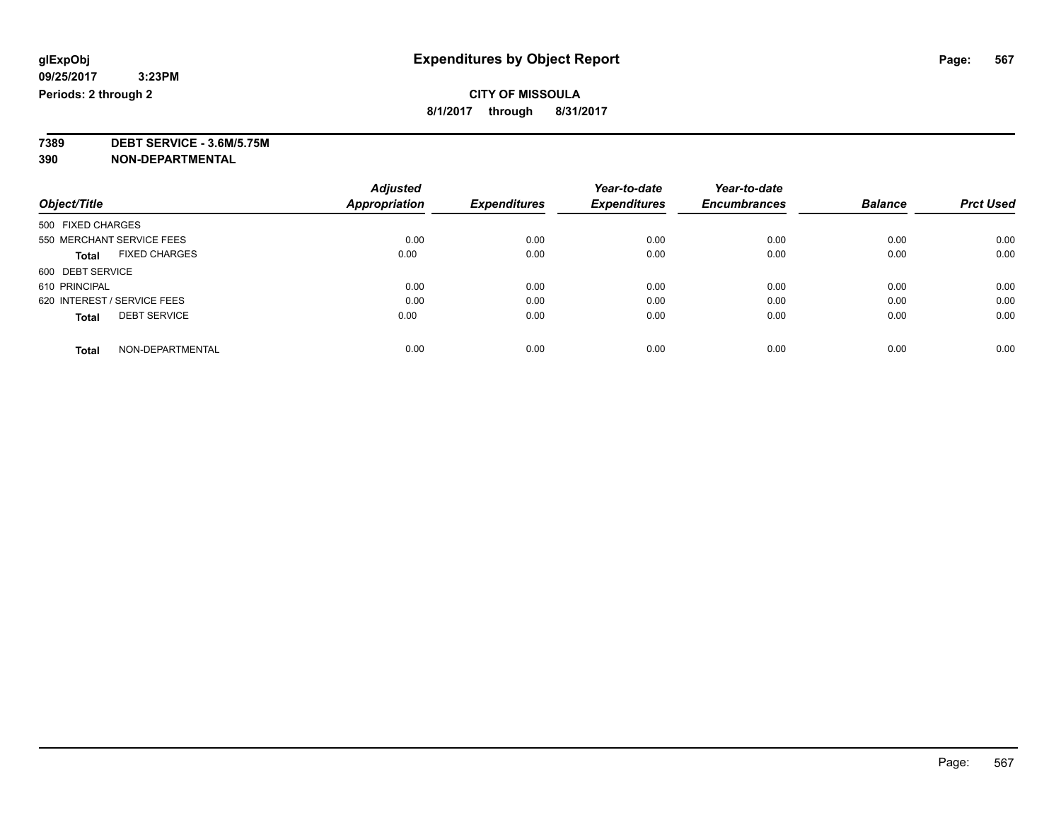**glExpObj** | **Expenditures by Object Report** | **Page: 567**

**09/25/2017 3:23PM**

**Periods: 2 through 2**

**CITY OF MISSOULA**

**8/1/2017 through 8/31/2017**

**7389 DEBT SERVICE - 3.6M/5.75M**

**390 NON-DEPARTMENTAL**

| Object/Title | Adjusted Appropriation | Expenditures | Year-to-date Expenditures | Year-to-date Encumbrances | Balance | Prct Used |
|---|---|---|---|---|---|---|
| 500 FIXED CHARGES | | | | | | |
| 550 MERCHANT SERVICE FEES | 0.00 | 0.00 | 0.00 | 0.00 | 0.00 | 0.00 |
| **Total** FIXED CHARGES | 0.00 | 0.00 | 0.00 | 0.00 | 0.00 | 0.00 |
| 600 DEBT SERVICE | | | | | | |
| 610 PRINCIPAL | 0.00 | 0.00 | 0.00 | 0.00 | 0.00 | 0.00 |
| 620 INTEREST / SERVICE FEES | 0.00 | 0.00 | 0.00 | 0.00 | 0.00 | 0.00 |
| **Total** DEBT SERVICE | 0.00 | 0.00 | 0.00 | 0.00 | 0.00 | 0.00 |
| **Total** NON-DEPARTMENTAL | 0.00 | 0.00 | 0.00 | 0.00 | 0.00 | 0.00 |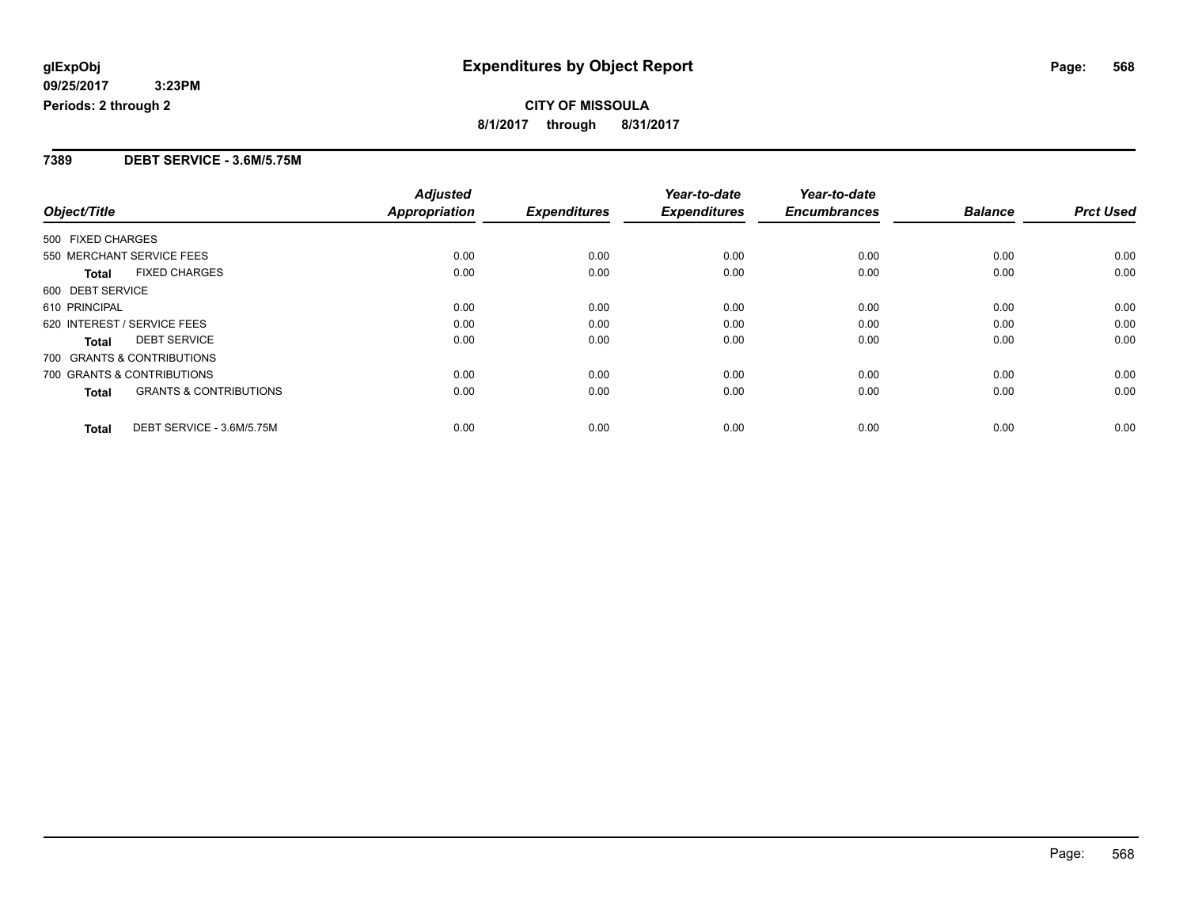# Expenditures by Object Report

glExpObj
09/25/2017 3:23PM
Periods: 2 through 2

**CITY OF MISSOULA**
**8/1/2017 through 8/31/2017**

## 7389 DEBT SERVICE - 3.6M/5.75M

| Object/Title | | Adjusted Appropriation | Expenditures | Year-to-date Expenditures | Year-to-date Encumbrances | Balance | Prct Used |
|---|---|---|---|---|---|---|---|
| 500 FIXED CHARGES | | | | | | | |
| 550 MERCHANT SERVICE FEES | | 0.00 | 0.00 | 0.00 | 0.00 | 0.00 | 0.00 |
| **Total** | FIXED CHARGES | 0.00 | 0.00 | 0.00 | 0.00 | 0.00 | 0.00 |
| 600 DEBT SERVICE | | | | | | | |
| 610 PRINCIPAL | | 0.00 | 0.00 | 0.00 | 0.00 | 0.00 | 0.00 |
| 620 INTEREST / SERVICE FEES | | 0.00 | 0.00 | 0.00 | 0.00 | 0.00 | 0.00 |
| **Total** | DEBT SERVICE | 0.00 | 0.00 | 0.00 | 0.00 | 0.00 | 0.00 |
| 700 GRANTS & CONTRIBUTIONS | | | | | | | |
| 700 GRANTS & CONTRIBUTIONS | | 0.00 | 0.00 | 0.00 | 0.00 | 0.00 | 0.00 |
| **Total** | GRANTS & CONTRIBUTIONS | 0.00 | 0.00 | 0.00 | 0.00 | 0.00 | 0.00 |
| **Total** | DEBT SERVICE - 3.6M/5.75M | 0.00 | 0.00 | 0.00 | 0.00 | 0.00 | 0.00 |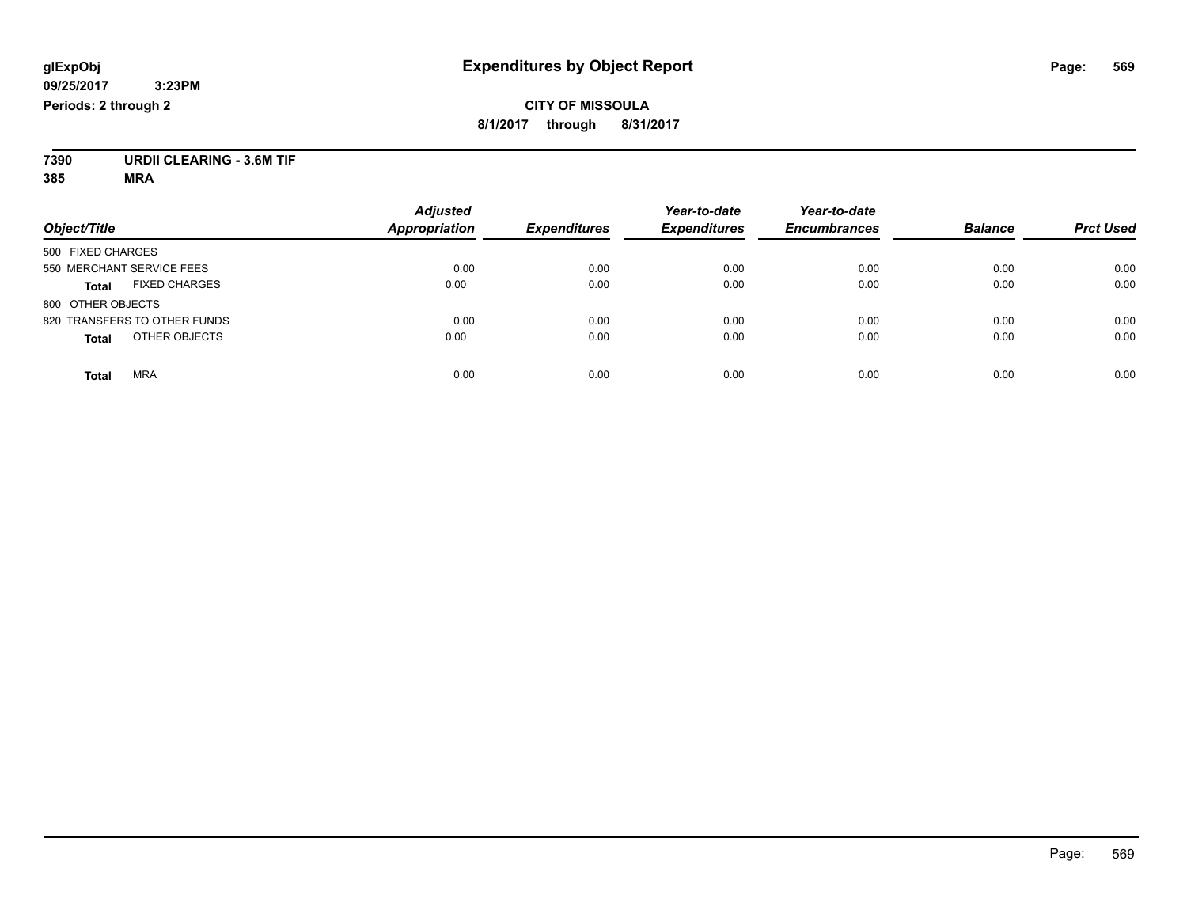# Expenditures by Object Report

**glExpObj**
**09/25/2017 3:23PM**
**Periods: 2 through 2**

**CITY OF MISSOULA**
**8/1/2017 through 8/31/2017**

**7390 URDII CLEARING - 3.6M TIF**
**385 MRA**

| Object/Title | Adjusted Appropriation | Expenditures | Year-to-date Expenditures | Year-to-date Encumbrances | Balance | Prct Used |
|---|---|---|---|---|---|---|
| 500 FIXED CHARGES | | | | | | |
| 550 MERCHANT SERVICE FEES | 0.00 | 0.00 | 0.00 | 0.00 | 0.00 | 0.00 |
| **Total** FIXED CHARGES | 0.00 | 0.00 | 0.00 | 0.00 | 0.00 | 0.00 |
| 800 OTHER OBJECTS | | | | | | |
| 820 TRANSFERS TO OTHER FUNDS | 0.00 | 0.00 | 0.00 | 0.00 | 0.00 | 0.00 |
| **Total** OTHER OBJECTS | 0.00 | 0.00 | 0.00 | 0.00 | 0.00 | 0.00 |
| **Total** MRA | 0.00 | 0.00 | 0.00 | 0.00 | 0.00 | 0.00 |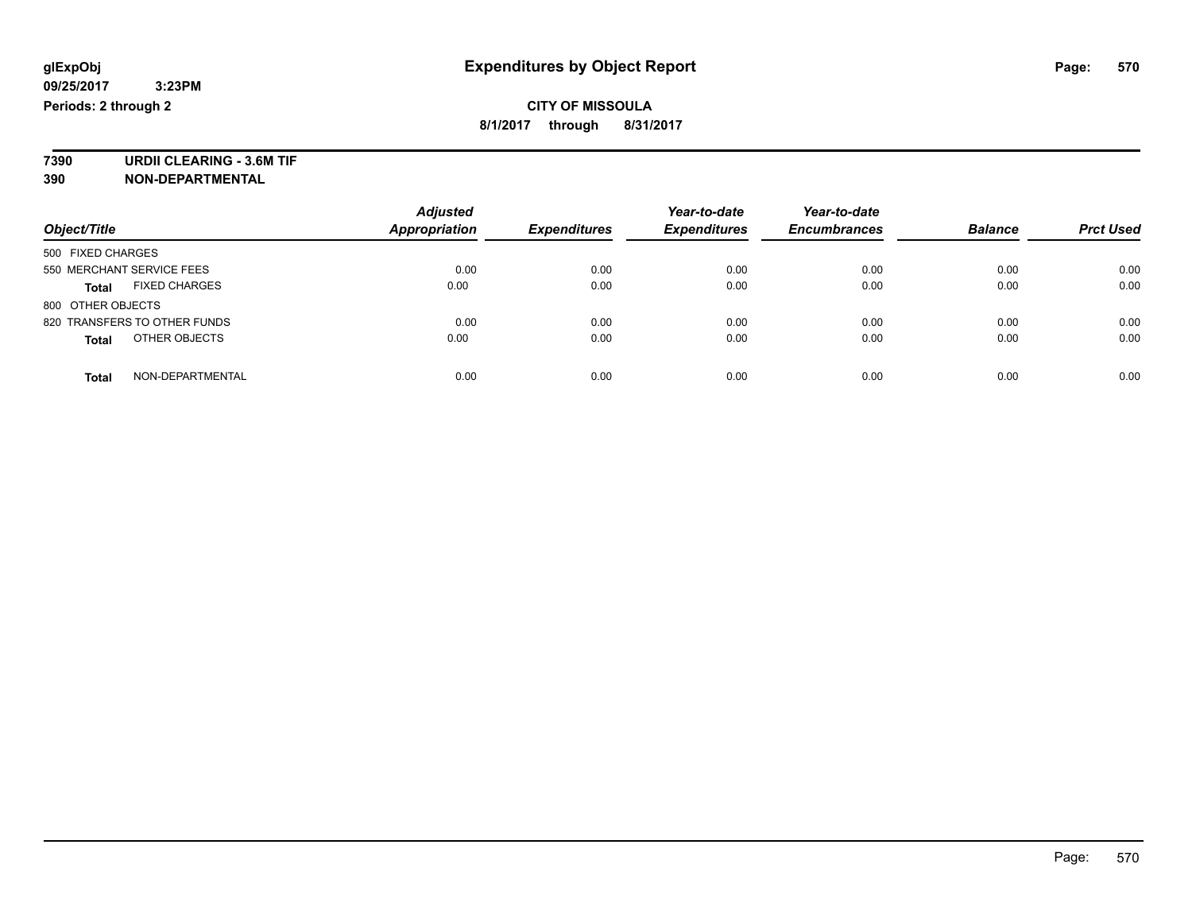glExpObj
09/25/2017 3:23PM
Periods: 2 through 2

# Expenditures by Object Report

**CITY OF MISSOULA**
**8/1/2017 through 8/31/2017**

**7390 URDII CLEARING - 3.6M TIF**
**390 NON-DEPARTMENTAL**

| Object/Title | | Adjusted Appropriation | Expenditures | Year-to-date Expenditures | Year-to-date Encumbrances | Balance | Prct Used |
|---|---|---|---|---|---|---|---|
| 500 FIXED CHARGES | | | | | | | |
| 550 MERCHANT SERVICE FEES | | 0.00 | 0.00 | 0.00 | 0.00 | 0.00 | 0.00 |
| **Total** | FIXED CHARGES | 0.00 | 0.00 | 0.00 | 0.00 | 0.00 | 0.00 |
| 800 OTHER OBJECTS | | | | | | | |
| 820 TRANSFERS TO OTHER FUNDS | | 0.00 | 0.00 | 0.00 | 0.00 | 0.00 | 0.00 |
| **Total** | OTHER OBJECTS | 0.00 | 0.00 | 0.00 | 0.00 | 0.00 | 0.00 |
| **Total** | NON-DEPARTMENTAL | 0.00 | 0.00 | 0.00 | 0.00 | 0.00 | 0.00 |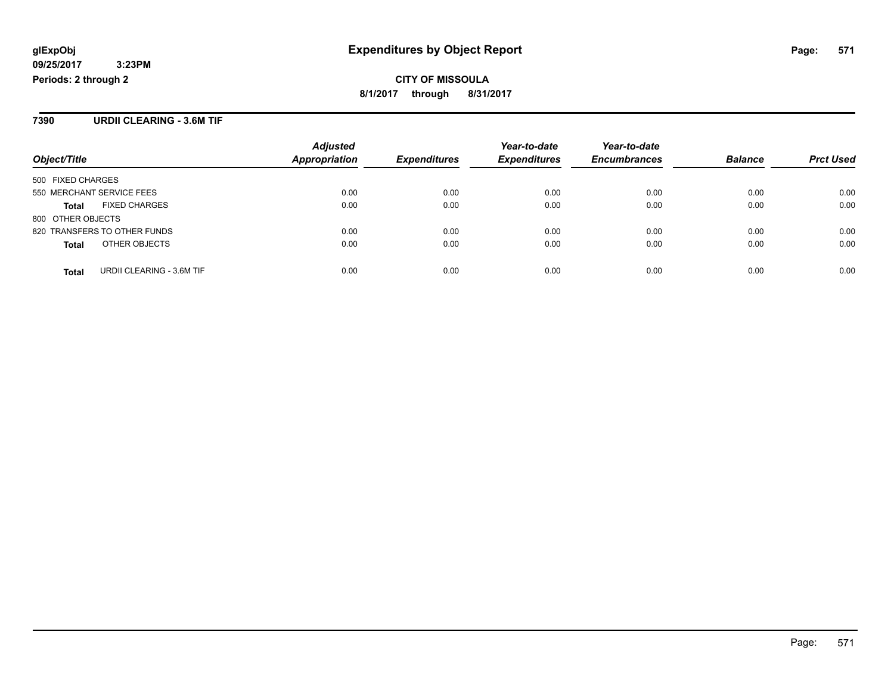**glExpObj**
**09/25/2017 3:23PM**
**Periods: 2 through 2**

# Expenditures by Object Report

**CITY OF MISSOULA**
**8/1/2017 through 8/31/2017**

## 7390 URDII CLEARING - 3.6M TIF

| Object/Title | | Adjusted Appropriation | Expenditures | Year-to-date Expenditures | Year-to-date Encumbrances | Balance | Prct Used |
|---|---|---|---|---|---|---|---|
| 500 FIXED CHARGES | | | | | | | |
| 550 MERCHANT SERVICE FEES | | 0.00 | 0.00 | 0.00 | 0.00 | 0.00 | 0.00 |
| **Total** | FIXED CHARGES | 0.00 | 0.00 | 0.00 | 0.00 | 0.00 | 0.00 |
| 800 OTHER OBJECTS | | | | | | | |
| 820 TRANSFERS TO OTHER FUNDS | | 0.00 | 0.00 | 0.00 | 0.00 | 0.00 | 0.00 |
| **Total** | OTHER OBJECTS | 0.00 | 0.00 | 0.00 | 0.00 | 0.00 | 0.00 |
| **Total** | URDII CLEARING - 3.6M TIF | 0.00 | 0.00 | 0.00 | 0.00 | 0.00 | 0.00 |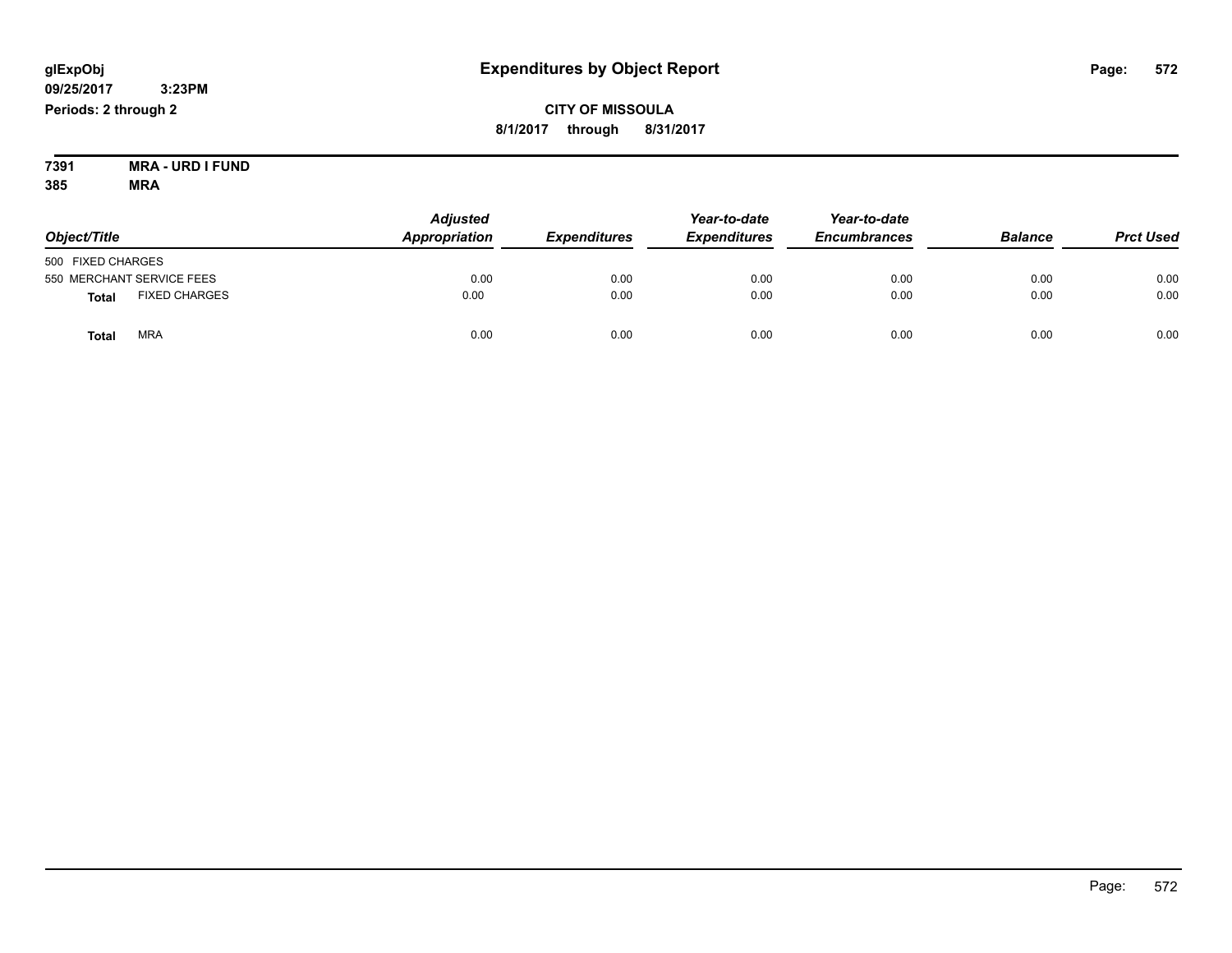**glExpObj** **Expenditures by Object Report**

**09/25/2017 3:23PM**

**Periods: 2 through 2**

**CITY OF MISSOULA**

**8/1/2017 through 8/31/2017**

**7391 MRA - URD I FUND**

**385 MRA**

| Object/Title | Adjusted Appropriation | Expenditures | Year-to-date Expenditures | Year-to-date Encumbrances | Balance | Prct Used |
|---|---|---|---|---|---|---|
| 500 FIXED CHARGES | | | | | | |
| 550 MERCHANT SERVICE FEES | 0.00 | 0.00 | 0.00 | 0.00 | 0.00 | 0.00 |
| **Total** FIXED CHARGES | 0.00 | 0.00 | 0.00 | 0.00 | 0.00 | 0.00 |
| **Total** MRA | 0.00 | 0.00 | 0.00 | 0.00 | 0.00 | 0.00 |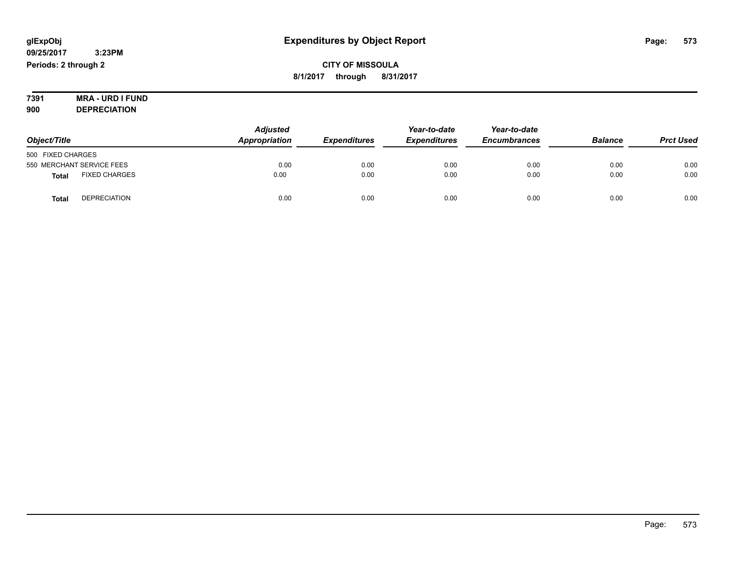glExpObj
09/25/2017 3:23PM
Periods: 2 through 2

# Expenditures by Object Report

**CITY OF MISSOULA**
**8/1/2017 through 8/31/2017**

**7391 MRA - URD I FUND**
**900 DEPRECIATION**

| Object/Title | Adjusted Appropriation | Expenditures | Year-to-date Expenditures | Year-to-date Encumbrances | Balance | Prct Used |
|---|---|---|---|---|---|---|
| 500 FIXED CHARGES | | | | | | |
| 550 MERCHANT SERVICE FEES | 0.00 | 0.00 | 0.00 | 0.00 | 0.00 | 0.00 |
| **Total** FIXED CHARGES | 0.00 | 0.00 | 0.00 | 0.00 | 0.00 | 0.00 |
| **Total** DEPRECIATION | 0.00 | 0.00 | 0.00 | 0.00 | 0.00 | 0.00 |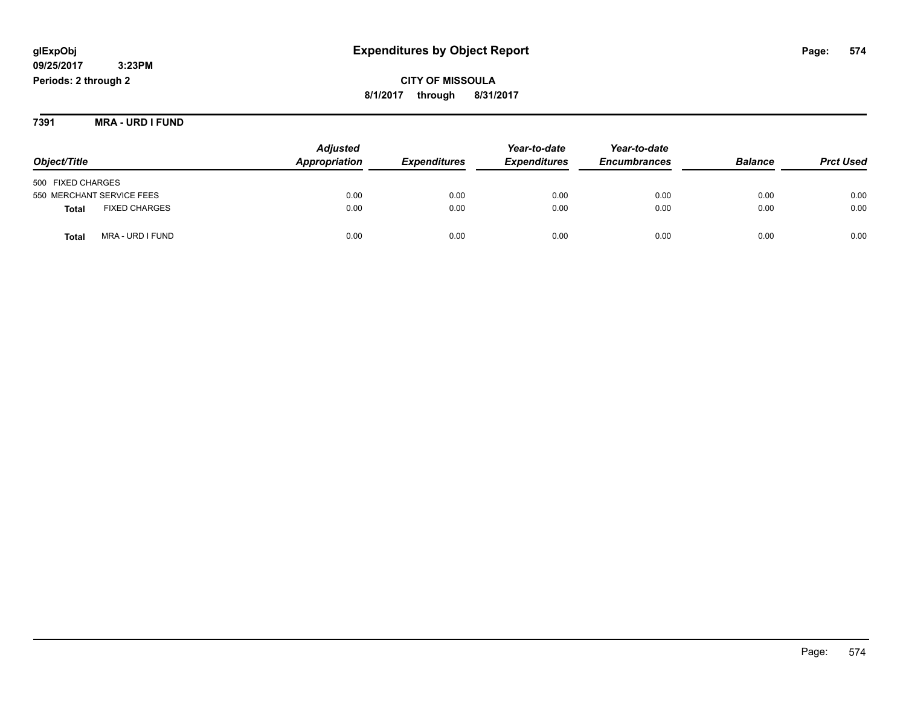# Expenditures by Object Report

glExpObj
09/25/2017 3:23PM
Periods: 2 through 2

**CITY OF MISSOULA**
**8/1/2017 through 8/31/2017**

**7391 MRA - URD I FUND**

| Object/Title | Adjusted Appropriation | Expenditures | Year-to-date Expenditures | Year-to-date Encumbrances | Balance | Prct Used |
|---|---|---|---|---|---|---|
| 500 FIXED CHARGES | | | | | | |
| 550 MERCHANT SERVICE FEES | 0.00 | 0.00 | 0.00 | 0.00 | 0.00 | 0.00 |
| **Total** FIXED CHARGES | 0.00 | 0.00 | 0.00 | 0.00 | 0.00 | 0.00 |
| **Total** MRA - URD I FUND | 0.00 | 0.00 | 0.00 | 0.00 | 0.00 | 0.00 |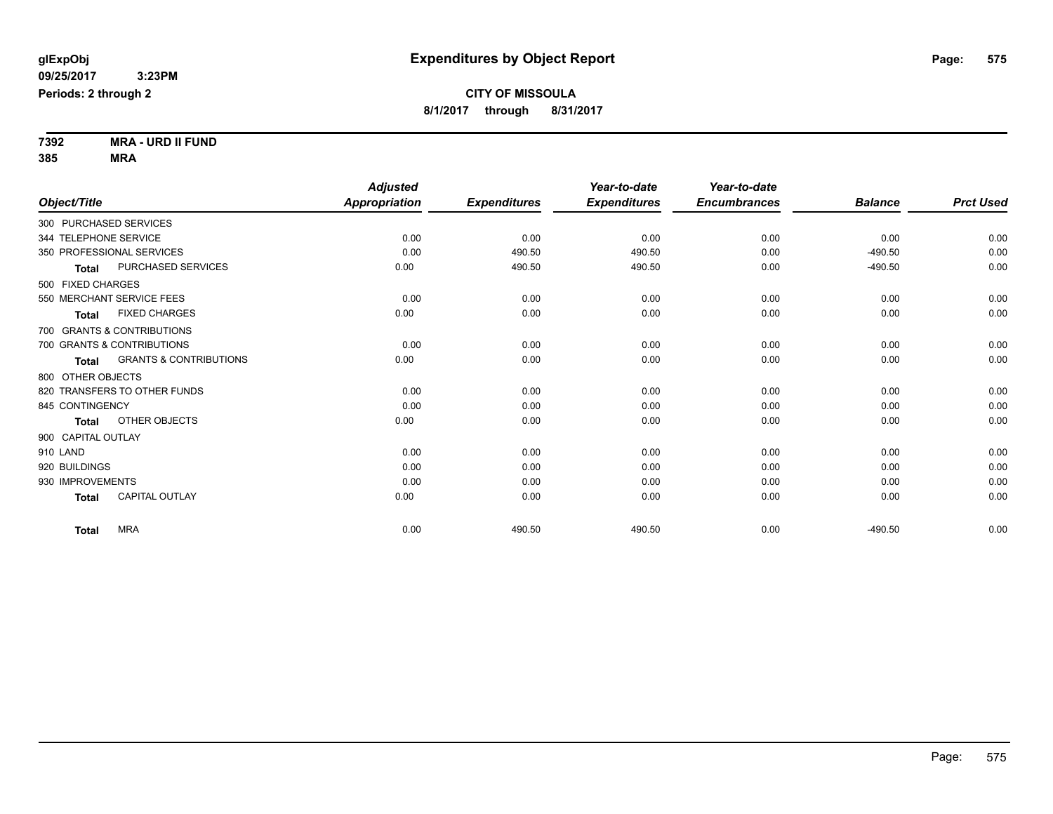# Expenditures by Object Report

glExpObj
09/25/2017 3:23PM
Periods: 2 through 2

**CITY OF MISSOULA**
**8/1/2017 through 8/31/2017**

**7392 MRA - URD II FUND**
**385 MRA**

| Object/Title | Adjusted Appropriation | Expenditures | Year-to-date Expenditures | Year-to-date Encumbrances | Balance | Prct Used |
|---|---|---|---|---|---|---|
| 300 PURCHASED SERVICES | | | | | | |
| 344 TELEPHONE SERVICE | 0.00 | 0.00 | 0.00 | 0.00 | 0.00 | 0.00 |
| 350 PROFESSIONAL SERVICES | 0.00 | 490.50 | 490.50 | 0.00 | -490.50 | 0.00 |
| **Total** PURCHASED SERVICES | 0.00 | 490.50 | 490.50 | 0.00 | -490.50 | 0.00 |
| 500 FIXED CHARGES | | | | | | |
| 550 MERCHANT SERVICE FEES | 0.00 | 0.00 | 0.00 | 0.00 | 0.00 | 0.00 |
| **Total** FIXED CHARGES | 0.00 | 0.00 | 0.00 | 0.00 | 0.00 | 0.00 |
| 700 GRANTS & CONTRIBUTIONS | | | | | | |
| 700 GRANTS & CONTRIBUTIONS | 0.00 | 0.00 | 0.00 | 0.00 | 0.00 | 0.00 |
| **Total** GRANTS & CONTRIBUTIONS | 0.00 | 0.00 | 0.00 | 0.00 | 0.00 | 0.00 |
| 800 OTHER OBJECTS | | | | | | |
| 820 TRANSFERS TO OTHER FUNDS | 0.00 | 0.00 | 0.00 | 0.00 | 0.00 | 0.00 |
| 845 CONTINGENCY | 0.00 | 0.00 | 0.00 | 0.00 | 0.00 | 0.00 |
| **Total** OTHER OBJECTS | 0.00 | 0.00 | 0.00 | 0.00 | 0.00 | 0.00 |
| 900 CAPITAL OUTLAY | | | | | | |
| 910 LAND | 0.00 | 0.00 | 0.00 | 0.00 | 0.00 | 0.00 |
| 920 BUILDINGS | 0.00 | 0.00 | 0.00 | 0.00 | 0.00 | 0.00 |
| 930 IMPROVEMENTS | 0.00 | 0.00 | 0.00 | 0.00 | 0.00 | 0.00 |
| **Total** CAPITAL OUTLAY | 0.00 | 0.00 | 0.00 | 0.00 | 0.00 | 0.00 |
| **Total** MRA | 0.00 | 490.50 | 490.50 | 0.00 | -490.50 | 0.00 |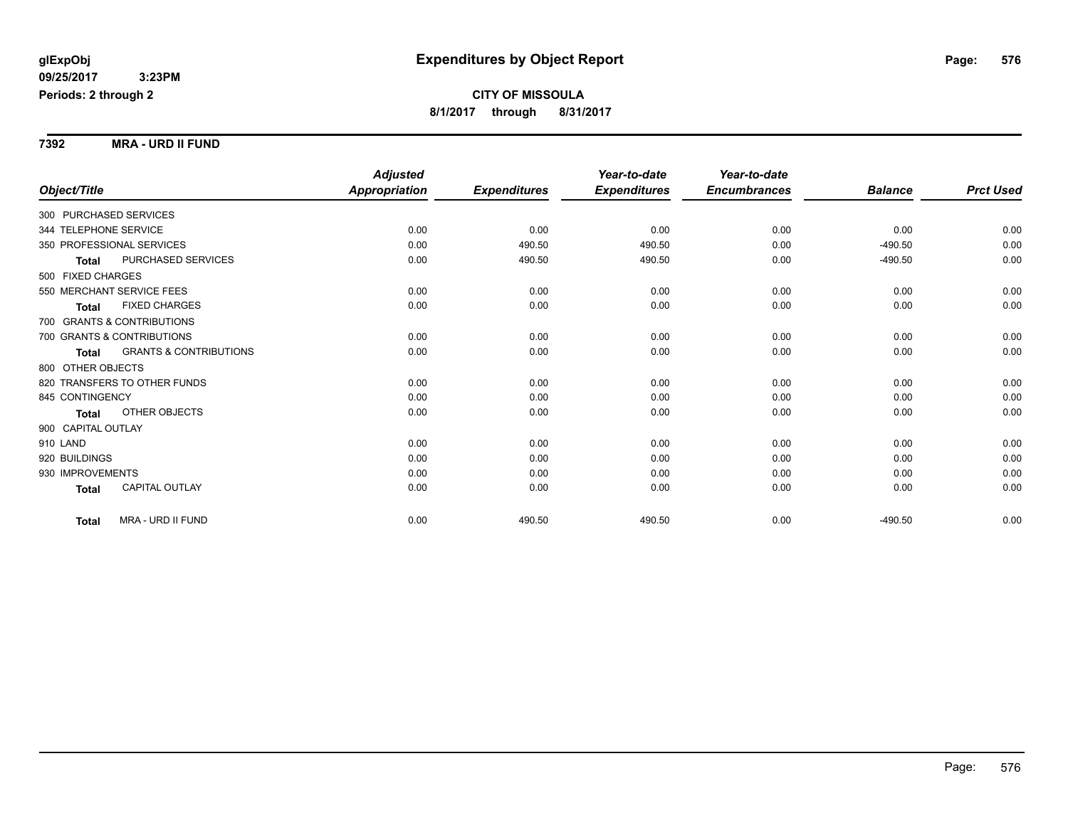# Expenditures by Object Report

glExpObj
09/25/2017 3:23PM
Periods: 2 through 2

**CITY OF MISSOULA**
**8/1/2017 through 8/31/2017**

## 7392 MRA - URD II FUND

| Object/Title | | Adjusted Appropriation | Expenditures | Year-to-date Expenditures | Year-to-date Encumbrances | Balance | Prct Used |
|---|---|---|---|---|---|---|---|
| 300 PURCHASED SERVICES | | | | | | | |
| 344 TELEPHONE SERVICE | | 0.00 | 0.00 | 0.00 | 0.00 | 0.00 | 0.00 |
| 350 PROFESSIONAL SERVICES | | 0.00 | 490.50 | 490.50 | 0.00 | -490.50 | 0.00 |
| **Total** | PURCHASED SERVICES | 0.00 | 490.50 | 490.50 | 0.00 | -490.50 | 0.00 |
| 500 FIXED CHARGES | | | | | | | |
| 550 MERCHANT SERVICE FEES | | 0.00 | 0.00 | 0.00 | 0.00 | 0.00 | 0.00 |
| **Total** | FIXED CHARGES | 0.00 | 0.00 | 0.00 | 0.00 | 0.00 | 0.00 |
| 700 GRANTS & CONTRIBUTIONS | | | | | | | |
| 700 GRANTS & CONTRIBUTIONS | | 0.00 | 0.00 | 0.00 | 0.00 | 0.00 | 0.00 |
| **Total** | GRANTS & CONTRIBUTIONS | 0.00 | 0.00 | 0.00 | 0.00 | 0.00 | 0.00 |
| 800 OTHER OBJECTS | | | | | | | |
| 820 TRANSFERS TO OTHER FUNDS | | 0.00 | 0.00 | 0.00 | 0.00 | 0.00 | 0.00 |
| 845 CONTINGENCY | | 0.00 | 0.00 | 0.00 | 0.00 | 0.00 | 0.00 |
| **Total** | OTHER OBJECTS | 0.00 | 0.00 | 0.00 | 0.00 | 0.00 | 0.00 |
| 900 CAPITAL OUTLAY | | | | | | | |
| 910 LAND | | 0.00 | 0.00 | 0.00 | 0.00 | 0.00 | 0.00 |
| 920 BUILDINGS | | 0.00 | 0.00 | 0.00 | 0.00 | 0.00 | 0.00 |
| 930 IMPROVEMENTS | | 0.00 | 0.00 | 0.00 | 0.00 | 0.00 | 0.00 |
| **Total** | CAPITAL OUTLAY | 0.00 | 0.00 | 0.00 | 0.00 | 0.00 | 0.00 |
| **Total** | MRA - URD II FUND | 0.00 | 490.50 | 490.50 | 0.00 | -490.50 | 0.00 |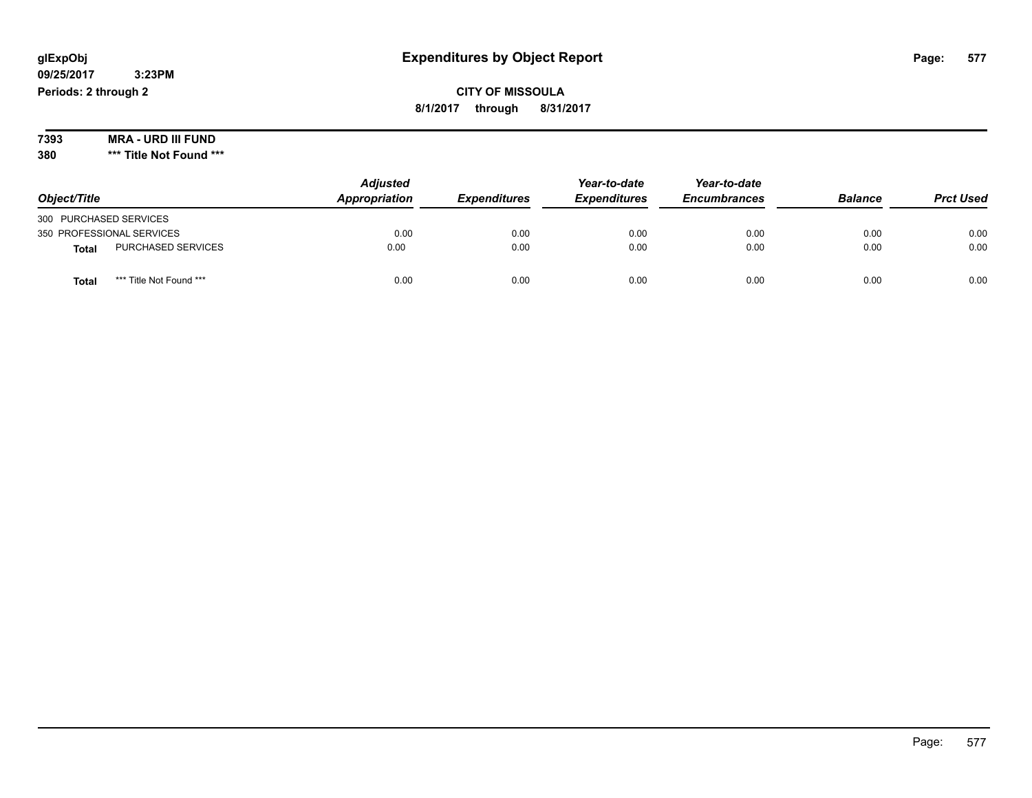**glExpObj**
**09/25/2017 3:23PM**
**Periods: 2 through 2**

# Expenditures by Object Report

**CITY OF MISSOULA**
**8/1/2017 through 8/31/2017**

**7393 MRA - URD III FUND**
**380 \*\*\* Title Not Found \*\*\***

| Object/Title | Adjusted Appropriation | Expenditures | Year-to-date Expenditures | Year-to-date Encumbrances | Balance | Prct Used |
|---|---|---|---|---|---|---|
| 300 PURCHASED SERVICES | | | | | | |
| 350 PROFESSIONAL SERVICES | 0.00 | 0.00 | 0.00 | 0.00 | 0.00 | 0.00 |
| **Total** PURCHASED SERVICES | 0.00 | 0.00 | 0.00 | 0.00 | 0.00 | 0.00 |
| **Total** *** Title Not Found *** | 0.00 | 0.00 | 0.00 | 0.00 | 0.00 | 0.00 |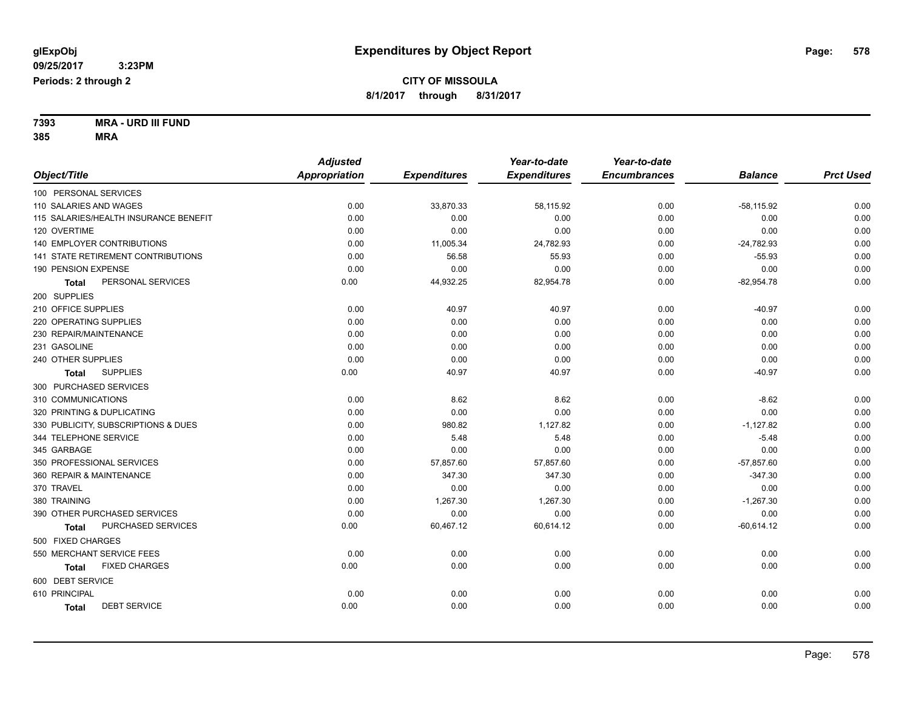**glExpObj** 

**09/25/2017 3:23PM**

**Periods: 2 through 2**

# Expenditures by Object Report

**CITY OF MISSOULA**

**8/1/2017 through 8/31/2017**

**7393 MRA - URD III FUND**

**385 MRA**

| Object/Title | Adjusted Appropriation | Expenditures | Year-to-date Expenditures | Year-to-date Encumbrances | Balance | Prct Used |
|---|---|---|---|---|---|---|
| 100 PERSONAL SERVICES | | | | | | |
| 110 SALARIES AND WAGES | 0.00 | 33,870.33 | 58,115.92 | 0.00 | -58,115.92 | 0.00 |
| 115 SALARIES/HEALTH INSURANCE BENEFIT | 0.00 | 0.00 | 0.00 | 0.00 | 0.00 | 0.00 |
| 120 OVERTIME | 0.00 | 0.00 | 0.00 | 0.00 | 0.00 | 0.00 |
| 140 EMPLOYER CONTRIBUTIONS | 0.00 | 11,005.34 | 24,782.93 | 0.00 | -24,782.93 | 0.00 |
| 141 STATE RETIREMENT CONTRIBUTIONS | 0.00 | 56.58 | 55.93 | 0.00 | -55.93 | 0.00 |
| 190 PENSION EXPENSE | 0.00 | 0.00 | 0.00 | 0.00 | 0.00 | 0.00 |
| **Total** PERSONAL SERVICES | 0.00 | 44,932.25 | 82,954.78 | 0.00 | -82,954.78 | 0.00 |
| 200 SUPPLIES | | | | | | |
| 210 OFFICE SUPPLIES | 0.00 | 40.97 | 40.97 | 0.00 | -40.97 | 0.00 |
| 220 OPERATING SUPPLIES | 0.00 | 0.00 | 0.00 | 0.00 | 0.00 | 0.00 |
| 230 REPAIR/MAINTENANCE | 0.00 | 0.00 | 0.00 | 0.00 | 0.00 | 0.00 |
| 231 GASOLINE | 0.00 | 0.00 | 0.00 | 0.00 | 0.00 | 0.00 |
| 240 OTHER SUPPLIES | 0.00 | 0.00 | 0.00 | 0.00 | 0.00 | 0.00 |
| **Total** SUPPLIES | 0.00 | 40.97 | 40.97 | 0.00 | -40.97 | 0.00 |
| 300 PURCHASED SERVICES | | | | | | |
| 310 COMMUNICATIONS | 0.00 | 8.62 | 8.62 | 0.00 | -8.62 | 0.00 |
| 320 PRINTING & DUPLICATING | 0.00 | 0.00 | 0.00 | 0.00 | 0.00 | 0.00 |
| 330 PUBLICITY, SUBSCRIPTIONS & DUES | 0.00 | 980.82 | 1,127.82 | 0.00 | -1,127.82 | 0.00 |
| 344 TELEPHONE SERVICE | 0.00 | 5.48 | 5.48 | 0.00 | -5.48 | 0.00 |
| 345 GARBAGE | 0.00 | 0.00 | 0.00 | 0.00 | 0.00 | 0.00 |
| 350 PROFESSIONAL SERVICES | 0.00 | 57,857.60 | 57,857.60 | 0.00 | -57,857.60 | 0.00 |
| 360 REPAIR & MAINTENANCE | 0.00 | 347.30 | 347.30 | 0.00 | -347.30 | 0.00 |
| 370 TRAVEL | 0.00 | 0.00 | 0.00 | 0.00 | 0.00 | 0.00 |
| 380 TRAINING | 0.00 | 1,267.30 | 1,267.30 | 0.00 | -1,267.30 | 0.00 |
| 390 OTHER PURCHASED SERVICES | 0.00 | 0.00 | 0.00 | 0.00 | 0.00 | 0.00 |
| **Total** PURCHASED SERVICES | 0.00 | 60,467.12 | 60,614.12 | 0.00 | -60,614.12 | 0.00 |
| 500 FIXED CHARGES | | | | | | |
| 550 MERCHANT SERVICE FEES | 0.00 | 0.00 | 0.00 | 0.00 | 0.00 | 0.00 |
| **Total** FIXED CHARGES | 0.00 | 0.00 | 0.00 | 0.00 | 0.00 | 0.00 |
| 600 DEBT SERVICE | | | | | | |
| 610 PRINCIPAL | 0.00 | 0.00 | 0.00 | 0.00 | 0.00 | 0.00 |
| **Total** DEBT SERVICE | 0.00 | 0.00 | 0.00 | 0.00 | 0.00 | 0.00 |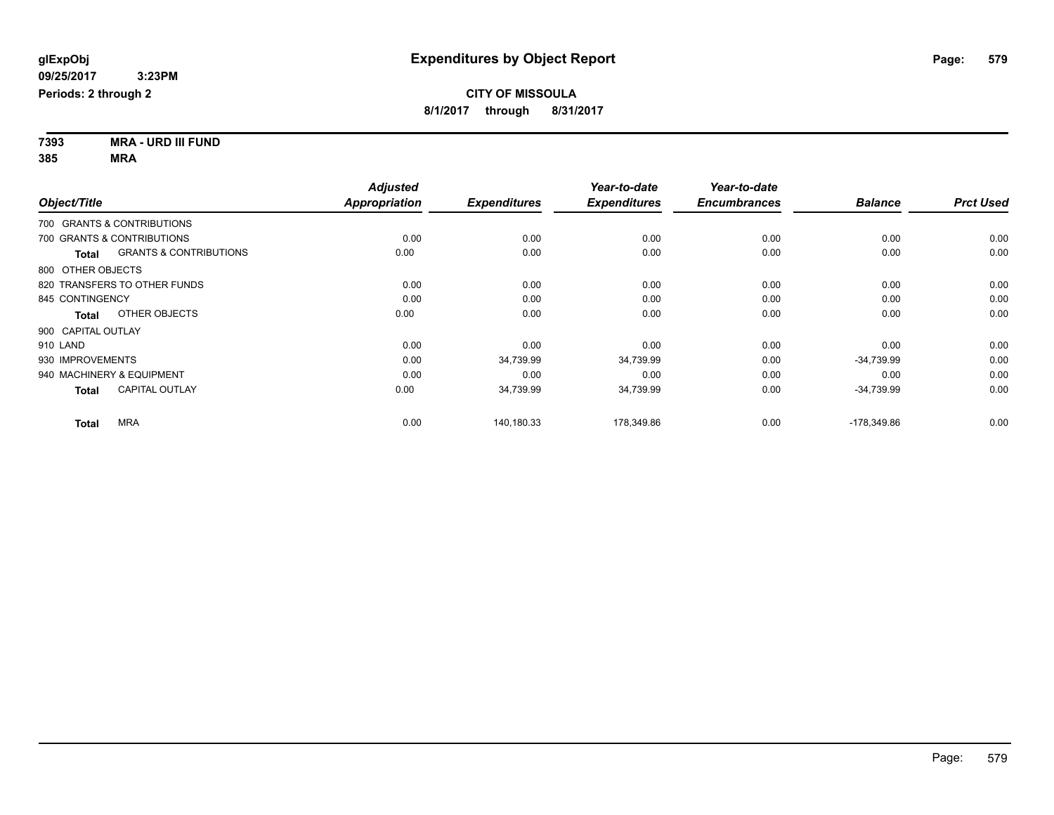**glExpObj**
**09/25/2017 3:23PM**
**Periods: 2 through 2**

# Expenditures by Object Report

**CITY OF MISSOULA**
**8/1/2017 through 8/31/2017**

**7393 MRA - URD III FUND**
**385 MRA**

| Object/Title | Adjusted Appropriation | Expenditures | Year-to-date Expenditures | Year-to-date Encumbrances | Balance | Prct Used |
|---|---|---|---|---|---|---|
| 700 GRANTS & CONTRIBUTIONS | | | | | | |
| 700 GRANTS & CONTRIBUTIONS | 0.00 | 0.00 | 0.00 | 0.00 | 0.00 | 0.00 |
| **Total** GRANTS & CONTRIBUTIONS | 0.00 | 0.00 | 0.00 | 0.00 | 0.00 | 0.00 |
| 800 OTHER OBJECTS | | | | | | |
| 820 TRANSFERS TO OTHER FUNDS | 0.00 | 0.00 | 0.00 | 0.00 | 0.00 | 0.00 |
| 845 CONTINGENCY | 0.00 | 0.00 | 0.00 | 0.00 | 0.00 | 0.00 |
| **Total** OTHER OBJECTS | 0.00 | 0.00 | 0.00 | 0.00 | 0.00 | 0.00 |
| 900 CAPITAL OUTLAY | | | | | | |
| 910 LAND | 0.00 | 0.00 | 0.00 | 0.00 | 0.00 | 0.00 |
| 930 IMPROVEMENTS | 0.00 | 34,739.99 | 34,739.99 | 0.00 | -34,739.99 | 0.00 |
| 940 MACHINERY & EQUIPMENT | 0.00 | 0.00 | 0.00 | 0.00 | 0.00 | 0.00 |
| **Total** CAPITAL OUTLAY | 0.00 | 34,739.99 | 34,739.99 | 0.00 | -34,739.99 | 0.00 |
| **Total** MRA | 0.00 | 140,180.33 | 178,349.86 | 0.00 | -178,349.86 | 0.00 |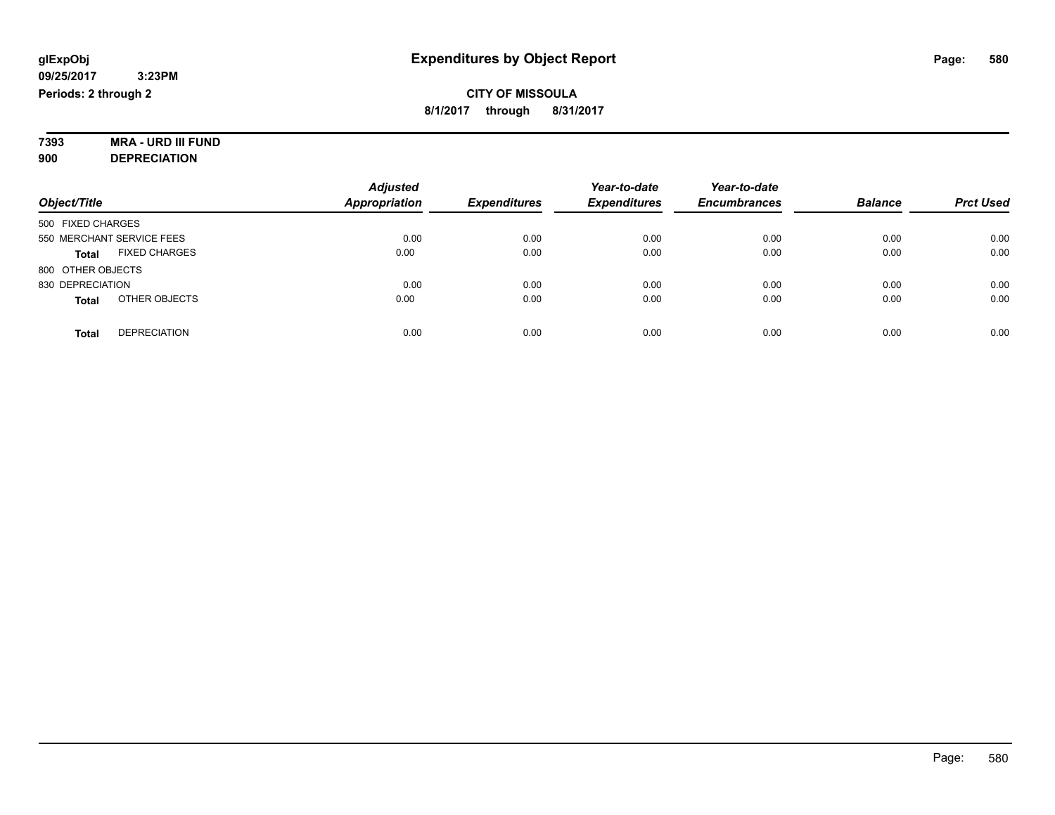glExpObj
09/25/2017 3:23PM
Periods: 2 through 2

# Expenditures by Object Report

**CITY OF MISSOULA**
**8/1/2017 through 8/31/2017**

**7393 MRA - URD III FUND**
**900 DEPRECIATION**

| Object/Title | Adjusted Appropriation | Expenditures | Year-to-date Expenditures | Year-to-date Encumbrances | Balance | Prct Used |
|---|---|---|---|---|---|---|
| 500 FIXED CHARGES | | | | | | |
| 550 MERCHANT SERVICE FEES | 0.00 | 0.00 | 0.00 | 0.00 | 0.00 | 0.00 |
| **Total** FIXED CHARGES | 0.00 | 0.00 | 0.00 | 0.00 | 0.00 | 0.00 |
| 800 OTHER OBJECTS | | | | | | |
| 830 DEPRECIATION | 0.00 | 0.00 | 0.00 | 0.00 | 0.00 | 0.00 |
| **Total** OTHER OBJECTS | 0.00 | 0.00 | 0.00 | 0.00 | 0.00 | 0.00 |
| **Total** DEPRECIATION | 0.00 | 0.00 | 0.00 | 0.00 | 0.00 | 0.00 |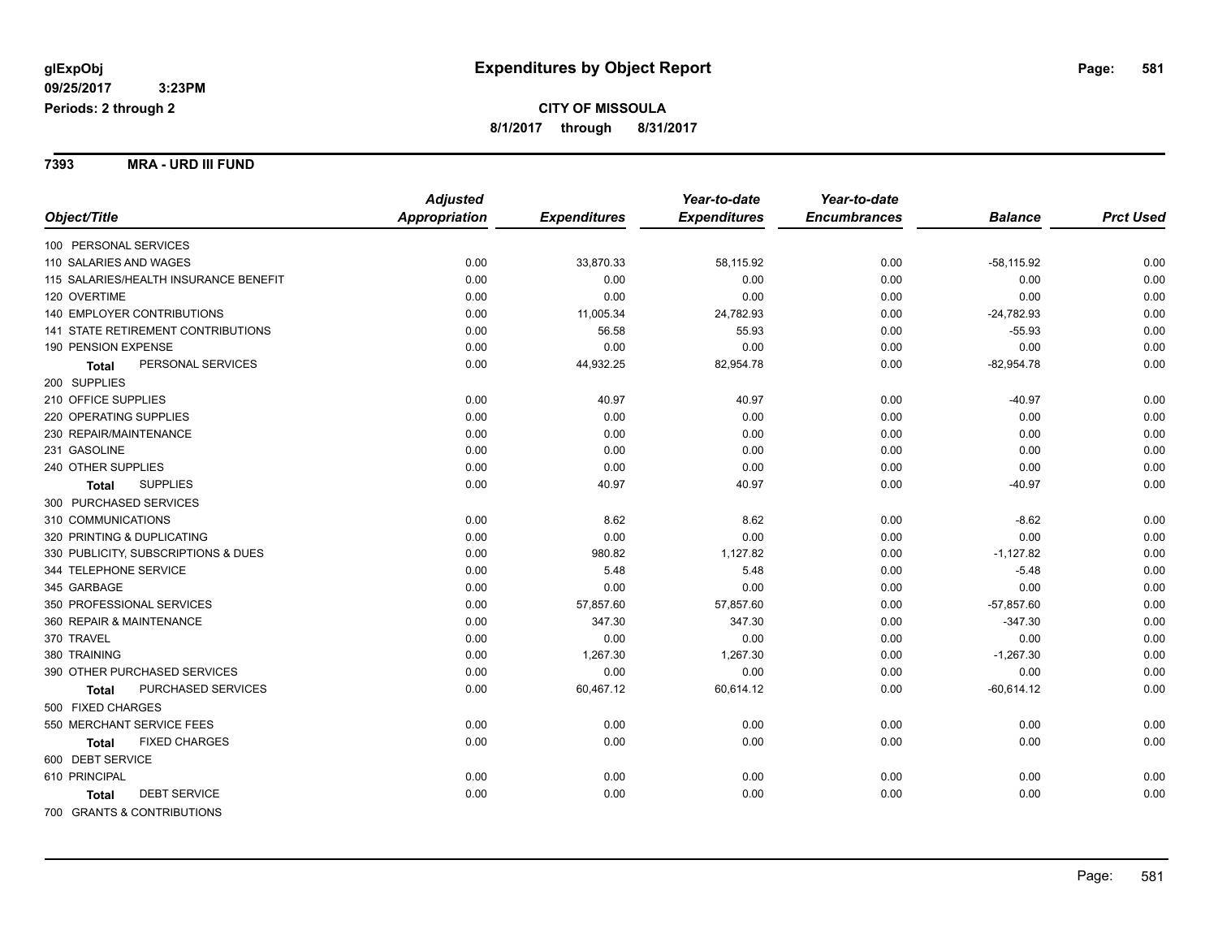# Expenditures by Object Report

glExpObj
09/25/2017 3:23PM
Periods: 2 through 2

**CITY OF MISSOULA**
**8/1/2017 through 8/31/2017**

**7393 MRA - URD III FUND**

| Object/Title | Adjusted Appropriation | Expenditures | Year-to-date Expenditures | Year-to-date Encumbrances | Balance | Prct Used |
|---|---|---|---|---|---|---|
| 100 PERSONAL SERVICES | | | | | | |
| 110 SALARIES AND WAGES | 0.00 | 33,870.33 | 58,115.92 | 0.00 | -58,115.92 | 0.00 |
| 115 SALARIES/HEALTH INSURANCE BENEFIT | 0.00 | 0.00 | 0.00 | 0.00 | 0.00 | 0.00 |
| 120 OVERTIME | 0.00 | 0.00 | 0.00 | 0.00 | 0.00 | 0.00 |
| 140 EMPLOYER CONTRIBUTIONS | 0.00 | 11,005.34 | 24,782.93 | 0.00 | -24,782.93 | 0.00 |
| 141 STATE RETIREMENT CONTRIBUTIONS | 0.00 | 56.58 | 55.93 | 0.00 | -55.93 | 0.00 |
| 190 PENSION EXPENSE | 0.00 | 0.00 | 0.00 | 0.00 | 0.00 | 0.00 |
| **Total** PERSONAL SERVICES | 0.00 | 44,932.25 | 82,954.78 | 0.00 | -82,954.78 | 0.00 |
| 200 SUPPLIES | | | | | | |
| 210 OFFICE SUPPLIES | 0.00 | 40.97 | 40.97 | 0.00 | -40.97 | 0.00 |
| 220 OPERATING SUPPLIES | 0.00 | 0.00 | 0.00 | 0.00 | 0.00 | 0.00 |
| 230 REPAIR/MAINTENANCE | 0.00 | 0.00 | 0.00 | 0.00 | 0.00 | 0.00 |
| 231 GASOLINE | 0.00 | 0.00 | 0.00 | 0.00 | 0.00 | 0.00 |
| 240 OTHER SUPPLIES | 0.00 | 0.00 | 0.00 | 0.00 | 0.00 | 0.00 |
| **Total** SUPPLIES | 0.00 | 40.97 | 40.97 | 0.00 | -40.97 | 0.00 |
| 300 PURCHASED SERVICES | | | | | | |
| 310 COMMUNICATIONS | 0.00 | 8.62 | 8.62 | 0.00 | -8.62 | 0.00 |
| 320 PRINTING & DUPLICATING | 0.00 | 0.00 | 0.00 | 0.00 | 0.00 | 0.00 |
| 330 PUBLICITY, SUBSCRIPTIONS & DUES | 0.00 | 980.82 | 1,127.82 | 0.00 | -1,127.82 | 0.00 |
| 344 TELEPHONE SERVICE | 0.00 | 5.48 | 5.48 | 0.00 | -5.48 | 0.00 |
| 345 GARBAGE | 0.00 | 0.00 | 0.00 | 0.00 | 0.00 | 0.00 |
| 350 PROFESSIONAL SERVICES | 0.00 | 57,857.60 | 57,857.60 | 0.00 | -57,857.60 | 0.00 |
| 360 REPAIR & MAINTENANCE | 0.00 | 347.30 | 347.30 | 0.00 | -347.30 | 0.00 |
| 370 TRAVEL | 0.00 | 0.00 | 0.00 | 0.00 | 0.00 | 0.00 |
| 380 TRAINING | 0.00 | 1,267.30 | 1,267.30 | 0.00 | -1,267.30 | 0.00 |
| 390 OTHER PURCHASED SERVICES | 0.00 | 0.00 | 0.00 | 0.00 | 0.00 | 0.00 |
| **Total** PURCHASED SERVICES | 0.00 | 60,467.12 | 60,614.12 | 0.00 | -60,614.12 | 0.00 |
| 500 FIXED CHARGES | | | | | | |
| 550 MERCHANT SERVICE FEES | 0.00 | 0.00 | 0.00 | 0.00 | 0.00 | 0.00 |
| **Total** FIXED CHARGES | 0.00 | 0.00 | 0.00 | 0.00 | 0.00 | 0.00 |
| 600 DEBT SERVICE | | | | | | |
| 610 PRINCIPAL | 0.00 | 0.00 | 0.00 | 0.00 | 0.00 | 0.00 |
| **Total** DEBT SERVICE | 0.00 | 0.00 | 0.00 | 0.00 | 0.00 | 0.00 |
| 700 GRANTS & CONTRIBUTIONS | | | | | | |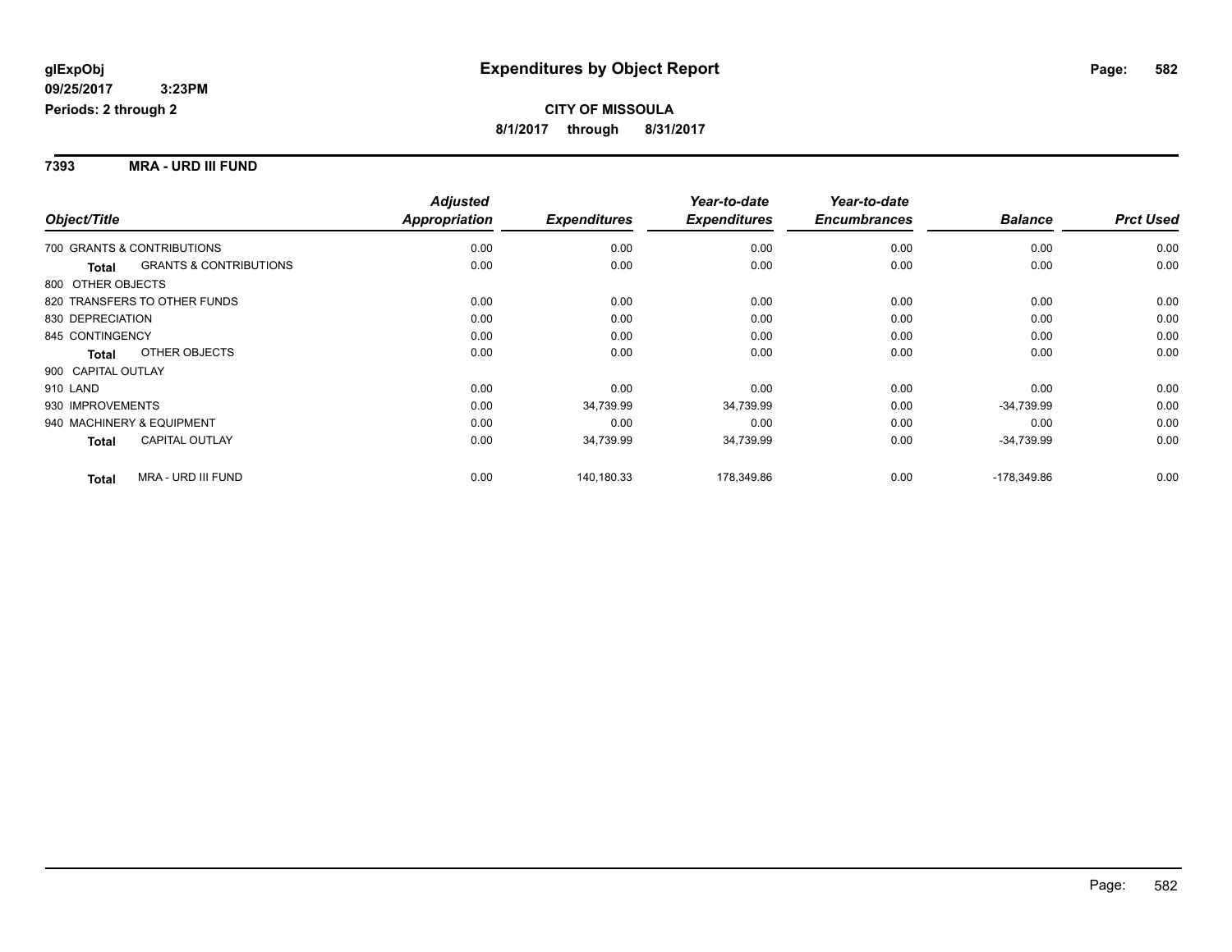# Expenditures by Object Report

glExpObj
09/25/2017 3:23PM
Periods: 2 through 2

**CITY OF MISSOULA**
**8/1/2017 through 8/31/2017**

## 7393 MRA - URD III FUND

| Object/Title | | Adjusted Appropriation | Expenditures | Year-to-date Expenditures | Year-to-date Encumbrances | Balance | Prct Used |
|---|---|---|---|---|---|---|---|
| 700 GRANTS & CONTRIBUTIONS | | 0.00 | 0.00 | 0.00 | 0.00 | 0.00 | 0.00 |
| **Total** | GRANTS & CONTRIBUTIONS | 0.00 | 0.00 | 0.00 | 0.00 | 0.00 | 0.00 |
| 800 OTHER OBJECTS | | | | | | | |
| 820 TRANSFERS TO OTHER FUNDS | | 0.00 | 0.00 | 0.00 | 0.00 | 0.00 | 0.00 |
| 830 DEPRECIATION | | 0.00 | 0.00 | 0.00 | 0.00 | 0.00 | 0.00 |
| 845 CONTINGENCY | | 0.00 | 0.00 | 0.00 | 0.00 | 0.00 | 0.00 |
| **Total** | OTHER OBJECTS | 0.00 | 0.00 | 0.00 | 0.00 | 0.00 | 0.00 |
| 900 CAPITAL OUTLAY | | | | | | | |
| 910 LAND | | 0.00 | 0.00 | 0.00 | 0.00 | 0.00 | 0.00 |
| 930 IMPROVEMENTS | | 0.00 | 34,739.99 | 34,739.99 | 0.00 | -34,739.99 | 0.00 |
| 940 MACHINERY & EQUIPMENT | | 0.00 | 0.00 | 0.00 | 0.00 | 0.00 | 0.00 |
| **Total** | CAPITAL OUTLAY | 0.00 | 34,739.99 | 34,739.99 | 0.00 | -34,739.99 | 0.00 |
| **Total** | MRA - URD III FUND | 0.00 | 140,180.33 | 178,349.86 | 0.00 | -178,349.86 | 0.00 |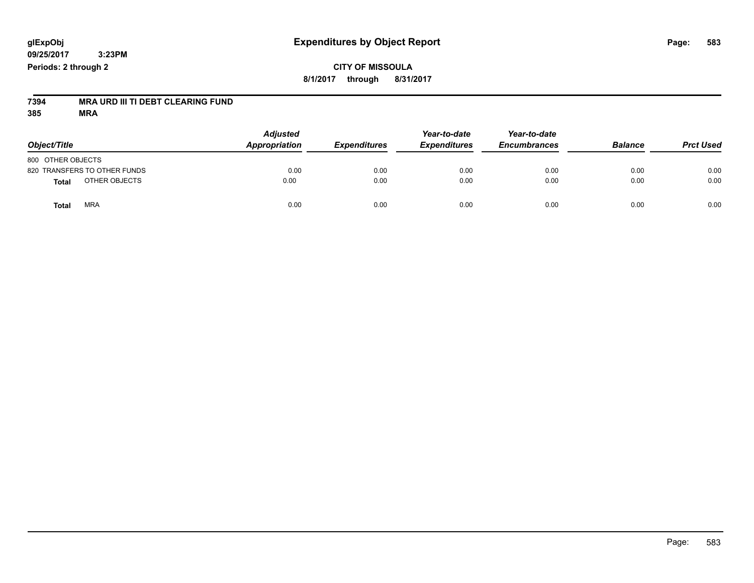glExpObj
09/25/2017 3:23PM
Periods: 2 through 2

# Expenditures by Object Report

**CITY OF MISSOULA**
**8/1/2017 through 8/31/2017**

**7394 MRA URD III TI DEBT CLEARING FUND**
**385 MRA**

| Object/Title | Adjusted Appropriation | Expenditures | Year-to-date Expenditures | Year-to-date Encumbrances | Balance | Prct Used |
|---|---|---|---|---|---|---|
| 800 OTHER OBJECTS | | | | | | |
| 820 TRANSFERS TO OTHER FUNDS | 0.00 | 0.00 | 0.00 | 0.00 | 0.00 | 0.00 |
| **Total** OTHER OBJECTS | 0.00 | 0.00 | 0.00 | 0.00 | 0.00 | 0.00 |
| **Total** MRA | 0.00 | 0.00 | 0.00 | 0.00 | 0.00 | 0.00 |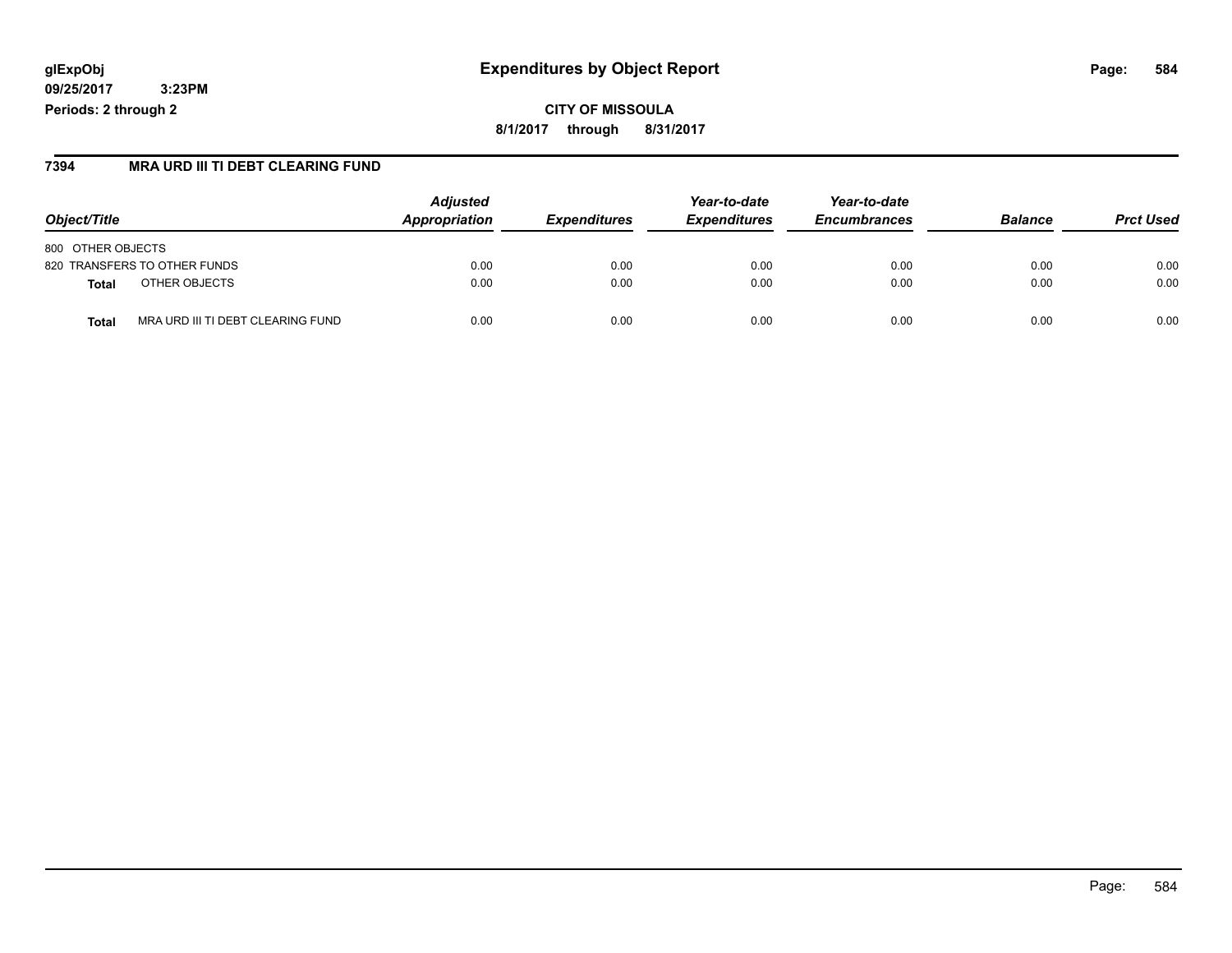**glExpObj**
**09/25/2017 3:23PM**
**Periods: 2 through 2**

# Expenditures by Object Report

**CITY OF MISSOULA**
**8/1/2017 through 8/31/2017**

## 7394 MRA URD III TI DEBT CLEARING FUND

| Object/Title | Adjusted Appropriation | Expenditures | Year-to-date Expenditures | Year-to-date Encumbrances | Balance | Prct Used |
|---|---|---|---|---|---|---|
| 800 OTHER OBJECTS | | | | | | |
| 820 TRANSFERS TO OTHER FUNDS | 0.00 | 0.00 | 0.00 | 0.00 | 0.00 | 0.00 |
| **Total** OTHER OBJECTS | 0.00 | 0.00 | 0.00 | 0.00 | 0.00 | 0.00 |
| **Total** MRA URD III TI DEBT CLEARING FUND | 0.00 | 0.00 | 0.00 | 0.00 | 0.00 | 0.00 |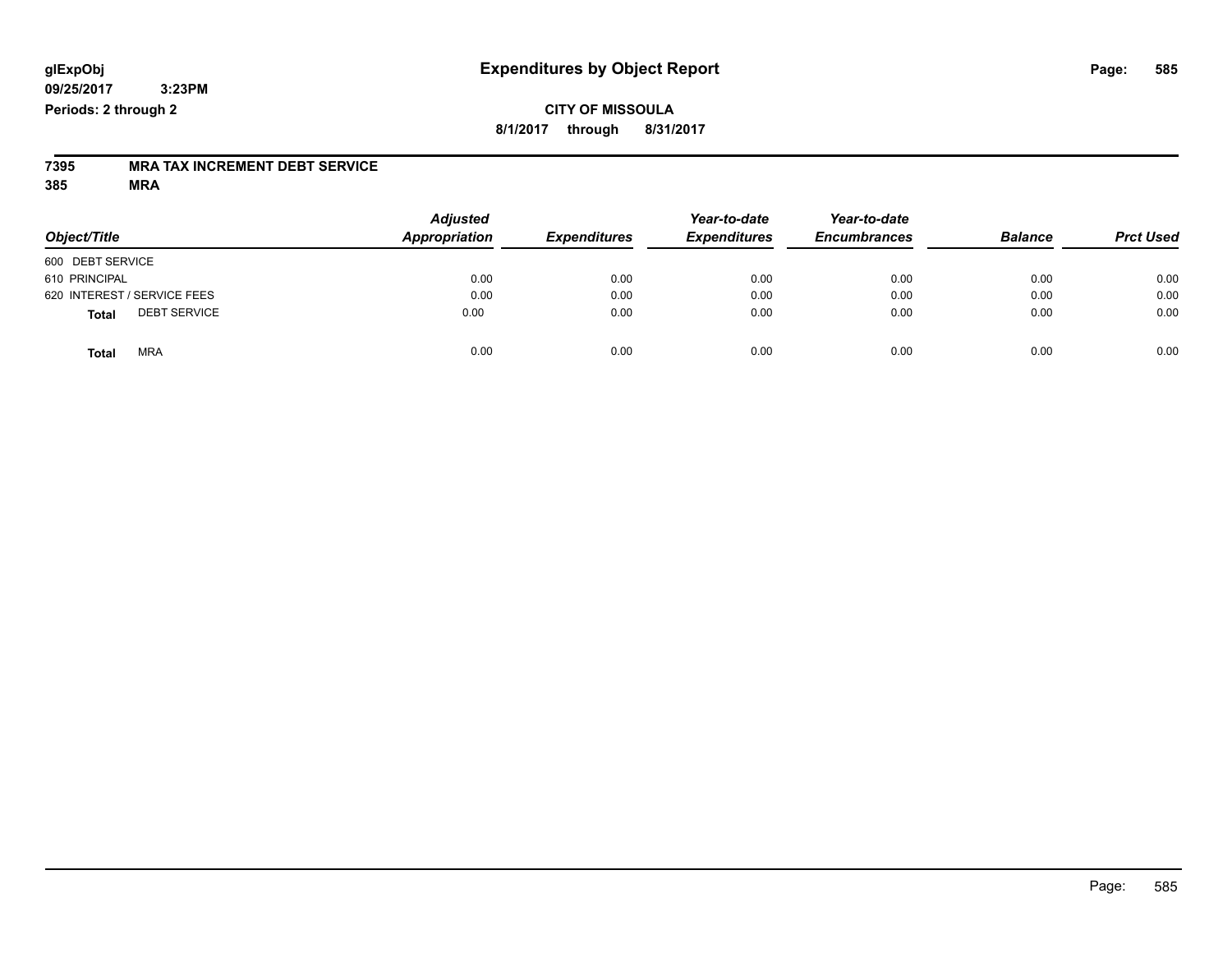glExpObj
09/25/2017 3:23PM
Periods: 2 through 2

# Expenditures by Object Report

**CITY OF MISSOULA**

**8/1/2017 through 8/31/2017**

**7395 MRA TAX INCREMENT DEBT SERVICE**

**385 MRA**

| Object/Title | Adjusted Appropriation | Expenditures | Year-to-date Expenditures | Year-to-date Encumbrances | Balance | Prct Used |
|---|---|---|---|---|---|---|
| 600 DEBT SERVICE | | | | | | |
| 610 PRINCIPAL | 0.00 | 0.00 | 0.00 | 0.00 | 0.00 | 0.00 |
| 620 INTEREST / SERVICE FEES | 0.00 | 0.00 | 0.00 | 0.00 | 0.00 | 0.00 |
| **Total** DEBT SERVICE | 0.00 | 0.00 | 0.00 | 0.00 | 0.00 | 0.00 |
| **Total** MRA | 0.00 | 0.00 | 0.00 | 0.00 | 0.00 | 0.00 |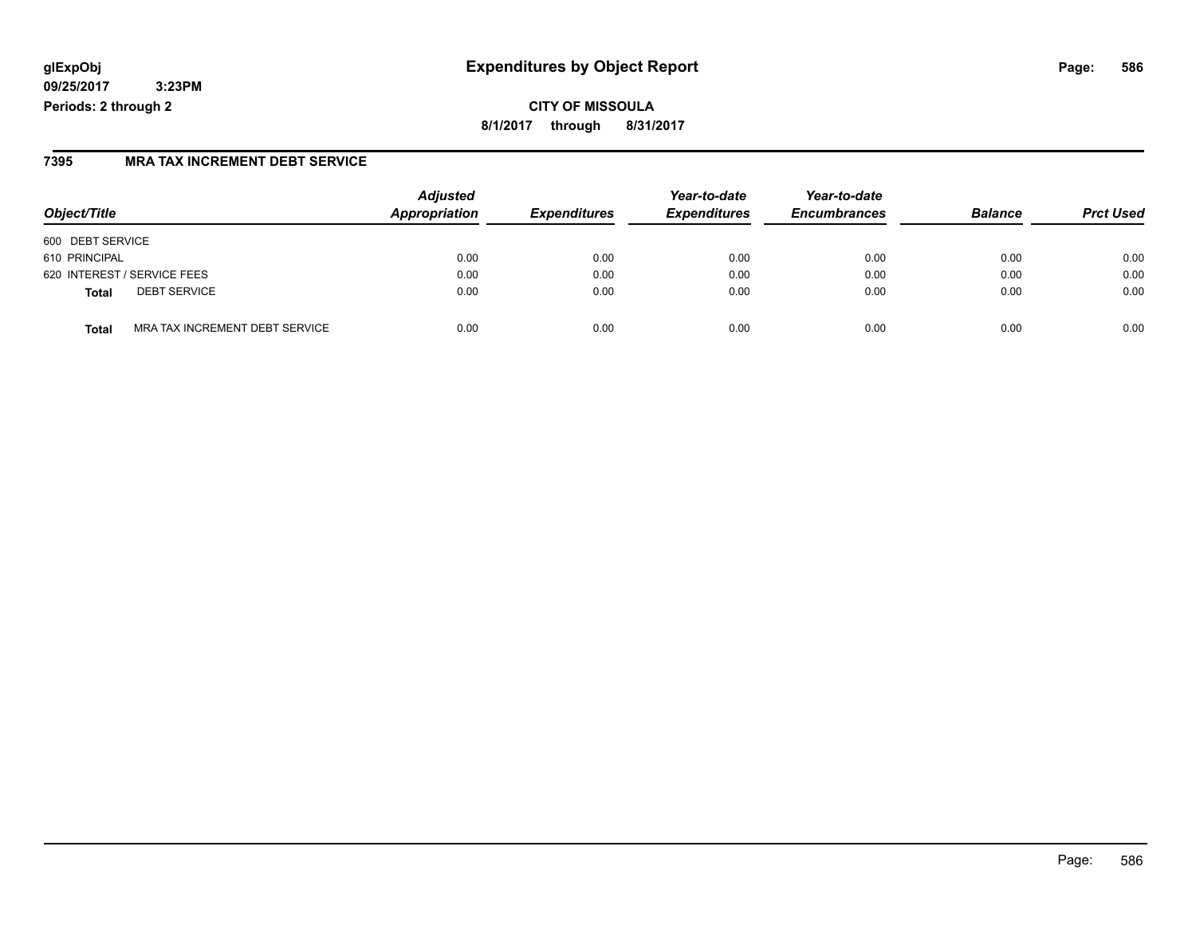# Expenditures by Object Report

glExpObj
09/25/2017 3:23PM
Periods: 2 through 2

**CITY OF MISSOULA**
**8/1/2017 through 8/31/2017**

## 7395 MRA TAX INCREMENT DEBT SERVICE

| Object/Title | Adjusted Appropriation | Expenditures | Year-to-date Expenditures | Year-to-date Encumbrances | Balance | Prct Used |
|---|---|---|---|---|---|---|
| 600 DEBT SERVICE | | | | | | |
| 610 PRINCIPAL | 0.00 | 0.00 | 0.00 | 0.00 | 0.00 | 0.00 |
| 620 INTEREST / SERVICE FEES | 0.00 | 0.00 | 0.00 | 0.00 | 0.00 | 0.00 |
| **Total** DEBT SERVICE | 0.00 | 0.00 | 0.00 | 0.00 | 0.00 | 0.00 |
| **Total** MRA TAX INCREMENT DEBT SERVICE | 0.00 | 0.00 | 0.00 | 0.00 | 0.00 | 0.00 |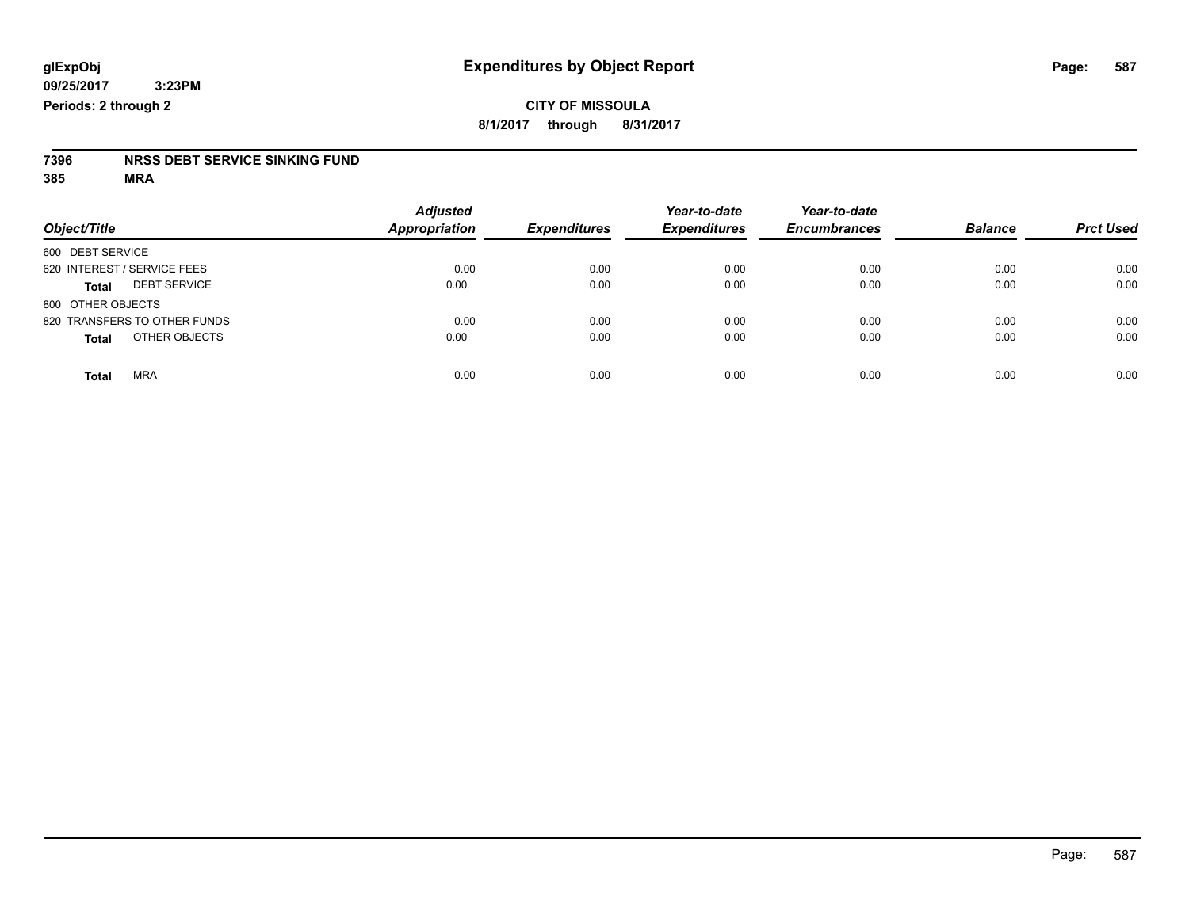glExpObj
09/25/2017 3:23PM
Periods: 2 through 2

# Expenditures by Object Report

**CITY OF MISSOULA**

**8/1/2017 through 8/31/2017**

**7396 NRSS DEBT SERVICE SINKING FUND**

**385 MRA**

| Object/Title | Adjusted Appropriation | Expenditures | Year-to-date Expenditures | Year-to-date Encumbrances | Balance | Prct Used |
|---|---|---|---|---|---|---|
| 600 DEBT SERVICE | | | | | | |
| 620 INTEREST / SERVICE FEES | 0.00 | 0.00 | 0.00 | 0.00 | 0.00 | 0.00 |
| **Total** DEBT SERVICE | 0.00 | 0.00 | 0.00 | 0.00 | 0.00 | 0.00 |
| 800 OTHER OBJECTS | | | | | | |
| 820 TRANSFERS TO OTHER FUNDS | 0.00 | 0.00 | 0.00 | 0.00 | 0.00 | 0.00 |
| **Total** OTHER OBJECTS | 0.00 | 0.00 | 0.00 | 0.00 | 0.00 | 0.00 |
| **Total** MRA | 0.00 | 0.00 | 0.00 | 0.00 | 0.00 | 0.00 |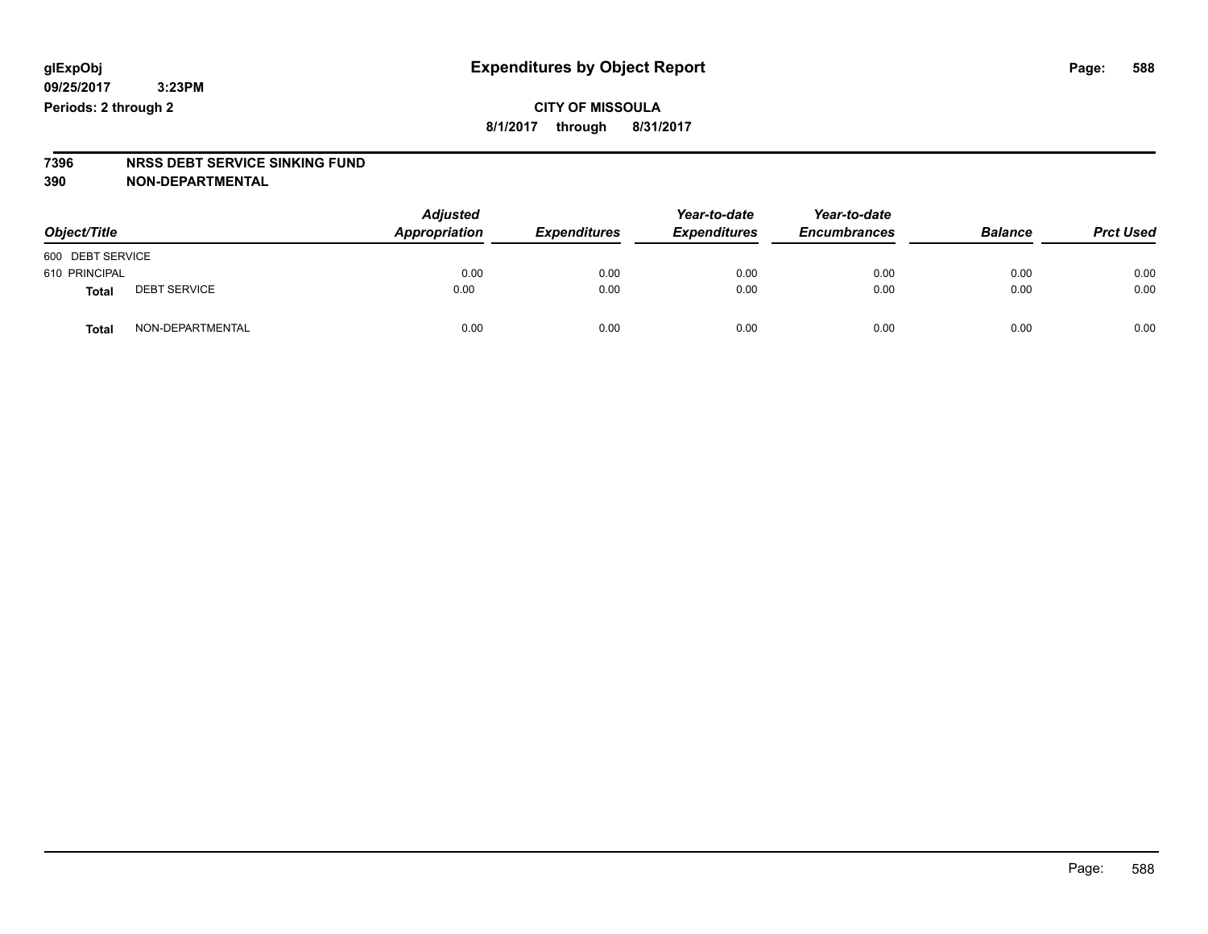**glExpObj** **Expenditures by Object Report**

**09/25/2017 3:23PM**

**Periods: 2 through 2**

**CITY OF MISSOULA**

**8/1/2017 through 8/31/2017**

**7396 NRSS DEBT SERVICE SINKING FUND**

**390 NON-DEPARTMENTAL**

| Object/Title | | *Adjusted Appropriation* | *Expenditures* | *Year-to-date Expenditures* | *Year-to-date Encumbrances* | *Balance* | *Prct Used* |
|---|---|---|---|---|---|---|---|
| 600 DEBT SERVICE | | | | | | | |
| 610 PRINCIPAL | | 0.00 | 0.00 | 0.00 | 0.00 | 0.00 | 0.00 |
| **Total** | DEBT SERVICE | 0.00 | 0.00 | 0.00 | 0.00 | 0.00 | 0.00 |
| **Total** | NON-DEPARTMENTAL | 0.00 | 0.00 | 0.00 | 0.00 | 0.00 | 0.00 |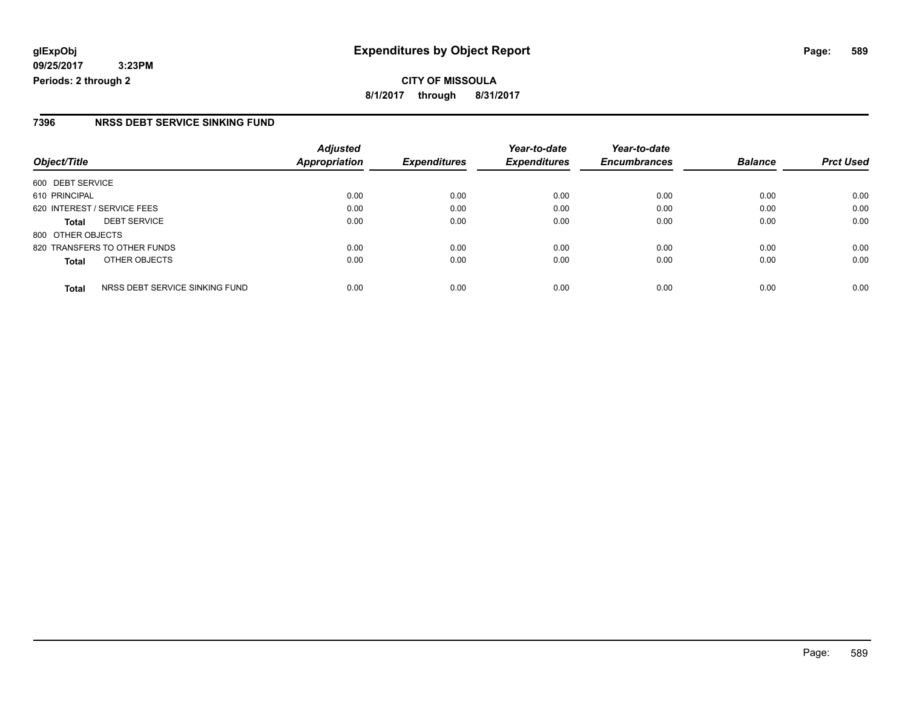glExpObj
09/25/2017 3:23PM
Periods: 2 through 2

# Expenditures by Object Report

**CITY OF MISSOULA**
**8/1/2017 through 8/31/2017**

## 7396 NRSS DEBT SERVICE SINKING FUND

| Object/Title | Adjusted Appropriation | Expenditures | Year-to-date Expenditures | Year-to-date Encumbrances | Balance | Prct Used |
|---|---|---|---|---|---|---|
| 600 DEBT SERVICE | | | | | | |
| 610 PRINCIPAL | 0.00 | 0.00 | 0.00 | 0.00 | 0.00 | 0.00 |
| 620 INTEREST / SERVICE FEES | 0.00 | 0.00 | 0.00 | 0.00 | 0.00 | 0.00 |
| **Total** DEBT SERVICE | 0.00 | 0.00 | 0.00 | 0.00 | 0.00 | 0.00 |
| 800 OTHER OBJECTS | | | | | | |
| 820 TRANSFERS TO OTHER FUNDS | 0.00 | 0.00 | 0.00 | 0.00 | 0.00 | 0.00 |
| **Total** OTHER OBJECTS | 0.00 | 0.00 | 0.00 | 0.00 | 0.00 | 0.00 |
| **Total** NRSS DEBT SERVICE SINKING FUND | 0.00 | 0.00 | 0.00 | 0.00 | 0.00 | 0.00 |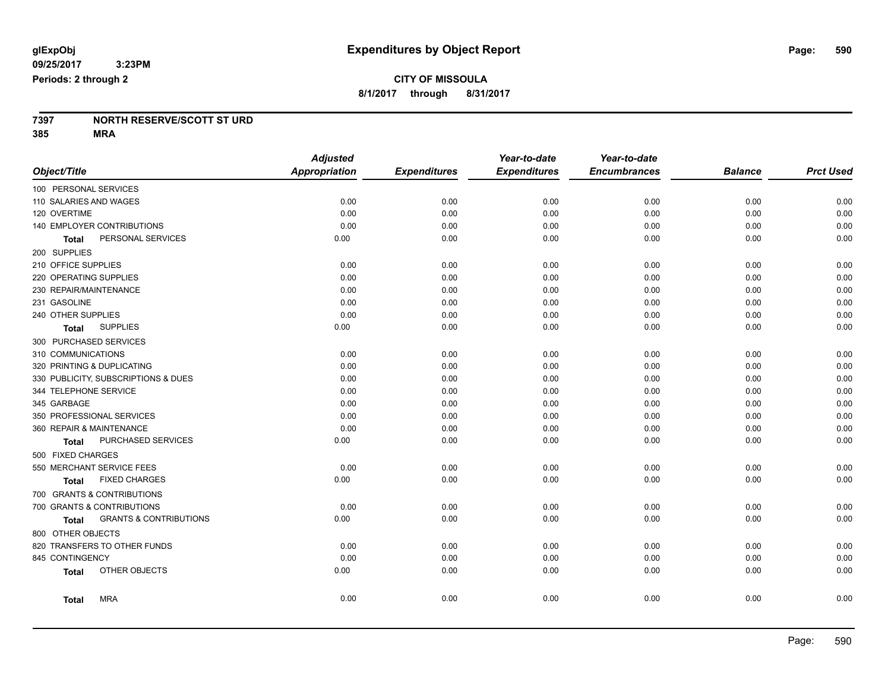glExpObj

09/25/2017 3:23PM

Periods: 2 through 2

# Expenditures by Object Report

**CITY OF MISSOULA**

**8/1/2017 through 8/31/2017**

**7397 NORTH RESERVE/SCOTT ST URD**

**385 MRA**

| Object/Title | Adjusted Appropriation | Expenditures | Year-to-date Expenditures | Year-to-date Encumbrances | Balance | Prct Used |
|---|---|---|---|---|---|---|
| 100 PERSONAL SERVICES | | | | | | |
| 110 SALARIES AND WAGES | 0.00 | 0.00 | 0.00 | 0.00 | 0.00 | 0.00 |
| 120 OVERTIME | 0.00 | 0.00 | 0.00 | 0.00 | 0.00 | 0.00 |
| 140 EMPLOYER CONTRIBUTIONS | 0.00 | 0.00 | 0.00 | 0.00 | 0.00 | 0.00 |
| **Total** PERSONAL SERVICES | 0.00 | 0.00 | 0.00 | 0.00 | 0.00 | 0.00 |
| 200 SUPPLIES | | | | | | |
| 210 OFFICE SUPPLIES | 0.00 | 0.00 | 0.00 | 0.00 | 0.00 | 0.00 |
| 220 OPERATING SUPPLIES | 0.00 | 0.00 | 0.00 | 0.00 | 0.00 | 0.00 |
| 230 REPAIR/MAINTENANCE | 0.00 | 0.00 | 0.00 | 0.00 | 0.00 | 0.00 |
| 231 GASOLINE | 0.00 | 0.00 | 0.00 | 0.00 | 0.00 | 0.00 |
| 240 OTHER SUPPLIES | 0.00 | 0.00 | 0.00 | 0.00 | 0.00 | 0.00 |
| **Total** SUPPLIES | 0.00 | 0.00 | 0.00 | 0.00 | 0.00 | 0.00 |
| 300 PURCHASED SERVICES | | | | | | |
| 310 COMMUNICATIONS | 0.00 | 0.00 | 0.00 | 0.00 | 0.00 | 0.00 |
| 320 PRINTING & DUPLICATING | 0.00 | 0.00 | 0.00 | 0.00 | 0.00 | 0.00 |
| 330 PUBLICITY, SUBSCRIPTIONS & DUES | 0.00 | 0.00 | 0.00 | 0.00 | 0.00 | 0.00 |
| 344 TELEPHONE SERVICE | 0.00 | 0.00 | 0.00 | 0.00 | 0.00 | 0.00 |
| 345 GARBAGE | 0.00 | 0.00 | 0.00 | 0.00 | 0.00 | 0.00 |
| 350 PROFESSIONAL SERVICES | 0.00 | 0.00 | 0.00 | 0.00 | 0.00 | 0.00 |
| 360 REPAIR & MAINTENANCE | 0.00 | 0.00 | 0.00 | 0.00 | 0.00 | 0.00 |
| **Total** PURCHASED SERVICES | 0.00 | 0.00 | 0.00 | 0.00 | 0.00 | 0.00 |
| 500 FIXED CHARGES | | | | | | |
| 550 MERCHANT SERVICE FEES | 0.00 | 0.00 | 0.00 | 0.00 | 0.00 | 0.00 |
| **Total** FIXED CHARGES | 0.00 | 0.00 | 0.00 | 0.00 | 0.00 | 0.00 |
| 700 GRANTS & CONTRIBUTIONS | | | | | | |
| 700 GRANTS & CONTRIBUTIONS | 0.00 | 0.00 | 0.00 | 0.00 | 0.00 | 0.00 |
| **Total** GRANTS & CONTRIBUTIONS | 0.00 | 0.00 | 0.00 | 0.00 | 0.00 | 0.00 |
| 800 OTHER OBJECTS | | | | | | |
| 820 TRANSFERS TO OTHER FUNDS | 0.00 | 0.00 | 0.00 | 0.00 | 0.00 | 0.00 |
| 845 CONTINGENCY | 0.00 | 0.00 | 0.00 | 0.00 | 0.00 | 0.00 |
| **Total** OTHER OBJECTS | 0.00 | 0.00 | 0.00 | 0.00 | 0.00 | 0.00 |
| **Total** MRA | 0.00 | 0.00 | 0.00 | 0.00 | 0.00 | 0.00 |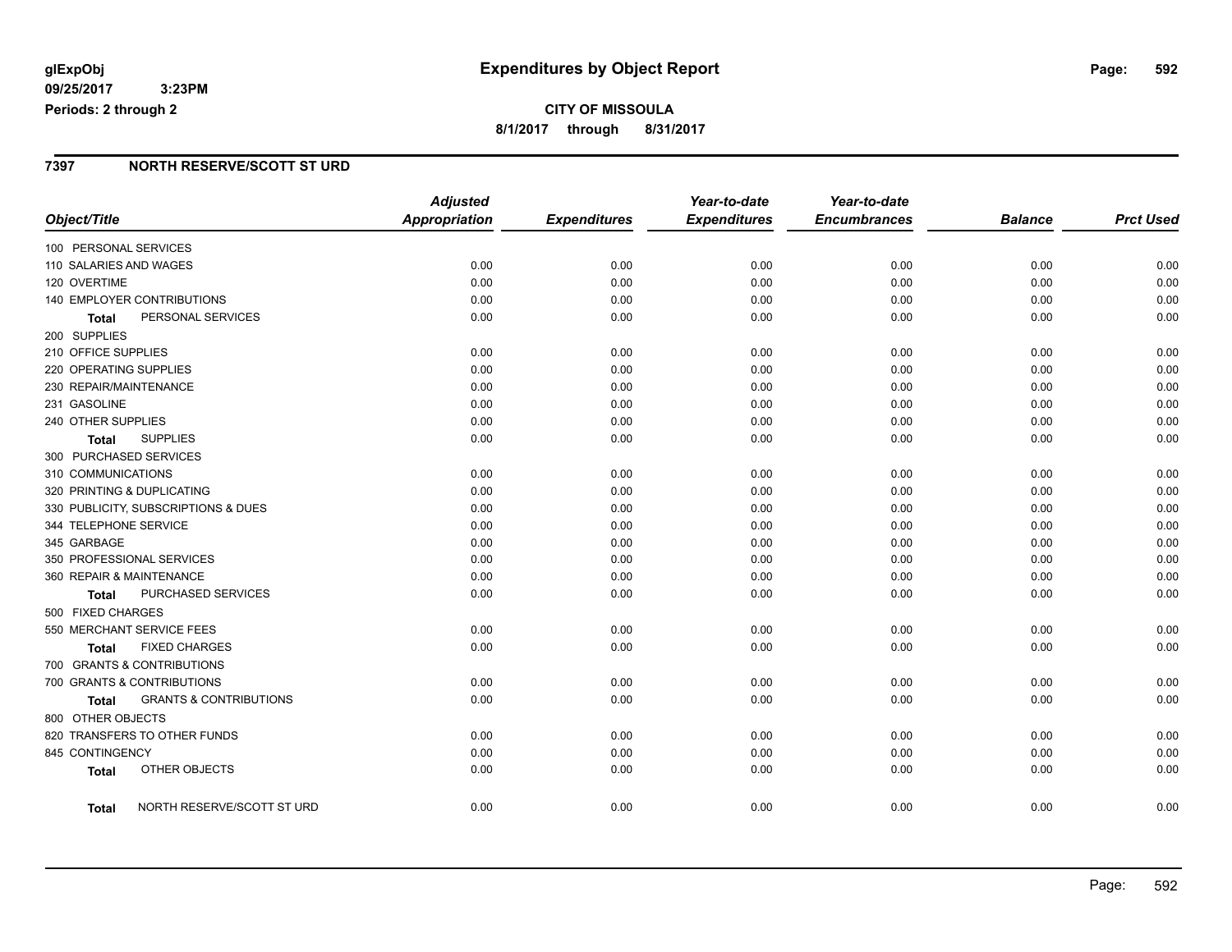**glExpObj** 09/25/2017 3:23PM
Periods: 2 through 2

# Expenditures by Object Report

**CITY OF MISSOULA**
**8/1/2017 through 8/31/2017**

## 7397 NORTH RESERVE/SCOTT ST URD

| Object/Title | Adjusted Appropriation | Expenditures | Year-to-date Expenditures | Year-to-date Encumbrances | Balance | Prct Used |
|---|---|---|---|---|---|---|
| 100 PERSONAL SERVICES | | | | | | |
| 110 SALARIES AND WAGES | 0.00 | 0.00 | 0.00 | 0.00 | 0.00 | 0.00 |
| 120 OVERTIME | 0.00 | 0.00 | 0.00 | 0.00 | 0.00 | 0.00 |
| 140 EMPLOYER CONTRIBUTIONS | 0.00 | 0.00 | 0.00 | 0.00 | 0.00 | 0.00 |
| **Total** PERSONAL SERVICES | 0.00 | 0.00 | 0.00 | 0.00 | 0.00 | 0.00 |
| 200 SUPPLIES | | | | | | |
| 210 OFFICE SUPPLIES | 0.00 | 0.00 | 0.00 | 0.00 | 0.00 | 0.00 |
| 220 OPERATING SUPPLIES | 0.00 | 0.00 | 0.00 | 0.00 | 0.00 | 0.00 |
| 230 REPAIR/MAINTENANCE | 0.00 | 0.00 | 0.00 | 0.00 | 0.00 | 0.00 |
| 231 GASOLINE | 0.00 | 0.00 | 0.00 | 0.00 | 0.00 | 0.00 |
| 240 OTHER SUPPLIES | 0.00 | 0.00 | 0.00 | 0.00 | 0.00 | 0.00 |
| **Total** SUPPLIES | 0.00 | 0.00 | 0.00 | 0.00 | 0.00 | 0.00 |
| 300 PURCHASED SERVICES | | | | | | |
| 310 COMMUNICATIONS | 0.00 | 0.00 | 0.00 | 0.00 | 0.00 | 0.00 |
| 320 PRINTING & DUPLICATING | 0.00 | 0.00 | 0.00 | 0.00 | 0.00 | 0.00 |
| 330 PUBLICITY, SUBSCRIPTIONS & DUES | 0.00 | 0.00 | 0.00 | 0.00 | 0.00 | 0.00 |
| 344 TELEPHONE SERVICE | 0.00 | 0.00 | 0.00 | 0.00 | 0.00 | 0.00 |
| 345 GARBAGE | 0.00 | 0.00 | 0.00 | 0.00 | 0.00 | 0.00 |
| 350 PROFESSIONAL SERVICES | 0.00 | 0.00 | 0.00 | 0.00 | 0.00 | 0.00 |
| 360 REPAIR & MAINTENANCE | 0.00 | 0.00 | 0.00 | 0.00 | 0.00 | 0.00 |
| **Total** PURCHASED SERVICES | 0.00 | 0.00 | 0.00 | 0.00 | 0.00 | 0.00 |
| 500 FIXED CHARGES | | | | | | |
| 550 MERCHANT SERVICE FEES | 0.00 | 0.00 | 0.00 | 0.00 | 0.00 | 0.00 |
| **Total** FIXED CHARGES | 0.00 | 0.00 | 0.00 | 0.00 | 0.00 | 0.00 |
| 700 GRANTS & CONTRIBUTIONS | | | | | | |
| 700 GRANTS & CONTRIBUTIONS | 0.00 | 0.00 | 0.00 | 0.00 | 0.00 | 0.00 |
| **Total** GRANTS & CONTRIBUTIONS | 0.00 | 0.00 | 0.00 | 0.00 | 0.00 | 0.00 |
| 800 OTHER OBJECTS | | | | | | |
| 820 TRANSFERS TO OTHER FUNDS | 0.00 | 0.00 | 0.00 | 0.00 | 0.00 | 0.00 |
| 845 CONTINGENCY | 0.00 | 0.00 | 0.00 | 0.00 | 0.00 | 0.00 |
| **Total** OTHER OBJECTS | 0.00 | 0.00 | 0.00 | 0.00 | 0.00 | 0.00 |
| **Total** NORTH RESERVE/SCOTT ST URD | 0.00 | 0.00 | 0.00 | 0.00 | 0.00 | 0.00 |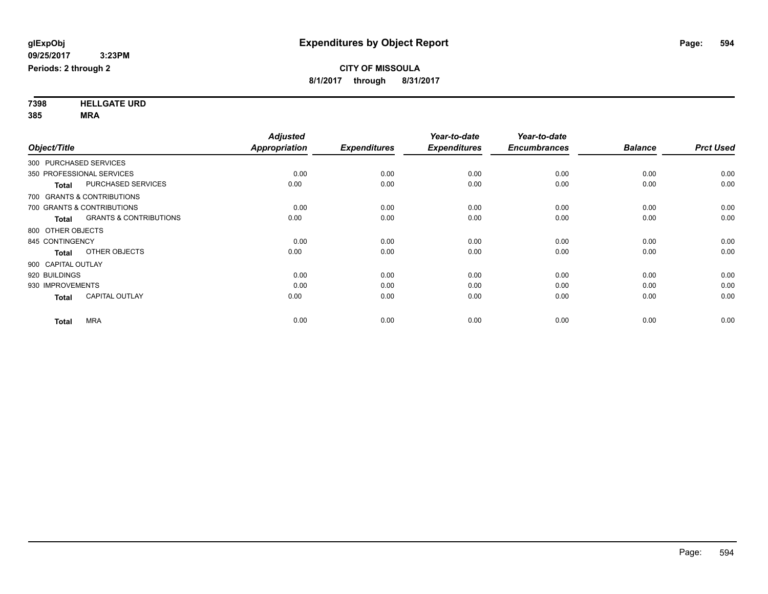# Expenditures by Object Report

glExpObj
09/25/2017 3:23PM
Periods: 2 through 2

**CITY OF MISSOULA**
**8/1/2017 through 8/31/2017**

**7398 HELLGATE URD**
**385 MRA**

| Object/Title | | Adjusted Appropriation | Expenditures | Year-to-date Expenditures | Year-to-date Encumbrances | Balance | Prct Used |
|---|---|---|---|---|---|---|---|
| 300 PURCHASED SERVICES | | | | | | | |
| 350 PROFESSIONAL SERVICES | | 0.00 | 0.00 | 0.00 | 0.00 | 0.00 | 0.00 |
| **Total** | PURCHASED SERVICES | 0.00 | 0.00 | 0.00 | 0.00 | 0.00 | 0.00 |
| 700 GRANTS & CONTRIBUTIONS | | | | | | | |
| 700 GRANTS & CONTRIBUTIONS | | 0.00 | 0.00 | 0.00 | 0.00 | 0.00 | 0.00 |
| **Total** | GRANTS & CONTRIBUTIONS | 0.00 | 0.00 | 0.00 | 0.00 | 0.00 | 0.00 |
| 800 OTHER OBJECTS | | | | | | | |
| 845 CONTINGENCY | | 0.00 | 0.00 | 0.00 | 0.00 | 0.00 | 0.00 |
| **Total** | OTHER OBJECTS | 0.00 | 0.00 | 0.00 | 0.00 | 0.00 | 0.00 |
| 900 CAPITAL OUTLAY | | | | | | | |
| 920 BUILDINGS | | 0.00 | 0.00 | 0.00 | 0.00 | 0.00 | 0.00 |
| 930 IMPROVEMENTS | | 0.00 | 0.00 | 0.00 | 0.00 | 0.00 | 0.00 |
| **Total** | CAPITAL OUTLAY | 0.00 | 0.00 | 0.00 | 0.00 | 0.00 | 0.00 |
| **Total** | MRA | 0.00 | 0.00 | 0.00 | 0.00 | 0.00 | 0.00 |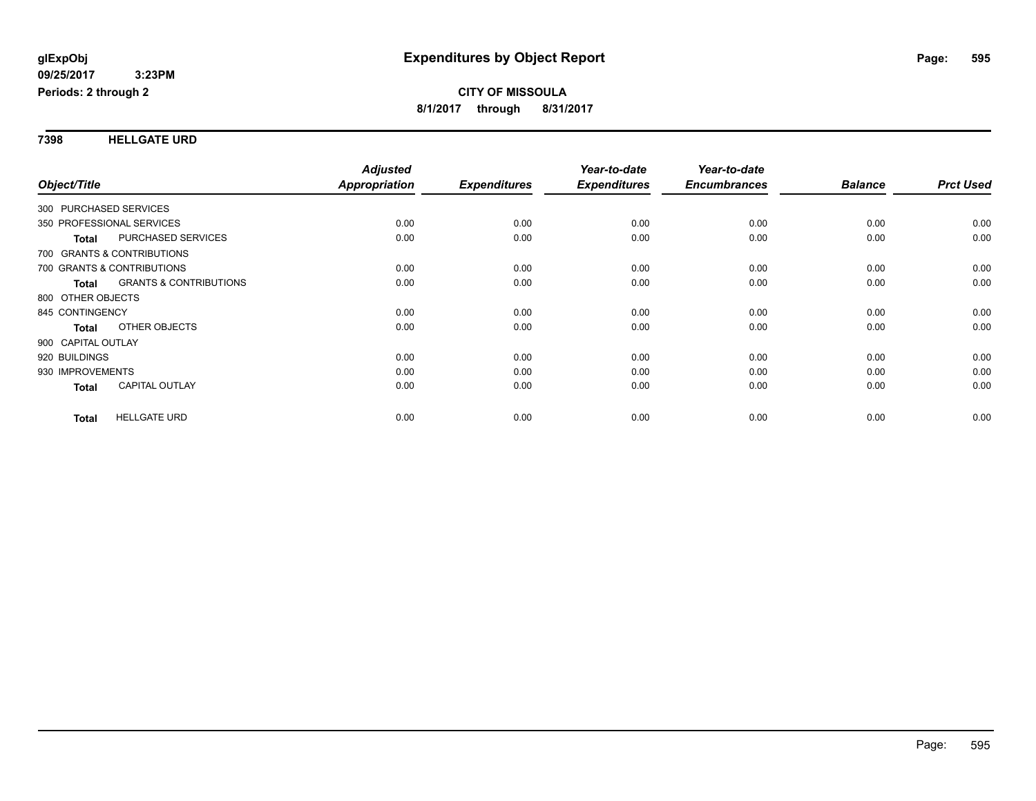# Expenditures by Object Report

glExpObj
09/25/2017 3:23PM
Periods: 2 through 2

**CITY OF MISSOULA**
**8/1/2017 through 8/31/2017**

## 7398 HELLGATE URD

| Object/Title | | Adjusted Appropriation | Expenditures | Year-to-date Expenditures | Year-to-date Encumbrances | Balance | Prct Used |
|---|---|---|---|---|---|---|---|
| 300 PURCHASED SERVICES | | | | | | | |
| 350 PROFESSIONAL SERVICES | | 0.00 | 0.00 | 0.00 | 0.00 | 0.00 | 0.00 |
| **Total** | PURCHASED SERVICES | 0.00 | 0.00 | 0.00 | 0.00 | 0.00 | 0.00 |
| 700 GRANTS & CONTRIBUTIONS | | | | | | | |
| 700 GRANTS & CONTRIBUTIONS | | 0.00 | 0.00 | 0.00 | 0.00 | 0.00 | 0.00 |
| **Total** | GRANTS & CONTRIBUTIONS | 0.00 | 0.00 | 0.00 | 0.00 | 0.00 | 0.00 |
| 800 OTHER OBJECTS | | | | | | | |
| 845 CONTINGENCY | | 0.00 | 0.00 | 0.00 | 0.00 | 0.00 | 0.00 |
| **Total** | OTHER OBJECTS | 0.00 | 0.00 | 0.00 | 0.00 | 0.00 | 0.00 |
| 900 CAPITAL OUTLAY | | | | | | | |
| 920 BUILDINGS | | 0.00 | 0.00 | 0.00 | 0.00 | 0.00 | 0.00 |
| 930 IMPROVEMENTS | | 0.00 | 0.00 | 0.00 | 0.00 | 0.00 | 0.00 |
| **Total** | CAPITAL OUTLAY | 0.00 | 0.00 | 0.00 | 0.00 | 0.00 | 0.00 |
| **Total** | HELLGATE URD | 0.00 | 0.00 | 0.00 | 0.00 | 0.00 | 0.00 |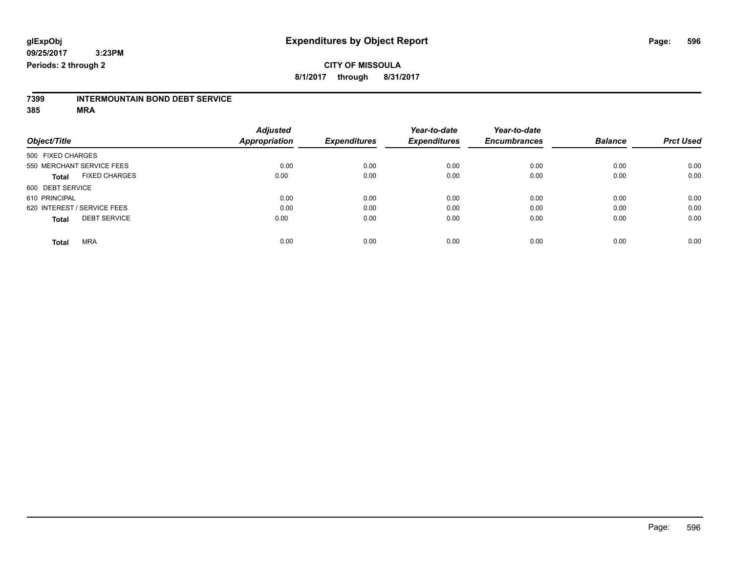# Expenditures by Object Report

glExpObj
09/25/2017 3:23PM
Periods: 2 through 2

**CITY OF MISSOULA**
**8/1/2017 through 8/31/2017**

**7399 INTERMOUNTAIN BOND DEBT SERVICE**
**385 MRA**

| Object/Title | Adjusted Appropriation | Expenditures | Year-to-date Expenditures | Year-to-date Encumbrances | Balance | Prct Used |
|---|---|---|---|---|---|---|
| 500 FIXED CHARGES | | | | | | |
| 550 MERCHANT SERVICE FEES | 0.00 | 0.00 | 0.00 | 0.00 | 0.00 | 0.00 |
| **Total** FIXED CHARGES | 0.00 | 0.00 | 0.00 | 0.00 | 0.00 | 0.00 |
| 600 DEBT SERVICE | | | | | | |
| 610 PRINCIPAL | 0.00 | 0.00 | 0.00 | 0.00 | 0.00 | 0.00 |
| 620 INTEREST / SERVICE FEES | 0.00 | 0.00 | 0.00 | 0.00 | 0.00 | 0.00 |
| **Total** DEBT SERVICE | 0.00 | 0.00 | 0.00 | 0.00 | 0.00 | 0.00 |
| **Total** MRA | 0.00 | 0.00 | 0.00 | 0.00 | 0.00 | 0.00 |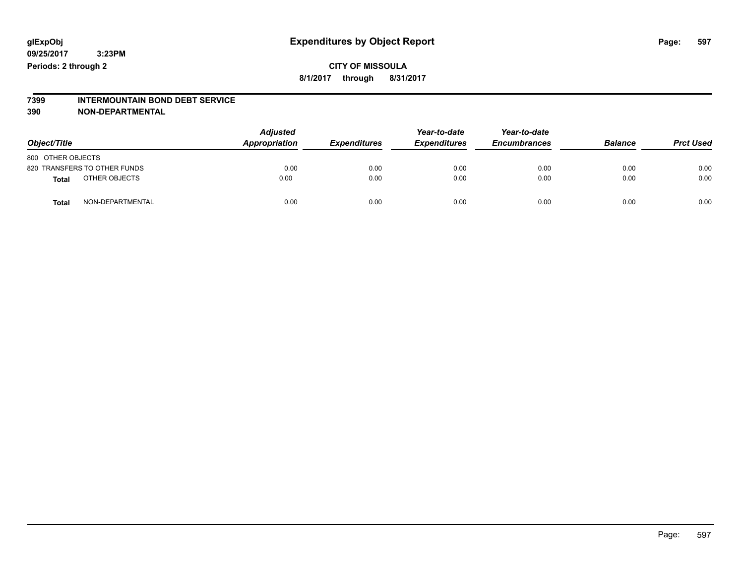**glExpObj**
**09/25/2017 3:23PM**
**Periods: 2 through 2**

# Expenditures by Object Report

**CITY OF MISSOULA**
**8/1/2017 through 8/31/2017**

**7399 INTERMOUNTAIN BOND DEBT SERVICE**
**390 NON-DEPARTMENTAL**

| Object/Title | Adjusted Appropriation | Expenditures | Year-to-date Expenditures | Year-to-date Encumbrances | Balance | Prct Used |
|---|---|---|---|---|---|---|
| 800 OTHER OBJECTS | | | | | | |
| 820 TRANSFERS TO OTHER FUNDS | 0.00 | 0.00 | 0.00 | 0.00 | 0.00 | 0.00 |
| **Total** OTHER OBJECTS | 0.00 | 0.00 | 0.00 | 0.00 | 0.00 | 0.00 |
| **Total** NON-DEPARTMENTAL | 0.00 | 0.00 | 0.00 | 0.00 | 0.00 | 0.00 |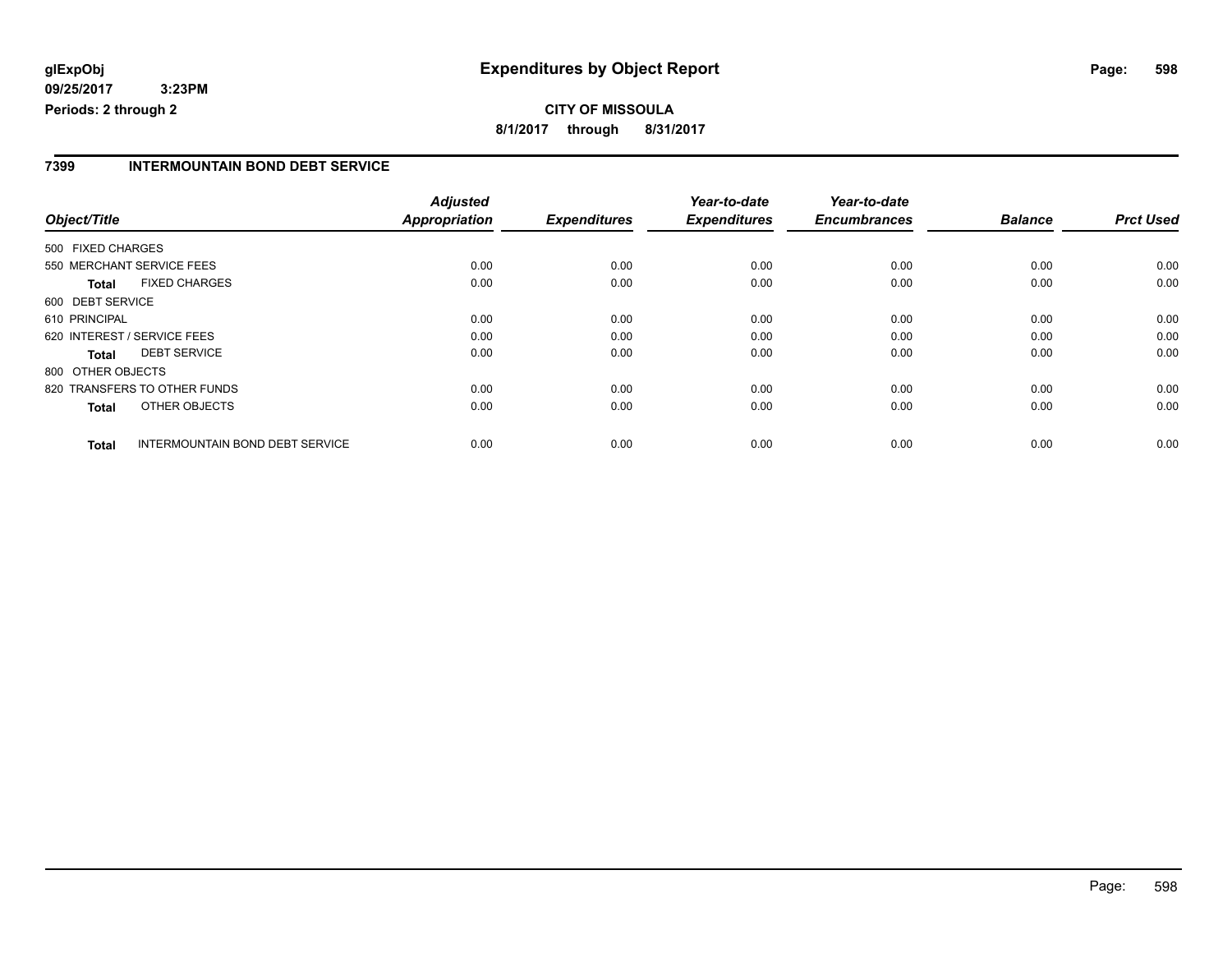**glExpObj**
**09/25/2017 3:23PM**
**Periods: 2 through 2**

# Expenditures by Object Report

**CITY OF MISSOULA**
**8/1/2017 through 8/31/2017**

## 7399 INTERMOUNTAIN BOND DEBT SERVICE

| Object/Title | | Adjusted Appropriation | Expenditures | Year-to-date Expenditures | Year-to-date Encumbrances | Balance | Prct Used |
|---|---|---|---|---|---|---|---|
| 500 FIXED CHARGES | | | | | | | |
| 550 MERCHANT SERVICE FEES | | 0.00 | 0.00 | 0.00 | 0.00 | 0.00 | 0.00 |
| **Total** | FIXED CHARGES | 0.00 | 0.00 | 0.00 | 0.00 | 0.00 | 0.00 |
| 600 DEBT SERVICE | | | | | | | |
| 610 PRINCIPAL | | 0.00 | 0.00 | 0.00 | 0.00 | 0.00 | 0.00 |
| 620 INTEREST / SERVICE FEES | | 0.00 | 0.00 | 0.00 | 0.00 | 0.00 | 0.00 |
| **Total** | DEBT SERVICE | 0.00 | 0.00 | 0.00 | 0.00 | 0.00 | 0.00 |
| 800 OTHER OBJECTS | | | | | | | |
| 820 TRANSFERS TO OTHER FUNDS | | 0.00 | 0.00 | 0.00 | 0.00 | 0.00 | 0.00 |
| **Total** | OTHER OBJECTS | 0.00 | 0.00 | 0.00 | 0.00 | 0.00 | 0.00 |
| **Total** | INTERMOUNTAIN BOND DEBT SERVICE | 0.00 | 0.00 | 0.00 | 0.00 | 0.00 | 0.00 |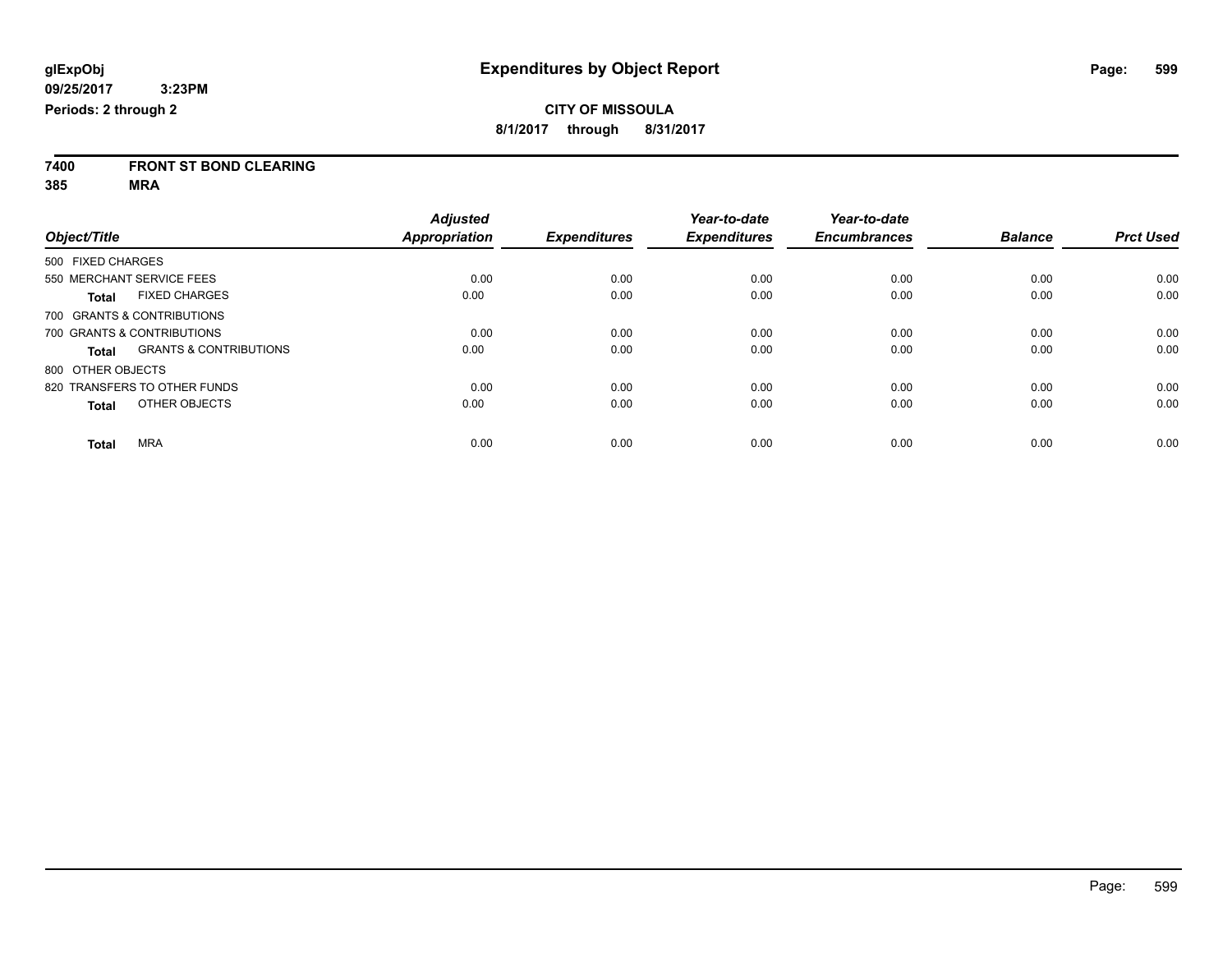**glExpObj** **Expenditures by Object Report**

**09/25/2017 3:23PM**

**Periods: 2 through 2**

**CITY OF MISSOULA**

**8/1/2017 through 8/31/2017**

**7400 FRONT ST BOND CLEARING**

**385 MRA**

| Object/Title | Adjusted Appropriation | Expenditures | Year-to-date Expenditures | Year-to-date Encumbrances | Balance | Prct Used |
|---|---|---|---|---|---|---|
| 500 FIXED CHARGES | | | | | | |
| 550 MERCHANT SERVICE FEES | 0.00 | 0.00 | 0.00 | 0.00 | 0.00 | 0.00 |
| **Total** FIXED CHARGES | 0.00 | 0.00 | 0.00 | 0.00 | 0.00 | 0.00 |
| 700 GRANTS & CONTRIBUTIONS | | | | | | |
| 700 GRANTS & CONTRIBUTIONS | 0.00 | 0.00 | 0.00 | 0.00 | 0.00 | 0.00 |
| **Total** GRANTS & CONTRIBUTIONS | 0.00 | 0.00 | 0.00 | 0.00 | 0.00 | 0.00 |
| 800 OTHER OBJECTS | | | | | | |
| 820 TRANSFERS TO OTHER FUNDS | 0.00 | 0.00 | 0.00 | 0.00 | 0.00 | 0.00 |
| **Total** OTHER OBJECTS | 0.00 | 0.00 | 0.00 | 0.00 | 0.00 | 0.00 |
| **Total** MRA | 0.00 | 0.00 | 0.00 | 0.00 | 0.00 | 0.00 |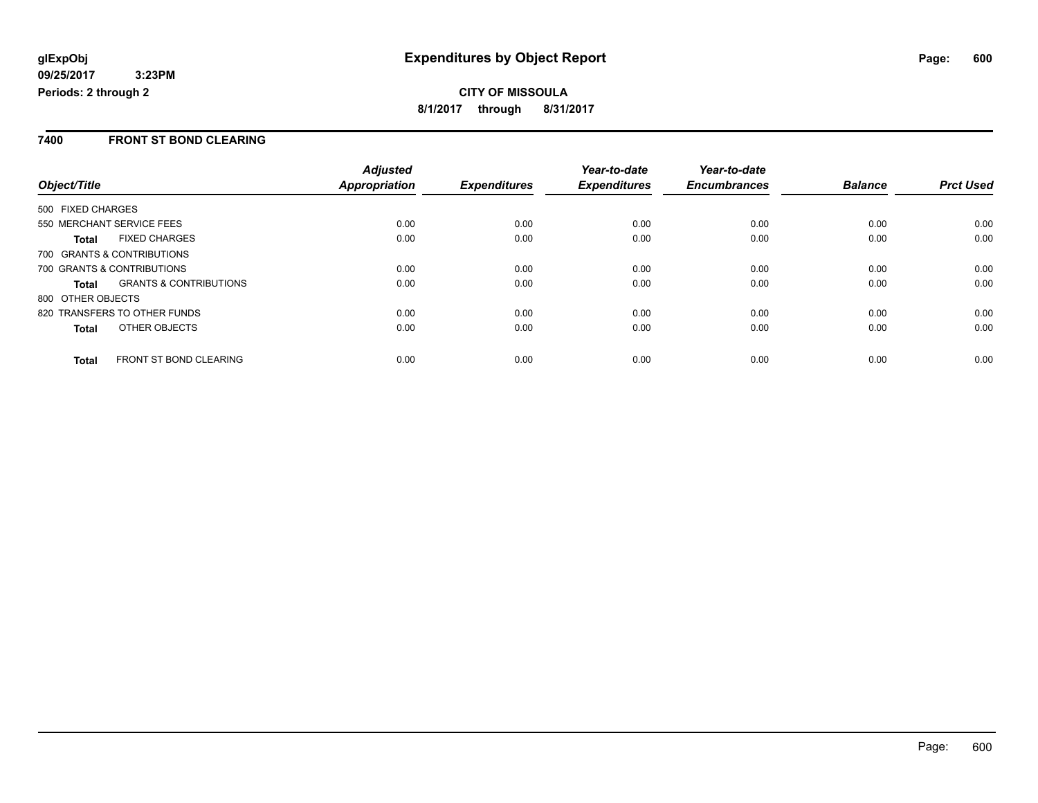**glExpObj**
**09/25/2017 3:23PM**
**Periods: 2 through 2**

# Expenditures by Object Report

**CITY OF MISSOULA**
**8/1/2017 through 8/31/2017**

## 7400 FRONT ST BOND CLEARING

| Object/Title | | Adjusted Appropriation | Expenditures | Year-to-date Expenditures | Year-to-date Encumbrances | Balance | Prct Used |
|---|---|---|---|---|---|---|---|
| 500 FIXED CHARGES | | | | | | | |
| 550 MERCHANT SERVICE FEES | | 0.00 | 0.00 | 0.00 | 0.00 | 0.00 | 0.00 |
| **Total** | FIXED CHARGES | 0.00 | 0.00 | 0.00 | 0.00 | 0.00 | 0.00 |
| 700 GRANTS & CONTRIBUTIONS | | | | | | | |
| 700 GRANTS & CONTRIBUTIONS | | 0.00 | 0.00 | 0.00 | 0.00 | 0.00 | 0.00 |
| **Total** | GRANTS & CONTRIBUTIONS | 0.00 | 0.00 | 0.00 | 0.00 | 0.00 | 0.00 |
| 800 OTHER OBJECTS | | | | | | | |
| 820 TRANSFERS TO OTHER FUNDS | | 0.00 | 0.00 | 0.00 | 0.00 | 0.00 | 0.00 |
| **Total** | OTHER OBJECTS | 0.00 | 0.00 | 0.00 | 0.00 | 0.00 | 0.00 |
| **Total** | FRONT ST BOND CLEARING | 0.00 | 0.00 | 0.00 | 0.00 | 0.00 | 0.00 |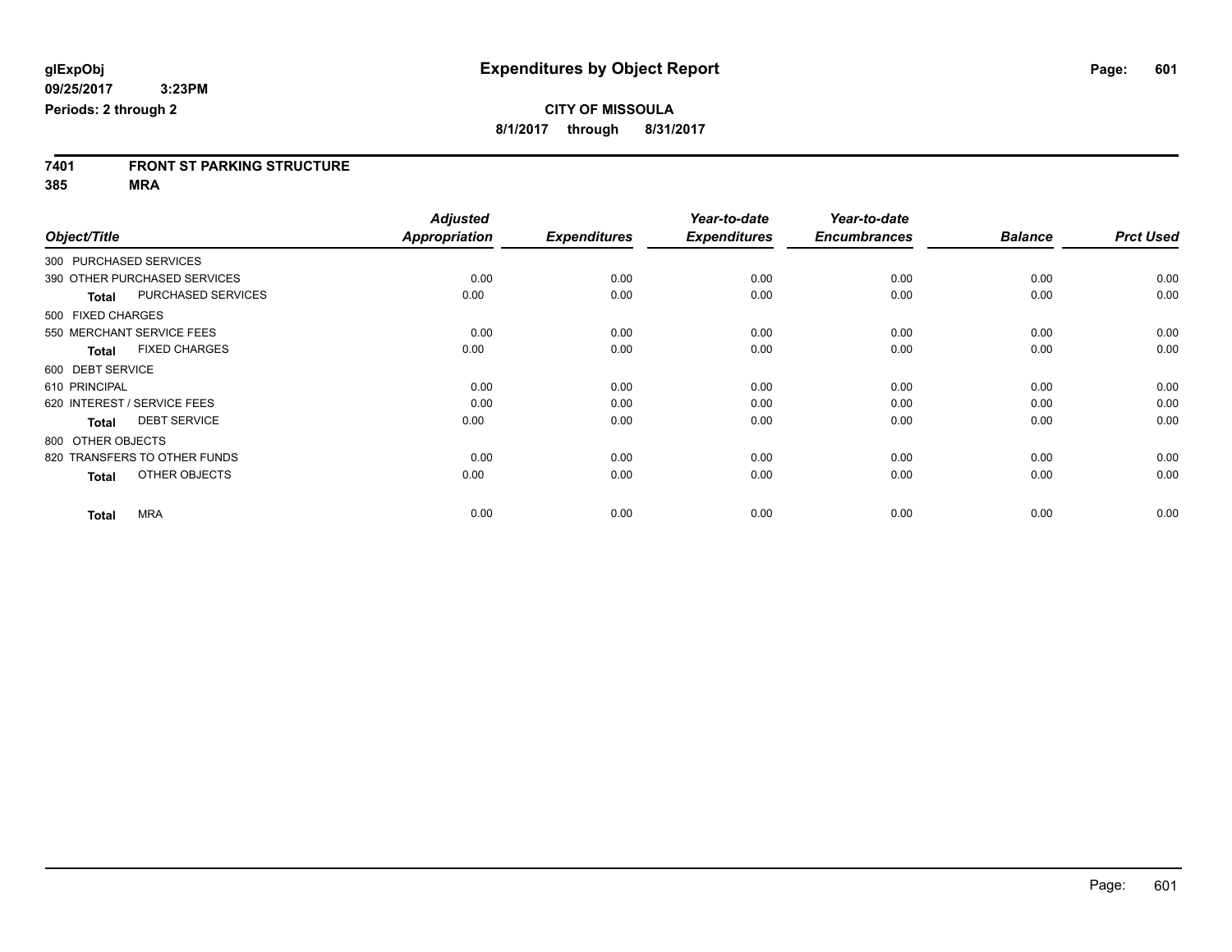# Expenditures by Object Report

glExpObj
09/25/2017 3:23PM
Periods: 2 through 2

**CITY OF MISSOULA**
**8/1/2017 through 8/31/2017**

**7401 FRONT ST PARKING STRUCTURE**
**385 MRA**

| Object/Title | Adjusted Appropriation | Expenditures | Year-to-date Expenditures | Year-to-date Encumbrances | Balance | Prct Used |
|---|---|---|---|---|---|---|
| 300 PURCHASED SERVICES | | | | | | |
| 390 OTHER PURCHASED SERVICES | 0.00 | 0.00 | 0.00 | 0.00 | 0.00 | 0.00 |
| **Total** PURCHASED SERVICES | 0.00 | 0.00 | 0.00 | 0.00 | 0.00 | 0.00 |
| 500 FIXED CHARGES | | | | | | |
| 550 MERCHANT SERVICE FEES | 0.00 | 0.00 | 0.00 | 0.00 | 0.00 | 0.00 |
| **Total** FIXED CHARGES | 0.00 | 0.00 | 0.00 | 0.00 | 0.00 | 0.00 |
| 600 DEBT SERVICE | | | | | | |
| 610 PRINCIPAL | 0.00 | 0.00 | 0.00 | 0.00 | 0.00 | 0.00 |
| 620 INTEREST / SERVICE FEES | 0.00 | 0.00 | 0.00 | 0.00 | 0.00 | 0.00 |
| **Total** DEBT SERVICE | 0.00 | 0.00 | 0.00 | 0.00 | 0.00 | 0.00 |
| 800 OTHER OBJECTS | | | | | | |
| 820 TRANSFERS TO OTHER FUNDS | 0.00 | 0.00 | 0.00 | 0.00 | 0.00 | 0.00 |
| **Total** OTHER OBJECTS | 0.00 | 0.00 | 0.00 | 0.00 | 0.00 | 0.00 |
| **Total** MRA | 0.00 | 0.00 | 0.00 | 0.00 | 0.00 | 0.00 |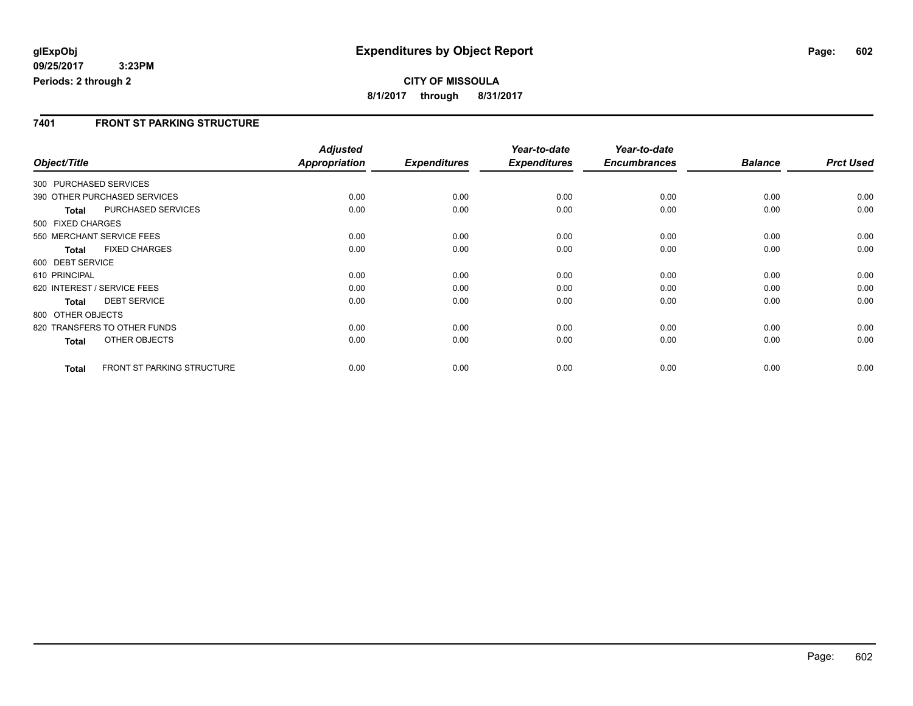**glExpObj**
**09/25/2017 3:23PM**
**Periods: 2 through 2**

# Expenditures by Object Report

**CITY OF MISSOULA**
**8/1/2017 through 8/31/2017**

## 7401 FRONT ST PARKING STRUCTURE

| Object/Title | | Adjusted Appropriation | Expenditures | Year-to-date Expenditures | Year-to-date Encumbrances | Balance | Prct Used |
|---|---|---|---|---|---|---|---|
| 300 PURCHASED SERVICES | | | | | | | |
| 390 OTHER PURCHASED SERVICES | | 0.00 | 0.00 | 0.00 | 0.00 | 0.00 | 0.00 |
| **Total** | PURCHASED SERVICES | 0.00 | 0.00 | 0.00 | 0.00 | 0.00 | 0.00 |
| 500 FIXED CHARGES | | | | | | | |
| 550 MERCHANT SERVICE FEES | | 0.00 | 0.00 | 0.00 | 0.00 | 0.00 | 0.00 |
| **Total** | FIXED CHARGES | 0.00 | 0.00 | 0.00 | 0.00 | 0.00 | 0.00 |
| 600 DEBT SERVICE | | | | | | | |
| 610 PRINCIPAL | | 0.00 | 0.00 | 0.00 | 0.00 | 0.00 | 0.00 |
| 620 INTEREST / SERVICE FEES | | 0.00 | 0.00 | 0.00 | 0.00 | 0.00 | 0.00 |
| **Total** | DEBT SERVICE | 0.00 | 0.00 | 0.00 | 0.00 | 0.00 | 0.00 |
| 800 OTHER OBJECTS | | | | | | | |
| 820 TRANSFERS TO OTHER FUNDS | | 0.00 | 0.00 | 0.00 | 0.00 | 0.00 | 0.00 |
| **Total** | OTHER OBJECTS | 0.00 | 0.00 | 0.00 | 0.00 | 0.00 | 0.00 |
| **Total** | FRONT ST PARKING STRUCTURE | 0.00 | 0.00 | 0.00 | 0.00 | 0.00 | 0.00 |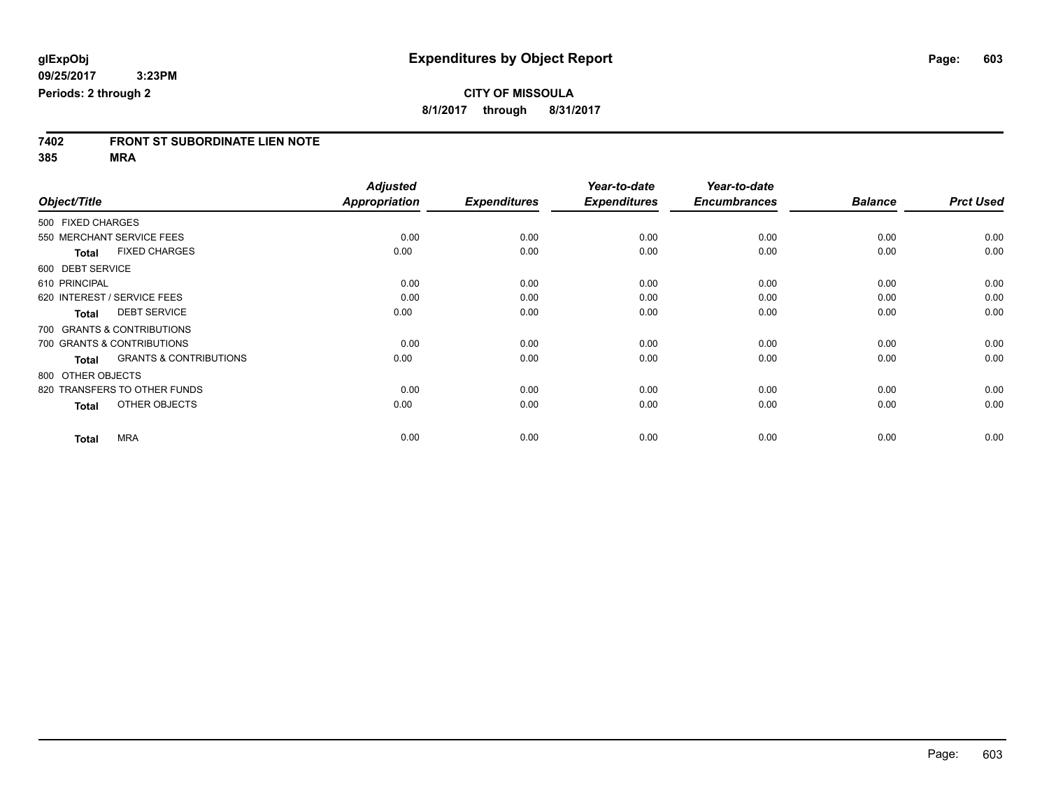**glExpObj** | **Expenditures by Object Report**

**09/25/2017 3:23PM**

**Periods: 2 through 2**

**CITY OF MISSOULA**

**8/1/2017 through 8/31/2017**

## 7402 FRONT ST SUBORDINATE LIEN NOTE

**385 MRA**

| Object/Title | Adjusted Appropriation | Expenditures | Year-to-date Expenditures | Year-to-date Encumbrances | Balance | Prct Used |
|---|---|---|---|---|---|---|
| 500 FIXED CHARGES | | | | | | |
| 550 MERCHANT SERVICE FEES | 0.00 | 0.00 | 0.00 | 0.00 | 0.00 | 0.00 |
| **Total** FIXED CHARGES | 0.00 | 0.00 | 0.00 | 0.00 | 0.00 | 0.00 |
| 600 DEBT SERVICE | | | | | | |
| 610 PRINCIPAL | 0.00 | 0.00 | 0.00 | 0.00 | 0.00 | 0.00 |
| 620 INTEREST / SERVICE FEES | 0.00 | 0.00 | 0.00 | 0.00 | 0.00 | 0.00 |
| **Total** DEBT SERVICE | 0.00 | 0.00 | 0.00 | 0.00 | 0.00 | 0.00 |
| 700 GRANTS & CONTRIBUTIONS | | | | | | |
| 700 GRANTS & CONTRIBUTIONS | 0.00 | 0.00 | 0.00 | 0.00 | 0.00 | 0.00 |
| **Total** GRANTS & CONTRIBUTIONS | 0.00 | 0.00 | 0.00 | 0.00 | 0.00 | 0.00 |
| 800 OTHER OBJECTS | | | | | | |
| 820 TRANSFERS TO OTHER FUNDS | 0.00 | 0.00 | 0.00 | 0.00 | 0.00 | 0.00 |
| **Total** OTHER OBJECTS | 0.00 | 0.00 | 0.00 | 0.00 | 0.00 | 0.00 |
| **Total** MRA | 0.00 | 0.00 | 0.00 | 0.00 | 0.00 | 0.00 |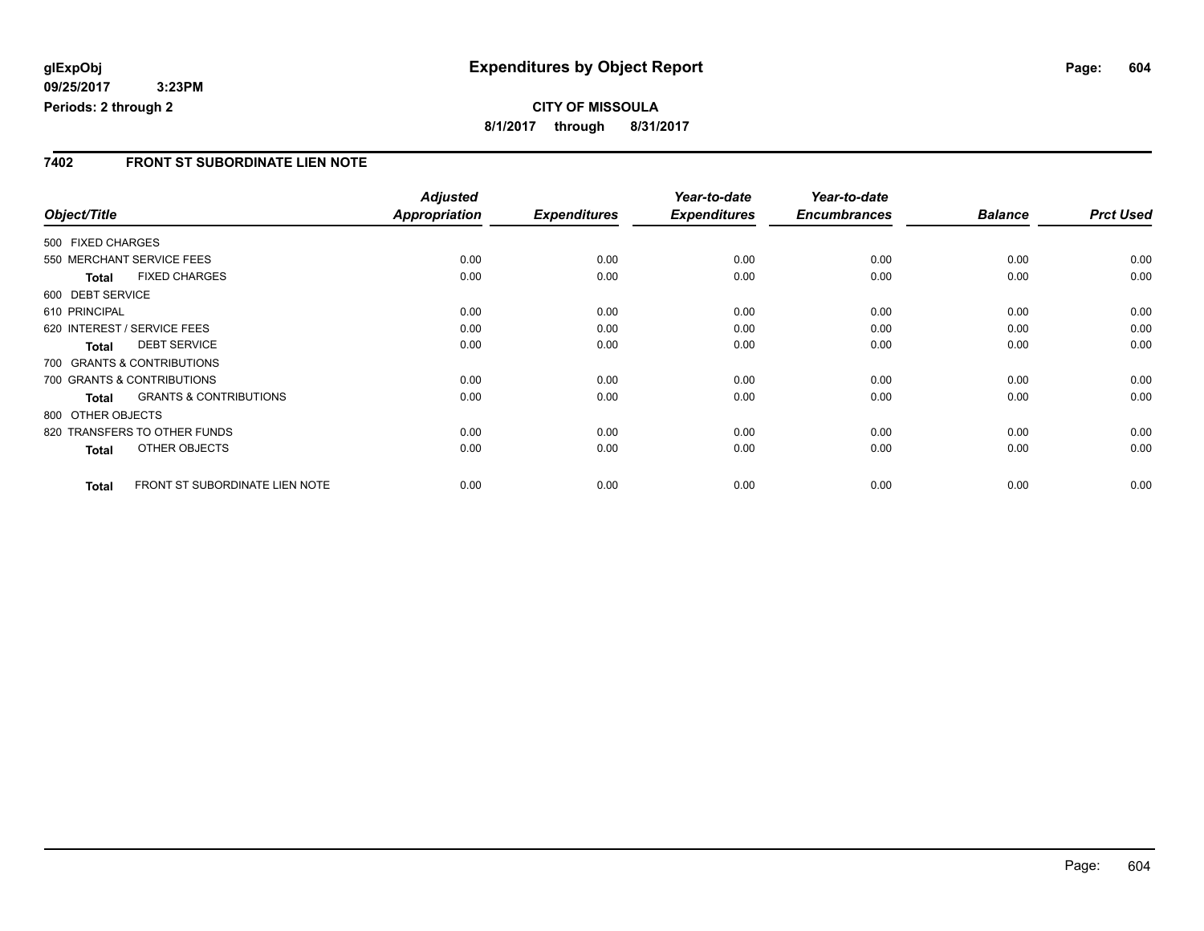**glExpObj** **Expenditures by Object Report**
**09/25/2017 3:23PM**
**Periods: 2 through 2**

**CITY OF MISSOULA**
**8/1/2017 through 8/31/2017**

## 7402 FRONT ST SUBORDINATE LIEN NOTE

| Object/Title | | Adjusted Appropriation | Expenditures | Year-to-date Expenditures | Year-to-date Encumbrances | Balance | Prct Used |
|---|---|---|---|---|---|---|---|
| 500 FIXED CHARGES | | | | | | | |
| 550 MERCHANT SERVICE FEES | | 0.00 | 0.00 | 0.00 | 0.00 | 0.00 | 0.00 |
| **Total** | FIXED CHARGES | 0.00 | 0.00 | 0.00 | 0.00 | 0.00 | 0.00 |
| 600 DEBT SERVICE | | | | | | | |
| 610 PRINCIPAL | | 0.00 | 0.00 | 0.00 | 0.00 | 0.00 | 0.00 |
| 620 INTEREST / SERVICE FEES | | 0.00 | 0.00 | 0.00 | 0.00 | 0.00 | 0.00 |
| **Total** | DEBT SERVICE | 0.00 | 0.00 | 0.00 | 0.00 | 0.00 | 0.00 |
| 700 GRANTS & CONTRIBUTIONS | | | | | | | |
| 700 GRANTS & CONTRIBUTIONS | | 0.00 | 0.00 | 0.00 | 0.00 | 0.00 | 0.00 |
| **Total** | GRANTS & CONTRIBUTIONS | 0.00 | 0.00 | 0.00 | 0.00 | 0.00 | 0.00 |
| 800 OTHER OBJECTS | | | | | | | |
| 820 TRANSFERS TO OTHER FUNDS | | 0.00 | 0.00 | 0.00 | 0.00 | 0.00 | 0.00 |
| **Total** | OTHER OBJECTS | 0.00 | 0.00 | 0.00 | 0.00 | 0.00 | 0.00 |
| **Total** | FRONT ST SUBORDINATE LIEN NOTE | 0.00 | 0.00 | 0.00 | 0.00 | 0.00 | 0.00 |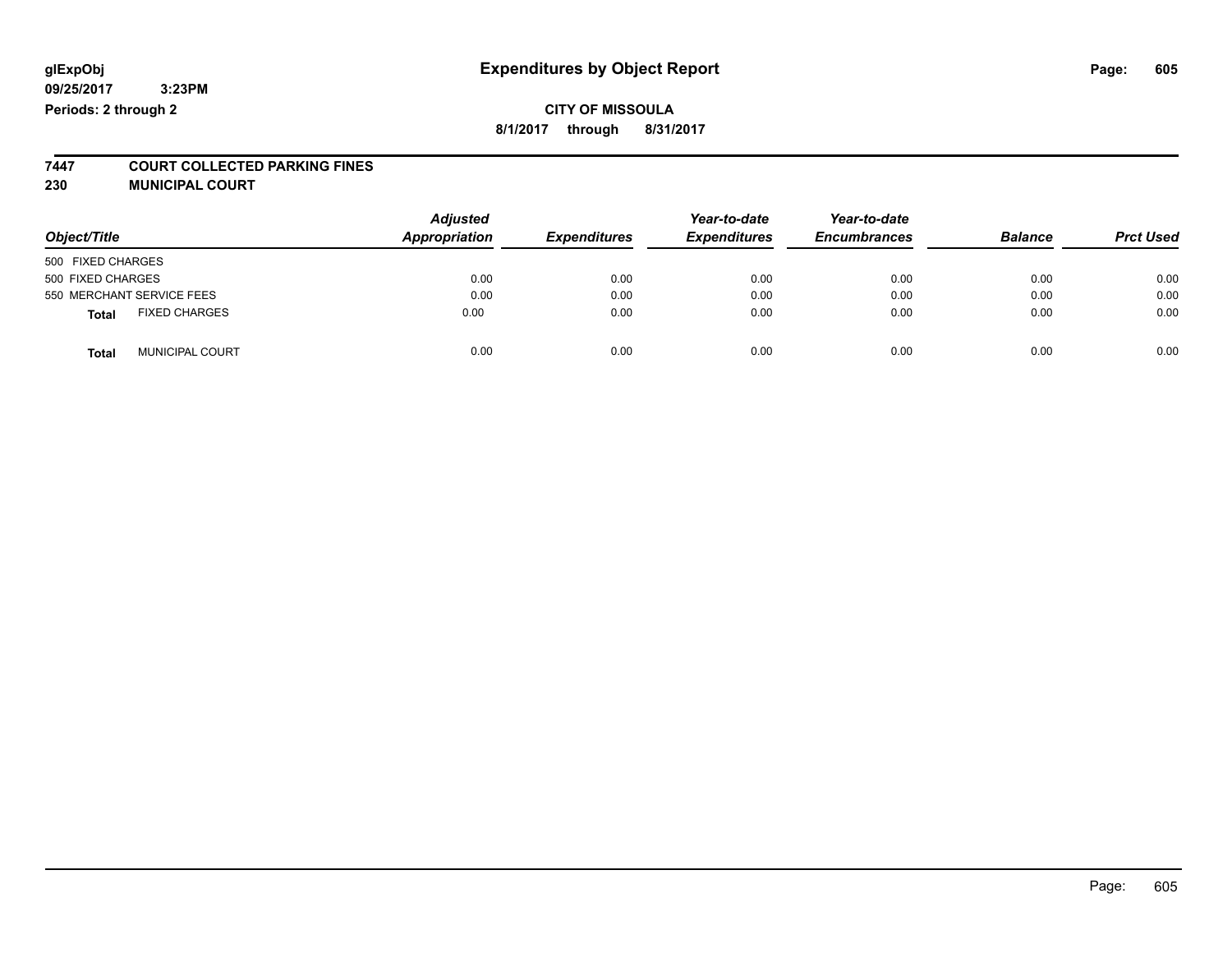# Expenditures by Object Report

glExpObj
09/25/2017 3:23PM
Periods: 2 through 2

**CITY OF MISSOULA**
**8/1/2017 through 8/31/2017**

## 7447 COURT COLLECTED PARKING FINES
## 230 MUNICIPAL COURT

| Object/Title | Adjusted Appropriation | Expenditures | Year-to-date Expenditures | Year-to-date Encumbrances | Balance | Prct Used |
|---|---|---|---|---|---|---|
| 500 FIXED CHARGES | | | | | | |
| 500 FIXED CHARGES | 0.00 | 0.00 | 0.00 | 0.00 | 0.00 | 0.00 |
| 550 MERCHANT SERVICE FEES | 0.00 | 0.00 | 0.00 | 0.00 | 0.00 | 0.00 |
| **Total** FIXED CHARGES | 0.00 | 0.00 | 0.00 | 0.00 | 0.00 | 0.00 |
| **Total** MUNICIPAL COURT | 0.00 | 0.00 | 0.00 | 0.00 | 0.00 | 0.00 |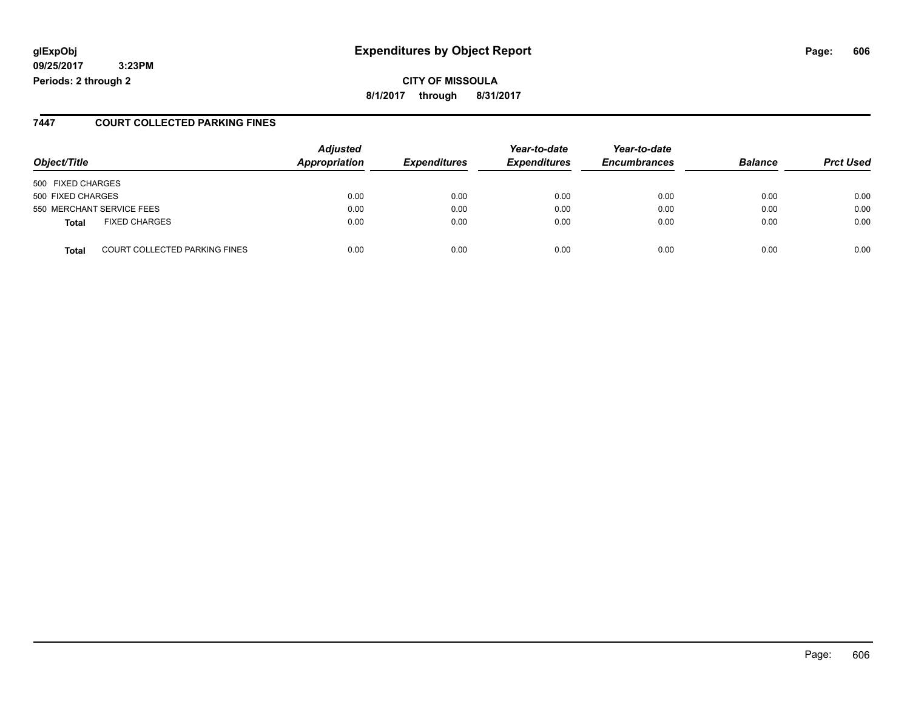**glExpObj**
**09/25/2017 3:23PM**
**Periods: 2 through 2**

# Expenditures by Object Report

**CITY OF MISSOULA**
**8/1/2017 through 8/31/2017**

## 7447 COURT COLLECTED PARKING FINES

| Object/Title | | Adjusted Appropriation | Expenditures | Year-to-date Expenditures | Year-to-date Encumbrances | Balance | Prct Used |
|---|---|---|---|---|---|---|---|
| 500 FIXED CHARGES | | | | | | | |
| 500 FIXED CHARGES | | 0.00 | 0.00 | 0.00 | 0.00 | 0.00 | 0.00 |
| 550 MERCHANT SERVICE FEES | | 0.00 | 0.00 | 0.00 | 0.00 | 0.00 | 0.00 |
| **Total** | FIXED CHARGES | 0.00 | 0.00 | 0.00 | 0.00 | 0.00 | 0.00 |
| **Total** | COURT COLLECTED PARKING FINES | 0.00 | 0.00 | 0.00 | 0.00 | 0.00 | 0.00 |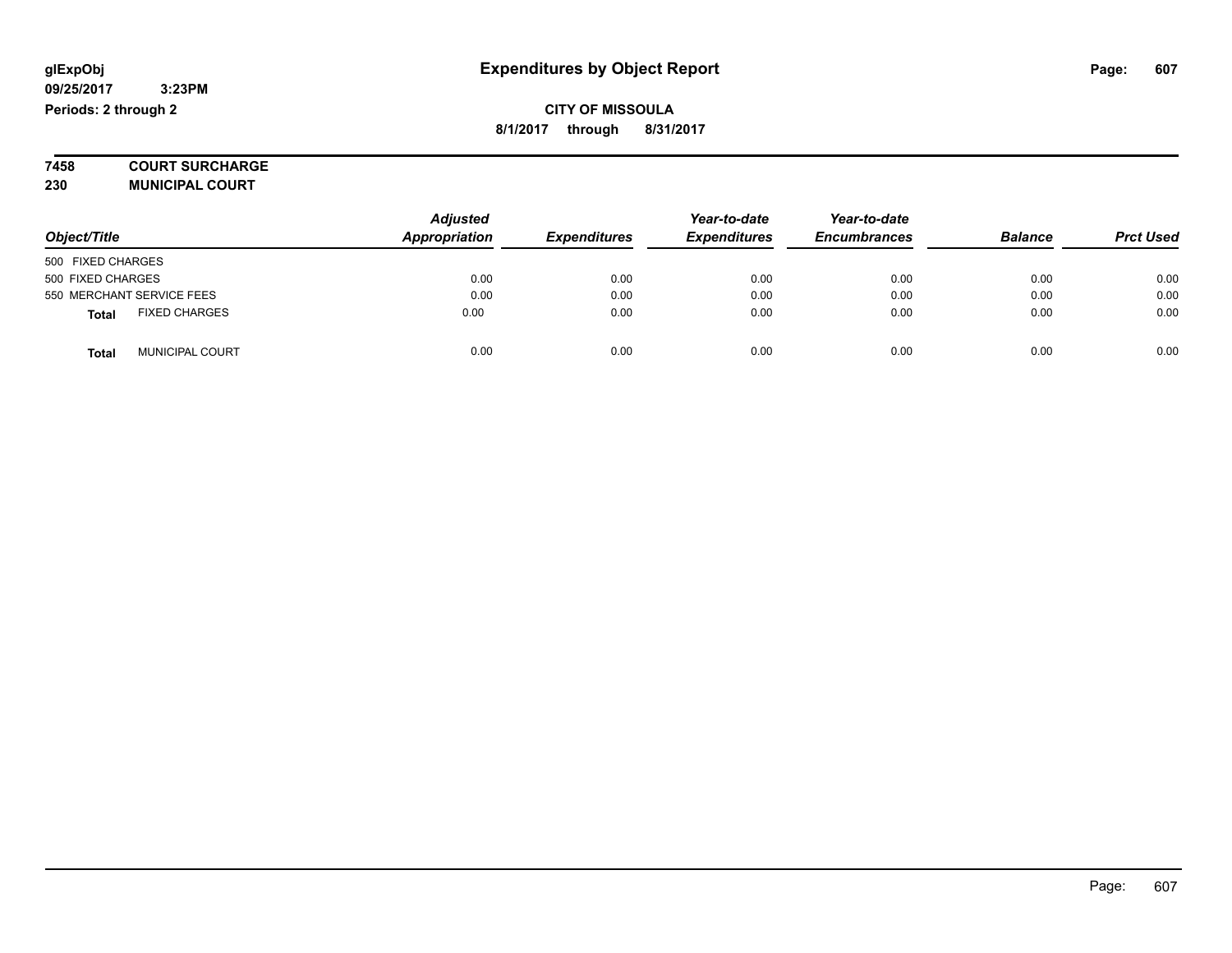glExpObj
09/25/2017 3:23PM
Periods: 2 through 2

# Expenditures by Object Report

**CITY OF MISSOULA**
**8/1/2017 through 8/31/2017**

**7458 COURT SURCHARGE**
**230 MUNICIPAL COURT**

| Object/Title | Adjusted Appropriation | Expenditures | Year-to-date Expenditures | Year-to-date Encumbrances | Balance | Prct Used |
|---|---|---|---|---|---|---|
| 500 FIXED CHARGES | | | | | | |
| 500 FIXED CHARGES | 0.00 | 0.00 | 0.00 | 0.00 | 0.00 | 0.00 |
| 550 MERCHANT SERVICE FEES | 0.00 | 0.00 | 0.00 | 0.00 | 0.00 | 0.00 |
| **Total** FIXED CHARGES | 0.00 | 0.00 | 0.00 | 0.00 | 0.00 | 0.00 |
| **Total** MUNICIPAL COURT | 0.00 | 0.00 | 0.00 | 0.00 | 0.00 | 0.00 |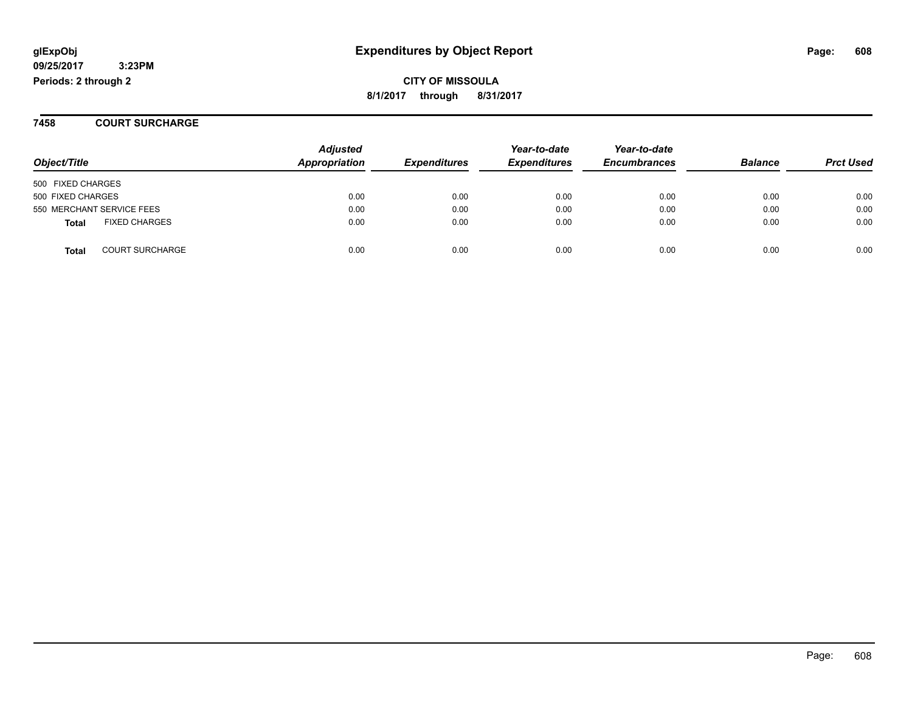**glExpObj** **Expenditures by Object Report**

**09/25/2017 3:23PM**

**Periods: 2 through 2**

**CITY OF MISSOULA**

**8/1/2017 through 8/31/2017**

## 7458 COURT SURCHARGE

| Object/Title | Adjusted Appropriation | Expenditures | Year-to-date Expenditures | Year-to-date Encumbrances | Balance | Prct Used |
|---|---|---|---|---|---|---|
| 500 FIXED CHARGES | | | | | | |
| 500 FIXED CHARGES | 0.00 | 0.00 | 0.00 | 0.00 | 0.00 | 0.00 |
| 550 MERCHANT SERVICE FEES | 0.00 | 0.00 | 0.00 | 0.00 | 0.00 | 0.00 |
| **Total** FIXED CHARGES | 0.00 | 0.00 | 0.00 | 0.00 | 0.00 | 0.00 |
| **Total** COURT SURCHARGE | 0.00 | 0.00 | 0.00 | 0.00 | 0.00 | 0.00 |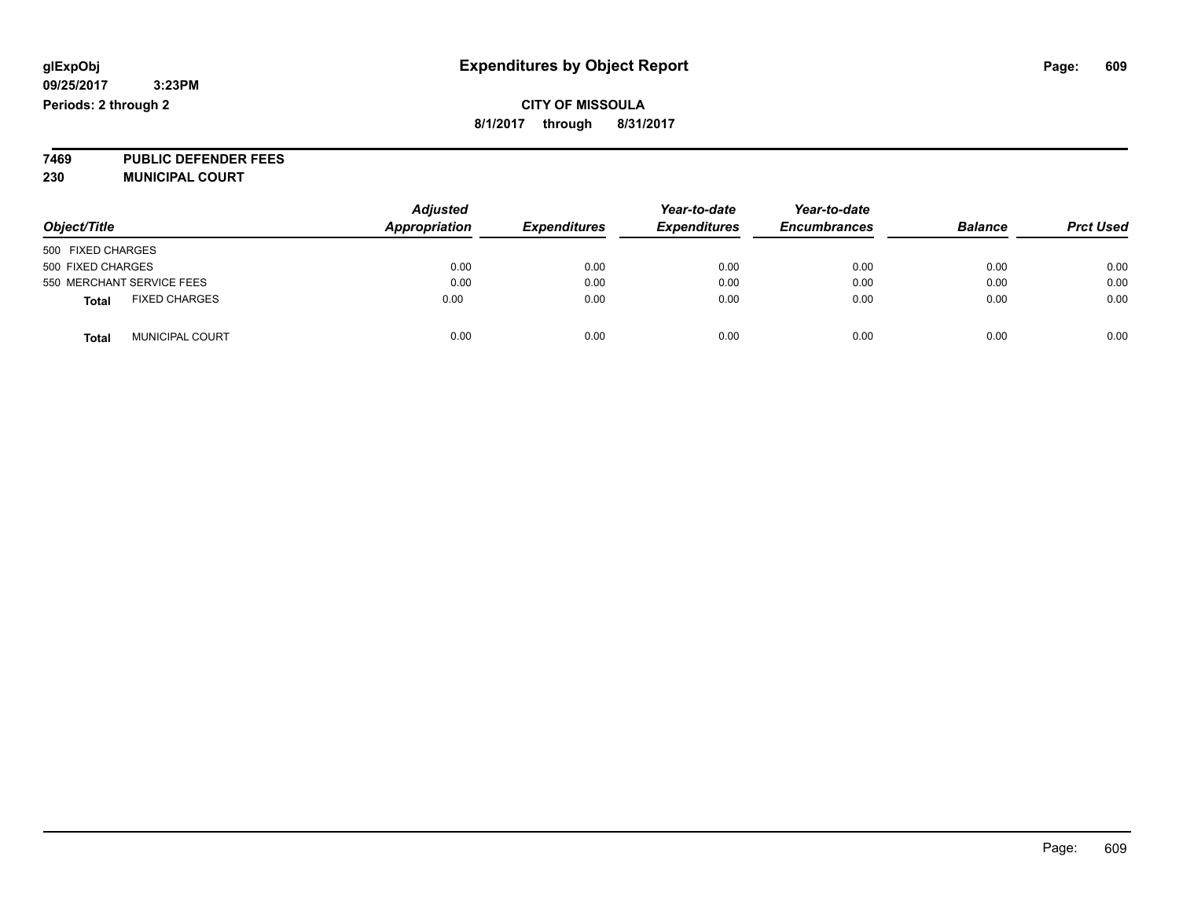**glExpObj**
**09/25/2017 3:23PM**
**Periods: 2 through 2**

# Expenditures by Object Report

**CITY OF MISSOULA**
**8/1/2017 through 8/31/2017**

**7469 PUBLIC DEFENDER FEES**
**230 MUNICIPAL COURT**

| Object/Title | Adjusted Appropriation | Expenditures | Year-to-date Expenditures | Year-to-date Encumbrances | Balance | Prct Used |
|---|---|---|---|---|---|---|
| 500 FIXED CHARGES | | | | | | |
| 500 FIXED CHARGES | 0.00 | 0.00 | 0.00 | 0.00 | 0.00 | 0.00 |
| 550 MERCHANT SERVICE FEES | 0.00 | 0.00 | 0.00 | 0.00 | 0.00 | 0.00 |
| **Total** FIXED CHARGES | 0.00 | 0.00 | 0.00 | 0.00 | 0.00 | 0.00 |
| **Total** MUNICIPAL COURT | 0.00 | 0.00 | 0.00 | 0.00 | 0.00 | 0.00 |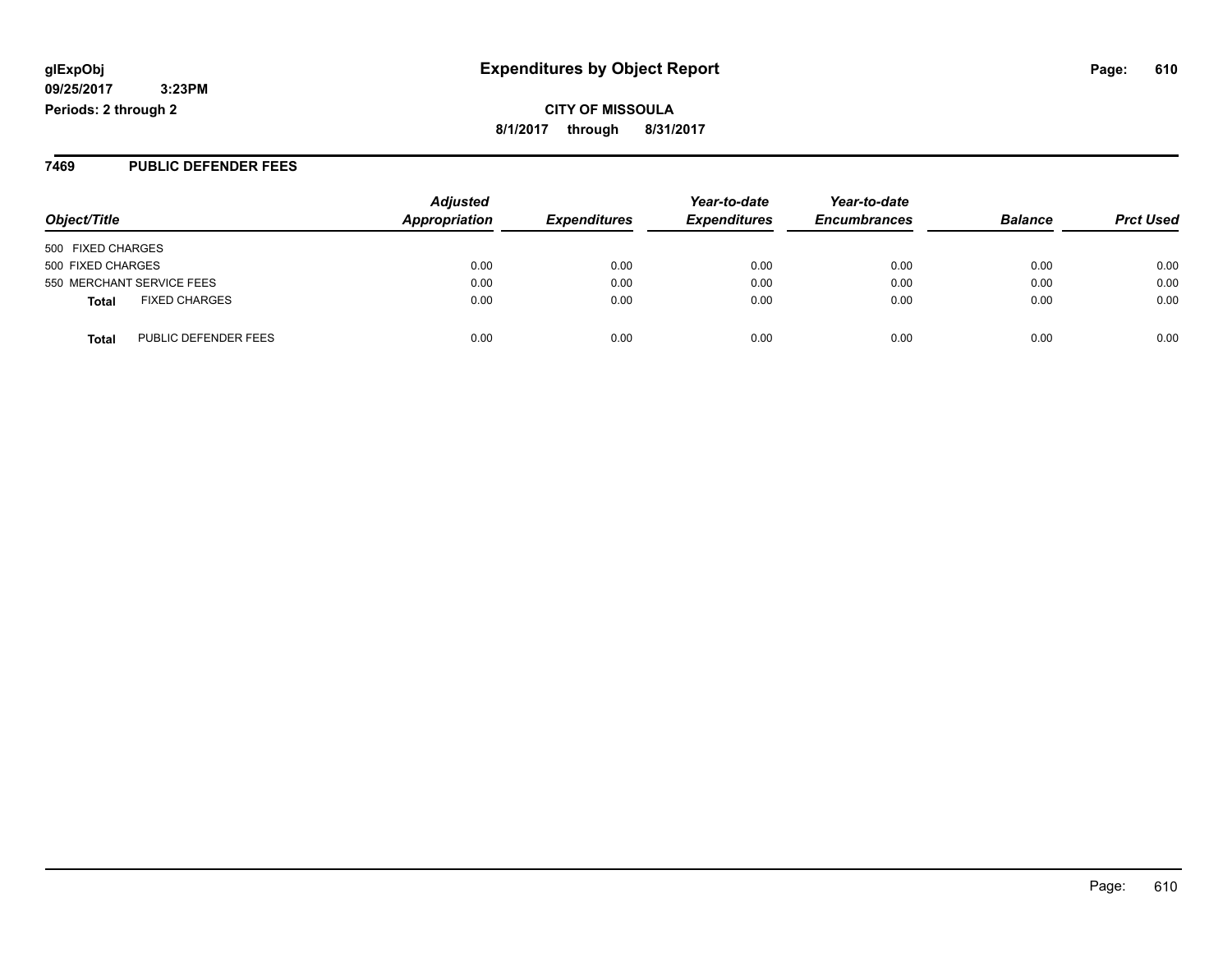# Expenditures by Object Report

glExpObj
09/25/2017 3:23PM
Periods: 2 through 2

**CITY OF MISSOULA**
**8/1/2017 through 8/31/2017**

## 7469 PUBLIC DEFENDER FEES

| Object/Title | Adjusted Appropriation | Expenditures | Year-to-date Expenditures | Year-to-date Encumbrances | Balance | Prct Used |
|---|---|---|---|---|---|---|
| 500 FIXED CHARGES | | | | | | |
| 500 FIXED CHARGES | 0.00 | 0.00 | 0.00 | 0.00 | 0.00 | 0.00 |
| 550 MERCHANT SERVICE FEES | 0.00 | 0.00 | 0.00 | 0.00 | 0.00 | 0.00 |
| **Total** FIXED CHARGES | 0.00 | 0.00 | 0.00 | 0.00 | 0.00 | 0.00 |
| **Total** PUBLIC DEFENDER FEES | 0.00 | 0.00 | 0.00 | 0.00 | 0.00 | 0.00 |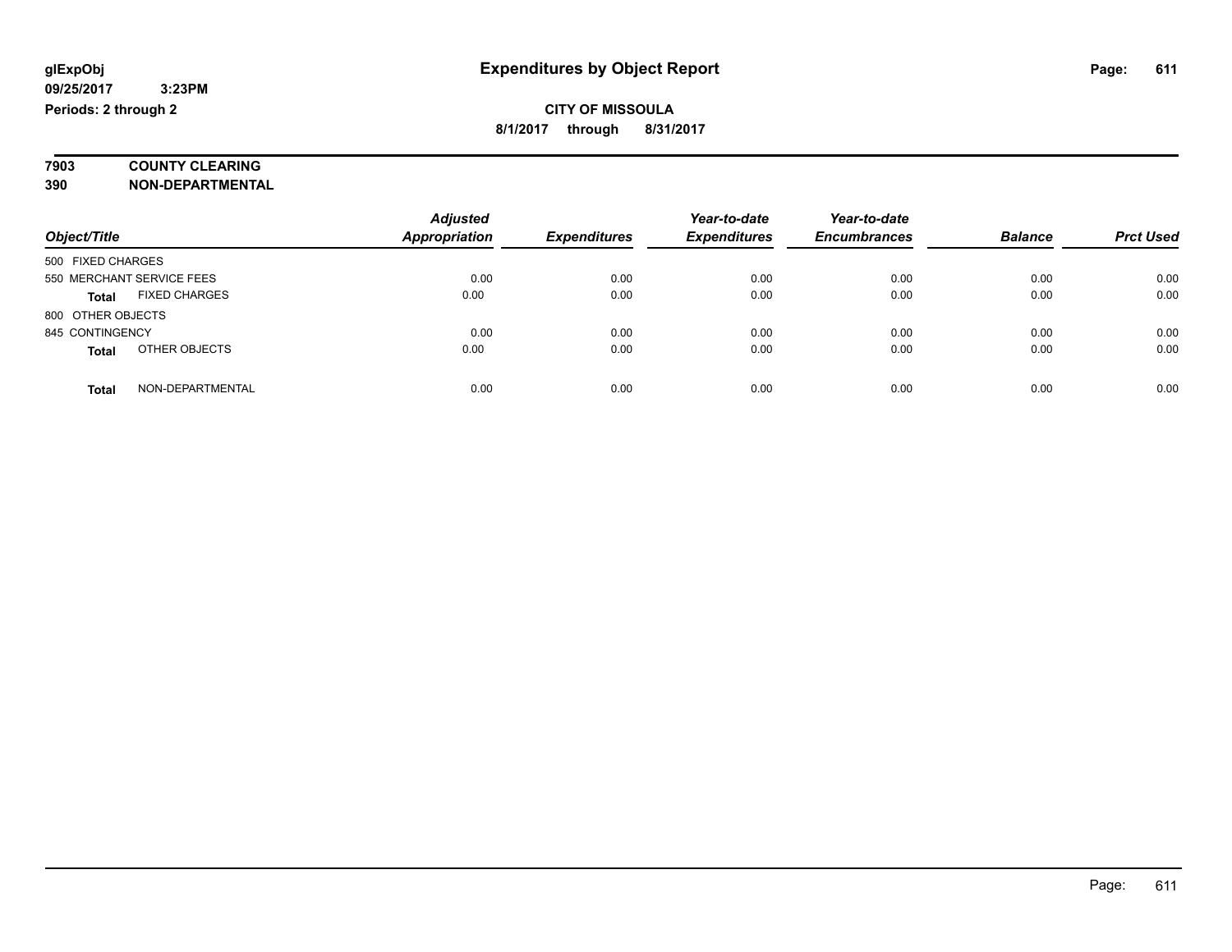**glExpObj** **Expenditures by Object Report**

**09/25/2017 3:23PM**

**Periods: 2 through 2**

**CITY OF MISSOULA**

**8/1/2017 through 8/31/2017**

**7903 COUNTY CLEARING**

**390 NON-DEPARTMENTAL**

| Object/Title | | Adjusted Appropriation | Expenditures | Year-to-date Expenditures | Year-to-date Encumbrances | Balance | Prct Used |
|---|---|---|---|---|---|---|---|
| 500 FIXED CHARGES | | | | | | | |
| 550 MERCHANT SERVICE FEES | | 0.00 | 0.00 | 0.00 | 0.00 | 0.00 | 0.00 |
| **Total** | FIXED CHARGES | 0.00 | 0.00 | 0.00 | 0.00 | 0.00 | 0.00 |
| 800 OTHER OBJECTS | | | | | | | |
| 845 CONTINGENCY | | 0.00 | 0.00 | 0.00 | 0.00 | 0.00 | 0.00 |
| **Total** | OTHER OBJECTS | 0.00 | 0.00 | 0.00 | 0.00 | 0.00 | 0.00 |
| **Total** | NON-DEPARTMENTAL | 0.00 | 0.00 | 0.00 | 0.00 | 0.00 | 0.00 |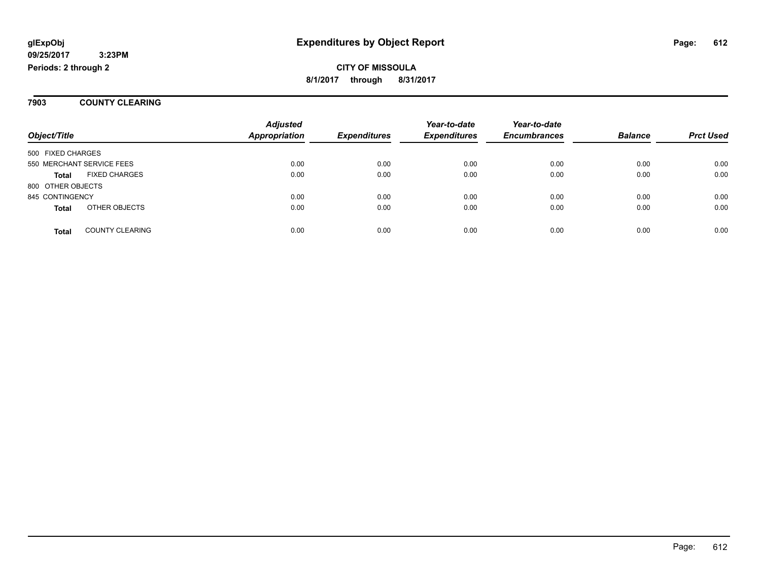**glExpObj** **Expenditures by Object Report**

**09/25/2017 3:23PM**

**Periods: 2 through 2**

**CITY OF MISSOULA**

**8/1/2017 through 8/31/2017**

## 7903 COUNTY CLEARING

| Object/Title | | Adjusted Appropriation | Expenditures | Year-to-date Expenditures | Year-to-date Encumbrances | Balance | Prct Used |
|---|---|---|---|---|---|---|---|
| 500 FIXED CHARGES | | | | | | | |
| 550 MERCHANT SERVICE FEES | | 0.00 | 0.00 | 0.00 | 0.00 | 0.00 | 0.00 |
| **Total** | FIXED CHARGES | 0.00 | 0.00 | 0.00 | 0.00 | 0.00 | 0.00 |
| 800 OTHER OBJECTS | | | | | | | |
| 845 CONTINGENCY | | 0.00 | 0.00 | 0.00 | 0.00 | 0.00 | 0.00 |
| **Total** | OTHER OBJECTS | 0.00 | 0.00 | 0.00 | 0.00 | 0.00 | 0.00 |
| **Total** | COUNTY CLEARING | 0.00 | 0.00 | 0.00 | 0.00 | 0.00 | 0.00 |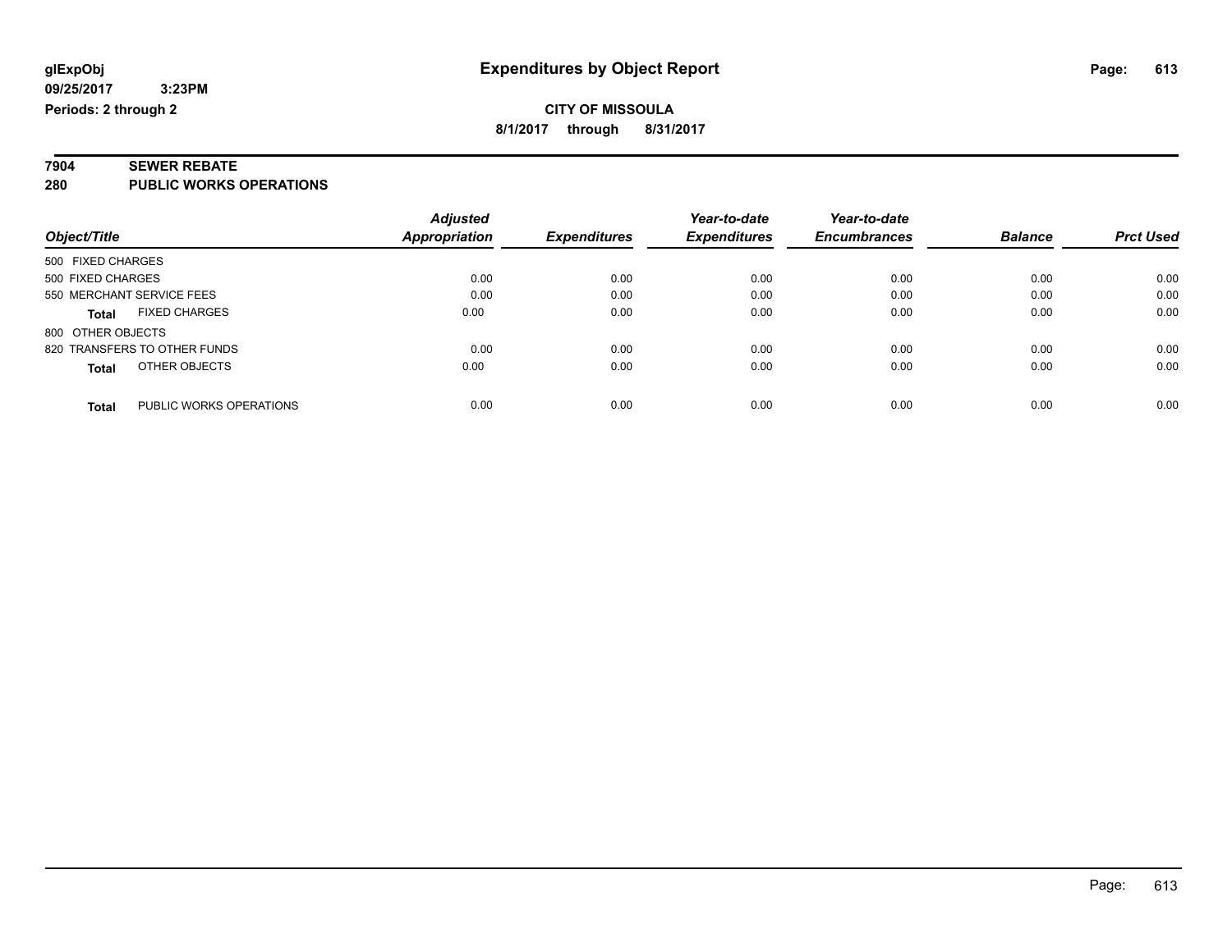**glExpObj** **Expenditures by Object Report**

**09/25/2017 3:23PM**

**Periods: 2 through 2**

**CITY OF MISSOULA**

**8/1/2017 through 8/31/2017**

## 7904 SEWER REBATE
## 280 PUBLIC WORKS OPERATIONS

| Object/Title | Adjusted Appropriation | Expenditures | Year-to-date Expenditures | Year-to-date Encumbrances | Balance | Prct Used |
|---|---|---|---|---|---|---|
| 500 FIXED CHARGES | | | | | | |
| 500 FIXED CHARGES | 0.00 | 0.00 | 0.00 | 0.00 | 0.00 | 0.00 |
| 550 MERCHANT SERVICE FEES | 0.00 | 0.00 | 0.00 | 0.00 | 0.00 | 0.00 |
| **Total** FIXED CHARGES | 0.00 | 0.00 | 0.00 | 0.00 | 0.00 | 0.00 |
| 800 OTHER OBJECTS | | | | | | |
| 820 TRANSFERS TO OTHER FUNDS | 0.00 | 0.00 | 0.00 | 0.00 | 0.00 | 0.00 |
| **Total** OTHER OBJECTS | 0.00 | 0.00 | 0.00 | 0.00 | 0.00 | 0.00 |
| **Total** PUBLIC WORKS OPERATIONS | 0.00 | 0.00 | 0.00 | 0.00 | 0.00 | 0.00 |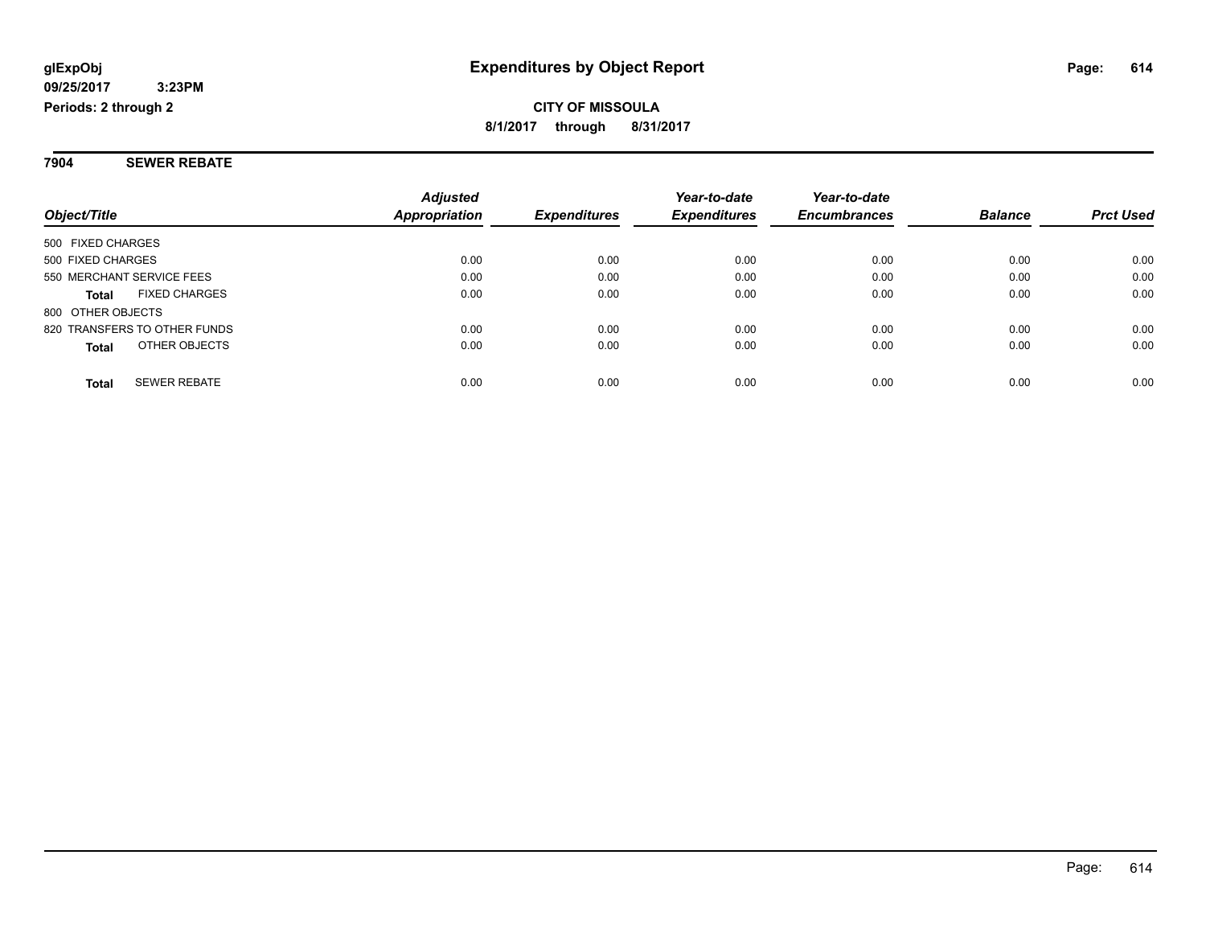**glExpObj**
**09/25/2017 3:23PM**
**Periods: 2 through 2**

# Expenditures by Object Report

**CITY OF MISSOULA**
**8/1/2017 through 8/31/2017**

## 7904 SEWER REBATE

| Object/Title | Adjusted Appropriation | Expenditures | Year-to-date Expenditures | Year-to-date Encumbrances | Balance | Prct Used |
|---|---|---|---|---|---|---|
| 500 FIXED CHARGES | | | | | | |
| 500 FIXED CHARGES | 0.00 | 0.00 | 0.00 | 0.00 | 0.00 | 0.00 |
| 550 MERCHANT SERVICE FEES | 0.00 | 0.00 | 0.00 | 0.00 | 0.00 | 0.00 |
| **Total** FIXED CHARGES | 0.00 | 0.00 | 0.00 | 0.00 | 0.00 | 0.00 |
| 800 OTHER OBJECTS | | | | | | |
| 820 TRANSFERS TO OTHER FUNDS | 0.00 | 0.00 | 0.00 | 0.00 | 0.00 | 0.00 |
| **Total** OTHER OBJECTS | 0.00 | 0.00 | 0.00 | 0.00 | 0.00 | 0.00 |
| **Total** SEWER REBATE | 0.00 | 0.00 | 0.00 | 0.00 | 0.00 | 0.00 |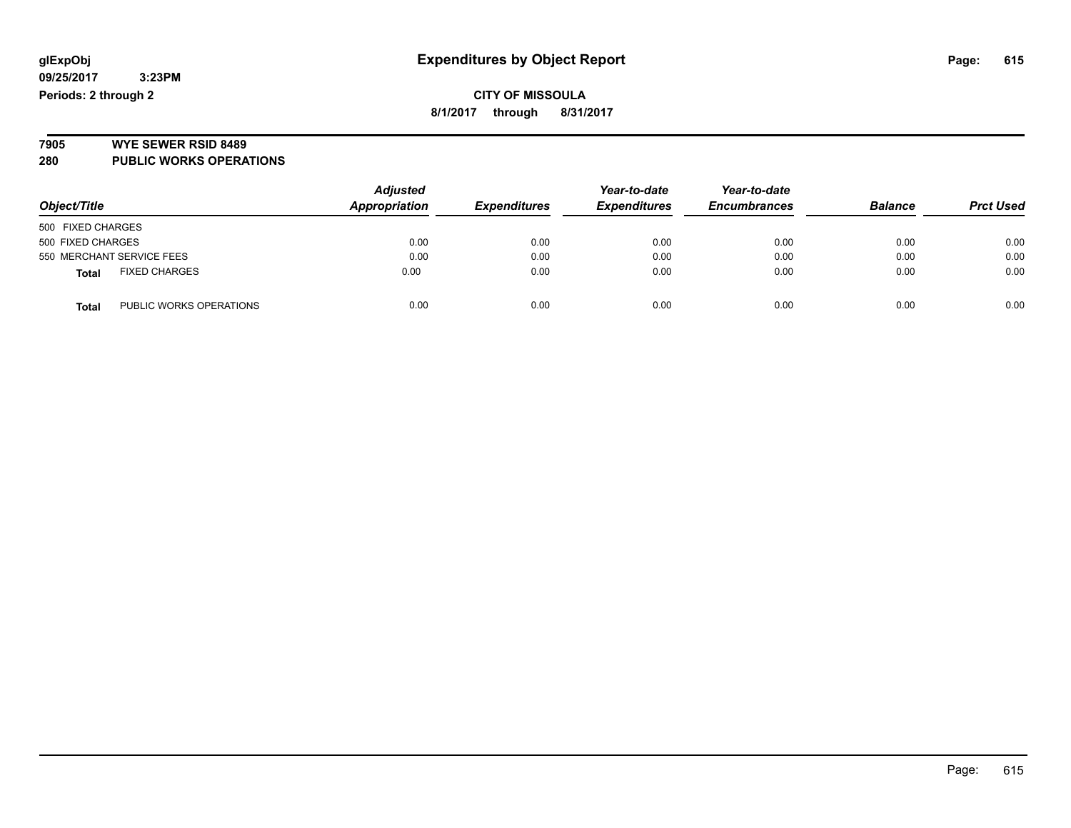**glExpObj**
**09/25/2017 3:23PM**
**Periods: 2 through 2**

# Expenditures by Object Report

**CITY OF MISSOULA**
**8/1/2017 through 8/31/2017**

**7905 WYE SEWER RSID 8489**
**280 PUBLIC WORKS OPERATIONS**

| Object/Title | Adjusted Appropriation | Expenditures | Year-to-date Expenditures | Year-to-date Encumbrances | Balance | Prct Used |
|---|---|---|---|---|---|---|
| 500 FIXED CHARGES | | | | | | |
| 500 FIXED CHARGES | 0.00 | 0.00 | 0.00 | 0.00 | 0.00 | 0.00 |
| 550 MERCHANT SERVICE FEES | 0.00 | 0.00 | 0.00 | 0.00 | 0.00 | 0.00 |
| **Total** FIXED CHARGES | 0.00 | 0.00 | 0.00 | 0.00 | 0.00 | 0.00 |
| **Total** PUBLIC WORKS OPERATIONS | 0.00 | 0.00 | 0.00 | 0.00 | 0.00 | 0.00 |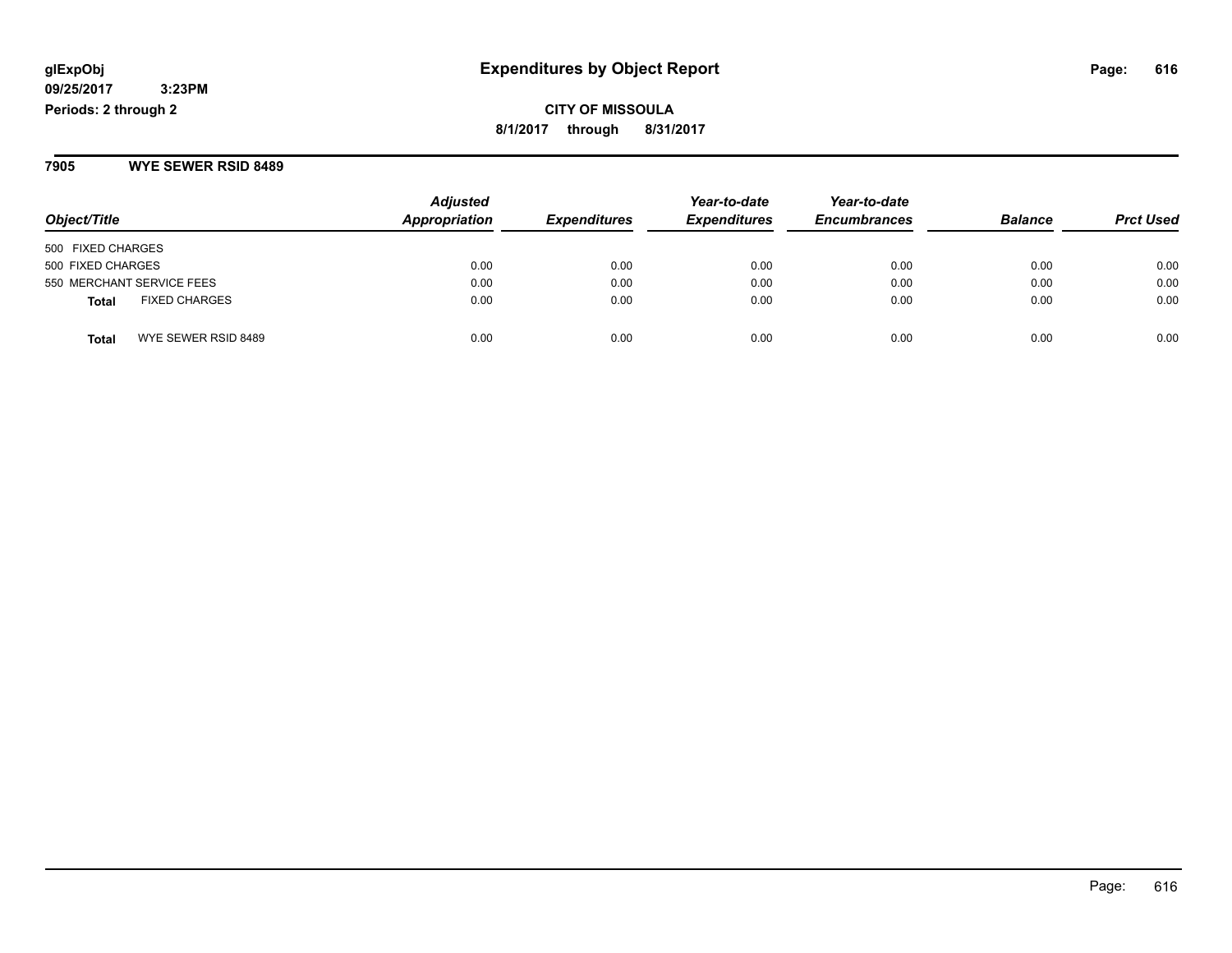**glExpObj**
**09/25/2017 3:23PM**
**Periods: 2 through 2**

# Expenditures by Object Report

**CITY OF MISSOULA**
**8/1/2017 through 8/31/2017**

## 7905 WYE SEWER RSID 8489

| Object/Title | Adjusted Appropriation | Expenditures | Year-to-date Expenditures | Year-to-date Encumbrances | Balance | Prct Used |
|---|---|---|---|---|---|---|
| 500 FIXED CHARGES | | | | | | |
| 500 FIXED CHARGES | 0.00 | 0.00 | 0.00 | 0.00 | 0.00 | 0.00 |
| 550 MERCHANT SERVICE FEES | 0.00 | 0.00 | 0.00 | 0.00 | 0.00 | 0.00 |
| **Total** FIXED CHARGES | 0.00 | 0.00 | 0.00 | 0.00 | 0.00 | 0.00 |
| **Total** WYE SEWER RSID 8489 | 0.00 | 0.00 | 0.00 | 0.00 | 0.00 | 0.00 |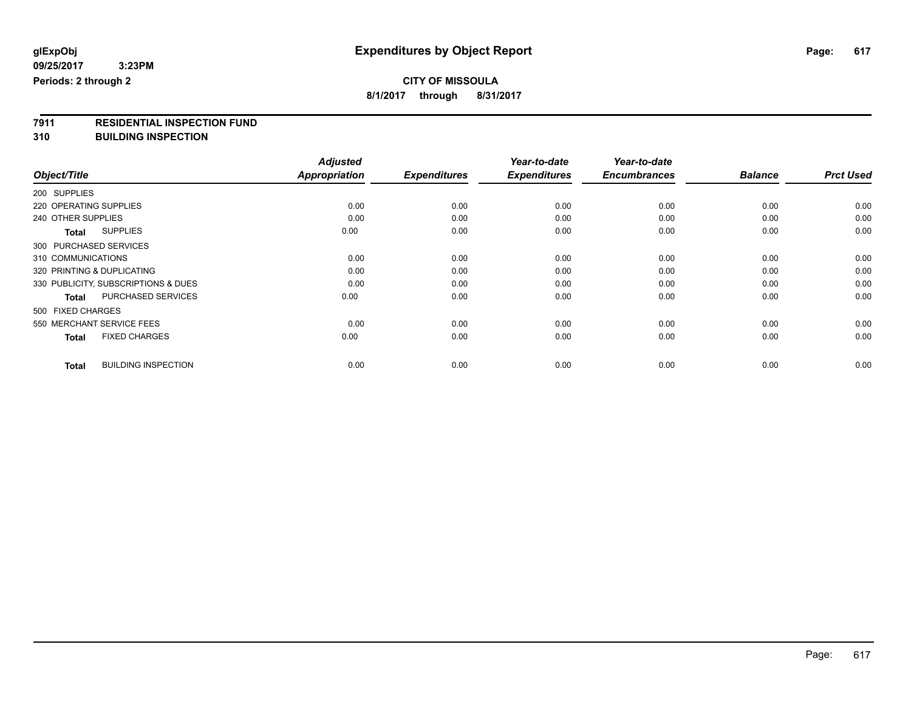**glExpObj** **Expenditures by Object Report**

**09/25/2017 3:23PM**

**Periods: 2 through 2**

**CITY OF MISSOULA**

**8/1/2017 through 8/31/2017**

**7911 RESIDENTIAL INSPECTION FUND**

**310 BUILDING INSPECTION**

| Object/Title | Adjusted Appropriation | Expenditures | Year-to-date Expenditures | Year-to-date Encumbrances | Balance | Prct Used |
|---|---|---|---|---|---|---|
| 200 SUPPLIES | | | | | | |
| 220 OPERATING SUPPLIES | 0.00 | 0.00 | 0.00 | 0.00 | 0.00 | 0.00 |
| 240 OTHER SUPPLIES | 0.00 | 0.00 | 0.00 | 0.00 | 0.00 | 0.00 |
| **Total** SUPPLIES | 0.00 | 0.00 | 0.00 | 0.00 | 0.00 | 0.00 |
| 300 PURCHASED SERVICES | | | | | | |
| 310 COMMUNICATIONS | 0.00 | 0.00 | 0.00 | 0.00 | 0.00 | 0.00 |
| 320 PRINTING & DUPLICATING | 0.00 | 0.00 | 0.00 | 0.00 | 0.00 | 0.00 |
| 330 PUBLICITY, SUBSCRIPTIONS & DUES | 0.00 | 0.00 | 0.00 | 0.00 | 0.00 | 0.00 |
| **Total** PURCHASED SERVICES | 0.00 | 0.00 | 0.00 | 0.00 | 0.00 | 0.00 |
| 500 FIXED CHARGES | | | | | | |
| 550 MERCHANT SERVICE FEES | 0.00 | 0.00 | 0.00 | 0.00 | 0.00 | 0.00 |
| **Total** FIXED CHARGES | 0.00 | 0.00 | 0.00 | 0.00 | 0.00 | 0.00 |
| **Total** BUILDING INSPECTION | 0.00 | 0.00 | 0.00 | 0.00 | 0.00 | 0.00 |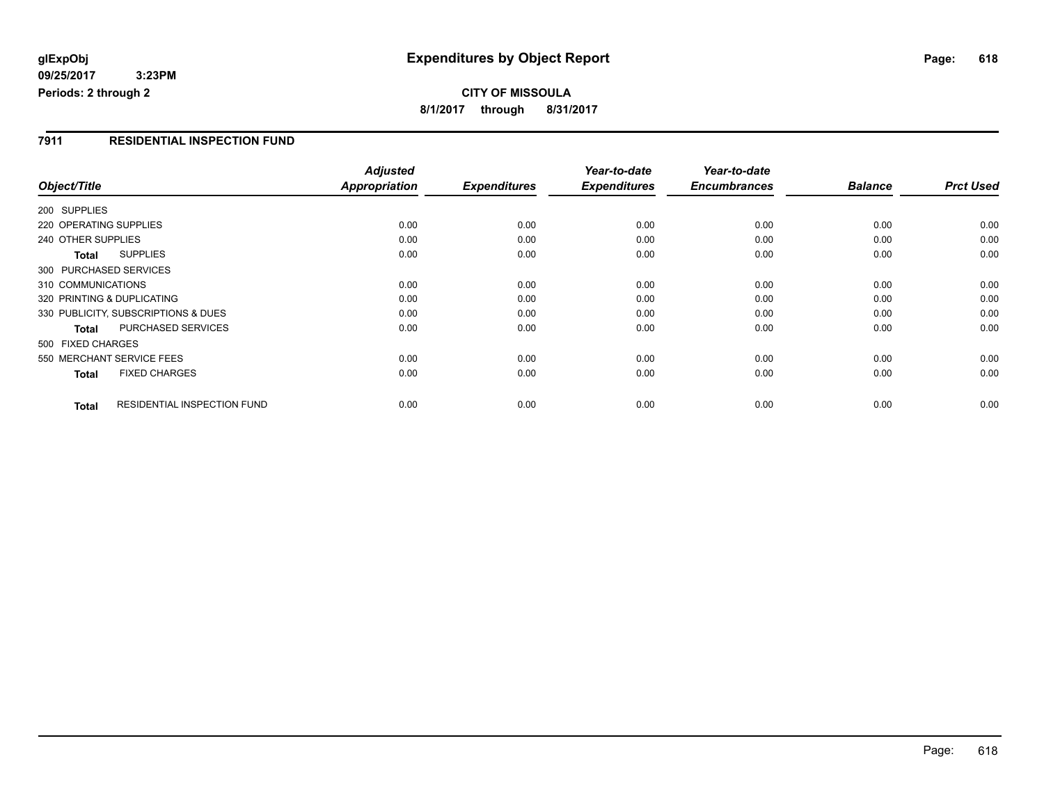# Expenditures by Object Report

glExpObj
09/25/2017 3:23PM
Periods: 2 through 2

**CITY OF MISSOULA**
**8/1/2017 through 8/31/2017**

## 7911 RESIDENTIAL INSPECTION FUND

| Object/Title | Adjusted Appropriation | Expenditures | Year-to-date Expenditures | Year-to-date Encumbrances | Balance | Prct Used |
|---|---|---|---|---|---|---|
| 200 SUPPLIES | | | | | | |
| 220 OPERATING SUPPLIES | 0.00 | 0.00 | 0.00 | 0.00 | 0.00 | 0.00 |
| 240 OTHER SUPPLIES | 0.00 | 0.00 | 0.00 | 0.00 | 0.00 | 0.00 |
| **Total** SUPPLIES | 0.00 | 0.00 | 0.00 | 0.00 | 0.00 | 0.00 |
| 300 PURCHASED SERVICES | | | | | | |
| 310 COMMUNICATIONS | 0.00 | 0.00 | 0.00 | 0.00 | 0.00 | 0.00 |
| 320 PRINTING & DUPLICATING | 0.00 | 0.00 | 0.00 | 0.00 | 0.00 | 0.00 |
| 330 PUBLICITY, SUBSCRIPTIONS & DUES | 0.00 | 0.00 | 0.00 | 0.00 | 0.00 | 0.00 |
| **Total** PURCHASED SERVICES | 0.00 | 0.00 | 0.00 | 0.00 | 0.00 | 0.00 |
| 500 FIXED CHARGES | | | | | | |
| 550 MERCHANT SERVICE FEES | 0.00 | 0.00 | 0.00 | 0.00 | 0.00 | 0.00 |
| **Total** FIXED CHARGES | 0.00 | 0.00 | 0.00 | 0.00 | 0.00 | 0.00 |
| **Total** RESIDENTIAL INSPECTION FUND | 0.00 | 0.00 | 0.00 | 0.00 | 0.00 | 0.00 |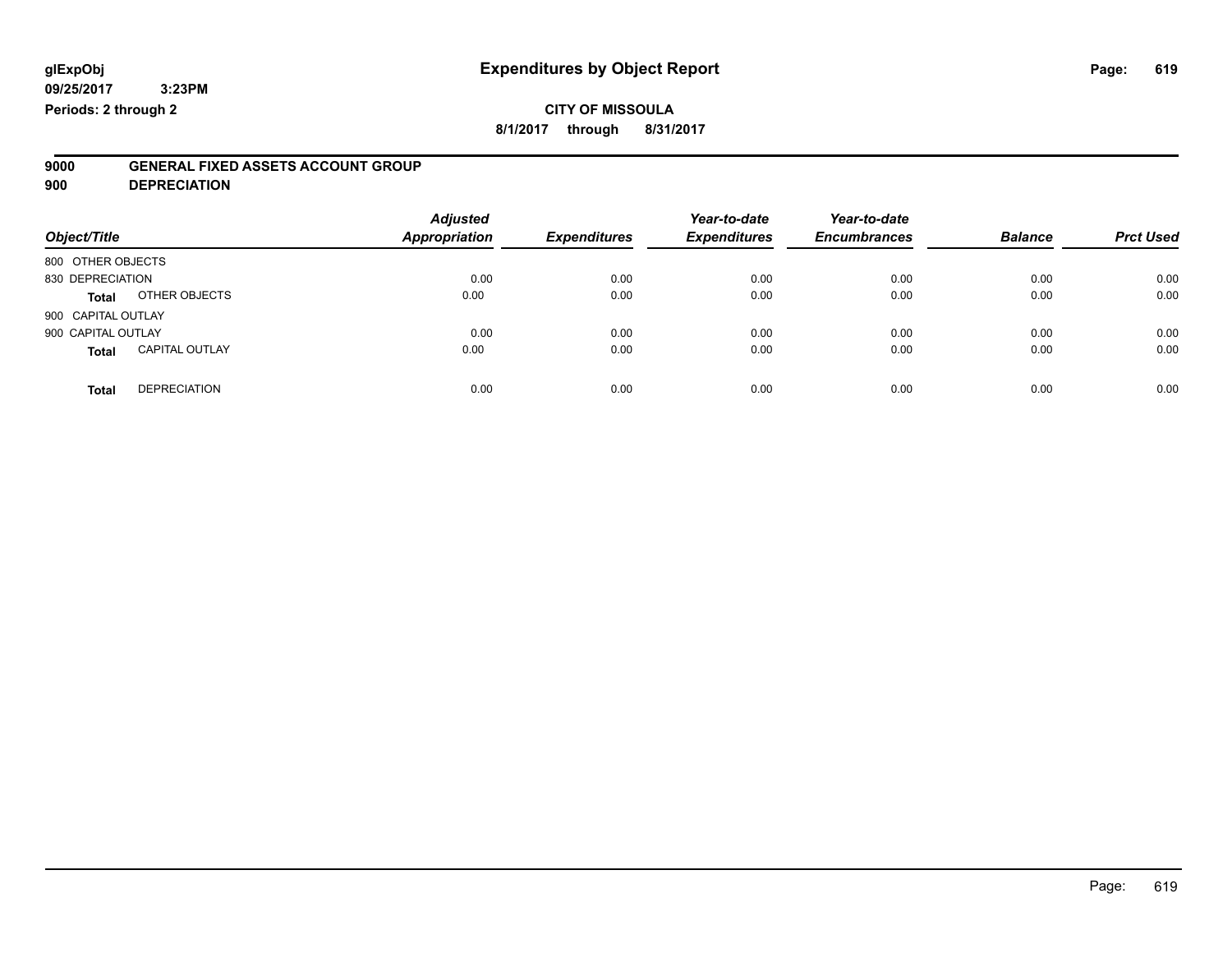**glExpObj**
**09/25/2017 3:23PM**
**Periods: 2 through 2**

# Expenditures by Object Report

**CITY OF MISSOULA**
**8/1/2017 through 8/31/2017**

**9000 GENERAL FIXED ASSETS ACCOUNT GROUP**
**900 DEPRECIATION**

| Object/Title | | Adjusted Appropriation | Expenditures | Year-to-date Expenditures | Year-to-date Encumbrances | Balance | Prct Used |
|---|---|---|---|---|---|---|---|
| 800 OTHER OBJECTS | | | | | | | |
| 830 DEPRECIATION | | 0.00 | 0.00 | 0.00 | 0.00 | 0.00 | 0.00 |
| **Total** | OTHER OBJECTS | 0.00 | 0.00 | 0.00 | 0.00 | 0.00 | 0.00 |
| 900 CAPITAL OUTLAY | | | | | | | |
| 900 CAPITAL OUTLAY | | 0.00 | 0.00 | 0.00 | 0.00 | 0.00 | 0.00 |
| **Total** | CAPITAL OUTLAY | 0.00 | 0.00 | 0.00 | 0.00 | 0.00 | 0.00 |
| **Total** | DEPRECIATION | 0.00 | 0.00 | 0.00 | 0.00 | 0.00 | 0.00 |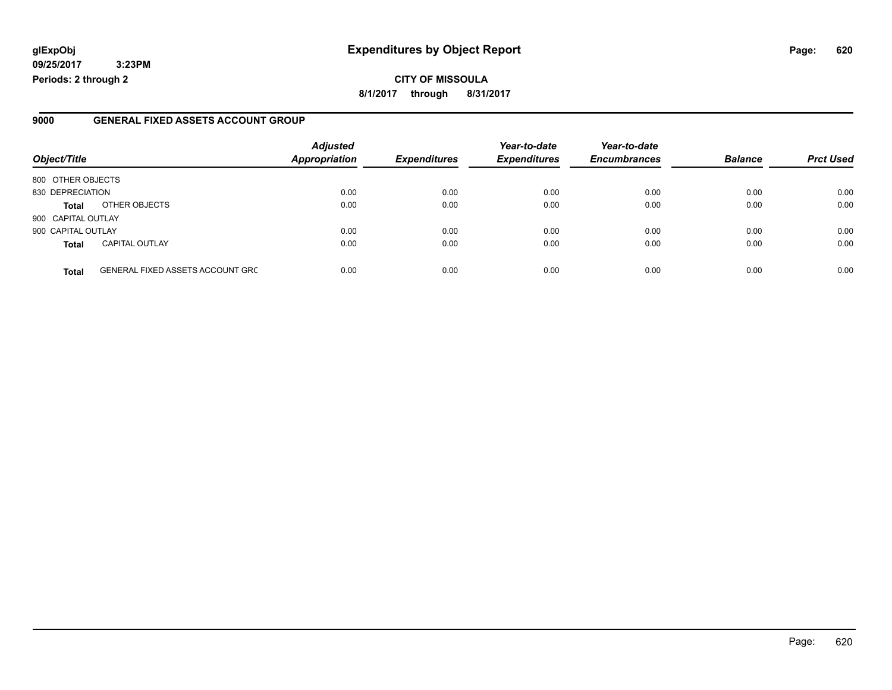**glExpObj**
**09/25/2017 3:23PM**
**Periods: 2 through 2**

# Expenditures by Object Report

**CITY OF MISSOULA**
**8/1/2017 through 8/31/2017**

## 9000 GENERAL FIXED ASSETS ACCOUNT GROUP

| Object/Title | | *Adjusted Appropriation* | *Expenditures* | *Year-to-date Expenditures* | *Year-to-date Encumbrances* | *Balance* | *Prct Used* |
|---|---|---|---|---|---|---|---|
| 800 OTHER OBJECTS | | | | | | | |
| 830 DEPRECIATION | | 0.00 | 0.00 | 0.00 | 0.00 | 0.00 | 0.00 |
| **Total** | OTHER OBJECTS | 0.00 | 0.00 | 0.00 | 0.00 | 0.00 | 0.00 |
| 900 CAPITAL OUTLAY | | | | | | | |
| 900 CAPITAL OUTLAY | | 0.00 | 0.00 | 0.00 | 0.00 | 0.00 | 0.00 |
| **Total** | CAPITAL OUTLAY | 0.00 | 0.00 | 0.00 | 0.00 | 0.00 | 0.00 |
| **Total** | GENERAL FIXED ASSETS ACCOUNT GRC | 0.00 | 0.00 | 0.00 | 0.00 | 0.00 | 0.00 |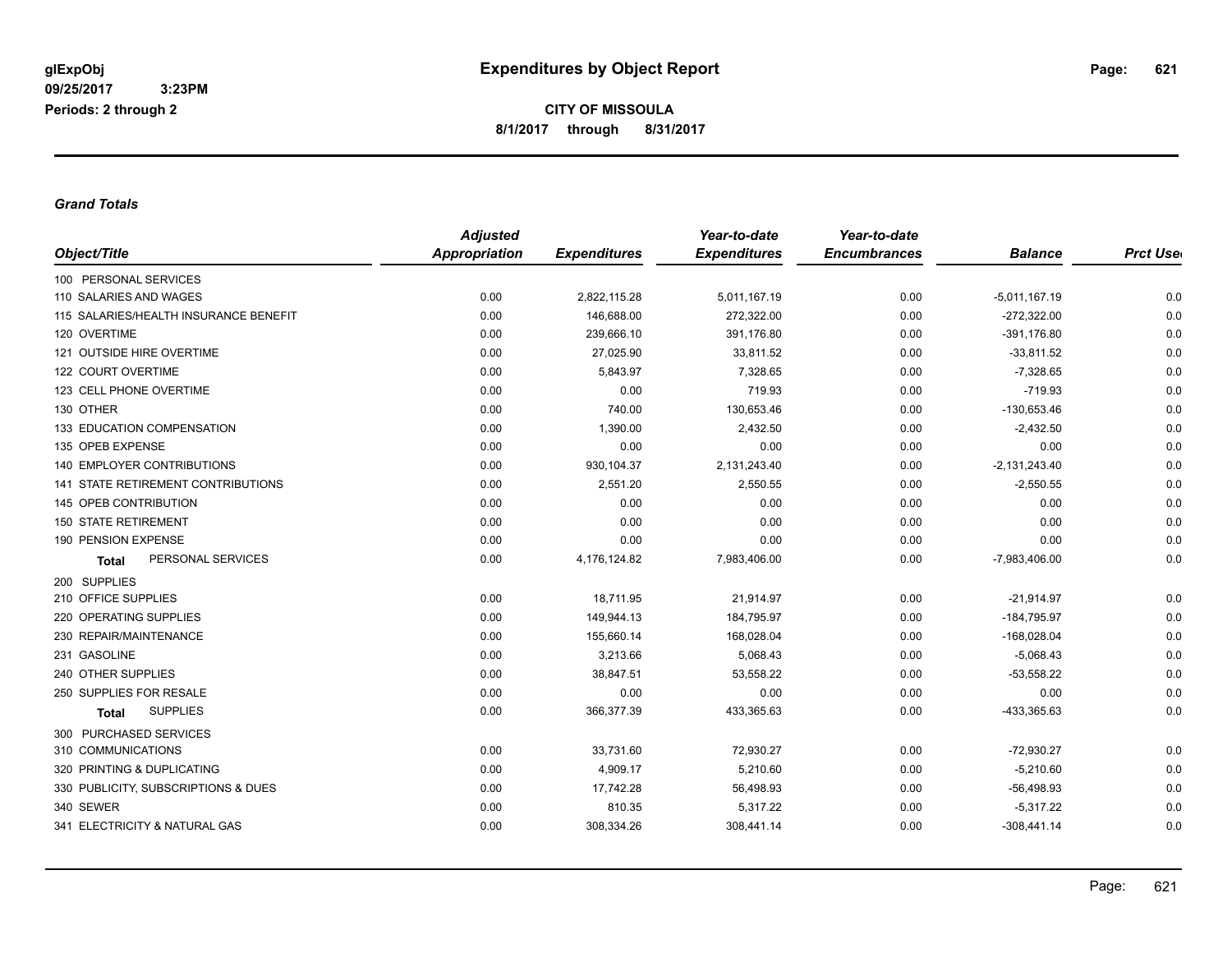# Expenditures by Object Report

glExpObj
09/25/2017 3:23PM
Periods: 2 through 2

**CITY OF MISSOULA**
**8/1/2017 through 8/31/2017**

### *Grand Totals*

| Object/Title | Adjusted Appropriation | Expenditures | Year-to-date Expenditures | Year-to-date Encumbrances | Balance | Prct Used |
|---|---|---|---|---|---|---|
| 100 PERSONAL SERVICES | | | | | | |
| 110 SALARIES AND WAGES | 0.00 | 2,822,115.28 | 5,011,167.19 | 0.00 | -5,011,167.19 | 0.0 |
| 115 SALARIES/HEALTH INSURANCE BENEFIT | 0.00 | 146,688.00 | 272,322.00 | 0.00 | -272,322.00 | 0.0 |
| 120 OVERTIME | 0.00 | 239,666.10 | 391,176.80 | 0.00 | -391,176.80 | 0.0 |
| 121 OUTSIDE HIRE OVERTIME | 0.00 | 27,025.90 | 33,811.52 | 0.00 | -33,811.52 | 0.0 |
| 122 COURT OVERTIME | 0.00 | 5,843.97 | 7,328.65 | 0.00 | -7,328.65 | 0.0 |
| 123 CELL PHONE OVERTIME | 0.00 | 0.00 | 719.93 | 0.00 | -719.93 | 0.0 |
| 130 OTHER | 0.00 | 740.00 | 130,653.46 | 0.00 | -130,653.46 | 0.0 |
| 133 EDUCATION COMPENSATION | 0.00 | 1,390.00 | 2,432.50 | 0.00 | -2,432.50 | 0.0 |
| 135 OPEB EXPENSE | 0.00 | 0.00 | 0.00 | 0.00 | 0.00 | 0.0 |
| 140 EMPLOYER CONTRIBUTIONS | 0.00 | 930,104.37 | 2,131,243.40 | 0.00 | -2,131,243.40 | 0.0 |
| 141 STATE RETIREMENT CONTRIBUTIONS | 0.00 | 2,551.20 | 2,550.55 | 0.00 | -2,550.55 | 0.0 |
| 145 OPEB CONTRIBUTION | 0.00 | 0.00 | 0.00 | 0.00 | 0.00 | 0.0 |
| 150 STATE RETIREMENT | 0.00 | 0.00 | 0.00 | 0.00 | 0.00 | 0.0 |
| 190 PENSION EXPENSE | 0.00 | 0.00 | 0.00 | 0.00 | 0.00 | 0.0 |
| **Total** PERSONAL SERVICES | 0.00 | 4,176,124.82 | 7,983,406.00 | 0.00 | -7,983,406.00 | 0.0 |
| 200 SUPPLIES | | | | | | |
| 210 OFFICE SUPPLIES | 0.00 | 18,711.95 | 21,914.97 | 0.00 | -21,914.97 | 0.0 |
| 220 OPERATING SUPPLIES | 0.00 | 149,944.13 | 184,795.97 | 0.00 | -184,795.97 | 0.0 |
| 230 REPAIR/MAINTENANCE | 0.00 | 155,660.14 | 168,028.04 | 0.00 | -168,028.04 | 0.0 |
| 231 GASOLINE | 0.00 | 3,213.66 | 5,068.43 | 0.00 | -5,068.43 | 0.0 |
| 240 OTHER SUPPLIES | 0.00 | 38,847.51 | 53,558.22 | 0.00 | -53,558.22 | 0.0 |
| 250 SUPPLIES FOR RESALE | 0.00 | 0.00 | 0.00 | 0.00 | 0.00 | 0.0 |
| **Total** SUPPLIES | 0.00 | 366,377.39 | 433,365.63 | 0.00 | -433,365.63 | 0.0 |
| 300 PURCHASED SERVICES | | | | | | |
| 310 COMMUNICATIONS | 0.00 | 33,731.60 | 72,930.27 | 0.00 | -72,930.27 | 0.0 |
| 320 PRINTING & DUPLICATING | 0.00 | 4,909.17 | 5,210.60 | 0.00 | -5,210.60 | 0.0 |
| 330 PUBLICITY, SUBSCRIPTIONS & DUES | 0.00 | 17,742.28 | 56,498.93 | 0.00 | -56,498.93 | 0.0 |
| 340 SEWER | 0.00 | 810.35 | 5,317.22 | 0.00 | -5,317.22 | 0.0 |
| 341 ELECTRICITY & NATURAL GAS | 0.00 | 308,334.26 | 308,441.14 | 0.00 | -308,441.14 | 0.0 |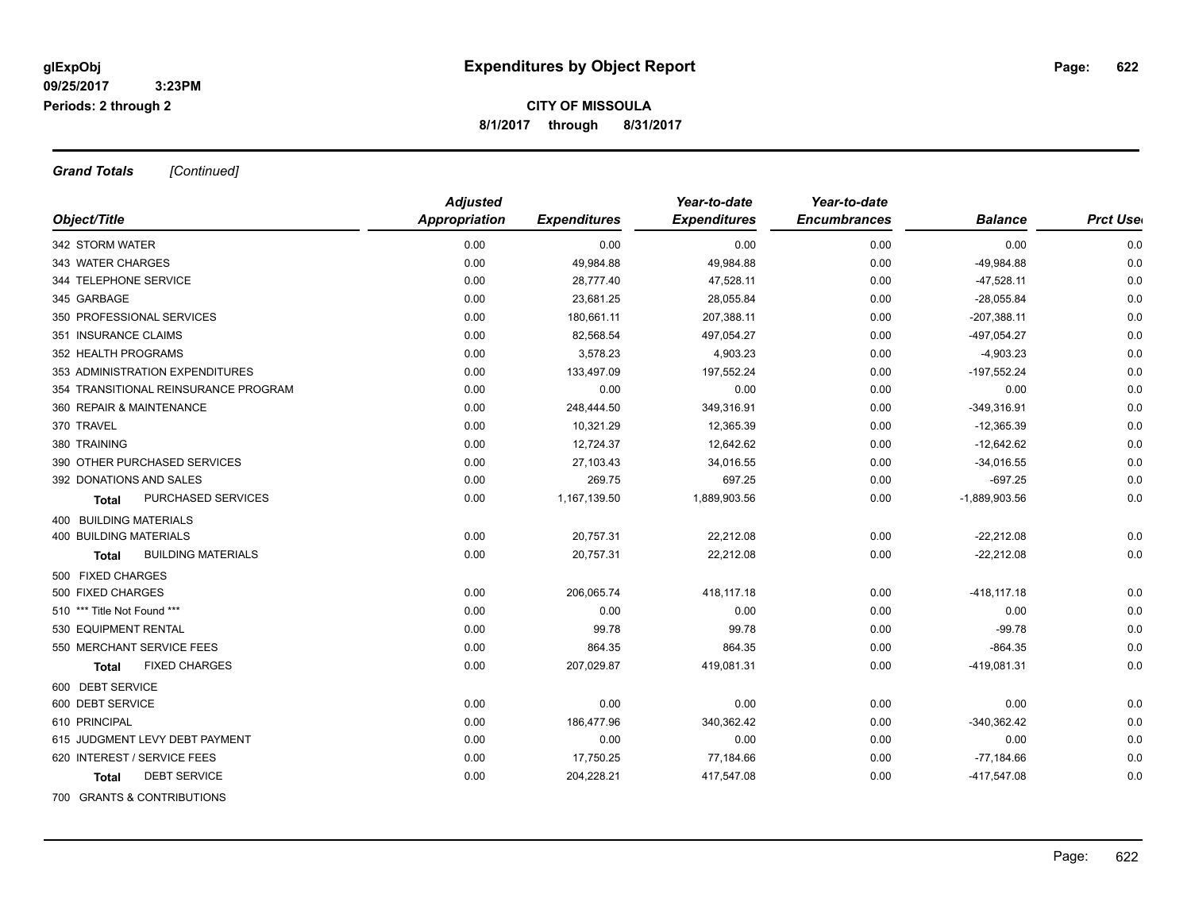**glExpObj** **Expenditures by Object Report**

**09/25/2017 3:23PM**

**Periods: 2 through 2**

**CITY OF MISSOULA**

**8/1/2017 through 8/31/2017**

***Grand Totals*** *[Continued]*

| Object/Title | Adjusted Appropriation | Expenditures | Year-to-date Expenditures | Year-to-date Encumbrances | Balance | Prct Used |
|---|---|---|---|---|---|---|
| 342 STORM WATER | 0.00 | 0.00 | 0.00 | 0.00 | 0.00 | 0.0 |
| 343 WATER CHARGES | 0.00 | 49,984.88 | 49,984.88 | 0.00 | -49,984.88 | 0.0 |
| 344 TELEPHONE SERVICE | 0.00 | 28,777.40 | 47,528.11 | 0.00 | -47,528.11 | 0.0 |
| 345 GARBAGE | 0.00 | 23,681.25 | 28,055.84 | 0.00 | -28,055.84 | 0.0 |
| 350 PROFESSIONAL SERVICES | 0.00 | 180,661.11 | 207,388.11 | 0.00 | -207,388.11 | 0.0 |
| 351 INSURANCE CLAIMS | 0.00 | 82,568.54 | 497,054.27 | 0.00 | -497,054.27 | 0.0 |
| 352 HEALTH PROGRAMS | 0.00 | 3,578.23 | 4,903.23 | 0.00 | -4,903.23 | 0.0 |
| 353 ADMINISTRATION EXPENDITURES | 0.00 | 133,497.09 | 197,552.24 | 0.00 | -197,552.24 | 0.0 |
| 354 TRANSITIONAL REINSURANCE PROGRAM | 0.00 | 0.00 | 0.00 | 0.00 | 0.00 | 0.0 |
| 360 REPAIR & MAINTENANCE | 0.00 | 248,444.50 | 349,316.91 | 0.00 | -349,316.91 | 0.0 |
| 370 TRAVEL | 0.00 | 10,321.29 | 12,365.39 | 0.00 | -12,365.39 | 0.0 |
| 380 TRAINING | 0.00 | 12,724.37 | 12,642.62 | 0.00 | -12,642.62 | 0.0 |
| 390 OTHER PURCHASED SERVICES | 0.00 | 27,103.43 | 34,016.55 | 0.00 | -34,016.55 | 0.0 |
| 392 DONATIONS AND SALES | 0.00 | 269.75 | 697.25 | 0.00 | -697.25 | 0.0 |
| **Total** PURCHASED SERVICES | 0.00 | 1,167,139.50 | 1,889,903.56 | 0.00 | -1,889,903.56 | 0.0 |
| 400 BUILDING MATERIALS | | | | | | |
| 400 BUILDING MATERIALS | 0.00 | 20,757.31 | 22,212.08 | 0.00 | -22,212.08 | 0.0 |
| **Total** BUILDING MATERIALS | 0.00 | 20,757.31 | 22,212.08 | 0.00 | -22,212.08 | 0.0 |
| 500 FIXED CHARGES | | | | | | |
| 500 FIXED CHARGES | 0.00 | 206,065.74 | 418,117.18 | 0.00 | -418,117.18 | 0.0 |
| 510 *** Title Not Found *** | 0.00 | 0.00 | 0.00 | 0.00 | 0.00 | 0.0 |
| 530 EQUIPMENT RENTAL | 0.00 | 99.78 | 99.78 | 0.00 | -99.78 | 0.0 |
| 550 MERCHANT SERVICE FEES | 0.00 | 864.35 | 864.35 | 0.00 | -864.35 | 0.0 |
| **Total** FIXED CHARGES | 0.00 | 207,029.87 | 419,081.31 | 0.00 | -419,081.31 | 0.0 |
| 600 DEBT SERVICE | | | | | | |
| 600 DEBT SERVICE | 0.00 | 0.00 | 0.00 | 0.00 | 0.00 | 0.0 |
| 610 PRINCIPAL | 0.00 | 186,477.96 | 340,362.42 | 0.00 | -340,362.42 | 0.0 |
| 615 JUDGMENT LEVY DEBT PAYMENT | 0.00 | 0.00 | 0.00 | 0.00 | 0.00 | 0.0 |
| 620 INTEREST / SERVICE FEES | 0.00 | 17,750.25 | 77,184.66 | 0.00 | -77,184.66 | 0.0 |
| **Total** DEBT SERVICE | 0.00 | 204,228.21 | 417,547.08 | 0.00 | -417,547.08 | 0.0 |
| 700 GRANTS & CONTRIBUTIONS | | | | | | |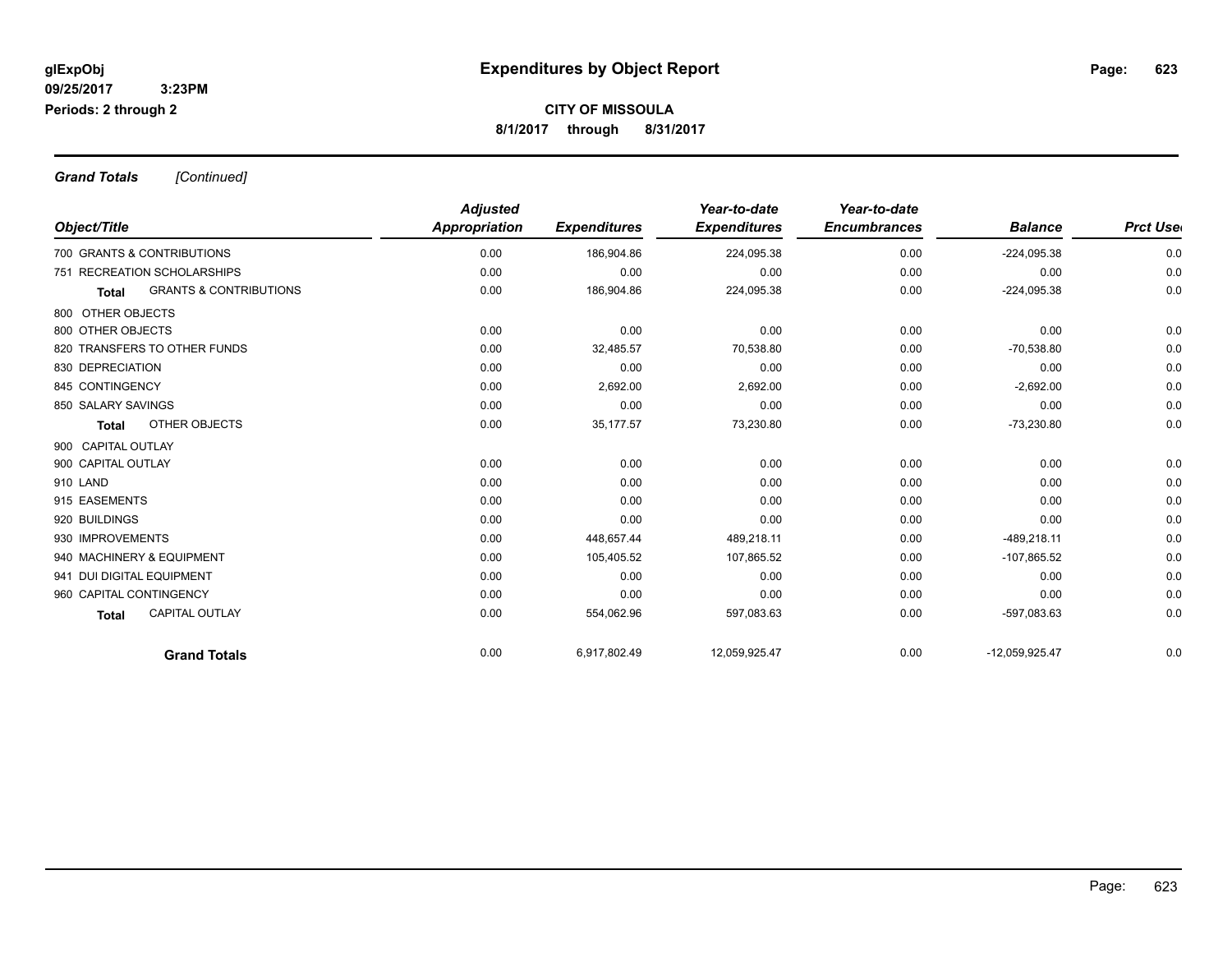# Expenditures by Object Report

glExpObj
09/25/2017 3:23PM
Periods: 2 through 2

**CITY OF MISSOULA**
**8/1/2017 through 8/31/2017**

***Grand Totals*** *[Continued]*

| Object/Title | | Adjusted Appropriation | Expenditures | Year-to-date Expenditures | Year-to-date Encumbrances | Balance | Prct Used |
|---|---|---|---|---|---|---|---|
| 700 GRANTS & CONTRIBUTIONS | | 0.00 | 186,904.86 | 224,095.38 | 0.00 | -224,095.38 | 0.0 |
| 751 RECREATION SCHOLARSHIPS | | 0.00 | 0.00 | 0.00 | 0.00 | 0.00 | 0.0 |
| **Total** | GRANTS & CONTRIBUTIONS | 0.00 | 186,904.86 | 224,095.38 | 0.00 | -224,095.38 | 0.0 |
| 800 OTHER OBJECTS | | | | | | | |
| 800 OTHER OBJECTS | | 0.00 | 0.00 | 0.00 | 0.00 | 0.00 | 0.0 |
| 820 TRANSFERS TO OTHER FUNDS | | 0.00 | 32,485.57 | 70,538.80 | 0.00 | -70,538.80 | 0.0 |
| 830 DEPRECIATION | | 0.00 | 0.00 | 0.00 | 0.00 | 0.00 | 0.0 |
| 845 CONTINGENCY | | 0.00 | 2,692.00 | 2,692.00 | 0.00 | -2,692.00 | 0.0 |
| 850 SALARY SAVINGS | | 0.00 | 0.00 | 0.00 | 0.00 | 0.00 | 0.0 |
| **Total** | OTHER OBJECTS | 0.00 | 35,177.57 | 73,230.80 | 0.00 | -73,230.80 | 0.0 |
| 900 CAPITAL OUTLAY | | | | | | | |
| 900 CAPITAL OUTLAY | | 0.00 | 0.00 | 0.00 | 0.00 | 0.00 | 0.0 |
| 910 LAND | | 0.00 | 0.00 | 0.00 | 0.00 | 0.00 | 0.0 |
| 915 EASEMENTS | | 0.00 | 0.00 | 0.00 | 0.00 | 0.00 | 0.0 |
| 920 BUILDINGS | | 0.00 | 0.00 | 0.00 | 0.00 | 0.00 | 0.0 |
| 930 IMPROVEMENTS | | 0.00 | 448,657.44 | 489,218.11 | 0.00 | -489,218.11 | 0.0 |
| 940 MACHINERY & EQUIPMENT | | 0.00 | 105,405.52 | 107,865.52 | 0.00 | -107,865.52 | 0.0 |
| 941 DUI DIGITAL EQUIPMENT | | 0.00 | 0.00 | 0.00 | 0.00 | 0.00 | 0.0 |
| 960 CAPITAL CONTINGENCY | | 0.00 | 0.00 | 0.00 | 0.00 | 0.00 | 0.0 |
| **Total** | CAPITAL OUTLAY | 0.00 | 554,062.96 | 597,083.63 | 0.00 | -597,083.63 | 0.0 |
| **Grand Totals** | | 0.00 | 6,917,802.49 | 12,059,925.47 | 0.00 | -12,059,925.47 | 0.0 |